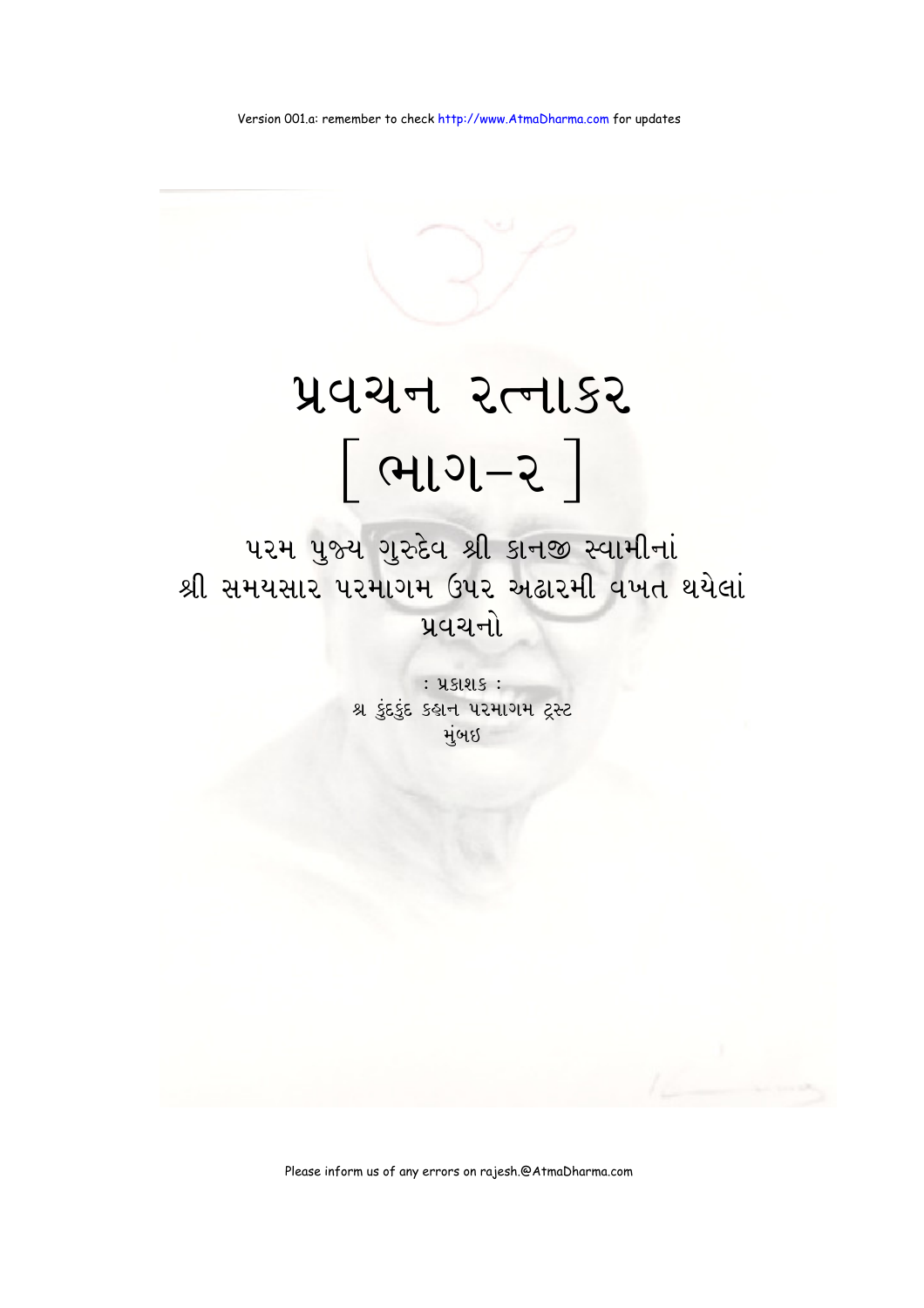Version 001.a: remember to check http://www.AtmaDharma.com for updates

# પ્રવચન રત્નાકર

# [ ભાગ-૨ ]

## પરમ પુજ્ય ગુરુદેવ શ્રી કાનજી સ્વામીનાં શ્રી સમયસાર પરમાગમ ઉપર અઢારમી વખત થયેલાં પ્રવચનો

: પ્રકાશક :

શ્ર કુંદકુંદ કહાન પરમાગમ ટ્રસ્ટ

મુંબઇ

Please inform us of any errors on rajesh.@AtmaDharma.com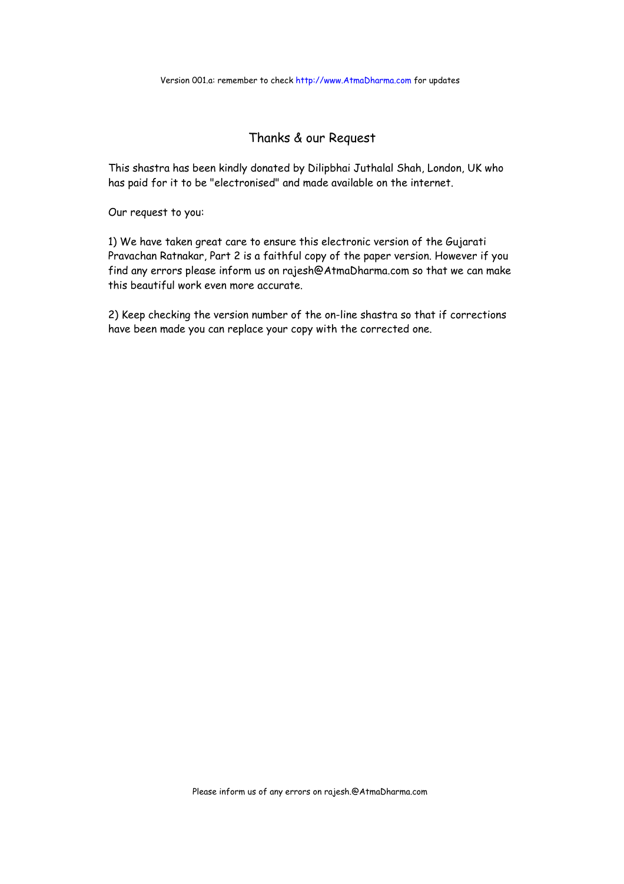## Thanks & our Request

This shastra has been kindly donated by Dilipbhai Juthalal Shah, London, UK who has paid for it to be "electronised" and made available on the internet.

Our request to you:

1) We have taken great care to ensure this electronic version of the Gujarati Pravachan Ratnakar, Part 2 is a faithful copy of the paper version. However if you find any errors please inform us on rajesh@AtmaDharma.com so that we can make this beautiful work even more accurate.

2) Keep checking the version number of the on-line shastra so that if corrections have been made you can replace your copy with the corrected one.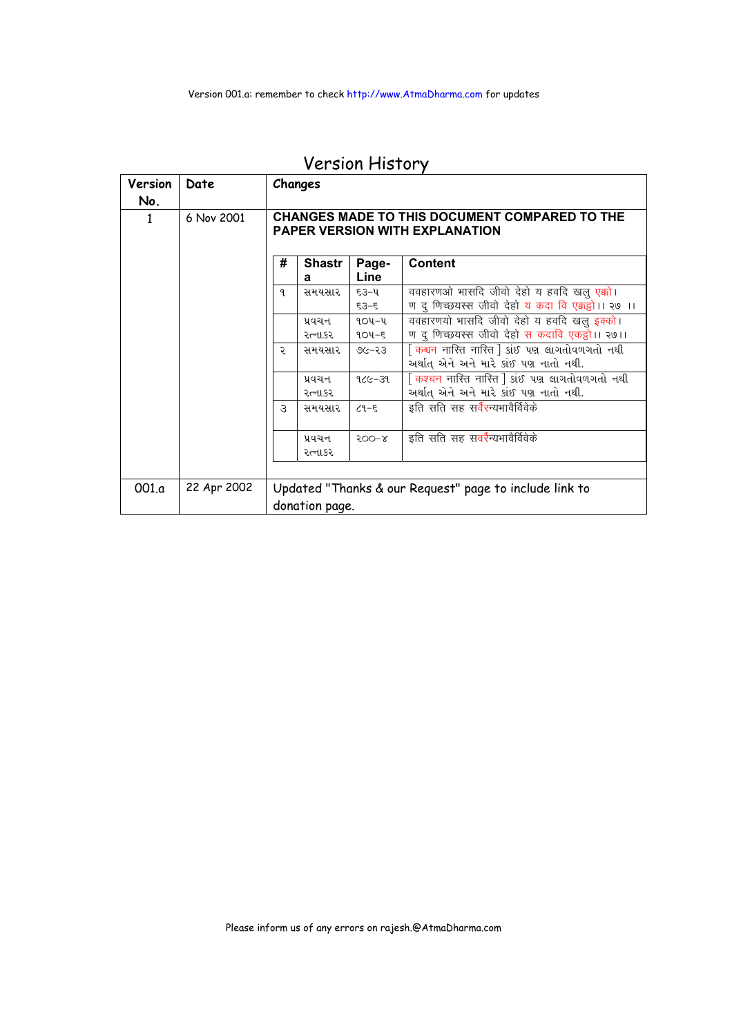Version 001.a: remember to check http://www.AtmaDharma.com for updates

# Version History

| Version No. | Date | Changes |
|---|---|---|
| 1 | 6 Nov 2001 | **CHANGES MADE TO THIS DOCUMENT COMPARED TO THE PAPER VERSION WITH EXPLANATION** |

| # | Shastra | Page-Line | Content |
|---|---|---|---|
| ૧ | સમયસાર | ૬૩-૫<br>૬૩-૬ | ववहारणओ भासदि जीवो देहो य हवदि खलु एक्को।<br>ण दु णिच्छयस्स जीवो देहो य कदा वि एक्कट्ठो।। २७ ।। |
| | પ્રવચન રત્નાકર | ૧૦૫-૫<br>૧૦૫-૬ | ववहारणयो भासदि जीवो देहो य हवदि खलु इक्को।<br>ण दु णिच्छयस्स जीवो देहो स कदावि एकट्ठो।। २७।। |
| ૨ | સમયસાર | ७૯-૨૩ | [ कश्चन नास्ति नास्ति ] કાંઈ પણ લાગતોવળગતો નથી અર્થાત્ એને અને મારે કાંઈ પણ નાતો નથી. |
| | પ્રવચન રત્નાકર | ૧૮૯-૩૧ | [ कश्चन नास्ति नास्ति ] કાંઈ પણ લાગતોવળગતો નથી અર્થાત્ એને અને મારે કાંઈ પણ નાતો નથી. |
| ૩ | સમયસાર | ૮૧-૬ | इति सति सह सर्वैरन्यभावैर्विवेके |
| | પ્રવચન રત્નાકર | ૨૦૦-૪ | इति सति सह सर्वैरन्यभावैर्विवेके |

| Version No. | Date | Changes |
|---|---|---|
| 001.a | 22 Apr 2002 | Updated "Thanks & our Request" page to include link to donation page. |

Please inform us of any errors on rajesh.@AtmaDharma.com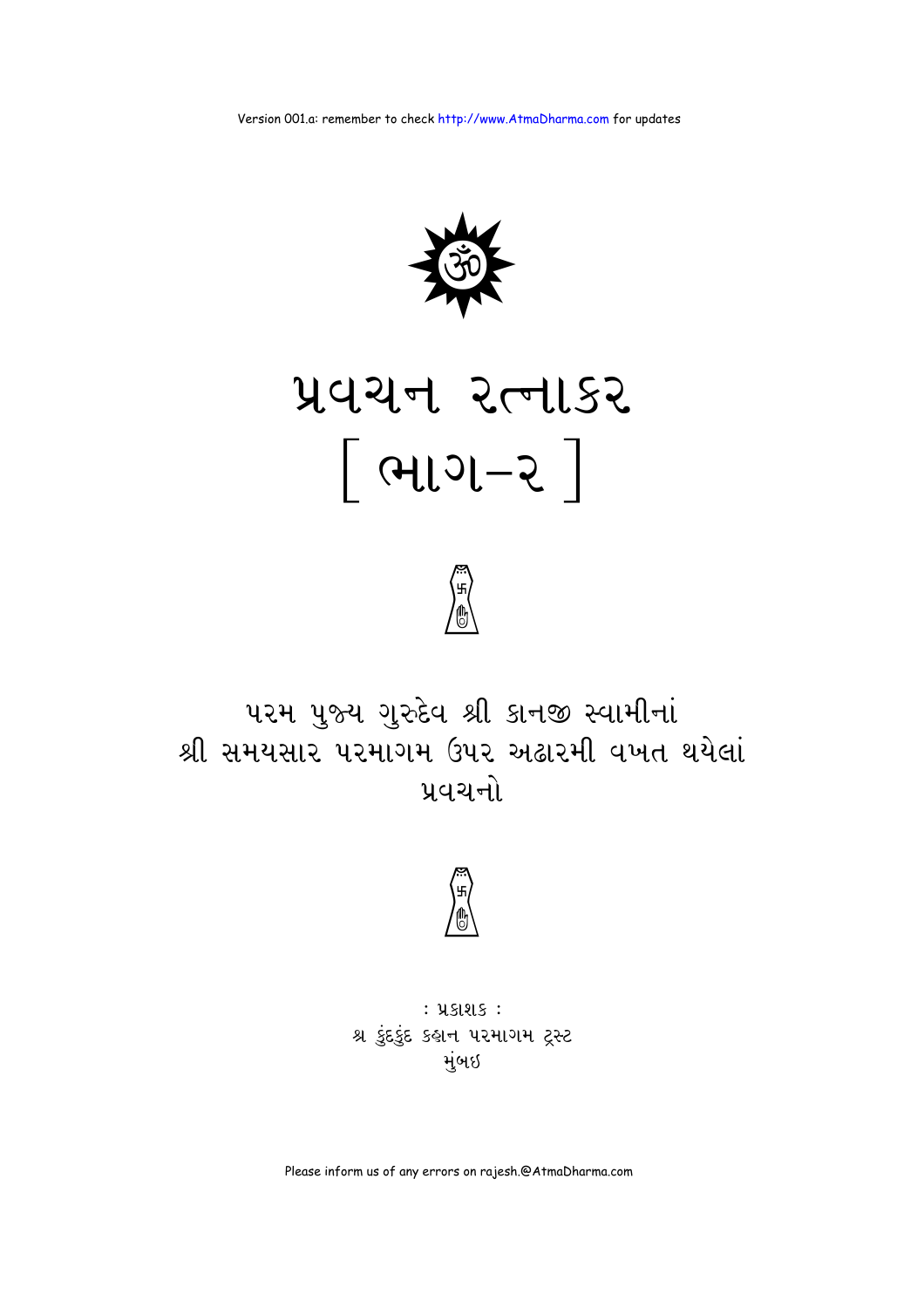Version 001.a: remember to check http://www.AtmaDharma.com for updates

# પ્રવચન રત્નાકર

# [ ભાગ–૨ ]

પરમ પુજ્ય ગુરુદેવ શ્રી કાનજી સ્વામીનાં
શ્રી સમયસાર પરમાગમ ઉપર અઢારમી વખત થયેલાં
પ્રવચનો

: પ્રકાશક :
શ્ર કુંદકુંદ કહાન પરમાગમ ટ્રસ્ટ
મુંબઇ

Please inform us of any errors on rajesh.@AtmaDharma.com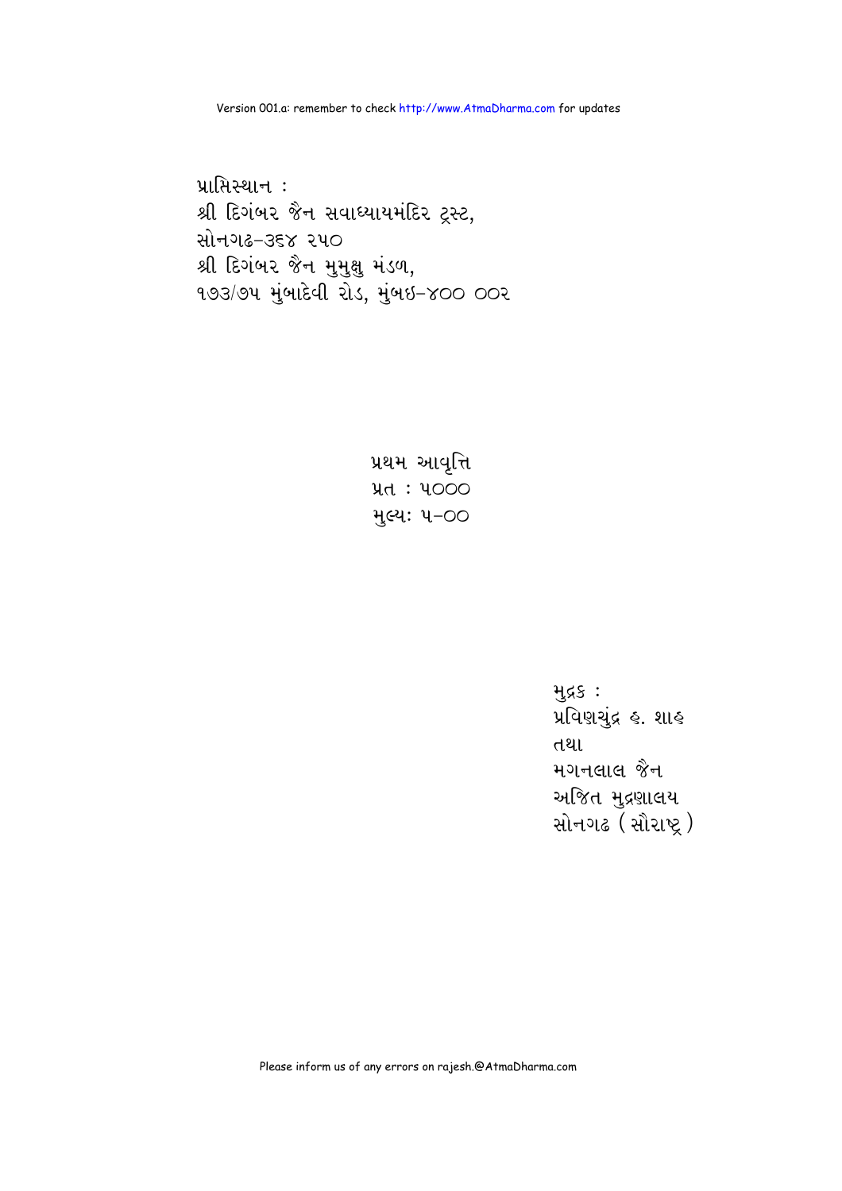પ્રાપ્તિસ્થાન :
શ્રી દિગંબર જૈન સવાધ્યાયમંદિર ટ્રસ્ટ,
સોનગઢ–૩૬૪ ૨૫૦
શ્રી દિગંબર જૈન મુમુક્ષુ મંડળ,
૧૭૩/૭૫ મુંબાદેવી રોડ, મુંબઇ–૪૦૦ ૦૦૨

પ્રથમ આવૃત્તિ
પ્રત : ૫૦૦૦
મુલ્ય: ૫–૦૦

મુદ્રક :
પ્રવિણચુંદ્ર હ. શાહ
તથા
મગનલાલ જૈન
અજિત મુદ્રણાલય
સોનગઢ ( સૌરાષ્ટ્ર )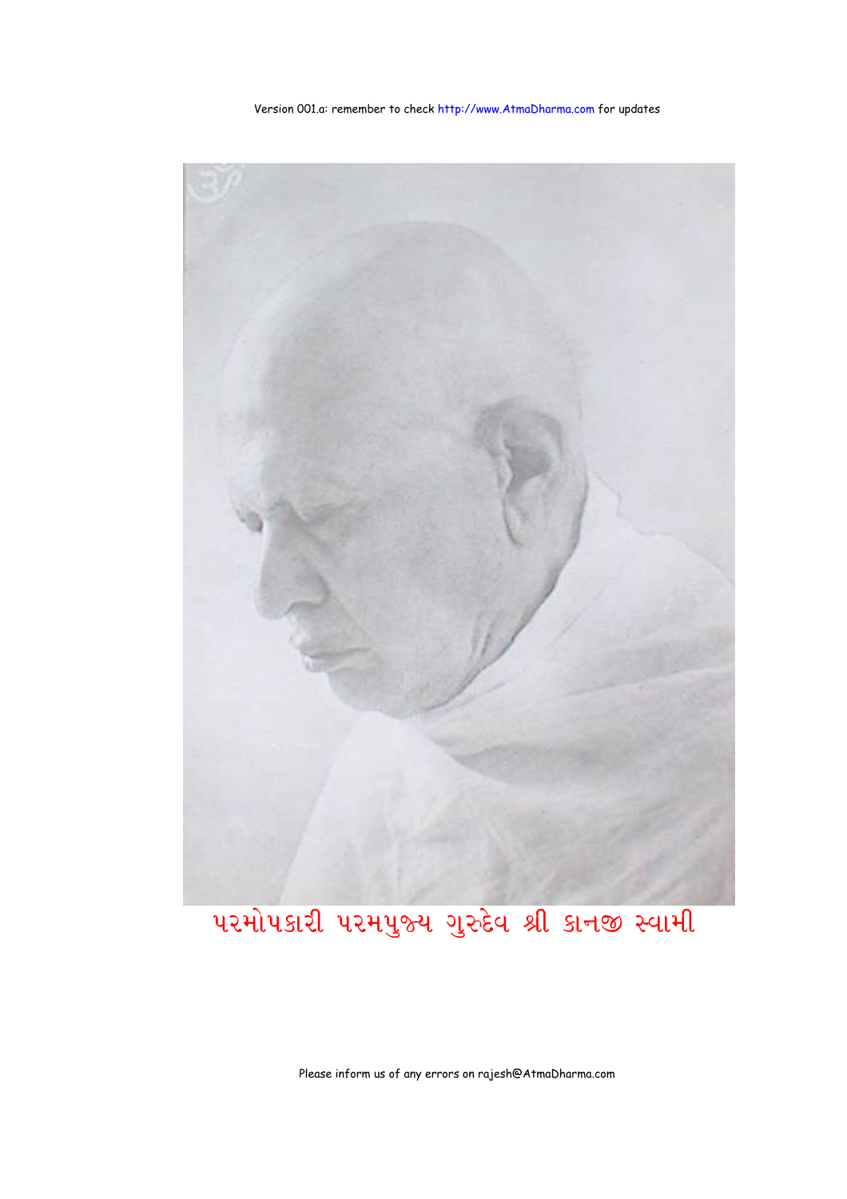Version 001.a: remember to check http://www.AtmaDharma.com for updates

પરમોપકારી પરમપુજ્ય ગુરુદેવ શ્રી કાનજી સ્વામી

Please inform us of any errors on rajesh@AtmaDharma.com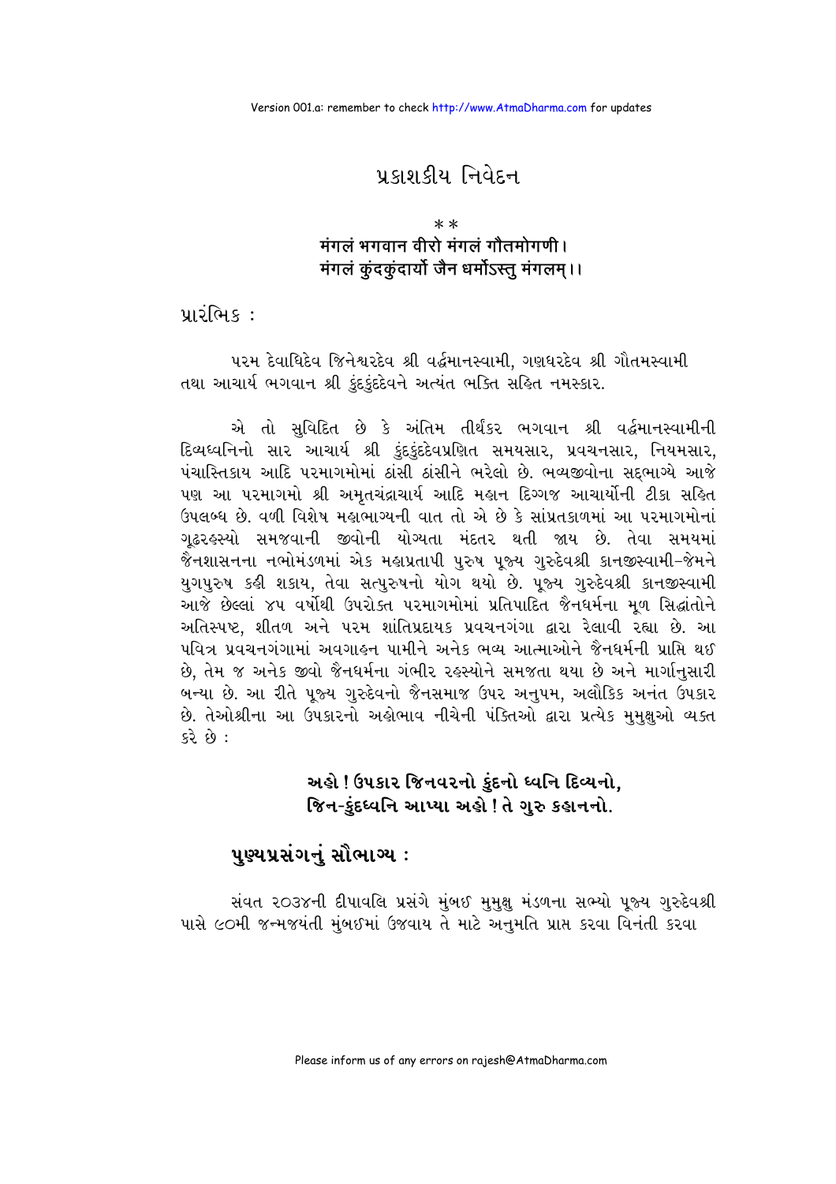# પ્રકાશકીય નિવેદન

\* \*

**मंगलं भगवान वीरो मंगलं गौतमोगणी।**
**मंगलं कुंदकुंदार्यो जैन धर्मोऽस्तु मंगलम्।।**

પ્રારંભિક :

પરમ દેવાધિદેવ જિનેશ્વરદેવ શ્રી વર્દ્ધમાનસ્વામી, ગણધરદેવ શ્રી ગૌતમસ્વામી તથા આચાર્ય ભગવાન શ્રી કુંદકુંદદેવને અત્યંત ભક્તિ સહિત નમસ્કાર.

એ તો સુવિદિત છે કે અંતિમ તીર્થંકર ભગવાન શ્રી વર્દ્ધમાનસ્વામીની દિવ્યધ્વનિનો સાર આચાર્ય શ્રી કુંદકુંદદેવપ્રણિત સમયસાર, પ્રવચનસાર, નિયમસાર, પંચાસ્તિકાય આદિ પરમાગમોમાં ઠાંસી ઠાંસીને ભરેલો છે. ભવ્યજીવોના સદ્ભાગ્યે આજે પણ આ પરમાગમો શ્રી અમૃતચંદ્રાચાર્ય આદિ મહાન દિગ્ગજ આચાર્યોની ટીકા સહિત ઉપલબ્ધ છે. વળી વિશેષ મહાભાગ્યની વાત તો એ છે કે સાંપ્રતકાળમાં આ પરમાગમોનાં ગૂઢરહસ્યો સમજવાની જીવોની યોગ્યતા મંદતર થતી જાય છે. તેવા સમયમાં જૈનશાસનના નભોમંડળમાં એક મહાપ્રતાપી પુરુષ પૂજ્ય ગુરુદેવશ્રી કાનજીસ્વામી-જેમને યુગપુરુષ કહી શકાય, તેવા સત્પુરુષનો યોગ થયો છે. પૂજ્ય ગુરુદેવશ્રી કાનજીસ્વામી આજે છેલ્લાં ૪૫ વર્ષોથી ઉપરોક્ત પરમાગમોમાં પ્રતિપાદિત જૈનધર્મના મૂળ સિદ્ધાંતોને અતિસ્પષ્ટ, શીતળ અને પરમ શાંતિપ્રદાયક પ્રવચનગંગા દ્વારા રેલાવી રહ્યા છે. આ પવિત્ર પ્રવચનગંગામાં અવગાહન પામીને અનેક ભવ્ય આત્માઓને જૈનધર્મની પ્રાપ્તિ થઈ છે, તેમ જ અનેક જીવો જૈનધર્મના ગંભીર રહસ્યોને સમજતા થયા છે અને માર્ગાનુસારી બન્યા છે. આ રીતે પૂજ્ય ગુરુદેવનો જૈનસમાજ ઉપર અનુપમ, અલૌકિક અનંત ઉપકાર છે. તેઓશ્રીના આ ઉપકારનો અહોભાવ નીચેની પંક્તિઓ દ્વારા પ્રત્યેક મુમુક્ષુઓ વ્યક્ત કરે છે :

**અહો ! ઉપકાર જિનવરનો કુંદનો ધ્વનિ દિવ્યનો,**
**જિન-કુંદધ્વનિ આપ્યા અહો ! તે ગુરુ કહાનનો.**

## પુણ્યપ્રસંગનું સૌભાગ્ય :

સંવત ૨૦૩૪ની દીપાવલિ પ્રસંગે મુંબઈ મુમુક્ષુ મંડળના સભ્યો પૂજ્ય ગુરુદેવશ્રી પાસે ૯૦મી જન્મજયંતી મુંબઈમાં ઉજવાય તે માટે અનુમતિ પ્રાપ્ત કરવા વિનંતી કરવા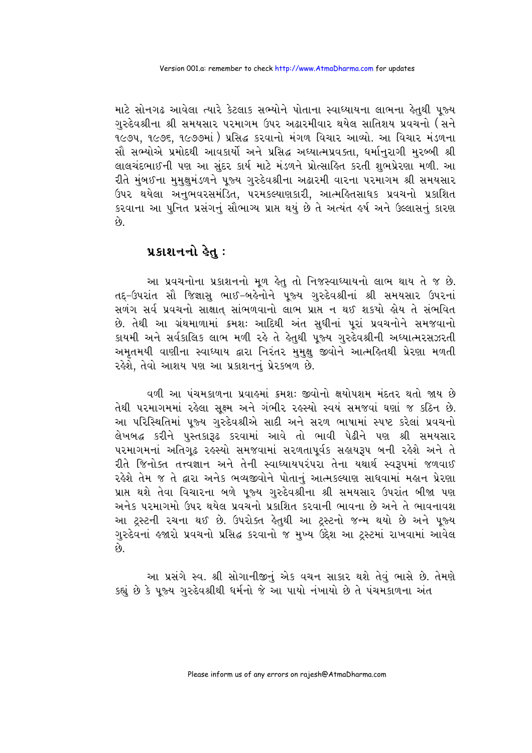માટે સોનગઢ આવેલા ત્યારે કેટલાક સભ્યોને પોતાના સ્વાધ્યાયના લાભના હેતુથી પૂજ્ય ગુરુદેવશ્રીના શ્રી સમયસાર પરમાગમ ઉપર અઢારમીવાર થયેલ સાતિશય પ્રવચનો ( સને ૧૯૭૫, ૧૯૭૬, ૧૯૭૭માં ) પ્રસિદ્ધ કરવાનો મંગળ વિચાર આવ્યો. આ વિચાર મંડળના સૌ સભ્યોએ પ્રમોદથી આવકાર્યો અને પ્રસિદ્ધ અધ્યાત્મપ્રવક્તા, ધર્માનુરાગી મુરબ્બી શ્રી લાલચંદભાઈની પણ આ સુંદર કાર્ય માટે મંડળને પ્રોત્સાહિત કરતી શુભપ્રેરણા મળી. આ રીતે મુંબઈના મુમુક્ષુમંડળને પૂજ્ય ગુરુદેવશ્રીના અઢારમી વારના પરમાગમ શ્રી સમયસાર ઉપર થયેલા અનુભવરસમંડિત, પરમકલ્યાણકારી, આત્મહિતસાધક પ્રવચનો પ્રકાશિત કરવાના આ પુનિત પ્રસંગનું સૌભાગ્ય પ્રાપ્ત થયું છે તે અત્યંત હર્ષ અને ઉલ્લાસનું કારણ છે.

## પ્રકાશનનો હેતુ :

આ પ્રવચનોના પ્રકાશનનો મૂળ હેતુ તો નિજસ્વાધ્યાયનો લાભ થાય તે જ છે. તદ્-ઉપરાંત સૌ જિજ્ઞાસુ ભાઈ-બહેનોને પૂજ્ય ગુરુદેવશ્રીનાં શ્રી સમયસાર ઉપરનાં સળંગ સર્વ પ્રવચનો સાક્ષાત્ સાંભળવાનો લાભ પ્રાપ્ત ન થઈ શકયો હોય તે સંભવિત છે. તેથી આ ગ્રંથમાળામાં ક્રમશઃ આદિથી અંત સુધીનાં પૂરાં પ્રવચનોને સમજવાનો કાયમી અને સર્વકાલિક લાભ મળી રહે તે હેતુથી પૂજ્ય ગુરુદેવશ્રીની અધ્યાત્મરસઝરતી અમૃતમયી વાણીના સ્વાધ્યાય દ્વારા નિરંતર મુમુક્ષુ જીવોને આત્મહિતથી પ્રેરણા મળતી રહેશે, તેવો આશય પણ આ પ્રકાશનનું પ્રેરકબળ છે.

વળી આ પંચમકાળના પ્રવાહમાં ક્રમશઃ જીવોનો ક્ષયોપશમ મંદતર થતો જાય છે તેથી પરમાગમમાં રહેલા સૂક્ષ્મ અને ગંભીર રહસ્યો સ્વયં સમજવાં ઘણાં જ કઠિન છે. આ પરિસ્થિતિમાં પૂજ્ય ગુરુદેવશ્રીએ સાદી અને સરળ ભાષામાં સ્પષ્ટ કરેલાં પ્રવચનો લેખબદ્ધ કરીને પુસ્તકારૂઢ કરવામાં આવે તો ભાવી પેઢીને પણ શ્રી સમયસાર પરમાગમનાં અતિગૂઢ રહસ્યો સમજવામાં સરળતાપૂર્વક સહાયરૂપ બની રહેશે અને તે રીતે જિનોક્ત તત્ત્વજ્ઞાન અને તેની સ્વાધ્યાયપરંપરા તેના યથાર્થ સ્વરૂપમાં જળવાઈ રહેશે તેમ જ તે દ્વારા અનેક ભવ્યજીવોને પોતાનું આત્મકલ્યાણ સાધવામાં મહાન પ્રેરણા પ્રાપ્ત થશે તેવા વિચારના બળે પૂજ્ય ગુરુદેવશ્રીના શ્રી સમયસાર ઉપરાંત બીજા પણ અનેક પરમાગમો ઉપર થયેલ પ્રવચનો પ્રકાશિત કરવાની ભાવના છે અને તે ભાવનાવશ આ ટ્રસ્ટની રચના થઈ છે. ઉપરોક્ત હેતુથી આ ટ્રસ્ટનો જન્મ થયો છે અને પૂજ્ય ગુરુદેવનાં હજારો પ્રવચનો પ્રસિદ્ધ કરવાનો જ મુખ્ય ઉદ્દેશ આ ટ્રસ્ટમાં રાખવામાં આવેલ છે.

આ પ્રસંગે સ્વ. શ્રી સોગાનીજીનું એક વચન સાકાર થશે તેવું ભાસે છે. તેમણે કહ્યું છે કે પૂજ્ય ગુરુદેવશ્રીથી ધર્મનો જે આ પાયો નંખાયો છે તે પંચમકાળના અંત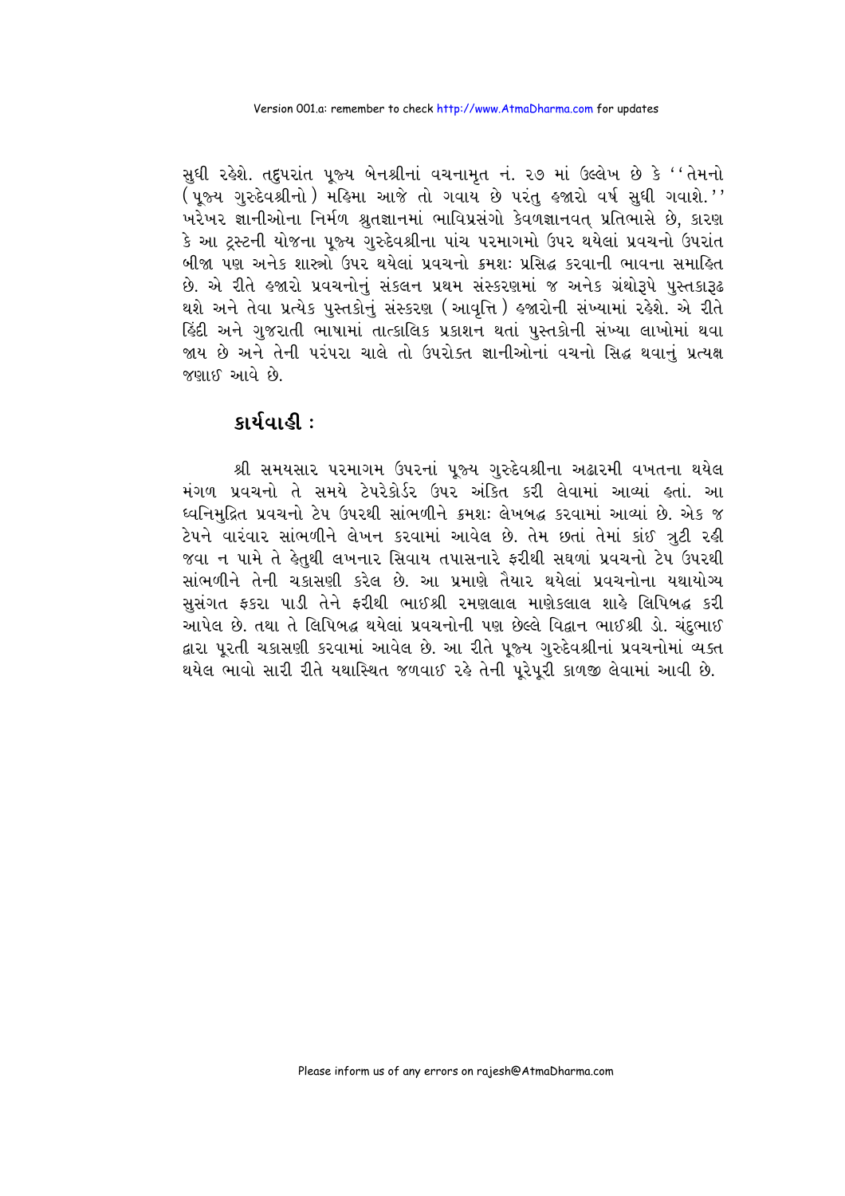સુધી રહેશે. તદુપરાંત પૂજ્ય બેનશ્રીનાં વચનામૃત નં. ૨૭ માં ઉલ્લેખ છે કે ''તેમનો (પૂજ્ય ગુરુદેવશ્રીનો) મહિમા આજે તો ગવાય છે પરંતુ હજારો વર્ષ સુધી ગવાશે.'' ખરેખર જ્ઞાનીઓના નિર્મળ શ્રુતજ્ઞાનમાં ભાવિપ્રસંગો કેવળજ્ઞાનવત્ પ્રતિભાસે છે, કારણ કે આ ટ્રસ્ટની યોજના પૂજ્ય ગુરુદેવશ્રીના પાંચ પરમાગમો ઉપર થયેલાં પ્રવચનો ઉપરાંત બીજા પણ અનેક શાસ્ત્રો ઉપર થયેલાં પ્રવચનો ક્રમશઃ પ્રસિદ્ધ કરવાની ભાવના સમાહિત છે. એ રીતે હજારો પ્રવચનોનું સંકલન પ્રથમ સંસ્કરણમાં જ અનેક ગ્રંથોરૂપે પુસ્તકારૂઢ થશે અને તેવા પ્રત્યેક પુસ્તકોનું સંસ્કરણ (આવૃત્તિ) હજારોની સંખ્યામાં રહેશે. એ રીતે હિંદી અને ગુજરાતી ભાષામાં તાત્કાલિક પ્રકાશન થતાં પુસ્તકોની સંખ્યા લાખોમાં થવા જાય છે અને તેની પરંપરા ચાલે તો ઉપરોક્ત જ્ઞાનીઓનાં વચનો સિદ્ધ થવાનું પ્રત્યક્ષ જણાઈ આવે છે.

## કાર્યવાહી :

શ્રી સમયસાર પરમાગમ ઉપરનાં પૂજ્ય ગુરુદેવશ્રીના અઢારમી વખતના થયેલ મંગળ પ્રવચનો તે સમયે ટેપરેકોર્ડર ઉપર અંકિત કરી લેવામાં આવ્યાં હતાં. આ ધ્વનિમુદ્રિત પ્રવચનો ટેપ ઉપરથી સાંભળીને ક્રમશઃ લેખબદ્ધ કરવામાં આવ્યાં છે. એક જ ટેપને વારંવાર સાંભળીને લેખન કરવામાં આવેલ છે. તેમ છતાં તેમાં કાંઈ ત્રુટી રહી જવા ન પામે તે હેતુથી લખનાર સિવાય તપાસનારે ફરીથી સઘળાં પ્રવચનો ટેપ ઉપરથી સાંભળીને તેની ચકાસણી કરેલ છે. આ પ્રમાણે તૈયાર થયેલાં પ્રવચનોના યથાયોગ્ય સુસંગત ફકરા પાડી તેને ફરીથી ભાઈશ્રી રમણલાલ માણેકલાલ શાહે લિપિબદ્ધ કરી આપેલ છે. તથા તે લિપિબદ્ધ થયેલાં પ્રવચનોની પણ છેલ્લે વિદ્વાન ભાઈશ્રી ડો. ચંદુભાઈ દ્વારા પૂરતી ચકાસણી કરવામાં આવેલ છે. આ રીતે પૂજ્ય ગુરુદેવશ્રીનાં પ્રવચનોમાં વ્યક્ત થયેલ ભાવો સારી રીતે યથાસ્થિત જળવાઈ રહે તેની પૂરેપૂરી કાળજી લેવામાં આવી છે.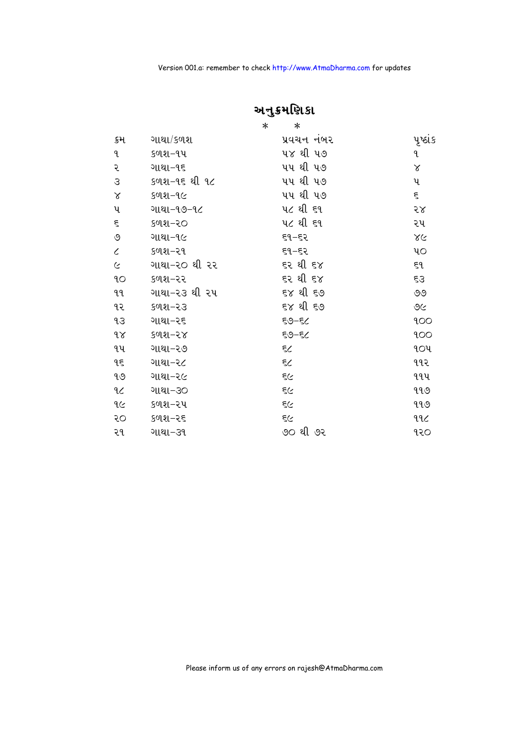# અનુક્રમણિકા

\*    \*

| ક્રમ | ગાથા/કળશ | પ્રવચન નંબર | પૃષ્ઠાંક |
|---|---|---|---|
| ૧ | કળશ-૧૫ | ૫૪ થી ૫૭ | ૧ |
| ૨ | ગાથા-૧૬ | ૫૫ થી ૫૭ | ૪ |
| ૩ | કળશ-૧૬ થી ૧૮ | ૫૫ થી ૫૭ | ૫ |
| ૪ | કળશ-૧૯ | ૫૫ થી ૫૭ | ૬ |
| ૫ | ગાથા-૧૭-૧૮ | ૫૮ થી ૬૧ | ૨૪ |
| ૬ | કળશ-૨૦ | ૫૮ થી ૬૧ | ૨૫ |
| ૭ | ગાથા-૧૯ | ૬૧-૬૨ | ૪૯ |
| ૮ | કળશ-૨૧ | ૬૧-૬૨ | ૫૦ |
| ૯ | ગાથા-૨૦ થી ૨૨ | ૬૨ થી ૬૪ | ૬૧ |
| ૧૦ | કળશ-૨૨ | ૬૨ થી ૬૪ | ૬૩ |
| ૧૧ | ગાથા-૨૩ થી ૨૫ | ૬૪ થી ૬૭ | ૭૭ |
| ૧૨ | કળશ-૨૩ | ૬૪ થી ૬૭ | ૭૯ |
| ૧૩ | ગાથા-૨૬ | ૬૭-૬૮ | ૧૦૦ |
| ૧૪ | કળશ-૨૪ | ૬૭-૬૮ | ૧૦૦ |
| ૧૫ | ગાથા-૨૭ | ૬૮ | ૧૦૫ |
| ૧૬ | ગાથા-૨૮ | ૬૮ | ૧૧૨ |
| ૧૭ | ગાથા-૨૯ | ૬૯ | ૧૧૫ |
| ૧૮ | ગાથા-૩૦ | ૬૯ | ૧૧૭ |
| ૧૯ | કળશ-૨૫ | ૬૯ | ૧૧૭ |
| ૨૦ | કળશ-૨૬ | ૬૯ | ૧૧૮ |
| ૨૧ | ગાથા-૩૧ | ૭૦ થી ૭૨ | ૧૨૦ |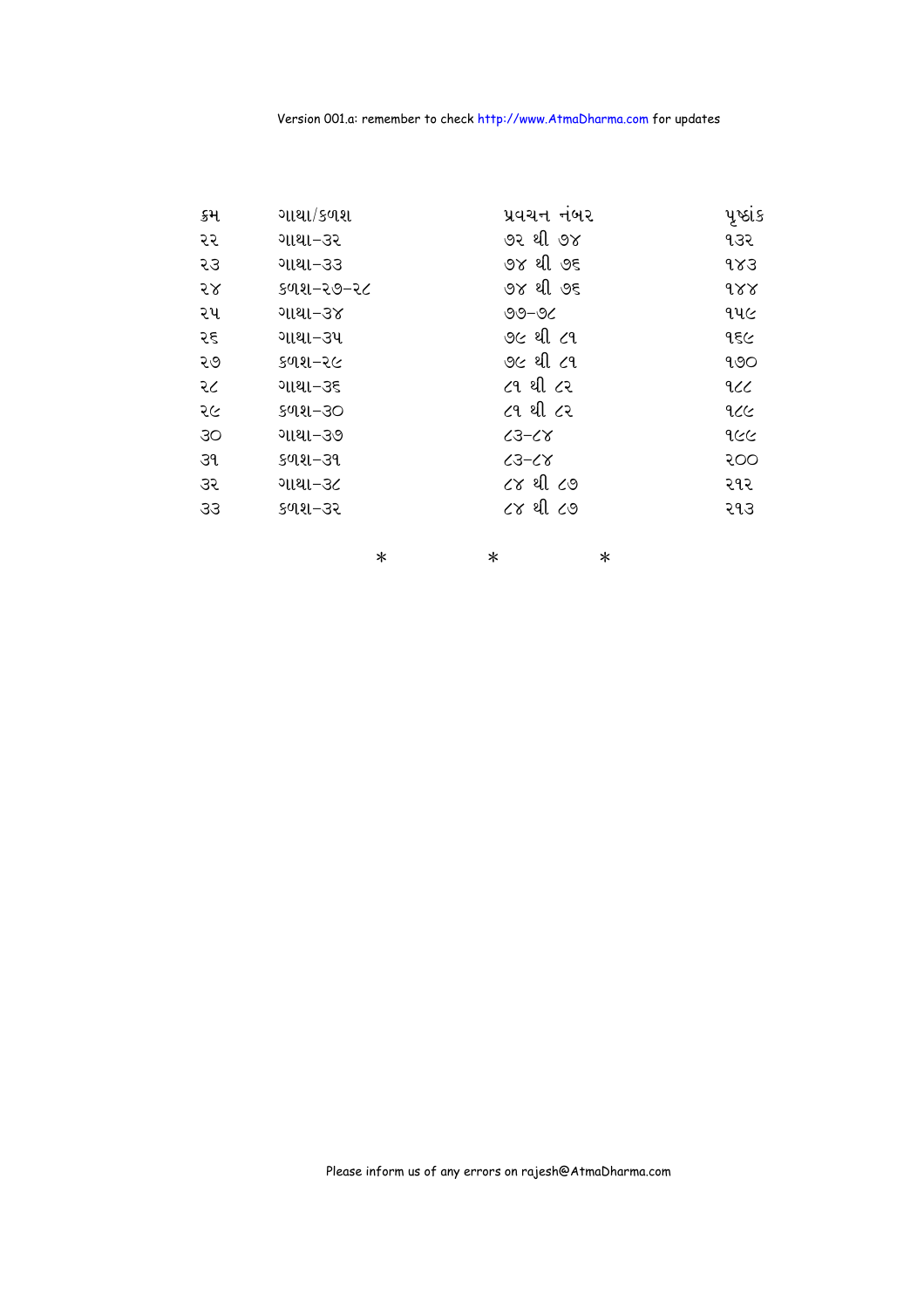| ક્રમ | ગાથા/કળશ | પ્રવચન નંબર | પૃષ્ઠાંક |
|---|---|---|---|
| ૨૨ | ગાથા-૩૨ | ૭૨ થી ૭૪ | ૧૩૨ |
| ૨૩ | ગાથા-૩૩ | ૭૪ થી ૭૬ | ૧૪૩ |
| ૨૪ | કળશ-૨૭-૨૮ | ૭૪ થી ૭૬ | ૧૪૪ |
| ૨૫ | ગાથા-૩૪ | ૭૭-૭૮ | ૧૫૯ |
| ૨૬ | ગાથા-૩૫ | ૭૯ થી ૮૧ | ૧૬૯ |
| ૨૭ | કળશ-૨૯ | ૭૯ થી ૮૧ | ૧૭૦ |
| ૨૮ | ગાથા-૩૬ | ૮૧ થી ૮૨ | ૧૮૮ |
| ૨૯ | કળશ-૩૦ | ૮૧ થી ૮૨ | ૧૮૯ |
| ૩૦ | ગાથા-૩૭ | ૮૩-૮૪ | ૧૯૯ |
| ૩૧ | કળશ-૩૧ | ૮૩-૮૪ | ૨૦૦ |
| ૩૨ | ગાથા-૩૮ | ૮૪ થી ૮૭ | ૨૧૨ |
| ૩૩ | કળશ-૩૨ | ૮૪ થી ૮૭ | ૨૧૩ |

\*     \*     \*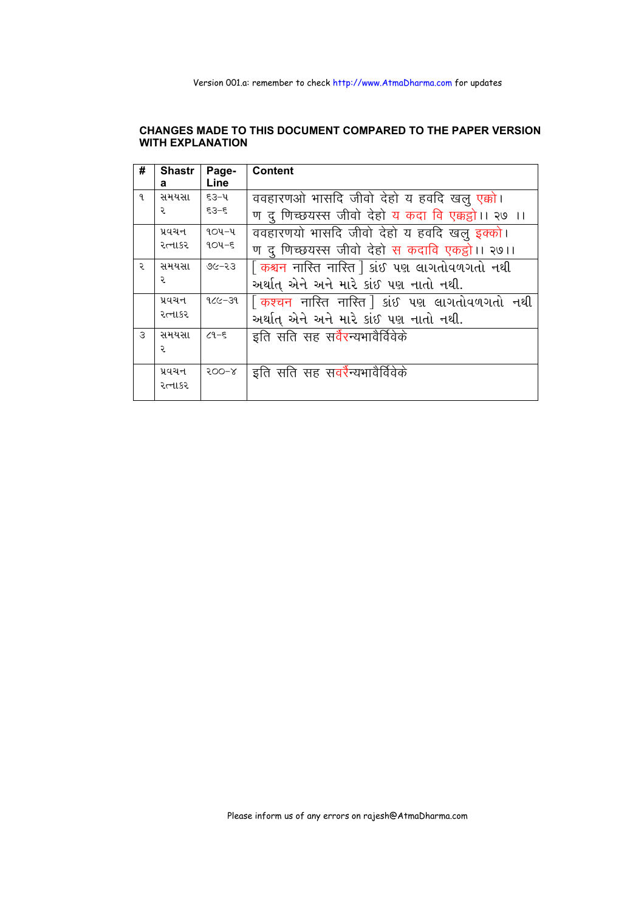Version 001.a: remember to check http://www.AtmaDharma.com for updates

## CHANGES MADE TO THIS DOCUMENT COMPARED TO THE PAPER VERSION WITH EXPLANATION

| # | Shastra | Page-Line | Content |
|---|---|---|---|
| ૧ | સમયસાર | ૬૩-૫<br>૬૩-૬ | ववहारणओ भासदि जीवो देहो य हवदि खलु एक्को।<br>ण दु णिच्छयस्स जीवो देहो य कदा वि एक्कट्ठो।। २७ ।। |
| | પ્રવચન રત્નાકર | ૧૦૫-૫<br>૧૦૫-૬ | ववहारणयो भासदि जीवो देहो य हवदि खलु इक्को।<br>ण दु णिच्छयस्स जीवो देहो स कदावि एकट्ठो।। २७।। |
| ૨ | સમયસાર | ૭૯-૨૩ | [ कश्चन नास्ति नास्ति ] કાંઈ પણ લાગતોવળગતો નથી અર્થાત્ એને અને મારે કાંઈ પણ નાતો નથી. |
| | પ્રવચન રત્નાકર | ૧૮૯-૩૧ | [ कश्चन नास्ति नास्ति ] કાંઈ પણ લાગતોવળગતો નથી અર્થાત્ એને અને મારે કાંઈ પણ નાતો નથી. |
| ૩ | સમયસાર | ૮૧-૬ | इति सति सह सर्वैरन्यभावैर्विवेके |
| | પ્રવચન રત્નાકર | ૨૦૦-૪ | इति सति सह सवरैंन्यभावैर्विवेके |

Please inform us of any errors on rajesh@AtmaDharma.com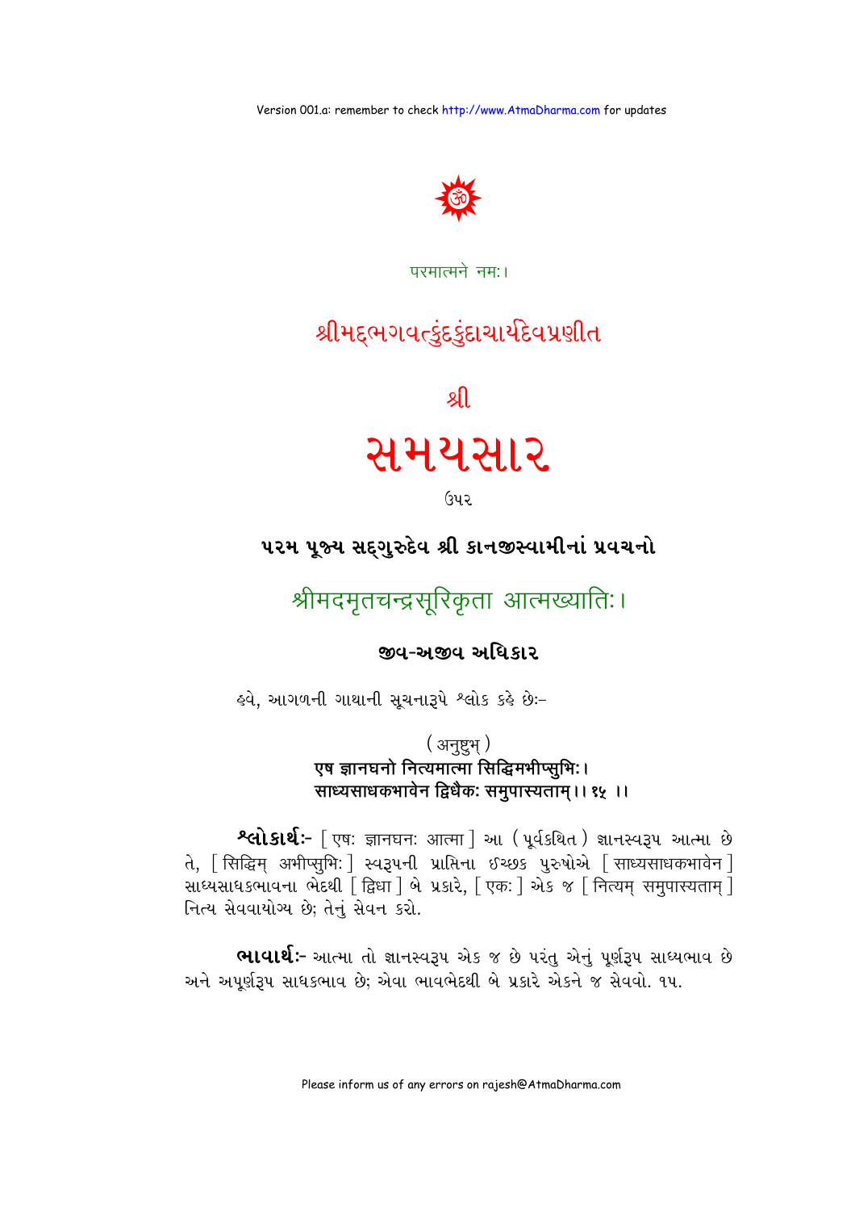परमात्मने नमः।

# श्रीमद्‌भगवत्कुंदकुंदाचार्यदेवप्रणीत

## श्री

# સમયસાર

ઉપર

## પરમ પૂજ્ય સદ્‌ગુરુદેવ શ્રી કાનજીસ્વામીનાં પ્રવચનો

## श्रीमदमृतचन्द्रसूरिकृता आत्मख्यातिः।

### જીવ-અજીવ અધિકાર

હવે, આગળની ગાથાની સૂચનારૂપે શ્લોક કહે છેઃ-

(अनुष्टुभ्)

**एष ज्ञानघनो नित्यमात्मा सिद्धिमभीप्सुभिः।**
**साध्यसाधकभावेन द्विधैकः समुपास्यताम्।। १५ ।।**

**શ્લોકાર્થઃ-** [ एषः ज्ञानघनः आत्मा ] આ (પૂર્વકથિત) જ્ઞાનસ્વરૂપ આત્મા છે તે, [ सिद्धिम् अभीप्सुभिः ] સ્વરૂપની પ્રાપ્તિના ઈચ્છક પુરુષોએ [ साध्यसाधकभावेन ] સાધ્યસાધકભાવના ભેદથી [ द्विधा ] બે પ્રકારે, [ एकः ] એક જ [ नित्यम् समुपास्यताम् ] નિત્ય સેવવાયોગ્ય છે; તેનું સેવન કરો.

**ભાવાર્થઃ-** આત્મા તો જ્ઞાનસ્વરૂપ એક જ છે પરંતુ એનું પૂર્ણરૂપ સાધ્યભાવ છે અને અપૂર્ણરૂપ સાધકભાવ છે; એવા ભાવભેદથી બે પ્રકારે એકને જ સેવવો. ૧૫.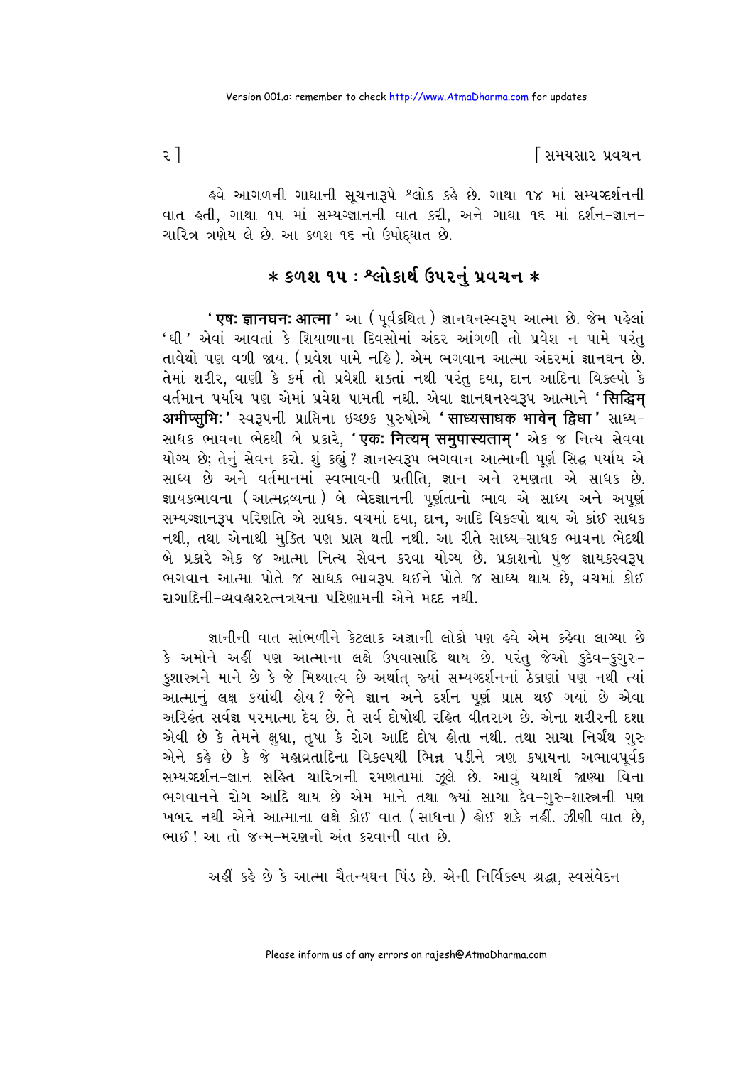હવે આગળની ગાથાની સૂચનારૂપે શ્લોક કહે છે. ગાથા ૧૪ માં સમ્યગ્દર્શનની વાત હતી, ગાથા ૧૫ માં સમ્યગ્જ્ઞાનની વાત કરી, અને ગાથા ૧૬ માં દર્શન-જ્ઞાન-ચારિત્ર ત્રણેય લે છે. આ કળશ ૧૬ નો ઉપોદ્ઘાત છે.

## * કળશ ૧૫ : શ્લોકાર્થ ઉપરનું પ્રવચન *

'**एषः ज्ञानघनः आत्मा**' આ (પૂર્વકથિત) જ્ઞાનઘનસ્વરૂપ આત્મા છે. જેમ પહેલાં 'ઘી' એવાં આવતાં કે શિયાળાના દિવસોમાં અંદર આંગળી તો પ્રવેશ ન પામે પરંતુ તાવેથો પણ વળી જાય. (પ્રવેશ પામે નહિ). એમ ભગવાન આત્મા અંદરમાં જ્ઞાનઘન છે. તેમાં શરીર, વાણી કે કર્મ તો પ્રવેશી શક્તાં નથી પરંતુ દયા, દાન આદિના વિકલ્પો કે વર્તમાન પર્યાય પણ એમાં પ્રવેશ પામતી નથી. એવા જ્ઞાનઘનસ્વરૂપ આત્માને '**सिद्धिम् अभीप्सुभिः**' સ્વરૂપની પ્રાપ્તિના ઇચ્છક પુરુષોએ '**साध्यसाधक भावेन् द्विधा**' સાધ્ય-સાધક ભાવના ભેદથી બે પ્રકારે, '**एकः नित्यम् समुपास्यताम्**' એક જ નિત્ય સેવવા યોગ્ય છે; તેનું સેવન કરો. શું કહ્યું? જ્ઞાનસ્વરૂપ ભગવાન આત્માની પૂર્ણ સિદ્ધ પર્યાય એ સાધ્ય છે અને વર્તમાનમાં સ્વભાવની પ્રતીતિ, જ્ઞાન અને રમણતા એ સાધક છે. જ્ઞાયકભાવના (આત્મદ્રવ્યના) બે ભેદજ્ઞાનની પૂર્ણતાનો ભાવ એ સાધ્ય અને અપૂર્ણ સમ્યગ્જ્ઞાનરૂપ પરિણતિ એ સાધક. વચમાં દયા, દાન, આદિ વિકલ્પો થાય એ કાંઈ સાધક નથી, તથા એનાથી મુક્તિ પણ પ્રાપ્ત થતી નથી. આ રીતે સાધ્ય-સાધક ભાવના ભેદથી બે પ્રકારે એક જ આત્મા નિત્ય સેવન કરવા યોગ્ય છે. પ્રકાશનો પુંજ જ્ઞાયકસ્વરૂપ ભગવાન આત્મા પોતે જ સાધક ભાવરૂપ થઈને પોતે જ સાધ્ય થાય છે, વચમાં કોઈ રાગાદિની-વ્યવહારરત્નત્રયના પરિણામની એને મદદ નથી.

જ્ઞાનીની વાત સાંભળીને કેટલાક અજ્ઞાની લોકો પણ હવે એમ કહેવા લાગ્યા છે કે અમોને અહીં પણ આત્માના લક્ષે ઉપવાસાદિ થાય છે. પરંતુ જેઓ કુદેવ-કુગુરુ-કુશાસ્ત્રને માને છે કે જે મિથ્યાત્વ છે અર્થાત્ જ્યાં સમ્યગ્દર્શનનાં ઠેકાણાં પણ નથી ત્યાં આત્માનું લક્ષ ક્યાંથી હોય? જેને જ્ઞાન અને દર્શન પૂર્ણ પ્રાપ્ત થઈ ગયાં છે એવા અરિહંત સર્વજ્ઞ પરમાત્મા દેવ છે. તે સર્વ દોષોથી રહિત વીતરાગ છે. એના શરીરની દશા એવી છે કે તેમને ક્ષુધા, તૃષા કે રોગ આદિ દોષ હોતા નથી. તથા સાચા નિર્ગ્રંથ ગુરુ એને કહે છે કે જે મહાવ્રતાદિના વિકલ્પથી ભિન્ન પડીને ત્રણ કષાયના અભાવપૂર્વક સમ્યગ્દર્શન-જ્ઞાન સહિત ચારિત્રની રમણતામાં ઝૂલે છે. આવું યથાર્થ જાણ્યા વિના ભગવાનને રોગ આદિ થાય છે એમ માને તથા જ્યાં સાચા દેવ-ગુરુ-શાસ્ત્રની પણ ખબર નથી એને આત્માના લક્ષે કોઈ વાત (સાધના) હોઈ શકે નહીં. ઝીણી વાત છે, ભાઈ! આ તો જન્મ-મરણનો અંત કરવાની વાત છે.

અહીં કહે છે કે આત્મા ચૈતન્યઘન પિંડ છે. એની નિર્વિકલ્પ શ્રદ્ધા, સ્વસંવેદન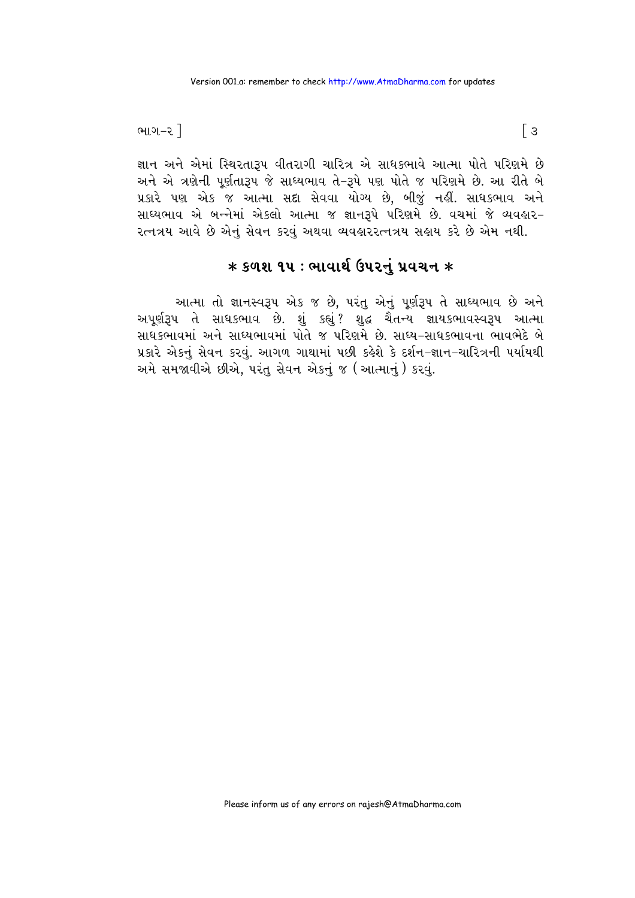જ્ઞાન અને એમાં સ્થિરતારૂપ વીતરાગી ચારિત્ર એ સાધકભાવે આત્મા પોતે પરિણમે છે અને એ ત્રણેની પૂર્ણતારૂપ જે સાધ્યભાવ તે-રૂપે પણ પોતે જ પરિણમે છે. આ રીતે બે પ્રકારે પણ એક જ આત્મા સદા સેવવા યોગ્ય છે, બીજું નહીં. સાધકભાવ અને સાધ્યભાવ એ બન્નેમાં એકલો આત્મા જ જ્ઞાનરૂપે પરિણમે છે. વચમાં જે વ્યવહાર-રત્નત્રય આવે છે એનું સેવન કરવું અથવા વ્યવહારરત્નત્રય સહાય કરે છે એમ નથી.

## * કળશ ૧૫ : ભાવાર્થ ઉપરનું પ્રવચન *

આત્મા તો જ્ઞાનસ્વરૂપ એક જ છે, પરંતુ એનું પૂર્ણરૂપ તે સાધ્યભાવ છે અને અપૂર્ણરૂપ તે સાધકભાવ છે. શું કહ્યું? શુદ્ધ ચૈતન્ય જ્ઞાયકભાવસ્વરૂપ આત્મા સાધકભાવમાં અને સાધ્યભાવમાં પોતે જ પરિણમે છે. સાધ્ય-સાધકભાવના ભાવભેદે બે પ્રકારે એકનું સેવન કરવું. આગળ ગાથામાં પછી કહેશે કે દર્શન-જ્ઞાન-ચારિત્રની પર્યાયથી અમે સમજાવીએ છીએ, પરંતુ સેવન એકનું જ (આત્માનું) કરવું.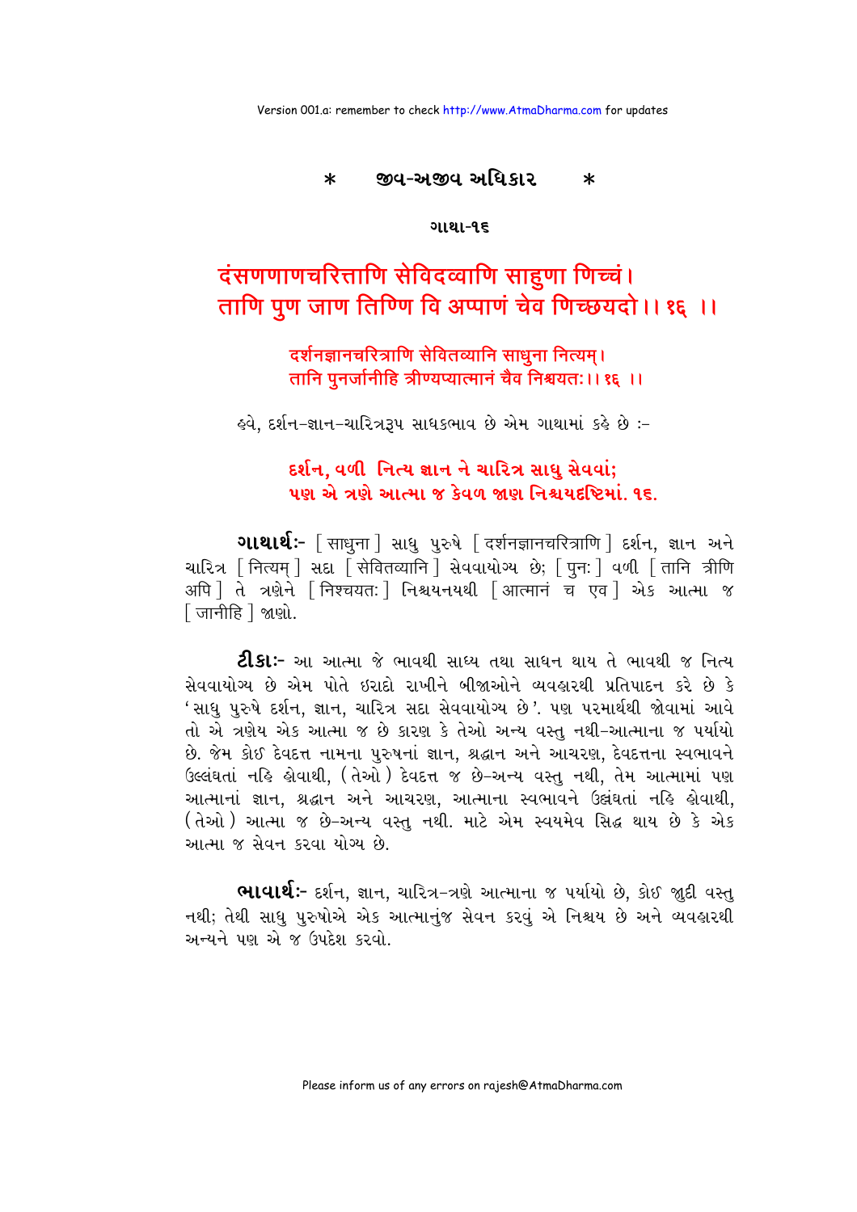## * જીવ-અજીવ અધિકાર *

### ગાથા-૧૬

**दंसणणाणचरित्ताणि सेविदव्वाणि साहुणा णिच्चं।**
**ताणि पुण जाण तिण्णि वि अप्पाणं चेव णिच्छयदो।। १६ ।।**

दर्शनज्ञानचरित्राणि सेवितव्यानि साधुना नित्यम्।
तानि पुनर्जानीहि त्रीण्यप्यात्मानं चैव निश्चयतः।। १६ ।।

હવે, દર્શન-જ્ઞાન-ચારિત્રરૂપ સાધકભાવ છે એમ ગાથામાં કહે છે :-

**દર્શન, વળી નિત્ય જ્ઞાન ને ચારિત્ર સાધુ સેવવાં;**
**પણ એ ત્રણે આત્મા જ કેવળ જાણ નિશ્ચયદૃષ્ટિમાં. ૧૬.**

**ગાથાર્થ:-** [ साधुना ] સાધુ પુરુષે [ दर्शनज्ञानचरित्राणि ] દર્શન, જ્ઞાન અને ચારિત્ર [ नित्यम् ] સદા [ सेवितव्यानि ] સેવવાયોગ્ય છે; [ पुनः ] વળી [ तानि त्रीणि अपि ] તે ત્રણેને [ निश्चयतः ] નિશ્ચયનયથી [ आत्मानं च एव ] એક આત્મા જ [ जानीहि ] જાણો.

**ટીકા:-** આ આત્મા જે ભાવથી સાધ્ય તથા સાધન થાય તે ભાવથી જ નિત્ય સેવવાયોગ્ય છે એમ પોતે ઇરાદો રાખીને બીજાઓને વ્યવહારથી પ્રતિપાદન કરે છે કે 'સાધુ પુરુષે દર્શન, જ્ઞાન, ચારિત્ર સદા સેવવાયોગ્ય છે'. પણ પરમાર્થથી જોવામાં આવે તો એ ત્રણેય એક આત્મા જ છે કારણ કે તેઓ અન્ય વસ્તુ નથી-આત્માના જ પર્યાયો છે. જેમ કોઈ દેવદત્ત નામના પુરુષનાં જ્ઞાન, શ્રદ્ધાન અને આચરણ, દેવદત્તના સ્વભાવને ઉલ્લંઘતાં નહિ હોવાથી, (તેઓ) દેવદત્ત જ છે-અન્ય વસ્તુ નથી, તેમ આત્મામાં પણ આત્માનાં જ્ઞાન, શ્રદ્ધાન અને આચરણ, આત્માના સ્વભાવને ઉલ્લંઘતાં નહિ હોવાથી, (તેઓ) આત્મા જ છે-અન્ય વસ્તુ નથી. માટે એમ સ્વયમેવ સિદ્ધ થાય છે કે એક આત્મા જ સેવન કરવા યોગ્ય છે.

**ભાવાર્થ:-** દર્શન, જ્ઞાન, ચારિત્ર-ત્રણે આત્માના જ પર્યાયો છે, કોઈ જુદી વસ્તુ નથી; તેથી સાધુ પુરુષોએ એક આત્માનુંજ સેવન કરવું એ નિશ્ચય છે અને વ્યવહારથી અન્યને પણ એ જ ઉપદેશ કરવો.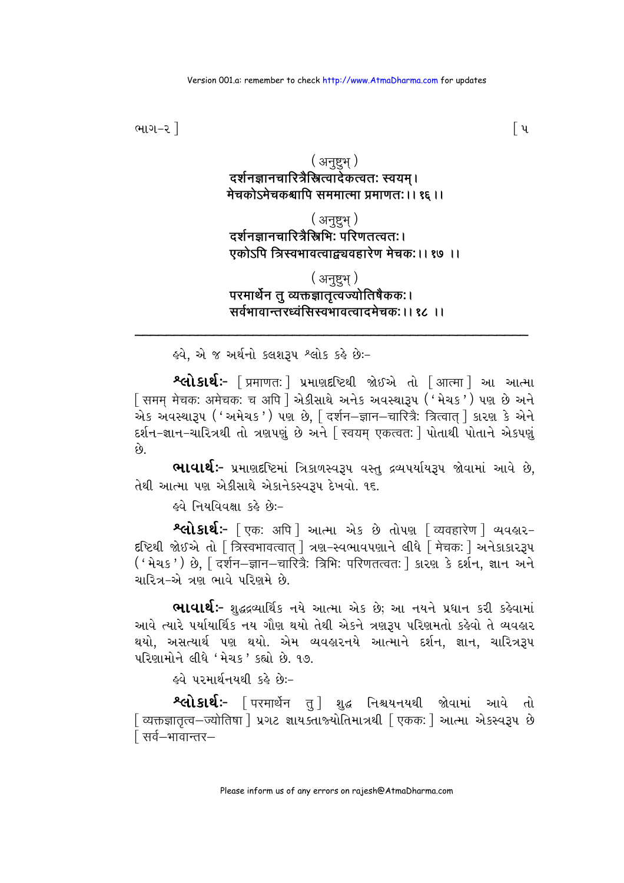( अनुष्टुभ् )

दर्शनज्ञानचारित्रैस्त्रित्वादेकत्वतः स्वयम्।
मेचकोऽमेचकश्चापि सममात्मा प्रमाणतः।। १६ ।।

( अनुष्टुभ् )

दर्शनज्ञानचारित्रैस्त्रिभिः परिणतत्वतः।
एकोऽपि त्रिस्वभावत्वाद्व्यवहारेण मेचकः।। १७ ।।

( अनुष्टुभ् )

परमार्थेन तु व्यक्तज्ञातृत्वज्योतिषैककः।
सर्वभावान्तरध्वंसिस्वभावत्वादमेचकः।। १८ ।।

---

હવે, એ જ અર્થનો કલશરૂપ શ્લોક કહે છેઃ-

**શ્લોકાર્થઃ-** [ प्रमाणतः ] પ્રમાણદ્રષ્ટિથી જોઈએ તો [ आत्मा ] આ આત્મા [ समम् मेचकः अमेचकः च अपि ] એકીસાથે અનેક અવસ્થારૂપ ('મેચક') પણ છે અને એક અવસ્થારૂપ ('અમેચક') પણ છે, [ दर्शन–ज्ञान–चारित्रैः त्रित्वात् ] કારણ કે એને દર્શન-જ્ઞાન-ચારિત્રથી તો ત્રણપણું છે અને [ स्वयम् एकत्वतः ] પોતાથી પોતાને એકપણું છે.

**ભાવાર્થઃ-** પ્રમાણદ્રષ્ટિમાં ત્રિકાળસ્વરૂપ વસ્તુ દ્રવ્યપર્યાયરૂપ જોવામાં આવે છે, તેથી આત્મા પણ એકીસાથે એકાનેકસ્વરૂપ દેખવો. ૧૬.

હવે નિયવિવક્ષા કહે છેઃ-

**શ્લોકાર્થઃ-** [ एकः अपि ] આત્મા એક છે તોપણ [ व्यवहारेण ] વ્યવહાર-દ્રષ્ટિથી જોઈએ તો [ त्रिस्वभावत्वात् ] ત્રણ-સ્વભાવપણાને લીધે [ मेचकः ] અનેકાકારરૂપ ('મેચક') છે, [ दर्शन–ज्ञान–चारित्रैः त्रिभिः परिणतत्वतः ] કારણ કે દર્શન, જ્ઞાન અને ચારિત્ર-એ ત્રણ ભાવે પરિણમે છે.

**ભાવાર્થઃ-** શુદ્ધદ્રવ્યાર્થિક નયે આત્મા એક છે; આ નયને પ્રધાન કરી કહેવામાં આવે ત્યારે પર્યાયાર્થિક નય ગૌણ થયો તેથી એકને ત્રણરૂપ પરિણમતો કહેવો તે વ્યવહાર થયો, અસત્યાર્થ પણ થયો. એમ વ્યવહારનયે આત્માને દર્શન, જ્ઞાન, ચારિત્રરૂપ પરિણામોને લીધે 'મેચક' કહ્યો છે. ૧૭.

હવે પરમાર્થનયથી કહે છેઃ-

**શ્લોકાર્થઃ-** [ परमार्थेन तु ] શુદ્ધ નિશ્ચયનયથી જોવામાં આવે તો [ व्यक्तज्ञातृत्व–ज्योतिषा ] પ્રગટ જ્ઞાયકતાજ્યોતિમાત્રથી [ एककः ] આત્મા એકસ્વરૂપ છે [ सर्व–भावान्तर–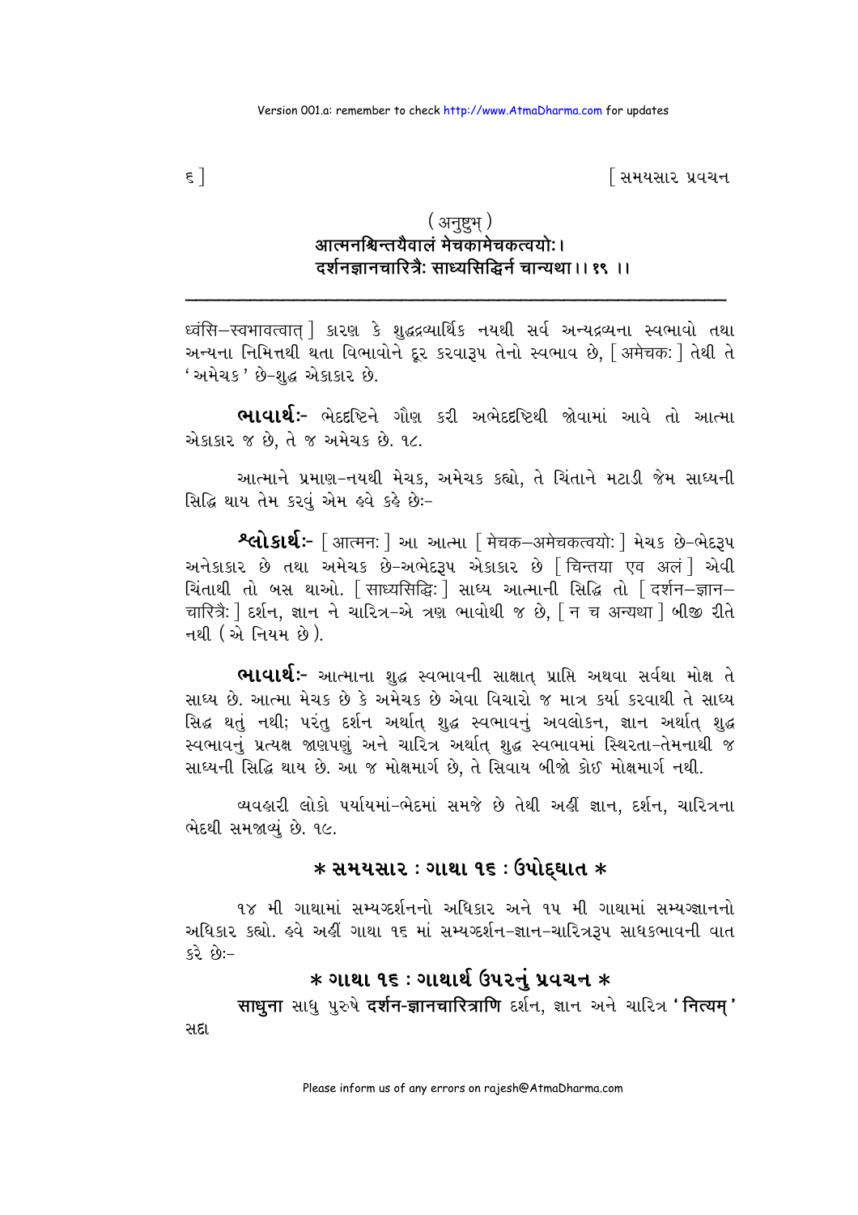( अनुष्टुभ् )
आत्मनश्चिन्तयैवालं मेचकामेचकत्वयोः।
दर्शनज्ञानचारित्रैः साध्यसिद्धिर्न चान्यथा।। १९ ।।

---

ध्वंसि–स्वभावत्वात् ] કારણ કે શુદ્ધદ્રવ્યાર્થિક નયથી સર્વ અન્યદ્રવ્યના સ્વભાવો તથા અન્યના નિમિત્તથી થતા વિભાવોને દૂર કરવારૂપ તેનો સ્વભાવ છે, [ अमेचकः ] તેથી તે 'અમેચક' છે–શુદ્ધ એકાકાર છે.

**ભાવાર્થઃ-** ભેદદષ્ટિને ગૌણ કરી અભેદદષ્ટિથી જોવામાં આવે તો આત્મા એકાકાર જ છે, તે જ અમેચક છે. ૧૮.

આત્માને પ્રમાણ–નયથી મેચક, અમેચક કહ્યો, તે ચિંતાને મટાડી જેમ સાધ્યની સિદ્ધિ થાય તેમ કરવું એમ હવે કહે છેઃ–

**શ્લોકાર્થઃ-** [ आत्मनः ] આ આત્મા [ मेचक–अमेचकत्वयोः ] મેચક છે–ભેદરૂપ અનેકાકાર છે તથા અમેચક છે–અભેદરૂપ એકાકાર છે [ चिन्तया एव अलं ] એવી ચિંતાથી તો બસ થાઓ. [ साध्यसिद्धिः ] સાધ્ય આત્માની સિદ્ધિ તો [ दर्शन–ज्ञान–चारित्रैः ] દર્શન, જ્ઞાન ને ચારિત્ર–એ ત્રણ ભાવોથી જ છે, [ न च अन्यथा ] બીજી રીતે નથી (એ નિયમ છે).

**ભાવાર્થઃ-** આત્માના શુદ્ધ સ્વભાવની સાક્ષાત્ પ્રાપ્તિ અથવા સર્વથા મોક્ષ તે સાધ્ય છે. આત્મા મેચક છે કે અમેચક છે એવા વિચારો જ માત્ર કર્યા કરવાથી તે સાધ્ય સિદ્ધ થતું નથી; પરંતુ દર્શન અર્થાત્ શુદ્ધ સ્વભાવનું અવલોકન, જ્ઞાન અર્થાત્ શુદ્ધ સ્વભાવનું પ્રત્યક્ષ જાણપણું અને ચારિત્ર અર્થાત્ શુદ્ધ સ્વભાવમાં સ્થિરતા–તેમનાથી જ સાધ્યની સિદ્ધિ થાય છે. આ જ મોક્ષમાર્ગ છે, તે સિવાય બીજો કોઈ મોક્ષમાર્ગ નથી.

વ્યવહારી લોકો પર્યાયમાં–ભેદમાં સમજે છે તેથી અહીં જ્ઞાન, દર્શન, ચારિત્રના ભેદથી સમજાવ્યું છે. ૧૯.

## * સમયસાર : ગાથા ૧૬ : ઉપોદ્ઘાત *

૧૪ મી ગાથામાં સમ્યગ્દર્શનનો અધિકાર અને ૧૫ મી ગાથામાં સમ્યગ્જ્ઞાનનો અધિકાર કહ્યો. હવે અહીં ગાથા ૧૬ માં સમ્યગ્દર્શન–જ્ઞાન–ચારિત્રરૂપ સાધકભાવની વાત કરે છેઃ–

## * ગાથા ૧૬ : ગાથાર્થ ઉપરનું પ્રવચન *

**साधुना** સાધુ પુરુષે **दर्शन-ज्ञानचारित्राणि** દર્શન, જ્ઞાન અને ચારિત્ર '**नित्यम्**' સદા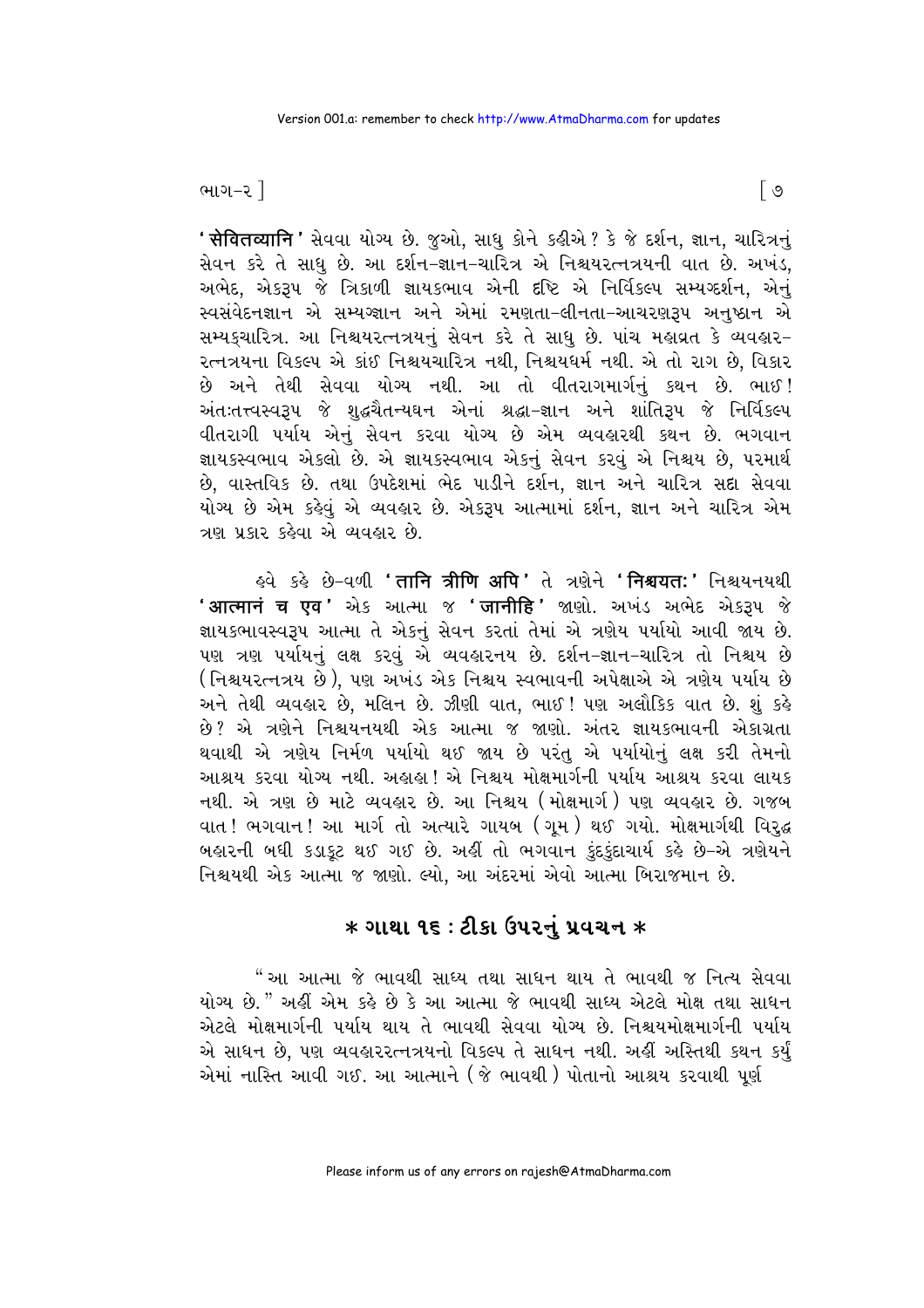'**सेवितव्यानि**' સેવવા યોગ્ય છે. જુઓ, સાધુ કોને કહીએ? કે જે દર્શન, જ્ઞાન, ચારિત્રનું સેવન કરે તે સાધુ છે. આ દર્શન-જ્ઞાન-ચારિત્ર એ નિશ્ચયરત્નત્રયની વાત છે. અખંડ, અભેદ, એકરૂપ જે ત્રિકાળી જ્ઞાયકભાવ એની દૃષ્ટિ એ નિર્વિકલ્પ સમ્યગ્દર્શન, એનું સ્વસંવેદનજ્ઞાન એ સમ્યગ્જ્ઞાન અને એમાં રમણતા-લીનતા-આચરણરૂપ અનુષ્ઠાન એ સમ્યક્ચારિત્ર. આ નિશ્ચયરત્નત્રયનું સેવન કરે તે સાધુ છે. પાંચ મહાવ્રત કે વ્યવહાર-રત્નત્રયના વિકલ્પ એ કાંઈ નિશ્ચયચારિત્ર નથી, નિશ્ચયધર્મ નથી. એ તો રાગ છે, વિકાર છે અને તેથી સેવવા યોગ્ય નથી. આ તો વીતરાગમાર્ગનું કથન છે. ભાઈ! અંતઃતત્ત્વસ્વરૂપ જે શુદ્ધચૈતન્યઘન એનાં શ્રદ્ધા-જ્ઞાન અને શાંતિરૂપ જે નિર્વિકલ્પ વીતરાગી પર્યાય એનું સેવન કરવા યોગ્ય છે એમ વ્યવહારથી કથન છે. ભગવાન જ્ઞાયકસ્વભાવ એકલો છે. એ જ્ઞાયકસ્વભાવ એકનું સેવન કરવું એ નિશ્ચય છે, પરમાર્થ છે, વાસ્તવિક છે. તથા ઉપદેશમાં ભેદ પાડીને દર્શન, જ્ઞાન અને ચારિત્ર સદા સેવવા યોગ્ય છે એમ કહેવું એ વ્યવહાર છે. એકરૂપ આત્મામાં દર્શન, જ્ઞાન અને ચારિત્ર એમ ત્રણ પ્રકાર કહેવા એ વ્યવહાર છે.

હવે કહે છે-વળી '**तानि त्रीणि अपि**' તે ત્રણેને '**निश्चयतः**' નિશ્ચયનયથી '**आत्मानं च एव**' એક આત્મા જ '**जानीहि**' જાણો. અખંડ અભેદ એકરૂપ જે જ્ઞાયકભાવસ્વરૂપ આત્મા તે એકનું સેવન કરતાં તેમાં એ ત્રણેય પર્યાયો આવી જાય છે. પણ ત્રણ પર્યાયનું લક્ષ કરવું એ વ્યવહારનય છે. દર્શન-જ્ઞાન-ચારિત્ર તો નિશ્ચય છે (નિશ્ચયરત્નત્રય છે), પણ અખંડ એક નિશ્ચય સ્વભાવની અપેક્ષાએ એ ત્રણેય પર્યાય છે અને તેથી વ્યવહાર છે, મલિન છે. ઝીણી વાત, ભાઈ! પણ અલૌકિક વાત છે. શું કહે છે? એ ત્રણેને નિશ્ચયનયથી એક આત્મા જ જાણો. અંતર જ્ઞાયકભાવની એકાગ્રતા થવાથી એ ત્રણેય નિર્મળ પર્યાયો થઈ જાય છે પરંતુ એ પર્યાયોનું લક્ષ કરી તેમનો આશ્રય કરવા યોગ્ય નથી. અહાહા! એ નિશ્ચય મોક્ષમાર્ગની પર્યાય આશ્રય કરવા લાયક નથી. એ ત્રણ છે માટે વ્યવહાર છે. આ નિશ્ચય (મોક્ષમાર્ગ) પણ વ્યવહાર છે. ગજબ વાત! ભગવાન! આ માર્ગ તો અત્યારે ગાયબ (ગૂમ) થઈ ગયો. મોક્ષમાર્ગથી વિરુદ્ધ બહારની બધી કડાકૂટ થઈ ગઈ છે. અહીં તો ભગવાન કુંદકુંદાચાર્ય કહે છે-એ ત્રણેયને નિશ્ચયથી એક આત્મા જ જાણો. લ્યો, આ અંદરમાં એવો આત્મા બિરાજમાન છે.

## * ગાથા ૧૬ : ટીકા ઉપરનું પ્રવચન *

"આ આત્મા જે ભાવથી સાધ્ય તથા સાધન થાય તે ભાવથી જ નિત્ય સેવવા યોગ્ય છે." અહીં એમ કહે છે કે આ આત્મા જે ભાવથી સાધ્ય એટલે મોક્ષ તથા સાધન એટલે મોક્ષમાર્ગની પર્યાય થાય તે ભાવથી સેવવા યોગ્ય છે. નિશ્ચયમોક્ષમાર્ગની પર્યાય એ સાધન છે, પણ વ્યવહારરત્નત્રયનો વિકલ્પ તે સાધન નથી. અહીં અસ્તિથી કથન કર્યું એમાં નાસ્તિ આવી ગઈ. આ આત્માને (જે ભાવથી) પોતાનો આશ્રય કરવાથી પૂર્ણ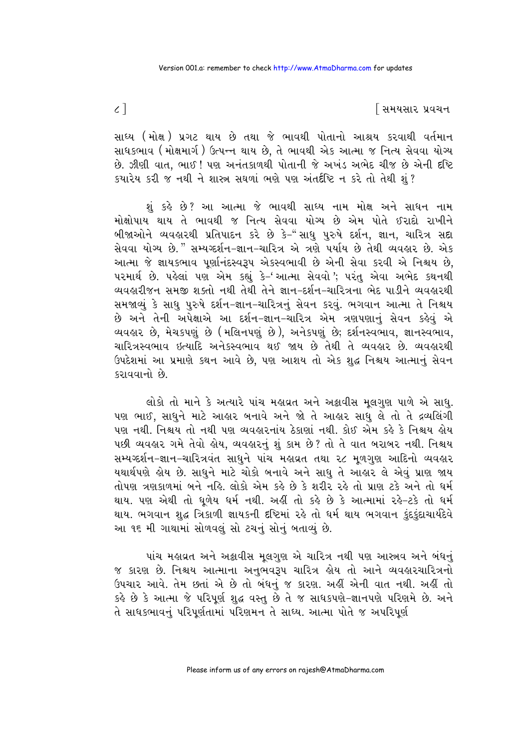સાધ્ય (મોક્ષ) પ્રગટ થાય છે તથા જે ભાવથી પોતાનો આશ્રય કરવાથી વર્તમાન સાધકભાવ (મોક્ષમાર્ગ) ઉત્પન્ન થાય છે, તે ભાવથી એક આત્મા જ નિત્ય સેવવા યોગ્ય છે. ઝીણી વાત, ભાઈ! પણ અનંતકાળથી પોતાની જે અખંડ અભેદ ચીજ છે એની દૃષ્ટિ ક્યારેય કરી જ નથી ને શાસ્ત્ર સઘળાં ભણે પણ અંતર્દૃષ્ટિ ન કરે તો તેથી શું?

શું કહે છે? આ આત્મા જે ભાવથી સાધ્ય નામ મોક્ષ અને સાધન નામ મોક્ષોપાય થાય તે ભાવથી જ નિત્ય સેવવા યોગ્ય છે એમ પોતે ઈરાદો રાખીને બીજાઓને વ્યવહારથી પ્રતિપાદન કરે છે કે-"સાધુ પુરુષે દર્શન, જ્ઞાન, ચારિત્ર સદા સેવવા યોગ્ય છે." સમ્યગ્દર્શન-જ્ઞાન-ચારિત્ર એ ત્રણે પર્યાય છે તેથી વ્યવહાર છે. એક આત્મા જે જ્ઞાયકભાવ પૂર્ણાનંદસ્વરૂપ એકસ્વભાવી છે એની સેવા કરવી એ નિશ્ચય છે, પરમાર્થ છે. પહેલાં પણ એમ કહ્યું કે-'આત્મા સેવવો'; પરંતુ એવા અભેદ કથનથી વ્યવહારીજન સમજી શક્તો નથી તેથી તેને જ્ઞાન-દર્શન-ચારિત્રના ભેદ પાડીને વ્યવહારથી સમજાવ્યું કે સાધુ પુરુષે દર્શન-જ્ઞાન-ચારિત્રનું સેવન કરવું. ભગવાન આત્મા તે નિશ્ચય છે અને તેની અપેક્ષાએ આ દર્શન-જ્ઞાન-ચારિત્ર એમ ત્રણપણાનું સેવન કહેવું એ વ્યવહાર છે, મેચકપણું છે (મલિનપણું છે), અનેકપણું છે; દર્શનસ્વભાવ, જ્ઞાનસ્વભાવ, ચારિત્રસ્વભાવ ઇત્યાદિ અનેકસ્વભાવ થઈ જાય છે તેથી તે વ્યવહાર છે. વ્યવહારથી ઉપદેશમાં આ પ્રમાણે કથન આવે છે, પણ આશય તો એક શુદ્ધ નિશ્ચય આત્માનું સેવન કરાવવાનો છે.

લોકો તો માને કે અત્યારે પાંચ મહાવ્રત અને અઠ્ઠાવીસ મૂલગુણ પાળે એ સાધુ. પણ ભાઈ, સાધુને માટે આહાર બનાવે અને જો તે આહાર સાધુ લે તો તે દ્રવ્યલિંગી પણ નથી. નિશ્ચય તો નથી પણ વ્યવહારનાંય ઠેકાણાં નથી. કોઈ એમ કહે કે નિશ્ચય હોય પછી વ્યવહાર ગમે તેવો હોય, વ્યવહારનું શું કામ છે? તો તે વાત બરાબર નથી. નિશ્ચય સમ્યગ્દર્શન-જ્ઞાન-ચારિત્રવંત સાધુને પાંચ મહાવ્રત તથા ૨૮ મૂળગુણ આદિનો વ્યવહાર યથાર્થપણે હોય છે. સાધુને માટે ચોકો બનાવે અને સાધુ તે આહાર લે એવું પ્રાણ જાય તોપણ ત્રણકાળમાં બને નહિ. લોકો એમ કહે છે કે શરીર રહે તો પ્રાણ ટકે અને તો ધર્મ થાય. પણ એથી તો ધૂળેય ધર્મ નથી. અહીં તો કહે છે કે આત્મામાં રહે-ટકે તો ધર્મ થાય. ભગવાન શુદ્ધ ત્રિકાળી જ્ઞાયકની દૃષ્ટિમાં રહે તો ધર્મ થાય ભગવાન કુંદકુંદાચાર્યદેવે આ ૧૬ મી ગાથામાં સોળવલું સો ટચનું સોનું બતાવ્યું છે.

પાંચ મહાવ્રત અને અઠ્ઠાવીસ મૂલગુણ એ ચારિત્ર નથી પણ આસ્રવ અને બંધનું જ કારણ છે. નિશ્ચય આત્માના અનુભવરૂપ ચારિત્ર હોય તો આને વ્યવહારચારિત્રનો ઉપચાર આવે. તેમ છતાં એ છે તો બંધનું જ કારણ. અહીં એની વાત નથી. અહીં તો કહે છે કે આત્મા જે પરિપૂર્ણ શુદ્ધ વસ્તુ છે તે જ સાધકપણે-જ્ઞાનપણે પરિણમે છે. અને તે સાધકભાવનું પરિપૂર્ણતામાં પરિણમન તે સાધ્ય. આત્મા પોતે જ અપરિપૂર્ણ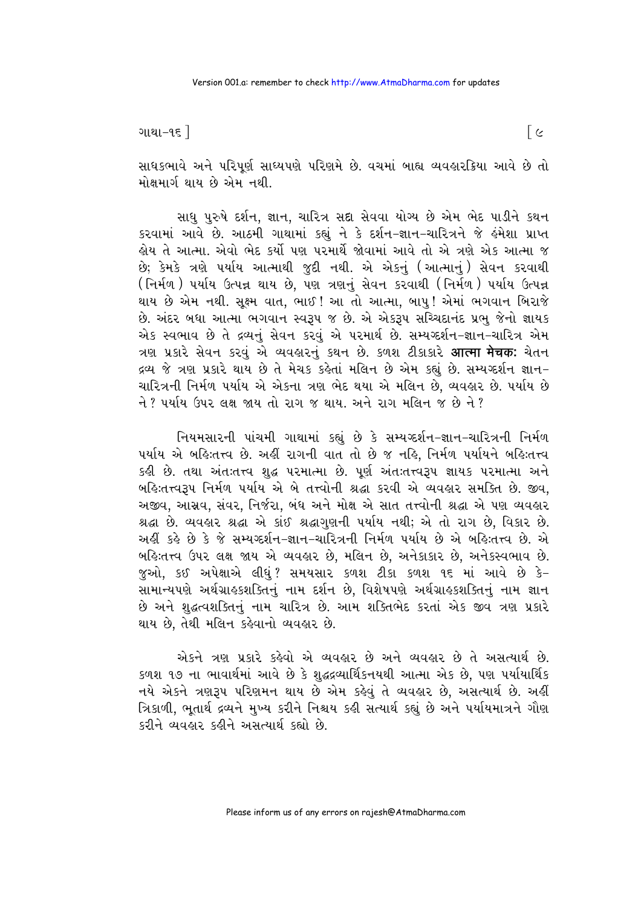સાધકભાવે અને પરિપૂર્ણ સાધ્યપણે પરિણમે છે. વચમાં બાહ્ય વ્યવહારક્રિયા આવે છે તો મોક્ષમાર્ગ થાય છે એમ નથી.

સાધુ પુરુષે દર્શન, જ્ઞાન, ચારિત્ર સદા સેવવા યોગ્ય છે એમ ભેદ પાડીને કથન કરવામાં આવે છે. આઠમી ગાથામાં કહ્યું ને કે દર્શન-જ્ઞાન-ચારિત્રને જે હંમેશા પ્રાપ્ત હોય તે આત્મા. એવો ભેદ કર્યો પણ પરમાર્થે જોવામાં આવે તો એ ત્રણે એક આત્મા જ છે; કેમકે ત્રણે પર્યાય આત્માથી જુદી નથી. એ એકનું (આત્માનું) સેવન કરવાથી (નિર્મળ) પર્યાય ઉત્પન્ન થાય છે, પણ ત્રણનું સેવન કરવાથી (નિર્મળ) પર્યાય ઉત્પન્ન થાય છે એમ નથી. સૂક્ષ્મ વાત, ભાઈ! આ તો આત્મા, બાપુ! એમાં ભગવાન બિરાજે છે. અંદર બધા આત્મા ભગવાન સ્વરૂપ જ છે. એ એકરૂપ સચ્ચિદાનંદ પ્રભુ જેનો જ્ઞાયક એક સ્વભાવ છે તે દ્રવ્યનું સેવન કરવું એ પરમાર્થ છે. સમ્યગ્દર્શન-જ્ઞાન-ચારિત્ર એમ ત્રણ પ્રકારે સેવન કરવું એ વ્યવહારનું કથન છે. કળશ ટીકાકારે **आत्मा मेचकः** ચેતન દ્રવ્ય જે ત્રણ પ્રકારે થાય છે તે મેચક કહેતાં મલિન છે એમ કહ્યું છે. સમ્યગ્દર્શન જ્ઞાન-ચારિત્રની નિર્મળ પર્યાય એ એકના ત્રણ ભેદ થયા એ મલિન છે, વ્યવહાર છે. પર્યાય છે ને? પર્યાય ઉપર લક્ષ જાય તો રાગ જ થાય. અને રાગ મલિન જ છે ને?

નિયમસારની પાંચમી ગાથામાં કહ્યું છે કે સમ્યગ્દર્શન-જ્ઞાન-ચારિત્રની નિર્મળ પર્યાય એ બહિઃતત્ત્વ છે. અહીં રાગની વાત તો છે જ નહિ, નિર્મળ પર્યાયને બહિઃતત્ત્વ કહી છે. તથા અંતઃતત્ત્વ શુદ્ધ પરમાત્મા છે. પૂર્ણ અંતઃતત્ત્વરૂપ જ્ઞાયક પરમાત્મા અને બહિઃતત્ત્વરૂપ નિર્મળ પર્યાય એ બે તત્ત્વોની શ્રદ્ધા કરવી એ વ્યવહાર સમકિત છે. જીવ, અજીવ, આસ્રવ, સંવર, નિર્જરા, બંધ અને મોક્ષ એ સાત તત્ત્વોની શ્રદ્ધા એ પણ વ્યવહાર શ્રદ્ધા છે. વ્યવહાર શ્રદ્ધા એ કાંઈ શ્રદ્ધાગુણની પર્યાય નથી; એ તો રાગ છે, વિકાર છે. અહીં કહે છે કે જે સમ્યગ્દર્શન-જ્ઞાન-ચારિત્રની નિર્મળ પર્યાય છે એ બહિઃતત્ત્વ છે. એ બહિઃતત્ત્વ ઉપર લક્ષ જાય એ વ્યવહાર છે, મલિન છે, અનેકાકાર છે, અનેકસ્વભાવ છે. જુઓ, કઈ અપેક્ષાએ લીધું? સમયસાર કળશ ટીકા કળશ ૧૬ માં આવે છે કે-સામાન્યપણે અર્થગ્રાહકશક્તિનું નામ દર્શન છે, વિશેષપણે અર્થગ્રાહકશક્તિનું નામ જ્ઞાન છે અને શુદ્ધત્વશક્તિનું નામ ચારિત્ર છે. આમ શક્તિભેદ કરતાં એક જીવ ત્રણ પ્રકારે થાય છે, તેથી મલિન કહેવાનો વ્યવહાર છે.

એકને ત્રણ પ્રકારે કહેવો એ વ્યવહાર છે અને વ્યવહાર છે તે અસત્યાર્થ છે. કળશ ૧૭ ના ભાવાર્થમાં આવે છે કે શુદ્ધદ્રવ્યાર્થિકનયથી આત્મા એક છે, પણ પર્યાયાર્થિક નયે એકને ત્રણરૂપ પરિણમન થાય છે એમ કહેવું તે વ્યવહાર છે, અસત્યાર્થ છે. અહીં ત્રિકાળી, ભૂતાર્થ દ્રવ્યને મુખ્ય કરીને નિશ્ચય કહી સત્યાર્થ કહ્યું છે અને પર્યાયમાત્રને ગૌણ કરીને વ્યવહાર કહીને અસત્યાર્થ કહ્યો છે.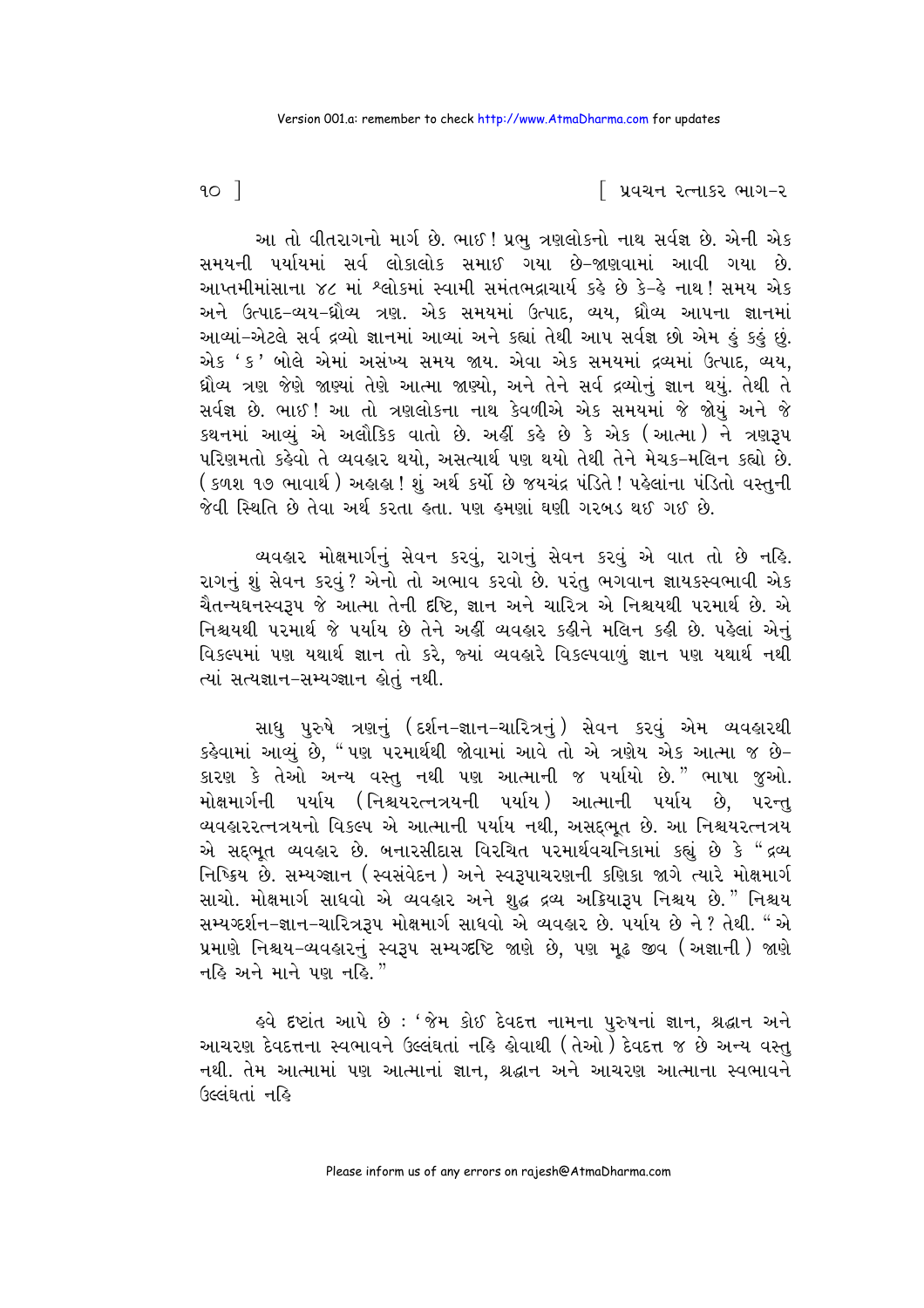આ તો વીતરાગનો માર્ગ છે. ભાઈ! પ્રભુ ત્રણલોકનો નાથ સર્વજ્ઞ છે. એની એક સમયની પર્યાયમાં સર્વ લોકાલોક સમાઈ ગયા છે-જાણવામાં આવી ગયા છે. આપ્તમીમાંસાના ૪૮ માં શ્લોકમાં સ્વામી સમંતભદ્રાચાર્ય કહે છે કે-હે નાથ! સમય એક અને ઉત્પાદ-વ્યય-ધ્રૌવ્ય ત્રણ. એક સમયમાં ઉત્પાદ, વ્યય, ધ્રૌવ્ય આપના જ્ઞાનમાં આવ્યાં-એટલે સર્વ દ્રવ્યો જ્ઞાનમાં આવ્યાં અને કહ્યાં તેથી આપ સર્વજ્ઞ છો એમ હું કહું છું. એક 'ક' બોલે એમાં અસંખ્ય સમય જાય. એવા એક સમયમાં દ્રવ્યમાં ઉત્પાદ, વ્યય, ધ્રૌવ્ય ત્રણ જેણે જાણ્યાં તેણે આત્મા જાણ્યો, અને તેને સર્વ દ્રવ્યોનું જ્ઞાન થયું. તેથી તે સર્વજ્ઞ છે. ભાઈ! આ તો ત્રણલોકના નાથ કેવળીએ એક સમયમાં જે જોયું અને જે કથનમાં આવ્યું એ અલૌકિક વાતો છે. અહીં કહે છે કે એક (આત્મા) ને ત્રણરૂપ પરિણમતો કહેવો તે વ્યવહાર થયો, અસત્યાર્થ પણ થયો તેથી તેને મેચક-મલિન કહ્યો છે. (કળશ ૧૭ ભાવાર્થ) અહાહા! શું અર્થ કર્યો છે જયચંદ્ર પંડિતે! પહેલાંના પંડિતો વસ્તુની જેવી સ્થિતિ છે તેવા અર્થ કરતા હતા. પણ હમણાં ઘણી ગરબડ થઈ ગઈ છે.

વ્યવહાર મોક્ષમાર્ગનું સેવન કરવું, રાગનું સેવન કરવું એ વાત તો છે નહિ. રાગનું શું સેવન કરવું? એનો તો અભાવ કરવો છે. પરંતુ ભગવાન જ્ઞાયકસ્વભાવી એક ચૈતન્યઘનસ્વરૂપ જે આત્મા તેની દૃષ્ટિ, જ્ઞાન અને ચારિત્ર એ નિશ્ચયથી પરમાર્થ છે. એ નિશ્ચયથી પરમાર્થ જે પર્યાય છે તેને અહીં વ્યવહાર કહીને મલિન કહી છે. પહેલાં એનું વિકલ્પમાં પણ યથાર્થ જ્ઞાન તો કરે, જ્યાં વ્યવહારે વિકલ્પવાળું જ્ઞાન પણ યથાર્થ નથી ત્યાં સત્યજ્ઞાન-સમ્યગ્જ્ઞાન હોતું નથી.

સાધુ પુરુષે ત્રણનું (દર્શન-જ્ઞાન-ચારિત્રનું) સેવન કરવું એમ વ્યવહારથી કહેવામાં આવ્યું છે, "પણ પરમાર્થથી જોવામાં આવે તો એ ત્રણેય એક આત્મા જ છે-કારણ કે તેઓ અન્ય વસ્તુ નથી પણ આત્માની જ પર્યાયો છે." ભાષા જુઓ. મોક્ષમાર્ગની પર્યાય (નિશ્ચયરત્નત્રયની પર્યાય) આત્માની પર્યાય છે, પરન્તુ વ્યવહારરત્નત્રયનો વિકલ્પ એ આત્માની પર્યાય નથી, અસદ્‌ભૂત છે. આ નિશ્ચયરત્નત્રય એ સદ્‌ભૂત વ્યવહાર છે. બનારસીદાસ વિરચિત પરમાર્થવચનિકામાં કહ્યું છે કે "દ્રવ્ય નિષ્ક્રિય છે. સમ્યગ્જ્ઞાન (સ્વસંવેદન) અને સ્વરૂપાચરણની કણિકા જાગે ત્યારે મોક્ષમાર્ગ સાચો. મોક્ષમાર્ગ સાધવો એ વ્યવહાર અને શુદ્ધ દ્રવ્ય અક્રિયારૂપ નિશ્ચય છે." નિશ્ચય સમ્યગ્દર્શન-જ્ઞાન-ચારિત્રરૂપ મોક્ષમાર્ગ સાધવો એ વ્યવહાર છે. પર્યાય છે ને? તેથી. "એ પ્રમાણે નિશ્ચય-વ્યવહારનું સ્વરૂપ સમ્યગ્દૃષ્ટિ જાણે છે, પણ મૂઢ જીવ (અજ્ઞાની) જાણે નહિ અને માને પણ નહિ."

હવે દૃષ્ટાંત આપે છે : 'જેમ કોઈ દેવદત્ત નામના પુરુષનાં જ્ઞાન, શ્રદ્ધાન અને આચરણ દેવદત્તના સ્વભાવને ઉલ્લંઘતાં નહિ હોવાથી (તેઓ) દેવદત્ત જ છે અન્ય વસ્તુ નથી. તેમ આત્મામાં પણ આત્માનાં જ્ઞાન, શ્રદ્ધાન અને આચરણ આત્માના સ્વભાવને ઉલ્લંઘતાં નહિ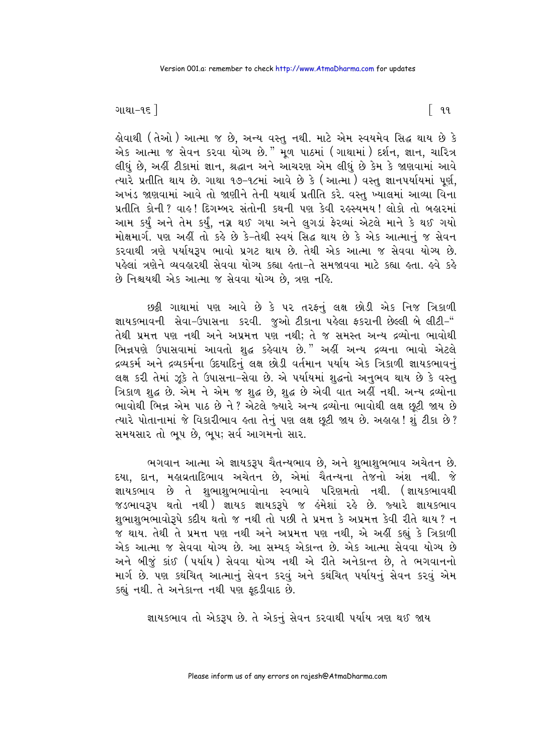હોવાથી (તેઓ) આત્મા જ છે, અન્ય વસ્તુ નથી. માટે એમ સ્વયમેવ સિદ્ધ થાય છે કે એક આત્મા જ સેવન કરવા યોગ્ય છે." મૂળ પાઠમાં (ગાથામાં) દર્શન, જ્ઞાન, ચારિત્ર લીધું છે, અહીં ટીકામાં જ્ઞાન, શ્રદ્ધાન અને આચરણ એમ લીધું છે કેમ કે જાણવામાં આવે ત્યારે પ્રતીતિ થાય છે. ગાથા ૧૭-૧૮માં આવે છે કે (આત્મા) વસ્તુ જ્ઞાનપર્યાયમાં પૂર્ણ, અખંડ જાણવામાં આવે તો જાણીને તેની યથાર્થ પ્રતીતિ કરે. વસ્તુ ખ્યાલમાં આવ્યા વિના પ્રતીતિ કોની? વાહ! દિગમ્બર સંતોની કથની પણ કેવી રહસ્યમય! લોકો તો બહારમાં આમ કર્યું અને તેમ કર્યું, નગ્ન થઈ ગયા અને લુગડાં ફેરવ્યાં એટલે માને કે થઈ ગયો મોક્ષમાર્ગ. પણ અહીં તો કહે છે કે-તેથી સ્વયં સિદ્ધ થાય છે કે એક આત્માનું જ સેવન કરવાથી ત્રણે પર્યાયરૂપ ભાવો પ્રગટ થાય છે. તેથી એક આત્મા જ સેવવા યોગ્ય છે. પહેલાં ત્રણેને વ્યવહારથી સેવવા યોગ્ય કહ્યા હતા-તે સમજાવવા માટે કહ્યા હતા. હવે કહે છે નિશ્ચયથી એક આત્મા જ સેવવા યોગ્ય છે, ત્રણ નહિ.

છઠ્ઠી ગાથામાં પણ આવે છે કે પર તરફનું લક્ષ છોડી એક નિજ ત્રિકાળી જ્ઞાયકભાવની સેવા-ઉપાસના કરવી. જુઓ ટીકાના પહેલા ફકરાની છેલ્લી બે લીટી-" તેથી પ્રમત્ત પણ નથી અને અપ્રમત્ત પણ નથી; તે જ સમસ્ત અન્ય દ્રવ્યોના ભાવોથી ભિન્નપણે ઉપાસવામાં આવતો શુદ્ધ કહેવાય છે." અહીં અન્ય દ્રવ્યના ભાવો એટલે દ્રવ્યકર્મ અને દ્રવ્યકર્મના ઉદયાદિનું લક્ષ છોડી વર્તમાન પર્યાય એક ત્રિકાળી જ્ઞાયકભાવનું લક્ષ કરી તેમાં ઝૂકે તે ઉપાસના-સેવા છે. એ પર્યાયમાં શુદ્ધનો અનુભવ થાય છે કે વસ્તુ ત્રિકાળ શુદ્ધ છે. એમ ને એમ જ શુદ્ધ છે, શુદ્ધ છે એવી વાત અહીં નથી. અન્ય દ્રવ્યોના ભાવોથી ભિન્ન એમ પાઠ છે ને? એટલે જ્યારે અન્ય દ્રવ્યોના ભાવોથી લક્ષ છૂટી જાય છે ત્યારે પોતાનામાં જે વિકારીભાવ હતા તેનું પણ લક્ષ છૂટી જાય છે. અહાહા! શું ટીકા છે? સમયસાર તો ભૂપ છે, ભૂપ; સર્વ આગમનો સાર.

ભગવાન આત્મા એ જ્ઞાયકરૂપ ચૈતન્યભાવ છે, અને શુભાશુભભાવ અચેતન છે. દયા, દાન, મહાવ્રતાદિભાવ અચેતન છે, એમાં ચૈતન્યના તેજનો અંશ નથી. જે જ્ઞાયકભાવ છે તે શુભાશુભભાવોના સ્વભાવે પરિણમતો નથી. (જ્ઞાયકભાવથી જડભાવરૂપ થતો નથી) જ્ઞાયક જ્ઞાયકરૂપે જ હંમેશાં રહે છે. જ્યારે જ્ઞાયકભાવ શુભાશુભભાવોરૂપે કદીય થતો જ નથી તો પછી તે પ્રમત્ત કે અપ્રમત્ત કેવી રીતે થાય? ન જ થાય. તેથી તે પ્રમત્ત પણ નથી અને અપ્રમત્ત પણ નથી, એ અહીં કહ્યું કે ત્રિકાળી એક આત્મા જ સેવવા યોગ્ય છે. આ સમ્યક્ એકાન્ત છે. એક આત્મા સેવવા યોગ્ય છે અને બીજું કાંઈ (પર્યાય) સેવવા યોગ્ય નથી એ રીતે અનેકાન્ત છે, તે ભગવાનનો માર્ગ છે. પણ કથંચિત્ આત્માનું સેવન કરવું અને કથંચિત્ પર્યાયનું સેવન કરવું એમ કહ્યું નથી. તે અનેકાન્ત નથી પણ ફૂદડીવાદ છે.

જ્ઞાયકભાવ તો એકરૂપ છે. તે એકનું સેવન કરવાથી પર્યાય ત્રણ થઈ જાય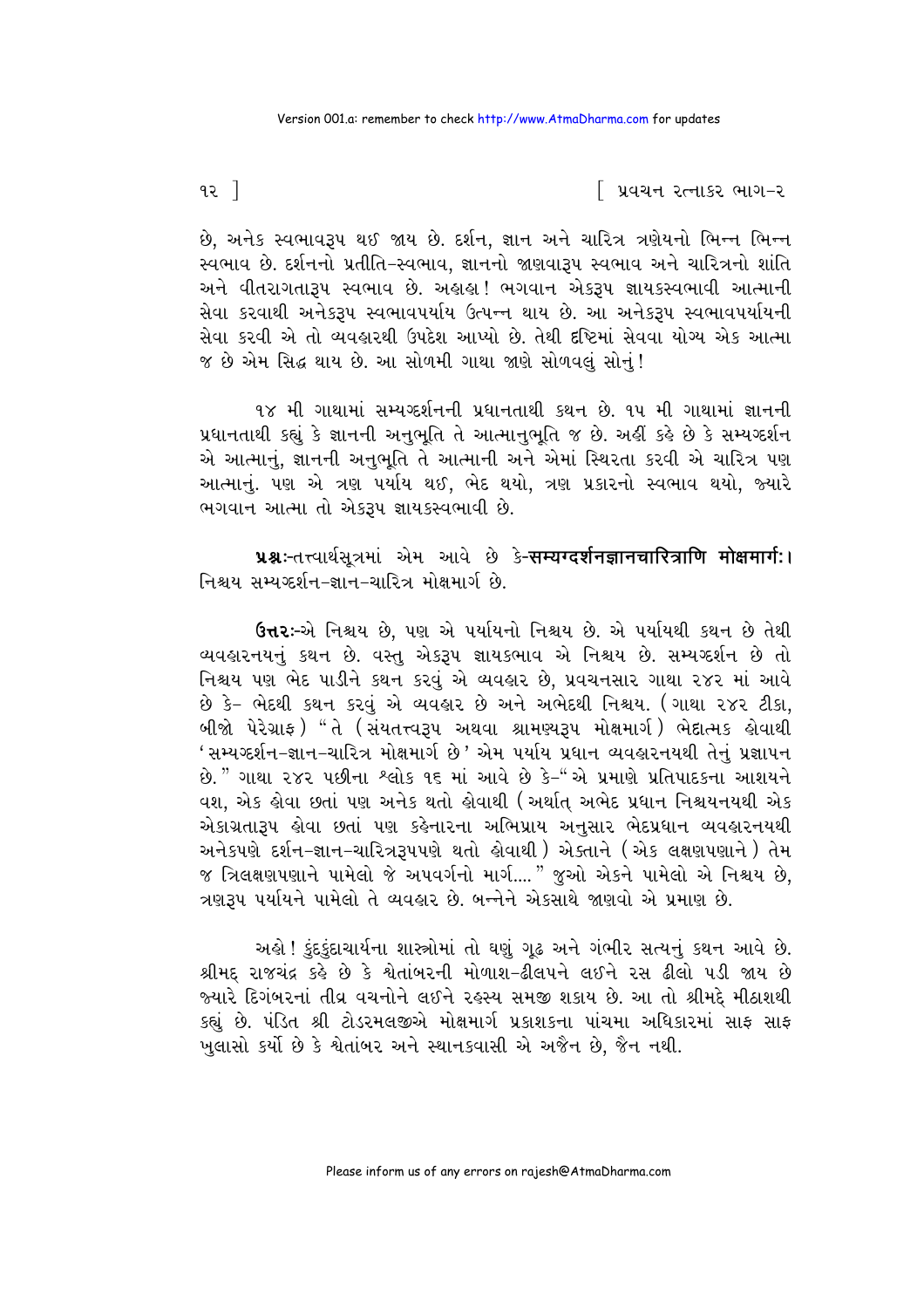છે, અનેક સ્વભાવરૂપ થઈ જાય છે. દર્શન, જ્ઞાન અને ચારિત્ર ત્રણેયનો ભિન્ન ભિન્ન સ્વભાવ છે. દર્શનનો પ્રતીતિ-સ્વભાવ, જ્ઞાનનો જાણવારૂપ સ્વભાવ અને ચારિત્રનો શાંતિ અને વીતરાગતારૂપ સ્વભાવ છે. અહાહા! ભગવાન એકરૂપ જ્ઞાયકસ્વભાવી આત્માની સેવા કરવાથી અનેકરૂપ સ્વભાવપર્યાય ઉત્પન્ન થાય છે. આ અનેકરૂપ સ્વભાવપર્યાયની સેવા કરવી એ તો વ્યવહારથી ઉપદેશ આપ્યો છે. તેથી દૃષ્ટિમાં સેવવા યોગ્ય એક આત્મા જ છે એમ સિદ્ધ થાય છે. આ સોળમી ગાથા જાણે સોળવલું સોનું!

૧૪ મી ગાથામાં સમ્યગ્દર્શનની પ્રધાનતાથી કથન છે. ૧૫ મી ગાથામાં જ્ઞાનની પ્રધાનતાથી કહ્યું કે જ્ઞાનની અનુભૂતિ તે આત્માનુભૂતિ જ છે. અહીં કહે છે કે સમ્યગ્દર્શન એ આત્માનું, જ્ઞાનની અનુભૂતિ તે આત્માની અને એમાં સ્થિરતા કરવી એ ચારિત્ર પણ આત્માનું. પણ એ ત્રણ પર્યાય થઈ, ભેદ થયો, ત્રણ પ્રકારનો સ્વભાવ થયો, જ્યારે ભગવાન આત્મા તો એકરૂપ જ્ઞાયકસ્વભાવી છે.

**પ્રશ્નઃ**-તત્ત્વાર્થસૂત્રમાં એમ આવે છે કે-**सम्यग्दर्शनज्ञानचारित्राणि मोक्षमार्गः।** નિશ્ચય સમ્યગ્દર્શન-જ્ઞાન-ચારિત્ર મોક્ષમાર્ગ છે.

**ઉત્તરઃ**-એ નિશ્ચય છે, પણ એ પર્યાયનો નિશ્ચય છે. એ પર્યાયથી કથન છે તેથી વ્યવહારનયનું કથન છે. વસ્તુ એકરૂપ જ્ઞાયકભાવ એ નિશ્ચય છે. સમ્યગ્દર્શન છે તો નિશ્ચય પણ ભેદ પાડીને કથન કરવું એ વ્યવહાર છે, પ્રવચનસાર ગાથા ૨૪૨ માં આવે છે કે- ભેદથી કથન કરવું એ વ્યવહાર છે અને અભેદથી નિશ્ચય. (ગાથા ૨૪૨ ટીકા, બીજો પેરેગ્રાફ) "તે (સંયતત્ત્વરૂપ અથવા શ્રામણ્યરૂપ મોક્ષમાર્ગ) ભેદાત્મક હોવાથી 'સમ્યગ્દર્શન-જ્ઞાન-ચારિત્ર મોક્ષમાર્ગ છે' એમ પર્યાય પ્રધાન વ્યવહારનયથી તેનું પ્રજ્ઞાપન છે." ગાથા ૨૪૨ પછીના શ્લોક ૧૬ માં આવે છે કે-"એ પ્રમાણે પ્રતિપાદકના આશયને વશ, એક હોવા છતાં પણ અનેક થતો હોવાથી (અર્થાત્ અભેદ પ્રધાન નિશ્ચયનયથી એક એકાગ્રતારૂપ હોવા છતાં પણ કહેનારના અભિપ્રાય અનુસાર ભેદપ્રધાન વ્યવહારનયથી અનેકપણે દર્શન-જ્ઞાન-ચારિત્રરૂપપણે થતો હોવાથી) એક્તાને (એક લક્ષણપણાને) તેમ જ ત્રિલક્ષણપણાને પામેલો જે અપવર્ગનો માર્ગ...." જુઓ એકને પામેલો એ નિશ્ચય છે, ત્રણરૂપ પર્યાયને પામેલો તે વ્યવહાર છે. બન્નેને એકસાથે જાણવો એ પ્રમાણ છે.

અહો! કુંદકુંદાચાર્યના શાસ્ત્રોમાં તો ઘણું ગૂઢ અને ગંભીર સત્યનું કથન આવે છે. શ્રીમદ્ રાજચંદ્ર કહે છે કે શ્વેતાંબરની મોળાશ-ઢીલપને લઈને રસ ઢીલો પડી જાય છે જ્યારે દિગંબરનાં તીવ્ર વચનોને લઈને રહસ્ય સમજી શકાય છે. આ તો શ્રીમદે મીઠાશથી કહ્યું છે. પંડિત શ્રી ટોડરમલજીએ મોક્ષમાર્ગ પ્રકાશકના પાંચમા અધિકારમાં સાફ સાફ ખુલાસો કર્યો છે કે શ્વેતાંબર અને સ્થાનકવાસી એ અજૈન છે, જૈન નથી.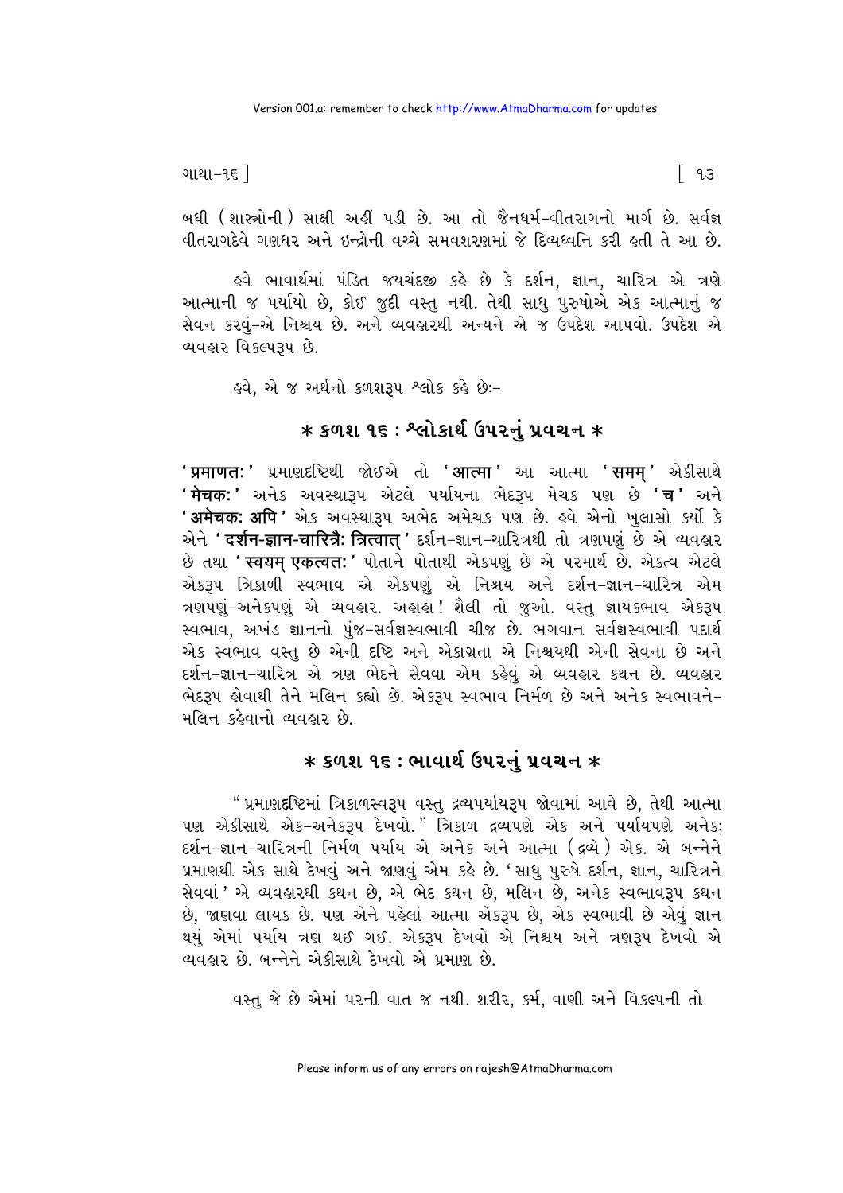બધી (શાસ્ત્રોની) સાક્ષી અહીં પડી છે. આ તો જૈનધર્મ-વીતરાગનો માર્ગ છે. સર્વજ્ઞ વીતરાગદેવે ગણધર અને ઇન્દ્રોની વચ્ચે સમવશરણમાં જે દિવ્યધ્વનિ કરી હતી તે આ છે.

હવે ભાવાર્થમાં પંડિત જયચંદજી કહે છે કે દર્શન, જ્ઞાન, ચારિત્ર એ ત્રણે આત્માની જ પર્યાયો છે, કોઈ જુદી વસ્તુ નથી. તેથી સાધુ પુરુષોએ એક આત્માનું જ સેવન કરવું-એ નિશ્ચય છે. અને વ્યવહારથી અન્યને એ જ ઉપદેશ આપવો. ઉપદેશ એ વ્યવહાર વિકલ્પરૂપ છે.

હવે, એ જ અર્થનો કળશરૂપ શ્લોક કહે છેઃ-

## * કળશ ૧૬ : શ્લોકાર્થ ઉપરનું પ્રવચન *

'**प्रमाणतः**' પ્રમાણદૃષ્ટિથી જોઈએ તો '**आत्मा**' આ આત્મા '**समम्**' એકીસાથે '**मेचकः**' અનેક અવસ્થારૂપ એટલે પર્યાયના ભેદરૂપ મેચક પણ છે '**च**' અને '**अमेचकः अपि**' એક અવસ્થારૂપ અભેદ અમેચક પણ છે. હવે એનો ખુલાસો કર્યો કે એને '**दर्शन-ज्ञान-चारित्रैः त्रित्वात्**' દર્શન-જ્ઞાન-ચારિત્રથી તો ત્રણપણું છે એ વ્યવહાર છે તથા '**स्वयम् एकत्वतः**' પોતાને પોતાથી એકપણું છે એ પરમાર્થ છે. એકત્વ એટલે એકરૂપ ત્રિકાળી સ્વભાવ એ એકપણું એ નિશ્ચય અને દર્શન-જ્ઞાન-ચારિત્ર એમ ત્રણપણું-અનેકપણું એ વ્યવહાર. અહાહા! શૈલી તો જુઓ. વસ્તુ જ્ઞાયકભાવ એકરૂપ સ્વભાવ, અખંડ જ્ઞાનનો પુંજ-સર્વજ્ઞસ્વભાવી ચીજ છે. ભગવાન સર્વજ્ઞસ્વભાવી પદાર્થ એક સ્વભાવ વસ્તુ છે એની દૃષ્ટિ અને એકાગ્રતા એ નિશ્ચયથી એની સેવના છે અને દર્શન-જ્ઞાન-ચારિત્ર એ ત્રણ ભેદને સેવવા એમ કહેવું એ વ્યવહાર કથન છે. વ્યવહાર ભેદરૂપ હોવાથી તેને મલિન કહ્યો છે. એકરૂપ સ્વભાવ નિર્મળ છે અને અનેક સ્વભાવને-મલિન કહેવાનો વ્યવહાર છે.

## * કળશ ૧૬ : ભાવાર્થ ઉપરનું પ્રવચન *

"પ્રમાણદૃષ્ટિમાં ત્રિકાળસ્વરૂપ વસ્તુ દ્રવ્યપર્યાયરૂપ જોવામાં આવે છે, તેથી આત્મા પણ એકીસાથે એક-અનેકરૂપ દેખવો." ત્રિકાળ દ્રવ્યપણે એક અને પર્યાયપણે અનેક; દર્શન-જ્ઞાન-ચારિત્રની નિર્મળ પર્યાય એ અનેક અને આત્મા (દ્રવ્યે) એક. એ બન્નેને પ્રમાણથી એક સાથે દેખવું અને જાણવું એમ કહે છે. 'સાધુ પુરુષે દર્શન, જ્ઞાન, ચારિત્રને સેવવાં' એ વ્યવહારથી કથન છે, એ ભેદ કથન છે, મલિન છે, અનેક સ્વભાવરૂપ કથન છે, જાણવા લાયક છે. પણ એને પહેલાં આત્મા એકરૂપ છે, એક સ્વભાવી છે એવું જ્ઞાન થયું એમાં પર્યાય ત્રણ થઈ ગઈ. એકરૂપ દેખવો એ નિશ્ચય અને ત્રણરૂપ દેખવો એ વ્યવહાર છે. બન્નેને એકીસાથે દેખવો એ પ્રમાણ છે.

વસ્તુ જે છે એમાં પરની વાત જ નથી. શરીર, કર્મ, વાણી અને વિકલ્પની તો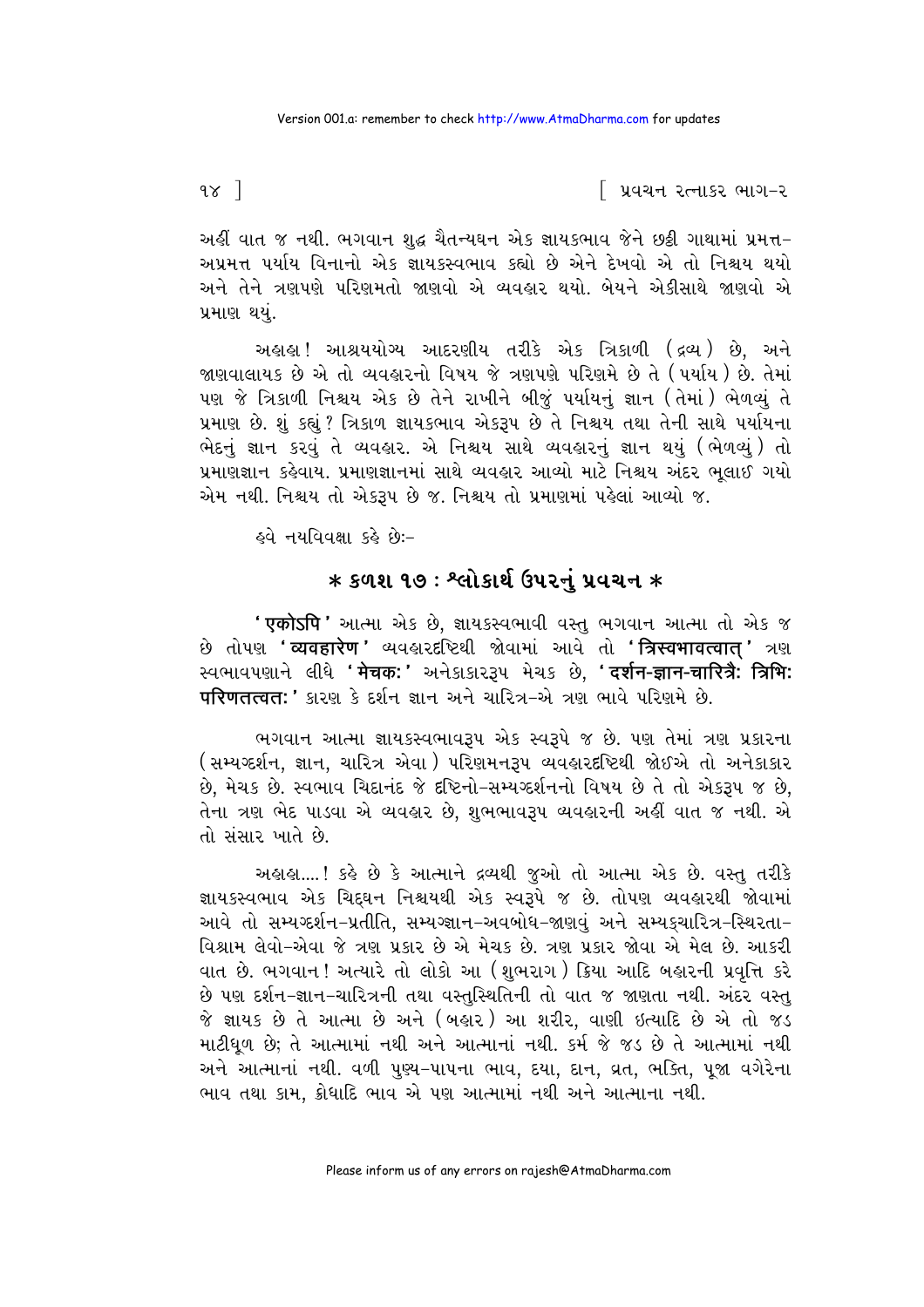અહીં વાત જ નથી. ભગવાન શુદ્ધ ચૈતન્યઘન એક જ્ઞાયકભાવ જેને છઠ્ઠી ગાથામાં પ્રમત્ત-અપ્રમત્ત પર્યાય વિનાનો એક જ્ઞાયકસ્વભાવ કહ્યો છે એને દેખવો એ તો નિશ્ચય થયો અને તેને ત્રણપણે પરિણમતો જાણવો એ વ્યવહાર થયો. બેયને એકીસાથે જાણવો એ પ્રમાણ થયું.

અહાહા! આશ્રયયોગ્ય આદરણીય તરીકે એક ત્રિકાળી (દ્રવ્ય) છે, અને જાણવાલાયક છે એ તો વ્યવહારનો વિષય જે ત્રણપણે પરિણમે છે તે (પર્યાય) છે. તેમાં પણ જે ત્રિકાળી નિશ્ચય એક છે તેને રાખીને બીજું પર્યાયનું જ્ઞાન (તેમાં) ભેળવ્યું તે પ્રમાણ છે. શું કહ્યું? ત્રિકાળ જ્ઞાયકભાવ એકરૂપ છે તે નિશ્ચય તથા તેની સાથે પર્યાયના ભેદનું જ્ઞાન કરવું તે વ્યવહાર. એ નિશ્ચય સાથે વ્યવહારનું જ્ઞાન થયું (ભેળવ્યું) તો પ્રમાણજ્ઞાન કહેવાય. પ્રમાણજ્ઞાનમાં સાથે વ્યવહાર આવ્યો માટે નિશ્ચય અંદર ભૂલાઈ ગયો એમ નથી. નિશ્ચય તો એકરૂપ છે જ. નિશ્ચય તો પ્રમાણમાં પહેલાં આવ્યો જ.

હવે નયવિવક્ષા કહે છેઃ-

## * કળશ ૧૭ : શ્લોકાર્થ ઉપરનું પ્રવચન *

'**एकोऽपि**' આત્મા એક છે, જ્ઞાયકસ્વભાવી વસ્તુ ભગવાન આત્મા તો એક જ છે તોપણ '**व्यवहारेण**' વ્યવહારદૃષ્ટિથી જોવામાં આવે તો '**त्रिस्वभावत्वात्**' ત્રણ સ્વભાવપણાને લીધે '**मेचकः**' અનેકાકારરૂપ મેચક છે, '**दर्शन-ज्ञान-चारित्रैः त्रिभिः परिणतत्वतः**' કારણ કે દર્શન જ્ઞાન અને ચારિત્ર-એ ત્રણ ભાવે પરિણમે છે.

ભગવાન આત્મા જ્ઞાયકસ્વભાવરૂપ એક સ્વરૂપે જ છે. પણ તેમાં ત્રણ પ્રકારના (સમ્યગ્દર્શન, જ્ઞાન, ચારિત્ર એવા) પરિણમનરૂપ વ્યવહારદૃષ્ટિથી જોઈએ તો અનેકાકાર છે, મેચક છે. સ્વભાવ ચિદાનંદ જે દૃષ્ટિનો-સમ્યગ્દર્શનનો વિષય છે તે તો એકરૂપ જ છે, તેના ત્રણ ભેદ પાડવા એ વ્યવહાર છે, શુભભાવરૂપ વ્યવહારની અહીં વાત જ નથી. એ તો સંસાર ખાતે છે.

અહાહા....! કહે છે કે આત્માને દ્રવ્યથી જુઓ તો આત્મા એક છે. વસ્તુ તરીકે જ્ઞાયકસ્વભાવ એક ચિદ્‌ઘન નિશ્ચયથી એક સ્વરૂપે જ છે. તોપણ વ્યવહારથી જોવામાં આવે તો સમ્યગ્દર્શન-પ્રતીતિ, સમ્યગ્જ્ઞાન-અવબોધ-જાણવું અને સમ્યક્ચારિત્ર-સ્થિરતા-વિશ્રામ લેવો-એવા જે ત્રણ પ્રકાર છે એ મેચક છે. ત્રણ પ્રકાર જોવા એ મેલ છે. આકરી વાત છે. ભગવાન! અત્યારે તો લોકો આ (શુભરાગ) ક્રિયા આદિ બહારની પ્રવૃત્તિ કરે છે પણ દર્શન-જ્ઞાન-ચારિત્રની તથા વસ્તુસ્થિતિની તો વાત જ જાણતા નથી. અંદર વસ્તુ જે જ્ઞાયક છે તે આત્મા છે અને (બહાર) આ શરીર, વાણી ઇત્યાદિ છે એ તો જડ માટીધૂળ છે; તે આત્મામાં નથી અને આત્માનાં નથી. કર્મ જે જડ છે તે આત્મામાં નથી અને આત્માનાં નથી. વળી પુણ્ય-પાપના ભાવ, દયા, દાન, વ્રત, ભક્તિ, પૂજા વગેરેના ભાવ તથા કામ, ક્રોધાદિ ભાવ એ પણ આત્મામાં નથી અને આત્માના નથી.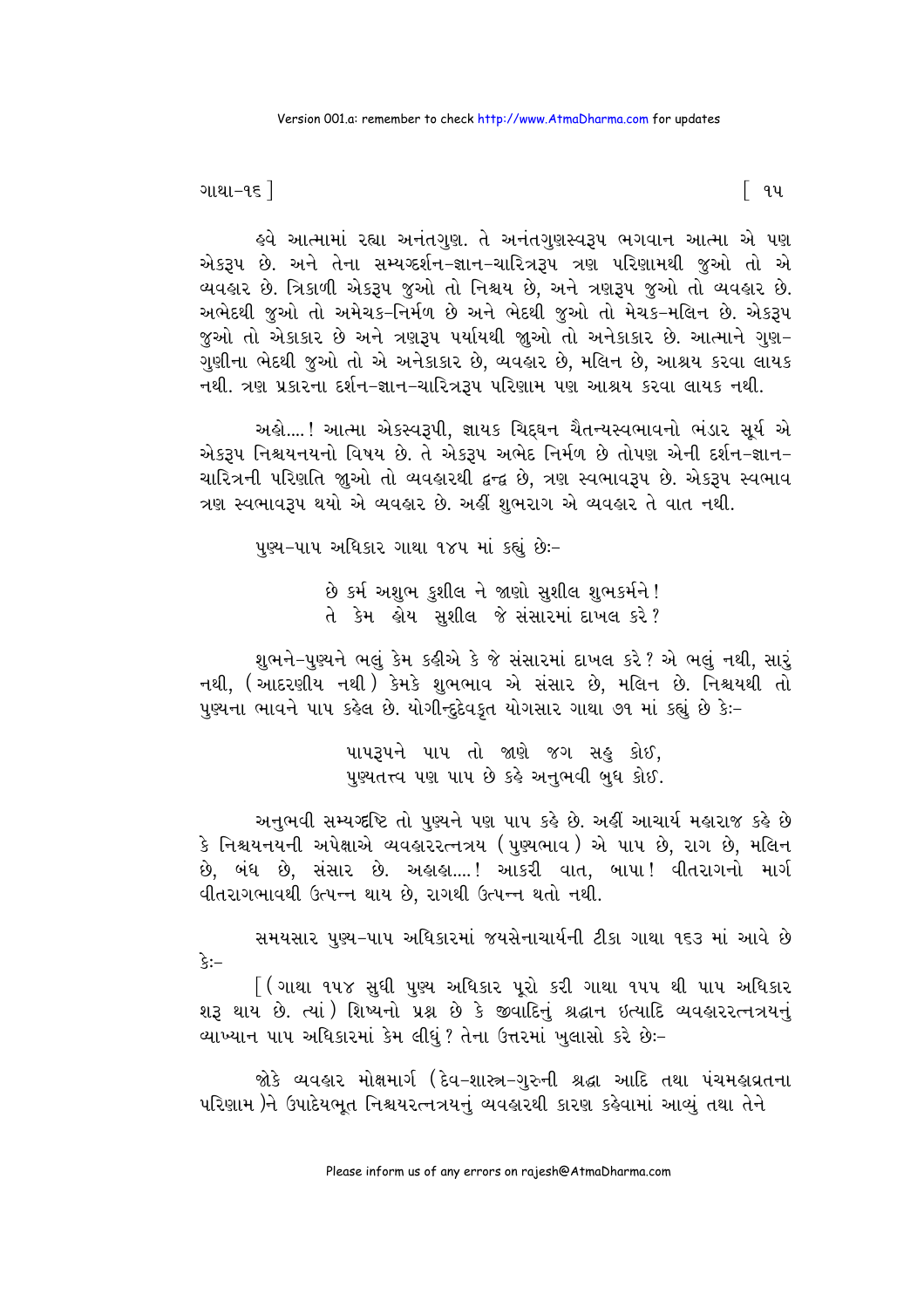હવે આત્મામાં રહ્યા અનંતગુણ. તે અનંતગુણસ્વરૂપ ભગવાન આત્મા એ પણ એકરૂપ છે. અને તેના સમ્યગ્દર્શન-જ્ઞાન-ચારિત્રરૂપ ત્રણ પરિણામથી જુઓ તો એ વ્યવહાર છે. ત્રિકાળી એકરૂપ જુઓ તો નિશ્ચય છે, અને ત્રણરૂપ જુઓ તો વ્યવહાર છે. અભેદથી જુઓ તો અમેચક-નિર્મળ છે અને ભેદથી જુઓ તો મેચક-મલિન છે. એકરૂપ જુઓ તો એકાકાર છે અને ત્રણરૂપ પર્યાયથી જાુઓ તો અનેકાકાર છે. આત્માને ગુણ-ગુણીના ભેદથી જુઓ તો એ અનેકાકાર છે, વ્યવહાર છે, મલિન છે, આશ્રય કરવા લાયક નથી. ત્રણ પ્રકારના દર્શન-જ્ઞાન-ચારિત્રરૂપ પરિણામ પણ આશ્રય કરવા લાયક નથી.

અહો....! આત્મા એકસ્વરૂપી, જ્ઞાયક ચિદ્દઘન ચૈતન્યસ્વભાવનો ભંડાર સૂર્ય એ એકરૂપ નિશ્ચયનયનો વિષય છે. તે એકરૂપ અભેદ નિર્મળ છે તોપણ એની દર્શન-જ્ઞાન-ચારિત્રની પરિણતિ જાુઓ તો વ્યવહારથી દ્વન્દ્વ છે, ત્રણ સ્વભાવરૂપ છે. એકરૂપ સ્વભાવ ત્રણ સ્વભાવરૂપ થયો એ વ્યવહાર છે. અહીં શુભરાગ એ વ્યવહાર તે વાત નથી.

પુણ્ય-પાપ અધિકાર ગાથા ૧૪૫ માં કહ્યું છેઃ-

> છે કર્મ અશુભ કુશીલ ને જાણો સુશીલ શુભકર્મને!
> તે કેમ હોય સુશીલ જે સંસારમાં દાખલ કરે?

શુભને-પુણ્યને ભલું કેમ કહીએ કે જે સંસારમાં દાખલ કરે? એ ભલું નથી, સારું નથી, (આદરણીય નથી) કેમકે શુભભાવ એ સંસાર છે, મલિન છે. નિશ્ચયથી તો પુણ્યના ભાવને પાપ કહેલ છે. યોગીન્દુદેવકૃત યોગસાર ગાથા ૭૧ માં કહ્યું છે કેઃ-

> પાપરૂપને પાપ તો જાણે જગ સહુ કોઈ,
> પુણ્યતત્ત્વ પણ પાપ છે કહે અનુભવી બુધ કોઈ.

અનુભવી સમ્યગ્દ્રષ્ટિ તો પુણ્યને પણ પાપ કહે છે. અહીં આચાર્ય મહારાજ કહે છે કે નિશ્ચયનયની અપેક્ષાએ વ્યવહારરત્નત્રય (પુણ્યભાવ) એ પાપ છે, રાગ છે, મલિન છે, બંધ છે, સંસાર છે. અહાહા....! આકરી વાત, બાપા! વીતરાગનો માર્ગ વીતરાગભાવથી ઉત્પન્ન થાય છે, રાગથી ઉત્પન્ન થતો નથી.

સમયસાર પુણ્ય-પાપ અધિકારમાં જયસેનાચાર્યની ટીકા ગાથા ૧૬૩ માં આવે છે કેઃ-

[(ગાથા ૧૫૪ સુધી પુણ્ય અધિકાર પૂરો કરી ગાથા ૧૫૫ થી પાપ અધિકાર શરૂ થાય છે. ત્યાં) શિષ્યનો પ્રશ્ન છે કે જીવાદિનું શ્રદ્ધાન ઇત્યાદિ વ્યવહારરત્નત્રયનું વ્યાખ્યાન પાપ અધિકારમાં કેમ લીધું? તેના ઉત્તરમાં ખુલાસો કરે છેઃ-

જોકે વ્યવહાર મોક્ષમાર્ગ (દેવ-શાસ્ત્ર-ગુરુની શ્રદ્ધા આદિ તથા પંચમહાવ્રતના પરિણામ)ને ઉપાદેયભૂત નિશ્ચયરત્નત્રયનું વ્યવહારથી કારણ કહેવામાં આવ્યું તથા તેને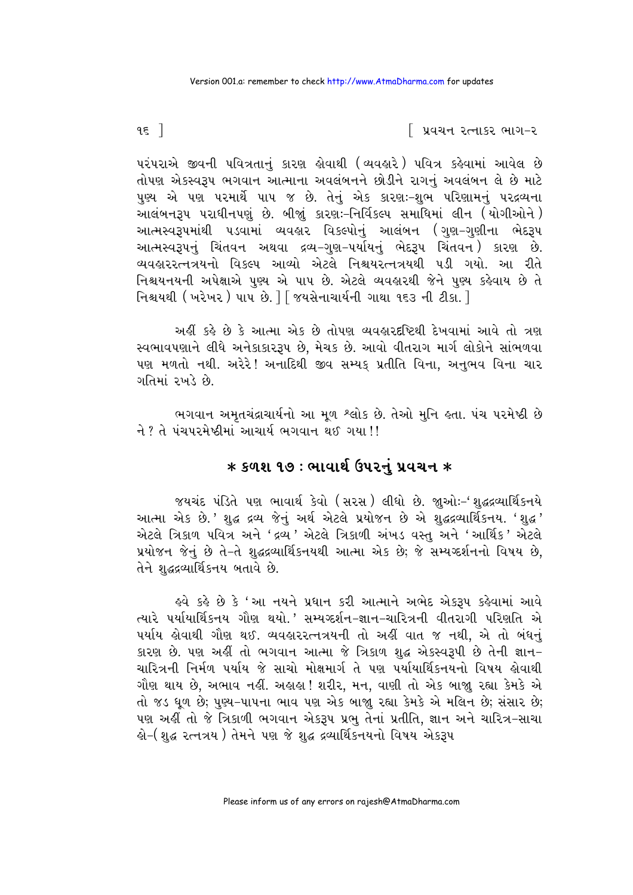પરંપરાએ જીવની પવિત્રતાનું કારણ હોવાથી (વ્યવહારે) પવિત્ર કહેવામાં આવેલ છે તોપણ એકસ્વરૂપ ભગવાન આત્માના અવલંબનને છોડીને રાગનું અવલંબન લે છે માટે પુણ્ય એ પણ પરમાર્થે પાપ જ છે. તેનું એક કારણઃ-શુભ પરિણામનું પરદ્રવ્યના આલંબનરૂપ પરાધીનપણું છે. બીજું કારણઃ-નિર્વિકલ્પ સમાધિમાં લીન (યોગીઓને) આત્મસ્વરૂપમાંથી પડવામાં વ્યવહાર વિકલ્પોનું આલંબન (ગુણ-ગુણીના ભેદરૂપ આત્મસ્વરૂપનું ચિંતવન અથવા દ્રવ્ય-ગુણ-પર્યાયનું ભેદરૂપ ચિંતવન) કારણ છે. વ્યવહારરત્નત્રયનો વિકલ્પ આવ્યો એટલે નિશ્ચયરત્નત્રયથી પડી ગયો. આ રીતે નિશ્ચયનયની અપેક્ષાએ પુણ્ય એ પાપ છે. એટલે વ્યવહારથી જેને પુણ્ય કહેવાય છે તે નિશ્ચયથી (ખરેખર) પાપ છે.] [જયસેનાચાર્યની ગાથા ૧૬૩ ની ટીકા.]

અહીં કહે છે કે આત્મા એક છે તોપણ વ્યવહારદૃષ્ટિથી દેખવામાં આવે તો ત્રણ સ્વભાવપણાને લીધે અનેકાકારરૂપ છે, મેચક છે. આવો વીતરાગ માર્ગ લોકોને સાંભળવા પણ મળતો નથી. અરેરે! અનાદિથી જીવ સમ્યક્ પ્રતીતિ વિના, અનુભવ વિના ચાર ગતિમાં રખડે છે.

ભગવાન અમૃતચંદ્રાચાર્યનો આ મૂળ શ્લોક છે. તેઓ મુનિ હતા. પંચ પરમેષ્ઠી છે ને? તે પંચપરમેષ્ઠીમાં આચાર્ય ભગવાન થઈ ગયા!!

## * કળશ ૧૭ : ભાવાર્થ ઉપરનું પ્રવચન *

જયચંદ પંડિતે પણ ભાવાર્થ કેવો (સરસ) લીધો છે. જુઓઃ-'શુદ્ધદ્રવ્યાર્થિકનયે આત્મા એક છે.' શુદ્ધ દ્રવ્ય જેનું અર્થ એટલે પ્રયોજન છે એ શુદ્ધદ્રવ્યાર્થિકનય. 'શુદ્ધ' એટલે ત્રિકાળ પવિત્ર અને 'દ્રવ્ય' એટલે ત્રિકાળી અંખડ વસ્તુ અને 'આર્થિક' એટલે પ્રયોજન જેનું છે તે-તે શુદ્ધદ્રવ્યાર્થિકનયથી આત્મા એક છે; જે સમ્યગ્દર્શનનો વિષય છે, તેને શુદ્ધદ્રવ્યાર્થિકનય બતાવે છે.

હવે કહે છે કે 'આ નયને પ્રધાન કરી આત્માને અભેદ એકરૂપ કહેવામાં આવે ત્યારે પર્યાયાર્થિકનય ગૌણ થયો.' સમ્યગ્દર્શન-જ્ઞાન-ચારિત્રની વીતરાગી પરિણતિ એ પર્યાય હોવાથી ગૌણ થઈ. વ્યવહારરત્નત્રયની તો અહીં વાત જ નથી, એ તો બંધનું કારણ છે. પણ અહીં તો ભગવાન આત્મા જે ત્રિકાળ શુદ્ધ એકસ્વરૂપી છે તેની જ્ઞાન-ચારિત્રની નિર્મળ પર્યાય જે સાચો મોક્ષમાર્ગ તે પણ પર્યાયાર્થિકનયનો વિષય હોવાથી ગૌણ થાય છે, અભાવ નહીં. અહાહા! શરીર, મન, વાણી તો એક બાજુ રહ્યા કેમકે એ તો જડ ધૂળ છે; પુણ્ય-પાપના ભાવ પણ એક બાજુ રહ્યા કેમકે એ મલિન છે; સંસાર છે; પણ અહીં તો જે ત્રિકાળી ભગવાન એકરૂપ પ્રભુ તેનાં પ્રતીતિ, જ્ઞાન અને ચારિત્ર-સાચા હો-(શુદ્ધ રત્નત્રય) તેમને પણ જે શુદ્ધ દ્રવ્યાર્થિકનયનો વિષય એકરૂપ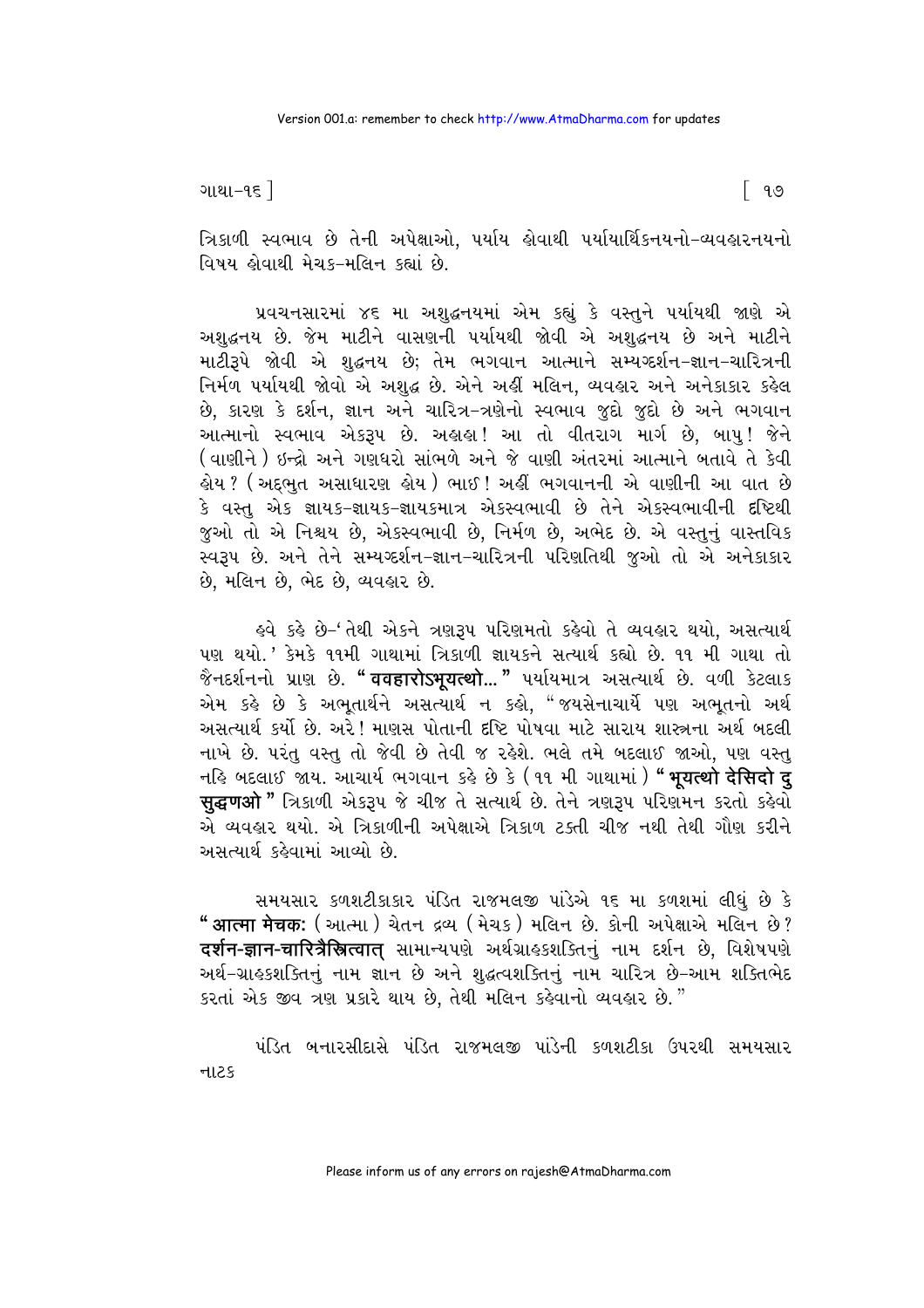ત્રિકાળી સ્વભાવ છે તેની અપેક્ષાઓ, પર્યાય હોવાથી પર્યાયાર્થિકનયનો-વ્યવહારનયનો વિષય હોવાથી મેચક-મલિન કહ્યાં છે.

પ્રવચનસારમાં ૪૬ મા અશુદ્ધનયમાં એમ કહ્યું કે વસ્તુને પર્યાયથી જાણે એ અશુદ્ધનય છે. જેમ માટીને વાસણની પર્યાયથી જોવી એ અશુદ્ધનય છે અને માટીને માટીરૂપે જોવી એ શુદ્ધનય છે; તેમ ભગવાન આત્માને સમ્યગ્દર્શન-જ્ઞાન-ચારિત્રની નિર્મળ પર્યાયથી જોવો એ અશુદ્ધ છે. એને અહીં મલિન, વ્યવહાર અને અનેકાકાર કહેલ છે, કારણ કે દર્શન, જ્ઞાન અને ચારિત્ર-ત્રણેનો સ્વભાવ જુદો જુદો છે અને ભગવાન આત્માનો સ્વભાવ એકરૂપ છે. અહાહા! આ તો વીતરાગ માર્ગ છે, બાપુ! જેને (વાણીને) ઇન્દ્રો અને ગણધરો સાંભળે અને જે વાણી અંતરમાં આત્માને બતાવે તે કેવી હોય? (અદ્દભુત અસાધારણ હોય) ભાઈ! અહીં ભગવાનની એ વાણીની આ વાત છે કે વસ્તુ એક જ્ઞાયક-જ્ઞાયક-જ્ઞાયકમાત્ર એકસ્વભાવી છે તેને એકસ્વભાવીની દૃષ્ટિથી જુઓ તો એ નિશ્ચય છે, એકસ્વભાવી છે, નિર્મળ છે, અભેદ છે. એ વસ્તુનું વાસ્તવિક સ્વરૂપ છે. અને તેને સમ્યગ્દર્શન-જ્ઞાન-ચારિત્રની પરિણતિથી જુઓ તો એ અનેકાકાર છે, મલિન છે, ભેદ છે, વ્યવહાર છે.

હવે કહે છે-'તેથી એકને ત્રણરૂપ પરિણમતો કહેવો તે વ્યવહાર થયો, અસત્યાર્થ પણ થયો.' કેમકે ૧૧મી ગાથામાં ત્રિકાળી જ્ઞાયકને સત્યાર્થ કહ્યો છે. ૧૧ મી ગાથા તો જૈનદર્શનનો પ્રાણ છે. "**ववहारोऽभूयत्थो...**" પર્યાયમાત્ર અસત્યાર્થ છે. વળી કેટલાક એમ કહે છે કે અભૂતાર્થને અસત્યાર્થ ન કહો, "જયસેનાચાર્યે પણ અભૂતનો અર્થ અસત્યાર્થ કર્યો છે. અરે! માણસ પોતાની દૃષ્ટિ પોષવા માટે સારાય શાસ્ત્રના અર્થ બદલી નાખે છે. પરંતુ વસ્તુ તો જેવી છે તેવી જ રહેશે. ભલે તમે બદલાઈ જાઓ, પણ વસ્તુ નહિ બદલાઈ જાય. આચાર્ય ભગવાન કહે છે કે (૧૧ મી ગાથામાં) "**भूयत्थो देसिदो दु सुद्धणओ**" ત્રિકાળી એકરૂપ જે ચીજ તે સત્યાર્થ છે. તેને ત્રણરૂપ પરિણમન કરતો કહેવો એ વ્યવહાર થયો. એ ત્રિકાળીની અપેક્ષાએ ત્રિકાળ ટક્તી ચીજ નથી તેથી ગૌણ કરીને અસત્યાર્થ કહેવામાં આવ્યો છે.

સમયસાર કળશટીકાકાર પંડિત રાજમલજી પાંડેએ ૧૬ મા કળશમાં લીધું છે કે "**आत्मा मेचकः** (આત્મા) ચેતન દ્રવ્ય (મેચક) મલિન છે. કોની અપેક્ષાએ મલિન છે? **दर्शन-ज्ञान-चारित्रैस्त्रित्वात्** સામાન્યપણે અર્થગ્રાહકશક્તિનું નામ દર્શન છે, વિશેષપણે અર્થ-ગ્રાહકશક્તિનું નામ જ્ઞાન છે અને શુદ્ધત્વશક્તિનું નામ ચારિત્ર છે-આમ શક્તિભેદ કરતાં એક જીવ ત્રણ પ્રકારે થાય છે, તેથી મલિન કહેવાનો વ્યવહાર છે."

પંડિત બનારસીદાસે પંડિત રાજમલજી પાંડેની કળશટીકા ઉપરથી સમયસાર નાટક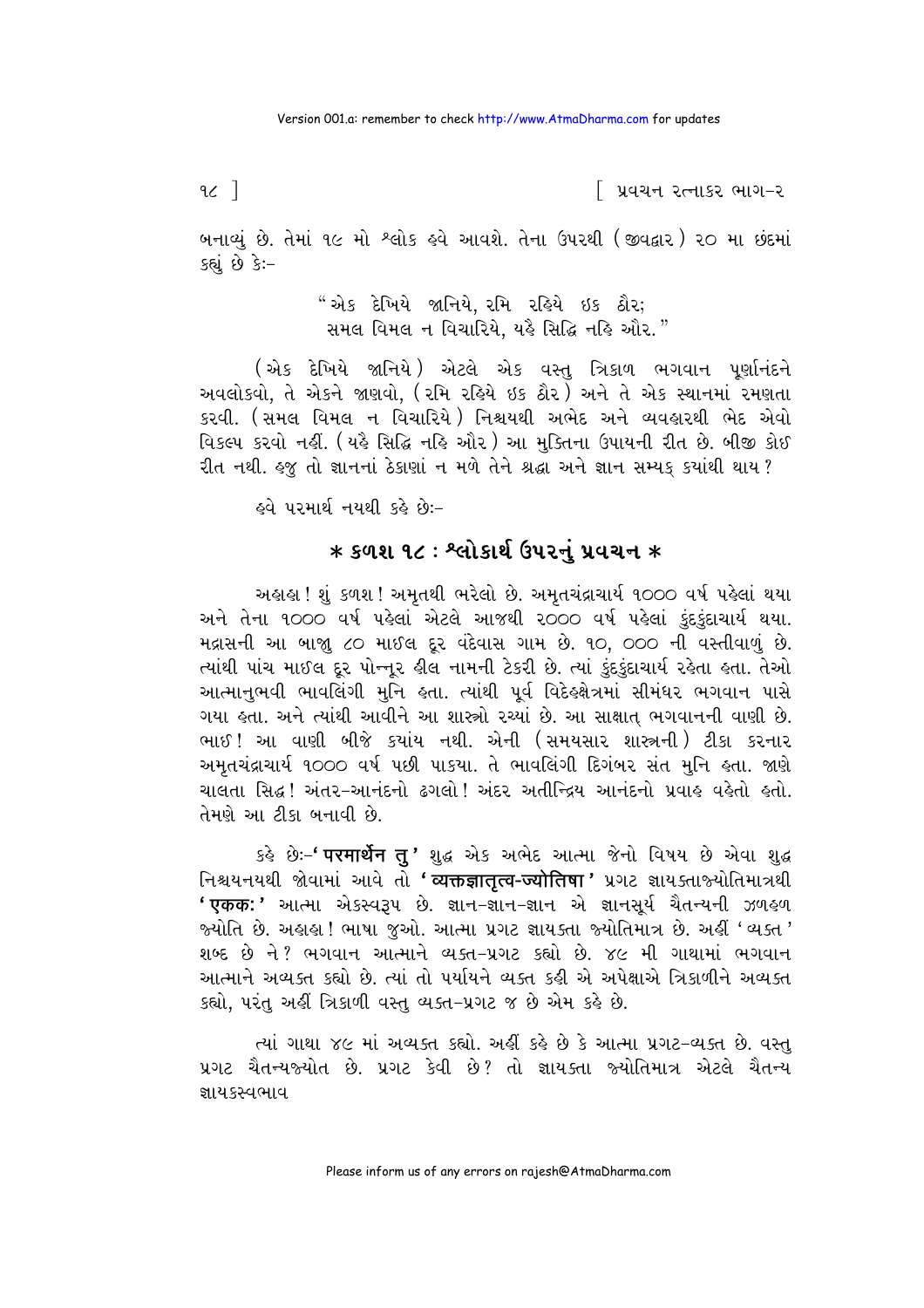બનાવ્યું છે. તેમાં ૧૯ મો શ્લોક હવે આવશે. તેના ઉપરથી (જીવદ્વાર) ૨૦ મા છંદમાં કહ્યું છે કેઃ-

> "એક દેખિયે જાનિયે, રમિ રહિયે ઇક ઠૌર;
> સમલ વિમલ ન વિચારિયે, યહૈ સિદ્ધિ નહિ ઔર."

(એક દેખિયે જાનિયે) એટલે એક વસ્તુ ત્રિકાળ ભગવાન પૂર્ણાનંદને અવલોકવો, તે એકને જાણવો, (રમિ રહિયે ઇક ઠૌર) અને તે એક સ્થાનમાં રમણતા કરવી. (સમલ વિમલ ન વિચારિયે) નિશ્ચયથી અભેદ અને વ્યવહારથી ભેદ એવો વિકલ્પ કરવો નહીં. (યહૈ સિદ્ધિ નહિ ઔર) આ મુક્તિના ઉપાયની રીત છે. બીજી કોઈ રીત નથી. હજુ તો જ્ઞાનનાં ઠેકાણાં ન મળે તેને શ્રદ્ધા અને જ્ઞાન સમ્યક્ ક્યાંથી થાય?

હવે પરમાર્થ નયથી કહે છેઃ-

## * કળશ ૧૮ : શ્લોકાર્થ ઉપરનું પ્રવચન *

અહાહા! શું કળશ! અમૃતથી ભરેલો છે. અમૃતચંદ્રાચાર્ય ૧૦૦૦ વર્ષ પહેલાં થયા અને તેના ૧૦૦૦ વર્ષ પહેલાં એટલે આજથી ૨૦૦૦ વર્ષ પહેલાં કુંદકુંદાચાર્ય થયા. મદ્રાસની આ બાજુ ૮૦ માઈલ દૂર વંદેવાસ ગામ છે. ૧૦, ૦૦૦ ની વસ્તીવાળું છે. ત્યાંથી પાંચ માઈલ દૂર પોન્નૂર હીલ નામની ટેકરી છે. ત્યાં કુંદકુંદાચાર્ય રહેતા હતા. તેઓ આત્માનુભવી ભાવલિંગી મુનિ હતા. ત્યાંથી પૂર્વ વિદેહક્ષેત્રમાં સીમંધર ભગવાન પાસે ગયા હતા. અને ત્યાંથી આવીને આ શાસ્ત્રો રચ્યાં છે. આ સાક્ષાત્ ભગવાનની વાણી છે. ભાઈ! આ વાણી બીજે ક્યાંય નથી. એની (સમયસાર શાસ્ત્રની) ટીકા કરનાર અમૃતચંદ્રાચાર્ય ૧૦૦૦ વર્ષ પછી પાક્યા. તે ભાવલિંગી દિગંબર સંત મુનિ હતા. જાણે ચાલતા સિદ્ધ! અંતર-આનંદનો ઢગલો! અંદર અતીન્દ્રિય આનંદનો પ્રવાહ વહેતો હતો. તેમણે આ ટીકા બનાવી છે.

કહે છેઃ-'**परमार्थेन तु**' શુદ્ધ એક અભેદ આત્મા જેનો વિષય છે એવા શુદ્ધ નિશ્ચયનયથી જોવામાં આવે તો '**व्यक्तज्ञातृत्व-ज्योतिषा**' પ્રગટ જ્ઞાયકતાજ્યોતિમાત્રથી '**एकक:**' આત્મા એકસ્વરૂપ છે. જ્ઞાન-જ્ઞાન-જ્ઞાન એ જ્ઞાનસૂર્ય ચૈતન્યની ઝળહળ જ્યોતિ છે. અહાહા! ભાષા જુઓ. આત્મા પ્રગટ જ્ઞાયકતા જ્યોતિમાત્ર છે. અહીં 'વ્યક્ત' શબ્દ છે ને? ભગવાન આત્માને વ્યક્ત-પ્રગટ કહ્યો છે. ૪૯ મી ગાથામાં ભગવાન આત્માને અવ્યક્ત કહ્યો છે. ત્યાં તો પર્યાયને વ્યક્ત કહી એ અપેક્ષાએ ત્રિકાળીને અવ્યક્ત કહ્યો, પરંતુ અહીં ત્રિકાળી વસ્તુ વ્યક્ત-પ્રગટ જ છે એમ કહે છે.

ત્યાં ગાથા ૪૯ માં અવ્યક્ત કહ્યો. અહીં કહે છે કે આત્મા પ્રગટ-વ્યક્ત છે. વસ્તુ પ્રગટ ચૈતન્યજ્યોત છે. પ્રગટ કેવી છે? તો જ્ઞાયકતા જ્યોતિમાત્ર એટલે ચૈતન્ય જ્ઞાયકસ્વભાવ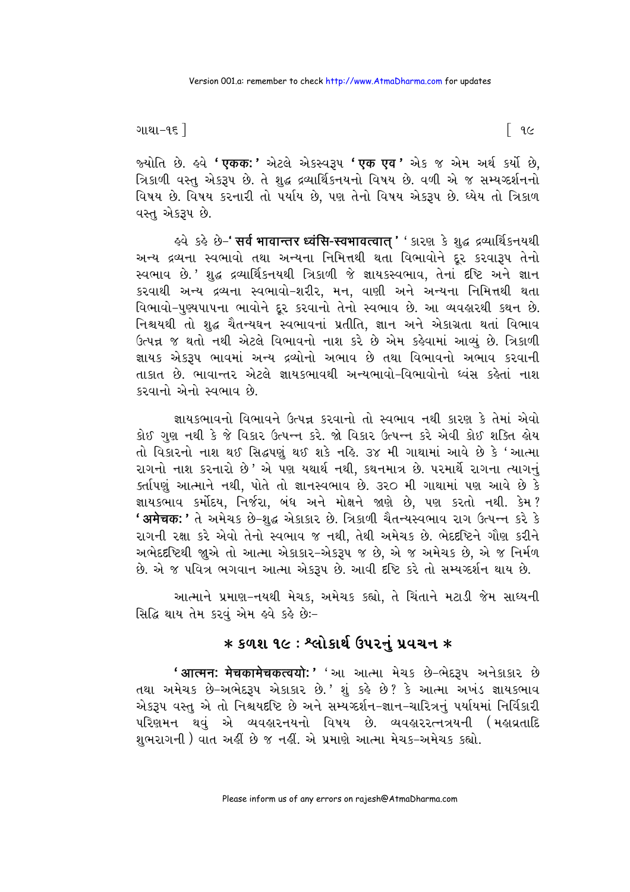જ્યોતિ છે. હવે **'एकक:'** એટલે એકસ્વરૂપ **'एक एव'** એક જ એમ અર્થ કર્યો છે, ત્રિકાળી વસ્તુ એકરૂપ છે. તે શુદ્ધ દ્રવ્યાર્થિકનયનો વિષય છે. વળી એ જ સમ્યગ્દર્શનનો વિષય છે. વિષય કરનારી તો પર્યાય છે, પણ તેનો વિષય એકરૂપ છે. ધ્યેય તો ત્રિકાળ વસ્તુ એકરૂપ છે.

હવે કહે છે-**'सर्व भावान्तर ध्वंसि-स्वभावत्वात्'** 'કારણ કે શુદ્ધ દ્રવ્યાર્થિકનયથી અન્ય દ્રવ્યના સ્વભાવો તથા અન્યના નિમિત્તથી થતા વિભાવોને દૂર કરવારૂપ તેનો સ્વભાવ છે.' શુદ્ધ દ્રવ્યાર્થિકનયથી ત્રિકાળી જે જ્ઞાયકસ્વભાવ, તેનાં દૃષ્ટિ અને જ્ઞાન કરવાથી અન્ય દ્રવ્યના સ્વભાવો-શરીર, મન, વાણી અને અન્યના નિમિત્તથી થતા વિભાવો-પુણ્યપાપના ભાવોને દૂર કરવાનો તેનો સ્વભાવ છે. આ વ્યવહારથી કથન છે. નિશ્ચયથી તો શુદ્ધ ચૈતન્યઘન સ્વભાવનાં પ્રતીતિ, જ્ઞાન અને એકાગ્રતા થતાં વિભાવ ઉત્પન્ન જ થતો નથી એટલે વિભાવનો નાશ કરે છે એમ કહેવામાં આવ્યું છે. ત્રિકાળી જ્ઞાયક એકરૂપ ભાવમાં અન્ય દ્રવ્યોનો અભાવ છે તથા વિભાવનો અભાવ કરવાની તાકાત છે. ભાવાન્તર એટલે જ્ઞાયકભાવથી અન્યભાવો-વિભાવોનો ધ્વંસ કહેતાં નાશ કરવાનો એનો સ્વભાવ છે.

જ્ઞાયકભાવનો વિભાવને ઉત્પન્ન કરવાનો તો સ્વભાવ નથી કારણ કે તેમાં એવો કોઈ ગુણ નથી કે જે વિકાર ઉત્પન્ન કરે. જો વિકાર ઉત્પન્ન કરે એવી કોઈ શક્તિ હોય તો વિકારનો નાશ થઈ સિદ્ધપણું થઈ શકે નહિ. ૩૪ મી ગાથામાં આવે છે કે 'આત્મા રાગનો નાશ કરનારો છે' એ પણ યથાર્થ નથી, કથનમાત્ર છે. પરમાર્થે રાગના ત્યાગનું કર્તાપણું આત્માને નથી, પોતે તો જ્ઞાનસ્વભાવ છે. ૩૨૦ મી ગાથામાં પણ આવે છે કે જ્ઞાયકભાવ કર્મોદય, નિર્જરા, બંધ અને મોક્ષને જાણે છે, પણ કરતો નથી. કેમ? **'अमेचक:'** તે અમેચક છે-શુદ્ધ એકાકાર છે. ત્રિકાળી ચૈતન્યસ્વભાવ રાગ ઉત્પન્ન કરે કે રાગની રક્ષા કરે એવો તેનો સ્વભાવ જ નથી, તેથી અમેચક છે. ભેદદૃષ્ટિને ગૌણ કરીને અભેદદૃષ્ટિથી જુએ તો આત્મા એકાકાર-એકરૂપ જ છે, એ જ અમેચક છે, એ જ નિર્મળ છે. એ જ પવિત્ર ભગવાન આત્મા એકરૂપ છે. આવી દૃષ્ટિ કરે તો સમ્યગ્દર્શન થાય છે.

આત્માને પ્રમાણ-નયથી મેચક, અમેચક કહ્યો, તે ચિંતાને મટાડી જેમ સાધ્યની સિદ્ધિ થાય તેમ કરવું એમ હવે કહે છે:-

## * કળશ ૧૯ : શ્લોકાર્થ ઉપરનું પ્રવચન *

**'आत्मन: मेचकामेचकत्वयो:'** 'આ આત્મા મેચક છે-ભેદરૂપ અનેકાકાર છે તથા અમેચક છે-અભેદરૂપ એકાકાર છે.' શું કહે છે? કે આત્મા અખંડ જ્ઞાયકભાવ એકરૂપ વસ્તુ એ તો નિશ્ચયદૃષ્ટિ છે અને સમ્યગ્દર્શન-જ્ઞાન-ચારિત્રનું પર્યાયમાં નિર્વિકારી પરિણમન થવું એ વ્યવહારનયનો વિષય છે. વ્યવહારરત્નત્રયની (મહાવ્રતાદિ શુભરાગની) વાત અહીં છે જ નહીં. એ પ્રમાણે આત્મા મેચક-અમેચક કહ્યો.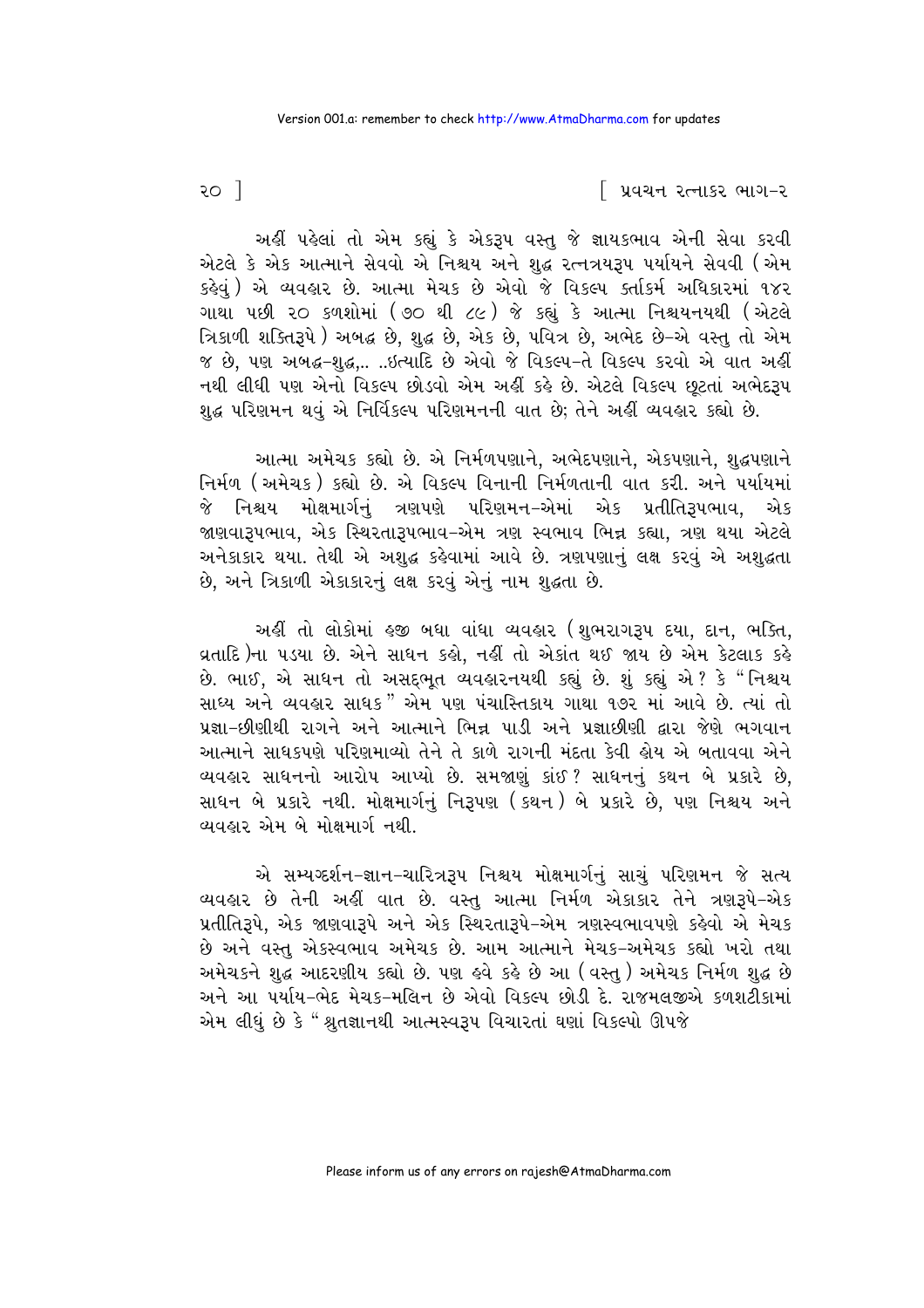અહીં પહેલાં તો એમ કહ્યું કે એકરૂપ વસ્તુ જે જ્ઞાયકભાવ એની સેવા કરવી એટલે કે એક આત્માને સેવવો એ નિશ્ચય અને શુદ્ધ રત્નત્રયરૂપ પર્યાયને સેવવી (એમ કહેવું) એ વ્યવહાર છે. આત્મા મેચક છે એવો જે વિકલ્પ કર્તાકર્મ અધિકારમાં ૧૪૨ ગાથા પછી ૨૦ કળશોમાં (૭૦ થી ૮૯) જે કહ્યું કે આત્મા નિશ્ચયનયથી (એટલે ત્રિકાળી શક્તિરૂપે) અબદ્ધ છે, શુદ્ધ છે, એક છે, પવિત્ર છે, અભેદ છે-એ વસ્તુ તો એમ જ છે, પણ અબદ્ધ-શુદ્ધ,.. ..ઇત્યાદિ છે એવો જે વિકલ્પ-તે વિકલ્પ કરવો એ વાત અહીં નથી લીધી પણ એનો વિકલ્પ છોડવો એમ અહીં કહે છે. એટલે વિકલ્પ છૂટતાં અભેદરૂપ શુદ્ધ પરિણમન થવું એ નિર્વિકલ્પ પરિણમનની વાત છે; તેને અહીં વ્યવહાર કહ્યો છે.

આત્મા અમેચક કહ્યો છે. એ નિર્મળપણાને, અભેદપણાને, એકપણાને, શુદ્ધપણાને નિર્મળ (અમેચક) કહ્યો છે. એ વિકલ્પ વિનાની નિર્મળતાની વાત કરી. અને પર્યાયમાં જે નિશ્ચય મોક્ષમાર્ગનું ત્રણપણે પરિણમન-એમાં એક પ્રતીતિરૂપભાવ, એક જાણવારૂપભાવ, એક સ્થિરતારૂપભાવ-એમ ત્રણ સ્વભાવ ભિન્ન કહ્યા, ત્રણ થયા એટલે અનેકાકાર થયા. તેથી એ અશુદ્ધ કહેવામાં આવે છે. ત્રણપણાનું લક્ષ કરવું એ અશુદ્ધતા છે, અને ત્રિકાળી એકાકારનું લક્ષ કરવું એનું નામ શુદ્ધતા છે.

અહીં તો લોકોમાં હજી બધા વાંધા વ્યવહાર (શુભરાગરૂપ દયા, દાન, ભક્તિ, વ્રતાદિ)ના પડયા છે. એને સાધન કહો, નહીં તો એકાંત થઈ જાય છે એમ કેટલાક કહે છે. ભાઈ, એ સાધન તો અસદ્ભૂત વ્યવહારનયથી કહ્યું છે. શું કહ્યું એ? કે "નિશ્ચય સાધ્ય અને વ્યવહાર સાધક" એમ પણ પંચાસ્તિકાય ગાથા ૧૭૨ માં આવે છે. ત્યાં તો પ્રજ્ઞા-છીણીથી રાગને અને આત્માને ભિન્ન પાડી અને પ્રજ્ઞાછીણી દ્વારા જેણે ભગવાન આત્માને સાધકપણે પરિણમાવ્યો તેને તે કાળે રાગની મંદતા કેવી હોય એ બતાવવા એને વ્યવહાર સાધનનો આરોપ આપ્યો છે. સમજાણું કાંઈ? સાધનનું કથન બે પ્રકારે છે, સાધન બે પ્રકારે નથી. મોક્ષમાર્ગનું નિરૂપણ (કથન) બે પ્રકારે છે, પણ નિશ્ચય અને વ્યવહાર એમ બે મોક્ષમાર્ગ નથી.

એ સમ્યગ્દર્શન-જ્ઞાન-ચારિત્રરૂપ નિશ્ચય મોક્ષમાર્ગનું સાચું પરિણમન જે સત્ય વ્યવહાર છે તેની અહીં વાત છે. વસ્તુ આત્મા નિર્મળ એકાકાર તેને ત્રણરૂપે-એક પ્રતીતિરૂપે, એક જાણવારૂપે અને એક સ્થિરતારૂપે-એમ ત્રણસ્વભાવપણે કહેવો એ મેચક છે અને વસ્તુ એકસ્વભાવ અમેચક છે. આમ આત્માને મેચક-અમેચક કહ્યો ખરો તથા અમેચકને શુદ્ધ આદરણીય કહ્યો છે. પણ હવે કહે છે આ (વસ્તુ) અમેચક નિર્મળ શુદ્ધ છે અને આ પર્યાય-ભેદ મેચક-મલિન છે એવો વિકલ્પ છોડી દે. રાજમલજીએ કળશટીકામાં એમ લીધું છે કે "શ્રુતજ્ઞાનથી આત્મસ્વરૂપ વિચારતાં ઘણાં વિકલ્પો ઊપજે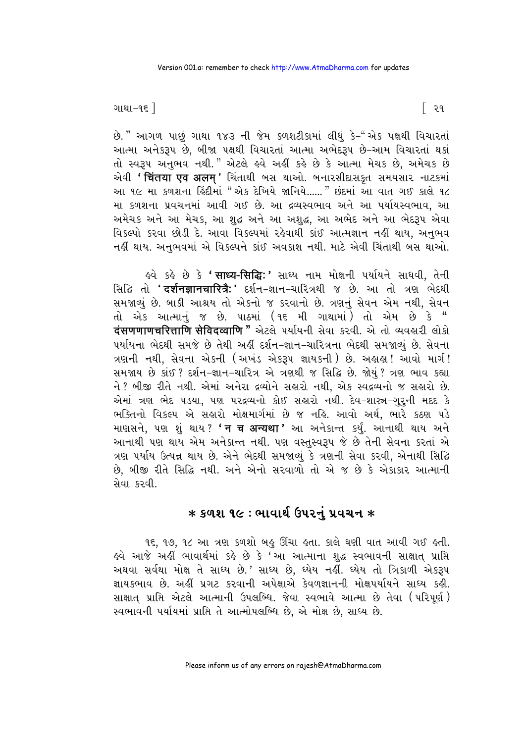છે." આગળ પાછું ગાથા ૧૪૩ ની જેમ કળશટીકામાં લીધું કે-"એક પક્ષથી વિચારતાં આત્મા અનેકરૂપ છે, બીજા પક્ષથી વિચારતાં આત્મા અભેદરૂપ છે-આમ વિચારતાં થકાં તો સ્વરૂપ અનુભવ નથી." એટલે હવે અહીં કહે છે કે આત્મા મેચક છે, અમેચક છે એવી **'चिंतया एव अलम्'** ચિંતાથી બસ થાઓ. બનારસીદાસકૃત સમયસાર નાટકમાં આ ૧૯ મા કળશના હિંદીમાં "એક દેખિયે જાનિયે......" છંદમાં આ વાત ગઈ કાલે ૧૮ મા કળશના પ્રવચનમાં આવી ગઈ છે. આ દ્રવ્યસ્વભાવ અને આ પર્યાયસ્વભાવ, આ અમેચક અને આ મેચક, આ શુદ્ધ અને આ અશુદ્ધ, આ અભેદ અને આ ભેદરૂપ એવા વિકલ્પો કરવા છોડી દે. આવા વિકલ્પમાં રહેવાથી કાંઈ આત્મજ્ઞાન નહીં થાય, અનુભવ નહીં થાય. અનુભવમાં એ વિકલ્પને કાંઈ અવકાશ નથી. માટે એવી ચિંતાથી બસ થાઓ.

હવે કહે છે કે **'साध्य-सिद्धिः'** સાધ્ય નામ મોક્ષની પર્યાયને સાધવી, તેની સિદ્ધિ તો **'दर्शनज्ञानचारित्रैः'** દર્શન-જ્ઞાન-ચારિત્રથી જ છે. આ તો ત્રણ ભેદથી સમજાવ્યું છે. બાકી આશ્રય તો એકનો જ કરવાનો છે. ત્રણનું સેવન એમ નથી, સેવન તો એક આત્માનું જ છે. પાઠમાં (૧૬ મી ગાથામાં) તો એમ છે કે "**दंसणणाणचरित्ताणि सेविदव्वाणि**" એટલે પર્યાયની સેવા કરવી. એ તો વ્યવહારી લોકો પર્યાયના ભેદથી સમજે છે તેથી અહીં દર્શન-જ્ઞાન-ચારિત્રના ભેદથી સમજાવ્યું છે. સેવના ત્રણની નથી, સેવના એકની (અખંડ એકરૂપ જ્ઞાયકની) છે. અહાહા! આવો માર્ગ! સમજાય છે કાંઈ? દર્શન-જ્ઞાન-ચારિત્ર એ ત્રણથી જ સિદ્ધિ છે. જોયું? ત્રણ ભાવ કહ્યા ને? બીજી રીતે નથી. એમાં અનેરા દ્રવ્યોને સહારો નથી, એક સ્વદ્રવ્યનો જ સહારો છે. એમાં ત્રણ ભેદ પડયા, પણ પરદ્રવ્યનો કોઈ સહારો નથી. દેવ-શાસ્ત્ર-ગુરુની મદદ કે ભક્તિનો વિકલ્પ એ સહારો મોક્ષમાર્ગમાં છે જ નહિ. આવો અર્થ, ભારે કઠણ પડે માણસને, પણ શું થાય? **'न च अन्यथा'** આ અનેકાન્ત કર્યું. આનાથી થાય અને આનાથી પણ થાય એમ અનેકાન્ત નથી. પણ વસ્તુસ્વરૂપ જે છે તેની સેવના કરતાં એ ત્રણ પર્યાય ઉત્પન્ન થાય છે. એને ભેદથી સમજાવ્યું કે ત્રણની સેવા કરવી, એનાથી સિદ્ધિ છે, બીજી રીતે સિદ્ધિ નથી. અને એનો સરવાળો તો એ જ છે કે એકાકાર આત્માની સેવા કરવી.

## * કળશ ૧૯ : ભાવાર્થ ઉપરનું પ્રવચન *

૧૬, ૧૭, ૧૮ આ ત્રણ કળશો બહુ ઊંચા હતા. કાલે ઘણી વાત આવી ગઈ હતી. હવે આજે અહીં ભાવાર્થમાં કહે છે કે 'આ આત્માના શુદ્ધ સ્વભાવની સાક્ષાત્ પ્રાપ્તિ અથવા સર્વથા મોક્ષ તે સાધ્ય છે.' સાધ્ય છે, ધ્યેય નહીં. ધ્યેય તો ત્રિકાળી એકરૂપ જ્ઞાયકભાવ છે. અહીં પ્રગટ કરવાની અપેક્ષાએ કેવળજ્ઞાનની મોક્ષપર્યાયને સાધ્ય કહી. સાક્ષાત્ પ્રાપ્તિ એટલે આત્માની ઉપલબ્ધિ. જેવા સ્વભાવે આત્મા છે તેવા (પરિપૂર્ણ) સ્વભાવની પર્યાયમાં પ્રાપ્તિ તે આત્મોપલબ્ધિ છે, એ મોક્ષ છે, સાધ્ય છે.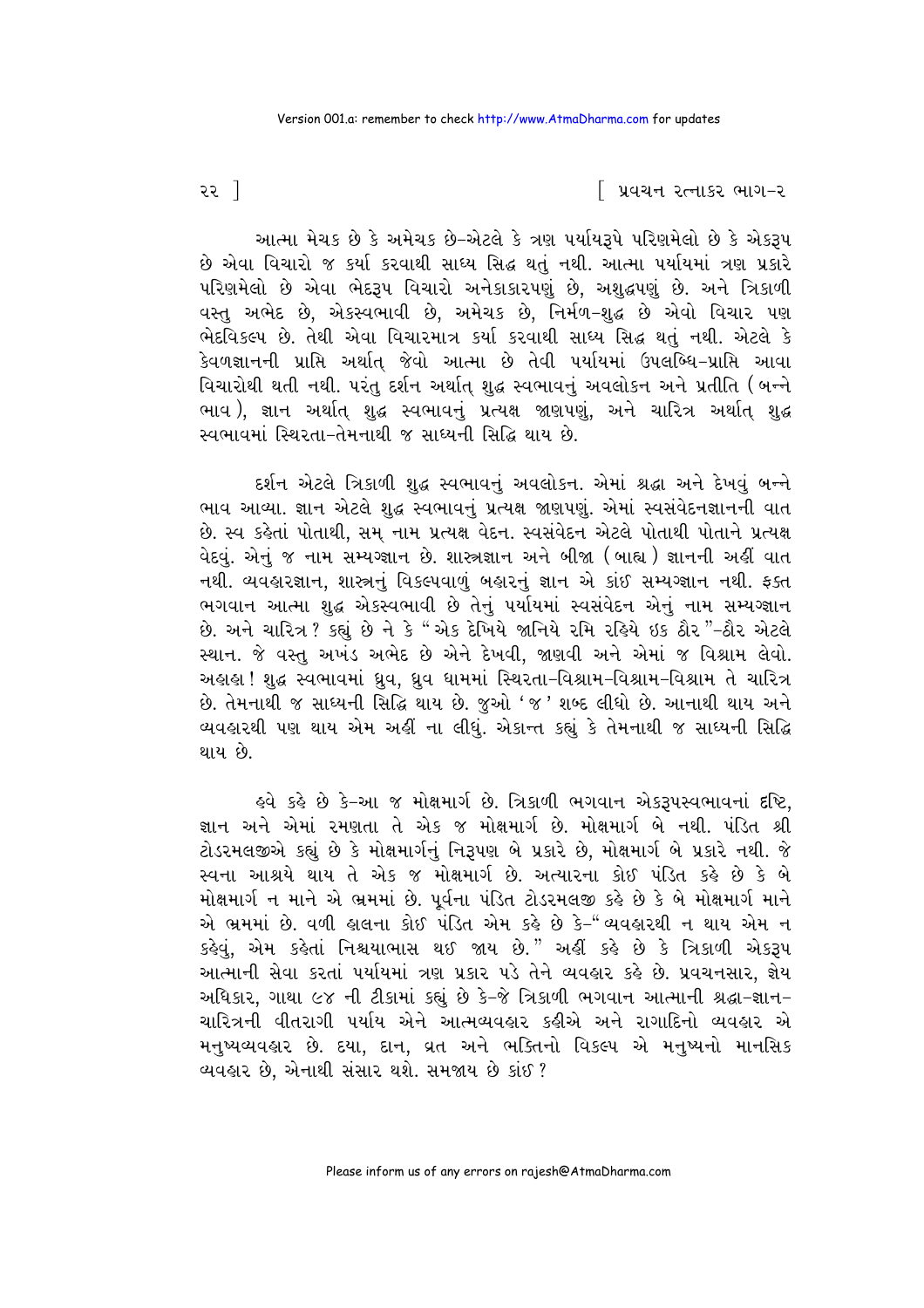આત્મા મેચક છે કે અમેચક છે-એટલે કે ત્રણ પર્યાયરૂપે પરિણમેલો છે કે એકરૂપ છે એવા વિચારો જ કર્યા કરવાથી સાધ્ય સિદ્ધ થતું નથી. આત્મા પર્યાયમાં ત્રણ પ્રકારે પરિણમેલો છે એવા ભેદરૂપ વિચારો અનેકાકારપણું છે, અશુદ્ધપણું છે. અને ત્રિકાળી વસ્તુ અભેદ છે, એકસ્વભાવી છે, અમેચક છે, નિર્મળ-શુદ્ધ છે એવો વિચાર પણ ભેદવિકલ્પ છે. તેથી એવા વિચારમાત્ર કર્યા કરવાથી સાધ્ય સિદ્ધ થતું નથી. એટલે કે કેવળજ્ઞાનની પ્રાપ્તિ અર્થાત્ જેવો આત્મા છે તેવી પર્યાયમાં ઉપલબ્ધિ-પ્રાપ્તિ આવા વિચારોથી થતી નથી. પરંતુ દર્શન અર્થાત્ શુદ્ધ સ્વભાવનું અવલોકન અને પ્રતીતિ (બન્ને ભાવ), જ્ઞાન અર્થાત્ શુદ્ધ સ્વભાવનું પ્રત્યક્ષ જાણપણું, અને ચારિત્ર અર્થાત્ શુદ્ધ સ્વભાવમાં સ્થિરતા-તેમનાથી જ સાધ્યની સિદ્ધિ થાય છે.

દર્શન એટલે ત્રિકાળી શુદ્ધ સ્વભાવનું અવલોકન. એમાં શ્રદ્ધા અને દેખવું બન્ને ભાવ આવ્યા. જ્ઞાન એટલે શુદ્ધ સ્વભાવનું પ્રત્યક્ષ જાણપણું. એમાં સ્વસંવેદનજ્ઞાનની વાત છે. સ્વ કહેતાં પોતાથી, સમ્ નામ પ્રત્યક્ષ વેદન. સ્વસંવેદન એટલે પોતાથી પોતાને પ્રત્યક્ષ વેદવું. એનું જ નામ સમ્યગ્જ્ઞાન છે. શાસ્ત્રજ્ઞાન અને બીજા (બાહ્ય) જ્ઞાનની અહીં વાત નથી. વ્યવહારજ્ઞાન, શાસ્ત્રનું વિકલ્પવાળું બહારનું જ્ઞાન એ કાંઈ સમ્યગ્જ્ઞાન નથી. ફક્ત ભગવાન આત્મા શુદ્ધ એકસ્વભાવી છે તેનું પર્યાયમાં સ્વસંવેદન એનું નામ સમ્યગ્જ્ઞાન છે. અને ચારિત્ર? કહ્યું છે ને કે "એક દેખિયે જાનિયે રમિ રહિયે ઇક ઠૌર"-ઠૌર એટલે સ્થાન. જે વસ્તુ અખંડ અભેદ છે એને દેખવી, જાણવી અને એમાં જ વિશ્રામ લેવો. અહાહા! શુદ્ધ સ્વભાવમાં ધ્રુવ, ધ્રુવ ધામમાં સ્થિરતા-વિશ્રામ-વિશ્રામ-વિશ્રામ તે ચારિત્ર છે. તેમનાથી જ સાધ્યની સિદ્ધિ થાય છે. જુઓ 'જ' શબ્દ લીધો છે. આનાથી થાય અને વ્યવહારથી પણ થાય એમ અહીં ના લીધું. એકાન્ત કહ્યું કે તેમનાથી જ સાધ્યની સિદ્ધિ થાય છે.

હવે કહે છે કે-આ જ મોક્ષમાર્ગ છે. ત્રિકાળી ભગવાન એકરૂપસ્વભાવનાં દૃષ્ટિ, જ્ઞાન અને એમાં રમણતા તે એક જ મોક્ષમાર્ગ છે. મોક્ષમાર્ગ બે નથી. પંડિત શ્રી ટોડરમલજીએ કહ્યું છે કે મોક્ષમાર્ગનું નિરૂપણ બે પ્રકારે છે, મોક્ષમાર્ગ બે પ્રકારે નથી. જે સ્વના આશ્રયે થાય તે એક જ મોક્ષમાર્ગ છે. અત્યારના કોઈ પંડિત કહે છે કે બે મોક્ષમાર્ગ ન માને એ ભ્રમમાં છે. પૂર્વના પંડિત ટોડરમલજી કહે છે કે બે મોક્ષમાર્ગ માને એ ભ્રમમાં છે. વળી હાલના કોઈ પંડિત એમ કહે છે કે-"વ્યવહારથી ન થાય એમ ન કહેવું, એમ કહેતાં નિશ્ચયાભાસ થઈ જાય છે." અહીં કહે છે કે ત્રિકાળી એકરૂપ આત્માની સેવા કરતાં પર્યાયમાં ત્રણ પ્રકાર પડે તેને વ્યવહાર કહે છે. પ્રવચનસાર, જ્ઞેય અધિકાર, ગાથા ૯૪ ની ટીકામાં કહ્યું છે કે-જે ત્રિકાળી ભગવાન આત્માની શ્રદ્ધા-જ્ઞાન-ચારિત્રની વીતરાગી પર્યાય એને આત્મવ્યવહાર કહીએ અને રાગાદિનો વ્યવહાર એ મનુષ્યવ્યવહાર છે. દયા, દાન, વ્રત અને ભક્તિનો વિકલ્પ એ મનુષ્યનો માનસિક વ્યવહાર છે, એનાથી સંસાર થશે. સમજાય છે કાંઈ?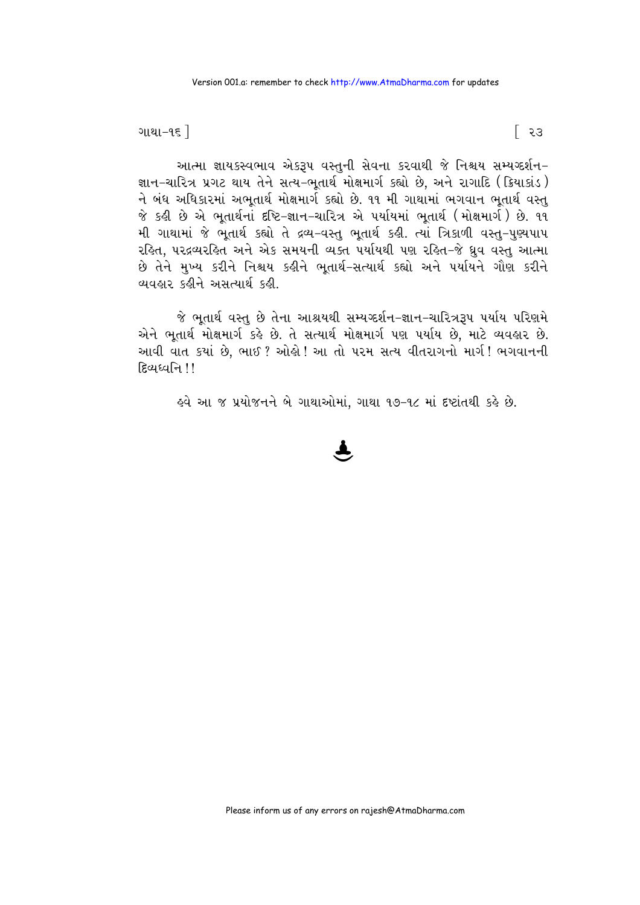આત્મા જ્ઞાયકસ્વભાવ એકરૂપ વસ્તુની સેવના કરવાથી જે નિશ્ચય સમ્યગ્દર્શન-જ્ઞાન-ચારિત્ર પ્રગટ થાય તેને સત્ય-ભૂતાર્થ મોક્ષમાર્ગ કહ્યો છે, અને રાગાદિ (ક્રિયાકાંડ) ને બંધ અધિકારમાં અભૂતાર્થ મોક્ષમાર્ગ કહ્યો છે. ૧૧ મી ગાથામાં ભગવાન ભૂતાર્થ વસ્તુ જે કહી છે એ ભૂતાર્થનાં દૃષ્ટિ-જ્ઞાન-ચારિત્ર એ પર્યાયમાં ભૂતાર્થ (મોક્ષમાર્ગ) છે. ૧૧ મી ગાથામાં જે ભૂતાર્થ કહ્યો તે દ્રવ્ય-વસ્તુ ભૂતાર્થ કહી. ત્યાં ત્રિકાળી વસ્તુ-પુણ્યપાપ રહિત, પરદ્રવ્યરહિત અને એક સમયની વ્યક્ત પર્યાયથી પણ રહિત-જે ધ્રુવ વસ્તુ આત્મા છે તેને મુખ્ય કરીને નિશ્ચય કહીને ભૂતાર્થ-સત્યાર્થ કહ્યો અને પર્યાયને ગૌણ કરીને વ્યવહાર કહીને અસત્યાર્થ કહી.

જે ભૂતાર્થ વસ્તુ છે તેના આશ્રયથી સમ્યગ્દર્શન-જ્ઞાન-ચારિત્રરૂપ પર્યાય પરિણમે એને ભૂતાર્થ મોક્ષમાર્ગ કહે છે. તે સત્યાર્થ મોક્ષમાર્ગ પણ પર્યાય છે, માટે વ્યવહાર છે. આવી વાત ક્યાં છે, ભાઈ? ઓહો! આ તો પરમ સત્ય વીતરાગનો માર્ગ! ભગવાનની દિવ્યધ્વનિ!!

હવે આ જ પ્રયોજનને બે ગાથાઓમાં, ગાથા ૧૭-૧૮ માં દૃષ્ટાંતથી કહે છે.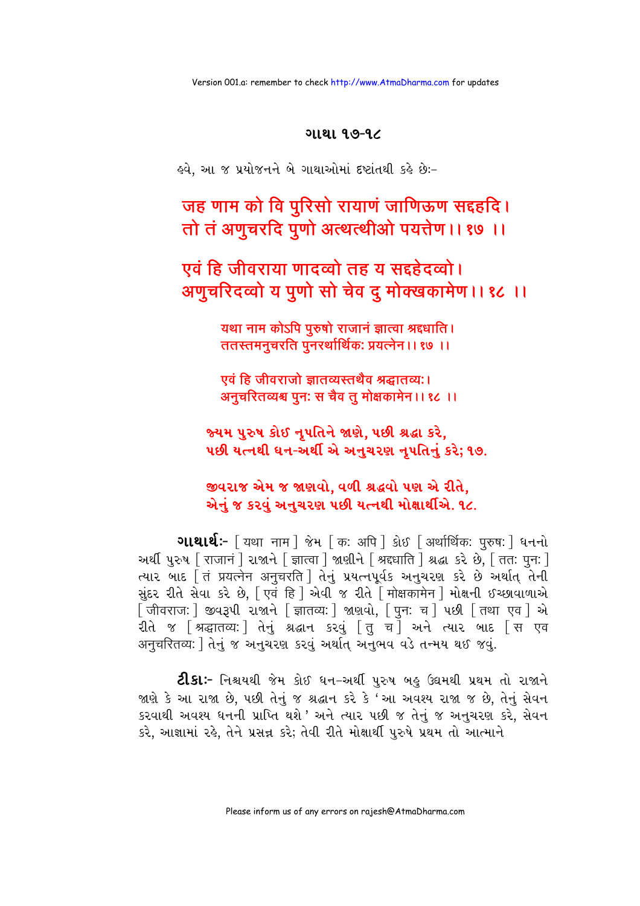## ગાથા ૧૭-૧૮

હવે, આ જ પ્રયોજનને બે ગાથાઓમાં દૃષ્ટાંતથી કહે છેઃ–

**जह णाम को वि पुरिसो रायाणं जाणिऊण सद्दहदि।
तो तं अणुचरदि पुणो अत्थत्थीओ पयत्तेण।। १७ ।।**

**एवं हि जीवराया णादव्वो तह य सद्दहेदव्वो।
अणुचरिदव्वो य पुणो सो चेव दु मोक्खकामेण।। १८ ।।**

यथा नाम कोऽपि पुरुषो राजानं ज्ञात्वा श्रद्दधाति।
ततस्तमनुचरति पुनरर्थार्थिकः प्रयत्नेन।। १७ ।।

एवं हि जीवराजो ज्ञातव्यस्तथैव श्रद्धातव्यः।
अनुचरितव्यश्च पुनः स चैव तु मोक्षकामेन।। १८ ।।

**જ્યમ પુરુષ કોઈ નૃપતિને જાણે, પછી શ્રદ્ધા કરે,
પછી યત્નથી ધન-અર્થી એ અનુચરણ નૃપતિનું કરે; ૧૭.**

**જીવરાજ એમ જ જાણવો, વળી શ્રદ્ધવો પણ એ રીતે,
એનું જ કરવું અનુચરણ પછી યત્નથી મોક્ષાર્થીએ. ૧૮.**

**ગાથાર્થઃ-** [ यथा नाम ] જેમ [ कः अपि ] કોઇ [ अर्थार्थिकः पुरुषः ] ધનનો અર્થી પુરુષ [ राजानं ] રાજાને [ ज्ञात्वा ] જાણીને [ श्रद्दधाति ] શ્રદ્ધા કરે છે, [ ततः पुनः ] ત્યાર બાદ [ तं प्रयत्नेन अनुचरति ] તેનું પ્રયત્નપૂર્વક અનુચરણ કરે છે અર્થાત્ તેની સુંદર રીતે સેવા કરે છે, [ एवं हि ] એવી જ રીતે [ मोक्षकामेन ] મોક્ષની ઇચ્છાવાળાએ [ जीवराजः ] જીવરૂપી રાજાને [ ज्ञातव्यः ] જાણવો, [ पुनः च ] પછી [ तथा एव ] એ રીતે જ [ श्रद्धातव्यः ] તેનું શ્રદ્ધાન કરવું [ तु च ] અને ત્યાર બાદ [ स एव अनुचरितव्यः ] તેનું જ અનુચરણ કરવું અર્થાત્ અનુભવ વડે તન્મય થઇ જવું.

**ટીકાઃ-** નિશ્ચયથી જેમ કોઇ ધન-અર્થી પુરુષ બહુ ઉદ્યમથી પ્રથમ તો રાજાને જાણે કે આ રાજા છે, પછી તેનું જ શ્રદ્ધાન કરે કે 'આ અવશ્ય રાજા જ છે, તેનું સેવન કરવાથી અવશ્ય ધનની પ્રાપ્તિ થશે' અને ત્યાર પછી જ તેનું જ અનુચરણ કરે, સેવન કરે, આજ્ઞામાં રહે, તેને પ્રસન્ન કરે; તેવી રીતે મોક્ષાર્થી પુરુષે પ્રથમ તો આત્માને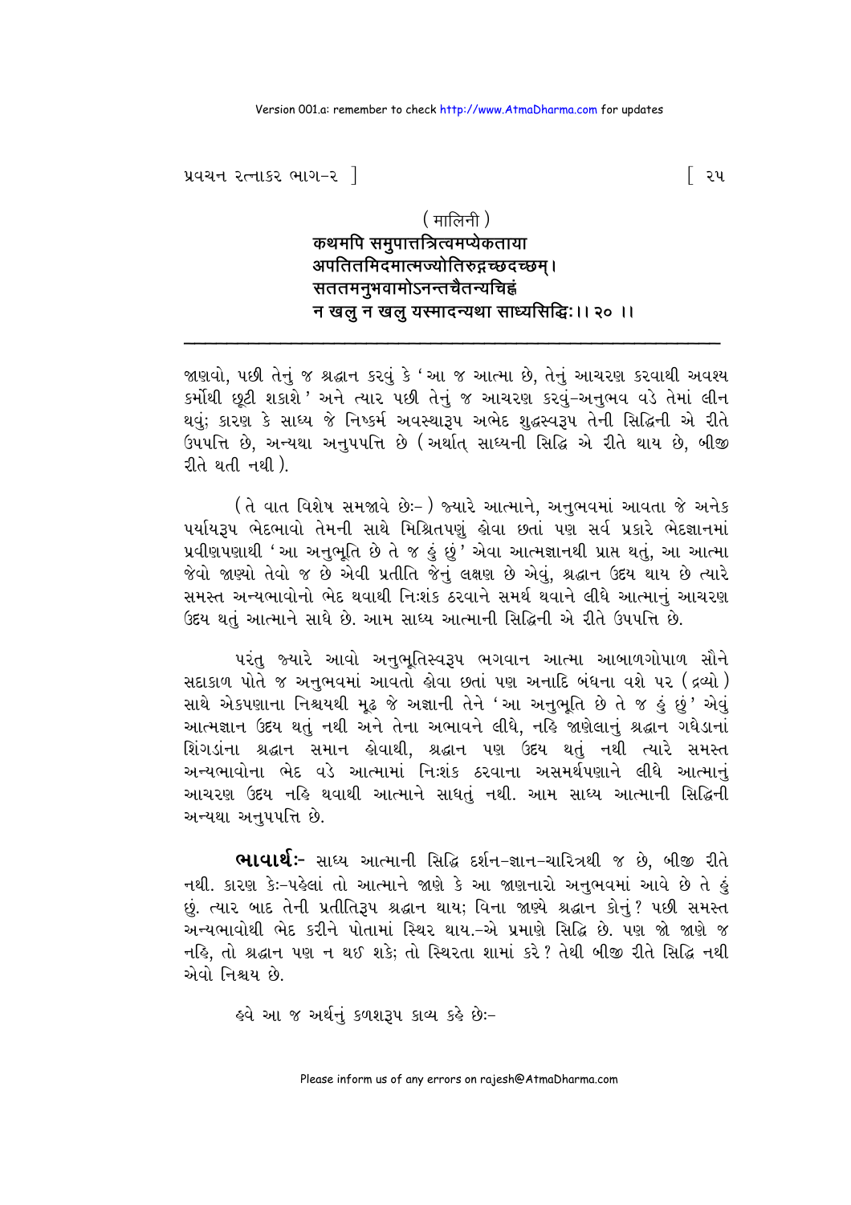( मालिनी )

**कथमपि समुपात्तत्रित्वमप्येकताया**
**अपतितमिदमात्मज्योतिरुद्गच्छदच्छम्।**
**सततमनुभवामोऽनन्तचैतन्यचिह्नं**
**न खलु न खलु यस्मादन्यथा साध्यसिद्धिः।। २० ।।**

---

જાણવો, પછી તેનું જ શ્રદ્ધાન કરવું કે 'આ જ આત્મા છે, તેનું આચરણ કરવાથી અવશ્ય કર્મોથી છૂટી શકાશે' અને ત્યાર પછી તેનું જ આચરણ કરવું-અનુભવ વડે તેમાં લીન થવું; કારણ કે સાધ્ય જે નિષ્કર્મ અવસ્થારૂપ અભેદ શુદ્ધસ્વરૂપ તેની સિદ્ધિની એ રીતે ઉપપત્તિ છે, અન્યથા અનુપપત્તિ છે (અર્થાત્ સાધ્યની સિદ્ધિ એ રીતે થાય છે, બીજી રીતે થતી નથી).

(તે વાત વિશેષ સમજાવે છેઃ-) જ્યારે આત્માને, અનુભવમાં આવતા જે અનેક પર્યાયરૂપ ભેદભાવો તેમની સાથે મિશ્રિતપણું હોવા છતાં પણ સર્વ પ્રકારે ભેદજ્ઞાનમાં પ્રવીણપણાથી 'આ અનુભૂતિ છે તે જ હું છું' એવા આત્મજ્ઞાનથી પ્રાપ્ત થતું, આ આત્મા જેવો જાણ્યો તેવો જ છે એવી પ્રતીતિ જેનું લક્ષણ છે એવું, શ્રદ્ધાન ઉદય થાય છે ત્યારે સમસ્ત અન્યભાવોનો ભેદ થવાથી નિઃશંક ઠરવાને સમર્થ થવાને લીધે આત્માનું આચરણ ઉદય થતું આત્માને સાધે છે. આમ સાધ્ય આત્માની સિદ્ધિની એ રીતે ઉપપત્તિ છે.

પરંતુ જ્યારે આવો અનુભૂતિસ્વરૂપ ભગવાન આત્મા આબાળગોપાળ સૌને સદાકાળ પોતે જ અનુભવમાં આવતો હોવા છતાં પણ અનાદિ બંધના વશે પર (દ્રવ્યો) સાથે એકપણાના નિશ્ચયથી મૂઢ જે અજ્ઞાની તેને 'આ અનુભૂતિ છે તે જ હું છું' એવું આત્મજ્ઞાન ઉદય થતું નથી અને તેના અભાવને લીધે, નહિ જાણેલાનું શ્રદ્ધાન ગધેડાનાં શિંગડાંના શ્રદ્ધાન સમાન હોવાથી, શ્રદ્ધાન પણ ઉદય થતું નથી ત્યારે સમસ્ત અન્યભાવોના ભેદ વડે આત્મામાં નિઃશંક ઠરવાના અસમર્થપણાને લીધે આત્માનું આચરણ ઉદય નહિ થવાથી આત્માને સાધતું નથી. આમ સાધ્ય આત્માની સિદ્ધિની અન્યથા અનુપપત્તિ છે.

**ભાવાર્થઃ-** સાધ્ય આત્માની સિદ્ધિ દર્શન-જ્ઞાન-ચારિત્રથી જ છે, બીજી રીતે નથી. કારણ કેઃ-પહેલાં તો આત્માને જાણે કે આ જાણનારો અનુભવમાં આવે છે તે હું છું. ત્યાર બાદ તેની પ્રતીતિરૂપ શ્રદ્ધાન થાય; વિના જાણ્યે શ્રદ્ધાન કોનું? પછી સમસ્ત અન્યભાવોથી ભેદ કરીને પોતામાં સ્થિર થાય.-એ પ્રમાણે સિદ્ધિ છે. પણ જો જાણે જ નહિ, તો શ્રદ્ધાન પણ ન થઈ શકે; તો સ્થિરતા શામાં કરે? તેથી બીજી રીતે સિદ્ધિ નથી એવો નિશ્ચય છે.

હવે આ જ અર્થનું કળશરૂપ કાવ્ય કહે છેઃ-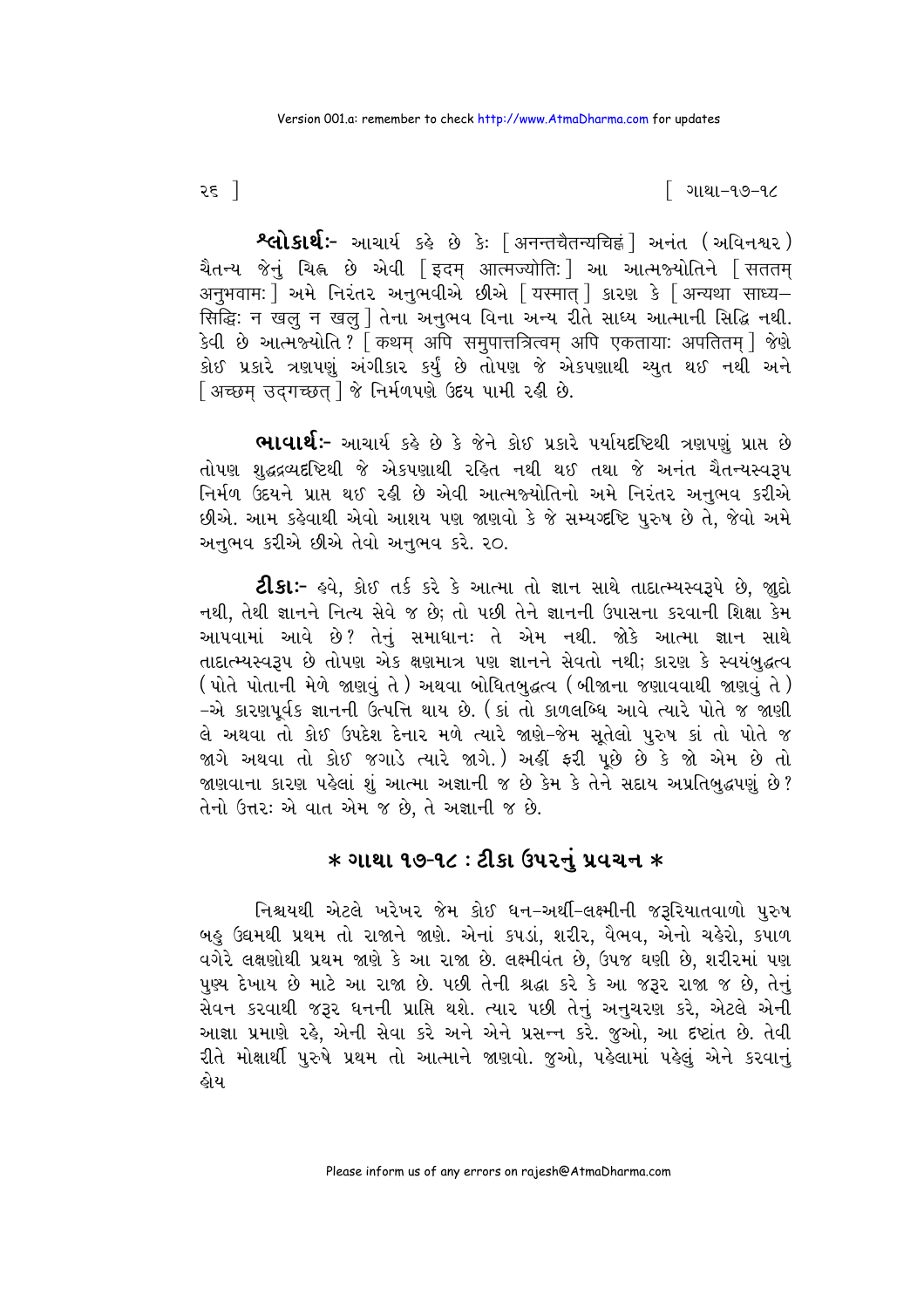**શ્લોકાર્થઃ-** આચાર્ય કહે છે કેઃ [ अनन्तचैतन्यचिह्नं ] અનંત (અવિનશ્વર) ચૈતન્ય જેનું ચિહ્ન છે એવી [ इदम् आत्मज्योतिः ] આ આત્મજ્યોતિને [ सततम् अनुभवामः ] અમે નિરંતર અનુભવીએ છીએ [ यस्मात् ] કારણ કે [ अन्यथा साध्य-सिद्धिः न खलु न खलु ] તેના અનુભવ વિના અન્ય રીતે સાધ્ય આત્માની સિદ્ધિ નથી. કેવી છે આત્મજ્યોતિ? [ कथम् अपि समुपात्तत्रित्वम् अपि एकतायाः अपतितम् ] જેણે કોઈ પ્રકારે ત્રણપણું અંગીકાર કર્યું છે તોપણ જે એકપણાથી ચ્યુત થઈ નથી અને [ अच्छम् उद्गच्छत् ] જે નિર્મળપણે ઉદય પામી રહી છે.

**ભાવાર્થઃ-** આચાર્ય કહે છે કે જેને કોઈ પ્રકારે પર્યાયદૃષ્ટિથી ત્રણપણું પ્રાપ્ત છે તોપણ શુદ્ધદ્રવ્યદૃષ્ટિથી જે એકપણાથી રહિત નથી થઈ તથા જે અનંત ચૈતન્યસ્વરૂપ નિર્મળ ઉદયને પ્રાપ્ત થઈ રહી છે એવી આત્મજ્યોતિનો અમે નિરંતર અનુભવ કરીએ છીએ. આમ કહેવાથી એવો આશય પણ જાણવો કે જે સમ્યગ્દૃષ્ટિ પુરુષ છે તે, જેવો અમે અનુભવ કરીએ છીએ તેવો અનુભવ કરે. ૨૦.

**ટીકાઃ-** હવે, કોઈ તર્ક કરે કે આત્મા તો જ્ઞાન સાથે તાદાત્મ્યસ્વરૂપે છે, જાુદો નથી, તેથી જ્ઞાનને નિત્ય સેવે જ છે; તો પછી તેને જ્ઞાનની ઉપાસના કરવાની શિક્ષા કેમ આપવામાં આવે છે? તેનું સમાધાનઃ તે એમ નથી. જોકે આત્મા જ્ઞાન સાથે તાદાત્મ્યસ્વરૂપ છે તોપણ એક ક્ષણમાત્ર પણ જ્ઞાનને સેવતો નથી; કારણ કે સ્વયંબુદ્ધત્વ (પોતે પોતાની મેળે જાણવું તે) અથવા બોધિતબુદ્ધત્વ (બીજાના જણાવવાથી જાણવું તે) -એ કારણપૂર્વક જ્ઞાનની ઉત્પત્તિ થાય છે. (કાં તો કાળલબ્ધિ આવે ત્યારે પોતે જ જાણી લે અથવા તો કોઈ ઉપદેશ દેનાર મળે ત્યારે જાણે-જેમ સૂતેલો પુરુષ કાં તો પોતે જ જાગે અથવા તો કોઈ જગાડે ત્યારે જાગે.) અહીં ફરી પૂછે છે કે જો એમ છે તો જાણવાના કારણ પહેલાં શું આત્મા અજ્ઞાની જ છે કેમ કે તેને સદાય અપ્રતિબુદ્ધપણું છે? તેનો ઉત્તરઃ એ વાત એમ જ છે, તે અજ્ઞાની જ છે.

## * ગાથા ૧૭-૧૮ : ટીકા ઉપરનું પ્રવચન *

નિશ્ચયથી એટલે ખરેખર જેમ કોઈ ધન-અર્થી-લક્ષ્મીની જરૂરિયાતવાળો પુરુષ બહુ ઉદ્યમથી પ્રથમ તો રાજાને જાણે. એનાં કપડાં, શરીર, વૈભવ, એનો ચહેરો, કપાળ વગેરે લક્ષણોથી પ્રથમ જાણે કે આ રાજા છે. લક્ષ્મીવંત છે, ઉપજ ઘણી છે, શરીરમાં પણ પુણ્ય દેખાય છે માટે આ રાજા છે. પછી તેની શ્રદ્ધા કરે કે આ જરૂર રાજા જ છે, તેનું સેવન કરવાથી જરૂર ધનની પ્રાપ્તિ થશે. ત્યાર પછી તેનું અનુચરણ કરે, એટલે એની આજ્ઞા પ્રમાણે રહે, એની સેવા કરે અને એને પ્રસન્ન કરે. જુઓ, આ દૃષ્ટાંત છે. તેવી રીતે મોક્ષાર્થી પુરુષે પ્રથમ તો આત્માને જાણવો. જુઓ, પહેલામાં પહેલું એને કરવાનું હોય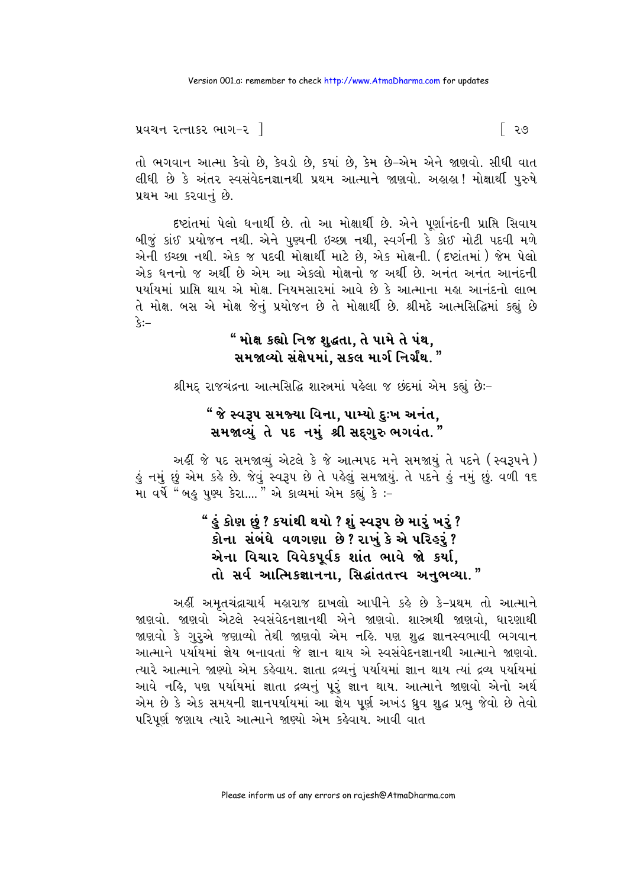તો ભગવાન આત્મા કેવો છે, કેવડો છે, કયાં છે, કેમ છે-એમ એને જાણવો. સીધી વાત લીધી છે કે અંતર સ્વસંવેદનજ્ઞાનથી પ્રથમ આત્માને જાણવો. અહાહા! મોક્ષાર્થી પુરુષે પ્રથમ આ કરવાનું છે.

દૃષ્ટાંતમાં પેલો ધનાર્થી છે. તો આ મોક્ષાર્થી છે. એને પૂર્ણાનંદની પ્રાપ્તિ સિવાય બીજું કાંઈ પ્રયોજન નથી. એને પુણ્યની ઇચ્છા નથી, સ્વર્ગની કે કોઈ મોટી પદવી મળે એની ઇચ્છા નથી. એક જ પદવી મોક્ષાર્થી માટે છે, એક મોક્ષની. (દૃષ્ટાંતમાં) જેમ પેલો એક ધનનો જ અર્થી છે એમ આ એકલો મોક્ષનો જ અર્થી છે. અનંત અનંત આનંદની પર્યાયમાં પ્રાપ્તિ થાય એ મોક્ષ. નિયમસારમાં આવે છે કે આત્માના મહા આનંદનો લાભ તે મોક્ષ. બસ એ મોક્ષ જેનું પ્રયોજન છે તે મોક્ષાર્થી છે. શ્રીમદે આત્મસિદ્ધિમાં કહ્યું છે કેઃ-

> **"મોક્ષ કહ્યો નિજ શુદ્ધતા, તે પામે તે પંથ,**
> **સમજાવ્યો સંક્ષેપમાં, સકલ માર્ગ નિર્ગ્રંથ."**

શ્રીમદ્ રાજચંદ્રના આત્મસિદ્ધિ શાસ્ત્રમાં પહેલા જ છંદમાં એમ કહ્યું છેઃ-

> **"જે સ્વરૂપ સમજ્યા વિના, પામ્યો દુઃખ અનંત,**
> **સમજાવ્યું તે પદ નમું શ્રી સદ્દગુરુ ભગવંત."**

અહીં જે પદ સમજાવ્યું એટલે કે જે આત્મપદ મને સમજાયું તે પદને (સ્વરૂપને) હું નમું છું એમ કહે છે. જેવું સ્વરૂપ છે તે પહેલું સમજાયું. તે પદને હું નમું છું. વળી ૧૬ મા વર્ષે "બહુ પુણ્ય કેરા...." એ કાવ્યમાં એમ કહ્યું કે :-

> **"હું કોણ છું? કયાંથી થયો? શું સ્વરૂપ છે મારું ખરું?**
> **કોના સંબંધે વળગણા છે? રાખું કે એ પરિહરું?**
> **એના વિચાર વિવેકપૂર્વક શાંત ભાવે જો કર્યા,**
> **તો સર્વ આત્મિકજ્ઞાનના, સિદ્ધાંતતત્ત્વ અનુભવ્યા."**

અહીં અમૃતચંદ્રાચાર્ય મહારાજ દાખલો આપીને કહે છે કે-પ્રથમ તો આત્માને જાણવો. જાણવો એટલે સ્વસંવેદનજ્ઞાનથી એને જાણવો. શાસ્ત્રથી જાણવો, ધારણાથી જાણવો કે ગુરુએ જણાવ્યો તેથી જાણવો એમ નહિ. પણ શુદ્ધ જ્ઞાનસ્વભાવી ભગવાન આત્માને પર્યાયમાં જ્ઞેય બનાવતાં જે જ્ઞાન થાય એ સ્વસંવેદનજ્ઞાનથી આત્માને જાણવો. ત્યારે આત્માને જાણ્યો એમ કહેવાય. જ્ઞાતા દ્રવ્યનું પર્યાયમાં જ્ઞાન થાય ત્યાં દ્રવ્ય પર્યાયમાં આવે નહિ, પણ પર્યાયમાં જ્ઞાતા દ્રવ્યનું પૂરું જ્ઞાન થાય. આત્માને જાણવો એનો અર્થ એમ છે કે એક સમયની જ્ઞાનપર્યાયમાં આ જ્ઞેય પૂર્ણ અખંડ ધ્રુવ શુદ્ધ પ્રભુ જેવો છે તેવો પરિપૂર્ણ જણાય ત્યારે આત્માને જાણ્યો એમ કહેવાય. આવી વાત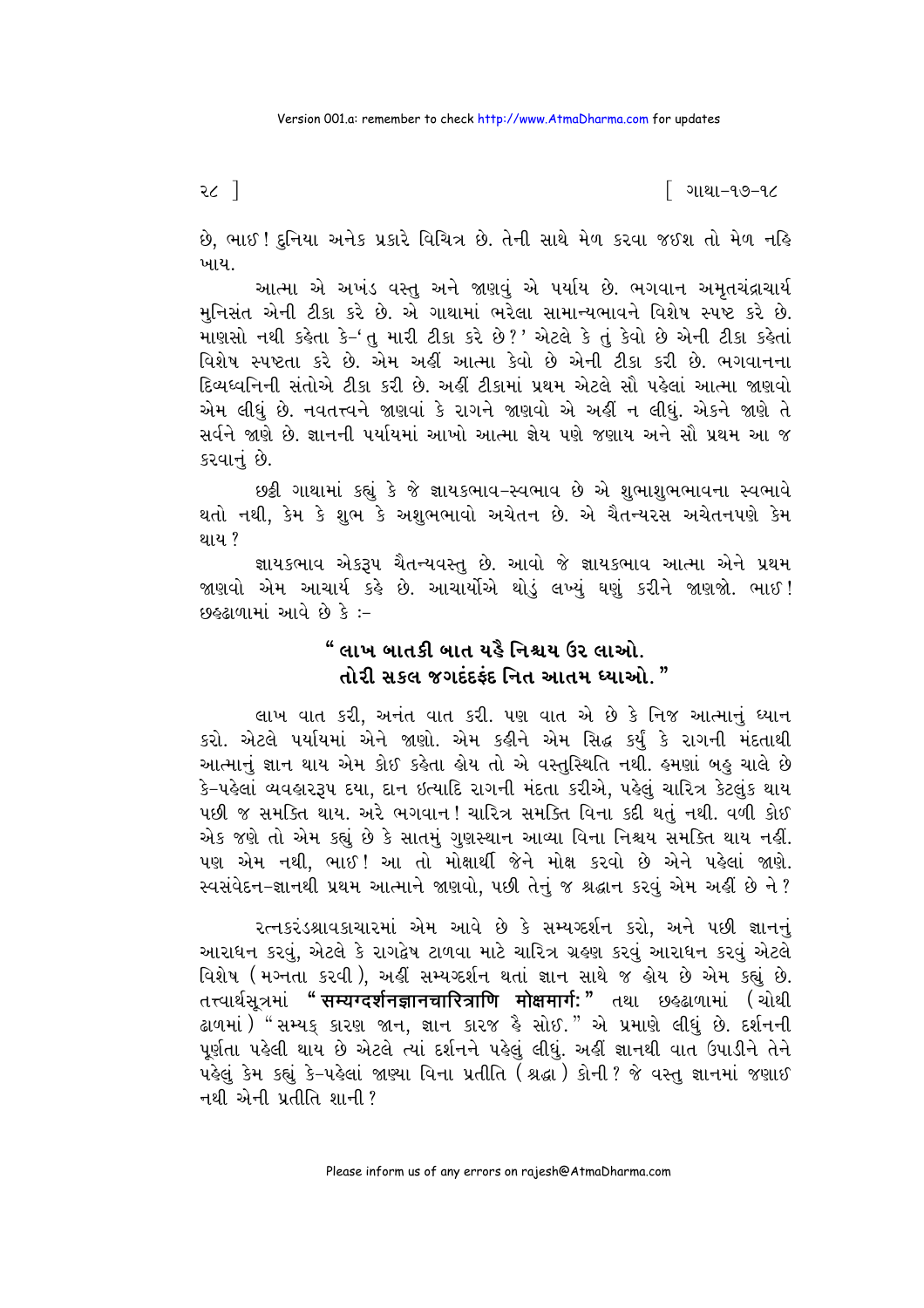છે, ભાઈ! દુનિયા અનેક પ્રકારે વિચિત્ર છે. તેની સાથે મેળ કરવા જઈશ તો મેળ નહિ ખાય.

આત્મા એ અખંડ વસ્તુ અને જાણવું એ પર્યાય છે. ભગવાન અમૃતચંદ્રાચાર્ય મુનિસંત એની ટીકા કરે છે. એ ગાથામાં ભરેલા સામાન્યભાવને વિશેષ સ્પષ્ટ કરે છે. માણસો નથી કહેતા કે-'તુ મારી ટીકા કરે છે?' એટલે કે તું કેવો છે એની ટીકા કહેતાં વિશેષ સ્પષ્ટતા કરે છે. એમ અહીં આત્મા કેવો છે એની ટીકા કરી છે. ભગવાનના દિવ્યધ્વનિની સંતોએ ટીકા કરી છે. અહીં ટીકામાં પ્રથમ એટલે સૌ પહેલાં આત્મા જાણવો એમ લીધું છે. નવતત્ત્વને જાણવાં કે રાગને જાણવો એ અહીં ન લીધું. એકને જાણે તે સર્વને જાણે છે. જ્ઞાનની પર્યાયમાં આખો આત્મા જ્ઞેય પણે જણાય અને સૌ પ્રથમ આ જ કરવાનું છે.

છઠ્ઠી ગાથામાં કહ્યું કે જે જ્ઞાયકભાવ-સ્વભાવ છે એ શુભાશુભભાવના સ્વભાવે થતો નથી, કેમ કે શુભ કે અશુભભાવો અચેતન છે. એ ચૈતન્યરસ અચેતનપણે કેમ થાય?

જ્ઞાયકભાવ એકરૂપ ચૈતન્યવસ્તુ છે. આવો જે જ્ઞાયકભાવ આત્મા એને પ્રથમ જાણવો એમ આચાર્ય કહે છે. આચાર્યોએ થોડું લખ્યું ઘણું કરીને જાણજો. ભાઈ! છહઢાળામાં આવે છે કે :-

**"લાખ બાતકી બાત યહૈ નિશ્ચય ઉર લાઓ.**
**તોરી સકલ જગદંદફંદ નિત આતમ ધ્યાઓ."**

લાખ વાત કરી, અનંત વાત કરી. પણ વાત એ છે કે નિજ આત્માનું ધ્યાન કરો. એટલે પર્યાયમાં એને જાણો. એમ કહીને એમ સિદ્ધ કર્યું કે રાગની મંદતાથી આત્માનું જ્ઞાન થાય એમ કોઈ કહેતા હોય તો એ વસ્તુસ્થિતિ નથી. હમણાં બહુ ચાલે છે કે-પહેલાં વ્યવહારરૂપ દયા, દાન ઇત્યાદિ રાગની મંદતા કરીએ, પહેલું ચારિત્ર કેટલુંક થાય પછી જ સમકિત થાય. અરે ભગવાન! ચારિત્ર સમકિત વિના કદી થતું નથી. વળી કોઈ એક જણે તો એમ કહ્યું છે કે સાતમું ગુણસ્થાન આવ્યા વિના નિશ્ચય સમકિત થાય નહીં. પણ એમ નથી, ભાઈ! આ તો મોક્ષાર્થી જેને મોક્ષ કરવો છે એને પહેલાં જાણે. સ્વસંવેદન-જ્ઞાનથી પ્રથમ આત્માને જાણવો, પછી તેનું જ શ્રદ્ધાન કરવું એમ અહીં છે ને?

રત્નકરંડશ્રાવકાચારમાં એમ આવે છે કે સમ્યગ્દર્શન કરો, અને પછી જ્ઞાનનું આરાધન કરવું, એટલે કે રાગદ્વેષ ટાળવા માટે ચારિત્ર ગ્રહણ કરવું આરાધન કરવું એટલે વિશેષ (મગ્નતા કરવી), અહીં સમ્યગ્દર્શન થતાં જ્ઞાન સાથે જ હોય છે એમ કહ્યું છે. તત્ત્વાર્થસૂત્રમાં **"सम्यग्दर्शनज्ञानचारित्राणि मोक्षमार्गः"** તથા છહઢાળામાં (ચોથી ઢાળમાં) "સમ્યક્ કારણ જાન, જ્ઞાન કારજ હૈ સોઈ." એ પ્રમાણે લીધું છે. દર્શનની પૂર્ણતા પહેલી થાય છે એટલે ત્યાં દર્શનને પહેલું લીધું. અહીં જ્ઞાનથી વાત ઉપાડીને તેને પહેલું કેમ કહ્યું કે-પહેલાં જાણ્યા વિના પ્રતીતિ (શ્રદ્ધા) કોની? જે વસ્તુ જ્ઞાનમાં જણાઈ નથી એની પ્રતીતિ શાની?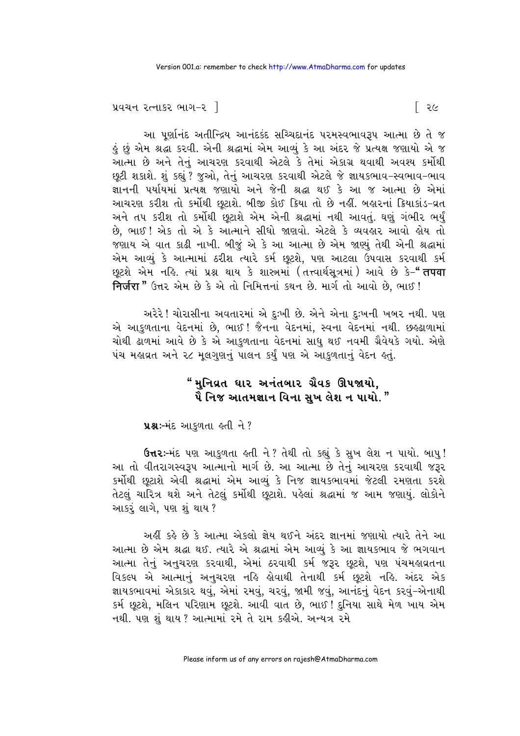આ પૂર્ણાનંદ અતીન્દ્રિય આનંદકંદ સચ્ચિદાનંદ પરમસ્વભાવરૂપ આત્મા છે તે જ હું છું એમ શ્રદ્ધા કરવી. એની શ્રદ્ધામાં એમ આવ્યું કે આ અંદર જે પ્રત્યક્ષ જણાયો એ જ આત્મા છે અને તેનું આચરણ કરવાથી એટલે કે તેમાં એકાગ્ર થવાથી અવશ્ય કર્મોથી છૂટી શકાશે. શું કહ્યું? જુઓ, તેનું આચરણ કરવાથી એટલે જે જ્ઞાયકભાવ-સ્વભાવ-ભાવ જ્ઞાનની પર્યાયમાં પ્રત્યક્ષ જણાયો અને જેની શ્રદ્ધા થઈ કે આ જ આત્મા છે એમાં આચરણ કરીશ તો કર્મોથી છૂટાશે. બીજી કોઈ ક્રિયા તો છે નહીં. બહારનાં ક્રિયાકાંડ-વ્રત અને તપ કરીશ તો કર્મોથી છૂટાશે એમ એની શ્રદ્ધામાં નથી આવતું. ઘણું ગંભીર ભર્યું છે, ભાઈ! એક તો એ કે આત્માને સીધો જાણવો. એટલે કે વ્યવહાર આવો હોય તો જણાય એ વાત કાઢી નાખી. બીજું એ કે આ આત્મા છે એમ જાણ્યું તેથી એની શ્રદ્ધામાં એમ આવ્યું કે આત્મામાં ઠરીશ ત્યારે કર્મ છૂટશે, પણ આટલા ઉપવાસ કરવાથી કર્મ છૂટશે એમ નહિ. ત્યાં પ્રશ્ન થાય કે શાસ્ત્રમાં (તત્ત્વાર્થસૂત્રમાં) આવે છે કે-"**तपवा निर्जरा**" ઉત્તર એમ છે કે એ તો નિમિત્તનાં કથન છે. માર્ગ તો આવો છે, ભાઈ!

અરેરે! ચોરાસીના અવતારમાં એ દુઃખી છે. એને એના દુઃખની ખબર નથી. પણ એ આકુળતાના વેદનમાં છે, ભાઈ! જૈનના વેદનમાં, સ્વના વેદનમાં નથી. છહઢાળામાં ચોથી ઢાળમાં આવે છે કે એ આકુળતાના વેદનમાં સાધુ થઈ નવમી ગ્રૈવેયકે ગયો. એણે પંચ મહાવ્રત અને ૨૮ મૂલગુણનું પાલન કર્યું પણ એ આકુળતાનું વેદન હતું.

**"મુનિવ્રત ધાર અનંતબાર ગ્રૈવક ઊપજાયો,**
**પૈ નિજ આતમજ્ઞાન વિના સુખ લેશ ન પાયો."**

**પ્રશ્નઃ**-મંદ આકુળતા હતી ને?

**ઉત્તરઃ**-મંદ પણ આકુળતા હતી ને? તેથી તો કહ્યું કે સુખ લેશ ન પાયો. બાપુ! આ તો વીતરાગસ્વરૂપ આત્માનો માર્ગ છે. આ આત્મા છે તેનું આચરણ કરવાથી જરૂર કર્મોથી છૂટાશે એવી શ્રદ્ધામાં એમ આવ્યું કે નિજ જ્ઞાયકભાવમાં જેટલી રમણતા કરશે તેટલું ચારિત્ર થશે અને તેટલું કર્મોથી છૂટાશે. પહેલાં શ્રદ્ધામાં જ આમ જણાયું. લોકોને આકરું લાગે, પણ શું થાય?

અહીં કહે છે કે આત્મા એકલો જ્ઞેય થઈને અંદર જ્ઞાનમાં જણાયો ત્યારે તેને આ આત્મા છે એમ શ્રદ્ધા થઈ. ત્યારે એ શ્રદ્ધામાં એમ આવ્યું કે આ જ્ઞાયકભાવ જે ભગવાન આત્મા તેનું અનુચરણ કરવાથી, એમાં ઠરવાથી કર્મ જરૂર છૂટશે, પણ પંચમહાવ્રતના વિકલ્પ એ આત્માનું અનુચરણ નહિ હોવાથી તેનાથી કર્મ છૂટશે નહિ. અંદર એક જ્ઞાયકભાવમાં એકાકાર થવું, એમાં રમવું, ચરવું, જામી જવું, આનંદનું વેદન કરવું-એનાથી કર્મ છૂટશે, મલિન પરિણામ છૂટશે. આવી વાત છે, ભાઈ! દુનિયા સાથે મેળ ખાય એમ નથી. પણ શું થાય? આત્મામાં રમે તે રામ કહીએ. અન્યત્ર રમે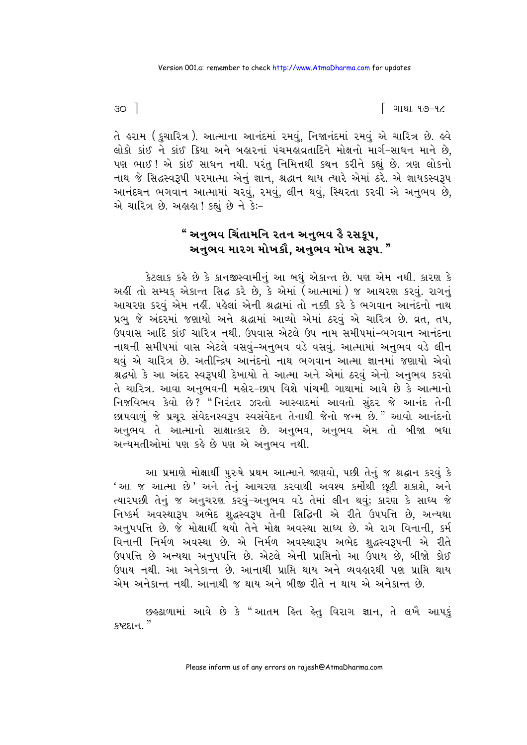તે હરામ (કુચારિત્ર). આત્માના આનંદમાં રમવું, નિજાનંદમાં રમવું એ ચારિત્ર છે. હવે લોકો કાંઈ ને કાંઈ ક્રિયા અને બહારનાં પંચમહાવ્રતાદિને મોક્ષનો માર્ગ-સાધન માને છે, પણ ભાઈ! એ કાંઈ સાધન નથી. પરંતુ નિમિત્તથી કથન કરીને કહ્યું છે. ત્રણ લોકનો નાથ જે સિદ્ધસ્વરૂપી પરમાત્મા એનું જ્ઞાન, શ્રદ્ધાન થાય ત્યારે એમાં ઠરે. એ જ્ઞાયકસ્વરૂપ આનંદઘન ભગવાન આત્મામાં ચરવું, રમવું, લીન થવું, સ્થિરતા કરવી એ અનુભવ છે, એ ચારિત્ર છે. અહાહા! કહ્યું છે ને કેઃ-

**" અનુભવ ચિંતામનિ રતન અનુભવ હૈ રસકૂપ,**
**અનુભવ મારગ મોખકૌ, અનુભવ મોખ સરૂપ. "**

કેટલાક કહે છે કે કાનજીસ્વામીનું આ બધું એકાન્ત છે. પણ એમ નથી. કારણ કે અહીં તો સમ્યક્ એકાન્ત સિદ્ધ કરે છે, કે એમાં (આત્મામાં) જ આચરણ કરવું. રાગનું આચરણ કરવું એમ નહીં. પહેલાં એની શ્રદ્ધામાં તો નક્કી કરે કે ભગવાન આનંદનો નાથ પ્રભુ જે અંદરમાં જણાયો અને શ્રદ્ધામાં આવ્યો એમાં ઠરવું એ ચારિત્ર છે. વ્રત, તપ, ઉપવાસ આદિ કાંઈ ચારિત્ર નથી. ઉપવાસ એટલે ઉપ નામ સમીપમાં-ભગવાન આનંદના નાથની સમીપમાં વાસ એટલે વસવું-અનુભવ વડે વસવું. આત્મામાં અનુભવ વડે લીન થવું એ ચારિત્ર છે. અતીન્દ્રિય આનંદનો નાથ ભગવાન આત્મા જ્ઞાનમાં જણાયો એવો શ્રદ્ધયો કે આ અંદર સ્વરૂપથી દેખાયો તે આત્મા અને એમાં ઠરવું એનો અનુભવ કરવો તે ચારિત્ર. આવા અનુભવની મહોર-છાપ વિશે પાંચમી ગાથામાં આવે છે કે આત્માનો નિજવિભવ કેવો છે? "નિરંતર ઝરતો આસ્વાદમાં આવતો સુંદર જે આનંદ તેની છાપવાળું જે પ્રચૂર સંવેદનસ્વરૂપ સ્વસંવેદન તેનાથી જેનો જન્મ છે." આવો આનંદનો અનુભવ તે આત્માનો સાક્ષાત્કાર છે. અનુભવ, અનુભવ એમ તો બીજા બધા અન્યમતીઓમાં પણ કહે છે પણ એ અનુભવ નથી.

આ પ્રમાણે મોક્ષાર્થી પુરુષે પ્રથમ આત્માને જાણવો, પછી તેનું જ શ્રદ્ધાન કરવું કે 'આ જ આત્મા છે' અને તેનું આચરણ કરવાથી અવશ્ય કર્મોથી છૂટી શકાશે, અને ત્યારપછી તેનું જ અનુચરણ કરવું-અનુભવ વડે તેમાં લીન થવું; કારણ કે સાધ્ય જે નિષ્કર્મ અવસ્થારૂપ અભેદ શુદ્ધસ્વરૂપ તેની સિદ્ધિની એ રીતે ઉપપત્તિ છે, અન્યથા અનુપપત્તિ છે. જે મોક્ષાર્થી થયો તેને મોક્ષ અવસ્થા સાધ્ય છે. એ રાગ વિનાની, કર્મ વિનાની નિર્મળ અવસ્થા છે. એ નિર્મળ અવસ્થારૂપ અભેદ શુદ્ધસ્વરૂપની એ રીતે ઉપપત્તિ છે અન્યથા અનુપપત્તિ છે. એટલે એની પ્રાપ્તિનો આ ઉપાય છે, બીજો કોઈ ઉપાય નથી. આ અનેકાન્ત છે. આનાથી પ્રાપ્તિ થાય અને વ્યવહારથી પણ પ્રાપ્તિ થાય એમ અનેકાન્ત નથી. આનાથી જ થાય અને બીજી રીતે ન થાય એ અનેકાન્ત છે.

છહઢાળામાં આવે છે કે "આતમ હિત હેતુ વિરાગ જ્ઞાન, તે લખૈ આપકું કષ્ટદાન."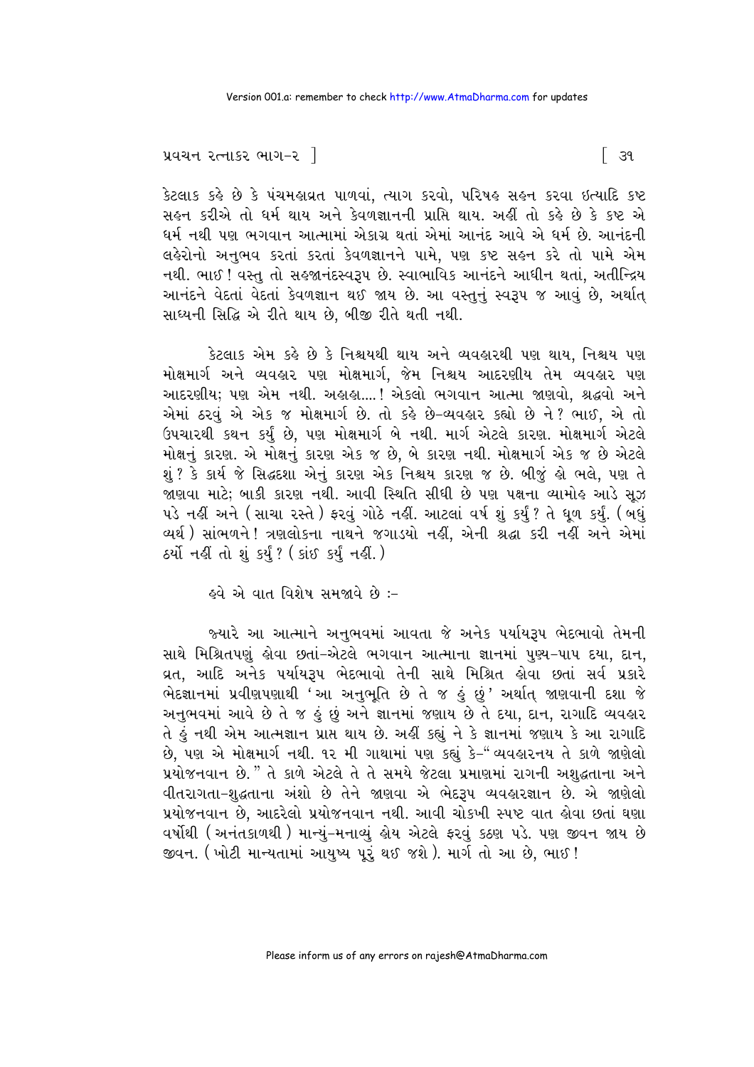કેટલાક કહે છે કે પંચમહાવ્રત પાળવાં, ત્યાગ કરવો, પરિષહ સહન કરવા ઇત્યાદિ કષ્ટ સહન કરીએ તો ધર્મ થાય અને કેવળજ્ઞાનની પ્રાપ્તિ થાય. અહીં તો કહે છે કે કષ્ટ એ ધર્મ નથી પણ ભગવાન આત્મામાં એકાગ્ર થતાં એમાં આનંદ આવે એ ધર્મ છે. આનંદની લહેરોનો અનુભવ કરતાં કરતાં કેવળજ્ઞાનને પામે, પણ કષ્ટ સહન કરે તો પામે એમ નથી. ભાઈ! વસ્તુ તો સહજાનંદસ્વરૂપ છે. સ્વાભાવિક આનંદને આધીન થતાં, અતીન્દ્રિય આનંદને વેદતાં વેદતાં કેવળજ્ઞાન થઈ જાય છે. આ વસ્તુનું સ્વરૂપ જ આવું છે, અર્થાત્ સાધ્યની સિદ્ધિ એ રીતે થાય છે, બીજી રીતે થતી નથી.

કેટલાક એમ કહે છે કે નિશ્ચયથી થાય અને વ્યવહારથી પણ થાય, નિશ્ચય પણ મોક્ષમાર્ગ અને વ્યવહાર પણ મોક્ષમાર્ગ, જેમ નિશ્ચય આદરણીય તેમ વ્યવહાર પણ આદરણીય; પણ એમ નથી. અહાહા....! એકલો ભગવાન આત્મા જાણવો, શ્રદ્ધવો અને એમાં ઠરવું એ એક જ મોક્ષમાર્ગ છે. તો કહે છે-વ્યવહાર કહ્યો છે ને? ભાઈ, એ તો ઉપચારથી કથન કર્યું છે, પણ મોક્ષમાર્ગ બે નથી. માર્ગ એટલે કારણ. મોક્ષમાર્ગ એટલે મોક્ષનું કારણ. એ મોક્ષનું કારણ એક જ છે, બે કારણ નથી. મોક્ષમાર્ગ એક જ છે એટલે શું? કે કાર્ય જે સિદ્ધદશા એનું કારણ એક નિશ્ચય કારણ જ છે. બીજું હો ભલે, પણ તે જાણવા માટે; બાકી કારણ નથી. આવી સ્થિતિ સીધી છે પણ પક્ષના વ્યામોહ આડે સૂઝ પડે નહીં અને (સાચા રસ્તે) ફરવું ગોઠે નહીં. આટલાં વર્ષ શું કર્યું? તે ધૂળ કર્યું. (બધું વ્યર્થ) સાંભળને! ત્રણલોકના નાથને જગાડયો નહીં, એની શ્રદ્ધા કરી નહીં અને એમાં ઠર્યો નહીં તો શું કર્યું? (કાંઈ કર્યું નહીં.)

હવે એ વાત વિશેષ સમજાવે છે :-

જ્યારે આ આત્માને અનુભવમાં આવતા જે અનેક પર્યાયરૂપ ભેદભાવો તેમની સાથે મિશ્રિતપણું હોવા છતાં-એટલે ભગવાન આત્માના જ્ઞાનમાં પુણ્ય-પાપ દયા, દાન, વ્રત, આદિ અનેક પર્યાયરૂપ ભેદભાવો તેની સાથે મિશ્રિત હોવા છતાં સર્વ પ્રકારે ભેદજ્ઞાનમાં પ્રવીણપણાથી 'આ અનુભૂતિ છે તે જ હું છું' અર્થાત્ જાણવાની દશા જે અનુભવમાં આવે છે તે જ હું છું અને જ્ઞાનમાં જણાય છે તે દયા, દાન, રાગાદિ વ્યવહાર તે હું નથી એમ આત્મજ્ઞાન પ્રાપ્ત થાય છે. અહીં કહ્યું ને કે જ્ઞાનમાં જણાય કે આ રાગાદિ છે, પણ એ મોક્ષમાર્ગ નથી. ૧૨ મી ગાથામાં પણ કહ્યું કે-"વ્યવહારનય તે કાળે જાણેલો પ્રયોજનવાન છે." તે કાળે એટલે તે તે સમયે જેટલા પ્રમાણમાં રાગની અશુદ્ધતાના અને વીતરાગતા-શુદ્ધતાના અંશો છે તેને જાણવા એ ભેદરૂપ વ્યવહારજ્ઞાન છે. એ જાણેલો પ્રયોજનવાન છે, આદરેલો પ્રયોજનવાન નથી. આવી ચોકખી સ્પષ્ટ વાત હોવા છતાં ઘણા વર્ષોથી (અનંતકાળથી) માન્યું-મનાવ્યું હોય એટલે ફરવું કઠણ પડે. પણ જીવન જાય છે જીવન. (ખોટી માન્યતામાં આયુષ્ય પૂરું થઈ જશે). માર્ગ તો આ છે, ભાઈ!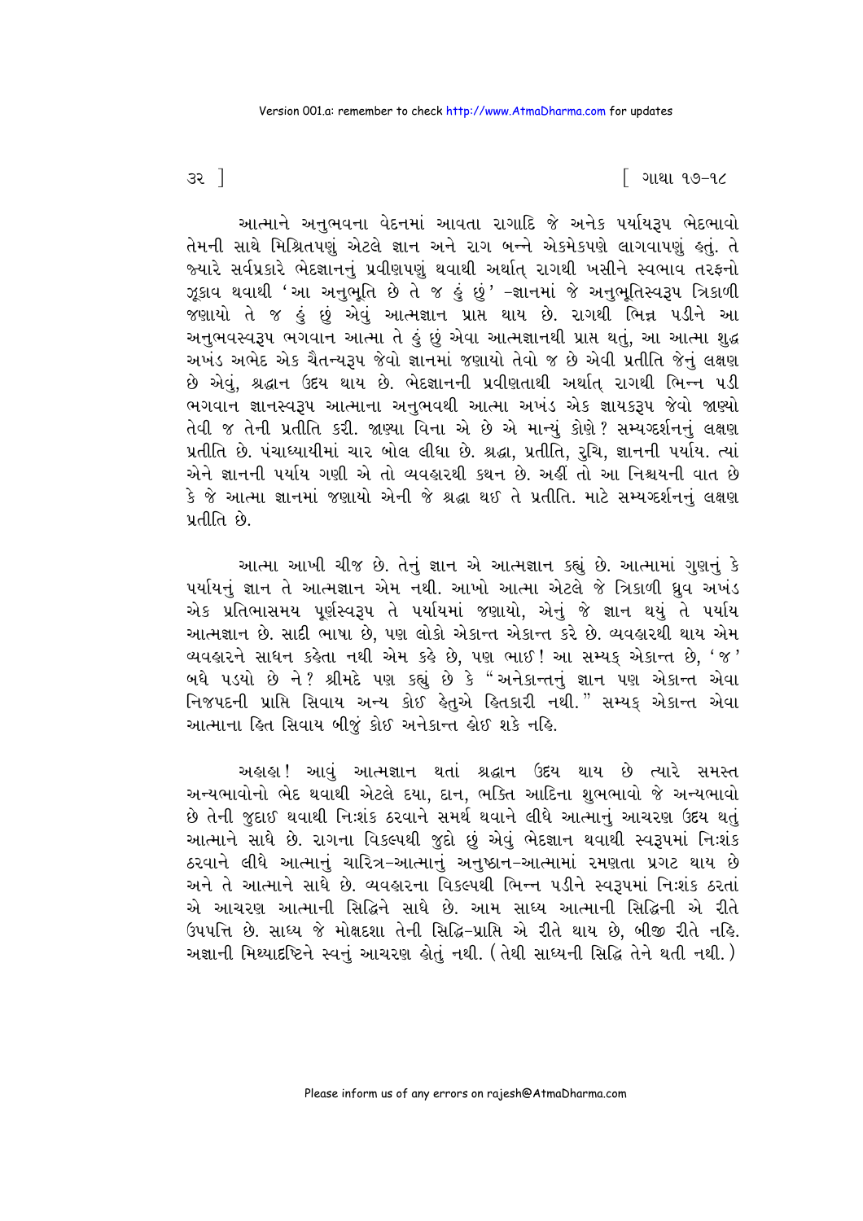આત્માને અનુભવના વેદનમાં આવતા રાગાદિ જે અનેક પર્યાયરૂપ ભેદભાવો તેમની સાથે મિશ્રિતપણું એટલે જ્ઞાન અને રાગ બન્ને એકમેકપણે લાગવાપણું હતું. તે જ્યારે સર્વપ્રકારે ભેદજ્ઞાનનું પ્રવીણપણું થવાથી અર્થાત્ રાગથી ખસીને સ્વભાવ તરફનો ઝૂકાવ થવાથી 'આ અનુભૂતિ છે તે જ હું છું' -જ્ઞાનમાં જે અનુભૂતિસ્વરૂપ ત્રિકાળી જણાયો તે જ હું છું એવું આત્મજ્ઞાન પ્રાપ્ત થાય છે. રાગથી ભિન્ન પડીને આ અનુભવસ્વરૂપ ભગવાન આત્મા તે હું છું એવા આત્મજ્ઞાનથી પ્રાપ્ત થતું, આ આત્મા શુદ્ધ અખંડ અભેદ એક ચૈતન્યરૂપ જેવો જ્ઞાનમાં જણાયો તેવો જ છે એવી પ્રતીતિ જેનું લક્ષણ છે એવું, શ્રદ્ધાન ઉદય થાય છે. ભેદજ્ઞાનની પ્રવીણતાથી અર્થાત્ રાગથી ભિન્ન પડી ભગવાન જ્ઞાનસ્વરૂપ આત્માના અનુભવથી આત્મા અખંડ એક જ્ઞાયકરૂપ જેવો જાણ્યો તેવી જ તેની પ્રતીતિ કરી. જાણ્યા વિના એ છે એ માન્યું કોણે? સમ્યગ્દર્શનનું લક્ષણ પ્રતીતિ છે. પંચાધ્યાયીમાં ચાર બોલ લીધા છે. શ્રદ્ધા, પ્રતીતિ, રુચિ, જ્ઞાનની પર્યાય. ત્યાં એને જ્ઞાનની પર્યાય ગણી એ તો વ્યવહારથી કથન છે. અહીં તો આ નિશ્ચયની વાત છે કે જે આત્મા જ્ઞાનમાં જણાયો એની જે શ્રદ્ધા થઈ તે પ્રતીતિ. માટે સમ્યગ્દર્શનનું લક્ષણ પ્રતીતિ છે.

આત્મા આખી ચીજ છે. તેનું જ્ઞાન એ આત્મજ્ઞાન કહ્યું છે. આત્મામાં ગુણનું કે પર્યાયનું જ્ઞાન તે આત્મજ્ઞાન એમ નથી. આખો આત્મા એટલે જે ત્રિકાળી ધ્રુવ અખંડ એક પ્રતિભાસમય પૂર્ણસ્વરૂપ તે પર્યાયમાં જણાયો, એનું જે જ્ઞાન થયું તે પર્યાય આત્મજ્ઞાન છે. સાદી ભાષા છે, પણ લોકો એકાન્ત એકાન્ત કરે છે. વ્યવહારથી થાય એમ વ્યવહારને સાધન કહેતા નથી એમ કહે છે, પણ ભાઈ! આ સમ્યક્ એકાન્ત છે, 'જ' બધે પડયો છે ને? શ્રીમદે પણ કહ્યું છે કે "અનેકાન્તનું જ્ઞાન પણ એકાન્ત એવા નિજપદની પ્રાપ્તિ સિવાય અન્ય કોઈ હેતુએ હિતકારી નથી." સમ્યક્ એકાન્ત એવા આત્માના હિત સિવાય બીજું કોઈ અનેકાન્ત હોઈ શકે નહિ.

અહાહા! આવું આત્મજ્ઞાન થતાં શ્રદ્ધાન ઉદય થાય છે ત્યારે સમસ્ત અન્યભાવોનો ભેદ થવાથી એટલે દયા, દાન, ભક્તિ આદિના શુભભાવો જે અન્યભાવો છે તેની જુદાઈ થવાથી નિઃશંક ઠરવાને સમર્થ થવાને લીધે આત્માનું આચરણ ઉદય થતું આત્માને સાધે છે. રાગના વિકલ્પથી જુદો છું એવું ભેદજ્ઞાન થવાથી સ્વરૂપમાં નિઃશંક ઠરવાને લીધે આત્માનું ચારિત્ર-આત્માનું અનુષ્ઠાન-આત્મામાં રમણતા પ્રગટ થાય છે અને તે આત્માને સાધે છે. વ્યવહારના વિકલ્પથી ભિન્ન પડીને સ્વરૂપમાં નિઃશંક ઠરતાં એ આચરણ આત્માની સિદ્ધિને સાધે છે. આમ સાધ્ય આત્માની સિદ્ધિની એ રીતે ઉપપત્તિ છે. સાધ્ય જે મોક્ષદશા તેની સિદ્ધિ-પ્રાપ્તિ એ રીતે થાય છે, બીજી રીતે નહિ. અજ્ઞાની મિથ્યાદૃષ્ટિને સ્વનું આચરણ હોતું નથી. (તેથી સાધ્યની સિદ્ધિ તેને થતી નથી.)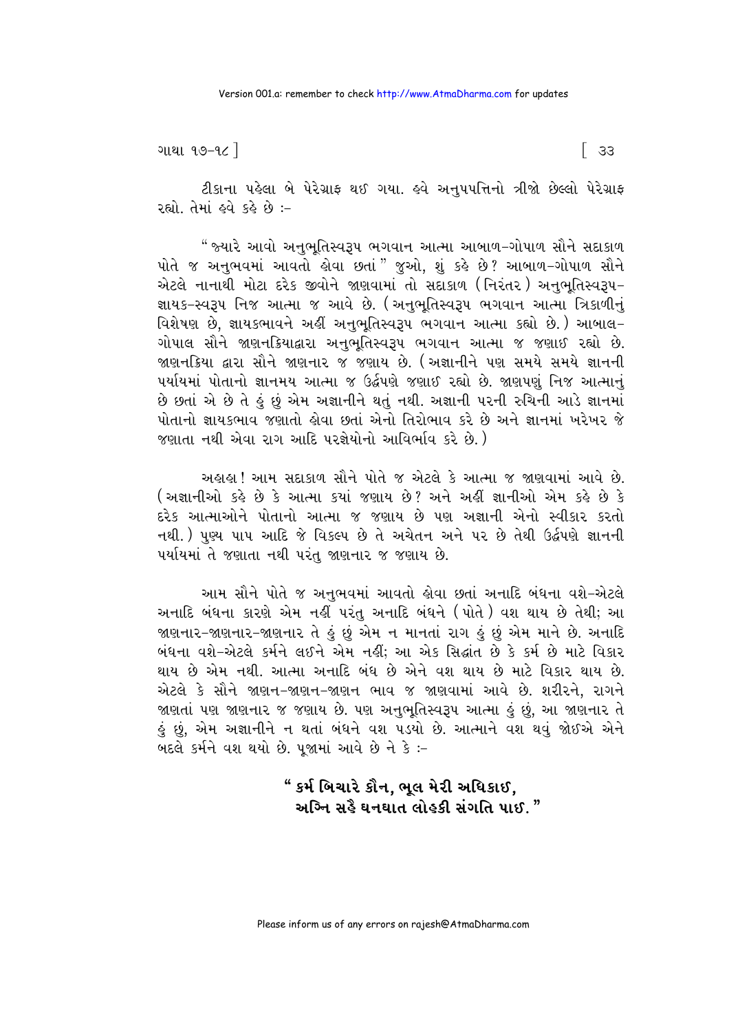ટીકાના પહેલા બે પેરેગ્રાફ થઈ ગયા. હવે અનુપપત્તિનો ત્રીજો છેલ્લો પેરેગ્રાફ રહ્યો. તેમાં હવે કહે છે :-

"જ્યારે આવો અનુભૂતિસ્વરૂપ ભગવાન આત્મા આબાળ-ગોપાળ સૌને સદાકાળ પોતે જ અનુભવમાં આવતો હોવા છતાં" જુઓ, શું કહે છે? આબાળ-ગોપાળ સૌને એટલે નાનાથી મોટા દરેક જીવોને જાણવામાં તો સદાકાળ (નિરંતર) અનુભૂતિસ્વરૂપ-જ્ઞાયક-સ્વરૂપ નિજ આત્મા જ આવે છે. (અનુભૂતિસ્વરૂપ ભગવાન આત્મા ત્રિકાળીનું વિશેષણ છે, જ્ઞાયકભાવને અહીં અનુભૂતિસ્વરૂપ ભગવાન આત્મા કહ્યો છે.) આબાલ-ગોપાલ સૌને જાણનક્રિયાદ્વારા અનુભૂતિસ્વરૂપ ભગવાન આત્મા જ જણાઈ રહ્યો છે. જાણનક્રિયા દ્વારા સૌને જાણનાર જ જણાય છે. (અજ્ઞાનીને પણ સમયે સમયે જ્ઞાનની પર્યાયમાં પોતાનો જ્ઞાનમય આત્મા જ ઉર્દ્વપણે જણાઈ રહ્યો છે. જાણપણું નિજ આત્માનું છે છતાં એ છે તે હું છું એમ અજ્ઞાનીને થતું નથી. અજ્ઞાની પરની રુચિની આડે જ્ઞાનમાં પોતાનો જ્ઞાયકભાવ જણાતો હોવા છતાં એનો તિરોભાવ કરે છે અને જ્ઞાનમાં ખરેખર જે જણાતા નથી એવા રાગ આદિ પરજ્ઞેયોનો આવિર્ભાવ કરે છે.)

અહાહા! આમ સદાકાળ સૌને પોતે જ એટલે કે આત્મા જ જાણવામાં આવે છે. (અજ્ઞાનીઓ કહે છે કે આત્મા કયાં જણાય છે? અને અહીં જ્ઞાનીઓ એમ કહે છે કે દરેક આત્માઓને પોતાનો આત્મા જ જણાય છે પણ અજ્ઞાની એનો સ્વીકાર કરતો નથી.) પુણ્ય પાપ આદિ જે વિકલ્પ છે તે અચેતન અને પર છે તેથી ઉર્દ્વપણે જ્ઞાનની પર્યાયમાં તે જણાતા નથી પરંતુ જાણનાર જ જણાય છે.

આમ સૌને પોતે જ અનુભવમાં આવતો હોવા છતાં અનાદિ બંધના વશે-એટલે અનાદિ બંધના કારણે એમ નહીં પરંતુ અનાદિ બંધને (પોતે) વશ થાય છે તેથી; આ જાણનાર-જાણનાર-જાણનાર તે હું છું એમ ન માનતાં રાગ હું છું એમ માને છે. અનાદિ બંધના વશે-એટલે કર્મને લઈને એમ નહીં; આ એક સિદ્ધાંત છે કે કર્મ છે માટે વિકાર થાય છે એમ નથી. આત્મા અનાદિ બંધ છે એને વશ થાય છે માટે વિકાર થાય છે. એટલે કે સૌને જાણન-જાણન-જાણન ભાવ જ જાણવામાં આવે છે. શરીરને, રાગને જાણતાં પણ જાણનાર જ જણાય છે. પણ અનુભૂતિસ્વરૂપ આત્મા હું છું, આ જાણનાર તે હું છું, એમ અજ્ઞાનીને ન થતાં બંધને વશ પડયો છે. આત્માને વશ થવું જોઈએ એને બદલે કર્મને વશ થયો છે. પૂજામાં આવે છે ને કે :-

> **"કર્મ બિચારે કૌન, ભૂલ મેરી અધિકાઈ,**
> **અગ્નિ સહૈ ઘનઘાત લોહકી સંગતિ પાઈ."**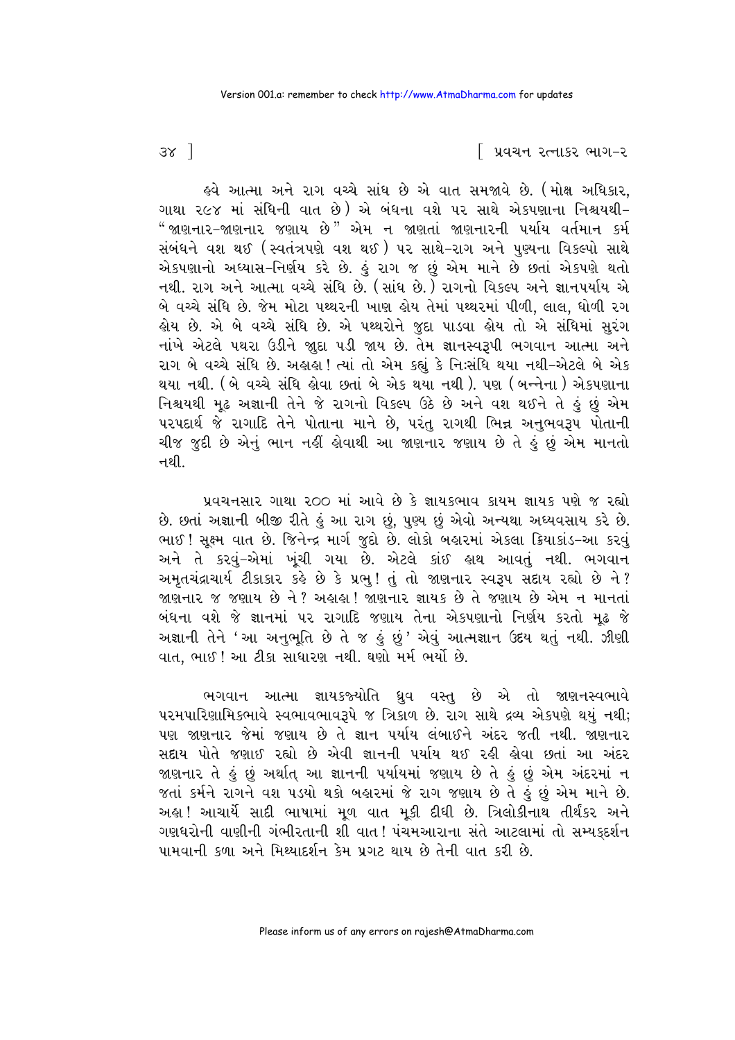હવે આત્મા અને રાગ વચ્ચે સાંધ છે એ વાત સમજાવે છે. (મોક્ષ અધિકાર, ગાથા ૨૯૪ માં સંધિની વાત છે) એ બંધના વશે પર સાથે એકપણાના નિશ્ચયથી– "જાણનાર–જાણનાર જણાય છે" એમ ન જાણતાં જાણનારની પર્યાય વર્તમાન કર્મ સંબંધને વશ થઈ (સ્વતંત્રપણે વશ થઈ) પર સાથે–રાગ અને પુણ્યના વિકલ્પો સાથે એકપણાનો અધ્યાસ–નિર્ણય કરે છે. હું રાગ જ છું એમ માને છે છતાં એકપણે થતો નથી. રાગ અને આત્મા વચ્ચે સંધિ છે. (સાંધ છે.) રાગનો વિકલ્પ અને જ્ઞાનપર્યાય એ બે વચ્ચે સંધિ છે. જેમ મોટા પથ્થરની ખાણ હોય તેમાં પથ્થરમાં પીળી, લાલ, ધોળી રગ હોય છે. એ બે વચ્ચે સંધિ છે. એ પથ્થરોને જુદા પાડવા હોય તો એ સંધિમાં સુરંગ નાંખે એટલે પથરા ઉડીને જુદા પડી જાય છે. તેમ જ્ઞાનસ્વરૂપી ભગવાન આત્મા અને રાગ બે વચ્ચે સંધિ છે. અહાહા! ત્યાં તો એમ કહ્યું કે નિઃસંધિ થયા નથી–એટલે બે એક થયા નથી. (બે વચ્ચે સંધિ હોવા છતાં બે એક થયા નથી). પણ (બન્નેના) એકપણાના નિશ્ચયથી મૂઢ અજ્ઞાની તેને જે રાગનો વિકલ્પ ઉઠે છે અને વશ થઈને તે હું છું એમ પરપદાર્થ જે રાગાદિ તેને પોતાના માને છે, પરંતુ રાગથી ભિન્ન અનુભવરૂપ પોતાની ચીજ જુદી છે એનું ભાન નહીં હોવાથી આ જાણનાર જણાય છે તે હું છું એમ માનતો નથી.

પ્રવચનસાર ગાથા ૨૦૦ માં આવે છે કે જ્ઞાયકભાવ કાયમ જ્ઞાયક પણે જ રહ્યો છે. છતાં અજ્ઞાની બીજી રીતે હું આ રાગ છું, પુણ્ય છું એવો અન્યથા અધ્યવસાય કરે છે. ભાઈ! સૂક્ષ્મ વાત છે. જિનેન્દ્ર માર્ગ જુદો છે. લોકો બહારમાં એકલા ક્રિયાકાંડ–આ કરવું અને તે કરવું–એમાં ખૂંચી ગયા છે. એટલે કાંઈ હાથ આવતું નથી. ભગવાન અમૃતચંદ્રાચાર્ય ટીકાકાર કહે છે કે પ્રભુ! તું તો જાણનાર સ્વરૂપ સદાય રહ્યો છે ને? જાણનાર જ જણાય છે ને? અહાહા! જાણનાર જ્ઞાયક છે તે જણાય છે એમ ન માનતાં બંધના વશે જે જ્ઞાનમાં પર રાગાદિ જણાય તેના એકપણાનો નિર્ણય કરતો મૂઢ જે અજ્ઞાની તેને 'આ અનુભૂતિ છે તે જ હું છું' એવું આત્મજ્ઞાન ઉદય થતું નથી. ઝીણી વાત, ભાઈ! આ ટીકા સાધારણ નથી. ઘણો મર્મ ભર્યો છે.

ભગવાન આત્મા જ્ઞાયકજ્યોતિ ધ્રુવ વસ્તુ છે એ તો જાણનસ્વભાવે પરમપારિણામિકભાવે સ્વભાવભાવરૂપે જ ત્રિકાળ છે. રાગ સાથે દ્રવ્ય એકપણે થયું નથી; પણ જાણનાર જેમાં જણાય છે તે જ્ઞાન પર્યાય લંબાઈને અંદર જતી નથી. જાણનાર સદાય પોતે જણાઈ રહ્યો છે એવી જ્ઞાનની પર્યાય થઈ રહી હોવા છતાં આ અંદર જાણનાર તે હું છું અર્થાત્ આ જ્ઞાનની પર્યાયમાં જણાય છે તે હું છું એમ અંદરમાં ન જતાં કર્મને રાગને વશ પડયો થકો બહારમાં જે રાગ જણાય છે તે હું છું એમ માને છે. અહા! આચાર્યે સાદી ભાષામાં મૂળ વાત મૂકી દીધી છે. ત્રિલોકીનાથ તીર્થંકર અને ગણધરોની વાણીની ગંભીરતાની શી વાત! પંચમઆરાના સંતે આટલામાં તો સમ્યક્દર્શન પામવાની કળા અને મિથ્યાદર્શન કેમ પ્રગટ થાય છે તેની વાત કરી છે.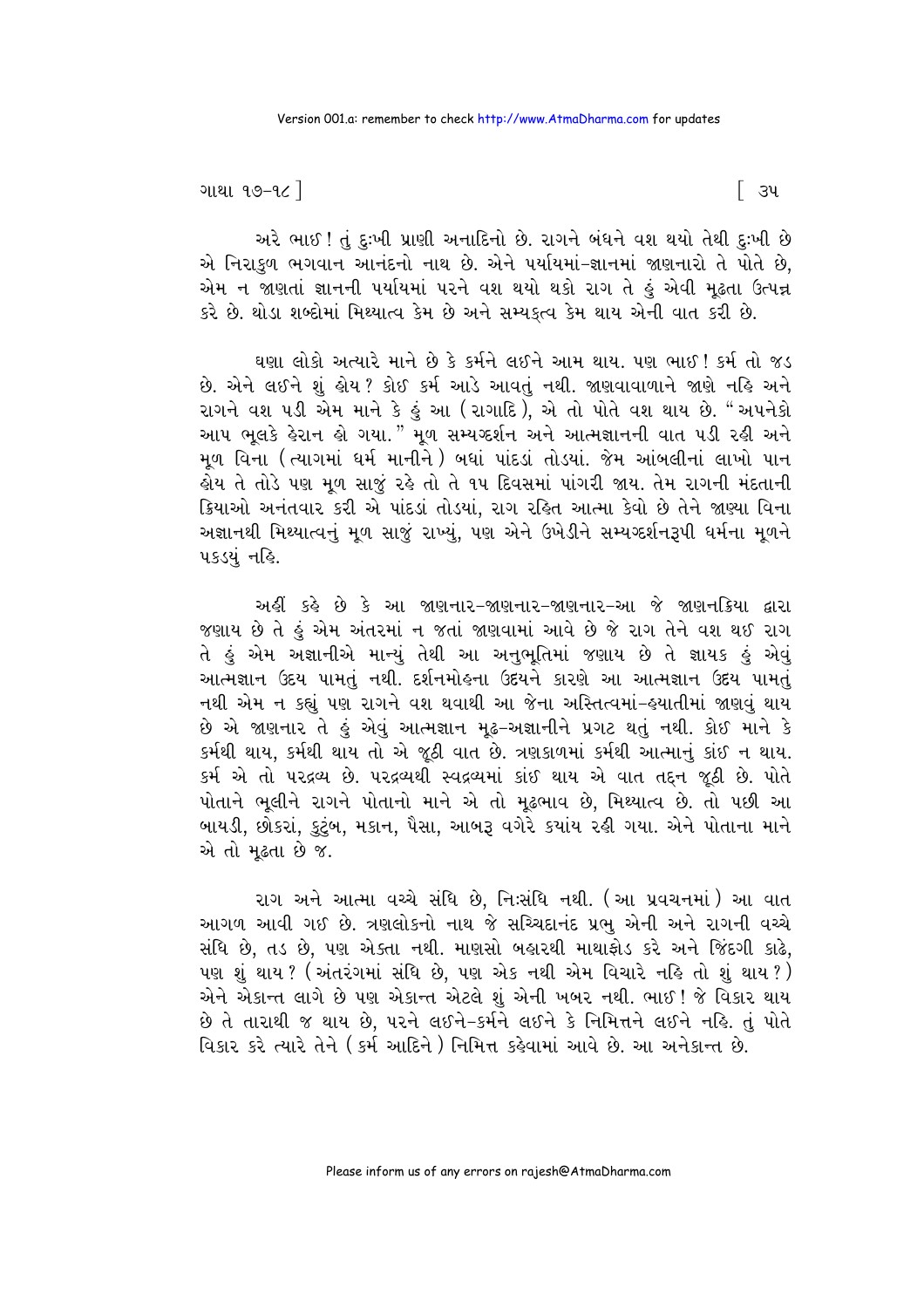અરે ભાઈ! તું દુઃખી પ્રાણી અનાદિનો છે. રાગને બંધને વશ થયો તેથી દુઃખી છે એ નિરાકુળ ભગવાન આનંદનો નાથ છે. એને પર્યાયમાં-જ્ઞાનમાં જાણનારો તે પોતે છે, એમ ન જાણતાં જ્ઞાનની પર્યાયમાં પરને વશ થયો થકો રાગ તે હું એવી મૂઢતા ઉત્પન્ન કરે છે. થોડા શબ્દોમાં મિથ્યાત્વ કેમ છે અને સમ્યક્ત્વ કેમ થાય એની વાત કરી છે.

ઘણા લોકો અત્યારે માને છે કે કર્મને લઈને આમ થાય. પણ ભાઈ! કર્મ તો જડ છે. એને લઈને શું હોય? કોઈ કર્મ આડે આવતું નથી. જાણવાવાળાને જાણે નહિ અને રાગને વશ પડી એમ માને કે હું આ (રાગાદિ), એ તો પોતે વશ થાય છે. "અપનેકો આપ ભૂલકે હૈરાન હો ગયા." મૂળ સમ્યગ્દર્શન અને આત્મજ્ઞાનની વાત પડી રહી અને મૂળ વિના (ત્યાગમાં ધર્મ માનીને) બધાં પાંદડાં તોડયાં. જેમ આંબલીનાં લાખો પાન હોય તે તોડે પણ મૂળ સાજું રહે તો તે ૧૫ દિવસમાં પાંગરી જાય. તેમ રાગની મંદતાની ક્રિયાઓ અનંતવાર કરી એ પાંદડાં તોડયાં, રાગ રહિત આત્મા કેવો છે તેને જાણ્યા વિના અજ્ઞાનથી મિથ્યાત્વનું મૂળ સાજું રાખ્યું, પણ એને ઉખેડીને સમ્યગ્દર્શનરૂપી ધર્મના મૂળને પકડયું નહિ.

અહીં કહે છે કે આ જાણનાર-જાણનાર-જાણનાર-આ જે જાણનક્રિયા દ્વારા જણાય છે તે હું એમ અંતરમાં ન જતાં જાણવામાં આવે છે જે રાગ તેને વશ થઈ રાગ તે હું એમ અજ્ઞાનીએ માન્યું તેથી આ અનુભૂતિમાં જણાય છે તે જ્ઞાયક હું એવું આત્મજ્ઞાન ઉદય પામતું નથી. દર્શનમોહના ઉદયને કારણે આ આત્મજ્ઞાન ઉદય પામતું નથી એમ ન કહ્યું પણ રાગને વશ થવાથી આ જેના અસ્તિત્વમાં-હયાતીમાં જાણવું થાય છે એ જાણનાર તે હું એવું આત્મજ્ઞાન મૂઢ-અજ્ઞાનીને પ્રગટ થતું નથી. કોઈ માને કે કર્મથી થાય, કર્મથી થાય તો એ જૂઠી વાત છે. ત્રણકાળમાં કર્મથી આત્માનું કાંઈ ન થાય. કર્મ એ તો પરદ્રવ્ય છે. પરદ્રવ્યથી સ્વદ્રવ્યમાં કાંઈ થાય એ વાત તદ્દન જૂઠી છે. પોતે પોતાને ભૂલીને રાગને પોતાનો માને એ તો મૂઢભાવ છે, મિથ્યાત્વ છે. તો પછી આ બાયડી, છોકરાં, કુટુંબ, મકાન, પૈસા, આબરૂ વગેરે કયાંય રહી ગયા. એને પોતાના માને એ તો મૂઢતા છે જ.

રાગ અને આત્મા વચ્ચે સંધિ છે, નિઃસંધિ નથી. (આ પ્રવચનમાં) આ વાત આગળ આવી ગઈ છે. ત્રણલોકનો નાથ જે સચ્ચિદાનંદ પ્રભુ એની અને રાગની વચ્ચે સંધિ છે, તડ છે, પણ એક્તા નથી. માણસો બહારથી માથાફોડ કરે અને જિંદગી કાઢે, પણ શું થાય? (અંતરંગમાં સંધિ છે, પણ એક નથી એમ વિચારે નહિ તો શું થાય?) એને એકાન્ત લાગે છે પણ એકાન્ત એટલે શું એની ખબર નથી. ભાઈ! જે વિકાર થાય છે તે તારાથી જ થાય છે, પરને લઈને-કર્મને લઈને કે નિમિત્તને લઈને નહિ. તું પોતે વિકાર કરે ત્યારે તેને (કર્મ આદિને) નિમિત્ત કહેવામાં આવે છે. આ અનેકાન્ત છે.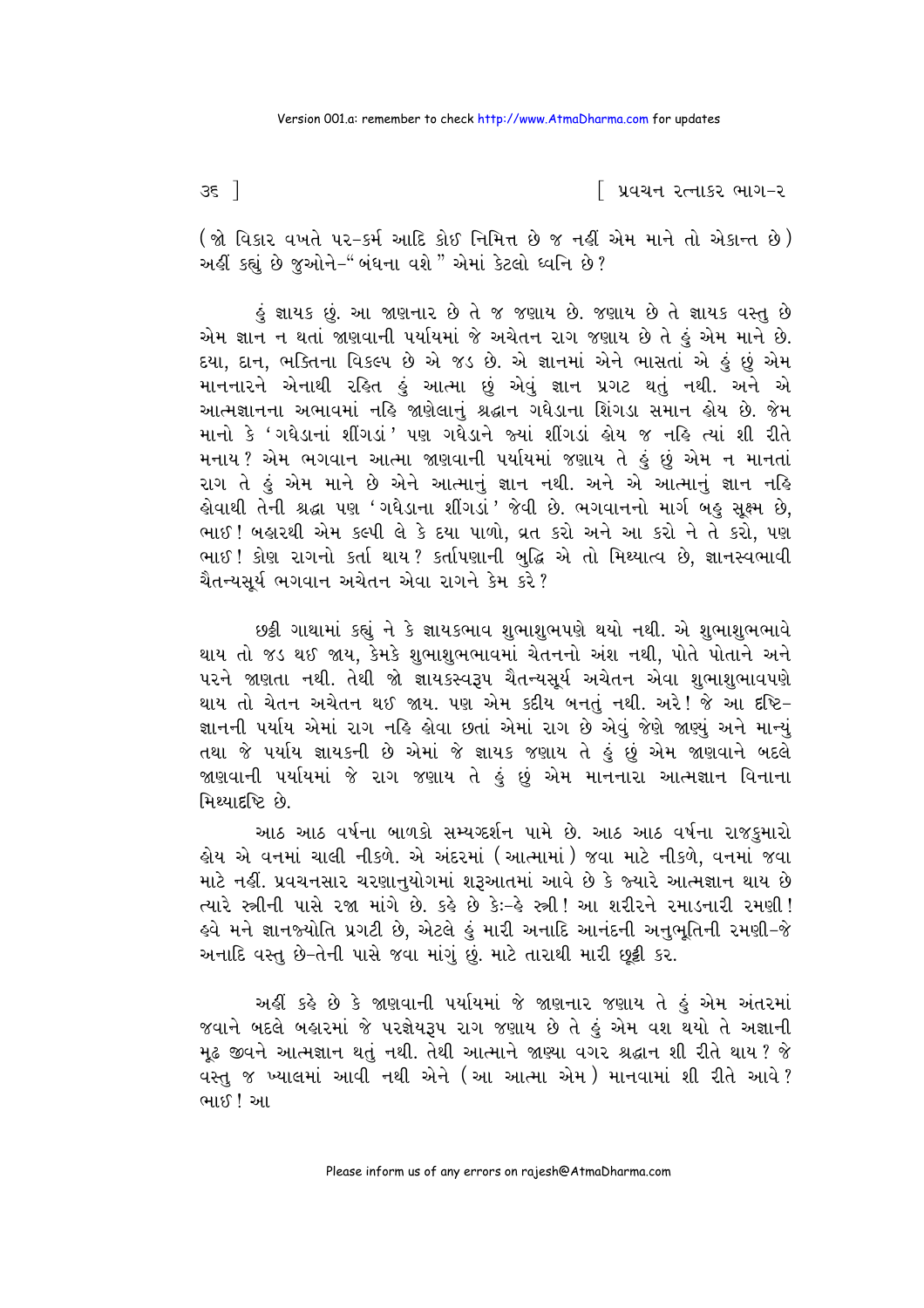(જો વિકાર વખતે પર-કર્મ આદિ કોઈ નિમિત્ત છે જ નહીં એમ માને તો એકાન્ત છે) અહીં કહ્યું છે જુઓને-" બંધના વશે " એમાં કેટલો ધ્વનિ છે?

હું જ્ઞાયક છું. આ જાણનાર છે તે જ જણાય છે. જણાય છે તે જ્ઞાયક વસ્તુ છે એમ જ્ઞાન ન થતાં જાણવાની પર્યાયમાં જે અચેતન રાગ જણાય છે તે હું એમ માને છે. દયા, દાન, ભક્તિના વિકલ્પ છે એ જડ છે. એ જ્ઞાનમાં એને ભાસતાં એ હું છું એમ માનનારને એનાથી રહિત હું આત્મા છું એવું જ્ઞાન પ્રગટ થતું નથી. અને એ આત્મજ્ઞાનના અભાવમાં નહિ જાણેલાનું શ્રદ્ધાન ગધેડાના શિંગડા સમાન હોય છે. જેમ માનો કે 'ગધેડાનાં શીંગડાં' પણ ગધેડાને જ્યાં શીંગડાં હોય જ નહિ ત્યાં શી રીતે મનાય? એમ ભગવાન આત્મા જાણવાની પર્યાયમાં જણાય તે હું છું એમ ન માનતાં રાગ તે હું એમ માને છે એને આત્માનું જ્ઞાન નથી. અને એ આત્માનું જ્ઞાન નહિ હોવાથી તેની શ્રદ્ધા પણ 'ગધેડાના શીંગડાં' જેવી છે. ભગવાનનો માર્ગ બહુ સૂક્ષ્મ છે, ભાઈ! બહારથી એમ કલ્પી લે કે દયા પાળો, વ્રત કરો અને આ કરો ને તે કરો, પણ ભાઈ! કોણ રાગનો કર્તા થાય? કર્તાપણાની બુદ્ધિ એ તો મિથ્યાત્વ છે, જ્ઞાનસ્વભાવી ચૈતન્યસૂર્ય ભગવાન અચેતન એવા રાગને કેમ કરે?

છઠ્ઠી ગાથામાં કહ્યું ને કે જ્ઞાયકભાવ શુભાશુભપણે થયો નથી. એ શુભાશુભભાવે થાય તો જડ થઈ જાય, કેમકે શુભાશુભભાવમાં ચેતનનો અંશ નથી, પોતે પોતાને અને પરને જાણતા નથી. તેથી જો જ્ઞાયકસ્વરૂપ ચૈતન્યસૂર્ય અચેતન એવા શુભાશુભાવપણે થાય તો ચેતન અચેતન થઈ જાય. પણ એમ કદીય બનતું નથી. અરે! જે આ દૃષ્ટિ-જ્ઞાનની પર્યાય એમાં રાગ નહિ હોવા છતાં એમાં રાગ છે એવું જેણે જાણ્યું અને માન્યું તથા જે પર્યાય જ્ઞાયકની છે એમાં જે જ્ઞાયક જણાય તે હું છું એમ જાણવાને બદલે જાણવાની પર્યાયમાં જે રાગ જણાય તે હું છું એમ માનનારા આત્મજ્ઞાન વિનાના મિથ્યાદૃષ્ટિ છે.

આઠ આઠ વર્ષના બાળકો સમ્યગ્દર્શન પામે છે. આઠ આઠ વર્ષના રાજકુમારો હોય એ વનમાં ચાલી નીકળે. એ અંદરમાં (આત્મામાં) જવા માટે નીકળે, વનમાં જવા માટે નહીં. પ્રવચનસાર ચરણાનુયોગમાં શરૂઆતમાં આવે છે કે જ્યારે આત્મજ્ઞાન થાય છે ત્યારે સ્ત્રીની પાસે રજા માંગે છે. કહે છે કેઃ-હે સ્ત્રી! આ શરીરને રમાડનારી રમણી! હવે મને જ્ઞાનજ્યોતિ પ્રગટી છે, એટલે હું મારી અનાદિ આનંદની અનુભૂતિની રમણી-જે અનાદિ વસ્તુ છે-તેની પાસે જવા માંગું છું. માટે તારાથી મારી છૂટ્ટી કર.

અહીં કહે છે કે જાણવાની પર્યાયમાં જે જાણનાર જણાય તે હું એમ અંતરમાં જવાને બદલે બહારમાં જે પરજ્ઞેયરૂપ રાગ જણાય છે તે હું એમ વશ થયો તે અજ્ઞાની મૂઢ જીવને આત્મજ્ઞાન થતું નથી. તેથી આત્માને જાણ્યા વગર શ્રદ્ધાન શી રીતે થાય? જે વસ્તુ જ ખ્યાલમાં આવી નથી એને (આ આત્મા એમ) માનવામાં શી રીતે આવે? ભાઈ! આ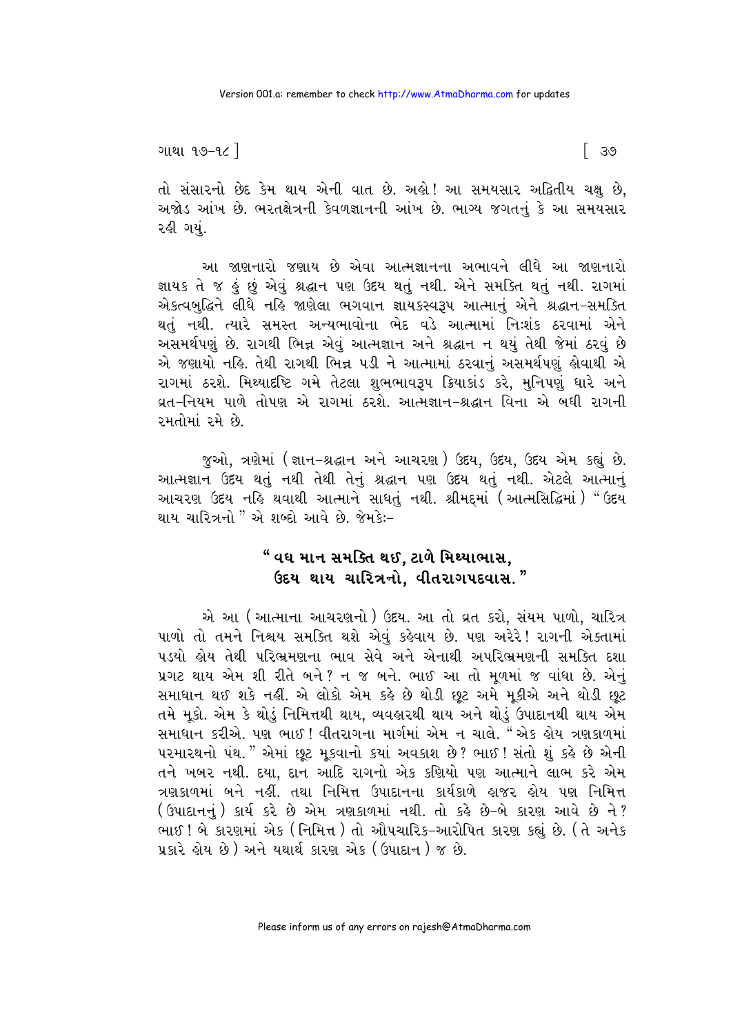તો સંસારનો છેદ કેમ થાય એની વાત છે. અહો! આ સમયસાર અદ્વિતીય ચક્ષુ છે, અજોડ આંખ છે. ભરતક્ષેત્રની કેવળજ્ઞાનની આંખ છે. ભાગ્ય જગતનું કે આ સમયસાર રહી ગયું.

આ જાણનારો જણાય છે એવા આત્મજ્ઞાનના અભાવને લીધે આ જાણનારો જ્ઞાયક તે જ હું છું એવું શ્રદ્ધાન પણ ઉદય થતું નથી. એને સમકિત થતું નથી. રાગમાં એકત્વબુદ્ધિને લીધે નહિ જાણેલા ભગવાન જ્ઞાયકસ્વરૂપ આત્માનું એને શ્રદ્ધાન-સમકિત થતું નથી. ત્યારે સમસ્ત અન્યભાવોના ભેદ વડે આત્મામાં નિઃશંક ઠરવામાં એને અસમર્થપણું છે. રાગથી ભિન્ન એવું આત્મજ્ઞાન અને શ્રદ્ધાન ન થયું તેથી જેમાં ઠરવું છે એ જણાયો નહિ. તેથી રાગથી ભિન્ન પડી ને આત્મામાં ઠરવાનું અસમર્થપણું હોવાથી એ રાગમાં ઠરશે. મિથ્યાદૃષ્ટિ ગમે તેટલા શુભભાવરૂપ ક્રિયાકાંડ કરે, મુનિપણું ધારે અને વ્રત-નિયમ પાળે તોપણ એ રાગમાં ઠરશે. આત્મજ્ઞાન-શ્રદ્ધાન વિના એ બધી રાગની રમતોમાં રમે છે.

જુઓ, ત્રણેમાં (જ્ઞાન-શ્રદ્ધાન અને આચરણ) ઉદય, ઉદય, ઉદય એમ કહ્યું છે. આત્મજ્ઞાન ઉદય થતું નથી તેથી તેનું શ્રદ્ધાન પણ ઉદય થતું નથી. એટલે આત્માનું આચરણ ઉદય નહિ થવાથી આત્માને સાધતું નથી. શ્રીમદ્‌માં (આત્મસિદ્ધિમાં) "ઉદય થાય ચારિત્રનો" એ શબ્દો આવે છે. જેમકેઃ-

**"વધ માન સમક્તિ થઈ, ટાળે મિથ્યાભાસ,**
**ઉદય થાય ચારિત્રનો, વીતરાગપદવાસ."**

એ આ (આત્માના આચરણનો) ઉદય. આ તો વ્રત કરો, સંયમ પાળો, ચારિત્ર પાળો તો તમને નિશ્ચય સમકિત થશે એવું કહેવાય છે. પણ અરેરે! રાગની એક્તામાં પડયો હોય તેથી પરિભ્રમણના ભાવ સેવે અને એનાથી અપરિભ્રમણની સમકિત દશા પ્રગટ થાય એમ શી રીતે બને? ન જ બને. ભાઈ આ તો મૂળમાં જ વાંધા છે. એનું સમાધાન થઈ શકે નહીં. એ લોકો એમ કહે છે થોડી છૂટ અમે મૂકીએ અને થોડી છૂટ તમે મૂકો. એમ કે થોડું નિમિત્તથી થાય, વ્યવહારથી થાય અને થોડું ઉપાદાનથી થાય એમ સમાધાન કરીએ. પણ ભાઈ! વીતરાગના માર્ગમાં એમ ન ચાલે. "એક હોય ત્રણકાળમાં પરમારથનો પંથ." એમાં છૂટ મૂકવાનો કયાં અવકાશ છે? ભાઈ! સંતો શું કહે છે એની તને ખબર નથી. દયા, દાન આદિ રાગનો એક કણિયો પણ આત્માને લાભ કરે એમ ત્રણકાળમાં બને નહીં. તથા નિમિત્ત ઉપાદાનના કાર્યકાળે હાજર હોય પણ નિમિત્ત (ઉપાદાનનું) કાર્ય કરે છે એમ ત્રણકાળમાં નથી. તો કહે છે-બે કારણ આવે છે ને? ભાઈ! બે કારણમાં એક (નિમિત્ત) તો ઔપચારિક-આરોપિત કારણ કહ્યું છે. (તે અનેક પ્રકારે હોય છે) અને યથાર્થ કારણ એક (ઉપાદાન) જ છે.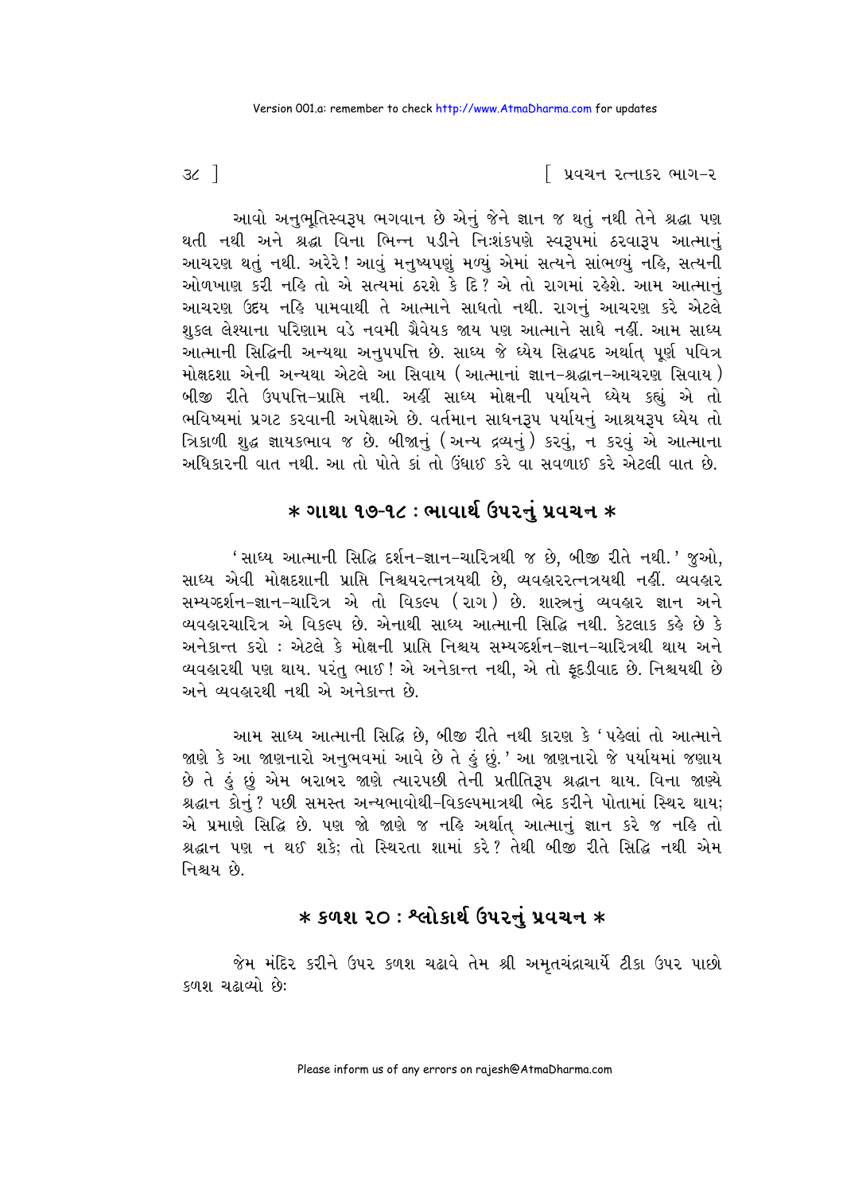આવો અનુભૂતિસ્વરૂપ ભગવાન છે એનું જેને જ્ઞાન જ થતું નથી તેને શ્રદ્ધા પણ થતી નથી અને શ્રદ્ધા વિના ભિન્ન પડીને નિઃશંકપણે સ્વરૂપમાં ઠરવારૂપ આત્માનું આચરણ થતું નથી. અરેરે! આવું મનુષ્યપણું મળ્યું એમાં સત્યને સાંભળ્યું નહિ, સત્યની ઓળખાણ કરી નહિ તો એ સત્યમાં ઠરશે કે દિ? એ તો રાગમાં રહેશે. આમ આત્માનું આચરણ ઉદય નહિ પામવાથી તે આત્માને સાધતો નથી. રાગનું આચરણ કરે એટલે શુકલ લેશ્યાના પરિણામ વડે નવમી ગ્રૈવેયક જાય પણ આત્માને સાધે નહીં. આમ સાધ્ય આત્માની સિદ્ધિની અન્યથા અનુપપત્તિ છે. સાધ્ય જે ધ્યેય સિદ્ધપદ અર્થાત્ પૂર્ણ પવિત્ર મોક્ષદશા એની અન્યથા એટલે આ સિવાય (આત્માનાં જ્ઞાન-શ્રદ્ધાન-આચરણ સિવાય) બીજી રીતે ઉપપત્તિ-પ્રાપ્તિ નથી. અહીં સાધ્ય મોક્ષની પર્યાયને ધ્યેય કહ્યું એ તો ભવિષ્યમાં પ્રગટ કરવાની અપેક્ષાએ છે. વર્તમાન સાધનરૂપ પર્યાયનું આશ્રયરૂપ ધ્યેય તો ત્રિકાળી શુદ્ધ જ્ઞાયકભાવ જ છે. બીજાનું (અન્ય દ્રવ્યનું) કરવું, ન કરવું એ આત્માના અધિકારની વાત નથી. આ તો પોતે કાં તો ઉંધાઈ કરે વા સવળાઈ કરે એટલી વાત છે.

## * ગાથા ૧૭-૧૮ : ભાવાર્થ ઉપરનું પ્રવચન *

'સાધ્ય આત્માની સિદ્ધિ દર્શન-જ્ઞાન-ચારિત્રથી જ છે, બીજી રીતે નથી.' જુઓ, સાધ્ય એવી મોક્ષદશાની પ્રાપ્તિ નિશ્ચયરત્નત્રયથી છે, વ્યવહારરત્નત્રયથી નહીં. વ્યવહાર સમ્યગ્દર્શન-જ્ઞાન-ચારિત્ર એ તો વિકલ્પ (રાગ) છે. શાસ્ત્રનું વ્યવહાર જ્ઞાન અને વ્યવહારચારિત્ર એ વિકલ્પ છે. એનાથી સાધ્ય આત્માની સિદ્ધિ નથી. કેટલાક કહે છે કે અનેકાન્ત કરો : એટલે કે મોક્ષની પ્રાપ્તિ નિશ્ચય સમ્યગ્દર્શન-જ્ઞાન-ચારિત્રથી થાય અને વ્યવહારથી પણ થાય. પરંતુ ભાઈ! એ અનેકાન્ત નથી, એ તો ફૂદડીવાદ છે. નિશ્ચયથી છે અને વ્યવહારથી નથી એ અનેકાન્ત છે.

આમ સાધ્ય આત્માની સિદ્ધિ છે, બીજી રીતે નથી કારણ કે 'પહેલાં તો આત્માને જાણે કે આ જાણનારો અનુભવમાં આવે છે તે હું છું.' આ જાણનારો જે પર્યાયમાં જણાય છે તે હું છું એમ બરાબર જાણે ત્યારપછી તેની પ્રતીતિરૂપ શ્રદ્ધાન થાય. વિના જાણ્યે શ્રદ્ધાન કોનું? પછી સમસ્ત અન્યભાવોથી-વિકલ્પમાત્રથી ભેદ કરીને પોતામાં સ્થિર થાય; એ પ્રમાણે સિદ્ધિ છે. પણ જો જાણે જ નહિ અર્થાત્ આત્માનું જ્ઞાન કરે જ નહિ તો શ્રદ્ધાન પણ ન થઈ શકે; તો સ્થિરતા શામાં કરે? તેથી બીજી રીતે સિદ્ધિ નથી એમ નિશ્ચય છે.

## * કળશ ૨૦ : શ્લોકાર્થ ઉપરનું પ્રવચન *

જેમ મંદિર કરીને ઉપર કળશ ચઢાવે તેમ શ્રી અમૃતચંદ્રાચાર્યે ટીકા ઉપર પાછો કળશ ચઢાવ્યો છેઃ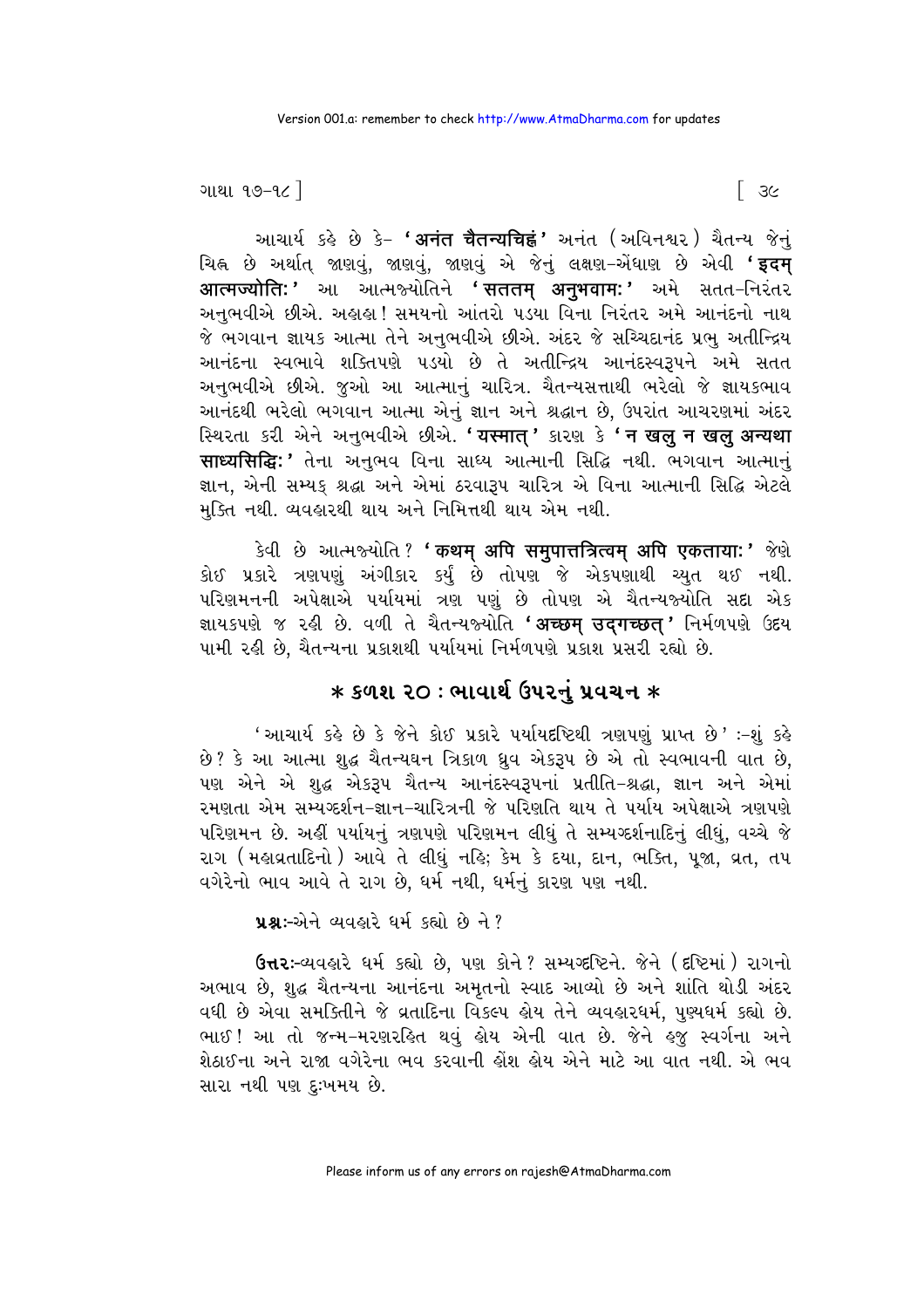આચાર્ય કહે છે કે- '**अनंत चैतन्यचिह्नं**' અનંત (અવિનશ્વર) ચૈતન્ય જેનું ચિહ્ન છે અર્થાત્ જાણવું, જાણવું, જાણવું એ જેનું લક્ષણ-એંધાણ છે એવી '**इदम् आत्मज्योतिः**' આ આત્મજ્યોતિને '**सततम् अनुभवामः**' અમે સતત-નિરંતર અનુભવીએ છીએ. અહાહા! સમયનો આંતરો પડયા વિના નિરંતર અમે આનંદનો નાથ જે ભગવાન જ્ઞાયક આત્મા તેને અનુભવીએ છીએ. અંદર જે સચ્ચિદાનંદ પ્રભુ અતીન્દ્રિય આનંદના સ્વભાવે શક્તિપણે પડયો છે તે અતીન્દ્રિય આનંદસ્વરૂપને અમે સતત અનુભવીએ છીએ. જુઓ આ આત્માનું ચારિત્ર. ચૈતન્યસત્તાથી ભરેલો જે જ્ઞાયકભાવ આનંદથી ભરેલો ભગવાન આત્મા એનું જ્ઞાન અને શ્રદ્ધાન છે, ઉપરાંત આચરણમાં અંદર સ્થિરતા કરી એને અનુભવીએ છીએ. '**यस्मात्**' કારણ કે '**न खलु न खलु अन्यथा साध्यसिद्धिः**' તેના અનુભવ વિના સાધ્ય આત્માની સિદ્ધિ નથી. ભગવાન આત્માનું જ્ઞાન, એની સમ્યક્ શ્રદ્ધા અને એમાં ઠરવારૂપ ચારિત્ર એ વિના આત્માની સિદ્ધિ એટલે મુક્તિ નથી. વ્યવહારથી થાય અને નિમિત્તથી થાય એમ નથી.

કેવી છે આત્મજ્યોતિ? '**कथम् अपि समुपात्तत्रित्वम् अपि एकतायाः**' જેણે કોઈ પ્રકારે ત્રણપણું અંગીકાર કર્યું છે તોપણ જે એકપણાથી ચ્યુત થઈ નથી. પરિણમનની અપેક્ષાએ પર્યાયમાં ત્રણ પણું છે તોપણ એ ચૈતન્યજ્યોતિ સદા એક જ્ઞાયકપણે જ રહી છે. વળી તે ચૈતન્યજ્યોતિ '**अच्छम् उद्गच्छत्**' નિર્મળપણે ઉદય પામી રહી છે, ચૈતન્યના પ્રકાશથી પર્યાયમાં નિર્મળપણે પ્રકાશ પ્રસરી રહ્યો છે.

## * કળશ ૨૦ : ભાવાર્થ ઉપરનું પ્રવચન *

'આચાર્ય કહે છે કે જેને કોઈ પ્રકારે પર્યાયદૃષ્ટિથી ત્રણપણું પ્રાપ્ત છે' :-શું કહે છે? કે આ આત્મા શુદ્ધ ચૈતન્યઘન ત્રિકાળ ધ્રુવ એકરૂપ છે એ તો સ્વભાવની વાત છે, પણ એને એ શુદ્ધ એકરૂપ ચૈતન્ય આનંદસ્વરૂપનાં પ્રતીતિ-શ્રદ્ધા, જ્ઞાન અને એમાં રમણતા એમ સમ્યગ્દર્શન-જ્ઞાન-ચારિત્રની જે પરિણતિ થાય તે પર્યાય અપેક્ષાએ ત્રણપણે પરિણમન છે. અહીં પર્યાયનું ત્રણપણે પરિણમન લીધું તે સમ્યગ્દર્શનાદિનું લીધું, વચ્ચે જે રાગ (મહાવ્રતાદિનો) આવે તે લીધું નહિ; કેમ કે દયા, દાન, ભક્તિ, પૂજા, વ્રત, તપ વગેરેનો ભાવ આવે તે રાગ છે, ધર્મ નથી, ધર્મનું કારણ પણ નથી.

**પ્રશ્નઃ**-એને વ્યવહારે ધર્મ કહ્યો છે ને?

**ઉત્તરઃ**-વ્યવહારે ધર્મ કહ્યો છે, પણ કોને? સમ્યગ્દૃષ્ટિને. જેને (દૃષ્ટિમાં) રાગનો અભાવ છે, શુદ્ધ ચૈતન્યના આનંદના અમૃતનો સ્વાદ આવ્યો છે અને શાંતિ થોડી અંદર વધી છે એવા સમકિતીને જે વ્રતાદિના વિકલ્પ હોય તેને વ્યવહારધર્મ, પુણ્યધર્મ કહ્યો છે. ભાઈ! આ તો જન્મ-મરણરહિત થવું હોય એની વાત છે. જેને હજુ સ્વર્ગના અને શેઠાઈના અને રાજા વગેરેના ભવ કરવાની હોંશ હોય એને માટે આ વાત નથી. એ ભવ સારા નથી પણ દુઃખમય છે.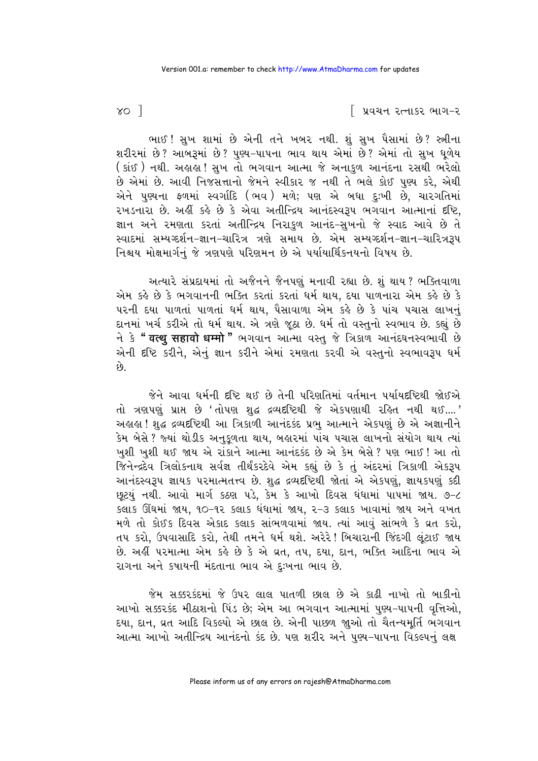ભાઈ! સુખ શામાં છે એની તને ખબર નથી. શું સુખ પૈસામાં છે? સ્ત્રીના શરીરમાં છે? આબરૂમાં છે? પુણ્ય-પાપના ભાવ થાય એમાં છે? એમાં તો સુખ ધૂળેય (કાંઈ) નથી. અહાહા! સુખ તો ભગવાન આત્મા જે અનાકુળ આનંદના રસથી ભરેલો છે એમાં છે. આવી નિજસત્તાનો જેમને સ્વીકાર જ નથી તે ભલે કોઈ પુણ્ય કરે, એથી એને પુણ્યના ફળમાં સ્વર્ગાદિ (ભવ) મળે; પણ એ બધા દુઃખી છે, ચારગતિમાં રખડનારા છે. અહીં કહે છે કે એવા અતીન્દ્રિય આનંદસ્વરૂપ ભગવાન આત્માનાં દૃષ્ટિ, જ્ઞાન અને રમણતા કરતાં અતીન્દ્રિય નિરાકુળ આનંદ-સુખનો જે સ્વાદ આવે છે તે સ્વાદમાં સમ્યગ્દર્શન-જ્ઞાન-ચારિત્ર ત્રણે સમાય છે. એમ સમ્યગ્દર્શન-જ્ઞાન-ચારિત્રરૂપ નિશ્ચય મોક્ષમાર્ગનું જે ત્રણપણે પરિણમન છે એ પર્યાયાર્થિકનયનો વિષય છે.

અત્યારે સંપ્રદાયમાં તો અજૈનને જૈનપણું મનાવી રહ્યા છે. શું થાય? ભક્તિવાળા એમ કહે છે કે ભગવાનની ભક્તિ કરતાં કરતાં ધર્મ થાય, દયા પાળનારા એમ કહે છે કે પરની દયા પાળતાં પાળતાં ધર્મ થાય, પૈસાવાળા એમ કહે છે કે પાંચ પચાસ લાખનું દાનમાં ખર્ચ કરીએ તો ધર્મ થાય. એ ત્રણે જૂઠા છે. ધર્મ તો વસ્તુનો સ્વભાવ છે. કહ્યું છે ને કે **"वत्थु सहावो धम्मो"** ભગવાન આત્મા વસ્તુ જે ત્રિકાળ આનંદઘનસ્વભાવી છે એની દૃષ્ટિ કરીને, એનું જ્ઞાન કરીને એમાં રમણતા કરવી એ વસ્તુનો સ્વભાવરૂપ ધર્મ છે.

જેને આવા ધર્મની દૃષ્ટિ થઈ છે તેની પરિણતિમાં વર્તમાન પર્યાયદૃષ્ટિથી જોઈએ તો ત્રણપણું પ્રાપ્ત છે 'તોપણ શુદ્ધ દ્રવ્યદૃષ્ટિથી જે એકપણાથી રહિત નથી થઈ....' અહાહા! શુદ્ધ દ્રવ્યદૃષ્ટિથી આ ત્રિકાળી આનંદકંદ પ્રભુ આત્માને એકપણું છે એ અજ્ઞાનીને કેમ બેસે? જ્યાં થોડીક અનુકૂળતા થાય, બહારમાં પાંચ પચાસ લાખનો સંયોગ થાય ત્યાં ખુશી ખુશી થઈ જાય એ રાંકાને આત્મા આનંદકંદ છે એ કેમ બેસે? પણ ભાઈ! આ તો જિનેન્દ્રદેવ ત્રિલોકનાથ સર્વજ્ઞ તીર્થંકરદેવે એમ કહ્યું છે કે તું અંદરમાં ત્રિકાળી એકરૂપ આનંદસ્વરૂપ જ્ઞાયક પરમાત્મતત્ત્વ છે. શુદ્ધ દ્રવ્યદૃષ્ટિથી જોતાં એ એકપણું, જ્ઞાયકપણું કદી છૂટયું નથી. આવો માર્ગ કઠણ પડે, કેમ કે આખો દિવસ ધંધામાં પાપમાં જાય. ૭-૮ કલાક ઊંઘમાં જાય, ૧૦-૧૨ કલાક ધંધામાં જાય, ૨-૩ કલાક ખાવામાં જાય અને વખત મળે તો કોઈક દિવસ એકાદ કલાક સાંભળવામાં જાય. ત્યાં આવું સાંભળે કે વ્રત કરો, તપ કરો, ઉપવાસાદિ કરો, તેથી તમને ધર્મ થશે. અરેરે! બિચારાની જિંદગી લૂંટાઈ જાય છે. અહીં પરમાત્મા એમ કહે છે કે એ વ્રત, તપ, દયા, દાન, ભક્તિ આદિના ભાવ એ રાગના અને કષાયની મંદતાના ભાવ એ દુઃખના ભાવ છે.

જેમ સક્કરકંદમાં જે ઉપર લાલ પાતળી છાલ છે એ કાઢી નાખો તો બાકીનો આખો સક્કરકંદ મીઠાશનો પિંડ છે; એમ આ ભગવાન આત્મામાં પુણ્ય-પાપની વૃત્તિઓ, દયા, દાન, વ્રત આદિ વિકલ્પો એ છાલ છે. એની પાછળ જાુઓ તો ચૈતન્યમૂર્તિ ભગવાન આત્મા આખો અતીન્દ્રિય આનંદનો કંદ છે. પણ શરીર અને પુણ્ય-પાપના વિકલ્પનું લક્ષ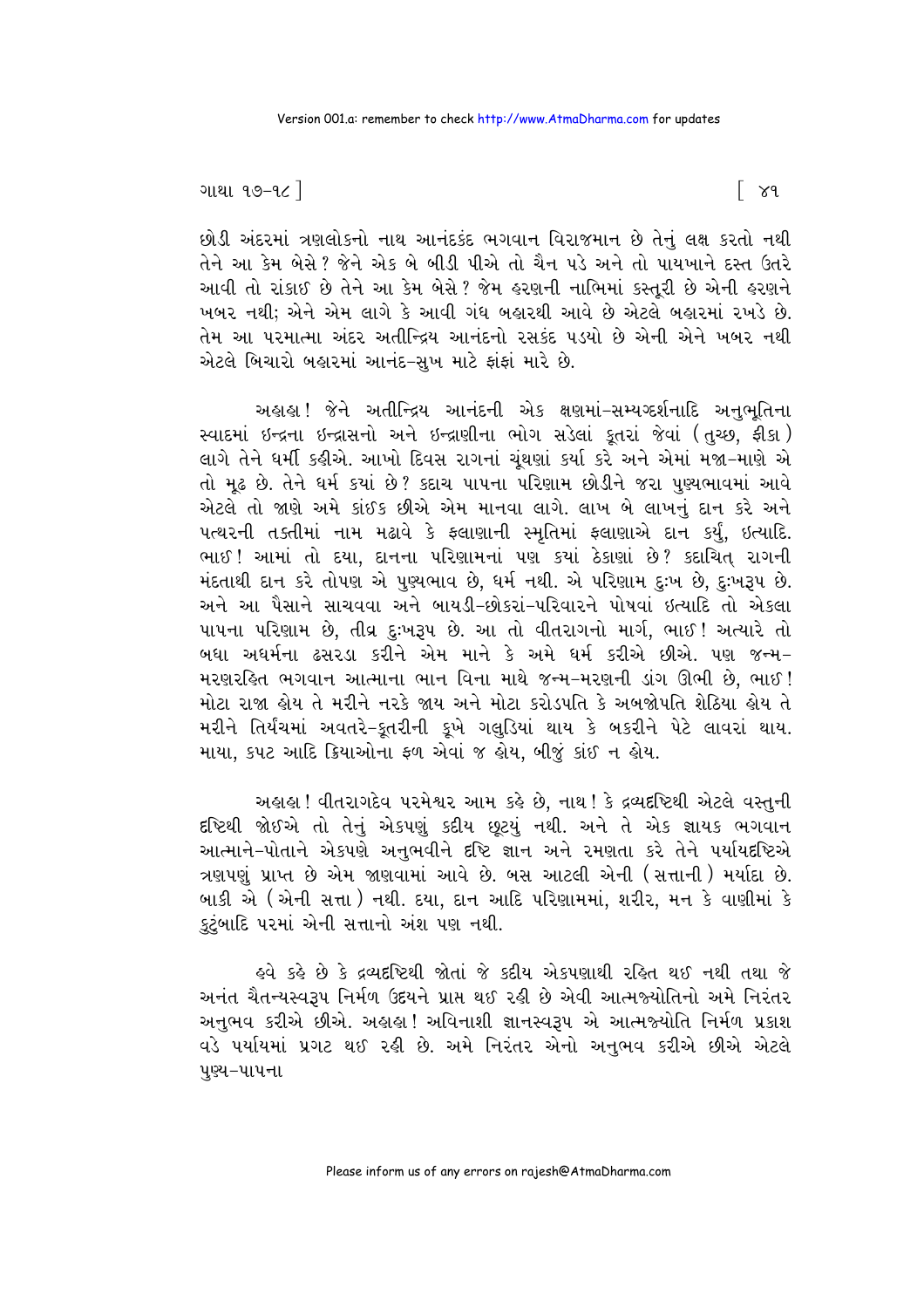છોડી અંદરમાં ત્રણલોકનો નાથ આનંદકંદ ભગવાન વિરાજમાન છે તેનું લક્ષ કરતો નથી તેને આ કેમ બેસે? જેને એક બે બીડી પીએ તો ચૈન પડે અને તો પાયખાને દસ્ત ઉતરે આવી તો રાંકાઈ છે તેને આ કેમ બેસે? જેમ હરણની નાભિમાં કસ્તૂરી છે એની હરણને ખબર નથી; એને એમ લાગે કે આવી ગંધ બહારથી આવે છે એટલે બહારમાં રખડે છે. તેમ આ પરમાત્મા અંદર અતીન્દ્રિય આનંદનો રસકંદ પડયો છે એની એને ખબર નથી એટલે બિચારો બહારમાં આનંદ-સુખ માટે ફાંફાં મારે છે.

અહાહા! જેને અતીન્દ્રિય આનંદની એક ક્ષણમાં-સમ્યગ્દર્શનાદિ અનુભૂતિના સ્વાદમાં ઇન્દ્રના ઇન્દ્રાસનો અને ઇન્દ્રાણીના ભોગ સડેલાં કૂતરાં જેવાં (તુચ્છ, ફીકા) લાગે તેને ધર્મી કહીએ. આખો દિવસ રાગનાં ચૂંથણાં કર્યા કરે અને એમાં મજા-માણે એ તો મૂઢ છે. તેને ધર્મ કયાં છે? કદાચ પાપના પરિણામ છોડીને જરા પુણ્યભાવમાં આવે એટલે તો જાણે અમે કાંઈક છીએ એમ માનવા લાગે. લાખ બે લાખનું દાન કરે અને પત્થરની તક્તીમાં નામ મઢાવે કે ફલાણાની સ્મૃતિમાં ફલાણાએ દાન કર્યું, ઇત્યાદિ. ભાઈ! આમાં તો દયા, દાનના પરિણામનાં પણ કયાં ઠેકાણાં છે? કદાચિત્ રાગની મંદતાથી દાન કરે તોપણ એ પુણ્યભાવ છે, ધર્મ નથી. એ પરિણામ દુઃખ છે, દુઃખરૂપ છે. અને આ પૈસાને સાચવવા અને બાયડી-છોકરાં-પરિવારને પોષવાં ઇત્યાદિ તો એકલા પાપના પરિણામ છે, તીવ્ર દુઃખરૂપ છે. આ તો વીતરાગનો માર્ગ, ભાઈ! અત્યારે તો બધા અધર્મના ઢસરડા કરીને એમ માને કે અમે ધર્મ કરીએ છીએ. પણ જન્મ-મરણરહિત ભગવાન આત્માના ભાન વિના માથે જન્મ-મરણની ડાંગ ઊભી છે, ભાઈ! મોટા રાજા હોય તે મરીને નરકે જાય અને મોટા કરોડપતિ કે અબજોપતિ શેઠિયા હોય તે મરીને તિર્યંચમાં અવતરે-કૂતરીની કૂખે ગલુડિયાં થાય કે બકરીને પેટે લાવરાં થાય. માયા, કપટ આદિ ક્રિયાઓના ફળ એવાં જ હોય, બીજું કાંઈ ન હોય.

અહાહા! વીતરાગદેવ પરમેશ્વર આમ કહે છે, નાથ! કે દ્રવ્યદૃષ્ટિથી એટલે વસ્તુની દૃષ્ટિથી જોઈએ તો તેનું એકપણું કદીય છૂટયું નથી. અને તે એક જ્ઞાયક ભગવાન આત્માને-પોતાને એકપણે અનુભવીને દૃષ્ટિ જ્ઞાન અને રમણતા કરે તેને પર્યાયદૃષ્ટિએ ત્રણપણું પ્રાપ્ત છે એમ જાણવામાં આવે છે. બસ આટલી એની (સત્તાની) મર્યાદા છે. બાકી એ (એની સત્તા) નથી. દયા, દાન આદિ પરિણામમાં, શરીર, મન કે વાણીમાં કે કુટુંબાદિ પરમાં એની સત્તાનો અંશ પણ નથી.

હવે કહે છે કે દ્રવ્યદૃષ્ટિથી જોતાં જે કદીય એકપણાથી રહિત થઈ નથી તથા જે અનંત ચૈતન્યસ્વરૂપ નિર્મળ ઉદયને પ્રાપ્ત થઈ રહી છે એવી આત્મજ્યોતિનો અમે નિરંતર અનુભવ કરીએ છીએ. અહાહા! અવિનાશી જ્ઞાનસ્વરૂપ એ આત્મજ્યોતિ નિર્મળ પ્રકાશ વડે પર્યાયમાં પ્રગટ થઈ રહી છે. અમે નિરંતર એનો અનુભવ કરીએ છીએ એટલે પુણ્ય-પાપના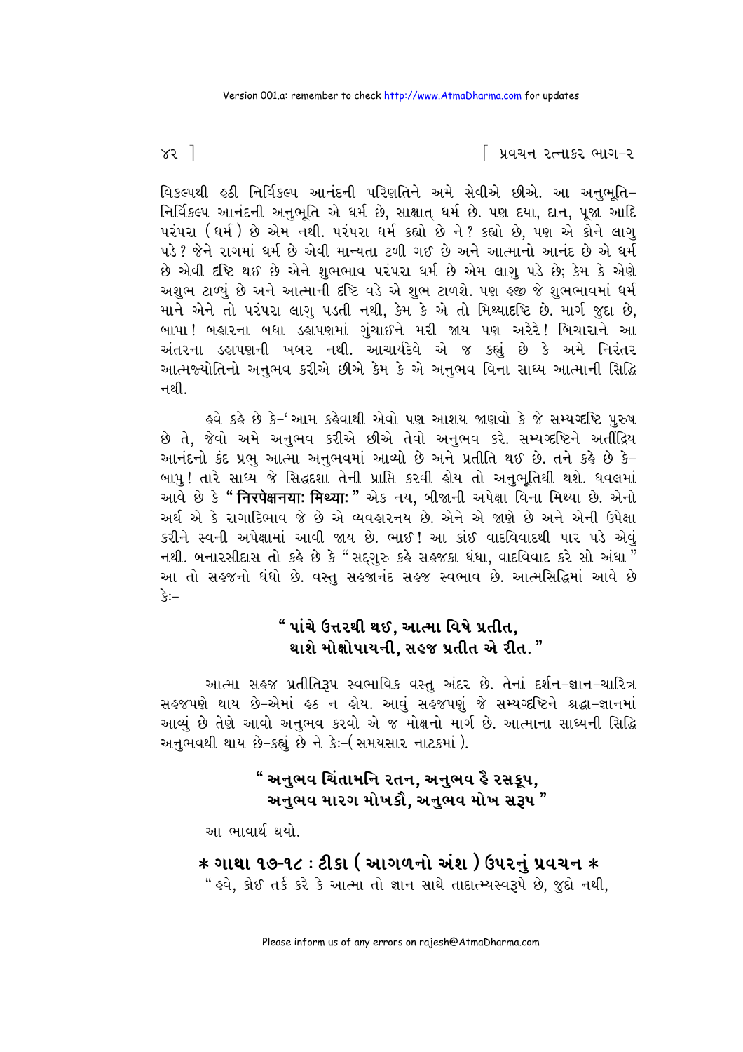વિકલ્પથી હઠી નિર્વિકલ્પ આનંદની પરિણતિને અમે સેવીએ છીએ. આ અનુભૂતિ-નિર્વિકલ્પ આનંદની અનુભૂતિ એ ધર્મ છે, સાક્ષાત્ ધર્મ છે. પણ દયા, દાન, પૂજા આદિ પરંપરા (ધર્મ) છે એમ નથી. પરંપરા ધર્મ કહ્યો છે ને? કહ્યો છે, પણ એ કોને લાગુ પડે? જેને રાગમાં ધર્મ છે એવી માન્યતા ટળી ગઈ છે અને આત્માનો આનંદ છે એ ધર્મ છે એવી દૃષ્ટિ થઈ છે એને શુભભાવ પરંપરા ધર્મ છે એમ લાગુ પડે છે; કેમ કે એણે અશુભ ટાળ્યું છે અને આત્માની દૃષ્ટિ વડે એ શુભ ટાળશે. પણ હજી જે શુભભાવમાં ધર્મ માને એને તો પરંપરા લાગુ પડતી નથી, કેમ કે એ તો મિથ્યાદૃષ્ટિ છે. માર્ગ જુદા છે, બાપા! બહારના બધા ડહાપણમાં ગુંચાઈને મરી જાય પણ અરેરે! બિચારાને આ અંતરના ડહાપણની ખબર નથી. આચાર્યદેવે એ જ કહ્યું છે કે અમે નિરંતર આત્મજ્યોતિનો અનુભવ કરીએ છીએ કેમ કે એ અનુભવ વિના સાધ્ય આત્માની સિદ્ધિ નથી.

હવે કહે છે કે-' આમ કહેવાથી એવો પણ આશય જાણવો કે જે સમ્યગ્દૃષ્ટિ પુરુષ છે તે, જેવો અમે અનુભવ કરીએ છીએ તેવો અનુભવ કરે. સમ્યગ્દૃષ્ટિને અતીંદ્રિય આનંદનો કંદ પ્રભુ આત્મા અનુભવમાં આવ્યો છે અને પ્રતીતિ થઈ છે. તને કહે છે કે-બાપુ! તારે સાધ્ય જે સિદ્ધદશા તેની પ્રાપ્તિ કરવી હોય તો અનુભૂતિથી થશે. ધવલમાં આવે છે કે "**निरपेक्षनयाः मिथ्याः**" એક નય, બીજાની અપેક્ષા વિના મિથ્યા છે. એનો અર્થ એ કે રાગાદિભાવ જે છે એ વ્યવહારનય છે. એને એ જાણે છે અને એની ઉપેક્ષા કરીને સ્વની અપેક્ષામાં આવી જાય છે. ભાઈ! આ કાંઈ વાદવિવાદથી પાર પડે એવું નથી. બનારસીદાસ તો કહે છે કે "સદ્ગુરુ કહે સહજકા ધંધા, વાદવિવાદ કરે સો અંધા" આ તો સહજનો ધંધો છે. વસ્તુ સહજાનંદ સહજ સ્વભાવ છે. આત્મસિદ્ધિમાં આવે છે કેઃ-

> **"પાંચે ઉત્તરથી થઈ, આત્મા વિષે પ્રતીત,**
> **થાશે મોક્ષોપાયની, સહજ પ્રતીત એ રીત."**

આત્મા સહજ પ્રતીતિરૂપ સ્વભાવિક વસ્તુ અંદર છે. તેનાં દર્શન-જ્ઞાન-ચારિત્ર સહજપણે થાય છે-એમાં હઠ ન હોય. આવું સહજપણું જે સમ્યગ્દૃષ્ટિને શ્રદ્ધા-જ્ઞાનમાં આવ્યું છે તેણે આવો અનુભવ કરવો એ જ મોક્ષનો માર્ગ છે. આત્માના સાધ્યની સિદ્ધિ અનુભવથી થાય છે-કહ્યું છે ને કેઃ-( સમયસાર નાટકમાં ).

> **"અનુભવ ચિંતામનિ રતન, અનુભવ હૈ રસકૂપ,**
> **અનુભવ મારગ મોખકૌ, અનુભવ મોખ સરૂપ"**

આ ભાવાર્થ થયો.

## * ગાથા ૧૭-૧૮ : ટીકા ( આગળનો અંશ ) ઉપરનું પ્રવચન *

"હવે, કોઈ તર્ક કરે કે આત્મા તો જ્ઞાન સાથે તાદાત્મ્યસ્વરૂપે છે, જુદો નથી,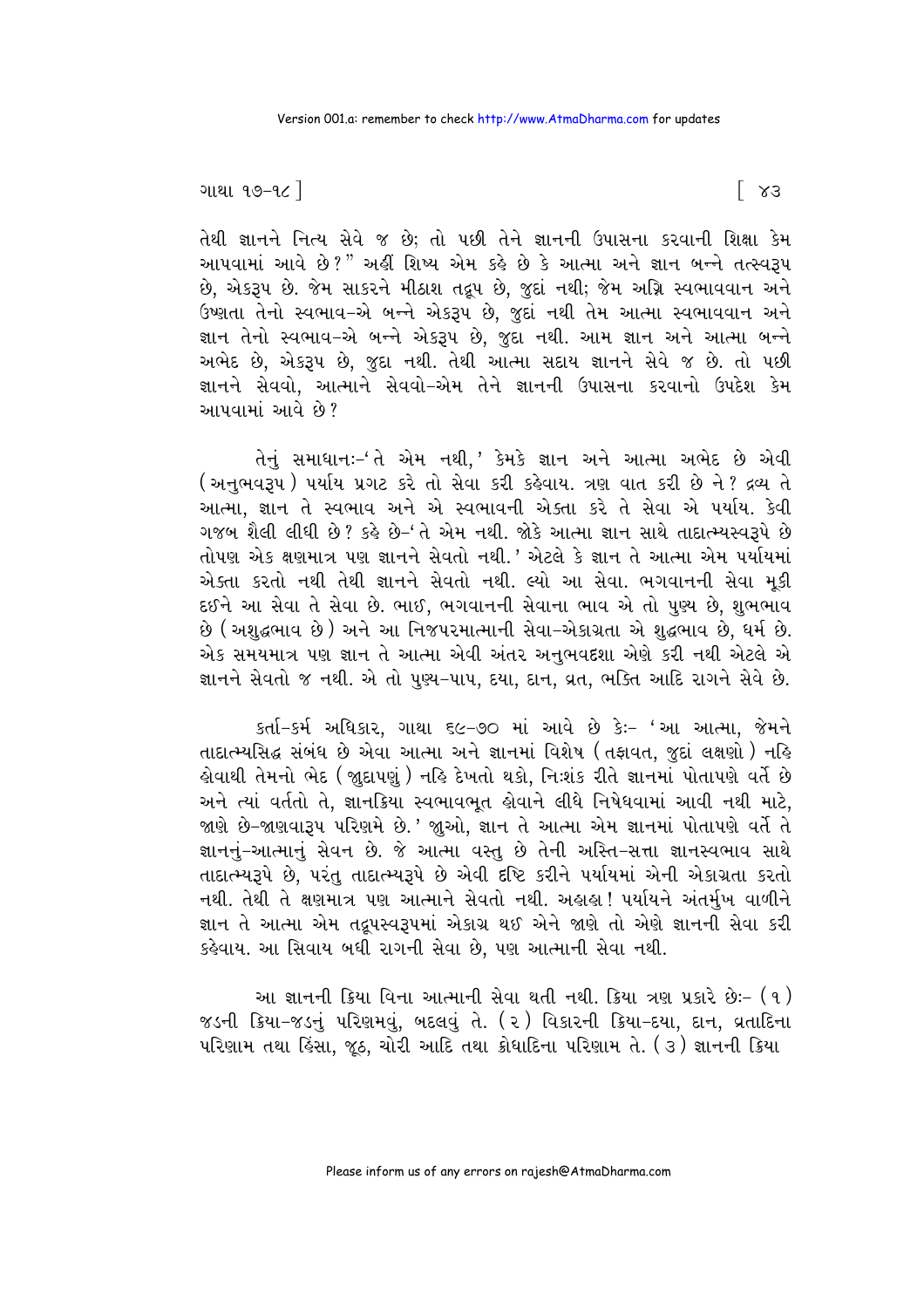તેથી જ્ઞાનને નિત્ય સેવે જ છે; તો પછી તેને જ્ઞાનની ઉપાસના કરવાની શિક્ષા કેમ આપવામાં આવે છે?" અહીં શિષ્ય એમ કહે છે કે આત્મા અને જ્ઞાન બન્ને તત્સ્વરૂપ છે, એકરૂપ છે. જેમ સાકરને મીઠાશ તદ્રૂપ છે, જુદાં નથી; જેમ અગ્નિ સ્વભાવવાન અને ઉષ્ણતા તેનો સ્વભાવ-એ બન્ને એકરૂપ છે, જુદાં નથી તેમ આત્મા સ્વભાવવાન અને જ્ઞાન તેનો સ્વભાવ-એ બન્ને એકરૂપ છે, જુદા નથી. આમ જ્ઞાન અને આત્મા બન્ને અભેદ છે, એકરૂપ છે, જુદા નથી. તેથી આત્મા સદાય જ્ઞાનને સેવે જ છે. તો પછી જ્ઞાનને સેવવો, આત્માને સેવવો-એમ તેને જ્ઞાનની ઉપાસના કરવાનો ઉપદેશ કેમ આપવામાં આવે છે?

તેનું સમાધાનઃ-'તે એમ નથી,' કેમકે જ્ઞાન અને આત્મા અભેદ છે એવી (અનુભવરૂપ) પર્યાય પ્રગટ કરે તો સેવા કરી કહેવાય. ત્રણ વાત કરી છે ને? દ્રવ્ય તે આત્મા, જ્ઞાન તે સ્વભાવ અને એ સ્વભાવની એકતા કરે તે સેવા એ પર્યાય. કેવી ગજબ શૈલી લીધી છે? કહે છે-'તે એમ નથી. જોકે આત્મા જ્ઞાન સાથે તાદાત્મ્યસ્વરૂપે છે તોપણ એક ક્ષણમાત્ર પણ જ્ઞાનને સેવતો નથી.' એટલે કે જ્ઞાન તે આત્મા એમ પર્યાયમાં એક્તા કરતો નથી તેથી જ્ઞાનને સેવતો નથી. લ્યો આ સેવા. ભગવાનની સેવા મૂકી દઈને આ સેવા તે સેવા છે. ભાઈ, ભગવાનની સેવાના ભાવ એ તો પુણ્ય છે, શુભભાવ છે (અશુદ્ધભાવ છે) અને આ નિજપરમાત્માની સેવા-એકાગ્રતા એ શુદ્ધભાવ છે, ધર્મ છે. એક સમયમાત્ર પણ જ્ઞાન તે આત્મા એવી અંતર અનુભવદશા એણે કરી નથી એટલે એ જ્ઞાનને સેવતો જ નથી. એ તો પુણ્ય-પાપ, દયા, દાન, વ્રત, ભક્તિ આદિ રાગને સેવે છે.

કર્તા-કર્મ અધિકાર, ગાથા ૬૯-૭૦ માં આવે છે કેઃ- 'આ આત્મા, જેમને તાદાત્મ્યસિદ્ધ સંબંધ છે એવા આત્મા અને જ્ઞાનમાં વિશેષ (તફાવત, જુદાં લક્ષણો) નહિ હોવાથી તેમનો ભેદ (જુદાપણું) નહિ દેખતો થકો, નિઃશંક રીતે જ્ઞાનમાં પોતાપણે વર્તે છે અને ત્યાં વર્તતો તે, જ્ઞાનક્રિયા સ્વભાવભૂત હોવાને લીધે નિષેધવામાં આવી નથી માટે, જાણે છે-જાણવારૂપ પરિણમે છે.' જુઓ, જ્ઞાન તે આત્મા એમ જ્ઞાનમાં પોતાપણે વર્તે તે જ્ઞાનનું-આત્માનું સેવન છે. જે આત્મા વસ્તુ છે તેની અસ્તિ-સત્તા જ્ઞાનસ્વભાવ સાથે તાદાત્મ્યરૂપે છે, પરંતુ તાદાત્મ્યરૂપે છે એવી દૃષ્ટિ કરીને પર્યાયમાં એની એકાગ્રતા કરતો નથી. તેથી તે ક્ષણમાત્ર પણ આત્માને સેવતો નથી. અહાહા! પર્યાયને અંતર્મુખ વાળીને જ્ઞાન તે આત્મા એમ તદ્રૂપસ્વરૂપમાં એકાગ્ર થઈ એને જાણે તો એણે જ્ઞાનની સેવા કરી કહેવાય. આ સિવાય બધી રાગની સેવા છે, પણ આત્માની સેવા નથી.

આ જ્ઞાનની ક્રિયા વિના આત્માની સેવા થતી નથી. ક્રિયા ત્રણ પ્રકારે છેઃ- (૧) જડની ક્રિયા-જડનું પરિણમવું, બદલવું તે. (૨) વિકારની ક્રિયા-દયા, દાન, વ્રતાદિના પરિણામ તથા હિંસા, જૂઠ, ચોરી આદિ તથા ક્રોધાદિના પરિણામ તે. (૩) જ્ઞાનની ક્રિયા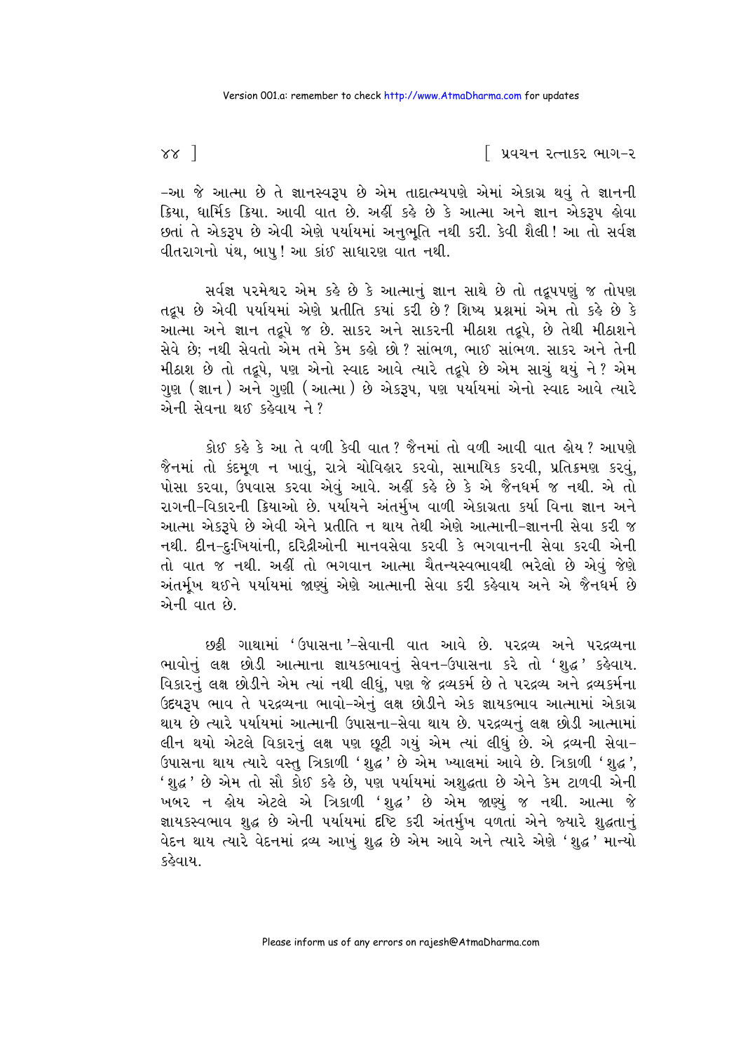–આ જે આત્મા છે તે જ્ઞાનસ્વરૂપ છે એમ તાદાત્મ્યપણે એમાં એકાગ્ર થવું તે જ્ઞાનની ક્રિયા, ધાર્મિક ક્રિયા. આવી વાત છે. અહીં કહે છે કે આત્મા અને જ્ઞાન એકરૂપ હોવા છતાં તે એકરૂપ છે એવી એણે પર્યાયમાં અનુભૂતિ નથી કરી. કેવી શૈલી! આ તો સર્વજ્ઞ વીતરાગનો પંથ, બાપુ! આ કાંઈ સાધારણ વાત નથી.

સર્વજ્ઞ પરમેશ્વર એમ કહે છે કે આત્માનું જ્ઞાન સાથે છે તો તદ્રૂપપણું જ તોપણ તદ્રૂપ છે એવી પર્યાયમાં એણે પ્રતીતિ ક્યાં કરી છે? શિષ્ય પ્રશ્નમાં એમ તો કહે છે કે આત્મા અને જ્ઞાન તદ્રૂપે જ છે. સાકર અને સાકરની મીઠાશ તદ્રૂપે, છે તેથી મીઠાશને સેવે છે; નથી સેવતો એમ તમે કેમ કહો છો? સાંભળ, ભાઈ સાંભળ. સાકર અને તેની મીઠાશ છે તો તદ્રૂપે, પણ એનો સ્વાદ આવે ત્યારે તદ્રૂપે છે એમ સાચું થયું ને? એમ ગુણ (જ્ઞાન) અને ગુણી (આત્મા) છે એકરૂપ, પણ પર્યાયમાં એનો સ્વાદ આવે ત્યારે એની સેવના થઈ કહેવાય ને?

કોઈ કહે કે આ તે વળી કેવી વાત? જૈનમાં તો વળી આવી વાત હોય? આપણે જૈનમાં તો કંદમૂળ ન ખાવું, રાત્રે ચોવિહાર કરવો, સામાયિક કરવી, પ્રતિક્રમણ કરવું, પોસા કરવા, ઉપવાસ કરવા એવું આવે. અહીં કહે છે કે એ જૈનધર્મ જ નથી. એ તો રાગની–વિકારની ક્રિયાઓ છે. પર્યાયને અંતર્મુખ વાળી એકાગ્રતા કર્યા વિના જ્ઞાન અને આત્મા એકરૂપે છે એવી એને પ્રતીતિ ન થાય તેથી એણે આત્માની–જ્ઞાનની સેવા કરી જ નથી. દીન–દુઃખિયાંની, દરિદ્રીઓની માનવસેવા કરવી કે ભગવાનની સેવા કરવી એની તો વાત જ નથી. અહીં તો ભગવાન આત્મા ચૈતન્યસ્વભાવથી ભરેલો છે એવું જેણે અંતર્મુખ થઈને પર્યાયમાં જાણ્યું એણે આત્માની સેવા કરી કહેવાય અને એ જૈનધર્મ છે એની વાત છે.

છઠ્ઠી ગાથામાં 'ઉપાસના'–સેવાની વાત આવે છે. પરદ્રવ્ય અને પરદ્રવ્યના ભાવોનું લક્ષ છોડી આત્માના જ્ઞાયકભાવનું સેવન–ઉપાસના કરે તો 'શુદ્ધ' કહેવાય. વિકારનું લક્ષ છોડીને એમ ત્યાં નથી લીધું, પણ જે દ્રવ્યકર્મ છે તે પરદ્રવ્ય અને દ્રવ્યકર્મના ઉદયરૂપ ભાવ તે પરદ્રવ્યના ભાવો–એનું લક્ષ છોડીને એક જ્ઞાયકભાવ આત્મામાં એકાગ્ર થાય છે ત્યારે પર્યાયમાં આત્માની ઉપાસના–સેવા થાય છે. પરદ્રવ્યનું લક્ષ છોડી આત્મામાં લીન થયો એટલે વિકારનું લક્ષ પણ છૂટી ગયું એમ ત્યાં લીધું છે. એ દ્રવ્યની સેવા–ઉપાસના થાય ત્યારે વસ્તુ ત્રિકાળી 'શુદ્ધ' છે એમ ખ્યાલમાં આવે છે. ત્રિકાળી 'શુદ્ધ', 'શુદ્ધ' છે એમ તો સૌ કોઈ કહે છે, પણ પર્યાયમાં અશુદ્ધતા છે એને કેમ ટાળવી એની ખબર ન હોય એટલે એ ત્રિકાળી 'શુદ્ધ' છે એમ જાણ્યું જ નથી. આત્મા જે જ્ઞાયકસ્વભાવ શુદ્ધ છે એની પર્યાયમાં દૃષ્ટિ કરી અંતર્મુખ વળતાં એને જ્યારે શુદ્ધતાનું વેદન થાય ત્યારે વેદનમાં દ્રવ્ય આખું શુદ્ધ છે એમ આવે અને ત્યારે એણે 'શુદ્ધ' માન્યો કહેવાય.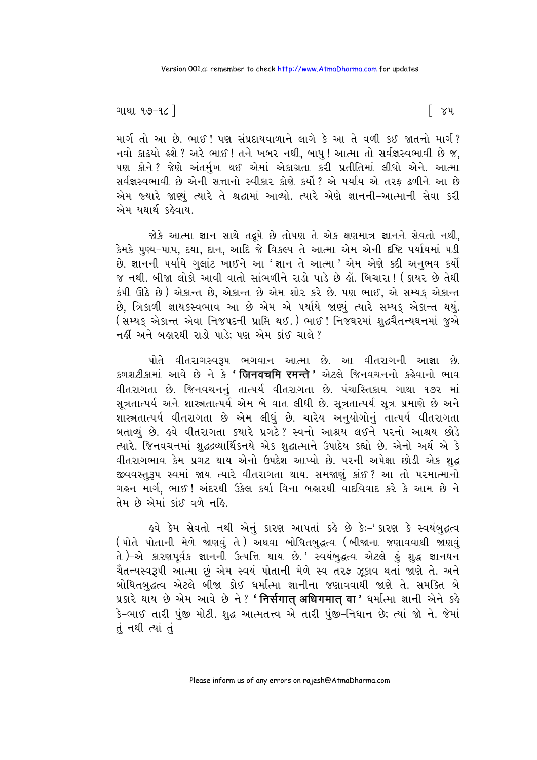માર્ગ તો આ છે. ભાઈ! પણ સંપ્રદાયવાળાને લાગે કે આ તે વળી કઈ જાતનો માર્ગ? નવો કાઢયો હશે? અરે ભાઈ! તને ખબર નથી, બાપુ! આત્મા તો સર્વજ્ઞસ્વભાવી છે જ, પણ કોને? જેણે અંતર્મુખ થઈ એમાં એકાગ્રતા કરી પ્રતીતિમાં લીધો એને. આત્મા સર્વજ્ઞસ્વભાવી છે એની સત્તાનો સ્વીકાર કોણે કર્યો? એ પર્યાય એ તરફ ઢળીને આ છે એમ જ્યારે જાણ્યું ત્યારે તે શ્રદ્ધામાં આવ્યો. ત્યારે એણે જ્ઞાનની-આત્માની સેવા કરી એમ યથાર્થ કહેવાય.

જોકે આત્મા જ્ઞાન સાથે તદ્રૂપે છે તોપણ તે એક ક્ષણમાત્ર જ્ઞાનને સેવતો નથી, કેમકે પુણ્ય-પાપ, દયા, દાન, આદિ જે વિકલ્પ તે આત્મા એમ એની દૃષ્ટિ પર્યાયમાં પડી છે. જ્ઞાનની પર્યાયે ગુલાંટ ખાઈને આ 'જ્ઞાન તે આત્મા' એમ એણે કદી અનુભવ કર્યો જ નથી. બીજા લોકો આવી વાતો સાંભળીને રાડો પાડે છે હોં. બિચારા! (કાયર છે તેથી કંપી ઊઠે છે) એકાન્ત છે, એકાન્ત છે એમ શોર કરે છે. પણ ભાઈ, એ સમ્યક્ એકાન્ત છે, ત્રિકાળી જ્ઞાયકસ્વભાવ આ છે એમ એ પર્યાયે જાણ્યું ત્યારે સમ્યક્ એકાન્ત થયું. (સમ્યક્ એકાન્ત એવા નિજપદની પ્રાપ્તિ થઈ.) ભાઈ! નિજઘરમાં શુદ્ધચૈતન્યઘનમાં જુએ નહીં અને બહારથી રાડો પાડે; પણ એમ કાંઈ ચાલે?

પોતે વીતરાગસ્વરૂપ ભગવાન આત્મા છે. આ વીતરાગની આજ્ઞા છે. કળશટીકામાં આવે છે ને કે **'जिनवचमि रमन्ते'** એટલે જિનવચનનો કહેવાનો ભાવ વીતરાગતા છે. જિનવચનનું તાત્પર્ય વીતરાગતા છે. પંચાસ્તિકાય ગાથા ૧૭૨ માં સૂત્રતાત્પર્ય અને શાસ્ત્રતાત્પર્ય એમ બે વાત લીધી છે. સૂત્રતાત્પર્ય સૂત્ર પ્રમાણે છે અને શાસ્ત્રતાત્પર્ય વીતરાગતા છે એમ લીધું છે. ચારેય અનુયોગોનું તાત્પર્ય વીતરાગતા બતાવ્યું છે. હવે વીતરાગતા ક્યારે પ્રગટે? સ્વનો આશ્રય લઈને પરનો આશ્રય છોડે ત્યારે. જિનવચનમાં શુદ્ધદ્રવ્યાર્થિકનયે એક શુદ્ધાત્માને ઉપાદેય કહ્યો છે. એનો અર્થ એ કે વીતરાગભાવ કેમ પ્રગટ થાય એનો ઉપદેશ આપ્યો છે. પરની અપેક્ષા છોડી એક શુદ્ધ જીવવસ્તુરૂપ સ્વમાં જાય ત્યારે વીતરાગતા થાય. સમજાણું કાંઈ? આ તો પરમાત્માનો ગહન માર્ગ, ભાઈ! અંદરથી ઉકેલ કર્યા વિના બહારથી વાદવિવાદ કરે કે આમ છે ને તેમ છે એમાં કાંઈ વળે નહિ.

હવે કેમ સેવતો નથી એનું કારણ આપતાં કહે છે કે:-' કારણ કે સ્વયંબુદ્ધત્વ (પોતે પોતાની મેળે જાણવું તે) અથવા બોધિતબુદ્ધત્વ (બીજાના જણાવવાથી જાણવું તે)-એ કારણપૂર્વક જ્ઞાનની ઉત્પત્તિ થાય છે.' સ્વયંબુદ્ધત્વ એટલે હું શુદ્ધ જ્ઞાનઘન ચૈતન્યસ્વરૂપી આત્મા છું એમ સ્વયં પોતાની મેળે સ્વ તરફ ઝૂકાવ થતાં જાણે તે. અને બોધિતબુદ્ધત્વ એટલે બીજા કોઈ ધર્માત્મા જ્ઞાનીના જણાવવાથી જાણે તે. સમકિત બે પ્રકારે થાય છે એમ આવે છે ને? **'निर्सगात् अधिगमात् वा'** ધર્માત્મા જ્ઞાની એને કહે કે-ભાઈ તારી પુંજી મોટી. શુદ્ધ આત્મતત્ત્વ એ તારી પુંજી-નિધાન છે; ત્યાં જો ને. જેમાં તું નથી ત્યાં તું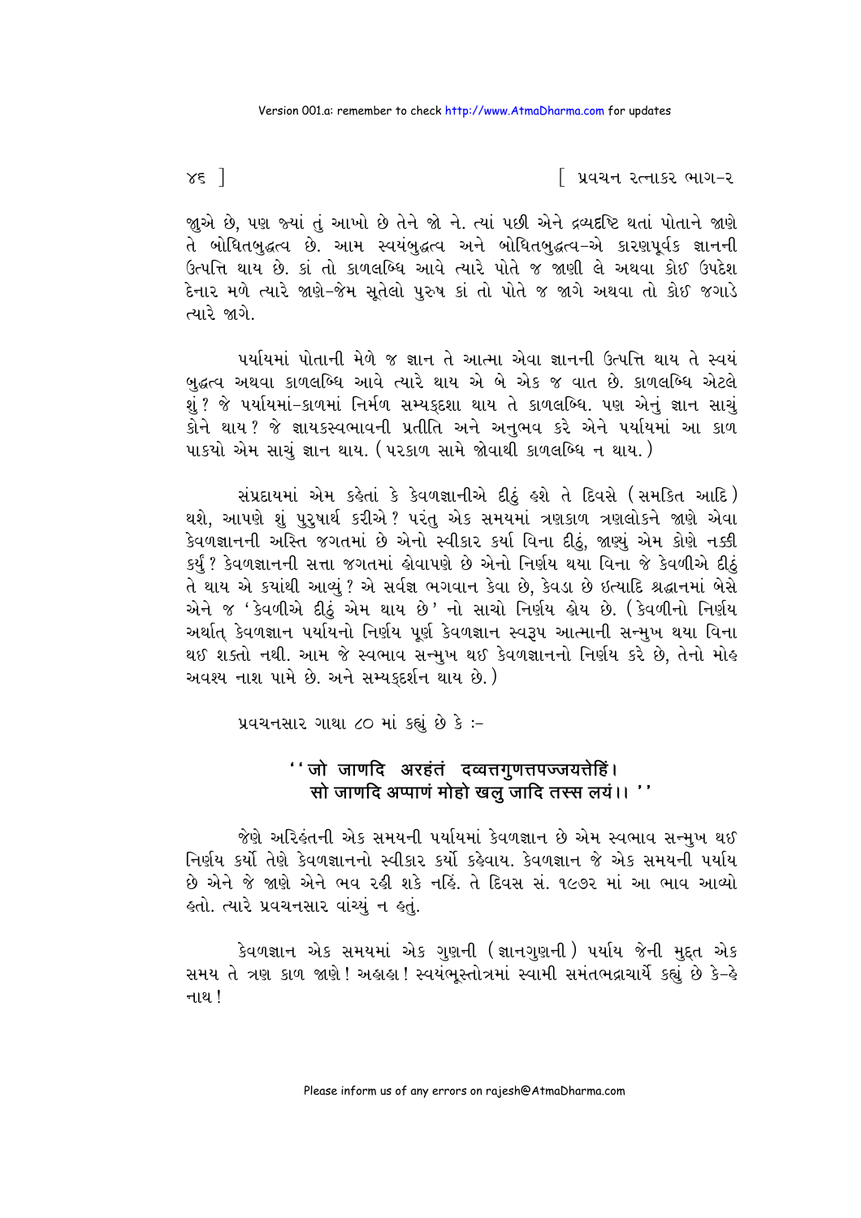જાુએ છે, પણ જ્યાં તું આખો છે તેને જો ને. ત્યાં પછી એને દ્રવ્યદૃષ્ટિ થતાં પોતાને જાણે તે બોધિતબુદ્ધત્વ છે. આમ સ્વયંબુદ્ધત્વ અને બોધિતબુદ્ધત્વ-એ કારણપૂર્વક જ્ઞાનની ઉત્પત્તિ થાય છે. કાં તો કાળલબ્ધિ આવે ત્યારે પોતે જ જાણી લે અથવા કોઈ ઉપદેશ દેનાર મળે ત્યારે જાણે-જેમ સૂતેલો પુરુષ કાં તો પોતે જ જાગે અથવા તો કોઈ જગાડે ત્યારે જાગે.

પર્યાયમાં પોતાની મેળે જ જ્ઞાન તે આત્મા એવા જ્ઞાનની ઉત્પત્તિ થાય તે સ્વયં બુદ્ધત્વ અથવા કાળલબ્ધિ આવે ત્યારે થાય એ બે એક જ વાત છે. કાળલબ્ધિ એટલે શું? જે પર્યાયમાં-કાળમાં નિર્મળ સમ્યક્દશા થાય તે કાળલબ્ધિ. પણ એનું જ્ઞાન સાચું કોને થાય? જે જ્ઞાયકસ્વભાવની પ્રતીતિ અને અનુભવ કરે એને પર્યાયમાં આ કાળ પાકયો એમ સાચું જ્ઞાન થાય. (પરકાળ સામે જોવાથી કાળલબ્ધિ ન થાય.)

સંપ્રદાયમાં એમ કહેતાં કે કેવળજ્ઞાનીએ દીઠું હશે તે દિવસે (સમકિત આદિ) થશે, આપણે શું પુરુષાર્થ કરીએ? પરંતુ એક સમયમાં ત્રણકાળ ત્રણલોકને જાણે એવા કેવળજ્ઞાનની અસ્તિ જગતમાં છે એનો સ્વીકાર કર્યા વિના દીઠું, જાણ્યું એમ કોણે નક્કી કર્યું? કેવળજ્ઞાનની સત્તા જગતમાં હોવાપણે છે એનો નિર્ણય થયા વિના જે કેવળીએ દીઠું તે થાય એ કયાંથી આવ્યું? એ સર્વજ્ઞ ભગવાન કેવા છે, કેવડા છે ઇત્યાદિ શ્રદ્ધાનમાં બેસે એને જ 'કેવળીએ દીઠું એમ થાય છે' નો સાચો નિર્ણય હોય છે. (કેવળીનો નિર્ણય અર્થાત્ કેવળજ્ઞાન પર્યાયનો નિર્ણય પૂર્ણ કેવળજ્ઞાન સ્વરૂપ આત્માની સન્મુખ થયા વિના થઈ શક્તો નથી. આમ જે સ્વભાવ સન્મુખ થઈ કેવળજ્ઞાનનો નિર્ણય કરે છે, તેનો મોહ અવશ્ય નાશ પામે છે. અને સમ્યક્દર્શન થાય છે.)

પ્રવચનસાર ગાથા ૮૦ માં કહ્યું છે કે :-

> ''जो जाणदि अरहंतं दव्वत्तगुणत्तपज्जयत्तेहिं।
> सो जाणदि अप्पाणं मोहो खलु जादि तस्स लयं।। ''

જેણે અરિહંતની એક સમયની પર્યાયમાં કેવળજ્ઞાન છે એમ સ્વભાવ સન્મુખ થઈ નિર્ણય કર્યો તેણે કેવળજ્ઞાનનો સ્વીકાર કર્યો કહેવાય. કેવળજ્ઞાન જે એક સમયની પર્યાય છે એને જે જાણે એને ભવ રહી શકે નહિ. તે દિવસ સં. ૧૯૭૨ માં આ ભાવ આવ્યો હતો. ત્યારે પ્રવચનસાર વાંચ્યું ન હતું.

કેવળજ્ઞાન એક સમયમાં એક ગુણની (જ્ઞાનગુણની) પર્યાય જેની મુદ્દત એક સમય તે ત્રણ કાળ જાણે! અહાહા! સ્વયંભૂસ્તોત્રમાં સ્વામી સમંતભદ્રાચાર્યે કહ્યું છે કે-હે નાથ!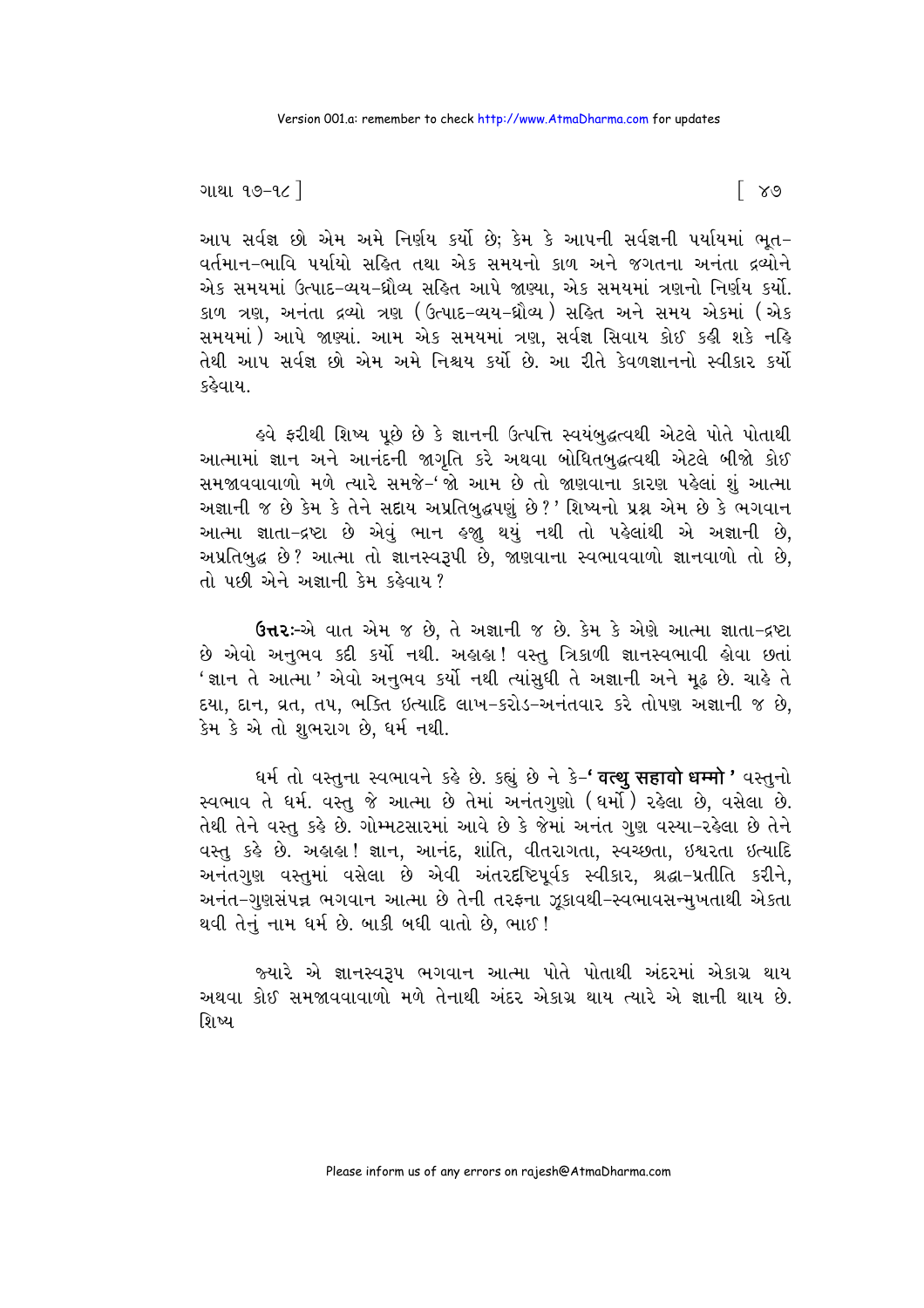આપ સર્વજ્ઞ છો એમ અમે નિર્ણય કર્યો છે; કેમ કે આપની સર્વજ્ઞની પર્યાયમાં ભૂત-વર્તમાન-ભાવિ પર્યાયો સહિત તથા એક સમયનો કાળ અને જગતના અનંતા દ્રવ્યોને એક સમયમાં ઉત્પાદ-વ્યય-ધ્રૌવ્ય સહિત આપે જાણ્યા, એક સમયમાં ત્રણનો નિર્ણય કર્યો. કાળ ત્રણ, અનંતા દ્રવ્યો ત્રણ (ઉત્પાદ-વ્યય-ધ્રૌવ્ય) સહિત અને સમય એકમાં (એક સમયમાં) આપે જાણ્યાં. આમ એક સમયમાં ત્રણ, સર્વજ્ઞ સિવાય કોઈ કહી શકે નહિ તેથી આપ સર્વજ્ઞ છો એમ અમે નિશ્ચય કર્યો છે. આ રીતે કેવળજ્ઞાનનો સ્વીકાર કર્યો કહેવાય.

હવે ફરીથી શિષ્ય પૂછે છે કે જ્ઞાનની ઉત્પત્તિ સ્વયંબુદ્ધત્વથી એટલે પોતે પોતાથી આત્મામાં જ્ઞાન અને આનંદની જાગૃતિ કરે અથવા બોધિતબુદ્ધત્વથી એટલે બીજો કોઈ સમજાવવાવાળો મળે ત્યારે સમજે-'જો આમ છે તો જાણવાના કારણ પહેલાં શું આત્મા અજ્ઞાની જ છે કેમ કે તેને સદાય અપ્રતિબુદ્ધપણું છે?' શિષ્યનો પ્રશ્ન એમ છે કે ભગવાન આત્મા જ્ઞાતા-દ્રષ્ટા છે એવું ભાન હજુ થયું નથી તો પહેલાંથી એ અજ્ઞાની છે, અપ્રતિબુદ્ધ છે? આત્મા તો જ્ઞાનસ્વરૂપી છે, જાણવાના સ્વભાવવાળો જ્ઞાનવાળો તો છે, તો પછી એને અજ્ઞાની કેમ કહેવાય?

**ઉત્તર:**-એ વાત એમ જ છે, તે અજ્ઞાની જ છે. કેમ કે એણે આત્મા જ્ઞાતા-દ્રષ્ટા છે એવો અનુભવ કદી કર્યો નથી. અહાહા! વસ્તુ ત્રિકાળી જ્ઞાનસ્વભાવી હોવા છતાં 'જ્ઞાન તે આત્મા' એવો અનુભવ કર્યો નથી ત્યાંસુધી તે અજ્ઞાની અને મૂઢ છે. ચાહે તે દયા, દાન, વ્રત, તપ, ભક્તિ ઇત્યાદિ લાખ-કરોડ-અનંતવાર કરે તોપણ અજ્ઞાની જ છે, કેમ કે એ તો શુભરાગ છે, ધર્મ નથી.

ધર્મ તો વસ્તુના સ્વભાવને કહે છે. કહ્યું છે ને કે-**'वत्थु सहावो धम्मो'** વસ્તુનો સ્વભાવ તે ધર્મ. વસ્તુ જે આત્મા છે તેમાં અનંતગુણો (ધર્મો) રહેલા છે, વસેલા છે. તેથી તેને વસ્તુ કહે છે. ગોમ્મટસારમાં આવે છે કે જેમાં અનંત ગુણ વસ્યા-રહેલા છે તેને વસ્તુ કહે છે. અહાહા! જ્ઞાન, આનંદ, શાંતિ, વીતરાગતા, સ્વચ્છતા, ઇશ્વરતા ઇત્યાદિ અનંતગુણ વસ્તુમાં વસેલા છે એવી અંતરદૃષ્ટિપૂર્વક સ્વીકાર, શ્રદ્ધા-પ્રતીતિ કરીને, અનંત-ગુણસંપન્ન ભગવાન આત્મા છે તેની તરફના ઝૂકાવથી-સ્વભાવસન્મુખતાથી એકતા થવી તેનું નામ ધર્મ છે. બાકી બધી વાતો છે, ભાઈ!

જ્યારે એ જ્ઞાનસ્વરૂપ ભગવાન આત્મા પોતે પોતાથી અંદરમાં એકાગ્ર થાય અથવા કોઈ સમજાવવાવાળો મળે તેનાથી અંદર એકાગ્ર થાય ત્યારે એ જ્ઞાની થાય છે. શિષ્ય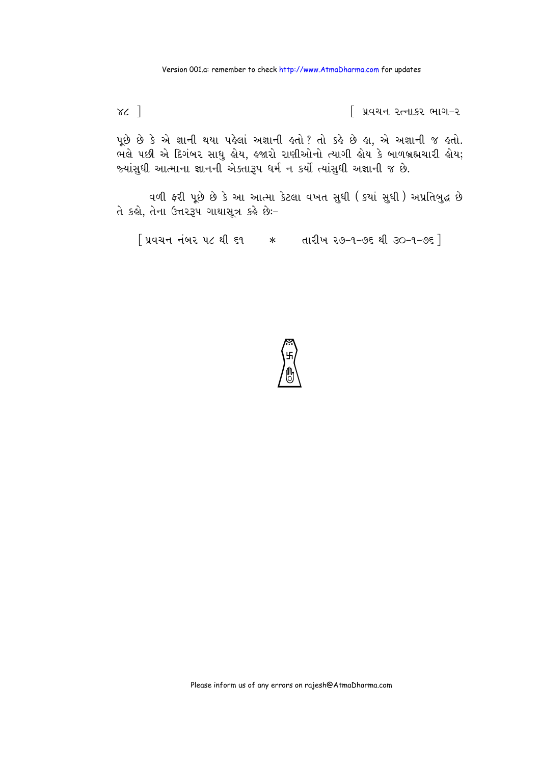પૂછે છે કે એ જ્ઞાની થયા પહેલાં અજ્ઞાની હતો? તો કહે છે હા, એ અજ્ઞાની જ હતો. ભલે પછી એ દિગંબર સાધુ હોય, હજારો રાણીઓનો ત્યાગી હોય કે બાળબ્રહ્મચારી હોય; જ્યાંસુધી આત્માના જ્ઞાનની એક્તારૂપ ધર્મ ન કર્યો ત્યાંસુધી અજ્ઞાની જ છે.

વળી ફરી પૂછે છે કે આ આત્મા કેટલા વખત સુધી (ક્યાં સુધી) અપ્રતિબુદ્ધ છે તે કહો, તેના ઉત્તરરૂપ ગાથાસૂત્ર કહે છેઃ-

[ પ્રવચન નંબર ૫૮ થી ૬૧ * તારીખ ૨૭-૧-૭૬ થી ૩૦-૧-૭૬ ]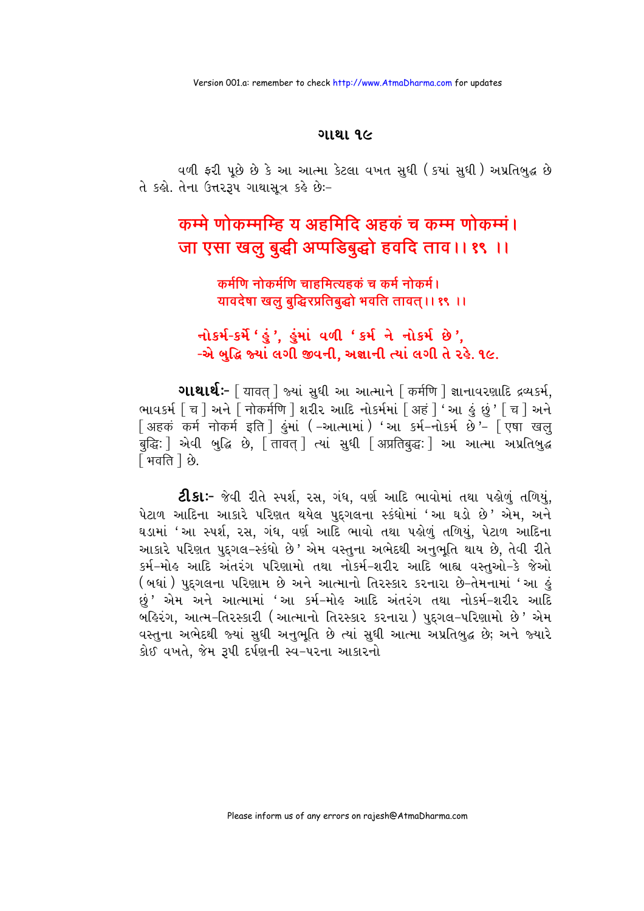## ગાથા ૧૯

વળી ફરી પૂછે છે કે આ આત્મા કેટલા વખત સુધી (ક્યાં સુધી) અપ્રતિબુદ્ધ છે તે કહો. તેના ઉત્તરરૂપ ગાથાસૂત્ર કહે છેઃ–

**कम्मे णोकम्मम्हि य अहमिदि अहकं च कम्म णोकम्मं।**
**जा एसा खलु बुद्धी अप्पडिबुद्धो हवदि ताव।। १९ ।।**

**कर्मणि नोकर्मणि चाहमित्यहकं च कर्म नोकर्म।**
**यावदेषा खलु बुद्धिरप्रतिबुद्धो भवति तावत्।। १९ ।।**

**નોકર્મ-કર્મે 'હું', હુંમાં વળી 'કર્મ ને નોકર્મ છે',**
**-એ બુદ્ધિ જ્યાં લગી જીવની, અજ્ઞાની ત્યાં લગી તે રહે. ૧૯.**

**ગાથાર્થઃ-** [ यावत् ] જ્યાં સુધી આ આત્માને [ कर्मणि ] જ્ઞાનાવરણાદિ દ્રવ્યકર્મ, ભાવકર્મ [ च ] અને [ नोकर्मणि ] શરીર આદિ નોકર્મમાં [ अहं ] 'આ હું છું' [ च ] અને [ अहकं कर्म नोकर्म इति ] હુંમાં (-આત્મામાં) 'આ કર્મ-નોકર્મ છે'- [ एषा खलु बुद्धिः ] એવી બુદ્ધિ છે, [ तावत् ] ત્યાં સુધી [ अप्रतिबुद्धः ] આ આત્મા અપ્રતિબુદ્ધ [ भवति ] છે.

**ટીકાઃ-** જેવી રીતે સ્પર્શ, રસ, ગંધ, વર્ણ આદિ ભાવોમાં તથા પહોળું તળિયું, પેટાળ આદિના આકારે પરિણત થયેલ પુદ્ગલના સ્કંધોમાં 'આ ઘડો છે' એમ, અને ઘડામાં 'આ સ્પર્શ, રસ, ગંધ, વર્ણ આદિ ભાવો તથા પહોળું તળિયું, પેટાળ આદિના આકારે પરિણત પુદ્ગલ-સ્કંધો છે' એમ વસ્તુના અભેદથી અનુભૂતિ થાય છે, તેવી રીતે કર્મ-મોહ આદિ અંતરંગ પરિણામો તથા નોકર્મ-શરીર આદિ બાહ્ય વસ્તુઓ-કે જેઓ (બધાં) પુદ્ગલના પરિણામ છે અને આત્માનો તિરસ્કાર કરનારા છે-તેમનામાં 'આ હું છું' એમ અને આત્મામાં 'આ કર્મ-મોહ આદિ અંતરંગ તથા નોકર્મ-શરીર આદિ બહિરંગ, આત્મ-તિરસ્કારી (આત્માનો તિરસ્કાર કરનારા) પુદ્ગલ-પરિણામો છે' એમ વસ્તુના અભેદથી જ્યાં સુધી અનુભૂતિ છે ત્યાં સુધી આત્મા અપ્રતિબુદ્ધ છે; અને જ્યારે કોઈ વખતે, જેમ રૂપી દર્પણની સ્વ-પરના આકારનો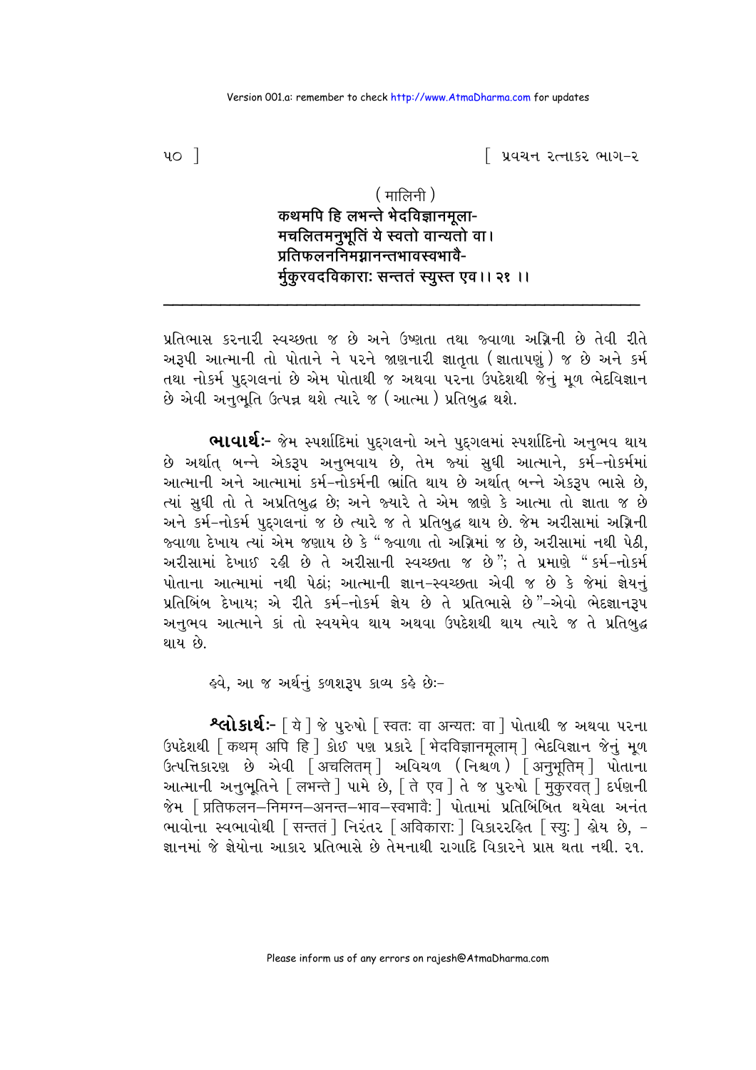( मालिनी )

**कथमपि हि लभन्ते भेदविज्ञानमूला-**
**मचलितमनुभूतिं ये स्वतो वान्यतो वा।**
**प्रतिफलननिमग्नानन्तभावस्वभावै-**
**र्मुकुरवदविकाराः सन्ततं स्युस्त एव।। २१ ।।**

---

પ્રતિભાસ કરનારી સ્વચ્છતા જ છે અને ઉષ્ણતા તથા જ્વાળા અગ્નિની છે તેવી રીતે અરૂપી આત્માની તો પોતાને ને પરને જાણનારી જ્ઞાતૃતા (જ્ઞાતાપણું) જ છે અને કર્મ તથા નોકર્મ પુદ્‌ગલનાં છે એમ પોતાથી જ અથવા પરના ઉપદેશથી જેનું મૂળ ભેદવિજ્ઞાન છે એવી અનુભૂતિ ઉત્પન્ન થશે ત્યારે જ (આત્મા) પ્રતિબુદ્ધ થશે.

**ભાવાર્થઃ-** જેમ સ્પર્શાદિમાં પુદ્‌ગલનો અને પુદ્‌ગલમાં સ્પર્શાદિનો અનુભવ થાય છે અર્થાત્ બન્ને એકરૂપ અનુભવાય છે, તેમ જ્યાં સુધી આત્માને, કર્મ-નોકર્મમાં આત્માની અને આત્મામાં કર્મ-નોકર્મની ભ્રાંતિ થાય છે અર્થાત્ બન્ને એકરૂપ ભાસે છે, ત્યાં સુધી તો તે અપ્રતિબુદ્ધ છે; અને જ્યારે તે એમ જાણે કે આત્મા તો જ્ઞાતા જ છે અને કર્મ-નોકર્મ પુદ્‌ગલનાં જ છે ત્યારે જ તે પ્રતિબુદ્ધ થાય છે. જેમ અરીસામાં અગ્નિની જ્વાળા દેખાય ત્યાં એમ જણાય છે કે "જ્વાળા તો અગ્નિમાં જ છે, અરીસામાં નથી પેઠી, અરીસામાં દેખાઈ રહી છે તે અરીસાની સ્વચ્છતા જ છે"; તે પ્રમાણે "કર્મ-નોકર્મ પોતાના આત્મામાં નથી પેઠાં; આત્માની જ્ઞાન-સ્વચ્છતા એવી જ છે કે જેમાં જ્ઞેયનું પ્રતિબિંબ દેખાય; એ રીતે કર્મ-નોકર્મ જ્ઞેય છે તે પ્રતિભાસે છે"-એવો ભેદજ્ઞાનરૂપ અનુભવ આત્માને કાં તો સ્વયમેવ થાય અથવા ઉપદેશથી થાય ત્યારે જ તે પ્રતિબુદ્ધ થાય છે.

હવે, આ જ અર્થનું કળશરૂપ કાવ્ય કહે છેઃ-

**શ્લોકાર્થઃ-** [ ये ] જે પુરુષો [ स्वतः वा अन्यतः वा ] પોતાથી જ અથવા પરના ઉપદેશથી [ कथम् अपि हि ] કોઈ પણ પ્રકારે [ भेदविज्ञानमूलाम् ] ભેદવિજ્ઞાન જેનું મૂળ ઉત્પત્તિકારણ છે એવી [ अचलितम् ] અવિચળ (નિશ્ચળ) [ अनुभूतिम् ] પોતાના આત્માની અનુભૂતિને [ लभन्ते ] પામે છે, [ ते एव ] તે જ પુરુષો [ मुकुरवत् ] દર્પણની જેમ [ प्रतिफलन-निमग्न-अनन्त-भाव-स्वभावैः ] પોતામાં પ્રતિબિંબિત થયેલા અનંત ભાવોના સ્વભાવોથી [ सन्ततं ] નિરંતર [ अविकाराः ] વિકારરહિત [ स्युः ] હોય છે, - જ્ઞાનમાં જે જ્ઞેયોના આકાર પ્રતિભાસે છે તેમનાથી રાગાદિ વિકારને પ્રાપ્ત થતા નથી. ૨૧.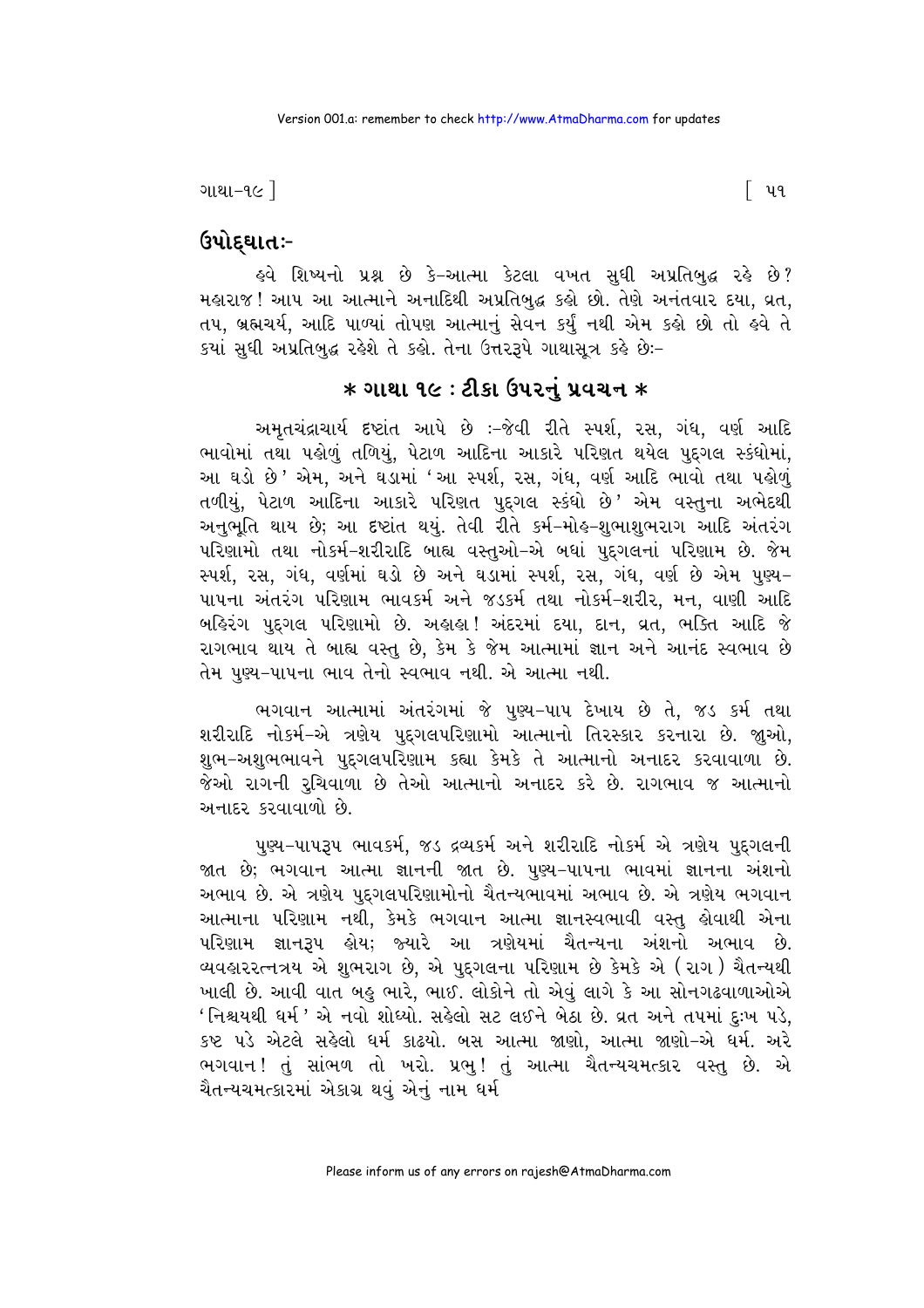## ઉપોદ્‌ઘાતઃ-

હવે શિષ્યનો પ્રશ્ન છે કે-આત્મા કેટલા વખત સુધી અપ્રતિબુદ્ધ રહે છે? મહારાજ! આપ આ આત્માને અનાદિથી અપ્રતિબુદ્ધ કહો છો. તેણે અનંતવાર દયા, વ્રત, તપ, બ્રહ્મચર્ય, આદિ પાળ્યાં તોપણ આત્માનું સેવન કર્યું નથી એમ કહો છો તો હવે તે ક્યાં સુધી અપ્રતિબુદ્ધ રહેશે તે કહો. તેના ઉત્તરરૂપે ગાથાસૂત્ર કહે છેઃ-

## * ગાથા ૧૯ : ટીકા ઉપરનું પ્રવચન *

અમૃતચંદ્રાચાર્ય દૃષ્ટાંત આપે છે :-જેવી રીતે સ્પર્શ, રસ, ગંધ, વર્ણ આદિ ભાવોમાં તથા પહોળું તળિયું, પેટાળ આદિના આકારે પરિણત થયેલ પુદ્‌ગલ સ્કંધોમાં, 'આ ઘડો છે' એમ, અને ઘડામાં 'આ સ્પર્શ, રસ, ગંધ, વર્ણ આદિ ભાવો તથા પહોળું તળીયું, પેટાળ આદિના આકારે પરિણત પુદ્‌ગલ સ્કંધો છે' એમ વસ્તુના અભેદથી અનુભૂતિ થાય છે; આ દૃષ્ટાંત થયું. તેવી રીતે કર્મ-મોહ-શુભાશુભરાગ આદિ અંતરંગ પરિણામો તથા નોકર્મ-શરીરાદિ બાહ્ય વસ્તુઓ-એ બધાં પુદ્‌ગલનાં પરિણામ છે. જેમ સ્પર્શ, રસ, ગંધ, વર્ણમાં ઘડો છે અને ઘડામાં સ્પર્શ, રસ, ગંધ, વર્ણ છે એમ પુણ્ય-પાપના અંતરંગ પરિણામ ભાવકર્મ અને જડકર્મ તથા નોકર્મ-શરીર, મન, વાણી આદિ બહિરંગ પુદ્‌ગલ પરિણામો છે. અહાહા! અંદરમાં દયા, દાન, વ્રત, ભક્તિ આદિ જે રાગભાવ થાય તે બાહ્ય વસ્તુ છે, કેમ કે જેમ આત્મામાં જ્ઞાન અને આનંદ સ્વભાવ છે તેમ પુણ્ય-પાપના ભાવ તેનો સ્વભાવ નથી. એ આત્મા નથી.

ભગવાન આત્મામાં અંતરંગમાં જે પુણ્ય-પાપ દેખાય છે તે, જડ કર્મ તથા શરીરાદિ નોકર્મ-એ ત્રણેય પુદ્‌ગલપરિણામો આત્માનો તિરસ્કાર કરનારા છે. જુઓ, શુભ-અશુભભાવને પુદ્‌ગલપરિણામ કહ્યા કેમકે તે આત્માનો અનાદર કરવાવાળા છે. જેઓ રાગની રુચિવાળા છે તેઓ આત્માનો અનાદર કરે છે. રાગભાવ જ આત્માનો અનાદર કરવાવાળો છે.

પુણ્ય-પાપરૂપ ભાવકર્મ, જડ દ્રવ્યકર્મ અને શરીરાદિ નોકર્મ એ ત્રણેય પુદ્‌ગલની જાત છે; ભગવાન આત્મા જ્ઞાનની જાત છે. પુણ્ય-પાપના ભાવમાં જ્ઞાનના અંશનો અભાવ છે. એ ત્રણેય પુદ્‌ગલપરિણામોનો ચૈતન્યભાવમાં અભાવ છે. એ ત્રણેય ભગવાન આત્માના પરિણામ નથી, કેમકે ભગવાન આત્મા જ્ઞાનસ્વભાવી વસ્તુ હોવાથી એના પરિણામ જ્ઞાનરૂપ હોય; જ્યારે આ ત્રણેયમાં ચૈતન્યના અંશનો અભાવ છે. વ્યવહારરત્નત્રય એ શુભરાગ છે, એ પુદ્‌ગલના પરિણામ છે કેમકે એ (રાગ) ચૈતન્યથી ખાલી છે. આવી વાત બહુ ભારે, ભાઈ. લોકોને તો એવું લાગે કે આ સોનગઢવાળાઓએ 'નિશ્ચયથી ધર્મ' એ નવો શોધ્યો. સહેલો સટ લઈને બેઠા છે. વ્રત અને તપમાં દુઃખ પડે, કષ્ટ પડે એટલે સહેલો ધર્મ કાઢ્યો. બસ આત્મા જાણો, આત્મા જાણો-એ ધર્મ. અરે ભગવાન! તું સાંભળ તો ખરો. પ્રભુ! તું આત્મા ચૈતન્યચમત્કાર વસ્તુ છે. એ ચૈતન્યચમત્કારમાં એકાગ્ર થવું એનું નામ ધર્મ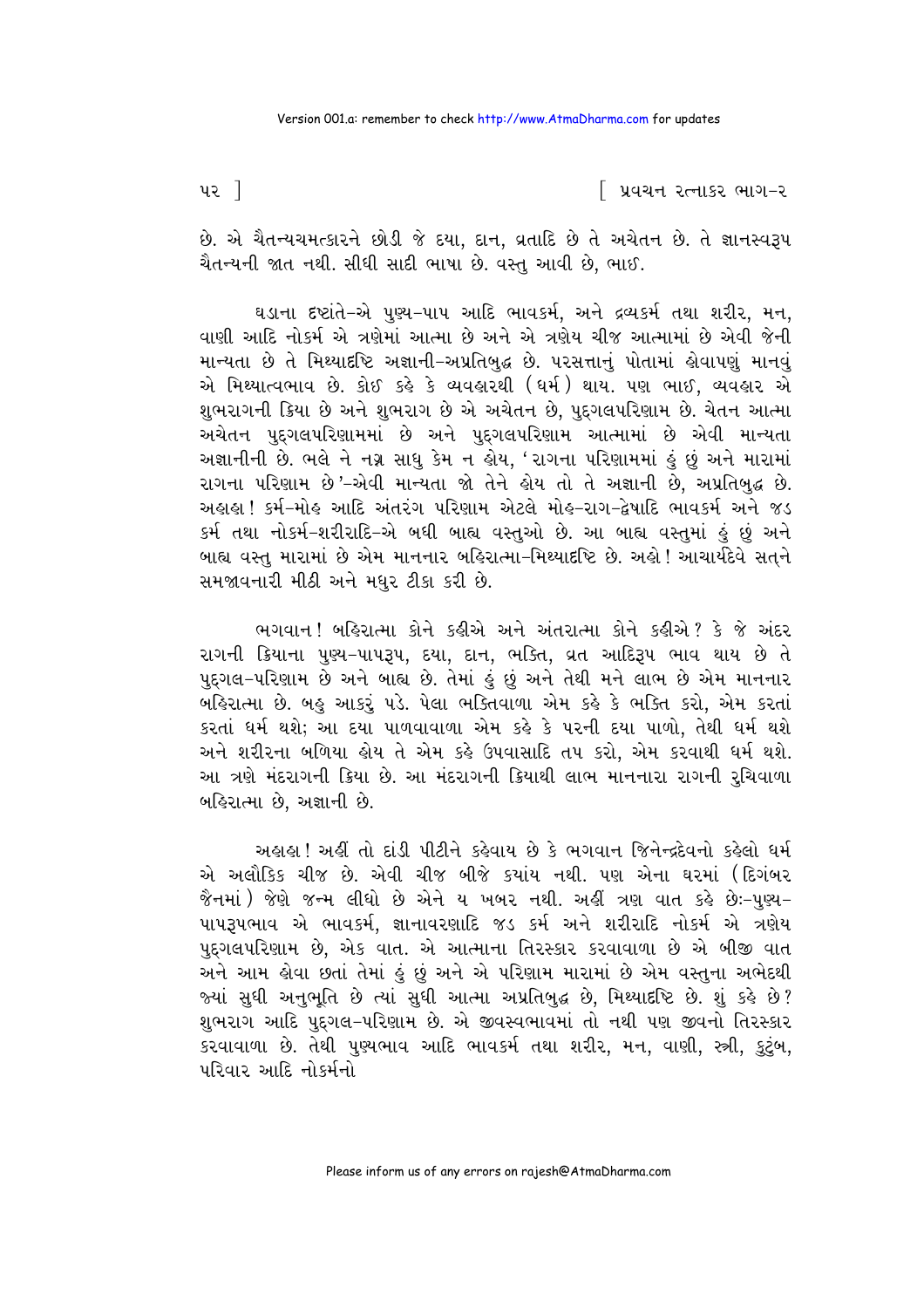છે. એ ચૈતન્યચમત્કારને છોડી જે દયા, દાન, વ્રતાદિ છે તે અચેતન છે. તે જ્ઞાનસ્વરૂપ ચૈતન્યની જાત નથી. સીધી સાદી ભાષા છે. વસ્તુ આવી છે, ભાઈ.

ઘડાના દૃષ્ટાંતે-એ પુણ્ય-પાપ આદિ ભાવકર્મ, અને દ્રવ્યકર્મ તથા શરીર, મન, વાણી આદિ નોકર્મ એ ત્રણેમાં આત્મા છે અને એ ત્રણેય ચીજ આત્મામાં છે એવી જેની માન્યતા છે તે મિથ્યાદૃષ્ટિ અજ્ઞાની-અપ્રતિબુદ્ધ છે. પરસત્તાનું પોતામાં હોવાપણું માનવું એ મિથ્યાત્વભાવ છે. કોઈ કહે કે વ્યવહારથી (ધર્મ) થાય. પણ ભાઈ, વ્યવહાર એ શુભરાગની ક્રિયા છે અને શુભરાગ છે એ અચેતન છે, પુદ્‌ગલપરિણામ છે. ચેતન આત્મા અચેતન પુદ્‌ગલપરિણામમાં છે અને પુદ્‌ગલપરિણામ આત્મામાં છે એવી માન્યતા અજ્ઞાનીની છે. ભલે ને નગ્ન સાધુ કેમ ન હોય, 'રાગના પરિણામમાં હું છું અને મારામાં રાગના પરિણામ છે'-એવી માન્યતા જો તેને હોય તો તે અજ્ઞાની છે, અપ્રતિબુદ્ધ છે. અહાહા! કર્મ-મોહ આદિ અંતરંગ પરિણામ એટલે મોહ-રાગ-દ્વેષાદિ ભાવકર્મ અને જડ કર્મ તથા નોકર્મ-શરીરાદિ-એ બધી બાહ્ય વસ્તુઓ છે. આ બાહ્ય વસ્તુમાં હું છું અને બાહ્ય વસ્તુ મારામાં છે એમ માનનાર બહિરાત્મા-મિથ્યાદૃષ્ટિ છે. અહો! આચાર્યદેવે સત્‌ને સમજાવનારી મીઠી અને મધુર ટીકા કરી છે.

ભગવાન! બહિરાત્મા કોને કહીએ અને અંતરાત્મા કોને કહીએ? કે જે અંદર રાગની ક્રિયાના પુણ્ય-પાપરૂપ, દયા, દાન, ભક્તિ, વ્રત આદિરૂપ ભાવ થાય છે તે પુદ્‌ગલ-પરિણામ છે અને બાહ્ય છે. તેમાં હું છું અને તેથી મને લાભ છે એમ માનનાર બહિરાત્મા છે. બહુ આકરું પડે. પેલા ભક્તિવાળા એમ કહે કે ભક્તિ કરો, એમ કરતાં કરતાં ધર્મ થશે; આ દયા પાળવાવાળા એમ કહે કે પરની દયા પાળો, તેથી ધર્મ થશે અને શરીરના બળિયા હોય તે એમ કહે ઉપવાસાદિ તપ કરો, એમ કરવાથી ધર્મ થશે. આ ત્રણે મંદરાગની ક્રિયા છે. આ મંદરાગની ક્રિયાથી લાભ માનનારા રાગની રુચિવાળા બહિરાત્મા છે, અજ્ઞાની છે.

અહાહા! અહીં તો દાંડી પીટીને કહેવાય છે કે ભગવાન જિનેન્દ્રદેવનો કહેલો ધર્મ એ અલૌકિક ચીજ છે. એવી ચીજ બીજે કયાંય નથી. પણ એના ઘરમાં (દિગંબર જૈનમાં) જેણે જન્મ લીધો છે એને ય ખબર નથી. અહીં ત્રણ વાત કહે છેઃ-પુણ્ય-પાપરૂપભાવ એ ભાવકર્મ, જ્ઞાનાવરણાદિ જડ કર્મ અને શરીરાદિ નોકર્મ એ ત્રણેય પુદ્‌ગલપરિણામ છે, એક વાત. એ આત્માના તિરસ્કાર કરવાવાળા છે એ બીજી વાત અને આમ હોવા છતાં તેમાં હું છુ અને એ પરિણામ મારામાં છે એમ વસ્તુના અભેદથી જ્યાં સુધી અનુભૂતિ છે ત્યાં સુધી આત્મા અપ્રતિબુદ્ધ છે, મિથ્યાદૃષ્ટિ છે. શું કહે છે? શુભરાગ આદિ પુદ્‌ગલ-પરિણામ છે. એ જીવસ્વભાવમાં તો નથી પણ જીવનો તિરસ્કાર કરવાવાળા છે. તેથી પુણ્યભાવ આદિ ભાવકર્મ તથા શરીર, મન, વાણી, સ્ત્રી, કુટુંબ, પરિવાર આદિ નોકર્મનો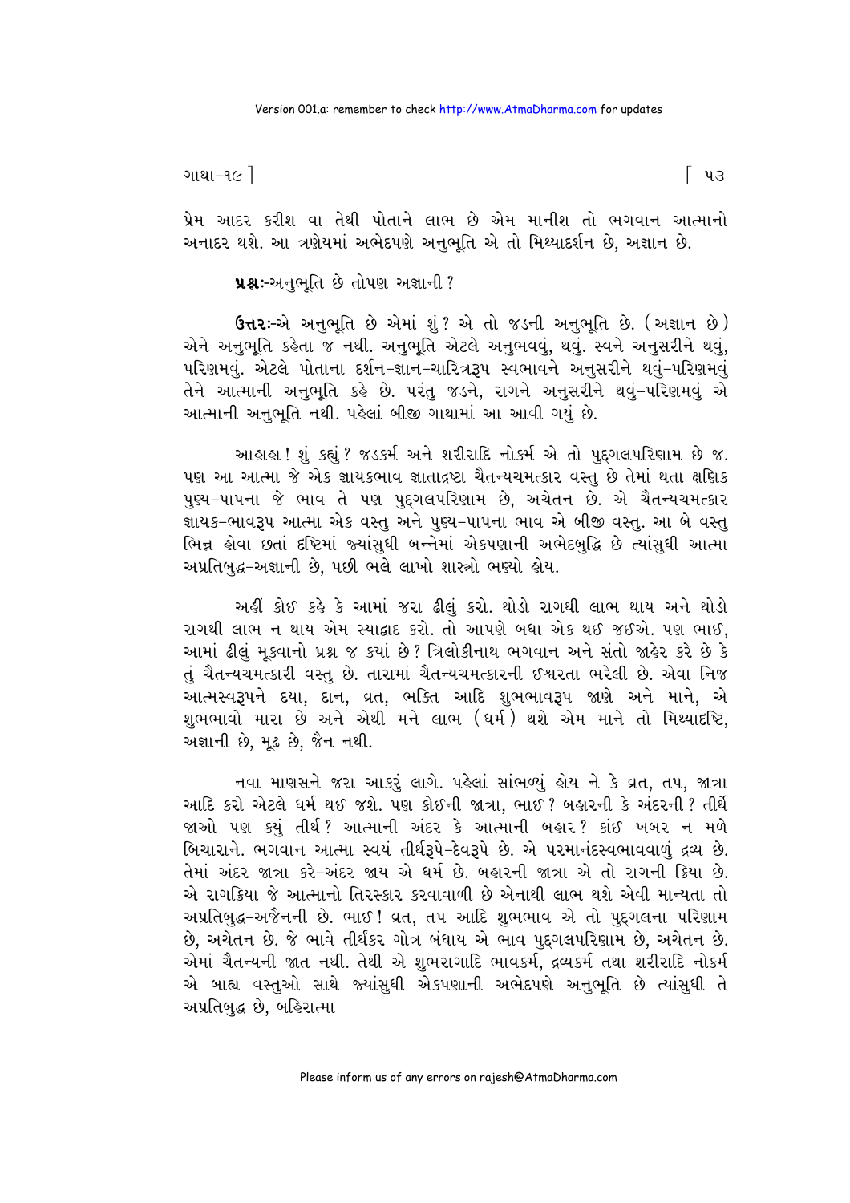પ્રેમ આદર કરીશ વા તેથી પોતાને લાભ છે એમ માનીશ તો ભગવાન આત્માનો અનાદર થશે. આ ત્રણેયમાં અભેદપણે અનુભૂતિ એ તો મિથ્યાદર્શન છે, અજ્ઞાન છે.

**પ્રશ્નઃ**-અનુભૂતિ છે તોપણ અજ્ઞાની?

**ઉત્તરઃ**-એ અનુભૂતિ છે એમાં શું? એ તો જડની અનુભૂતિ છે. (અજ્ઞાન છે) એને અનુભૂતિ કહેતા જ નથી. અનુભૂતિ એટલે અનુભવવું, થવું. સ્વને અનુસરીને થવું, પરિણમવું. એટલે પોતાના દર્શન-જ્ઞાન-ચારિત્રરૂપ સ્વભાવને અનુસરીને થવું-પરિણમવું તેને આત્માની અનુભૂતિ કહે છે. પરંતુ જડને, રાગને અનુસરીને થવું-પરિણમવું એ આત્માની અનુભૂતિ નથી. પહેલાં બીજી ગાથામાં આ આવી ગયું છે.

આહાહા! શું કહ્યું? જડકર્મ અને શરીરાદિ નોકર્મ એ તો પુદ્‌ગલપરિણામ છે જ. પણ આ આત્મા જે એક જ્ઞાયકભાવ જ્ઞાતાદ્રષ્ટા ચૈતન્યચમત્કાર વસ્તુ છે તેમાં થતા ક્ષણિક પુણ્ય-પાપના જે ભાવ તે પણ પુદ્‌ગલપરિણામ છે, અચેતન છે. એ ચૈતન્યચમત્કાર જ્ઞાયક-ભાવરૂપ આત્મા એક વસ્તુ અને પુણ્ય-પાપના ભાવ એ બીજી વસ્તુ. આ બે વસ્તુ ભિન્ન હોવા છતાં દૃષ્ટિમાં જ્યાંસુધી બન્નેમાં એકપણાની અભેદબુદ્ધિ છે ત્યાંસુધી આત્મા અપ્રતિબુદ્ધ-અજ્ઞાની છે, પછી ભલે લાખો શાસ્ત્રો ભણ્યો હોય.

અહીં કોઈ કહે કે આમાં જરા ઢીલું કરો. થોડો રાગથી લાભ થાય અને થોડો રાગથી લાભ ન થાય એમ સ્યાદ્વાદ કરો. તો આપણે બધા એક થઈ જઈએ. પણ ભાઈ, આમાં ઢીલું મૂકવાનો પ્રશ્ન જ ક્યાં છે? ત્રિલોકીનાથ ભગવાન અને સંતો જાહેર કરે છે કે તું ચૈતન્યચમત્કારી વસ્તુ છે. તારામાં ચૈતન્યચમત્કારની ઈશ્વરતા ભરેલી છે. એવા નિજ આત્મસ્વરૂપને દયા, દાન, વ્રત, ભક્તિ આદિ શુભભાવરૂપ જાણે અને માને, એ શુભભાવો મારા છે અને એથી મને લાભ (ધર્મ) થશે એમ માને તો મિથ્યાદૃષ્ટિ, અજ્ઞાની છે, મૂઢ છે, જૈન નથી.

નવા માણસને જરા આકરું લાગે. પહેલાં સાંભળ્યું હોય ને કે વ્રત, તપ, જાત્રા આદિ કરો એટલે ધર્મ થઈ જશે. પણ કોઈની જાત્રા, ભાઈ? બહારની કે અંદરની? તીર્થે જાઓ પણ કયું તીર્થ? આત્માની અંદર કે આત્માની બહાર? કાંઈ ખબર ન મળે બિચારાને. ભગવાન આત્મા સ્વયં તીર્થરૂપે-દેવરૂપે છે. એ પરમાનંદસ્વભાવવાળું દ્રવ્ય છે. તેમાં અંદર જાત્રા કરે-અંદર જાય એ ધર્મ છે. બહારની જાત્રા એ તો રાગની ક્રિયા છે. એ રાગક્રિયા જે આત્માનો તિરસ્કાર કરવાવાળી છે એનાથી લાભ થશે એવી માન્યતા તો અપ્રતિબુદ્ધ-અજૈનની છે. ભાઈ! વ્રત, તપ આદિ શુભભાવ એ તો પુદ્‌ગલના પરિણામ છે, અચેતન છે. જે ભાવે તીર્થંકર ગોત્ર બંધાય એ ભાવ પુદ્‌ગલપરિણામ છે, અચેતન છે. એમાં ચૈતન્યની જાત નથી. તેથી એ શુભરાગાદિ ભાવકર્મ, દ્રવ્યકર્મ તથા શરીરાદિ નોકર્મ એ બાહ્ય વસ્તુઓ સાથે જ્યાંસુધી એકપણાની અભેદપણે અનુભૂતિ છે ત્યાંસુધી તે અપ્રતિબુદ્ધ છે, બહિરાત્મા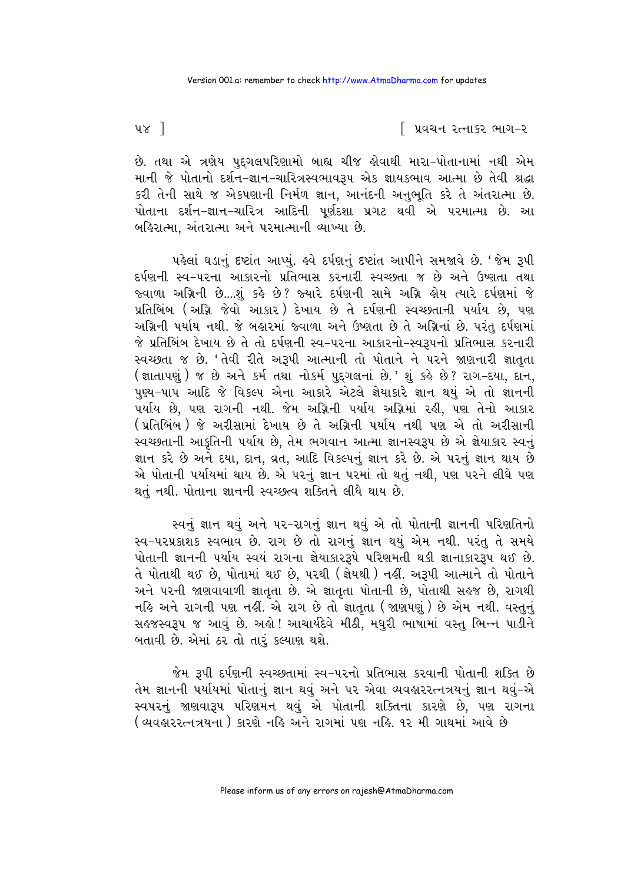છે. તથા એ ત્રણેય પુદ્‌ગલપરિણામો બાહ્ય ચીજ હોવાથી મારા-પોતાનામાં નથી એમ માની જે પોતાનો દર્શન-જ્ઞાન-ચારિત્રસ્વભાવરૂપ એક જ્ઞાયકભાવ આત્મા છે તેવી શ્રદ્ધા કરી તેની સાથે જ એકપણાની નિર્મળ જ્ઞાન, આનંદની અનુભૂતિ કરે તે અંતરાત્મા છે. પોતાના દર્શન-જ્ઞાન-ચારિત્ર આદિની પૂર્ણદશા પ્રગટ થવી એ પરમાત્મા છે. આ બહિરાત્મા, અંતરાત્મા અને પરમાત્માની વ્યાખ્યા છે.

પહેલાં ઘડાનું દૃષ્ટાંત આપ્યું. હવે દર્પણનું દૃષ્ટાંત આપીને સમજાવે છે. 'જેમ રૂપી દર્પણની સ્વ-પરના આકારનો પ્રતિભાસ કરનારી સ્વચ્છતા જ છે અને ઉષ્ણતા તથા જ્વાળા અગ્નિની છે....શું કહે છે? જ્યારે દર્પણની સામે અગ્નિ હોય ત્યારે દર્પણમાં જે પ્રતિબિંબ (અગ્નિ જેવો આકાર) દેખાય છે તે દર્પણની સ્વચ્છતાની પર્યાય છે, પણ અગ્નિની પર્યાય નથી. જે બહારમાં જ્વાળા અને ઉષ્ણતા છે તે અગ્નિનાં છે. પરંતુ દર્પણમાં જે પ્રતિબિંબ દેખાય છે તે તો દર્પણની સ્વ-પરના આકારનો-સ્વરૂપનો પ્રતિભાસ કરનારી સ્વચ્છતા જ છે. 'તેવી રીતે અરૂપી આત્માની તો પોતાને ને પરને જાણનારી જ્ઞાતૃતા (જ્ઞાતાપણું) જ છે અને કર્મ તથા નોકર્મ પુદ્‌ગલનાં છે.' શું કહે છે? રાગ-દયા, દાન, પુણ્ય-પાપ આદિ જે વિકલ્પ એના આકારે એટલે જ્ઞેયાકારે જ્ઞાન થયું એ તો જ્ઞાનની પર્યાય છે, પણ રાગની નથી. જેમ અગ્નિની પર્યાય અગ્નિમાં રહી, પણ તેનો આકાર (પ્રતિબિંબ) જે અરીસામાં દેખાય છે તે અગ્નિની પર્યાય નથી પણ એ તો અરીસાની સ્વચ્છતાની આકૃતિની પર્યાય છે, તેમ ભગવાન આત્મા જ્ઞાનસ્વરૂપ છે એ જ્ઞેયાકાર સ્વનું જ્ઞાન કરે છે અને દયા, દાન, વ્રત, આદિ વિકલ્પનું જ્ઞાન કરે છે. એ પરનું જ્ઞાન થાય છે એ પોતાની પર્યાયમાં થાય છે. એ પરનું જ્ઞાન પરમાં તો થતું નથી, પણ પરને લીધે પણ થતું નથી. પોતાના જ્ઞાનની સ્વચ્છત્વ શક્તિને લીધે થાય છે.

સ્વનું જ્ઞાન થવું અને પર-રાગનું જ્ઞાન થવું એ તો પોતાની જ્ઞાનની પરિણતિનો સ્વ-પરપ્રકાશક સ્વભાવ છે. રાગ છે તો રાગનું જ્ઞાન થયું એમ નથી. પરંતુ તે સમયે પોતાની જ્ઞાનની પર્યાય સ્વયં રાગના જ્ઞેયાકારરૂપે પરિણમતી થકી જ્ઞાનાકારરૂપ થઈ છે. તે પોતાથી થઈ છે, પોતામાં થઈ છે, પરથી (જ્ઞેયથી) નહીં. અરૂપી આત્માને તો પોતાને અને પરની જાણવાવાળી જ્ઞાતૃતા છે. એ જ્ઞાતૃતા પોતાની છે, પોતાથી સહજ છે, રાગથી નહિ અને રાગની પણ નહીં. એ રાગ છે તો જ્ઞાતૃતા (જાણપણું) છે એમ નથી. વસ્તુનું સહજસ્વરૂપ જ આવું છે. અહો! આચાર્યદેવે મીઠી, મધુરી ભાષામાં વસ્તુ ભિન્ન પાડીને બતાવી છે. એમાં ઠર તો તારું કલ્યાણ થશે.

જેમ રૂપી દર્પણની સ્વચ્છતામાં સ્વ-પરનો પ્રતિભાસ કરવાની પોતાની શક્તિ છે તેમ જ્ઞાનની પર્યાયમાં પોતાનું જ્ઞાન થવું અને પર એવા વ્યવહારરત્નત્રયનું જ્ઞાન થવું-એ સ્વપરનું જાણવારૂપ પરિણમન થવું એ પોતાની શક્તિના કારણે છે, પણ રાગના (વ્યવહારરત્નત્રયના) કારણે નહિ અને રાગમાં પણ નહિ. ૧૨ મી ગાથમાં આવે છે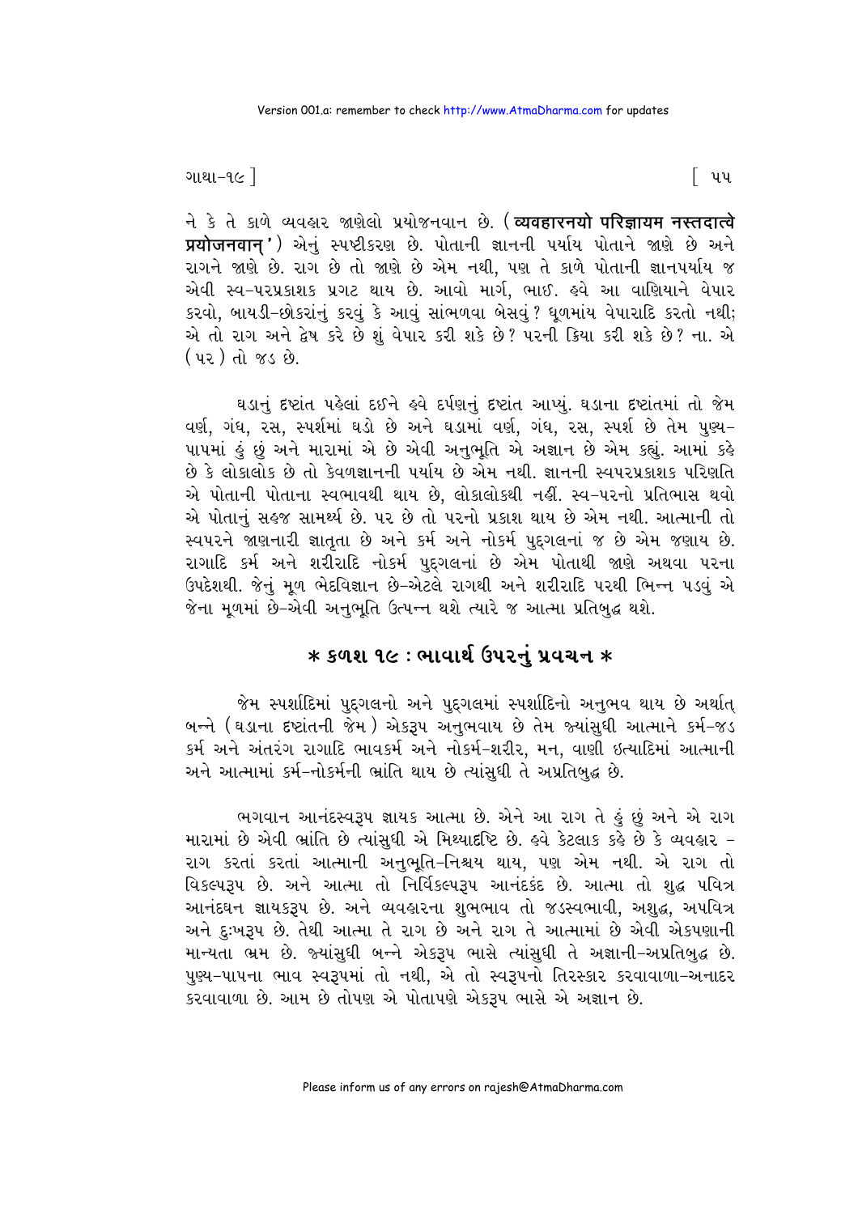ને કે તે કાળે વ્યવહાર જાણેલો પ્રયોજનવાન છે. (**व्यवहारनयो परिज्ञायम नस्तदात्वे प्रयोजनवान्**') એનું સ્પષ્ટીકરણ છે. પોતાની જ્ઞાનની પર્યાય પોતાને જાણે છે અને રાગને જાણે છે. રાગ છે તો જાણે છે એમ નથી, પણ તે કાળે પોતાની જ્ઞાનપર્યાય જ એવી સ્વ-પરપ્રકાશક પ્રગટ થાય છે. આવો માર્ગ, ભાઈ. હવે આ વાણિયાને વેપાર કરવો, બાયડી-છોકરાંનું કરવું કે આવું સાંભળવા બેસવું? ધૂળમાંય વેપારાદિ કરતો નથી; એ તો રાગ અને દ્વેષ કરે છે શું વેપાર કરી શકે છે? પરની ક્રિયા કરી શકે છે? ના. એ (પર) તો જડ છે.

ઘડાનું દૃષ્ટાંત પહેલાં દઈને હવે દર્પણનું દૃષ્ટાંત આપ્યું. ઘડાના દૃષ્ટાંતમાં તો જેમ વર્ણ, ગંધ, રસ, સ્પર્શમાં ઘડો છે અને ઘડામાં વર્ણ, ગંધ, રસ, સ્પર્શ છે તેમ પુણ્ય-પાપમાં હું છું અને મારામાં એ છે એવી અનુભૂતિ એ અજ્ઞાન છે એમ કહ્યું. આમાં કહે છે કે લોકાલોક છે તો કેવળજ્ઞાનની પર્યાય છે એમ નથી. જ્ઞાનની સ્વપરપ્રકાશક પરિણતિ એ પોતાની પોતાના સ્વભાવથી થાય છે, લોકાલોકથી નહીં. સ્વ-પરનો પ્રતિભાસ થવો એ પોતાનું સહજ સામર્થ્ય છે. પર છે તો પરનો પ્રકાશ થાય છે એમ નથી. આત્માની તો સ્વપરને જાણનારી જ્ઞાતૃતા છે અને કર્મ અને નોકર્મ પુદ્‌ગલનાં જ છે એમ જણાય છે. રાગાદિ કર્મ અને શરીરાદિ નોકર્મ પુદ્‌ગલનાં છે એમ પોતાથી જાણે અથવા પરના ઉપદેશથી. જેનું મૂળ ભેદવિજ્ઞાન છે-એટલે રાગથી અને શરીરાદિ પરથી ભિન્ન પડવું એ જેના મૂળમાં છે-એવી અનુભૂતિ ઉત્પન્ન થશે ત્યારે જ આત્મા પ્રતિબુદ્ધ થશે.

## * કળશ ૧૯ : ભાવાર્થ ઉપરનું પ્રવચન *

જેમ સ્પર્શાદિમાં પુદ્‌ગલનો અને પુદ્‌ગલમાં સ્પર્શાદિનો અનુભવ થાય છે અર્થાત્ બન્ને (ઘડાના દૃષ્ટાંતની જેમ) એકરૂપ અનુભવાય છે તેમ જ્યાંસુધી આત્માને કર્મ-જડ કર્મ અને અંતરંગ રાગાદિ ભાવકર્મ અને નોકર્મ-શરીર, મન, વાણી ઇત્યાદિમાં આત્માની અને આત્મામાં કર્મ-નોકર્મની ભ્રાંતિ થાય છે ત્યાંસુધી તે અપ્રતિબુદ્ધ છે.

ભગવાન આનંદસ્વરૂપ જ્ઞાયક આત્મા છે. એને આ રાગ તે હું છું અને એ રાગ મારામાં છે એવી ભ્રાંતિ છે ત્યાંસુધી એ મિથ્યાદૃષ્ટિ છે. હવે કેટલાક કહે છે કે વ્યવહાર - રાગ કરતાં કરતાં આત્માની અનુભૂતિ-નિશ્ચય થાય, પણ એમ નથી. એ રાગ તો વિકલ્પરૂપ છે. અને આત્મા તો નિર્વિકલ્પરૂપ આનંદકંદ છે. આત્મા તો શુદ્ધ પવિત્ર આનંદઘન જ્ઞાયકરૂપ છે. અને વ્યવહારના શુભભાવ તો જડસ્વભાવી, અશુદ્ધ, અપવિત્ર અને દુઃખરૂપ છે. તેથી આત્મા તે રાગ છે અને રાગ તે આત્મામાં છે એવી એકપણાની માન્યતા ભ્રમ છે. જ્યાંસુધી બન્ને એકરૂપ ભાસે ત્યાંસુધી તે અજ્ઞાની-અપ્રતિબુદ્ધ છે. પુણ્ય-પાપના ભાવ સ્વરૂપમાં તો નથી, એ તો સ્વરૂપનો તિરસ્કાર કરવાવાળા-અનાદર કરવાવાળા છે. આમ છે તોપણ એ પોતાપણે એકરૂપ ભાસે એ અજ્ઞાન છે.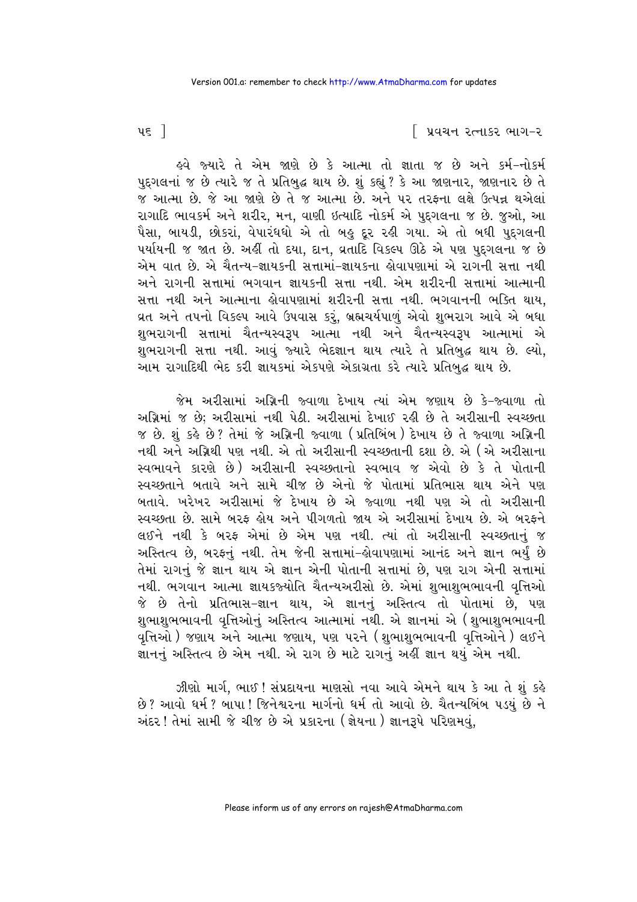હવે જ્યારે તે એમ જાણે છે કે આત્મા તો જ્ઞાતા જ છે અને કર્મ-નોકર્મ પુદ્‌ગલનાં જ છે ત્યારે જ તે પ્રતિબુદ્ધ થાય છે. શું કહ્યું? કે આ જાણનાર, જાણનાર છે તે જ આત્મા છે. જે આ જાણે છે તે જ આત્મા છે. અને પર તરફના લક્ષે ઉત્પન્ન થએલાં રાગાદિ ભાવકર્મ અને શરીર, મન, વાણી ઇત્યાદિ નોકર્મ એ પુદ્‌ગલના જ છે. જુઓ, આ પૈસા, બાયડી, છોકરાં, વેપારંધધો એ તો બહુ દૂર રહી ગયા. એ તો બધી પુદ્‌ગલની પર્યાયની જ જાત છે. અહીં તો દયા, દાન, વ્રતાદિ વિકલ્પ ઊઠે એ પણ પુદ્‌ગલના જ છે એમ વાત છે. એ ચૈતન્ય-જ્ઞાયકની સત્તામાં-જ્ઞાયકના હોવાપણામાં એ રાગની સત્તા નથી અને રાગની સત્તામાં ભગવાન જ્ઞાયકની સત્તા નથી. એમ શરીરની સત્તામાં આત્માની સત્તા નથી અને આત્માના હોવાપણામાં શરીરની સત્તા નથી. ભગવાનની ભક્તિ થાય, વ્રત અને તપનો વિકલ્પ આવે ઉપવાસ કરું, બ્રહ્મચર્યપાળું એવો શુભરાગ આવે એ બધા શુભરાગની સત્તામાં ચૈતન્યસ્વરૂપ આત્મા નથી અને ચૈતન્યસ્વરૂપ આત્મામાં એ શુભરાગની સત્તા નથી. આવું જ્યારે ભેદજ્ઞાન થાય ત્યારે તે પ્રતિબુદ્ધ થાય છે. લ્યો, આમ રાગાદિથી ભેદ કરી જ્ઞાયકમાં એકપણે એકાગ્રતા કરે ત્યારે પ્રતિબુદ્ધ થાય છે.

જેમ અરીસામાં અગ્નિની જ્વાળા દેખાય ત્યાં એમ જણાય છે કે-જ્વાળા તો અગ્નિમાં જ છે; અરીસામાં નથી પેઠી. અરીસામાં દેખાઈ રહી છે તે અરીસાની સ્વચ્છતા જ છે. શું કહે છે? તેમાં જે અગ્નિની જ્વાળા (પ્રતિબિંબ) દેખાય છે તે જ્વાળા અગ્નિની નથી અને અગ્નિથી પણ નથી. એ તો અરીસાની સ્વચ્છતાની દશા છે. એ (એ અરીસાના સ્વભાવને કારણે છે) અરીસાની સ્વચ્છતાનો સ્વભાવ જ એવો છે કે તે પોતાની સ્વચ્છતાને બતાવે અને સામે ચીજ છે એનો જે પોતામાં પ્રતિભાસ થાય એને પણ બતાવે. ખરેખર અરીસામાં જે દેખાય છે એ જ્વાળા નથી પણ એ તો અરીસાની સ્વચ્છતા છે. સામે બરફ હોય અને પીગળતો જાય એ અરીસામાં દેખાય છે. એ બરફને લઈને નથી કે બરફ એમાં છે એમ પણ નથી. ત્યાં તો અરીસાની સ્વચ્છતાનું જ અસ્તિત્વ છે, બરફનું નથી. તેમ જેની સત્તામાં-હોવાપણામાં આનંદ અને જ્ઞાન ભર્યું છે તેમાં રાગનું જે જ્ઞાન થાય એ જ્ઞાન એની પોતાની સત્તામાં છે, પણ રાગ એની સત્તામાં નથી. ભગવાન આત્મા જ્ઞાયકજ્યોતિ ચૈતન્યઅરીસો છે. એમાં શુભાશુભભાવની વૃત્તિઓ જે છે તેનો પ્રતિભાસ-જ્ઞાન થાય, એ જ્ઞાનનું અસ્તિત્વ તો પોતામાં છે, પણ શુભાશુભભાવની વૃત્તિઓનું અસ્તિત્વ આત્મામાં નથી. એ જ્ઞાનમાં એ (શુભાશુભભાવની વૃત્તિઓ) જણાય અને આત્મા જણાય, પણ પરને (શુભાશુભભાવની વૃત્તિઓને) લઈને જ્ઞાનનું અસ્તિત્વ છે એમ નથી. એ રાગ છે માટે રાગનું અહીં જ્ઞાન થયું એમ નથી.

ઝીણો માર્ગ, ભાઈ! સંપ્રદાયના માણસો નવા આવે એમને થાય કે આ તે શું કહે છે? આવો ધર્મ? બાપા! જિનેશ્વરના માર્ગનો ધર્મ તો આવો છે. ચૈતન્યબિંબ પડયું છે ને અંદર! તેમાં સામી જે ચીજ છે એ પ્રકારના (જ્ઞેયના) જ્ઞાનરૂપે પરિણમવું,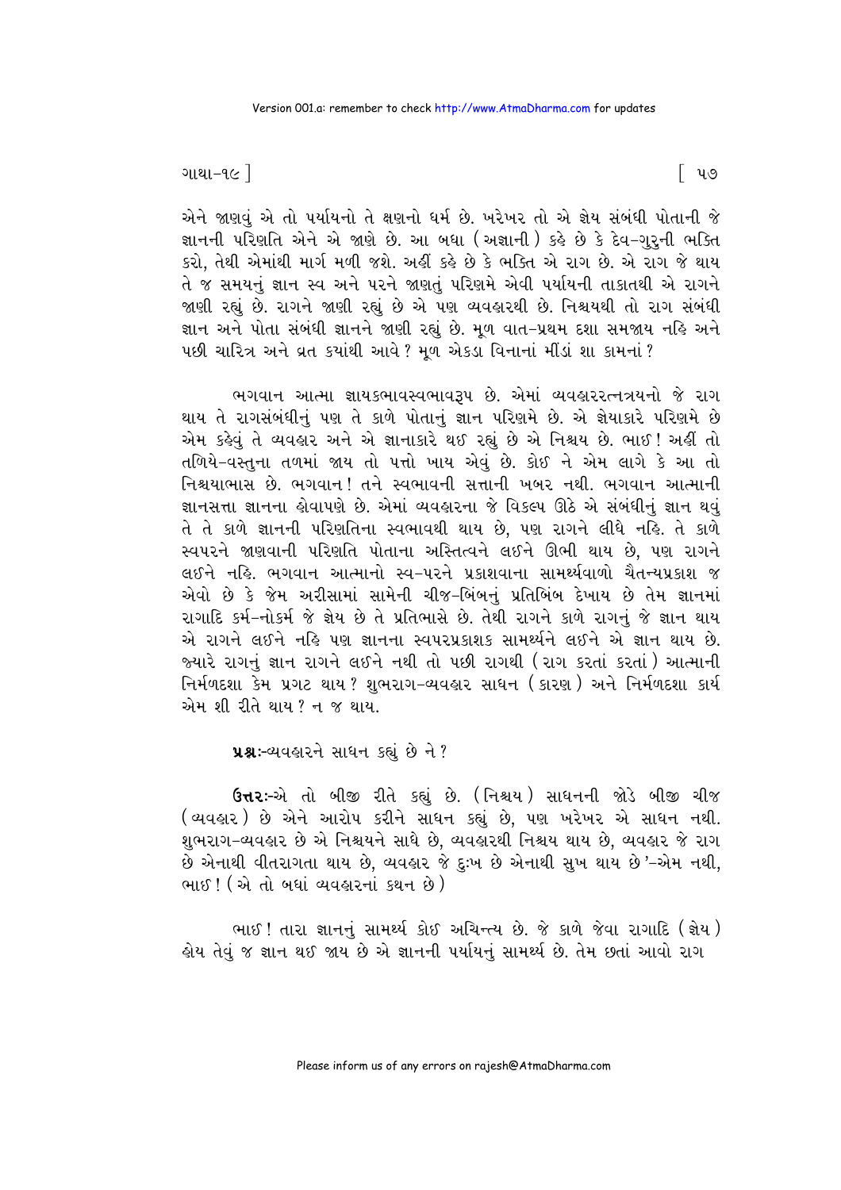એને જાણવું એ તો પર્યાયનો તે ક્ષણનો ધર્મ છે. ખરેખર તો એ જ્ઞેય સંબંધી પોતાની જે જ્ઞાનની પરિણતિ એને એ જાણે છે. આ બધા (અજ્ઞાની) કહે છે કે દેવ-ગુરુની ભક્તિ કરો, તેથી એમાંથી માર્ગ મળી જશે. અહીં કહે છે કે ભક્તિ એ રાગ છે. એ રાગ જે થાય તે જ સમયનું જ્ઞાન સ્વ અને પરને જાણતું પરિણમે એવી પર્યાયની તાકાતથી એ રાગને જાણી રહ્યું છે. રાગને જાણી રહ્યું છે એ પણ વ્યવહારથી છે. નિશ્ચયથી તો રાગ સંબંધી જ્ઞાન અને પોતા સંબંધી જ્ઞાનને જાણી રહ્યું છે. મૂળ વાત-પ્રથમ દશા સમજાય નહિ અને પછી ચારિત્ર અને વ્રત ક્યાંથી આવે? મૂળ એકડા વિનાનાં મીંડાં શા કામનાં?

ભગવાન આત્મા જ્ઞાયકભાવસ્વભાવરૂપ છે. એમાં વ્યવહારરત્નત્રયનો જે રાગ થાય તે રાગસંબંધીનું પણ તે કાળે પોતાનું જ્ઞાન પરિણમે છે. એ જ્ઞેયાકારે પરિણમે છે એમ કહેવું તે વ્યવહાર અને એ જ્ઞાનાકારે થઈ રહ્યું છે એ નિશ્ચય છે. ભાઈ! અહીં તો તળિયે-વસ્તુના તળમાં જાય તો પત્તો ખાય એવું છે. કોઈ ને એમ લાગે કે આ તો નિશ્ચયાભાસ છે. ભગવાન! તને સ્વભાવની સત્તાની ખબર નથી. ભગવાન આત્માની જ્ઞાનસત્તા જ્ઞાનના હોવાપણે છે. એમાં વ્યવહારના જે વિકલ્પ ઊઠે એ સંબંધીનું જ્ઞાન થવું તે તે કાળે જ્ઞાનની પરિણતિના સ્વભાવથી થાય છે, પણ રાગને લીધે નહિ. તે કાળે સ્વપરને જાણવાની પરિણતિ પોતાના અસ્તિત્વને લઈને ઊભી થાય છે, પણ રાગને લઈને નહિ. ભગવાન આત્માનો સ્વ-પરને પ્રકાશવાના સામર્થ્યવાળો ચૈતન્યપ્રકાશ જ એવો છે કે જેમ અરીસામાં સામેની ચીજ-બિંબનું પ્રતિબિંબ દેખાય છે તેમ જ્ઞાનમાં રાગાદિ કર્મ-નોકર્મ જે જ્ઞેય છે તે પ્રતિભાસે છે. તેથી રાગને કાળે રાગનું જે જ્ઞાન થાય એ રાગને લઈને નહિ પણ જ્ઞાનના સ્વપરપ્રકાશક સામર્થ્યને લઈને એ જ્ઞાન થાય છે. જ્યારે રાગનું જ્ઞાન રાગને લઈને નથી તો પછી રાગથી (રાગ કરતાં કરતાં) આત્માની નિર્મળદશા કેમ પ્રગટ થાય? શુભરાગ-વ્યવહાર સાધન (કારણ) અને નિર્મળદશા કાર્ય એમ શી રીતે થાય? ન જ થાય.

**પ્રશ્નઃ**-વ્યવહારને સાધન કહ્યું છે ને?

**ઉત્તરઃ**-એ તો બીજી રીતે કહ્યું છે. (નિશ્ચય) સાધનની જોડે બીજી ચીજ (વ્યવહાર) છે એને આરોપ કરીને સાધન કહ્યું છે, પણ ખરેખર એ સાધન નથી. શુભરાગ-વ્યવહાર છે એ નિશ્ચયને સાધે છે, વ્યવહારથી નિશ્ચય થાય છે, વ્યવહાર જે રાગ છે એનાથી વીતરાગતા થાય છે, વ્યવહાર જે દુઃખ છે એનાથી સુખ થાય છે'-એમ નથી, ભાઈ! (એ તો બધાં વ્યવહારનાં કથન છે)

ભાઈ! તારા જ્ઞાનનું સામર્થ્ય કોઈ અચિન્ત્ય છે. જે કાળે જેવા રાગાદિ (જ્ઞેય) હોય તેવું જ જ્ઞાન થઈ જાય છે એ જ્ઞાનની પર્યાયનું સામર્થ્ય છે. તેમ છતાં આવો રાગ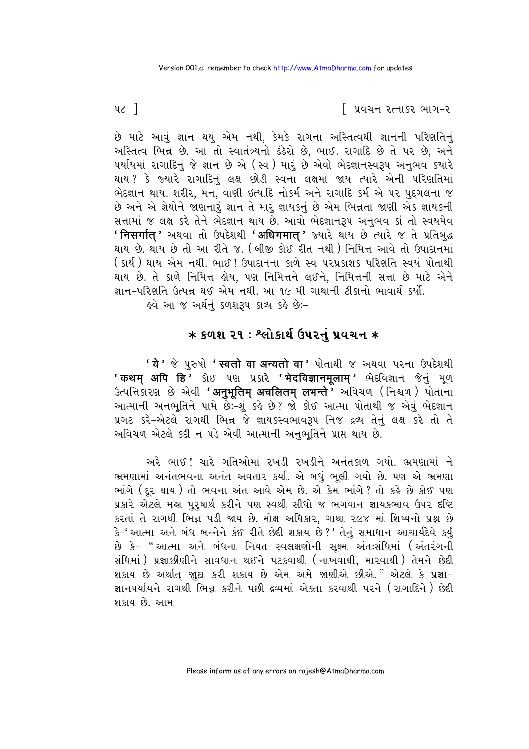છે માટે આવું જ્ઞાન થયું એમ નથી, કેમકે રાગના અસ્તિત્વથી જ્ઞાનની પરિણતિનું અસ્તિત્વ ભિન્ન છે. આ તો સ્વાતંત્ર્યનો ઢંઢેરો છે, ભાઈ. રાગાદિ છે તે પર છે, અને પર્યાયમાં રાગાદિનું જે જ્ઞાન છે એ (સ્વ) મારું છે એવો ભેદજ્ઞાનસ્વરૂપ અનુભવ કયારે થાય? કે જ્યારે રાગાદિનું લક્ષ છોડી સ્વના લક્ષમાં જાય ત્યારે એની પરિણતિમાં ભેદજ્ઞાન થાય. શરીર, મન, વાણી ઇત્યાદિ નોકર્મ અને રાગાદિ કર્મ એ પર પુદ્ગલના જ છે અને એ જ્ઞેયોને જાણનારું જ્ઞાન તે મારું જ્ઞાયકનું છે એમ ભિન્નતા જાણી એક જ્ઞાયકની સત્તામાં જ લક્ષ કરે તેને ભેદજ્ઞાન થાય છે. આવો ભેદજ્ઞાનરૂપ અનુભવ કાં તો સ્વયમેવ **'निसर्गात्'** અથવા તો ઉપદેશથી **'अधिगमात्'** જ્યારે થાય છે ત્યારે જ તે પ્રતિબુદ્ધ થાય છે. થાય છે તો આ રીતે જ. (બીજી કોઈ રીત નથી) નિમિત્ત આવે તો ઉપાદાનમાં (કાર્ય) થાય એમ નથી. ભાઈ! ઉપાદાનના કાળે સ્વ પરપ્રકાશક પરિણતિ સ્વયં પોતાથી થાય છે. તે કાળે નિમિત્ત હોય, પણ નિમિત્તને લઈને, નિમિત્તની સત્તા છે માટે એને જ્ઞાન-પરિણતિ ઉત્પન્ન થઈ એમ નથી. આ ૧૯ મી ગાથાની ટીકાનો ભાવાર્થ કર્યો.

હવે આ જ અર્થનું કળશરૂપ કાવ્ય કહે છેઃ-

## * કળશ ૨૧ : શ્લોકાર્થ ઉપરનું પ્રવચન *

**'ये'** જે પુરુષો **'स्वतो वा अन्यतो वा'** પોતાથી જ અથવા પરના ઉપદેશથી **'कथम् अपि हि'** કોઈ પણ પ્રકારે **'भेदविज्ञानमूलाम्'** ભેદવિજ્ઞાન જેનું મૂળ ઉત્પત્તિકારણ છે એવી **'अनुभूतिम् अचलितम् लभन्ते'** અવિચળ (નિશ્ચળ) પોતાના આત્માની અનભૂતિને પામે છેઃ-શું કહે છે? જો કોઈ આત્મા પોતાથી જ એવું ભેદજ્ઞાન પ્રગટ કરે-એટલે રાગથી ભિન્ન જે જ્ઞાયકસ્વભાવરૂપ નિજ દ્રવ્ય તેનું લક્ષ કરે તો તે અવિચળ એટલે કદી ન પડે એવી આત્માની અનુભૂતિને પ્રાપ્ત થાય છે.

અરે ભાઈ! ચારે ગતિઓમાં રખડી રખડીને અનંતકાળ ગયો. ભ્રમણામાં ને ભ્રમણામાં અનંતભવના અનંત અવતાર કર્યા. એ બધું ભૂલી ગયો છે. પણ એ ભ્રમણા ભાંગે (દૂર થાય) તો ભવના અંત આવે એમ છે. એ કેમ ભાંગે? તો કહે છે કોઈ પણ પ્રકારે એટલે મહા પુરુષાર્થ કરીને પણ સ્વથી સીધો જ ભગવાન જ્ઞાયકભાવ ઉપર દૃષ્ટિ કરતાં તે રાગથી ભિન્ન પડી જાય છે. મોક્ષ અધિકાર, ગાથા ૨૯૪ માં શિષ્યનો પ્રશ્ન છે કે-'આત્મા અને બંધ બન્નેને કંઈ રીતે છેદી શકાય છે?' તેનું સમાધાન આચાર્યદેવે કર્યું છે કે- "આત્મા અને બંધના નિયત સ્વલક્ષણોની સૂક્ષ્મ અંતઃસંધિમાં (અંતરંગની સંધિમાં) પ્રજ્ઞાછીણીને સાવધાન થઈને પટકવાથી (નાખવાથી, મારવાથી) તેમને છેદી શકાય છે અર્થાત્ જાુદા કરી શકાય છે એમ અમે જાણીએ છીએ." એટલે કે પ્રજ્ઞા-જ્ઞાનપર્યાયને રાગથી ભિન્ન કરીને પછી દ્રવ્યમાં એક્તા કરવાથી પરને (રાગાદિને) છેદી શકાય છે. આમ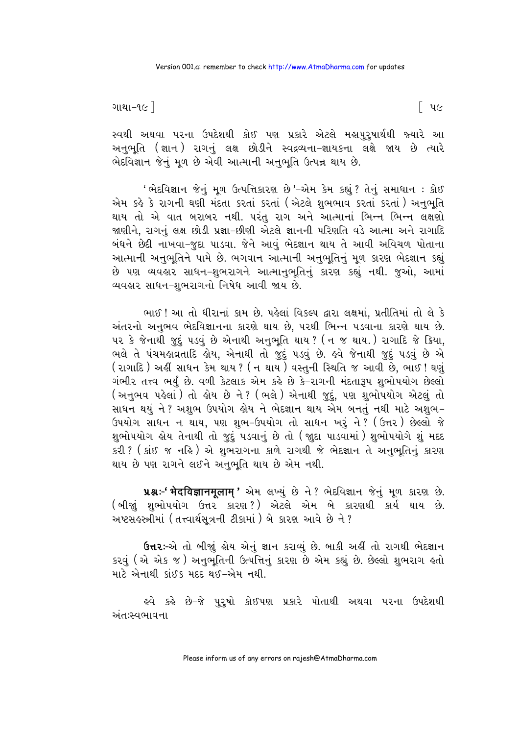સ્વથી અથવા પરના ઉપદેશથી કોઈ પણ પ્રકારે એટલે મહાપુરુષાર્થથી જ્યારે આ અનુભૂતિ (જ્ઞાન) રાગનું લક્ષ છોડીને સ્વદ્રવ્યના-જ્ઞાયકના લક્ષે જાય છે ત્યારે ભેદવિજ્ઞાન જેનું મૂળ છે એવી આત્માની અનુભૂતિ ઉત્પન્ન થાય છે.

'ભેદવિજ્ઞાન જેનું મૂળ ઉત્પત્તિકારણ છે'-એમ કેમ કહ્યું? તેનું સમાધાન : કોઈ એમ કહે કે રાગની ઘણી મંદતા કરતાં કરતાં (એટલે શુભભાવ કરતાં કરતાં) અનુભૂતિ થાય તો એ વાત બરાબર નથી. પરંતુ રાગ અને આત્માનાં ભિન્ન ભિન્ન લક્ષણો જાણીને, રાગનું લક્ષ છોડી પ્રજ્ઞા-છીણી એટલે જ્ઞાનની પરિણતિ વડે આત્મા અને રાગાદિ બંધને છેદી નાખવા-જુદા પાડવા. જેને આવું ભેદજ્ઞાન થાય તે આવી અવિચળ પોતાના આત્માની અનુભૂતિને પામે છે. ભગવાન આત્માની અનુભૂતિનું મૂળ કારણ ભેદજ્ઞાન કહ્યું છે પણ વ્યવહાર સાધન-શુભરાગને આત્માનુભૂતિનું કારણ કહ્યું નથી. જુઓ, આમાં વ્યવહાર સાધન-શુભરાગનો નિષેધ આવી જાય છે.

ભાઈ! આ તો ધીરાનાં કામ છે. પહેલાં વિકલ્પ દ્વારા લક્ષમાં, પ્રતીતિમાં તો લે કે અંતરનો અનુભવ ભેદવિજ્ઞાનના કારણે થાય છે, પરથી ભિન્ન પડવાના કારણે થાય છે. પર કે જેનાથી જુદું પડવું છે એનાથી અનુભૂતિ થાય? (ન જ થાય.) રાગાદિ જે ક્રિયા, ભલે તે પંચમહાવ્રતાદિ હોય, એનાથી તો જુદું પડવું છે. હવે જેનાથી જુદું પડવું છે એ (રાગાદિ) અહીં સાધન કેમ થાય? (ન થાય) વસ્તુની સ્થિતિ જ આવી છે, ભાઈ! ઘણું ગંભીર તત્ત્વ ભર્યું છે. વળી કેટલાક એમ કહે છે કે-રાગની મંદતારૂપ શુભોપયોગ છેલ્લો (અનુભવ પહેલાં) તો હોય છે ને? (ભલે) એનાથી જુદું, પણ શુભોપયોગ એટલું તો સાધન થયું ને? અશુભ ઉપયોગ હોય ને ભેદજ્ઞાન થાય એમ બનતું નથી માટે અશુભ-ઉપયોગ સાધન ન થાય, પણ શુભ-ઉપયોગ તો સાધન ખરું ને? (ઉત્તર) છેલ્લો જે શુભોપયોગ હોય તેનાથી તો જુદું પડવાનું છે તો (જુદા પાડવામાં) શુભોપયોગે શું મદદ કરી? (કાંઈ જ નહિ) એ શુભરાગના કાળે રાગથી જે ભેદજ્ઞાન તે અનુભૂતિનું કારણ થાય છે પણ રાગને લઈને અનુભૂતિ થાય છે એમ નથી.

**પ્રશ્ન:-'भेदविज्ञानमूलाम्'** એમ લખ્યું છે ને? ભેદવિજ્ઞાન જેનું મૂળ કારણ છે. (બીજું શુભોપયોગ ઉત્તર કારણ?) એટલે એમ બે કારણથી કાર્ય થાય છે. અષ્ટસહસ્ત્રીમાં (તત્ત્વાર્થસૂત્રની ટીકામાં) બે કારણ આવે છે ને?

**ઉત્તર:-**એ તો બીજું હોય એનું જ્ઞાન કરાવ્યું છે. બાકી અહીં તો રાગથી ભેદજ્ઞાન કરવું (એ એક જ) અનુભૂતિની ઉત્પત્તિનું કારણ છે એમ કહ્યું છે. છેલ્લો શુભરાગ હતો માટે એનાથી કાંઈક મદદ થઈ-એમ નથી.

હવે કહે છે-જે પુરુષો કોઈપણ પ્રકારે પોતાથી અથવા પરના ઉપદેશથી અંતઃસ્વભાવના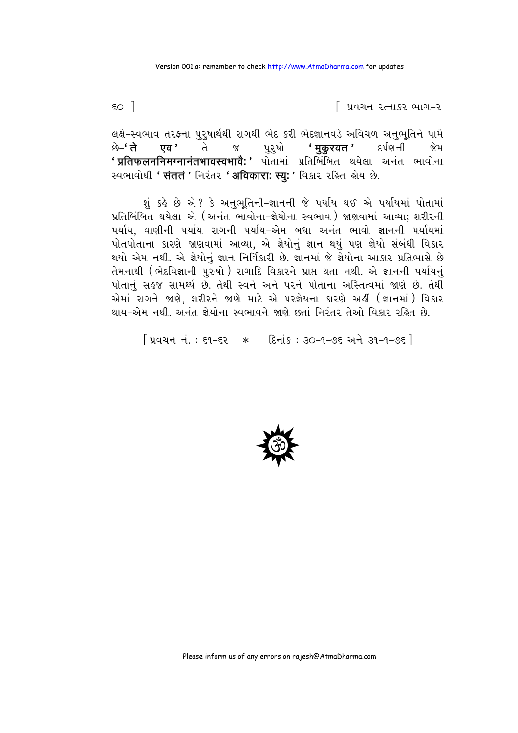લક્ષે-સ્વભાવ તરફના પુરુષાર્થથી રાગથી ભેદ કરી ભેદજ્ઞાનવડે અવિચળ અનુભૂતિને પામે છે-**' ते एव '** તે જ પુરુષો **' मुकुरवत '** દર્પણની જેમ **' प्रतिफलननिमग्नानंतभावस्वभावैः '** પોતામાં પ્રતિબિંબિત થયેલા અનંત ભાવોના સ્વભાવોથી **' संततं '** નિરંતર **' अविकाराः स्युः '** વિકાર રહિત હોય છે.

શું કહે છે એ? કે અનુભૂતિની-જ્ઞાનની જે પર્યાય થઈ એ પર્યાયમાં પોતામાં પ્રતિબિંબિત થયેલા એ (અનંત ભાવોના-જ્ઞેયોના સ્વભાવ) જાણવામાં આવ્યા; શરીરની પર્યાય, વાણીની પર્યાય રાગની પર્યાય-એમ બધા અનંત ભાવો જ્ઞાનની પર્યાયમાં પોતપોતાના કારણે જાણવામાં આવ્યા, એ જ્ઞેયોનું જ્ઞાન થયું પણ જ્ઞેયો સંબંધી વિકાર થયો એમ નથી. એ જ્ઞેયોનું જ્ઞાન નિર્વિકારી છે. જ્ઞાનમાં જે જ્ઞેયોના આકાર પ્રતિભાસે છે તેમનાથી (ભેદવિજ્ઞાની પુરુષો) રાગાદિ વિકારને પ્રાપ્ત થતા નથી. એ જ્ઞાનની પર્યાયનું પોતાનું સહજ સામર્થ્ય છે. તેથી સ્વને અને પરને પોતાના અસ્તિત્વમાં જાણે છે. તેથી એમાં રાગને જાણે, શરીરને જાણે માટે એ પરજ્ઞેયના કારણે અહીં (જ્ઞાનમાં) વિકાર થાય-એમ નથી. અનંત જ્ઞેયોના સ્વભાવને જાણે છતાં નિરંતર તેઓ વિકાર રહિત છે.

[ પ્રવચન નં. : ૬૧-૬૨ * દિનાંક : ૩૦-૧-૭૬ અને ૩૧-૧-૭૬ ]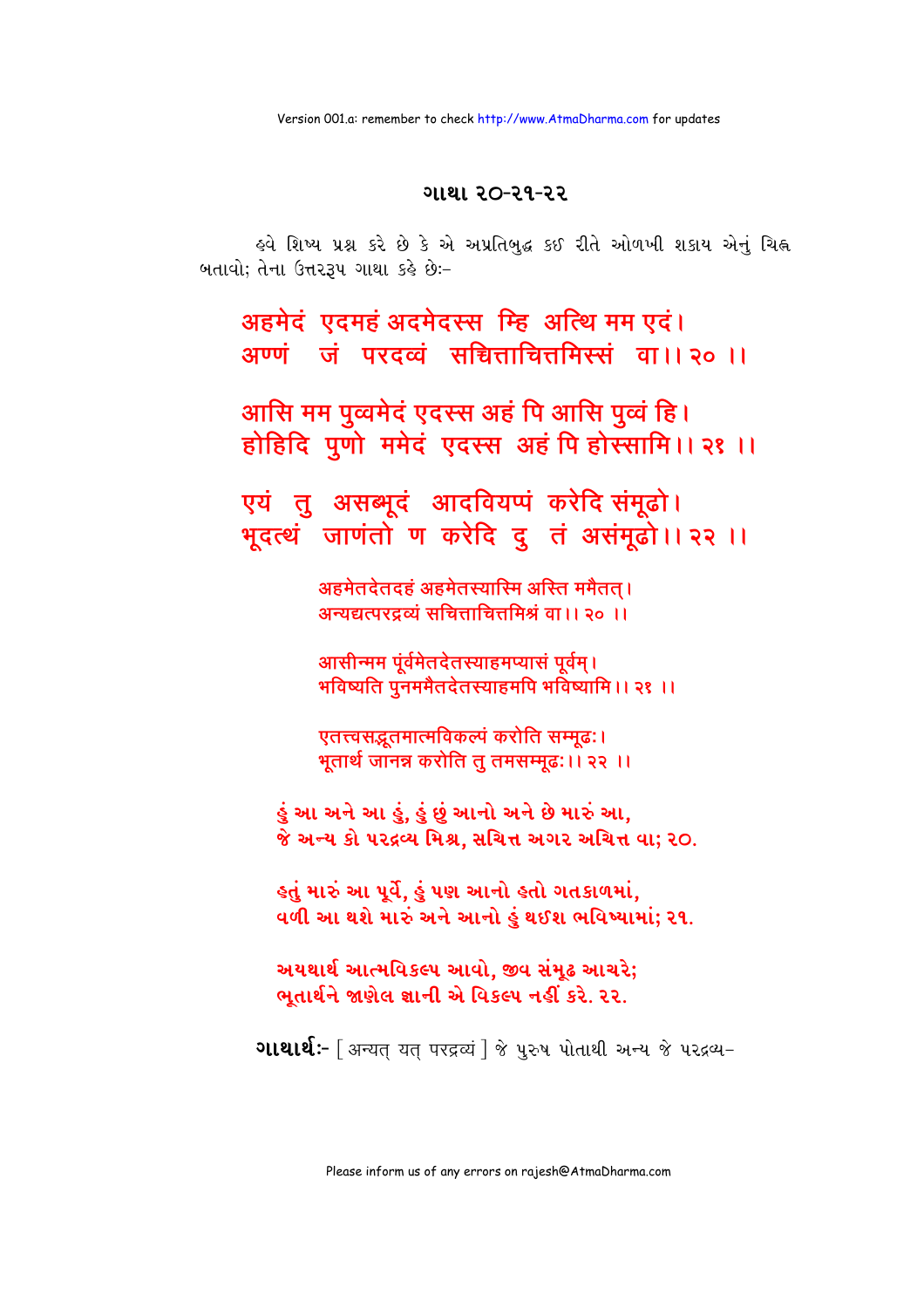## ગાથા ૨૦-૨૧-૨૨

હવે શિષ્ય પ્રશ્ન કરે છે કે એ અપ્રતિબુદ્ધ કઈ રીતે ઓળખી શકાય એનું ચિહ્ન બતાવો; તેના ઉત્તરરૂપ ગાથા કહે છેઃ-

अहमेदं एदमहं अदमेदस्स म्हि अत्थि मम एदं।
अण्णं जं परदव्वं सच्चित्ताचित्तमिस्सं वा।। २० ।।

आसि मम पुव्वमेदं एदस्स अहं पि आसि पुव्वं हि।
होहिदि पुणो ममेदं एदस्स अहं पि होस्सामि।। २१ ।।

एयं तु असब्भूदं आदवियप्पं करेदि संमूढो।
भूदत्थं जाणंतो ण करेदि दु तं असंमूढो।। २२ ।।

अहमेतदेतदहं अहमेतस्यास्मि अस्ति ममैतत्।
अन्यद्यत्परद्रव्यं सचित्ताचित्तमिश्रं वा।। २० ।।

आसीन्मम पूर्वमेतदेतस्याहमप्यासं पूर्वम्।
भविष्यति पुनरममैतदेतस्याहमपि भविष्यामि।। २१ ।।

एतत्त्वसद्भूतमात्मविकल्पं करोति सम्मूढः।
भूतार्थं जानन्न करोति तु तमसम्मूढः।। २२ ।।

**હું આ અને આ હું, હું છું આનો અને છે મારું આ,**
**જે અન્ય કો પરદ્રવ્ય મિશ્ર, સચિત્ત અગર અચિત્ત વા; ૨૦.**

**હતું મારું આ પૂર્વે, હું પણ આનો હતો ગતકાળમાં,**
**વળી આ થશે મારું અને આનો હું થઈશ ભવિષ્યમાં; ૨૧.**

**અયથાર્થ આત્મવિકલ્પ આવો, જીવ સંમૂઢ આચરે;**
**ભૂતાર્થને જાણેલ જ્ઞાની એ વિકલ્પ નહીં કરે. ૨૨.**

**ગાથાર્થઃ-** [ अन्यत् यत् परद्रव्यं ] જે પુરુષ પોતાથી અન્ય જે પરદ્રવ્ય-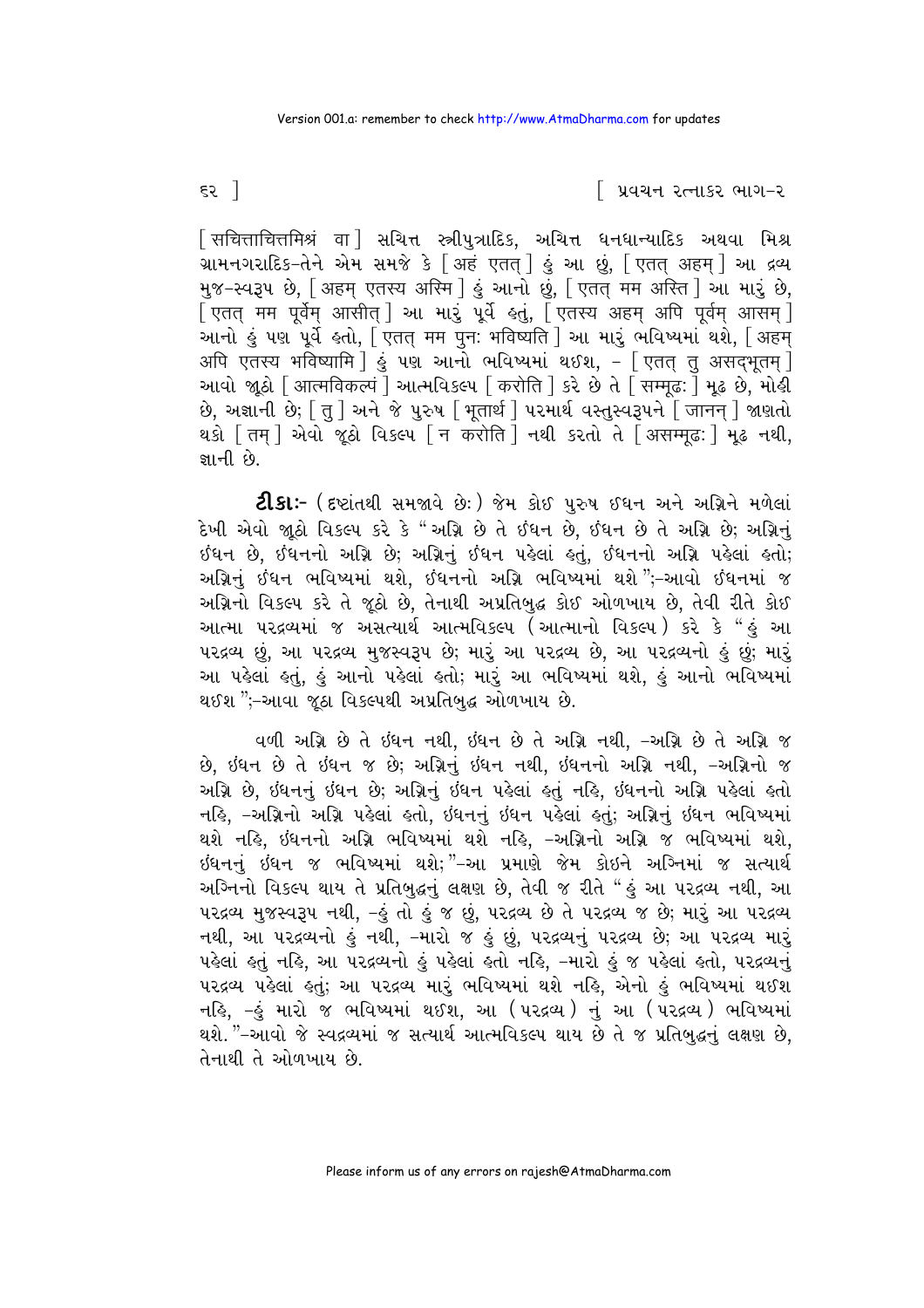[ सचित्ताचित्तमिश्रं वा ] સચિત્ત સ્ત્રીપુત્રાદિક, અચિત્ત ધનધાન્યાદિક અથવા મિશ્ર ગ્રામનગરાદિક-તેને એમ સમજે કે [ अहं एतत् ] હું આ છું, [ एतत् अहम् ] આ દ્રવ્ય મુજ-સ્વરૂપ છે, [ अहम् एतस्य अस्मि ] હું આનો છું, [ एतत् मम अस्ति ] આ મારું છે, [ एतत् मम पूर्वम् आसीत् ] આ મારું પૂર્વે હતું, [ एतस्य अहम् अपि पूर्वम् आसम् ] આનો હું પણ પૂર્વે હતો, [ एतत् मम पुनः भविष्यति ] આ મારું ભવિષ્યમાં થશે, [ अहम् अपि एतस्य भविष्यामि ] હું પણ આનો ભવિષ્યમાં થઈશ, – [ एतत् तु असद्भूतम् ] આવો જૂઠો [ आत्मविकल्पं ] આત્મવિકલ્પ [ करोति ] કરે છે તે [ सम्मूढः ] મૂઢ છે, મોહી છે, અજ્ઞાની છે; [ तु ] અને જે પુરુષ [ भूतार्थं ] પરમાર્થ વસ્તુસ્વરૂપને [ जानन् ] જાણતો થકો [ तम् ] એવો જૂઠો વિકલ્પ [ न करोति ] નથી કરતો તે [ असम्मूढः ] મૂઢ નથી, જ્ઞાની છે.

**ટીકાઃ-** (દૃષ્ટાંતથી સમજાવે છેઃ) જેમ કોઈ પુરુષ ઇંધન અને અગ્નિને મળેલાં દેખી એવો જૂઠો વિકલ્પ કરે કે "અગ્નિ છે તે ઇંધન છે, ઇંધન છે તે અગ્નિ છે; અગ્નિનું ઇંધન છે, ઇંધનનો અગ્નિ છે; અગ્નિનું ઇંધન પહેલાં હતું, ઇંધનનો અગ્નિ પહેલાં હતો; અગ્નિનું ઇંધન ભવિષ્યમાં થશે, ઇંધનનો અગ્નિ ભવિષ્યમાં થશે";-આવો ઇંધનમાં જ અગ્નિનો વિકલ્પ કરે તે જૂઠો છે, તેનાથી અપ્રતિબુદ્ધ કોઈ ઓળખાય છે, તેવી રીતે કોઈ આત્મા પરદ્રવ્યમાં જ અસત્યાર્થ આત્મવિકલ્પ (આત્માનો વિકલ્પ) કરે કે "હું આ પરદ્રવ્ય છું, આ પરદ્રવ્ય મુજસ્વરૂપ છે; મારું આ પરદ્રવ્ય છે, આ પરદ્રવ્યનો હું છું; મારું આ પહેલાં હતું, હું આનો પહેલાં હતો; મારું આ ભવિષ્યમાં થશે, હું આનો ભવિષ્યમાં થઈશ";-આવા જૂઠા વિકલ્પથી અપ્રતિબુદ્ધ ઓળખાય છે.

વળી અગ્નિ છે તે ઇંધન નથી, ઇંધન છે તે અગ્નિ નથી, -અગ્નિ છે તે અગ્નિ જ છે, ઇંધન છે તે ઇંધન જ છે; અગ્નિનું ઇંધન નથી, ઇંધનનો અગ્નિ નથી, -અગ્નિનો જ અગ્નિ છે, ઇંધનનું ઇંધન છે; અગ્નિનું ઇંધન પહેલાં હતું નહિ, ઇંધનનો અગ્નિ પહેલાં હતો નહિ, -અગ્નિનો અગ્નિ પહેલાં હતો, ઇંધનનું ઇંધન પહેલાં હતું; અગ્નિનું ઇંધન ભવિષ્યમાં થશે નહિ, ઇંધનનો અગ્નિ ભવિષ્યમાં થશે નહિ, -અગ્નિનો અગ્નિ જ ભવિષ્યમાં થશે, ઇંધનનું ઇંધન જ ભવિષ્યમાં થશે;"-આ પ્રમાણે જેમ કોઇને અગ્નિમાં જ સત્યાર્થ અગ્નિનો વિકલ્પ થાય તે પ્રતિબુદ્ધનું લક્ષણ છે, તેવી જ રીતે "હું આ પરદ્રવ્ય નથી, આ પરદ્રવ્ય મુજસ્વરૂપ નથી, -હું તો હું જ છું, પરદ્રવ્ય છે તે પરદ્રવ્ય જ છે; મારું આ પરદ્રવ્ય નથી, આ પરદ્રવ્યનો હું નથી, -મારો જ હું છું, પરદ્રવ્યનું પરદ્રવ્ય છે; આ પરદ્રવ્ય મારું પહેલાં હતું નહિ, આ પરદ્રવ્યનો હું પહેલાં હતો નહિ, -મારો હું જ પહેલાં હતો, પરદ્રવ્યનું પરદ્રવ્ય પહેલાં હતું; આ પરદ્રવ્ય મારું ભવિષ્યમાં થશે નહિ, એનો હું ભવિષ્યમાં થઈશ નહિ, -હું મારો જ ભવિષ્યમાં થઈશ, આ (પરદ્રવ્ય) નું આ (પરદ્રવ્ય) ભવિષ્યમાં થશે."-આવો જે સ્વદ્રવ્યમાં જ સત્યાર્થ આત્મવિકલ્પ થાય છે તે જ પ્રતિબુદ્ધનું લક્ષણ છે, તેનાથી તે ઓળખાય છે.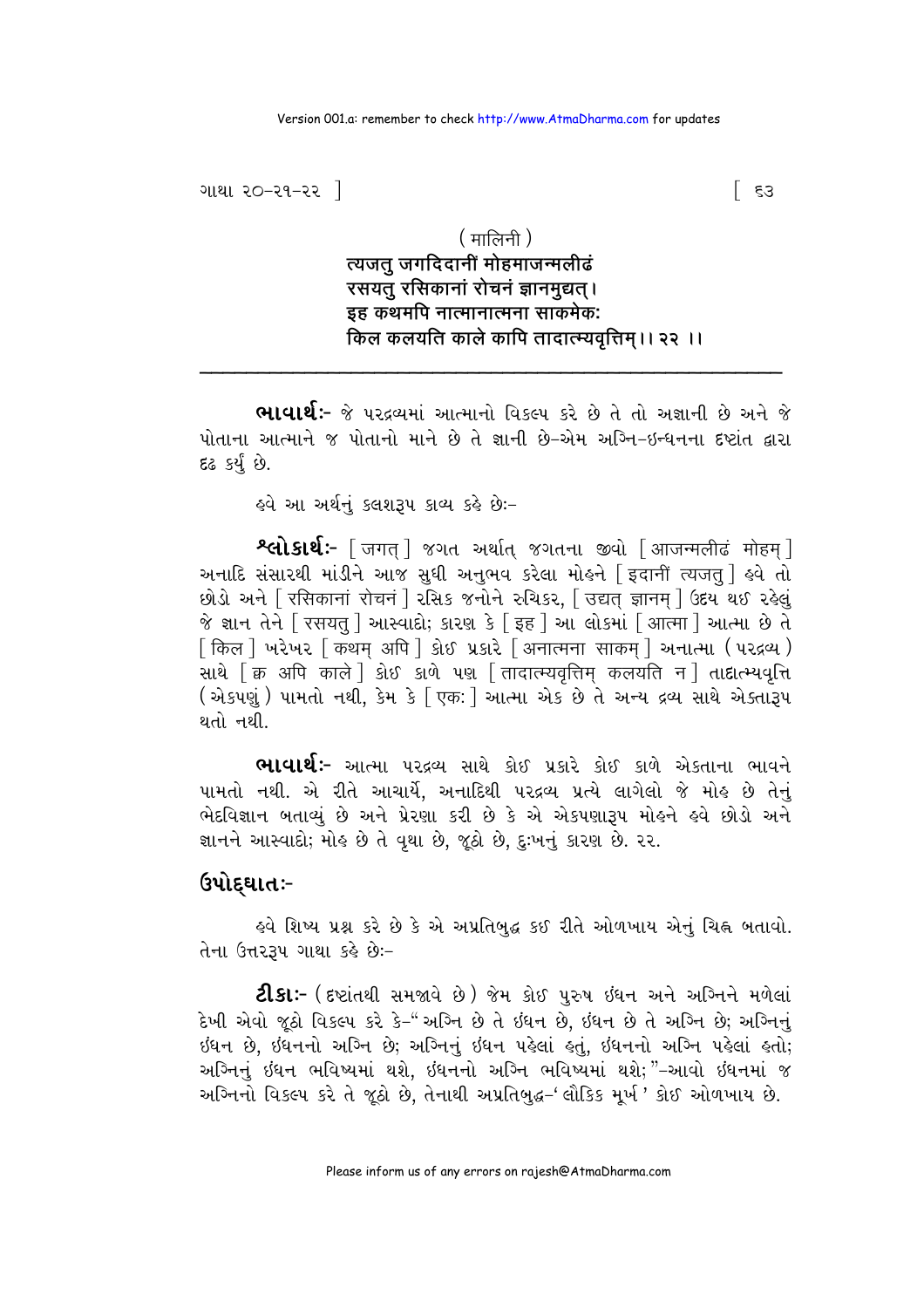( मालिनी )

त्यजतु जगदिदानीं मोहमाजन्मलीढं
रसयतु रसिकानां रोचनं ज्ञानमुद्यत्।
इह कथमपि नात्मानात्मना साकमेकः
किल कलयति काले क्वापि तादात्म्यवृत्तिम्।। २२ ।।

---

**ભાવાર્થ:-** જે પરદ્રવ્યમાં આત્માનો વિકલ્પ કરે છે તે તો અજ્ઞાની છે અને જે પોતાના આત્માને જ પોતાનો માને છે તે જ્ઞાની છે-એમ અગ્નિ-ઇન્ધનના દૃષ્ટાંત દ્વારા દૃઢ કર્યું છે.

હવે આ અર્થનું કલશરૂપ કાવ્ય કહે છે:-

**શ્લોકાર્થ:-** [ जगत् ] જગત અર્થાત્ જગતના જીવો [ आजन्मलीढं मोहम् ] અનાદિ સંસારથી માંડીને આજ સુધી અનુભવ કરેલા મોહને [ इदानीं त्यजतु ] હવે તો છોડો અને [ रसिकानां रोचनं ] રસિક જનોને રુચિકર, [ उद्यत् ज्ञानम् ] ઉદય થઈ રહેલું જે જ્ઞાન તેને [ रसयतु ] આસ્વાદો; કારણ કે [ इह ] આ લોકમાં [ आत्मा ] આત્મા છે તે [ किल ] ખરેખર [ कथम् अपि ] કોઈ પ્રકારે [ अनात्मना साकम् ] અનાત્મા ( પરદ્રવ્ય ) સાથે [ क्व अपि काले ] કોઈ કાળે પણ [ तादात्म्यवृत्तिम् कलयति न ] તાદાત્મ્યવૃત્તિ ( એકપણું ) પામતો નથી, કેમ કે [ एकः ] આત્મા એક છે તે અન્ય દ્રવ્ય સાથે એક્તારૂપ થતો નથી.

**ભાવાર્થ:-** આત્મા પરદ્રવ્ય સાથે કોઈ પ્રકારે કોઈ કાળે એકતાના ભાવને પામતો નથી. એ રીતે આચાર્યે, અનાદિથી પરદ્રવ્ય પ્રત્યે લાગેલો જે મોહ છે તેનું ભેદવિજ્ઞાન બતાવ્યું છે અને પ્રેરણા કરી છે કે એ એકપણારૂપ મોહને હવે છોડો અને જ્ઞાનને આસ્વાદો; મોહ છે તે વૃથા છે, જૂઠો છે, દુઃખનું કારણ છે. ૨૨.

## ઉપોદ્‌ઘાત:-

હવે શિષ્ય પ્રશ્ન કરે છે કે એ અપ્રતિબુદ્ધ કઈ રીતે ઓળખાય એનું ચિહ્ન બતાવો. તેના ઉત્તરરૂપ ગાથા કહે છે:-

**ટીકા:-** ( દૃષ્ટાંતથી સમજાવે છે ) જેમ કોઈ પુરુષ ઇંધન અને અગ્નિને મળેલાં દેખી એવો જૂઠો વિકલ્પ કરે કે-" અગ્નિ છે તે ઇંધન છે, ઇંધન છે તે અગ્નિ છે; અગ્નિનું ઇંધન છે, ઇંધનનો અગ્નિ છે; અગ્નિનું ઇંધન પહેલાં હતું, ઇંધનનો અગ્નિ પહેલાં હતો; અગ્નિનું ઇંધન ભવિષ્યમાં થશે, ઇંધનનો અગ્નિ ભવિષ્યમાં થશે; "-આવો ઇંધનમાં જ અગ્નિનો વિકલ્પ કરે તે જૂઠો છે, તેનાથી અપ્રતિબુદ્ધ-' લૌકિક મૂર્ખ ' કોઈ ઓળખાય છે.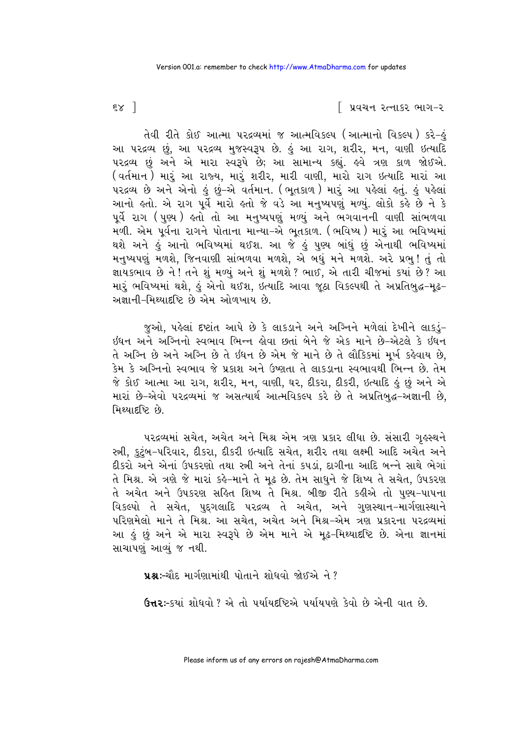તેવી રીતે કોઈ આત્મા પરદ્રવ્યમાં જ આત્મવિકલ્પ (આત્માનો વિકલ્પ) કરે-હું આ પરદ્રવ્ય છું, આ પરદ્રવ્ય મુજસ્વરૂપ છે. હું આ રાગ, શરીર, મન, વાણી ઇત્યાદિ પરદ્રવ્ય છું અને એ મારા સ્વરૂપે છે; આ સામાન્ય કહ્યું. હવે ત્રણ કાળ જોઈએ. (વર્તમાન) મારું આ રાજ્ય, મારું શરીર, મારી વાણી, મારો રાગ ઇત્યાદિ મારાં આ પરદ્રવ્ય છે અને એનો હું છું-એ વર્તમાન. (ભૂતકાળ) મારું આ પહેલાં હતું. હું પહેલાં આનો હતો. એ રાગ પૂર્વે મારો હતો જે વડે આ મનુષ્યપણું મળ્યું. લોકો કહે છે ને કે પૂર્વે રાગ (પુણ્ય) હતો તો આ મનુષ્યપણું મળ્યું અને ભગવાનની વાણી સાંભળવા મળી. એમ પૂર્વના રાગને પોતાના માન્યા-એ ભૂતકાળ. (ભવિષ્ય) મારું આ ભવિષ્યમાં થશે અને હું આનો ભવિષ્યમાં થઈશ. આ જે હું પુણ્ય બાંધું છું એનાથી ભવિષ્યમાં મનુષ્યપણું મળશે, જિનવાણી સાંભળવા મળશે, એ બધું મને મળશે. અરે પ્રભુ! તું તો જ્ઞાયકભાવ છે ને! તને શું મળ્યું અને શું મળશે? ભાઈ, એ તારી ચીજમાં ક્યાં છે? આ મારું ભવિષ્યમાં થશે, હું એનો થઈશ, ઇત્યાદિ આવા જૂઠા વિકલ્પથી તે અપ્રતિબુદ્ધ-મૂઢ-અજ્ઞાની-મિથ્યાદૃષ્ટિ છે એમ ઓળખાય છે.

જુઓ, પહેલાં દૃષ્ટાંત આપે છે કે લાકડાને અને અગ્નિને મળેલાં દેખીને લાકડું-ઇંધન અને અગ્નિનો સ્વભાવ ભિન્ન હોવા છતાં બેને જે એક માને છે-એટલે કે ઇંધન તે અગ્નિ છે અને અગ્નિ છે તે ઇંધન છે એમ જે માને છે તે લૌકિકમાં મૂર્ખ કહેવાય છે, કેમ કે અગ્નિનો સ્વભાવ જે પ્રકાશ અને ઉષ્ણતા તે લાકડાના સ્વભાવથી ભિન્ન છે. તેમ જે કોઈ આત્મા આ રાગ, શરીર, મન, વાણી, ઘર, દીકરા, દીકરી, ઇત્યાદિ હું છું અને એ મારાં છે-એવો પરદ્રવ્યમાં જ અસત્યાર્થ આત્મવિકલ્પ કરે છે તે અપ્રતિબુદ્ધ-અજ્ઞાની છે, મિથ્યાદૃષ્ટિ છે.

પરદ્રવ્યમાં સચેત, અચેત અને મિશ્ર એમ ત્રણ પ્રકાર લીધા છે. સંસારી ગૃહસ્થને સ્ત્રી, કુટુંબ-પરિવાર, દીકરા, દીકરી ઇત્યાદિ સચેત, શરીર તથા લક્ષ્મી આદિ અચેત અને દીકરો અને એનાં ઉપકરણો તથા સ્ત્રી અને તેનાં કપડાં, દાગીના આદિ બન્ને સાથે ભેગાં તે મિશ્ર. એ ત્રણે જે મારાં કહે-માને તે મૂઢ છે. તેમ સાધુને જે શિષ્ય તે સચેત, ઉપકરણ તે અચેત અને ઉપકરણ સહિત શિષ્ય તે મિશ્ર. બીજી રીતે કહીએ તો પુણ્ય-પાપના વિકલ્પો તે સચેત, પુદ્‌ગલાદિ પરદ્રવ્ય તે અચેત, અને ગુણસ્થાન-માર્ગણાસ્થાને પરિણમેલો માને તે મિશ્ર. આ સચેત, અચેત અને મિશ્ર-એમ ત્રણ પ્રકારના પરદ્રવ્યમાં આ હું છું અને એ મારા સ્વરૂપે છે એમ માને એ મૂઢ-મિથ્યાદૃષ્ટિ છે. એના જ્ઞાનમાં સાચાપણું આવ્યું જ નથી.

**પ્રશ્નઃ**-ચૌદ માર્ગણામાંથી પોતાને શોધવો જોઈએ ને?

**ઉત્તરઃ**-ક્યાં શોધવો? એ તો પર્યાયદૃષ્ટિએ પર્યાયપણે કેવો છે એની વાત છે.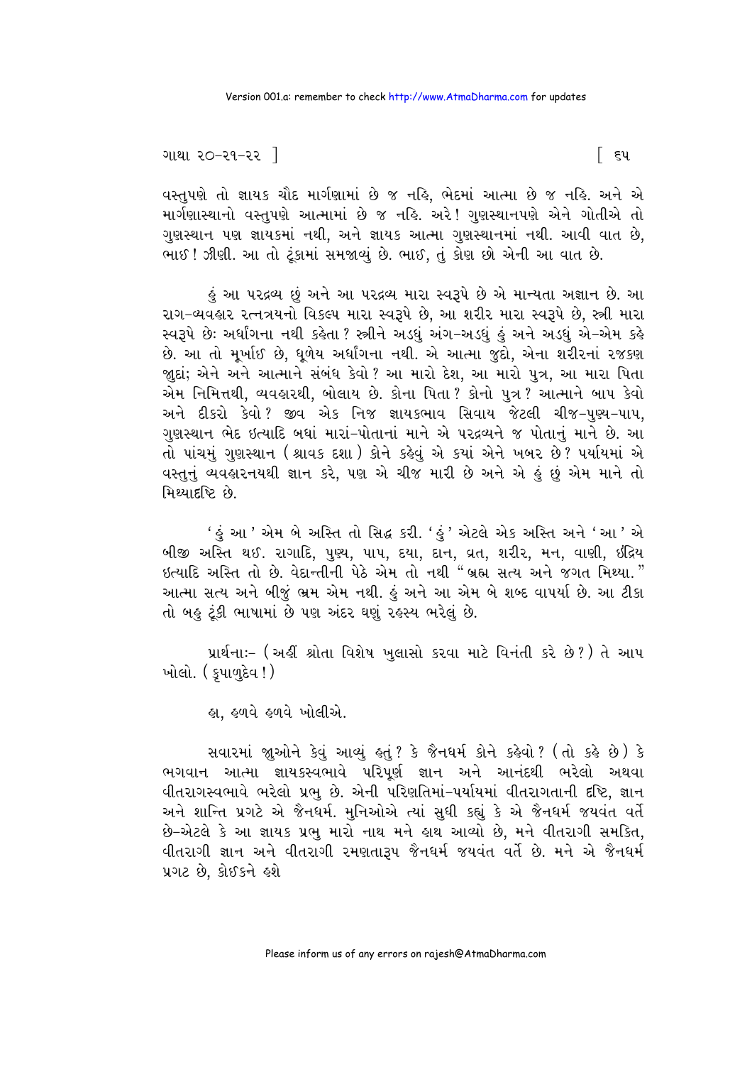વસ્તુપણે તો જ્ઞાયક ચૌદ માર્ગણામાં છે જ નહિ, ભેદમાં આત્મા છે જ નહિ. અને એ માર્ગણાસ્થાનો વસ્તુપણે આત્મામાં છે જ નહિ. અરે! ગુણસ્થાનપણે એને ગોતીએ તો ગુણસ્થાન પણ જ્ઞાયકમાં નથી, અને જ્ઞાયક આત્મા ગુણસ્થાનમાં નથી. આવી વાત છે, ભાઈ! ઝીણી. આ તો ટૂંકામાં સમજાવ્યું છે. ભાઈ, તું કોણ છો એની આ વાત છે.

હું આ પરદ્રવ્ય છું અને આ પરદ્રવ્ય મારા સ્વરૂપે છે એ માન્યતા અજ્ઞાન છે. આ રાગ-વ્યવહાર રત્નત્રયનો વિકલ્પ મારા સ્વરૂપે છે, આ શરીર મારા સ્વરૂપે છે, સ્ત્રી મારા સ્વરૂપે છેઃ અર્ધાંગના નથી કહેતા? સ્ત્રીને અડધું અંગ-અડધું હું અને અડધું એ-એમ કહે છે. આ તો મૂર્ખાઈ છે, ધૂળેય અર્ધાંગના નથી. એ આત્મા જુદો, એના શરીરનાં રજકણ જુદાં; એને અને આત્માને સંબંધ કેવો? આ મારો દેશ, આ મારો પુત્ર, આ મારા પિતા એમ નિમિત્તથી, વ્યવહારથી, બોલાય છે. કોના પિતા? કોનો પુત્ર? આત્માને બાપ કેવો અને દીકરો કેવો? જીવ એક નિજ જ્ઞાયકભાવ સિવાય જેટલી ચીજ-પુણ્ય-પાપ, ગુણસ્થાન ભેદ ઇત્યાદિ બધાં મારાં-પોતાનાં માને એ પરદ્રવ્યને જ પોતાનું માને છે. આ તો પાંચમું ગુણસ્થાન (શ્રાવક દશા) કોને કહેવું એ ક્યાં એને ખબર છે? પર્યાયમાં એ વસ્તુનું વ્યવહારનયથી જ્ઞાન કરે, પણ એ ચીજ મારી છે અને એ હું છું એમ માને તો મિથ્યાદૃષ્ટિ છે.

'હું આ' એમ બે અસ્તિ તો સિદ્ધ કરી. 'હું' એટલે એક અસ્તિ અને 'આ' એ બીજી અસ્તિ થઈ. રાગાદિ, પુણ્ય, પાપ, દયા, દાન, વ્રત, શરીર, મન, વાણી, ઇંદ્રિય ઇત્યાદિ અસ્તિ તો છે. વેદાન્તીની પેઠે એમ તો નથી "બ્રહ્મ સત્ય અને જગત મિથ્યા." આત્મા સત્ય અને બીજું ભ્રમ એમ નથી. હું અને આ એમ બે શબ્દ વાપર્યા છે. આ ટીકા તો બહુ ટૂંકી ભાષામાં છે પણ અંદર ઘણું રહસ્ય ભરેલું છે.

પ્રાર્થનાઃ- (અહીં શ્રોતા વિશેષ ખુલાસો કરવા માટે વિનંતી કરે છે?) તે આપ ખોલો. (કૃપાળુદેવ!)

હા, હળવે હળવે ખોલીએ.

સવારમાં જાુઓને કેવું આવ્યું હતું? કે જૈનધર્મ કોને કહેવો? (તો કહે છે) કે ભગવાન આત્મા જ્ઞાયકસ્વભાવે પરિપૂર્ણ જ્ઞાન અને આનંદથી ભરેલો અથવા વીતરાગસ્વભાવે ભરેલો પ્રભુ છે. એની પરિણતિમાં-પર્યાયમાં વીતરાગતાની દૃષ્ટિ, જ્ઞાન અને શાન્તિ પ્રગટે એ જૈનધર્મ. મુનિઓએ ત્યાં સુધી કહ્યું કે એ જૈનધર્મ જયવંત વર્તે છે-એટલે કે આ જ્ઞાયક પ્રભુ મારો નાથ મને હાથ આવ્યો છે, મને વીતરાગી સમકિત, વીતરાગી જ્ઞાન અને વીતરાગી રમણતારૂપ જૈનધર્મ જયવંત વર્તે છે. મને એ જૈનધર્મ પ્રગટ છે, કોઈકને હશે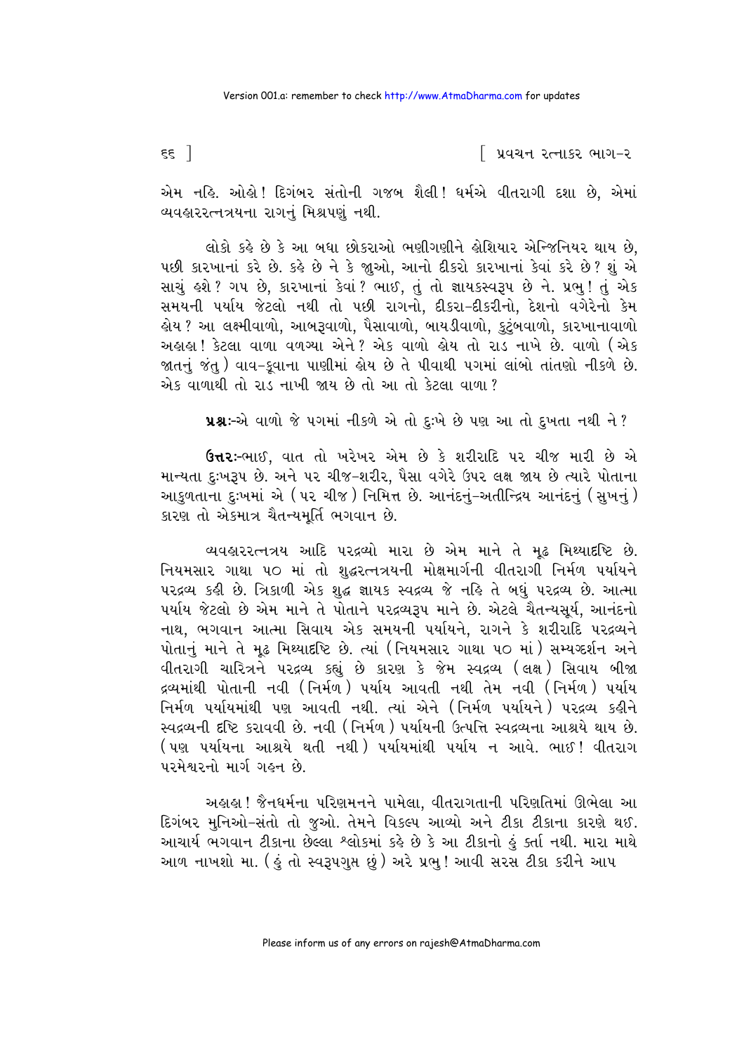એમ નહિ. ઓહો! દિગંબર સંતોની ગજબ શૈલી! ધર્મએ વીતરાગી દશા છે, એમાં વ્યવહારરત્નત્રયના રાગનું મિશ્રપણું નથી.

લોકો કહે છે કે આ બધા છોકરાઓ ભણીગણીને હોશિયાર એન્જિનિયર થાય છે, પછી કારખાનાં કરે છે. કહે છે ને કે જુઓ, આનો દીકરો કારખાનાં કેવાં કરે છે? શું એ સાચું હશે? ગપ છે, કારખાનાં કેવાં? ભાઈ, તું તો જ્ઞાયકસ્વરૂપ છે ને. પ્રભુ! તું એક સમયની પર્યાય જેટલો નથી તો પછી રાગનો, દીકરા-દીકરીનો, દેશનો વગેરેનો કેમ હોય? આ લક્ષ્મીવાળો, આબરૂવાળો, પૈસાવાળો, બાયડીવાળો, કુટુંબવાળો, કારખાનાવાળો અહાહા! કેટલા વાળા વળગ્યા એને? એક વાળો હોય તો રાડ નાખે છે. વાળો (એક જાતનું જંતુ) વાવ-કૂવાના પાણીમાં હોય છે તે પીવાથી પગમાં લાંબો તાંતણો નીકળે છે. એક વાળાથી તો રાડ નાખી જાય છે તો આ તો કેટલા વાળા?

**પ્રશ્નઃ**-એ વાળો જે પગમાં નીકળે એ તો દુઃખે છે પણ આ તો દુખતા નથી ને?

**ઉત્તરઃ**-ભાઈ, વાત તો ખરેખર એમ છે કે શરીરાદિ પર ચીજ મારી છે એ માન્યતા દુઃખરૂપ છે. અને પર ચીજ-શરીર, પૈસા વગેરે ઉપર લક્ષ જાય છે ત્યારે પોતાના આકુળતાના દુઃખમાં એ (પર ચીજ) નિમિત્ત છે. આનંદનું-અતીન્દ્રિય આનંદનું (સુખનું) કારણ તો એકમાત્ર ચૈતન્યમૂર્તિ ભગવાન છે.

વ્યવહારરત્નત્રય આદિ પરદ્રવ્યો મારા છે એમ માને તે મૂઢ મિથ્યાદૃષ્ટિ છે. નિયમસાર ગાથા ૫૦ માં તો શુદ્ધરત્નત્રયની મોક્ષમાર્ગની વીતરાગી નિર્મળ પર્યાયને પરદ્રવ્ય કહી છે. ત્રિકાળી એક શુદ્ધ જ્ઞાયક સ્વદ્રવ્ય જે નહિ તે બધું પરદ્રવ્ય છે. આત્મા પર્યાય જેટલો છે એમ માને તે પોતાને પરદ્રવ્યરૂપ માને છે. એટલે ચૈતન્યસૂર્ય, આનંદનો નાથ, ભગવાન આત્મા સિવાય એક સમયની પર્યાયને, રાગને કે શરીરાદિ પરદ્રવ્યને પોતાનું માને તે મૂઢ મિથ્યાદૃષ્ટિ છે. ત્યાં (નિયમસાર ગાથા ૫૦ માં) સમ્યગ્દર્શન અને વીતરાગી ચારિત્રને પરદ્રવ્ય કહ્યું છે કારણ કે જેમ સ્વદ્રવ્ય (લક્ષ) સિવાય બીજા દ્રવ્યમાંથી પોતાની નવી (નિર્મળ) પર્યાય આવતી નથી તેમ નવી (નિર્મળ) પર્યાય નિર્મળ પર્યાયમાંથી પણ આવતી નથી. ત્યાં એને (નિર્મળ પર્યાયને) પરદ્રવ્ય કહીને સ્વદ્રવ્યની દૃષ્ટિ કરાવવી છે. નવી (નિર્મળ) પર્યાયની ઉત્પત્તિ સ્વદ્રવ્યના આશ્રયે થાય છે. (પણ પર્યાયના આશ્રયે થતી નથી) પર્યાયમાંથી પર્યાય ન આવે. ભાઈ! વીતરાગ પરમેશ્વરનો માર્ગ ગહન છે.

અહાહા! જૈનધર્મના પરિણમનને પામેલા, વીતરાગતાની પરિણતિમાં ઊભેલા આ દિગંબર મુનિઓ-સંતો તો જુઓ. તેમને વિકલ્પ આવ્યો અને ટીકા ટીકાના કારણે થઈ. આચાર્ય ભગવાન ટીકાના છેલ્લા શ્લોકમાં કહે છે કે આ ટીકાનો હું કર્તા નથી. મારા માથે આળ નાખશો મા. (હું તો સ્વરૂપગુપ્ત છું) અરે પ્રભુ! આવી સરસ ટીકા કરીને આપ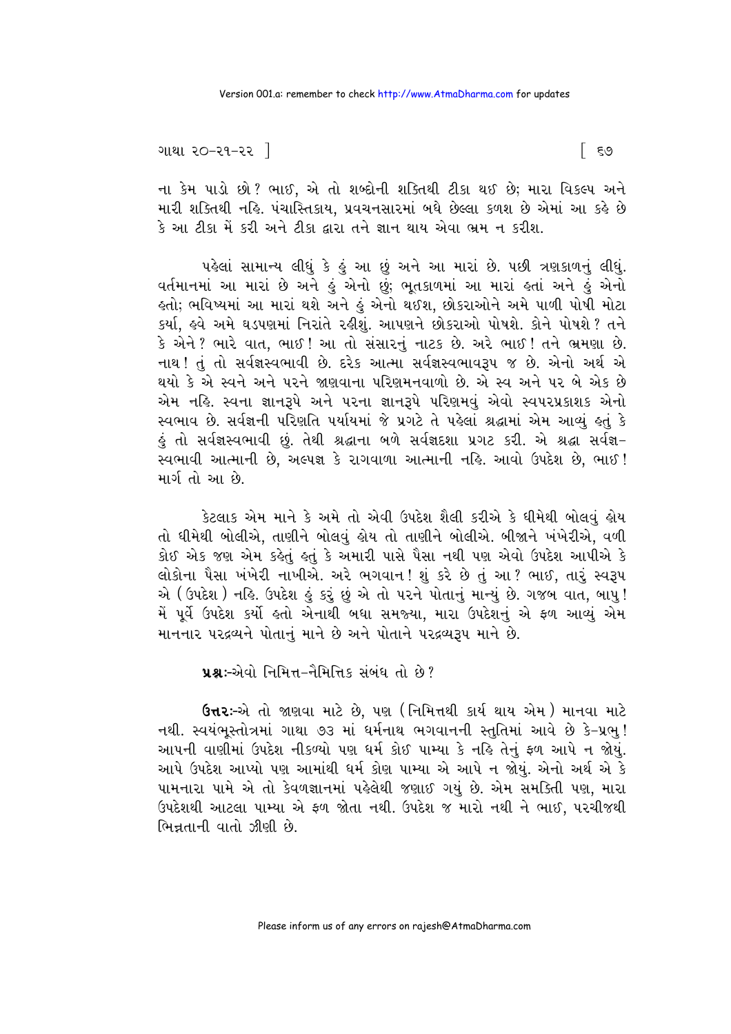ના કેમ પાડો છો? ભાઈ, એ તો શબ્દોની શક્તિથી ટીકા થઈ છે; મારા વિકલ્પ અને મારી શક્તિથી નહિ. પંચાસ્તિકાય, પ્રવચનસારમાં બધે છેલ્લા કળશ છે એમાં આ કહે છે કે આ ટીકા મેં કરી અને ટીકા દ્વારા તને જ્ઞાન થાય એવા ભ્રમ ન કરીશ.

પહેલાં સામાન્ય લીધું કે હું આ છું અને આ મારાં છે. પછી ત્રણકાળનું લીધું. વર્તમાનમાં આ મારાં છે અને હું એનો છું; ભૂતકાળમાં આ મારાં હતાં અને હું એનો હતો; ભવિષ્યમાં આ મારાં થશે અને હું એનો થઈશ, છોકરાઓને અમે પાળી પોષી મોટા કર્યા, હવે અમે ઘડપણમાં નિરાંતે રહીશું. આપણને છોકરાઓ પોષશે. કોને પોષશે? તને કે એને? ભારે વાત, ભાઈ! આ તો સંસારનું નાટક છે. અરે ભાઈ! તને ભ્રમણા છે. નાથ! તું તો સર્વજ્ઞસ્વભાવી છે. દરેક આત્મા સર્વજ્ઞસ્વભાવરૂપ જ છે. એનો અર્થ એ થયો કે એ સ્વને અને પરને જાણવાના પરિણમનવાળો છે. એ સ્વ અને પર બે એક છે એમ નહિ. સ્વના જ્ઞાનરૂપે અને પરના જ્ઞાનરૂપે પરિણમવું એવો સ્વપરપ્રકાશક એનો સ્વભાવ છે. સર્વજ્ઞની પરિણતિ પર્યાયમાં જે પ્રગટે તે પહેલાં શ્રદ્ધામાં એમ આવ્યું હતું કે હું તો સર્વજ્ઞસ્વભાવી છું. તેથી શ્રદ્ધાના બળે સર્વજ્ઞદશા પ્રગટ કરી. એ શ્રદ્ધા સર્વજ્ઞ-સ્વભાવી આત્માની છે, અલ્પજ્ઞ કે રાગવાળા આત્માની નહિ. આવો ઉપદેશ છે, ભાઈ! માર્ગ તો આ છે.

કેટલાક એમ માને કે અમે તો એવી ઉપદેશ શૈલી કરીએ કે ધીમેથી બોલવું હોય તો ધીમેથી બોલીએ, તાણીને બોલવું હોય તો તાણીને બોલીએ. બીજાને ખંખેરીએ, વળી કોઈ એક જણ એમ કહેતું હતું કે અમારી પાસે પૈસા નથી પણ એવો ઉપદેશ આપીએ કે લોકોના પૈસા ખંખેરી નાખીએ. અરે ભગવાન! શું કરે છે તું આ? ભાઈ, તારું સ્વરૂપ એ (ઉપદેશ) નહિ. ઉપદેશ હું કરું છું એ તો પરને પોતાનું માન્યું છે. ગજબ વાત, બાપુ! મેં પૂર્વે ઉપદેશ કર્યો હતો એનાથી બધા સમજ્યા, મારા ઉપદેશનું એ ફળ આવ્યું એમ માનનાર પરદ્રવ્યને પોતાનું માને છે અને પોતાને પરદ્રવ્યરૂપ માને છે.

**પ્રશ્ન:**-એવો નિમિત્ત-નૈમિત્તિક સંબંધ તો છે?

**ઉત્તર:**-એ તો જાણવા માટે છે, પણ (નિમિત્તથી કાર્ય થાય એમ) માનવા માટે નથી. સ્વયંભૂસ્તોત્રમાં ગાથા ૭૩ માં ધર્મનાથ ભગવાનની સ્તુતિમાં આવે છે કે-પ્રભુ! આપની વાણીમાં ઉપદેશ નીકળ્યો પણ ધર્મ કોઈ પામ્યા કે નહિ તેનું ફળ આપે ન જોયું. આપે ઉપદેશ આપ્યો પણ આમાંથી ધર્મ કોણ પામ્યા એ આપે ન જોયું. એનો અર્થ એ કે પામનારા પામે એ તો કેવળજ્ઞાનમાં પહેલેથી જણાઈ ગયું છે. એમ સમકિતી પણ, મારા ઉપદેશથી આટલા પામ્યા એ ફળ જોતા નથી. ઉપદેશ જ મારો નથી ને ભાઈ, પરચીજથી ભિન્નતાની વાતો ઝીણી છે.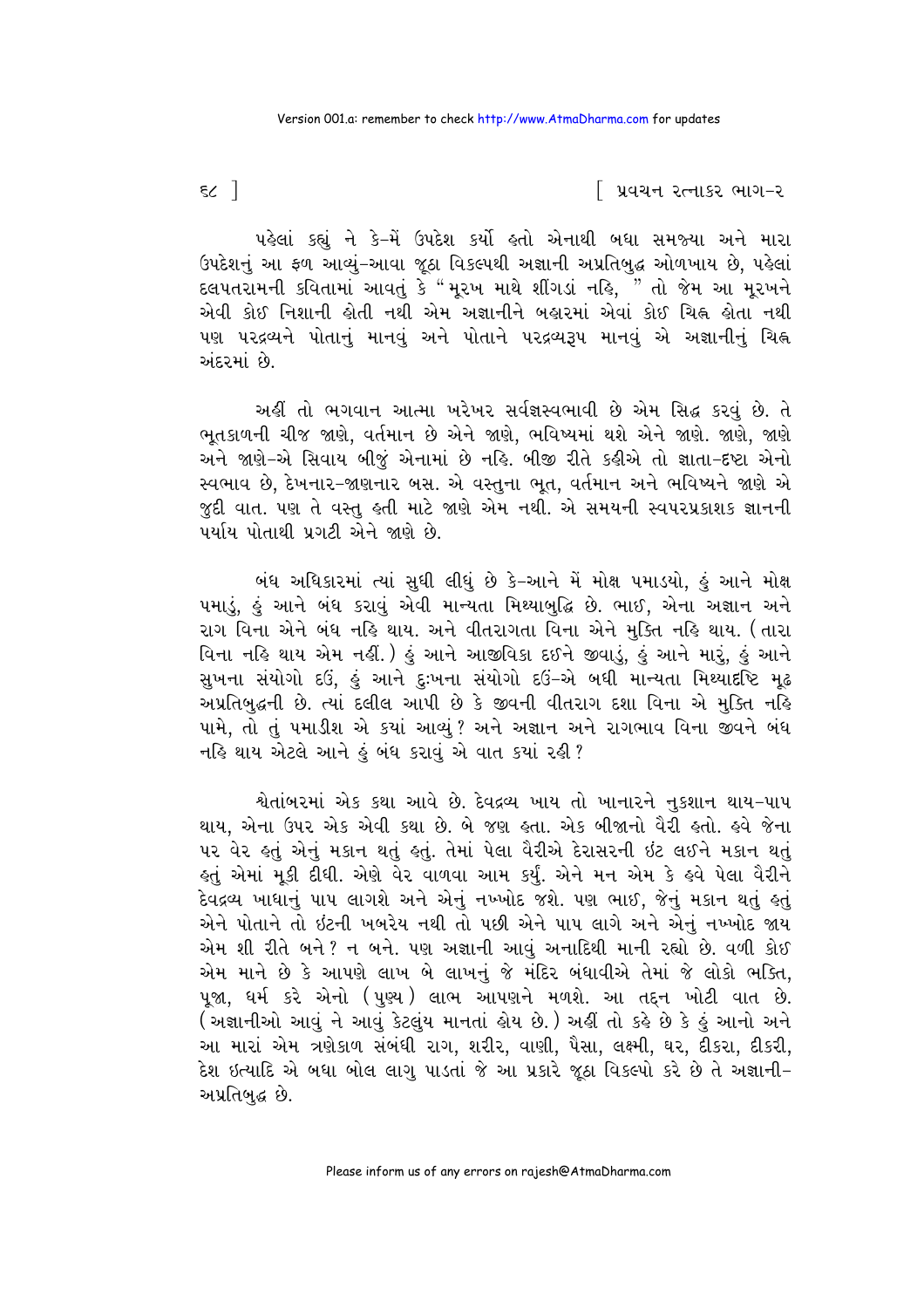પહેલાં કહ્યું ને કે-મેં ઉપદેશ કર્યો હતો એનાથી બધા સમજ્યા અને મારા ઉપદેશનું આ ફળ આવ્યું-આવા જૂઠા વિકલ્પથી અજ્ઞાની અપ્રતિબુદ્ધ ઓળખાય છે, પહેલાં દલપતરામની કવિતામાં આવતું કે "મૂરખ માથે શીંગડાં નહિ, " તો જેમ આ મૂરખને એવી કોઈ નિશાની હોતી નથી એમ અજ્ઞાનીને બહારમાં એવાં કોઈ ચિહ્ન હોતા નથી પણ પરદ્રવ્યને પોતાનું માનવું અને પોતાને પરદ્રવ્યરૂપ માનવું એ અજ્ઞાનીનું ચિહ્ન અંદરમાં છે.

અહીં તો ભગવાન આત્મા ખરેખર સર્વજ્ઞસ્વભાવી છે એમ સિદ્ધ કરવું છે. તે ભૂતકાળની ચીજ જાણે, વર્તમાન છે એને જાણે, ભવિષ્યમાં થશે એને જાણે. જાણે, જાણે અને જાણે-એ સિવાય બીજું એનામાં છે નહિ. બીજી રીતે કહીએ તો જ્ઞાતા-દૃષ્ટા એનો સ્વભાવ છે, દેખનાર-જાણનાર બસ. એ વસ્તુના ભૂત, વર્તમાન અને ભવિષ્યને જાણે એ જુદી વાત. પણ તે વસ્તુ હતી માટે જાણે એમ નથી. એ સમયની સ્વપરપ્રકાશક જ્ઞાનની પર્યાય પોતાથી પ્રગટી એને જાણે છે.

બંધ અધિકારમાં ત્યાં સુધી લીધું છે કે-આને મેં મોક્ષ પમાડયો, હું આને મોક્ષ પમાડું, હું આને બંધ કરાવું એવી માન્યતા મિથ્યાબુદ્ધિ છે. ભાઈ, એના અજ્ઞાન અને રાગ વિના એને બંધ નહિ થાય. અને વીતરાગતા વિના એને મુક્તિ નહિ થાય. (તારા વિના નહિ થાય એમ નહીં.) હું આને આજીવિકા દઈને જીવાડું, હું આને મારું, હું આને સુખના સંયોગો દઉં, હું આને દુઃખના સંયોગો દઉં-એ બધી માન્યતા મિથ્યાદૃષ્ટિ મૂઢ અપ્રતિબુદ્ધની છે. ત્યાં દલીલ આપી છે કે જીવની વીતરાગ દશા વિના એ મુક્તિ નહિ પામે, તો તું પમાડીશ એ કયાં આવ્યું? અને અજ્ઞાન અને રાગભાવ વિના જીવને બંધ નહિ થાય એટલે આને હું બંધ કરાવું એ વાત કયાં રહી?

શ્વેતાંબરમાં એક કથા આવે છે. દેવદ્રવ્ય ખાય તો ખાનારને નુકશાન થાય-પાપ થાય, એના ઉપર એક એવી કથા છે. બે જણ હતા. એક બીજાનો વૈરી હતો. હવે જેના પર વેર હતું એનું મકાન થતું હતું. તેમાં પેલા વૈરીએ દેરાસરની ઇંટ લઈને મકાન થતું હતું એમાં મૂકી દીધી. એણે વેર વાળવા આમ કર્યું. એને મન એમ કે હવે પેલા વૈરીને દેવદ્રવ્ય ખાધાનું પાપ લાગશે અને એનું નખ્ખોદ જશે. પણ ભાઈ, જેનું મકાન થતું હતું એને પોતાને તો ઇંટની ખબરેય નથી તો પછી એને પાપ લાગે અને એનું નખ્ખોદ જાય એમ શી રીતે બને? ન બને. પણ અજ્ઞાની આવું અનાદિથી માની રહ્યો છે. વળી કોઈ એમ માને છે કે આપણે લાખ બે લાખનું જે મંદિર બંધાવીએ તેમાં જે લોકો ભક્તિ, પૂજા, ધર્મ કરે એનો (પુણ્ય) લાભ આપણને મળશે. આ તદ્દન ખોટી વાત છે. (અજ્ઞાનીઓ આવું ને આવું કેટલુંય માનતાં હોય છે.) અહીં તો કહે છે કે હું આનો અને આ મારાં એમ ત્રણેકાળ સંબંધી રાગ, શરીર, વાણી, પૈસા, લક્ષ્મી, ઘર, દીકરા, દીકરી, દેશ ઇત્યાદિ એ બધા બોલ લાગુ પાડતાં જે આ પ્રકારે જૂઠા વિકલ્પો કરે છે તે અજ્ઞાની-અપ્રતિબુદ્ધ છે.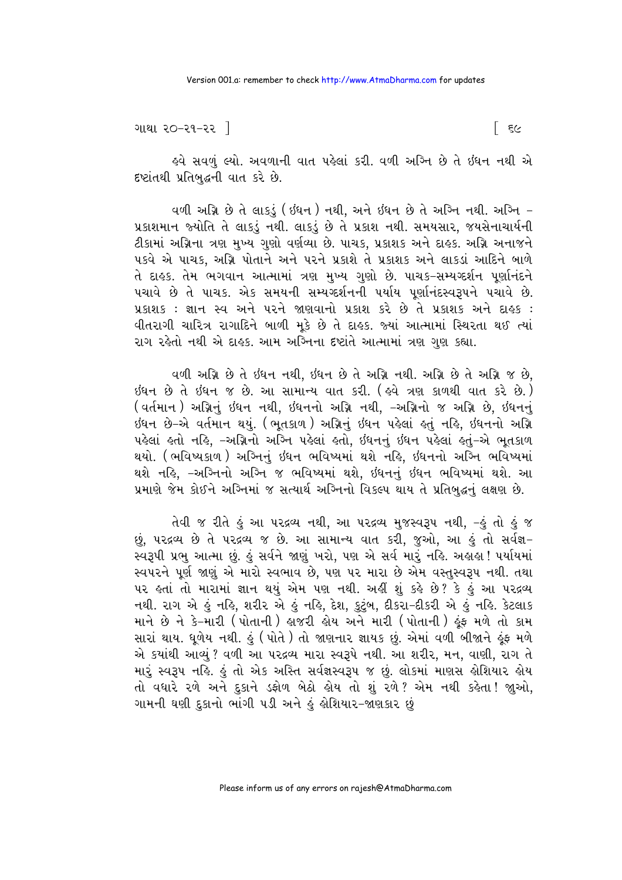હવે સવળું લ્યો. અવળાની વાત પહેલાં કરી. વળી અગ્નિ છે તે ઇંધન નથી એ દૃષ્ટાંતથી પ્રતિબુદ્ધની વાત કરે છે.

વળી અગ્નિ છે તે લાકડું (ઇંધન) નથી, અને ઇંધન છે તે અગ્નિ નથી. અગ્નિ - પ્રકાશમાન જ્યોતિ તે લાકડું નથી. લાકડું છે તે પ્રકાશ નથી. સમયસાર, જયસેનાચાર્યની ટીકામાં અગ્નિના ત્રણ મુખ્ય ગુણો વર્ણવ્યા છે. પાચક, પ્રકાશક અને દાહક. અગ્નિ અનાજને પકવે એ પાચક, અગ્નિ પોતાને અને પરને પ્રકાશે તે પ્રકાશક અને લાકડાં આદિને બાળે તે દાહક. તેમ ભગવાન આત્મામાં ત્રણ મુખ્ય ગુણો છે. પાચક-સમ્યગ્દર્શન પૂર્ણાનંદને પચાવે છે તે પાચક. એક સમયની સમ્યગ્દર્શનની પર્યાય પૂર્ણાનંદસ્વરૂપને પચાવે છે. પ્રકાશક : જ્ઞાન સ્વ અને પરને જાણવાનો પ્રકાશ કરે છે તે પ્રકાશક અને દાહક : વીતરાગી ચારિત્ર રાગાદિને બાળી મૂકે છે તે દાહક. જ્યાં આત્મામાં સ્થિરતા થઈ ત્યાં રાગ રહેતો નથી એ દાહક. આમ અગ્નિના દૃષ્ટાંતે આત્મામાં ત્રણ ગુણ કહ્યા.

વળી અગ્નિ છે તે ઇંધન નથી, ઇંધન છે તે અગ્નિ નથી. અગ્નિ છે તે અગ્નિ જ છે, ઇંધન છે તે ઇંધન જ છે. આ સામાન્ય વાત કરી. (હવે ત્રણ કાળથી વાત કરે છે.) (વર્તમાન) અગ્નિનું ઇંધન નથી, ઇંધનનો અગ્નિ નથી, -અગ્નિનો જ અગ્નિ છે, ઇંધનનું ઇંધન છે-એ વર્તમાન થયું. (ભૂતકાળ) અગ્નિનું ઇંધન પહેલાં હતું નહિ, ઇંધનનો અગ્નિ પહેલાં હતો નહિ, -અગ્નિનો અગ્નિ પહેલાં હતો, ઇંધનનું ઇંધન પહેલાં હતું-એ ભૂતકાળ થયો. (ભવિષ્યકાળ) અગ્નિનું ઇંધન ભવિષ્યમાં થશે નહિ, ઇંધનનો અગ્નિ ભવિષ્યમાં થશે નહિ, -અગ્નિનો અગ્નિ જ ભવિષ્યમાં થશે, ઇંધનનું ઇંધન ભવિષ્યમાં થશે. આ પ્રમાણે જેમ કોઈને અગ્નિમાં જ સત્યાર્થ અગ્નિનો વિકલ્પ થાય તે પ્રતિબુદ્ધનું લક્ષણ છે.

તેવી જ રીતે હું આ પરદ્રવ્ય નથી, આ પરદ્રવ્ય મુજસ્વરૂપ નથી, -હું તો હું જ છું, પરદ્રવ્ય છે તે પરદ્રવ્ય જ છે. આ સામાન્ય વાત કરી, જુઓ, આ હું તો સર્વજ્ઞ-સ્વરૂપી પ્રભુ આત્મા છું. હું સર્વને જાણું ખરો, પણ એ સર્વ મારું નહિ. અહાહા! પર્યાયમાં સ્વપરને પૂર્ણ જાણું એ મારો સ્વભાવ છે, પણ પર મારા છે એમ વસ્તુસ્વરૂપ નથી. તથા પર હતાં તો મારામાં જ્ઞાન થયું એમ પણ નથી. અહીં શું કહે છે? કે હું આ પરદ્રવ્ય નથી. રાગ એ હું નહિ, શરીર એ હું નહિ, દેશ, કુટુંબ, દીકરા-દીકરી એ હું નહિ. કેટલાક માને છે ને કે-મારી (પોતાની) હાજરી હોય અને મારી (પોતાની) હૂંફ મળે તો કામ સારાં થાય. ધૂળેય નથી. હું (પોતે) તો જાણનાર જ્ઞાયક છું. એમાં વળી બીજાને હૂંફ મળે એ ક્યાંથી આવ્યું? વળી આ પરદ્રવ્ય મારા સ્વરૂપે નથી. આ શરીર, મન, વાણી, રાગ તે મારું સ્વરૂપ નહિ. હું તો એક અસ્તિ સર્વજ્ઞસ્વરૂપ જ છું. લોકમાં માણસ હોશિયાર હોય તો વધારે રળે અને દુકાને ડફોળ બેઠો હોય તો શું રળે? એમ નથી કહેતા! જુઓ, ગામની ઘણી દુકાનો ભાંગી પડી અને હું હોશિયાર-જાણકાર છું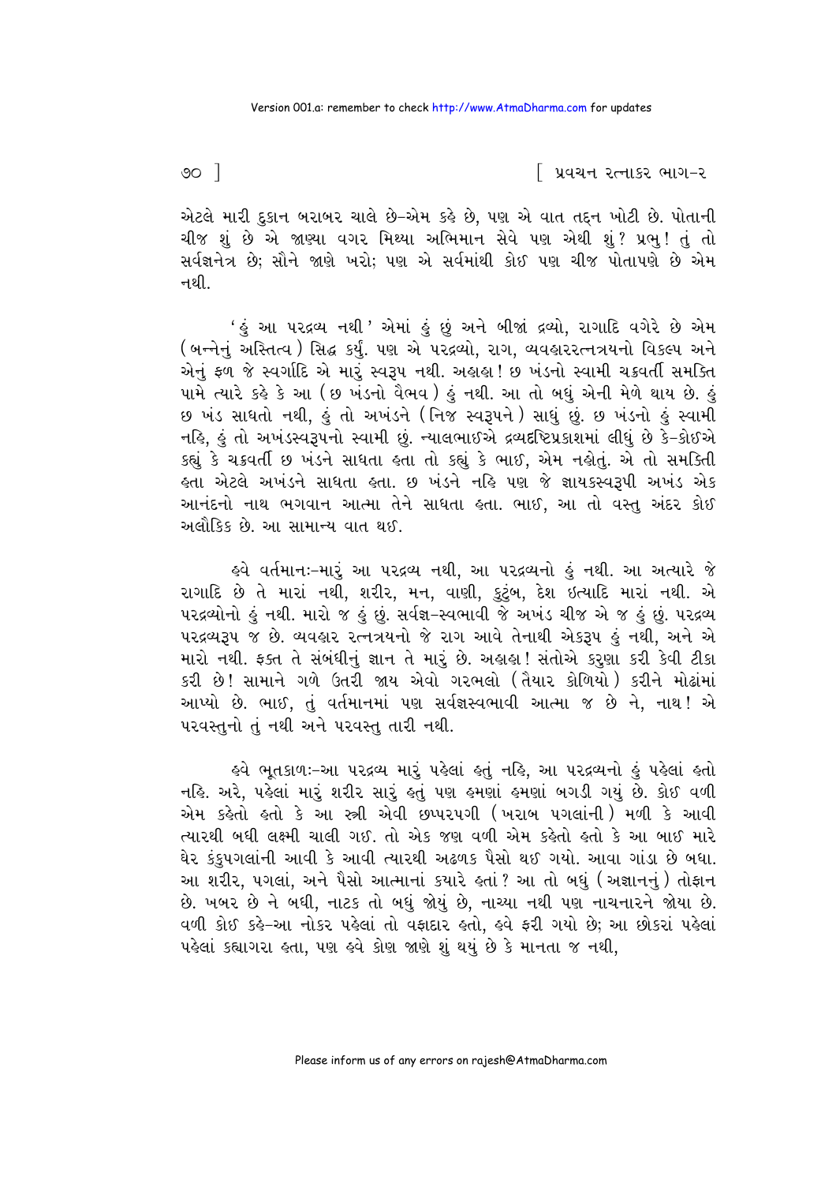એટલે મારી દુકાન બરાબર ચાલે છે-એમ કહે છે, પણ એ વાત તદ્દન ખોટી છે. પોતાની ચીજ શું છે એ જાણ્યા વગર મિથ્યા અભિમાન સેવે પણ એથી શું? પ્રભુ! તું તો સર્વજ્ઞનેત્ર છે; સૌને જાણે ખરો; પણ એ સર્વમાંથી કોઈ પણ ચીજ પોતાપણે છે એમ નથી.

'હું આ પરદ્રવ્ય નથી' એમાં હું છું અને બીજાં દ્રવ્યો, રાગાદિ વગેરે છે એમ (બન્નેનું અસ્તિત્વ) સિદ્ધ કર્યું. પણ એ પરદ્રવ્યો, રાગ, વ્યવહારરત્નત્રયનો વિકલ્પ અને એનું ફળ જે સ્વર્ગાદિ એ મારું સ્વરૂપ નથી. અહાહા! છ ખંડનો સ્વામી ચક્રવર્તી સમક્તિ પામે ત્યારે કહે કે આ (છ ખંડનો વૈભવ) હું નથી. આ તો બધું એની મેળે થાય છે. હું છ ખંડ સાધતો નથી, હું તો અખંડને (નિજ સ્વરૂપને) સાધું છું. છ ખંડનો હું સ્વામી નહિ, હું તો અખંડસ્વરૂપનો સ્વામી છું. ન્યાલભાઈએ દ્રવ્યદ્રષ્ટિપ્રકાશમાં લીધું છે કે-કોઈએ કહ્યું કે ચક્રવર્તી છ ખંડને સાધતા હતા તો કહ્યું કે ભાઈ, એમ નહોતું. એ તો સમકિતી હતા એટલે અખંડને સાધતા હતા. છ ખંડને નહિ પણ જે જ્ઞાયકસ્વરૂપી અખંડ એક આનંદનો નાથ ભગવાન આત્મા તેને સાધતા હતા. ભાઈ, આ તો વસ્તુ અંદર કોઈ અલૌકિક છે. આ સામાન્ય વાત થઈ.

હવે વર્તમાનઃ-મારું આ પરદ્રવ્ય નથી, આ પરદ્રવ્યનો હું નથી. આ અત્યારે જે રાગાદિ છે તે મારાં નથી, શરીર, મન, વાણી, કુટુંબ, દેશ ઇત્યાદિ મારાં નથી. એ પરદ્રવ્યોનો હું નથી. મારો જ હું છું. સર્વજ્ઞ-સ્વભાવી જે અખંડ ચીજ એ જ હું છું. પરદ્રવ્ય પરદ્રવ્યરૂપ જ છે. વ્યવહાર રત્નત્રયનો જે રાગ આવે તેનાથી એકરૂપ હું નથી, અને એ મારો નથી. ફક્ત તે સંબંધીનું જ્ઞાન તે મારું છે. અહાહા! સંતોએ કરુણા કરી કેવી ટીકા કરી છે! સામાને ગળે ઉતરી જાય એવો ગરભલો (તૈયાર કોળિયો) કરીને મોઢાંમાં આપ્યો છે. ભાઈ, તું વર્તમાનમાં પણ સર્વજ્ઞસ્વભાવી આત્મા જ છે ને, નાથ! એ પરવસ્તુનો તું નથી અને પરવસ્તુ તારી નથી.

હવે ભૂતકાળઃ-આ પરદ્રવ્ય મારું પહેલાં હતું નહિ, આ પરદ્રવ્યનો હું પહેલાં હતો નહિ. અરે, પહેલાં મારું શરીર સારું હતું પણ હમણાં હમણાં બગડી ગયું છે. કોઈ વળી એમ કહેતો હતો કે આ સ્ત્રી એવી છપ્પરપગી (ખરાબ પગલાંની) મળી કે આવી ત્યારથી બધી લક્ષ્મી ચાલી ગઈ. તો એક જણ વળી એમ કહેતો હતો કે આ બાઈ મારે ઘેર કંકુપગલાંની આવી કે આવી ત્યારથી અઢળક પૈસો થઈ ગયો. આવા ગાંડા છે બધા. આ શરીર, પગલાં, અને પૈસો આત્માનાં ક્યારે હતાં? આ તો બધું (અજ્ઞાનનું) તોફાન છે. ખબર છે ને બધી, નાટક તો બધું જોયું છે, નાચ્યા નથી પણ નાચનારને જોયા છે. વળી કોઈ કહે-આ નોકર પહેલાં તો વફાદાર હતો, હવે ફરી ગયો છે; આ છોકરાં પહેલાં પહેલાં કહ્યાગરા હતા, પણ હવે કોણ જાણે શું થયું છે કે માનતા જ નથી,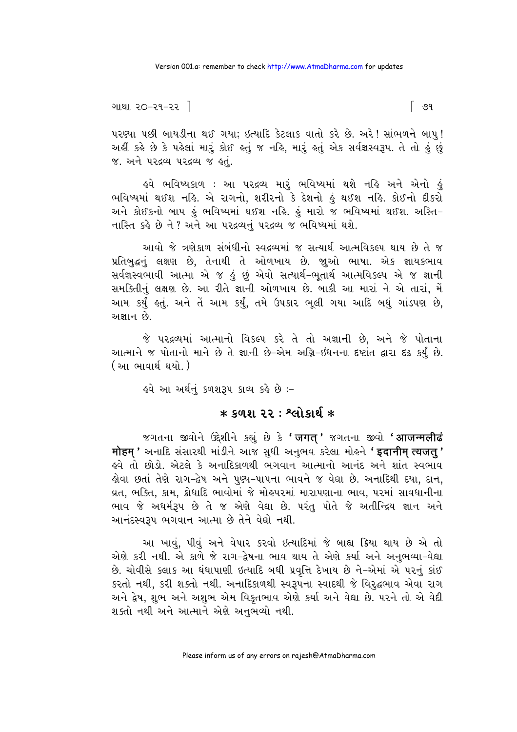પરણ્યા પછી બાયડીના થઈ ગયા; ઇત્યાદિ કેટલાક વાતો કરે છે. અરે! સાંભળને બાપુ! અહીં કહે છે કે પહેલાં મારું કોઈ હતું જ નહિ, મારું હતું એક સર્વજ્ઞસ્વરૂપ. તે તો હું છું જ. અને પરદ્રવ્ય પરદ્રવ્ય જ હતું.

હવે ભવિષ્યકાળ : આ પરદ્રવ્ય મારું ભવિષ્યમાં થશે નહિ અને એનો હું ભવિષ્યમાં થઈશ નહિ. એ રાગનો, શરીરનો કે દેશનો હું થઈશ નહિ. કોઈનો દીકરો અને કોઈકનો બાપ હું ભવિષ્યમાં થઈશ નહિ. હું મારો જ ભવિષ્યમાં થઈશ. અસ્તિ-નાસ્તિ કહે છે ને? અને આ પરદ્રવ્યનું પરદ્રવ્ય જ ભવિષ્યમાં થશે.

આવો જે ત્રણેકાળ સંબંધીનો સ્વદ્રવ્યમાં જ સત્યાર્થ આત્મવિકલ્પ થાય છે તે જ પ્રતિબુદ્ધનું લક્ષણ છે, તેનાથી તે ઓળખાય છે. જુઓ ભાષા. એક જ્ઞાયકભાવ સર્વજ્ઞસ્વભાવી આત્મા એ જ હું છું એવો સત્યાર્થ-ભૂતાર્થ આત્મવિકલ્પ એ જ જ્ઞાની સમકિતીનું લક્ષણ છે. આ રીતે જ્ઞાની ઓળખાય છે. બાકી આ મારાં ને એ તારાં, મેં આમ કર્યું હતું. અને તેં આમ કર્યું, તમે ઉપકાર ભૂલી ગયા આદિ બધું ગાંડપણ છે, અજ્ઞાન છે.

જે પરદ્રવ્યમાં આત્માનો વિકલ્પ કરે તે તો અજ્ઞાની છે, અને જે પોતાના આત્માને જ પોતાનો માને છે તે જ્ઞાની છે-એમ અગ્નિ-ઇંધનના દૃષ્ટાંત દ્વારા દૃઢ કર્યું છે. (આ ભાવાર્થ થયો.)

હવે આ અર્થનું કળશરૂપ કાવ્ય કહે છે :-

## * કળશ ૨૨ : શ્લોકાર્થ *

જગતના જીવોને ઉદ્દેશીને કહ્યું છે કે **'जगत्'** જગતના જીવો **'आजन्मलीढं मोहम्'** અનાદિ સંસારથી માંડીને આજ સુધી અનુભવ કરેલા મોહને **'इदानीम् त्यजतु'** હવે તો છોડો. એટલે કે અનાદિકાળથી ભગવાન આત્માનો આનંદ અને શાંત સ્વભાવ હોવા છતાં તેણે રાગ-દ્વેષ અને પુણ્ય-પાપના ભાવને જ વેદ્યા છે. અનાદિથી દયા, દાન, વ્રત, ભક્તિ, કામ, ક્રોધાદિ ભાવોમાં જે મોહપરમાં મારાપણાના ભાવ, પરમાં સાવધાનીના ભાવ જે અધર્મરૂપ છે તે જ એણે વેદ્યા છે. પરંતુ પોતે જે અતીન્દ્રિય જ્ઞાન અને આનંદસ્વરૂપ ભગવાન આત્મા છે તેને વેદ્યો નથી.

આ ખાવું, પીવું અને વેપાર કરવો ઇત્યાદિમાં જે બાહ્ય ક્રિયા થાય છે એ તો એણે કરી નથી. એ કાળે જે રાગ-દ્વેષના ભાવ થાય તે એણે કર્યા અને અનુભવ્યા-વેદ્યા છે. ચોવીસે કલાક આ ધંધાપાણી ઇત્યાદિ બધી પ્રવૃત્તિ દેખાય છે ને-એમાં એ પરનું કાંઈ કરતો નથી, કરી શક્તો નથી. અનાદિકાળથી સ્વરૂપના સ્વાદથી જે વિરુદ્ધભાવ એવા રાગ અને દ્વેષ, શુભ અને અશુભ એમ વિકૃતભાવ એણે કર્યા અને વેદ્યા છે. પરને તો એ વેદી શક્તો નથી અને આત્માને એણે અનુભવ્યો નથી.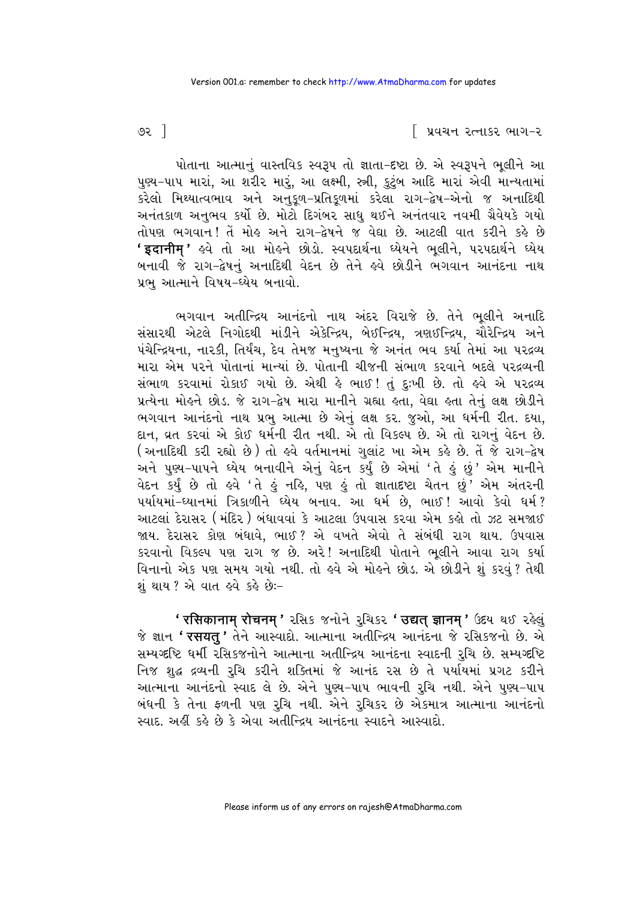પોતાના આત્માનું વાસ્તવિક સ્વરૂપ તો જ્ઞાતા-દૃષ્ટા છે. એ સ્વરૂપને ભૂલીને આ પુણ્ય-પાપ મારાં, આ શરીર મારું, આ લક્ષ્મી, સ્ત્રી, કુટુંબ આદિ મારાં એવી માન્યતામાં કરેલો મિથ્યાત્વભાવ અને અનુકૂળ-પ્રતિકૂળમાં કરેલા રાગ-દ્વેષ-એનો જ અનાદિથી અનંતકાળ અનુભવ કર્યો છે. મોટો દિગંબર સાધુ થઈને અનંતવાર નવમી ગ્રૈવેયકે ગયો તોપણ ભગવાન! તેં મોહ અને રાગ-દ્વેષને જ વેદ્યા છે. આટલી વાત કરીને કહે છે **'इदानीम्'** હવે તો આ મોહને છોડો. સ્વપદાર્થના ધ્યેયને ભૂલીને, પરપદાર્થને ધ્યેય બનાવી જે રાગ-દ્વેષનું અનાદિથી વેદન છે તેને હવે છોડીને ભગવાન આનંદના નાથ પ્રભુ આત્માને વિષય-ધ્યેય બનાવો.

ભગવાન અતીન્દ્રિય આનંદનો નાથ અંદર વિરાજે છે. તેને ભૂલીને અનાદિ સંસારથી એટલે નિગોદથી માંડીને એકેન્દ્રિય, બેઇન્દ્રિય, ત્રણઇન્દ્રિય, ચૌરેન્દ્રિય અને પંચેન્દ્રિયના, નારકી, તિર્યંચ, દેવ તેમજ મનુષ્યના જે અનંત ભવ કર્યા તેમાં આ પરદ્રવ્ય મારા એમ પરને પોતાનાં માન્યાં છે. પોતાની ચીજની સંભાળ કરવાને બદલે પરદ્રવ્યની સંભાળ કરવામાં રોકાઈ ગયો છે. એથી હે ભાઈ! તું દુઃખી છે. તો હવે એ પરદ્રવ્ય પ્રત્યેના મોહને છોડ. જે રાગ-દ્વેષ મારા માનીને ગ્રહ્યા હતા, વેદ્યા હતા તેનું લક્ષ છોડીને ભગવાન આનંદનો નાથ પ્રભુ આત્મા છે એનું લક્ષ કર. જુઓ, આ ધર્મની રીત. દયા, દાન, વ્રત કરવાં એ કોઈ ધર્મની રીત નથી. એ તો વિકલ્પ છે. એ તો રાગનું વેદન છે. (અનાદિથી કરી રહ્યો છે) તો હવે વર્તમાનમાં ગુલાંટ ખા એમ કહે છે. તેં જે રાગ-દ્વેષ અને પુણ્ય-પાપને ધ્યેય બનાવીને એનું વેદન કર્યું છે એમાં 'તે હું છું' એમ માનીને વેદન કર્યું છે તો હવે 'તે હું નહિ, પણ હું તો જ્ઞાતાદૃષ્ટા ચેતન છું' એમ અંતરની પર્યાયમાં-ધ્યાનમાં ત્રિકાળીને ધ્યેય બનાવ. આ ધર્મ છે, ભાઈ! આવો કેવો ધર્મ? આટલાં દેરાસર (મંદિર) બંધાવવાં કે આટલા ઉપવાસ કરવા એમ કહો તો ઝટ સમજાઈ જાય. દેરાસર કોણ બંધાવે, ભાઈ? એ વખતે એવો તે સંબંધી રાગ થાય. ઉપવાસ કરવાનો વિકલ્પ પણ રાગ જ છે. અરે! અનાદિથી પોતાને ભૂલીને આવા રાગ કર્યા વિનાનો એક પણ સમય ગયો નથી. તો હવે એ મોહને છોડ. એ છોડીને શું કરવું? તેથી શું થાય? એ વાત હવે કહે છેઃ-

**'रसिकानाम् रोचनम्'** રસિક જનોને રુચિકર **'उद्यत् ज्ञानम्'** ઉદય થઈ રહેલું જે જ્ઞાન **'रसयतु'** તેને આસ્વાદો. આત્માના અતીન્દ્રિય આનંદના જે રસિકજનો છે. એ સમ્યગ્દૃષ્ટિ ધર્મી રસિકજનોને આત્માના અતીન્દ્રિય આનંદના સ્વાદની રુચિ છે. સમ્યગ્દૃષ્ટિ નિજ શુદ્ધ દ્રવ્યની રુચિ કરીને શક્તિમાં જે આનંદ રસ છે તે પર્યાયમાં પ્રગટ કરીને આત્માના આનંદનો સ્વાદ લે છે. એને પુણ્ય-પાપ ભાવની રુચિ નથી. એને પુણ્ય-પાપ બંધની કે તેના ફળની પણ રુચિ નથી. એને રુચિકર છે એકમાત્ર આત્માના આનંદનો સ્વાદ. અહીં કહે છે કે એવા અતીન્દ્રિય આનંદના સ્વાદને આસ્વાદો.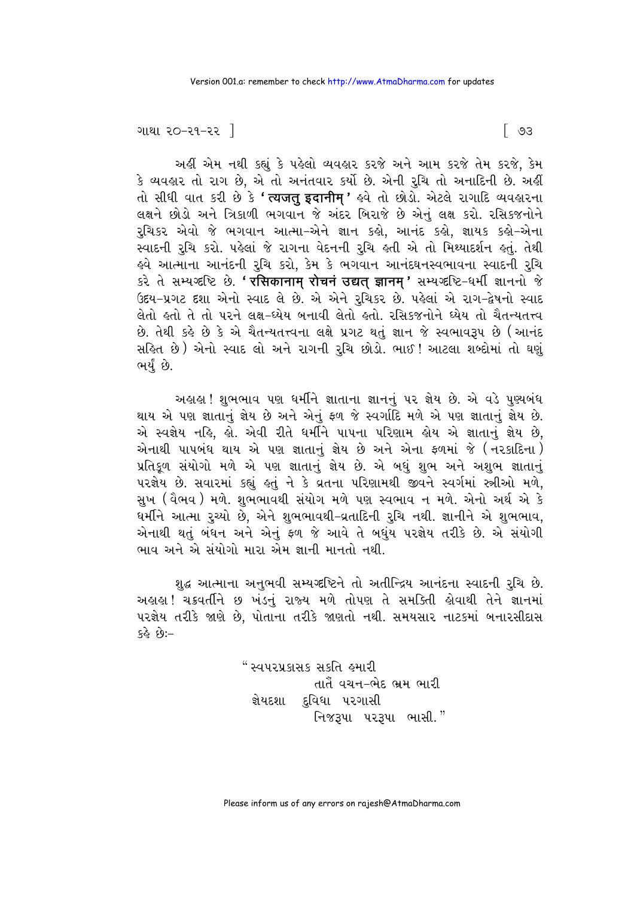અહીં એમ નથી કહ્યું કે પહેલો વ્યવહાર કરજે અને આમ કરજે તેમ કરજે, કેમ કે વ્યવહાર તો રાગ છે, એ તો અનંતવાર કર્યો છે. એની રુચિ તો અનાદિની છે. અહીં તો સીધી વાત કરી છે કે **'त्यजतु इदानीम्'** હવે તો છોડો. એટલે રાગાદિ વ્યવહારના લક્ષને છોડો અને ત્રિકાળી ભગવાન જે અંદર બિરાજે છે એનું લક્ષ કરો. રસિકજનોને રુચિકર એવો જે ભગવાન આત્મા-એને જ્ઞાન કહો, આનંદ કહો, જ્ઞાયક કહો-એના સ્વાદની રુચિ કરો. પહેલાં જે રાગના વેદનની રુચિ હતી એ તો મિથ્યાદર્શન હતું. તેથી હવે આત્માના આનંદની રુચિ કરો, કેમ કે ભગવાન આનંદઘનસ્વભાવના સ્વાદની રુચિ કરે તે સમ્યગ્દૃષ્ટિ છે. **'रसिकानाम् रोचनं उद्यत् ज्ञानम्'** સમ્યગ્દૃષ્ટિ-ધર્મી જ્ઞાનનો જે ઉદય-પ્રગટ દશા એનો સ્વાદ લે છે. એ એને રુચિકર છે. પહેલાં એ રાગ-દ્વેષનો સ્વાદ લેતો હતો તે તો પરને લક્ષ-ધ્યેય બનાવી લેતો હતો. રસિકજનોને ધ્યેય તો ચૈતન્યતત્ત્વ છે. તેથી કહે છે કે એ ચૈતન્યતત્ત્વના લક્ષે પ્રગટ થતું જ્ઞાન જે સ્વભાવરૂપ છે (આનંદ સહિત છે) એનો સ્વાદ લો અને રાગની રુચિ છોડો. ભાઈ! આટલા શબ્દોમાં તો ઘણું ભર્યું છે.

અહાહા! શુભભાવ પણ ધર્મીને જ્ઞાતાના જ્ઞાનનું પર જ્ઞેય છે. એ વડે પુણ્યબંધ થાય એ પણ જ્ઞાતાનું જ્ઞેય છે અને એનું ફળ જે સ્વર્ગાદિ મળે એ પણ જ્ઞાતાનું જ્ઞેય છે. એ સ્વજ્ઞેય નહિ, હો. એવી રીતે ધર્મીને પાપના પરિણામ હોય એ જ્ઞાતાનું જ્ઞેય છે, એનાથી પાપબંધ થાય એ પણ જ્ઞાતાનું જ્ઞેય છે અને એના ફળમાં જે (નરકાદિના) પ્રતિકૂળ સંયોગો મળે એ પણ જ્ઞાતાનું જ્ઞેય છે. એ બધું શુભ અને અશુભ જ્ઞાતાનું પરજ્ઞેય છે. સવારમાં કહ્યું હતું ને કે વ્રતના પરિણામથી જીવને સ્વર્ગમાં સ્ત્રીઓ મળે, સુખ (વૈભવ) મળે. શુભભાવથી સંયોગ મળે પણ સ્વભાવ ન મળે. એનો અર્થ એ કે ધર્મીને આત્મા રુચ્યો છે, એને શુભભાવથી-વ્રતાદિની રુચિ નથી. જ્ઞાનીને એ શુભભાવ, એનાથી થતું બંધન અને એનું ફળ જે આવે તે બધુંય પરજ્ઞેય તરીકે છે. એ સંયોગી ભાવ અને એ સંયોગો મારા એમ જ્ઞાની માનતો નથી.

શુદ્ધ આત્માના અનુભવી સમ્યગ્દૃષ્ટિને તો અતીન્દ્રિય આનંદના સ્વાદની રુચિ છે. અહાહા! ચક્રવર્તીને છ ખંડનું રાજ્ય મળે તોપણ તે સમકિતી હોવાથી તેને જ્ઞાનમાં પરજ્ઞેય તરીકે જાણે છે, પોતાના તરીકે જાણતો નથી. સમયસાર નાટકમાં બનારસીદાસ કહે છેઃ-

> "સ્વપરપ્રકાસક સકતિ હમારી
> તાતૈં વચન-ભેદ ભ્રમ ભારી
> જ્ઞેયદશા દુવિધા પરગાસી
> નિજરૂપા પરરૂપા ભાસી."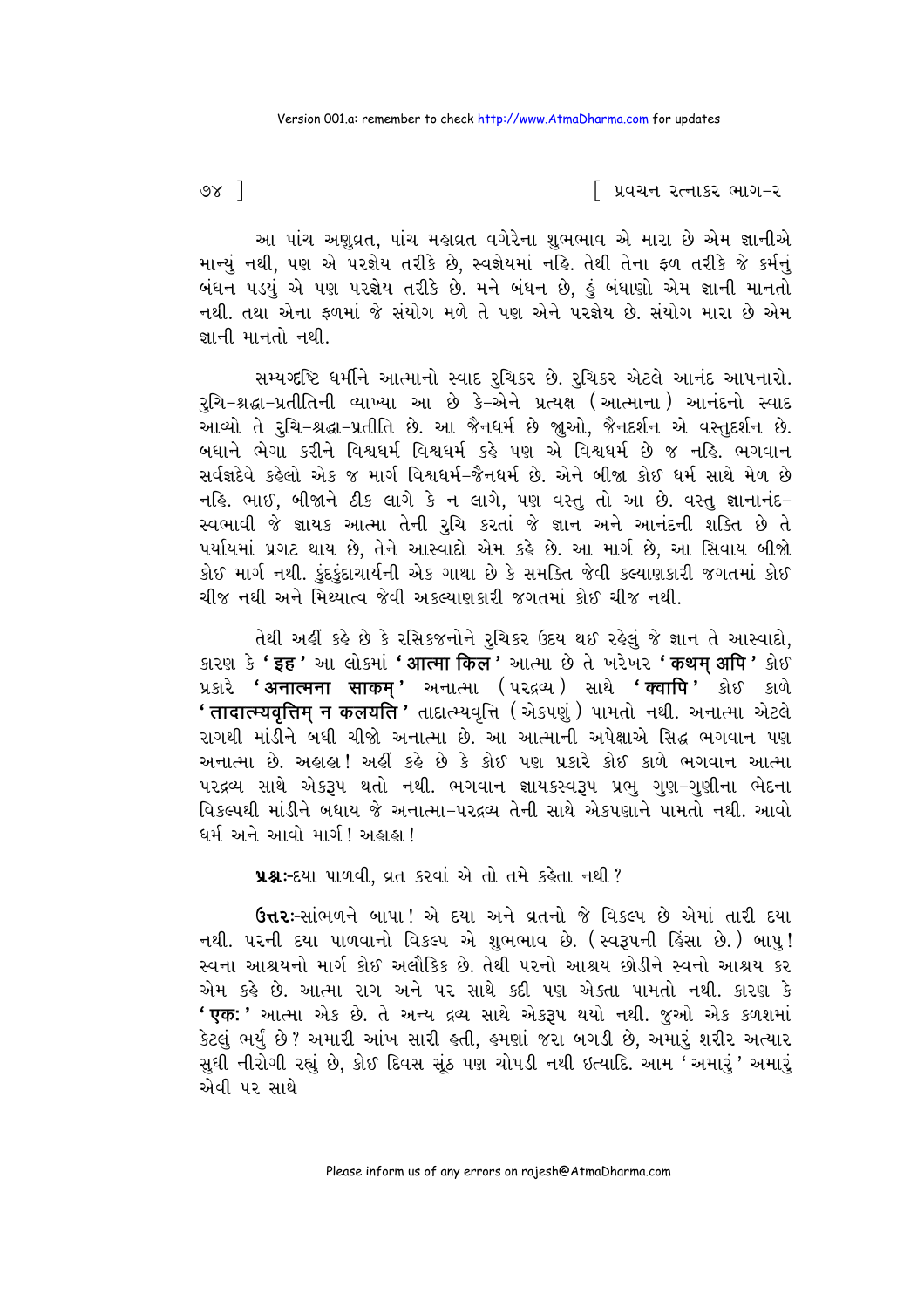આ પાંચ અણુવ્રત, પાંચ મહાવ્રત વગેરેના શુભભાવ એ મારા છે એમ જ્ઞાનીએ માન્યું નથી, પણ એ પરજ્ઞેય તરીકે છે, સ્વજ્ઞેયમાં નહિ. તેથી તેના ફળ તરીકે જે કર્મનું બંધન પડયું એ પણ પરજ્ઞેય તરીકે છે. મને બંધન છે, હું બંધાણો એમ જ્ઞાની માનતો નથી. તથા એના ફળમાં જે સંયોગ મળે તે પણ એને પરજ્ઞેય છે. સંયોગ મારા છે એમ જ્ઞાની માનતો નથી.

સમ્યગ્દષ્ટિ ધર્મીને આત્માનો સ્વાદ રુચિકર છે. રુચિકર એટલે આનંદ આપનારો. રુચિ-શ્રદ્ધા-પ્રતીતિની વ્યાખ્યા આ છે કે-એને પ્રત્યક્ષ (આત્માના) આનંદનો સ્વાદ આવ્યો તે રુચિ-શ્રદ્ધા-પ્રતીતિ છે. આ જૈનધર્મ છે જુઓ, જૈનદર્શન એ વસ્તુદર્શન છે. બધાને ભેગા કરીને વિશ્વધર્મ વિશ્વધર્મ કહે પણ એ વિશ્વધર્મ છે જ નહિ. ભગવાન સર્વજ્ઞદેવે કહેલો એક જ માર્ગ વિશ્વધર્મ-જૈનધર્મ છે. એને બીજા કોઈ ધર્મ સાથે મેળ છે નહિ. ભાઈ, બીજાને ઠીક લાગે કે ન લાગે, પણ વસ્તુ તો આ છે. વસ્તુ જ્ઞાનાનંદ-સ્વભાવી જે જ્ઞાયક આત્મા તેની રુચિ કરતાં જે જ્ઞાન અને આનંદની શક્તિ છે તે પર્યાયમાં પ્રગટ થાય છે, તેને આસ્વાદો એમ કહે છે. આ માર્ગ છે, આ સિવાય બીજો કોઈ માર્ગ નથી. કુંદકુંદાચાર્યની એક ગાથા છે કે સમકિત જેવી કલ્યાણકારી જગતમાં કોઈ ચીજ નથી અને મિથ્યાત્વ જેવી અકલ્યાણકારી જગતમાં કોઈ ચીજ નથી.

તેથી અહીં કહે છે કે રસિકજનોને રુચિકર ઉદય થઈ રહેલું જે જ્ઞાન તે આસ્વાદો, કારણ કે **'इह'** આ લોકમાં **'आत्मा किल'** આત્મા છે તે ખરેખર **'कथम् अपि'** કોઈ પ્રકારે **'अनात्मना साकम्'** અનાત્મા (પરદ્રવ્ય) સાથે **'क्वापि'** કોઈ કાળે **'तादात्म्यवृत्तिम् न कलयति'** તાદાત્મ્યવૃત્તિ (એકપણું) પામતો નથી. અનાત્મા એટલે રાગથી માંડીને બધી ચીજો અનાત્મા છે. આ આત્માની અપેક્ષાએ સિદ્ધ ભગવાન પણ અનાત્મા છે. અહાહા! અહીં કહે છે કે કોઈ પણ પ્રકારે કોઈ કાળે ભગવાન આત્મા પરદ્રવ્ય સાથે એકરૂપ થતો નથી. ભગવાન જ્ઞાયકસ્વરૂપ પ્રભુ ગુણ-ગુણીના ભેદના વિકલ્પથી માંડીને બધાય જે અનાત્મા-પરદ્રવ્ય તેની સાથે એકપણાને પામતો નથી. આવો ધર્મ અને આવો માર્ગ! અહાહા!

**પ્રશ્નઃ-**દયા પાળવી, વ્રત કરવાં એ તો તમે કહેતા નથી?

**ઉત્તરઃ-**સાંભળને બાપા! એ દયા અને વ્રતનો જે વિકલ્પ છે એમાં તારી દયા નથી. પરની દયા પાળવાનો વિકલ્પ એ શુભભાવ છે. (સ્વરૂપની હિંસા છે.) બાપુ! સ્વના આશ્રયનો માર્ગ કોઈ અલૌકિક છે. તેથી પરનો આશ્રય છોડીને સ્વનો આશ્રય કર એમ કહે છે. આત્મા રાગ અને પર સાથે કદી પણ એક્તા પામતો નથી. કારણ કે **'एकः'** આત્મા એક છે. તે અન્ય દ્રવ્ય સાથે એકરૂપ થયો નથી. જુઓ એક કળશમાં કેટલું ભર્યું છે? અમારી આંખ સારી હતી, હમણાં જરા બગડી છે, અમારું શરીર અત્યાર સુધી નીરોગી રહ્યું છે, કોઈ દિવસ સૂંઠ પણ ચોપડી નથી ઇત્યાદિ. આમ 'અમારું' અમારું એવી પર સાથે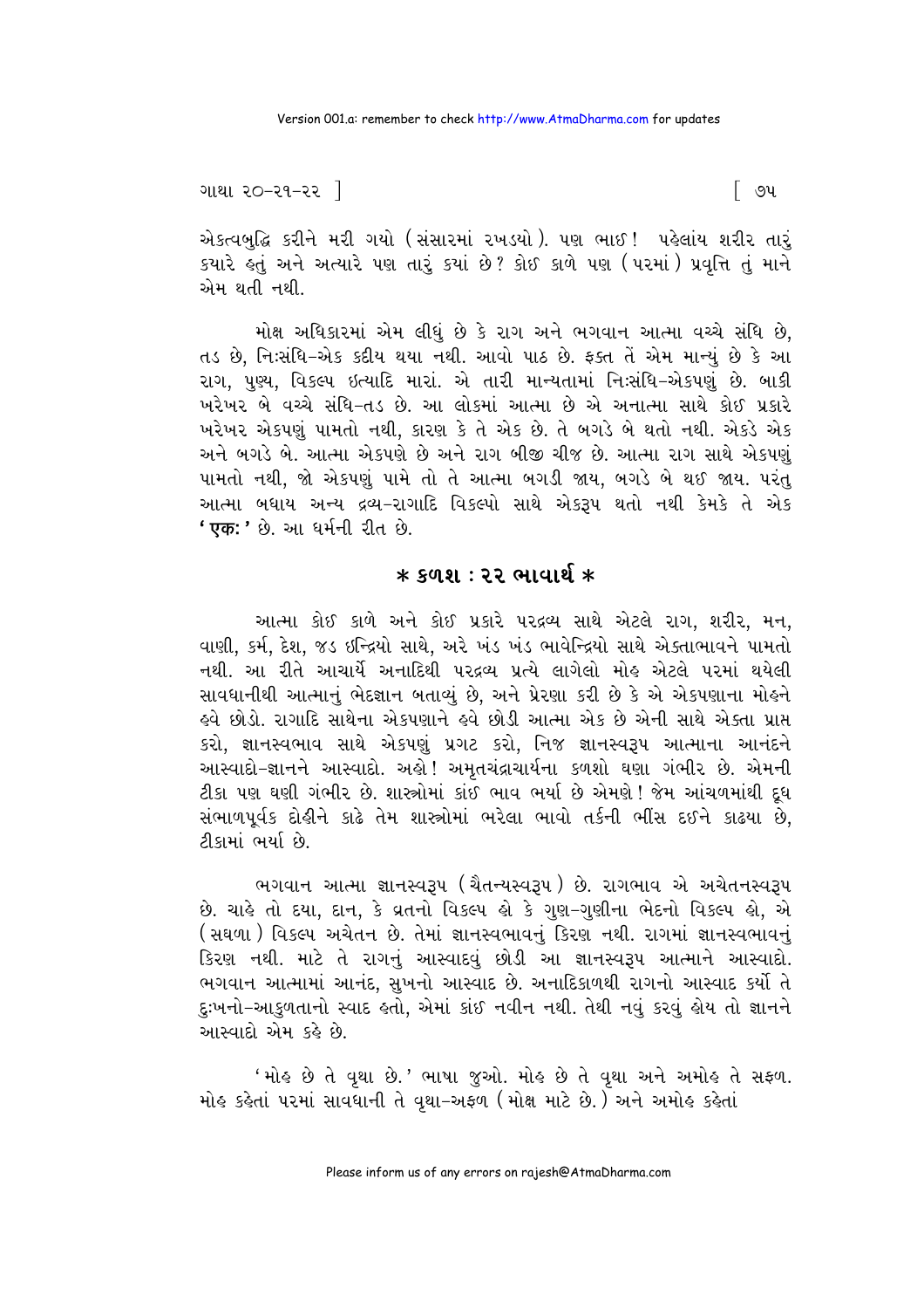એકત્વબુદ્ધિ કરીને મરી ગયો (સંસારમાં રખડયો). પણ ભાઈ! પહેલાંય શરીર તારું ક્યારે હતું અને અત્યારે પણ તારું ક્યાં છે? કોઈ કાળે પણ (પરમાં) પ્રવૃત્તિ તું માને એમ થતી નથી.

મોક્ષ અધિકારમાં એમ લીધું છે કે રાગ અને ભગવાન આત્મા વચ્ચે સંધિ છે, તડ છે, નિઃસંધિ-એક કદીય થયા નથી. આવો પાઠ છે. ફક્ત તેં એમ માન્યું છે કે આ રાગ, પુણ્ય, વિકલ્પ ઇત્યાદિ મારાં. એ તારી માન્યતામાં નિઃસંધિ-એકપણું છે. બાકી ખરેખર બે વચ્ચે સંધિ-તડ છે. આ લોકમાં આત્મા છે એ અનાત્મા સાથે કોઈ પ્રકારે ખરેખર એકપણું પામતો નથી, કારણ કે તે એક છે. તે બગડે બે થતો નથી. એકડે એક અને બગડે બે. આત્મા એકપણે છે અને રાગ બીજી ચીજ છે. આત્મા રાગ સાથે એકપણું પામતો નથી, જો એકપણું પામે તો તે આત્મા બગડી જાય, બગડે બે થઈ જાય. પરંતુ આત્મા બધાય અન્ય દ્રવ્ય-રાગાદિ વિકલ્પો સાથે એકરૂપ થતો નથી કેમકે તે એક '**एकः**' છે. આ ધર્મની રીત છે.

## * કળશ : ૨૨ ભાવાર્થ *

આત્મા કોઈ કાળે અને કોઈ પ્રકારે પરદ્રવ્ય સાથે એટલે રાગ, શરીર, મન, વાણી, કર્મ, દેશ, જડ ઇન્દ્રિયો સાથે, અરે ખંડ ખંડ ભાવેન્દ્રિયો સાથે એક્તાભાવને પામતો નથી. આ રીતે આચાર્યે અનાદિથી પરદ્રવ્ય પ્રત્યે લાગેલો મોહ એટલે પરમાં થયેલી સાવધાનીથી આત્માનું ભેદજ્ઞાન બતાવ્યું છે, અને પ્રેરણા કરી છે કે એ એકપણાના મોહને હવે છોડો. રાગાદિ સાથેના એકપણાને હવે છોડી આત્મા એક છે એની સાથે એક્તા પ્રાપ્ત કરો, જ્ઞાનસ્વભાવ સાથે એકપણું પ્રગટ કરો, નિજ જ્ઞાનસ્વરૂપ આત્માના આનંદને આસ્વાદો-જ્ઞાનને આસ્વાદો. અહો! અમૃતચંદ્રાચાર્યના કળશો ઘણા ગંભીર છે. એમની ટીકા પણ ઘણી ગંભીર છે. શાસ્ત્રોમાં કાંઈ ભાવ ભર્યા છે એમણે! જેમ આંચળમાંથી દૂધ સંભાળપૂર્વક દોહીને કાઢે તેમ શાસ્ત્રોમાં ભરેલા ભાવો તર્કની ભીંસ દઈને કાઢયા છે, ટીકામાં ભર્યા છે.

ભગવાન આત્મા જ્ઞાનસ્વરૂપ (ચૈતન્યસ્વરૂપ) છે. રાગભાવ એ અચેતનસ્વરૂપ છે. ચાહે તો દયા, દાન, કે વ્રતનો વિકલ્પ હો કે ગુણ-ગુણીના ભેદનો વિકલ્પ હો, એ (સઘળા) વિકલ્પ અચેતન છે. તેમાં જ્ઞાનસ્વભાવનું કિરણ નથી. રાગમાં જ્ઞાનસ્વભાવનું કિરણ નથી. માટે તે રાગનું આસ્વાદવું છોડી આ જ્ઞાનસ્વરૂપ આત્માને આસ્વાદો. ભગવાન આત્મામાં આનંદ, સુખનો આસ્વાદ છે. અનાદિકાળથી રાગનો આસ્વાદ કર્યો તે દુઃખનો-આકુળતાનો સ્વાદ હતો, એમાં કાંઈ નવીન નથી. તેથી નવું કરવું હોય તો જ્ઞાનને આસ્વાદો એમ કહે છે.

'મોહ છે તે વૃથા છે.' ભાષા જુઓ. મોહ છે તે વૃથા અને અમોહ તે સફળ. મોહ કહેતાં પરમાં સાવધાની તે વૃથા-અફળ (મોક્ષ માટે છે.) અને અમોહ કહેતાં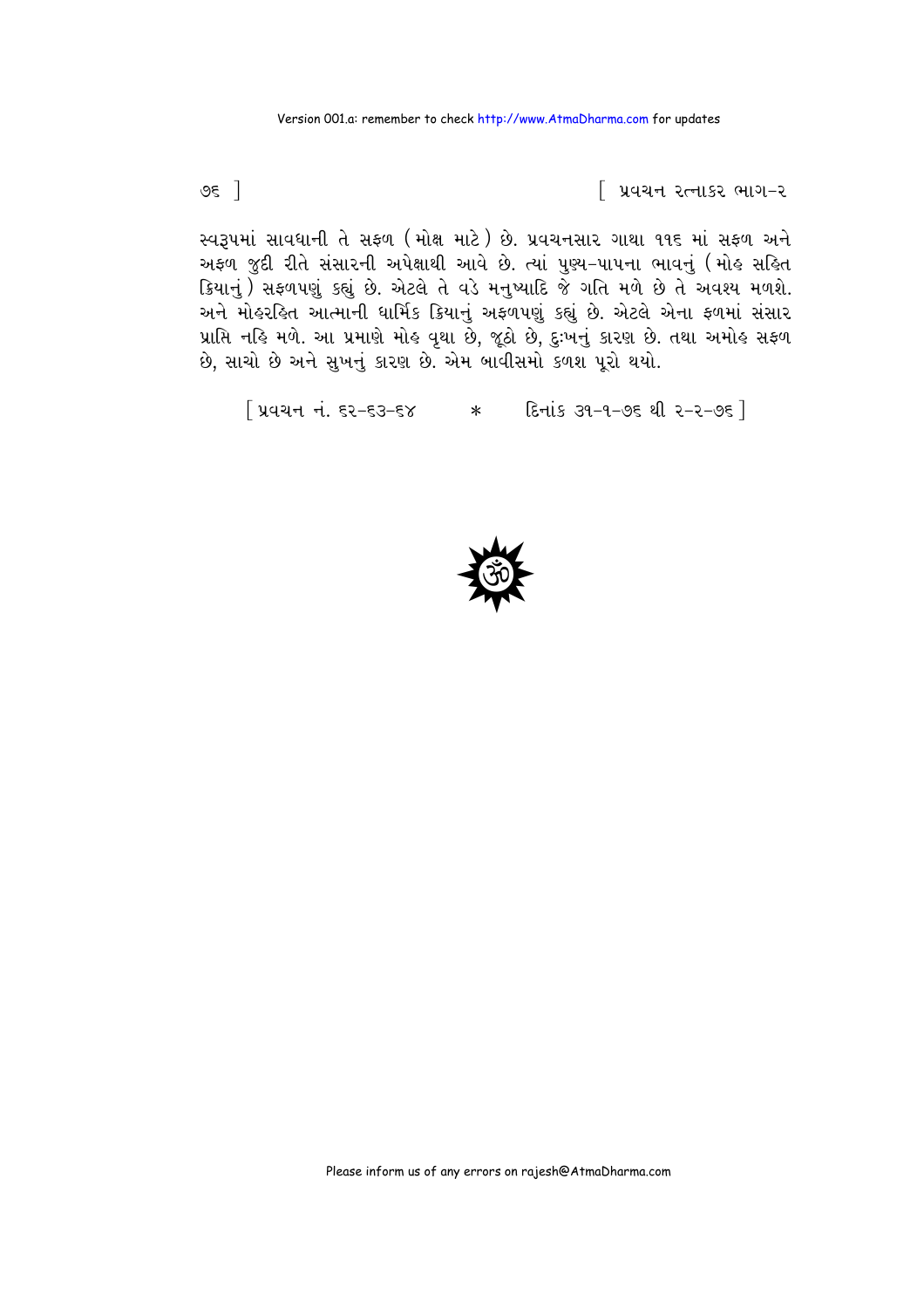સ્વરૂપમાં સાવધાની તે સફળ ( મોક્ષ માટે ) છે. પ્રવચનસાર ગાથા ૧૧૬ માં સફળ અને અફળ જુદી રીતે સંસારની અપેક્ષાથી આવે છે. ત્યાં પુણ્ય-પાપના ભાવનું ( મોહ સહિત ક્રિયાનું ) સફળપણું કહ્યું છે. એટલે તે વડે મનુષ્યાદિ જે ગતિ મળે છે તે અવશ્ય મળશે. અને મોહરહિત આત્માની ધાર્મિક ક્રિયાનું અફળપણું કહ્યું છે. એટલે એના ફળમાં સંસાર પ્રાપ્તિ નહિ મળે. આ પ્રમાણે મોહ વૃથા છે, જૂઠો છે, દુઃખનું કારણ છે. તથા અમોહ સફળ છે, સાચો છે અને સુખનું કારણ છે. એમ બાવીસમો કળશ પૂરો થયો.

[ પ્રવચન નં. ૬૨-૬૩-૬૪ * દિનાંક ૩૧-૧-૭૬ થી ૨-૨-૭૬ ]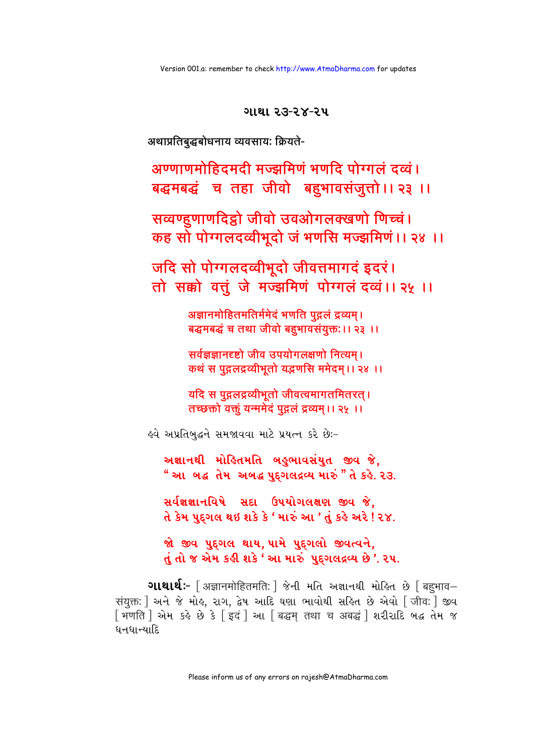## ગાથા ૨૩-૨૪-૨૫

अथाप्रतिबुद्धबोधनाय व्यवसायः क्रियते-

अण्णाणमोहिदमदी मज्झमिणं भणदि पोग्गलं दव्वं।
बद्धमबद्धं च तहा जीवो बहुभावसंजुत्तो।। २३ ।।

सव्वण्हुणाणदिट्ठो जीवो उवओगलक्खणो णिच्चं।
कह सो पोग्गलदव्वीभूदो जं भणसि मज्झमिणं।। २४ ।।

जदि सो पोग्गलदव्वीभूदो जीवत्तमागदं इदरं।
तो सक्को वत्तुं जे मज्झमिणं पोग्गलं दव्वं।। २५ ।।

अज्ञानमोहितमतिर्ममेदं भणति पुद्गलं द्रव्यम्।
बद्धमबद्धं च तथा जीवो बहुभावसंयुक्तः।। २३ ।।

सर्वज्ञज्ञानदृष्टो जीव उपयोगलक्षणो नित्यम्।
कथं स पुद्गलद्रव्यीभूतो यद्भणसि ममेदम्।। २४ ।।

यदि स पुद्गलद्रव्यीभूतो जीवत्वमागतमितरत्।
तच्छक्तो वक्तुं यन्ममेदं पुद्गलं द्रव्यम्।। २५ ।।

હવે અપ્રતિબુદ્ધને સમજાવવા માટે પ્રયત્ન કરે છેઃ-

અજ્ઞાનથી મોહિતમતિ બહુભાવસંયુત જીવ જે,
"આ બદ્ધ તેમ અબદ્ધ પુદ્ગલદ્રવ્ય મારું" તે કહે. ૨૩.

સર્વજ્ઞજ્ઞાનવિષે સદા ઉપયોગલક્ષણ જીવ જે,
તે કેમ પુદ્ગલ થઇ શકે કે 'મારું આ' તું કહે અરે! ૨૪.

જો જીવ પુદ્ગલ થાય, પામે પુદ્ગલો જીવત્વને,
તું તો જ એમ કહી શકે 'આ મારું પુદ્ગલદ્રવ્ય છે'. ૨૫.

**ગાથાર્થઃ-** [ अज्ञानमोहितमतिः ] જેની મતિ અજ્ઞાનથી મોહિત છે [ बहुभाव-संयुक्तः ] અને જે મોહ, રાગ, દ્વેષ આદિ ઘણા ભાવોથી સહિત છે એવો [ जीवः ] જીવ [ भणति ] એમ કહે છે કે [ इदं ] આ [ बद्धम् तथा च अबद्धं ] શરીરાદિ બદ્ધ તેમ જ ધનધાન્યાદિ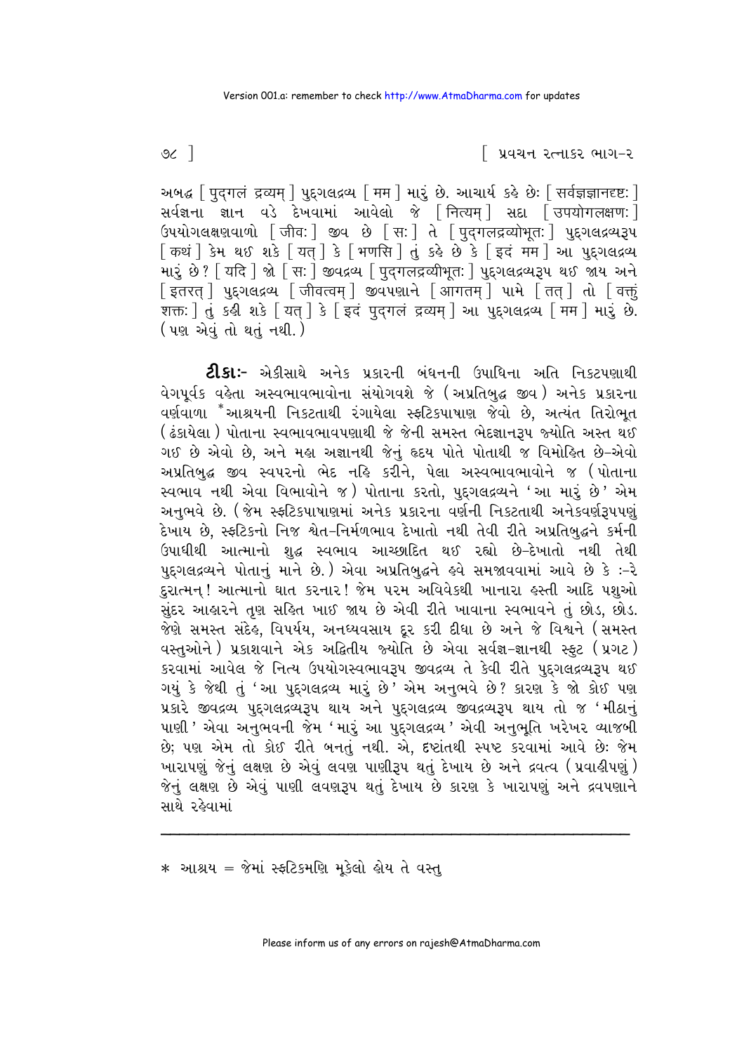અબદ્ધ [ पुद्‌गलं द्रव्यम् ] પુદ્‌ગલદ્રવ્ય [ मम ] મારું છે. આચાર્ય કહે છેઃ [ सर्वज्ञज्ञानदृष्टः ] સર્વજ્ઞના જ્ઞાન વડે દેખવામાં આવેલો જે [ नित्यम् ] સદા [ उपयोगलक्षणः ] ઉપયોગલક્ષણવાળો [ जीवः ] જીવ છે [ सः ] તે [ पुद्‌गलद्रव्योभूतः ] પુદ્‌ગલદ્રવ્યરૂપ [ कथं ] કેમ થઈ શકે [ यत् ] કે [ भणसि ] તું કહે છે કે [ इदं मम ] આ પુદ્‌ગલદ્રવ્ય મારું છે? [ यदि ] જો [ सः ] જીવદ્રવ્ય [ पुद्‌गलद्रव्यीभूतः ] પુદ્‌ગલદ્રવ્યરૂપ થઈ જાય અને [ इतरत् ] પુદ્‌ગલદ્રવ્ય [ जीवत्वम् ] જીવપણાને [ आगतम् ] પામે [ तत् ] તો [ वक्तुं शक्तः ] તું કહી શકે [ यत् ] કે [ इदं पुद्‌गलं द्रव्यम् ] આ પુદ્‌ગલદ્રવ્ય [ मम ] મારું છે. (પણ એવું તો થતું નથી.)

**ટીકાઃ-** એકીસાથે અનેક પ્રકારની બંધનની ઉપાધિના અતિ નિકટપણાથી વેગપૂર્વક વહેતા અસ્વભાવભાવોના સંયોગવશે જે (અપ્રતિબુદ્ધ જીવ) અનેક પ્રકારના વર્ણવાળા *આશ્રયની નિકટતાથી રંગાયેલા સ્ફટિકપાષાણ જેવો છે, અત્યંત તિરોભૂત (ઢંકાયેલા) પોતાના સ્વભાવભાવપણાથી જે જેની સમસ્ત ભેદજ્ઞાનરૂપ જ્યોતિ અસ્ત થઈ ગઈ છે એવો છે, અને મહા અજ્ઞાનથી જેનું હૃદય પોતે પોતાથી જ વિમોહિત છે-એવો અપ્રતિબુદ્ધ જીવ સ્વપરનો ભેદ નહિ કરીને, પેલા અસ્વભાવભાવોને જ (પોતાના સ્વભાવ નથી એવા વિભાવોને જ) પોતાના કરતો, પુદ્‌ગલદ્રવ્યને 'આ મારું છે' એમ અનુભવે છે. (જેમ સ્ફટિકપાષાણમાં અનેક પ્રકારના વર્ણની નિકટતાથી અનેકવર્ણરૂપપણું દેખાય છે, સ્ફટિકનો નિજ શ્વેત-નિર્મળભાવ દેખાતો નથી તેવી રીતે અપ્રતિબુદ્ધને કર્મની ઉપાધીથી આત્માનો શુદ્ધ સ્વભાવ આચ્છાદિત થઈ રહ્યો છે-દેખાતો નથી તેથી પુદ્‌ગલદ્રવ્યને પોતાનું માને છે.) એવા અપ્રતિબુદ્ધને હવે સમજાવવામાં આવે છે કે :-રે દુરાત્મન્! આત્માનો ઘાત કરનાર! જેમ પરમ અવિવેકથી ખાનારા હસ્તી આદિ પશુઓ સુંદર આહારને તૃણ સહિત ખાઈ જાય છે એવી રીતે ખાવાના સ્વભાવને તું છોડ, છોડ. જેણે સમસ્ત સંદેહ, વિપર્યય, અનધ્યવસાય દૂર કરી દીધા છે અને જે વિશ્વને (સમસ્ત વસ્તુઓને) પ્રકાશવાને એક અદ્વિતીય જ્યોતિ છે એવા સર્વજ્ઞ-જ્ઞાનથી સ્ફુટ (પ્રગટ) કરવામાં આવેલ જે નિત્ય ઉપયોગસ્વભાવરૂપ જીવદ્રવ્ય તે કેવી રીતે પુદ્‌ગલદ્રવ્યરૂપ થઈ ગયું કે જેથી તું 'આ પુદ્‌ગલદ્રવ્ય મારું છે' એમ અનુભવે છે? કારણ કે જો કોઈ પણ પ્રકારે જીવદ્રવ્ય પુદ્‌ગલદ્રવ્યરૂપ થાય અને પુદ્‌ગલદ્રવ્ય જીવદ્રવ્યરૂપ થાય તો જ 'મીઠાનું પાણી' એવા અનુભવની જેમ 'મારું આ પુદ્‌ગલદ્રવ્ય' એવી અનુભૂતિ ખરેખર વ્યાજબી છે; પણ એમ તો કોઈ રીતે બનતું નથી. એ, દૃષ્ટાંતથી સ્પષ્ટ કરવામાં આવે છેઃ જેમ ખારાપણું જેનું લક્ષણ છે એવું લવણ પાણીરૂપ થતું દેખાય છે અને દ્રવત્વ (પ્રવાહીપણું) જેનું લક્ષણ છે એવું પાણી લવણરૂપ થતું દેખાય છે કારણ કે ખારાપણું અને દ્રવપણાને સાથે રહેવામાં

---

* આશ્રય = જેમાં સ્ફટિકમણિ મૂકેલો હોય તે વસ્તુ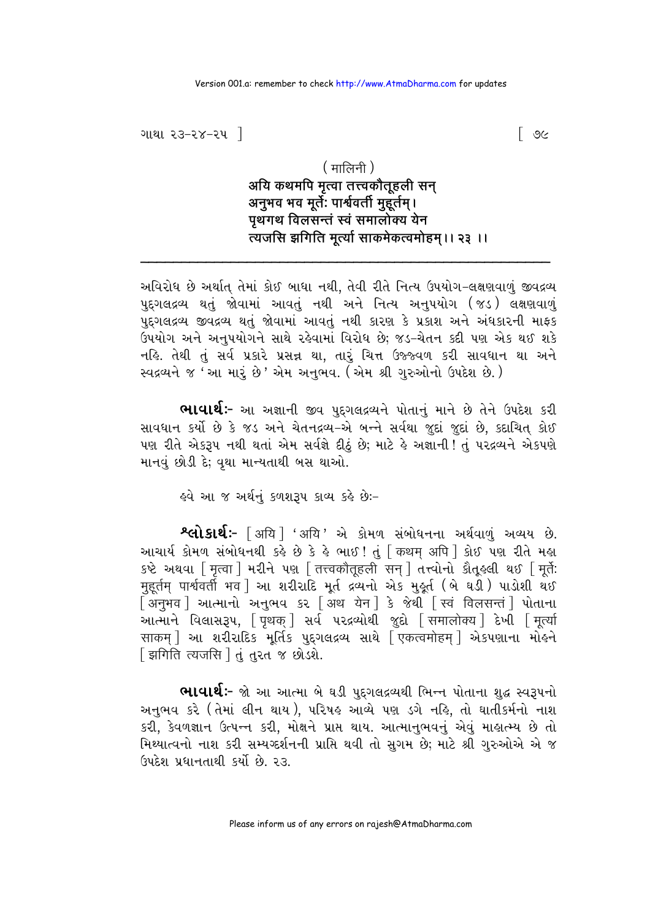( मालिनी )

अयि कथमपि मृत्वा तत्त्वकौतूहली सन्
अनुभव भव मूर्तेः पार्श्ववर्ती मुहूर्तम्।
पृथगथ विलसन्तं स्वं समालोक्य येन
त्यजसि झगिति मूर्त्या साकमेकत्वमोहम्।। २३ ।।

---

અવિરોધ છે અર્થાત્ તેમાં કોઈ બાધા નથી, તેવી રીતે નિત્ય ઉપયોગ-લક્ષણવાળું જીવદ્રવ્ય પુદ્ગલદ્રવ્ય થતું જોવામાં આવતું નથી અને નિત્ય અનુપયોગ (જડ) લક્ષણવાળું પુદ્ગલદ્રવ્ય જીવદ્રવ્ય થતું જોવામાં આવતું નથી કારણ કે પ્રકાશ અને અંધકારની માફક ઉપયોગ અને અનુપયોગને સાથે રહેવામાં વિરોધ છે; જડ-ચેતન કદી પણ એક થઈ શકે નહિ. તેથી તું સર્વ પ્રકારે પ્રસન્ન થા, તારું ચિત્ત ઉજ્જ્વળ કરી સાવધાન થા અને સ્વદ્રવ્યને જ 'આ મારું છે' એમ અનુભવ. (એમ શ્રી ગુરુઓનો ઉપદેશ છે.)

**ભાવાર્થઃ-** આ અજ્ઞાની જીવ પુદ્ગલદ્રવ્યને પોતાનું માને છે તેને ઉપદેશ કરી સાવધાન કર્યો છે કે જડ અને ચેતનદ્રવ્ય-એ બન્ને સર્વથા જુદાં જુદાં છે, કદાચિત્ કોઈ પણ રીતે એકરૂપ નથી થતાં એમ સર્વજ્ઞે દીઠું છે; માટે હે અજ્ઞાની! તું પરદ્રવ્યને એકપણે માનવું છોડી દે; વૃથા માન્યતાથી બસ થાઓ.

હવે આ જ અર્થનું કળશરૂપ કાવ્ય કહે છેઃ-

**શ્લોકાર્થઃ-** [ अयि ] 'अयि' એ કોમળ સંબોધનના અર્થવાળું અવ્યય છે. આચાર્ય કોમળ સંબોધનથી કહે છે કે હે ભાઈ! તું [ कथम् अपि ] કોઈ પણ રીતે મહા કષ્ટે અથવા [ मृत्वा ] મરીને પણ [ तत्त्वकौतूहली सन् ] તત્ત્વોનો કૌતૂહલી થઈ [ मूर्तेः मुहूर्तम् पार्श्ववर्ती भव ] આ શરીરાદિ મૂર્ત દ્રવ્યનો એક મુહૂર્ત (બે ઘડી) પાડોશી થઈ [ अनुभव ] આત્માનો અનુભવ કર [ अथ येन ] કે જેથી [ स्वं विलसन्तं ] પોતાના આત્માને વિલાસરૂપ, [ पृथक् ] સર્વ પરદ્રવ્યોથી જુદો [ समालोक्य ] દેખી [ मूर्त्या साकम् ] આ શરીરાદિક મૂર્તિક પુદ્ગલદ્રવ્ય સાથે [ एकत्वमोहम् ] એકપણાના મોહને [ झगिति त्यजसि ] તું તુરત જ છોડશે.

**ભાવાર્થઃ-** જો આ આત્મા બે ઘડી પુદ્ગલદ્રવ્યથી ભિન્ન પોતાના શુદ્ધ સ્વરૂપનો અનુભવ કરે (તેમાં લીન થાય), પરિષહ આવ્યે પણ ડગે નહિ, તો ઘાતીકર્મનો નાશ કરી, કેવળજ્ઞાન ઉત્પન્ન કરી, મોક્ષને પ્રાપ્ત થાય. આત્માનુભવનું એવું માહાત્મ્ય છે તો મિથ્યાત્વનો નાશ કરી સમ્યગ્દર્શનની પ્રાપ્તિ થવી તો સુગમ છે; માટે શ્રી ગુરુઓએ એ જ ઉપદેશ પ્રધાનતાથી કર્યો છે. ૨૩.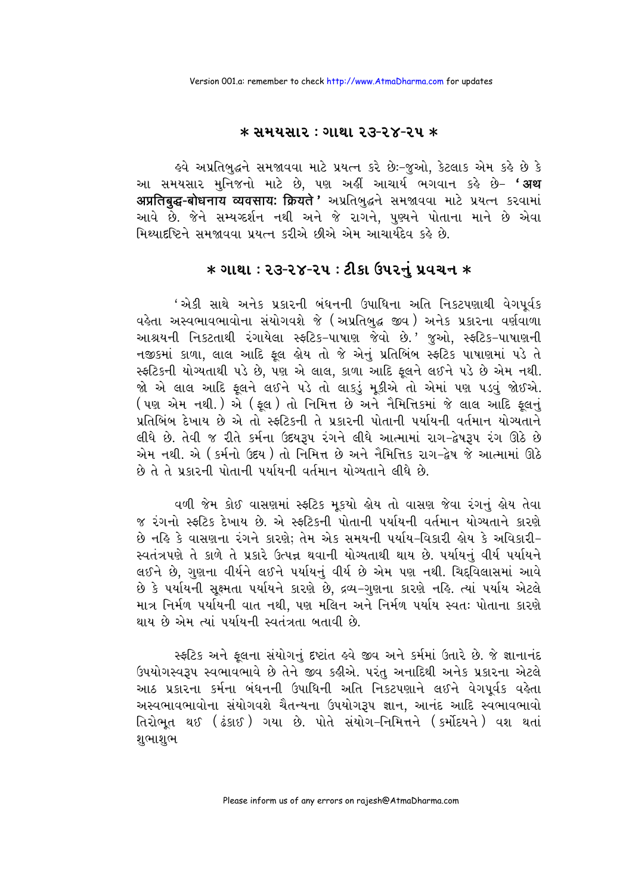## \* સમયસાર : ગાથા ૨૩-૨૪-૨૫ \*

હવે અપ્રતિબુદ્ધને સમજાવવા માટે પ્રયત્ન કરે છેઃ-જુઓ, કેટલાક એમ કહે છે કે આ સમયસાર મુનિજનો માટે છે, પણ અહીં આચાર્ય ભગવાન કહે છે- **'अथ अप्रतिबुद्ध-बोधनाय व्यवसायः क्रियते'** અપ્રતિબુદ્ધને સમજાવવા માટે પ્રયત્ન કરવામાં આવે છે. જેને સમ્યગ્દર્શન નથી અને જે રાગને, પુણ્યને પોતાના માને છે એવા મિથ્યાદૃષ્ટિને સમજાવવા પ્રયત્ન કરીએ છીએ એમ આચાર્યદેવ કહે છે.

## \* ગાથા : ૨૩-૨૪-૨૫ : ટીકા ઉપરનું પ્રવચન \*

'એકી સાથે અનેક પ્રકારની બંધનની ઉપાધિના અતિ નિકટપણાથી વેગપૂર્વક વહેતા અસ્વભાવભાવોના સંયોગવશે જે (અપ્રતિબુદ્ધ જીવ) અનેક પ્રકારના વર્ણવાળા આશ્રયની નિકટતાથી રંગાયેલા સ્ફટિક-પાષાણ જેવો છે.' જુઓ, સ્ફટિક-પાષાણની નજીકમાં કાળા, લાલ આદિ ફૂલ હોય તો જે એનું પ્રતિબિંબ સ્ફટિક પાષાણમાં પડે તે સ્ફટિકની યોગ્યતાથી પડે છે, પણ એ લાલ, કાળા આદિ ફૂલને લઈને પડે છે એમ નથી. જો એ લાલ આદિ ફૂલને લઈને પડે તો લાકડું મૂકીએ તો એમાં પણ પડવું જોઈએ. (પણ એમ નથી.) એ (ફૂલ) તો નિમિત્ત છે અને નૈમિત્તિકમાં જે લાલ આદિ ફૂલનું પ્રતિબિંબ દેખાય છે એ તો સ્ફટિકની તે પ્રકારની પોતાની પર્યાયની વર્તમાન યોગ્યતાને લીધે છે. તેવી જ રીતે કર્મના ઉદયરૂપ રંગને લીધે આત્મામાં રાગ-દ્વેષરૂપ રંગ ઊઠે છે એમ નથી. એ (કર્મનો ઉદય) તો નિમિત્ત છે અને નૈમિત્તિક રાગ-દ્વેષ જે આત્મામાં ઊઠે છે તે તે પ્રકારની પોતાની પર્યાયની વર્તમાન યોગ્યતાને લીધે છે.

વળી જેમ કોઈ વાસણમાં સ્ફટિક મૂક્યો હોય તો વાસણ જેવા રંગનું હોય તેવા જ રંગનો સ્ફટિક દેખાય છે. એ સ્ફટિકની પોતાની પર્યાયની વર્તમાન યોગ્યતાને કારણે છે નહિ કે વાસણના રંગને કારણે; તેમ એક સમયની પર્યાય-વિકારી હોય કે અવિકારી-સ્વતંત્રપણે તે કાળે તે પ્રકારે ઉત્પન્ન થવાની યોગ્યતાથી થાય છે. પર્યાયનું વીર્ય પર્યાયને લઈને છે, ગુણના વીર્યને લઈને પર્યાયનું વીર્ય છે એમ પણ નથી. ચિદ્વિલાસમાં આવે છે કે પર્યાયની સૂક્ષ્મતા પર્યાયને કારણે છે, દ્રવ્ય-ગુણના કારણે નહિ. ત્યાં પર્યાય એટલે માત્ર નિર્મળ પર્યાયની વાત નથી, પણ મલિન અને નિર્મળ પર્યાય સ્વતઃ પોતાના કારણે થાય છે એમ ત્યાં પર્યાયની સ્વતંત્રતા બતાવી છે.

સ્ફટિક અને ફૂલના સંયોગનું દૃષ્ટાંત હવે જીવ અને કર્મમાં ઉતારે છે. જે જ્ઞાનાનંદ ઉપયોગસ્વરૂપ સ્વભાવભાવે છે તેને જીવ કહીએ. પરંતુ અનાદિથી અનેક પ્રકારના એટલે આઠ પ્રકારના કર્મના બંધનની ઉપાધિની અતિ નિકટપણાને લઈને વેગપૂર્વક વહેતા અસ્વભાવભાવોના સંયોગવશે ચૈતન્યના ઉપયોગરૂપ જ્ઞાન, આનંદ આદિ સ્વભાવભાવો તિરોભૂત થઈ (ઢંકાઈ) ગયા છે. પોતે સંયોગ-નિમિત્તને (કર્મોદયને) વશ થતાં શુભાશુભ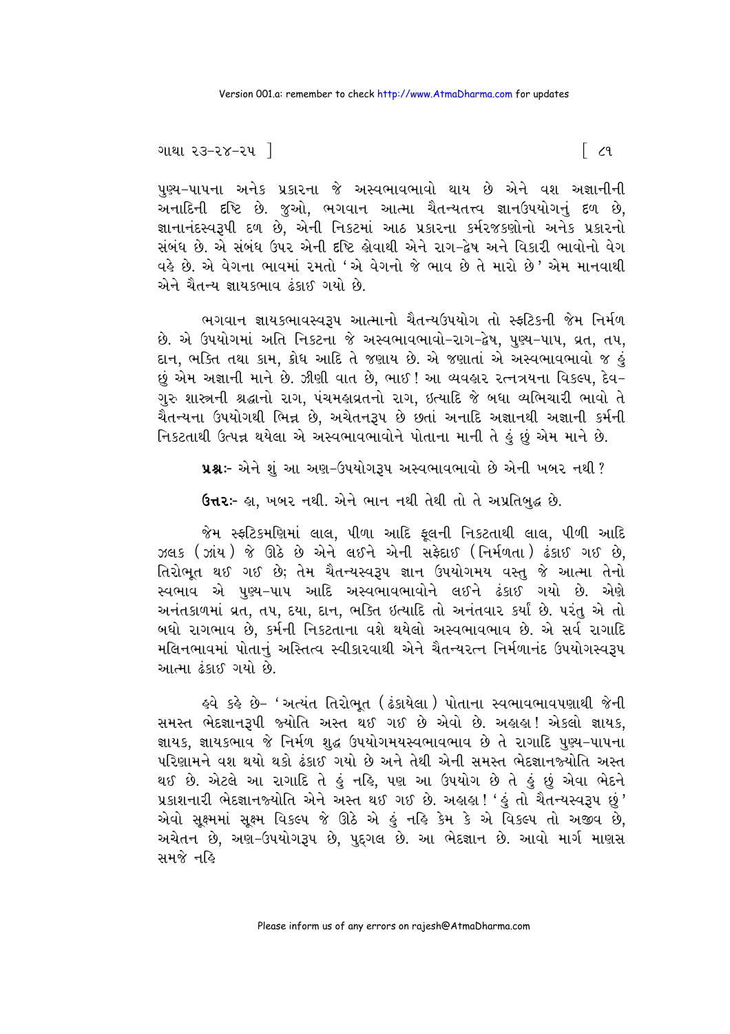પુણ્ય-પાપના અનેક પ્રકારના જે અસ્વભાવભાવો થાય છે એને વશ અજ્ઞાનીની અનાદિની દૃષ્ટિ છે. જુઓ, ભગવાન આત્મા ચૈતન્યતત્ત્વ જ્ઞાનઉપયોગનું દળ છે, જ્ઞાનાનંદસ્વરૂપી દળ છે, એની નિકટમાં આઠ પ્રકારના કર્મરજકણોનો અનેક પ્રકારનો સંબંધ છે. એ સંબંધ ઉપર એની દૃષ્ટિ હોવાથી એને રાગ-દ્વેષ અને વિકારી ભાવોનો વેગ વહે છે. એ વેગના ભાવમાં રમતો 'એ વેગનો જે ભાવ છે તે મારો છે' એમ માનવાથી એને ચૈતન્ય જ્ઞાયકભાવ ઢંકાઈ ગયો છે.

ભગવાન જ્ઞાયકભાવસ્વરૂપ આત્માનો ચૈતન્યઉપયોગ તો સ્ફટિકની જેમ નિર્મળ છે. એ ઉપયોગમાં અતિ નિકટના જે અસ્વભાવભાવો-રાગ-દ્વેષ, પુણ્ય-પાપ, વ્રત, તપ, દાન, ભક્તિ તથા કામ, ક્રોધ આદિ તે જણાય છે. એ જણાતાં એ અસ્વભાવભાવો જ હું છું એમ અજ્ઞાની માને છે. ઝીણી વાત છે, ભાઈ! આ વ્યવહાર રત્નત્રયના વિકલ્પ, દેવ-ગુરુ શાસ્ત્રની શ્રદ્ધાનો રાગ, પંચમહાવ્રતનો રાગ, ઇત્યાદિ જે બધા વ્યભિચારી ભાવો તે ચૈતન્યના ઉપયોગથી ભિન્ન છે, અચેતનરૂપ છે છતાં અનાદિ અજ્ઞાનથી અજ્ઞાની કર્મની નિકટતાથી ઉત્પન્ન થયેલા એ અસ્વભાવભાવોને પોતાના માની તે હું છું એમ માને છે.

**પ્રશ્નઃ-** એને શું આ અણ-ઉપયોગરૂપ અસ્વભાવભાવો છે એની ખબર નથી?

**ઉત્તરઃ-** હા, ખબર નથી. એને ભાન નથી તેથી તો તે અપ્રતિબુદ્ધ છે.

જેમ સ્ફટિકમણિમાં લાલ, પીળા આદિ ફૂલની નિકટતાથી લાલ, પીળી આદિ ઝલક (ઝાંય) જે ઊઠે છે એને લઈને એની સફેદાઈ (નિર્મળતા) ઢંકાઈ ગઈ છે, તિરોભૂત થઈ ગઈ છે; તેમ ચૈતન્યસ્વરૂપ જ્ઞાન ઉપયોગમય વસ્તુ જે આત્મા તેનો સ્વભાવ એ પુણ્ય-પાપ આદિ અસ્વભાવભાવોને લઈને ઢંકાઈ ગયો છે. એણે અનંતકાળમાં વ્રત, તપ, દયા, દાન, ભક્તિ ઇત્યાદિ તો અનંતવાર કર્યાં છે. પરંતુ એ તો બધો રાગભાવ છે, કર્મની નિકટતાના વશે થયેલો અસ્વભાવભાવ છે. એ સર્વ રાગાદિ મલિનભાવમાં પોતાનું અસ્તિત્વ સ્વીકારવાથી એને ચૈતન્યરત્ન નિર્મળાનંદ ઉપયોગસ્વરૂપ આત્મા ઢંકાઈ ગયો છે.

હવે કહે છે- 'અત્યંત તિરોભૂત (ઢંકાયેલા) પોતાના સ્વભાવભાવપણાથી જેની સમસ્ત ભેદજ્ઞાનરૂપી જ્યોતિ અસ્ત થઈ ગઈ છે એવો છે. અહાહા! એકલો જ્ઞાયક, જ્ઞાયક, જ્ઞાયકભાવ જે નિર્મળ શુદ્ધ ઉપયોગમયસ્વભાવભાવ છે તે રાગાદિ પુણ્ય-પાપના પરિણામને વશ થયો થકો ઢંકાઈ ગયો છે અને તેથી એની સમસ્ત ભેદજ્ઞાનજ્યોતિ અસ્ત થઈ છે. એટલે આ રાગાદિ તે હું નહિ, પણ આ ઉપયોગ છે તે હું છું એવા ભેદને પ્રકાશનારી ભેદજ્ઞાનજ્યોતિ એને અસ્ત થઈ ગઈ છે. અહાહા! 'હું તો ચૈતન્યસ્વરૂપ છું' એવો સૂક્ષ્મમાં સૂક્ષ્મ વિકલ્પ જે ઊઠે એ હું નહિ કેમ કે એ વિકલ્પ તો અજીવ છે, અચેતન છે, અણ-ઉપયોગરૂપ છે, પુદ્‌ગલ છે. આ ભેદજ્ઞાન છે. આવો માર્ગ માણસ સમજે નહિ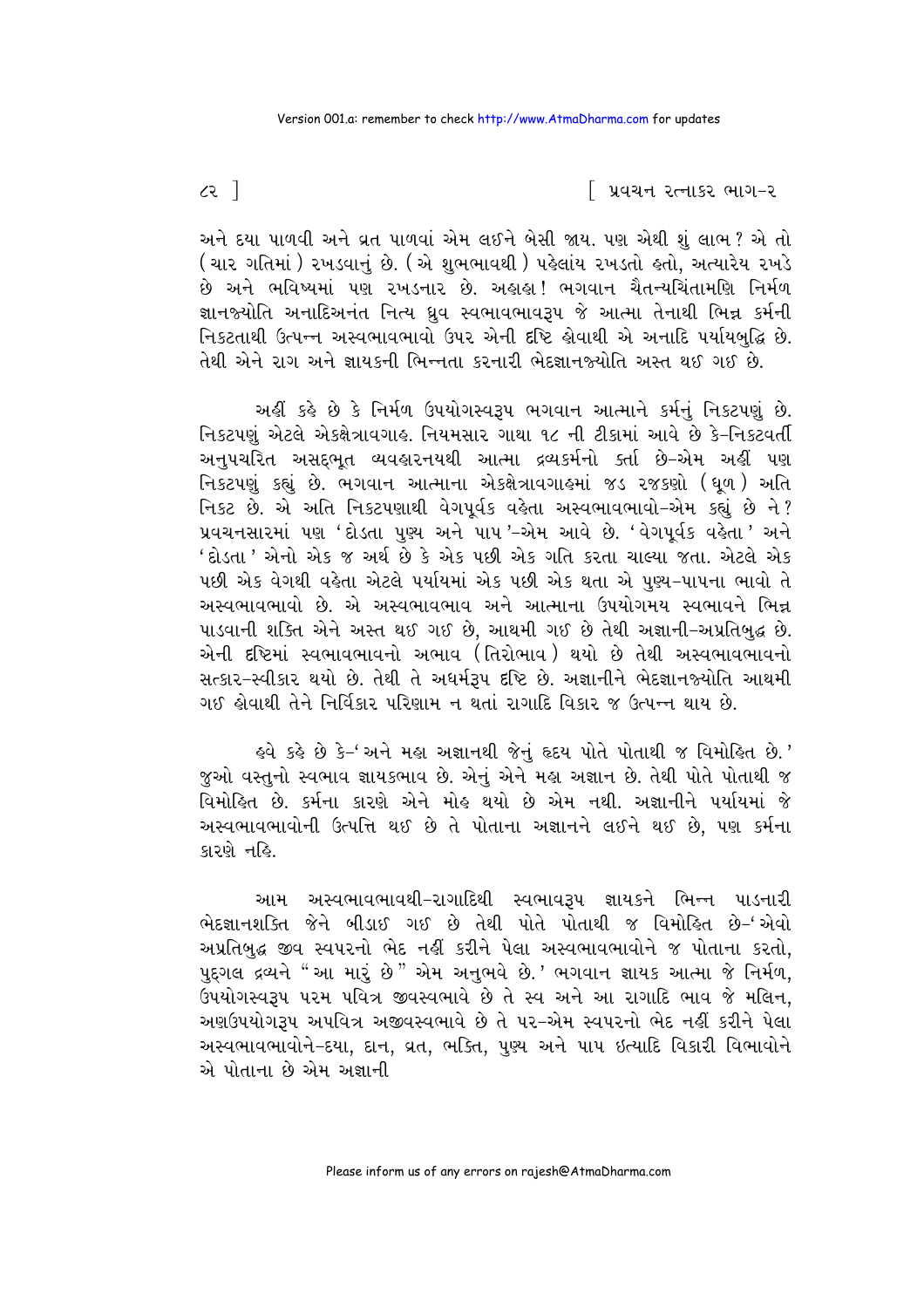અને દયા પાળવી અને વ્રત પાળવાં એમ લઈને બેસી જાય. પણ એથી શું લાભ? એ તો (ચાર ગતિમાં) રખડવાનું છે. (એ શુભભાવથી) પહેલાંય રખડતો હતો, અત્યારેય રખડે છે અને ભવિષ્યમાં પણ રખડનાર છે. અહાહા! ભગવાન ચૈતન્યચિંતામણિ નિર્મળ જ્ઞાનજ્યોતિ અનાદિઅનંત નિત્ય ધ્રુવ સ્વભાવભાવરૂપ જે આત્મા તેનાથી ભિન્ન કર્મની નિકટતાથી ઉત્પન્ન અસ્વભાવભાવો ઉપર એની દૃષ્ટિ હોવાથી એ અનાદિ પર્યાયબુદ્ધિ છે. તેથી એને રાગ અને જ્ઞાયકની ભિન્નતા કરનારી ભેદજ્ઞાનજ્યોતિ અસ્ત થઈ ગઈ છે.

અહીં કહે છે કે નિર્મળ ઉપયોગસ્વરૂપ ભગવાન આત્માને કર્મનું નિકટપણું છે. નિકટપણું એટલે એકક્ષેત્રાવગાહ. નિયમસાર ગાથા ૧૮ ની ટીકામાં આવે છે કે-નિકટવર્તી અનુપચરિત અસદ્ભૂત વ્યવહારનયથી આત્મા દ્રવ્યકર્મનો કર્તા છે-એમ અહીં પણ નિકટપણું કહ્યું છે. ભગવાન આત્માના એકક્ષેત્રાવગાહમાં જડ રજકણો (ધૂળ) અતિ નિકટ છે. એ અતિ નિકટપણાથી વેગપૂર્વક વહેતા અસ્વભાવભાવો-એમ કહ્યું છે ને? પ્રવચનસારમાં પણ 'દોડતા પુણ્ય અને પાપ'-એમ આવે છે. 'વેગપૂર્વક વહેતા' અને 'દોડતા' એનો એક જ અર્થ છે કે એક પછી એક ગતિ કરતા ચાલ્યા જતા. એટલે એક પછી એક વેગથી વહેતા એટલે પર્યાયમાં એક પછી એક થતા એ પુણ્ય-પાપના ભાવો તે અસ્વભાવભાવો છે. એ અસ્વભાવભાવ અને આત્માના ઉપયોગમય સ્વભાવને ભિન્ન પાડવાની શક્તિ એને અસ્ત થઈ ગઈ છે, આથમી ગઈ છે તેથી અજ્ઞાની-અપ્રતિબુદ્ધ છે. એની દૃષ્ટિમાં સ્વભાવભાવનો અભાવ (તિરોભાવ) થયો છે તેથી અસ્વભાવભાવનો સત્કાર-સ્વીકાર થયો છે. તેથી તે અધર્મરૂપ દૃષ્ટિ છે. અજ્ઞાનીને ભેદજ્ઞાનજ્યોતિ આથમી ગઈ હોવાથી તેને નિર્વિકાર પરિણામ ન થતાં રાગાદિ વિકાર જ ઉત્પન્ન થાય છે.

હવે કહે છે કે-'અને મહા અજ્ઞાનથી જેનું હૃદય પોતે પોતાથી જ વિમોહિત છે.' જુઓ વસ્તુનો સ્વભાવ જ્ઞાયકભાવ છે. એનું એને મહા અજ્ઞાન છે. તેથી પોતે પોતાથી જ વિમોહિત છે. કર્મના કારણે એને મોહ થયો છે એમ નથી. અજ્ઞાનીને પર્યાયમાં જે અસ્વભાવભાવોની ઉત્પત્તિ થઈ છે તે પોતાના અજ્ઞાનને લઈને થઈ છે, પણ કર્મના કારણે નહિ.

આમ અસ્વભાવભાવથી-રાગાદિથી સ્વભાવરૂપ જ્ઞાયકને ભિન્ન પાડનારી ભેદજ્ઞાનશક્તિ જેને બીડાઈ ગઈ છે તેથી પોતે પોતાથી જ વિમોહિત છે-'એવો અપ્રતિબુદ્ધ જીવ સ્વપરનો ભેદ નહીં કરીને પેલા અસ્વભાવભાવોને જ પોતાના કરતો, પુદ્ગલ દ્રવ્યને "આ મારું છે" એમ અનુભવે છે.' ભગવાન જ્ઞાયક આત્મા જે નિર્મળ, ઉપયોગસ્વરૂપ પરમ પવિત્ર જીવસ્વભાવે છે તે સ્વ અને આ રાગાદિ ભાવ જે મલિન, અણઉપયોગરૂપ અપવિત્ર અજીવસ્વભાવે છે તે પર-એમ સ્વપરનો ભેદ નહીં કરીને પેલા અસ્વભાવભાવોને-દયા, દાન, વ્રત, ભક્તિ, પુણ્ય અને પાપ ઇત્યાદિ વિકારી વિભાવોને એ પોતાના છે એમ અજ્ઞાની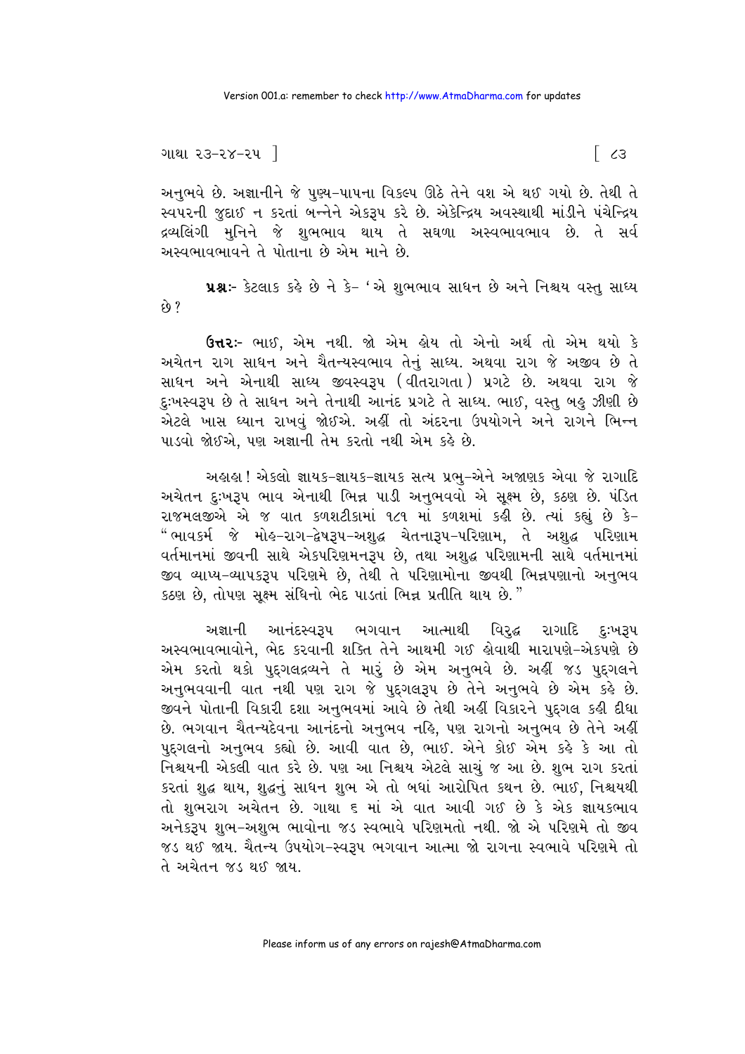અનુભવે છે. અજ્ઞાનીને જે પુણ્ય-પાપના વિકલ્પ ઊઠે તેને વશ એ થઈ ગયો છે. તેથી તે સ્વપરની જુદાઈ ન કરતાં બન્નેને એકરૂપ કરે છે. એકેન્દ્રિય અવસ્થાથી માંડીને પંચેન્દ્રિય દ્રવ્યલિંગી મુનિને જે શુભભાવ થાય તે સઘળા અસ્વભાવભાવ છે. તે સર્વ અસ્વભાવભાવને તે પોતાના છે એમ માને છે.

**પ્રશ્ન:-** કેટલાક કહે છે ને કે- 'એ શુભભાવ સાધન છે અને નિશ્ચય વસ્તુ સાધ્ય છે?

**ઉત્તર:-** ભાઈ, એમ નથી. જો એમ હોય તો એનો અર્થ તો એમ થયો કે અચેતન રાગ સાધન અને ચૈતન્યસ્વભાવ તેનું સાધ્ય. અથવા રાગ જે અજીવ છે તે સાધન અને એનાથી સાધ્ય જીવસ્વરૂપ (વીતરાગતા) પ્રગટે છે. અથવા રાગ જે દુઃખસ્વરૂપ છે તે સાધન અને તેનાથી આનંદ પ્રગટે તે સાધ્ય. ભાઈ, વસ્તુ બહુ ઝીણી છે એટલે ખાસ ધ્યાન રાખવું જોઈએ. અહીં તો અંદરના ઉપયોગને અને રાગને ભિન્ન પાડવો જોઈએ, પણ અજ્ઞાની તેમ કરતો નથી એમ કહે છે.

અહાહા! એકલો જ્ઞાયક-જ્ઞાયક-જ્ઞાયક સત્ય પ્રભુ-એને અજાણક એવા જે રાગાદિ અચેતન દુઃખરૂપ ભાવ એનાથી ભિન્ન પાડી અનુભવવો એ સૂક્ષ્મ છે, કઠણ છે. પંડિત રાજમલજીએ એ જ વાત કળશટીકામાં ૧૮૧ માં કળશમાં કહી છે. ત્યાં કહ્યું છે કે- "ભાવકર્મ જે મોહ-રાગ-દ્વેષરૂપ-અશુદ્ધ ચેતનારૂપ-પરિણામ, તે અશુદ્ધ પરિણામ વર્તમાનમાં જીવની સાથે એકપરિણમનરૂપ છે, તથા અશુદ્ધ પરિણામની સાથે વર્તમાનમાં જીવ વ્યાપ્ય-વ્યાપકરૂપ પરિણમે છે, તેથી તે પરિણામોના જીવથી ભિન્નપણાનો અનુભવ કઠણ છે, તોપણ સૂક્ષ્મ સંધિનો ભેદ પાડતાં ભિન્ન પ્રતીતિ થાય છે."

અજ્ઞાની આનંદસ્વરૂપ ભગવાન આત્માથી વિરુદ્ધ રાગાદિ દુઃખરૂપ અસ્વભાવભાવોને, ભેદ કરવાની શક્તિ તેને આથમી ગઈ હોવાથી મારાપણે-એકપણે છે એમ કરતો થકો પુદ્‌ગલદ્રવ્યને તે મારું છે એમ અનુભવે છે. અહીં જડ પુદ્‌ગલને અનુભવવાની વાત નથી પણ રાગ જે પુદ્‌ગલરૂપ છે તેને અનુભવે છે એમ કહે છે. જીવને પોતાની વિકારી દશા અનુભવમાં આવે છે તેથી અહીં વિકારને પુદ્‌ગલ કહી દીધા છે. ભગવાન ચૈતન્યદેવના આનંદનો અનુભવ નહિ, પણ રાગનો અનુભવ છે તેને અહીં પુદ્‌ગલનો અનુભવ કહ્યો છે. આવી વાત છે, ભાઈ. એને કોઈ એમ કહે કે આ તો નિશ્ચયની એકલી વાત કરે છે. પણ આ નિશ્ચય એટલે સાચું જ આ છે. શુભ રાગ કરતાં કરતાં શુદ્ધ થાય, શુદ્ધનું સાધન શુભ એ તો બધાં આરોપિત કથન છે. ભાઈ, નિશ્ચયથી તો શુભરાગ અચેતન છે. ગાથા ૬ માં એ વાત આવી ગઈ છે કે એક જ્ઞાયકભાવ અનેકરૂપ શુભ-અશુભ ભાવોના જડ સ્વભાવે પરિણમતો નથી. જો એ પરિણમે તો જીવ જડ થઈ જાય. ચૈતન્ય ઉપયોગ-સ્વરૂપ ભગવાન આત્મા જો રાગના સ્વભાવે પરિણમે તો તે અચેતન જડ થઈ જાય.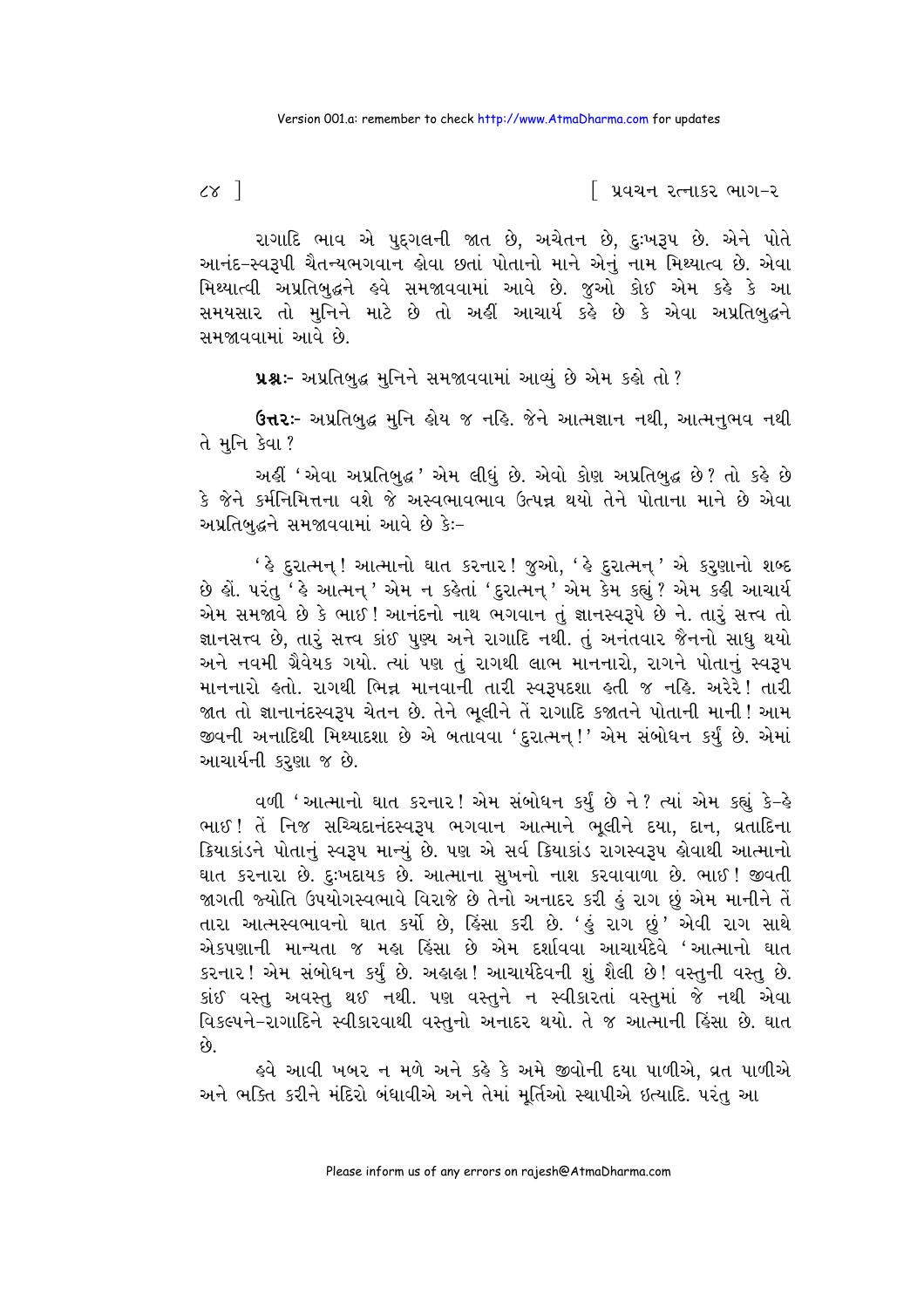રાગાદિ ભાવ એ પુદ્‌ગલની જાત છે, અચેતન છે, દુઃખરૂપ છે. એને પોતે આનંદ-સ્વરૂપી ચૈતન્યભગવાન હોવા છતાં પોતાનો માને એનું નામ મિથ્યાત્વ છે. એવા મિથ્યાત્વી અપ્રતિબુદ્ધને હવે સમજાવવામાં આવે છે. જુઓ કોઈ એમ કહે કે આ સમયસાર તો મુનિને માટે છે તો અહીં આચાર્ય કહે છે કે એવા અપ્રતિબુદ્ધને સમજાવવામાં આવે છે.

**પ્રશ્નઃ-** અપ્રતિબુદ્ધ મુનિને સમજાવવામાં આવ્યું છે એમ કહો તો?

**ઉત્તરઃ-** અપ્રતિબુદ્ધ મુનિ હોય જ નહિ. જેને આત્મજ્ઞાન નથી, આત્મનુભવ નથી તે મુનિ કેવા?

અહીં 'એવા અપ્રતિબુદ્ધ' એમ લીધું છે. એવો કોણ અપ્રતિબુદ્ધ છે? તો કહે છે કે જેને કર્મનિમિત્તના વશે જે અસ્વભાવભાવ ઉત્પન્ન થયો તેને પોતાના માને છે એવા અપ્રતિબુદ્ધને સમજાવવામાં આવે છે કેઃ-

'હે દુરાત્મન્! આત્માનો ઘાત કરનાર! જુઓ, 'હે દુરાત્મન્' એ કરુણાનો શબ્દ છે હોં. પરંતુ 'હે આત્મન્' એમ ન કહેતાં 'દુરાત્મન્' એમ કેમ કહ્યું? એમ કહી આચાર્ય એમ સમજાવે છે કે ભાઈ! આનંદનો નાથ ભગવાન તું જ્ઞાનસ્વરૂપે છે ને. તારું સત્ત્વ તો જ્ઞાનસત્ત્વ છે, તારું સત્ત્વ કાંઈ પુણ્ય અને રાગાદિ નથી. તું અનંતવાર જૈનનો સાધુ થયો અને નવમી ગ્રૈવેયક ગયો. ત્યાં પણ તું રાગથી લાભ માનનારો, રાગને પોતાનું સ્વરૂપ માનનારો હતો. રાગથી ભિન્ન માનવાની તારી સ્વરૂપદશા હતી જ નહિ. અરેરે! તારી જાત તો જ્ઞાનાનંદસ્વરૂપ ચેતન છે. તેને ભૂલીને તેં રાગાદિ કજાતને પોતાની માની! આમ જીવની અનાદિથી મિથ્યાદશા છે એ બતાવવા 'દુરાત્મન્!' એમ સંબોધન કર્યું છે. એમાં આચાર્યની કરુણા જ છે.

વળી 'આત્માનો ઘાત કરનાર! એમ સંબોધન કર્યું છે ને? ત્યાં એમ કહ્યું કે-હે ભાઈ! તેં નિજ સચ્ચિદાનંદસ્વરૂપ ભગવાન આત્માને ભૂલીને દયા, દાન, વ્રતાદિના ક્રિયાકાંડને પોતાનું સ્વરૂપ માન્યું છે. પણ એ સર્વ ક્રિયાકાંડ રાગસ્વરૂપ હોવાથી આત્માનો ઘાત કરનારા છે. દુઃખદાયક છે. આત્માના સુખનો નાશ કરવાવાળા છે. ભાઈ! જીવતી જાગતી જ્યોતિ ઉપયોગસ્વભાવે વિરાજે છે તેનો અનાદર કરી હું રાગ છું એમ માનીને તેં તારા આત્મસ્વભાવનો ઘાત કર્યો છે, હિંસા કરી છે. 'હું રાગ છું' એવી રાગ સાથે એકપણાની માન્યતા જ મહા હિંસા છે એમ દર્શાવવા આચાર્યદેવે 'આત્માનો ઘાત કરનાર! એમ સંબોધન કર્યું છે. અહાહા! આચાર્યદેવની શું શૈલી છે! વસ્તુની વસ્તુ છે. કાંઈ વસ્તુ અવસ્તુ થઈ નથી. પણ વસ્તુને ન સ્વીકારતાં વસ્તુમાં જે નથી એવા વિકલ્પને-રાગાદિને સ્વીકારવાથી વસ્તુનો અનાદર થયો. તે જ આત્માની હિંસા છે. ઘાત છે.

હવે આવી ખબર ન મળે અને કહે કે અમે જીવોની દયા પાળીએ, વ્રત પાળીએ અને ભક્તિ કરીને મંદિરો બંધાવીએ અને તેમાં મૂર્તિઓ સ્થાપીએ ઇત્યાદિ. પરંતુ આ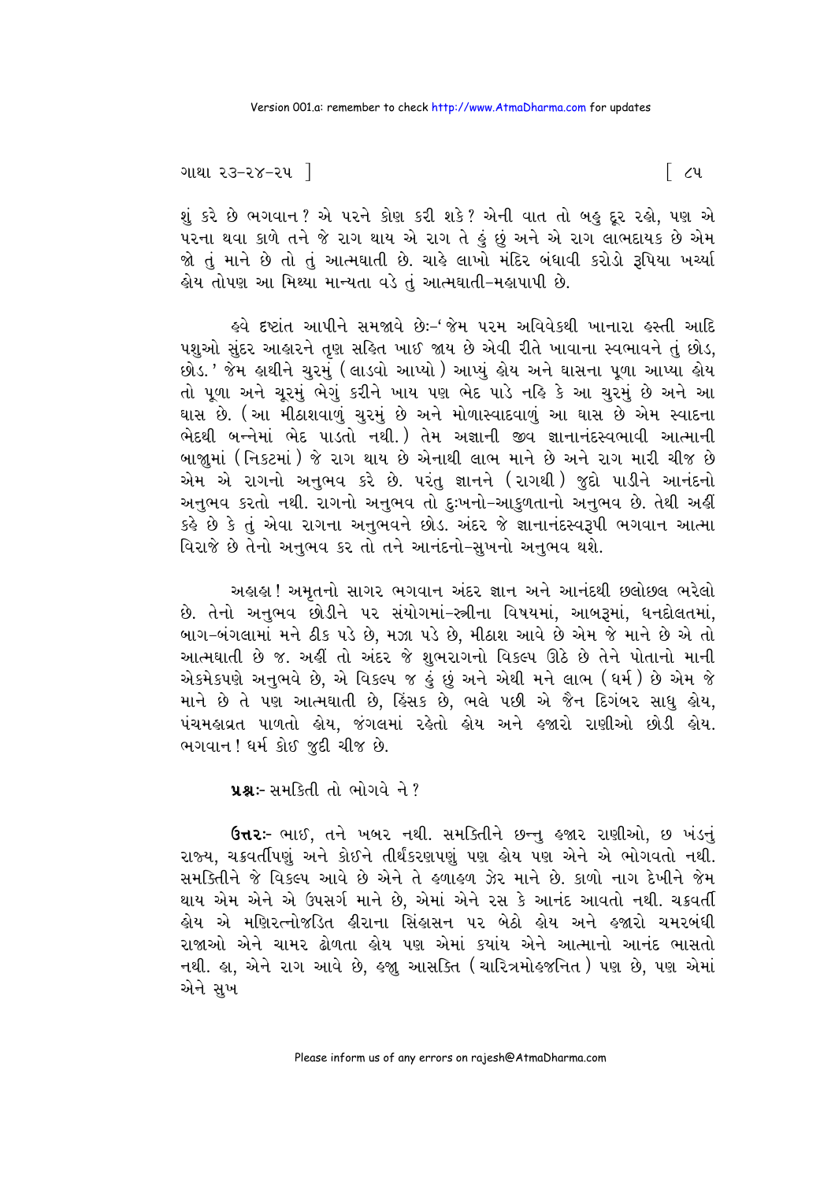શું કરે છે ભગવાન? એ પરને કોણ કરી શકે? એની વાત તો બહુ દૂર રહો, પણ એ પરના થવા કાળે તને જે રાગ થાય એ રાગ તે હું છું અને એ રાગ લાભદાયક છે એમ જો તું માને છે તો તું આત્મઘાતી છે. ચાહે લાખો મંદિર બંધાવી કરોડો રૂપિયા ખર્ચ્યા હોય તોપણ આ મિથ્યા માન્યતા વડે તું આત્મઘાતી-મહાપાપી છે.

હવે દૃષ્ટાંત આપીને સમજાવે છેઃ-'જેમ પરમ અવિવેકથી ખાનારા હસ્તી આદિ પશુઓ સુંદર આહારને તૃણ સહિત ખાઈ જાય છે એવી રીતે ખાવાના સ્વભાવને તું છોડ, છોડ.' જેમ હાથીને ચુરમું (લાડવો આપ્યો) આપ્યું હોય અને ઘાસના પૂળા આપ્યા હોય તો પૂળા અને ચૂરમું ભેગું કરીને ખાય પણ ભેદ પાડે નહિ કે આ ચુરમું છે અને આ ઘાસ છે. (આ મીઠાશવાળું ચુરમું છે અને મોળાસ્વાદવાળું આ ઘાસ છે એમ સ્વાદના ભેદથી બન્નેમાં ભેદ પાડતો નથી.) તેમ અજ્ઞાની જીવ જ્ઞાનાનંદસ્વભાવી આત્માની બાજુમાં (નિકટમાં) જે રાગ થાય છે એનાથી લાભ માને છે અને રાગ મારી ચીજ છે એમ એ રાગનો અનુભવ કરે છે. પરંતુ જ્ઞાનને (રાગથી) જુદો પાડીને આનંદનો અનુભવ કરતો નથી. રાગનો અનુભવ તો દુઃખનો-આકુળતાનો અનુભવ છે. તેથી અહીં કહે છે કે તું એવા રાગના અનુભવને છોડ. અંદર જે જ્ઞાનાનંદસ્વરૂપી ભગવાન આત્મા વિરાજે છે તેનો અનુભવ કર તો તને આનંદનો-સુખનો અનુભવ થશે.

અહાહા! અમૃતનો સાગર ભગવાન અંદર જ્ઞાન અને આનંદથી છલોછલ ભરેલો છે. તેનો અનુભવ છોડીને પર સંયોગમાં-સ્ત્રીના વિષયમાં, આબરૂમાં, ધનદોલતમાં, બાગ-બંગલામાં મને ઠીક પડે છે, મઝા પડે છે, મીઠાશ આવે છે એમ જે માને છે એ તો આત્મઘાતી છે જ. અહીં તો અંદર જે શુભરાગનો વિકલ્પ ઊઠે છે તેને પોતાનો માની એકમેકપણે અનુભવે છે, એ વિકલ્પ જ હું છું અને એથી મને લાભ (ધર્મ) છે એમ જે માને છે તે પણ આત્મઘાતી છે, હિંસક છે, ભલે પછી એ જૈન દિગંબર સાધુ હોય, પંચમહાવ્રત પાળતો હોય, જંગલમાં રહેતો હોય અને હજારો રાણીઓ છોડી હોય. ભગવાન! ધર્મ કોઈ જુદી ચીજ છે.

**પ્રશ્નઃ**- સમકિતી તો ભોગવે ને?

**ઉત્તરઃ**- ભાઈ, તને ખબર નથી. સમકિતીને છન્નુ હજાર રાણીઓ, છ ખંડનું રાજ્ય, ચક્રવર્તીપણું અને કોઈને તીર્થંકરણપણું પણ હોય પણ એને એ ભોગવતો નથી. સમકિતીને જે વિકલ્પ આવે છે એને તે હળાહળ ઝેર માને છે. કાળો નાગ દેખીને જેમ થાય એમ એને એ ઉપસર્ગ માને છે, એમાં એને રસ કે આનંદ આવતો નથી. ચક્રવર્તી હોય એ મણિરત્નોજડિત હીરાના સિંહાસન પર બેઠો હોય અને હજારો ચમરબંધી રાજાઓ એને ચામર ઢોળતા હોય પણ એમાં કયાંય એને આત્માનો આનંદ ભાસતો નથી. હા, એને રાગ આવે છે, હજુ આસક્તિ (ચારિત્રમોહજનિત) પણ છે, પણ એમાં એને સુખ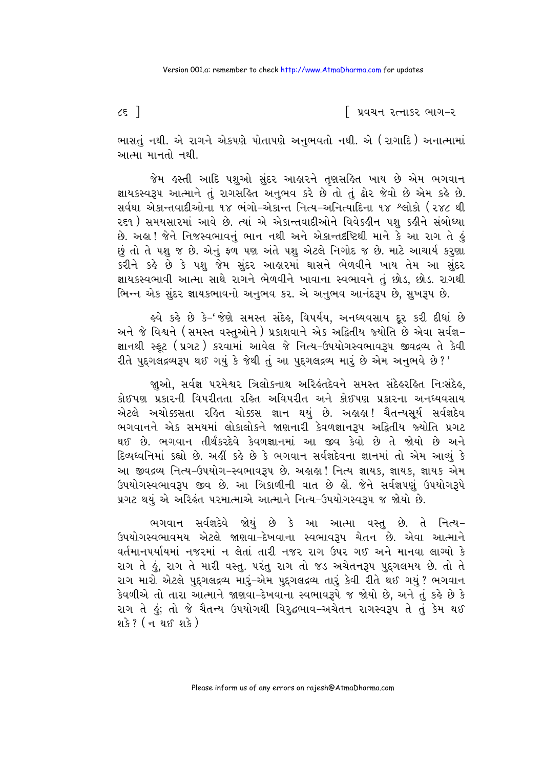ભાસતું નથી. એ રાગને એકપણે પોતાપણે અનુભવતો નથી. એ (રાગાદિ) અનાત્મામાં આત્મા માનતો નથી.

જેમ હસ્તી આદિ પશુઓ સુંદર આહારને તૃણસહિત ખાય છે એમ ભગવાન જ્ઞાયકસ્વરૂપ આત્માને તું રાગસહિત અનુભવ કરે છે તો તું ઢોર જેવો છે એમ કહે છે. સર્વથા એકાન્તવાદીઓના ૧૪ ભંગો-એકાન્ત નિત્ય-અનિત્યાદિના ૧૪ શ્લોકો (૨૪૮ થી ૨૬૧) સમયસારમાં આવે છે. ત્યાં એ એકાન્તવાદીઓને વિવેકહીન પશુ કહીને સંબોધ્યા છે. અહા! જેને નિજસ્વભાવનું ભાન નથી અને એકાન્તદૃષ્ટિથી માને કે આ રાગ તે હું છું તો તે પશુ જ છે. એનું ફળ પણ અંતે પશુ એટલે નિગોદ જ છે. માટે આચાર્ય કરુણા કરીને કહે છે કે પશુ જેમ સુંદર આહારમાં ઘાસને ભેળવીને ખાય તેમ આ સુંદર જ્ઞાયકસ્વભાવી આત્મા સાથે રાગને ભેળવીને ખાવાના સ્વભાવને તું છોડ, છોડ. રાગથી ભિન્ન એક સુંદર જ્ઞાયકભાવનો અનુભવ કર. એ અનુભવ આનંદરૂપ છે, સુખરૂપ છે.

હવે કહે છે કે-'જેણે સમસ્ત સંદેહ, વિપર્યય, અનધ્યવસાય દૂર કરી દીધાં છે અને જે વિશ્વને (સમસ્ત વસ્તુઓને) પ્રકાશવાને એક અદ્વિતીય જ્યોતિ છે એવા સર્વજ્ઞ-જ્ઞાનથી સ્ફૂટ (પ્રગટ) કરવામાં આવેલ જે નિત્ય-ઉપયોગસ્વભાવરૂપ જીવદ્રવ્ય તે કેવી રીતે પુદ્‌ગલદ્રવ્યરૂપ થઈ ગયું કે જેથી તું આ પુદ્‌ગલદ્રવ્ય મારું છે એમ અનુભવે છે?'

જુઓ, સર્વજ્ઞ પરમેશ્વર ત્રિલોકનાથ અરિહંતદેવને સમસ્ત સંદેહરહિત નિઃસંદેહ, કોઈપણ પ્રકારની વિપરીતતા રહિત અવિપરીત અને કોઈપણ પ્રકારના અનધ્યવસાય એટલે અચોક્કસતા રહિત ચોક્કસ જ્ઞાન થયું છે. અહાહા! ચૈતન્યસૂર્ય સર્વજ્ઞદેવ ભગવાનને એક સમયમાં લોકાલોકને જાણનારી કેવળજ્ઞાનરૂપ અદ્વિતીય જ્યોતિ પ્રગટ થઈ છે. ભગવાન તીર્થંકરદેવે કેવળજ્ઞાનમાં આ જીવ કેવો છે તે જોયો છે અને દિવ્યધ્વનિમાં કહ્યો છે. અહીં કહે છે કે ભગવાન સર્વજ્ઞદેવના જ્ઞાનમાં તો એમ આવ્યું કે આ જીવદ્રવ્ય નિત્ય-ઉપયોગ-સ્વભાવરૂપ છે. અહાહા! નિત્ય જ્ઞાયક, જ્ઞાયક, જ્ઞાયક એમ ઉપયોગસ્વભાવરૂપ જીવ છે. આ ત્રિકાળીની વાત છે હોં. જેને સર્વજ્ઞપણું ઉપયોગરૂપે પ્રગટ થયું એ અરિહંત પરમાત્માએ આત્માને નિત્ય-ઉપયોગસ્વરૂપ જ જોયો છે.

ભગવાન સર્વજ્ઞદેવે જોયું છે કે આ આત્મા વસ્તુ છે. તે નિત્ય-ઉપયોગસ્વભાવમય એટલે જાણવા-દેખવાના સ્વભાવરૂપ ચેતન છે. એવા આત્માને વર્તમાનપર્યાયમાં નજરમાં ન લેતાં તારી નજર રાગ ઉપર ગઈ અને માનવા લાગ્યો કે રાગ તે હું, રાગ તે મારી વસ્તુ. પરંતુ રાગ તો જડ અચેતનરૂપ પુદ્‌ગલમય છે. તો તે રાગ મારો એટલે પુદ્‌ગલદ્રવ્ય મારું-એમ પુદ્‌ગલદ્રવ્ય તારું કેવી રીતે થઈ ગયું? ભગવાન કેવળીએ તો તારા આત્માને જાણવા-દેખવાના સ્વભાવરૂપે જ જોયો છે, અને તું કહે છે કે રાગ તે હું; તો જે ચૈતન્ય ઉપયોગથી વિરુદ્ધભાવ-અચેતન રાગસ્વરૂપ તે તું કેમ થઈ શકે? (ન થઈ શકે)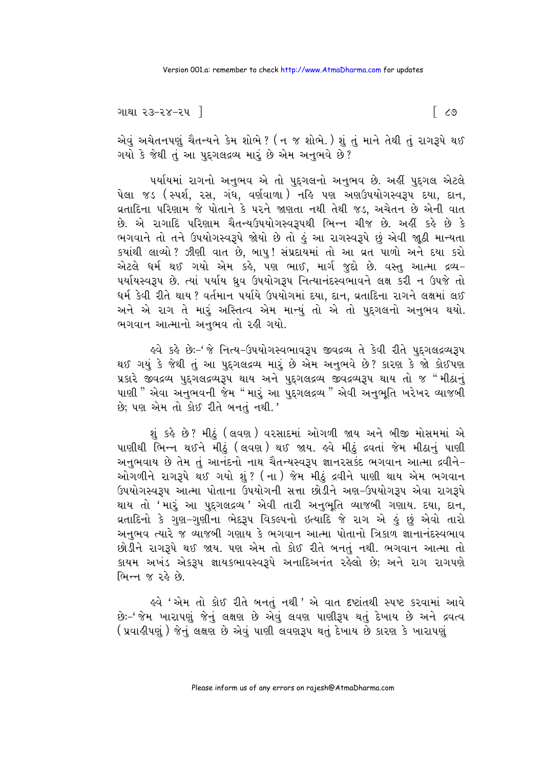એવું અચેતનપણું ચૈતન્યને કેમ શોભે? (ન જ શોભે.) શું તું માને તેથી તું રાગરૂપે થઈ ગયો કે જેથી તું આ પુદ્દગલદ્રવ્ય મારું છે એમ અનુભવે છે?

પર્યાયમાં રાગનો અનુભવ એ તો પુદ્દગલનો અનુભવ છે. અહીં પુદ્દગલ એટલે પેલા જડ (સ્પર્શ, રસ, ગંધ, વર્ણવાળા) નહિ પણ અણઉપયોગસ્વરૂપ દયા, દાન, વ્રતાદિના પરિણામ જે પોતાને કે પરને જાણતા નથી તેથી જડ, અચેતન છે એની વાત છે. એ રાગાદિ પરિણામ ચૈતન્યઉપયોગસ્વરૂપથી ભિન્ન ચીજ છે. અહીં કહે છે કે ભગવાને તો તને ઉપયોગસ્વરૂપે જોયો છે તો હું આ રાગસ્વરૂપે છું એવી જૂઠી માન્યતા ક્યાંથી લાવ્યો? ઝીણી વાત છે, બાપુ! સંપ્રદાયમાં તો આ વ્રત પાળો અને દયા કરો એટલે ધર્મ થઈ ગયો એમ કહે, પણ ભાઈ, માર્ગ જુદો છે. વસ્તુ આત્મા દ્રવ્ય-પર્યાયસ્વરૂપ છે. ત્યાં પર્યાય ધ્રુવ ઉપયોગરૂપ નિત્યાનંદસ્વભાવને લક્ષ કરી ન ઉપજે તો ધર્મ કેવી રીતે થાય? વર્તમાન પર્યાયે ઉપયોગમાં દયા, દાન, વ્રતાદિના રાગને લક્ષમાં લઈ અને એ રાગ તે મારું અસ્તિત્વ એમ માન્યું તો એ તો પુદ્દગલનો અનુભવ થયો. ભગવાન આત્માનો અનુભવ તો રહી ગયો.

હવે કહે છે:-'જે નિત્ય-ઉપયોગસ્વભાવરૂપ જીવદ્રવ્ય તે કેવી રીતે પુદ્દગલદ્રવ્યરૂપ થઈ ગયું કે જેથી તું આ પુદ્દગલદ્રવ્ય મારું છે એમ અનુભવે છે? કારણ કે જો કોઈપણ પ્રકારે જીવદ્રવ્ય પુદ્દગલદ્રવ્યરૂપ થાય અને પુદ્દગલદ્રવ્ય જીવદ્રવ્યરૂપ થાય તો જ "મીઠાનું પાણી" એવા અનુભવની જેમ "મારું આ પુદ્દગલદ્રવ્ય" એવી અનુભૂતિ ખરેખર વ્યાજબી છે; પણ એમ તો કોઈ રીતે બનતું નથી.'

શું કહે છે? મીઠું (લવણ) વરસાદમાં ઓગળી જાય અને બીજી મોસમમાં એ પાણીથી ભિન્ન થઈને મીઠું (લવણ) થઈ જાય. હવે મીઠું દ્રવતાં જેમ મીઠાનું પાણી અનુભવાય છે તેમ તું આનંદનો નાથ ચૈતન્યસ્વરૂપ જ્ઞાનરસકંદ ભગવાન આત્મા દ્રવીને-ઓગળીને રાગરૂપે થઈ ગયો શું? (ના) જેમ મીઠું દ્રવીને પાણી થાય એમ ભગવાન ઉપયોગસ્વરૂપ આત્મા પોતાના ઉપયોગની સત્તા છોડીને અણ-ઉપયોગરૂપ એવા રાગરૂપે થાય તો 'મારું આ પુદ્દગલદ્રવ્ય' એવી તારી અનુભૂતિ વ્યાજબી ગણાય. દયા, દાન, વ્રતાદિનો કે ગુણ-ગુણીના ભેદરૂપ વિકલ્પનો ઇત્યાદિ જે રાગ એ હું છું એવો તારો અનુભવ ત્યારે જ વ્યાજબી ગણાય કે ભગવાન આત્મા પોતાનો ત્રિકાળ જ્ઞાનાનંદસ્વભાવ છોડીને રાગરૂપે થઈ જાય. પણ એમ તો કોઈ રીતે બનતું નથી. ભગવાન આત્મા તો કાયમ અખંડ એકરૂપ જ્ઞાયકભાવસ્વરૂપે અનાદિઅનંત રહેલો છે; અને રાગ રાગપણે ભિન્ન જ રહે છે.

હવે 'એમ તો કોઈ રીતે બનતું નથી' એ વાત દૃષ્ટાંતથી સ્પષ્ટ કરવામાં આવે છે:-'જેમ ખારાપણું જેનું લક્ષણ છે એવું લવણ પાણીરૂપ થતું દેખાય છે અને દ્રવત્વ (પ્રવાહીપણું) જેનું લક્ષણ છે એવું પાણી લવણરૂપ થતું દેખાય છે કારણ કે ખારાપણું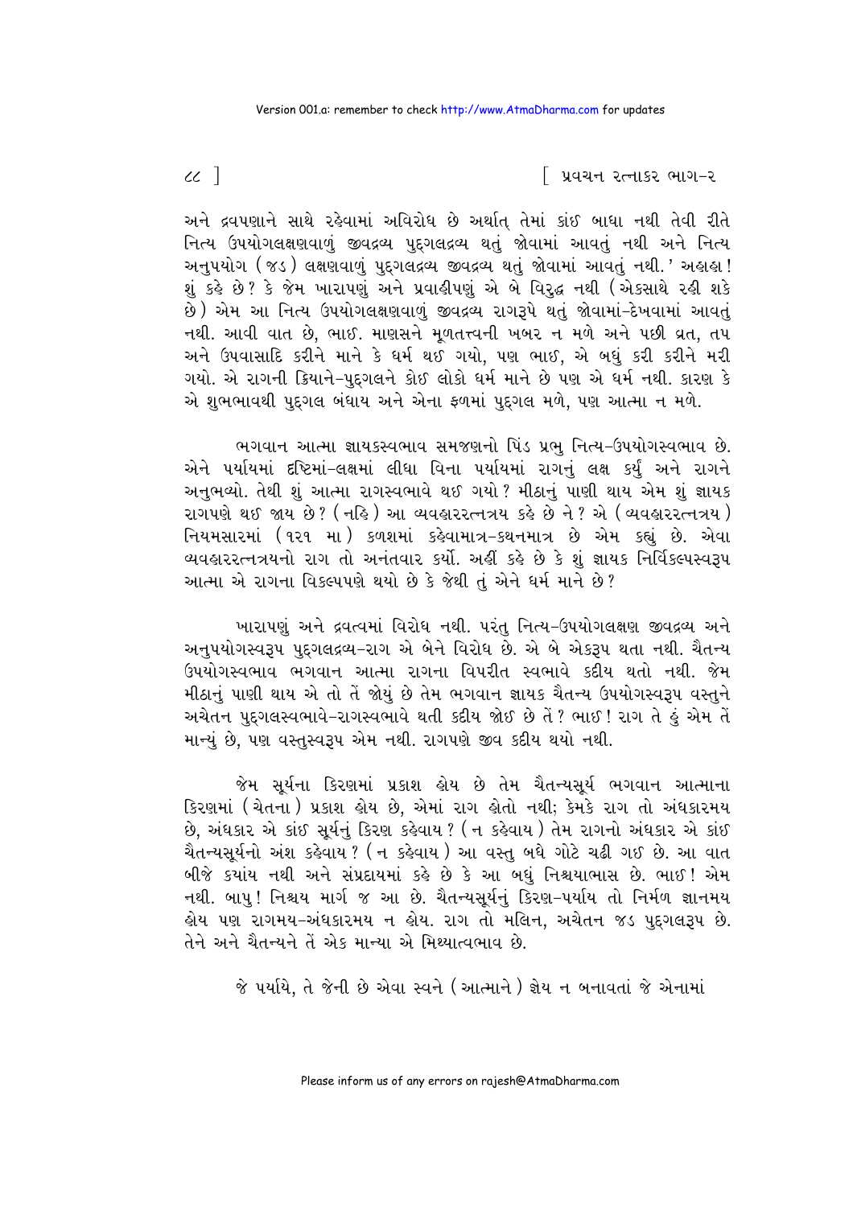અને દ્રવપણાને સાથે રહેવામાં અવિરોધ છે અર્થાત્ તેમાં કાંઈ બાધા નથી તેવી રીતે નિત્ય ઉપયોગલક્ષણવાળું જીવદ્રવ્ય પુદ્ગલદ્રવ્ય થતું જોવામાં આવતું નથી અને નિત્ય અનુપયોગ (જડ) લક્ષણવાળું પુદ્ગલદ્રવ્ય જીવદ્રવ્ય થતું જોવામાં આવતું નથી.' અહાહા! શું કહે છે? કે જેમ ખારાપણું અને પ્રવાહીપણું એ બે વિરુદ્ધ નથી (એકસાથે રહી શકે છે) એમ આ નિત્ય ઉપયોગલક્ષણવાળું જીવદ્રવ્ય રાગરૂપે થતું જોવામાં-દેખવામાં આવતું નથી. આવી વાત છે, ભાઈ. માણસને મૂળતત્ત્વની ખબર ન મળે અને પછી વ્રત, તપ અને ઉપવાસાદિ કરીને માને કે ધર્મ થઈ ગયો, પણ ભાઈ, એ બધું કરી કરીને મરી ગયો. એ રાગની ક્રિયાને-પુદ્ગલને કોઈ લોકો ધર્મ માને છે પણ એ ધર્મ નથી. કારણ કે એ શુભભાવથી પુદ્ગલ બંધાય અને એના ફળમાં પુદ્ગલ મળે, પણ આત્મા ન મળે.

ભગવાન આત્મા જ્ઞાયકસ્વભાવ સમજણનો પિંડ પ્રભુ નિત્ય-ઉપયોગસ્વભાવ છે. એને પર્યાયમાં દૃષ્ટિમાં-લક્ષમાં લીધા વિના પર્યાયમાં રાગનું લક્ષ કર્યું અને રાગને અનુભવ્યો. તેથી શું આત્મા રાગસ્વભાવે થઈ ગયો? મીઠાનું પાણી થાય એમ શું જ્ઞાયક રાગપણે થઈ જાય છે? (નહિ) આ વ્યવહારરત્નત્રય કહે છે ને? એ (વ્યવહારરત્નત્રય) નિયમસારમાં (૧૨૧ મા) કળશમાં કહેવામાત્ર-કથનમાત્ર છે એમ કહ્યું છે. એવા વ્યવહારરત્નત્રયનો રાગ તો અનંતવાર કર્યો. અહીં કહે છે કે શું જ્ઞાયક નિર્વિકલ્પસ્વરૂપ આત્મા એ રાગના વિકલ્પપણે થયો છે કે જેથી તું એને ધર્મ માને છે?

ખારાપણું અને દ્રવત્વમાં વિરોધ નથી. પરંતુ નિત્ય-ઉપયોગલક્ષણ જીવદ્રવ્ય અને અનુપયોગસ્વરૂપ પુદ્ગલદ્રવ્ય-રાગ એ બેને વિરોધ છે. એ બે એકરૂપ થતા નથી. ચૈતન્ય ઉપયોગસ્વભાવ ભગવાન આત્મા રાગના વિપરીત સ્વભાવે કદીય થતો નથી. જેમ મીઠાનું પાણી થાય એ તો તેં જોયું છે તેમ ભગવાન જ્ઞાયક ચૈતન્ય ઉપયોગસ્વરૂપ વસ્તુને અચેતન પુદ્ગલસ્વભાવે-રાગસ્વભાવે થતી કદીય જોઈ છે તેં? ભાઈ! રાગ તે હું એમ તેં માન્યું છે, પણ વસ્તુસ્વરૂપ એમ નથી. રાગપણે જીવ કદીય થયો નથી.

જેમ સૂર્યના કિરણમાં પ્રકાશ હોય છે તેમ ચૈતન્યસૂર્ય ભગવાન આત્માના કિરણમાં (ચેતના) પ્રકાશ હોય છે, એમાં રાગ હોતો નથી; કેમકે રાગ તો અંધકારમય છે, અંધકાર એ કાંઈ સૂર્યનું કિરણ કહેવાય? (ન કહેવાય) તેમ રાગનો અંધકાર એ કાંઈ ચૈતન્યસૂર્યનો અંશ કહેવાય? (ન કહેવાય) આ વસ્તુ બધે ગોટે ચઢી ગઈ છે. આ વાત બીજે કયાંય નથી અને સંપ્રદાયમાં કહે છે કે આ બધું નિશ્ચયાભાસ છે. ભાઈ! એમ નથી. બાપુ! નિશ્ચય માર્ગ જ આ છે. ચૈતન્યસૂર્યનું કિરણ-પર્યાય તો નિર્મળ જ્ઞાનમય હોય પણ રાગમય-અંધકારમય ન હોય. રાગ તો મલિન, અચેતન જડ પુદ્ગલરૂપ છે. તેને અને ચૈતન્યને તેં એક માન્યા એ મિથ્યાત્વભાવ છે.

જે પર્યાયે, તે જેની છે એવા સ્વને (આત્માને) જ્ઞેય ન બનાવતાં જે એનામાં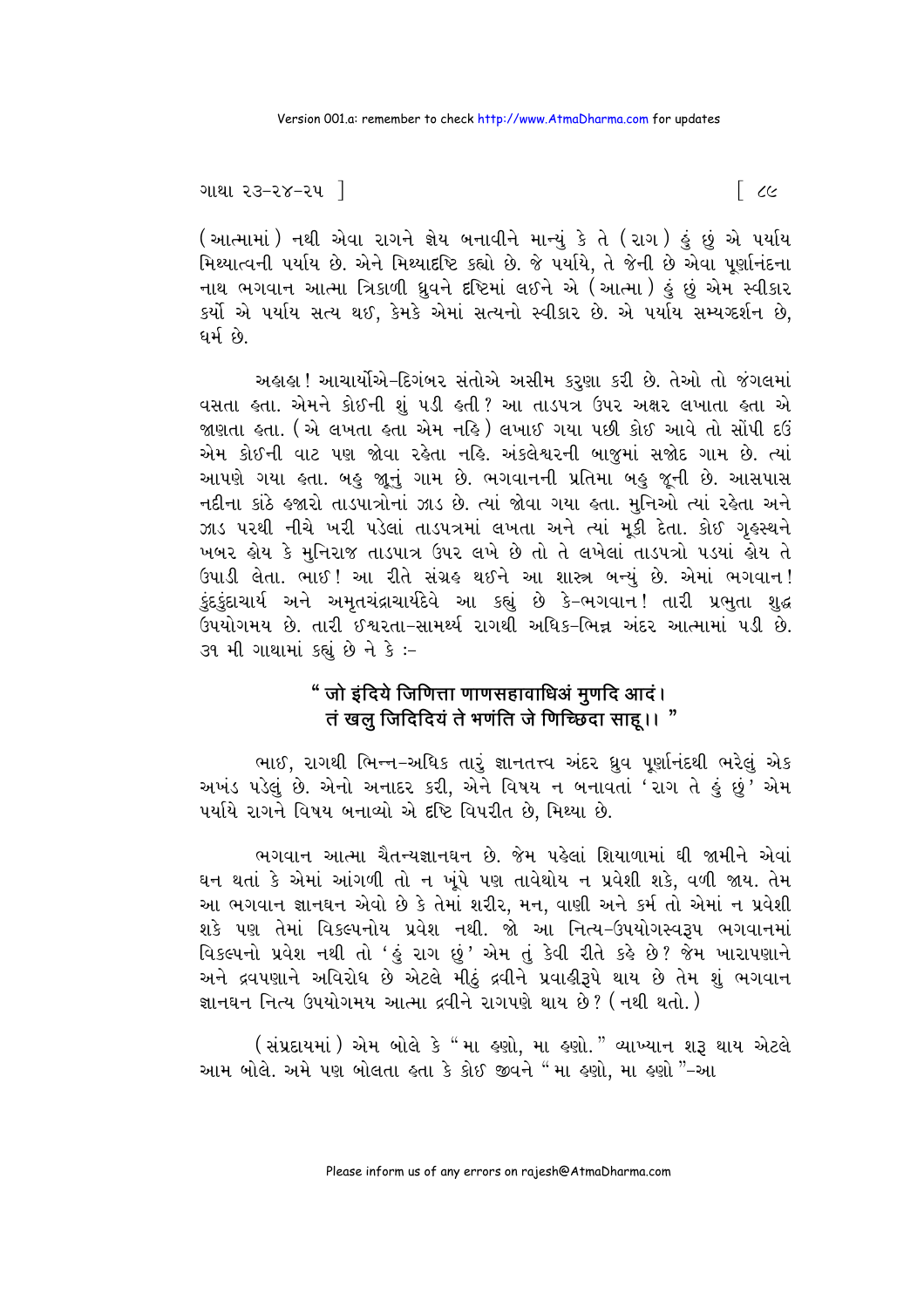(આત્મામાં) નથી એવા રાગને જ્ઞેય બનાવીને માન્યું કે તે (રાગ) હું છું એ પર્યાય મિથ્યાત્વની પર્યાય છે. એને મિથ્યાદૃષ્ટિ કહ્યો છે. જે પર્યાયે, તે જેની છે એવા પૂર્ણાનંદના નાથ ભગવાન આત્મા ત્રિકાળી ધ્રુવને દૃષ્ટિમાં લઈને એ (આત્મા) હું છું એમ સ્વીકાર કર્યો એ પર્યાય સત્ય થઈ, કેમકે એમાં સત્યનો સ્વીકાર છે. એ પર્યાય સમ્યગ્દર્શન છે, ધર્મ છે.

અહાહા! આચાર્યોએ-દિગંબર સંતોએ અસીમ કરુણા કરી છે. તેઓ તો જંગલમાં વસતા હતા. એમને કોઈની શું પડી હતી? આ તાડપત્ર ઉપર અક્ષર લખાતા હતા એ જાણતા હતા. (એ લખતા હતા એમ નહિ) લખાઈ ગયા પછી કોઈ આવે તો સોંપી દઉં એમ કોઈની વાટ પણ જોવા રહેતા નહિ. અંકલેશ્વરની બાજુમાં સજોદ ગામ છે. ત્યાં આપણે ગયા હતા. બહુ જૂનું ગામ છે. ભગવાનની પ્રતિમા બહુ જૂની છે. આસપાસ નદીના કાંઠે હજારો તાડપાત્રોનાં ઝાડ છે. ત્યાં જોવા ગયા હતા. મુનિઓ ત્યાં રહેતા અને ઝાડ પરથી નીચે ખરી પડેલાં તાડપત્રમાં લખતા અને ત્યાં મૂકી દેતા. કોઈ ગૃહસ્થને ખબર હોય કે મુનિરાજ તાડપાત્ર ઉપર લખે છે તો તે લખેલાં તાડપત્રો પડ્યાં હોય તે ઉપાડી લેતા. ભાઈ! આ રીતે સંગ્રહ થઈને આ શાસ્ત્ર બન્યું છે. એમાં ભગવાન! કુંદકુંદાચાર્ય અને અમૃતચંદ્રાચાર્યદેવે આ કહ્યું છે કે-ભગવાન! તારી પ્રભુતા શુદ્ધ ઉપયોગમય છે. તારી ઈશ્વરતા-સામર્થ્ય રાગથી અધિક-ભિન્ન અંદર આત્મામાં પડી છે. ૩૧ મી ગાથામાં કહ્યું છે ને કે :-

**" जो इंदिये जिणित्ता णाणसहावाधिअं मुणदि आदं।**
**तं खलु जिदिदियं ते भणंति जे णिच्छिदा साहू।। "**

ભાઈ, રાગથી ભિન્ન-અધિક તારું જ્ઞાનતત્ત્વ અંદર ધ્રુવ પૂર્ણાનંદથી ભરેલું એક અખંડ પડેલું છે. એનો અનાદર કરી, એને વિષય ન બનાવતાં 'રાગ તે હું છું' એમ પર્યાયે રાગને વિષય બનાવ્યો એ દૃષ્ટિ વિપરીત છે, મિથ્યા છે.

ભગવાન આત્મા ચૈતન્યજ્ઞાનઘન છે. જેમ પહેલાં શિયાળામાં ઘી જામીને એવાં ઘન થતાં કે એમાં આંગળી તો ન ખૂંપે પણ તાવેથોય ન પ્રવેશી શકે, વળી જાય. તેમ આ ભગવાન જ્ઞાનઘન એવો છે કે તેમાં શરીર, મન, વાણી અને કર્મ તો એમાં ન પ્રવેશી શકે પણ તેમાં વિકલ્પનોય પ્રવેશ નથી. જો આ નિત્ય-ઉપયોગસ્વરૂપ ભગવાનમાં વિકલ્પનો પ્રવેશ નથી તો 'હું રાગ છું' એમ તું કેવી રીતે કહે છે? જેમ ખારાપણાને અને દ્રવપણાને અવિરોધ છે એટલે મીઠું દ્રવીને પ્રવાહીરૂપે થાય છે તેમ શું ભગવાન જ્ઞાનઘન નિત્ય ઉપયોગમય આત્મા દ્રવીને રાગપણે થાય છે? (નથી થતો.)

(સંપ્રદાયમાં) એમ બોલે કે "મા હણો, મા હણો." વ્યાખ્યાન શરૂ થાય એટલે આમ બોલે. અમે પણ બોલતા હતા કે કોઈ જીવને "મા હણો, મા હણો"-આ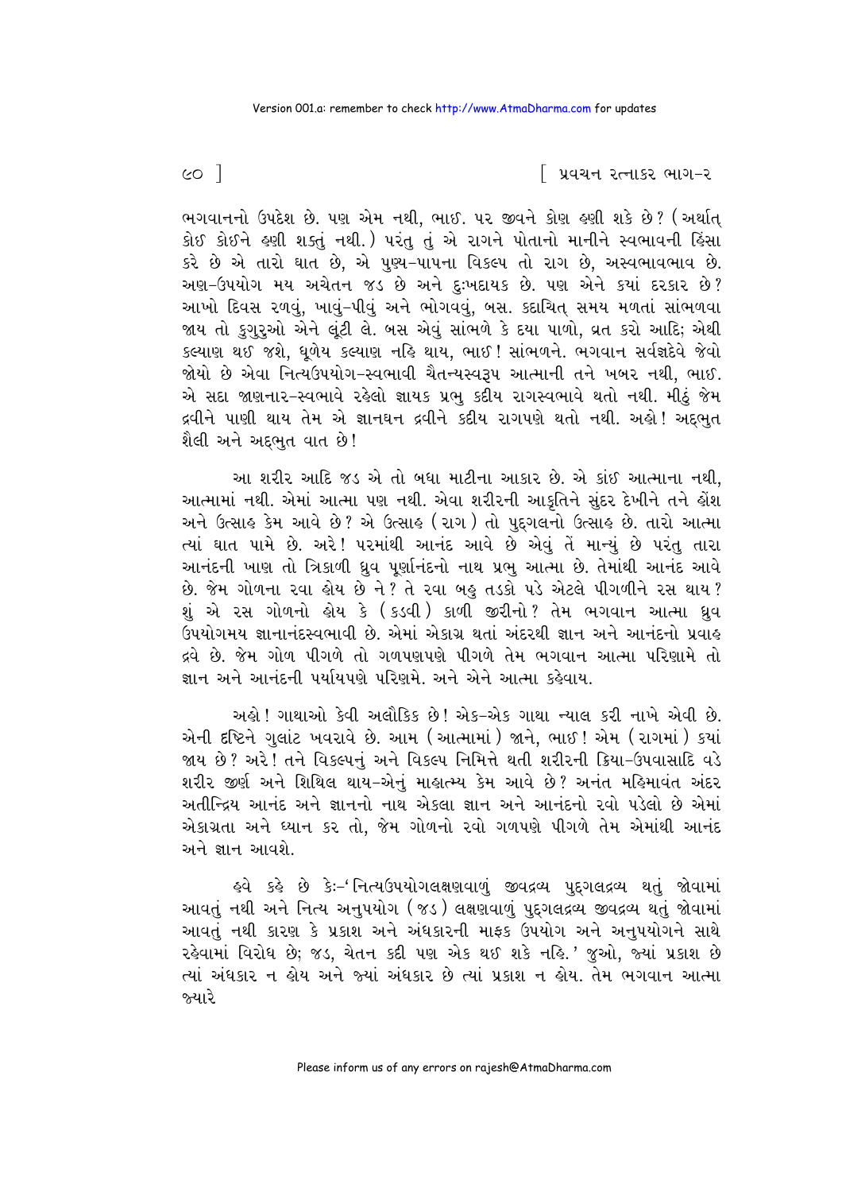ભગવાનનો ઉપદેશ છે. પણ એમ નથી, ભાઈ. પર જીવને કોણ હણી શકે છે? (અર્થાત્ કોઈ કોઈને હણી શક્તું નથી.) પરંતુ તું એ રાગને પોતાનો માનીને સ્વભાવની હિંસા કરે છે એ તારો ઘાત છે, એ પુણ્ય-પાપના વિકલ્પ તો રાગ છે, અસ્વભાવભાવ છે. અણ-ઉપયોગ મય અચેતન જડ છે અને દુઃખદાયક છે. પણ એને કયાં દરકાર છે? આખો દિવસ રળવું, ખાવું-પીવું અને ભોગવવું, બસ. કદાચિત્ સમય મળતાં સાંભળવા જાય તો કુગુરુઓ એને લૂંટી લે. બસ એવું સાંભળે કે દયા પાળો, વ્રત કરો આદિ; એથી કલ્યાણ થઈ જશે, ધૂળેય કલ્યાણ નહિ થાય, ભાઈ! સાંભળને. ભગવાન સર્વજ્ઞદેવે જેવો જોયો છે એવા નિત્યઉપયોગ-સ્વભાવી ચૈતન્યસ્વરૂપ આત્માની તને ખબર નથી, ભાઈ. એ સદા જાણનાર-સ્વભાવે રહેલો જ્ઞાયક પ્રભુ કદીય રાગસ્વભાવે થતો નથી. મીઠું જેમ દ્રવીને પાણી થાય તેમ એ જ્ઞાનઘન દ્રવીને કદીય રાગપણે થતો નથી. અહો! અદ્ભુત શૈલી અને અદ્ભુત વાત છે!

આ શરીર આદિ જડ એ તો બધા માટીના આકાર છે. એ કાંઈ આત્માના નથી, આત્મામાં નથી. એમાં આત્મા પણ નથી. એવા શરીરની આકૃતિને સુંદર દેખીને તને હોંશ અને ઉત્સાહ કેમ આવે છે? એ ઉત્સાહ (રાગ) તો પુદ્ગલનો ઉત્સાહ છે. તારો આત્મા ત્યાં ઘાત પામે છે. અરે! પરમાંથી આનંદ આવે છે એવું તેં માન્યું છે પરંતુ તારા આનંદની ખાણ તો ત્રિકાળી ધ્રુવ પૂર્ણાનંદનો નાથ પ્રભુ આત્મા છે. તેમાંથી આનંદ આવે છે. જેમ ગોળના રવા હોય છે ને? તે રવા બહુ તડકો પડે એટલે પીગળીને રસ થાય? શું એ રસ ગોળનો હોય કે (કડવી) કાળી જીરીનો? તેમ ભગવાન આત્મા ધ્રુવ ઉપયોગમય જ્ઞાનાનંદસ્વભાવી છે. એમાં એકાગ્ર થતાં અંદરથી જ્ઞાન અને આનંદનો પ્રવાહ દ્રવે છે. જેમ ગોળ પીગળે તો ગળપણપણે પીગળે તેમ ભગવાન આત્મા પરિણામે તો જ્ઞાન અને આનંદની પર્યાયપણે પરિણમે. અને એને આત્મા કહેવાય.

અહો! ગાથાઓ કેવી અલૌકિક છે! એક-એક ગાથા ન્યાલ કરી નાખે એવી છે. એની દૃષ્ટિને ગુલાંટ ખવરાવે છે. આમ (આત્મામાં) જાને, ભાઈ! એમ (રાગમાં) કયાં જાય છે? અરે! તને વિકલ્પનું અને વિકલ્પ નિમિત્તે થતી શરીરની ક્રિયા-ઉપવાસાદિ વડે શરીર જીર્ણ અને શિથિલ થાય-એનું માહાત્મ્ય કેમ આવે છે? અનંત મહિમાવંત અંદર અતીન્દ્રિય આનંદ અને જ્ઞાનનો નાથ એકલા જ્ઞાન અને આનંદનો રવો પડેલો છે એમાં એકાગ્રતા અને ધ્યાન કર તો, જેમ ગોળનો રવો ગળપણે પીગળે તેમ એમાંથી આનંદ અને જ્ઞાન આવશે.

હવે કહે છે કેઃ-'નિત્યઉપયોગલક્ષણવાળું જીવદ્રવ્ય પુદ્ગલદ્રવ્ય થતું જોવામાં આવતું નથી અને નિત્ય અનુપયોગ (જડ) લક્ષણવાળું પુદ્ગલદ્રવ્ય જીવદ્રવ્ય થતું જોવામાં આવતું નથી કારણ કે પ્રકાશ અને અંધકારની માફક ઉપયોગ અને અનુપયોગને સાથે રહેવામાં વિરોધ છે; જડ, ચેતન કદી પણ એક થઈ શકે નહિ.' જુઓ, જ્યાં પ્રકાશ છે ત્યાં અંધકાર ન હોય અને જ્યાં અંધકાર છે ત્યાં પ્રકાશ ન હોય. તેમ ભગવાન આત્મા જ્યારે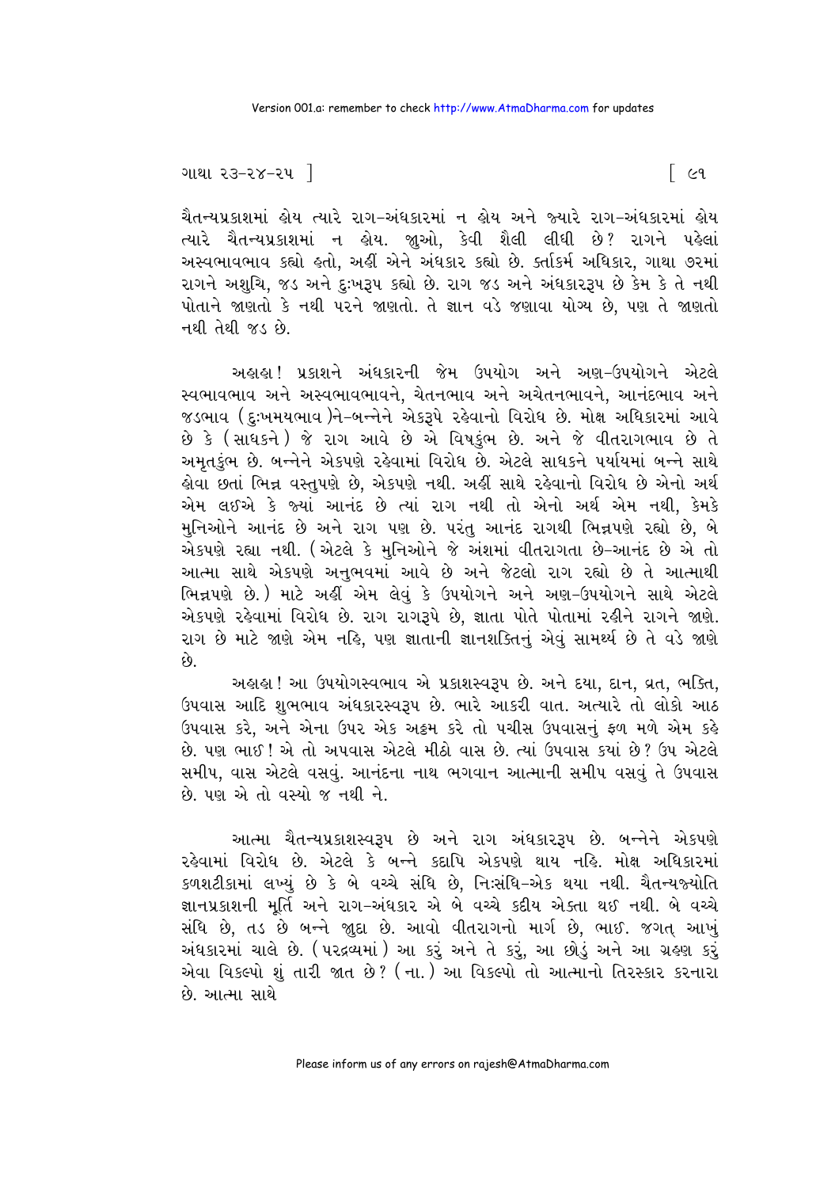ચૈતન્યપ્રકાશમાં હોય ત્યારે રાગ-અંધકારમાં ન હોય અને જ્યારે રાગ-અંધકારમાં હોય ત્યારે ચૈતન્યપ્રકાશમાં ન હોય. જુઓ, કેવી શૈલી લીધી છે? રાગને પહેલાં અસ્વભાવભાવ કહ્યો હતો, અહીં એને અંધકાર કહ્યો છે. કર્તાકર્મ અધિકાર, ગાથા ૭૨માં રાગને અશુચિ, જડ અને દુઃખરૂપ કહ્યો છે. રાગ જડ અને અંધકારરૂપ છે કેમ કે તે નથી પોતાને જાણતો કે નથી પરને જાણતો. તે જ્ઞાન વડે જણાવા યોગ્ય છે, પણ તે જાણતો નથી તેથી જડ છે.

અહાહા! પ્રકાશને અંધકારની જેમ ઉપયોગ અને અણ-ઉપયોગને એટલે સ્વભાવભાવ અને અસ્વભાવભાવને, ચેતનભાવ અને અચેતનભાવને, આનંદભાવ અને જડભાવ (દુઃખમયભાવ)ને-બન્નેને એકરૂપે રહેવાનો વિરોધ છે. મોક્ષ અધિકારમાં આવે છે કે (સાધકને) જે રાગ આવે છે એ વિષકુંભ છે. અને જે વીતરાગભાવ છે તે અમૃતકુંભ છે. બન્નેને એકપણે રહેવામાં વિરોધ છે. એટલે સાધકને પર્યાયમાં બન્ને સાથે હોવા છતાં ભિન્ન વસ્તુપણે છે, એકપણે નથી. અહીં સાથે રહેવાનો વિરોધ છે એનો અર્થ એમ લઈએ કે જ્યાં આનંદ છે ત્યાં રાગ નથી તો એનો અર્થ એમ નથી, કેમકે મુનિઓને આનંદ છે અને રાગ પણ છે. પરંતુ આનંદ રાગથી ભિન્નપણે રહ્યો છે, બે એકપણે રહ્યા નથી. (એટલે કે મુનિઓને જે અંશમાં વીતરાગતા છે-આનંદ છે એ તો આત્મા સાથે એકપણે અનુભવમાં આવે છે અને જેટલો રાગ રહ્યો છે તે આત્માથી ભિન્નપણે છે.) માટે અહીં એમ લેવું કે ઉપયોગને અને અણ-ઉપયોગને સાથે એટલે એકપણે રહેવામાં વિરોધ છે. રાગ રાગરૂપે છે, જ્ઞાતા પોતે પોતામાં રહીને રાગને જાણે. રાગ છે માટે જાણે એમ નહિ, પણ જ્ઞાતાની જ્ઞાનશક્તિનું એવું સામર્થ્ય છે તે વડે જાણે છે.

અહાહા! આ ઉપયોગસ્વભાવ એ પ્રકાશસ્વરૂપ છે. અને દયા, દાન, વ્રત, ભક્તિ, ઉપવાસ આદિ શુભભાવ અંધકારસ્વરૂપ છે. ભારે આકરી વાત. અત્યારે તો લોકો આઠ ઉપવાસ કરે, અને એના ઉપર એક અઠ્ઠમ કરે તો પચીસ ઉપવાસનું ફળ મળે એમ કહે છે. પણ ભાઈ! એ તો અપવાસ એટલે મીઠો વાસ છે. ત્યાં ઉપવાસ કયાં છે? ઉપ એટલે સમીપ, વાસ એટલે વસવું. આનંદના નાથ ભગવાન આત્માની સમીપ વસવું તે ઉપવાસ છે. પણ એ તો વસ્યો જ નથી ને.

આત્મા ચૈતન્યપ્રકાશસ્વરૂપ છે અને રાગ અંધકારરૂપ છે. બન્નેને એકપણે રહેવામાં વિરોધ છે. એટલે કે બન્ને કદાપિ એકપણે થાય નહિ. મોક્ષ અધિકારમાં કળશટીકામાં લખ્યું છે કે બે વચ્ચે સંધિ છે, નિઃસંધિ-એક થયા નથી. ચૈતન્યજ્યોતિ જ્ઞાનપ્રકાશની મૂર્તિ અને રાગ-અંધકાર એ બે વચ્ચે કદીય એકતા થઈ નથી. બે વચ્ચે સંધિ છે, તડ છે બન્ને જુદા છે. આવો વીતરાગનો માર્ગ છે, ભાઈ. જગત્ આખું અંધકારમાં ચાલે છે. (પરદ્રવ્યમાં) આ કરું અને તે કરું, આ છોડું અને આ ગ્રહણ કરું એવા વિકલ્પો શું તારી જાત છે? (ના.) આ વિકલ્પો તો આત્માનો તિરસ્કાર કરનારા છે. આત્મા સાથે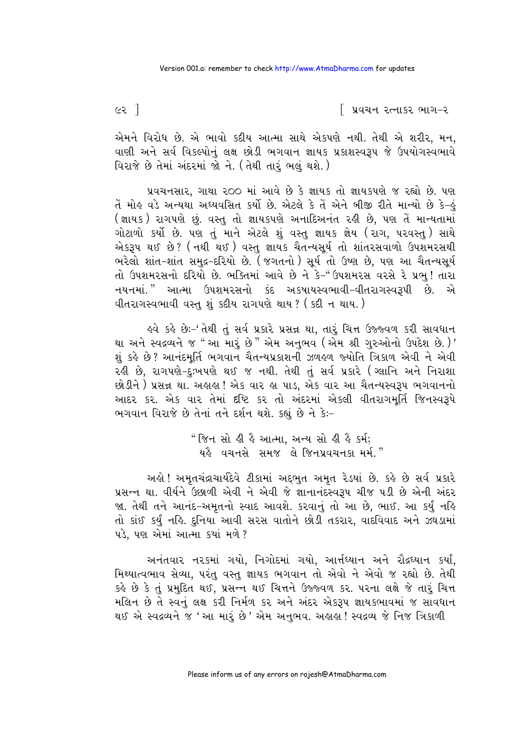એમને વિરોધ છે. એ ભાવો કદીય આત્મા સાથે એકપણે નથી. તેથી એ શરીર, મન, વાણી અને સર્વ વિકલ્પોનું લક્ષ છોડી ભગવાન જ્ઞાયક પ્રકાશસ્વરૂપ જે ઉપયોગસ્વભાવે વિરાજે છે તેમાં અંદરમાં જો ને. (તેથી તારું ભલું થશે.)

પ્રવચનસાર, ગાથા ૨૦૦ માં આવે છે કે જ્ઞાયક તો જ્ઞાયકપણે જ રહ્યો છે. પણ તેં મોહ વડે અન્યથા અધ્યવસિત કર્યો છે. એટલે કે તેં એને બીજી રીતે માન્યો છે કે-હું (જ્ઞાયક) રાગપણે છું. વસ્તુ તો જ્ઞાયકપણે અનાદિઅનંત રહી છે, પણ તેં માન્યતામાં ગોટાળો કર્યો છે. પણ તું માને એટલે શું વસ્તુ જ્ઞાયક જ્ઞેય (રાગ, પરવસ્તુ) સાથે એકરૂપ થઈ છે? (નથી થઈ) વસ્તુ જ્ઞાયક ચૈતન્યસૂર્ય તો શાંતરસવાળો ઉપશમરસથી ભરેલો શાંત-શાંત સમુદ્ર-દરિયો છે. (જગતનો) સૂર્ય તો ઉષ્ણ છે, પણ આ ચૈતન્યસૂર્ય તો ઉપશમરસનો દરિયો છે. ભક્તિમાં આવે છે ને કે-"ઉપશમરસ વરસે રે પ્રભુ! તારા નયનમાં." આત્મા ઉપશમરસનો કંદ અકષાયસ્વભાવી-વીતરાગસ્વરૂપી છે. એ વીતરાગસ્વભાવી વસ્તુ શું કદીય રાગપણે થાય? (કદી ન થાય.)

હવે કહે છેઃ-'તેથી તું સર્વ પ્રકારે પ્રસન્ન થા, તારું ચિત્ત ઉજ્જ્વળ કરી સાવધાન થા અને સ્વદ્રવ્યને જ "આ મારું છે" એમ અનુભવ (એમ શ્રી ગુરુઓનો ઉપદેશ છે.)' શું કહે છે? આનંદમૂર્તિ ભગવાન ચૈતન્યપ્રકાશની ઝળહળ જ્યોતિ ત્રિકાળ એવી ને એવી રહી છે, રાગપણે-દુઃખપણે થઈ જ નથી. તેથી તું સર્વ પ્રકારે (ગ્લાનિ અને નિરાશા છોડીને) પ્રસન્ન થા. અહાહા! એક વાર હા પાડ, એક વાર આ ચૈતન્યસ્વરૂપ ભગવાનનો આદર કર. એક વાર તેમાં દ્રષ્ટિ કર તો અંદરમાં એકલી વીતરાગમૂર્તિ જિનસ્વરૂપે ભગવાન વિરાજે છે તેનાં તને દર્શન થશે. કહ્યું છે ને કેઃ-

> "જિન સો હી હૈ આત્મા, અન્ય સો હી હૈ કર્મ;
> યહૈ વચનસે સમજ લે જિનપ્રવચનકા મર્મ."

અહો! અમૃતચંદ્રાચાર્યદેવે ટીકામાં અદ્ભુત અમૃત રેડયાં છે. કહે છે સર્વ પ્રકારે પ્રસન્ન થા. વીર્યને ઉછાળી એવી ને એવી જે જ્ઞાનાનંદસ્વરૂપ ચીજ પડી છે એની અંદર જા. તેથી તને આનંદ-અમૃતનો સ્વાદ આવશે. કરવાનું તો આ છે, ભાઈ. આ કર્યું નહિ તો કાંઈ કર્યું નહિ. દુનિયા આવી સરસ વાતોને છોડી તકરાર, વાદવિવાદ અને ઝઘડામાં પડે, પણ એમાં આત્મા કયાં મળે?

અનંતવાર નરકમાં ગયો, નિગોદમાં ગયો, આર્ત્તધ્યાન અને રૌદ્રધ્યાન કર્યાં, મિથ્યાત્વભાવ સેવ્યા, પરંતુ વસ્તુ જ્ઞાયક ભગવાન તો એવો ને એવો જ રહ્યો છે. તેથી કહે છે કે તું પ્રમુદિત થઈ, પ્રસન્ન થઈ ચિત્તને ઉજ્જ્વળ કર. પરના લક્ષે જે તારું ચિત્ત મલિન છે તે સ્વનું લક્ષ કરી નિર્મળ કર અને અંદર એકરૂપ જ્ઞાયકભાવમાં જ સાવધાન થઈ એ સ્વદ્રવ્યને જ 'આ મારું છે' એમ અનુભવ. અહાહા! સ્વદ્રવ્ય જે નિજ ત્રિકાળી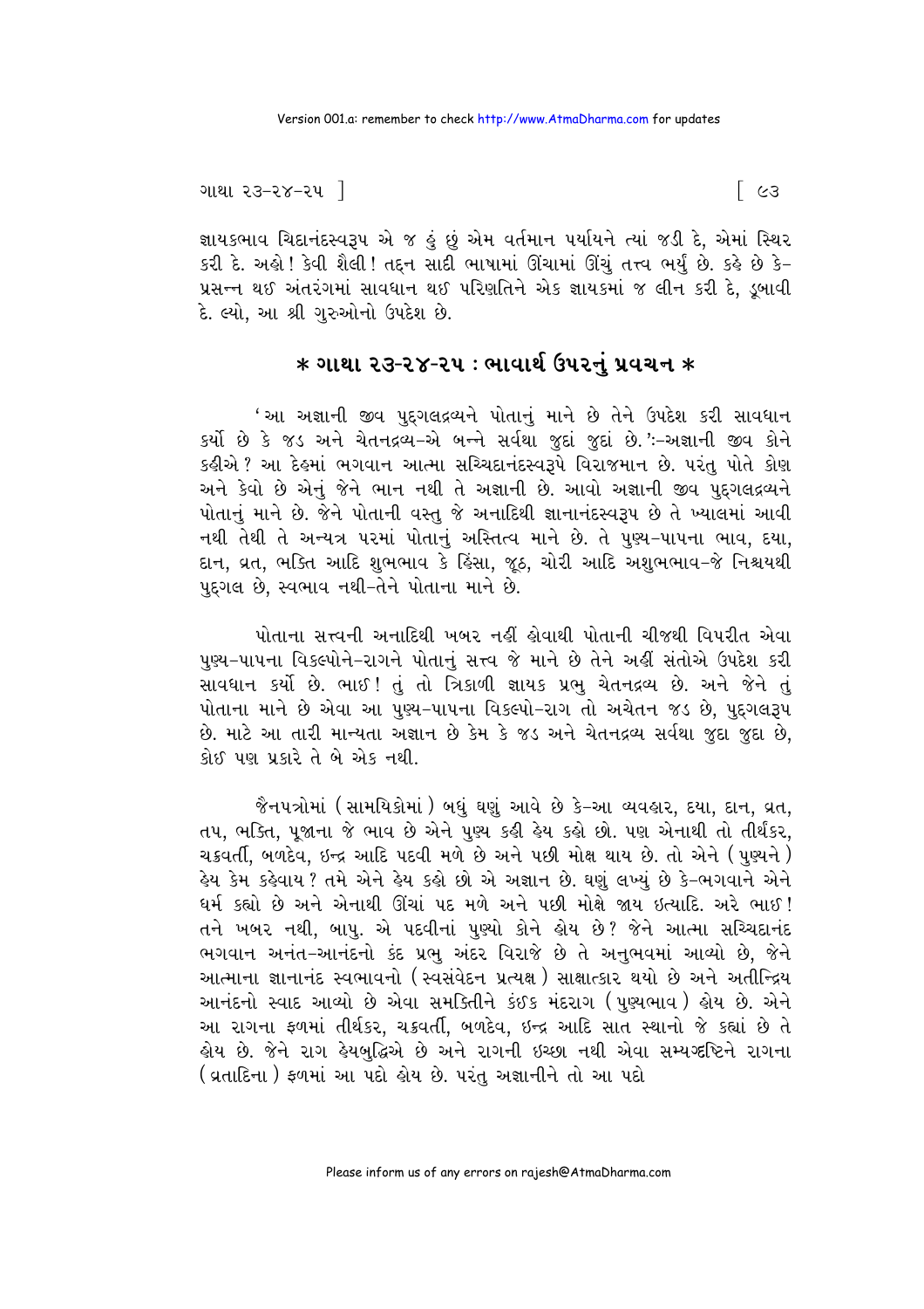જ્ઞાયકભાવ ચિદાનંદસ્વરૂપ એ જ હું છું એમ વર્તમાન પર્યાયને ત્યાં જડી દે, એમાં સ્થિર કરી દે. અહો! કેવી શૈલી! તદ્દન સાદી ભાષામાં ઊંચામાં ઊંચું તત્ત્વ ભર્યું છે. કહે છે કે- પ્રસન્ન થઈ અંતરંગમાં સાવધાન થઈ પરિણતિને એક જ્ઞાયકમાં જ લીન કરી દે, ડુબાવી દે. લ્યો, આ શ્રી ગુરુઓનો ઉપદેશ છે.

## * ગાથા ૨૩-૨૪-૨૫ : ભાવાર્થ ઉપરનું પ્રવચન *

'આ અજ્ઞાની જીવ પુદ્‌ગલદ્રવ્યને પોતાનું માને છે તેને ઉપદેશ કરી સાવધાન કર્યો છે કે જડ અને ચેતનદ્રવ્ય-એ બન્ને સર્વથા જુદાં જુદાં છે.':-અજ્ઞાની જીવ કોને કહીએ? આ દેહમાં ભગવાન આત્મા સચ્ચિદાનંદસ્વરૂપે વિરાજમાન છે. પરંતુ પોતે કોણ અને કેવો છે એનું જેને ભાન નથી તે અજ્ઞાની છે. આવો અજ્ઞાની જીવ પુદ્‌ગલદ્રવ્યને પોતાનું માને છે. જેને પોતાની વસ્તુ જે અનાદિથી જ્ઞાનાનંદસ્વરૂપ છે તે ખ્યાલમાં આવી નથી તેથી તે અન્યત્ર પરમાં પોતાનું અસ્તિત્વ માને છે. તે પુણ્ય-પાપના ભાવ, દયા, દાન, વ્રત, ભક્તિ આદિ શુભભાવ કે હિંસા, જૂઠ, ચોરી આદિ અશુભભાવ-જે નિશ્ચયથી પુદ્‌ગલ છે, સ્વભાવ નથી-તેને પોતાના માને છે.

પોતાના સત્ત્વની અનાદિથી ખબર નહીં હોવાથી પોતાની ચીજથી વિપરીત એવા પુણ્ય-પાપના વિકલ્પોને-રાગને પોતાનું સત્ત્વ જે માને છે તેને અહીં સંતોએ ઉપદેશ કરી સાવધાન કર્યો છે. ભાઈ! તું તો ત્રિકાળી જ્ઞાયક પ્રભુ ચેતનદ્રવ્ય છે. અને જેને તું પોતાના માને છે એવા આ પુણ્ય-પાપના વિકલ્પો-રાગ તો અચેતન જડ છે, પુદ્‌ગલરૂપ છે. માટે આ તારી માન્યતા અજ્ઞાન છે કેમ કે જડ અને ચેતનદ્રવ્ય સર્વથા જુદા જુદા છે, કોઈ પણ પ્રકારે તે બે એક નથી.

જૈનપત્રોમાં (સામયિકોમાં) બધું ઘણું આવે છે કે-આ વ્યવહાર, દયા, દાન, વ્રત, તપ, ભક્તિ, પૂજાના જે ભાવ છે એને પુણ્ય કહી હેય કહો છો. પણ એનાથી તો તીર્થંકર, ચક્રવર્તી, બળદેવ, ઇન્દ્ર આદિ પદવી મળે છે અને પછી મોક્ષ થાય છે. તો એને (પુણ્યને) હેય કેમ કહેવાય? તમે એને હેય કહો છો એ અજ્ઞાન છે. ઘણું લખ્યું છે કે-ભગવાને એને ધર્મ કહ્યો છે અને એનાથી ઊંચાં પદ મળે અને પછી મોક્ષે જાય ઇત્યાદિ. અરે ભાઈ! તને ખબર નથી, બાપુ. એ પદવીનાં પુણ્યો કોને હોય છે? જેને આત્મા સચ્ચિદાનંદ ભગવાન અનંત-આનંદનો કંદ પ્રભુ અંદર વિરાજે છે તે અનુભવમાં આવ્યો છે, જેને આત્માના જ્ઞાનાનંદ સ્વભાવનો (સ્વસંવેદન પ્રત્યક્ષ) સાક્ષાત્કાર થયો છે અને અતીન્દ્રિય આનંદનો સ્વાદ આવ્યો છે એવા સમકિતીને કંઈક મંદરાગ (પુણ્યભાવ) હોય છે. એને આ રાગના ફળમાં તીર્થંકર, ચક્રવર્તી, બળદેવ, ઇન્દ્ર આદિ સાત સ્થાનો જે કહ્યાં છે તે હોય છે. જેને રાગ હેયબુદ્ધિએ છે અને રાગની ઇચ્છા નથી એવા સમ્યગ્દૃષ્ટિને રાગના (વ્રતાદિના) ફળમાં આ પદો હોય છે. પરંતુ અજ્ઞાનીને તો આ પદો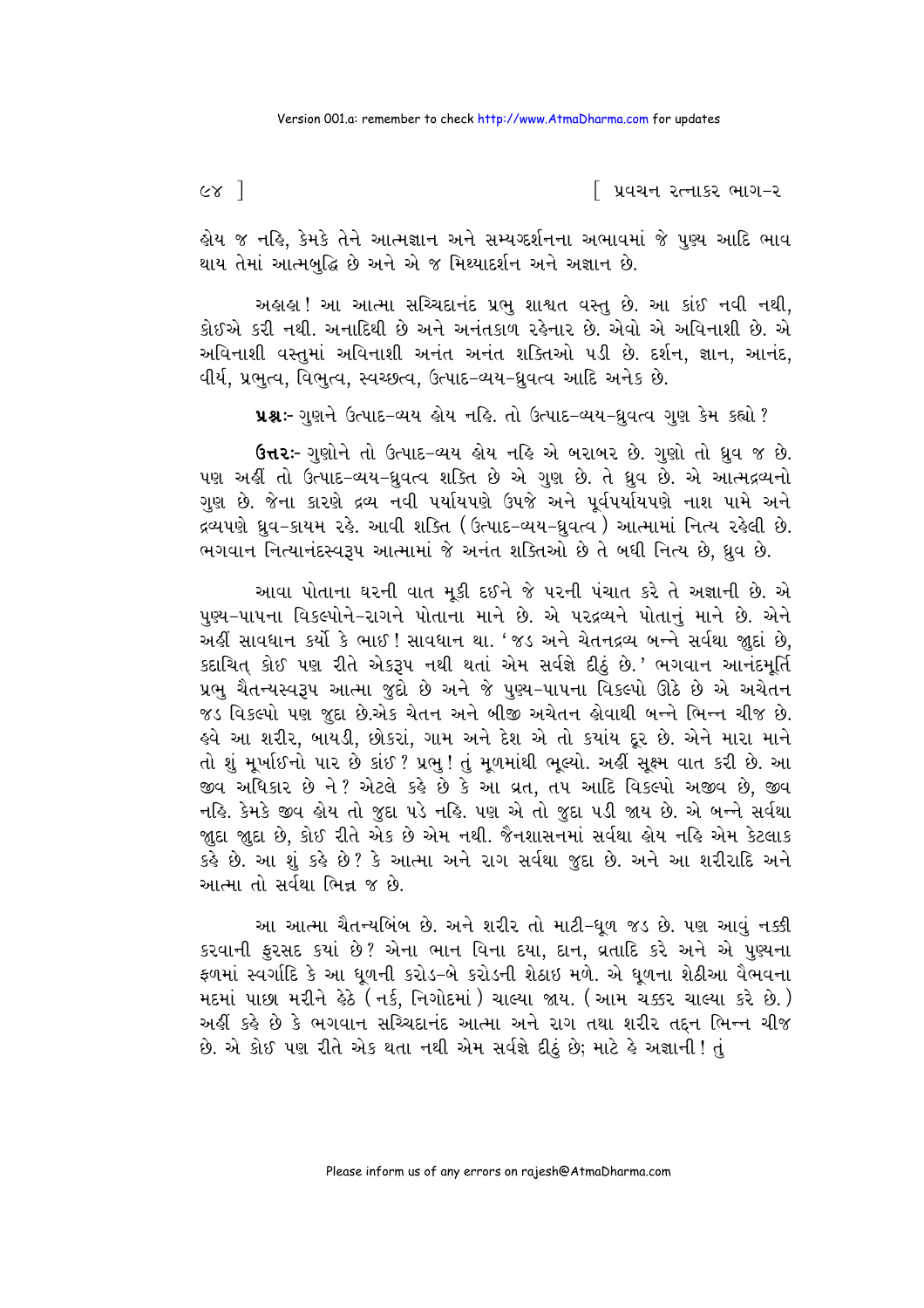હોય જ નહિ, કેમકે તેને આત્મજ્ઞાન અને સમ્યગ્દર્શનના અભાવમાં જે પુણ્ય આદિ ભાવ થાય તેમાં આત્મબુદ્ધિ છે અને એ જ મિથ્યાદર્શન અને અજ્ઞાન છે.

અહાહા! આ આત્મા સચ્ચિદાનંદ પ્રભુ શાશ્વત વસ્તુ છે. આ કાંઈ નવી નથી, કોઈએ કરી નથી. અનાદિથી છે અને અનંતકાળ રહેનાર છે. એવો એ અવિનાશી છે. એ અવિનાશી વસ્તુમાં અવિનાશી અનંત અનંત શક્તિઓ પડી છે. દર્શન, જ્ઞાન, આનંદ, વીર્ય, પ્રભુત્વ, વિભુત્વ, સ્વચ્છત્વ, ઉત્પાદ-વ્યય-ધ્રુવત્વ આદિ અનેક છે.

**પ્રશ્નઃ-** ગુણને ઉત્પાદ-વ્યય હોય નહિ. તો ઉત્પાદ-વ્યય-ધ્રુવત્વ ગુણ કેમ કહ્યો?

**ઉત્તરઃ-** ગુણોને તો ઉત્પાદ-વ્યય હોય નહિ એ બરાબર છે. ગુણો તો ધ્રુવ જ છે. પણ અહીં તો ઉત્પાદ-વ્યય-ધ્રુવત્વ શક્તિ છે એ ગુણ છે. તે ધ્રુવ છે. એ આત્મદ્રવ્યનો ગુણ છે. જેના કારણે દ્રવ્ય નવી પર્યાયપણે ઉપજે અને પૂર્વપર્યાયપણે નાશ પામે અને દ્રવ્યપણે ધ્રુવ-કાયમ રહે. આવી શક્તિ (ઉત્પાદ-વ્યય-ધ્રુવત્વ) આત્મામાં નિત્ય રહેલી છે. ભગવાન નિત્યાનંદસ્વરૂપ આત્મામાં જે અનંત શક્તિઓ છે તે બધી નિત્ય છે, ધ્રુવ છે.

આવા પોતાના ઘરની વાત મૂકી દઈને જે પરની પંચાત કરે તે અજ્ઞાની છે. એ પુણ્ય-પાપના વિકલ્પોને-રાગને પોતાના માને છે. એ પરદ્રવ્યને પોતાનું માને છે. એને અહીં સાવધાન કર્યો કે ભાઈ! સાવધાન થા. 'જડ અને ચેતનદ્રવ્ય બન્ને સર્વથા જુદાં છે, કદાચિત્ કોઈ પણ રીતે એકરૂપ નથી થતાં એમ સર્વજ્ઞે દીઠું છે.' ભગવાન આનંદમૂર્તિ પ્રભુ ચૈતન્યસ્વરૂપ આત્મા જુદો છે અને જે પુણ્ય-પાપના વિકલ્પો ઊઠે છે એ અચેતન જડ વિકલ્પો પણ જુદા છે.એક ચેતન અને બીજી અચેતન હોવાથી બન્ને ભિન્ન ચીજ છે. હવે આ શરીર, બાયડી, છોકરાં, ગામ અને દેશ એ તો ક્યાંય દૂર છે. એને મારા માને તો શું મૂર્ખાઈનો પાર છે કાંઈ? પ્રભુ! તું મૂળમાંથી ભૂલ્યો. અહીં સૂક્ષ્મ વાત કરી છે. આ જીવ અધિકાર છે ને? એટલે કહે છે કે આ વ્રત, તપ આદિ વિકલ્પો અજીવ છે, જીવ નહિ. કેમકે જીવ હોય તો જુદા પડે નહિ. પણ એ તો જુદા પડી જાય છે. એ બન્ને સર્વથા જુદા જુદા છે, કોઈ રીતે એક છે એમ નથી. જૈનશાસનમાં સર્વથા હોય નહિ એમ કેટલાક કહે છે. આ શું કહે છે? કે આત્મા અને રાગ સર્વથા જુદા છે. અને આ શરીરાદિ અને આત્મા તો સર્વથા ભિન્ન જ છે.

આ આત્મા ચૈતન્યબિંબ છે. અને શરીર તો માટી-ધૂળ જડ છે. પણ આવું નક્કી કરવાની ફુરસદ ક્યાં છે? એના ભાન વિના દયા, દાન, વ્રતાદિ કરે અને એ પુણ્યના ફળમાં સ્વર્ગાદિ કે આ ધૂળની કરોડ-બે કરોડની શેઠાઇ મળે. એ ધૂળના શેઠીઆ વૈભવના મદમાં પાછા મરીને હેઠે (નર્ક, નિગોદમાં) ચાલ્યા જાય. (આમ ચક્કર ચાલ્યા કરે છે.) અહીં કહે છે કે ભગવાન સચ્ચિદાનંદ આત્મા અને રાગ તથા શરીર તદ્દન ભિન્ન ચીજ છે. એ કોઈ પણ રીતે એક થતા નથી એમ સર્વજ્ઞે દીઠું છે; માટે હે અજ્ઞાની! તું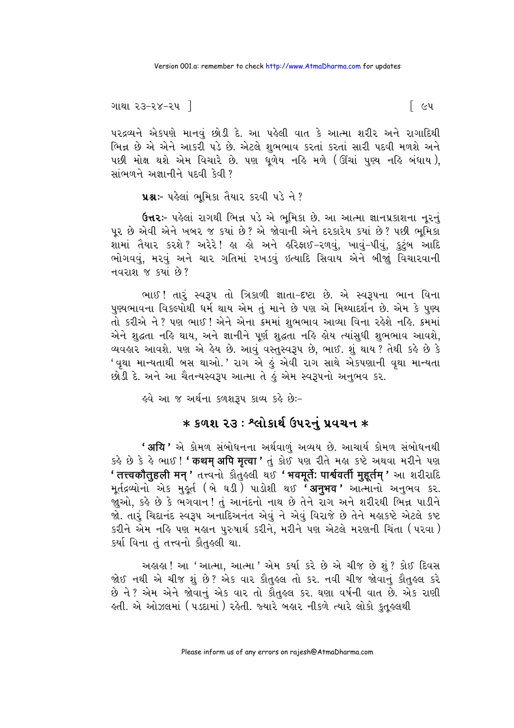પરદ્રવ્યને એકપણે માનવું છોડી દે. આ પહેલી વાત કે આત્મા શરીર અને રાગાદિથી ભિન્ન છે એ એને આકરી પડે છે. એટલે શુભભાવ કરતાં કરતાં સારી પદવી મળશે અને પછી મોક્ષ થશે એમ વિચારે છે. પણ ધૂળેય નહિ મળે (ઊંચાં પુણ્ય નહિ બંધાય), સાંભળને અજ્ઞાનીને પદવી કેવી?

**પ્રશ્ન:-** પહેલાં ભૂમિકા તૈયાર કરવી પડે ને?

**ઉત્તર:-** પહેલાં રાગથી ભિન્ન પડે એ ભૂમિકા છે. આ આત્મા જ્ઞાનપ્રકાશના નૂરનું પૂર છે એવી એને ખબર જ ક્યાં છે? એ જોવાની એને દરકારેય ક્યાં છે? પછી ભૂમિકા શામાં તૈયાર કરશે? અરેરે! હા હો અને હરિફાઈ-રળવું, ખાવું-પીવું, કુટુંબ આદિ ભોગવવું, મરવું અને ચાર ગતિમાં રખડવું ઇત્યાદિ સિવાય એને બીજાું વિચારવાની નવરાશ જ ક્યાં છે?

ભાઈ! તારું સ્વરૂપ તો ત્રિકાળી જ્ઞાતા-દ્રષ્ટા છે. એ સ્વરૂપના ભાન વિના પુણ્યભાવના વિકલ્પોથી ધર્મ થાય એમ તું માને છે પણ એ મિથ્યાદર્શન છે. એમ કે પુણ્ય તો કરીએ ને? પણ ભાઈ! એને એના ક્રમમાં શુભભાવ આવ્યા વિના રહેશે નહિ. ક્રમમાં એને શુદ્ધતા નહિ થાય, અને જ્ઞાનીને પૂર્ણ શુદ્ધતા નહિ હોય ત્યાંસુધી શુભભાવ આવશે, વ્યવહાર આવશે. પણ એ હેય છે. આવું વસ્તુસ્વરૂપ છે, ભાઈ. શું થાય? તેથી કહે છે કે 'વૃથા માન્યતાથી બસ થાઓ.' રાગ એ હું એવી રાગ સાથે એકપણાની વૃથા માન્યતા છોડી દે. અને આ ચૈતન્યસ્વરૂપ આત્મા તે હું એમ સ્વરૂપનો અનુભવ કર.

હવે આ જ અર્થના કળશરૂપ કાવ્ય કહે છે:-

## * કળશ ૨૩ : શ્લોકાર્થ ઉપરનું પ્રવચન *

**'अयि'** એ કોમળ સંબોધનના અર્થવાળું અવ્યય છે. આચાર્ય કોમળ સંબોધનથી કહે છે કે હે ભાઈ! **'कथम् अपि मृत्वा'** તું કોઈ પણ રીતે મહા કષ્ટે અથવા મરીને પણ **'तत्त्वकौतुहली मन्'** તત્ત્વનો કૌતુહલી થઈ **'भवमूर्तेः पार्श्ववर्ती मुहूर्तम्'** આ શરીરાદિ મૂર્તદ્રવ્યોનો એક મુહૂર્ત (બે ઘડી) પાડોશી થઈ **'अनुभव'** આત્માનો અનુભવ કર. જુઓ, કહે છે કે ભગવાન! તું આનંદનો નાથ છે તેને રાગ અને શરીરથી ભિન્ન પાડીને જો. તારું ચિદાનંદ સ્વરૂપ અનાદિઅનંત એવું ને એવું વિરાજે છે તેને મહાકષ્ટે એટલે કષ્ટ કરીને એમ નહિ પણ મહાન પુરુષાર્થ કરીને, મરીને પણ એટલે મરણની ચિંતા (પરવા) કર્યા વિના તું તત્ત્વનો કૌતુહલી થા.

અહાહા! આ 'આત્મા, આત્મા' એમ કર્યા કરે છે એ ચીજ છે શું? કોઈ દિવસ જોઈ નથી એ ચીજ શું છે? એક વાર કૌતુહલ તો કર. નવી ચીજ જોવાનું કૌતુહલ કરે છે ને? એમ એને જોવાનું એક વાર તો કૌતુહલ કર. ઘણા વર્ષની વાત છે. એક રાણી હતી. એ ઓઝલમાં (પડદામાં) રહેતી. જ્યારે બહાર નીકળે ત્યારે લોકો કુતૂહલથી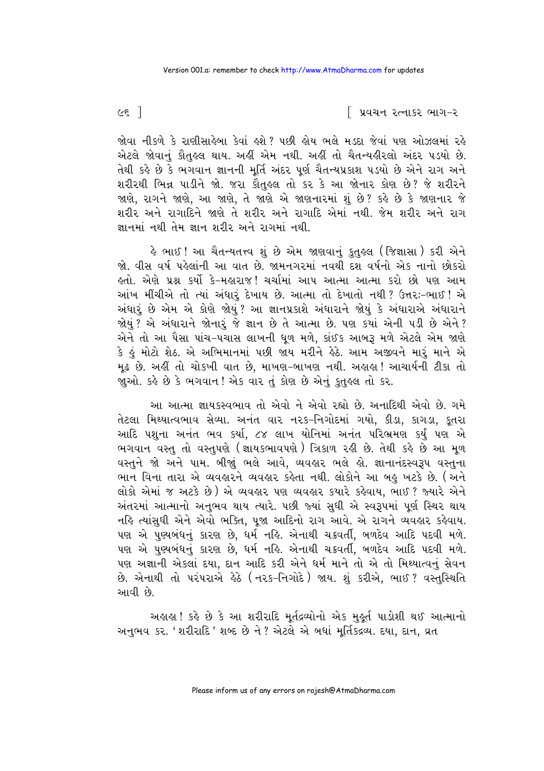જોવા નીકળે કે રાણીસાહેબા કેવાં હશે? પછી હોય ભલે મડદા જેવાં પણ ઓઝલમાં રહે એટલે જોવાનું કૌતુહલ થાય. અહીં એમ નથી. અહીં તો ચૈતન્યહીરલો અંદર પડ્યો છે. તેથી કહે છે કે ભગવાન જ્ઞાનની મૂર્તિ અંદર પૂર્ણ ચૈતન્યપ્રકાશ પડ્યો છે એને રાગ અને શરીરથી ભિન્ન પાડીને જો. જરા કૌતુહલ તો કર કે આ જોનાર કોણ છે? જે શરીરને જાણે, રાગને જાણે, આ જાણે, તે જાણે એ જાણનારમાં શું છે? કહે છે કે જાણનાર જે શરીર અને રાગાદિને જાણે તે શરીર અને રાગાદિ એમાં નથી. જેમ શરીર અને રાગ જ્ઞાનમાં નથી તેમ જ્ઞાન શરીર અને રાગમાં નથી.

હે ભાઈ! આ ચૈતન્યતત્ત્વ શું છે એમ જાણવાનું કુતુહલ (જિજ્ઞાસા) કરી એને જો. વીસ વર્ષ પહેલાંની આ વાત છે. જામનગરમાં નવથી દશ વર્ષનો એક નાનો છોકરો હતો. એણે પ્રશ્ન કર્યો કે-મહારાજ! ચર્ચામાં આપ આત્મા આત્મા કરો છો પણ આમ આંખ મીંચીએ તો ત્યાં અંધારું દેખાય છે. આત્મા તો દેખાતો નથી? ઉત્તરઃ-ભાઈ! એ અંધારું છે એમ એ કોણે જોયું? આ જ્ઞાનપ્રકાશે અંધારાને જોયું કે અંધારાએ અંધારાને જોયું? એ અંધારાને જોનારું જે જ્ઞાન છે તે આત્મા છે. પણ કયાં એની પડી છે એને? એને તો આ પૈસા પાંચ-પચાસ લાખની ધૂળ મળે, કાંઈક આબરૂ મળે એટલે એમ જાણે કે હું મોટો શેઠ. એ અભિમાનમાં પછી જાય મરીને હેઠે. આમ અજીવને મારું માને એ મૂઢ છે. અહીં તો ચોકખી વાત છે, માખણ-બાખણ નથી. અહાહા! આચાર્યની ટીકા તો જાુઓ. કહે છે કે ભગવાન! એક વાર તું કોણ છે એનું કુતુહલ તો કર.

આ આત્મા જ્ઞાયકસ્વભાવ તો એવો ને એવો રહ્યો છે. અનાદિથી એવો છે. ગમે તેટલા મિથ્યાત્વભાવ સેવ્યા. અનંત વાર નરક-નિગોદમાં ગયો, કીડા, કાગડા, કૂતરા આદિ પશુના અનંત ભવ કર્યા, ૮૪ લાખ યોનિમાં અનંત પરિભ્રમણ કર્યું પણ એ ભગવાન વસ્તુ તો વસ્તુપણે (જ્ઞાયકભાવપણે) ત્રિકાળ રહી છે. તેથી કહે છે આ મૂળ વસ્તુને જો અને પામ. બીજાું ભલે આવે, વ્યવહાર ભલે હો. જ્ઞાનાનંદસ્વરૂપ વસ્તુના ભાન વિના તારા એ વ્યવહારને વ્યવહાર કહેતા નથી. લોકોને આ બહુ ખટકે છે. (અને લોકો એમાં જ અટકે છે) એ વ્યવહાર પણ વ્યવહાર કયારે કહેવાય, ભાઈ? જ્યારે એને અંતરમાં આત્માનો અનુભવ થાય ત્યારે. પછી જ્યાં સુધી એ સ્વરૂપમાં પૂર્ણ સ્થિર થાય નહિ ત્યાંસુધી એને એવો ભક્તિ, પૂજા આદિનો રાગ આવે. એ રાગને વ્યવહાર કહેવાય. પણ એ પુણ્યબંધનું કારણ છે, ધર્મ નહિ. એનાથી ચક્રવર્તી, બળદેવ આદિ પદવી મળે. પણ એ પુણ્યબંધનું કારણ છે, ધર્મ નહિ. એનાથી ચક્રવર્તી, બળદેવ આદિ પદવી મળે. પણ અજ્ઞાની એકલાં દયા, દાન આદિ કરી એને ધર્મ માને તો એ તો મિથ્યાત્વનું સેવન છે. એનાથી તો પરંપરાએ હેઠે (નરક-નિગોદે) જાય. શું કરીએ, ભાઈ? વસ્તુસ્થિતિ આવી છે.

અહાહા! કહે છે કે આ શરીરાદિ મૂર્તદ્રવ્યોનો એક મુહૂર્ત પાડોશી થઈ આત્માનો અનુભવ કર. 'શરીરાદિ' શબ્દ છે ને? એટલે એ બધાં મૂર્તિકદ્રવ્ય. દયા, દાન, વ્રત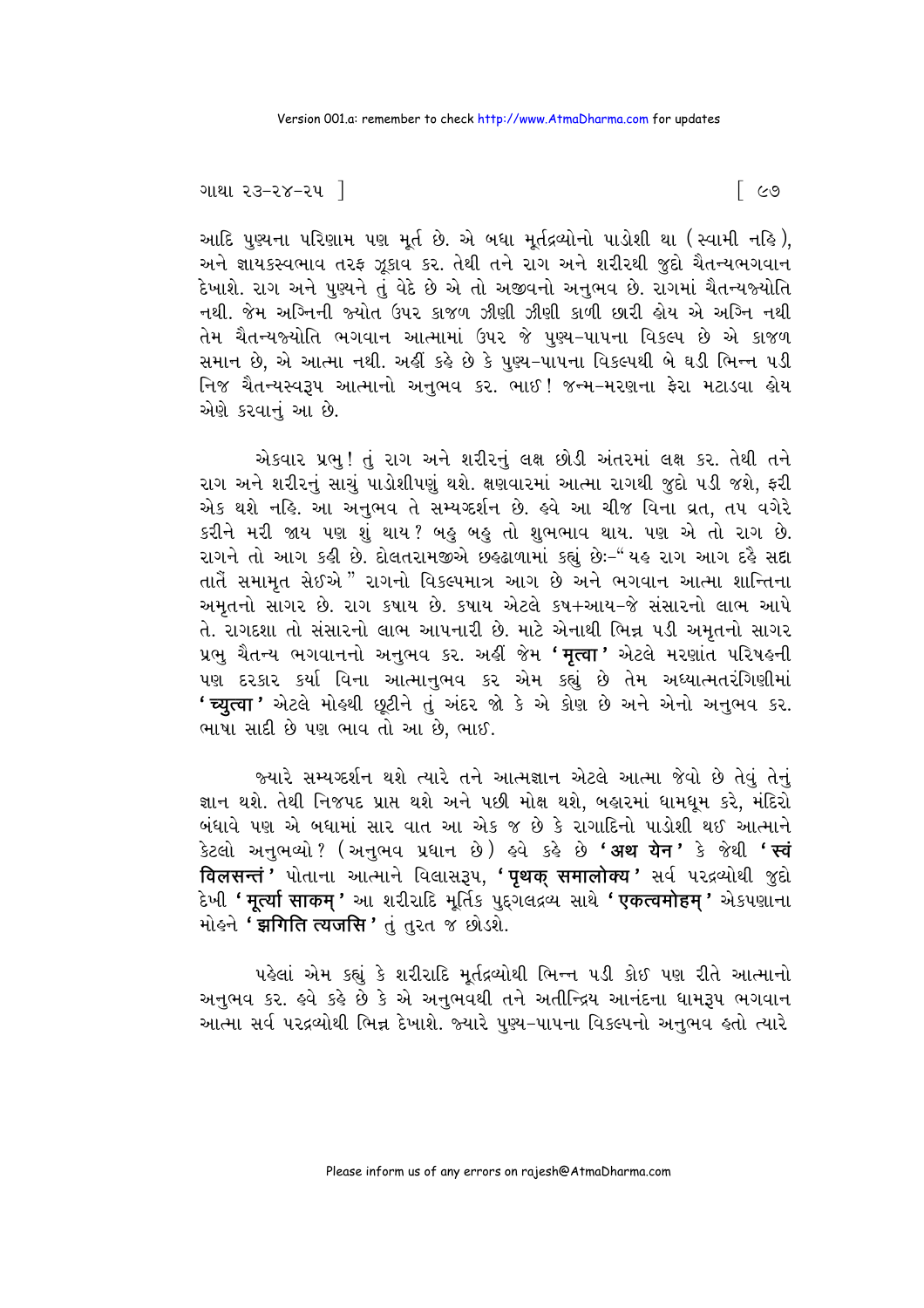આદિ પુણ્યના પરિણામ પણ મૂર્ત છે. એ બધા મૂર્તદ્રવ્યોનો પાડોશી થા (સ્વામી નહિ), અને જ્ઞાયકસ્વભાવ તરફ ઝૂકાવ કર. તેથી તને રાગ અને શરીરથી જુદો ચૈતન્યભગવાન દેખાશે. રાગ અને પુણ્યને તું વેદે છે એ તો અજીવનો અનુભવ છે. રાગમાં ચૈતન્યજ્યોતિ નથી. જેમ અગ્નિની જ્યોત ઉપર કાજળ ઝીણી ઝીણી કાળી છારી હોય એ અગ્નિ નથી તેમ ચૈતન્યજ્યોતિ ભગવાન આત્મામાં ઉપર જે પુણ્ય-પાપના વિકલ્પ છે એ કાજળ સમાન છે, એ આત્મા નથી. અહીં કહે છે કે પુણ્ય-પાપના વિકલ્પથી બે ઘડી ભિન્ન પડી નિજ ચૈતન્યસ્વરૂપ આત્માનો અનુભવ કર. ભાઈ! જન્મ-મરણના ફેરા મટાડવા હોય એણે કરવાનું આ છે.

એકવાર પ્રભુ! તું રાગ અને શરીરનું લક્ષ છોડી અંતરમાં લક્ષ કર. તેથી તને રાગ અને શરીરનું સાચું પાડોશીપણું થશે. ક્ષણવારમાં આત્મા રાગથી જુદો પડી જશે, ફરી એક થશે નહિ. આ અનુભવ તે સમ્યગ્દર્શન છે. હવે આ ચીજ વિના વ્રત, તપ વગેરે કરીને મરી જાય પણ શું થાય? બહુ બહુ તો શુભભાવ થાય. પણ એ તો રાગ છે. રાગને તો આગ કહી છે. દોલતરામજીએ છહઢાળામાં કહ્યું છેઃ-"યહ રાગ આગ દહૈ સદા તાતૈં સમામૃત સેઈએ" રાગનો વિકલ્પમાત્ર આગ છે અને ભગવાન આત્મા શાન્તિના અમૃતનો સાગર છે. રાગ કષાય છે. કષાય એટલે કષ+આય-જે સંસારનો લાભ આપે તે. રાગદશા તો સંસારનો લાભ આપનારી છે. માટે એનાથી ભિન્ન પડી અમૃતનો સાગર પ્રભુ ચૈતન્ય ભગવાનનો અનુભવ કર. અહીં જેમ **'मृत्वा'** એટલે મરણાંત પરિષહની પણ દરકાર કર્યા વિના આત્માનુભવ કર એમ કહ્યું છે તેમ અધ્યાત્મતરંગિણીમાં **'च्युत्वा'** એટલે મોહથી છૂટીને તું અંદર જો કે એ કોણ છે અને એનો અનુભવ કર. ભાષા સાદી છે પણ ભાવ તો આ છે, ભાઈ.

જ્યારે સમ્યગ્દર્શન થશે ત્યારે તને આત્મજ્ઞાન એટલે આત્મા જેવો છે તેવું તેનું જ્ઞાન થશે. તેથી નિજપદ પ્રાપ્ત થશે અને પછી મોક્ષ થશે, બહારમાં ધામધૂમ કરે, મંદિરો બંધાવે પણ એ બધામાં સાર વાત આ એક જ છે કે રાગાદિનો પાડોશી થઈ આત્માને કેટલો અનુભવ્યો? (અનુભવ પ્રધાન છે) હવે કહે છે **'अथ येन'** કે જેથી **'स्वं विलसन्तं'** પોતાના આત્માને વિલાસરૂપ, **'पृथक् समालोक्य'** સર્વ પરદ્રવ્યોથી જુદો દેખી **'मूर्त्या साकम्'** આ શરીરાદિ મૂર્તિક પુદ્‌ગલદ્રવ્ય સાથે **'एकत्वमोहम्'** એકપણાના મોહને **'झगिति त्यजसि'** તું તુરત જ છોડશે.

પહેલાં એમ કહ્યું કે શરીરાદિ મૂર્તદ્રવ્યોથી ભિન્ન પડી કોઈ પણ રીતે આત્માનો અનુભવ કર. હવે કહે છે કે એ અનુભવથી તને અતીન્દ્રિય આનંદના ધામરૂપ ભગવાન આત્મા સર્વ પરદ્રવ્યોથી ભિન્ન દેખાશે. જ્યારે પુણ્ય-પાપના વિકલ્પનો અનુભવ હતો ત્યારે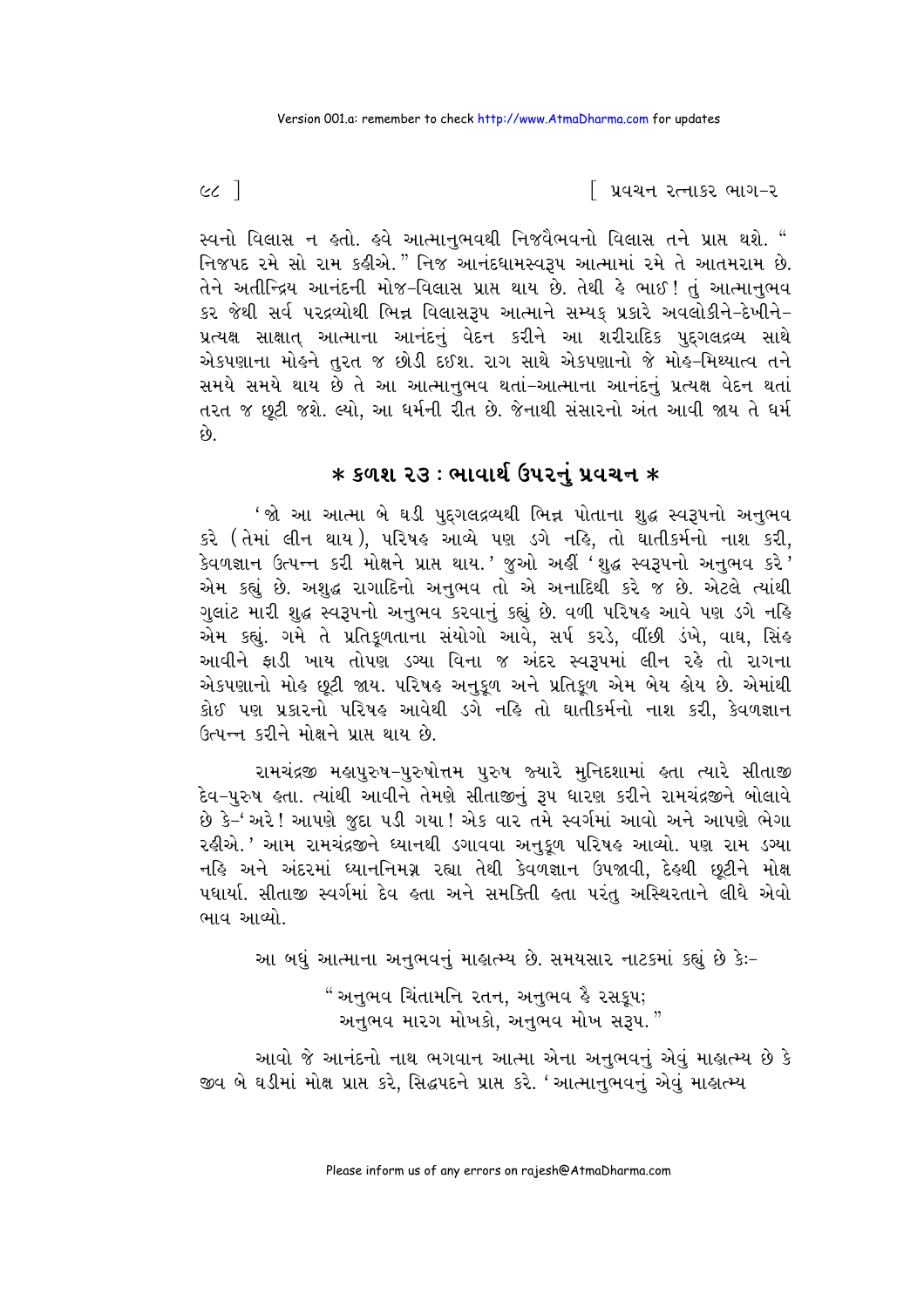સ્વનો વિલાસ ન હતો. હવે આત્માનુભવથી નિજવૈભવનો વિલાસ તને પ્રાપ્ત થશે. "નિજપદ રમે સો રામ કહીએ." નિજ આનંદધામસ્વરૂપ આત્મામાં રમે તે આતમરામ છે. તેને અતીન્દ્રિય આનંદની મોજ-વિલાસ પ્રાપ્ત થાય છે. તેથી હે ભાઈ! તું આત્માનુભવ કર જેથી સર્વ પરદ્રવ્યોથી ભિન્ન વિલાસરૂપ આત્માને સમ્યક્ પ્રકારે અવલોકીને-દેખીને-પ્રત્યક્ષ સાક્ષાત્ આત્માના આનંદનું વેદન કરીને આ શરીરાદિક પુદ્‌ગલદ્રવ્ય સાથે એકપણાના મોહને તુરત જ છોડી દઈશ. રાગ સાથે એકપણાનો જે મોહ-મિથ્યાત્વ તને સમયે સમયે થાય છે તે આ આત્માનુભવ થતાં-આત્માના આનંદનું પ્રત્યક્ષ વેદન થતાં તરત જ છૂટી જશે. લ્યો, આ ધર્મની રીત છે. જેનાથી સંસારનો અંત આવી જાય તે ધર્મ છે.

## * કળશ ૨૩ : ભાવાર્થ ઉપરનું પ્રવચન *

'જો આ આત્મા બે ઘડી પુદ્‌ગલદ્રવ્યથી ભિન્ન પોતાના શુદ્ધ સ્વરૂપનો અનુભવ કરે (તેમાં લીન થાય), પરિષહ આવ્યે પણ ડગે નહિ, તો ઘાતીકર્મનો નાશ કરી, કેવળજ્ઞાન ઉત્પન્ન કરી મોક્ષને પ્રાપ્ત થાય.' જુઓ અહીં 'શુદ્ધ સ્વરૂપનો અનુભવ કરે' એમ કહ્યું છે. અશુદ્ધ રાગાદિનો અનુભવ તો એ અનાદિથી કરે જ છે. એટલે ત્યાંથી ગુલાંટ મારી શુદ્ધ સ્વરૂપનો અનુભવ કરવાનું કહ્યું છે. વળી પરિષહ આવે પણ ડગે નહિ એમ કહ્યું. ગમે તે પ્રતિકૂળતાના સંયોગો આવે, સર્પ કરડે, વીંછી ડંખે, વાઘ, સિંહ આવીને ફાડી ખાય તોપણ ડગ્યા વિના જ અંદર સ્વરૂપમાં લીન રહે તો રાગના એકપણાનો મોહ છૂટી જાય. પરિષહ અનુકૂળ અને પ્રતિકૂળ એમ બેય હોય છે. એમાંથી કોઈ પણ પ્રકારનો પરિષહ આવેથી ડગે નહિ તો ઘાતીકર્મનો નાશ કરી, કેવળજ્ઞાન ઉત્પન્ન કરીને મોક્ષને પ્રાપ્ત થાય છે.

રામચંદ્રજી મહાપુરુષ-પુરુષોત્તમ પુરુષ જ્યારે મુનિદશામાં હતા ત્યારે સીતાજી દેવ-પુરુષ હતા. ત્યાંથી આવીને તેમણે સીતાજીનું રૂપ ધારણ કરીને રામચંદ્રજીને બોલાવે છે કે-'અરે! આપણે જુદા પડી ગયા! એક વાર તમે સ્વર્ગમાં આવો અને આપણે ભેગા રહીએ.' આમ રામચંદ્રજીને ધ્યાનથી ડગાવવા અનુકૂળ પરિષહ આવ્યો. પણ રામ ડગ્યા નહિ અને અંદરમાં ધ્યાનનિમગ્ન રહ્યા તેથી કેવળજ્ઞાન ઉપજાવી, દેહથી છૂટીને મોક્ષ પધાર્યા. સીતાજી સ્વર્ગમાં દેવ હતા અને સમકિતી હતા પરંતુ અસ્થિરતાને લીધે એવો ભાવ આવ્યો.

આ બધું આત્માના અનુભવનું માહાત્મ્ય છે. સમયસાર નાટકમાં કહ્યું છે કેઃ-

"અનુભવ ચિંતામનિ રતન, અનુભવ હૈ રસકૂપ;
અનુભવ મારગ મોખકો, અનુભવ મોખ સરૂપ."

આવો જે આનંદનો નાથ ભગવાન આત્મા એના અનુભવનું એવું માહાત્મ્ય છે કે જીવ બે ઘડીમાં મોક્ષ પ્રાપ્ત કરે, સિદ્ધપદને પ્રાપ્ત કરે. 'આત્માનુભવનું એવું માહાત્મ્ય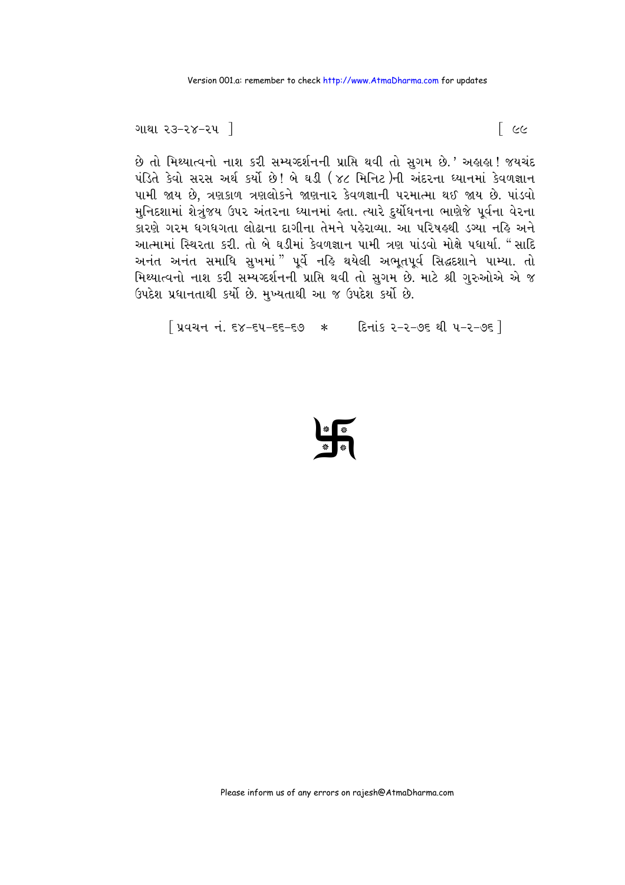છે તો મિથ્યાત્વનો નાશ કરી સમ્યગ્દર્શનની પ્રાપ્તિ થવી તો સુગમ છે.' અહાહા! જયચંદ પંડિતે કેવો સરસ અર્થ કર્યો છે! બે ઘડી (૪૮ મિનિટ)ની અંદરના ધ્યાનમાં કેવળજ્ઞાન પામી જાય છે, ત્રણકાળ ત્રણલોકને જાણનાર કેવળજ્ઞાની પરમાત્મા થઈ જાય છે. પાંડવો મુનિદશામાં શેત્રુંજય ઉપર અંતરના ધ્યાનમાં હતા. ત્યારે દુર્યોધનના ભાણેજે પૂર્વના વેરના કારણે ગરમ ધગધગતા લોઢાના દાગીના તેમને પહેરાવ્યા. આ પરિષહથી ડગ્યા નહિ અને આત્મામાં સ્થિરતા કરી. તો બે ઘડીમાં કેવળજ્ઞાન પામી ત્રણ પાંડવો મોક્ષે પધાર્યા. "સાદિ અનંત અનંત સમાધિ સુખમાં" પૂર્વે નહિ થયેલી અભૂતપૂર્વ સિદ્ધદશાને પામ્યા. તો મિથ્યાત્વનો નાશ કરી સમ્યગ્દર્શનની પ્રાપ્તિ થવી તો સુગમ છે. માટે શ્રી ગુરુઓએ એ જ ઉપદેશ પ્રધાનતાથી કર્યો છે. મુખ્યતાથી આ જ ઉપદેશ કર્યો છે.

[પ્રવચન નં. ૬૪-૬૫-૬૬-૬૭ * દિનાંક ૨-૨-૭૬ થી ૫-૨-૭૬]

卐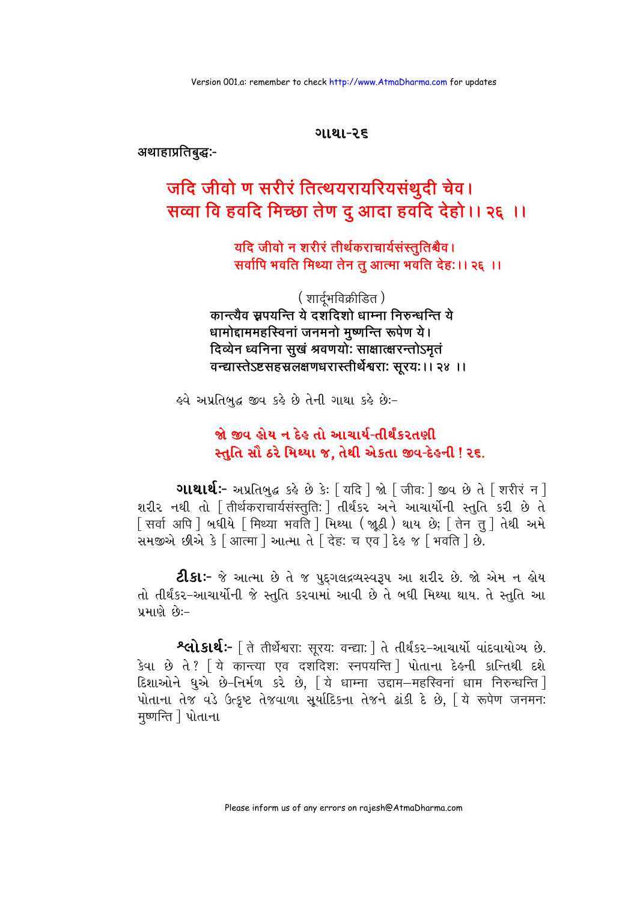## ગાથા-૨૬

अथाहाप्रतिबुद्धः-

**जदि जीवो ण सरीरं तित्थयरायरियसंथुदी चेव।**
**सव्वा वि हवदि मिच्छा तेण दु आदा हवदि देहो।। २६ ।।**

यदि जीवो न शरीरं तीर्थकराचार्यसंस्तुतिश्चैव।
सर्वापि भवति मिथ्या तेन तु आत्मा भवति देहः।। २६ ।।

( शार्दूलविक्रीडित )

**कान्त्यैव स्नपयन्ति ये दशदिशो धाम्ना निरुन्धन्ति ये**
**धामोद्दाममहस्विनां जनमनो मुष्णन्ति रूपेण ये।**
**दिव्येन ध्वनिना सुखं श्रवणयोः साक्षात्क्षरन्तोऽमृतं**
**वन्द्यास्तेऽष्टसहस्रलक्षणधरास्तीर्थेश्वराः सूरयः।। २४ ।।**

હવે અપ્રતિબુદ્ધ જીવ કહે છે તેની ગાથા કહે છેઃ–

**જો જીવ હોય ન દેહ તો આચાર્ય-તીર્થંકરતણી**
**સ્તુતિ સૌ ઠરે મિથ્યા જ, તેથી એકતા જીવ-દેહની ! ૨૬.**

**ગાથાર્થઃ-** અપ્રતિબુદ્ધ કહે છે કેઃ [ यदि ] જો [ जीवः ] જીવ છે તે [ शरीरं न ] શરીર નથી તો [ तीर्थकराचार्यसंस्तुतिः ] તીર્થંકર અને આચાર્યોની સ્તુતિ કરી છે તે [ सर्वा अपि ] બધીયે [ मिथ्या भवति ] મિથ્યા ( જૂઠી ) થાય છે; [ तेन तु ] તેથી અમે સમજીએ છીએ કે [ आत्मा ] આત્મા તે [ देहः च एव ] દેહ જ [ भवति ] છે.

**ટીકાઃ-** જે આત્મા છે તે જ પુદ્‌ગલદ્રવ્યસ્વરૂપ આ શરીર છે. જો એમ ન હોય તો તીર્થંકર-આચાર્યોની જે સ્તુતિ કરવામાં આવી છે તે બધી મિથ્યા થાય. તે સ્તુતિ આ પ્રમાણે છેઃ–

**શ્લોકાર્થઃ-** [ ते तीर्थेश्वराः सूरयः वन्द्याः ] તે તીર્થંકર-આચાર્યો વાંદવાયોગ્ય છે. કેવા છે તે? [ ये कान्त्या एव दशदिशः स्नपयन्ति ] પોતાના દેહની કાન્તિથી દશે દિશાઓને ધુએ છે-નિર્મળ કરે છે, [ ये धाम्ना उद्दाम–महस्विनां धाम निरुन्धन्ति ] પોતાના તેજ વડે ઉત્કૃષ્ટ તેજવાળા સૂર્યાદિકના તેજને ઢાંકી દે છે, [ ये रूपेण जनमनः मुष्णन्ति ] પોતાના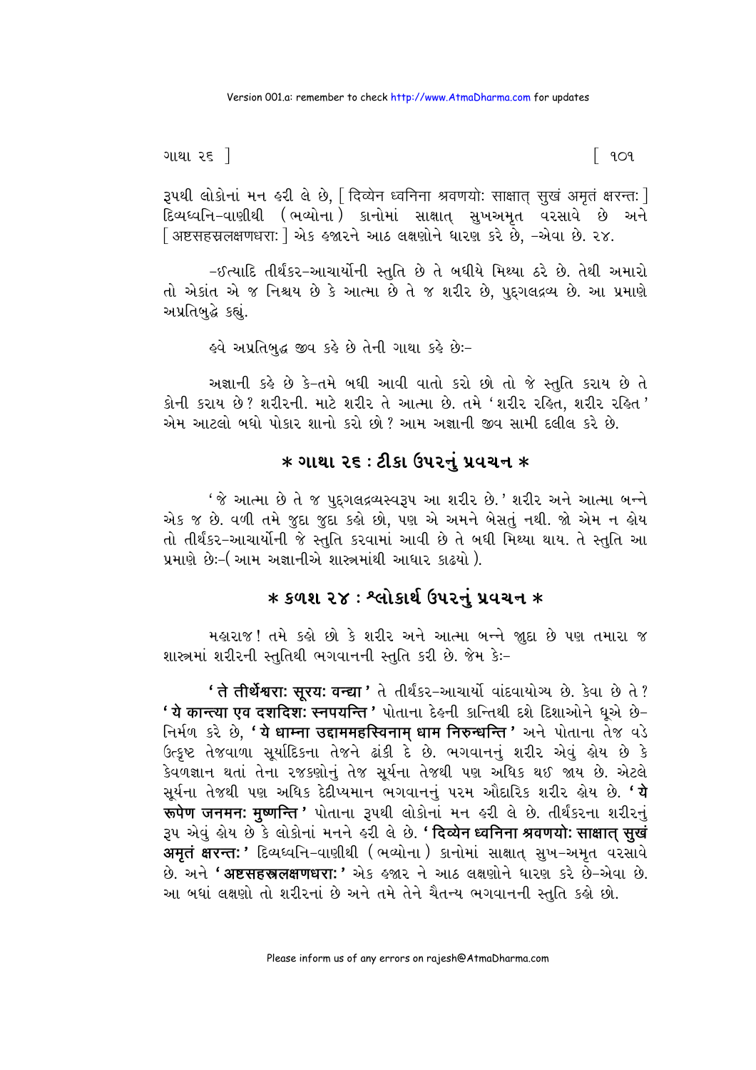રૂપથી લોકોનાં મન હરી લે છે, [ दिव्येन ध्वनिना श्रवणयोः साक्षात् सुखं अमृतं क्षरन्तः ] દિવ્યધ્વનિ-વાણીથી (ભવ્યોના) કાનોમાં સાક્ષાત્ સુખઅમૃત વરસાવે છે અને [ अष्टसहस्रलक्षणधराः ] એક હજારને આઠ લક્ષણોને ધારણ કરે છે, -એવા છે. ૨૪.

-ઇત્યાદિ તીર્થંકર-આચાર્યોની સ્તુતિ છે તે બધીયે મિથ્યા ઠરે છે. તેથી અમારો તો એકાંત એ જ નિશ્ચય છે કે આત્મા છે તે જ શરીર છે, પુદ્‌ગલદ્રવ્ય છે. આ પ્રમાણે અપ્રતિબુદ્ધે કહ્યું.

હવે અપ્રતિબુદ્ધ જીવ કહે છે તેની ગાથા કહે છેઃ-

અજ્ઞાની કહે છે કે-તમે બધી આવી વાતો કરો છો તો જે સ્તુતિ કરાય છે તે કોની કરાય છે? શરીરની. માટે શરીર તે આત્મા છે. તમે 'શરીર રહિત, શરીર રહિત' એમ આટલો બધો પોકાર શાનો કરો છો? આમ અજ્ઞાની જીવ સામી દલીલ કરે છે.

## * ગાથા ૨૬ : ટીકા ઉપરનું પ્રવચન *

'જે આત્મા છે તે જ પુદ્‌ગલદ્રવ્યસ્વરૂપ આ શરીર છે.' શરીર અને આત્મા બન્ને એક જ છે. વળી તમે જુદા જુદા કહો છો, પણ એ અમને બેસતું નથી. જો એમ ન હોય તો તીર્થંકર-આચાર્યોની જે સ્તુતિ કરવામાં આવી છે તે બધી મિથ્યા થાય. તે સ્તુતિ આ પ્રમાણે છેઃ-( આમ અજ્ઞાનીએ શાસ્ત્રમાંથી આધાર કાઢયો ).

## * કળશ ૨૪ : શ્લોકાર્થ ઉપરનું પ્રવચન *

મહારાજ! તમે કહો છો કે શરીર અને આત્મા બન્ને જુદા છે પણ તમારા જ શાસ્ત્રમાં શરીરની સ્તુતિથી ભગવાનની સ્તુતિ કરી છે. જેમ કેઃ-

**' ते तीर्थेश्वराः सूरयः वन्द्याः '** તે તીર્થંકર-આચાર્યો વાંદવાયોગ્ય છે. કેવા છે તે? **' ये कान्त्या एव दशदिशः स्नपयन्ति '** પોતાના દેહની કાન્તિથી દશે દિશાઓને ધૂએ છે-નિર્મળ કરે છે, **' ये धाम्ना उद्दाममहस्विनाम् धाम निरुन्धन्ति '** અને પોતાના તેજ વડે ઉત્કૃષ્ટ તેજવાળા સૂર્યાદિકના તેજને ઢાંકી દે છે. ભગવાનનું શરીર એવું હોય છે કે કેવળજ્ઞાન થતાં તેના રજકણોનું તેજ સૂર્યના તેજથી પણ અધિક થઈ જાય છે. એટલે સૂર્યના તેજથી પણ અધિક દેદીપ્યમાન ભગવાનનું પરમ ઔદારિક શરીર હોય છે. **' ये रूपेण जनमनः मुष्णन्ति '** પોતાના રૂપથી લોકોનાં મન હરી લે છે. તીર્થંકરના શરીરનું રૂપ એવું હોય છે કે લોકોનાં મનને હરી લે છે. **' दिव्येन ध्वनिना श्रवणयोः साक्षात् सुखं अमृतं क्षरन्तः '** દિવ્યધ્વનિ-વાણીથી (ભવ્યોના) કાનોમાં સાક્ષાત્ સુખ-અમૃત વરસાવે છે. અને **' अष्टसहस्रलक्षणधराः '** એક હજાર ને આઠ લક્ષણોને ધારણ કરે છે-એવા છે. આ બધાં લક્ષણો તો શરીરનાં છે અને તમે તેને ચૈતન્ય ભગવાનની સ્તુતિ કહો છો.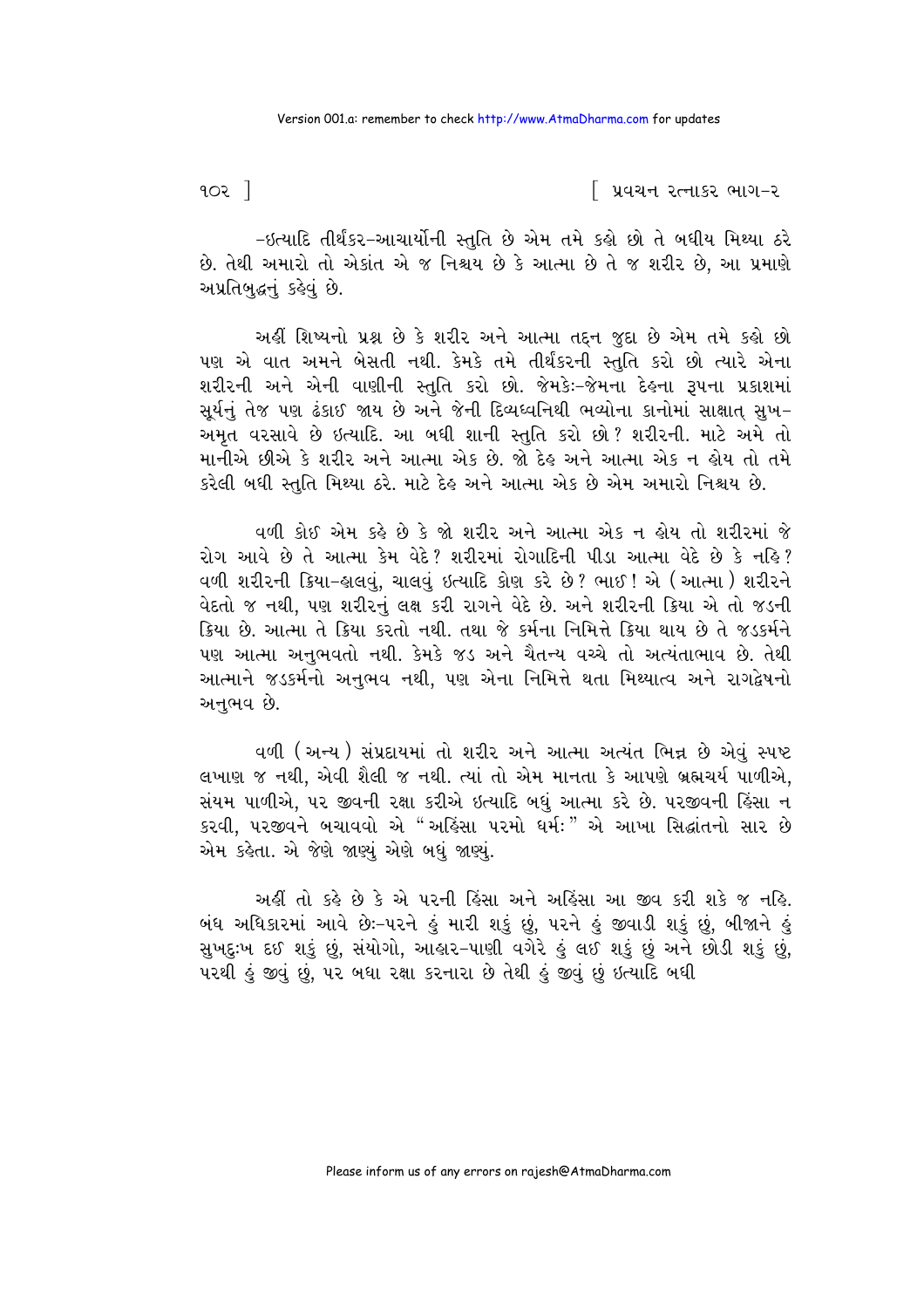-ઇત્યાદિ તીર્થંકર-આચાર્યોની સ્તુતિ છે એમ તમે કહો છો તે બધીય મિથ્યા ઠરે છે. તેથી અમારો તો એકાંત એ જ નિશ્ચય છે કે આત્મા છે તે જ શરીર છે, આ પ્રમાણે અપ્રતિબુદ્ધનું કહેવું છે.

અહીં શિષ્યનો પ્રશ્ન છે કે શરીર અને આત્મા તદ્દન જુદા છે એમ તમે કહો છો પણ એ વાત અમને બેસતી નથી. કેમકે તમે તીર્થંકરની સ્તુતિ કરો છો ત્યારે એના શરીરની અને એની વાણીની સ્તુતિ કરો છો. જેમકે:-જેમના દેહના રૂપના પ્રકાશમાં સૂર્યનું તેજ પણ ઢંકાઈ જાય છે અને જેની દિવ્યધ્વનિથી ભવ્યોના કાનોમાં સાક્ષાત્ સુખ-અમૃત વરસાવે છે ઇત્યાદિ. આ બધી શાની સ્તુતિ કરો છો? શરીરની. માટે અમે તો માનીએ છીએ કે શરીર અને આત્મા એક છે. જો દેહ અને આત્મા એક ન હોય તો તમે કરેલી બધી સ્તુતિ મિથ્યા ઠરે. માટે દેહ અને આત્મા એક છે એમ અમારો નિશ્ચય છે.

વળી કોઈ એમ કહે છે કે જો શરીર અને આત્મા એક ન હોય તો શરીરમાં જે રોગ આવે છે તે આત્મા કેમ વેદે? શરીરમાં રોગાદિની પીડા આત્મા વેદે છે કે નહિ? વળી શરીરની ક્રિયા-હાલવું, ચાલવું ઇત્યાદિ કોણ કરે છે? ભાઈ! એ (આત્મા) શરીરને વેદતો જ નથી, પણ શરીરનું લક્ષ કરી રાગને વેદે છે. અને શરીરની ક્રિયા એ તો જડની ક્રિયા છે. આત્મા તે ક્રિયા કરતો નથી. તથા જે કર્મના નિમિત્તે ક્રિયા થાય છે તે જડકર્મને પણ આત્મા અનુભવતો નથી. કેમકે જડ અને ચૈતન્ય વચ્ચે તો અત્યંતાભાવ છે. તેથી આત્માને જડકર્મનો અનુભવ નથી, પણ એના નિમિત્તે થતા મિથ્યાત્વ અને રાગદ્વેષનો અનુભવ છે.

વળી (અન્ય) સંપ્રદાયમાં તો શરીર અને આત્મા અત્યંત ભિન્ન છે એવું સ્પષ્ટ લખાણ જ નથી, એવી શૈલી જ નથી. ત્યાં તો એમ માનતા કે આપણે બ્રહ્મચર્ય પાળીએ, સંયમ પાળીએ, પર જીવની રક્ષા કરીએ ઇત્યાદિ બધું આત્મા કરે છે. પરજીવની હિંસા ન કરવી, પરજીવને બચાવવો એ "અહિંસા પરમો ધર્મઃ" એ આખા સિદ્ધાંતનો સાર છે એમ કહેતા. એ જેણે જાણ્યું એણે બધું જાણ્યું.

અહીં તો કહે છે કે એ પરની હિંસા અને અહિંસા આ જીવ કરી શકે જ નહિ. બંધ અધિકારમાં આવે છેઃ-પરને હું મારી શકું છું, પરને હું જીવાડી શકું છું, બીજાને હું સુખદુઃખ દઈ શકું છું, સંયોગો, આહાર-પાણી વગેરે હું લઈ શકું છું અને છોડી શકું છું, પરથી હું જીવું છું, પર બધા રક્ષા કરનારા છે તેથી હું જીવું છું ઇત્યાદિ બધી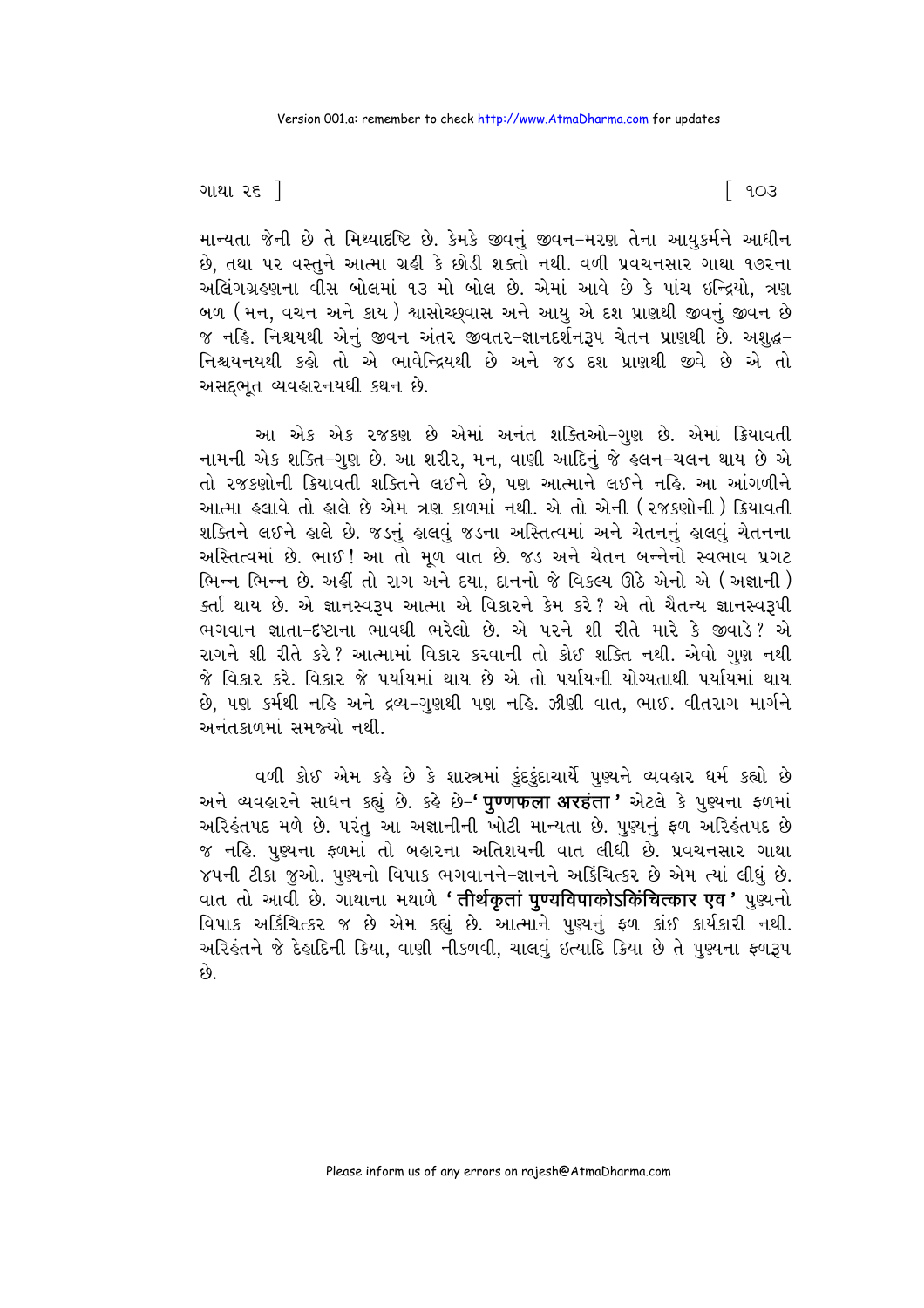માન્યતા જેની છે તે મિથ્યાદૃષ્ટિ છે. કેમકે જીવનું જીવન-મરણ તેના આયુકર્મને આધીન છે, તથા પર વસ્તુને આત્મા ગ્રહી કે છોડી શક્તો નથી. વળી પ્રવચનસાર ગાથા ૧૭૨ના અલિંગગ્રહણના વીસ બોલમાં ૧૩ મો બોલ છે. એમાં આવે છે કે પાંચ ઇન્દ્રિયો, ત્રણ બળ (મન, વચન અને કાય) શ્વાસોચ્છ્વાસ અને આયુ એ દશ પ્રાણથી જીવનું જીવન છે જ નહિ. નિશ્ચયથી એનું જીવન અંતર જીવતર-જ્ઞાનદર્શનરૂપ ચેતન પ્રાણથી છે. અશુદ્ધ-નિશ્ચયનયથી કહો તો એ ભાવેન્દ્રિયથી છે અને જડ દશ પ્રાણથી જીવે છે એ તો અસદ્ભૂત વ્યવહારનયથી કથન છે.

આ એક એક રજકણ છે એમાં અનંત શક્તિઓ-ગુણ છે. એમાં ક્રિયાવતી નામની એક શક્તિ-ગુણ છે. આ શરીર, મન, વાણી આદિનું જે હલન-ચલન થાય છે એ તો રજકણોની ક્રિયાવતી શક્તિને લઈને છે, પણ આત્માને લઈને નહિ. આ આંગળીને આત્મા હલાવે તો હાલે છે એમ ત્રણ કાળમાં નથી. એ તો એની (રજકણોની) ક્રિયાવતી શક્તિને લઈને હાલે છે. જડનું હાલવું જડના અસ્તિત્વમાં અને ચેતનનું હાલવું ચેતનના અસ્તિત્વમાં છે. ભાઈ! આ તો મૂળ વાત છે. જડ અને ચેતન બન્નેનો સ્વભાવ પ્રગટ ભિન્ન ભિન્ન છે. અહીં તો રાગ અને દયા, દાનનો જે વિકલ્પ ઊઠે એનો એ (અજ્ઞાની) કર્તા થાય છે. એ જ્ઞાનસ્વરૂપ આત્મા એ વિકારને કેમ કરે? એ તો ચૈતન્ય જ્ઞાનસ્વરૂપી ભગવાન જ્ઞાતા-દૃષ્ટાના ભાવથી ભરેલો છે. એ પરને શી રીતે મારે કે જીવાડે? એ રાગને શી રીતે કરે? આત્મામાં વિકાર કરવાની તો કોઈ શક્તિ નથી. એવો ગુણ નથી જે વિકાર કરે. વિકાર જે પર્યાયમાં થાય છે એ તો પર્યાયની યોગ્યતાથી પર્યાયમાં થાય છે, પણ કર્મથી નહિ અને દ્રવ્ય-ગુણથી પણ નહિ. ઝીણી વાત, ભાઈ. વીતરાગ માર્ગને અનંતકાળમાં સમજ્યો નથી.

વળી કોઈ એમ કહે છે કે શાસ્ત્રમાં કુંદકુંદાચાર્યે પુણ્યને વ્યવહાર ધર્મ કહ્યો છે અને વ્યવહારને સાધન કહ્યું છે. કહે છે-**'पुण्णफला अरहंता'** એટલે કે પુણ્યના ફળમાં અરિહંતપદ મળે છે. પરંતુ આ અજ્ઞાનીની ખોટી માન્યતા છે. પુણ્યનું ફળ અરિહંતપદ છે જ નહિ. પુણ્યના ફળમાં તો બહારના અતિશયની વાત લીધી છે. પ્રવચનસાર ગાથા ૪૫ની ટીકા જુઓ. પુણ્યનો વિપાક ભગવાનને-જ્ઞાનને અકિંચિત્કર છે એમ ત્યાં લીધું છે. વાત તો આવી છે. ગાથાના મથાળે **'तीर्थकृतां पुण्यविपाकोऽकिंचित्कार एव'** પુણ્યનો વિપાક અકિંચિત્કર જ છે એમ કહ્યું છે. આત્માને પુણ્યનું ફળ કાંઈ કાર્યકારી નથી. અરિહંતને જે દેહાદિની ક્રિયા, વાણી નીકળવી, ચાલવું ઇત્યાદિ ક્રિયા છે તે પુણ્યના ફળરૂપ છે.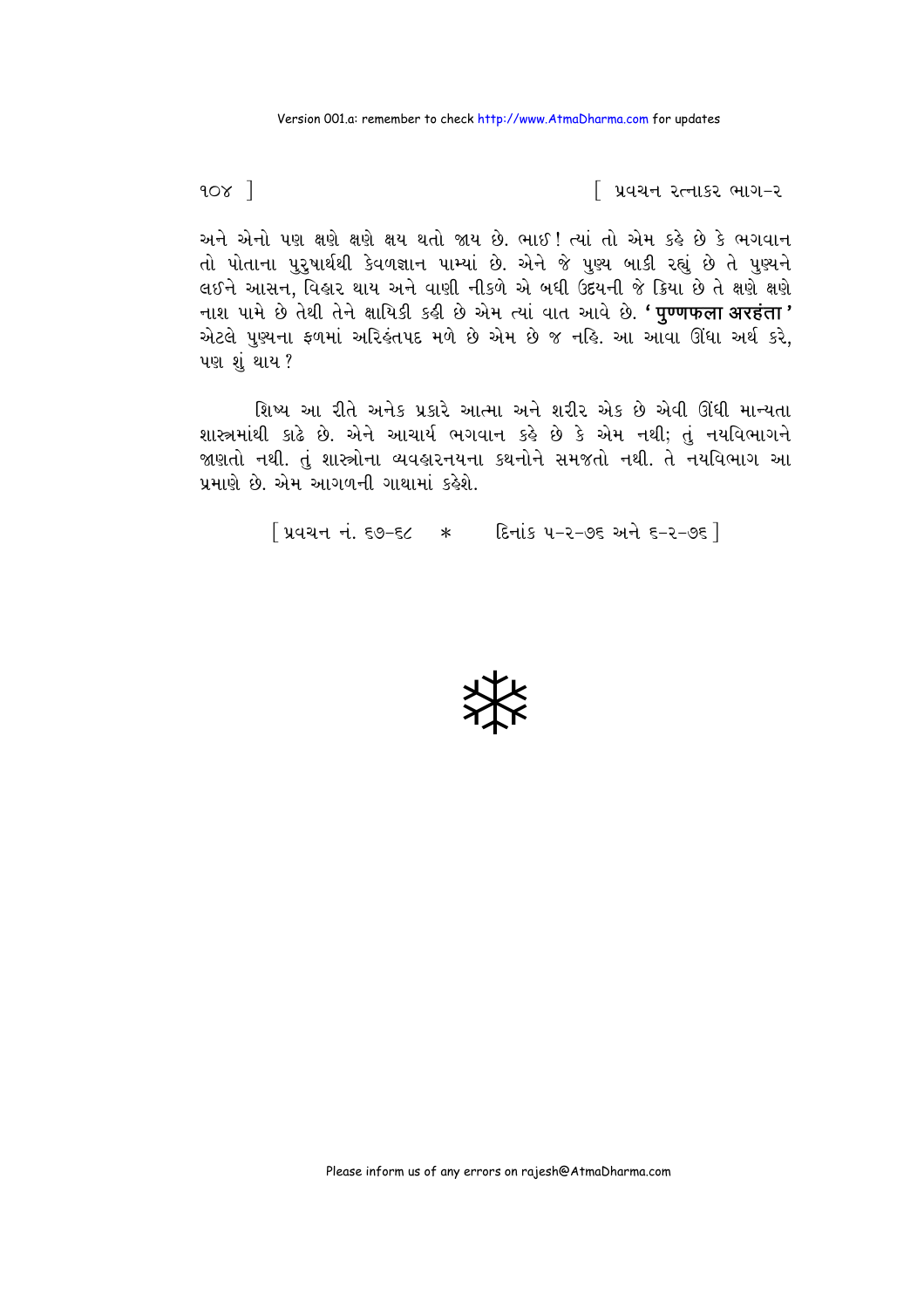અને એનો પણ ક્ષણે ક્ષણે ક્ષય થતો જાય છે. ભાઈ! ત્યાં તો એમ કહે છે કે ભગવાન તો પોતાના પુરુષાર્થથી કેવળજ્ઞાન પામ્યાં છે. એને જે પુણ્ય બાકી રહ્યું છે તે પુણ્યને લઈને આસન, વિહાર થાય અને વાણી નીકળે એ બધી ઉદયની જે ક્રિયા છે તે ક્ષણે ક્ષણે નાશ પામે છે તેથી તેને ક્ષાયિકી કહી છે એમ ત્યાં વાત આવે છે. **'पुण्णफला अरहंता'** એટલે પુણ્યના ફળમાં અરિહંતપદ મળે છે એમ છે જ નહિ. આ આવા ઊંધા અર્થ કરે, પણ શું થાય?

શિષ્ય આ રીતે અનેક પ્રકારે આત્મા અને શરીર એક છે એવી ઊંધી માન્યતા શાસ્ત્રમાંથી કાઢે છે. એને આચાર્ય ભગવાન કહે છે કે એમ નથી; તું નયવિભાગને જાણતો નથી. તું શાસ્ત્રોના વ્યવહારનયના કથનોને સમજતો નથી. તે નયવિભાગ આ પ્રમાણે છે. એમ આગળની ગાથામાં કહેશે.

[ પ્રવચન નં. ૬૭-૬૮ * દિનાંક ૫-૨-૭૬ અને ૬-૨-૭૬ ]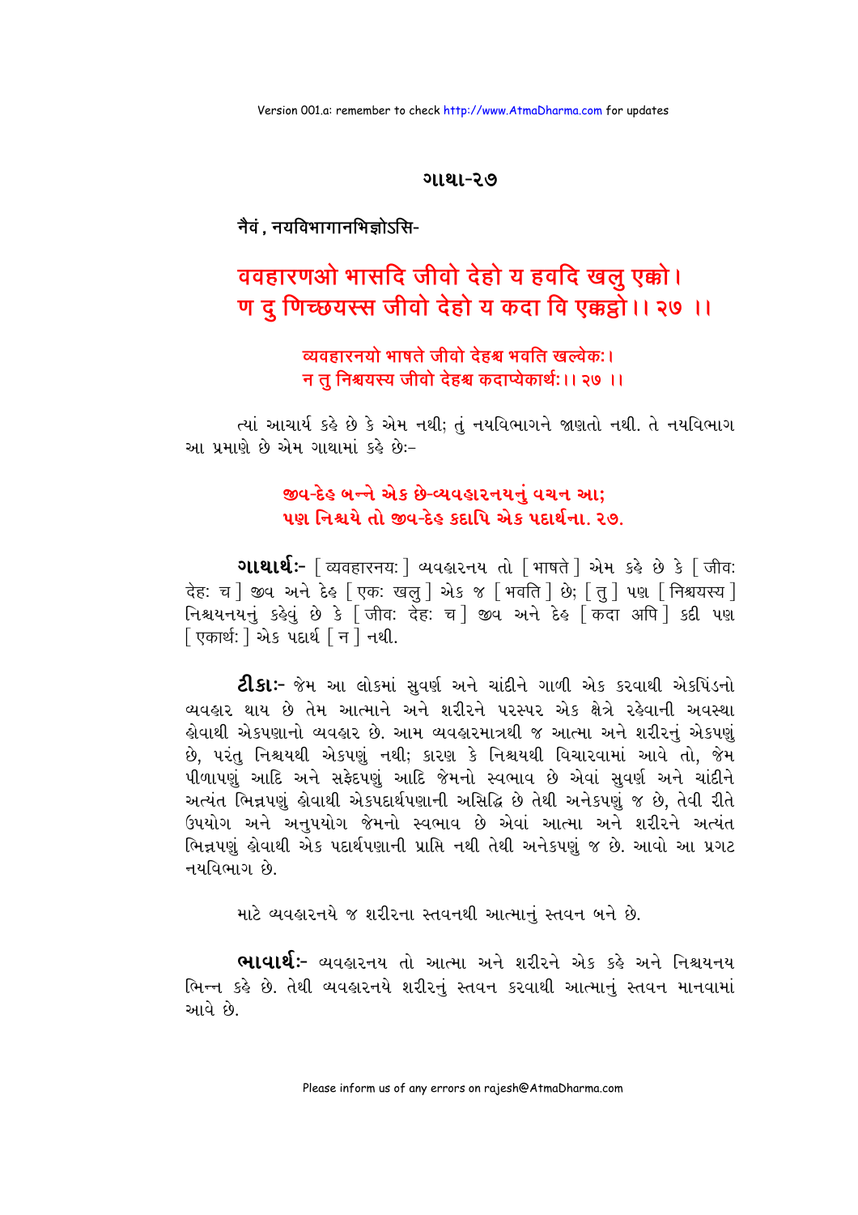## ગાથા-૨૭

नैवं, नयविभागानभिज्ञोऽसि-

**ववहारणओ भासदि जीवो देहो य हवदि खलु एक्को।**
**ण दु णिच्छयस्स जीवो देहो य कदा वि एक्कट्ठो।। २७ ।।**

व्यवहारनयो भाषते जीवो देहश्च भवति खल्वेकः।
न तु निश्चयस्य जीवो देहश्च कदाप्येकार्थः।। २७ ।।

ત્યાં આચાર્ય કહે છે કે એમ નથી; તું નયવિભાગને જાણતો નથી. તે નયવિભાગ આ પ્રમાણે છે એમ ગાથામાં કહે છેઃ-

**જીવ-દેહ બન્ને એક છે-વ્યવહારનયનું વચન આ;**
**પણ નિશ્ચયે તો જીવ-દેહ કદાપિ એક પદાર્થના. ૨૭.**

**ગાથાર્થઃ-** [ व्यवहारनयः ] વ્યવહારનય તો [ भाषते ] એમ કહે છે કે [ जीवः देहः च ] જીવ અને દેહ [ एकः खलु ] એક જ [ भवति ] છે; [ तु ] પણ [ निश्चयस्य ] નિશ્ચયનયનું કહેવું છે કે [ जीवः देहः च ] જીવ અને દેહ [ कदा अपि ] કદી પણ [ एकार्थः ] એક પદાર્થ [ न ] નથી.

**ટીકાઃ-** જેમ આ લોકમાં સુવર્ણ અને ચાંદીને ગાળી એક કરવાથી એકપિંડનો વ્યવહાર થાય છે તેમ આત્માને અને શરીરને પરસ્પર એક ક્ષેત્રે રહેવાની અવસ્થા હોવાથી એકપણાનો વ્યવહાર છે. આમ વ્યવહારમાત્રથી જ આત્મા અને શરીરનું એકપણું છે, પરંતુ નિશ્ચયથી એકપણું નથી; કારણ કે નિશ્ચયથી વિચારવામાં આવે તો, જેમ પીળાપણું આદિ અને સફેદપણું આદિ જેમનો સ્વભાવ છે એવાં સુવર્ણ અને ચાંદીને અત્યંત ભિન્નપણું હોવાથી એકપદાર્થપણાની અસિદ્ધિ છે તેથી અનેકપણું જ છે, તેવી રીતે ઉપયોગ અને અનુપયોગ જેમનો સ્વભાવ છે એવાં આત્મા અને શરીરને અત્યંત ભિન્નપણું હોવાથી એક પદાર્થપણાની પ્રાપ્તિ નથી તેથી અનેકપણું જ છે. આવો આ પ્રગટ નયવિભાગ છે.

માટે વ્યવહારનયે જ શરીરના સ્તવનથી આત્માનું સ્તવન બને છે.

**ભાવાર્થઃ-** વ્યવહારનય તો આત્મા અને શરીરને એક કહે અને નિશ્ચયનય ભિન્ન કહે છે. તેથી વ્યવહારનયે શરીરનું સ્તવન કરવાથી આત્માનું સ્તવન માનવામાં આવે છે.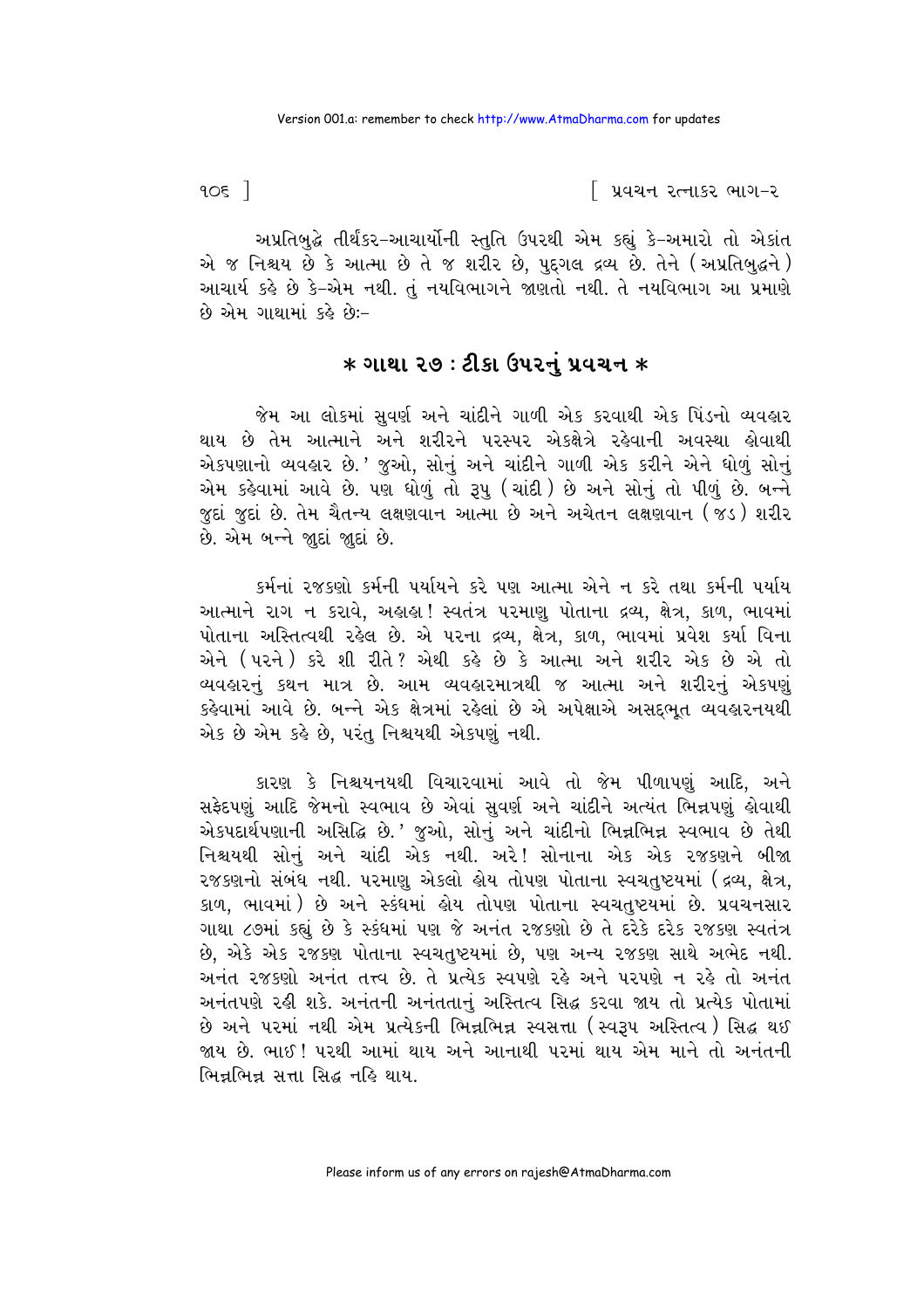અપ્રતિબુદ્ધે તીર્થંકર-આચાર્યોની સ્તુતિ ઉપરથી એમ કહ્યું કે-અમારો તો એકાંત એ જ નિશ્ચય છે કે આત્મા છે તે જ શરીર છે, પુદ્ગલ દ્રવ્ય છે. તેને (અપ્રતિબુદ્ધને) આચાર્ય કહે છે કે-એમ નથી. તું નયવિભાગને જાણતો નથી. તે નયવિભાગ આ પ્રમાણે છે એમ ગાથામાં કહે છેઃ-

## * ગાથા ૨૭ : ટીકા ઉપરનું પ્રવચન *

જેમ આ લોકમાં સુવર્ણ અને ચાંદીને ગાળી એક કરવાથી એક પિંડનો વ્યવહાર થાય છે તેમ આત્માને અને શરીરને પરસ્પર એકક્ષેત્રે રહેવાની અવસ્થા હોવાથી એકપણાનો વ્યવહાર છે.' જુઓ, સોનું અને ચાંદીને ગાળી એક કરીને એને ધોળું સોનું એમ કહેવામાં આવે છે. પણ ધોળું તો રૂપુ (ચાંદી) છે અને સોનું તો પીળું છે. બન્ને જુદાં જુદાં છે. તેમ ચૈતન્ય લક્ષણવાન આત્મા છે અને અચેતન લક્ષણવાન (જડ) શરીર છે. એમ બન્ને જુદાં જુદાં છે.

કર્મનાં રજકણો કર્મની પર્યાયને કરે પણ આત્મા એને ન કરે તથા કર્મની પર્યાય આત્માને રાગ ન કરાવે, અહાહા! સ્વતંત્ર પરમાણુ પોતાના દ્રવ્ય, ક્ષેત્ર, કાળ, ભાવમાં પોતાના અસ્તિત્વથી રહેલ છે. એ પરના દ્રવ્ય, ક્ષેત્ર, કાળ, ભાવમાં પ્રવેશ કર્યા વિના એને (પરને) કરે શી રીતે? એથી કહે છે કે આત્મા અને શરીર એક છે એ તો વ્યવહારનું કથન માત્ર છે. આમ વ્યવહારમાત્રથી જ આત્મા અને શરીરનું એકપણું કહેવામાં આવે છે. બન્ને એક ક્ષેત્રમાં રહેલાં છે એ અપેક્ષાએ અસદ્ભૂત વ્યવહારનયથી એક છે એમ કહે છે, પરંતુ નિશ્ચયથી એકપણું નથી.

કારણ કે નિશ્ચયનયથી વિચારવામાં આવે તો જેમ પીળાપણું આદિ, અને સફેદપણું આદિ જેમનો સ્વભાવ છે એવાં સુવર્ણ અને ચાંદીને અત્યંત ભિન્નપણું હોવાથી એકપદાર્થપણાની અસિદ્ધિ છે.' જુઓ, સોનું અને ચાંદીનો ભિન્નભિન્ન સ્વભાવ છે તેથી નિશ્ચયથી સોનું અને ચાંદી એક નથી. અરે! સોનાના એક એક રજકણને બીજા રજકણનો સંબંધ નથી. પરમાણુ એકલો હોય તોપણ પોતાના સ્વચતુષ્ટયમાં (દ્રવ્ય, ક્ષેત્ર, કાળ, ભાવમાં) છે અને સ્કંધમાં હોય તોપણ પોતાના સ્વચતુષ્ટયમાં છે. પ્રવચનસાર ગાથા ૮૭માં કહ્યું છે કે સ્કંધમાં પણ જે અનંત રજકણો છે તે દરેકે દરેક રજકણ સ્વતંત્ર છે, એકે એક રજકણ પોતાના સ્વચતુષ્ટયમાં છે, પણ અન્ય રજકણ સાથે અભેદ નથી. અનંત રજકણો અનંત તત્ત્વ છે. તે પ્રત્યેક સ્વપણે રહે અને પરપણે ન રહે તો અનંત અનંતપણે રહી શકે. અનંતની અનંતતાનું અસ્તિત્વ સિદ્ધ કરવા જાય તો પ્રત્યેક પોતામાં છે અને પરમાં નથી એમ પ્રત્યેકની ભિન્નભિન્ન સ્વસત્તા (સ્વરૂપ અસ્તિત્વ) સિદ્ધ થઈ જાય છે. ભાઈ! પરથી આમાં થાય અને આનાથી પરમાં થાય એમ માને તો અનંતની ભિન્નભિન્ન સત્તા સિદ્ધ નહિ થાય.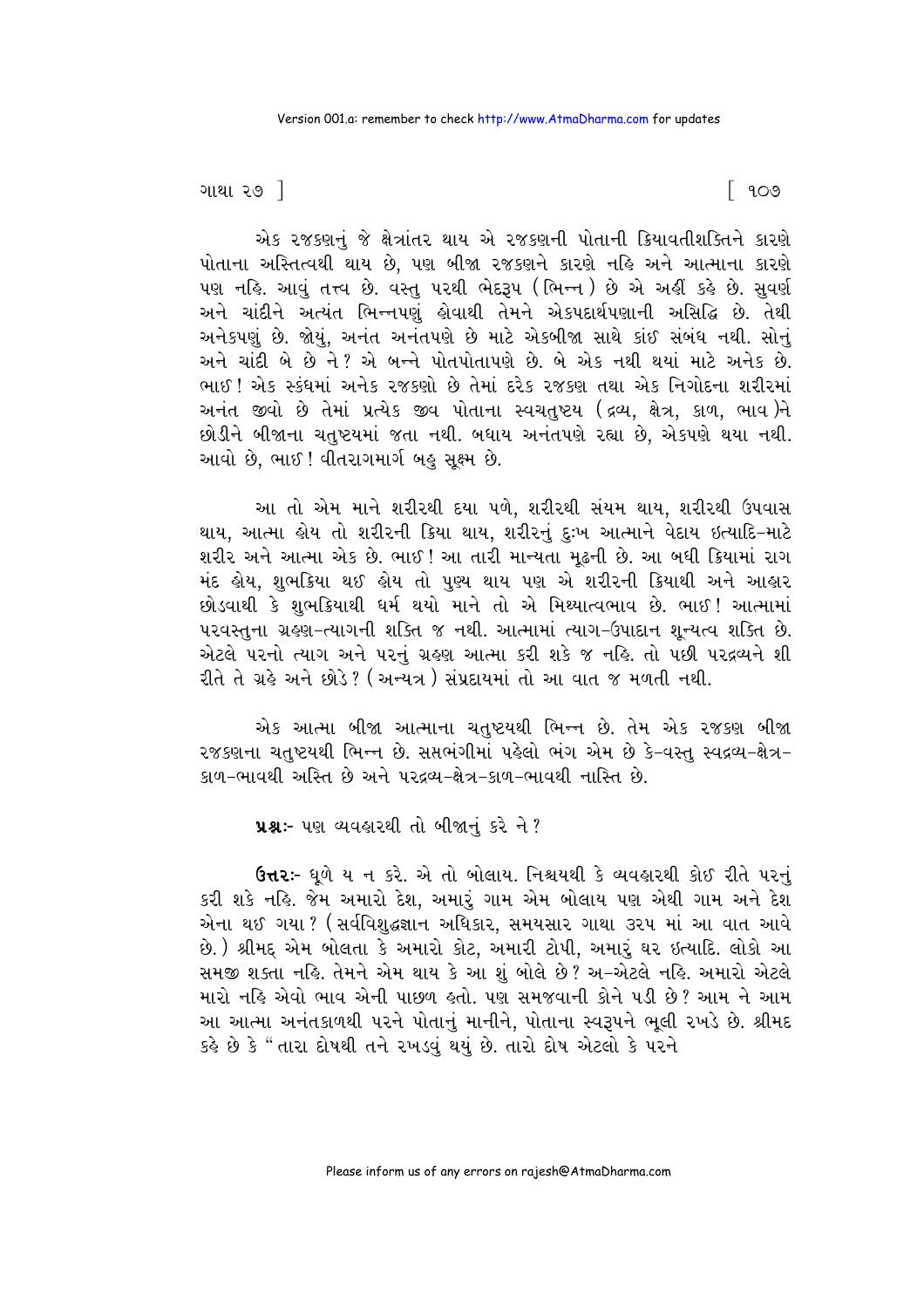એક રજકણનું જે ક્ષેત્રાંતર થાય એ રજકણની પોતાની ક્રિયાવતીશક્તિને કારણે પોતાના અસ્તિત્વથી થાય છે, પણ બીજા રજકણને કારણે નહિ અને આત્માના કારણે પણ નહિ. આવું તત્ત્વ છે. વસ્તુ પરથી ભેદરૂપ (ભિન્ન) છે એ અહીં કહે છે. સુવર્ણ અને ચાંદીને અત્યંત ભિન્નપણું હોવાથી તેમને એકપદાર્થપણાની અસિદ્ધિ છે. તેથી અનેકપણું છે. જોયું, અનંત અનંતપણે છે માટે એકબીજા સાથે કાંઈ સંબંધ નથી. સોનું અને ચાંદી બે છે ને? એ બન્ને પોતપોતાપણે છે. બે એક નથી થયાં માટે અનેક છે. ભાઈ! એક સ્કંધમાં અનેક રજકણો છે તેમાં દરેક રજકણ તથા એક નિગોદના શરીરમાં અનંત જીવો છે તેમાં પ્રત્યેક જીવ પોતાના સ્વચતુષ્ટય (દ્રવ્ય, ક્ષેત્ર, કાળ, ભાવ)ને છોડીને બીજાના ચતુષ્ટયમાં જતા નથી. બધાય અનંતપણે રહ્યા છે, એકપણે થયા નથી. આવો છે, ભાઈ! વીતરાગમાર્ગ બહુ સૂક્ષ્મ છે.

આ તો એમ માને શરીરથી દયા પળે, શરીરથી સંયમ થાય, શરીરથી ઉપવાસ થાય, આત્મા હોય તો શરીરની ક્રિયા થાય, શરીરનું દુઃખ આત્માને વેદાય ઇત્યાદિ-માટે શરીર અને આત્મા એક છે. ભાઈ! આ તારી માન્યતા મૂઢની છે. આ બધી ક્રિયામાં રાગ મંદ હોય, શુભક્રિયા થઈ હોય તો પુણ્ય થાય પણ એ શરીરની ક્રિયાથી અને આહાર છોડવાથી કે શુભક્રિયાથી ધર્મ થયો માને તો એ મિથ્યાત્વભાવ છે. ભાઈ! આત્મામાં પરવસ્તુના ગ્રહણ-ત્યાગની શક્તિ જ નથી. આત્મામાં ત્યાગ-ઉપાદાન શૂન્યત્વ શક્તિ છે. એટલે પરનો ત્યાગ અને પરનું ગ્રહણ આત્મા કરી શકે જ નહિ. તો પછી પરદ્રવ્યને શી રીતે તે ગ્રહે અને છોડે? (અન્યત્ર) સંપ્રદાયમાં તો આ વાત જ મળતી નથી.

એક આત્મા બીજા આત્માના ચતુષ્ટયથી ભિન્ન છે. તેમ એક રજકણ બીજા રજકણના ચતુષ્ટયથી ભિન્ન છે. સપ્તભંગીમાં પહેલો ભંગ એમ છે કે-વસ્તુ સ્વદ્રવ્ય-ક્ષેત્ર-કાળ-ભાવથી અસ્તિ છે અને પરદ્રવ્ય-ક્ષેત્ર-કાળ-ભાવથી નાસ્તિ છે.

**પ્રશ્નઃ-** પણ વ્યવહારથી તો બીજાનું કરે ને?

**ઉત્તરઃ-** ધૂળે ય ન કરે. એ તો બોલાય. નિશ્ચયથી કે વ્યવહારથી કોઈ રીતે પરનું કરી શકે નહિ. જેમ અમારો દેશ, અમારું ગામ એમ બોલાય પણ એથી ગામ અને દેશ એના થઈ ગયા? (સર્વવિશુદ્ધજ્ઞાન અધિકાર, સમયસાર ગાથા ૩૨૫ માં આ વાત આવે છે.) શ્રીમદ્ એમ બોલતા કે અમારો કોટ, અમારી ટોપી, અમારું ઘર ઇત્યાદિ. લોકો આ સમજી શક્તા નહિ. તેમને એમ થાય કે આ શું બોલે છે? અ-એટલે નહિ. અમારો એટલે મારો નહિ એવો ભાવ એની પાછળ હતો. પણ સમજવાની કોને પડી છે? આમ ને આમ આ આત્મા અનંતકાળથી પરને પોતાનું માનીને, પોતાના સ્વરૂપને ભૂલી રખડે છે. શ્રીમદ કહે છે કે "તારા દોષથી તને રખડવું થયું છે. તારો દોષ એટલો કે પરને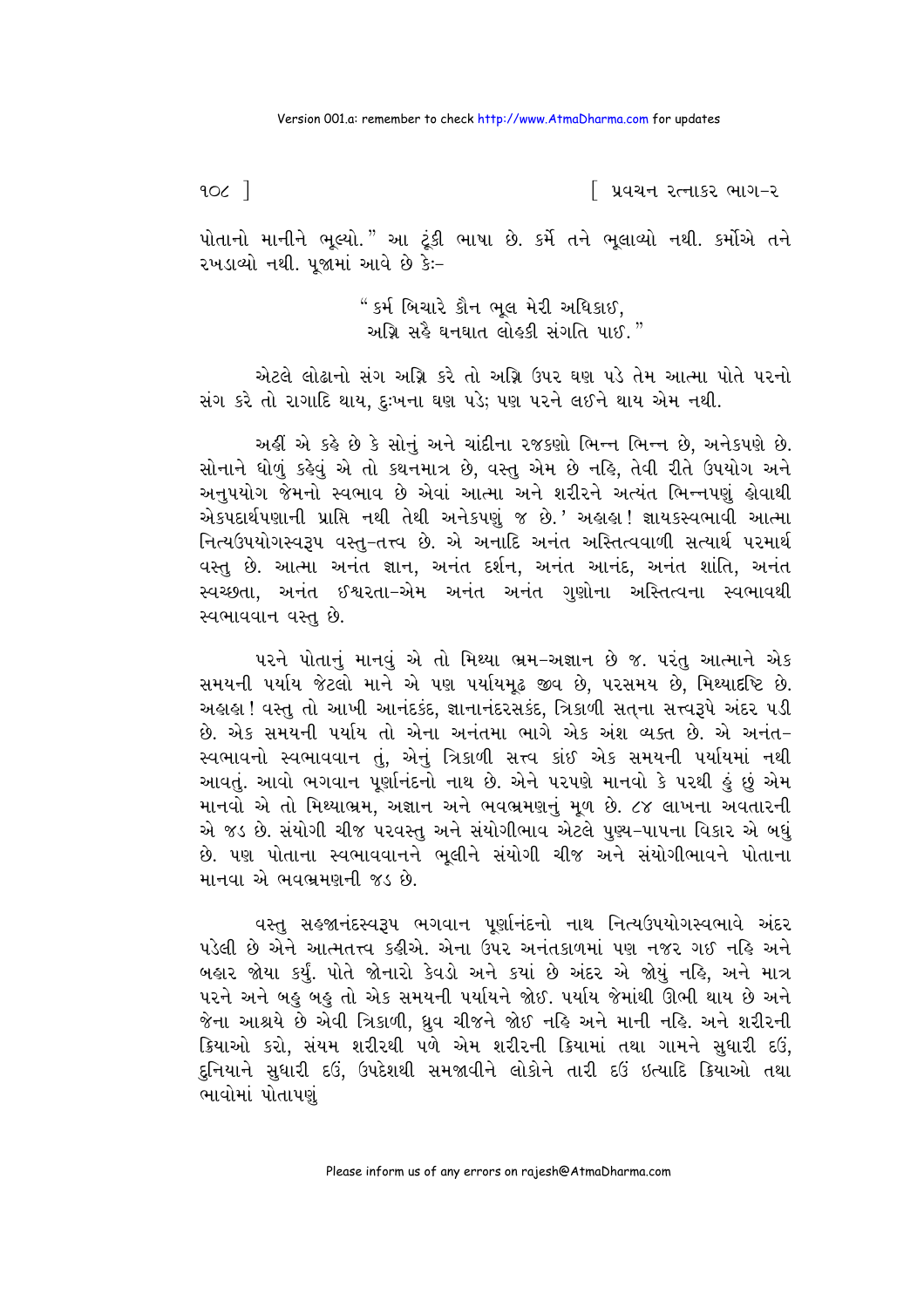પોતાનો માનીને ભૂલ્યો." આ ટૂંકી ભાષા છે. કર્મે તને ભૂલાવ્યો નથી. કર્મોએ તને રખડાવ્યો નથી. પૂજામાં આવે છે કે:-

> "કર્મ બિચારે કૌન ભૂલ મેરી અધિકાઈ,
> અગ્નિ સહૈ ઘનઘાત લોહકી સંગતિ પાઈ."

એટલે લોઢાનો સંગ અગ્નિ કરે તો અગ્નિ ઉપર ઘણ પડે તેમ આત્મા પોતે પરનો સંગ કરે તો રાગાદિ થાય, દુઃખના ઘણ પડે; પણ પરને લઈને થાય એમ નથી.

અહીં એ કહે છે કે સોનું અને ચાંદીના રજકણો ભિન્ન ભિન્ન છે, અનેકપણે છે. સોનાને ધોળું કહેવું એ તો કથનમાત્ર છે, વસ્તુ એમ છે નહિ, તેવી રીતે ઉપયોગ અને અનુપયોગ જેમનો સ્વભાવ છે એવાં આત્મા અને શરીરને અત્યંત ભિન્નપણું હોવાથી એકપદાર્થપણાની પ્રાપ્તિ નથી તેથી અનેકપણું જ છે.' અહાહા! જ્ઞાયકસ્વભાવી આત્મા નિત્યઉપયોગસ્વરૂપ વસ્તુ-તત્ત્વ છે. એ અનાદિ અનંત અસ્તિત્વવાળી સત્યાર્થ પરમાર્થ વસ્તુ છે. આત્મા અનંત જ્ઞાન, અનંત દર્શન, અનંત આનંદ, અનંત શાંતિ, અનંત સ્વચ્છતા, અનંત ઈશ્વરતા-એમ અનંત અનંત ગુણોના અસ્તિત્વના સ્વભાવથી સ્વભાવવાન વસ્તુ છે.

પરને પોતાનું માનવું એ તો મિથ્યા ભ્રમ-અજ્ઞાન છે જ. પરંતુ આત્માને એક સમયની પર્યાય જેટલો માને એ પણ પર્યાયમૂઢ જીવ છે, પરસમય છે, મિથ્યાદૃષ્ટિ છે. અહાહા! વસ્તુ તો આખી આનંદકંદ, જ્ઞાનાનંદરસકંદ, ત્રિકાળી સત્‌ના સત્ત્વરૂપે અંદર પડી છે. એક સમયની પર્યાય તો એના અનંતમા ભાગે એક અંશ વ્યક્ત છે. એ અનંત-સ્વભાવનો સ્વભાવવાન તું, એનું ત્રિકાળી સત્ત્વ કાંઈ એક સમયની પર્યાયમાં નથી આવતું. આવો ભગવાન પૂર્ણાનંદનો નાથ છે. એને પરપણે માનવો કે પરથી હું છું એમ માનવો એ તો મિથ્યાભ્રમ, અજ્ઞાન અને ભવભ્રમણનું મૂળ છે. ૮૪ લાખના અવતારની એ જડ છે. સંયોગી ચીજ પરવસ્તુ અને સંયોગીભાવ એટલે પુણ્ય-પાપના વિકાર એ બધું છે. પણ પોતાના સ્વભાવવાનને ભૂલીને સંયોગી ચીજ અને સંયોગીભાવને પોતાના માનવા એ ભવભ્રમણની જડ છે.

વસ્તુ સહજાનંદસ્વરૂપ ભગવાન પૂર્ણાનંદનો નાથ નિત્યઉપયોગસ્વભાવે અંદર પડેલી છે એને આત્મતત્ત્વ કહીએ. એના ઉપર અનંતકાળમાં પણ નજર ગઈ નહિ અને બહાર જોયા કર્યું. પોતે જોનારો કેવડો અને કયાં છે અંદર એ જોયું નહિ, અને માત્ર પરને અને બહુ બહુ તો એક સમયની પર્યાયને જોઈ. પર્યાય જેમાંથી ઊભી થાય છે અને જેના આશ્રયે છે એવી ત્રિકાળી, ધ્રુવ ચીજને જોઈ નહિ અને માની નહિ. અને શરીરની ક્રિયાઓ કરો, સંયમ શરીરથી પળે એમ શરીરની ક્રિયામાં તથા ગામને સુધારી દઉં, દુનિયાને સુધારી દઉં, ઉપદેશથી સમજાવીને લોકોને તારી દઉં ઇત્યાદિ ક્રિયાઓ તથા ભાવોમાં પોતાપણું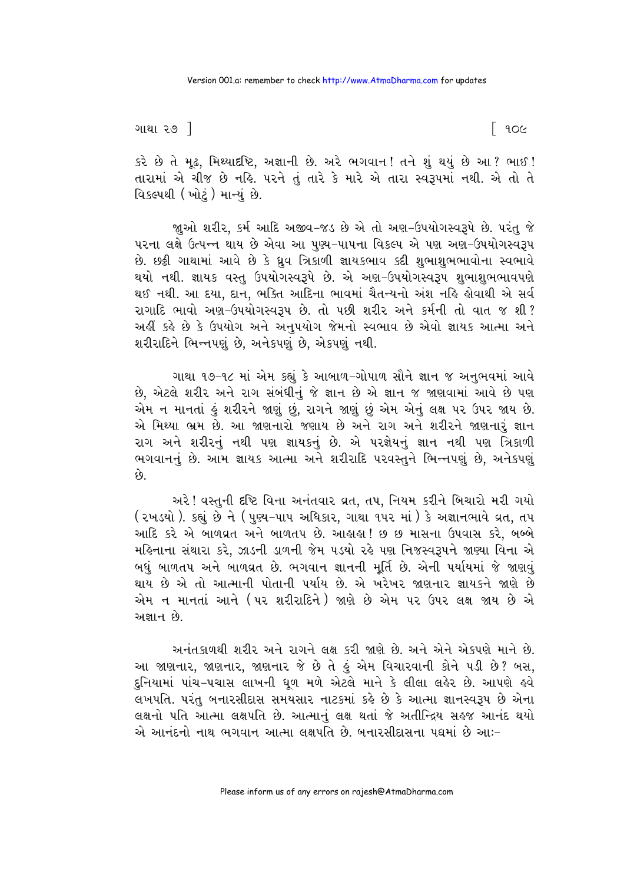કરે છે તે મૂઢ, મિથ્યાદૃષ્ટિ, અજ્ઞાની છે. અરે ભગવાન! તને શું થયું છે આ? ભાઈ! તારામાં એ ચીજ છે નહિ. પરને તું તારે કે મારે એ તારા સ્વરૂપમાં નથી. એ તો તે વિકલ્પથી (ખોટું) માન્યું છે.

જુઓ શરીર, કર્મ આદિ અજીવ-જડ છે એ તો અણ-ઉપયોગસ્વરૂપે છે. પરંતુ જે પરના લક્ષે ઉત્પન્ન થાય છે એવા આ પુણ્ય-પાપના વિકલ્પ એ પણ અણ-ઉપયોગસ્વરૂપ છે. છઠ્ઠી ગાથામાં આવે છે કે ધ્રુવ ત્રિકાળી જ્ઞાયકભાવ કદી શુભાશુભભાવોના સ્વભાવે થયો નથી. જ્ઞાયક વસ્તુ ઉપયોગસ્વરૂપે છે. એ અણ-ઉપયોગસ્વરૂપ શુભાશુભભાવપણે થઈ નથી. આ દયા, દાન, ભક્તિ આદિના ભાવમાં ચૈતન્યનો અંશ નહિ હોવાથી એ સર્વ રાગાદિ ભાવો અણ-ઉપયોગસ્વરૂપ છે. તો પછી શરીર અને કર્મની તો વાત જ શી? અહીં કહે છે કે ઉપયોગ અને અનુપયોગ જેમનો સ્વભાવ છે એવો જ્ઞાયક આત્મા અને શરીરાદિને ભિન્નપણું છે, અનેકપણું છે, એકપણું નથી.

ગાથા ૧૭-૧૮ માં એમ કહ્યું કે આબાળ-ગોપાળ સૌને જ્ઞાન જ અનુભવમાં આવે છે, એટલે શરીર અને રાગ સંબંધીનું જે જ્ઞાન છે એ જ્ઞાન જ જાણવામાં આવે છે પણ એમ ન માનતાં હું શરીરને જાણું છું, રાગને જાણું છું એમ એનું લક્ષ પર ઉપર જાય છે. એ મિથ્યા ભ્રમ છે. આ જાણનારો જણાય છે અને રાગ અને શરીરને જાણનારું જ્ઞાન રાગ અને શરીરનું નથી પણ જ્ઞાયકનું છે. એ પરજ્ઞેયનું જ્ઞાન નથી પણ ત્રિકાળી ભગવાનનું છે. આમ જ્ઞાયક આત્મા અને શરીરાદિ પરવસ્તુને ભિન્નપણું છે, અનેકપણું છે.

અરે! વસ્તુની દૃષ્ટિ વિના અનંતવાર વ્રત, તપ, નિયમ કરીને બિચારો મરી ગયો (રખડયો). કહ્યું છે ને (પુણ્ય-પાપ અધિકાર, ગાથા ૧૫૨ માં) કે અજ્ઞાનભાવે વ્રત, તપ આદિ કરે એ બાળવ્રત અને બાળતપ છે. આહાહા! છ છ માસના ઉપવાસ કરે, બબ્બે મહિનાના સંથારા કરે, ઝાડની ડાળની જેમ પડયો રહે પણ નિજસ્વરૂપને જાણ્યા વિના એ બધું બાળતપ અને બાળવ્રત છે. ભગવાન જ્ઞાનની મૂર્તિ છે. એની પર્યાયમાં જે જાણવું થાય છે એ તો આત્માની પોતાની પર્યાય છે. એ ખરેખર જાણનાર જ્ઞાયકને જાણે છે એમ ન માનતાં આને (પર શરીરાદિને) જાણે છે એમ પર ઉપર લક્ષ જાય છે એ અજ્ઞાન છે.

અનંતકાળથી શરીર અને રાગને લક્ષ કરી જાણે છે. અને એને એકપણે માને છે. આ જાણનાર, જાણનાર, જાણનાર જે છે તે હું એમ વિચારવાની કોને પડી છે? બસ, દુનિયામાં પાંચ-પચાસ લાખની ધૂળ મળે એટલે માને કે લીલા લહેર છે. આપણે હવે લખપતિ. પરંતુ બનારસીદાસ સમયસાર નાટકમાં કહે છે કે આત્મા જ્ઞાનસ્વરૂપ છે એના લક્ષનો પતિ આત્મા લક્ષપતિ છે. આત્માનું લક્ષ થતાં જે અતીન્દ્રિય સહજ આનંદ થયો એ આનંદનો નાથ ભગવાન આત્મા લક્ષપતિ છે. બનારસીદાસના પદ્યમાં છે આઃ-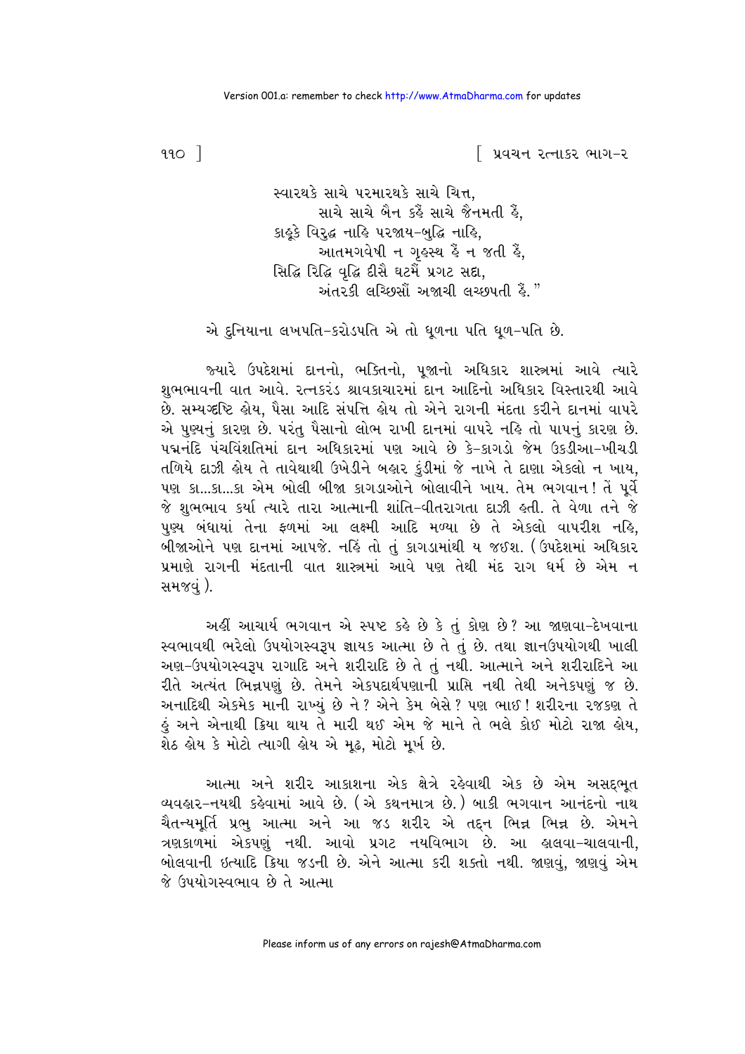સ્વારથકે સાચે પરમારથકે સાચે ચિત્ત,
સાચે સાચે બૈન કહૈં સાચે જૈનમતી હૈં,
કાહૂકે વિરુદ્ધ નાહિ પરજાય-બુદ્ધિ નાહિ,
આતમગવેષી ન ગૃહસ્થ હૈં ન જતી હૈં,
સિદ્ધિ રિદ્ધિ વૃદ્ધિ દીસૈ ઘટમૈં પ્રગટ સદા,
અંતરકી લચ્છિસૌં અજાચી લચ્છપતી હૈં."

એ દુનિયાના લખપતિ-કરોડપતિ એ તો ધૂળના પતિ ધૂળ-પતિ છે.

જ્યારે ઉપદેશમાં દાનનો, ભક્તિનો, પૂજાનો અધિકાર શાસ્ત્રમાં આવે ત્યારે શુભભાવની વાત આવે. રત્નકરંડ શ્રાવકાચારમાં દાન આદિનો અધિકાર વિસ્તારથી આવે છે. સમ્યગ્દષ્ટિ હોય, પૈસા આદિ સંપત્તિ હોય તો એને રાગની મંદતા કરીને દાનમાં વાપરે એ પુણ્યનું કારણ છે. પરંતુ પૈસાનો લોભ રાખી દાનમાં વાપરે નહિ તો પાપનું કારણ છે. પદ્મનંદિ પંચવિંશતિમાં દાન અધિકારમાં પણ આવે છે કે-કાગડો જેમ ઉકડીઆ-ખીચડી તળિયે દાઝી હોય તે તાવેથાથી ઉખેડીને બહાર કુંડીમાં જે નાખે તે દાણા એકલો ન ખાય, પણ કા...કા...કા એમ બોલી બીજા કાગડાઓને બોલાવીને ખાય. તેમ ભગવાન! તેં પૂર્વે જે શુભભાવ કર્યા ત્યારે તારા આત્માની શાંતિ-વીતરાગતા દાઝી હતી. તે વેળા તને જે પુણ્ય બંધાયાં તેના ફળમાં આ લક્ષ્મી આદિ મળ્યા છે તે એકલો વાપરીશ નહિ, બીજાઓને પણ દાનમાં આપજે. નહિં તો તું કાગડામાંથી ય જઈશ. (ઉપદેશમાં અધિકાર પ્રમાણે રાગની મંદતાની વાત શાસ્ત્રમાં આવે પણ તેથી મંદ રાગ ધર્મ છે એમ ન સમજવું).

અહીં આચાર્ય ભગવાન એ સ્પષ્ટ કહે છે કે તું કોણ છે? આ જાણવા-દેખવાના સ્વભાવથી ભરેલો ઉપયોગસ્વરૂપ જ્ઞાયક આત્મા છે તે તું છે. તથા જ્ઞાનઉપયોગથી ખાલી અણ-ઉપયોગસ્વરૂપ રાગાદિ અને શરીરાદિ છે તે તું નથી. આત્માને અને શરીરાદિને આ રીતે અત્યંત ભિન્નપણું છે. તેમને એકપદાર્થપણાની પ્રાપ્તિ નથી તેથી અનેકપણું જ છે. અનાદિથી એકમેક માની રાખ્યું છે ને? એને કેમ બેસે? પણ ભાઈ! શરીરના રજકણ તે હું અને એનાથી ક્રિયા થાય તે મારી થઈ એમ જે માને તે ભલે કોઈ મોટો રાજા હોય, શેઠ હોય કે મોટો ત્યાગી હોય એ મૂઢ, મોટો મૂર્ખ છે.

આત્મા અને શરીર આકાશના એક ક્ષેત્રે રહેવાથી એક છે એમ અસદ્દભૂત વ્યવહાર-નયથી કહેવામાં આવે છે. (એ કથનમાત્ર છે.) બાકી ભગવાન આનંદનો નાથ ચૈતન્યમૂર્તિ પ્રભુ આત્મા અને આ જડ શરીર એ તદ્દન ભિન્ન ભિન્ન છે. એમને ત્રણકાળમાં એકપણું નથી. આવો પ્રગટ નયવિભાગ છે. આ હાલવા-ચાલવાની, બોલવાની ઇત્યાદિ ક્રિયા જડની છે. એને આત્મા કરી શક્તો નથી. જાણવું, જાણવું એમ જે ઉપયોગસ્વભાવ છે તે આત્મા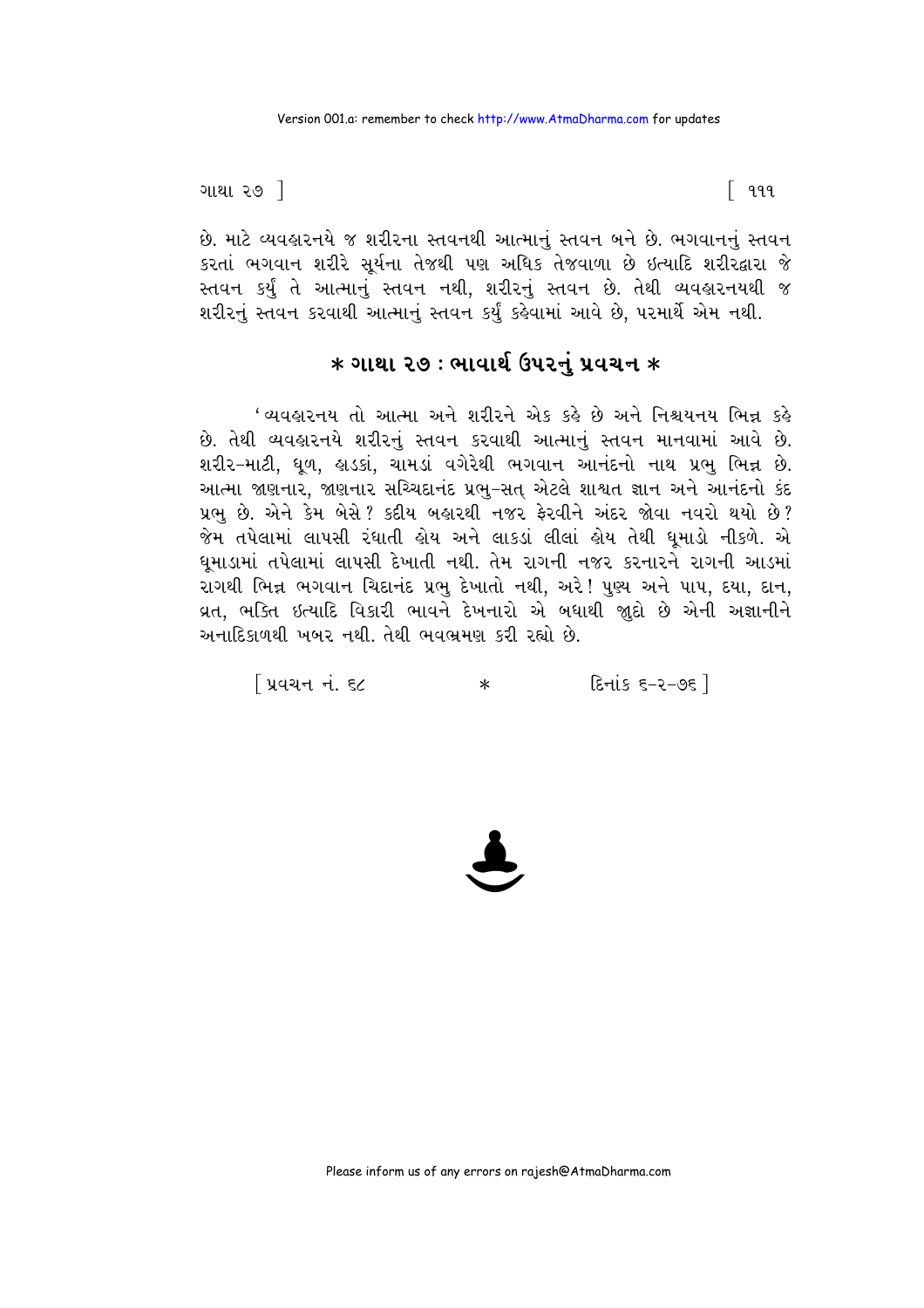છે. માટે વ્યવહારનયે જ શરીરના સ્તવનથી આત્માનું સ્તવન બને છે. ભગવાનનું સ્તવન કરતાં ભગવાન શરીરે સૂર્યના તેજથી પણ અધિક તેજવાળા છે ઇત્યાદિ શરીરદ્વારા જે સ્તવન કર્યું તે આત્માનું સ્તવન નથી, શરીરનું સ્તવન છે. તેથી વ્યવહારનયથી જ શરીરનું સ્તવન કરવાથી આત્માનું સ્તવન કર્યું કહેવામાં આવે છે, પરમાર્થે એમ નથી.

## * ગાથા ૨૭ : ભાવાર્થ ઉપરનું પ્રવચન *

'વ્યવહારનય તો આત્મા અને શરીરને એક કહે છે અને નિશ્ચયનય ભિન્ન કહે છે. તેથી વ્યવહારનયે શરીરનું સ્તવન કરવાથી આત્માનું સ્તવન માનવામાં આવે છે. શરીર-માટી, ધૂળ, હાડકાં, ચામડાં વગેરેથી ભગવાન આનંદનો નાથ પ્રભુ ભિન્ન છે. આત્મા જાણનાર, જાણનાર સચ્ચિદાનંદ પ્રભુ-સત્ એટલે શાશ્વત જ્ઞાન અને આનંદનો કંદ પ્રભુ છે. એને કેમ બેસે? કદીય બહારથી નજર ફેરવીને અંદર જોવા નવરો થયો છે? જેમ તપેલામાં લાપસી રંધાતી હોય અને લાકડાં લીલાં હોય તેથી ધૂમાડો નીકળે. એ ધૂમાડામાં તપેલામાં લાપસી દેખાતી નથી. તેમ રાગની નજર કરનારને રાગની આડમાં રાગથી ભિન્ન ભગવાન ચિદાનંદ પ્રભુ દેખાતો નથી, અરે! પુણ્ય અને પાપ, દયા, દાન, વ્રત, ભક્તિ ઇત્યાદિ વિકારી ભાવને દેખનારો એ બધાથી જુદો છે એની અજ્ઞાનીને અનાદિકાળથી ખબર નથી. તેથી ભવભ્રમણ કરી રહ્યો છે.

[ પ્રવચન નં. ૬૮ * દિનાંક ૬-૨-૭૬ ]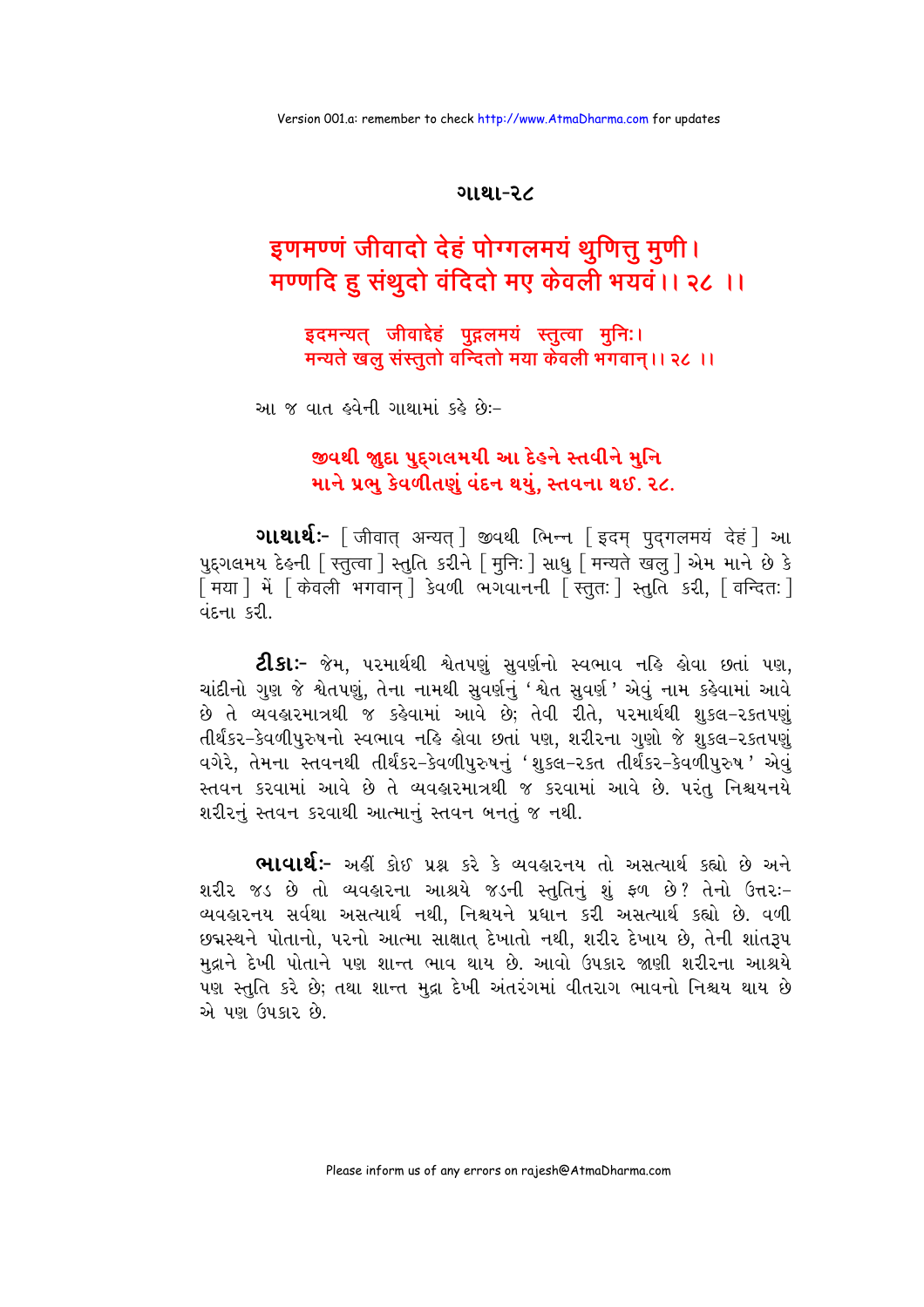## ગાથા-૨૮

**इणमण्णं जीवादो देहं पोग्गलमयं थुणित्तु मुणी।**
**मण्णदि हु संथुदो वंदिदो मए केवली भयवं।। २८ ।।**

इदमन्यत् जीवाद्देहं पुद्गलमयं स्तुत्वा मुनिः।
मन्यते खलु संस्तुतो वन्दितो मया केवली भगवान्।। २८ ।।

આ જ વાત હવેની ગાથામાં કહે છેઃ-

**જીવથી જુદા પુદ્‌ગલમયી આ દેહને સ્તવીને મુનિ**
**માને પ્રભુ કેવળીતણું વંદન થયું, સ્તવના થઈ. ૨૮.**

**ગાથાર્થઃ-** [ जीवात् अन्यत् ] જીવથી ભિન્ન [ इदम् पुद्गलमयं देहं ] આ પુદ્‌ગલમય દેહની [ स्तुत्वा ] સ્તુતિ કરીને [ मुनिः ] સાધુ [ मन्यते खलु ] એમ માને છે કે [ मया ] મેં [ केवली भगवान् ] કેવળી ભગવાનની [ स्तुतः ] સ્તુતિ કરી, [ वन्दितः ] વંદના કરી.

**ટીકાઃ-** જેમ, પરમાર્થથી શ્વેતપણું સુવર્ણનો સ્વભાવ નહિ હોવા છતાં પણ, ચાંદીનો ગુણ જે શ્વેતપણું, તેના નામથી સુવર્ણનું 'શ્વેત સુવર્ણ' એવું નામ કહેવામાં આવે છે તે વ્યવહારમાત્રથી જ કહેવામાં આવે છે; તેવી રીતે, પરમાર્થથી શુકલ-રકતપણું તીર્થંકર-કેવળીપુરુષનો સ્વભાવ નહિ હોવા છતાં પણ, શરીરના ગુણો જે શુકલ-રકતપણું વગેરે, તેમના સ્તવનથી તીર્થંકર-કેવળીપુરુષનું 'શુકલ-રકત તીર્થંકર-કેવળીપુરુષ' એવું સ્તવન કરવામાં આવે છે તે વ્યવહારમાત્રથી જ કરવામાં આવે છે. પરંતુ નિશ્ચયનયે શરીરનું સ્તવન કરવાથી આત્માનું સ્તવન બનતું જ નથી.

**ભાવાર્થઃ-** અહીં કોઈ પ્રશ્ન કરે કે વ્યવહારનય તો અસત્યાર્થ કહ્યો છે અને શરીર જડ છે તો વ્યવહારના આશ્રયે જડની સ્તુતિનું શું ફળ છે? તેનો ઉત્તરઃ- વ્યવહારનય સર્વથા અસત્યાર્થ નથી, નિશ્ચયને પ્રધાન કરી અસત્યાર્થ કહ્યો છે. વળી છદ્મસ્થને પોતાનો, પરનો આત્મા સાક્ષાત્ દેખાતો નથી, શરીર દેખાય છે, તેની શાંતરૂપ મુદ્રાને દેખી પોતાને પણ શાન્ત ભાવ થાય છે. આવો ઉપકાર જાણી શરીરના આશ્રયે પણ સ્તુતિ કરે છે; તથા શાન્ત મુદ્રા દેખી અંતરંગમાં વીતરાગ ભાવનો નિશ્ચય થાય છે એ પણ ઉપકાર છે.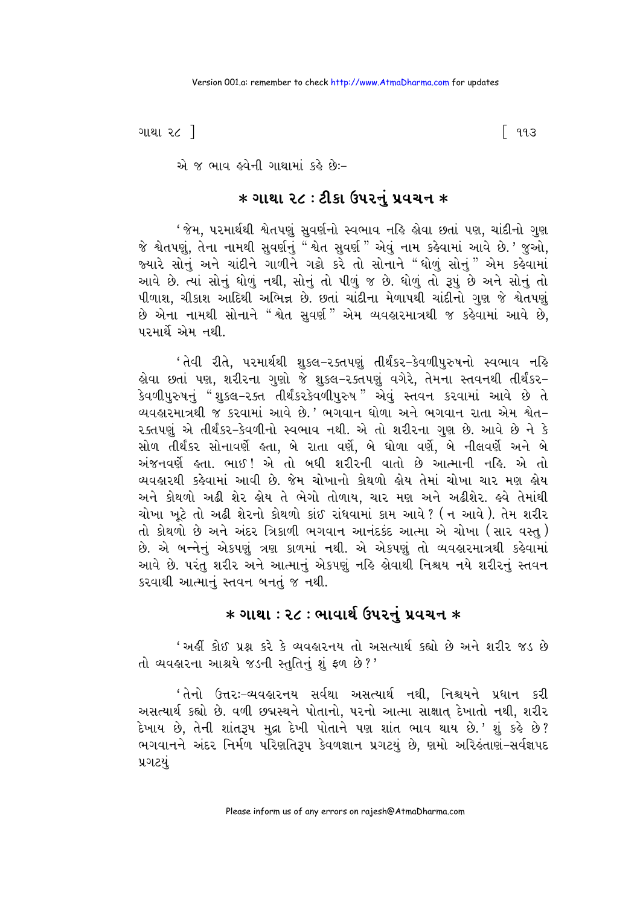એ જ ભાવ હવેની ગાથામાં કહે છેઃ-

## * ગાથા ૨૮ : ટીકા ઉપરનું પ્રવચન *

'જેમ, પરમાર્થથી શ્વેતપણું સુવર્ણનો સ્વભાવ નહિ હોવા છતાં પણ, ચાંદીનો ગુણ જે શ્વેતપણું, તેના નામથી સુવર્ણનું "શ્વેત સુવર્ણ" એવું નામ કહેવામાં આવે છે.' જુઓ, જ્યારે સોનું અને ચાંદીને ગાળીને ગઠ્ઠો કરે તો સોનાને "ધોળું સોનું" એમ કહેવામાં આવે છે. ત્યાં સોનું ધોળું નથી, સોનું તો પીળું જ છે. ધોળું તો રૂપું છે અને સોનું તો પીળાશ, ચીકાશ આદિથી અભિન્ન છે. છતાં ચાંદીના મેળાપથી ચાંદીનો ગુણ જે શ્વેતપણું છે એના નામથી સોનાને "શ્વેત સુવર્ણ" એમ વ્યવહારમાત્રથી જ કહેવામાં આવે છે, પરમાર્થે એમ નથી.

'તેવી રીતે, પરમાર્થથી શુકલ-રક્તપણું તીર્થંકર-કેવળીપુરુષનો સ્વભાવ નહિ હોવા છતાં પણ, શરીરના ગુણો જે શુકલ-રક્તપણું વગેરે, તેમના સ્તવનથી તીર્થંકર-કેવળીપુરુષનું "શુકલ-રક્ત તીર્થંકરકેવળીપુરુષ" એવું સ્તવન કરવામાં આવે છે તે વ્યવહારમાત્રથી જ કરવામાં આવે છે.' ભગવાન ધોળા અને ભગવાન રાતા એમ શ્વેત-રક્તપણું એ તીર્થંકર-કેવળીનો સ્વભાવ નથી. એ તો શરીરના ગુણ છે. આવે છે ને કે સોળ તીર્થંકર સોનાવર્ણે હતા, બે રાતા વર્ણે, બે ધોળા વર્ણે, બે નીલવર્ણે અને બે અંજનવર્ણે હતા. ભાઈ! એ તો બધી શરીરની વાતો છે આત્માની નહિ. એ તો વ્યવહારથી કહેવામાં આવી છે. જેમ ચોખાનો કોથળો હોય તેમાં ચોખા ચાર મણ હોય અને કોથળો અઢી શેર હોય તે ભેગો તોળાય, ચાર મણ અને અઢીશેર. હવે તેમાંથી ચોખા ખૂટે તો અઢી શેરનો કોથળો કાંઈ રાંધવામાં કામ આવે? (ન આવે). તેમ શરીર તો કોથળો છે અને અંદર ત્રિકાળી ભગવાન આનંદકંદ આત્મા એ ચોખા (સાર વસ્તુ) છે. એ બન્નેનું એકપણું ત્રણ કાળમાં નથી. એ એકપણું તો વ્યવહારમાત્રથી કહેવામાં આવે છે. પરંતુ શરીર અને આત્માનું એકપણું નહિ હોવાથી નિશ્ચય નયે શરીરનું સ્તવન કરવાથી આત્માનું સ્તવન બનતું જ નથી.

## * ગાથા : ૨૮ : ભાવાર્થ ઉપરનું પ્રવચન *

'અહીં કોઈ પ્રશ્ન કરે કે વ્યવહારનય તો અસત્યાર્થ કહ્યો છે અને શરીર જડ છે તો વ્યવહારના આશ્રયે જડની સ્તુતિનું શું ફળ છે?'

'તેનો ઉત્તરઃ-વ્યવહારનય સર્વથા અસત્યાર્થ નથી, નિશ્ચયને પ્રધાન કરી અસત્યાર્થ કહ્યો છે. વળી છદ્મસ્થને પોતાનો, પરનો આત્મા સાક્ષાત્ દેખાતો નથી, શરીર દેખાય છે, તેની શાંતરૂપ મુદ્રા દેખી પોતાને પણ શાંત ભાવ થાય છે.' શું કહે છે? ભગવાનને અંદર નિર્મળ પરિણતિરૂપ કેવળજ્ઞાન પ્રગટયું છે, ણમો અરિહંતાણં-સર્વજ્ઞપદ પ્રગટયું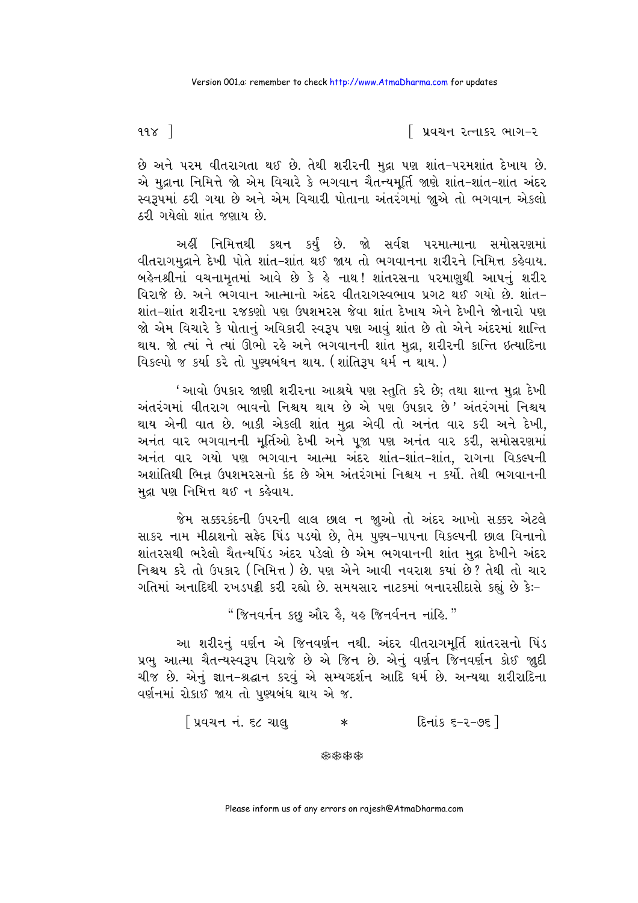છે અને પરમ વીતરાગતા થઈ છે. તેથી શરીરની મુદ્રા પણ શાંત-પરમશાંત દેખાય છે. એ મુદ્રાના નિમિત્તે જો એમ વિચારે કે ભગવાન ચૈતન્યમૂર્તિ જાણે શાંત-શાંત-શાંત અંદર સ્વરૂપમાં ઠરી ગયા છે અને એમ વિચારી પોતાના અંતરંગમાં જાુએ તો ભગવાન એકલો ઠરી ગયેલો શાંત જણાય છે.

અહીં નિમિત્તથી કથન કર્યું છે. જો સર્વજ્ઞ પરમાત્માના સમોસરણમાં વીતરાગમુદ્રાને દેખી પોતે શાંત-શાંત થઈ જાય તો ભગવાનના શરીરને નિમિત્ત કહેવાય. બહેનશ્રીનાં વચનામૃતમાં આવે છે કે હે નાથ! શાંતરસના પરમાણુથી આપનું શરીર વિરાજે છે. અને ભગવાન આત્માનો અંદર વીતરાગસ્વભાવ પ્રગટ થઈ ગયો છે. શાંત-શાંત-શાંત શરીરના રજકણો પણ ઉપશમરસ જેવા શાંત દેખાય એને દેખીને જોનારો પણ જો એમ વિચારે કે પોતાનું અવિકારી સ્વરૂપ પણ આવું શાંત છે તો એને અંદરમાં શાન્તિ થાય. જો ત્યાં ને ત્યાં ઊભો રહે અને ભગવાનની શાંત મુદ્રા, શરીરની કાન્તિ ઇત્યાદિના વિકલ્પો જ કર્યા કરે તો પુણ્યબંધન થાય. (શાંતિરૂપ ધર્મ ન થાય.)

'આવો ઉપકાર જાણી શરીરના આશ્રયે પણ સ્તુતિ કરે છે; તથા શાન્ત મુદ્રા દેખી અંતરંગમાં વીતરાગ ભાવનો નિશ્ચય થાય છે એ પણ ઉપકાર છે' અંતરંગમાં નિશ્ચય થાય એની વાત છે. બાકી એકલી શાંત મુદ્રા એવી તો અનંત વાર કરી અને દેખી, અનંત વાર ભગવાનની મૂર્તિઓ દેખી અને પૂજા પણ અનંત વાર કરી, સમોસરણમાં અનંત વાર ગયો પણ ભગવાન આત્મા અંદર શાંત-શાંત-શાંત, રાગના વિકલ્પની અશાંતિથી ભિન્ન ઉપશમરસનો કંદ છે એમ અંતરંગમાં નિશ્ચય ન કર્યો. તેથી ભગવાનની મુદ્રા પણ નિમિત્ત થઈ ન કહેવાય.

જેમ સક્કરકંદની ઉપરની લાલ છાલ ન જાુઓ તો અંદર આખો સક્કર એટલે સાકર નામ મીઠાશનો સફેદ પિંડ પડયો છે, તેમ પુણ્ય-પાપના વિકલ્પની છાલ વિનાનો શાંતરસથી ભરેલો ચૈતન્યપિંડ અંદર પડેલો છે એમ ભગવાનની શાંત મુદ્રા દેખીને અંદર નિશ્ચય કરે તો ઉપકાર (નિમિત્ત) છે. પણ એને આવી નવરાશ કયાં છે? તેથી તો ચાર ગતિમાં અનાદિથી રખડપટ્ટી કરી રહ્યો છે. સમયસાર નાટકમાં બનારસીદાસે કહ્યું છે કેઃ-

"જિનવર્નન કછુ ઔર હૈ, યહ જિનવર્નન નાંહિ."

આ શરીરનું વર્ણન એ જિનવર્ણન નથી. અંદર વીતરાગમૂર્તિ શાંતરસનો પિંડ પ્રભુ આત્મા ચૈતન્યસ્વરૂપ વિરાજે છે એ જિન છે. એનું વર્ણન જિનવર્ણન કોઈ જાુદી ચીજ છે. એનું જ્ઞાન-શ્રદ્ધાન કરવું એ સમ્યગ્દર્શન આદિ ધર્મ છે. અન્યથા શરીરાદિના વર્ણનમાં રોકાઈ જાય તો પુણ્યબંધ થાય એ જ.

[ પ્રવચન નં. ૬૮ ચાલુ * દિનાંક ૬-૨-૭૬ ]

\*\*\*\*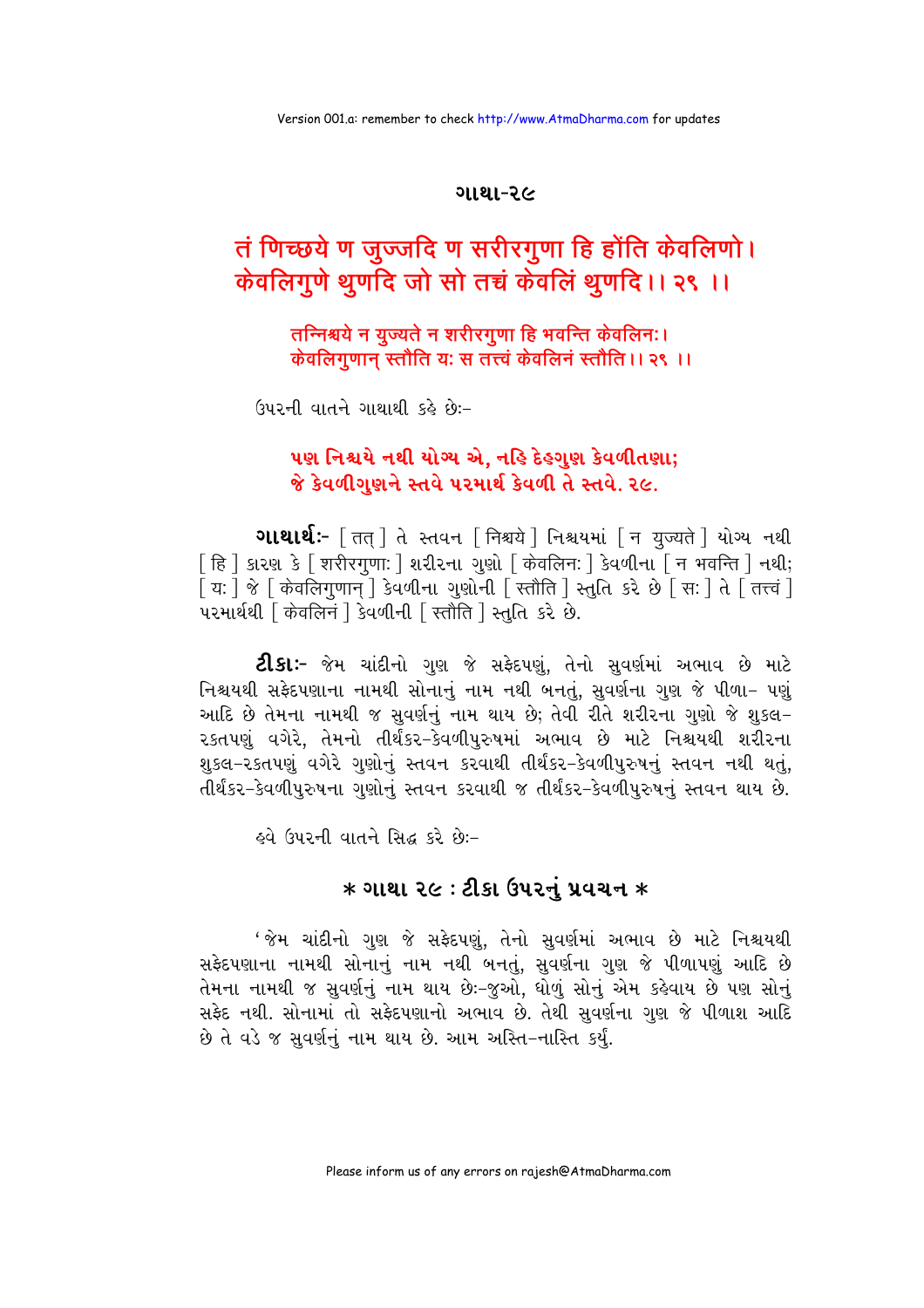## ગાથા-૨૯

# तं णिच्छये ण जुज्जदि ण सरीरगुणा हि होंति केवलिणो। केवलिगुणे थुणदि जो सो तच्चं केवलिं थुणदि।। २९ ।।

तन्निश्चये न युज्यते न शरीरगुणा हि भवन्ति केवलिनः।
केवलिगुणान् स्तौति यः स तत्त्वं केवलिनं स्तौति।। २९ ।।

ઉપરની વાતને ગાથાથી કહે છેઃ-

**પણ નિશ્ચયે નથી યોગ્ય એ, નહિ દેહગુણ કેવળીતણા;**
**જે કેવળીગુણને સ્તવે પરમાર્થ કેવળી તે સ્તવે. ૨૯.**

**ગાથાર્થઃ-** [ तत् ] તે સ્તવન [ निश्चये ] નિશ્ચયમાં [ न युज्यते ] યોગ્ય નથી [ हि ] કારણ કે [ शरीरगुणाः ] શરીરના ગુણો [ केवलिनः ] કેવળીના [ न भवन्ति ] નથી; [ यः ] જે [ केवलिगुणान् ] કેવળીના ગુણોની [ स्तौति ] સ્તુતિ કરે છે [ सः ] તે [ तत्त्वं ] પરમાર્થથી [ केवलिनं ] કેવળીની [ स्तौति ] સ્તુતિ કરે છે.

**ટીકાઃ-** જેમ ચાંદીનો ગુણ જે સફેદપણું, તેનો સુવર્ણમાં અભાવ છે માટે નિશ્ચયથી સફેદપણાના નામથી સોનાનું નામ નથી બનતું, સુવર્ણના ગુણ જે પીળા- પણું આદિ છે તેમના નામથી જ સુવર્ણનું નામ થાય છે; તેવી રીતે શરીરના ગુણો જે શુકલ-રકતપણું વગેરે, તેમનો તીર્થંકર-કેવળીપુરુષમાં અભાવ છે માટે નિશ્ચયથી શરીરના શુકલ-રકતપણું વગેરે ગુણોનું સ્તવન કરવાથી તીર્થંકર-કેવળીપુરુષનું સ્તવન નથી થતું, તીર્થંકર-કેવળીપુરુષના ગુણોનું સ્તવન કરવાથી જ તીર્થંકર-કેવળીપુરુષનું સ્તવન થાય છે.

હવે ઉપરની વાતને સિદ્ધ કરે છેઃ-

## * ગાથા ૨૯ : ટીકા ઉપરનું પ્રવચન *

'જેમ ચાંદીનો ગુણ જે સફેદપણું, તેનો સુવર્ણમાં અભાવ છે માટે નિશ્ચયથી સફેદપણાના નામથી સોનાનું નામ નથી બનતું, સુવર્ણના ગુણ જે પીળાપણું આદિ છે તેમના નામથી જ સુવર્ણનું નામ થાય છેઃ-જુઓ, ધોળું સોનું એમ કહેવાય છે પણ સોનું સફેદ નથી. સોનામાં તો સફેદપણાનો અભાવ છે. તેથી સુવર્ણના ગુણ જે પીળાશ આદિ છે તે વડે જ સુવર્ણનું નામ થાય છે. આમ અસ્તિ-નાસ્તિ કર્યું.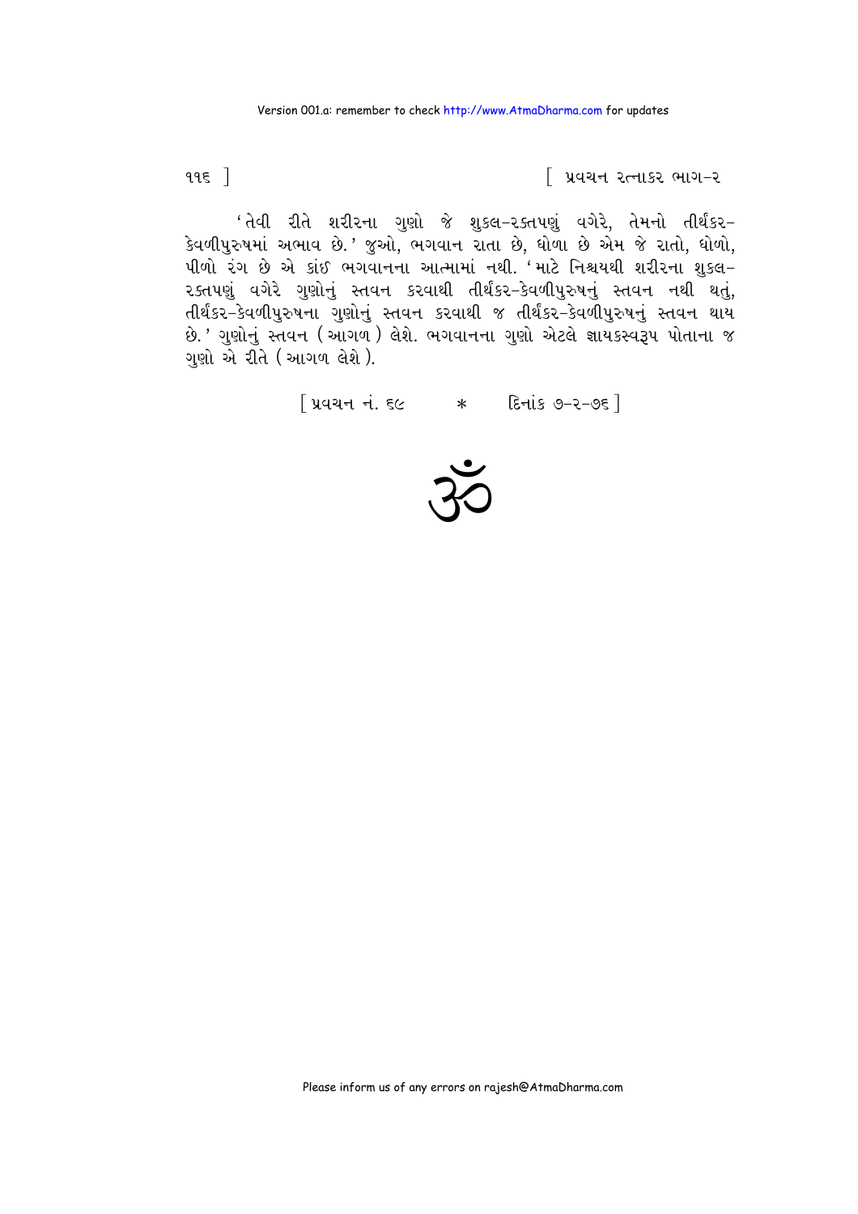'તેવી રીતે શરીરના ગુણો જે શુકલ-રક્તપણું વગેરે, તેમનો તીર્થંકર-કેવળીપુરુષમાં અભાવ છે.' જુઓ, ભગવાન રાતા છે, ધોળા છે એમ જે રાતો, ધોળો, પીળો રંગ છે એ કાંઈ ભગવાનના આત્મામાં નથી. 'માટે નિશ્ચયથી શરીરના શુકલ-રક્તપણું વગેરે ગુણોનું સ્તવન કરવાથી તીર્થંકર-કેવળીપુરુષનું સ્તવન નથી થતું, તીર્થંકર-કેવળીપુરુષના ગુણોનું સ્તવન કરવાથી જ તીર્થંકર-કેવળીપુરુષનું સ્તવન થાય છે.' ગુણોનું સ્તવન (આગળ) લેશે. ભગવાનના ગુણો એટલે જ્ઞાયકસ્વરૂપ પોતાના જ ગુણો એ રીતે (આગળ લેશે).

[પ્રવચન નં. ૬૯ * દિનાંક ૭-૨-૭૬]

ૐ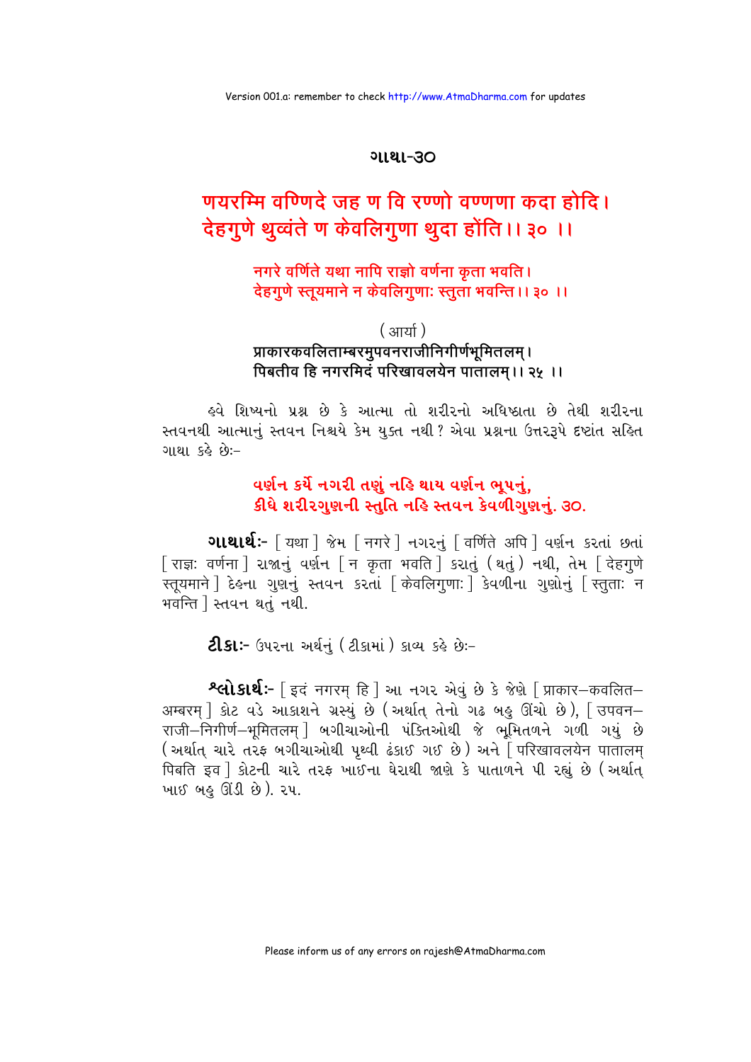## ગાથા-૩૦

**णयरम्मि वण्णिदे जह ण वि रण्णो वण्णणा कदा होदि।**
**देहगुणे थुव्वंते ण केवलिगुणा थुदा होंति।। ३० ।।**

नगरे वर्णिते यथा नापि राज्ञो वर्णना कृता भवति।
देहगुणे स्तूयमाने न केवलिगुणाः स्तुता भवन्ति।। ३० ।।

( आर्या )
**प्राकारकवलिताम्बरमुपवनराजीनिगीर्णभूमितलम्।**
**पिबतीव हि नगरमिदं परिखावलयेन पातालम्।। २५ ।।**

હવે શિષ્યનો પ્રશ્ન છે કે આત્મા તો શરીરનો અધિષ્ઠાતા છે તેથી શરીરના સ્તવનથી આત્માનું સ્તવન નિશ્ચયે કેમ યુક્ત નથી? એવા પ્રશ્નના ઉત્તરરૂપે દૃષ્ટાંત સહિત ગાથા કહે છેઃ–

**વર્ણન કર્યે નગરી તણું નહિ થાય વર્ણન ભૂપનું,**
**કીધે શરીરગુણની સ્તુતિ નહિ સ્તવન કેવળીગુણનું. ૩૦.**

**ગાથાર્થઃ-** [ यथा ] જેમ [ नगरे ] નગરનું [ वर्णिते अपि ] વર્ણન કરતાં છતાં [ राज्ञः वर्णना ] રાજાનું વર્ણન [ न कृता भवति ] કરાતું (થતું) નથી, તેમ [ देहगुणे स्तूयमाने ] દેહના ગુણનું સ્તવન કરતાં [ केवलिगुणाः ] કેવળીના ગુણોનું [ स्तुताः न भवन्ति ] સ્તવન થતું નથી.

**ટીકાઃ-** ઉપરના અર્થનું (ટીકામાં) કાવ્ય કહે છેઃ–

**શ્લોકાર્થઃ-** [ इदं नगरम् हि ] આ નગર એવું છે કે જેણે [ प्राकार–कवलित–अम्बरम् ] કોટ વડે આકાશને ગ્રસ્યું છે (અર્થાત્ તેનો ગઢ બહુ ઊંચો છે), [ उपवन–राजी–निगीर्ण–भूमितलम् ] બગીચાઓની પંક્તિઓથી જે ભૂમિતળને ગળી ગયું છે (અર્થાત્ ચારે તરફ બગીચાઓથી પૃથ્વી ઢંકાઈ ગઈ છે) અને [ परिखावलयेन पातालम् पिबति इव ] કોટની ચારે તરફ ખાઈના ઘેરાથી જાણે કે પાતાળને પી રહ્યું છે (અર્થાત્ ખાઈ બહુ ઊંડી છે). ૨૫.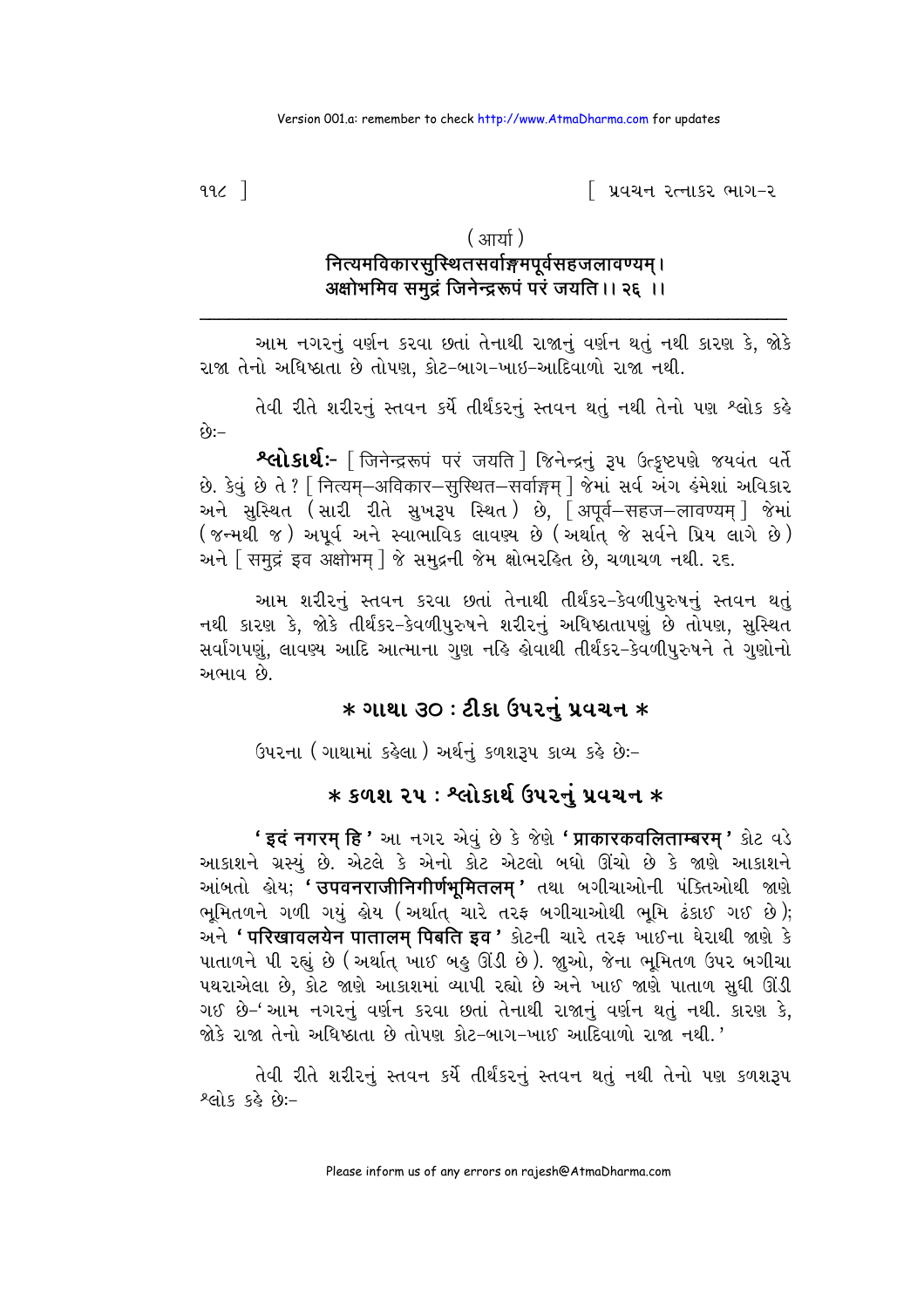( आर्या )

नित्यमविकारसुस्थितसर्वाङ्गमपूर्वसहजलावण्यम्।
अक्षोभमिव समुद्रं जिनेन्द्ररूपं परं जयति।। २६ ।।

---

આમ નગરનું વર્ણન કરવા છતાં તેનાથી રાજાનું વર્ણન થતું નથી કારણ કે, જોકે રાજા તેનો અધિષ્ઠાતા છે તોપણ, કોટ-બાગ-ખાઇ-આદિવાળો રાજા નથી.

તેવી રીતે શરીરનું સ્તવન કર્યે તીર્થંકરનું સ્તવન થતું નથી તેનો પણ શ્લોક કહે છે:-

**શ્લોકાર્થ:-** [ जिनेन्द्ररूपं परं जयति ] જિનેન્દ્રનું રૂપ ઉત્કૃષ્ટપણે જયવંત વર્તે છે. કેવું છે તે ? [ नित्यम्–अविकार–सुस्थित–सर्वाङ्गम् ] જેમાં સર્વ અંગ હંમેશાં અવિકાર અને સુસ્થિત (સારી રીતે સુખરૂપ સ્થિત) છે, [ अपूर्व–सहज–लावण्यम् ] જેમાં (જન્મથી જ) અપૂર્વ અને સ્વાભાવિક લાવણ્ય છે (અર્થાત્ જે સર્વને પ્રિય લાગે છે) અને [ समुद्रं इव अक्षोभम् ] જે સમુદ્રની જેમ ક્ષોભરહિત છે, ચળાચળ નથી. ૨૬.

આમ શરીરનું સ્તવન કરવા છતાં તેનાથી તીર્થંકર-કેવળીપુરુષનું સ્તવન થતું નથી કારણ કે, જોકે તીર્થંકર-કેવળીપુરુષને શરીરનું અધિષ્ઠાતાપણું છે તોપણ, સુસ્થિત સર્વાંગપણું, લાવણ્ય આદિ આત્માના ગુણ નહિ હોવાથી તીર્થંકર-કેવળીપુરુષને તે ગુણોનો અભાવ છે.

## * ગાથા ૩૦ : ટીકા ઉપરનું પ્રવચન *

ઉપરના (ગાથામાં કહેલા) અર્થનું કળશરૂપ કાવ્ય કહે છે:-

## * કળશ ૨૫ : શ્લોકાર્થ ઉપરનું પ્રવચન *

**'इदं नगरम् हि'** આ નગર એવું છે કે જેણે **'प्राकारकवलिताम्बरम्'** કોટ વડે આકાશને ગ્રસ્યું છે. એટલે કે એનો કોટ એટલો બધો ઊંચો છે કે જાણે આકાશને આંબતો હોય; **'उपवनराजीनिगीर्णभूमितलम्'** તથા બગીચાઓની પંક્તિઓથી જાણે ભૂમિતળને ગળી ગયું હોય (અર્થાત્ ચારે તરફ બગીચાઓથી ભૂમિ ઢંકાઈ ગઈ છે); અને **'परिखावलयेन पातालम् पिबति इव'** કોટની ચારે તરફ ખાઈના ઘેરાથી જાણે કે પાતાળને પી રહ્યું છે (અર્થાત્ ખાઈ બહુ ઊંડી છે). જુઓ, જેના ભૂમિતળ ઉપર બગીચા પથરાએલા છે, કોટ જાણે આકાશમાં વ્યાપી રહ્યો છે અને ખાઈ જાણે પાતાળ સુધી ઊંડી ગઈ છે-'આમ નગરનું વર્ણન કરવા છતાં તેનાથી રાજાનું વર્ણન થતું નથી. કારણ કે, જોકે રાજા તેનો અધિષ્ઠાતા છે તોપણ કોટ-બાગ-ખાઈ આદિવાળો રાજા નથી.'

તેવી રીતે શરીરનું સ્તવન કર્યે તીર્થંકરનું સ્તવન થતું નથી તેનો પણ કળશરૂપ શ્લોક કહે છે:-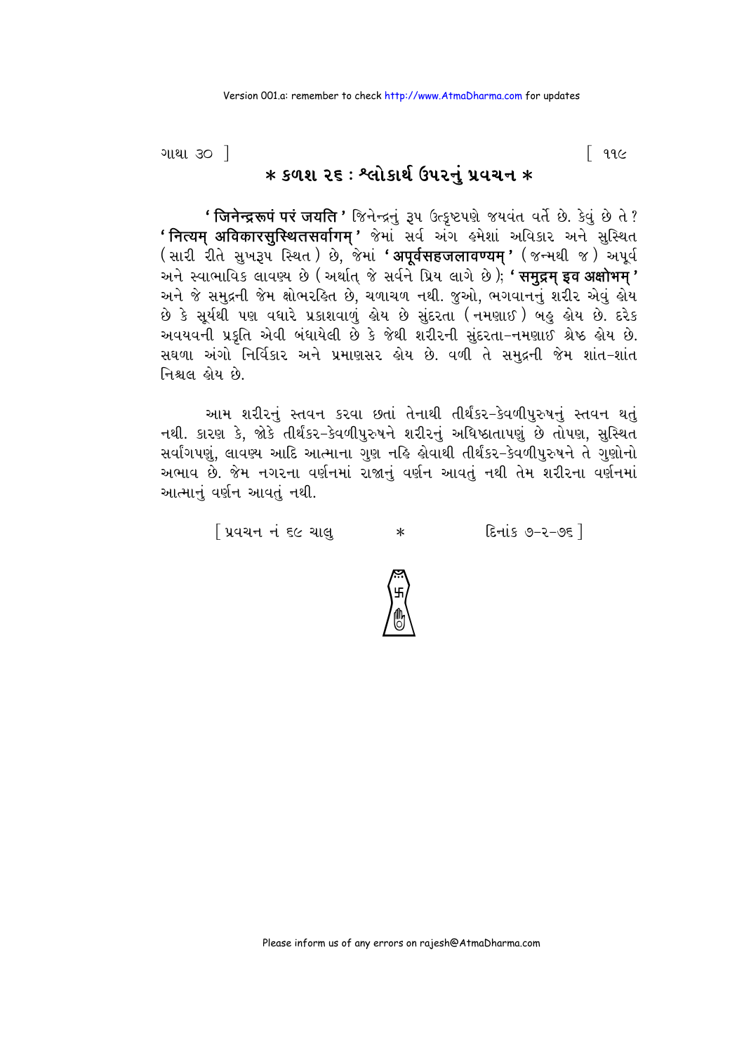## * કળશ ૨૬ : શ્લોકાર્થ ઉપરનું પ્રવચન *

**'जिनेन्द्ररूपं परं जयति'** જિનેન્દ્રનું રૂપ ઉત્કૃષ્ટપણે જયવંત વર્તે છે. કેવું છે તે? **'नित्यम् अविकारसुस्थितसर्वांगम्'** જેમાં સર્વ અંગ હંમેશાં અવિકાર અને સુસ્થિત (સારી રીતે સુખરૂપ સ્થિત) છે, જેમાં **'अपूर्वसहजलावण्यम्'** (જન્મથી જ) અપૂર્વ અને સ્વાભાવિક લાવણ્ય છે (અર્થાત્ જે સર્વને પ્રિય લાગે છે); **'समुद्रम् इव अक्षोभम्'** અને જે સમુદ્રની જેમ ક્ષોભરહિત છે, ચળાચળ નથી. જુઓ, ભગવાનનું શરીર એવું હોય છે કે સૂર્યથી પણ વધારે પ્રકાશવાળું હોય છે સુંદરતા (નમણાઈ) બહુ હોય છે. દરેક અવયવની પ્રકૃતિ એવી બંધાયેલી છે કે જેથી શરીરની સુંદરતા-નમણાઈ શ્રેષ્ઠ હોય છે. સઘળા અંગો નિર્વિકાર અને પ્રમાણસર હોય છે. વળી તે સમુદ્રની જેમ શાંત-શાંત નિશ્ચલ હોય છે.

આમ શરીરનું સ્તવન કરવા છતાં તેનાથી તીર્થંકર-કેવળીપુરુષનું સ્તવન થતું નથી. કારણ કે, જોકે તીર્થંકર-કેવળીપુરુષને શરીરનું અધિષ્ઠાતાપણું છે તોપણ, સુસ્થિત સર્વાંગપણું, લાવણ્ય આદિ આત્માના ગુણ નહિ હોવાથી તીર્થંકર-કેવળીપુરુષને તે ગુણોનો અભાવ છે. જેમ નગરના વર્ણનમાં રાજાનું વર્ણન આવતું નથી તેમ શરીરના વર્ણનમાં આત્માનું વર્ણન આવતું નથી.

[ પ્રવચન નં ૬૯ ચાલુ * દિનાંક ૭-૨-૭૬ ]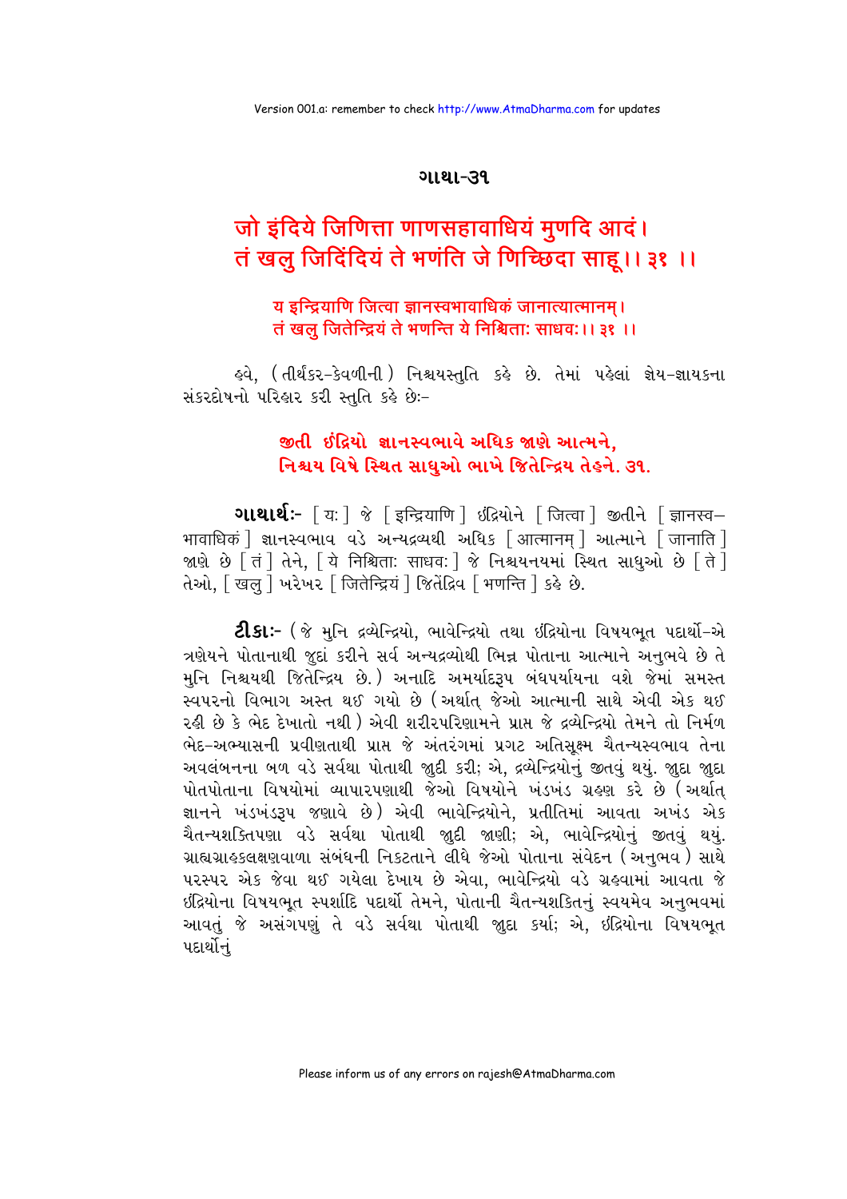## ગાથા-૩૧

### जो इंदिये जिणित्ता णाणसहावाधियं मुणदि आदं।
### तं खलु जिदिंदियं ते भणंति जे णिच्छिदा साहू।। ३१ ।।

य इन्द्रियाणि जित्वा ज्ञानस्वभावाधिकं जानात्यात्मानम्।
तं खलु जितेन्द्रियं ते भणन्ति ये निश्चिताः साधवः।। ३१ ।।

હવે, (તીર્થંકર-કેવળીની) નિશ્ચયસ્તુતિ કહે છે. તેમાં પહેલાં જ્ઞેય-જ્ઞાયકના સંકરદોષનો પરિહાર કરી સ્તુતિ કહે છેઃ-

**જીતી ઇંદ્રિયો જ્ઞાનસ્વભાવે અધિક જાણે આત્મને,**
**નિશ્ચય વિષે સ્થિત સાધુઓ ભાખે જિતેન્દ્રિય તેહને. ૩૧.**

**ગાથાર્થઃ-** [ यः ] જે [ इन्द्रियाणि ] ઇંદ્રિયોને [ जित्वा ] જીતીને [ ज्ञानस्वभावाधिकं ] જ્ઞાનસ્વભાવ વડે અન્યદ્રવ્યથી અધિક [ आत्मानम् ] આત્માને [ जानाति ] જાણે છે [ तं ] તેને, [ ये निश्चिताः साधवः ] જે નિશ્ચયનયમાં સ્થિત સાધુઓ છે [ ते ] તેઓ, [ खलु ] ખરેખર [ जितेन्द्रियं ] જિતેંદ્રિય [ भणन्ति ] કહે છે.

**ટીકાઃ-** (જે મુનિ દ્રવ્યેન્દ્રિયો, ભાવેન્દ્રિયો તથા ઇંદ્રિયોના વિષયભૂત પદાર્થો-એ ત્રણેયને પોતાનાથી જુદાં કરીને સર્વ અન્યદ્રવ્યોથી ભિન્ન પોતાના આત્માને અનુભવે છે તે મુનિ નિશ્ચયથી જિતેન્દ્રિય છે.) અનાદિ અમર્યાદરૂપ બંધપર્યાયના વશે જેમાં સમસ્ત સ્વપરનો વિભાગ અસ્ત થઈ ગયો છે (અર્થાત્ જેઓ આત્માની સાથે એવી એક થઈ રહી છે કે ભેદ દેખાતો નથી) એવી શરીરપરિણામને પ્રાપ્ત જે દ્રવ્યેન્દ્રિયો તેમને તો નિર્મળ ભેદ-અભ્યાસની પ્રવીણતાથી પ્રાપ્ત જે અંતરંગમાં પ્રગટ અતિસૂક્ષ્મ ચૈતન્યસ્વભાવ તેના અવલંબનના બળ વડે સર્વથા પોતાથી જુદી કરી; એ, દ્રવ્યેન્દ્રિયોનું જીતવું થયું. જુદા જુદા પોતપોતાના વિષયોમાં વ્યાપારપણાથી જેઓ વિષયોને ખંડખંડ ગ્રહણ કરે છે (અર્થાત્ જ્ઞાનને ખંડખંડરૂપ જણાવે છે) એવી ભાવેન્દ્રિયોને, પ્રતીતિમાં આવતા અખંડ એક ચૈતન્યશક્તિપણા વડે સર્વથા પોતાથી જુદી જાણી; એ, ભાવેન્દ્રિયોનું જીતવું થયું. ગ્રાહ્યગ્રાહકલક્ષણવાળા સંબંધની નિકટતાને લીધે જેઓ પોતાના સંવેદન (અનુભવ) સાથે પરસ્પર એક જેવા થઈ ગયેલા દેખાય છે એવા, ભાવેન્દ્રિયો વડે ગ્રહવામાં આવતા જે ઇંદ્રિયોના વિષયભૂત સ્પર્શાદિ પદાર્થો તેમને, પોતાની ચૈતન્યશક્તિનું સ્વયમેવ અનુભવમાં આવતું જે અસંગપણું તે વડે સર્વથા પોતાથી જુદા કર્યા; એ, ઇંદ્રિયોના વિષયભૂત પદાર્થોનું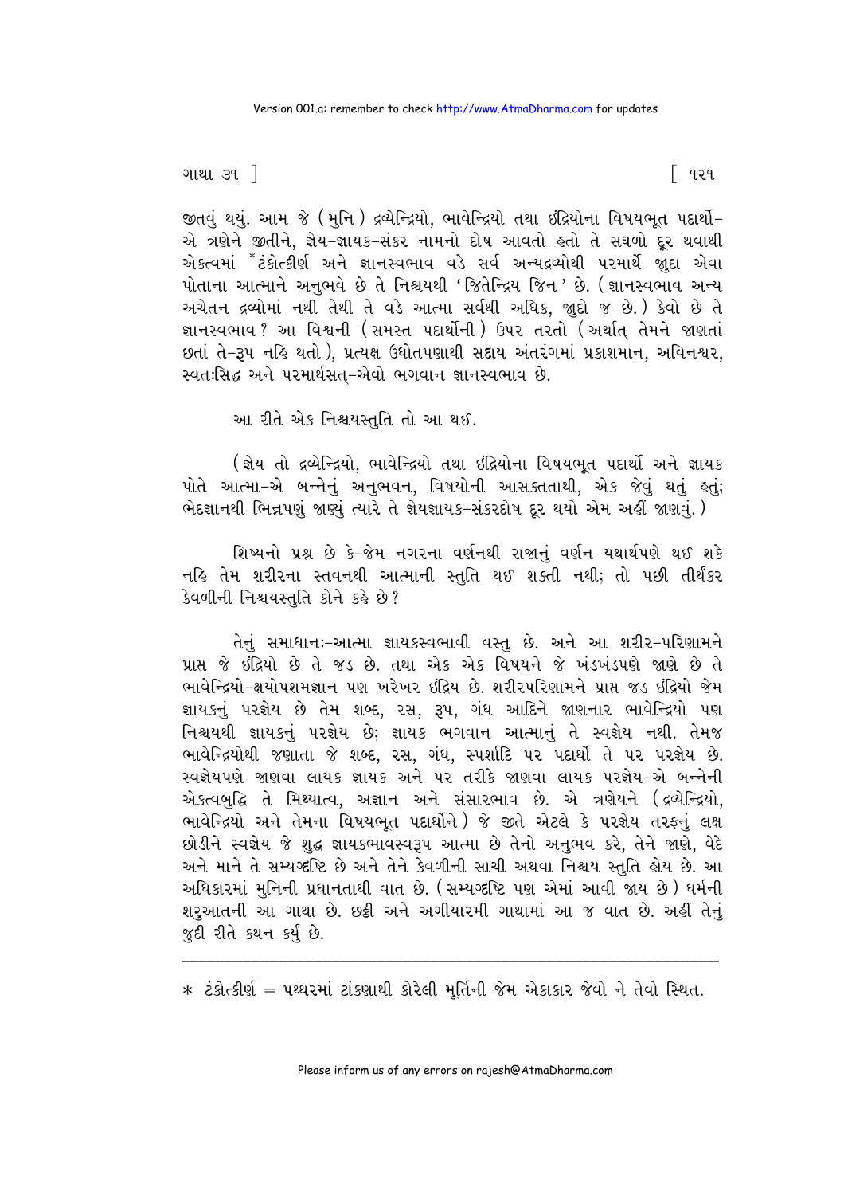જીતવું થયું. આમ જે (મુનિ) દ્રવ્યેન્દ્રિયો, ભાવેન્દ્રિયો તથા ઇંદ્રિયોના વિષયભૂત પદાર્થો-એ ત્રણેને જીતીને, જ્ઞેય-જ્ઞાયક-સંકર નામનો દોષ આવતો હતો તે સઘળો દૂર થવાથી એકત્વમાં *ટંકોત્કીર્ણ અને જ્ઞાનસ્વભાવ વડે સર્વ અન્યદ્રવ્યોથી પરમાર્થે જુદા એવા પોતાના આત્માને અનુભવે છે તે નિશ્ચયથી 'જિતેન્દ્રિય જિન' છે. (જ્ઞાનસ્વભાવ અન્ય અચેતન દ્રવ્યોમાં નથી તેથી તે વડે આત્મા સર્વથી અધિક, જુદો જ છે.) કેવો છે તે જ્ઞાનસ્વભાવ? આ વિશ્વની (સમસ્ત પદાર્થોની) ઉપર તરતો (અર્થાત્ તેમને જાણતાં છતાં તે-રૂપ નહિ થતો), પ્રત્યક્ષ ઉદ્યોતપણાથી સદાય અંતરંગમાં પ્રકાશમાન, અવિનશ્વર, સ્વતઃસિદ્ધ અને પરમાર્થસત્-એવો ભગવાન જ્ઞાનસ્વભાવ છે.

આ રીતે એક નિશ્ચયસ્તુતિ તો આ થઈ.

(જ્ઞેય તો દ્રવ્યેન્દ્રિયો, ભાવેન્દ્રિયો તથા ઇંદ્રિયોના વિષયભૂત પદાર્થો અને જ્ઞાયક પોતે આત્મા-એ બન્નેનું અનુભવન, વિષયોની આસક્તતાથી, એક જેવું થતું હતું; ભેદજ્ઞાનથી ભિન્નપણું જાણ્યું ત્યારે તે જ્ઞેયજ્ઞાયક-સંકરદોષ દૂર થયો એમ અહીં જાણવું.)

શિષ્યનો પ્રશ્ન છે કે-જેમ નગરના વર્ણનથી રાજાનું વર્ણન યથાર્થપણે થઈ શકે નહિ તેમ શરીરના સ્તવનથી આત્માની સ્તુતિ થઈ શક્તી નથી; તો પછી તીર્થંકર કેવળીની નિશ્ચયસ્તુતિ કોને કહે છે?

તેનું સમાધાનઃ-આત્મા જ્ઞાયકસ્વભાવી વસ્તુ છે. અને આ શરીર-પરિણામને પ્રાપ્ત જે ઇંદ્રિયો છે તે જડ છે. તથા એક એક વિષયને જે ખંડખંડપણે જાણે છે તે ભાવેન્દ્રિયો-ક્ષયોપશમજ્ઞાન પણ ખરેખર ઇંદ્રિય છે. શરીરપરિણામને પ્રાપ્ત જડ ઇંદ્રિયો જેમ જ્ઞાયકનું પરજ્ઞેય છે તેમ શબ્દ, રસ, રૂપ, ગંધ આદિને જાણનાર ભાવેન્દ્રિયો પણ નિશ્ચયથી જ્ઞાયકનું પરજ્ઞેય છે; જ્ઞાયક ભગવાન આત્માનું તે સ્વજ્ઞેય નથી. તેમજ ભાવેન્દ્રિયોથી જણાતા જે શબ્દ, રસ, ગંધ, સ્પર્શાદિ પર પદાર્થો તે પર પરજ્ઞેય છે. સ્વજ્ઞેયપણે જાણવા લાયક જ્ઞાયક અને પર તરીકે જાણવા લાયક પરજ્ઞેય-એ બન્નેની એકત્વબુદ્ધિ તે મિથ્યાત્વ, અજ્ઞાન અને સંસારભાવ છે. એ ત્રણેયને (દ્રવ્યેન્દ્રિયો, ભાવેન્દ્રિયો અને તેમના વિષયભૂત પદાર્થોને) જે જીતે એટલે કે પરજ્ઞેય તરફનું લક્ષ છોડીને સ્વજ્ઞેય જે શુદ્ધ જ્ઞાયકભાવસ્વરૂપ આત્મા છે તેનો અનુભવ કરે, તેને જાણે, વેદે અને માને તે સમ્યગ્દૃષ્ટિ છે અને તેને કેવળીની સાચી અથવા નિશ્ચય સ્તુતિ હોય છે. આ અધિકારમાં મુનિની પ્રધાનતાથી વાત છે. (સમ્યગ્દૃષ્ટિ પણ એમાં આવી જાય છે) ધર્મની શરૂઆતની આ ગાથા છે. છઠ્ઠી અને અગીયારમી ગાથામાં આ જ વાત છે. અહીં તેનું જુદી રીતે કથન કર્યું છે.

---

* ટંકોત્કીર્ણ = પથ્થરમાં ટાંકણાથી કોરેલી મૂર્તિની જેમ એકાકાર જેવો ને તેવો સ્થિત.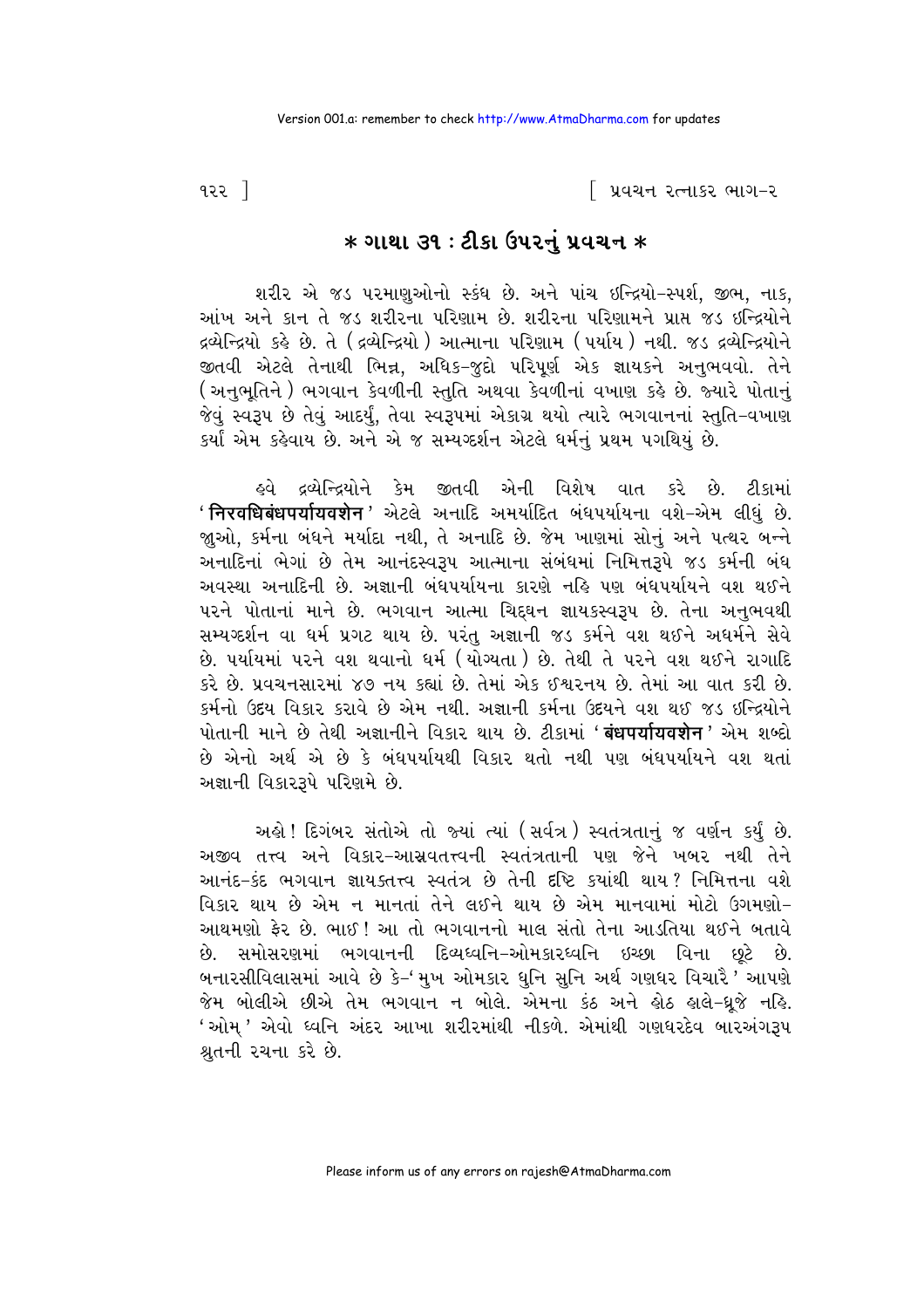# * ગાથા ૩૧ : ટીકા ઉપરનું પ્રવચન *

શરીર એ જડ પરમાણુઓનો સ્કંધ છે. અને પાંચ ઇન્દ્રિયો-સ્પર્શ, જીભ, નાક, આંખ અને કાન તે જડ શરીરના પરિણામ છે. શરીરના પરિણામને પ્રાપ્ત જડ ઇન્દ્રિયોને દ્રવ્યેન્દ્રિયો કહે છે. તે (દ્રવ્યેન્દ્રિયો) આત્માના પરિણામ (પર્યાય) નથી. જડ દ્રવ્યેન્દ્રિયોને જીતવી એટલે તેનાથી ભિન્ન, અધિક-જુદો પરિપૂર્ણ એક જ્ઞાયકને અનુભવવો. તેને (અનુભૂતિને) ભગવાન કેવળીની સ્તુતિ અથવા કેવળીનાં વખાણ કહે છે. જ્યારે પોતાનું જેવું સ્વરૂપ છે તેવું આદર્યું, તેવા સ્વરૂપમાં એકાગ્ર થયો ત્યારે ભગવાનનાં સ્તુતિ-વખાણ કર્યાં એમ કહેવાય છે. અને એ જ સમ્યગ્દર્શન એટલે ધર્મનું પ્રથમ પગથિયું છે.

હવે દ્રવ્યેન્દ્રિયોને કેમ જીતવી એની વિશેષ વાત કરે છે. ટીકામાં '**निरवधिबंधपर्यायवशेन**' એટલે અનાદિ અમર્યાદિત બંધપર્યાયના વશે-એમ લીધું છે. જાુઓ, કર્મના બંધને મર્યાદા નથી, તે અનાદિ છે. જેમ ખાણમાં સોનું અને પત્થર બન્ને અનાદિનાં ભેગાં છે તેમ આનંદસ્વરૂપ આત્માના સંબંધમાં નિમિત્તરૂપે જડ કર્મની બંધ અવસ્થા અનાદિની છે. અજ્ઞાની બંધપર્યાયના કારણે નહિ પણ બંધપર્યાયને વશ થઈને પરને પોતાનાં માને છે. ભગવાન આત્મા ચિદ્દઘન જ્ઞાયકસ્વરૂપ છે. તેના અનુભવથી સમ્યગ્દર્શન વા ધર્મ પ્રગટ થાય છે. પરંતુ અજ્ઞાની જડ કર્મને વશ થઈને અધર્મને સેવે છે. પર્યાયમાં પરને વશ થવાનો ધર્મ (યોગ્યતા) છે. તેથી તે પરને વશ થઈને રાગાદિ કરે છે. પ્રવચનસારમાં ૪૭ નય કહ્યાં છે. તેમાં એક ઈશ્વરનય છે. તેમાં આ વાત કરી છે. કર્મનો ઉદય વિકાર કરાવે છે એમ નથી. અજ્ઞાની કર્મના ઉદયને વશ થઈ જડ ઇન્દ્રિયોને પોતાની માને છે તેથી અજ્ઞાનીને વિકાર થાય છે. ટીકામાં '**बंधपर्यायवशेन**' એમ શબ્દો છે એનો અર્થ એ છે કે બંધપર્યાયથી વિકાર થતો નથી પણ બંધપર્યાયને વશ થતાં અજ્ઞાની વિકારરૂપે પરિણમે છે.

અહો! દિગંબર સંતોએ તો જ્યાં ત્યાં (સર્વત્ર) સ્વતંત્રતાનું જ વર્ણન કર્યું છે. અજીવ તત્ત્વ અને વિકાર-આસ્રવતત્ત્વની સ્વતંત્રતાની પણ જેને ખબર નથી તેને આનંદ-કંદ ભગવાન જ્ઞાયકતત્ત્વ સ્વતંત્ર છે તેની દૃષ્ટિ ક્યાંથી થાય? નિમિત્તના વશે વિકાર થાય છે એમ ન માનતાં તેને લઈને થાય છે એમ માનવામાં મોટો ઉગમણો-આથમણો ફેર છે. ભાઈ! આ તો ભગવાનનો માલ સંતો તેના આડતિયા થઈને બતાવે છે. સમોસરણમાં ભગવાનની દિવ્યધ્વનિ-ઓમકારધ્વનિ ઇચ્છા વિના છૂટે છે. બનારસીવિલાસમાં આવે છે કે-'મુખ ઓમકાર ધુનિ સુનિ અર્થ ગણધર વિચારૈ' આપણે જેમ બોલીએ છીએ તેમ ભગવાન ન બોલે. એમના કંઠ અને હોઠ હાલે-ધ્રૂજે નહિ. 'ઓમ્' એવો ધ્વનિ અંદર આખા શરીરમાંથી નીકળે. એમાંથી ગણધરદેવ બારઅંગરૂપ શ્રુતની રચના કરે છે.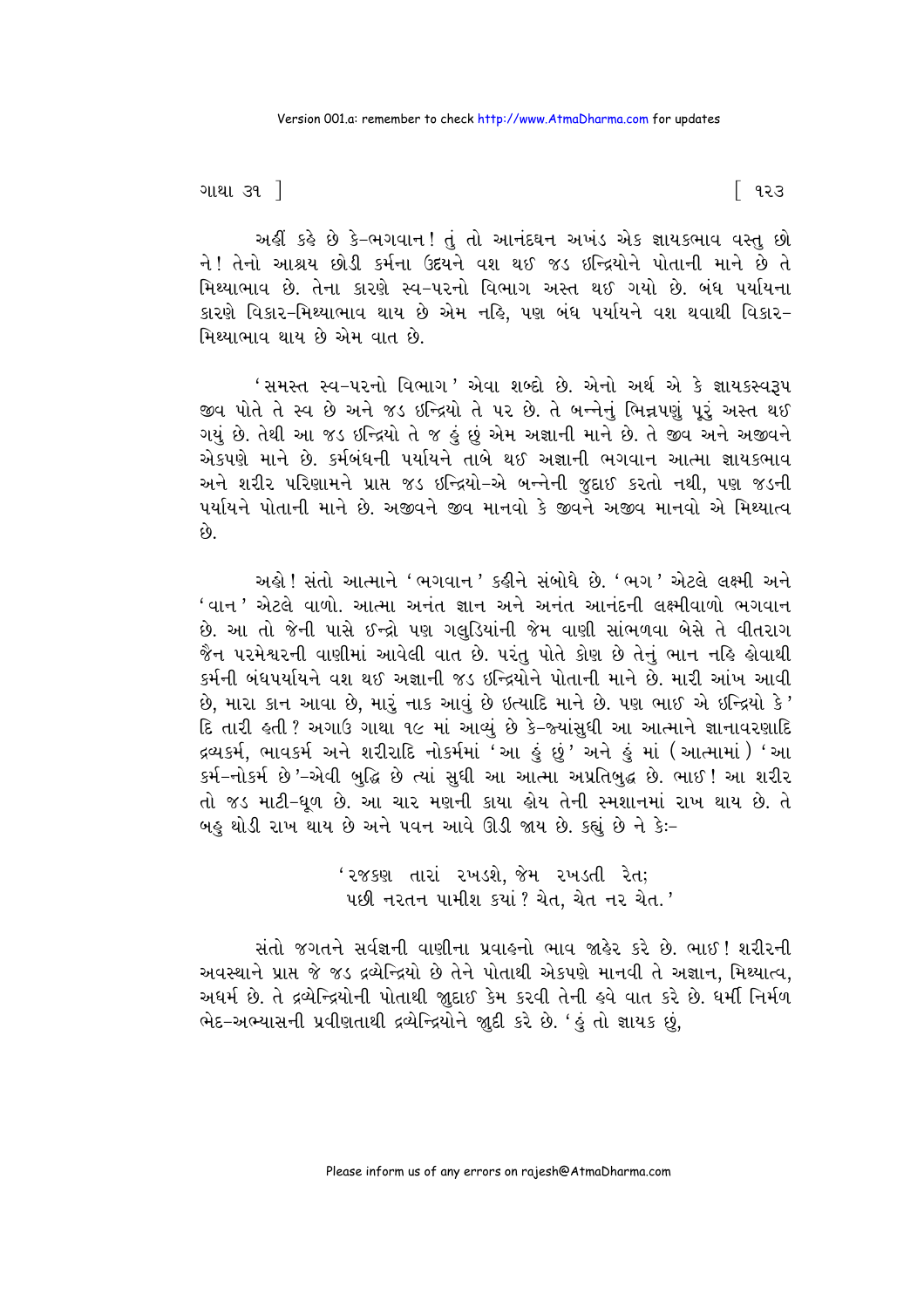અહીં કહે છે કે-ભગવાન! તું તો આનંદઘન અખંડ એક જ્ઞાયકભાવ વસ્તુ છો ને! તેનો આશ્રય છોડી કર્મના ઉદયને વશ થઈ જડ ઇન્દ્રિયોને પોતાની માને છે તે મિથ્યાભાવ છે. તેના કારણે સ્વ-પરનો વિભાગ અસ્ત થઈ ગયો છે. બંધ પર્યાયના કારણે વિકાર-મિથ્યાભાવ થાય છે એમ નહિ, પણ બંધ પર્યાયને વશ થવાથી વિકાર-મિથ્યાભાવ થાય છે એમ વાત છે.

'સમસ્ત સ્વ-પરનો વિભાગ' એવા શબ્દો છે. એનો અર્થ એ કે જ્ઞાયકસ્વરૂપ જીવ પોતે તે સ્વ છે અને જડ ઇન્દ્રિયો તે પર છે. તે બન્નેનું ભિન્નપણું પૂરું અસ્ત થઈ ગયું છે. તેથી આ જડ ઇન્દ્રિયો તે જ હું છું એમ અજ્ઞાની માને છે. તે જીવ અને અજીવને એકપણે માને છે. કર્મબંધની પર્યાયને તાબે થઈ અજ્ઞાની ભગવાન આત્મા જ્ઞાયકભાવ અને શરીર પરિણામને પ્રાપ્ત જડ ઇન્દ્રિયો-એ બન્નેની જુદાઈ કરતો નથી, પણ જડની પર્યાયને પોતાની માને છે. અજીવને જીવ માનવો કે જીવને અજીવ માનવો એ મિથ્યાત્વ છે.

અહો! સંતો આત્માને 'ભગવાન' કહીને સંબોધે છે. 'ભગ' એટલે લક્ષ્મી અને 'વાન' એટલે વાળો. આત્મા અનંત જ્ઞાન અને અનંત આનંદની લક્ષ્મીવાળો ભગવાન છે. આ તો જેની પાસે ઇન્દ્રો પણ ગલુડિયાંની જેમ વાણી સાંભળવા બેસે તે વીતરાગ જૈન પરમેશ્વરની વાણીમાં આવેલી વાત છે. પરંતુ પોતે કોણ છે તેનું ભાન નહિ હોવાથી કર્મની બંધપર્યાયને વશ થઈ અજ્ઞાની જડ ઇન્દ્રિયોને પોતાની માને છે. મારી આંખ આવી છે, મારા કાન આવા છે, મારું નાક આવું છે ઇત્યાદિ માને છે. પણ ભાઈ એ ઇન્દ્રિયો કે' દિ તારી હતી? અગાઉ ગાથા ૧૯ માં આવ્યું છે કે-જ્યાંસુધી આ આત્માને જ્ઞાનાવરણાદિ દ્રવ્યકર્મ, ભાવકર્મ અને શરીરાદિ નોકર્મમાં 'આ હું છું' અને હું માં (આત્મામાં) 'આ કર્મ-નોકર્મ છે'-એવી બુદ્ધિ છે ત્યાં સુધી આ આત્મા અપ્રતિબુદ્ધ છે. ભાઈ! આ શરીર તો જડ માટી-ધૂળ છે. આ ચાર મણની કાયા હોય તેની સ્મશાનમાં રાખ થાય છે. તે બહુ થોડી રાખ થાય છે અને પવન આવે ઊડી જાય છે. કહ્યું છે ને કેઃ-

> 'રજકણ તારાં રખડશે, જેમ રખડતી રેત;
> પછી નરતન પામીશ કયાં? ચેત, ચેત નર ચેત.'

સંતો જગતને સર્વજ્ઞની વાણીના પ્રવાહનો ભાવ જાહેર કરે છે. ભાઈ! શરીરની અવસ્થાને પ્રાપ્ત જે જડ દ્રવ્યેન્દ્રિયો છે તેને પોતાથી એકપણે માનવી તે અજ્ઞાન, મિથ્યાત્વ, અધર્મ છે. તે દ્રવ્યેન્દ્રિયોની પોતાથી જુદાઈ કેમ કરવી તેની હવે વાત કરે છે. ધર્મી નિર્મળ ભેદ-અભ્યાસની પ્રવીણતાથી દ્રવ્યેન્દ્રિયોને જુદી કરે છે. 'હું તો જ્ઞાયક છું,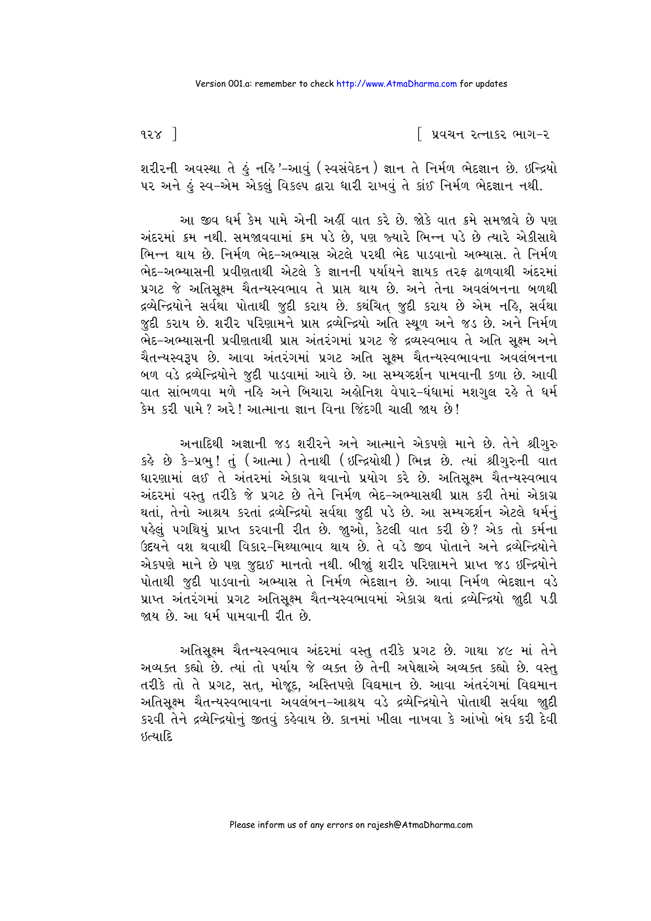શરીરની અવસ્થા તે હું નહિ'-આવું (સ્વસંવેદન) જ્ઞાન તે નિર્મળ ભેદજ્ઞાન છે. ઇન્દ્રિયો પર અને હું સ્વ-એમ એકલું વિકલ્પ દ્વારા ધારી રાખવું તે કાંઈ નિર્મળ ભેદજ્ઞાન નથી.

આ જીવ ધર્મ કેમ પામે એની અહીં વાત કરે છે. જોકે વાત ક્રમે સમજાવે છે પણ અંદરમાં ક્રમ નથી. સમજાવવામાં ક્રમ પડે છે, પણ જ્યારે ભિન્ન પડે છે ત્યારે એકીસાથે ભિન્ન થાય છે. નિર્મળ ભેદ-અભ્યાસ એટલે પરથી ભેદ પાડવાનો અભ્યાસ. તે નિર્મળ ભેદ-અભ્યાસની પ્રવીણતાથી એટલે કે જ્ઞાનની પર્યાયને જ્ઞાયક તરફ ઢાળવાથી અંદરમાં પ્રગટ જે અતિસૂક્ષ્મ ચૈતન્યસ્વભાવ તે પ્રાપ્ત થાય છે. અને તેના અવલંબનના બળથી દ્રવ્યેન્દ્રિયોને સર્વથા પોતાથી જુદી કરાય છે. કથંચિત્ જુદી કરાય છે એમ નહિ, સર્વથા જુદી કરાય છે. શરીર પરિણામને પ્રાપ્ત દ્રવ્યેન્દ્રિયો અતિ સ્થૂળ અને જડ છે. અને નિર્મળ ભેદ-અભ્યાસની પ્રવીણતાથી પ્રાપ્ત અંતરંગમાં પ્રગટ જે દ્રવ્યસ્વભાવ તે અતિ સૂક્ષ્મ અને ચૈતન્યસ્વરૂપ છે. આવા અંતરંગમાં પ્રગટ અતિ સૂક્ષ્મ ચૈતન્યસ્વભાવના અવલંબનના બળ વડે દ્રવ્યેન્દ્રિયોને જુદી પાડવામાં આવે છે. આ સમ્યગ્દર્શન પામવાની કળા છે. આવી વાત સાંભળવા મળે નહિ અને બિચારા અહોનિશ વેપાર-ધંધામાં મશગુલ રહે તે ધર્મ કેમ કરી પામે? અરે! આત્માના જ્ઞાન વિના જિંદગી ચાલી જાય છે!

અનાદિથી અજ્ઞાની જડ શરીરને અને આત્માને એકપણે માને છે. તેને શ્રીગુરુ કહે છે કે-પ્રભુ! તું (આત્મા) તેનાથી (ઇન્દ્રિયોથી) ભિન્ન છે. ત્યાં શ્રીગુરુની વાત ધારણામાં લઈ તે અંતરમાં એકાગ્ર થવાનો પ્રયોગ કરે છે. અતિસૂક્ષ્મ ચૈતન્યસ્વભાવ અંદરમાં વસ્તુ તરીકે જે પ્રગટ છે તેને નિર્મળ ભેદ-અભ્યાસથી પ્રાપ્ત કરી તેમાં એકાગ્ર થતાં, તેનો આશ્રય કરતાં દ્રવ્યેન્દ્રિયો સર્વથા જુદી પડે છે. આ સમ્યગ્દર્શન એટલે ધર્મનું પહેલું પગથિયું પ્રાપ્ત કરવાની રીત છે. જુઓ, કેટલી વાત કરી છે? એક તો કર્મના ઉદયને વશ થવાથી વિકાર-મિથ્યાભાવ થાય છે. તે વડે જીવ પોતાને અને દ્રવ્યેન્દ્રિયોને એકપણે માને છે પણ જુદાઈ માનતો નથી. બીજું શરીર પરિણામને પ્રાપ્ત જડ ઇન્દ્રિયોને પોતાથી જુદી પાડવાનો અભ્યાસ તે નિર્મળ ભેદજ્ઞાન છે. આવા નિર્મળ ભેદજ્ઞાન વડે પ્રાપ્ત અંતરંગમાં પ્રગટ અતિસૂક્ષ્મ ચૈતન્યસ્વભાવમાં એકાગ્ર થતાં દ્રવ્યેન્દ્રિયો જુદી પડી જાય છે. આ ધર્મ પામવાની રીત છે.

અતિસૂક્ષ્મ ચૈતન્યસ્વભાવ અંદરમાં વસ્તુ તરીકે પ્રગટ છે. ગાથા ૪૯ માં તેને અવ્યક્ત કહ્યો છે. ત્યાં તો પર્યાય જે વ્યક્ત છે તેની અપેક્ષાએ અવ્યક્ત કહ્યો છે. વસ્તુ તરીકે તો તે પ્રગટ, સત્, મોજૂદ, અસ્તિપણે વિદ્યમાન છે. આવા અંતરંગમાં વિદ્યમાન અતિસૂક્ષ્મ ચૈતન્યસ્વભાવના અવલંબન-આશ્રય વડે દ્રવ્યેન્દ્રિયોને પોતાથી સર્વથા જુદી કરવી તેને દ્રવ્યેન્દ્રિયોનું જીતવું કહેવાય છે. કાનમાં ખીલા નાખવા કે આંખો બંધ કરી દેવી ઇત્યાદિ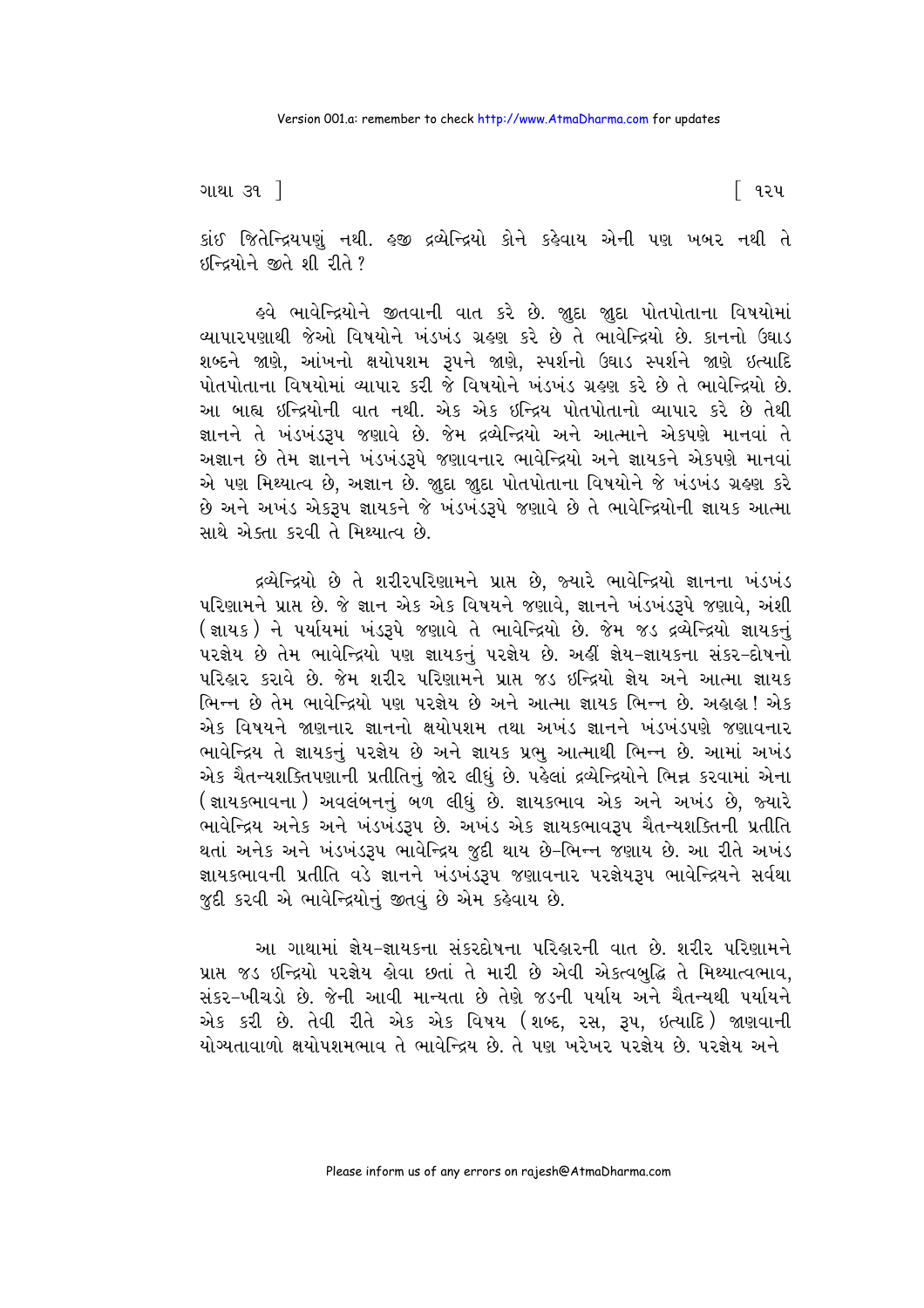કાંઈ જિતેન્દ્રિયપણું નથી. હજી દ્રવ્યેન્દ્રિયો કોને કહેવાય એની પણ ખબર નથી તે ઇન્દ્રિયોને જીતે શી રીતે?

હવે ભાવેન્દ્રિયોને જીતવાની વાત કરે છે. જુદા જુદા પોતપોતાના વિષયોમાં વ્યાપારપણાથી જેઓ વિષયોને ખંડખંડ ગ્રહણ કરે છે તે ભાવેન્દ્રિયો છે. કાનનો ઉઘાડ શબ્દને જાણે, આંખનો ક્ષયોપશમ રૂપને જાણે, સ્પર્શનો ઉઘાડ સ્પર્શને જાણે ઇત્યાદિ પોતપોતાના વિષયોમાં વ્યાપાર કરી જે વિષયોને ખંડખંડ ગ્રહણ કરે છે તે ભાવેન્દ્રિયો છે. આ બાહ્ય ઇન્દ્રિયોની વાત નથી. એક એક ઇન્દ્રિય પોતપોતાનો વ્યાપાર કરે છે તેથી જ્ઞાનને તે ખંડખંડરૂપ જણાવે છે. જેમ દ્રવ્યેન્દ્રિયો અને આત્માને એકપણે માનવાં તે અજ્ઞાન છે તેમ જ્ઞાનને ખંડખંડરૂપે જણાવનાર ભાવેન્દ્રિયો અને જ્ઞાયકને એકપણે માનવાં એ પણ મિથ્યાત્વ છે, અજ્ઞાન છે. જુદા જુદા પોતપોતાના વિષયોને જે ખંડખંડ ગ્રહણ કરે છે અને અખંડ એકરૂપ જ્ઞાયકને જે ખંડખંડરૂપે જણાવે છે તે ભાવેન્દ્રિયોની જ્ઞાયક આત્મા સાથે એક્તા કરવી તે મિથ્યાત્વ છે.

દ્રવ્યેન્દ્રિયો છે તે શરીરપરિણામને પ્રાપ્ત છે, જ્યારે ભાવેન્દ્રિયો જ્ઞાનના ખંડખંડ પરિણામને પ્રાપ્ત છે. જે જ્ઞાન એક એક વિષયને જણાવે, જ્ઞાનને ખંડખંડરૂપે જણાવે, અંશી (જ્ઞાયક) ને પર્યાયમાં ખંડરૂપે જણાવે તે ભાવેન્દ્રિયો છે. જેમ જડ દ્રવ્યેન્દ્રિયો જ્ઞાયકનું પરજ્ઞેય છે તેમ ભાવેન્દ્રિયો પણ જ્ઞાયકનું પરજ્ઞેય છે. અહીં જ્ઞેય-જ્ઞાયકના સંકર-દોષનો પરિહાર કરાવે છે. જેમ શરીર પરિણામને પ્રાપ્ત જડ ઇન્દ્રિયો જ્ઞેય અને આત્મા જ્ઞાયક ભિન્ન છે તેમ ભાવેન્દ્રિયો પણ પરજ્ઞેય છે અને આત્મા જ્ઞાયક ભિન્ન છે. અહાહા! એક એક વિષયને જાણનાર જ્ઞાનનો ક્ષયોપશમ તથા અખંડ જ્ઞાનને ખંડખંડપણે જણાવનાર ભાવેન્દ્રિય તે જ્ઞાયકનું પરજ્ઞેય છે અને જ્ઞાયક પ્રભુ આત્માથી ભિન્ન છે. આમાં અખંડ એક ચૈતન્યશક્તિપણાની પ્રતીતિનું જોર લીધું છે. પહેલાં દ્રવ્યેન્દ્રિયોને ભિન્ન કરવામાં એના (જ્ઞાયકભાવના) અવલંબનનું બળ લીધું છે. જ્ઞાયકભાવ એક અને અખંડ છે, જ્યારે ભાવેન્દ્રિય અનેક અને ખંડખંડરૂપ છે. અખંડ એક જ્ઞાયકભાવરૂપ ચૈતન્યશક્તિની પ્રતીતિ થતાં અનેક અને ખંડખંડરૂપ ભાવેન્દ્રિય જુદી થાય છે-ભિન્ન જણાય છે. આ રીતે અખંડ જ્ઞાયકભાવની પ્રતીતિ વડે જ્ઞાનને ખંડખંડરૂપ જણાવનાર પરજ્ઞેયરૂપ ભાવેન્દ્રિયને સર્વથા જુદી કરવી એ ભાવેન્દ્રિયોનું જીતવું છે એમ કહેવાય છે.

આ ગાથામાં જ્ઞેય-જ્ઞાયકના સંકરદોષના પરિહારની વાત છે. શરીર પરિણામને પ્રાપ્ત જડ ઇન્દ્રિયો પરજ્ઞેય હોવા છતાં તે મારી છે એવી એકત્વબુદ્ધિ તે મિથ્યાત્વભાવ, સંકર-ખીચડો છે. જેની આવી માન્યતા છે તેણે જડની પર્યાય અને ચૈતન્યથી પર્યાયને એક કરી છે. તેવી રીતે એક એક વિષય (શબ્દ, રસ, રૂપ, ઇત્યાદિ) જાણવાની યોગ્યતાવાળો ક્ષયોપશમભાવ તે ભાવેન્દ્રિય છે. તે પણ ખરેખર પરજ્ઞેય છે. પરજ્ઞેય અને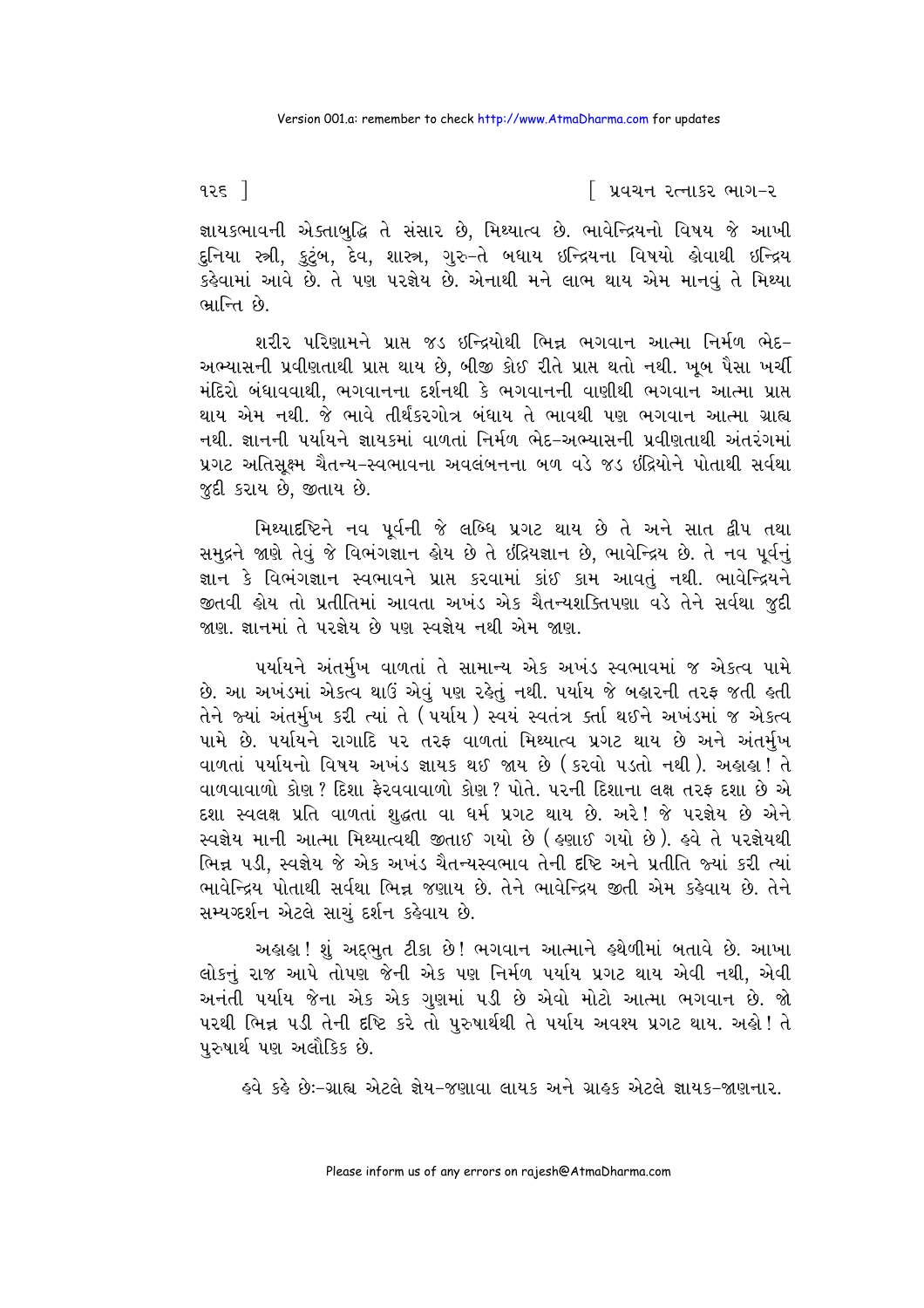જ્ઞાયકભાવની એક્તાબુદ્ધિ તે સંસાર છે, મિથ્યાત્વ છે. ભાવેન્દ્રિયનો વિષય જે આખી દુનિયા સ્ત્રી, કુટુંબ, દેવ, શાસ્ત્ર, ગુરુ-તે બધાય ઇન્દ્રિયના વિષયો હોવાથી ઇન્દ્રિય કહેવામાં આવે છે. તે પણ પરજ્ઞેય છે. એનાથી મને લાભ થાય એમ માનવું તે મિથ્યા ભ્રાન્તિ છે.

શરીર પરિણામને પ્રાપ્ત જડ ઇન્દ્રિયોથી ભિન્ન ભગવાન આત્મા નિર્મળ ભેદ-અભ્યાસની પ્રવીણતાથી પ્રાપ્ત થાય છે, બીજી કોઈ રીતે પ્રાપ્ત થતો નથી. ખૂબ પૈસા ખર્ચી મંદિરો બંધાવવાથી, ભગવાનના દર્શનથી કે ભગવાનની વાણીથી ભગવાન આત્મા પ્રાપ્ત થાય એમ નથી. જે ભાવે તીર્થંકરગોત્ર બંધાય તે ભાવથી પણ ભગવાન આત્મા ગ્રાહ્ય નથી. જ્ઞાનની પર્યાયને જ્ઞાયકમાં વાળતાં નિર્મળ ભેદ-અભ્યાસની પ્રવીણતાથી અંતરંગમાં પ્રગટ અતિસૂક્ષ્મ ચૈતન્ય-સ્વભાવના અવલંબનના બળ વડે જડ ઇંદ્રિયોને પોતાથી સર્વથા જુદી કરાય છે, જીતાય છે.

મિથ્યાદ્રષ્ટિને નવ પૂર્વની જે લબ્ધિ પ્રગટ થાય છે તે અને સાત દ્વીપ તથા સમુદ્રને જાણે તેવું જે વિભંગજ્ઞાન હોય છે તે ઇંદ્રિયજ્ઞાન છે, ભાવેન્દ્રિય છે. તે નવ પૂર્વનું જ્ઞાન કે વિભંગજ્ઞાન સ્વભાવને પ્રાપ્ત કરવામાં કાંઈ કામ આવતું નથી. ભાવેન્દ્રિયને જીતવી હોય તો પ્રતીતિમાં આવતા અખંડ એક ચૈતન્યશક્તિપણા વડે તેને સર્વથા જુદી જાણ. જ્ઞાનમાં તે પરજ્ઞેય છે પણ સ્વજ્ઞેય નથી એમ જાણ.

પર્યાયને અંતર્મુખ વાળતાં તે સામાન્ય એક અખંડ સ્વભાવમાં જ એકત્વ પામે છે. આ અખંડમાં એકત્વ થાઉં એવું પણ રહેતું નથી. પર્યાય જે બહારની તરફ જતી હતી તેને જ્યાં અંતર્મુખ કરી ત્યાં તે (પર્યાય) સ્વયં સ્વતંત્ર કર્તા થઈને અખંડમાં જ એકત્વ પામે છે. પર્યાયને રાગાદિ પર તરફ વાળતાં મિથ્યાત્વ પ્રગટ થાય છે અને અંતર્મુખ વાળતાં પર્યાયનો વિષય અખંડ જ્ઞાયક થઈ જાય છે (કરવો પડતો નથી). અહાહા! તે વાળવાવાળો કોણ? દિશા ફેરવવાવાળો કોણ? પોતે. પરની દિશાના લક્ષ તરફ દશા છે એ દશા સ્વલક્ષ પ્રતિ વાળતાં શુદ્ધતા વા ધર્મ પ્રગટ થાય છે. અરે! જે પરજ્ઞેય છે એને સ્વજ્ઞેય માની આત્મા મિથ્યાત્વથી જીતાઈ ગયો છે (હણાઈ ગયો છે). હવે તે પરજ્ઞેયથી ભિન્ન પડી, સ્વજ્ઞેય જે એક અખંડ ચૈતન્યસ્વભાવ તેની દ્રષ્ટિ અને પ્રતીતિ જ્યાં કરી ત્યાં ભાવેન્દ્રિય પોતાથી સર્વથા ભિન્ન જણાય છે. તેને ભાવેન્દ્રિય જીતી એમ કહેવાય છે. તેને સમ્યગ્દર્શન એટલે સાચું દર્શન કહેવાય છે.

અહાહા! શું અદ્‌ભુત ટીકા છે! ભગવાન આત્માને હથેળીમાં બતાવે છે. આખા લોકનું રાજ આપે તોપણ જેની એક પણ નિર્મળ પર્યાય પ્રગટ થાય એવી નથી, એવી અનંતી પર્યાય જેના એક એક ગુણમાં પડી છે એવો મોટો આત્મા ભગવાન છે. જો પરથી ભિન્ન પડી તેની દ્રષ્ટિ કરે તો પુરુષાર્થથી તે પર્યાય અવશ્ય પ્રગટ થાય. અહો! તે પુરુષાર્થ પણ અલૌકિક છે.

હવે કહે છેઃ-ગ્રાહ્ય એટલે જ્ઞેય-જણાવા લાયક અને ગ્રાહક એટલે જ્ઞાયક-જાણનાર.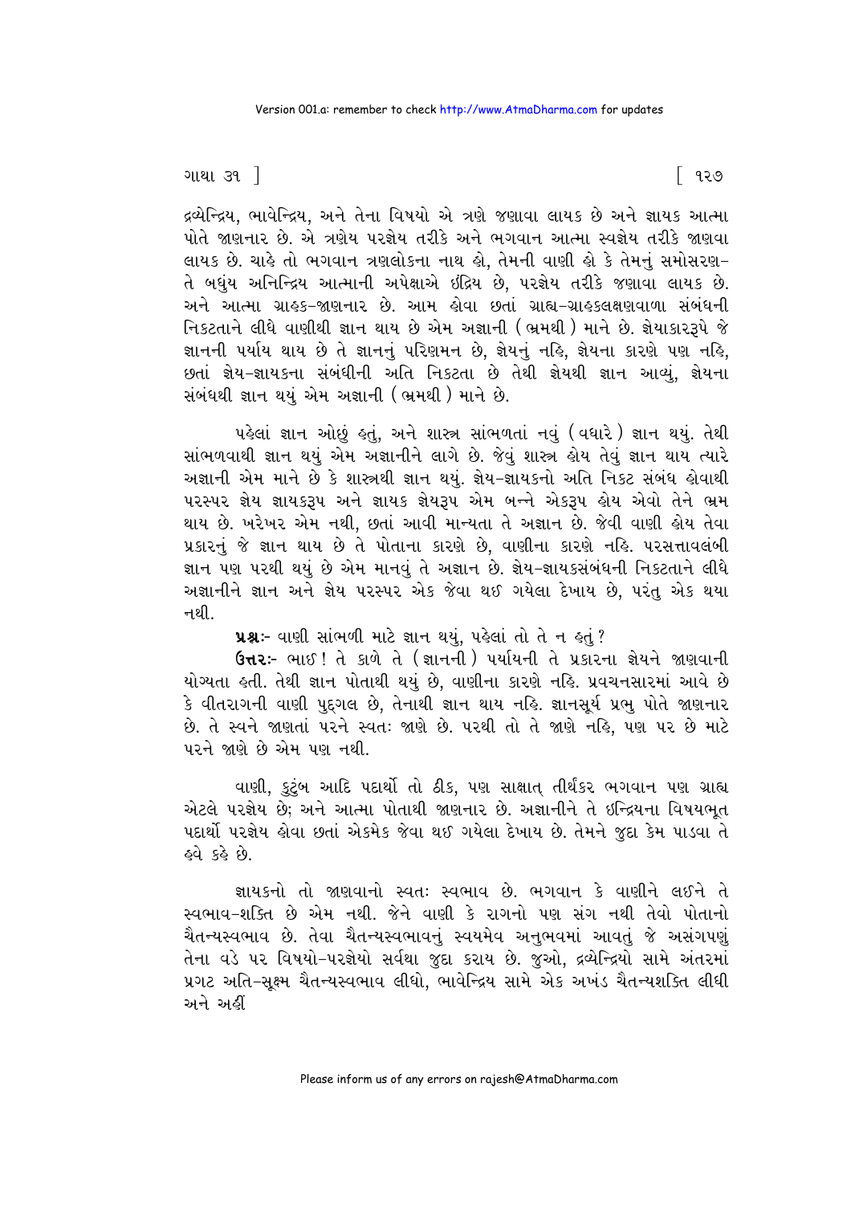દ્રવ્યેન્દ્રિય, ભાવેન્દ્રિય, અને તેના વિષયો એ ત્રણે જણાવા લાયક છે અને જ્ઞાયક આત્મા પોતે જાણનાર છે. એ ત્રણેય પરજ્ઞેય તરીકે અને ભગવાન આત્મા સ્વજ્ઞેય તરીકે જાણવા લાયક છે. ચાહે તો ભગવાન ત્રણલોકના નાથ હો, તેમની વાણી હો કે તેમનું સમોસરણ- તે બધુંય અનિન્દ્રિય આત્માની અપેક્ષાએ ઇંદ્રિય છે, પરજ્ઞેય તરીકે જણાવા લાયક છે. અને આત્મા ગ્રાહક-જાણનાર છે. આમ હોવા છતાં ગ્રાહ્ય-ગ્રાહકલક્ષણવાળા સંબંધની નિકટતાને લીધે વાણીથી જ્ઞાન થાય છે એમ અજ્ઞાની (ભ્રમથી) માને છે. જ્ઞેયાકારરૂપે જે જ્ઞાનની પર્યાય થાય છે તે જ્ઞાનનું પરિણમન છે, જ્ઞેયનું નહિ, જ્ઞેયના કારણે પણ નહિ, છતાં જ્ઞેય-જ્ઞાયકના સંબંધીની અતિ નિકટતા છે તેથી જ્ઞેયથી જ્ઞાન આવ્યું, જ્ઞેયના સંબંધથી જ્ઞાન થયું એમ અજ્ઞાની (ભ્રમથી) માને છે.

પહેલાં જ્ઞાન ઓછું હતું, અને શાસ્ત્ર સાંભળતાં નવું (વધારે) જ્ઞાન થયું. તેથી સાંભળવાથી જ્ઞાન થયું એમ અજ્ઞાનીને લાગે છે. જેવું શાસ્ત્ર હોય તેવું જ્ઞાન થાય ત્યારે અજ્ઞાની એમ માને છે કે શાસ્ત્રથી જ્ઞાન થયું. જ્ઞેય-જ્ઞાયકનો અતિ નિકટ સંબંધ હોવાથી પરસ્પર જ્ઞેય જ્ઞાયકરૂપ અને જ્ઞાયક જ્ઞેયરૂપ એમ બન્ને એકરૂપ હોય એવો તેને ભ્રમ થાય છે. ખરેખર એમ નથી, છતાં આવી માન્યતા તે અજ્ઞાન છે. જેવી વાણી હોય તેવા પ્રકારનું જે જ્ઞાન થાય છે તે પોતાના કારણે છે, વાણીના કારણે નહિ. પરસત્તાવલંબી જ્ઞાન પણ પરથી થયું છે એમ માનવું તે અજ્ઞાન છે. જ્ઞેય-જ્ઞાયકસંબંધની નિકટતાને લીધે અજ્ઞાનીને જ્ઞાન અને જ્ઞેય પરસ્પર એક જેવા થઈ ગયેલા દેખાય છે, પરંતુ એક થયા નથી.

**પ્રશ્નઃ-** વાણી સાંભળી માટે જ્ઞાન થયું, પહેલાં તો તે ન હતું?

**ઉત્તરઃ-** ભાઈ! તે કાળે તે (જ્ઞાનની) પર્યાયની તે પ્રકારના જ્ઞેયને જાણવાની યોગ્યતા હતી. તેથી જ્ઞાન પોતાથી થયું છે, વાણીના કારણે નહિ. પ્રવચનસારમાં આવે છે કે વીતરાગની વાણી પુદ્‌ગલ છે, તેનાથી જ્ઞાન થાય નહિ. જ્ઞાનસૂર્ય પ્રભુ પોતે જાણનાર છે. તે સ્વને જાણતાં પરને સ્વતઃ જાણે છે. પરથી તો તે જાણે નહિ, પણ પર છે માટે પરને જાણે છે એમ પણ નથી.

વાણી, કુટુંબ આદિ પદાર્થો તો ઠીક, પણ સાક્ષાત્ તીર્થંકર ભગવાન પણ ગ્રાહ્ય એટલે પરજ્ઞેય છે; અને આત્મા પોતાથી જાણનાર છે. અજ્ઞાનીને તે ઇન્દ્રિયના વિષયભૂત પદાર્થો પરજ્ઞેય હોવા છતાં એકમેક જેવા થઈ ગયેલા દેખાય છે. તેમને જુદા કેમ પાડવા તે હવે કહે છે.

જ્ઞાયકનો તો જાણવાનો સ્વતઃ સ્વભાવ છે. ભગવાન કે વાણીને લઈને તે સ્વભાવ-શક્તિ છે એમ નથી. જેને વાણી કે રાગનો પણ સંગ નથી તેવો પોતાનો ચૈતન્યસ્વભાવ છે. તેવા ચૈતન્યસ્વભાવનું સ્વયમેવ અનુભવમાં આવતું જે અસંગપણું તેના વડે પર વિષયો-પરજ્ઞેયો સર્વથા જુદા કરાય છે. જુઓ, દ્રવ્યેન્દ્રિયો સામે અંતરમાં પ્રગટ અતિ-સૂક્ષ્મ ચૈતન્યસ્વભાવ લીધો, ભાવેન્દ્રિય સામે એક અખંડ ચૈતન્યશક્તિ લીધી અને અહીં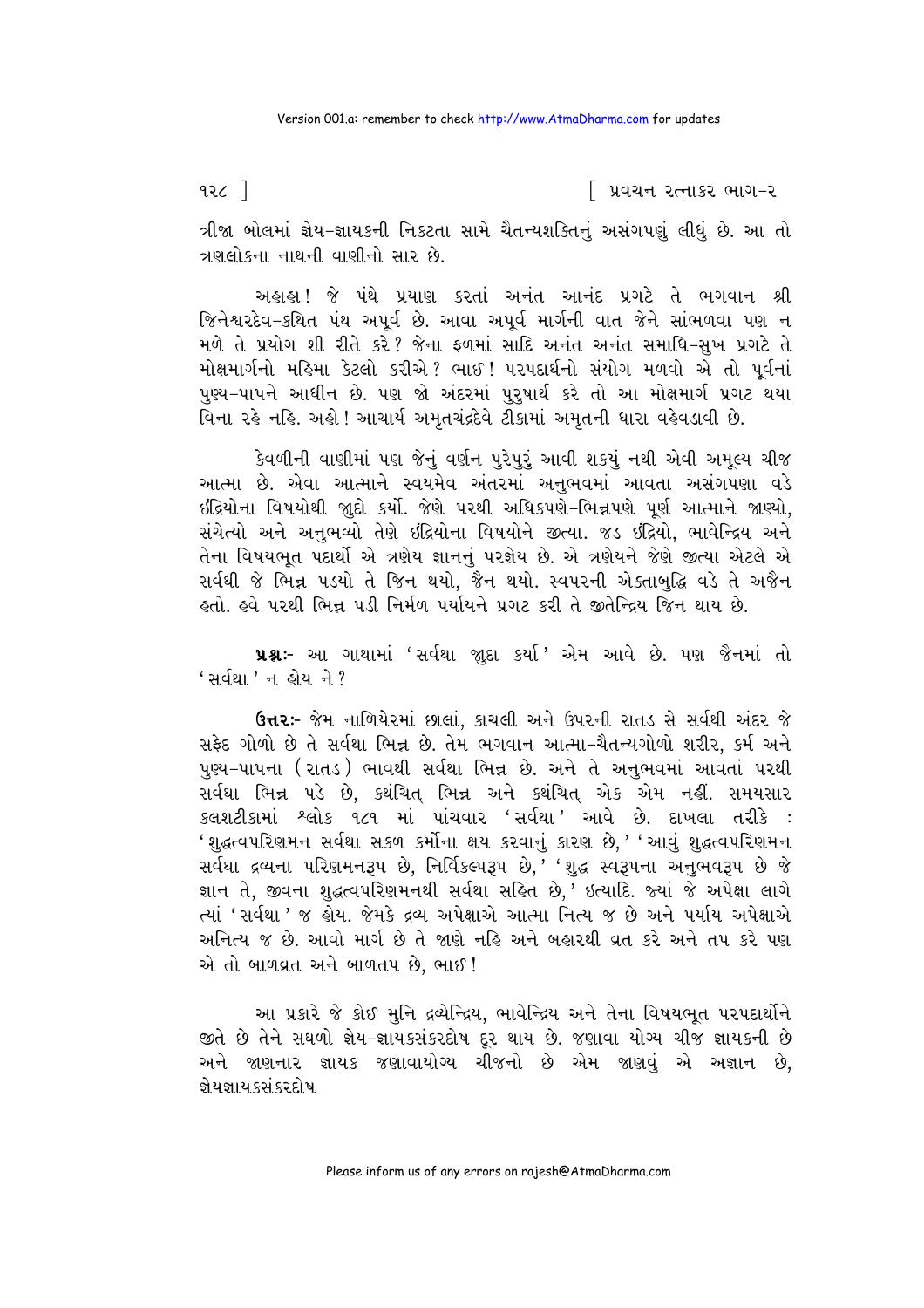ત્રીજા બોલમાં જ્ઞેય-જ્ઞાયકની નિકટતા સામે ચૈતન્યશક્તિનું અસંગપણું લીધું છે. આ તો ત્રણલોકના નાથની વાણીનો સાર છે.

અહાહા! જે પંથે પ્રયાણ કરતાં અનંત આનંદ પ્રગટે તે ભગવાન શ્રી જિનેશ્વરદેવ-કથિત પંથ અપૂર્વ છે. આવા અપૂર્વ માર્ગની વાત જેને સાંભળવા પણ ન મળે તે પ્રયોગ શી રીતે કરે? જેના ફળમાં સાદિ અનંત અનંત સમાધિ-સુખ પ્રગટે તે મોક્ષમાર્ગનો મહિમા કેટલો કરીએ? ભાઈ! પરપદાર્થનો સંયોગ મળવો એ તો પૂર્વનાં પુણ્ય-પાપને આધીન છે. પણ જો અંદરમાં પુરુષાર્થ કરે તો આ મોક્ષમાર્ગ પ્રગટ થયા વિના રહે નહિ. અહો! આચાર્ય અમૃતચંદ્રદેવે ટીકામાં અમૃતની ધારા વહેવડાવી છે.

કેવળીની વાણીમાં પણ જેનું વર્ણન પુરેપુરું આવી શક્યું નથી એવી અમૂલ્ય ચીજ આત્મા છે. એવા આત્માને સ્વયમેવ અંતરમાં અનુભવમાં આવતા અસંગપણા વડે ઇંદ્રિયોના વિષયોથી જુદો કર્યો. જેણે પરથી અધિકપણે-ભિન્નપણે પૂર્ણ આત્માને જાણ્યો, સંચેત્યો અને અનુભવ્યો તેણે ઇંદ્રિયોના વિષયોને જીત્યા. જડ ઇંદ્રિયો, ભાવેન્દ્રિય અને તેના વિષયભૂત પદાર્થો એ ત્રણેય જ્ઞાનનું પરજ્ઞેય છે. એ ત્રણેયને જેણે જીત્યા એટલે એ સર્વથી જે ભિન્ન પડયો તે જિન થયો, જૈન થયો. સ્વપરની એક્તાબુદ્ધિ વડે તે અજૈન હતો. હવે પરથી ભિન્ન પડી નિર્મળ પર્યાયને પ્રગટ કરી તે જીતેન્દ્રિય જિન થાય છે.

**પ્રશ્નઃ-** આ ગાથામાં 'સર્વથા જુદા કર્યા' એમ આવે છે. પણ જૈનમાં તો 'સર્વથા' ન હોય ને?

**ઉત્તરઃ-** જેમ નાળિયેરમાં છાલાં, કાચલી અને ઉપરની રાતડ સે સર્વથી અંદર જે સફેદ ગોળો છે તે સર્વથા ભિન્ન છે. તેમ ભગવાન આત્મા-ચૈતન્યગોળો શરીર, કર્મ અને પુણ્ય-પાપના (રાતડ) ભાવથી સર્વથા ભિન્ન છે. અને તે અનુભવમાં આવતાં પરથી સર્વથા ભિન્ન પડે છે, કથંચિત્ ભિન્ન અને કથંચિત્ એક એમ નહીં. સમયસાર કલશટીકામાં શ્લોક ૧૮૧ માં પાંચવાર 'સર્વથા' આવે છે. દાખલા તરીકે : 'શુદ્ધત્વપરિણમન સર્વથા સકળ કર્મોના ક્ષય કરવાનું કારણ છે,' 'આવું શુદ્ધત્વપરિણમન સર્વથા દ્રવ્યના પરિણમનરૂપ છે, નિર્વિકલ્પરૂપ છે,' 'શુદ્ધ સ્વરૂપના અનુભવરૂપ છે જે જ્ઞાન તે, જીવના શુદ્ધત્વપરિણમનથી સર્વથા સહિત છે,' ઇત્યાદિ. જ્યાં જે અપેક્ષા લાગે ત્યાં 'સર્વથા' જ હોય. જેમકે દ્રવ્ય અપેક્ષાએ આત્મા નિત્ય જ છે અને પર્યાય અપેક્ષાએ અનિત્ય જ છે. આવો માર્ગ છે તે જાણે નહિ અને બહારથી વ્રત કરે અને તપ કરે પણ એ તો બાળવ્રત અને બાળતપ છે, ભાઈ!

આ પ્રકારે જે કોઈ મુનિ દ્રવ્યેન્દ્રિય, ભાવેન્દ્રિય અને તેના વિષયભૂત પરપદાર્થોને જીતે છે તેને સઘળો જ્ઞેય-જ્ઞાયકસંકરદોષ દૂર થાય છે. જણાવા યોગ્ય ચીજ જ્ઞાયકની છે અને જાણનાર જ્ઞાયક જણાવાયોગ્ય ચીજનો છે એમ જાણવું એ અજ્ઞાન છે, જ્ઞેયજ્ઞાયકસંકરદોષ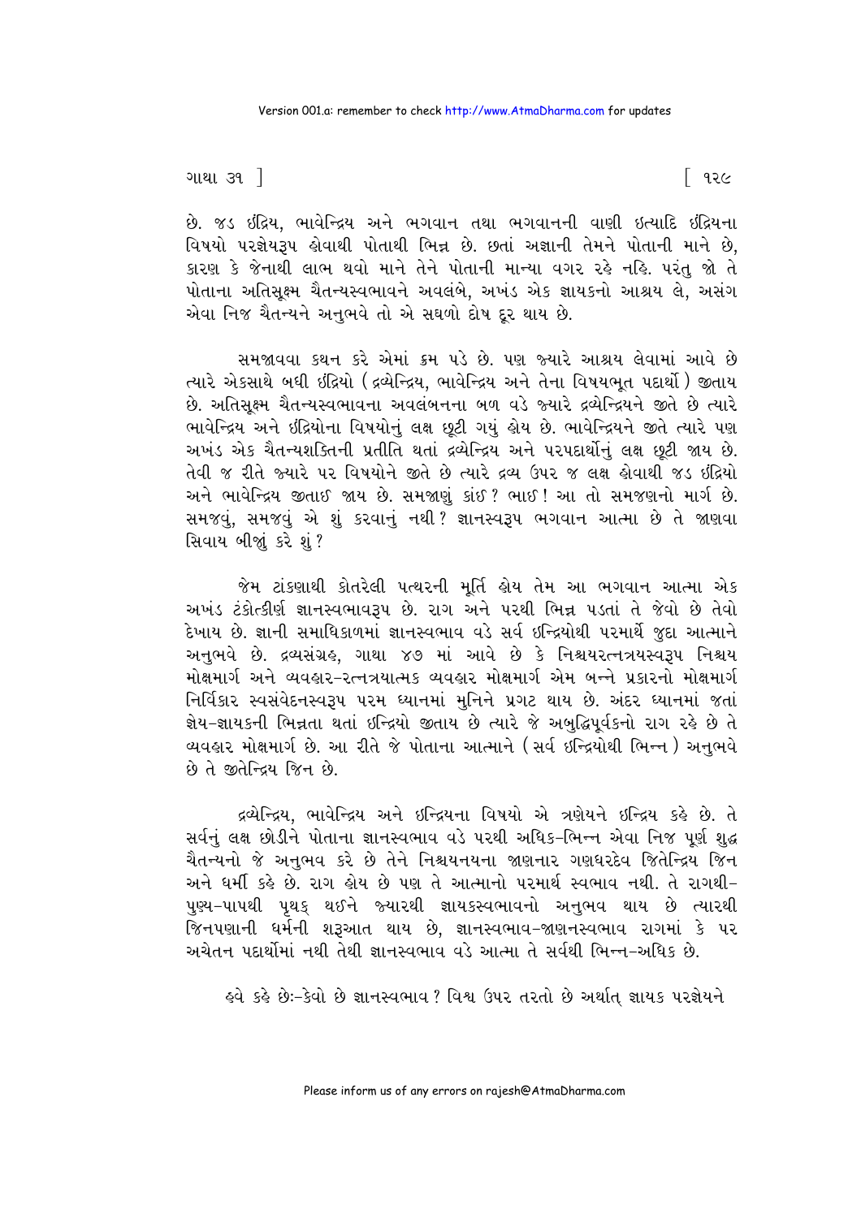છે. જડ ઇંદ્રિય, ભાવેન્દ્રિય અને ભગવાન તથા ભગવાનની વાણી ઇત્યાદિ ઇંદ્રિયના વિષયો પરજ્ઞેયરૂપ હોવાથી પોતાથી ભિન્ન છે. છતાં અજ્ઞાની તેમને પોતાની માને છે, કારણ કે જેનાથી લાભ થવો માને તેને પોતાની માન્યા વગર રહે નહિ. પરંતુ જો તે પોતાના અતિસૂક્ષ્મ ચૈતન્યસ્વભાવને અવલંબે, અખંડ એક જ્ઞાયકનો આશ્રય લે, અસંગ એવા નિજ ચૈતન્યને અનુભવે તો એ સઘળો દોષ દૂર થાય છે.

સમજાવવા કથન કરે એમાં ક્રમ પડે છે. પણ જ્યારે આશ્રય લેવામાં આવે છે ત્યારે એકસાથે બધી ઇંદ્રિયો (દ્રવ્યેન્દ્રિય, ભાવેન્દ્રિય અને તેના વિષયભૂત પદાર્થો) જીતાય છે. અતિસૂક્ષ્મ ચૈતન્યસ્વભાવના અવલંબનના બળ વડે જ્યારે દ્રવ્યેન્દ્રિયને જીતે છે ત્યારે ભાવેન્દ્રિય અને ઇંદ્રિયોના વિષયોનું લક્ષ છૂટી ગયું હોય છે. ભાવેન્દ્રિયને જીતે ત્યારે પણ અખંડ એક ચૈતન્યશક્તિની પ્રતીતિ થતાં દ્રવ્યેન્દ્રિય અને પરપદાર્થોનું લક્ષ છૂટી જાય છે. તેવી જ રીતે જ્યારે પર વિષયોને જીતે છે ત્યારે દ્રવ્ય ઉપર જ લક્ષ હોવાથી જડ ઇંદ્રિયો અને ભાવેન્દ્રિય જીતાઇ જાય છે. સમજાણું કાંઈ? ભાઈ! આ તો સમજણનો માર્ગ છે. સમજવું, સમજવું એ શું કરવાનું નથી? જ્ઞાનસ્વરૂપ ભગવાન આત્મા છે તે જાણવા સિવાય બીજાું કરે શું?

જેમ ટાંકણાથી કોતરેલી પત્થરની મૂર્તિ હોય તેમ આ ભગવાન આત્મા એક અખંડ ટંકોત્કીર્ણ જ્ઞાનસ્વભાવરૂપ છે. રાગ અને પરથી ભિન્ન પડતાં તે જેવો છે તેવો દેખાય છે. જ્ઞાની સમાધિકાળમાં જ્ઞાનસ્વભાવ વડે સર્વ ઇન્દ્રિયોથી પરમાર્થે જુદા આત્માને અનુભવે છે. દ્રવ્યસંગ્રહ, ગાથા ૪૭ માં આવે છે કે નિશ્ચયરત્નત્રયસ્વરૂપ નિશ્ચય મોક્ષમાર્ગ અને વ્યવહાર-રત્નત્રયાત્મક વ્યવહાર મોક્ષમાર્ગ એમ બન્ને પ્રકારનો મોક્ષમાર્ગ નિર્વિકાર સ્વસંવેદનસ્વરૂપ પરમ ધ્યાનમાં મુનિને પ્રગટ થાય છે. અંદર ધ્યાનમાં જતાં જ્ઞેય-જ્ઞાયકની ભિન્નતા થતાં ઇન્દ્રિયો જીતાય છે ત્યારે જે અબુદ્ધિપૂર્વકનો રાગ રહે છે તે વ્યવહાર મોક્ષમાર્ગ છે. આ રીતે જે પોતાના આત્માને (સર્વ ઇન્દ્રિયોથી ભિન્ન) અનુભવે છે તે જીતેન્દ્રિય જિન છે.

દ્રવ્યેન્દ્રિય, ભાવેન્દ્રિય અને ઇન્દ્રિયના વિષયો એ ત્રણેયને ઇન્દ્રિય કહે છે. તે સર્વનું લક્ષ છોડીને પોતાના જ્ઞાનસ્વભાવ વડે પરથી અધિક-ભિન્ન એવા નિજ પૂર્ણ શુદ્ધ ચૈતન્યનો જે અનુભવ કરે છે તેને નિશ્ચયનયના જાણનાર ગણધરદેવ જિતેન્દ્રિય જિન અને ધર્મી કહે છે. રાગ હોય છે પણ તે આત્માનો પરમાર્થ સ્વભાવ નથી. તે રાગથી-પુણ્ય-પાપથી પૃથક્ થઈને જ્યારથી જ્ઞાયકસ્વભાવનો અનુભવ થાય છે ત્યારથી જિનપણાની ધર્મની શરૂઆત થાય છે, જ્ઞાનસ્વભાવ-જાણનસ્વભાવ રાગમાં કે પર અચેતન પદાર્થોમાં નથી તેથી જ્ઞાનસ્વભાવ વડે આત્મા તે સર્વથી ભિન્ન-અધિક છે.

હવે કહે છેઃ-કેવો છે જ્ઞાનસ્વભાવ? વિશ્વ ઉપર તરતો છે અર્થાત્ જ્ઞાયક પરજ્ઞેયને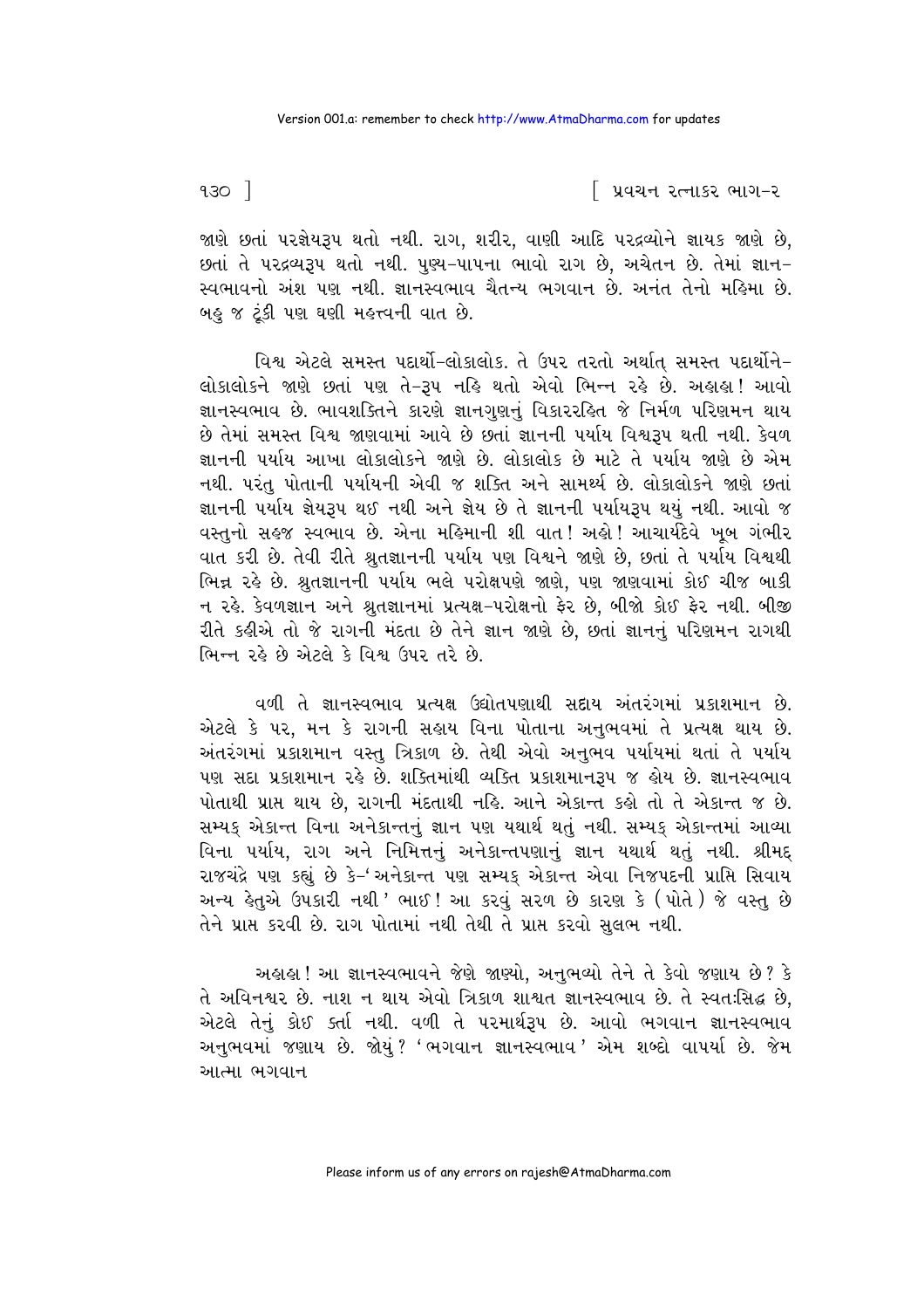જાણે છતાં પરજ્ઞેયરૂપ થતો નથી. રાગ, શરીર, વાણી આદિ પરદ્રવ્યોને જ્ઞાયક જાણે છે, છતાં તે પરદ્રવ્યરૂપ થતો નથી. પુણ્ય-પાપના ભાવો રાગ છે, અચેતન છે. તેમાં જ્ઞાન-સ્વભાવનો અંશ પણ નથી. જ્ઞાનસ્વભાવ ચૈતન્ય ભગવાન છે. અનંત તેનો મહિમા છે. બહુ જ ટૂંકી પણ ઘણી મહત્ત્વની વાત છે.

વિશ્વ એટલે સમસ્ત પદાર્થો-લોકાલોક. તે ઉપર તરતો અર્થાત્ સમસ્ત પદાર્થોને-લોકાલોકને જાણે છતાં પણ તે-રૂપ નહિ થતો એવો ભિન્ન રહે છે. અહાહા! આવો જ્ઞાનસ્વભાવ છે. ભાવશક્તિને કારણે જ્ઞાનગુણનું વિકારરહિત જે નિર્મળ પરિણમન થાય છે તેમાં સમસ્ત વિશ્વ જાણવામાં આવે છે છતાં જ્ઞાનની પર્યાય વિશ્વરૂપ થતી નથી. કેવળ જ્ઞાનની પર્યાય આખા લોકાલોકને જાણે છે. લોકાલોક છે માટે તે પર્યાય જાણે છે એમ નથી. પરંતુ પોતાની પર્યાયની એવી જ શક્તિ અને સામર્થ્ય છે. લોકાલોકને જાણે છતાં જ્ઞાનની પર્યાય જ્ઞેયરૂપ થઈ નથી અને જ્ઞેય છે તે જ્ઞાનની પર્યાયરૂપ થયું નથી. આવો જ વસ્તુનો સહજ સ્વભાવ છે. એના મહિમાની શી વાત! અહો! આચાર્યદેવે ખૂબ ગંભીર વાત કરી છે. તેવી રીતે શ્રુતજ્ઞાનની પર્યાય પણ વિશ્વને જાણે છે, છતાં તે પર્યાય વિશ્વથી ભિન્ન રહે છે. શ્રુતજ્ઞાનની પર્યાય ભલે પરોક્ષપણે જાણે, પણ જાણવામાં કોઈ ચીજ બાકી ન રહે. કેવળજ્ઞાન અને શ્રુતજ્ઞાનમાં પ્રત્યક્ષ-પરોક્ષનો ફેર છે, બીજો કોઈ ફેર નથી. બીજી રીતે કહીએ તો જે રાગની મંદતા છે તેને જ્ઞાન જાણે છે, છતાં જ્ઞાનનું પરિણમન રાગથી ભિન્ન રહે છે એટલે કે વિશ્વ ઉપર તરે છે.

વળી તે જ્ઞાનસ્વભાવ પ્રત્યક્ષ ઉદ્યોતપણાથી સદાય અંતરંગમાં પ્રકાશમાન છે. એટલે કે પર, મન કે રાગની સહાય વિના પોતાના અનુભવમાં તે પ્રત્યક્ષ થાય છે. અંતરંગમાં પ્રકાશમાન વસ્તુ ત્રિકાળ છે. તેથી એવો અનુભવ પર્યાયમાં થતાં તે પર્યાય પણ સદા પ્રકાશમાન રહે છે. શક્તિમાંથી વ્યક્તિ પ્રકાશમાનરૂપ જ હોય છે. જ્ઞાનસ્વભાવ પોતાથી પ્રાપ્ત થાય છે, રાગની મંદતાથી નહિ. આને એકાન્ત કહો તો તે એકાન્ત જ છે. સમ્યક્ એકાન્ત વિના અનેકાન્તનું જ્ઞાન પણ યથાર્થ થતું નથી. સમ્યક્ એકાન્તમાં આવ્યા વિના પર્યાય, રાગ અને નિમિત્તનું અનેકાન્તપણાનું જ્ઞાન યથાર્થ થતું નથી. શ્રીમદ્ રાજચંદ્રે પણ કહ્યું છે કે-'અનેકાન્ત પણ સમ્યક્ એકાન્ત એવા નિજપદની પ્રાપ્તિ સિવાય અન્ય હેતુએ ઉપકારી નથી' ભાઈ! આ કરવું સરળ છે કારણ કે (પોતે) જે વસ્તુ છે તેને પ્રાપ્ત કરવી છે. રાગ પોતામાં નથી તેથી તે પ્રાપ્ત કરવો સુલભ નથી.

અહાહા! આ જ્ઞાનસ્વભાવને જેણે જાણ્યો, અનુભવ્યો તેને તે કેવો જણાય છે? કે તે અવિનશ્વર છે. નાશ ન થાય એવો ત્રિકાળ શાશ્વત જ્ઞાનસ્વભાવ છે. તે સ્વતઃસિદ્ધ છે, એટલે તેનું કોઈ કર્તા નથી. વળી તે પરમાર્થરૂપ છે. આવો ભગવાન જ્ઞાનસ્વભાવ અનુભવમાં જણાય છે. જોયું? 'ભગવાન જ્ઞાનસ્વભાવ' એમ શબ્દો વાપર્યા છે. જેમ આત્મા ભગવાન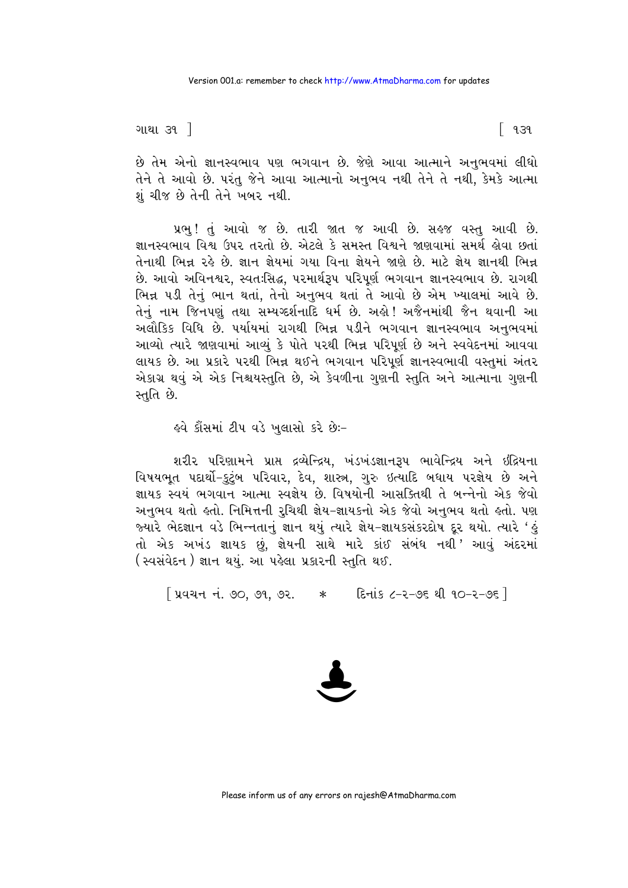છે તેમ એનો જ્ઞાનસ્વભાવ પણ ભગવાન છે. જેણે આવા આત્માને અનુભવમાં લીધો તેને તે આવો છે. પરંતુ જેને આવા આત્માનો અનુભવ નથી તેને તે નથી, કેમકે આત્મા શું ચીજ છે તેની તેને ખબર નથી.

પ્રભુ! તું આવો જ છે. તારી જાત જ આવી છે. સહજ વસ્તુ આવી છે. જ્ઞાનસ્વભાવ વિશ્વ ઉપર તરતો છે. એટલે કે સમસ્ત વિશ્વને જાણવામાં સમર્થ હોવા છતાં તેનાથી ભિન્ન રહે છે. જ્ઞાન જ્ઞેયમાં ગયા વિના જ્ઞેયને જાણે છે. માટે જ્ઞેય જ્ઞાનથી ભિન્ન છે. આવો અવિનશ્વર, સ્વતઃસિદ્ધ, પરમાર્થરૂપ પરિપૂર્ણ ભગવાન જ્ઞાનસ્વભાવ છે. રાગથી ભિન્ન પડી તેનું ભાન થતાં, તેનો અનુભવ થતાં તે આવો છે એમ ખ્યાલમાં આવે છે. તેનું નામ જિનપણું તથા સમ્યગ્દર્શનાદિ ધર્મ છે. અહો! અજૈનમાંથી જૈન થવાની આ અલૌકિક વિધિ છે. પર્યાયમાં રાગથી ભિન્ન પડીને ભગવાન જ્ઞાનસ્વભાવ અનુભવમાં આવ્યો ત્યારે જાણવામાં આવ્યું કે પોતે પરથી ભિન્ન પરિપૂર્ણ છે અને સ્વવેદનમાં આવવા લાયક છે. આ પ્રકારે પરથી ભિન્ન થઈને ભગવાન પરિપૂર્ણ જ્ઞાનસ્વભાવી વસ્તુમાં અંતર એકાગ્ર થવું એ એક નિશ્ચયસ્તુતિ છે, એ કેવળીના ગુણની સ્તુતિ અને આત્માના ગુણની સ્તુતિ છે.

હવે કૌંસમાં ટીપ વડે ખુલાસો કરે છેઃ-

શરીર પરિણામને પ્રાપ્ત દ્રવ્યેન્દ્રિય, ખંડખંડજ્ઞાનરૂપ ભાવેન્દ્રિય અને ઇંદ્રિયના વિષયભૂત પદાર્થો-કુટુંબ પરિવાર, દેવ, શાસ્ત્ર, ગુરુ ઇત્યાદિ બધાય પરજ્ઞેય છે અને જ્ઞાયક સ્વયં ભગવાન આત્મા સ્વજ્ઞેય છે. વિષયોની આસક્તિથી તે બન્નેનો એક જેવો અનુભવ થતો હતો. નિમિત્તની રુચિથી જ્ઞેય-જ્ઞાયકનો એક જેવો અનુભવ થતો હતો. પણ જ્યારે ભેદજ્ઞાન વડે ભિન્નતાનું જ્ઞાન થયું ત્યારે જ્ઞેય-જ્ઞાયકસંકરદોષ દૂર થયો. ત્યારે 'હું તો એક અખંડ જ્ઞાયક છું, જ્ઞેયની સાથે મારે કાંઈ સંબંધ નથી' આવું અંદરમાં (સ્વસંવેદન) જ્ઞાન થયું. આ પહેલા પ્રકારની સ્તુતિ થઈ.

[ પ્રવચન નં. ૭૦, ૭૧, ૭૨. * દિનાંક ૮-૨-૭૬ થી ૧૦-૨-૭૬ ]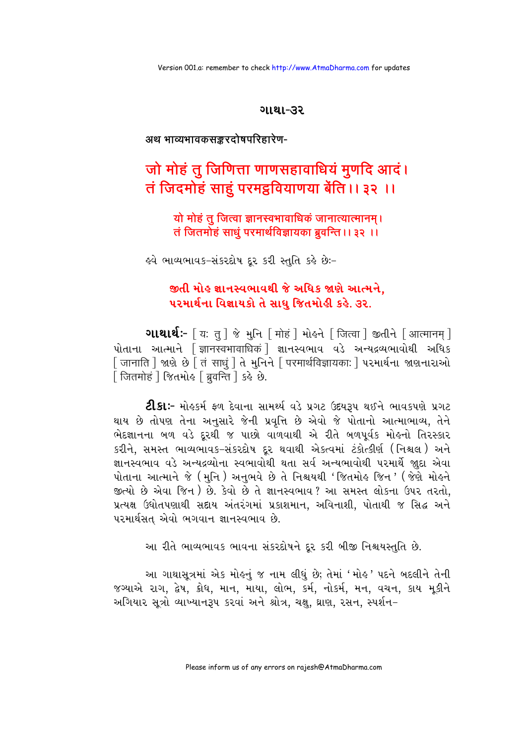## ગાથા-૩૨

**अथ भाव्यभावकसङ्करदोषपरिहारेण-**

### जो मोहं तु जिणित्ता णाणसहावाधियं मुणदि आदं।
### तं जिदमोहं साहुं परमट्ठवियाणया बेंति।। ३२ ।।

यो मोहं तु जित्वा ज्ञानस्वभावाधिकं जानात्यात्मानम्।
तं जितमोहं साधुं परमार्थविज्ञायका ब्रुवन्ति।। ३२ ।।

હવે ભાવ્યભાવક-સંકરદોષ દૂર કરી સ્તુતિ કહે છેઃ-

**જીતી મોહ જ્ઞાનસ્વભાવથી જે અધિક જાણે આત્મને,**
**પરમાર્થના વિજ્ઞાયકો તે સાધુ જિતમોહી કહે. ૩૨.**

**ગાથાર્થઃ-** [ यः तु ] જે મુનિ [ मोहं ] મોહને [ जित्वा ] જીતીને [ आत्मानम् ] પોતાના આત્માને [ ज्ञानस्वभावाधिकं ] જ્ઞાનસ્વભાવ વડે અન્યદ્રવ્યભાવોથી અધિક [ जानाति ] જાણે છે [ तं साधुं ] તે મુનિને [ परमार्थविज्ञायकाः ] પરમાર્થના જાણનારાઓ [ जितमोहं ] જિતમોહ [ ब्रुवन्ति ] કહે છે.

**ટીકાઃ-** મોહકર્મ ફળ દેવાના સામર્થ્ય વડે પ્રગટ ઉદયરૂપ થઈને ભાવકપણે પ્રગટ થાય છે તોપણ તેના અનુસારે જેની પ્રવૃત્તિ છે એવો જે પોતાનો આત્માભાવ્ય, તેને ભેદજ્ઞાનના બળ વડે દૂરથી જ પાછો વાળવાથી એ રીતે બળપૂર્વક મોહનો તિરસ્કાર કરીને, સમસ્ત ભાવ્યભાવક-સંકરદોષ દૂર થવાથી એકત્વમાં ટંકોત્કીર્ણ (નિશ્ચલ) અને જ્ઞાનસ્વભાવ વડે અન્યદ્રવ્યોના સ્વભાવોથી થતા સર્વ અન્યભાવોથી પરમાર્થે જુદા એવા પોતાના આત્માને જે (મુનિ) અનુભવે છે તે નિશ્ચયથી 'જિતમોહ જિન' (જેણે મોહને જીત્યો છે એવા જિન) છે. કેવો છે તે જ્ઞાનસ્વભાવ? આ સમસ્ત લોકના ઉપર તરતો, પ્રત્યક્ષ ઉદ્યોતપણાથી સદાય અંતરંગમાં પ્રકાશમાન, અવિનાશી, પોતાથી જ સિદ્ધ અને પરમાર્થસત્ એવો ભગવાન જ્ઞાનસ્વભાવ છે.

આ રીતે ભાવ્યભાવક ભાવના સંકરદોષને દૂર કરી બીજી નિશ્ચયસ્તુતિ છે.

આ ગાથાસૂત્રમાં એક મોહનું જ નામ લીધું છે; તેમાં 'મોહ' પદને બદલીને તેની જગ્યાએ રાગ, દ્વેષ, ક્રોધ, માન, માયા, લોભ, કર્મ, નોકર્મ, મન, વચન, કાય મૂકીને અગિયાર સૂત્રો વ્યાખ્યાનરૂપ કરવાં અને શ્રોત્ર, ચક્ષુ, ઘ્રાણ, રસન, સ્પર્શન-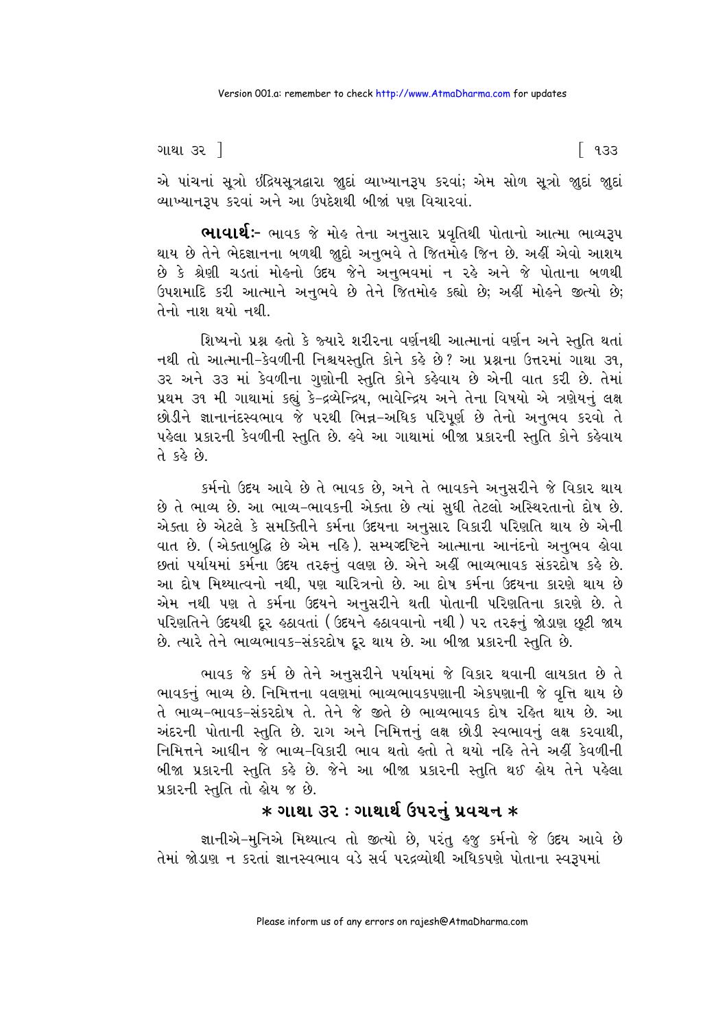એ પાંચનાં સૂત્રો ઇંદ્રિયસૂત્રદ્વારા જાુદાં વ્યાખ્યાનરૂપ કરવાં; એમ સોળ સૂત્રો જાુદાં જાુદાં વ્યાખ્યાનરૂપ કરવાં અને આ ઉપદેશથી બીજાં પણ વિચારવાં.

**ભાવાર્થઃ-** ભાવક જે મોહ તેના અનુસાર પ્રવૃતિથી પોતાનો આત્મા ભાવ્યરૂપ થાય છે તેને ભેદજ્ઞાનના બળથી જાુદો અનુભવે તે જિતમોહ જિન છે. અહીં એવો આશય છે કે શ્રેણી ચડતાં મોહનો ઉદય જેને અનુભવમાં ન રહે અને જે પોતાના બળથી ઉપશમાદિ કરી આત્માને અનુભવે છે તેને જિતમોહ કહ્યો છે; અહીં મોહને જીત્યો છે; તેનો નાશ થયો નથી.

શિષ્યનો પ્રશ્ન હતો કે જ્યારે શરીરના વર્ણનથી આત્માનાં વર્ણન અને સ્તુતિ થતાં નથી તો આત્માની-કેવળીની નિશ્ચયસ્તુતિ કોને કહે છે? આ પ્રશ્નના ઉત્તરમાં ગાથા ૩૧, ૩૨ અને ૩૩ માં કેવળીના ગુણોની સ્તુતિ કોને કહેવાય છે એની વાત કરી છે. તેમાં પ્રથમ ૩૧ મી ગાથામાં કહ્યું કે-દ્રવ્યેન્દ્રિય, ભાવેન્દ્રિય અને તેના વિષયો એ ત્રણેયનું લક્ષ છોડીને જ્ઞાનાનંદસ્વભાવ જે પરથી ભિન્ન-અધિક પરિપૂર્ણ છે તેનો અનુભવ કરવો તે પહેલા પ્રકારની કેવળીની સ્તુતિ છે. હવે આ ગાથામાં બીજા પ્રકારની સ્તુતિ કોને કહેવાય તે કહે છે.

કર્મનો ઉદય આવે છે તે ભાવક છે, અને તે ભાવકને અનુસરીને જે વિકાર થાય છે તે ભાવ્ય છે. આ ભાવ્ય-ભાવકની એક્તા છે ત્યાં સુધી તેટલો અસ્થિરતાનો દોષ છે. એક્તા છે એટલે કે સમકિતીને કર્મના ઉદયના અનુસાર વિકારી પરિણતિ થાય છે એની વાત છે. (એક્તાબુદ્ધિ છે એમ નહિ). સમ્યગ્દષ્ટિને આત્માના આનંદનો અનુભવ હોવા છતાં પર્યાયમાં કર્મના ઉદય તરફનું વલણ છે. એને અહીં ભાવ્યભાવક સંકરદોષ કહે છે. આ દોષ મિથ્યાત્વનો નથી, પણ ચારિત્રનો છે. આ દોષ કર્મના ઉદયના કારણે થાય છે એમ નથી પણ તે કર્મના ઉદયને અનુસરીને થતી પોતાની પરિણતિના કારણે છે. તે પરિણતિને ઉદયથી દૂર હઠાવતાં (ઉદયને હઠાવવાનો નથી) પર તરફનું જોડાણ છૂટી જાય છે. ત્યારે તેને ભાવ્યભાવક-સંકરદોષ દૂર થાય છે. આ બીજા પ્રકારની સ્તુતિ છે.

ભાવક જે કર્મ છે તેને અનુસરીને પર્યાયમાં જે વિકાર થવાની લાયકાત છે તે ભાવકનું ભાવ્ય છે. નિમિત્તના વલણમાં ભાવ્યભાવકપણાની એકપણાની જે વૃત્તિ થાય છે તે ભાવ્ય-ભાવક-સંકરદોષ તે. તેને જે જીતે છે ભાવ્યભાવક દોષ રહિત થાય છે. આ અંદરની પોતાની સ્તુતિ છે. રાગ અને નિમિત્તનું લક્ષ છોડી સ્વભાવનું લક્ષ કરવાથી, નિમિત્તને આધીન જે ભાવ્ય-વિકારી ભાવ થતો હતો તે થયો નહિ તેને અહીં કેવળીની બીજા પ્રકારની સ્તુતિ કહે છે. જેને આ બીજા પ્રકારની સ્તુતિ થઈ હોય તેને પહેલા પ્રકારની સ્તુતિ તો હોય જ છે.

## * ગાથા ૩૨ : ગાથાર્થ ઉપરનું પ્રવચન *

જ્ઞાનીએ-મુનિએ મિથ્યાત્વ તો જીત્યો છે, પરંતુ હજુ કર્મનો જે ઉદય આવે છે તેમાં જોડાણ ન કરતાં જ્ઞાનસ્વભાવ વડે સર્વ પરદ્રવ્યોથી અધિકપણે પોતાના સ્વરૂપમાં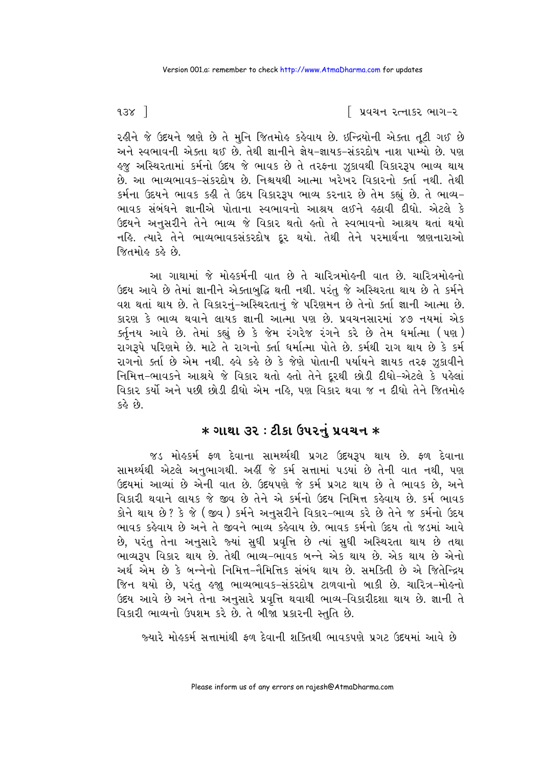રહીને જે ઉદયને જાણે છે તે મુનિ જિતમોહ કહેવાય છે. ઇન્દ્રિયોની એક્તા તૂટી ગઈ છે અને સ્વભાવની એક્તા થઈ છે. તેથી જ્ઞાનીને જ્ઞેય-જ્ઞાયક-સંકરદોષ નાશ પામ્યો છે. પણ હજુ અસ્થિરતામાં કર્મનો ઉદય જે ભાવક છે તે તરફના ઝુકાવથી વિકારરૂપ ભાવ્ય થાય છે. આ ભાવ્યભાવક-સંકરદોષ છે. નિશ્ચયથી આત્મા ખરેખર વિકારનો કર્તા નથી. તેથી કર્મના ઉદયને ભાવક કહી તે ઉદય વિકારરૂપ ભાવ્ય કરનાર છે તેમ કહ્યું છે. તે ભાવ્ય-ભાવક સંબંધને જ્ઞાનીએ પોતાના સ્વભાવનો આશ્રય લઈને હઠાવી દીધો. એટલે કે ઉદયને અનુસરીને તેને ભાવ્ય જે વિકાર થતો હતો તે સ્વભાવનો આશ્રય થતાં થયો નહિ. ત્યારે તેને ભાવ્યભાવકસંકરદોષ દૂર થયો. તેથી તેને પરમાર્થના જાણનારાઓ જિતમોહ કહે છે.

આ ગાથામાં જે મોહકર્મની વાત છે તે ચારિત્રમોહની વાત છે. ચારિત્રમોહનો ઉદય આવે છે તેમાં જ્ઞાનીને એક્તાબુદ્ધિ થતી નથી. પરંતુ જે અસ્થિરતા થાય છે તે કર્મને વશ થતાં થાય છે. તે વિકારનું-અસ્થિરતાનું જે પરિણમન છે તેનો કર્તા જ્ઞાની આત્મા છે. કારણ કે ભાવ્ય થવાને લાયક જ્ઞાની આત્મા પણ છે. પ્રવચનસારમાં ૪૭ નયમાં એક કર્તૃનય આવે છે. તેમાં કહ્યું છે કે જેમ રંગરેજ રંગને કરે છે તેમ ધર્માત્મા (પણ) રાગરૂપે પરિણમે છે. માટે તે રાગનો કર્તા ધર્માત્મા પોતે છે. કર્મથી રાગ થાય છે કે કર્મ રાગનો કર્તા છે એમ નથી. હવે કહે છે કે જેણે પોતાની પર્યાયને જ્ઞાયક તરફ ઝુકાવીને નિમિત્ત-ભાવકને આશ્રયે જે વિકાર થતો હતો તેને દૂરથી છોડી દીધો-એટલે કે પહેલાં વિકાર કર્યો અને પછી છોડી દીધો એમ નહિ, પણ વિકાર થવા જ ન દીધો તેને જિતમોહ કહે છે.

## \* ગાથા ૩૨ : ટીકા ઉપરનું પ્રવચન \*

જડ મોહકર્મ ફળ દેવાના સામર્થ્યથી પ્રગટ ઉદયરૂપ થાય છે. ફળ દેવાના સામર્થ્યથી એટલે અનુભાગથી. અહીં જે કર્મ સત્તામાં પડયાં છે તેની વાત નથી, પણ ઉદયમાં આવ્યાં છે એની વાત છે. ઉદયપણે જે કર્મ પ્રગટ થાય છે તે ભાવક છે, અને વિકારી થવાને લાયક જે જીવ છે તેને એ કર્મનો ઉદય નિમિત્ત કહેવાય છે. કર્મ ભાવક કોને થાય છે? કે જે (જીવ) કર્મને અનુસરીને વિકાર-ભાવ્ય કરે છે તેને જ કર્મનો ઉદય ભાવક કહેવાય છે અને તે જીવને ભાવ્ય કહેવાય છે. ભાવક કર્મનો ઉદય તો જડમાં આવે છે, પરંતુ તેના અનુસારે જ્યાં સુધી પ્રવૃત્તિ છે ત્યાં સુધી અસ્થિરતા થાય છે તથા ભાવ્યરૂપ વિકાર થાય છે. તેથી ભાવ્ય-ભાવક બન્ને એક થાય છે. એક થાય છે એનો અર્થ એમ છે કે બન્નેનો નિમિત્ત-નૈમિત્તિક સંબંધ થાય છે. સમકિતી છે એ જિતેન્દ્રિય જિન થયો છે, પરંતુ હજુ ભાવ્યભાવક-સંકરદોષ ટાળવાનો બાકી છે. ચારિત્ર-મોહનો ઉદય આવે છે અને તેના અનુસારે પ્રવૃત્તિ થવાથી ભાવ્ય-વિકારીદશા થાય છે. જ્ઞાની તે વિકારી ભાવ્યનો ઉપશમ કરે છે. તે બીજા પ્રકારની સ્તુતિ છે.

જ્યારે મોહકર્મ સત્તામાંથી ફળ દેવાની શક્તિથી ભાવકપણે પ્રગટ ઉદયમાં આવે છે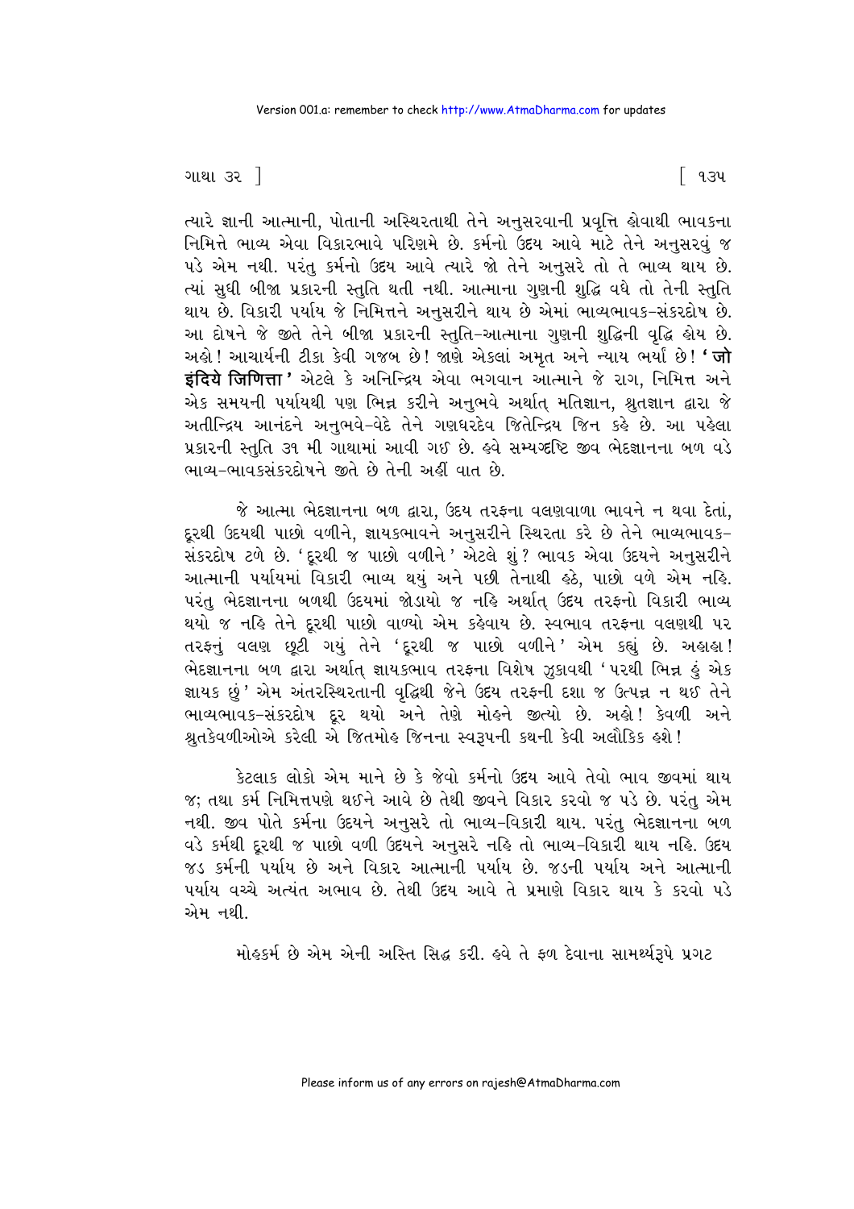ત્યારે જ્ઞાની આત્માની, પોતાની અસ્થિરતાથી તેને અનુસરવાની પ્રવૃત્તિ હોવાથી ભાવકના નિમિત્તે ભાવ્ય એવા વિકારભાવે પરિણમે છે. કર્મનો ઉદય આવે માટે તેને અનુસરવું જ પડે એમ નથી. પરંતુ કર્મનો ઉદય આવે ત્યારે જો તેને અનુસરે તો તે ભાવ્ય થાય છે. ત્યાં સુધી બીજા પ્રકારની સ્તુતિ થતી નથી. આત્માના ગુણની શુદ્ધિ વધે તો તેની સ્તુતિ થાય છે. વિકારી પર્યાય જે નિમિત્તને અનુસરીને થાય છે એમાં ભાવ્યભાવક-સંકરદોષ છે. આ દોષને જે જીતે તેને બીજા પ્રકારની સ્તુતિ-આત્માના ગુણની શુદ્ધિની વૃદ્ધિ હોય છે. અહો! આચાર્યની ટીકા કેવી ગજબ છે! જાણે એકલાં અમૃત અને ન્યાય ભર્યા છે! **'जो इंदिये जिणित्ता'** એટલે કે અનિન્દ્રિય એવા ભગવાન આત્માને જે રાગ, નિમિત્ત અને એક સમયની પર્યાયથી પણ ભિન્ન કરીને અનુભવે અર્થાત્ મતિજ્ઞાન, શ્રુતજ્ઞાન દ્વારા જે અતીન્દ્રિય આનંદને અનુભવે-વેદે તેને ગણધરદેવ જિતેન્દ્રિય જિન કહે છે. આ પહેલા પ્રકારની સ્તુતિ ૩૧ મી ગાથામાં આવી ગઈ છે. હવે સમ્યગ્દૃષ્ટિ જીવ ભેદજ્ઞાનના બળ વડે ભાવ્ય-ભાવકસંકરદોષને જીતે છે તેની અહીં વાત છે.

જે આત્મા ભેદજ્ઞાનના બળ દ્વારા, ઉદય તરફના વલણવાળા ભાવને ન થવા દેતાં, દૂરથી ઉદયથી પાછો વળીને, જ્ઞાયકભાવને અનુસરીને સ્થિરતા કરે છે તેને ભાવ્યભાવક-સંકરદોષ ટળે છે. 'દૂરથી જ પાછો વળીને' એટલે શું? ભાવક એવા ઉદયને અનુસરીને આત્માની પર્યાયમાં વિકારી ભાવ્ય થયું અને પછી તેનાથી હઠે, પાછો વળે એમ નહિ. પરંતુ ભેદજ્ઞાનના બળથી ઉદયમાં જોડાયો જ નહિ અર્થાત્ ઉદય તરફનો વિકારી ભાવ્ય થયો જ નહિ તેને દૂરથી પાછો વાળ્યો એમ કહેવાય છે. સ્વભાવ તરફના વલણથી પર તરફનું વલણ છૂટી ગયું તેને 'દૂરથી જ પાછો વળીને' એમ કહ્યું છે. અહાહા! ભેદજ્ઞાનના બળ દ્વારા અર્થાત્ જ્ઞાયકભાવ તરફના વિશેષ ઝુકાવથી 'પરથી ભિન્ન હું એક જ્ઞાયક છું' એમ અંતરસ્થિરતાની વૃદ્ધિથી જેને ઉદય તરફની દશા જ ઉત્પન્ન ન થઈ તેને ભાવ્યભાવક-સંકરદોષ દૂર થયો અને તેણે મોહને જીત્યો છે. અહો! કેવળી અને શ્રુતકેવળીઓએ કરેલી એ જિતમોહ જિનના સ્વરૂપની કથની કેવી અલૌકિક હશે!

કેટલાક લોકો એમ માને છે કે જેવો કર્મનો ઉદય આવે તેવો ભાવ જીવમાં થાય જ; તથા કર્મ નિમિત્તપણે થઈને આવે છે તેથી જીવને વિકાર કરવો જ પડે છે. પરંતુ એમ નથી. જીવ પોતે કર્મના ઉદયને અનુસરે તો ભાવ્ય-વિકારી થાય. પરંતુ ભેદજ્ઞાનના બળ વડે કર્મથી દૂરથી જ પાછો વળી ઉદયને અનુસરે નહિ તો ભાવ્ય-વિકારી થાય નહિ. ઉદય જડ કર્મની પર્યાય છે અને વિકાર આત્માની પર્યાય છે. જડની પર્યાય અને આત્માની પર્યાય વચ્ચે અત્યંત અભાવ છે. તેથી ઉદય આવે તે પ્રમાણે વિકાર થાય કે કરવો પડે એમ નથી.

મોહકર્મ છે એમ એની અસ્તિ સિદ્ધ કરી. હવે તે ફળ દેવાના સામર્થ્યરૂપે પ્રગટ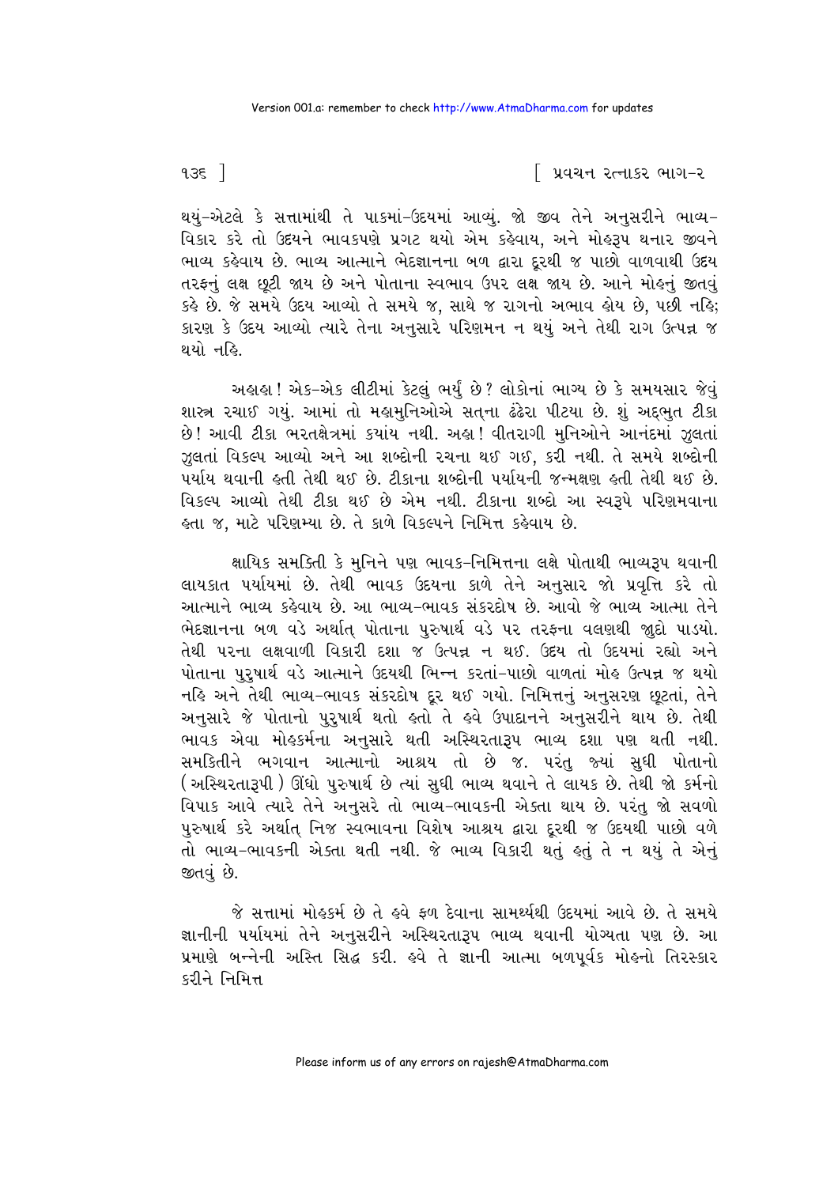થયું-એટલે કે સત્તામાંથી તે પાકમાં-ઉદયમાં આવ્યું. જો જીવ તેને અનુસરીને ભાવ્ય-વિકાર કરે તો ઉદયને ભાવકપણે પ્રગટ થયો એમ કહેવાય, અને મોહરૂપ થનાર જીવને ભાવ્ય કહેવાય છે. ભાવ્ય આત્માને ભેદજ્ઞાનના બળ દ્વારા દૂરથી જ પાછો વાળવાથી ઉદય તરફનું લક્ષ છૂટી જાય છે અને પોતાના સ્વભાવ ઉપર લક્ષ જાય છે. આને મોહનું જીતવું કહે છે. જે સમયે ઉદય આવ્યો તે સમયે જ, સાથે જ રાગનો અભાવ હોય છે, પછી નહિ; કારણ કે ઉદય આવ્યો ત્યારે તેના અનુસારે પરિણમન ન થયું અને તેથી રાગ ઉત્પન્ન જ થયો નહિ.

અહાહા! એક-એક લીટીમાં કેટલું ભર્યું છે? લોકોનાં ભાગ્ય છે કે સમયસાર જેવું શાસ્ત્ર રચાઈ ગયું. આમાં તો મહામુનિઓએ સત્‌ના ઢંઢેરા પીટયા છે. શું અદ્‌ભુત ટીકા છે! આવી ટીકા ભરતક્ષેત્રમાં ક્યાંય નથી. અહા! વીતરાગી મુનિઓને આનંદમાં ઝુલતાં ઝુલતાં વિકલ્પ આવ્યો અને આ શબ્દોની રચના થઈ ગઈ, કરી નથી. તે સમયે શબ્દોની પર્યાય થવાની હતી તેથી થઈ છે. ટીકાના શબ્દોની પર્યાયની જન્મક્ષણ હતી તેથી થઈ છે. વિકલ્પ આવ્યો તેથી ટીકા થઈ છે એમ નથી. ટીકાના શબ્દો આ સ્વરૂપે પરિણમવાના હતા જ, માટે પરિણમ્યા છે. તે કાળે વિકલ્પને નિમિત્ત કહેવાય છે.

ક્ષાયિક સમકિતી કે મુનિને પણ ભાવક-નિમિત્તના લક્ષે પોતાથી ભાવ્યરૂપ થવાની લાયકાત પર્યાયમાં છે. તેથી ભાવક ઉદયના કાળે તેને અનુસાર જો પ્રવૃત્તિ કરે તો આત્માને ભાવ્ય કહેવાય છે. આ ભાવ્ય-ભાવક સંકરદોષ છે. આવો જે ભાવ્ય આત્મા તેને ભેદજ્ઞાનના બળ વડે અર્થાત્ પોતાના પુરુષાર્થ વડે પર તરફના વલણથી જુદો પાડયો. તેથી પરના લક્ષવાળી વિકારી દશા જ ઉત્પન્ન ન થઈ. ઉદય તો ઉદયમાં રહ્યો અને પોતાના પુરુષાર્થ વડે આત્માને ઉદયથી ભિન્ન કરતાં-પાછો વાળતાં મોહ ઉત્પન્ન જ થયો નહિ અને તેથી ભાવ્ય-ભાવક સંકરદોષ દૂર થઈ ગયો. નિમિત્તનું અનુસરણ છૂટતાં, તેને અનુસારે જે પોતાનો પુરુષાર્થ થતો હતો તે હવે ઉપાદાનને અનુસરીને થાય છે. તેથી ભાવક એવા મોહકર્મના અનુસારે થતી અસ્થિરતારૂપ ભાવ્ય દશા પણ થતી નથી. સમકિતીને ભગવાન આત્માનો આશ્રય તો છે જ. પરંતુ જ્યાં સુધી પોતાનો (અસ્થિરતારૂપી) ઊંધો પુરુષાર્થ છે ત્યાં સુધી ભાવ્ય થવાને તે લાયક છે. તેથી જો કર્મનો વિપાક આવે ત્યારે તેને અનુસરે તો ભાવ્ય-ભાવકની એક્તા થાય છે. પરંતુ જો સવળો પુરુષાર્થ કરે અર્થાત્ નિજ સ્વભાવના વિશેષ આશ્રય દ્વારા દૂરથી જ ઉદયથી પાછો વળે તો ભાવ્ય-ભાવકની એક્તા થતી નથી. જે ભાવ્ય વિકારી થતું હતું તે ન થયું તે એનું જીતવું છે.

જે સત્તામાં મોહકર્મ છે તે હવે ફળ દેવાના સામર્થ્યથી ઉદયમાં આવે છે. તે સમયે જ્ઞાનીની પર્યાયમાં તેને અનુસરીને અસ્થિરતારૂપ ભાવ્ય થવાની યોગ્યતા પણ છે. આ પ્રમાણે બન્નેની અસ્તિ સિદ્ધ કરી. હવે તે જ્ઞાની આત્મા બળપૂર્વક મોહનો તિરસ્કાર કરીને નિમિત્ત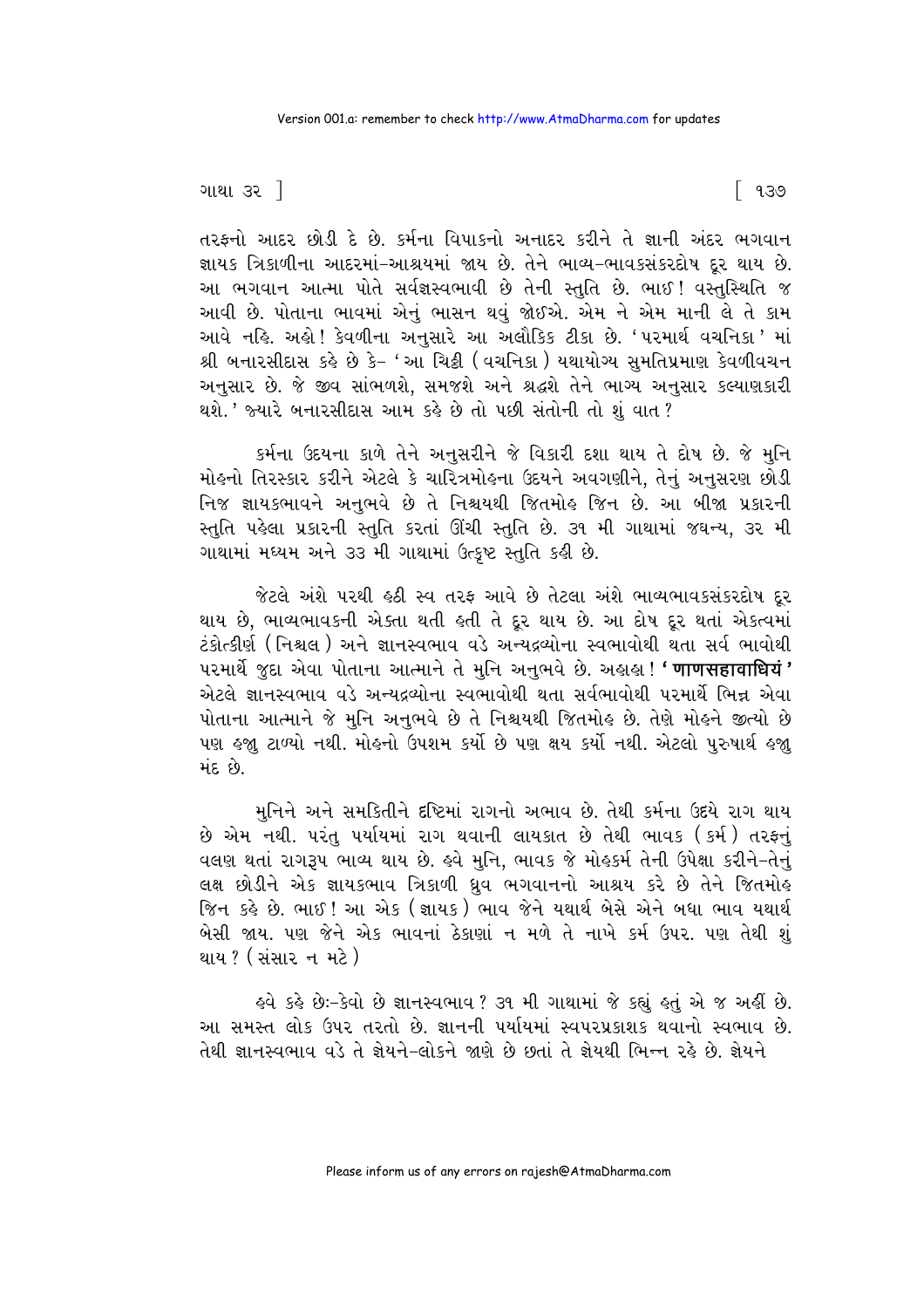તરફનો આદર છોડી દે છે. કર્મના વિપાકનો અનાદર કરીને તે જ્ઞાની અંદર ભગવાન જ્ઞાયક ત્રિકાળીના આદરમાં-આશ્રયમાં જાય છે. તેને ભાવ્ય-ભાવકસંકરદોષ દૂર થાય છે. આ ભગવાન આત્મા પોતે સર્વજ્ઞસ્વભાવી છે તેની સ્તુતિ છે. ભાઈ! વસ્તુસ્થિતિ જ આવી છે. પોતાના ભાવમાં એનું ભાસન થવું જોઈએ. એમ ને એમ માની લે તે કામ આવે નહિ. અહો! કેવળીના અનુસારે આ અલૌકિક ટીકા છે. 'પરમાર્થ વચનિકા' માં શ્રી બનારસીદાસ કહે છે કે- 'આ ચિઠ્ઠી (વચનિકા) યથાયોગ્ય સુમતિપ્રમાણ કેવળીવચન અનુસાર છે. જે જીવ સાંભળશે, સમજશે અને શ્રદ્ધશે તેને ભાગ્ય અનુસાર કલ્યાણકારી થશે.' જ્યારે બનારસીદાસ આમ કહે છે તો પછી સંતોની તો શું વાત?

કર્મના ઉદયના કાળે તેને અનુસરીને જે વિકારી દશા થાય તે દોષ છે. જે મુનિ મોહનો તિરસ્કાર કરીને એટલે કે ચારિત્રમોહના ઉદયને અવગણીને, તેનું અનુસરણ છોડી નિજ જ્ઞાયકભાવને અનુભવે છે તે નિશ્ચયથી જિતમોહ જિન છે. આ બીજા પ્રકારની સ્તુતિ પહેલા પ્રકારની સ્તુતિ કરતાં ઊંચી સ્તુતિ છે. ૩૧ મી ગાથામાં જઘન્ય, ૩૨ મી ગાથામાં મધ્યમ અને ૩૩ મી ગાથામાં ઉત્કૃષ્ટ સ્તુતિ કહી છે.

જેટલે અંશે પરથી હઠી સ્વ તરફ આવે છે તેટલા અંશે ભાવ્યભાવકસંકરદોષ દૂર થાય છે, ભાવ્યભાવકની એક્તા થતી હતી તે દૂર થાય છે. આ દોષ દૂર થતાં એકત્વમાં ટંકોત્કીર્ણ (નિશ્ચલ) અને જ્ઞાનસ્વભાવ વડે અન્યદ્રવ્યોના સ્વભાવોથી થતા સર્વ ભાવોથી પરમાર્થે જુદા એવા પોતાના આત્માને તે મુનિ અનુભવે છે. અહાહા! **'णाणसहावाधियं'** એટલે જ્ઞાનસ્વભાવ વડે અન્યદ્રવ્યોના સ્વભાવોથી થતા સર્વભાવોથી પરમાર્થે ભિન્ન એવા પોતાના આત્માને જે મુનિ અનુભવે છે તે નિશ્ચયથી જિતમોહ છે. તેણે મોહને જીત્યો છે પણ હજુ ટાળ્યો નથી. મોહનો ઉપશમ કર્યો છે પણ ક્ષય કર્યો નથી. એટલો પુરુષાર્થ હજુ મંદ છે.

મુનિને અને સમકિતીને દૃષ્ટિમાં રાગનો અભાવ છે. તેથી કર્મના ઉદયે રાગ થાય છે એમ નથી. પરંતુ પર્યાયમાં રાગ થવાની લાયકાત છે તેથી ભાવક (કર્મ) તરફનું વલણ થતાં રાગરૂપ ભાવ્ય થાય છે. હવે મુનિ, ભાવક જે મોહકર્મ તેની ઉપેક્ષા કરીને-તેનું લક્ષ છોડીને એક જ્ઞાયકભાવ ત્રિકાળી ધ્રુવ ભગવાનનો આશ્રય કરે છે તેને જિતમોહ જિન કહે છે. ભાઈ! આ એક (જ્ઞાયક) ભાવ જેને યથાર્થ બેસે એને બધા ભાવ યથાર્થ બેસી જાય. પણ જેને એક ભાવનાં ઠેકાણાં ન મળે તે નાખે કર્મ ઉપર. પણ તેથી શું થાય? (સંસાર ન મટે)

હવે કહે છેઃ-કેવો છે જ્ઞાનસ્વભાવ? ૩૧ મી ગાથામાં જે કહ્યું હતું એ જ અહીં છે. આ સમસ્ત લોક ઉપર તરતો છે. જ્ઞાનની પર્યાયમાં સ્વપરપ્રકાશક થવાનો સ્વભાવ છે. તેથી જ્ઞાનસ્વભાવ વડે તે જ્ઞેયને-લોકને જાણે છે છતાં તે જ્ઞેયથી ભિન્ન રહે છે. જ્ઞેયને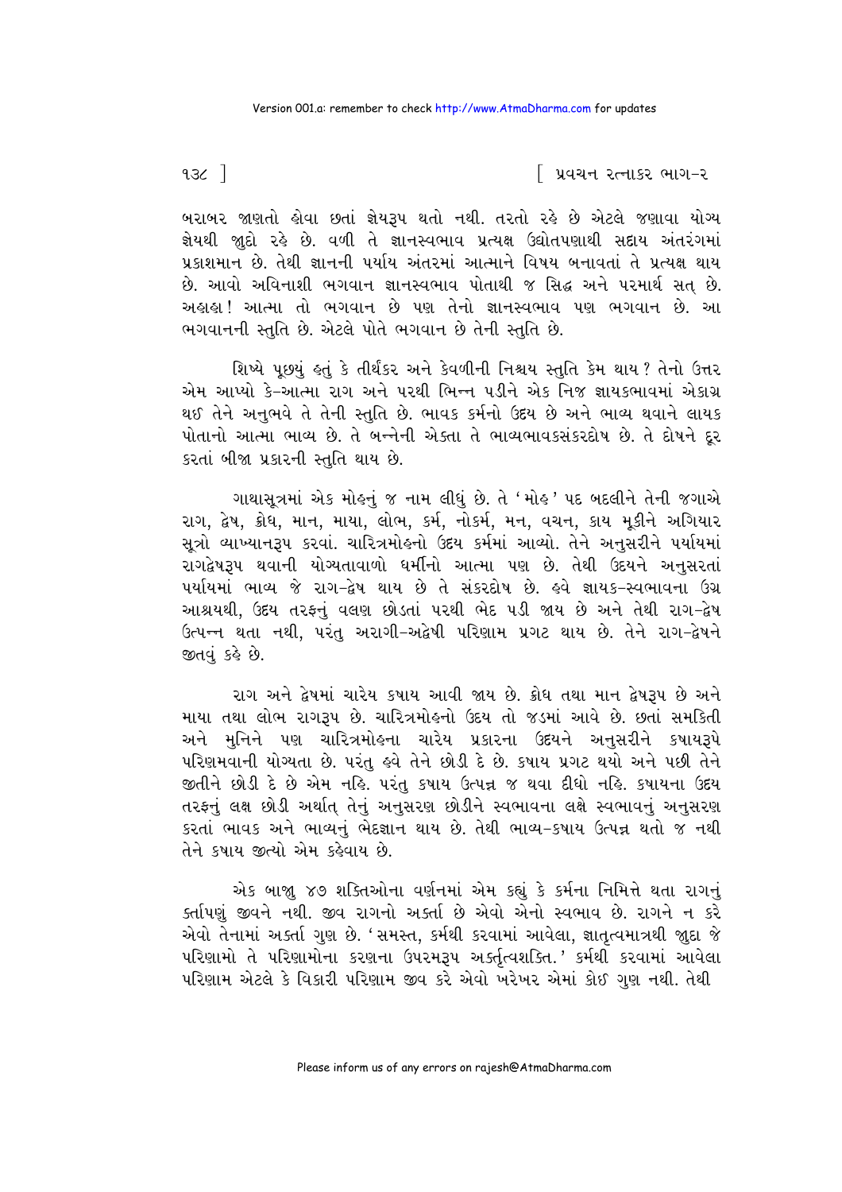બરાબર જાણતો હોવા છતાં જ્ઞેયરૂપ થતો નથી. તરતો રહે છે એટલે જણાવા યોગ્ય જ્ઞેયથી જુદો રહે છે. વળી તે જ્ઞાનસ્વભાવ પ્રત્યક્ષ ઉદ્યોતપણાથી સદાય અંતરંગમાં પ્રકાશમાન છે. તેથી જ્ઞાનની પર્યાય અંતરમાં આત્માને વિષય બનાવતાં તે પ્રત્યક્ષ થાય છે. આવો અવિનાશી ભગવાન જ્ઞાનસ્વભાવ પોતાથી જ સિદ્ધ અને પરમાર્થ સત્ છે. અહાહા! આત્મા તો ભગવાન છે પણ તેનો જ્ઞાનસ્વભાવ પણ ભગવાન છે. આ ભગવાનની સ્તુતિ છે. એટલે પોતે ભગવાન છે તેની સ્તુતિ છે.

શિષ્યે પૂછ્યું હતું કે તીર્થંકર અને કેવળીની નિશ્ચય સ્તુતિ કેમ થાય? તેનો ઉત્તર એમ આપ્યો કે-આત્મા રાગ અને પરથી ભિન્ન પડીને એક નિજ જ્ઞાયકભાવમાં એકાગ્ર થઈ તેને અનુભવે તે તેની સ્તુતિ છે. ભાવક કર્મનો ઉદય છે અને ભાવ્ય થવાને લાયક પોતાનો આત્મા ભાવ્ય છે. તે બન્નેની એક્તા તે ભાવ્યભાવકસંકરદોષ છે. તે દોષને દૂર કરતાં બીજા પ્રકારની સ્તુતિ થાય છે.

ગાથાસૂત્રમાં એક મોહનું જ નામ લીધું છે. તે 'મોહ' પદ બદલીને તેની જગાએ રાગ, દ્વેષ, ક્રોધ, માન, માયા, લોભ, કર્મ, નોકર્મ, મન, વચન, કાય મૂકીને અગિયાર સૂત્રો વ્યાખ્યાનરૂપ કરવાં. ચારિત્રમોહનો ઉદય કર્મમાં આવ્યો. તેને અનુસરીને પર્યાયમાં રાગદ્વેષરૂપ થવાની યોગ્યતાવાળો ધર્મીનો આત્મા પણ છે. તેથી ઉદયને અનુસરતાં પર્યાયમાં ભાવ્ય જે રાગ-દ્વેષ થાય છે તે સંકરદોષ છે. હવે જ્ઞાયક-સ્વભાવના ઉગ્ર આશ્રયથી, ઉદય તરફનું વલણ છોડતાં પરથી ભેદ પડી જાય છે અને તેથી રાગ-દ્વેષ ઉત્પન્ન થતા નથી, પરંતુ અરાગી-અદ્વેષી પરિણામ પ્રગટ થાય છે. તેને રાગ-દ્વેષને જીતવું કહે છે.

રાગ અને દ્વેષમાં ચારેય કષાય આવી જાય છે. ક્રોધ તથા માન દ્વેષરૂપ છે અને માયા તથા લોભ રાગરૂપ છે. ચારિત્રમોહનો ઉદય તો જડમાં આવે છે. છતાં સમકિતી અને મુનિને પણ ચારિત્રમોહના ચારેય પ્રકારના ઉદયને અનુસરીને કષાયરૂપે પરિણમવાની યોગ્યતા છે. પરંતુ હવે તેને છોડી દે છે. કષાય પ્રગટ થયો અને પછી તેને જીતીને છોડી દે છે એમ નહિ. પરંતુ કષાય ઉત્પન્ન જ થવા દીધો નહિ. કષાયના ઉદય તરફનું લક્ષ છોડી અર્થાત્ તેનું અનુસરણ છોડીને સ્વભાવના લક્ષે સ્વભાવનું અનુસરણ કરતાં ભાવક અને ભાવ્યનું ભેદજ્ઞાન થાય છે. તેથી ભાવ્ય-કષાય ઉત્પન્ન થતો જ નથી તેને કષાય જીત્યો એમ કહેવાય છે.

એક બાજુ ૪૭ શક્તિઓના વર્ણનમાં એમ કહ્યું કે કર્મના નિમિત્તે થતા રાગનું કર્તાપણું જીવને નથી. જીવ રાગનો અકર્તા છે એવો એનો સ્વભાવ છે. રાગને ન કરે એવો તેનામાં અકર્તા ગુણ છે. 'સમસ્ત, કર્મથી કરવામાં આવેલા, જ્ઞાતૃત્વમાત્રથી જુદા જે પરિણામો તે પરિણામોના કરણના ઉપરમરૂપ અકર્તૃત્વશક્તિ.' કર્મથી કરવામાં આવેલા પરિણામ એટલે કે વિકારી પરિણામ જીવ કરે એવો ખરેખર એમાં કોઈ ગુણ નથી. તેથી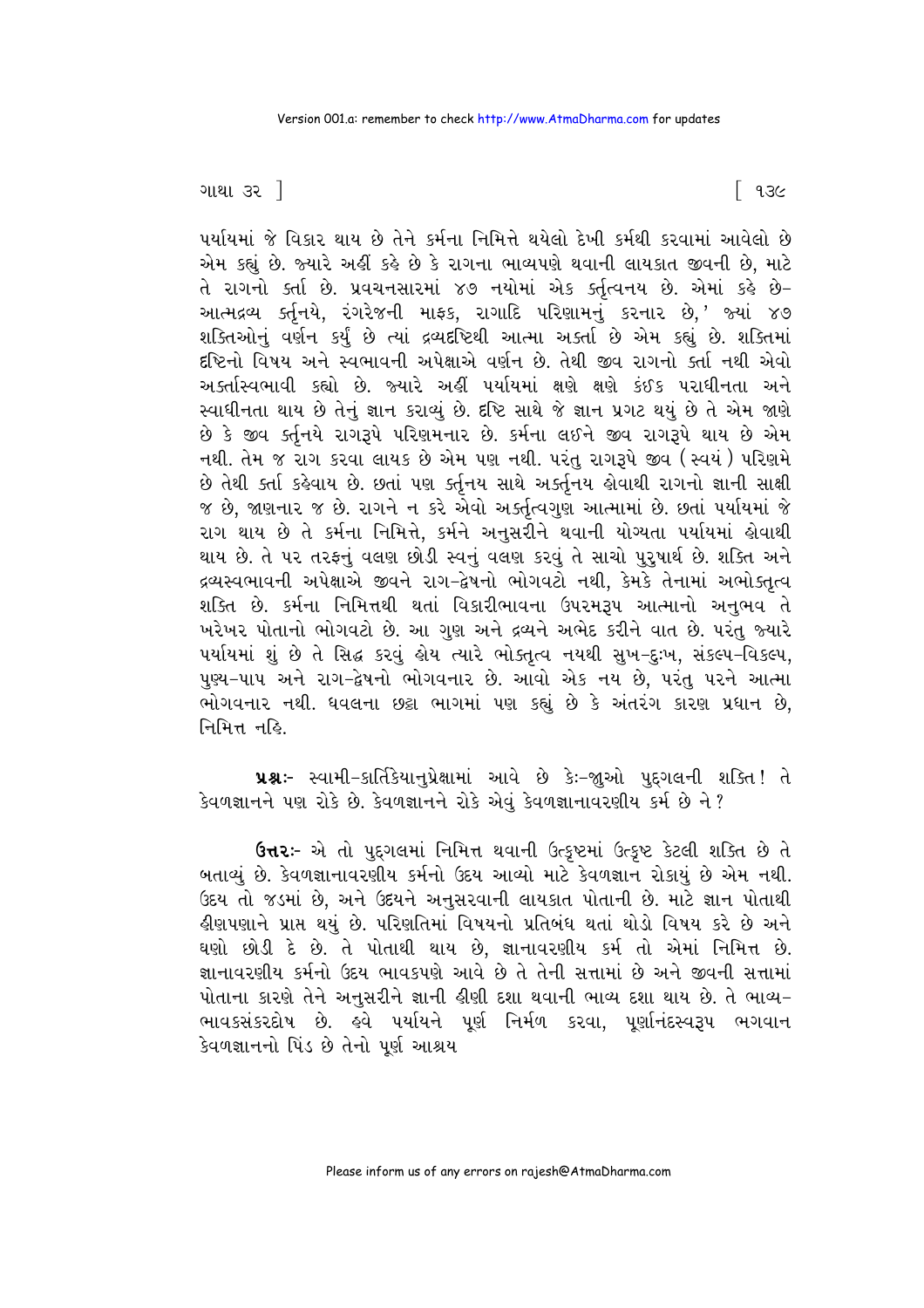પર્યાયમાં જે વિકાર થાય છે તેને કર્મના નિમિત્તે થયેલો દેખી કર્મથી કરવામાં આવેલો છે એમ કહ્યું છે. જ્યારે અહીં કહે છે કે રાગના ભાવ્યપણે થવાની લાયકાત જીવની છે, માટે તે રાગનો કર્તા છે. પ્રવચનસારમાં ૪૭ નયોમાં એક કર્તૃત્વનય છે. એમાં કહે છે- આત્મદ્રવ્ય કર્તૃનયે, રંગરેજની માફક, રાગાદિ પરિણામનું કરનાર છે,' જ્યાં ૪૭ શક્તિઓનું વર્ણન કર્યું છે ત્યાં દ્રવ્યદૃષ્ટિથી આત્મા અકર્તા છે એમ કહ્યું છે. શક્તિમાં દૃષ્ટિનો વિષય અને સ્વભાવની અપેક્ષાએ વર્ણન છે. તેથી જીવ રાગનો કર્તા નથી એવો અકર્તાસ્વભાવી કહ્યો છે. જ્યારે અહીં પર્યાયમાં ક્ષણે ક્ષણે કંઈક પરાધીનતા અને સ્વાધીનતા થાય છે તેનું જ્ઞાન કરાવ્યું છે. દૃષ્ટિ સાથે જે જ્ઞાન પ્રગટ થયું છે તે એમ જાણે છે કે જીવ કર્તૃનયે રાગરૂપે પરિણમનાર છે. કર્મના લઈને જીવ રાગરૂપે થાય છે એમ નથી. તેમ જ રાગ કરવા લાયક છે એમ પણ નથી. પરંતુ રાગરૂપે જીવ (સ્વયં) પરિણમે છે તેથી કર્તા કહેવાય છે. છતાં પણ કર્તૃનય સાથે અકર્તૃનય હોવાથી રાગનો જ્ઞાની સાક્ષી જ છે, જાણનાર જ છે. રાગને ન કરે એવો અકર્તૃત્વગુણ આત્મામાં છે. છતાં પર્યાયમાં જે રાગ થાય છે તે કર્મના નિમિત્તે, કર્મને અનુસરીને થવાની યોગ્યતા પર્યાયમાં હોવાથી થાય છે. તે પર તરફનું વલણ છોડી સ્વનું વલણ કરવું તે સાચો પુરુષાર્થ છે. શક્તિ અને દ્રવ્યસ્વભાવની અપેક્ષાએ જીવને રાગ-દ્વેષનો ભોગવટો નથી, કેમકે તેનામાં અભોક્તૃત્વ શક્તિ છે. કર્મના નિમિત્તથી થતાં વિકારીભાવના ઉપરમરૂપ આત્માનો અનુભવ તે ખરેખર પોતાનો ભોગવટો છે. આ ગુણ અને દ્રવ્યને અભેદ કરીને વાત છે. પરંતુ જ્યારે પર્યાયમાં શું છે તે સિદ્ધ કરવું હોય ત્યારે ભોક્તૃત્વ નયથી સુખ-દુઃખ, સંકલ્પ-વિકલ્પ, પુણ્ય-પાપ અને રાગ-દ્વેષનો ભોગવનાર છે. આવો એક નય છે, પરંતુ પરને આત્મા ભોગવનાર નથી. ધવલના છઠ્ઠા ભાગમાં પણ કહ્યું છે કે અંતરંગ કારણ પ્રધાન છે, નિમિત્ત નહિ.

**પ્રશ્નઃ-** સ્વામી-કાર્તિકેયાનુપ્રેક્ષામાં આવે છે કેઃ-જુઓ પુદ્‌ગલની શક્તિ! તે કેવળજ્ઞાનને પણ રોકે છે. કેવળજ્ઞાનને રોકે એવું કેવળજ્ઞાનાવરણીય કર્મ છે ને?

**ઉત્તરઃ-** એ તો પુદ્‌ગલમાં નિમિત્ત થવાની ઉત્કૃષ્ટમાં ઉત્કૃષ્ટ કેટલી શક્તિ છે તે બતાવ્યું છે. કેવળજ્ઞાનાવરણીય કર્મનો ઉદય આવ્યો માટે કેવળજ્ઞાન રોકાયું છે એમ નથી. ઉદય તો જડમાં છે, અને ઉદયને અનુસરવાની લાયકાત પોતાની છે. માટે જ્ઞાન પોતાથી હીણપણાને પ્રાપ્ત થયું છે. પરિણતિમાં વિષયનો પ્રતિબંધ થતાં થોડો વિષય કરે છે અને ઘણો છોડી દે છે. તે પોતાથી થાય છે, જ્ઞાનાવરણીય કર્મ તો એમાં નિમિત્ત છે. જ્ઞાનાવરણીય કર્મનો ઉદય ભાવકપણે આવે છે તે તેની સત્તામાં છે અને જીવની સત્તામાં પોતાના કારણે તેને અનુસરીને જ્ઞાની હીણી દશા થવાની ભાવ્ય દશા થાય છે. તે ભાવ્ય-ભાવકસંકરદોષ છે. હવે પર્યાયને પૂર્ણ નિર્મળ કરવા, પૂર્ણાનંદસ્વરૂપ ભગવાન કેવળજ્ઞાનનો પિંડ છે તેનો પૂર્ણ આશ્રય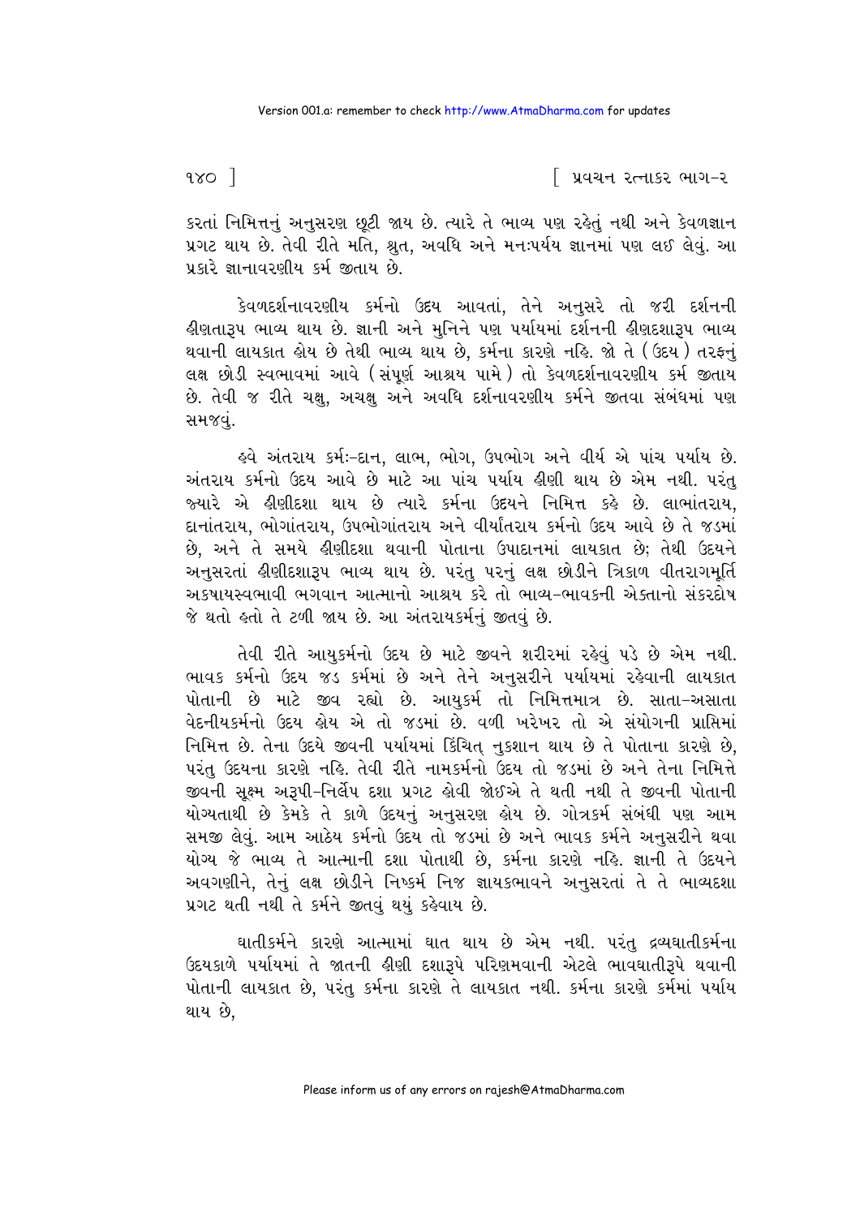કરતાં નિમિત્તનું અનુસરણ છૂટી જાય છે. ત્યારે તે ભાવ્ય પણ રહેતું નથી અને કેવળજ્ઞાન પ્રગટ થાય છે. તેવી રીતે મતિ, શ્રુત, અવધિ અને મનઃપર્યય જ્ઞાનમાં પણ લઈ લેવું. આ પ્રકારે જ્ઞાનાવરણીય કર્મ જીતાય છે.

કેવળદર્શનાવરણીય કર્મનો ઉદય આવતાં, તેને અનુસરે તો જરી દર્શનની હીણતારૂપ ભાવ્ય થાય છે. જ્ઞાની અને મુનિને પણ પર્યાયમાં દર્શનની હીણદશારૂપ ભાવ્ય થવાની લાયકાત હોય છે તેથી ભાવ્ય થાય છે, કર્મના કારણે નહિ. જો તે (ઉદય) તરફનું લક્ષ છોડી સ્વભાવમાં આવે (સંપૂર્ણ આશ્રય પામે) તો કેવળદર્શનાવરણીય કર્મ જીતાય છે. તેવી જ રીતે ચક્ષુ, અચક્ષુ અને અવધિ દર્શનાવરણીય કર્મને જીતવા સંબંધમાં પણ સમજવું.

હવે અંતરાય કર્મઃ-દાન, લાભ, ભોગ, ઉપભોગ અને વીર્ય એ પાંચ પર્યાય છે. અંતરાય કર્મનો ઉદય આવે છે માટે આ પાંચ પર્યાય હીણી થાય છે એમ નથી. પરંતુ જ્યારે એ હીણીદશા થાય છે ત્યારે કર્મના ઉદયને નિમિત્ત કહે છે. લાભાંતરાય, દાનાંતરાય, ભોગાંતરાય, ઉપભોગાંતરાય અને વીર્યાંતરાય કર્મનો ઉદય આવે છે તે જડમાં છે, અને તે સમયે હીણીદશા થવાની પોતાના ઉપાદાનમાં લાયકાત છે; તેથી ઉદયને અનુસરતાં હીણીદશારૂપ ભાવ્ય થાય છે. પરંતુ પરનું લક્ષ છોડીને ત્રિકાળ વીતરાગમૂર્તિ અકષાયસ્વભાવી ભગવાન આત્માનો આશ્રય કરે તો ભાવ્ય-ભાવકની એક્તાનો સંકરદોષ જે થતો હતો તે ટળી જાય છે. આ અંતરાયકર્મનું જીતવું છે.

તેવી રીતે આયુકર્મનો ઉદય છે માટે જીવને શરીરમાં રહેવું પડે છે એમ નથી. ભાવક કર્મનો ઉદય જડ કર્મમાં છે અને તેને અનુસરીને પર્યાયમાં રહેવાની લાયકાત પોતાની છે માટે જીવ રહ્યો છે. આયુકર્મ તો નિમિત્તમાત્ર છે. સાતા-અસાતા વેદનીયકર્મનો ઉદય હોય એ તો જડમાં છે. વળી ખરેખર તો એ સંયોગની પ્રાપ્તિમાં નિમિત્ત છે. તેના ઉદયે જીવની પર્યાયમાં કિંચિત્ નુકશાન થાય છે તે પોતાના કારણે છે, પરંતુ ઉદયના કારણે નહિ. તેવી રીતે નામકર્મનો ઉદય તો જડમાં છે અને તેના નિમિત્તે જીવની સૂક્ષ્મ અરૂપી-નિર્લેપ દશા પ્રગટ હોવી જોઈએ તે થતી નથી તે જીવની પોતાની યોગ્યતાથી છે કેમકે તે કાળે ઉદયનું અનુસરણ હોય છે. ગોત્રકર્મ સંબંધી પણ આમ સમજી લેવું. આમ આઠેય કર્મનો ઉદય તો જડમાં છે અને ભાવક કર્મને અનુસરીને થવા યોગ્ય જે ભાવ્ય તે આત્માની દશા પોતાથી છે, કર્મના કારણે નહિ. જ્ઞાની તે ઉદયને અવગણીને, તેનું લક્ષ છોડીને નિષ્કર્મ નિજ જ્ઞાયકભાવને અનુસરતાં તે તે ભાવ્યદશા પ્રગટ થતી નથી તે કર્મને જીતવું થયું કહેવાય છે.

ઘાતીકર્મને કારણે આત્મામાં ઘાત થાય છે એમ નથી. પરંતુ દ્રવ્યઘાતીકર્મના ઉદયકાળે પર્યાયમાં તે જાતની હીણી દશારૂપે પરિણમવાની એટલે ભાવઘાતીરૂપે થવાની પોતાની લાયકાત છે, પરંતુ કર્મના કારણે તે લાયકાત નથી. કર્મના કારણે કર્મમાં પર્યાય થાય છે,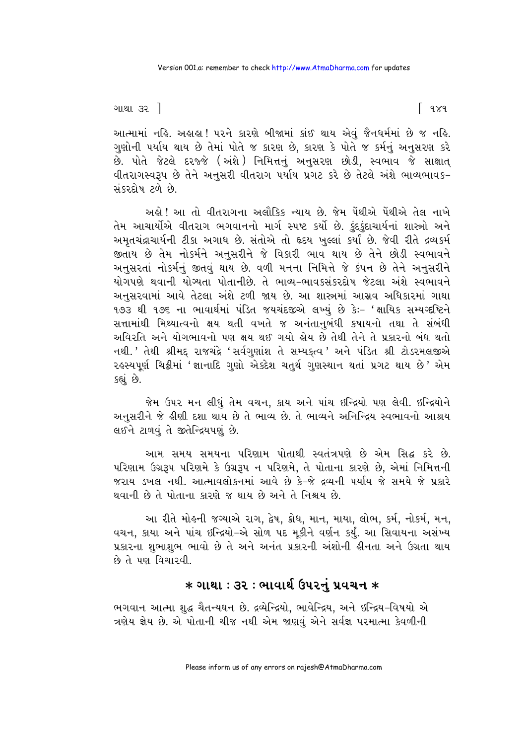આત્મામાં નહિ. અહાહા! પરને કારણે બીજામાં કાંઈ થાય એવું જૈનધર્મમાં છે જ નહિ. ગુણોની પર્યાય થાય છે તેમાં પોતે જ કારણ છે, કારણ કે પોતે જ કર્મનું અનુસરણ કરે છે. પોતે જેટલે દરજ્જે (અંશે) નિમિત્તનું અનુસરણ છોડી, સ્વભાવ જે સાક્ષાત્ વીતરાગસ્વરૂપ છે તેને અનુસરી વીતરાગ પર્યાય પ્રગટ કરે છે તેટલે અંશે ભાવ્યભાવક-સંકરદોષ ટળે છે.

અહો! આ તો વીતરાગના અલૌકિક ન્યાય છે. જેમ પેંથીએ પેંથીએ તેલ નાખે તેમ આચાર્યોએ વીતરાગ ભગવાનનો માર્ગ સ્પષ્ટ કર્યો છે. કુંદકુંદાચાર્યનાં શાસ્ત્રો અને અમૃતચંદ્રાચાર્યની ટીકા અગાધ છે. સંતોએ તો હૃદય ખુલ્લાં કર્યાં છે. જેવી રીતે દ્રવ્યકર્મ જીતાય છે તેમ નોકર્મને અનુસરીને જે વિકારી ભાવ થાય છે તેને છોડી સ્વભાવને અનુસરતાં નોકર્મનું જીતવું થાય છે. વળી મનના નિમિત્તે જે કંપન છે તેને અનુસરીને યોગપણે થવાની યોગ્યતા પોતાનીછે. તે ભાવ્ય-ભાવકસંકરદોષ જેટલા અંશે સ્વભાવને અનુસરવામાં આવે તેટલા અંશે ટળી જાય છે. આ શાસ્ત્રમાં આસ્રવ અધિકારમાં ગાથા ૧૭૩ થી ૧૭૬ ના ભાવાર્થમાં પંડિત જયચંદજીએ લખ્યું છે કેઃ– 'ક્ષાયિક સમ્યગ્દૃષ્ટિને સત્તામાંથી મિથ્યાત્વનો ક્ષય થતી વખતે જ અનંતાનુબંધી કષાયનો તથા તે સંબંધી અવિરતિ અને યોગભાવનો પણ ક્ષય થઈ ગયો હોય છે તેથી તેને તે પ્રકારનો બંધ થતો નથી.' તેથી શ્રીમદ્ રાજચંદ્રે 'સર્વગુણાંશ તે સમ્યક્ત્વ' અને પંડિત શ્રી ટોડરમલજીએ રહસ્યપૂર્ણ ચિઠ્ઠીમાં 'જ્ઞાનાદિ ગુણો એકદેશ ચતુર્થ ગુણસ્થાન થતાં પ્રગટ થાય છે' એમ કહ્યું છે.

જેમ ઉપર મન લીધું તેમ વચન, કાય અને પાંચ ઇન્દ્રિયો પણ લેવી. ઇન્દ્રિયોને અનુસરીને જે હીણી દશા થાય છે તે ભાવ્ય છે. તે ભાવ્યને અનિન્દ્રિય સ્વભાવનો આશ્રય લઈને ટાળવું તે જીતેન્દ્રિયપણું છે.

આમ સમય સમયના પરિણામ પોતાથી સ્વતંત્રપણે છે એમ સિદ્ધ કરે છે. પરિણામ ઉગ્રરૂપ પરિણમે કે ઉગ્રરૂપ ન પરિણમે, તે પોતાના કારણે છે, એમાં નિમિત્તની જરાય ડખલ નથી. આત્માવલોકનમાં આવે છે કે-જે દ્રવ્યની પર્યાય જે સમયે જે પ્રકારે થવાની છે તે પોતાના કારણે જ થાય છે અને તે નિશ્ચય છે.

આ રીતે મોહની જગ્યાએ રાગ, દ્વેષ, ક્રોધ, માન, માયા, લોભ, કર્મ, નોકર્મ, મન, વચન, કાયા અને પાંચ ઇન્દ્રિયો–એ સોળ પદ મૂકીને વર્ણન કર્યું. આ સિવાયના અસંખ્ય પ્રકારના શુભાશુભ ભાવો છે તે અને અનંત પ્રકારની અંશોની હીનતા અને ઉગ્રતા થાય છે તે પણ વિચારવી.

## * ગાથા : ૩૨ : ભાવાર્થ ઉપરનું પ્રવચન *

ભગવાન આત્મા શુદ્ધ ચૈતન્યઘન છે. દ્રવ્યેન્દ્રિયો, ભાવેન્દ્રિય, અને ઇન્દ્રિય-વિષયો એ ત્રણેય જ્ઞેય છે. એ પોતાની ચીજ નથી એમ જાણવું એને સર્વજ્ઞ પરમાત્મા કેવળીની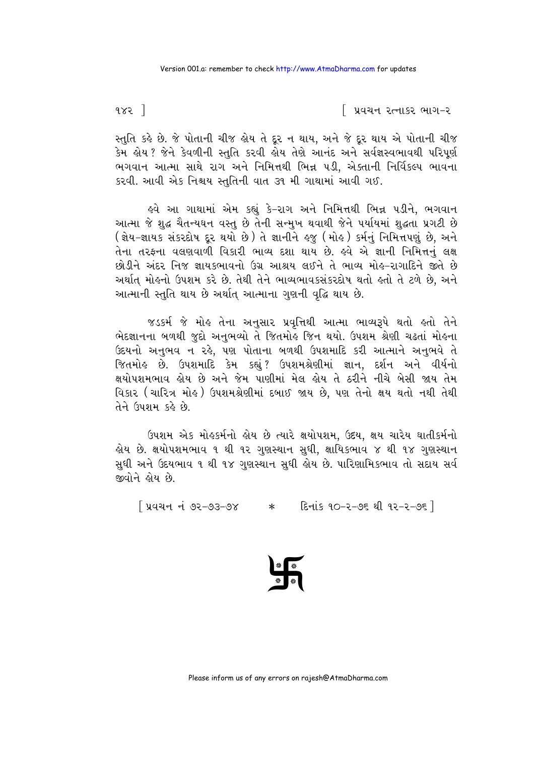સ્તુતિ કહે છે. જે પોતાની ચીજ હોય તે દૂર ન થાય, અને જે દૂર થાય એ પોતાની ચીજ કેમ હોય? જેને કેવળીની સ્તુતિ કરવી હોય તેણે આનંદ અને સર્વજ્ઞસ્વભાવથી પરિપૂર્ણ ભગવાન આત્મા સાથે રાગ અને નિમિત્તથી ભિન્ન પડી, એક્તાની નિર્વિકલ્પ ભાવના કરવી. આવી એક નિશ્ચય સ્તુતિની વાત ૩૧ મી ગાથામાં આવી ગઈ.

હવે આ ગાથામાં એમ કહ્યું કે-રાગ અને નિમિત્તથી ભિન્ન પડીને, ભગવાન આત્મા જે શુદ્ધ ચૈતન્યઘન વસ્તુ છે તેની સન્મુખ થવાથી જેને પર્યાયમાં શુદ્ધતા પ્રગટી છે (જ્ઞેય-જ્ઞાયક સંકરદોષ દૂર થયો છે) તે જ્ઞાનીને હજુ (મોહ) કર્મનું નિમિત્તપણું છે, અને તેના તરફના વલણવાળી વિકારી ભાવ્ય દશા થાય છે. હવે એ જ્ઞાની નિમિત્તનું લક્ષ છોડીને અંદર નિજ જ્ઞાયકભાવનો ઉગ્ર આશ્રય લઈને તે ભાવ્ય મોહ-રાગાદિને જીતે છે અર્થાત્ મોહનો ઉપશમ કરે છે. તેથી તેને ભાવ્યભાવકસંકરદોષ થતો હતો તે ટળે છે, અને આત્માની સ્તુતિ થાય છે અર્થાત્ આત્માના ગુણની વૃદ્ધિ થાય છે.

જડકર્મ જે મોહ તેના અનુસાર પ્રવૃત્તિથી આત્મા ભાવ્યરૂપે થતો હતો તેને ભેદજ્ઞાનના બળથી જુદો અનુભવ્યો તે જિતમોહ જિન થયો. ઉપશમ શ્રેણી ચઢતાં મોહના ઉદયનો અનુભવ ન રહે, પણ પોતાના બળથી ઉપશમાદિ કરી આત્માને અનુભવે તે જિતમોહ છે. ઉપશમાદિ કેમ કહ્યું? ઉપશમશ્રેણીમાં જ્ઞાન, દર્શન અને વીર્યનો ક્ષયોપશમભાવ હોય છે અને જેમ પાણીમાં મેલ હોય તે ઠરીને નીચે બેસી જાય તેમ વિકાર (ચારિત્ર મોહ) ઉપશમશ્રેણીમાં દબાઈ જાય છે, પણ તેનો ક્ષય થતો નથી તેથી તેને ઉપશમ કહે છે.

ઉપશમ એક મોહકર્મનો હોય છે ત્યારે ક્ષયોપશમ, ઉદય, ક્ષય ચારેય ઘાતીકર્મનો હોય છે. ક્ષયોપશમભાવ ૧ થી ૧૨ ગુણસ્થાન સુધી, ક્ષાયિકભાવ ૪ થી ૧૪ ગુણસ્થાન સુધી અને ઉદયભાવ ૧ થી ૧૪ ગુણસ્થાન સુધી હોય છે. પારિણામિકભાવ તો સદાય સર્વ જીવોને હોય છે.

[ પ્રવચન નં ૭૨-૭૩-૭૪ * દિનાંક ૧૦-૨-૭૬ થી ૧૨-૨-૭૬ ]

卐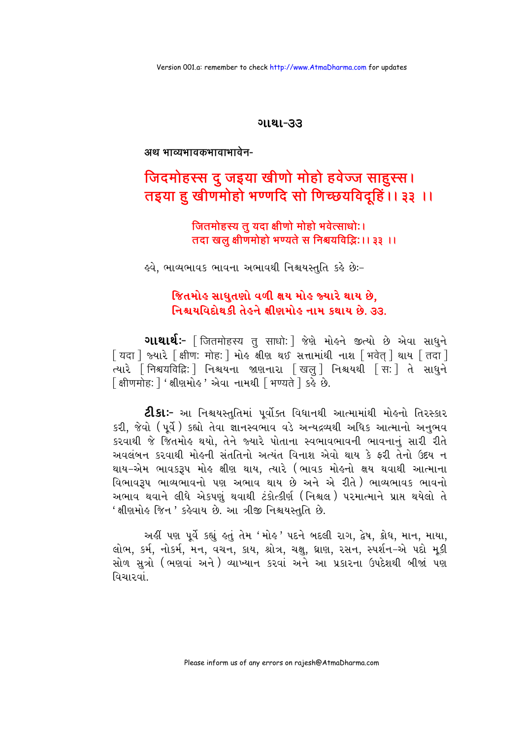## ગાથા-૩૩

**अथ भाव्यभावकभावाभावेन-**

## जिदमोहस्स दु जइया खीणो मोहो हवेज्ज साहुस्स।
## तइया हु खीणमोहो भण्णदि सो णिच्छयविदूहिं।। ३३ ।।

जितमोहस्य तु यदा क्षीणो मोहो भवेत्साधोः।
तदा खलु क्षीणमोहो भण्यते स निश्चयविद्भिः।। ३३ ।।

હવે, ભાવ્યભાવક ભાવના અભાવથી નિશ્ચયસ્તુતિ કહે છેઃ-

**જિતમોહ સાધુતણો વળી ક્ષય મોહ જ્યારે થાય છે,**
**નિશ્ચયવિદોથકી તેહને ક્ષીણમોહ નામ કથાય છે. ૩૩.**

**ગાથાર્થઃ-** [ जितमोहस्य तु साधोः ] જેણે મોહને જીત્યો છે એવા સાધુને [ यदा ] જ્યારે [ क्षीणः मोहः ] મોહ ક્ષીણ થઈ સત્તામાંથી નાશ [ भवेत् ] થાય [ तदा ] ત્યારે [ निश्चयविद्भिः ] નિશ્ચયના જાણનારા [ खलु ] નિશ્ચયથી [ सः ] તે સાધુને [ क्षीणमोहः ] 'ક્ષીણમોહ' એવા નામથી [ भण्यते ] કહે છે.

**ટીકાઃ-** આ નિશ્ચયસ્તુતિમાં પૂર્વોક્ત વિધાનથી આત્મામાંથી મોહનો તિરસ્કાર કરી, જેવો (પૂર્વે) કહ્યો તેવા જ્ઞાનસ્વભાવ વડે અન્યદ્રવ્યથી અધિક આત્માનો અનુભવ કરવાથી જે જિતમોહ થયો, તેને જ્યારે પોતાના સ્વભાવભાવની ભાવનાનું સારી રીતે અવલંબન કરવાથી મોહની સંતતિનો અત્યંત વિનાશ એવો થાય કે ફરી તેનો ઉદય ન થાય-એમ ભાવકરૂપ મોહ ક્ષીણ થાય, ત્યારે (ભાવક મોહનો ક્ષય થવાથી આત્માના વિભાવરૂપ ભાવ્યભાવનો પણ અભાવ થાય છે અને એ રીતે) ભાવ્યભાવક ભાવનો અભાવ થવાને લીધે એકપણું થવાથી ટંકોત્કીર્ણ (નિશ્ચલ) પરમાત્માને પ્રાપ્ત થયેલો તે 'ક્ષીણમોહ જિન' કહેવાય છે. આ ત્રીજી નિશ્ચયસ્તુતિ છે.

અહીં પણ પૂર્વે કહ્યું હતું તેમ 'મોહ' પદને બદલી રાગ, દ્વેષ, ક્રોધ, માન, માયા, લોભ, કર્મ, નોકર્મ, મન, વચન, કાય, શ્રોત્ર, ચક્ષુ, ઘ્રાણ, રસન, સ્પર્શન-એ પદો મૂકી સોળ સુત્રો (ભણવાં અને) વ્યાખ્યાન કરવાં અને આ પ્રકારના ઉપદેશથી બીજાં પણ વિચારવાં.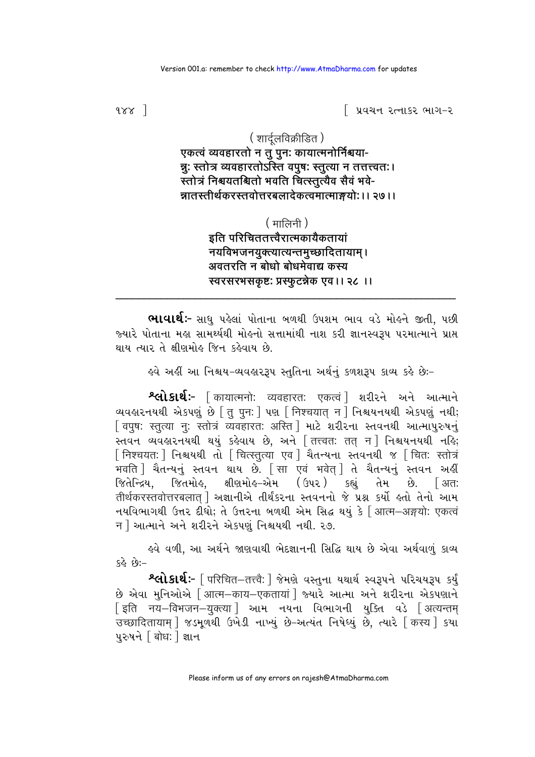( शार्दूलविक्रीडित )

एकत्वं व्यवहारतो न तु पुनः कायात्मनोर्निश्चया-
न्नुः स्तोत्रं व्यवहारतोऽस्ति वपुषः स्तुत्या न तत्तत्त्वतः।
स्तोत्रं निश्चयतश्चितो भवति चित्स्तुत्यैव सैवं भवे-
न्नातस्तीर्थकरस्तवोत्तरबलादेकत्वमात्माङ्गयोः।। २७।।

( मालिनी )

इति परिचिततत्त्वैरात्मकायैकतायां
नयविभजनयुक्त्यात्यन्तमुच्छादितायाम्।
अवतरति न बोधो बोधमेवाद्य कस्य
स्वरसरभसकृष्टः प्रस्फुटन्नेक एव।। २८ ।।

---

**ભાવાર્થઃ-** સાધુ પહેલાં પોતાના બળથી ઉપશમ ભાવ વડે મોહને જીતી, પછી જ્યારે પોતાના મહા સામર્થ્યથી મોહનો સત્તામાંથી નાશ કરી જ્ઞાનસ્વરૂપ પરમાત્માને પ્રાપ્ત થાય ત્યાર તે ક્ષીણમોહ જિન કહેવાય છે.

હવે અહીં આ નિશ્ચય-વ્યવહારરૂપ સ્તુતિના અર્થનું કળશરૂપ કાવ્ય કહે છેઃ-

**શ્લોકાર્થઃ-** [ कायात्मनोः व्यवहारतः एकत्वं ] શરીરને અને આત્માને વ્યવહારનયથી એકપણું છે [ तु पुनः ] પણ [ निश्चयात् न ] નિશ્ચયનયથી એકપણું નથી; [ वपुषः स्तुत्या नुः स्तोत्रं व्यवहारतः अस्ति ] માટે શરીરના સ્તવનથી આત્માપુરુષનું સ્તવન વ્યવહારનયથી થયું કહેવાય છે, અને [ तत्त्वतः तत् न ] નિશ્ચયનયથી નહિ; [ निश्चयतः ] નિશ્ચયથી તો [ चित्स्तुत्या एव ] ચૈતન્યના સ્તવનથી જ [ चितः स्तोत्रं भवति ] ચૈતન્યનું સ્તવન થાય છે. [ सा एवं भवेत् ] તે ચૈતન્યનું સ્તવન અહીં જિતેન્દ્રિય, જિતમોહ, ક્ષીણમોહ-એમ (ઉપર) કહ્યું તેમ છે. [ अतः तीर्थकरस्तवोत्तरबलात् ] અજ્ઞાનીએ તીર્થંકરના સ્તવનનો જે પ્રશ્ન કર્યો હતો તેનો આમ નયવિભાગથી ઉત્તર દીધો; તે ઉત્તરના બળથી એમ સિદ્ધ થયું કે [ आत्म-अङ्गयोः एकत्वं न ] આત્માને અને શરીરને એકપણું નિશ્ચયથી નથી. ૨૭.

હવે વળી, આ અર્થને જાણવાથી ભેદજ્ઞાનની સિદ્ધિ થાય છે એવા અર્થવાળું કાવ્ય કહે છેઃ-

**શ્લોકાર્થઃ-** [ परिचित-तत्त्वैः ] જેમણે વસ્તુના યથાર્થ સ્વરૂપને પરિચયરૂપ કર્યું છે એવા મુનિઓએ [ आत्म-काय-एकतायां ] જ્યારે આત્મા અને શરીરના એકપણાને [ इति नय-विभजन-युक्त्या ] આમ નયના વિભાગની યુક્તિ વડે [ अत्यन्तम् उच्छादितायाम् ] જડમૂળથી ઉખેડી નાખ્યું છે-અત્યંત નિષેધ્યું છે, ત્યારે [ कस्य ] કયા પુરુષને [ बोधः ] જ્ઞાન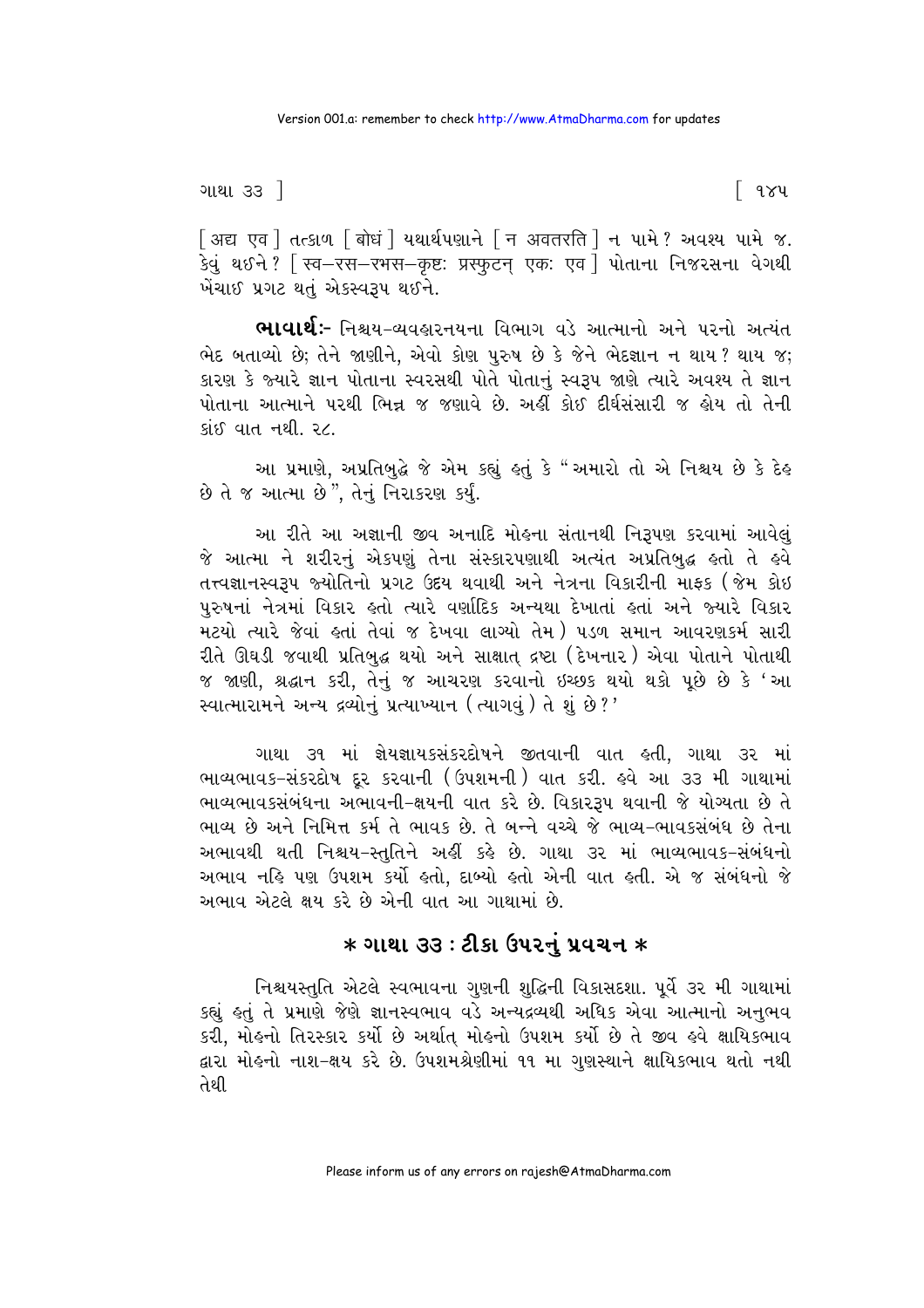[ अद्य एव ] तत्કાળ [ बोधं ] यथार्थपणाने [ न अवतरति ] न पामे? अवश्य पामे ज. કેવું થઈને? [ स्व–रस–रभस–कृष्टः प्रस्फुटन् एकः एव ] પોતાના નિજરસના વેગથી ખેંચાઈ પ્રગટ થતું એકસ્વરૂપ થઈને.

**ભાવાર્થઃ-** નિશ્ચય-વ્યવહારનયના વિભાગ વડે આત્માનો અને પરનો અત્યંત ભેદ બતાવ્યો છે; તેને જાણીને, એવો કોણ પુરુષ છે કે જેને ભેદજ્ઞાન ન થાય? થાય જ; કારણ કે જ્યારે જ્ઞાન પોતાના સ્વરસથી પોતે પોતાનું સ્વરૂપ જાણે ત્યારે અવશ્ય તે જ્ઞાન પોતાના આત્માને પરથી ભિન્ન જ જણાવે છે. અહીં કોઈ દીર્ઘસંસારી જ હોય તો તેની કાંઈ વાત નથી. ૨૮.

આ પ્રમાણે, અપ્રતિબુદ્ધે જે એમ કહ્યું હતું કે "અમારો તો એ નિશ્ચય છે કે દેહ છે તે જ આત્મા છે", તેનું નિરાકરણ કર્યું.

આ રીતે આ અજ્ઞાની જીવ અનાદિ મોહના સંતાનથી નિરૂપણ કરવામાં આવેલું જે આત્મા ને શરીરનું એકપણું તેના સંસ્કારપણાથી અત્યંત અપ્રતિબુદ્ધ હતો તે હવે તત્ત્વજ્ઞાનસ્વરૂપ જ્યોતિનો પ્રગટ ઉદય થવાથી અને નેત્રના વિકારીની માફક (જેમ કોઇ પુરુષનાં નેત્રમાં વિકાર હતો ત્યારે વર્ણાદિક અન્યથા દેખાતાં હતાં અને જ્યારે વિકાર મટયો ત્યારે જેવાં હતાં તેવાં જ દેખવા લાગ્યો તેમ) પડળ સમાન આવરણકર્મ સારી રીતે ઊઘડી જવાથી પ્રતિબુદ્ધ થયો અને સાક્ષાત્ દ્રષ્ટા (દેખનાર) એવા પોતાને પોતાથી જ જાણી, શ્રદ્ધાન કરી, તેનું જ આચરણ કરવાનો ઇચ્છક થયો થકો પૂછે છે કે 'આ સ્વાત્મારામને અન્ય દ્રવ્યોનું પ્રત્યાખ્યાન (ત્યાગવું) તે શું છે?'

ગાથા ૩૧ માં જ્ઞેયજ્ઞાયકસંકરદોષને જીતવાની વાત હતી, ગાથા ૩૨ માં ભાવ્યભાવક-સંકરદોષ દૂર કરવાની (ઉપશમની) વાત કરી. હવે આ ૩૩ મી ગાથામાં ભાવ્યભાવકસંબંધના અભાવની-ક્ષયની વાત કરે છે. વિકારરૂપ થવાની જે યોગ્યતા છે તે ભાવ્ય છે અને નિમિત્ત કર્મ તે ભાવક છે. તે બન્ને વચ્ચે જે ભાવ્ય-ભાવકસંબંધ છે તેના અભાવથી થતી નિશ્ચય-સ્તુતિને અહીં કહે છે. ગાથા ૩૨ માં ભાવ્યભાવક-સંબંધનો અભાવ નહિ પણ ઉપશમ કર્યો હતો, દાબ્યો હતો એની વાત હતી. એ જ સંબંધનો જે અભાવ એટલે ક્ષય કરે છે એની વાત આ ગાથામાં છે.

## * ગાથા ૩૩ : ટીકા ઉપરનું પ્રવચન *

નિશ્ચયસ્તુતિ એટલે સ્વભાવના ગુણની શુદ્ધિની વિકાસદશા. પૂર્વે ૩૨ મી ગાથામાં કહ્યું હતું તે પ્રમાણે જેણે જ્ઞાનસ્વભાવ વડે અન્યદ્રવ્યથી અધિક એવા આત્માનો અનુભવ કરી, મોહનો તિરસ્કાર કર્યો છે અર્થાત્ મોહનો ઉપશમ કર્યો છે તે જીવ હવે ક્ષાયિકભાવ દ્વારા મોહનો નાશ-ક્ષય કરે છે. ઉપશમશ્રેણીમાં ૧૧ મા ગુણસ્થાને ક્ષાયિકભાવ થતો નથી તેથી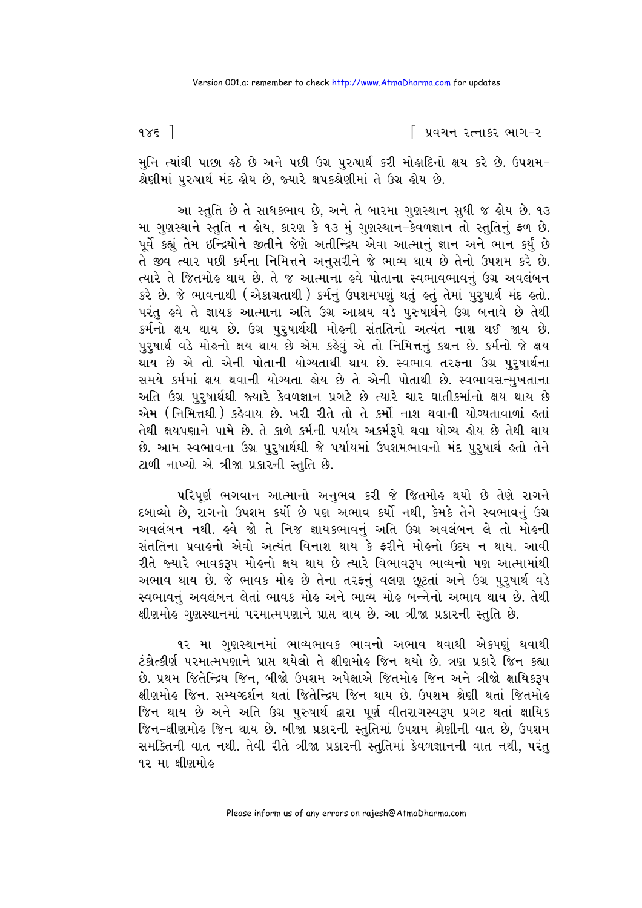મુનિ ત્યાંથી પાછા હઠે છે અને પછી ઉગ્ર પુરુષાર્થ કરી મોહાદિનો ક્ષય કરે છે. ઉપશમ-શ્રેણીમાં પુરુષાર્થ મંદ હોય છે, જ્યારે ક્ષપકશ્રેણીમાં તે ઉગ્ર હોય છે.

આ સ્તુતિ છે તે સાધકભાવ છે, અને તે બારમા ગુણસ્થાન સુધી જ હોય છે. ૧૩ મા ગુણસ્થાને સ્તુતિ ન હોય, કારણ કે ૧૩ મું ગુણસ્થાન-કેવળજ્ઞાન તો સ્તુતિનું ફળ છે. પૂર્વે કહ્યું તેમ ઇન્દ્રિયોને જીતીને જેણે અતીન્દ્રિય એવા આત્માનું જ્ઞાન અને ભાન કર્યું છે તે જીવ ત્યાર પછી કર્મના નિમિત્તને અનુસરીને જે ભાવ્ય થાય છે તેનો ઉપશમ કરે છે. ત્યારે તે જિતમોહ થાય છે. તે જ આત્માના હવે પોતાના સ્વભાવભાવનું ઉગ્ર અવલંબન કરે છે. જે ભાવનાથી (એકાગ્રતાથી) કર્મનું ઉપશમપણું થતું હતું તેમાં પુરુષાર્થ મંદ હતો. પરંતુ હવે તે જ્ઞાયક આત્માના અતિ ઉગ્ર આશ્રય વડે પુરુષાર્થને ઉગ્ર બનાવે છે તેથી કર્મનો ક્ષય થાય છે. ઉગ્ર પુરુષાર્થથી મોહની સંતતિનો અત્યંત નાશ થઈ જાય છે. પુરુષાર્થ વડે મોહનો ક્ષય થાય છે એમ કહેવું એ તો નિમિત્તનું કથન છે. કર્મનો જે ક્ષય થાય છે એ તો એની પોતાની યોગ્યતાથી થાય છે. સ્વભાવ તરફના ઉગ્ર પુરુષાર્થના સમયે કર્મમાં ક્ષય થવાની યોગ્યતા હોય છે તે એની પોતાથી છે. સ્વભાવસન્મુખતાના અતિ ઉગ્ર પુરુષાર્થથી જ્યારે કેવળજ્ઞાન પ્રગટે છે ત્યારે ચાર ઘાતીકર્મોનો ક્ષય થાય છે એમ (નિમિત્તથી) કહેવાય છે. ખરી રીતે તો તે કર્મો નાશ થવાની યોગ્યતાવાળાં હતાં તેથી ક્ષયપણાને પામે છે. તે કાળે કર્મની પર્યાય અકર્મરૂપે થવા યોગ્ય હોય છે તેથી થાય છે. આમ સ્વભાવના ઉગ્ર પુરુષાર્થથી જે પર્યાયમાં ઉપશમભાવનો મંદ પુરુષાર્થ હતો તેને ટાળી નાખ્યો એ ત્રીજા પ્રકારની સ્તુતિ છે.

પરિપૂર્ણ ભગવાન આત્માનો અનુભવ કરી જે જિતમોહ થયો છે તેણે રાગને દબાવ્યો છે, રાગનો ઉપશમ કર્યો છે પણ અભાવ કર્યો નથી, કેમકે તેને સ્વભાવનું ઉગ્ર અવલંબન નથી. હવે જો તે નિજ જ્ઞાયકભાવનું અતિ ઉગ્ર અવલંબન લે તો મોહની સંતતિના પ્રવાહનો એવો અત્યંત વિનાશ થાય કે ફરીને મોહનો ઉદય ન થાય. આવી રીતે જ્યારે ભાવકરૂપ મોહનો ક્ષય થાય છે ત્યારે વિભાવરૂપ ભાવ્યનો પણ આત્મામાંથી અભાવ થાય છે. જે ભાવક મોહ છે તેના તરફનું વલણ છૂટતાં અને ઉગ્ર પુરુષાર્થ વડે સ્વભાવનું અવલંબન લેતાં ભાવક મોહ અને ભાવ્ય મોહ બન્નેનો અભાવ થાય છે. તેથી ક્ષીણમોહ ગુણસ્થાનમાં પરમાત્મપણાને પ્રાપ્ત થાય છે. આ ત્રીજા પ્રકારની સ્તુતિ છે.

૧૨ મા ગુણસ્થાનમાં ભાવ્યભાવક ભાવનો અભાવ થવાથી એકપણું થવાથી ટંકોત્કીર્ણ પરમાત્મપણાને પ્રાપ્ત થયેલો તે ક્ષીણમોહ જિન થયો છે. ત્રણ પ્રકારે જિન કહ્યા છે. પ્રથમ જિતેન્દ્રિય જિન, બીજો ઉપશમ અપેક્ષાએ જિતમોહ જિન અને ત્રીજો ક્ષાયિકરૂપ ક્ષીણમોહ જિન. સમ્યગ્દર્શન થતાં જિતેન્દ્રિય જિન થાય છે. ઉપશમ શ્રેણી થતાં જિતમોહ જિન થાય છે અને અતિ ઉગ્ર પુરુષાર્થ દ્વારા પૂર્ણ વીતરાગસ્વરૂપ પ્રગટ થતાં ક્ષાયિક જિન-ક્ષીણમોહ જિન થાય છે. બીજા પ્રકારની સ્તુતિમાં ઉપશમ શ્રેણીની વાત છે, ઉપશમ સમકિતની વાત નથી. તેવી રીતે ત્રીજા પ્રકારની સ્તુતિમાં કેવળજ્ઞાનની વાત નથી, પરંતુ ૧૨ મા ક્ષીણમોહ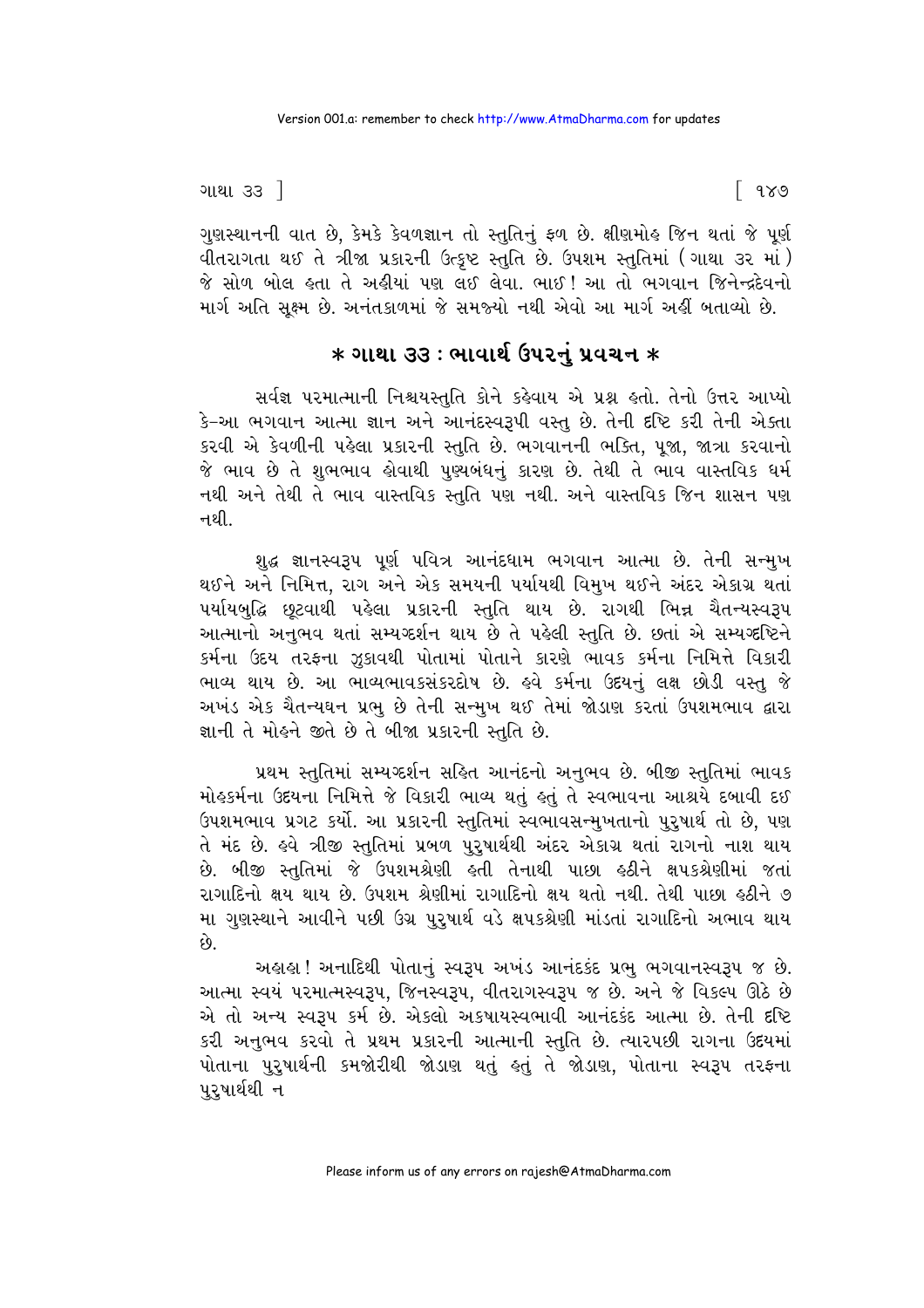ગુણસ્થાનની વાત છે, કેમકે કેવળજ્ઞાન તો સ્તુતિનું ફળ છે. ક્ષીણમોહ જિન થતાં જે પૂર્ણ વીતરાગતા થઈ તે ત્રીજા પ્રકારની ઉત્કૃષ્ટ સ્તુતિ છે. ઉપશમ સ્તુતિમાં (ગાથા ૩૨ માં) જે સોળ બોલ હતા તે અહીંયાં પણ લઈ લેવા. ભાઈ! આ તો ભગવાન જિનેન્દ્રદેવનો માર્ગ અતિ સૂક્ષ્મ છે. અનંતકાળમાં જે સમજ્યો નથી એવો આ માર્ગ અહીં બતાવ્યો છે.

## * ગાથા ૩૩ : ભાવાર્થ ઉપરનું પ્રવચન *

સર્વજ્ઞ પરમાત્માની નિશ્ચયસ્તુતિ કોને કહેવાય એ પ્રશ્ન હતો. તેનો ઉત્તર આપ્યો કે-આ ભગવાન આત્મા જ્ઞાન અને આનંદસ્વરૂપી વસ્તુ છે. તેની દૃષ્ટિ કરી તેની એક્તા કરવી એ કેવળીની પહેલા પ્રકારની સ્તુતિ છે. ભગવાનની ભક્તિ, પૂજા, જાત્રા કરવાનો જે ભાવ છે તે શુભભાવ હોવાથી પુણ્યબંધનું કારણ છે. તેથી તે ભાવ વાસ્તવિક ધર્મ નથી અને તેથી તે ભાવ વાસ્તવિક સ્તુતિ પણ નથી. અને વાસ્તવિક જિન શાસન પણ નથી.

શુદ્ધ જ્ઞાનસ્વરૂપ પૂર્ણ પવિત્ર આનંદધામ ભગવાન આત્મા છે. તેની સન્મુખ થઈને અને નિમિત્ત, રાગ અને એક સમયની પર્યાયથી વિમુખ થઈને અંદર એકાગ્ર થતાં પર્યાયબુદ્ધિ છૂટવાથી પહેલા પ્રકારની સ્તુતિ થાય છે. રાગથી ભિન્ન ચૈતન્યસ્વરૂપ આત્માનો અનુભવ થતાં સમ્યગ્દર્શન થાય છે તે પહેલી સ્તુતિ છે. છતાં એ સમ્યગ્દષ્ટિને કર્મના ઉદય તરફના ઝુકાવથી પોતામાં પોતાને કારણે ભાવક કર્મના નિમિત્તે વિકારી ભાવ્ય થાય છે. આ ભાવ્યભાવકસંકરદોષ છે. હવે કર્મના ઉદયનું લક્ષ છોડી વસ્તુ જે અખંડ એક ચૈતન્યઘન પ્રભુ છે તેની સન્મુખ થઈ તેમાં જોડાણ કરતાં ઉપશમભાવ દ્વારા જ્ઞાની તે મોહને જીતે છે તે બીજા પ્રકારની સ્તુતિ છે.

પ્રથમ સ્તુતિમાં સમ્યગ્દર્શન સહિત આનંદનો અનુભવ છે. બીજી સ્તુતિમાં ભાવક મોહકર્મના ઉદયના નિમિત્તે જે વિકારી ભાવ્ય થતું હતું તે સ્વભાવના આશ્રયે દબાવી દઈ ઉપશમભાવ પ્રગટ કર્યો. આ પ્રકારની સ્તુતિમાં સ્વભાવસન્મુખતાનો પુરુષાર્થ તો છે, પણ તે મંદ છે. હવે ત્રીજી સ્તુતિમાં પ્રબળ પુરુષાર્થથી અંદર એકાગ્ર થતાં રાગનો નાશ થાય છે. બીજી સ્તુતિમાં જે ઉપશમશ્રેણી હતી તેનાથી પાછા હઠીને ક્ષપકશ્રેણીમાં જતાં રાગાદિનો ક્ષય થાય છે. ઉપશમ શ્રેણીમાં રાગાદિનો ક્ષય થતો નથી. તેથી પાછા હઠીને ૭ મા ગુણસ્થાને આવીને પછી ઉગ્ર પુરુષાર્થ વડે ક્ષપકશ્રેણી માંડતાં રાગાદિનો અભાવ થાય છે.

અહાહા! અનાદિથી પોતાનું સ્વરૂપ અખંડ આનંદકંદ પ્રભુ ભગવાનસ્વરૂપ જ છે. આત્મા સ્વયં પરમાત્મસ્વરૂપ, જિનસ્વરૂપ, વીતરાગસ્વરૂપ જ છે. અને જે વિકલ્પ ઊઠે છે એ તો અન્ય સ્વરૂપ કર્મ છે. એકલો અકષાયસ્વભાવી આનંદકંદ આત્મા છે. તેની દૃષ્ટિ કરી અનુભવ કરવો તે પ્રથમ પ્રકારની આત્માની સ્તુતિ છે. ત્યારપછી રાગના ઉદયમાં પોતાના પુરુષાર્થની કમજોરીથી જોડાણ થતું હતું તે જોડાણ, પોતાના સ્વરૂપ તરફના પુરુષાર્થથી ન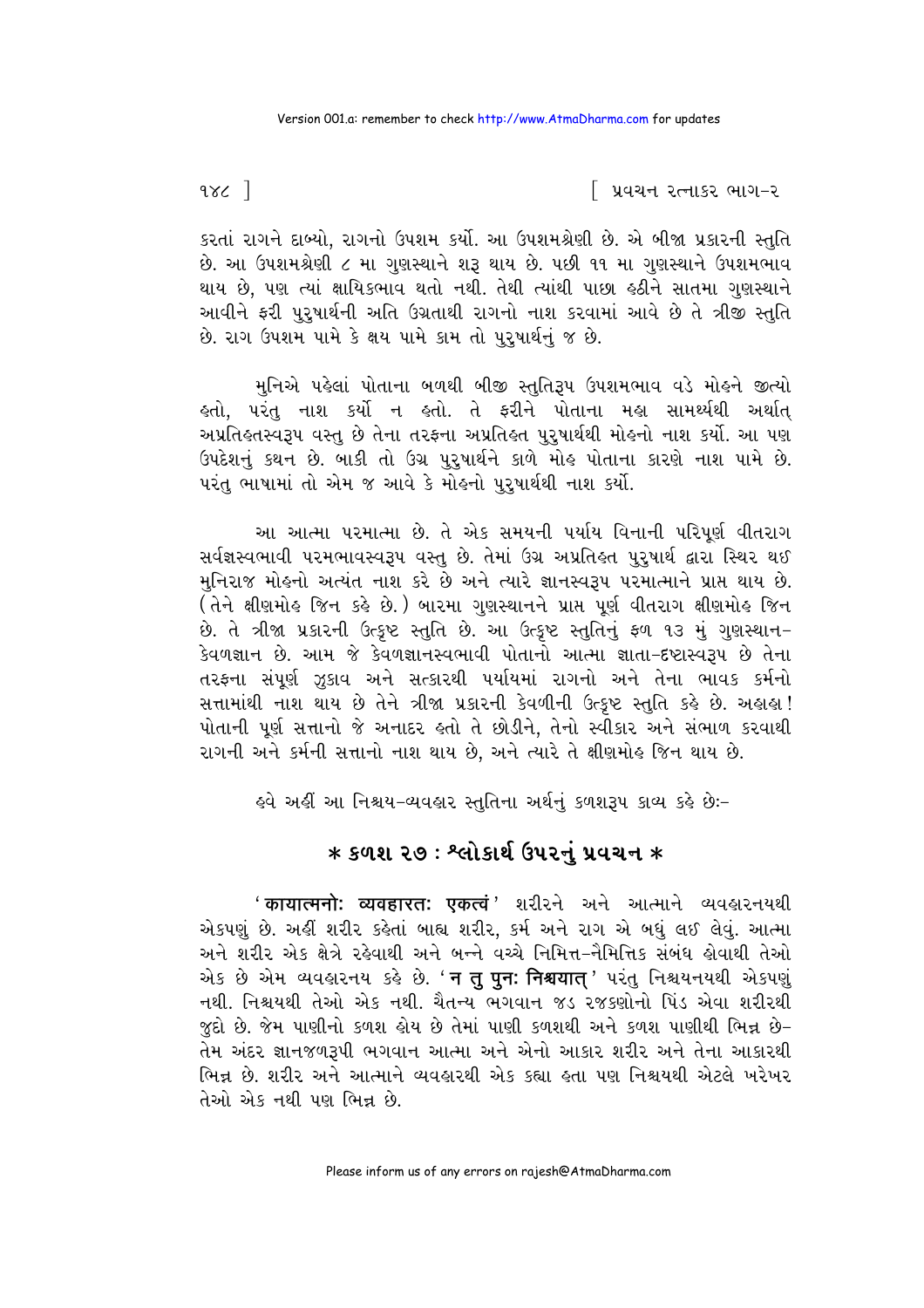કરતાં રાગને દાબ્યો, રાગનો ઉપશમ કર્યો. આ ઉપશમશ્રેણી છે. એ બીજા પ્રકારની સ્તુતિ છે. આ ઉપશમશ્રેણી ૮ મા ગુણસ્થાને શરૂ થાય છે. પછી ૧૧ મા ગુણસ્થાને ઉપશમભાવ થાય છે, પણ ત્યાં ક્ષાયિકભાવ થતો નથી. તેથી ત્યાંથી પાછા હઠીને સાતમા ગુણસ્થાને આવીને ફરી પુરુષાર્થની અતિ ઉગ્રતાથી રાગનો નાશ કરવામાં આવે છે તે ત્રીજી સ્તુતિ છે. રાગ ઉપશમ પામે કે ક્ષય પામે કામ તો પુરુષાર્થનું જ છે.

મુનિએ પહેલાં પોતાના બળથી બીજી સ્તુતિરૂપ ઉપશમભાવ વડે મોહને જીત્યો હતો, પરંતુ નાશ કર્યો ન હતો. તે ફરીને પોતાના મહા સામર્થ્યથી અર્થાત્ અપ્રતિહતસ્વરૂપ વસ્તુ છે તેના તરફના અપ્રતિહત પુરુષાર્થથી મોહનો નાશ કર્યો. આ પણ ઉપદેશનું કથન છે. બાકી તો ઉગ્ર પુરુષાર્થને કાળે મોહ પોતાના કારણે નાશ પામે છે. પરંતુ ભાષામાં તો એમ જ આવે કે મોહનો પુરુષાર્થથી નાશ કર્યો.

આ આત્મા પરમાત્મા છે. તે એક સમયની પર્યાય વિનાની પરિપૂર્ણ વીતરાગ સર્વજ્ઞસ્વભાવી પરમભાવસ્વરૂપ વસ્તુ છે. તેમાં ઉગ્ર અપ્રતિહત પુરુષાર્થ દ્વારા સ્થિર થઈ મુનિરાજ મોહનો અત્યંત નાશ કરે છે અને ત્યારે જ્ઞાનસ્વરૂપ પરમાત્માને પ્રાપ્ત થાય છે. (તેને ક્ષીણમોહ જિન કહે છે.) બારમા ગુણસ્થાનને પ્રાપ્ત પૂર્ણ વીતરાગ ક્ષીણમોહ જિન છે. તે ત્રીજા પ્રકારની ઉત્કૃષ્ટ સ્તુતિ છે. આ ઉત્કૃષ્ટ સ્તુતિનું ફળ ૧૩ મું ગુણસ્થાન-કેવળજ્ઞાન છે. આમ જે કેવળજ્ઞાનસ્વભાવી પોતાનો આત્મા જ્ઞાતા-દ્રષ્ટાસ્વરૂપ છે તેના તરફના સંપૂર્ણ ઝુકાવ અને સત્કારથી પર્યાયમાં રાગનો અને તેના ભાવક કર્મનો સત્તામાંથી નાશ થાય છે તેને ત્રીજા પ્રકારની કેવળીની ઉત્કૃષ્ટ સ્તુતિ કહે છે. અહાહા! પોતાની પૂર્ણ સત્તાનો જે અનાદર હતો તે છોડીને, તેનો સ્વીકાર અને સંભાળ કરવાથી રાગની અને કર્મની સત્તાનો નાશ થાય છે, અને ત્યારે તે ક્ષીણમોહ જિન થાય છે.

હવે અહીં આ નિશ્ચય-વ્યવહાર સ્તુતિના અર્થનું કળશરૂપ કાવ્ય કહે છેઃ-

## * કળશ ૨૭ : શ્લોકાર્થ ઉપરનું પ્રવચન *

'**कायात्मनोः व्यवहारतः एकत्वं**' શરીરને અને આત્માને વ્યવહારનયથી એકપણું છે. અહીં શરીર કહેતાં બાહ્ય શરીર, કર્મ અને રાગ એ બધું લઈ લેવું. આત્મા અને શરીર એક ક્ષેત્રે રહેવાથી અને બન્ને વચ્ચે નિમિત્ત-નૈમિત્તિક સંબંધ હોવાથી તેઓ એક છે એમ વ્યવહારનય કહે છે. '**न तु पुनः निश्चयात्**' પરંતુ નિશ્ચયનયથી એકપણું નથી. નિશ્ચયથી તેઓ એક નથી. ચૈતન્ય ભગવાન જડ રજકણોનો પિંડ એવા શરીરથી જુદો છે. જેમ પાણીનો કળશ હોય છે તેમાં પાણી કળશથી અને કળશ પાણીથી ભિન્ન છે-તેમ અંદર જ્ઞાનજળરૂપી ભગવાન આત્મા અને એનો આકાર શરીર અને તેના આકારથી ભિન્ન છે. શરીર અને આત્માને વ્યવહારથી એક કહ્યા હતા પણ નિશ્ચયથી એટલે ખરેખર તેઓ એક નથી પણ ભિન્ન છે.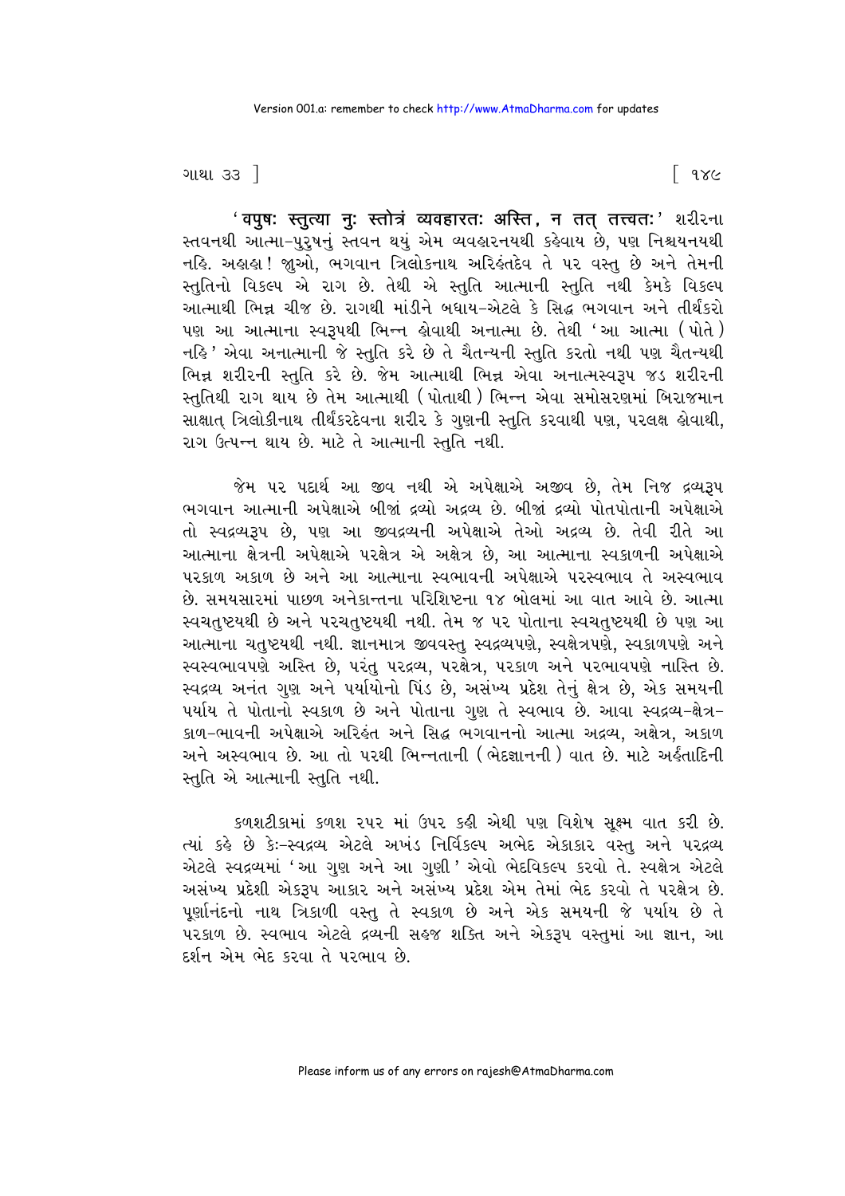'वपुषः स्तुत्या नुः स्तोत्रं व्यवहारतः अस्ति, न तत् तत्त्वतः' શરીરના સ્તવનથી આત્મા-પુરુષનું સ્તવન થયું એમ વ્યવહારનયથી કહેવાય છે, પણ નિશ્ચયનયથી નહિ. અહાહા! જુઓ, ભગવાન ત્રિલોકનાથ અરિહંતદેવ તે પર વસ્તુ છે અને તેમની સ્તુતિનો વિકલ્પ એ રાગ છે. તેથી એ સ્તુતિ આત્માની સ્તુતિ નથી કેમકે વિકલ્પ આત્માથી ભિન્ન ચીજ છે. રાગથી માંડીને બધાય-એટલે કે સિદ્ધ ભગવાન અને તીર્થંકરો પણ આ આત્માના સ્વરૂપથી ભિન્ન હોવાથી અનાત્મા છે. તેથી 'આ આત્મા (પોતે) નહિ' એવા અનાત્માની જે સ્તુતિ કરે છે તે ચૈતન્યની સ્તુતિ કરતો નથી પણ ચૈતન્યથી ભિન્ન શરીરની સ્તુતિ કરે છે. જેમ આત્માથી ભિન્ન એવા અનાત્મસ્વરૂપ જડ શરીરની સ્તુતિથી રાગ થાય છે તેમ આત્માથી (પોતાથી) ભિન્ન એવા સમોસરણમાં બિરાજમાન સાક્ષાત્ ત્રિલોકીનાથ તીર્થંકરદેવના શરીર કે ગુણની સ્તુતિ કરવાથી પણ, પરલક્ષ હોવાથી, રાગ ઉત્પન્ન થાય છે. માટે તે આત્માની સ્તુતિ નથી.

જેમ પર પદાર્થ આ જીવ નથી એ અપેક્ષાએ અજીવ છે, તેમ નિજ દ્રવ્યરૂપ ભગવાન આત્માની અપેક્ષાએ બીજાં દ્રવ્યો અદ્રવ્ય છે. બીજાં દ્રવ્યો પોતપોતાની અપેક્ષાએ તો સ્વદ્રવ્યરૂપ છે, પણ આ જીવદ્રવ્યની અપેક્ષાએ તેઓ અદ્રવ્ય છે. તેવી રીતે આ આત્માના ક્ષેત્રની અપેક્ષાએ પરક્ષેત્ર એ અક્ષેત્ર છે, આ આત્માના સ્વકાળની અપેક્ષાએ પરકાળ અકાળ છે અને આ આત્માના સ્વભાવની અપેક્ષાએ પરસ્વભાવ તે અસ્વભાવ છે. સમયસારમાં પાછળ અનેકાન્તના પરિશિષ્ટના ૧૪ બોલમાં આ વાત આવે છે. આત્મા સ્વચતુષ્ટયથી છે અને પરચતુષ્ટયથી નથી. તેમ જ પર પોતાના સ્વચતુષ્ટયથી છે પણ આ આત્માના ચતુષ્ટયથી નથી. જ્ઞાનમાત્ર જીવવસ્તુ સ્વદ્રવ્યપણે, સ્વક્ષેત્રપણે, સ્વકાળપણે અને સ્વસ્વભાવપણે અસ્તિ છે, પરંતુ પરદ્રવ્ય, પરક્ષેત્ર, પરકાળ અને પરભાવપણે નાસ્તિ છે. સ્વદ્રવ્ય અનંત ગુણ અને પર્યાયોનો પિંડ છે, અસંખ્ય પ્રદેશ તેનું ક્ષેત્ર છે, એક સમયની પર્યાય તે પોતાનો સ્વકાળ છે અને પોતાના ગુણ તે સ્વભાવ છે. આવા સ્વદ્રવ્ય-ક્ષેત્ર-કાળ-ભાવની અપેક્ષાએ અરિહંત અને સિદ્ધ ભગવાનનો આત્મા અદ્રવ્ય, અક્ષેત્ર, અકાળ અને અસ્વભાવ છે. આ તો પરથી ભિન્નતાની (ભેદજ્ઞાનની) વાત છે. માટે અર્હંતાદિની સ્તુતિ એ આત્માની સ્તુતિ નથી.

કળશટીકામાં કળશ ૨૫૨ માં ઉપર કહી એથી પણ વિશેષ સૂક્ષ્મ વાત કરી છે. ત્યાં કહે છે કેઃ-સ્વદ્રવ્ય એટલે અખંડ નિર્વિકલ્પ અભેદ એકાકાર વસ્તુ અને પરદ્રવ્ય એટલે સ્વદ્રવ્યમાં 'આ ગુણ અને આ ગુણી' એવો ભેદવિકલ્પ કરવો તે. સ્વક્ષેત્ર એટલે અસંખ્ય પ્રદેશી એકરૂપ આકાર અને અસંખ્ય પ્રદેશ એમ તેમાં ભેદ કરવો તે પરક્ષેત્ર છે. પૂર્ણાનંદનો નાથ ત્રિકાળી વસ્તુ તે સ્વકાળ છે અને એક સમયની જે પર્યાય છે તે પરકાળ છે. સ્વભાવ એટલે દ્રવ્યની સહજ શક્તિ અને એકરૂપ વસ્તુમાં આ જ્ઞાન, આ દર્શન એમ ભેદ કરવા તે પરભાવ છે.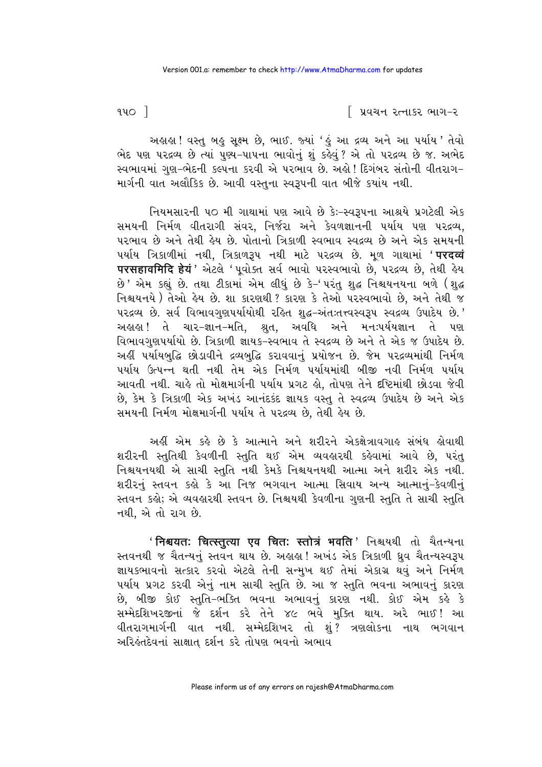અહાહા! વસ્તુ બહુ સૂક્ષ્મ છે, ભાઈ. જ્યાં 'હું આ દ્રવ્ય અને આ પર્યાય' તેવો ભેદ પણ પરદ્રવ્ય છે ત્યાં પુણ્ય-પાપના ભાવોનું શું કહેવું? એ તો પરદ્રવ્ય છે જ. અભેદ સ્વભાવમાં ગુણ-ભેદની કલ્પના કરવી એ પરભાવ છે. અહો! દિગંબર સંતોની વીતરાગ-માર્ગની વાત અલૌકિક છે. આવી વસ્તુના સ્વરૂપની વાત બીજે ક્યાંય નથી.

નિયમસારની ૫૦ મી ગાથામાં પણ આવે છે કેઃ-સ્વરૂપના આશ્રયે પ્રગટેલી એક સમયની નિર્મળ વીતરાગી સંવર, નિર્જરા અને કેવળજ્ઞાનની પર્યાય પણ પરદ્રવ્ય, પરભાવ છે અને તેથી હેય છે. પોતાનો ત્રિકાળી સ્વભાવ સ્વદ્રવ્ય છે અને એક સમયની પર્યાય ત્રિકાળીમાં નથી, ત્રિકાળરૂપ નથી માટે પરદ્રવ્ય છે. મૂળ ગાથામાં '**परदव्वं परसहावमिदि हेयं**' એટલે 'પૂવોક્ત સર્વ ભાવો પરસ્વભાવો છે, પરદ્રવ્ય છે, તેથી હેય છે' એમ કહ્યું છે. તથા ટીકામાં એમ લીધું છે કે-'પરંતુ શુદ્ધ નિશ્ચયનયના બળે (શુદ્ધ નિશ્ચયનયે) તેઓ હેય છે. શા કારણથી? કારણ કે તેઓ પરસ્વભાવો છે, અને તેથી જ પરદ્રવ્ય છે. સર્વ વિભાવગુણપર્યાયોથી રહિત શુદ્ધ-અંતઃતત્ત્વસ્વરૂપ સ્વદ્રવ્ય ઉપાદેય છે.' અહાહા! તે ચાર-જ્ઞાન-મતિ, શ્રુત, અવધિ અને મનઃપર્યયજ્ઞાન તે પણ વિભાવગુણપર્યાયો છે. ત્રિકાળી જ્ઞાયક-સ્વભાવ તે સ્વદ્રવ્ય છે અને તે એક જ ઉપાદેય છે. અહીં પર્યાયબુદ્ધિ છોડાવીને દ્રવ્યબુદ્ધિ કરાવવાનું પ્રયોજન છે. જેમ પરદ્રવ્યમાંથી નિર્મળ પર્યાય ઉત્પન્ન થતી નથી તેમ એક નિર્મળ પર્યાયમાંથી બીજી નવી નિર્મળ પર્યાય આવતી નથી. ચાહે તો મોક્ષમાર્ગની પર્યાય પ્રગટ હો, તોપણ તેને દૃષ્ટિમાંથી છોડવા જેવી છે, કેમ કે ત્રિકાળી એક અખંડ આનંદકંદ જ્ઞાયક વસ્તુ તે સ્વદ્રવ્ય ઉપાદેય છે અને એક સમયની નિર્મળ મોક્ષમાર્ગની પર્યાય તે પરદ્રવ્ય છે, તેથી હેય છે.

અહીં એમ કહે છે કે આત્માને અને શરીરને એકક્ષેત્રાવગાહ સંબંધ હોવાથી શરીરની સ્તુતિથી કેવળીની સ્તુતિ થઈ એમ વ્યવહારથી કહેવામાં આવે છે, પરંતુ નિશ્ચયનયથી એ સાચી સ્તુતિ નથી કેમકે નિશ્ચયનયથી આત્મા અને શરીર એક નથી. શરીરનું સ્તવન કહો કે આ નિજ ભગવાન આત્મા સિવાય અન્ય આત્માનું-કેવળીનું સ્તવન કહો; એ વ્યવહારથી સ્તવન છે. નિશ્ચયથી કેવળીના ગુણની સ્તુતિ તે સાચી સ્તુતિ નથી, એ તો રાગ છે.

'**निश्चयतः चित्स्तुत्या एव चितः स्तोत्रं भवति**' નિશ્ચયથી તો ચૈતન્યના સ્તવનથી જ ચૈતન્યનું સ્તવન થાય છે. અહાહા! અખંડ એક ત્રિકાળી ધ્રુવ ચૈતન્યસ્વરૂપ જ્ઞાયકભાવનો સત્કાર કરવો એટલે તેની સન્મુખ થઈ તેમાં એકાગ્ર થવું અને નિર્મળ પર્યાય પ્રગટ કરવી એનું નામ સાચી સ્તુતિ છે. આ જ સ્તુતિ ભવના અભાવનું કારણ છે, બીજી કોઈ સ્તુતિ-ભક્તિ ભવના અભાવનું કારણ નથી. કોઈ એમ કહે કે સમ્મેદશિખરજીનાં જે દર્શન કરે તેને ૪૯ ભવે મુક્તિ થાય. અરે ભાઈ! આ વીતરાગમાર્ગની વાત નથી. સમ્મેદશિખર તો શું? ત્રણલોકના નાથ ભગવાન અરિહંતદેવનાં સાક્ષાત્ દર્શન કરે તોપણ ભવનો અભાવ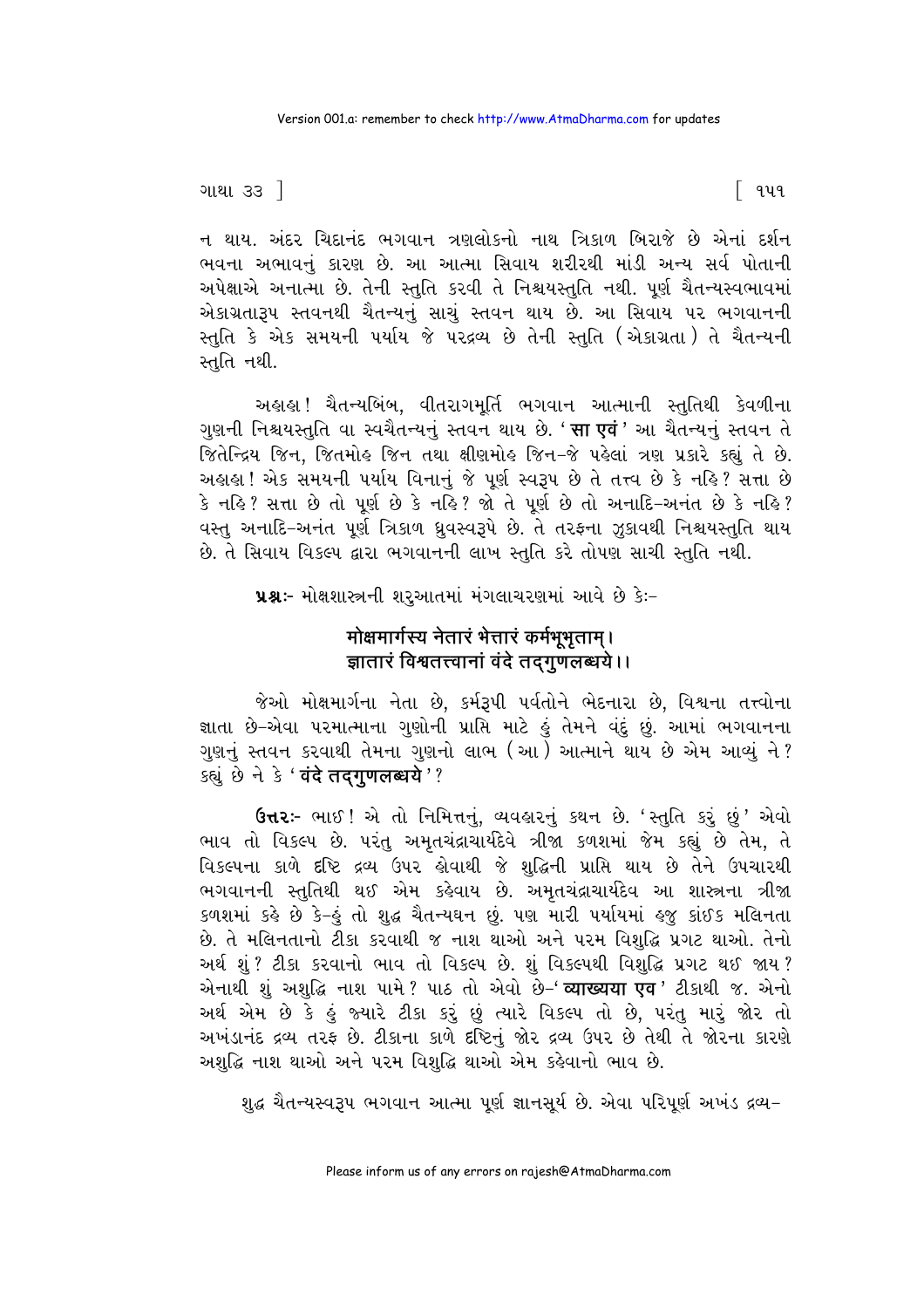ન થાય. અંદર ચિદાનંદ ભગવાન ત્રણલોકનો નાથ ત્રિકાળ બિરાજે છે એનાં દર્શન ભવના અભાવનું કારણ છે. આ આત્મા સિવાય શરીરથી માંડી અન્ય સર્વ પોતાની અપેક્ષાએ અનાત્મા છે. તેની સ્તુતિ કરવી તે નિશ્ચયસ્તુતિ નથી. પૂર્ણ ચૈતન્યસ્વભાવમાં એકાગ્રતારૂપ સ્તવનથી ચૈતન્યનું સાચું સ્તવન થાય છે. આ સિવાય પર ભગવાનની સ્તુતિ કે એક સમયની પર્યાય જે પરદ્રવ્ય છે તેની સ્તુતિ (એકાગ્રતા) તે ચૈતન્યની સ્તુતિ નથી.

અહાહા! ચૈતન્યબિંબ, વીતરાગમૂર્તિ ભગવાન આત્માની સ્તુતિથી કેવળીના ગુણની નિશ્ચયસ્તુતિ વા સ્વચૈતન્યનું સ્તવન થાય છે. '**सा एवं**' આ ચૈતન્યનું સ્તવન તે જિતેન્દ્રિય જિન, જિતમોહ જિન તથા ક્ષીણમોહ જિન-જે પહેલાં ત્રણ પ્રકારે કહ્યું તે છે. અહાહા! એક સમયની પર્યાય વિનાનું જે પૂર્ણ સ્વરૂપ છે તે તત્ત્વ છે કે નહિ? સત્તા છે કે નહિ? સત્તા છે તો પૂર્ણ છે કે નહિ? જો તે પૂર્ણ છે તો અનાદિ-અનંત છે કે નહિ? વસ્તુ અનાદિ-અનંત પૂર્ણ ત્રિકાળ ધ્રુવસ્વરૂપે છે. તે તરફના ઝુકાવથી નિશ્ચયસ્તુતિ થાય છે. તે સિવાય વિકલ્પ દ્વારા ભગવાનની લાખ સ્તુતિ કરે તોપણ સાચી સ્તુતિ નથી.

**પ્રશ્નઃ-** મોક્ષશાસ્ત્રની શરુઆતમાં મંગલાચરણમાં આવે છે કેઃ-

**मोक्षमार्गस्य नेतारं भेत्तारं कर्मभूभृताम्।**
**ज्ञातारं विश्वतत्त्वानां वंदे तद्गुणलब्धये।।**

જેઓ મોક્ષમાર્ગના નેતા છે, કર્મરૂપી પર્વતોને ભેદનારા છે, વિશ્વના તત્ત્વોના જ્ઞાતા છે-એવા પરમાત્માના ગુણોની પ્રાપ્તિ માટે હું તેમને વંદું છું. આમાં ભગવાનના ગુણનું સ્તવન કરવાથી તેમના ગુણનો લાભ (આ) આત્માને થાય છે એમ આવ્યું ને? કહ્યું છે ને કે '**वंदे तद्गुणलब्धये**'?

**ઉત્તરઃ-** ભાઈ! એ તો નિમિત્તનું, વ્યવહારનું કથન છે. 'સ્તુતિ કરું છું' એવો ભાવ તો વિકલ્પ છે. પરંતુ અમૃતચંદ્રાચાર્યદેવે ત્રીજા કળશમાં જેમ કહ્યું છે તેમ, તે વિકલ્પના કાળે દૃષ્ટિ દ્રવ્ય ઉપર હોવાથી જે શુદ્ધિની પ્રાપ્તિ થાય છે તેને ઉપચારથી ભગવાનની સ્તુતિથી થઈ એમ કહેવાય છે. અમૃતચંદ્રાચાર્યદેવ આ શાસ્ત્રના ત્રીજા કળશમાં કહે છે કે-હું તો શુદ્ધ ચૈતન્યઘન છું. પણ મારી પર્યાયમાં હજુ કાંઈક મલિનતા છે. તે મલિનતાનો ટીકા કરવાથી જ નાશ થાઓ અને પરમ વિશુદ્ધિ પ્રગટ થાઓ. તેનો અર્થ શું? ટીકા કરવાનો ભાવ તો વિકલ્પ છે. શું વિકલ્પથી વિશુદ્ધિ પ્રગટ થઈ જાય? એનાથી શું અશુદ્ધિ નાશ પામે? પાઠ તો એવો છે-'**व्याख्यया एव**' ટીકાથી જ. એનો અર્થ એમ છે કે હું જ્યારે ટીકા કરું છું ત્યારે વિકલ્પ તો છે, પરંતુ મારું જોર તો અખંડાનંદ દ્રવ્ય તરફ છે. ટીકાના કાળે દૃષ્ટિનું જોર દ્રવ્ય ઉપર છે તેથી તે જોરના કારણે અશુદ્ધિ નાશ થાઓ અને પરમ વિશુદ્ધિ થાઓ એમ કહેવાનો ભાવ છે.

શુદ્ધ ચૈતન્યસ્વરૂપ ભગવાન આત્મા પૂર્ણ જ્ઞાનસૂર્ય છે. એવા પરિપૂર્ણ અખંડ દ્રવ્ય-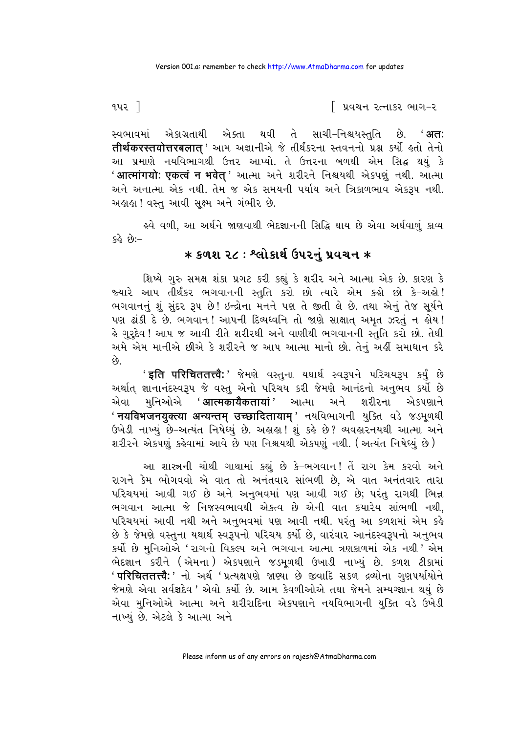સ્વભાવમાં એકાગ્રતાથી એક્તા થવી તે સાચી-નિશ્ચયસ્તુતિ છે. '**अत: तीर्थकरस्तवोत्तरबलात्**' આમ અજ્ઞાનીએ જે તીર્થંકરના સ્તવનનો પ્રશ્ન કર્યો હતો તેનો આ પ્રમાણે નયવિભાગથી ઉત્તર આપ્યો. તે ઉત્તરના બળથી એમ સિદ્ધ થયું કે '**आत्मांगयो: एकत्वं न भवेत्**' આત્મા અને શરીરને નિશ્ચયથી એકપણું નથી. આત્મા અને અનાત્મા એક નથી. તેમ જ એક સમયની પર્યાય અને ત્રિકાળભાવ એકરૂપ નથી. અહાહા! વસ્તુ આવી સૂક્ષ્મ અને ગંભીર છે.

હવે વળી, આ અર્થને જાણવાથી ભેદજ્ઞાનની સિદ્ધિ થાય છે એવા અર્થવાળું કાવ્ય કહે છે:–

## * કળશ ૨૮ : શ્લોકાર્થ ઉપરનું પ્રવચન *

શિષ્યે ગુરુ સમક્ષ શંકા પ્રગટ કરી કહ્યું કે શરીર અને આત્મા એક છે. કારણ કે જ્યારે આપ તીર્થંકર ભગવાનની સ્તુતિ કરો છો ત્યારે એમ કહો છો કે–અહો! ભગવાનનું શું સુંદર રૂપ છે! ઇન્દ્રોના મનને પણ તે જીતી લે છે. તથા એનું તેજ સૂર્યને પણ ઢાંકી દે છે. ભગવાન! આપની દિવ્યધ્વનિ તો જાણે સાક્ષાત્ અમૃત ઝરતું ન હોય! હે ગુરુદેવ! આપ જ આવી રીતે શરીરથી અને વાણીથી ભગવાનની સ્તુતિ કરો છો. તેથી અમે એમ માનીએ છીએ કે શરીરને જ આપ આત્મા માનો છો. તેનું અહીં સમાધાન કરે છે.

'**इति परिचिततत्त्वै:**' જેમણે વસ્તુના યથાર્થ સ્વરૂપને પરિચયરૂપ કર્યું છે અર્થાત્ જ્ઞાનાનંદસ્વરૂપ જે વસ્તુ એનો પરિચય કરી જેમણે આનંદનો અનુભવ કર્યો છે એવા મુનિઓએ '**आत्मकायैकतायां**' આત્મા અને શરીરના એકપણાને '**नयविभजनयुक्त्या अन्यन्तम् उच्छादितायाम्**' નયવિભાગની યુક્તિ વડે જડમૂળથી ઉખેડી નાખ્યું છે–અત્યંત નિષેધ્યું છે. અહાહા! શું કહે છે? વ્યવહારનયથી આત્મા અને શરીરને એકપણું કહેવામાં આવે છે પણ નિશ્ચયથી એકપણું નથી. (અત્યંત નિષેધ્યું છે)

આ શાસ્ત્રની ચોથી ગાથામાં કહ્યું છે કે–ભગવાન! તેં રાગ કેમ કરવો અને રાગને કેમ ભોગવવો એ વાત તો અનંતવાર સાંભળી છે, એ વાત અનંતવાર તારા પરિચયમાં આવી ગઈ છે અને અનુભવમાં પણ આવી ગઈ છે; પરંતુ રાગથી ભિન્ન ભગવાન આત્મા જે નિજસ્વભાવથી એકત્વ છે એની વાત કયારેય સાંભળી નથી, પરિચયમાં આવી નથી અને અનુભવમાં પણ આવી નથી. પરંતુ આ કળશમાં એમ કહે છે કે જેમણે વસ્તુના યથાર્થ સ્વરૂપનો પરિચય કર્યો છે, વારંવાર આનંદસ્વરૂપનો અનુભવ કર્યો છે મુનિઓએ 'રાગનો વિકલ્પ અને ભગવાન આત્મા ત્રણકાળમાં એક નથી' એમ ભેદજ્ઞાન કરીને (એમના) એકપણાને જડમૂળથી ઉખાડી નાખ્યું છે. કળશ ટીકામાં '**परिचिततत्त्वै:**' નો અર્થ 'પ્રત્યક્ષપણે જાણ્યા છે જીવાદિ સકળ દ્રવ્યોના ગુણપર્યાયોને જેમણે એવા સર્વજ્ઞદેવ' એવો કર્યો છે. આમ કેવળીઓએ તથા જેમને સમ્યગ્જ્ઞાન થયું છે એવા મુનિઓએ આત્મા અને શરીરાદિના એકપણાને નયવિભાગની યુક્તિ વડે ઉખેડી નાખ્યું છે. એટલે કે આત્મા અને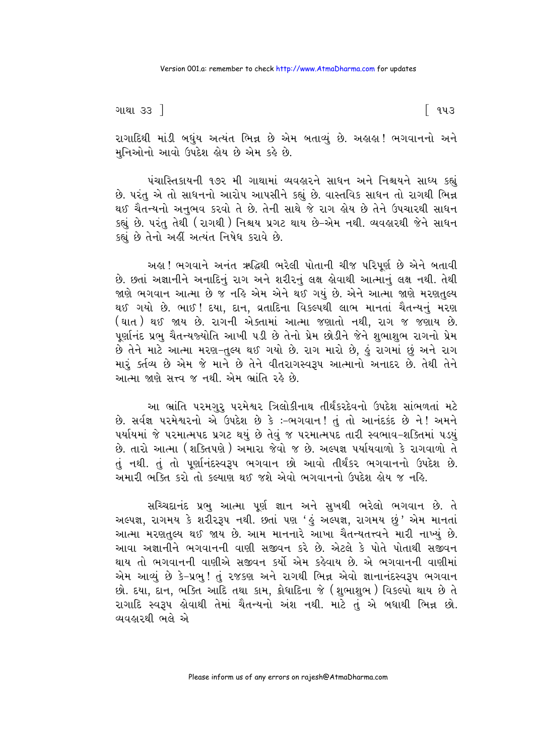રાગાદિથી માંડી બધુંય અત્યંત ભિન્ન છે એમ બતાવ્યું છે. અહાહા! ભગવાનનો અને મુનિઓનો આવો ઉપદેશ હોય છે એમ કહે છે.

પંચાસ્તિકાયની ૧૭૨ મી ગાથામાં વ્યવહારને સાધન અને નિશ્ચયને સાધ્ય કહ્યું છે. પરંતુ એ તો સાધનનો આરોપ આપસીને કહ્યું છે. વાસ્તવિક સાધન તો રાગથી ભિન્ન થઈ ચૈતન્યનો અનુભવ કરવો તે છે. તેની સાથે જે રાગ હોય છે તેને ઉપચારથી સાધન કહ્યું છે. પરંતુ તેથી (રાગથી) નિશ્ચય પ્રગટ થાય છે-એમ નથી. વ્યવહારથી જેને સાધન કહ્યું છે તેનો અહીં અત્યંત નિષેધ કરાવે છે.

અહા! ભગવાને અનંત ઋદ્ધિથી ભરેલી પોતાની ચીજ પરિપૂર્ણ છે એને બતાવી છે. છતાં અજ્ઞાનીને અનાદિનું રાગ અને શરીરનું લક્ષ હોવાથી આત્માનું લક્ષ નથી. તેથી જાણે ભગવાન આત્મા છે જ નહિ એમ એને થઈ ગયું છે. એને આત્મા જાણે મરણતુલ્ય થઈ ગયો છે. ભાઈ! દયા, દાન, વ્રતાદિના વિકલ્પથી લાભ માનતાં ચૈતન્યનું મરણ (ઘાત) થઈ જાય છે. રાગની એક્તામાં આત્મા જણાતો નથી, રાગ જ જણાય છે. પૂર્ણાનંદ પ્રભુ ચૈતન્યજ્યોતિ આખી પડી છે તેનો પ્રેમ છોડીને જેને શુભાશુભ રાગનો પ્રેમ છે તેને માટે આત્મા મરણ-તુલ્ય થઈ ગયો છે. રાગ મારો છે, હું રાગમાં છું અને રાગ મારું કર્તવ્ય છે એમ જે માને છે તેને વીતરાગસ્વરૂપ આત્માનો અનાદર છે. તેથી તેને આત્મા જાણે સત્ત્વ જ નથી. એમ ભ્રાંતિ રહે છે.

આ ભ્રાંતિ પરમગુરુ પરમેશ્વર ત્રિલોકીનાથ તીર્થંકરદેવનો ઉપદેશ સાંભળતાં મટે છે. સર્વજ્ઞ પરમેશ્વરનો એ ઉપદેશ છે કે :-ભગવાન! તું તો આનંદકંદ છે ને! અમને પર્યાયમાં જે પરમાત્મપદ પ્રગટ થયું છે તેવું જ પરમાત્મપદ તારી સ્વભાવ-શક્તિમાં પડ્યું છે. તારો આત્મા (શક્તિપણે) અમારા જેવો જ છે. અલ્પજ્ઞ પર્યાયવાળો કે રાગવાળો તે તું નથી. તું તો પૂર્ણાનંદસ્વરૂપ ભગવાન છો આવો તીર્થંકર ભગવાનનો ઉપદેશ છે. અમારી ભક્તિ કરો તો કલ્યાણ થઈ જશે એવો ભગવાનનો ઉપદેશ હોય જ નહિ.

સચ્ચિદાનંદ પ્રભુ આત્મા પૂર્ણ જ્ઞાન અને સુખથી ભરેલો ભગવાન છે. તે અલ્પજ્ઞ, રાગમય કે શરીરરૂપ નથી. છતાં પણ 'હું અલ્પજ્ઞ, રાગમય છું' એમ માનતાં આત્મા મરણતુલ્ય થઈ જાય છે. આમ માનનારે આખા ચૈતન્યતત્ત્વને મારી નાખ્યું છે. આવા અજ્ઞાનીને ભગવાનની વાણી સજીવન કરે છે. એટલે કે પોતે પોતાથી સજીવન થાય તો ભગવાનની વાણીએ સજીવન કર્યો એમ કહેવાય છે. એ ભગવાનની વાણીમાં એમ આવ્યું છે કે-પ્રભુ! તું રજકણ અને રાગથી ભિન્ન એવો જ્ઞાનાનંદસ્વરૂપ ભગવાન છો. દયા, દાન, ભક્તિ આદિ તથા કામ, ક્રોધાદિના જે (શુભાશુભ) વિકલ્પો થાય છે તે રાગાદિ સ્વરૂપ હોવાથી તેમાં ચૈતન્યનો અંશ નથી. માટે તું એ બધાથી ભિન્ન છો. વ્યવહારથી ભલે એ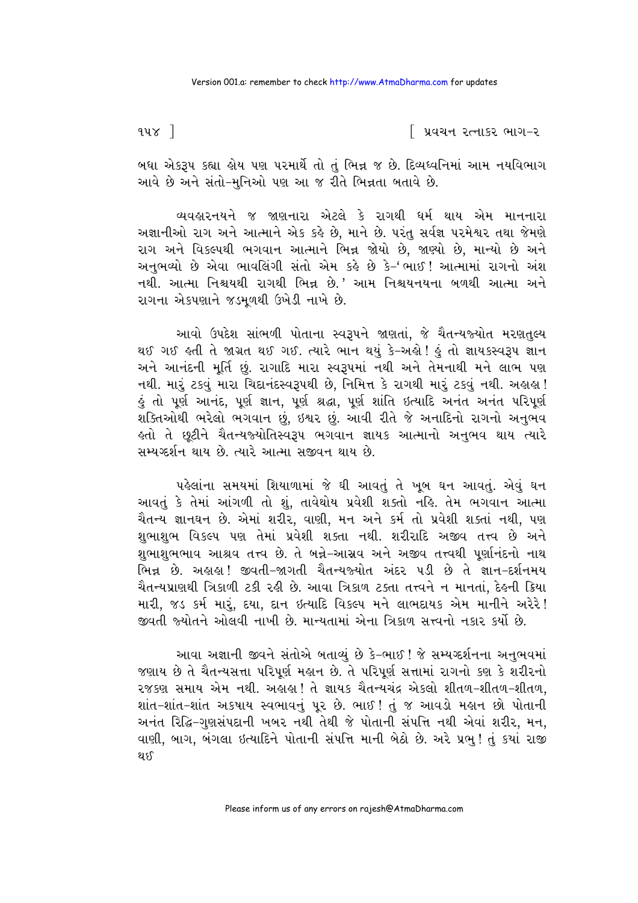બધા એકરૂપ કહ્યા હોય પણ પરમાર્થે તો તું ભિન્ન જ છે. દિવ્યધ્વનિમાં આમ નયવિભાગ આવે છે અને સંતો-મુનિઓ પણ આ જ રીતે ભિન્નતા બતાવે છે.

વ્યવહારનયને જ જાણનારા એટલે કે રાગથી ધર્મ થાય એમ માનનારા અજ્ઞાનીઓ રાગ અને આત્માને એક કહે છે, માને છે. પરંતુ સર્વજ્ઞ પરમેશ્વર તથા જેમણે રાગ અને વિકલ્પથી ભગવાન આત્માને ભિન્ન જોયો છે, જાણ્યો છે, માન્યો છે અને અનુભવ્યો છે એવા ભાવલિંગી સંતો એમ કહે છે કે-'ભાઈ! આત્મામાં રાગનો અંશ નથી. આત્મા નિશ્ચયથી રાગથી ભિન્ન છે.' આમ નિશ્ચયનયના બળથી આત્મા અને રાગના એકપણાને જડમૂળથી ઉખેડી નાખે છે.

આવો ઉપદેશ સાંભળી પોતાના સ્વરૂપને જાણતાં, જે ચૈતન્યજ્યોત મરણતુલ્ય થઈ ગઈ હતી તે જાગ્રત થઈ ગઈ. ત્યારે ભાન થયું કે-અહો! હું તો જ્ઞાયકસ્વરૂપ જ્ઞાન અને આનંદની મૂર્તિ છું. રાગાદિ મારા સ્વરૂપમાં નથી અને તેમનાથી મને લાભ પણ નથી. મારું ટકવું મારા ચિદાનંદસ્વરૂપથી છે, નિમિત્ત કે રાગથી મારું ટકવું નથી. અહાહા! હું તો પૂર્ણ આનંદ, પૂર્ણ જ્ઞાન, પૂર્ણ શ્રદ્ધા, પૂર્ણ શાંતિ ઇત્યાદિ અનંત અનંત પરિપૂર્ણ શક્તિઓથી ભરેલો ભગવાન છું, ઇશ્વર છું. આવી રીતે જે અનાદિનો રાગનો અનુભવ હતો તે છૂટીને ચૈતન્યજ્યોતિસ્વરૂપ ભગવાન જ્ઞાયક આત્માનો અનુભવ થાય ત્યારે સમ્યગ્દર્શન થાય છે. ત્યારે આત્મા સજીવન થાય છે.

પહેલાંના સમયમાં શિયાળામાં જે ઘી આવતું તે ખૂબ ઘન આવતું. એવું ઘન આવતું કે તેમાં આંગળી તો શું, તાવેથોય પ્રવેશી શક્તો નહિ. તેમ ભગવાન આત્મા ચૈતન્ય જ્ઞાનઘન છે. એમાં શરીર, વાણી, મન અને કર્મ તો પ્રવેશી શક્તાં નથી, પણ શુભાશુભ વિકલ્પ પણ તેમાં પ્રવેશી શક્તા નથી. શરીરાદિ અજીવ તત્ત્વ છે અને શુભાશુભભાવ આશ્રવ તત્ત્વ છે. તે બન્ને-આસ્રવ અને અજીવ તત્ત્વથી પૂર્ણાનંદનો નાથ ભિન્ન છે. અહાહા! જીવતી-જાગતી ચૈતન્યજ્યોત અંદર પડી છે તે જ્ઞાન-દર્શનમય ચૈતન્યપ્રાણથી ત્રિકાળી ટકી રહી છે. આવા ત્રિકાળ ટક્તા તત્ત્વને ન માનતાં, દેહની ક્રિયા મારી, જડ કર્મ મારું, દયા, દાન ઇત્યાદિ વિકલ્પ મને લાભદાયક એમ માનીને અરેરે! જીવતી જ્યોતને ઓલવી નાખી છે. માન્યતામાં એના ત્રિકાળ સત્ત્વનો નકાર કર્યો છે.

આવા અજ્ઞાની જીવને સંતોએ બતાવ્યું છે કે-ભાઈ! જે સમ્યગ્દર્શનના અનુભવમાં જણાય છે તે ચૈતન્યસત્તા પરિપૂર્ણ મહાન છે. તે પરિપૂર્ણ સત્તામાં રાગનો કણ કે શરીરનો રજકણ સમાય એમ નથી. અહાહા! તે જ્ઞાયક ચૈતન્યચંદ્ર એકલો શીતળ-શીતળ-શીતળ, શાંત-શાંત-શાંત અકષાય સ્વભાવનું પૂર છે. ભાઈ! તું જ આવડો મહાન છો પોતાની અનંત રિદ્ધિ-ગુણસંપદાની ખબર નથી તેથી જે પોતાની સંપત્તિ નથી એવાં શરીર, મન, વાણી, બાગ, બંગલા ઇત્યાદિને પોતાની સંપત્તિ માની બેઠો છે. અરે પ્રભુ! તું ક્યાં રાજી થઈ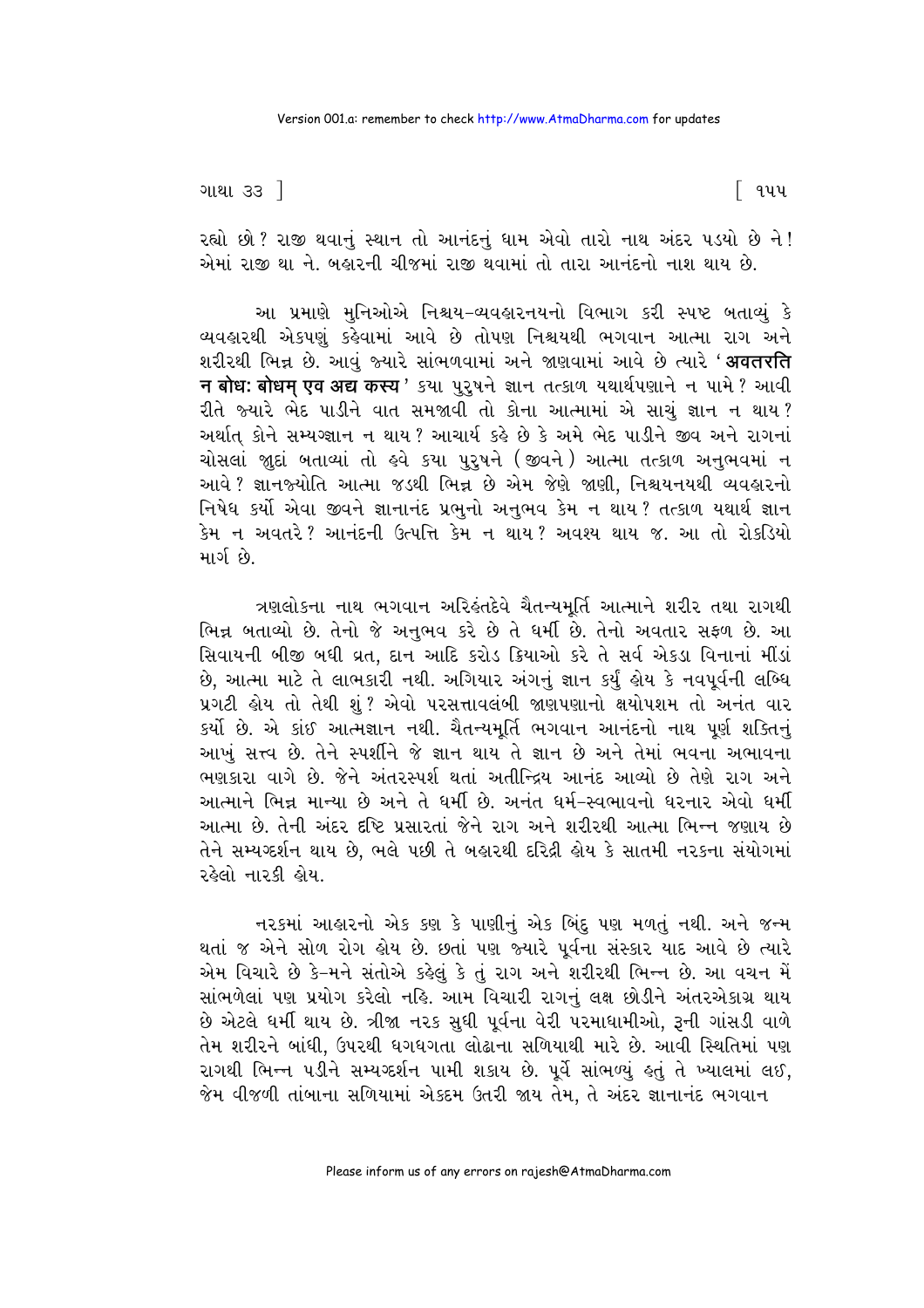રહ્યો છો? રાજી થવાનું સ્થાન તો આનંદનું ધામ એવો તારો નાથ અંદર પડયો છે ને! એમાં રાજી થા ને. બહારની ચીજમાં રાજી થવામાં તો તારા આનંદનો નાશ થાય છે.

આ પ્રમાણે મુનિઓએ નિશ્ચય-વ્યવહારનયનો વિભાગ કરી સ્પષ્ટ બતાવ્યું કે વ્યવહારથી એકપણું કહેવામાં આવે છે તોપણ નિશ્ચયથી ભગવાન આત્મા રાગ અને શરીરથી ભિન્ન છે. આવું જ્યારે સાંભળવામાં અને જાણવામાં આવે છે ત્યારે '**अवतरति न बोधः बोधम् एव अद्य कस्य**' કયા પુરુષને જ્ઞાન તત્કાળ યથાર્થપણાને ન પામે? આવી રીતે જ્યારે ભેદ પાડીને વાત સમજાવી તો કોના આત્મામાં એ સાચું જ્ઞાન ન થાય? અર્થાત્ કોને સમ્યગ્જ્ઞાન ન થાય? આચાર્ય કહે છે કે અમે ભેદ પાડીને જીવ અને રાગનાં ચોસલાં જુદાં બતાવ્યાં તો હવે કયા પુરુષને (જીવને) આત્મા તત્કાળ અનુભવમાં ન આવે? જ્ઞાનજ્યોતિ આત્મા જડથી ભિન્ન છે એમ જેણે જાણી, નિશ્ચયનયથી વ્યવહારનો નિષેધ કર્યો એવા જીવને જ્ઞાનાનંદ પ્રભુનો અનુભવ કેમ ન થાય? તત્કાળ યથાર્થ જ્ઞાન કેમ ન અવતરે? આનંદની ઉત્પત્તિ કેમ ન થાય? અવશ્ય થાય જ. આ તો રોકડિયો માર્ગ છે.

ત્રણલોકના નાથ ભગવાન અરિહંતદેવે ચૈતન્યમૂર્તિ આત્માને શરીર તથા રાગથી ભિન્ન બતાવ્યો છે. તેનો જે અનુભવ કરે છે તે ધર્મી છે. તેનો અવતાર સફળ છે. આ સિવાયની બીજી બધી વ્રત, દાન આદિ કરોડ ક્રિયાઓ કરે તે સર્વ એકડા વિનાનાં મીંડાં છે, આત્મા માટે તે લાભકારી નથી. અગિયાર અંગનું જ્ઞાન કર્યું હોય કે નવપૂર્વની લબ્ધિ પ્રગટી હોય તો તેથી શું? એવો પરસત્તાવલંબી જાણપણાનો ક્ષયોપશમ તો અનંત વાર કર્યો છે. એ કાંઈ આત્મજ્ઞાન નથી. ચૈતન્યમૂર્તિ ભગવાન આનંદનો નાથ પૂર્ણ શક્તિનું આખું સત્ત્વ છે. તેને સ્પર્શીને જે જ્ઞાન થાય તે જ્ઞાન છે અને તેમાં ભવના અભાવના ભણકારા વાગે છે. જેને અંતરસ્પર્શ થતાં અતીન્દ્રિય આનંદ આવ્યો છે તેણે રાગ અને આત્માને ભિન્ન માન્યા છે અને તે ધર્મી છે. અનંત ધર્મ-સ્વભાવનો ધરનાર એવો ધર્મી આત્મા છે. તેની અંદર દૃષ્ટિ પ્રસારતાં જેને રાગ અને શરીરથી આત્મા ભિન્ન જણાય છે તેને સમ્યગ્દર્શન થાય છે, ભલે પછી તે બહારથી દરિદ્રી હોય કે સાતમી નરકના સંયોગમાં રહેલો નારકી હોય.

નરકમાં આહારનો એક કણ કે પાણીનું એક બિંદુ પણ મળતું નથી. અને જન્મ થતાં જ એને સોળ રોગ હોય છે. છતાં પણ જ્યારે પૂર્વના સંસ્કાર યાદ આવે છે ત્યારે એમ વિચારે છે કે-મને સંતોએ કહેલું કે તું રાગ અને શરીરથી ભિન્ન છે. આ વચન મેં સાંભળેલાં પણ પ્રયોગ કરેલો નહિ. આમ વિચારી રાગનું લક્ષ છોડીને અંતરએકાગ્ર થાય છે એટલે ધર્મી થાય છે. ત્રીજા નરક સુધી પૂર્વના વેરી પરમાધામીઓ, રૂની ગાંસડી વાળે તેમ શરીરને બાંધી, ઉપરથી ધગધગતા લોઢાના સળિયાથી મારે છે. આવી સ્થિતિમાં પણ રાગથી ભિન્ન પડીને સમ્યગ્દર્શન પામી શકાય છે. પૂર્વે સાંભળ્યું હતું તે ખ્યાલમાં લઈ, જેમ વીજળી તાંબાના સળિયામાં એકદમ ઉતરી જાય તેમ, તે અંદર જ્ઞાનાનંદ ભગવાન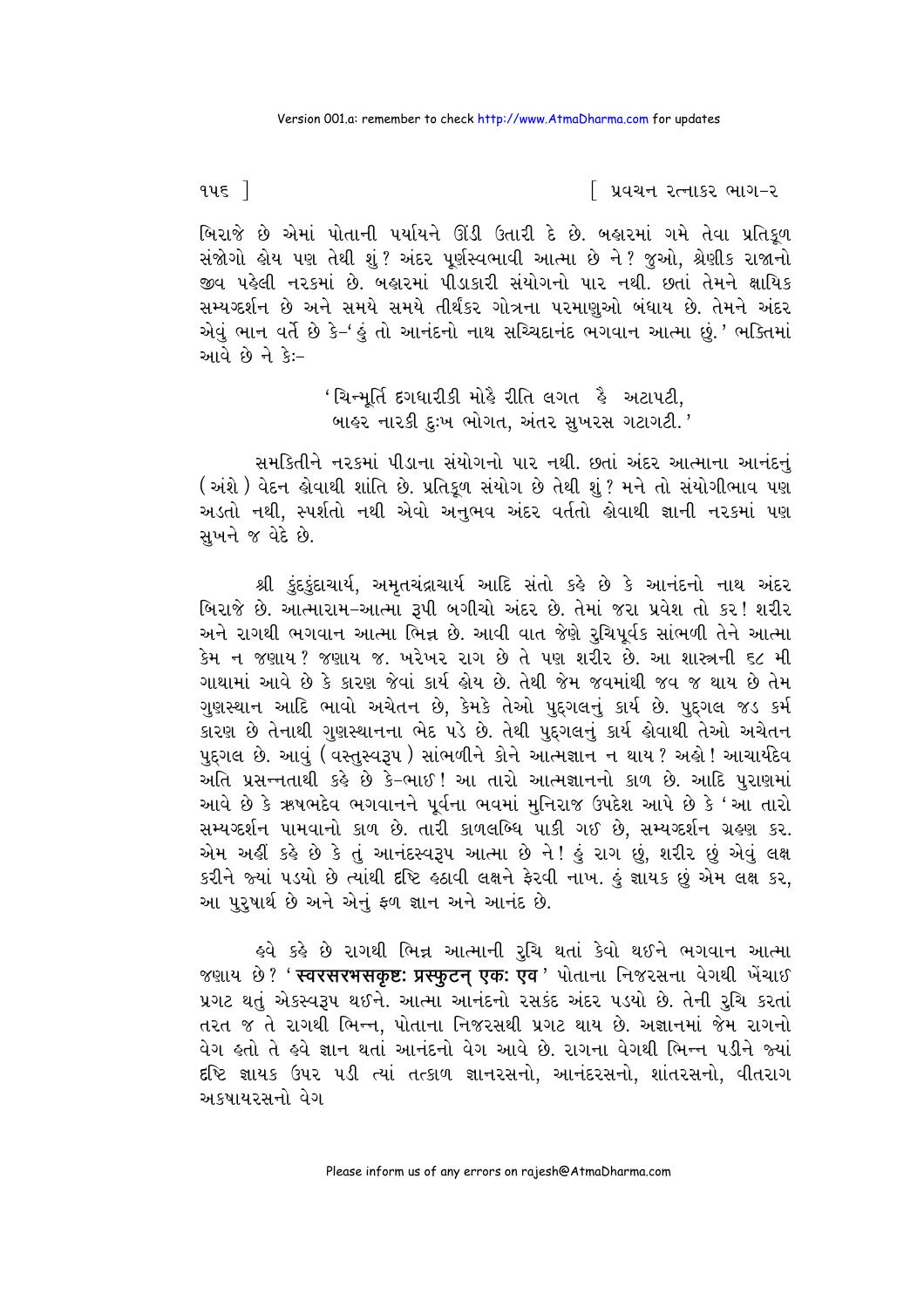બિરાજે છે એમાં પોતાની પર્યાયને ઊંડી ઉતારી દે છે. બહારમાં ગમે તેવા પ્રતિકૂળ સંજોગો હોય પણ તેથી શું? અંદર પૂર્ણસ્વભાવી આત્મા છે ને? જુઓ, શ્રેણીક રાજાનો જીવ પહેલી નરકમાં છે. બહારમાં પીડાકારી સંયોગનો પાર નથી. છતાં તેમને ક્ષાયિક સમ્યગ્દર્શન છે અને સમયે સમયે તીર્થંકર ગોત્રના પરમાણુઓ બંધાય છે. તેમને અંદર એવું ભાન વર્તે છે કે-'હું તો આનંદનો નાથ સચ્ચિદાનંદ ભગવાન આત્મા છું.' ભક્તિમાં આવે છે ને કેઃ-

> 'ચિન્મૂર્તિ દગધારીકી મોહે રીતિ લગત હૈ અટાપટી,
> બાહર નારકી દુઃખ ભોગત, અંતર સુખરસ ગટાગટી.'

સમકિતીને નરકમાં પીડાના સંયોગનો પાર નથી. છતાં અંદર આત્માના આનંદનું (અંશે) વેદન હોવાથી શાંતિ છે. પ્રતિકૂળ સંયોગ છે તેથી શું? મને તો સંયોગીભાવ પણ અડતો નથી, સ્પર્શતો નથી એવો અનુભવ અંદર વર્તતો હોવાથી જ્ઞાની નરકમાં પણ સુખને જ વેદે છે.

શ્રી કુંદકુંદાચાર્ય, અમૃતચંદ્રાચાર્ય આદિ સંતો કહે છે કે આનંદનો નાથ અંદર બિરાજે છે. આત્મારામ-આત્મા રૂપી બગીચો અંદર છે. તેમાં જરા પ્રવેશ તો કર! શરીર અને રાગથી ભગવાન આત્મા ભિન્ન છે. આવી વાત જેણે રુચિપૂર્વક સાંભળી તેને આત્મા કેમ ન જણાય? જણાય જ. ખરેખર રાગ છે તે પણ શરીર છે. આ શાસ્ત્રની ૬૮ મી ગાથામાં આવે છે કે કારણ જેવાં કાર્ય હોય છે. તેથી જેમ જવમાંથી જવ જ થાય છે તેમ ગુણસ્થાન આદિ ભાવો અચેતન છે, કેમકે તેઓ પુદ્ગલનું કાર્ય છે. પુદ્ગલ જડ કર્મ કારણ છે તેનાથી ગુણસ્થાનના ભેદ પડે છે. તેથી પુદ્ગલનું કાર્ય હોવાથી તેઓ અચેતન પુદ્ગલ છે. આવું (વસ્તુસ્વરૂપ) સાંભળીને કોને આત્મજ્ઞાન ન થાય? અહો! આચાર્યદેવ અતિ પ્રસન્નતાથી કહે છે કે-ભાઈ! આ તારો આત્મજ્ઞાનનો કાળ છે. આદિ પુરાણમાં આવે છે કે ઋષભદેવ ભગવાનને પૂર્વના ભવમાં મુનિરાજ ઉપદેશ આપે છે કે 'આ તારો સમ્યગ્દર્શન પામવાનો કાળ છે. તારી કાળલબ્ધિ પાકી ગઈ છે, સમ્યગ્દર્શન ગ્રહણ કર. એમ અહીં કહે છે કે તું આનંદસ્વરૂપ આત્મા છે ને! હું રાગ છું, શરીર છું એવું લક્ષ કરીને જ્યાં પડયો છે ત્યાંથી દૃષ્ટિ હઠાવી લક્ષને ફેરવી નાખ. હું જ્ઞાયક છું એમ લક્ષ કર, આ પુરુષાર્થ છે અને એનું ફળ જ્ઞાન અને આનંદ છે.

હવે કહે છે રાગથી ભિન્ન આત્માની રુચિ થતાં કેવો થઈને ભગવાન આત્મા જણાય છે? '**स्वरसरभसकृष्टः प्रस्फुटन् एकः एव**' પોતાના નિજરસના વેગથી ખેંચાઈ પ્રગટ થતું એકસ્વરૂપ થઈને. આત્મા આનંદનો રસકંદ અંદર પડયો છે. તેની રુચિ કરતાં તરત જ તે રાગથી ભિન્ન, પોતાના નિજરસથી પ્રગટ થાય છે. અજ્ઞાનમાં જેમ રાગનો વેગ હતો તે હવે જ્ઞાન થતાં આનંદનો વેગ આવે છે. રાગના વેગથી ભિન્ન પડીને જ્યાં દૃષ્ટિ જ્ઞાયક ઉપર પડી ત્યાં તત્કાળ જ્ઞાનરસનો, આનંદરસનો, શાંતરસનો, વીતરાગ અકષાયરસનો વેગ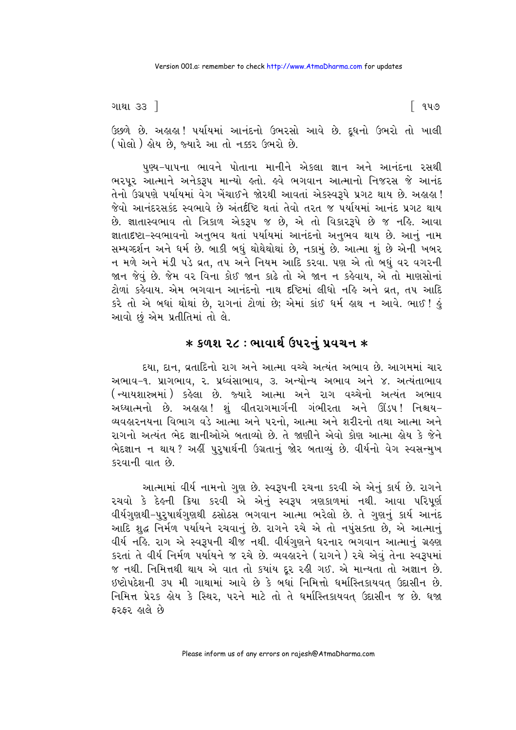ઉછળે છે. અહાહા! પર્યાયમાં આનંદનો ઉભરસો આવે છે. દૂધનો ઉભરો તો ખાલી (પોલો) હોય છે, જ્યારે આ તો નક્કર ઉભરો છે.

પુણ્ય-પાપના ભાવને પોતાના માનીને એકલા જ્ઞાન અને આનંદના રસથી ભરપૂર આત્માને અનેકરૂપ માન્યો હતો. હવે ભગવાન આત્માનો નિજરસ જે આનંદ તેનો ઉગ્રપણે પર્યાયમાં વેગ ખેંચાઈને જોરથી આવતાં એકસ્વરૂપે પ્રગટ થાય છે. અહાહા! જેવો આનંદરસકંદ સ્વભાવે છે અંતર્દૃષ્ટિ થતાં તેવો તરત જ પર્યાયમાં આનંદ પ્રગટ થાય છે. જ્ઞાતાસ્વભાવ તો ત્રિકાળ એકરૂપ જ છે, એ તો વિકારરૂપે છે જ નહિ. આવા જ્ઞાતાદૃષ્ટા-સ્વભાવનો અનુભવ થતાં પર્યાયમાં આનંદનો અનુભવ થાય છે. આનું નામ સમ્યગ્દર્શન અને ધર્મ છે. બાકી બધું થોથેથોથાં છે, નકામું છે. આત્મા શું છે એની ખબર ન મળે અને મંડી પડે વ્રત, તપ અને નિયમ આદિ કરવા. પણ એ તો બધું વર વગરની જાન જેવું છે. જેમ વર વિના કોઈ જાન કાઢે તો એ જાન ન કહેવાય, એ તો માણસોનાં ટોળાં કહેવાય. એમ ભગવાન આનંદનો નાથ દૃષ્ટિમાં લીધો નહિ અને વ્રત, તપ આદિ કરે તો એ બધાં થોથાં છે, રાગનાં ટોળાં છે; એમાં કાંઈ ધર્મ હાથ ન આવે. ભાઈ! હું આવો છું એમ પ્રતીતિમાં તો લે.

## * કળશ ૨૮ : ભાવાર્થ ઉપરનું પ્રવચન *

દયા, દાન, વ્રતાદિનો રાગ અને આત્મા વચ્ચે અત્યંત અભાવ છે. આગમમાં ચાર અભાવ-૧. પ્રાગભાવ, ૨. પ્રધ્વંસાભાવ, ૩. અન્યોન્ય અભાવ અને ૪. અત્યંતાભાવ (ન્યાયશાસ્ત્રમાં) કહેલા છે. જ્યારે આત્મા અને રાગ વચ્ચેનો અત્યંત અભાવ અધ્યાત્મનો છે. અહાહા! શું વીતરાગમાર્ગની ગંભીરતા અને ઊંડપ! નિશ્ચય-વ્યવહારનયના વિભાગ વડે આત્મા અને પરનો, આત્મા અને શરીરનો તથા આત્મા અને રાગનો અત્યંત ભેદ જ્ઞાનીઓએ બતાવ્યો છે. તે જાણીને એવો કોણ આત્મા હોય કે જેને ભેદજ્ઞાન ન થાય? અહીં પુરુષાર્થની ઉગ્રતાનું જોર બતાવ્યું છે. વીર્યનો વેગ સ્વસન્મુખ કરવાની વાત છે.

આત્મામાં વીર્ય નામનો ગુણ છે. સ્વરૂપની રચના કરવી એ એનું કાર્ય છે. રાગને રચવો કે દેહની ક્રિયા કરવી એ એનું સ્વરૂપ ત્રણકાળમાં નથી. આવા પરિપૂર્ણ વીર્યગુણથી-પુરુષાર્થગુણથી ઠસોઠસ ભગવાન આત્મા ભરેલો છે. તે ગુણનું કાર્ય આનંદ આદિ શુદ્ધ નિર્મળ પર્યાયને રચવાનું છે. રાગને રચે એ તો નપુંસક્તા છે, એ આત્માનું વીર્ય નહિ. રાગ એ સ્વરૂપની ચીજ નથી. વીર્યગુણને ધરનાર ભગવાન આત્માનું ગ્રહણ કરતાં તે વીર્ય નિર્મળ પર્યાયને જ રચે છે. વ્યવહારને (રાગને) રચે એવું તેના સ્વરૂપમાં જ નથી. નિમિત્તથી થાય એ વાત તો ક્યાંય દૂર રહી ગઈ. એ માન્યતા તો અજ્ઞાન છે. ઇષ્ટોપદેશની ૩૫ મી ગાથામાં આવે છે કે બધાં નિમિત્તો ધર્માસ્તિકાયવત્ ઉદાસીન છે. નિમિત્ત પ્રેરક હોય કે સ્થિર, પરને માટે તો તે ધર્માસ્તિકાયવત્ ઉદાસીન જ છે. ધજા ફરફર હાલે છે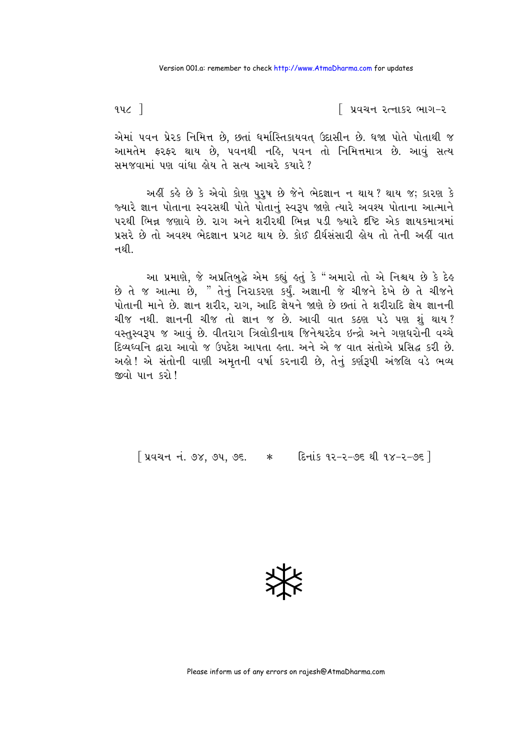એમાં પવન પ્રેરક નિમિત્ત છે, છતાં ધર્માસ્તિકાયવત્ ઉદાસીન છે. ધજા પોતે પોતાથી જ આમતેમ ફરફર થાય છે, પવનથી નહિ, પવન તો નિમિત્તમાત્ર છે. આવું સત્ય સમજવામાં પણ વાંધા હોય તે સત્ય આચરે ક્યારે?

અહીં કહે છે કે એવો કોણ પુરુષ છે જેને ભેદજ્ઞાન ન થાય? થાય જ; કારણ કે જ્યારે જ્ઞાન પોતાના સ્વરસથી પોતે પોતાનું સ્વરૂપ જાણે ત્યારે અવશ્ય પોતાના આત્માને પરથી ભિન્ન જણાવે છે. રાગ અને શરીરથી ભિન્ન પડી જ્યારે દૃષ્ટિ એક જ્ઞાયકમાત્રમાં પ્રસરે છે તો અવશ્ય ભેદજ્ઞાન પ્રગટ થાય છે. કોઈ દીર્ઘસંસારી હોય તો તેની અહીં વાત નથી.

આ પ્રમાણે, જે અપ્રતિબુદ્ધે એમ કહ્યું હતું કે "અમારો તો એ નિશ્ચય છે કે દેહ છે તે જ આત્મા છે," તેનું નિરાકરણ કર્યું. અજ્ઞાની જે ચીજને દેખે છે તે ચીજને પોતાની માને છે. જ્ઞાન શરીર, રાગ, આદિ જ્ઞેયને જાણે છે છતાં તે શરીરાદિ જ્ઞેય જ્ઞાનની ચીજ નથી. જ્ઞાનની ચીજ તો જ્ઞાન જ છે. આવી વાત કઠણ પડે પણ શું થાય? વસ્તુસ્વરૂપ જ આવું છે. વીતરાગ ત્રિલોકીનાથ જિનેશ્વરદેવ ઇન્દ્રો અને ગણધરોની વચ્ચે દિવ્યધ્વનિ દ્વારા આવો જ ઉપદેશ આપતા હતા. અને એ જ વાત સંતોએ પ્રસિદ્ધ કરી છે. અહો! એ સંતોની વાણી અમૃતની વર્ષા કરનારી છે, તેનું કર્ણરૂપી અંજલિ વડે ભવ્ય જીવો પાન કરો!

[ પ્રવચન નં. ૭૪, ૭૫, ૭૬. * દિનાંક ૧૨-૨-૭૬ થી ૧૪-૨-૭૬ ]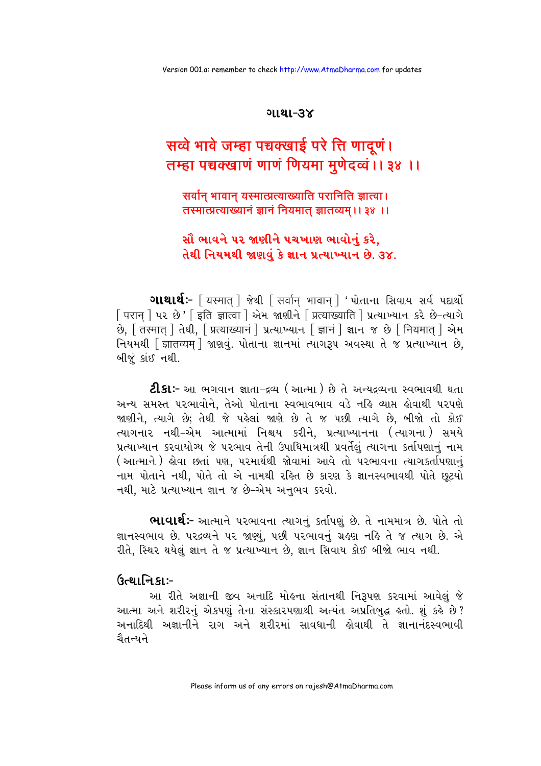## ગાથા-૩૪

**सव्वे भावे जम्हा पच्चक्खाई परे त्ति णादूणं।**
**तम्हा पच्चक्खाणं णाणं णियमा मुणेदव्वं।। ३४ ।।**

सर्वान् भावान् यस्मात्प्रत्याख्याति परानिति ज्ञात्वा।
तस्मात्प्रत्याख्यानं ज्ञानं नियमात् ज्ञातव्यम्।। ३४ ।।

**સૌ ભાવને પર જાણીને પચખાણ ભાવોનું કરે,**
**તેથી નિયમથી જાણવું કે જ્ઞાન પ્રત્યાખ્યાન છે. ૩૪.**

**ગાથાર્થઃ-** [ यस्मात् ] જેથી [ सर्वान् भावान् ] 'પોતાના સિવાય સર્વ પદાર્થો [ परान् ] પર છે' [ इति ज्ञात्वा ] એમ જાણીને [ प्रत्याख्याति ] પ્રત્યાખ્યાન કરે છે-ત્યાગે છે, [ तस्मात् ] તેથી, [ प्रत्याख्यानं ] પ્રત્યાખ્યાન [ ज्ञानं ] જ્ઞાન જ છે [ नियमात् ] એમ નિયમથી [ ज्ञातव्यम् ] જાણવું. પોતાના જ્ઞાનમાં ત્યાગરૂપ અવસ્થા તે જ પ્રત્યાખ્યાન છે, બીજું કાંઈ નથી.

**ટીકાઃ-** આ ભગવાન જ્ઞાતા-દ્રવ્ય (આત્મા) છે તે અન્યદ્રવ્યના સ્વભાવથી થતા અન્ય સમસ્ત પરભાવોને, તેઓ પોતાના સ્વભાવભાવ વડે નહિ વ્યાપ્ત હોવાથી પરપણે જાણીને, ત્યાગે છે; તેથી જે પહેલાં જાણે છે તે જ પછી ત્યાગે છે, બીજો તો કોઈ ત્યાગનાર નથી-એમ આત્મામાં નિશ્ચય કરીને, પ્રત્યાખ્યાનના (ત્યાગના) સમયે પ્રત્યાખ્યાન કરવાયોગ્ય જે પરભાવ તેની ઉપાધિમાત્રથી પ્રવર્તેલું ત્યાગના કર્તાપણાનું નામ (આત્માને) હોવા છતાં પણ, પરમાર્થથી જોવામાં આવે તો પરભાવના ત્યાગકર્તાપણાનું નામ પોતાને નથી, પોતે તો એ નામથી રહિત છે કારણ કે જ્ઞાનસ્વભાવથી પોતે છૂટયો નથી, માટે પ્રત્યાખ્યાન જ્ઞાન જ છે-એમ અનુભવ કરવો.

**ભાવાર્થઃ-** આત્માને પરભાવના ત્યાગનું કર્તાપણું છે. તે નામમાત્ર છે. પોતે તો જ્ઞાનસ્વભાવ છે. પરદ્રવ્યને પર જાણ્યું, પછી પરભાવનું ગ્રહણ નહિ તે જ ત્યાગ છે. એ રીતે, સ્થિર થયેલું જ્ઞાન તે જ પ્રત્યાખ્યાન છે, જ્ઞાન સિવાય કોઈ બીજો ભાવ નથી.

**ઉત્થાનિકાઃ-**

આ રીતે અજ્ઞાની જીવ અનાદિ મોહના સંતાનથી નિરૂપણ કરવામાં આવેલું જે આત્મા અને શરીરનું એકપણું તેના સંસ્કારપણાથી અત્યંત અપ્રતિબુદ્ધ હતો. શું કહે છે? અનાદિથી અજ્ઞાનીને રાગ અને શરીરમાં સાવધાની હોવાથી તે જ્ઞાનાનંદસ્વભાવી ચૈતન્યને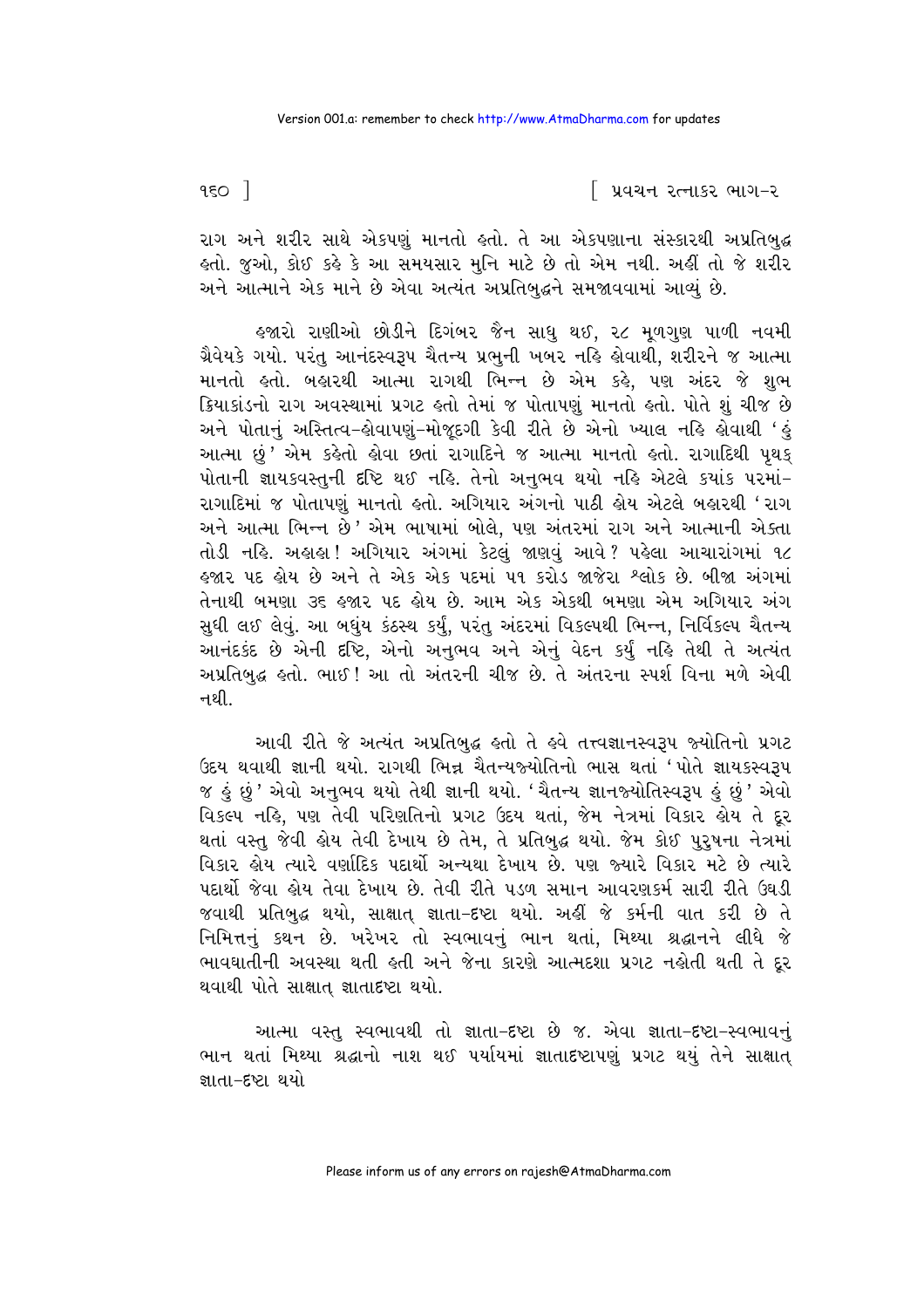રાગ અને શરીર સાથે એકપણું માનતો હતો. તે આ એકપણાના સંસ્કારથી અપ્રતિબુદ્ધ હતો. જુઓ, કોઈ કહે કે આ સમયસાર મુનિ માટે છે તો એમ નથી. અહીં તો જે શરીર અને આત્માને એક માને છે એવા અત્યંત અપ્રતિબુદ્ધને સમજાવવામાં આવ્યું છે.

હજારો રાણીઓ છોડીને દિગંબર જૈન સાધુ થઈ, ૨૮ મૂળગુણ પાળી નવમી ગ્રૈવેયકે ગયો. પરંતુ આનંદસ્વરૂપ ચૈતન્ય પ્રભુની ખબર નહિ હોવાથી, શરીરને જ આત્મા માનતો હતો. બહારથી આત્મા રાગથી ભિન્ન છે એમ કહે, પણ અંદર જે શુભ ક્રિયાકાંડનો રાગ અવસ્થામાં પ્રગટ હતો તેમાં જ પોતાપણું માનતો હતો. પોતે શું ચીજ છે અને પોતાનું અસ્તિત્વ-હોવાપણું-મોજૂદગી કેવી રીતે છે એનો ખ્યાલ નહિ હોવાથી 'હું આત્મા છું' એમ કહેતો હોવા છતાં રાગાદિને જ આત્મા માનતો હતો. રાગાદિથી પૃથક્ પોતાની જ્ઞાયકવસ્તુની દૃષ્ટિ થઈ નહિ. તેનો અનુભવ થયો નહિ એટલે ક્યાંક પરમાં-રાગાદિમાં જ પોતાપણું માનતો હતો. અગિયાર અંગનો પાઠી હોય એટલે બહારથી 'રાગ અને આત્મા ભિન્ન છે' એમ ભાષામાં બોલે, પણ અંતરમાં રાગ અને આત્માની એક્તા તોડી નહિ. અહાહા! અગિયાર અંગમાં કેટલું જાણવું આવે? પહેલા આચારાંગમાં ૧૮ હજાર પદ હોય છે અને તે એક એક પદમાં ૫૧ કરોડ જાજેરા શ્લોક છે. બીજા અંગમાં તેનાથી બમણા ૩૬ હજાર પદ હોય છે. આમ એક એકથી બમણા એમ અગિયાર અંગ સુધી લઈ લેવું. આ બધુંય કંઠસ્થ કર્યું, પરંતુ અંદરમાં વિકલ્પથી ભિન્ન, નિર્વિકલ્પ ચૈતન્ય આનંદકંદ છે એની દૃષ્ટિ, એનો અનુભવ અને એનું વેદન કર્યું નહિ તેથી તે અત્યંત અપ્રતિબુદ્ધ હતો. ભાઈ! આ તો અંતરની ચીજ છે. તે અંતરના સ્પર્શ વિના મળે એવી નથી.

આવી રીતે જે અત્યંત અપ્રતિબુદ્ધ હતો તે હવે તત્ત્વજ્ઞાનસ્વરૂપ જ્યોતિનો પ્રગટ ઉદય થવાથી જ્ઞાની થયો. રાગથી ભિન્ન ચૈતન્યજ્યોતિનો ભાસ થતાં 'પોતે જ્ઞાયકસ્વરૂપ જ હું છું' એવો અનુભવ થયો તેથી જ્ઞાની થયો. 'ચૈતન્ય જ્ઞાનજ્યોતિસ્વરૂપ હું છું' એવો વિકલ્પ નહિ, પણ તેવી પરિણતિનો પ્રગટ ઉદય થતાં, જેમ નેત્રમાં વિકાર હોય તે દૂર થતાં વસ્તુ જેવી હોય તેવી દેખાય છે તેમ, તે પ્રતિબુદ્ધ થયો. જેમ કોઈ પુરુષના નેત્રમાં વિકાર હોય ત્યારે વર્ણાદિક પદાર્થો અન્યથા દેખાય છે. પણ જ્યારે વિકાર મટે છે ત્યારે પદાર્થો જેવા હોય તેવા દેખાય છે. તેવી રીતે પડળ સમાન આવરણકર્મ સારી રીતે ઉઘડી જવાથી પ્રતિબુદ્ધ થયો, સાક્ષાત્ જ્ઞાતા-દૃષ્ટા થયો. અહીં જે કર્મની વાત કરી છે તે નિમિત્તનું કથન છે. ખરેખર તો સ્વભાવનું ભાન થતાં, મિથ્યા શ્રદ્ધાનને લીધે જે ભાવઘાતીની અવસ્થા થતી હતી અને જેના કારણે આત્મદશા પ્રગટ નહોતી થતી તે દૂર થવાથી પોતે સાક્ષાત્ જ્ઞાતાદૃષ્ટા થયો.

આત્મા વસ્તુ સ્વભાવથી તો જ્ઞાતા-દૃષ્ટા છે જ. એવા જ્ઞાતા-દૃષ્ટા-સ્વભાવનું ભાન થતાં મિથ્યા શ્રદ્ધાનો નાશ થઈ પર્યાયમાં જ્ઞાતાદૃષ્ટાપણું પ્રગટ થયું તેને સાક્ષાત્ જ્ઞાતા-દૃષ્ટા થયો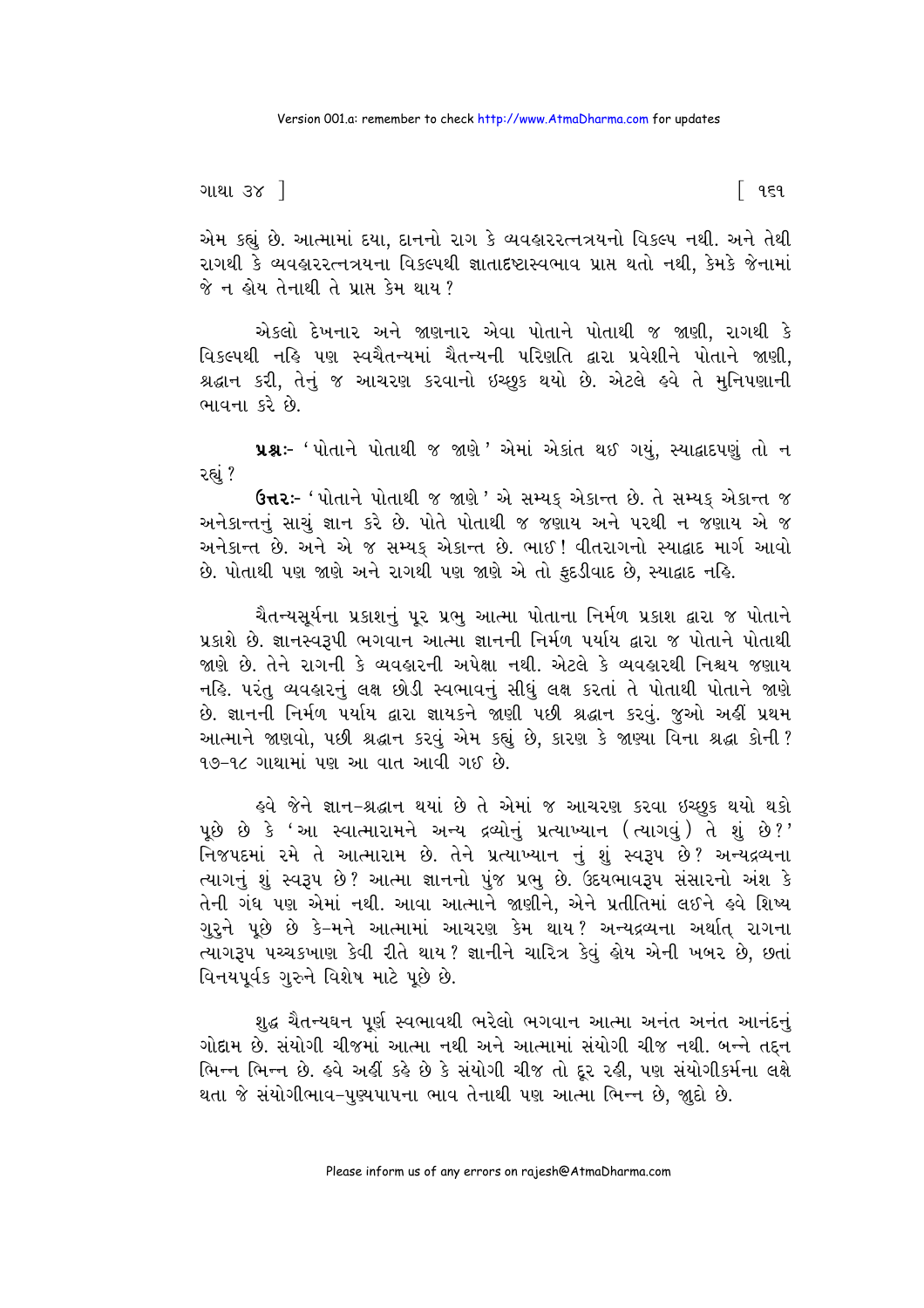એમ કહ્યું છે. આત્મામાં દયા, દાનનો રાગ કે વ્યવહારરત્નત્રયનો વિકલ્પ નથી. અને તેથી રાગથી કે વ્યવહારરત્નત્રયના વિકલ્પથી જ્ઞાતાદ્રષ્ટાસ્વભાવ પ્રાપ્ત થતો નથી, કેમકે જેનામાં જે ન હોય તેનાથી તે પ્રાપ્ત કેમ થાય?

એકલો દેખનાર અને જાણનાર એવા પોતાને પોતાથી જ જાણી, રાગથી કે વિકલ્પથી નહિ પણ સ્વચૈતન્યમાં ચૈતન્યની પરિણતિ દ્વારા પ્રવેશીને પોતાને જાણી, શ્રદ્ધાન કરી, તેનું જ આચરણ કરવાનો ઇચ્છુક થયો છે. એટલે હવે તે મુનિપણાની ભાવના કરે છે.

**પ્રશ્નઃ-** 'પોતાને પોતાથી જ જાણે' એમાં એકાંત થઈ ગયું, સ્યાદ્વાદપણું તો ન રહ્યું?

**ઉત્તરઃ-** 'પોતાને પોતાથી જ જાણે' એ સમ્યક્ એકાન્ત છે. તે સમ્યક્ એકાન્ત જ અનેકાન્તનું સાચું જ્ઞાન કરે છે. પોતે પોતાથી જ જણાય અને પરથી ન જણાય એ જ અનેકાન્ત છે. અને એ જ સમ્યક્ એકાન્ત છે. ભાઈ! વીતરાગનો સ્યાદ્વાદ માર્ગ આવો છે. પોતાથી પણ જાણે અને રાગથી પણ જાણે એ તો ફુદડીવાદ છે, સ્યાદ્વાદ નહિ.

ચૈતન્યસૂર્યના પ્રકાશનું પૂર પ્રભુ આત્મા પોતાના નિર્મળ પ્રકાશ દ્વારા જ પોતાને પ્રકાશે છે. જ્ઞાનસ્વરૂપી ભગવાન આત્મા જ્ઞાનની નિર્મળ પર્યાય દ્વારા જ પોતાને પોતાથી જાણે છે. તેને રાગની કે વ્યવહારની અપેક્ષા નથી. એટલે કે વ્યવહારથી નિશ્ચય જણાય નહિ. પરંતુ વ્યવહારનું લક્ષ છોડી સ્વભાવનું સીધું લક્ષ કરતાં તે પોતાથી પોતાને જાણે છે. જ્ઞાનની નિર્મળ પર્યાય દ્વારા જ્ઞાયકને જાણી પછી શ્રદ્ધાન કરવું. જુઓ અહીં પ્રથમ આત્માને જાણવો, પછી શ્રદ્ધાન કરવું એમ કહ્યું છે, કારણ કે જાણ્યા વિના શ્રદ્ધા કોની? ૧૭-૧૮ ગાથામાં પણ આ વાત આવી ગઈ છે.

હવે જેને જ્ઞાન-શ્રદ્ધાન થયાં છે તે એમાં જ આચરણ કરવા ઇચ્છુક થયો થકો પૂછે છે કે 'આ સ્વાત્મારામને અન્ય દ્રવ્યોનું પ્રત્યાખ્યાન (ત્યાગવું) તે શું છે?' નિજપદમાં રમે તે આત્મારામ છે. તેને પ્રત્યાખ્યાન નું શું સ્વરૂપ છે? અન્યદ્રવ્યના ત્યાગનું શું સ્વરૂપ છે? આત્મા જ્ઞાનનો પુંજ પ્રભુ છે. ઉદયભાવરૂપ સંસારનો અંશ કે તેની ગંધ પણ એમાં નથી. આવા આત્માને જાણીને, એને પ્રતીતિમાં લઈને હવે શિષ્ય ગુરુને પૂછે છે કે-મને આત્મામાં આચરણ કેમ થાય? અન્યદ્રવ્યના અર્થાત્ રાગના ત્યાગરૂપ પચ્ચકખાણ કેવી રીતે થાય? જ્ઞાનીને ચારિત્ર કેવું હોય એની ખબર છે, છતાં વિનયપૂર્વક ગુરુને વિશેષ માટે પૂછે છે.

શુદ્ધ ચૈતન્યઘન પૂર્ણ સ્વભાવથી ભરેલો ભગવાન આત્મા અનંત અનંત આનંદનું ગોદામ છે. સંયોગી ચીજમાં આત્મા નથી અને આત્મામાં સંયોગી ચીજ નથી. બન્ને તદ્દન ભિન્ન ભિન્ન છે. હવે અહીં કહે છે કે સંયોગી ચીજ તો દૂર રહી, પણ સંયોગીકર્મના લક્ષે થતા જે સંયોગીભાવ-પુણ્યપાપના ભાવ તેનાથી પણ આત્મા ભિન્ન છે, જુદો છે.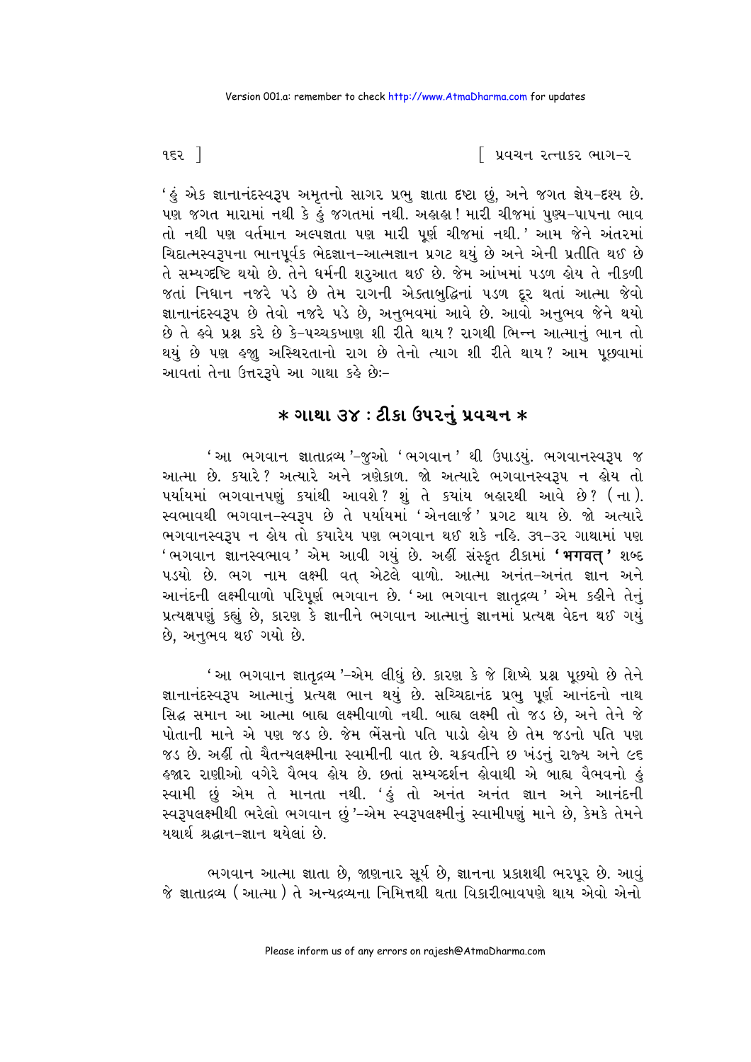'હું એક જ્ઞાનાનંદસ્વરૂપ અમૃતનો સાગર પ્રભુ જ્ઞાતા દ્રષ્ટા છું, અને જગત જ્ઞેય-દૃશ્ય છે. પણ જગત મારામાં નથી કે હું જગતમાં નથી. અહાહા! મારી ચીજમાં પુણ્ય-પાપના ભાવ તો નથી પણ વર્તમાન અલ્પજ્ઞતા પણ મારી પૂર્ણ ચીજમાં નથી.' આમ જેને અંતરમાં ચિદાત્મસ્વરૂપના ભાનપૂર્વક ભેદજ્ઞાન-આત્મજ્ઞાન પ્રગટ થયું છે અને એની પ્રતીતિ થઈ છે તે સમ્યગ્દૃષ્ટિ થયો છે. તેને ધર્મની શરૂઆત થઈ છે. જેમ આંખમાં પડળ હોય તે નીકળી જતાં નિધાન નજરે પડે છે તેમ રાગની એક્તાબુદ્ધિનાં પડળ દૂર થતાં આત્મા જેવો જ્ઞાનાનંદસ્વરૂપ છે તેવો નજરે પડે છે, અનુભવમાં આવે છે. આવો અનુભવ જેને થયો છે તે હવે પ્રશ્ન કરે છે કે-પચ્ચક્ખાણ શી રીતે થાય? રાગથી ભિન્ન આત્માનું ભાન તો થયું છે પણ હજુ અસ્થિરતાનો રાગ છે તેનો ત્યાગ શી રીતે થાય? આમ પૂછવામાં આવતાં તેના ઉત્તરરૂપે આ ગાથા કહે છેઃ-

## * ગાથા ૩૪ : ટીકા ઉપરનું પ્રવચન *

'આ ભગવાન જ્ઞાતાદ્રવ્ય'-જુઓ 'ભગવાન' થી ઉપાડયું. ભગવાનસ્વરૂપ જ આત્મા છે. ક્યારે? અત્યારે અને ત્રણેકાળ. જો અત્યારે ભગવાનસ્વરૂપ ન હોય તો પર્યાયમાં ભગવાનપણું ક્યાંથી આવશે? શું તે ક્યાંય બહારથી આવે છે? (ના). સ્વભાવથી ભગવાન-સ્વરૂપ છે તે પર્યાયમાં 'એનલાર્જ' પ્રગટ થાય છે. જો અત્યારે ભગવાનસ્વરૂપ ન હોય તો ક્યારેય પણ ભગવાન થઈ શકે નહિ. ૩૧-૩૨ ગાથામાં પણ 'ભગવાન જ્ઞાનસ્વભાવ' એમ આવી ગયું છે. અહીં સંસ્કૃત ટીકામાં **'भगवत्'** શબ્દ પડયો છે. ભગ નામ લક્ષ્મી વત્ એટલે વાળો. આત્મા અનંત-અનંત જ્ઞાન અને આનંદની લક્ષ્મીવાળો પરિપૂર્ણ ભગવાન છે. 'આ ભગવાન જ્ઞાતૃદ્રવ્ય' એમ કહીને તેનું પ્રત્યક્ષપણું કહ્યું છે, કારણ કે જ્ઞાનીને ભગવાન આત્માનું જ્ઞાનમાં પ્રત્યક્ષ વેદન થઈ ગયું છે, અનુભવ થઈ ગયો છે.

'આ ભગવાન જ્ઞાતૃદ્રવ્ય'-એમ લીધું છે. કારણ કે જે શિષ્યે પ્રશ્ન પૂછયો છે તેને જ્ઞાનાનંદસ્વરૂપ આત્માનું પ્રત્યક્ષ ભાન થયું છે. સચ્ચિદાનંદ પ્રભુ પૂર્ણ આનંદનો નાથ સિદ્ધ સમાન આ આત્મા બાહ્ય લક્ષ્મીવાળો નથી. બાહ્ય લક્ષ્મી તો જડ છે, અને તેને જે પોતાની માને એ પણ જડ છે. જેમ ભેંસનો પતિ પાડો હોય છે તેમ જડનો પતિ પણ જડ છે. અહીં તો ચૈતન્યલક્ષ્મીના સ્વામીની વાત છે. ચક્રવર્તીને છ ખંડનું રાજ્ય અને ૯૬ હજાર રાણીઓ વગેરે વૈભવ હોય છે. છતાં સમ્યગ્દર્શન હોવાથી એ બાહ્ય વૈભવનો હું સ્વામી છું એમ તે માનતા નથી. 'હું તો અનંત અનંત જ્ઞાન અને આનંદની સ્વરૂપલક્ષ્મીથી ભરેલો ભગવાન છું'-એમ સ્વરૂપલક્ષ્મીનું સ્વામીપણું માને છે, કેમકે તેમને યથાર્થ શ્રદ્ધાન-જ્ઞાન થયેલાં છે.

ભગવાન આત્મા જ્ઞાતા છે, જાણનાર સૂર્ય છે, જ્ઞાનના પ્રકાશથી ભરપૂર છે. આવું જે જ્ઞાતાદ્રવ્ય (આત્મા) તે અન્યદ્રવ્યના નિમિત્તથી થતા વિકારીભાવપણે થાય એવો એનો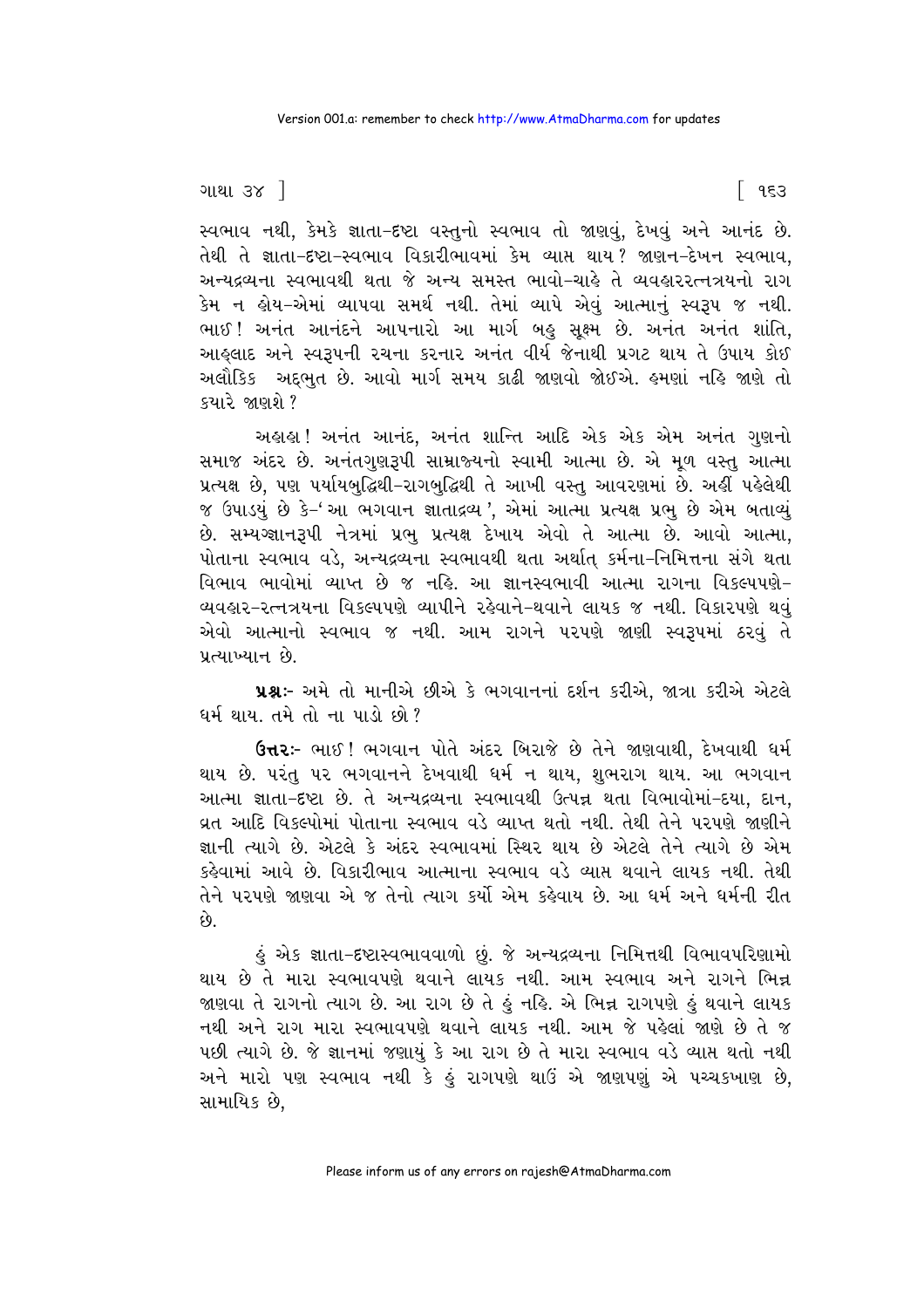સ્વભાવ નથી, કેમકે જ્ઞાતા-દૃષ્ટા વસ્તુનો સ્વભાવ તો જાણવું, દેખવું અને આનંદ છે. તેથી તે જ્ઞાતા-દૃષ્ટા-સ્વભાવ વિકારીભાવમાં કેમ વ્યાપ્ત થાય? જાણન-દેખન સ્વભાવ, અન્યદ્રવ્યના સ્વભાવથી થતા જે અન્ય સમસ્ત ભાવો-ચાહે તે વ્યવહારરત્નત્રયનો રાગ કેમ ન હોય-એમાં વ્યાપવા સમર્થ નથી. તેમાં વ્યાપે એવું આત્માનું સ્વરૂપ જ નથી. ભાઈ! અનંત આનંદને આપનારો આ માર્ગ બહુ સૂક્ષ્મ છે. અનંત અનંત શાંતિ, આહ્‌લાદ અને સ્વરૂપની રચના કરનાર અનંત વીર્ય જેનાથી પ્રગટ થાય તે ઉપાય કોઈ અલૌકિક અદ્‌ભુત છે. આવો માર્ગ સમય કાઢી જાણવો જોઈએ. હમણાં નહિ જાણે તો ક્યારે જાણશે?

અહાહા! અનંત આનંદ, અનંત શાન્તિ આદિ એક એક એમ અનંત ગુણનો સમાજ અંદર છે. અનંતગુણરૂપી સામ્રાજ્યનો સ્વામી આત્મા છે. એ મૂળ વસ્તુ આત્મા પ્રત્યક્ષ છે, પણ પર્યાયબુદ્ધિથી-રાગબુદ્ધિથી તે આખી વસ્તુ આવરણમાં છે. અહીં પહેલેથી જ ઉપાડ્યું છે કે-'આ ભગવાન જ્ઞાતાદ્રવ્ય', એમાં આત્મા પ્રત્યક્ષ પ્રભુ છે એમ બતાવ્યું છે. સમ્યગ્જ્ઞાનરૂપી નેત્રમાં પ્રભુ પ્રત્યક્ષ દેખાય એવો તે આત્મા છે. આવો આત્મા, પોતાના સ્વભાવ વડે, અન્યદ્રવ્યના સ્વભાવથી થતા અર્થાત્ કર્મના-નિમિત્તના સંગે થતા વિભાવ ભાવોમાં વ્યાપ્ત છે જ નહિ. આ જ્ઞાનસ્વભાવી આત્મા રાગના વિકલ્પપણે-વ્યવહાર-રત્નત્રયના વિકલ્પપણે વ્યાપીને રહેવાને-થવાને લાયક જ નથી. વિકારપણે થવું એવો આત્માનો સ્વભાવ જ નથી. આમ રાગને પરપણે જાણી સ્વરૂપમાં ઠરવું તે પ્રત્યાખ્યાન છે.

**પ્રશ્નઃ-** અમે તો માનીએ છીએ કે ભગવાનનાં દર્શન કરીએ, જાત્રા કરીએ એટલે ધર્મ થાય. તમે તો ના પાડો છો?

**ઉત્તરઃ-** ભાઈ! ભગવાન પોતે અંદર બિરાજે છે તેને જાણવાથી, દેખવાથી ધર્મ થાય છે. પરંતુ પર ભગવાનને દેખવાથી ધર્મ ન થાય, શુભરાગ થાય. આ ભગવાન આત્મા જ્ઞાતા-દૃષ્ટા છે. તે અન્યદ્રવ્યના સ્વભાવથી ઉત્પન્ન થતા વિભાવોમાં-દયા, દાન, વ્રત આદિ વિકલ્પોમાં પોતાના સ્વભાવ વડે વ્યાપ્ત થતો નથી. તેથી તેને પરપણે જાણીને જ્ઞાની ત્યાગે છે. એટલે કે અંદર સ્વભાવમાં સ્થિર થાય છે એટલે તેને ત્યાગે છે એમ કહેવામાં આવે છે. વિકારીભાવ આત્માના સ્વભાવ વડે વ્યાપ્ત થવાને લાયક નથી. તેથી તેને પરપણે જાણવા એ જ તેનો ત્યાગ કર્યો એમ કહેવાય છે. આ ધર્મ અને ધર્મની રીત છે.

હું એક જ્ઞાતા-દૃષ્ટાસ્વભાવવાળો છું. જે અન્યદ્રવ્યના નિમિત્તથી વિભાવપરિણામો થાય છે તે મારા સ્વભાવપણે થવાને લાયક નથી. આમ સ્વભાવ અને રાગને ભિન્ન જાણવા તે રાગનો ત્યાગ છે. આ રાગ છે તે હું નહિ. એ ભિન્ન રાગપણે હું થવાને લાયક નથી અને રાગ મારા સ્વભાવપણે થવાને લાયક નથી. આમ જે પહેલાં જાણે છે તે જ પછી ત્યાગે છે. જે જ્ઞાનમાં જણાયું કે આ રાગ છે તે મારા સ્વભાવ વડે વ્યાપ્ત થતો નથી અને મારો પણ સ્વભાવ નથી કે હું રાગપણે થાઉં એ જાણપણું એ પચ્ચકખાણ છે, સામાયિક છે,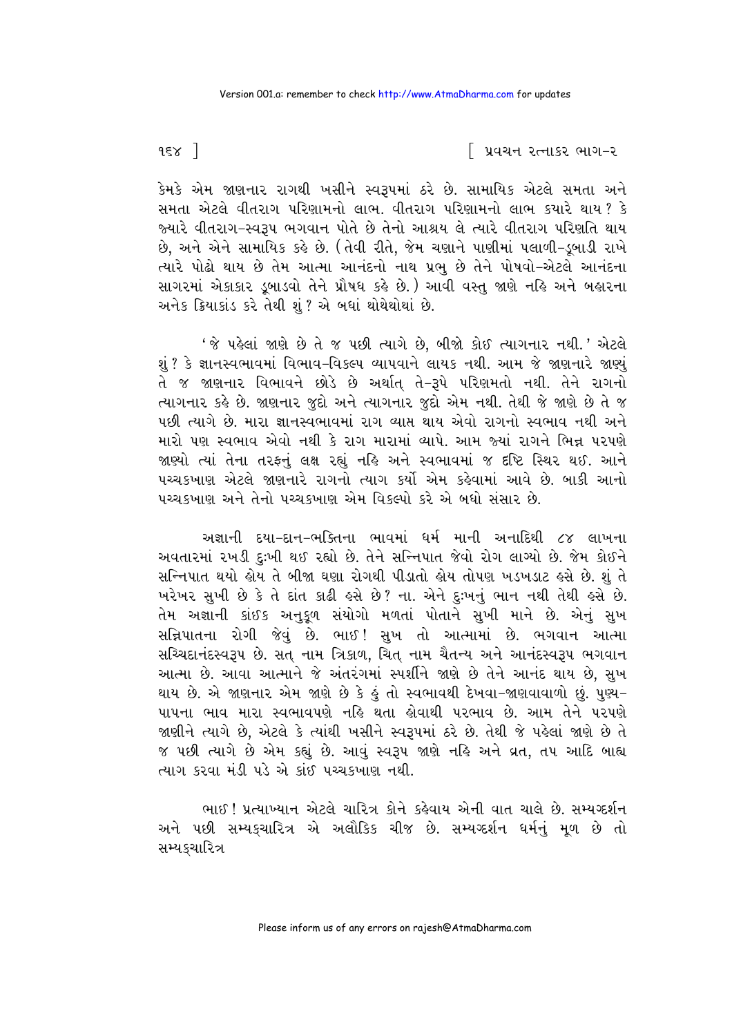કેમકે એમ જાણનાર રાગથી ખસીને સ્વરૂપમાં ઠરે છે. સામાયિક એટલે સમતા અને સમતા એટલે વીતરાગ પરિણામનો લાભ. વીતરાગ પરિણામનો લાભ ક્યારે થાય? કે જ્યારે વીતરાગ-સ્વરૂપ ભગવાન પોતે છે તેનો આશ્રય લે ત્યારે વીતરાગ પરિણતિ થાય છે, અને એને સામાયિક કહે છે. (તેવી રીતે, જેમ ચણાને પાણીમાં પલાળી-ડૂબાડી રાખે ત્યારે પોઢો થાય છે તેમ આત્મા આનંદનો નાથ પ્રભુ છે તેને પોષવો-એટલે આનંદના સાગરમાં એકાકાર ડૂબાડવો તેને પ્રૌષધ કહે છે.) આવી વસ્તુ જાણે નહિ અને બહારના અનેક ક્રિયાકાંડ કરે તેથી શું? એ બધાં થોથેથોથાં છે.

'જે પહેલાં જાણે છે તે જ પછી ત્યાગે છે, બીજો કોઈ ત્યાગનાર નથી.' એટલે શું? કે જ્ઞાનસ્વભાવમાં વિભાવ-વિકલ્પ વ્યાપવાને લાયક નથી. આમ જે જાણનારે જાણ્યું તે જ જાણનાર વિભાવને છોડે છે અર્થાત્ તે-રૂપે પરિણમતો નથી. તેને રાગનો ત્યાગનાર કહે છે. જાણનાર જુદો અને ત્યાગનાર જુદો એમ નથી. તેથી જે જાણે છે તે જ પછી ત્યાગે છે. મારા જ્ઞાનસ્વભાવમાં રાગ વ્યાપ્ત થાય એવો રાગનો સ્વભાવ નથી અને મારો પણ સ્વભાવ એવો નથી કે રાગ મારામાં વ્યાપે. આમ જ્યાં રાગને ભિન્ન પરપણે જાણ્યો ત્યાં તેના તરફનું લક્ષ રહ્યું નહિ અને સ્વભાવમાં જ દૃષ્ટિ સ્થિર થઈ. આને પચ્ચકખાણ એટલે જાણનારે રાગનો ત્યાગ કર્યો એમ કહેવામાં આવે છે. બાકી આનો પચ્ચકખાણ અને તેનો પચ્ચકખાણ એમ વિકલ્પો કરે એ બધો સંસાર છે.

અજ્ઞાની દયા-દાન-ભક્તિના ભાવમાં ધર્મ માની અનાદિથી ૮૪ લાખના અવતારમાં રખડી દુઃખી થઈ રહ્યો છે. તેને સન્નિપાત જેવો રોગ લાગ્યો છે. જેમ કોઈને સન્નિપાત થયો હોય તે બીજા ઘણા રોગથી પીડાતો હોય તોપણ ખડખડાટ હસે છે. શું તે ખરેખર સુખી છે કે તે દાંત કાઢી હસે છે? ના. એને દુઃખનું ભાન નથી તેથી હસે છે. તેમ અજ્ઞાની કાંઈક અનુકૂળ સંયોગો મળતાં પોતાને સુખી માને છે. એનું સુખ સન્નિપાતના રોગી જેવું છે. ભાઈ! સુખ તો આત્મામાં છે. ભગવાન આત્મા સચ્ચિદાનંદસ્વરૂપ છે. સત્ નામ ત્રિકાળ, ચિત્ નામ ચૈતન્ય અને આનંદસ્વરૂપ ભગવાન આત્મા છે. આવા આત્માને જે અંતરંગમાં સ્પર્શીને જાણે છે તેને આનંદ થાય છે, સુખ થાય છે. એ જાણનાર એમ જાણે છે કે હું તો સ્વભાવથી દેખવા-જાણવાવાળો છું. પુણ્ય-પાપના ભાવ મારા સ્વભાવપણે નહિ થતા હોવાથી પરભાવ છે. આમ તેને પરપણે જાણીને ત્યાગે છે, એટલે કે ત્યાંથી ખસીને સ્વરૂપમાં ઠરે છે. તેથી જે પહેલાં જાણે છે તે જ પછી ત્યાગે છે એમ કહ્યું છે. આવું સ્વરૂપ જાણે નહિ અને વ્રત, તપ આદિ બાહ્ય ત્યાગ કરવા મંડી પડે એ કાંઈ પચ્ચકખાણ નથી.

ભાઈ! પ્રત્યાખ્યાન એટલે ચારિત્ર કોને કહેવાય એની વાત ચાલે છે. સમ્યગ્દર્શન અને પછી સમ્યક્ચારિત્ર એ અલૌકિક ચીજ છે. સમ્યગ્દર્શન ધર્મનું મૂળ છે તો સમ્યક્ચારિત્ર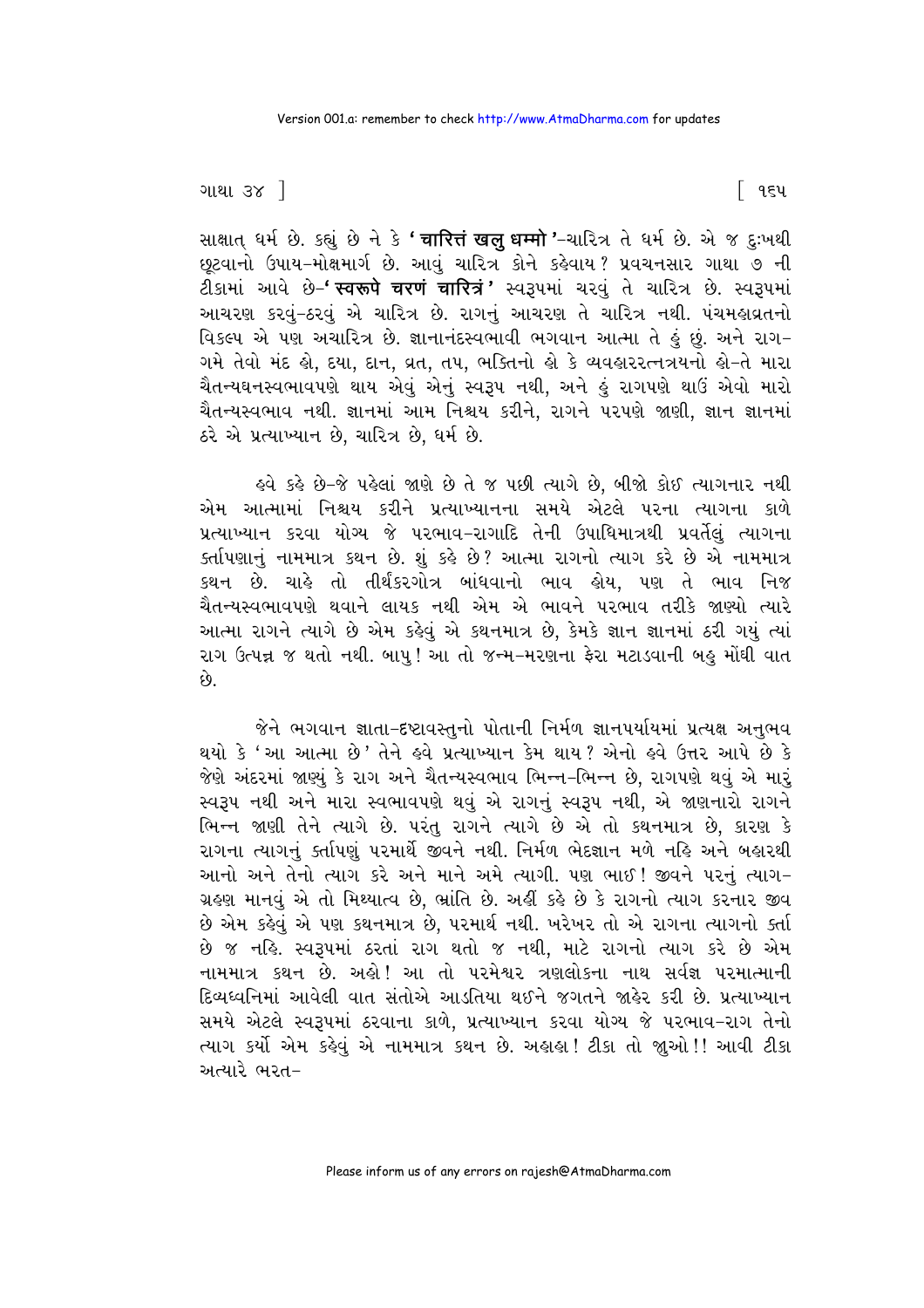સાક્ષાત્ ધર્મ છે. કહ્યું છે ને કે **'चारित्तं खलु धम्मो'**–ચારિત્ર તે ધર્મ છે. એ જ દુઃખથી છૂટવાનો ઉપાય–મોક્ષમાર્ગ છે. આવું ચારિત્ર કોને કહેવાય? પ્રવચનસાર ગાથા ૭ ની ટીકામાં આવે છે–**'स्वरूपे चरणं चारित्रं'** સ્વરૂપમાં ચરવું તે ચારિત્ર છે. સ્વરૂપમાં આચરણ કરવું–ઠરવું એ ચારિત્ર છે. રાગનું આચરણ તે ચારિત્ર નથી. પંચમહાવ્રતનો વિકલ્પ એ પણ અચારિત્ર છે. જ્ઞાનાનંદસ્વભાવી ભગવાન આત્મા તે હું છું. અને રાગ–ગમે તેવો મંદ હો, દયા, દાન, વ્રત, તપ, ભક્તિનો હો કે વ્યવહારરત્નત્રયનો હો–તે મારા ચૈતન્યઘનસ્વભાવપણે થાય એવું એનું સ્વરૂપ નથી, અને હું રાગપણે થાઉં એવો મારો ચૈતન્યસ્વભાવ નથી. જ્ઞાનમાં આમ નિશ્ચય કરીને, રાગને પરપણે જાણી, જ્ઞાન જ્ઞાનમાં ઠરે એ પ્રત્યાખ્યાન છે, ચારિત્ર છે, ધર્મ છે.

હવે કહે છે–જે પહેલાં જાણે છે તે જ પછી ત્યાગે છે, બીજો કોઈ ત્યાગનાર નથી એમ આત્મામાં નિશ્ચય કરીને પ્રત્યાખ્યાનના સમયે એટલે પરના ત્યાગના કાળે પ્રત્યાખ્યાન કરવા યોગ્ય જે પરભાવ–રાગાદિ તેની ઉપાધિમાત્રથી પ્રવર્તેલું ત્યાગના કર્તાપણાનું નામમાત્ર કથન છે. શું કહે છે? આત્મા રાગનો ત્યાગ કરે છે એ નામમાત્ર કથન છે. ચાહે તો તીર્થંકરગોત્ર બાંધવાનો ભાવ હોય, પણ તે ભાવ નિજ ચૈતન્યસ્વભાવપણે થવાને લાયક નથી એમ એ ભાવને પરભાવ તરીકે જાણ્યો ત્યારે આત્મા રાગને ત્યાગે છે એમ કહેવું એ કથનમાત્ર છે, કેમકે જ્ઞાન જ્ઞાનમાં ઠરી ગયું ત્યાં રાગ ઉત્પન્ન જ થતો નથી. બાપુ! આ તો જન્મ–મરણના ફેરા મટાડવાની બહુ મોંઘી વાત છે.

જેને ભગવાન જ્ઞાતા–દ્રષ્ટાવસ્તુનો પોતાની નિર્મળ જ્ઞાનપર્યાયમાં પ્રત્યક્ષ અનુભવ થયો કે 'આ આત્મા છે' તેને હવે પ્રત્યાખ્યાન કેમ થાય? એનો હવે ઉત્તર આપે છે કે જેણે અંદરમાં જાણ્યું કે રાગ અને ચૈતન્યસ્વભાવ ભિન્ન–ભિન્ન છે, રાગપણે થવું એ મારું સ્વરૂપ નથી અને મારા સ્વભાવપણે થવું એ રાગનું સ્વરૂપ નથી, એ જાણનારો રાગને ભિન્ન જાણી તેને ત્યાગે છે. પરંતુ રાગને ત્યાગે છે એ તો કથનમાત્ર છે, કારણ કે રાગના ત્યાગનું કર્તાપણું પરમાર્થે જીવને નથી. નિર્મળ ભેદજ્ઞાન મળે નહિ અને બહારથી આનો અને તેનો ત્યાગ કરે અને માને અમે ત્યાગી. પણ ભાઈ! જીવને પરનું ત્યાગ–ગ્રહણ માનવું એ તો મિથ્યાત્વ છે, ભ્રાંતિ છે. અહીં કહે છે કે રાગનો ત્યાગ કરનાર જીવ છે એમ કહેવું એ પણ કથનમાત્ર છે, પરમાર્થ નથી. ખરેખર તો એ રાગના ત્યાગનો કર્તા છે જ નહિ. સ્વરૂપમાં ઠરતાં રાગ થતો જ નથી, માટે રાગનો ત્યાગ કરે છે એમ નામમાત્ર કથન છે. અહો! આ તો પરમેશ્વર ત્રણલોકના નાથ સર્વજ્ઞ પરમાત્માની દિવ્યધ્વનિમાં આવેલી વાત સંતોએ આડતિયા થઈને જગતને જાહેર કરી છે. પ્રત્યાખ્યાન સમયે એટલે સ્વરૂપમાં ઠરવાના કાળે, પ્રત્યાખ્યાન કરવા યોગ્ય જે પરભાવ–રાગ તેનો ત્યાગ કર્યો એમ કહેવું એ નામમાત્ર કથન છે. અહાહા! ટીકા તો જુઓ!! આવી ટીકા અત્યારે ભરત–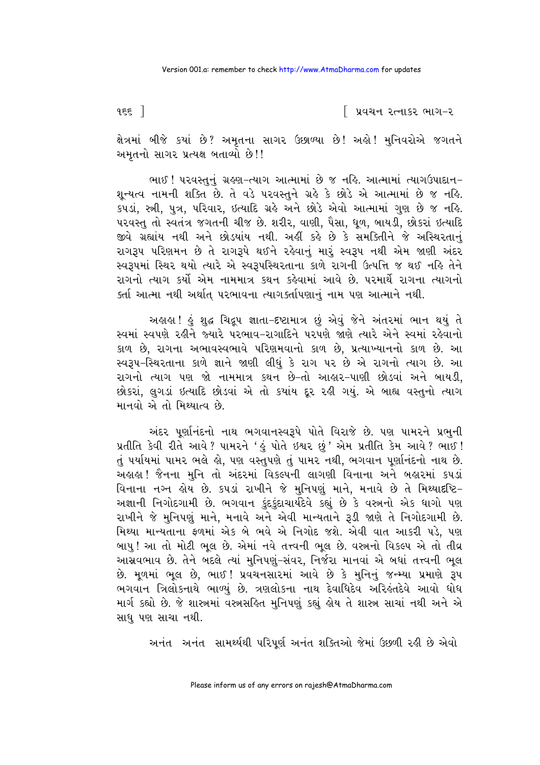ક્ષેત્રમાં બીજે ક્યાં છે? અમૃતના સાગર ઉછળ્યા છે! અહો! મુનિવરોએ જગતને અમૃતનો સાગર પ્રત્યક્ષ બતાવ્યો છે!!

ભાઈ! પરવસ્તુનું ગ્રહણ-ત્યાગ આત્મામાં છે જ નહિ. આત્મામાં ત્યાગઉપાદાન-શૂન્યત્વ નામની શક્તિ છે. તે વડે પરવસ્તુને ગ્રહે કે છોડે એ આત્મામાં છે જ નહિ. કપડાં, સ્ત્રી, પુત્ર, પરિવાર, ઇત્યાદિ ગ્રહે અને છોડે એવો આત્મામાં ગુણ છે જ નહિ. પરવસ્તુ તો સ્વતંત્ર જગતની ચીજ છે. શરીર, વાણી, પૈસા, ધૂળ, બાયડી, છોકરાં ઇત્યાદિ જીવે ગ્રહ્યાંય નથી અને છોડયાંય નથી. અહીં કહે છે કે સમકિતીને જે અસ્થિરતાનું રાગરૂપ પરિણમન છે તે રાગરૂપે થઈને રહેવાનું મારું સ્વરૂપ નથી એમ જાણી અંદર સ્વરૂપમાં સ્થિર થયો ત્યારે એ સ્વરૂપસ્થિરતાના કાળે રાગની ઉત્પત્તિ જ થઈ નહિ તેને રાગનો ત્યાગ કર્યો એમ નામમાત્ર કથન કહેવામાં આવે છે. પરમાર્થે રાગના ત્યાગનો કર્તા આત્મા નથી અર્થાત્ પરભાવના ત્યાગકર્તાપણાનું નામ પણ આત્માને નથી.

અહાહા! હું શુદ્ધ ચિદ્રૂપ જ્ઞાતા-દૃષ્ટામાત્ર છું એવું જેને અંતરમાં ભાન થયું તે સ્વમાં સ્વપણે રહીને જ્યારે પરભાવ-રાગાદિને પરપણે જાણે ત્યારે એને સ્વમાં રહેવાનો કાળ છે, રાગના અભાવસ્વભાવે પરિણમવાનો કાળ છે, પ્રત્યાખ્યાનનો કાળ છે. આ સ્વરૂપ-સ્થિરતાના કાળે જ્ઞાને જાણી લીધું કે રાગ પર છે એ રાગનો ત્યાગ છે. આ રાગનો ત્યાગ પણ જો નામમાત્ર કથન છે-તો આહાર-પાણી છોડવાં અને બાયડી, છોકરાં, લુગડાં ઇત્યાદિ છોડવાં એ તો ક્યાંય દૂર રહી ગયું. એ બાહ્ય વસ્તુનો ત્યાગ માનવો એ તો મિથ્યાત્વ છે.

અંદર પૂર્ણાનંદનો નાથ ભગવાનસ્વરૂપે પોતે વિરાજે છે. પણ પામરને પ્રભુની પ્રતીતિ કેવી રીતે આવે? પામરને 'હું પોતે ઇશ્વર છું' એમ પ્રતીતિ કેમ આવે? ભાઈ! તું પર્યાયમાં પામર ભલે હો, પણ વસ્તુપણે તું પામર નથી, ભગવાન પૂર્ણાનંદનો નાથ છે. અહાહા! જૈનના મુનિ તો અંદરમાં વિકલ્પની લાગણી વિનાના અને બહારમાં કપડાં વિનાના નગ્ન હોય છે. કપડાં રાખીને જે મુનિપણું માને, મનાવે છે તે મિથ્યાદૃષ્ટિ-અજ્ઞાની નિગોદગામી છે. ભગવાન કુંદકુંદાચાર્યદેવે કહ્યું છે કે વસ્ત્રનો એક ધાગો પણ રાખીને જે મુનિપણું માને, મનાવે અને એવી માન્યતાને રૂડી જાણે તે નિગોદગામી છે. મિથ્યા માન્યતાના ફળમાં એક બે ભવે એ નિગોદ જશે. એવી વાત આકરી પડે, પણ બાપુ! આ તો મોટી ભૂલ છે. એમાં નવે તત્ત્વની ભૂલ છે. વસ્ત્રનો વિકલ્પ એ તો તીવ્ર આસ્રવભાવ છે. તેને બદલે ત્યાં મુનિપણું-સંવર, નિર્જરા માનવાં એ બધાં તત્ત્વની ભૂલ છે. મૂળમાં ભૂલ છે, ભાઈ! પ્રવચનસારમાં આવે છે કે મુનિનું જન્મ્યા પ્રમાણે રૂપ ભગવાન ત્રિલોકનાથે ભાળ્યું છે. ત્રણલોકના નાથ દેવાધિદેવ અરિહંતદેવે આવો ધોધ માર્ગ કહ્યો છે. જે શાસ્ત્રમાં વસ્ત્રસહિત મુનિપણું કહ્યું હોય તે શાસ્ત્ર સાચાં નથી અને એ સાધુ પણ સાચા નથી.

અનંત અનંત સામર્થ્યથી પરિપૂર્ણ અનંત શક્તિઓ જેમાં ઉછળી રહી છે એવો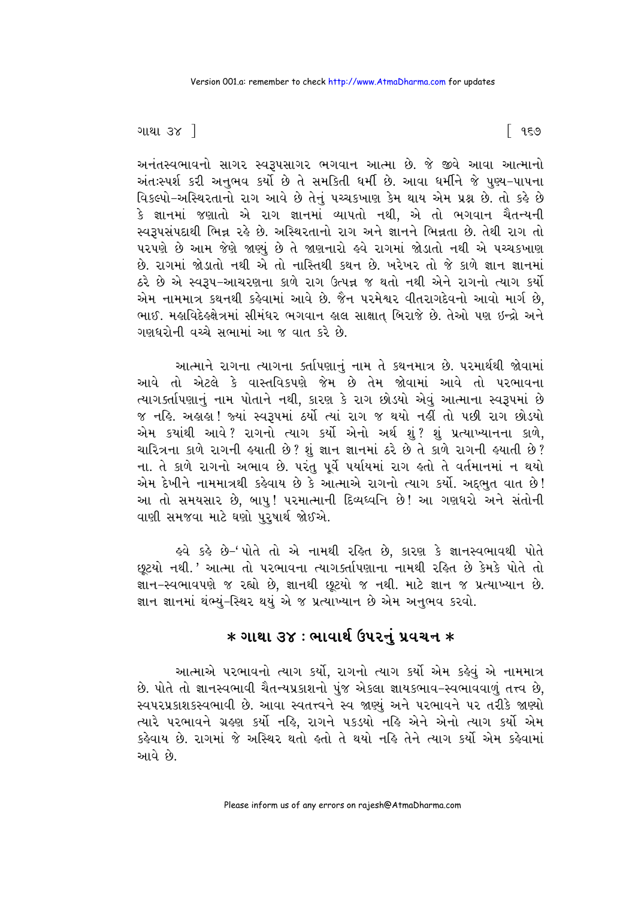અનંતસ્વભાવનો સાગર સ્વરૂપસાગર ભગવાન આત્મા છે. જે જીવે આવા આત્માનો અંતઃસ્પર્શ કરી અનુભવ કર્યો છે તે સમકિતી ધર્મી છે. આવા ધર્મીને જે પુણ્ય-પાપના વિકલ્પો-અસ્થિરતાનો રાગ આવે છે તેનું પચ્ચકખાણ કેમ થાય એમ પ્રશ્ન છે. તો કહે છે કે જ્ઞાનમાં જણાતો એ રાગ જ્ઞાનમાં વ્યાપતો નથી, એ તો ભગવાન ચૈતન્યની સ્વરૂપસંપદાથી ભિન્ન રહે છે. અસ્થિરતાનો રાગ અને જ્ઞાનને ભિન્નતા છે. તેથી રાગ તો પરપણે છે આમ જેણે જાણ્યું છે તે જાણનારો હવે રાગમાં જોડાતો નથી એ પચ્ચકખાણ છે. રાગમાં જોડાતો નથી એ તો નાસ્તિથી કથન છે. ખરેખર તો જે કાળે જ્ઞાન જ્ઞાનમાં ઠરે છે એ સ્વરૂપ-આચરણના કાળે રાગ ઉત્પન્ન જ થતો નથી એને રાગનો ત્યાગ કર્યો એમ નામમાત્ર કથનથી કહેવામાં આવે છે. જૈન પરમેશ્વર વીતરાગદેવનો આવો માર્ગ છે, ભાઈ. મહાવિદેહક્ષેત્રમાં સીમંધર ભગવાન હાલ સાક્ષાત્ બિરાજે છે. તેઓ પણ ઇન્દ્રો અને ગણધરોની વચ્ચે સભામાં આ જ વાત કરે છે.

આત્માને રાગના ત્યાગના કર્તાપણાનું નામ તે કથનમાત્ર છે. પરમાર્થથી જોવામાં આવે તો એટલે કે વાસ્તવિકપણે જેમ છે તેમ જોવામાં આવે તો પરભાવના ત્યાગકર્તાપણાનું નામ પોતાને નથી, કારણ કે રાગ છોડયો એવું આત્માના સ્વરૂપમાં છે જ નહિ. અહાહા! જ્યાં સ્વરૂપમાં ઠર્યો ત્યાં રાગ જ થયો નહીં તો પછી રાગ છોડયો એમ કયાંથી આવે? રાગનો ત્યાગ કર્યો એનો અર્થ શું? શું પ્રત્યાખ્યાનના કાળે, ચારિત્રના કાળે રાગની હયાતી છે? શું જ્ઞાન જ્ઞાનમાં ઠરે છે તે કાળે રાગની હયાતી છે? ના. તે કાળે રાગનો અભાવ છે. પરંતુ પૂર્વે પર્યાયમાં રાગ હતો તે વર્તમાનમાં ન થયો એમ દેખીને નામમાત્રથી કહેવાય છે કે આત્માએ રાગનો ત્યાગ કર્યો. અદ્દભુત વાત છે! આ તો સમયસાર છે, બાપુ! પરમાત્માની દિવ્યધ્વનિ છે! આ ગણધરો અને સંતોની વાણી સમજવા માટે ઘણો પુરુષાર્થ જોઈએ.

હવે કહે છે-'પોતે તો એ નામથી રહિત છે, કારણ કે જ્ઞાનસ્વભાવથી પોતે છૂટયો નથી.' આત્મા તો પરભાવના ત્યાગકર્તાપણાના નામથી રહિત છે કેમકે પોતે તો જ્ઞાન-સ્વભાવપણે જ રહ્યો છે, જ્ઞાનથી છૂટયો જ નથી. માટે જ્ઞાન જ પ્રત્યાખ્યાન છે. જ્ઞાન જ્ઞાનમાં થંભ્યું-સ્થિર થયું એ જ પ્રત્યાખ્યાન છે એમ અનુભવ કરવો.

## * ગાથા ૩૪ : ભાવાર્થ ઉપરનું પ્રવચન *

આત્માએ પરભાવનો ત્યાગ કર્યો, રાગનો ત્યાગ કર્યો એમ કહેવું એ નામમાત્ર છે. પોતે તો જ્ઞાનસ્વભાવી ચૈતન્યપ્રકાશનો પુંજ એકલા જ્ઞાયકભાવ-સ્વભાવવાળું તત્ત્વ છે, સ્વપરપ્રકાશકસ્વભાવી છે. આવા સ્વતત્ત્વને સ્વ જાણ્યું અને પરભાવને પર તરીકે જાણ્યો ત્યારે પરભાવને ગ્રહણ કર્યો નહિ, રાગને પકડયો નહિ એને એનો ત્યાગ કર્યો એમ કહેવાય છે. રાગમાં જે અસ્થિર થતો હતો તે થયો નહિ તેને ત્યાગ કર્યો એમ કહેવામાં આવે છે.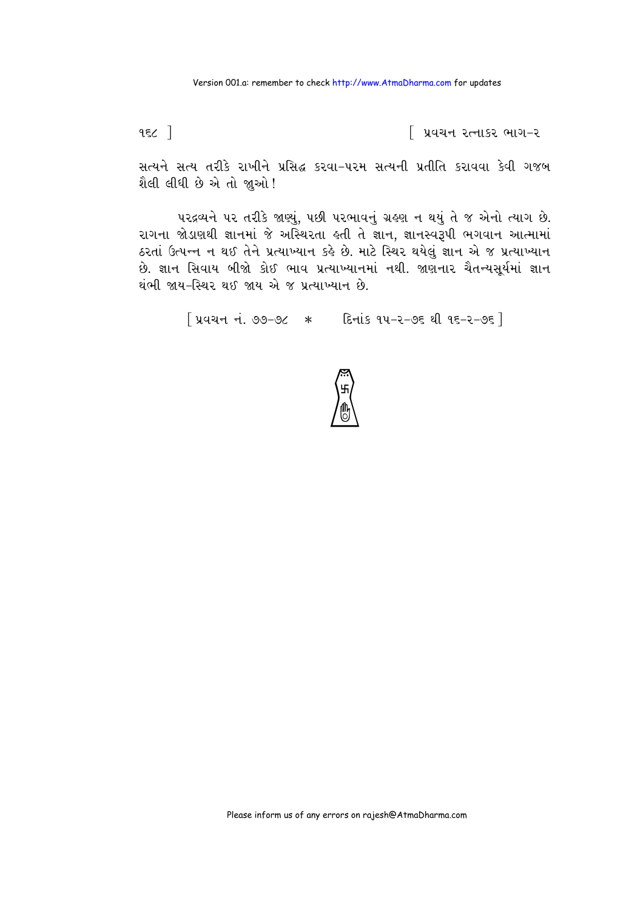સત્યને સત્ય તરીકે રાખીને પ્રસિદ્ધ કરવા-પરમ સત્યની પ્રતીતિ કરાવવા કેવી ગજબ શૈલી લીધી છે એ તો જુઓ!

પરદ્રવ્યને પર તરીકે જાણ્યું, પછી પરભાવનું ગ્રહણ ન થયું તે જ એનો ત્યાગ છે. રાગના જોડાણથી જ્ઞાનમાં જે અસ્થિરતા હતી તે જ્ઞાન, જ્ઞાનસ્વરૂપી ભગવાન આત્મામાં ઠરતાં ઉત્પન્ન ન થઈ તેને પ્રત્યાખ્યાન કહે છે. માટે સ્થિર થયેલું જ્ઞાન એ જ પ્રત્યાખ્યાન છે. જ્ઞાન સિવાય બીજો કોઈ ભાવ પ્રત્યાખ્યાનમાં નથી. જાણનાર ચૈતન્યસૂર્યમાં જ્ઞાન થંભી જાય-સ્થિર થઈ જાય એ જ પ્રત્યાખ્યાન છે.

[ પ્રવચન નં. ૭૭-૭૮ * દિનાંક ૧૫-૨-૭૬ થી ૧૬-૨-૭૬ ]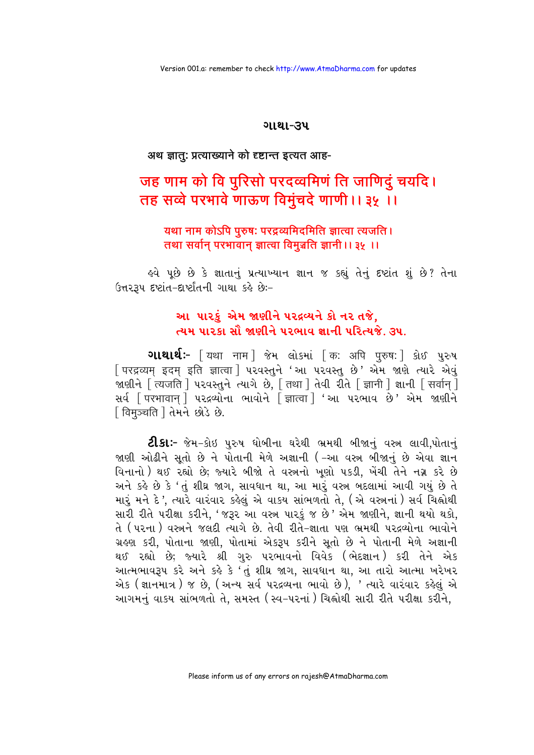## ગાથા-૩૫

अथ ज्ञातुः प्रत्याख्याने को दृष्टान्त इत्यत आह-

### जह णाम को वि पुरिसो परदव्वमिणं ति जाणिदुं चयदि।
### तह सव्वे परभावे णाऊण विमुंचदे णाणी।। ३५ ।।

यथा नाम कोऽपि पुरुषः परद्रव्यमिदमिति ज्ञात्वा त्यजति।
तथा सर्वान् परभावान् ज्ञात्वा विमुञ्चति ज्ञानी।। ३५ ।।

હવે પૂછે છે કે જ્ઞાતાનું પ્રત્યાખ્યાન જ્ઞાન જ કહ્યું તેનું દૃષ્ટાંત શું છે? તેના ઉત્તરરૂપ દૃષ્ટાંત-દાર્ષ્ટાંતની ગાથા કહે છેઃ-

**આ પારકું એમ જાણીને પરદ્રવ્યને કો નર તજે,**
**ત્યમ પારકા સૌ જાણીને પરભાવ જ્ઞાની પરિત્યજે. ૩૫.**

**ગાથાર્થઃ-** [ यथा नाम ] જેમ લોકમાં [ कः अपि पुरुषः ] કોઈ પુરુષ [ परद्रव्यम् इदम् इति ज्ञात्वा ] પરવસ્તુને 'આ પરવસ્તુ છે' એમ જાણે ત્યારે એવું જાણીને [ त्यजति ] પરવસ્તુને ત્યાગે છે, [ तथा ] તેવી રીતે [ ज्ञानी ] જ્ઞાની [ सर्वान् ] સર્વ [ परभावान् ] પરદ્રવ્યોના ભાવોને [ ज्ञात्वा ] 'આ પરભાવ છે' એમ જાણીને [ विमुञ्चति ] તેમને છોડે છે.

**ટીકાઃ-** જેમ-કોઇ પુરુષ ધોબીના ઘરેથી ભ્રમથી બીજાનું વસ્ત્ર લાવી,પોતાનું જાણી ઓઢીને સૂતો છે ને પોતાની મેળે અજ્ઞાની (-આ વસ્ત્ર બીજાનું છે એવા જ્ઞાન વિનાનો) થઈ રહ્યો છે; જ્યારે બીજો તે વસ્ત્રનો ખૂણો પકડી, ખેંચી તેને નગ્ન કરે છે અને કહે છે કે 'તું શીઘ્ર જાગ, સાવધાન થા, આ મારું વસ્ત્ર બદલામાં આવી ગયું છે તે મારું મને દે', ત્યારે વારંવાર કહેલું એ વાકય સાંભળતો તે, (એ વસ્ત્રનાં) સર્વ ચિહ્નોથી સારી રીતે પરીક્ષા કરીને, 'જરૂર આ વસ્ત્ર પારકું જ છે' એમ જાણીને, જ્ઞાની થયો થકો, તે (પરના) વસ્ત્રને જલદી ત્યાગે છે. તેવી રીતે-જ્ઞાતા પણ ભ્રમથી પરદ્રવ્યોના ભાવોને ગ્રહણ કરી, પોતાના જાણી, પોતામાં એકરૂપ કરીને સૂતો છે ને પોતાની મેળે અજ્ઞાની થઈ રહ્યો છે; જ્યારે શ્રી ગુરુ પરભાવનો વિવેક (ભેદજ્ઞાન) કરી તેને એક આત્મભાવરૂપ કરે અને કહે કે 'તું શીઘ્ર જાગ, સાવધાન થા, આ તારો આત્મા ખરેખર એક (જ્ઞાનમાત્ર) જ છે, (અન્ય સર્વ પરદ્રવ્યના ભાવો છે), ' ત્યારે વારંવાર કહેલું એ આગમનું વાકય સાંભળતો તે, સમસ્ત (સ્વ-પરનાં) ચિહ્નોથી સારી રીતે પરીક્ષા કરીને,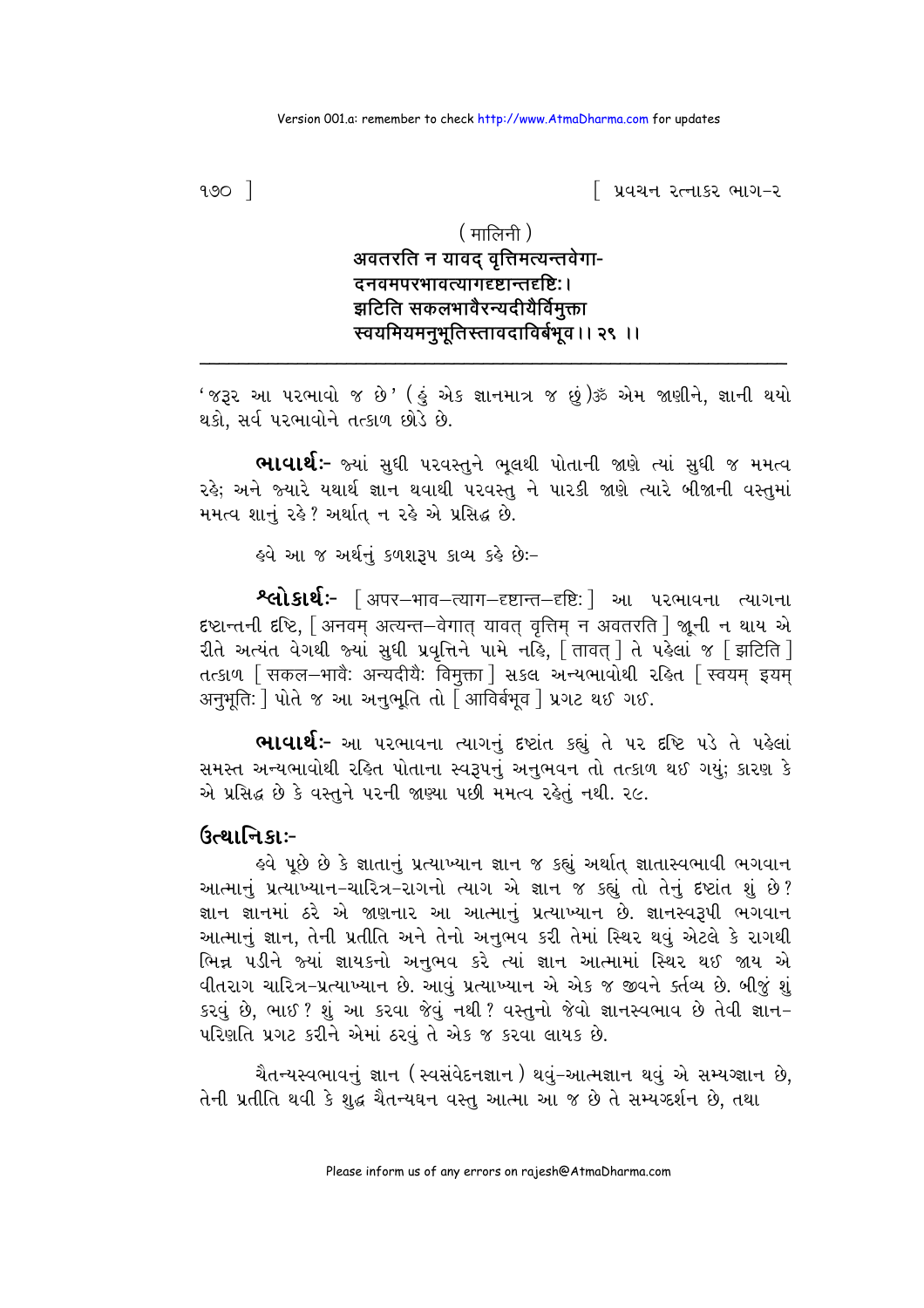( मालिनी )

**अवतरति न यावद् वृत्तिमत्यन्तवेगा-**
**दनवमपरभावत्यागदृष्टान्तदृष्टिः।**
**झटिति सकलभावैरन्यदीयैर्विमुक्ता**
**स्वयमियमनुभूतिस्तावदाविर्बभूव।। २९ ।।**

---

'જરૂર આ પરભાવો જ છે' (હું એક જ્ઞાનમાત્ર જ છું)ૐ એમ જાણીને, જ્ઞાની થયો થકો, સર્વ પરભાવોને તત્કાળ છોડે છે.

**ભાવાર્થઃ-** જ્યાં સુધી પરવસ્તુને ભૂલથી પોતાની જાણે ત્યાં સુધી જ મમત્વ રહે; અને જ્યારે યથાર્થ જ્ઞાન થવાથી પરવસ્તુ ને પારકી જાણે ત્યારે બીજાની વસ્તુમાં મમત્વ શાનું રહે? અર્થાત્ ન રહે એ પ્રસિદ્ધ છે.

હવે આ જ અર્થનું કળશરૂપ કાવ્ય કહે છેઃ-

**શ્લોકાર્થઃ-** [ अपर–भाव–त्याग–दृष्टान्त–दृष्टिः ] આ પરભાવના ત્યાગના દૃષ્ટાન્તની દૃષ્ટિ, [ अनवम् अत्यन्त–वेगात् यावत् वृत्तिम् न अवतरति ] જૂની ન થાય એ રીતે અત્યંત વેગથી જ્યાં સુધી પ્રવૃત્તિને પામે નહિ, [ तावत् ] તે પહેલાં જ [ झटिति ] તત્કાળ [ सकल–भावैः अन्यदीयैः विमुक्ता ] સકલ અન્યભાવોથી રહિત [ स्वयम् इयम् अनुभूतिः ] પોતે જ આ અનુભૂતિ તો [ आविर्बभूव ] પ્રગટ થઈ ગઈ.

**ભાવાર્થઃ-** આ પરભાવના ત્યાગનું દૃષ્ટાંત કહ્યું તે પર દૃષ્ટિ પડે તે પહેલાં સમસ્ત અન્યભાવોથી રહિત પોતાના સ્વરૂપનું અનુભવન તો તત્કાળ થઈ ગયું; કારણ કે એ પ્રસિદ્ધ છે કે વસ્તુને પરની જાણ્યા પછી મમત્વ રહેતું નથી. ૨૯.

## ઉત્થાનિકાઃ-

હવે પૂછે છે કે જ્ઞાતાનું પ્રત્યાખ્યાન જ્ઞાન જ કહ્યું અર્થાત્ જ્ઞાતાસ્વભાવી ભગવાન આત્માનું પ્રત્યાખ્યાન-ચારિત્ર-રાગનો ત્યાગ એ જ્ઞાન જ કહ્યું તો તેનું દૃષ્ટાંત શું છે? જ્ઞાન જ્ઞાનમાં ઠરે એ જાણનાર આ આત્માનું પ્રત્યાખ્યાન છે. જ્ઞાનસ્વરૂપી ભગવાન આત્માનું જ્ઞાન, તેની પ્રતીતિ અને તેનો અનુભવ કરી તેમાં સ્થિર થવું એટલે કે રાગથી ભિન્ન પડીને જ્યાં જ્ઞાયકનો અનુભવ કરે ત્યાં જ્ઞાન આત્મામાં સ્થિર થઈ જાય એ વીતરાગ ચારિત્ર-પ્રત્યાખ્યાન છે. આવું પ્રત્યાખ્યાન એ એક જ જીવને કર્તવ્ય છે. બીજું શું કરવું છે, ભાઈ? શું આ કરવા જેવું નથી? વસ્તુનો જેવો જ્ઞાનસ્વભાવ છે તેવી જ્ઞાન-પરિણતિ પ્રગટ કરીને એમાં ઠરવું તે એક જ કરવા લાયક છે.

ચૈતન્યસ્વભાવનું જ્ઞાન (સ્વસંવેદનજ્ઞાન) થવું-આત્મજ્ઞાન થવું એ સમ્યગ્જ્ઞાન છે, તેની પ્રતીતિ થવી કે શુદ્ધ ચૈતન્યઘન વસ્તુ આત્મા આ જ છે તે સમ્યગ્દર્શન છે, તથા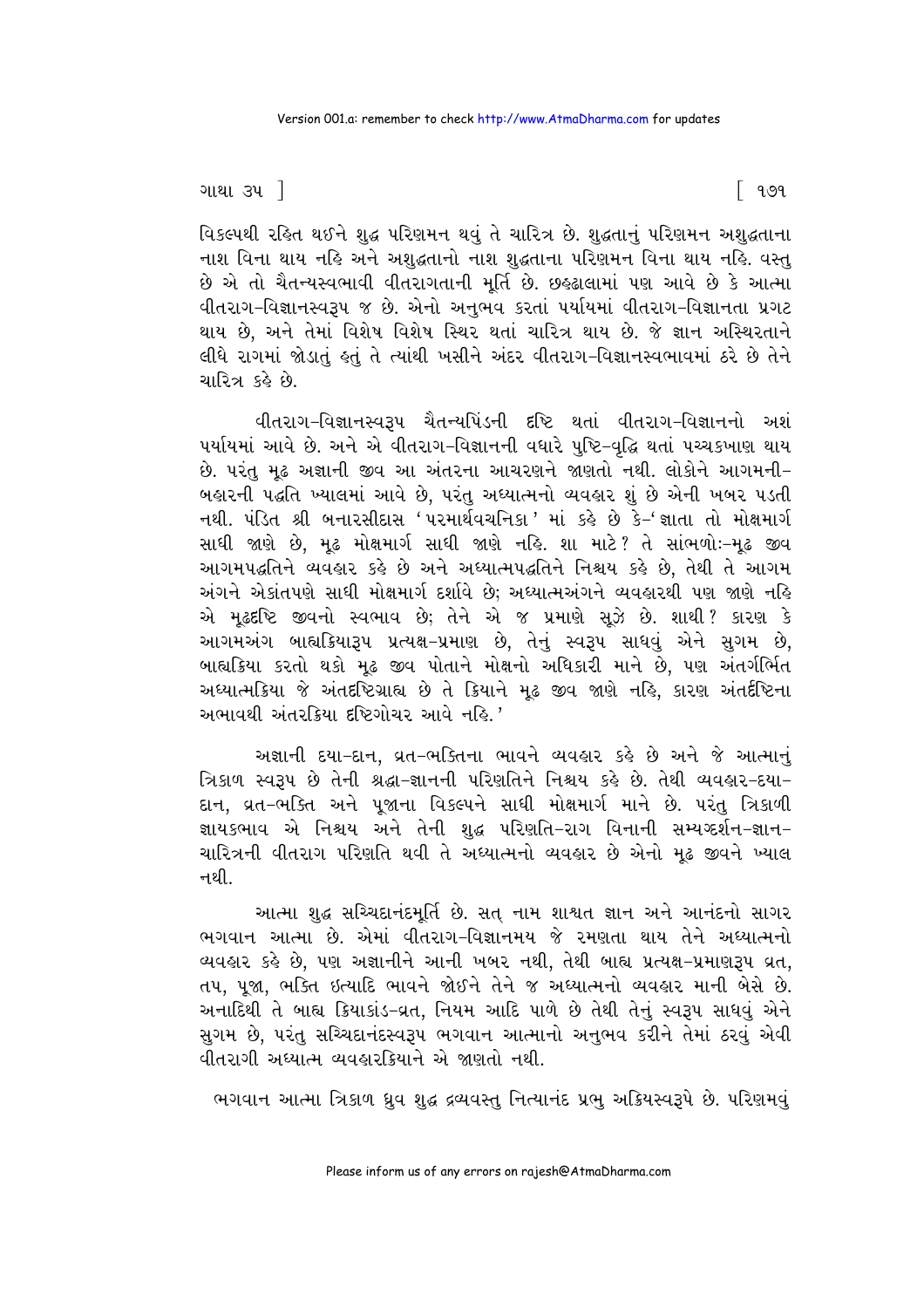વિકલ્પથી રહિત થઈને શુદ્ધ પરિણમન થવું તે ચારિત્ર છે. શુદ્ધતાનું પરિણમન અશુદ્ધતાના નાશ વિના થાય નહિ અને અશુદ્ધતાનો નાશ શુદ્ધતાના પરિણમન વિના થાય નહિ. વસ્તુ છે એ તો ચૈતન્યસ્વભાવી વીતરાગતાની મૂર્તિ છે. છહ્ઢાલામાં પણ આવે છે કે આત્મા વીતરાગ-વિજ્ઞાનસ્વરૂપ જ છે. એનો અનુભવ કરતાં પર્યાયમાં વીતરાગ-વિજ્ઞાનતા પ્રગટ થાય છે, અને તેમાં વિશેષ વિશેષ સ્થિર થતાં ચારિત્ર થાય છે. જે જ્ઞાન અસ્થિરતાને લીધે રાગમાં જોડાતું હતું તે ત્યાંથી ખસીને અંદર વીતરાગ-વિજ્ઞાનસ્વભાવમાં ઠરે છે તેને ચારિત્ર કહે છે.

વીતરાગ-વિજ્ઞાનસ્વરૂપ ચૈતન્યપિંડની દૃષ્ટિ થતાં વીતરાગ-વિજ્ઞાનનો અંશ પર્યાયમાં આવે છે. અને એ વીતરાગ-વિજ્ઞાનની વધારે પુષ્ટિ-વૃદ્ધિ થતાં પચ્ચકખાણ થાય છે. પરંતુ મૂઢ અજ્ઞાની જીવ આ અંતરના આચરણને જાણતો નથી. લોકોને આગમની-બહારની પદ્ધતિ ખ્યાલમાં આવે છે, પરંતુ અધ્યાત્મનો વ્યવહાર શું છે એની ખબર પડતી નથી. પંડિત શ્રી બનારસીદાસ 'પરમાર્થવચનિકા' માં કહે છે કે-'જ્ઞાતા તો મોક્ષમાર્ગ સાધી જાણે છે, મૂઢ મોક્ષમાર્ગ સાધી જાણે નહિ. શા માટે? તે સાંભળો:-મૂઢ જીવ આગમપદ્ધતિને વ્યવહાર કહે છે અને અધ્યાત્મપદ્ધતિને નિશ્ચય કહે છે, તેથી તે આગમ અંગને એકાંતપણે સાધી મોક્ષમાર્ગ દર્શાવે છે; અધ્યાત્મઅંગને વ્યવહારથી પણ જાણે નહિ એ મૂઢદૃષ્ટિ જીવનો સ્વભાવ છે; તેને એ જ પ્રમાણે સૂઝે છે. શાથી? કારણ કે આગમઅંગ બાહ્યક્રિયારૂપ પ્રત્યક્ષ-પ્રમાણ છે, તેનું સ્વરૂપ સાધવું એને સુગમ છે, બાહ્યક્રિયા કરતો થકો મૂઢ જીવ પોતાને મોક્ષનો અધિકારી માને છે, પણ અંતર્ગર્ભિત અધ્યાત્મક્રિયા જે અંતર્દૃષ્ટિગ્રાહ્ય છે તે ક્રિયાને મૂઢ જીવ જાણે નહિ, કારણ અંતર્દૃષ્ટિના અભાવથી અંતરક્રિયા દૃષ્ટિગોચર આવે નહિ.'

અજ્ઞાની દયા-દાન, વ્રત-ભક્તિના ભાવને વ્યવહાર કહે છે અને જે આત્માનું ત્રિકાળ સ્વરૂપ છે તેની શ્રદ્ધા-જ્ઞાનની પરિણતિને નિશ્ચય કહે છે. તેથી વ્યવહાર-દયા-દાન, વ્રત-ભક્તિ અને પૂજાના વિકલ્પને સાધી મોક્ષમાર્ગ માને છે. પરંતુ ત્રિકાળી જ્ઞાયકભાવ એ નિશ્ચય અને તેની શુદ્ધ પરિણતિ-રાગ વિનાની સમ્યગ્દર્શન-જ્ઞાન-ચારિત્રની વીતરાગ પરિણતિ થવી તે અધ્યાત્મનો વ્યવહાર છે એનો મૂઢ જીવને ખ્યાલ નથી.

આત્મા શુદ્ધ સચ્ચિદાનંદમૂર્તિ છે. સત્ નામ શાશ્વત જ્ઞાન અને આનંદનો સાગર ભગવાન આત્મા છે. એમાં વીતરાગ-વિજ્ઞાનમય જે રમણતા થાય તેને અધ્યાત્મનો વ્યવહાર કહે છે, પણ અજ્ઞાનીને આની ખબર નથી, તેથી બાહ્ય પ્રત્યક્ષ-પ્રમાણરૂપ વ્રત, તપ, પૂજા, ભક્તિ ઇત્યાદિ ભાવને જોઈને તેને જ અધ્યાત્મનો વ્યવહાર માની બેસે છે. અનાદિથી તે બાહ્ય ક્રિયાકાંડ-વ્રત, નિયમ આદિ પાળે છે તેથી તેનું સ્વરૂપ સાધવું એને સુગમ છે, પરંતુ સચ્ચિદાનંદસ્વરૂપ ભગવાન આત્માનો અનુભવ કરીને તેમાં ઠરવું એવી વીતરાગી અધ્યાત્મ વ્યવહારક્રિયાને એ જાણતો નથી.

ભગવાન આત્મા ત્રિકાળ ધ્રુવ શુદ્ધ દ્રવ્યવસ્તુ નિત્યાનંદ પ્રભુ અક્રિયસ્વરૂપે છે. પરિણમવું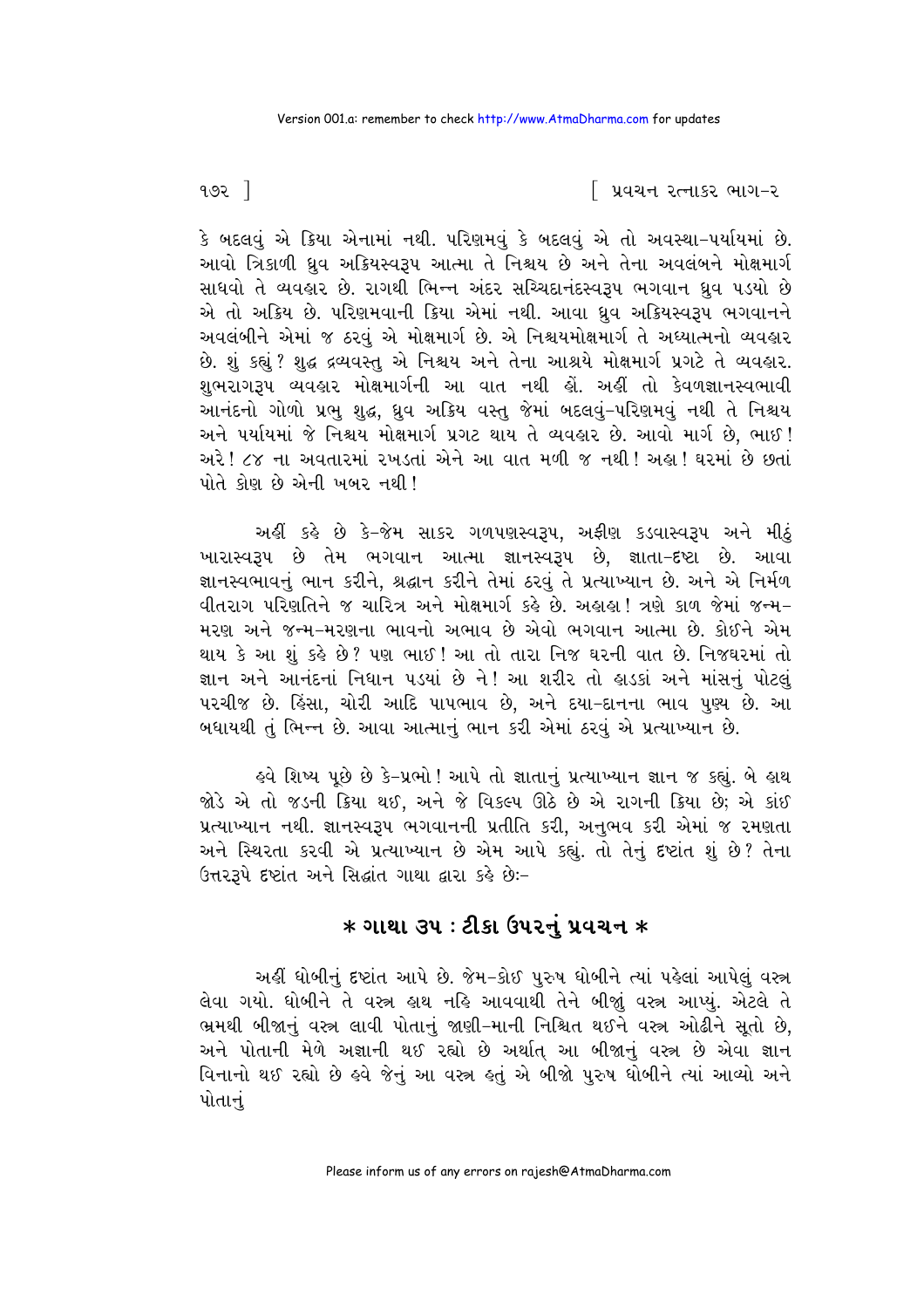કે બદલવું એ ક્રિયા એનામાં નથી. પરિણમવું કે બદલવું એ તો અવસ્થા-પર્યાયમાં છે. આવો ત્રિકાળી ધ્રુવ અક્રિયસ્વરૂપ આત્મા તે નિશ્ચય છે અને તેના અવલંબને મોક્ષમાર્ગ સાધવો તે વ્યવહાર છે. રાગથી ભિન્ન અંદર સચ્ચિદાનંદસ્વરૂપ ભગવાન ધ્રુવ પડયો છે એ તો અક્રિય છે. પરિણમવાની ક્રિયા એમાં નથી. આવા ધ્રુવ અક્રિયસ્વરૂપ ભગવાનને અવલંબીને એમાં જ ઠરવું એ મોક્ષમાર્ગ છે. એ નિશ્ચયમોક્ષમાર્ગ તે અધ્યાત્મનો વ્યવહાર છે. શું કહ્યું? શુદ્ધ દ્રવ્યવસ્તુ એ નિશ્ચય અને તેના આશ્રયે મોક્ષમાર્ગ પ્રગટે તે વ્યવહાર. શુભરાગરૂપ વ્યવહાર મોક્ષમાર્ગની આ વાત નથી હોં. અહીં તો કેવળજ્ઞાનસ્વભાવી આનંદનો ગોળો પ્રભુ શુદ્ધ, ધ્રુવ અક્રિય વસ્તુ જેમાં બદલવું-પરિણમવું નથી તે નિશ્ચય અને પર્યાયમાં જે નિશ્ચય મોક્ષમાર્ગ પ્રગટ થાય તે વ્યવહાર છે. આવો માર્ગ છે, ભાઈ! અરે! ૮૪ ના અવતારમાં રખડતાં એને આ વાત મળી જ નથી! અહા! ઘરમાં છે છતાં પોતે કોણ છે એની ખબર નથી!

અહીં કહે છે કે-જેમ સાકર ગળપણસ્વરૂપ, અફીણ કડવાસ્વરૂપ અને મીઠું ખારાસ્વરૂપ છે તેમ ભગવાન આત્મા જ્ઞાનસ્વરૂપ છે, જ્ઞાતા-દૃષ્ટા છે. આવા જ્ઞાનસ્વભાવનું ભાન કરીને, શ્રદ્ધાન કરીને તેમાં ઠરવું તે પ્રત્યાખ્યાન છે. અને એ નિર્મળ વીતરાગ પરિણતિને જ ચારિત્ર અને મોક્ષમાર્ગ કહે છે. અહાહા! ત્રણે કાળ જેમાં જન્મ-મરણ અને જન્મ-મરણના ભાવનો અભાવ છે એવો ભગવાન આત્મા છે. કોઈને એમ થાય કે આ શું કહે છે? પણ ભાઈ! આ તો તારા નિજ ઘરની વાત છે. નિજઘરમાં તો જ્ઞાન અને આનંદનાં નિધાન પડયાં છે ને! આ શરીર તો હાડકાં અને માંસનું પોટલું પરચીજ છે. હિંસા, ચોરી આદિ પાપભાવ છે, અને દયા-દાનના ભાવ પુણ્ય છે. આ બધાયથી તું ભિન્ન છે. આવા આત્માનું ભાન કરી એમાં ઠરવું એ પ્રત્યાખ્યાન છે.

હવે શિષ્ય પૂછે છે કે-પ્રભો! આપે તો જ્ઞાતાનું પ્રત્યાખ્યાન જ્ઞાન જ કહ્યું. બે હાથ જોડે એ તો જડની ક્રિયા થઈ, અને જે વિકલ્પ ઊઠે છે એ રાગની ક્રિયા છે; એ કાંઈ પ્રત્યાખ્યાન નથી. જ્ઞાનસ્વરૂપ ભગવાનની પ્રતીતિ કરી, અનુભવ કરી એમાં જ રમણતા અને સ્થિરતા કરવી એ પ્રત્યાખ્યાન છે એમ આપે કહ્યું. તો તેનું દૃષ્ટાંત શું છે? તેના ઉત્તરરૂપે દૃષ્ટાંત અને સિદ્ધાંત ગાથા દ્વારા કહે છેઃ-

## * ગાથા ૩૫ : ટીકા ઉપરનું પ્રવચન *

અહીં ધોબીનું દૃષ્ટાંત આપે છે. જેમ-કોઈ પુરુષ ધોબીને ત્યાં પહેલાં આપેલું વસ્ત્ર લેવા ગયો. ધોબીને તે વસ્ત્ર હાથ નહિ આવવાથી તેને બીજાનું વસ્ત્ર આપ્યું. એટલે તે ભ્રમથી બીજાનું વસ્ત્ર લાવી પોતાનું જાણી-માની નિશ્ચિત થઈને વસ્ત્ર ઓઢીને સૂતો છે, અને પોતાની મેળે અજ્ઞાની થઈ રહ્યો છે અર્થાત્ આ બીજાનું વસ્ત્ર છે એવા જ્ઞાન વિનાનો થઈ રહ્યો છે હવે જેનું આ વસ્ત્ર હતું એ બીજો પુરુષ ધોબીને ત્યાં આવ્યો અને પોતાનું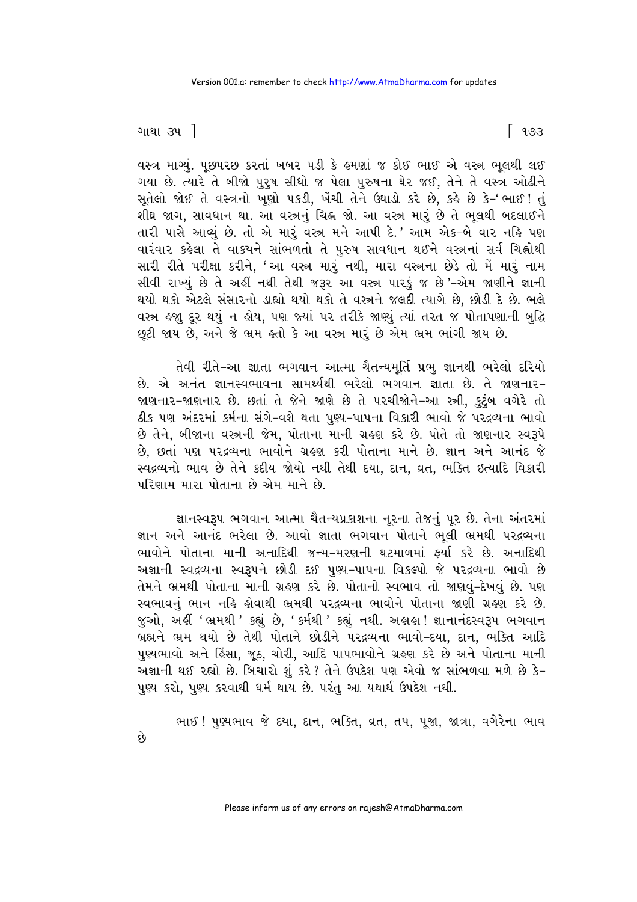વસ્ત્ર માગ્યું. પૂછપરછ કરતાં ખબર પડી કે હમણાં જ કોઈ ભાઈ એ વસ્ત્ર ભૂલથી લઈ ગયા છે. ત્યારે તે બીજો પુરુષ સીધો જ પેલા પુરુષના ઘેર જઈ, તેને તે વસ્ત્ર ઓઢીને સૂતેલો જોઈ તે વસ્ત્રનો ખૂણો પકડી, ખેંચી તેને ઉઘાડો કરે છે, કહે છે કે-' ભાઈ ! તું શીઘ્ર જાગ, સાવધાન થા. આ વસ્ત્રનું ચિહ્ન જો. આ વસ્ત્ર મારું છે તે ભૂલથી બદલાઈને તારી પાસે આવ્યું છે. તો એ મારું વસ્ત્ર મને આપી દે.' આમ એક-બે વાર નહિ પણ વારંવાર કહેલા તે વાક્યને સાંભળતો તે પુરુષ સાવધાન થઈને વસ્ત્રનાં સર્વ ચિહ્નોથી સારી રીતે પરીક્ષા કરીને, 'આ વસ્ત્ર મારું નથી, મારા વસ્ત્રના છેડે તો મેં મારું નામ સીવી રાખ્યું છે તે અહીં નથી તેથી જરૂર આ વસ્ત્ર પારકું જ છે'-એમ જાણીને જ્ઞાની થયો થકો એટલે સંસારનો ડાહ્યો થયો થકો તે વસ્ત્રને જલદી ત્યાગે છે, છોડી દે છે. ભલે વસ્ત્ર હજુ દૂર થયું ન હોય, પણ જ્યાં પર તરીકે જાણ્યું ત્યાં તરત જ પોતાપણાની બુદ્ધિ છૂટી જાય છે, અને જે ભ્રમ હતો કે આ વસ્ત્ર મારું છે એમ ભ્રમ ભાંગી જાય છે.

તેવી રીતે-આ જ્ઞાતા ભગવાન આત્મા ચૈતન્યમૂર્તિ પ્રભુ જ્ઞાનથી ભરેલો દરિયો છે. એ અનંત જ્ઞાનસ્વભાવના સામર્થ્યથી ભરેલો ભગવાન જ્ઞાતા છે. તે જાણનાર-જાણનાર-જાણનાર છે. છતાં તે જેને જાણે છે તે પરચીજોને-આ સ્ત્રી, કુટુંબ વગેરે તો ઠીક પણ અંદરમાં કર્મના સંગે-વશે થતા પુણ્ય-પાપના વિકારી ભાવો જે પરદ્રવ્યના ભાવો છે તેને, બીજાના વસ્ત્રની જેમ, પોતાના માની ગ્રહણ કરે છે. પોતે તો જાણનાર સ્વરૂપે છે, છતાં પણ પરદ્રવ્યના ભાવોને ગ્રહણ કરી પોતાના માને છે. જ્ઞાન અને આનંદ જે સ્વદ્રવ્યનો ભાવ છે તેને કદીય જોયો નથી તેથી દયા, દાન, વ્રત, ભક્તિ ઇત્યાદિ વિકારી પરિણામ મારા પોતાના છે એમ માને છે.

જ્ઞાનસ્વરૂપ ભગવાન આત્મા ચૈતન્યપ્રકાશના નૂરના તેજનું પૂર છે. તેના અંતરમાં જ્ઞાન અને આનંદ ભરેલા છે. આવો જ્ઞાતા ભગવાન પોતાને ભૂલી ભ્રમથી પરદ્રવ્યના ભાવોને પોતાના માની અનાદિથી જન્મ-મરણની ઘટમાળમાં ફર્યા કરે છે. અનાદિથી અજ્ઞાની સ્વદ્રવ્યના સ્વરૂપને છોડી દઈ પુણ્ય-પાપના વિકલ્પો જે પરદ્રવ્યના ભાવો છે તેમને ભ્રમથી પોતાના માની ગ્રહણ કરે છે. પોતાનો સ્વભાવ તો જાણવું-દેખવું છે. પણ સ્વભાવનું ભાન નહિ હોવાથી ભ્રમથી પરદ્રવ્યના ભાવોને પોતાના જાણી ગ્રહણ કરે છે. જુઓ, અહીં 'ભ્રમથી' કહ્યું છે, 'કર્મથી' કહ્યું નથી. અહાહા ! જ્ઞાનાનંદસ્વરૂપ ભગવાન બ્રહ્મને ભ્રમ થયો છે તેથી પોતાને છોડીને પરદ્રવ્યના ભાવો-દયા, દાન, ભક્તિ આદિ પુણ્યભાવો અને હિંસા, જૂઠ, ચોરી, આદિ પાપભાવોને ગ્રહણ કરે છે અને પોતાના માની અજ્ઞાની થઈ રહ્યો છે. બિચારો શું કરે ? તેને ઉપદેશ પણ એવો જ સાંભળવા મળે છે કે-પુણ્ય કરો, પુણ્ય કરવાથી ધર્મ થાય છે. પરંતુ આ યથાર્થ ઉપદેશ નથી.

ભાઈ ! પુણ્યભાવ જે દયા, દાન, ભક્તિ, વ્રત, તપ, પૂજા, જાત્રા, વગેરેના ભાવ છે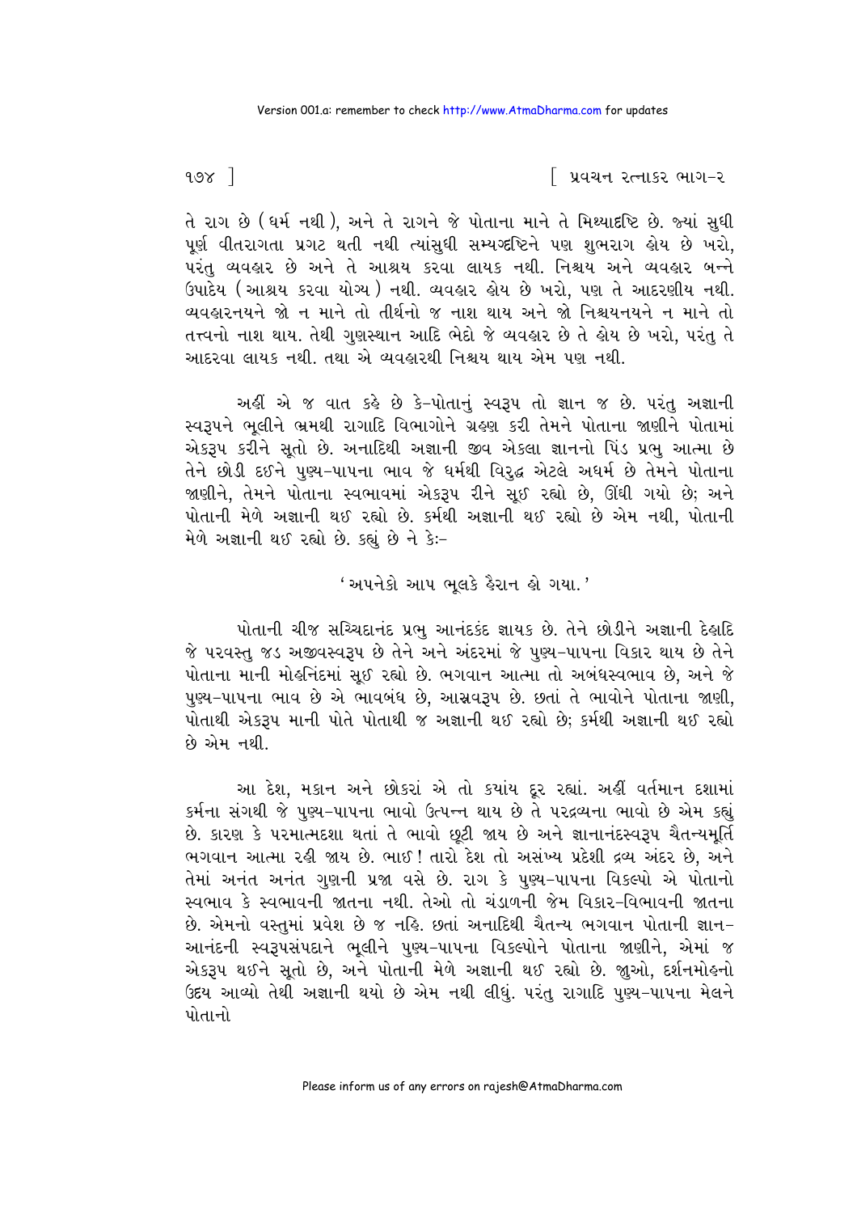તે રાગ છે (ધર્મ નથી), અને તે રાગને જે પોતાના માને તે મિથ્યાદ્રષ્ટિ છે. જ્યાં સુધી પૂર્ણ વીતરાગતા પ્રગટ થતી નથી ત્યાંસુધી સમ્યગ્દ્રષ્ટિને પણ શુભરાગ હોય છે ખરો, પરંતુ વ્યવહાર છે અને તે આશ્રય કરવા લાયક નથી. નિશ્ચય અને વ્યવહાર બન્ને ઉપાદેય (આશ્રય કરવા યોગ્ય) નથી. વ્યવહાર હોય છે ખરો, પણ તે આદરણીય નથી. વ્યવહારનયને જો ન માને તો તીર્થનો જ નાશ થાય અને જો નિશ્ચયનયને ન માને તો તત્ત્વનો નાશ થાય. તેથી ગુણસ્થાન આદિ ભેદો જે વ્યવહાર છે તે હોય છે ખરો, પરંતુ તે આદરવા લાયક નથી. તથા એ વ્યવહારથી નિશ્ચય થાય એમ પણ નથી.

અહીં એ જ વાત કહે છે કે-પોતાનું સ્વરૂપ તો જ્ઞાન જ છે. પરંતુ અજ્ઞાની સ્વરૂપને ભૂલીને ભ્રમથી રાગાદિ વિભાગોને ગ્રહણ કરી તેમને પોતાના જાણીને પોતામાં એકરૂપ કરીને સૂતો છે. અનાદિથી અજ્ઞાની જીવ એકલા જ્ઞાનનો પિંડ પ્રભુ આત્મા છે તેને છોડી દઈને પુણ્ય-પાપના ભાવ જે ધર્મથી વિરુદ્ધ એટલે અધર્મ છે તેમને પોતાના જાણીને, તેમને પોતાના સ્વભાવમાં એકરૂપ રીને સૂઈ રહ્યો છે, ઊંઘી ગયો છે; અને પોતાની મેળે અજ્ઞાની થઈ રહ્યો છે. કર્મથી અજ્ઞાની થઈ રહ્યો છે એમ નથી, પોતાની મેળે અજ્ઞાની થઈ રહ્યો છે. કહ્યું છે ને કેઃ-

'અપનેકો આપ ભૂલકે હૈરાન હો ગયા.'

પોતાની ચીજ સચ્ચિદાનંદ પ્રભુ આનંદકંદ જ્ઞાયક છે. તેને છોડીને અજ્ઞાની દેહાદિ જે પરવસ્તુ જડ અજીવસ્વરૂપ છે તેને અને અંદરમાં જે પુણ્ય-પાપના વિકાર થાય છે તેને પોતાના માની મોહનિંદમાં સૂઈ રહ્યો છે. ભગવાન આત્મા તો અબંધસ્વભાવ છે, અને જે પુણ્ય-પાપના ભાવ છે એ ભાવબંધ છે, આસ્રવરૂપ છે. છતાં તે ભાવોને પોતાના જાણી, પોતાથી એકરૂપ માની પોતે પોતાથી જ અજ્ઞાની થઈ રહ્યો છે; કર્મથી અજ્ઞાની થઈ રહ્યો છે એમ નથી.

આ દેશ, મકાન અને છોકરાં એ તો ક્યાંય દૂર રહ્યાં. અહીં વર્તમાન દશામાં કર્મના સંગથી જે પુણ્ય-પાપના ભાવો ઉત્પન્ન થાય છે તે પરદ્રવ્યના ભાવો છે એમ કહ્યું છે. કારણ કે પરમાત્મદશા થતાં તે ભાવો છૂટી જાય છે અને જ્ઞાનાનંદસ્વરૂપ ચૈતન્યમૂર્તિ ભગવાન આત્મા રહી જાય છે. ભાઈ! તારો દેશ તો અસંખ્ય પ્રદેશી દ્રવ્ય અંદર છે, અને તેમાં અનંત અનંત ગુણની પ્રજા વસે છે. રાગ કે પુણ્ય-પાપના વિકલ્પો એ પોતાનો સ્વભાવ કે સ્વભાવની જાતના નથી. તેઓ તો ચંડાળની જેમ વિકાર-વિભાવની જાતના છે. એમનો વસ્તુમાં પ્રવેશ છે જ નહિ. છતાં અનાદિથી ચૈતન્ય ભગવાન પોતાની જ્ઞાન-આનંદની સ્વરૂપસંપદાને ભૂલીને પુણ્ય-પાપના વિકલ્પોને પોતાના જાણીને, એમાં જ એકરૂપ થઈને સૂતો છે, અને પોતાની મેળે અજ્ઞાની થઈ રહ્યો છે. જુઓ, દર્શનમોહનો ઉદય આવ્યો તેથી અજ્ઞાની થયો છે એમ નથી લીધું. પરંતુ રાગાદિ પુણ્ય-પાપના મેલને પોતાનો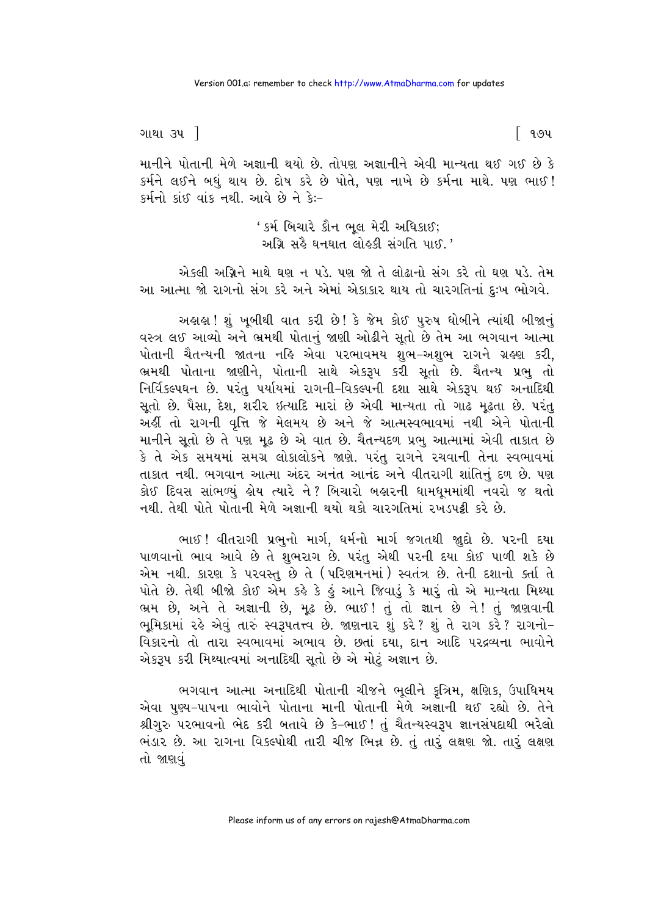માનીને પોતાની મેળે અજ્ઞાની થયો છે. તોપણ અજ્ઞાનીને એવી માન્યતા થઈ ગઈ છે કે કર્મને લઈને બધું થાય છે. દોષ કરે છે પોતે, પણ નાખે છે કર્મના માથે. પણ ભાઈ! કર્મનો કાંઈ વાંક નથી. આવે છે ને કે:-

> 'કર્મ બિચારે કૌન ભૂલ મેરી અધિકાઈ;
> અગ્નિ સહૈ ઘનઘાત લોહકી સંગતિ પાઈ.'

એકલી અગ્નિને માથે ઘણ ન પડે. પણ જો તે લોઢાનો સંગ કરે તો ઘણ પડે. તેમ આ આત્મા જો રાગનો સંગ કરે અને એમાં એકાકાર થાય તો ચારગતિનાં દુઃખ ભોગવે.

અહાહા! શું ખૂબીથી વાત કરી છે! કે જેમ કોઈ પુરુષ ધોબીને ત્યાંથી બીજાનું વસ્ત્ર લઈ આવ્યો અને ભ્રમથી પોતાનું જાણી ઓઢીને સૂતો છે તેમ આ ભગવાન આત્મા પોતાની ચૈતન્યની જાતના નહિ એવા પરભાવમય શુભ-અશુભ રાગને ગ્રહણ કરી, ભ્રમથી પોતાના જાણીને, પોતાની સાથે એકરૂપ કરી સૂતો છે. ચૈતન્ય પ્રભુ તો નિર્વિકલ્પઘન છે. પરંતુ પર્યાયમાં રાગની-વિકલ્પની દશા સાથે એકરૂપ થઈ અનાદિથી સૂતો છે. પૈસા, દેશ, શરીર ઇત્યાદિ મારાં છે એવી માન્યતા તો ગાઢ મૂઢતા છે. પરંતુ અહીં તો રાગની વૃત્તિ જે મેલમય છે અને જે આત્મસ્વભાવમાં નથી એને પોતાની માનીને સૂતો છે તે પણ મૂઢ છે એ વાત છે. ચૈતન્યદળ પ્રભુ આત્મામાં એવી તાકાત છે કે તે એક સમયમાં સમગ્ર લોકાલોકને જાણે. પરંતુ રાગને રચવાની તેના સ્વભાવમાં તાકાત નથી. ભગવાન આત્મા અંદર અનંત આનંદ અને વીતરાગી શાંતિનું દળ છે. પણ કોઈ દિવસ સાંભળ્યું હોય ત્યારે ને? બિચારો બહારની ધામધૂમમાંથી નવરો જ થતો નથી. તેથી પોતે પોતાની મેળે અજ્ઞાની થયો થકો ચારગતિમાં રખડપટ્ટી કરે છે.

ભાઈ! વીતરાગી પ્રભુનો માર્ગ, ધર્મનો માર્ગ જગતથી જુદો છે. પરની દયા પાળવાનો ભાવ આવે છે તે શુભરાગ છે. પરંતુ એથી પરની દયા કોઈ પાળી શકે છે એમ નથી. કારણ કે પરવસ્તુ છે તે (પરિણમનમાં) સ્વતંત્ર છે. તેની દશાનો કર્તા તે પોતે છે. તેથી બીજો કોઈ એમ કહે કે હું આને જિવાડું કે મારું તો એ માન્યતા મિથ્યા ભ્રમ છે, અને તે અજ્ઞાની છે, મૂઢ છે. ભાઈ! તું તો જ્ઞાન છે ને! તું જાણવાની ભૂમિકામાં રહે એવું તારું સ્વરૂપતત્ત્વ છે. જાણનાર શું કરે? શું તે રાગ કરે? રાગનો-વિકારનો તો તારા સ્વભાવમાં અભાવ છે. છતાં દયા, દાન આદિ પરદ્રવ્યના ભાવોને એકરૂપ કરી મિથ્યાત્વમાં અનાદિથી સૂતો છે એ મોટું અજ્ઞાન છે.

ભગવાન આત્મા અનાદિથી પોતાની ચીજને ભૂલીને કૃત્રિમ, ક્ષણિક, ઉપાધિમય એવા પુણ્ય-પાપના ભાવોને પોતાના માની પોતાની મેળે અજ્ઞાની થઈ રહ્યો છે. તેને શ્રીગુરુ પરભાવનો ભેદ કરી બતાવે છે કે-ભાઈ! તું ચૈતન્યસ્વરૂપ જ્ઞાનસંપદાથી ભરેલો ભંડાર છે. આ રાગના વિકલ્પોથી તારી ચીજ ભિન્ન છે. તું તારું લક્ષણ જો. તારું લક્ષણ તો જાણવું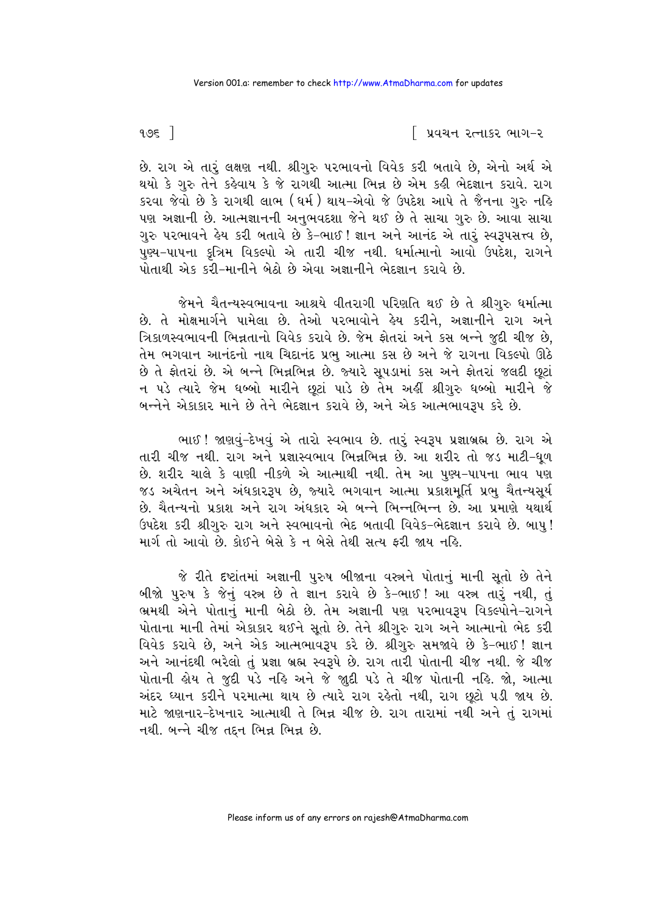છે. રાગ એ તારું લક્ષણ નથી. શ્રીગુરુ પરભાવનો વિવેક કરી બતાવે છે, એનો અર્થ એ થયો કે ગુરુ તેને કહેવાય કે જે રાગથી આત્મા ભિન્ન છે એમ કહી ભેદજ્ઞાન કરાવે. રાગ કરવા જેવો છે કે રાગથી લાભ (ધર્મ) થાય-એવો જે ઉપદેશ આપે તે જૈનના ગુરુ નહિ પણ અજ્ઞાની છે. આત્મજ્ઞાનની અનુભવદશા જેને થઈ છે તે સાચા ગુરુ છે. આવા સાચા ગુરુ પરભાવને હેય કરી બતાવે છે કે-ભાઈ! જ્ઞાન અને આનંદ એ તારું સ્વરૂપસત્ત્વ છે, પુણ્ય-પાપના કૃત્રિમ વિકલ્પો એ તારી ચીજ નથી. ધર્માત્માનો આવો ઉપદેશ, રાગને પોતાથી એક કરી-માનીને બેઠો છે એવા અજ્ઞાનીને ભેદજ્ઞાન કરાવે છે.

જેમને ચૈતન્યસ્વભાવના આશ્રયે વીતરાગી પરિણતિ થઈ છે તે શ્રીગુરુ ધર્માત્મા છે. તે મોક્ષમાર્ગને પામેલા છે. તેઓ પરભાવોને હેય કરીને, અજ્ઞાનીને રાગ અને ત્રિકાળસ્વભાવની ભિન્નતાનો વિવેક કરાવે છે. જેમ ફોતરાં અને કસ બન્ને જુદી ચીજ છે, તેમ ભગવાન આનંદનો નાથ ચિદાનંદ પ્રભુ આત્મા કસ છે અને જે રાગના વિકલ્પો ઊઠે છે તે ફોતરાં છે. એ બન્ને ભિન્નભિન્ન છે. જ્યારે સૂપડામાં કસ અને ફોતરાં જલદી છૂટાં ન પડે ત્યારે જેમ ધબ્બો મારીને છૂટાં પાડે છે તેમ અહીં શ્રીગુરુ ધબ્બો મારીને જે બન્નેને એકાકાર માને છે તેને ભેદજ્ઞાન કરાવે છે, અને એક આત્મભાવરૂપ કરે છે.

ભાઈ! જાણવું-દેખવું એ તારો સ્વભાવ છે. તારું સ્વરૂપ પ્રજ્ઞાબ્રહ્મ છે. રાગ એ તારી ચીજ નથી. રાગ અને પ્રજ્ઞાસ્વભાવ ભિન્નભિન્ન છે. આ શરીર તો જડ માટી-ધૂળ છે. શરીર ચાલે કે વાણી નીકળે એ આત્માથી નથી. તેમ આ પુણ્ય-પાપના ભાવ પણ જડ અચેતન અને અંધકારરૂપ છે, જ્યારે ભગવાન આત્મા પ્રકાશમૂર્તિ પ્રભુ ચૈતન્યસૂર્ય છે. ચૈતન્યનો પ્રકાશ અને રાગ અંધકાર એ બન્ને ભિન્નભિન્ન છે. આ પ્રમાણે યથાર્થ ઉપદેશ કરી શ્રીગુરુ રાગ અને સ્વભાવનો ભેદ બતાવી વિવેક-ભેદજ્ઞાન કરાવે છે. બાપુ! માર્ગ તો આવો છે. કોઈને બેસે કે ન બેસે તેથી સત્ય ફરી જાય નહિ.

જે રીતે દૃષ્ટાંતમાં અજ્ઞાની પુરુષ બીજાના વસ્ત્રને પોતાનું માની સૂતો છે તેને બીજો પુરુષ કે જેનું વસ્ત્ર છે તે જ્ઞાન કરાવે છે કે-ભાઈ! આ વસ્ત્ર તારું નથી, તું ભ્રમથી એને પોતાનું માની બેઠો છે. તેમ અજ્ઞાની પણ પરભાવરૂપ વિકલ્પોને-રાગને પોતાના માની તેમાં એકાકાર થઈને સૂતો છે. તેને શ્રીગુરુ રાગ અને આત્માનો ભેદ કરી વિવેક કરાવે છે, અને એક આત્મભાવરૂપ કરે છે. શ્રીગુરુ સમજાવે છે કે-ભાઈ! જ્ઞાન અને આનંદથી ભરેલો તું પ્રજ્ઞા બ્રહ્મ સ્વરૂપે છે. રાગ તારી પોતાની ચીજ નથી. જે ચીજ પોતાની હોય તે જુદી પડે નહિ અને જે જુદી પડે તે ચીજ પોતાની નહિ. જો, આત્મા અંદર ધ્યાન કરીને પરમાત્મા થાય છે ત્યારે રાગ રહેતો નથી, રાગ છૂટો પડી જાય છે. માટે જાણનાર-દેખનાર આત્માથી તે ભિન્ન ચીજ છે. રાગ તારામાં નથી અને તું રાગમાં નથી. બન્ને ચીજ તદ્દન ભિન્ન ભિન્ન છે.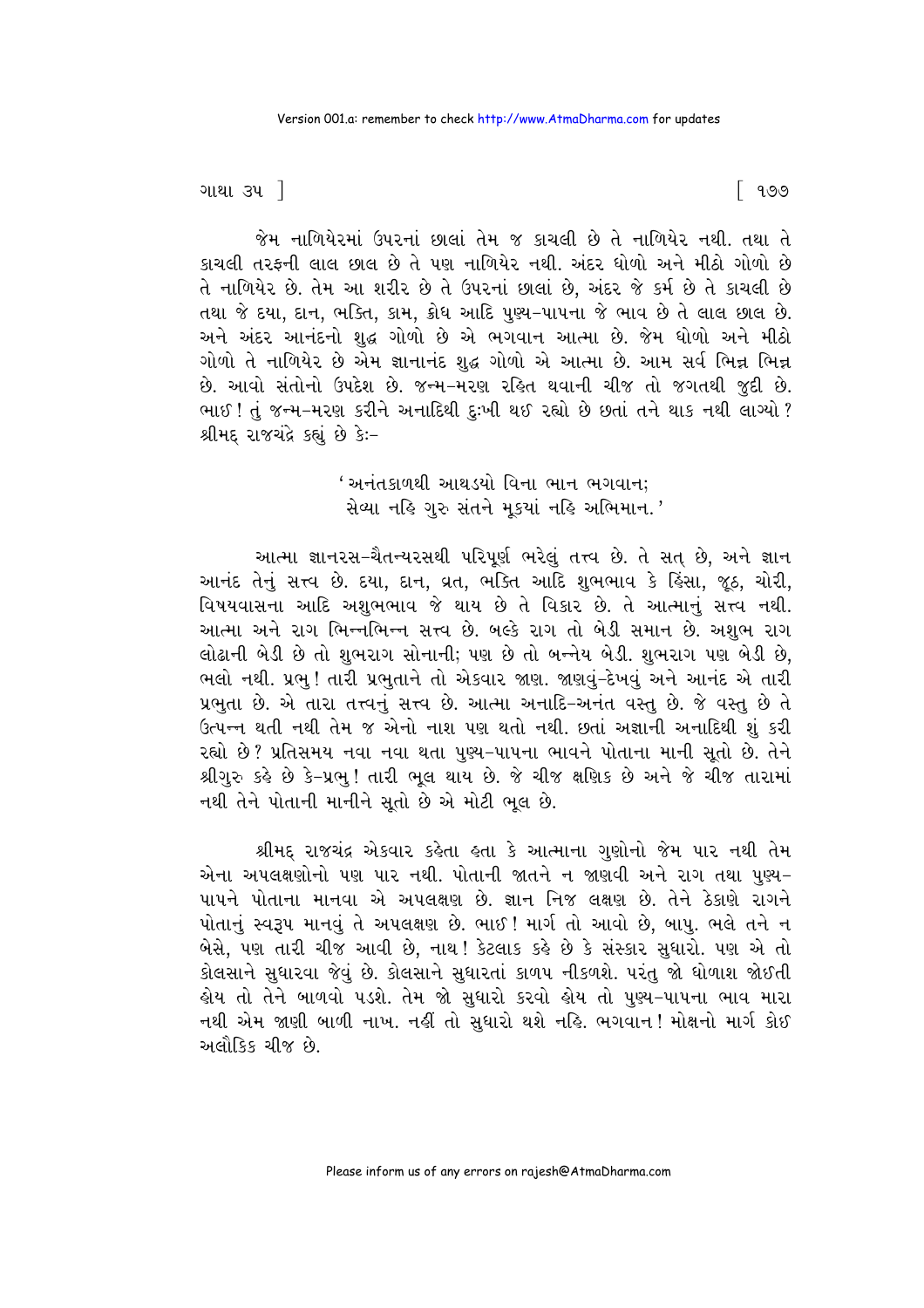જેમ નાળિયેરમાં ઉપરનાં છાલાં તેમ જ કાચલી છે તે નાળિયેર નથી. તથા તે કાચલી તરફની લાલ છાલ છે તે પણ નાળિયેર નથી. અંદર ધોળો અને મીઠો ગોળો છે તે નાળિયેર છે. તેમ આ શરીર છે તે ઉપરનાં છાલાં છે, અંદર જે કર્મ છે તે કાચલી છે તથા જે દયા, દાન, ભક્તિ, કામ, ક્રોધ આદિ પુણ્ય-પાપના જે ભાવ છે તે લાલ છાલ છે. અને અંદર આનંદનો શુદ્ધ ગોળો છે એ ભગવાન આત્મા છે. જેમ ધોળો અને મીઠો ગોળો તે નાળિયેર છે એમ જ્ઞાનાનંદ શુદ્ધ ગોળો એ આત્મા છે. આમ સર્વ ભિન્ન ભિન્ન છે. આવો સંતોનો ઉપદેશ છે. જન્મ-મરણ રહિત થવાની ચીજ તો જગતથી જુદી છે. ભાઈ! તું જન્મ-મરણ કરીને અનાદિથી દુઃખી થઈ રહ્યો છે છતાં તને થાક નથી લાગ્યો? શ્રીમદ્ રાજચંદ્રે કહ્યું છે કેઃ-

> 'અનંતકાળથી આથડયો વિના ભાન ભગવાન;
> સેવ્યા નહિ ગુરુ સંતને મૂકયાં નહિ અભિમાન.'

આત્મા જ્ઞાનરસ-ચૈતન્યરસથી પરિપૂર્ણ ભરેલું તત્ત્વ છે. તે સત્ છે, અને જ્ઞાન આનંદ તેનું સત્ત્વ છે. દયા, દાન, વ્રત, ભક્તિ આદિ શુભભાવ કે હિંસા, જૂઠ, ચોરી, વિષયવાસના આદિ અશુભભાવ જે થાય છે તે વિકાર છે. તે આત્માનું સત્ત્વ નથી. આત્મા અને રાગ ભિન્નભિન્ન સત્ત્વ છે. બલ્કે રાગ તો બેડી સમાન છે. અશુભ રાગ લોઢાની બેડી છે તો શુભરાગ સોનાની; પણ છે તો બન્નેય બેડી. શુભરાગ પણ બેડી છે, ભલો નથી. પ્રભુ! તારી પ્રભુતાને તો એકવાર જાણ. જાણવું-દેખવું અને આનંદ એ તારી પ્રભુતા છે. એ તારા તત્ત્વનું સત્ત્વ છે. આત્મા અનાદિ-અનંત વસ્તુ છે. જે વસ્તુ છે તે ઉત્પન્ન થતી નથી તેમ જ એનો નાશ પણ થતો નથી. છતાં અજ્ઞાની અનાદિથી શું કરી રહ્યો છે? પ્રતિસમય નવા નવા થતા પુણ્ય-પાપના ભાવને પોતાના માની સૂતો છે. તેને શ્રીગુરુ કહે છે કે-પ્રભુ! તારી ભૂલ થાય છે. જે ચીજ ક્ષણિક છે અને જે ચીજ તારામાં નથી તેને પોતાની માનીને સૂતો છે એ મોટી ભૂલ છે.

શ્રીમદ્ રાજચંદ્ર એકવાર કહેતા હતા કે આત્માના ગુણોનો જેમ પાર નથી તેમ એના અપલક્ષણોનો પણ પાર નથી. પોતાની જાતને ન જાણવી અને રાગ તથા પુણ્ય-પાપને પોતાના માનવા એ અપલક્ષણ છે. જ્ઞાન નિજ લક્ષણ છે. તેને ઠેકાણે રાગને પોતાનું સ્વરૂપ માનવું તે અપલક્ષણ છે. ભાઈ! માર્ગ તો આવો છે, બાપુ. ભલે તને ન બેસે, પણ તારી ચીજ આવી છે, નાથ! કેટલાક કહે છે કે સંસ્કાર સુધારો. પણ એ તો કોલસાને સુધારવા જેવું છે. કોલસાને સુધારતાં કાળપ નીકળશે. પરંતુ જો ધોળાશ જોઈતી હોય તો તેને બાળવો પડશે. તેમ જો સુધારો કરવો હોય તો પુણ્ય-પાપના ભાવ મારા નથી એમ જાણી બાળી નાખ. નહીં તો સુધારો થશે નહિ. ભગવાન! મોક્ષનો માર્ગ કોઈ અલૌકિક ચીજ છે.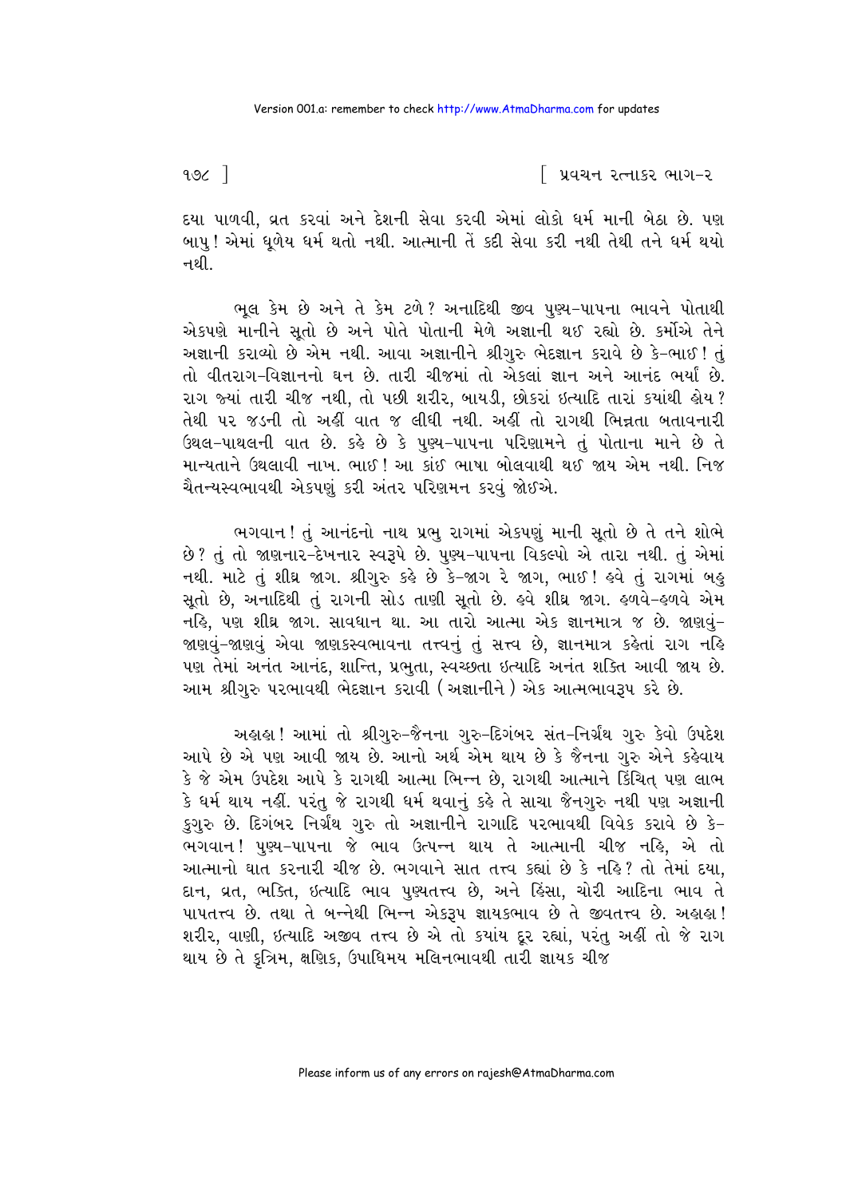દયા પાળવી, વ્રત કરવાં અને દેશની સેવા કરવી એમાં લોકો ધર્મ માની બેઠા છે. પણ બાપુ! એમાં ધૂળેય ધર્મ થતો નથી. આત્માની તેં કદી સેવા કરી નથી તેથી તને ધર્મ થયો નથી.

ભૂલ કેમ છે અને તે કેમ ટળે? અનાદિથી જીવ પુણ્ય-પાપના ભાવને પોતાથી એકપણે માનીને સૂતો છે અને પોતે પોતાની મેળે અજ્ઞાની થઈ રહ્યો છે. કર્મોએ તેને અજ્ઞાની કરાવ્યો છે એમ નથી. આવા અજ્ઞાનીને શ્રીગુરુ ભેદજ્ઞાન કરાવે છે કે-ભાઈ! તું તો વીતરાગ-વિજ્ઞાનનો ઘન છે. તારી ચીજમાં તો એકલાં જ્ઞાન અને આનંદ ભર્યા છે. રાગ જ્યાં તારી ચીજ નથી, તો પછી શરીર, બાયડી, છોકરાં ઇત્યાદિ તારાં ક્યાંથી હોય? તેથી પર જડની તો અહીં વાત જ લીધી નથી. અહીં તો રાગથી ભિન્નતા બતાવનારી ઉથલ-પાથલની વાત છે. કહે છે કે પુણ્ય-પાપના પરિણામને તું પોતાના માને છે તે માન્યતાને ઉથલાવી નાખ. ભાઈ! આ કાંઈ ભાષા બોલવાથી થઈ જાય એમ નથી. નિજ ચૈતન્યસ્વભાવથી એકપણું કરી અંતર પરિણમન કરવું જોઈએ.

ભગવાન! તું આનંદનો નાથ પ્રભુ રાગમાં એકપણું માની સૂતો છે તે તને શોભે છે? તું તો જાણનાર-દેખનાર સ્વરૂપે છે. પુણ્ય-પાપના વિકલ્પો એ તારા નથી. તું એમાં નથી. માટે તું શીઘ્ર જાગ. શ્રીગુરુ કહે છે કે-જાગ રે જાગ, ભાઈ! હવે તું રાગમાં બહુ સૂતો છે, અનાદિથી તું રાગની સોડ તાણી સૂતો છે. હવે શીઘ્ર જાગ. હળવે-હળવે એમ નહિ, પણ શીઘ્ર જાગ. સાવધાન થા. આ તારો આત્મા એક જ્ઞાનમાત્ર જ છે. જાણવું-જાણવું-જાણવું એવા જાણકસ્વભાવના તત્ત્વનું તું સત્ત્વ છે, જ્ઞાનમાત્ર કહેતાં રાગ નહિ પણ તેમાં અનંત આનંદ, શાન્તિ, પ્રભુતા, સ્વચ્છતા ઇત્યાદિ અનંત શક્તિ આવી જાય છે. આમ શ્રીગુરુ પરભાવથી ભેદજ્ઞાન કરાવી (અજ્ઞાનીને) એક આત્મભાવરૂપ કરે છે.

અહાહા! આમાં તો શ્રીગુરુ-જૈનના ગુરુ-દિગંબર સંત-નિર્ગ્રંથ ગુરુ કેવો ઉપદેશ આપે છે એ પણ આવી જાય છે. આનો અર્થ એમ થાય છે કે જૈનના ગુરુ એને કહેવાય કે જે એમ ઉપદેશ આપે કે રાગથી આત્મા ભિન્ન છે, રાગથી આત્માને કિંચિત્ પણ લાભ કે ધર્મ થાય નહીં. પરંતુ જે રાગથી ધર્મ થવાનું કહે તે સાચા જૈનગુરુ નથી પણ અજ્ઞાની કુગુરુ છે. દિગંબર નિર્ગ્રંથ ગુરુ તો અજ્ઞાનીને રાગાદિ પરભાવથી વિવેક કરાવે છે કે-ભગવાન! પુણ્ય-પાપના જે ભાવ ઉત્પન્ન થાય તે આત્માની ચીજ નહિ, એ તો આત્માનો ઘાત કરનારી ચીજ છે. ભગવાને સાત તત્ત્વ કહ્યાં છે કે નહિ? તો તેમાં દયા, દાન, વ્રત, ભક્તિ, ઇત્યાદિ ભાવ પુણ્યતત્ત્વ છે, અને હિંસા, ચોરી આદિના ભાવ તે પાપતત્ત્વ છે. તથા તે બન્નેથી ભિન્ન એકરૂપ જ્ઞાયકભાવ છે તે જીવતત્ત્વ છે. અહાહા! શરીર, વાણી, ઇત્યાદિ અજીવ તત્ત્વ છે એ તો ક્યાંય દૂર રહ્યાં, પરંતુ અહીં તો જે રાગ થાય છે તે કૃત્રિમ, ક્ષણિક, ઉપાધિમય મલિનભાવથી તારી જ્ઞાયક ચીજ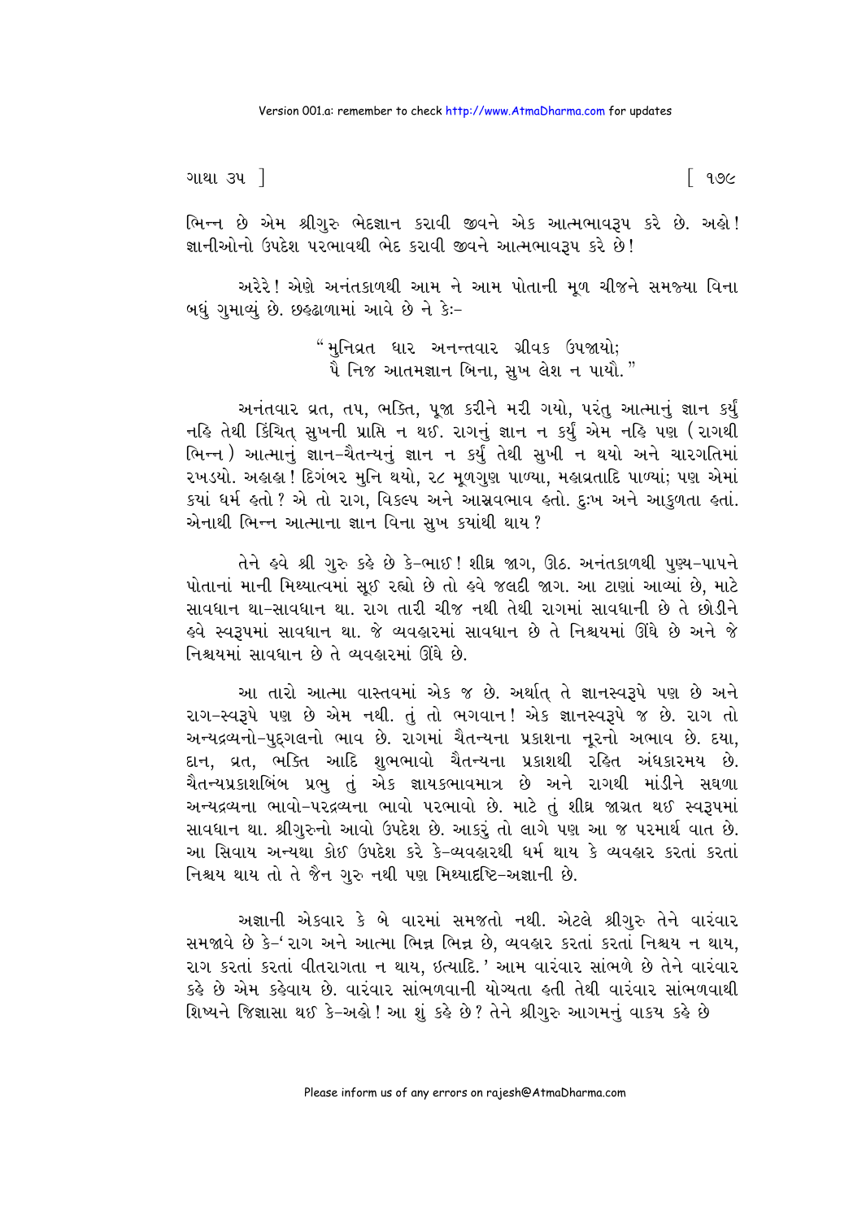ભિન્ન છે એમ શ્રીગુરુ ભેદજ્ઞાન કરાવી જીવને એક આત્મભાવરૂપ કરે છે. અહો! જ્ઞાનીઓનો ઉપદેશ પરભાવથી ભેદ કરાવી જીવને આત્મભાવરૂપ કરે છે!

અરેરે! એણે અનંતકાળથી આમ ને આમ પોતાની મૂળ ચીજને સમજ્યા વિના બધું ગુમાવ્યું છે. છહ્ઢાળામાં આવે છે ને કેઃ-

> "મુનિવ્રત ધાર અનન્તવાર ગ્રીવક ઉપજાયો;
> પૈ નિજ આતમજ્ઞાન બિના, સુખ લેશ ન પાયૌ."

અનંતવાર વ્રત, તપ, ભક્તિ, પૂજા કરીને મરી ગયો, પરંતુ આત્માનું જ્ઞાન કર્યું નહિ તેથી કિંચિત્ સુખની પ્રાપ્તિ ન થઈ. રાગનું જ્ઞાન ન કર્યું એમ નહિ પણ (રાગથી ભિન્ન) આત્માનું જ્ઞાન-ચૈતન્યનું જ્ઞાન ન કર્યું તેથી સુખી ન થયો અને ચારગતિમાં રખડ્યો. અહાહા! દિગંબર મુનિ થયો, ૨૮ મૂળગુણ પાળ્યા, મહાવ્રતાદિ પાળ્યાં; પણ એમાં ક્યાં ધર્મ હતો? એ તો રાગ, વિકલ્પ અને આસ્રવભાવ હતો. દુઃખ અને આકુળતા હતાં. એનાથી ભિન્ન આત્માના જ્ઞાન વિના સુખ ક્યાંથી થાય?

તેને હવે શ્રી ગુરુ કહે છે કે-ભાઈ! શીઘ્ર જાગ, ઊઠ. અનંતકાળથી પુણ્ય-પાપને પોતાનાં માની મિથ્યાત્વમાં સૂઈ રહ્યો છે તો હવે જલદી જાગ. આ ટાણાં આવ્યાં છે, માટે સાવધાન થા-સાવધાન થા. રાગ તારી ચીજ નથી તેથી રાગમાં સાવધાની છે તે છોડીને હવે સ્વરૂપમાં સાવધાન થા. જે વ્યવહારમાં સાવધાન છે તે નિશ્ચયમાં ઊંઘે છે અને જે નિશ્ચયમાં સાવધાન છે તે વ્યવહારમાં ઊંઘે છે.

આ તારો આત્મા વાસ્તવમાં એક જ છે. અર્થાત્ તે જ્ઞાનસ્વરૂપે પણ છે અને રાગ-સ્વરૂપે પણ છે એમ નથી. તું તો ભગવાન! એક જ્ઞાનસ્વરૂપે જ છે. રાગ તો અન્યદ્રવ્યનો-પુદ્ગલનો ભાવ છે. રાગમાં ચૈતન્યના પ્રકાશના નૂરનો અભાવ છે. દયા, દાન, વ્રત, ભક્તિ આદિ શુભભાવો ચૈતન્યના પ્રકાશથી રહિત અંધકારમય છે. ચૈતન્યપ્રકાશબિંબ પ્રભુ તું એક જ્ઞાયકભાવમાત્ર છે અને રાગથી માંડીને સઘળા અન્યદ્રવ્યના ભાવો-પરદ્રવ્યના ભાવો પરભાવો છે. માટે તું શીઘ્ર જાગ્રત થઈ સ્વરૂપમાં સાવધાન થા. શ્રીગુરુનો આવો ઉપદેશ છે. આકરું તો લાગે પણ આ જ પરમાર્થ વાત છે. આ સિવાય અન્યથા કોઈ ઉપદેશ કરે કે-વ્યવહારથી ધર્મ થાય કે વ્યવહાર કરતાં કરતાં નિશ્ચય થાય તો તે જૈન ગુરુ નથી પણ મિથ્યાદૃષ્ટિ-અજ્ઞાની છે.

અજ્ઞાની એકવાર કે બે વારમાં સમજતો નથી. એટલે શ્રીગુરુ તેને વારંવાર સમજાવે છે કે-'રાગ અને આત્મા ભિન્ન ભિન્ન છે, વ્યવહાર કરતાં કરતાં નિશ્ચય ન થાય, રાગ કરતાં કરતાં વીતરાગતા ન થાય, ઇત્યાદિ.' આમ વારંવાર સાંભળે છે તેને વારંવાર કહે છે એમ કહેવાય છે. વારંવાર સાંભળવાની યોગ્યતા હતી તેથી વારંવાર સાંભળવાથી શિષ્યને જિજ્ઞાસા થઈ કે-અહો! આ શું કહે છે? તેને શ્રીગુરુ આગમનું વાક્ય કહે છે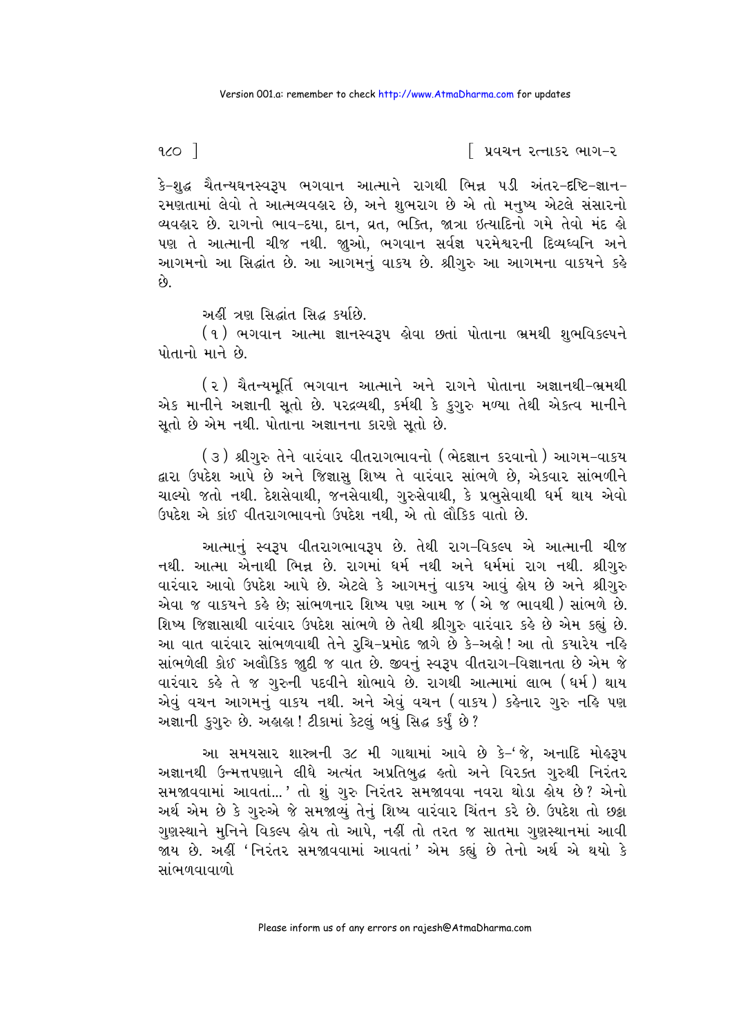કે-શુદ્ધ ચૈતન્યઘનસ્વરૂપ ભગવાન આત્માને રાગથી ભિન્ન પડી અંતર-દૃષ્ટિ-જ્ઞાન-રમણતામાં લેવો તે આત્મવ્યવહાર છે, અને શુભરાગ છે એ તો મનુષ્ય એટલે સંસારનો વ્યવહાર છે. રાગનો ભાવ-દયા, દાન, વ્રત, ભક્તિ, જાત્રા ઇત્યાદિનો ગમે તેવો મંદ હો પણ તે આત્માની ચીજ નથી. જુઓ, ભગવાન સર્વજ્ઞ પરમેશ્વરની દિવ્યધ્વનિ અને આગમનો આ સિદ્ધાંત છે. આ આગમનું વાક્ય છે. શ્રીગુરુ આ આગમના વાક્યને કહે છે.

અહીં ત્રણ સિદ્ધાંત સિદ્ધ કર્યા છે.

(૧) ભગવાન આત્મા જ્ઞાનસ્વરૂપ હોવા છતાં પોતાના ભ્રમથી શુભવિકલ્પને પોતાનો માને છે.

(૨) ચૈતન્યમૂર્તિ ભગવાન આત્માને અને રાગને પોતાના અજ્ઞાનથી-ભ્રમથી એક માનીને અજ્ઞાની સૂતો છે. પરદ્રવ્યથી, કર્મથી કે કુગુરુ મળ્યા તેથી એકત્વ માનીને સૂતો છે એમ નથી. પોતાના અજ્ઞાનના કારણે સૂતો છે.

(૩) શ્રીગુરુ તેને વારંવાર વીતરાગભાવનો (ભેદજ્ઞાન કરવાનો) આગમ-વાક્ય દ્વારા ઉપદેશ આપે છે અને જિજ્ઞાસુ શિષ્ય તે વારંવાર સાંભળે છે, એકવાર સાંભળીને ચાલ્યો જતો નથી. દેશસેવાથી, જનસેવાથી, ગુરુસેવાથી, કે પ્રભુસેવાથી ધર્મ થાય એવો ઉપદેશ એ કાંઈ વીતરાગભાવનો ઉપદેશ નથી, એ તો લૌકિક વાતો છે.

આત્માનું સ્વરૂપ વીતરાગભાવરૂપ છે. તેથી રાગ-વિકલ્પ એ આત્માની ચીજ નથી. આત્મા એનાથી ભિન્ન છે. રાગમાં ધર્મ નથી અને ધર્મમાં રાગ નથી. શ્રીગુરુ વારંવાર આવો ઉપદેશ આપે છે. એટલે કે આગમનું વાક્ય આવું હોય છે અને શ્રીગુરુ એવા જ વાક્યને કહે છે; સાંભળનાર શિષ્ય પણ આમ જ (એ જ ભાવથી) સાંભળે છે. શિષ્ય જિજ્ઞાસાથી વારંવાર ઉપદેશ સાંભળે છે તેથી શ્રીગુરુ વારંવાર કહે છે એમ કહ્યું છે. આ વાત વારંવાર સાંભળવાથી તેને રુચિ-પ્રમોદ જાગે છે કે-અહો! આ તો ક્યારેય નહિ સાંભળેલી કોઈ અલૌકિક જુદી જ વાત છે. જીવનું સ્વરૂપ વીતરાગ-વિજ્ઞાનતા છે એમ જે વારંવાર કહે તે જ ગુરુની પદવીને શોભાવે છે. રાગથી આત્મામાં લાભ (ધર્મ) થાય એવું વચન આગમનું વાક્ય નથી. અને એવું વચન (વાક્ય) કહેનાર ગુરુ નહિ પણ અજ્ઞાની કુગુરુ છે. અહાહા! ટીકામાં કેટલું બધું સિદ્ધ કર્યું છે?

આ સમયસાર શાસ્ત્રની ૩૮ મી ગાથામાં આવે છે કે-'જે, અનાદિ મોહરૂપ અજ્ઞાનથી ઉન્મત્તપણાને લીધે અત્યંત અપ્રતિબુદ્ધ હતો અને વિરક્ત ગુરુથી નિરંતર સમજાવવામાં આવતાં...' તો શું ગુરુ નિરંતર સમજાવવા નવરા થોડા હોય છે? એનો અર્થ એમ છે કે ગુરુએ જે સમજાવ્યું તેનું શિષ્ય વારંવાર ચિંતન કરે છે. ઉપદેશ તો છઠ્ઠા ગુણસ્થાને મુનિને વિકલ્પ હોય તો આપે, નહીં તો તરત જ સાતમા ગુણસ્થાનમાં આવી જાય છે. અહીં 'નિરંતર સમજાવવામાં આવતાં' એમ કહ્યું છે તેનો અર્થ એ થયો કે સાંભળવાવાળો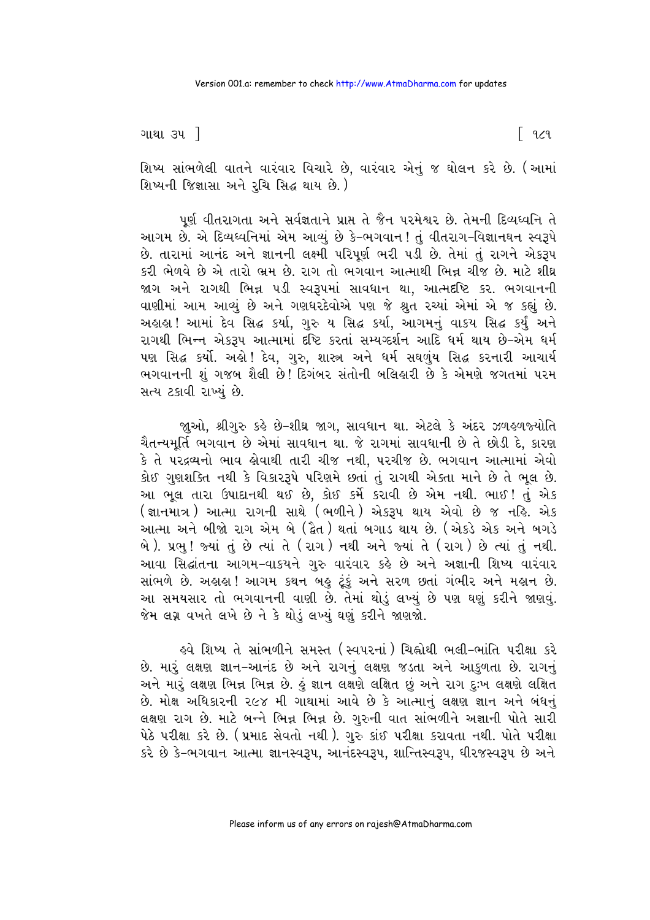શિષ્ય સાંભળેલી વાતને વારંવાર વિચારે છે, વારંવાર એનું જ ઘોલન કરે છે. (આમાં શિષ્યની જિજ્ઞાસા અને રુચિ સિદ્ધ થાય છે.)

પૂર્ણ વીતરાગતા અને સર્વજ્ઞતાને પ્રાપ્ત તે જૈન પરમેશ્વર છે. તેમની દિવ્યધ્વનિ તે આગમ છે. એ દિવ્યધ્વનિમાં એમ આવ્યું છે કે-ભગવાન! તું વીતરાગ-વિજ્ઞાનઘન સ્વરૂપે છે. તારામાં આનંદ અને જ્ઞાનની લક્ષ્મી પરિપૂર્ણ ભરી પડી છે. તેમાં તું રાગને એકરૂપ કરી ભેળવે છે એ તારો ભ્રમ છે. રાગ તો ભગવાન આત્માથી ભિન્ન ચીજ છે. માટે શીઘ્ર જાગ અને રાગથી ભિન્ન પડી સ્વરૂપમાં સાવધાન થા, આત્મદૃષ્ટિ કર. ભગવાનની વાણીમાં આમ આવ્યું છે અને ગણધરદેવોએ પણ જે શ્રુત રચ્યાં એમાં એ જ કહ્યું છે. અહાહા! આમાં દેવ સિદ્ધ કર્યા, ગુરુ ય સિદ્ધ કર્યા, આગમનું વાકય સિદ્ધ કર્યું અને રાગથી ભિન્ન એકરૂપ આત્મામાં દૃષ્ટિ કરતાં સમ્યગ્દર્શન આદિ ધર્મ થાય છે-એમ ધર્મ પણ સિદ્ધ કર્યો. અહો! દેવ, ગુરુ, શાસ્ત્ર અને ધર્મ સઘળુંય સિદ્ધ કરનારી આચાર્ય ભગવાનની શું ગજબ શૈલી છે! દિગંબર સંતોની બલિહારી છે કે એમણે જગતમાં પરમ સત્ય ટકાવી રાખ્યું છે.

જુઓ, શ્રીગુરુ કહે છે-શીઘ્ર જાગ, સાવધાન થા. એટલે કે અંદર ઝળહળજ્યોતિ ચૈતન્યમૂર્તિ ભગવાન છે એમાં સાવધાન થા. જે રાગમાં સાવધાની છે તે છોડી દે, કારણ કે તે પરદ્રવ્યનો ભાવ હોવાથી તારી ચીજ નથી, પરચીજ છે. ભગવાન આત્મામાં એવો કોઈ ગુણશક્તિ નથી કે વિકારરૂપે પરિણમે છતાં તું રાગથી એક્તા માને છે તે ભૂલ છે. આ ભૂલ તારા ઉપાદાનથી થઈ છે, કોઈ કર્મે કરાવી છે એમ નથી. ભાઈ! તું એક (જ્ઞાનમાત્ર) આત્મા રાગની સાથે (ભળીને) એકરૂપ થાય એવો છે જ નહિ. એક આત્મા અને બીજો રાગ એમ બે (દ્વૈત) થતાં બગાડ થાય છે. (એકડે એક અને બગડે બે). પ્રભુ! જ્યાં તું છે ત્યાં તે (રાગ) નથી અને જ્યાં તે (રાગ) છે ત્યાં તું નથી. આવા સિદ્ધાંતના આગમ-વાકયને ગુરુ વારંવાર કહે છે અને અજ્ઞાની શિષ્ય વારંવાર સાંભળે છે. અહાહા! આગમ કથન બહુ ટૂંકું અને સરળ છતાં ગંભીર અને મહાન છે. આ સમયસાર તો ભગવાનની વાણી છે. તેમાં થોડું લખ્યું છે પણ ઘણું કરીને જાણવું. જેમ લગ્ન વખતે લખે છે ને કે થોડું લખ્યું ઘણું કરીને જાણજો.

હવે શિષ્ય તે સાંભળીને સમસ્ત (સ્વપરનાં) ચિહ્નોથી ભલી-ભાંતિ પરીક્ષા કરે છે. મારું લક્ષણ જ્ઞાન-આનંદ છે અને રાગનું લક્ષણ જડતા અને આકુળતા છે. રાગનું અને મારું લક્ષણ ભિન્ન ભિન્ન છે. હું જ્ઞાન લક્ષણે લક્ષિત છું અને રાગ દુઃખ લક્ષણે લક્ષિત છે. મોક્ષ અધિકારની ૨૯૪ મી ગાથામાં આવે છે કે આત્માનું લક્ષણ જ્ઞાન અને બંધનું લક્ષણ રાગ છે. માટે બન્ને ભિન્ન ભિન્ન છે. ગુરુની વાત સાંભળીને અજ્ઞાની પોતે સારી પેઠે પરીક્ષા કરે છે. (પ્રમાદ સેવતો નથી). ગુરુ કાંઈ પરીક્ષા કરાવતા નથી. પોતે પરીક્ષા કરે છે કે-ભગવાન આત્મા જ્ઞાનસ્વરૂપ, આનંદસ્વરૂપ, શાન્તિસ્વરૂપ, ધીરજસ્વરૂપ છે અને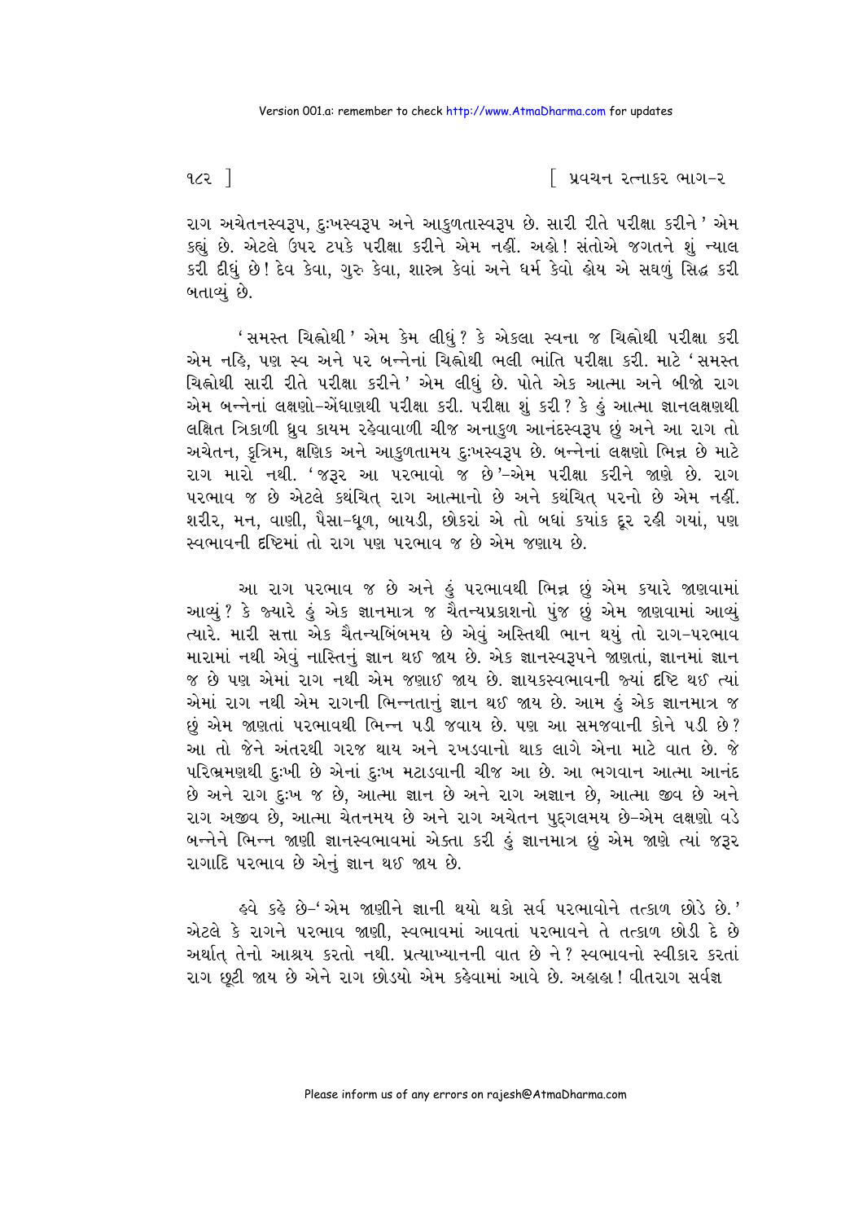રાગ અચેતનસ્વરૂપ, દુઃખસ્વરૂપ અને આકુળતાસ્વરૂપ છે. સારી રીતે પરીક્ષા કરીને ' એમ કહ્યું છે. એટલે ઉપર ટપકે પરીક્ષા કરીને એમ નહીં. અહો! સંતોએ જગતને શું ન્યાલ કરી દીધું છે! દેવ કેવા, ગુરુ કેવા, શાસ્ત્ર કેવાં અને ધર્મ કેવો હોય એ સઘળું સિદ્ધ કરી બતાવ્યું છે.

'સમસ્ત ચિહ્નોથી' એમ કેમ લીધું? કે એકલા સ્વના જ ચિહ્નોથી પરીક્ષા કરી એમ નહિ, પણ સ્વ અને પર બન્નેનાં ચિહ્નોથી ભલી ભાંતિ પરીક્ષા કરી. માટે 'સમસ્ત ચિહ્નોથી સારી રીતે પરીક્ષા કરીને' એમ લીધું છે. પોતે એક આત્મા અને બીજો રાગ એમ બન્નેનાં લક્ષણો-એંધાણથી પરીક્ષા કરી. પરીક્ષા શું કરી? કે હું આત્મા જ્ઞાનલક્ષણથી લક્ષિત ત્રિકાળી ધ્રુવ કાયમ રહેવાવાળી ચીજ અનાકુળ આનંદસ્વરૂપ છું અને આ રાગ તો અચેતન, કૃત્રિમ, ક્ષણિક અને આકુળતામય દુઃખસ્વરૂપ છે. બન્નેનાં લક્ષણો ભિન્ન છે માટે રાગ મારો નથી. 'જરૂર આ પરભાવો જ છે'-એમ પરીક્ષા કરીને જાણે છે. રાગ પરભાવ જ છે એટલે કથંચિત્ રાગ આત્માનો છે અને કથંચિત્ પરનો છે એમ નહીં. શરીર, મન, વાણી, પૈસા-ધૂળ, બાયડી, છોકરાં એ તો બધાં કયાંક દૂર રહી ગયાં, પણ સ્વભાવની દૃષ્ટિમાં તો રાગ પણ પરભાવ જ છે એમ જણાય છે.

આ રાગ પરભાવ જ છે અને હું પરભાવથી ભિન્ન છું એમ કયારે જાણવામાં આવ્યું? કે જ્યારે હું એક જ્ઞાનમાત્ર જ ચૈતન્યપ્રકાશનો પુંજ છું એમ જાણવામાં આવ્યું ત્યારે. મારી સત્તા એક ચૈતન્યબિંબમય છે એવું અસ્તિથી ભાન થયું તો રાગ-પરભાવ મારામાં નથી એવું નાસ્તિનું જ્ઞાન થઈ જાય છે. એક જ્ઞાનસ્વરૂપને જાણતાં, જ્ઞાનમાં જ્ઞાન જ છે પણ એમાં રાગ નથી એમ જણાઈ જાય છે. જ્ઞાયકસ્વભાવની જ્યાં દૃષ્ટિ થઈ ત્યાં એમાં રાગ નથી એમ રાગની ભિન્નતાનું જ્ઞાન થઈ જાય છે. આમ હું એક જ્ઞાનમાત્ર જ છું એમ જાણતાં પરભાવથી ભિન્ન પડી જવાય છે. પણ આ સમજવાની કોને પડી છે? આ તો જેને અંતરથી ગરજ થાય અને રખડવાનો થાક લાગે એના માટે વાત છે. જે પરિભ્રમણથી દુઃખી છે એનાં દુઃખ મટાડવાની ચીજ આ છે. આ ભગવાન આત્મા આનંદ છે અને રાગ દુઃખ જ છે, આત્મા જ્ઞાન છે અને રાગ અજ્ઞાન છે, આત્મા જીવ છે અને રાગ અજીવ છે, આત્મા ચેતનમય છે અને રાગ અચેતન પુદ્ગલમય છે-એમ લક્ષણો વડે બન્નેને ભિન્ન જાણી જ્ઞાનસ્વભાવમાં એક્તા કરી હું જ્ઞાનમાત્ર છું એમ જાણે ત્યાં જરૂર રાગાદિ પરભાવ છે એનું જ્ઞાન થઈ જાય છે.

હવે કહે છે-'એમ જાણીને જ્ઞાની થયો થકો સર્વ પરભાવોને તત્કાળ છોડે છે.' એટલે કે રાગને પરભાવ જાણી, સ્વભાવમાં આવતાં પરભાવને તે તત્કાળ છોડી દે છે અર્થાત્ તેનો આશ્રય કરતો નથી. પ્રત્યાખ્યાનની વાત છે ને? સ્વભાવનો સ્વીકાર કરતાં રાગ છૂટી જાય છે એને રાગ છોડયો એમ કહેવામાં આવે છે. અહાહા! વીતરાગ સર્વજ્ઞ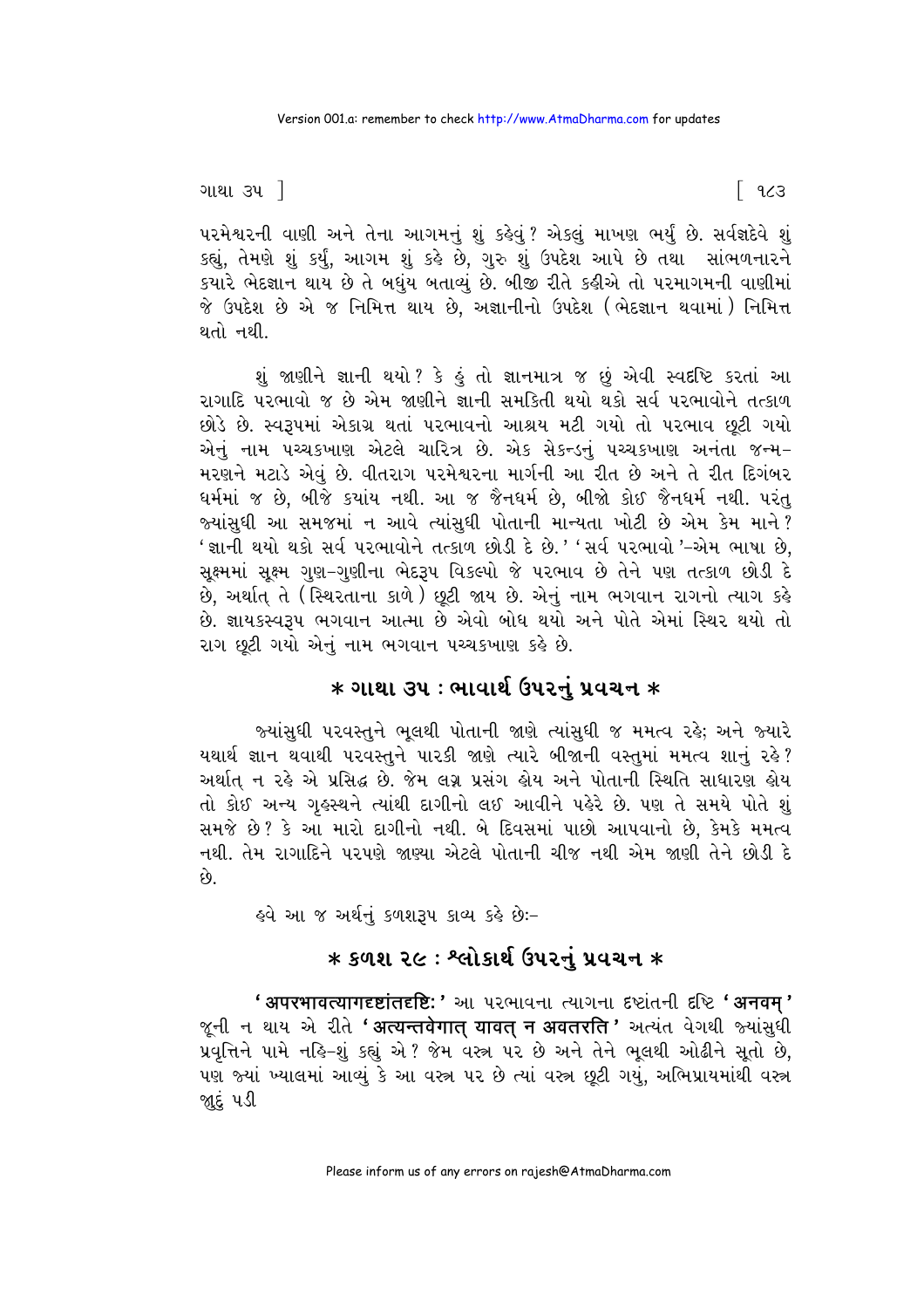પરમેશ્વરની વાણી અને તેના આગમનું શું કહેવું? એકલું માખણ ભર્યું છે. સર્વજ્ઞદેવે શું કહ્યું, તેમણે શું કર્યું, આગમ શું કહે છે, ગુરુ શું ઉપદેશ આપે છે તથા સાંભળનારને ક્યારે ભેદજ્ઞાન થાય છે તે બધુંય બતાવ્યું છે. બીજી રીતે કહીએ તો પરમાગમની વાણીમાં જે ઉપદેશ છે એ જ નિમિત્ત થાય છે, અજ્ઞાનીનો ઉપદેશ (ભેદજ્ઞાન થવામાં) નિમિત્ત થતો નથી.

શું જાણીને જ્ઞાની થયો? કે હું તો જ્ઞાનમાત્ર જ છું એવી સ્વદૃષ્ટિ કરતાં આ રાગાદિ પરભાવો જ છે એમ જાણીને જ્ઞાની સમકિતી થયો થકો સર્વ પરભાવોને તત્કાળ છોડે છે. સ્વરૂપમાં એકાગ્ર થતાં પરભાવનો આશ્રય મટી ગયો તો પરભાવ છૂટી ગયો એનું નામ પચ્ચક્ખાણ એટલે ચારિત્ર છે. એક સેકન્ડનું પચ્ચક્ખાણ અનંતા જન્મ-મરણને મટાડે એવું છે. વીતરાગ પરમેશ્વરના માર્ગની આ રીત છે અને તે રીત દિગંબર ધર્મમાં જ છે, બીજે ક્યાંય નથી. આ જ જૈનધર્મ છે, બીજો કોઈ જૈનધર્મ નથી. પરંતુ જ્યાંસુધી આ સમજમાં ન આવે ત્યાંસુધી પોતાની માન્યતા ખોટી છે એમ કેમ માને? 'જ્ઞાની થયો થકો સર્વ પરભાવોને તત્કાળ છોડી દે છે.' 'સર્વ પરભાવો'-એમ ભાષા છે, સૂક્ષ્મમાં સૂક્ષ્મ ગુણ-ગુણીના ભેદરૂપ વિકલ્પો જે પરભાવ છે તેને પણ તત્કાળ છોડી દે છે, અર્થાત્ તે (સ્થિરતાના કાળે) છૂટી જાય છે. એનું નામ ભગવાન રાગનો ત્યાગ કહે છે. જ્ઞાયકસ્વરૂપ ભગવાન આત્મા છે એવો બોધ થયો અને પોતે એમાં સ્થિર થયો તો રાગ છૂટી ગયો એનું નામ ભગવાન પચ્ચક્ખાણ કહે છે.

## * ગાથા ૩૫ : ભાવાર્થ ઉપરનું પ્રવચન *

જ્યાંસુધી પરવસ્તુને ભૂલથી પોતાની જાણે ત્યાંસુધી જ મમત્વ રહે; અને જ્યારે યથાર્થ જ્ઞાન થવાથી પરવસ્તુને પારકી જાણે ત્યારે બીજાની વસ્તુમાં મમત્વ શાનું રહે? અર્થાત્ ન રહે એ પ્રસિદ્ધ છે. જેમ લગ્ન પ્રસંગ હોય અને પોતાની સ્થિતિ સાધારણ હોય તો કોઈ અન્ય ગૃહસ્થને ત્યાંથી દાગીનો લઈ આવીને પહેરે છે. પણ તે સમયે પોતે શું સમજે છે? કે આ મારો દાગીનો નથી. બે દિવસમાં પાછો આપવાનો છે, કેમકે મમત્વ નથી. તેમ રાગાદિને પરપણે જાણ્યા એટલે પોતાની ચીજ નથી એમ જાણી તેને છોડી દે છે.

હવે આ જ અર્થનું કળશરૂપ કાવ્ય કહે છેઃ-

## * કળશ ૨૯ : શ્લોકાર્થ ઉપરનું પ્રવચન *

**'अपरभावत्यागदृष्टांतदृष्टिः'** આ પરભાવના ત્યાગના દૃષ્ટાંતની દૃષ્ટિ **'अनवम्'** જૂની ન થાય એ રીતે **'अत्यन्तवेगात् यावत् न अवतरति'** અત્યંત વેગથી જ્યાંસુધી પ્રવૃત્તિને પામે નહિ-શું કહ્યું એ? જેમ વસ્ત્ર પર છે અને તેને ભૂલથી ઓઢીને સૂતો છે, પણ જ્યાં ખ્યાલમાં આવ્યું કે આ વસ્ત્ર પર છે ત્યાં વસ્ત્ર છૂટી ગયું, અભિપ્રાયમાંથી વસ્ત્ર જુદું પડી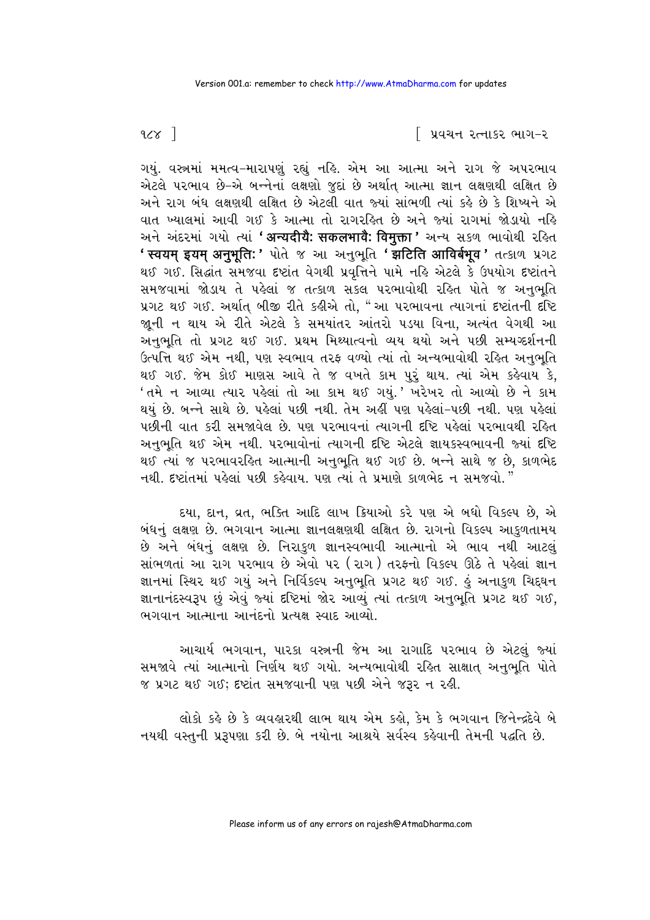ગયું. વસ્ત્રમાં મમત્વ-મારાપણું રહ્યું નહિ. એમ આ આત્મા અને રાગ જે અપરભાવ એટલે પરભાવ છે-એ બન્નેનાં લક્ષણો જુદાં છે અર્થાત્ આત્મા જ્ઞાન લક્ષણથી લક્ષિત છે અને રાગ બંધ લક્ષણથી લક્ષિત છે એટલી વાત જ્યાં સાંભળી ત્યાં કહે છે કે શિષ્યને એ વાત ખ્યાલમાં આવી ગઈ કે આત્મા તો રાગરહિત છે અને જ્યાં રાગમાં જોડાયો નહિ અને અંદરમાં ગયો ત્યાં **'अन्यदीयैः सकलभावैः विमुक्ता'** અન્ય સકળ ભાવોથી રહિત **'स्वयम् इयम् अनुभूतिः'** પોતે જ આ અનુભૂતિ **'झटिति आविर्बभूव'** તત્કાળ પ્રગટ થઈ ગઈ. સિદ્ધાંત સમજવા દૃષ્ટાંત વેગથી પ્રવૃત્તિને પામે નહિ એટલે કે ઉપયોગ દૃષ્ટાંતને સમજવામાં જોડાય તે પહેલાં જ તત્કાળ સકલ પરભાવોથી રહિત પોતે જ અનુભૂતિ પ્રગટ થઈ ગઈ. અર્થાત્ બીજી રીતે કહીએ તો, "આ પરભાવના ત્યાગનાં દૃષ્ટાંતની દૃષ્ટિ જૂની ન થાય એ રીતે એટલે કે સમયાંતર આંતરો પડયા વિના, અત્યંત વેગથી આ અનુભૂતિ તો પ્રગટ થઈ ગઈ. પ્રથમ મિથ્યાત્વનો વ્યય થયો અને પછી સમ્યગ્દર્શનની ઉત્પત્તિ થઈ એમ નથી, પણ સ્વભાવ તરફ વળ્યો ત્યાં તો અન્યભાવોથી રહિત અનુભૂતિ થઈ ગઈ. જેમ કોઈ માણસ આવે તે જ વખતે કામ પુરું થાય. ત્યાં એમ કહેવાય કે, 'તમે ન આવ્યા ત્યાર પહેલાં તો આ કામ થઈ ગયું.' ખરેખર તો આવ્યો છે ને કામ થયું છે. બન્ને સાથે છે. પહેલાં પછી નથી. તેમ અહીં પણ પહેલાં-પછી નથી. પણ પહેલાં પછીની વાત કરી સમજાવેલ છે. પણ પરભાવનાં ત્યાગની દૃષ્ટિ પહેલાં પરભાવથી રહિત અનુભૂતિ થઈ એમ નથી. પરભાવોનાં ત્યાગની દૃષ્ટિ એટલે જ્ઞાયકસ્વભાવની જ્યાં દૃષ્ટિ થઈ ત્યાં જ પરભાવરહિત આત્માની અનુભૂતિ થઈ ગઈ છે. બન્ને સાથે જ છે, કાળભેદ નથી. દૃષ્ટાંતમાં પહેલાં પછી કહેવાય. પણ ત્યાં તે પ્રમાણે કાળભેદ ન સમજવો."

દયા, દાન, વ્રત, ભક્તિ આદિ લાખ ક્રિયાઓ કરે પણ એ બધો વિકલ્પ છે, એ બંધનું લક્ષણ છે. ભગવાન આત્મા જ્ઞાનલક્ષણથી લક્ષિત છે. રાગનો વિકલ્પ આકુળતામય છે અને બંધનું લક્ષણ છે. નિરાકુળ જ્ઞાનસ્વભાવી આત્માનો એ ભાવ નથી આટલું સાંભળતાં આ રાગ પરભાવ છે એવો પર (રાગ) તરફનો વિકલ્પ ઊઠે તે પહેલાં જ્ઞાન જ્ઞાનમાં સ્થિર થઈ ગયું અને નિર્વિકલ્પ અનુભૂતિ પ્રગટ થઈ ગઈ. હું અનાકુળ ચિદ્‌ઘન જ્ઞાનાનંદસ્વરૂપ છું એવું જ્યાં દૃષ્ટિમાં જોર આવ્યું ત્યાં તત્કાળ અનુભૂતિ પ્રગટ થઈ ગઈ, ભગવાન આત્માના આનંદનો પ્રત્યક્ષ સ્વાદ આવ્યો.

આચાર્ય ભગવાન, પારકા વસ્ત્રની જેમ આ રાગાદિ પરભાવ છે એટલું જ્યાં સમજાવે ત્યાં આત્માનો નિર્ણય થઈ ગયો. અન્યભાવોથી રહિત સાક્ષાત્ અનુભૂતિ પોતે જ પ્રગટ થઈ ગઈ; દૃષ્ટાંત સમજવાની પણ પછી એને જરૂર ન રહી.

લોકો કહે છે કે વ્યવહારથી લાભ થાય એમ કહો, કેમ કે ભગવાન જિનેન્દ્રદેવે બે નયથી વસ્તુની પ્રરૂપણા કરી છે. બે નયોના આશ્રયે સર્વસ્વ કહેવાની તેમની પદ્ધતિ છે.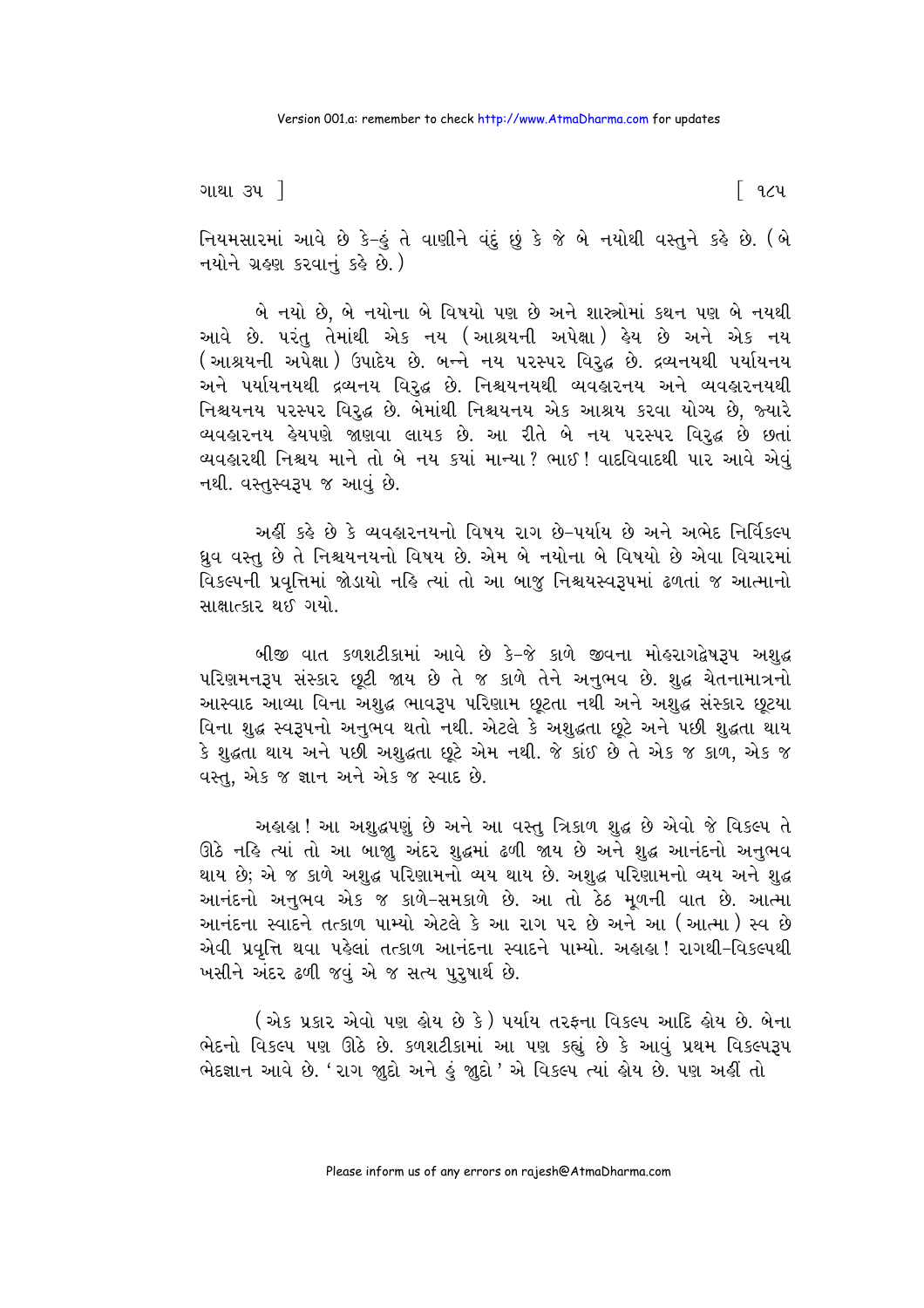નિયમસારમાં આવે છે કે-હું તે વાણીને વંદું છું કે જે બે નયોથી વસ્તુને કહે છે. (બે નયોને ગ્રહણ કરવાનું કહે છે.)

બે નયો છે, બે નયોના બે વિષયો પણ છે અને શાસ્ત્રોમાં કથન પણ બે નયથી આવે છે. પરંતુ તેમાંથી એક નય (આશ્રયની અપેક્ષા) હેય છે અને એક નય (આશ્રયની અપેક્ષા) ઉપાદેય છે. બન્ને નય પરસ્પર વિરુદ્ધ છે. દ્રવ્યનયથી પર્યાયનય અને પર્યાયનયથી દ્રવ્યનય વિરુદ્ધ છે. નિશ્ચયનયથી વ્યવહારનય અને વ્યવહારનયથી નિશ્ચયનય પરસ્પર વિરુદ્ધ છે. બેમાંથી નિશ્ચયનય એક આશ્રય કરવા યોગ્ય છે, જ્યારે વ્યવહારનય હેયપણે જાણવા લાયક છે. આ રીતે બે નય પરસ્પર વિરુદ્ધ છે છતાં વ્યવહારથી નિશ્ચય માને તો બે નય કયાં માન્યા? ભાઈ! વાદવિવાદથી પાર આવે એવું નથી. વસ્તુસ્વરૂપ જ આવું છે.

અહીં કહે છે કે વ્યવહારનયનો વિષય રાગ છે-પર્યાય છે અને અભેદ નિર્વિકલ્પ ધ્રુવ વસ્તુ છે તે નિશ્ચયનયનો વિષય છે. એમ બે નયોના બે વિષયો છે એવા વિચારમાં વિકલ્પની પ્રવૃત્તિમાં જોડાયો નહિ ત્યાં તો આ બાજુ નિશ્ચયસ્વરૂપમાં ઢળતાં જ આત્માનો સાક્ષાત્કાર થઈ ગયો.

બીજી વાત કળશટીકામાં આવે છે કે-જે કાળે જીવના મોહરાગદ્વેષરૂપ અશુદ્ધ પરિણમનરૂપ સંસ્કાર છૂટી જાય છે તે જ કાળે તેને અનુભવ છે. શુદ્ધ ચેતનામાત્રનો આસ્વાદ આવ્યા વિના અશુદ્ધ ભાવરૂપ પરિણામ છૂટતા નથી અને અશુદ્ધ સંસ્કાર છૂટયા વિના શુદ્ધ સ્વરૂપનો અનુભવ થતો નથી. એટલે કે અશુદ્ધતા છૂટે અને પછી શુદ્ધતા થાય કે શુદ્ધતા થાય અને પછી અશુદ્ધતા છૂટે એમ નથી. જે કાંઈ છે તે એક જ કાળ, એક જ વસ્તુ, એક જ જ્ઞાન અને એક જ સ્વાદ છે.

અહાહા! આ અશુદ્ધપણું છે અને આ વસ્તુ ત્રિકાળ શુદ્ધ છે એવો જે વિકલ્પ તે ઊઠે નહિ ત્યાં તો આ બાજુ અંદર શુદ્ધમાં ઢળી જાય છે અને શુદ્ધ આનંદનો અનુભવ થાય છે; એ જ કાળે અશુદ્ધ પરિણામનો વ્યય થાય છે. અશુદ્ધ પરિણામનો વ્યય અને શુદ્ધ આનંદનો અનુભવ એક જ કાળે-સમકાળે છે. આ તો ઠેઠ મૂળની વાત છે. આત્મા આનંદના સ્વાદને તત્કાળ પામ્યો એટલે કે આ રાગ પર છે અને આ (આત્મા) સ્વ છે એવી પ્રવૃત્તિ થવા પહેલાં તત્કાળ આનંદના સ્વાદને પામ્યો. અહાહા! રાગથી-વિકલ્પથી ખસીને અંદર ઢળી જવું એ જ સત્ય પુરુષાર્થ છે.

(એક પ્રકાર એવો પણ હોય છે કે) પર્યાય તરફના વિકલ્પ આદિ હોય છે. બેના ભેદનો વિકલ્પ પણ ઊઠે છે. કળશટીકામાં આ પણ કહ્યું છે કે આવું પ્રથમ વિકલ્પરૂપ ભેદજ્ઞાન આવે છે. 'રાગ જાુદો અને હું જાુદો' એ વિકલ્પ ત્યાં હોય છે. પણ અહીં તો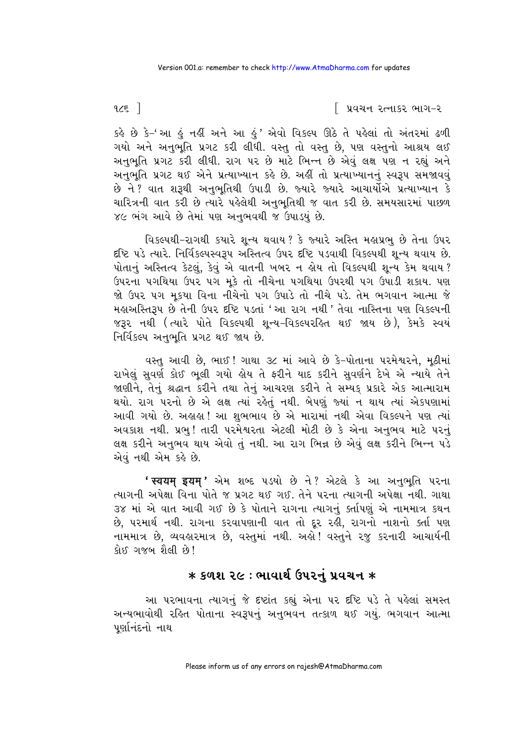કહે છે કે-'આ હું નહીં અને આ હું' એવો વિકલ્પ ઊઠે તે પહેલાં તો અંતરમાં ઢળી ગયો અને અનુભૂતિ પ્રગટ કરી લીધી. વસ્તુ તો વસ્તુ છે, પણ વસ્તુનો આશ્રય લઈ અનુભૂતિ પ્રગટ કરી લીધી. રાગ પર છે માટે ભિન્ન છે એવું લક્ષ પણ ન રહ્યું અને અનુભૂતિ પ્રગટ થઈ એને પ્રત્યાખ્યાન કહે છે. અહીં તો પ્રત્યાખ્યાનનું સ્વરૂપ સમજાવવું છે ને? વાત શરૂથી અનુભૂતિથી ઉપાડી છે. જ્યારે જ્યારે આચાર્યોએ પ્રત્યાખ્યાન કે ચારિત્રની વાત કરી છે ત્યારે પહેલેથી અનુભૂતિથી જ વાત કરી છે. સમયસારમાં પાછળ ૪૯ ભંગ આવે છે તેમાં પણ અનુભવથી જ ઉપાડયું છે.

વિકલ્પથી-રાગથી કયારે શૂન્ય થવાય? કે જ્યારે અસ્તિ મહાપ્રભુ છે તેના ઉપર દૃષ્ટિ પડે ત્યારે. નિર્વિકલ્પસ્વરૂપ અસ્તિત્વ ઉપર દૃષ્ટિ પડવાથી વિકલ્પથી શૂન્ય થવાય છે. પોતાનું અસ્તિત્વ કેટલું, કેવું એ વાતની ખબર ન હોય તો વિકલ્પથી શૂન્ય કેમ થવાય? ઉપરના પગથિયા ઉપર પગ મૂકે તો નીચેના પગથિયા ઉપરથી પગ ઉપાડી શકાય. પણ જો ઉપર પગ મૂકયા વિના નીચેનો પગ ઉપાડે તો નીચે પડે. તેમ ભગવાન આત્મા જે મહાઅસ્તિરૂપ છે તેની ઉપર દૃષ્ટિ પડતાં 'આ રાગ નથી' તેવા નાસ્તિના પણ વિકલ્પની જરૂર નથી (ત્યારે પોતે વિકલ્પથી શૂન્ય-વિકલ્પરહિત થઈ જાય છે), કેમકે સ્વયં નિર્વિકલ્પ અનુભૂતિ પ્રગટ થઈ જાય છે.

વસ્તુ આવી છે, ભાઈ! ગાથા ૩૮ માં આવે છે કે-પોતાના પરમેશ્વરને, મૂઠીમાં રાખેલું સુવર્ણ કોઈ ભૂલી ગયો હોય તે ફરીને યાદ કરીને સુવર્ણને દેખે એ ન્યાયે તેને જાણીને, તેનું શ્રદ્ધાન કરીને તથા તેનું આચરણ કરીને તે સમ્યક્ પ્રકારે એક આત્મારામ થયો. રાગ પરનો છે એ લક્ષ ત્યાં રહેતું નથી. બેપણું જ્યાં ન થાય ત્યાં એકપણામાં આવી ગયો છે. અહાહા! આ શુભભાવ છે એ મારામાં નથી એવા વિકલ્પને પણ ત્યાં અવકાશ નથી. પ્રભુ! તારી પરમેશ્વરતા એટલી મોટી છે કે એના અનુભવ માટે પરનું લક્ષ કરીને અનુભવ થાય એવો તું નથી. આ રાગ ભિન્ન છે એવું લક્ષ કરીને ભિન્ન પડે એવું નથી એમ કહે છે.

**'स्वयम् इयम्'** એમ શબ્દ પડયો છે ને? એટલે કે આ અનુભૂતિ પરના ત્યાગની અપેક્ષા વિના પોતે જ પ્રગટ થઈ ગઈ. તેને પરના ત્યાગની અપેક્ષા નથી. ગાથા ૩૪ માં એ વાત આવી ગઈ છે કે પોતાને રાગના ત્યાગનું કર્તાપણું એ નામમાત્ર કથન છે, પરમાર્થ નથી. રાગના કરવાપણાની વાત તો દૂર રહી, રાગનો નાશનો કર્તા પણ નામમાત્ર છે, વ્યવહારમાત્ર છે, વસ્તુમાં નથી. અહો! વસ્તુને રજુ કરનારી આચાર્યની કોઈ ગજબ શૈલી છે!

## * કળશ ૨૯ : ભાવાર્થ ઉપરનું પ્રવચન *

આ પરભાવના ત્યાગનું જે દૃષ્ટાંત કહ્યું એના પર દૃષ્ટિ પડે તે પહેલાં સમસ્ત અન્યભાવોથી રહિત પોતાના સ્વરૂપનું અનુભવન તત્કાળ થઈ ગયું. ભગવાન આત્મા પૂર્ણાનંદનો નાથ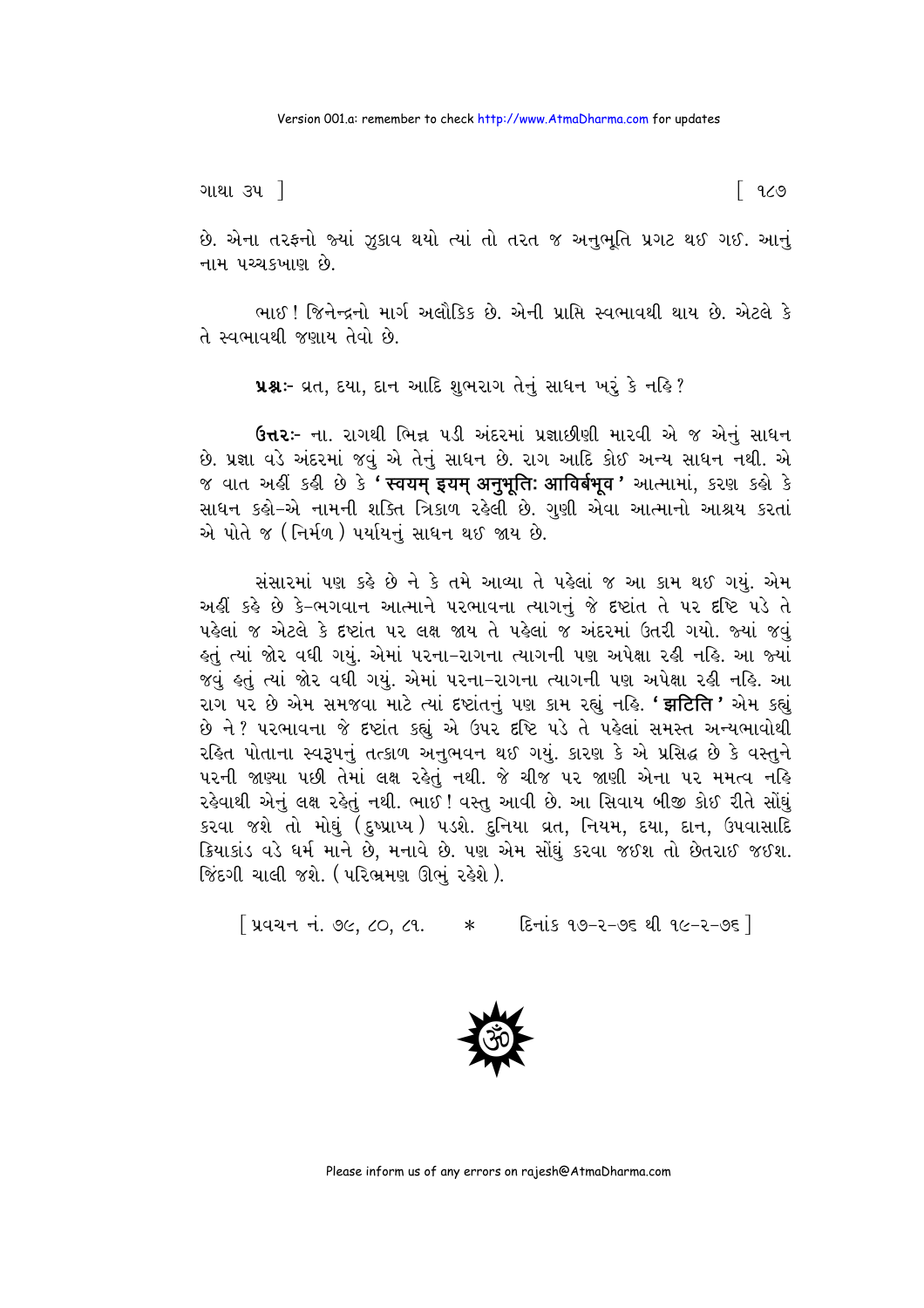છે. એના તરફનો જ્યાં ઝુકાવ થયો ત્યાં તો તરત જ અનુભૂતિ પ્રગટ થઈ ગઈ. આનું નામ પચ્ચકખાણ છે.

ભાઈ! જિનેન્દ્રનો માર્ગ અલૌકિક છે. એની પ્રાપ્તિ સ્વભાવથી થાય છે. એટલે કે તે સ્વભાવથી જણાય તેવો છે.

**પ્રશ્નઃ-** વ્રત, દયા, દાન આદિ શુભરાગ તેનું સાધન ખરું કે નહિ?

**ઉત્તરઃ-** ના. રાગથી ભિન્ન પડી અંદરમાં પ્રજ્ઞાછીણી મારવી એ જ એનું સાધન છે. પ્રજ્ઞા વડે અંદરમાં જવું એ તેનું સાધન છે. રાગ આદિ કોઈ અન્ય સાધન નથી. એ જ વાત અહીં કહી છે કે **'स्वयम् इयम् अनुभूतिः आविर्बभूव'** આત્મામાં, કરણ કહો કે સાધન કહો-એ નામની શક્તિ ત્રિકાળ રહેલી છે. ગુણી એવા આત્માનો આશ્રય કરતાં એ પોતે જ (નિર્મળ) પર્યાયનું સાધન થઈ જાય છે.

સંસારમાં પણ કહે છે ને કે તમે આવ્યા તે પહેલાં જ આ કામ થઈ ગયું. એમ અહીં કહે છે કે-ભગવાન આત્માને પરભાવના ત્યાગનું જે દૃષ્ટાંત તે પર દૃષ્ટિ પડે તે પહેલાં જ એટલે કે દૃષ્ટાંત પર લક્ષ જાય તે પહેલાં જ અંદરમાં ઉતરી ગયો. જ્યાં જવું હતું ત્યાં જોર વધી ગયું. એમાં પરના-રાગના ત્યાગની પણ અપેક્ષા રહી નહિ. આ જ્યાં જવું હતું ત્યાં જોર વધી ગયું. એમાં પરના-રાગના ત્યાગની પણ અપેક્ષા રહી નહિ. આ રાગ પર છે એમ સમજવા માટે ત્યાં દૃષ્ટાંતનું પણ કામ રહ્યું નહિ. **'झटिति'** એમ કહ્યું છે ને? પરભાવના જે દૃષ્ટાંત કહ્યું એ ઉપર દૃષ્ટિ પડે તે પહેલાં સમસ્ત અન્યભાવોથી રહિત પોતાના સ્વરૂપનું તત્કાળ અનુભવન થઈ ગયું. કારણ કે એ પ્રસિદ્ધ છે કે વસ્તુને પરની જાણ્યા પછી તેમાં લક્ષ રહેતું નથી. જે ચીજ પર જાણી એના પર મમત્વ નહિ રહેવાથી એનું લક્ષ રહેતું નથી. ભાઈ! વસ્તુ આવી છે. આ સિવાય બીજી કોઈ રીતે સોંઘું કરવા જશે તો મોંઘું (દુષ્પ્રાપ્ય) પડશે. દુનિયા વ્રત, નિયમ, દયા, દાન, ઉપવાસાદિ ક્રિયાકાંડ વડે ધર્મ માને છે, મનાવે છે. પણ એમ સોંઘું કરવા જઈશ તો છેતરાઈ જઈશ. જિંદગી ચાલી જશે. (પરિભ્રમણ ઊભું રહેશે).

[પ્રવચન નં. ૭૯, ૮૦, ૮૧. * દિનાંક ૧૭-૨-૭૬ થી ૧૯-૨-૭૬]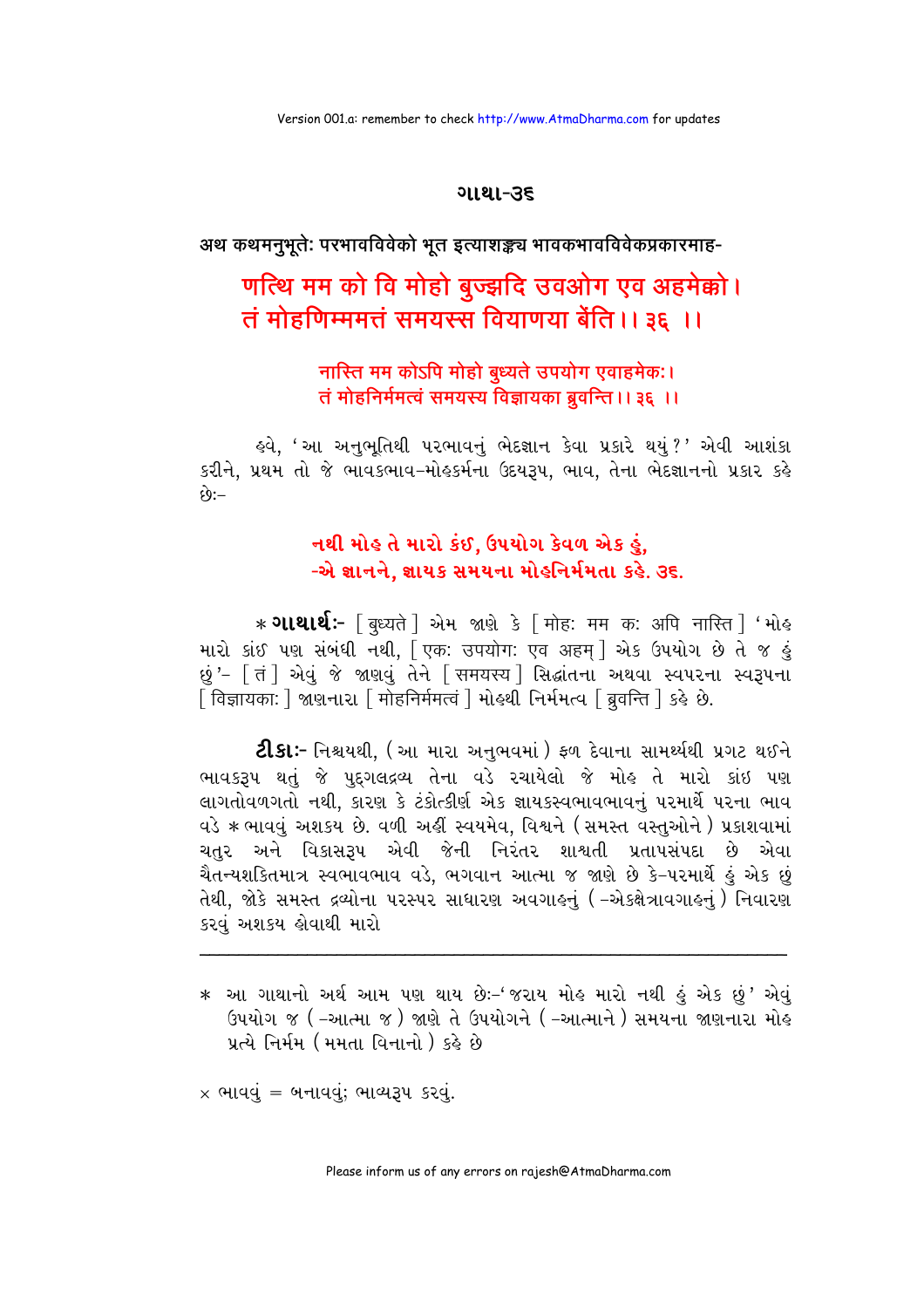## ગાથા-૩૬

अथ कथमनुभूतेः परभावविवेको भूत इत्याशङ्क्य भावकभावविवेकप्रकारमाह-

**णत्थि मम को वि मोहो बुज्झदि उवओग एव अहमेक्को।**
**तं मोहणिम्ममत्तं समयस्स वियाणया बेंति।। ३६ ।।**

**नास्ति मम कोऽपि मोहो बुध्यते उपयोग एवाहमेकः।**
**तं मोहनिर्ममत्वं समयस्य विज्ञायका ब्रुवन्ति।। ३६ ।।**

હવે, 'આ અનુભૂતિથી પરભાવનું ભેદજ્ઞાન કેવા પ્રકારે થયું?' એવી આશંકા કરીને, પ્રથમ તો જે ભાવકભાવ-મોહકર્મના ઉદયરૂપ, ભાવ, તેના ભેદજ્ઞાનનો પ્રકાર કહે છેઃ-

**નથી મોહ તે મારો કંઈ, ઉપયોગ કેવળ એક હું,**
**-એ જ્ઞાનને, જ્ઞાયક સમયના મોહનિર્મમતા કહે. ૩૬.**

* **ગાથાર્થઃ-** [ बुध्यते ] એમ જાણે કે [ मोहः मम कः अपि नास्ति ] 'મોહ મારો કાંઈ પણ સંબંધી નથી, [ एकः उपयोगः एव अहम् ] એક ઉપયોગ છે તે જ હું છું'- [ तं ] એવું જે જાણવું તેને [ समयस्य ] સિદ્ધાંતના અથવા સ્વપરના સ્વરૂપના [ विज्ञायकाः ] જાણનારા [ मोहनिर्ममत्वं ] મોહથી નિર્મમત્વ [ ब्रुवन्ति ] કહે છે.

**ટીકાઃ-** નિશ્ચયથી, (આ મારા અનુભવમાં) ફળ દેવાના સામર્થ્યથી પ્રગટ થઈને ભાવકરૂપ થતું જે પુદ્‌ગલદ્રવ્ય તેના વડે રચાયેલો જે મોહ તે મારો કાંઈ પણ લાગતોવળગતો નથી, કારણ કે ટંકોત્કીર્ણ એક જ્ઞાયકસ્વભાવભાવનું પરમાર્થે પરના ભાવ વડે × ભાવવું અશક્ય છે. વળી અહીં સ્વયમેવ, વિશ્વને (સમસ્ત વસ્તુઓને) પ્રકાશવામાં ચતુર અને વિકાસરૂપ એવી જેની નિરંતર શાશ્વતી પ્રતાપસંપદા છે એવા ચૈતન્યશક્તિમાત્ર સ્વભાવભાવ વડે, ભગવાન આત્મા જ જાણે છે કે-પરમાર્થે હું એક છું તેથી, જોકે સમસ્ત દ્રવ્યોના પરસ્પર સાધારણ અવગાહનું (-એકક્ષેત્રાવગાહનું) નિવારણ કરવું અશક્ય હોવાથી મારો

---

* આ ગાથાનો અર્થ આમ પણ થાય છેઃ-'જરાય મોહ મારો નથી હું એક છું' એવું ઉપયોગ જ (-આત્મા જ) જાણે તે ઉપયોગને (-આત્માને) સમયના જાણનારા મોહ પ્રત્યે નિર્મમ (મમતા વિનાનો) કહે છે

× ભાવવું = બનાવવું; ભાવ્યરૂપ કરવું.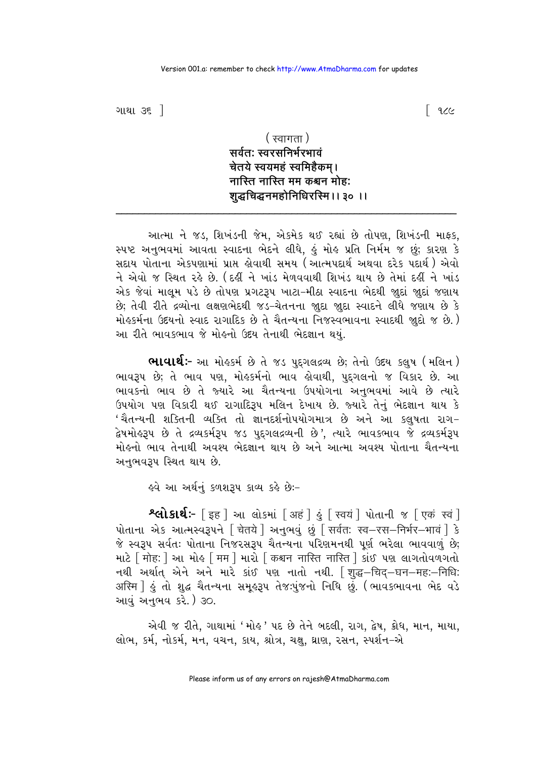( स्वागता )

**सर्वतः स्वरसनिर्भरभावं**
**चेतये स्वयमहं स्वमिहैकम्।**
**नास्ति नास्ति मम कश्चन मोहः**
**शुद्धचिद्घनमहोनिधिरस्मि।। ३० ।।**

---

આત્મા ને જડ, શિખંડની જેમ, એકમેક થઈ રહ્યાં છે તોપણ, શિખંડની માફક, સ્પષ્ટ અનુભવમાં આવતા સ્વાદના ભેદને લીધે, હું મોહ પ્રતિ નિર્મમ જ છું; કારણ કે સદાય પોતાના એકપણામાં પ્રાપ્ત હોવાથી સમય (આત્મપદાર્થ અથવા દરેક પદાર્થ) એવો ને એવો જ સ્થિત રહે છે. (દહીં ને ખાંડ મેળવવાથી શિખંડ થાય છે તેમાં દહીં ને ખાંડ એક જેવાં માલૂમ પડે છે તોપણ પ્રગટરૂપ ખાટા-મીઠા સ્વાદના ભેદથી જુદાં જુદાં જણાય છે; તેવી રીતે દ્રવ્યોના લક્ષણભેદથી જડ-ચેતનના જુદા જુદા સ્વાદને લીધે જણાય છે કે મોહકર્મના ઉદયનો સ્વાદ રાગાદિક છે તે ચૈતન્યના નિજસ્વભાવના સ્વાદથી જુદો જ છે.) આ રીતે ભાવકભાવ જે મોહનો ઉદય તેનાથી ભેદજ્ઞાન થયું.

**ભાવાર્થઃ-** આ મોહકર્મ છે તે જડ પુદ્‌ગલદ્રવ્ય છે; તેનો ઉદય કલુષ (મલિન) ભાવરૂપ છે; તે ભાવ પણ, મોહકર્મનો ભાવ હોવાથી, પુદ્‌ગલનો જ વિકાર છે. આ ભાવકનો ભાવ છે તે જ્યારે આ ચૈતન્યના ઉપયોગના અનુભવમાં આવે છે ત્યારે ઉપયોગ પણ વિકારી થઈ રાગાદિરૂપ મલિન દેખાય છે. જ્યારે તેનું ભેદજ્ઞાન થાય કે 'ચૈતન્યની શક્તિની વ્યક્તિ તો જ્ઞાનદર્શનોપયોગમાત્ર છે અને આ કલુષતા રાગ-દ્વેષમોહરૂપ છે તે દ્રવ્યકર્મરૂપ જડ પુદ્‌ગલદ્રવ્યની છે', ત્યારે ભાવકભાવ જે દ્રવ્યકર્મરૂપ મોહનો ભાવ તેનાથી અવશ્ય ભેદજ્ઞાન થાય છે અને આત્મા અવશ્ય પોતાના ચૈતન્યના અનુભવરૂપ સ્થિત થાય છે.

હવે આ અર્થનું કળશરૂપ કાવ્ય કહે છેઃ-

**શ્લોકાર્થઃ-** [ इह ] આ લોકમાં [ अहं ] હું [ स्वयं ] પોતાની જ [ एकं स्वं ] પોતાના એક આત્મસ્વરૂપને [ चेतये ] અનુભવું છું [ सर्वतः स्व-रस-निर्भर-भावं ] કે જે સ્વરૂપ સર્વતઃ પોતાના નિજરસરૂપ ચૈતન્યના પરિણમનથી પૂર્ણ ભરેલા ભાવવાળું છે; માટે [ मोहः ] આ મોહ [ मम ] મારો [ कश्चन नास्ति नास्ति ] કાંઈ પણ લાગતોવળગતો નથી અર્થાત્ એને અને મારે કાંઈ પણ નાતો નથી. [ शुद्ध-चिद्-घन-महः-निधिः अस्मि ] હું તો શુદ્ધ ચૈતન્યના સમૂહરૂપ તેજઃપુંજનો નિધિ છું. (ભાવકભાવના ભેદ વડે આવું અનુભવ કરે.) ૩૦.

એવી જ રીતે, ગાથામાં 'મોહ' પદ છે તેને બદલી, રાગ, દ્વેષ, ક્રોધ, માન, માયા, લોભ, કર્મ, નોકર્મ, મન, વચન, કાય, શ્રોત્ર, ચક્ષુ, ઘ્રાણ, રસન, સ્પર્શન-એ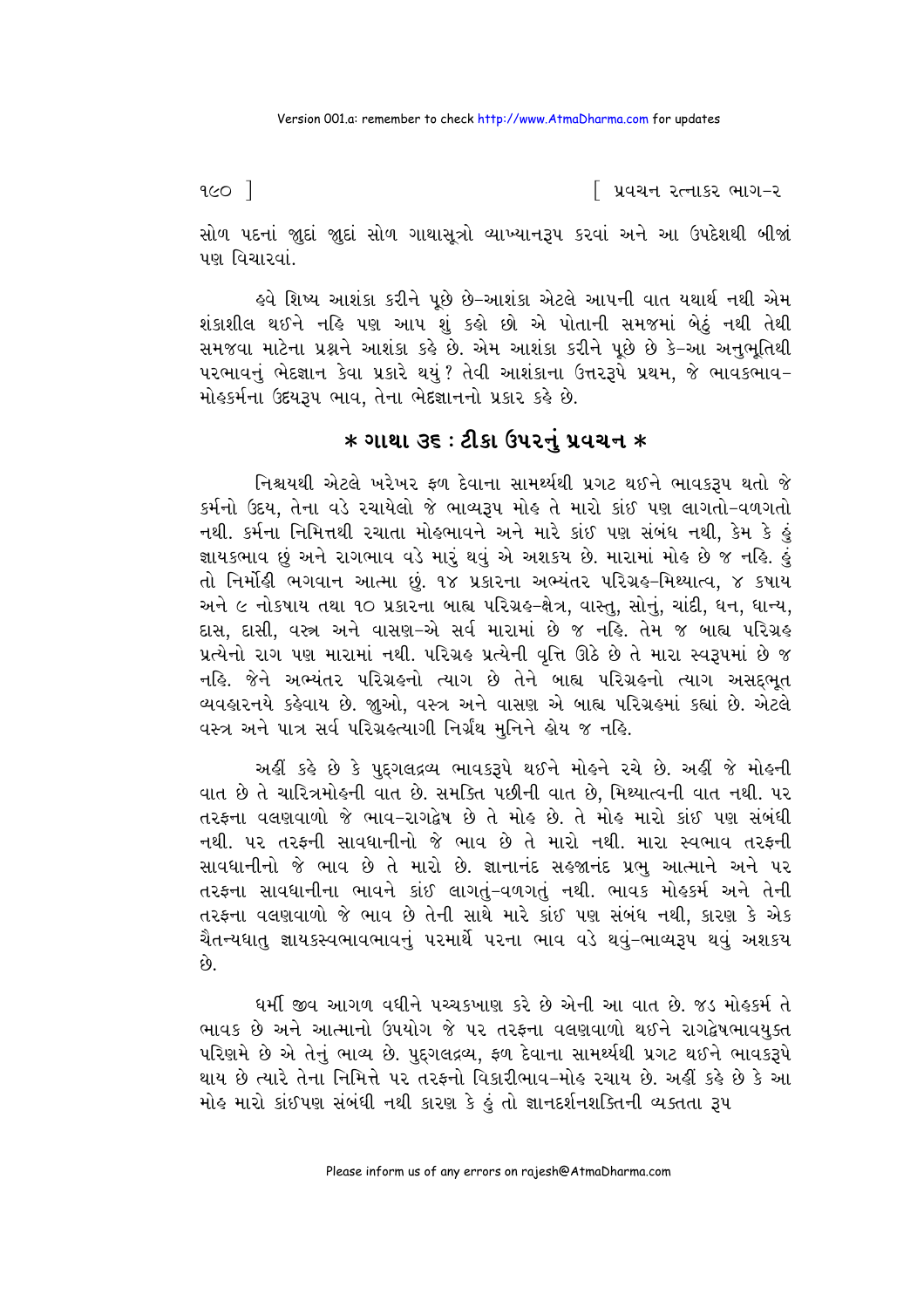સોળ પદનાં જુદાં જુદાં સોળ ગાથાસૂત્રો વ્યાખ્યાનરૂપ કરવાં અને આ ઉપદેશથી બીજાં પણ વિચારવાં.

હવે શિષ્ય આશંકા કરીને પૂછે છે-આશંકા એટલે આપની વાત યથાર્થ નથી એમ શંકાશીલ થઈને નહિ પણ આપ શું કહો છો એ પોતાની સમજમાં બેઠું નથી તેથી સમજવા માટેના પ્રશ્નને આશંકા કહે છે. એમ આશંકા કરીને પૂછે છે કે-આ અનુભૂતિથી પરભાવનું ભેદજ્ઞાન કેવા પ્રકારે થયું? તેવી આશંકાના ઉત્તરરૂપે પ્રથમ, જે ભાવકભાવ-મોહકર્મના ઉદયરૂપ ભાવ, તેના ભેદજ્ઞાનનો પ્રકાર કહે છે.

## * ગાથા ૩૬ : ટીકા ઉપરનું પ્રવચન *

નિશ્ચયથી એટલે ખરેખર ફળ દેવાના સામર્થ્યથી પ્રગટ થઈને ભાવકરૂપ થતો જે કર્મનો ઉદય, તેના વડે રચાયેલો જે ભાવ્યરૂપ મોહ તે મારો કાંઈ પણ લાગતો-વળગતો નથી. કર્મના નિમિત્તથી રચાતા મોહભાવને અને મારે કાંઈ પણ સંબંધ નથી, કેમ કે હું જ્ઞાયકભાવ છું અને રાગભાવ વડે મારું થવું એ અશક્ય છે. મારામાં મોહ છે જ નહિ. હું તો નિર્મોહી ભગવાન આત્મા છું. ૧૪ પ્રકારના અભ્યંતર પરિગ્રહ-મિથ્યાત્વ, ૪ કષાય અને ૯ નોકષાય તથા ૧૦ પ્રકારના બાહ્ય પરિગ્રહ-ક્ષેત્ર, વાસ્તુ, સોનું, ચાંદી, ધન, ધાન્ય, દાસ, દાસી, વસ્ત્ર અને વાસણ-એ સર્વ મારામાં છે જ નહિ. તેમ જ બાહ્ય પરિગ્રહ પ્રત્યેનો રાગ પણ મારામાં નથી. પરિગ્રહ પ્રત્યેની વૃત્તિ ઊઠે છે તે મારા સ્વરૂપમાં છે જ નહિ. જેને અભ્યંતર પરિગ્રહનો ત્યાગ છે તેને બાહ્ય પરિગ્રહનો ત્યાગ અસદ્ભૂત વ્યવહારનયે કહેવાય છે. જુઓ, વસ્ત્ર અને વાસણ એ બાહ્ય પરિગ્રહમાં કહ્યાં છે. એટલે વસ્ત્ર અને પાત્ર સર્વ પરિગ્રહત્યાગી નિર્ગ્રંથ મુનિને હોય જ નહિ.

અહીં કહે છે કે પુદ્ગલદ્રવ્ય ભાવકરૂપે થઈને મોહને રચે છે. અહીં જે મોહની વાત છે તે ચારિત્રમોહની વાત છે. સમકિત પછીની વાત છે, મિથ્યાત્વની વાત નથી. પર તરફના વલણવાળો જે ભાવ-રાગદ્વેષ છે તે મોહ છે. તે મોહ મારો કાંઈ પણ સંબંધી નથી. પર તરફની સાવધાનીનો જે ભાવ છે તે મારો નથી. મારા સ્વભાવ તરફની સાવધાનીનો જે ભાવ છે તે મારો છે. જ્ઞાનાનંદ સહજાનંદ પ્રભુ આત્માને અને પર તરફના સાવધાનીના ભાવને કાંઈ લાગતું-વળગતું નથી. ભાવક મોહકર્મ અને તેની તરફના વલણવાળો જે ભાવ છે તેની સાથે મારે કાંઈ પણ સંબંધ નથી, કારણ કે એક ચૈતન્યધાતુ જ્ઞાયકસ્વભાવભાવનું પરમાર્થે પરના ભાવ વડે થવું-ભાવ્યરૂપ થવું અશક્ય છે.

ધર્મી જીવ આગળ વધીને પચ્ચકખાણ કરે છે એની આ વાત છે. જડ મોહકર્મ તે ભાવક છે અને આત્માનો ઉપયોગ જે પર તરફના વલણવાળો થઈને રાગદ્વેષભાવયુક્ત પરિણમે છે એ તેનું ભાવ્ય છે. પુદ્ગલદ્રવ્ય, ફળ દેવાના સામર્થ્યથી પ્રગટ થઈને ભાવકરૂપે થાય છે ત્યારે તેના નિમિત્તે પર તરફનો વિકારીભાવ-મોહ રચાય છે. અહીં કહે છે કે આ મોહ મારો કાંઈપણ સંબંધી નથી કારણ કે હું તો જ્ઞાનદર્શનશક્તિની વ્યક્તતા રૂપ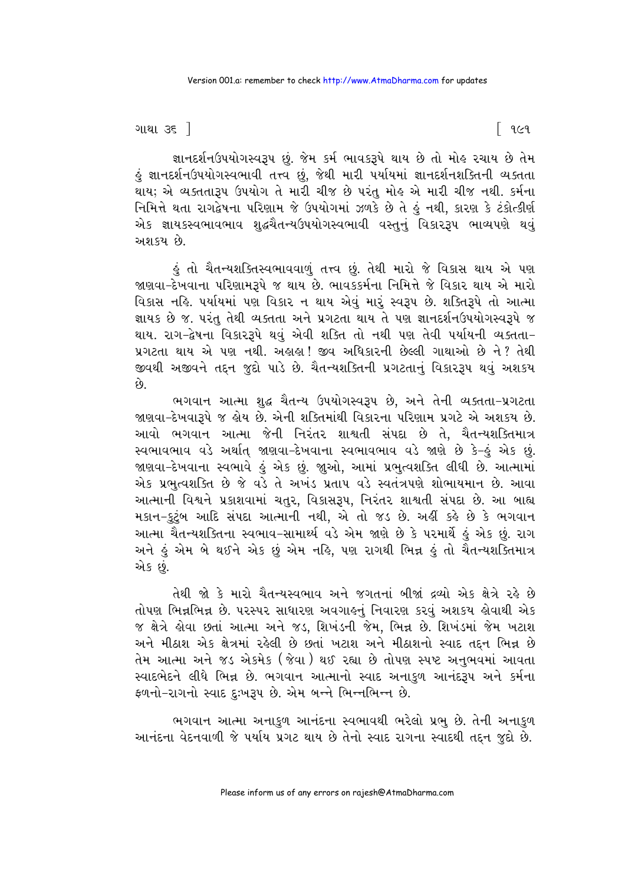જ્ઞાનદર્શનઉપયોગસ્વરૂપ છું. જેમ કર્મ ભાવકરૂપે થાય છે તો મોહ રચાય છે તેમ હું જ્ઞાનદર્શનઉપયોગસ્વભાવી તત્ત્વ છું, જેથી મારી પર્યાયમાં જ્ઞાનદર્શનશક્તિની વ્યક્તતા થાય; એ વ્યક્તતારૂપ ઉપયોગ તે મારી ચીજ છે પરંતુ મોહ એ મારી ચીજ નથી. કર્મના નિમિત્તે થતા રાગદ્વેષના પરિણામ જે ઉપયોગમાં ઝળકે છે તે હું નથી, કારણ કે ટંકોત્કીર્ણ એક જ્ઞાયકસ્વભાવભાવ શુદ્ધચૈતન્યઉપયોગસ્વભાવી વસ્તુનું વિકારરૂપ ભાવ્યપણે થવું અશક્ય છે.

હું તો ચૈતન્યશક્તિસ્વભાવવાળું તત્ત્વ છું. તેથી મારો જે વિકાસ થાય એ પણ જાણવા-દેખવાના પરિણામરૂપે જ થાય છે. ભાવકકર્મના નિમિત્તે જે વિકાર થાય એ મારો વિકાસ નહિ. પર્યાયમાં પણ વિકાર ન થાય એવું મારું સ્વરૂપ છે. શક્તિરૂપે તો આત્મા જ્ઞાયક છે જ. પરંતુ તેથી વ્યક્તતા અને પ્રગટતા થાય તે પણ જ્ઞાનદર્શનઉપયોગસ્વરૂપે જ થાય. રાગ-દ્વેષના વિકારરૂપે થવું એવી શક્તિ તો નથી પણ તેવી પર્યાયની વ્યક્તતા-પ્રગટતા થાય એ પણ નથી. અહાહા! જીવ અધિકારની છેલ્લી ગાથાઓ છે ને? તેથી જીવથી અજીવને તદ્દન જુદો પાડે છે. ચૈતન્યશક્તિની પ્રગટતાનું વિકારરૂપ થવું અશક્ય છે.

ભગવાન આત્મા શુદ્ધ ચૈતન્ય ઉપયોગસ્વરૂપ છે, અને તેની વ્યક્તતા-પ્રગટતા જાણવા-દેખવારૂપે જ હોય છે. એની શક્તિમાંથી વિકારના પરિણામ પ્રગટે એ અશક્ય છે. આવો ભગવાન આત્મા જેની નિરંતર શાશ્વતી સંપદા છે તે, ચૈતન્યશક્તિમાત્ર સ્વભાવભાવ વડે અર્થાત્ જાણવા-દેખવાના સ્વભાવભાવ વડે જાણે છે કે-હું એક છું. જાણવા-દેખવાના સ્વભાવે હું એક છું. જુઓ, આમાં પ્રભુત્વશક્તિ લીધી છે. આત્મામાં એક પ્રભુત્વશક્તિ છે જે વડે તે અખંડ પ્રતાપ વડે સ્વતંત્રપણે શોભાયમાન છે. આવા આત્માની વિશ્વને પ્રકાશવામાં ચતુર, વિકાસરૂપ, નિરંતર શાશ્વતી સંપદા છે. આ બાહ્ય મકાન-કુટુંબ આદિ સંપદા આત્માની નથી, એ તો જડ છે. અહીં કહે છે કે ભગવાન આત્મા ચૈતન્યશક્તિના સ્વભાવ-સામાર્થ્ય વડે એમ જાણે છે કે પરમાર્થે હું એક છું. રાગ અને હું એમ બે થઈને એક છું એમ નહિ, પણ રાગથી ભિન્ન હું તો ચૈતન્યશક્તિમાત્ર એક છું.

તેથી જો કે મારો ચૈતન્યસ્વભાવ અને જગતનાં બીજાં દ્રવ્યો એક ક્ષેત્રે રહે છે તોપણ ભિન્નભિન્ન છે. પરસ્પર સાધારણ અવગાહનું નિવારણ કરવું અશક્ય હોવાથી એક જ ક્ષેત્રે હોવા છતાં આત્મા અને જડ, શિખંડની જેમ, ભિન્ન છે. શિખંડમાં જેમ ખટાશ અને મીઠાશ એક ક્ષેત્રમાં રહેલી છે છતાં ખટાશ અને મીઠાશનો સ્વાદ તદ્દન ભિન્ન છે તેમ આત્મા અને જડ એકમેક (જેવા) થઈ રહ્યા છે તોપણ સ્પષ્ટ અનુભવમાં આવતા સ્વાદભેદને લીધે ભિન્ન છે. ભગવાન આત્માનો સ્વાદ અનાકુળ આનંદરૂપ અને કર્મના ફળનો-રાગનો સ્વાદ દુઃખરૂપ છે. એમ બન્ને ભિન્નભિન્ન છે.

ભગવાન આત્મા અનાકુળ આનંદના સ્વભાવથી ભરેલો પ્રભુ છે. તેની અનાકુળ આનંદના વેદનવાળી જે પર્યાય પ્રગટ થાય છે તેનો સ્વાદ રાગના સ્વાદથી તદ્દન જુદો છે.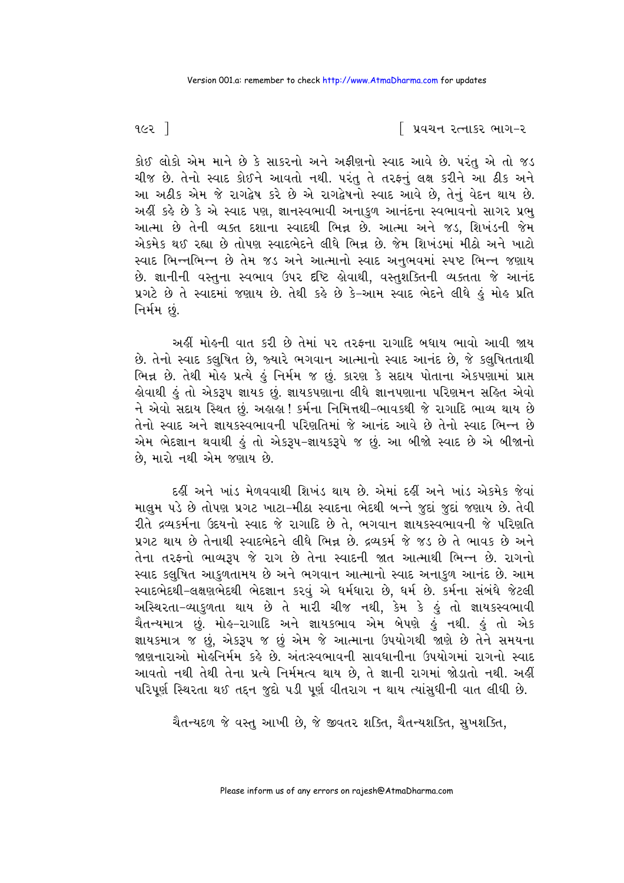કોઈ લોકો એમ માને છે કે સાકરનો અને અફીણનો સ્વાદ આવે છે. પરંતુ એ તો જડ ચીજ છે. તેનો સ્વાદ કોઈને આવતો નથી. પરંતુ તે તરફનું લક્ષ કરીને આ ઠીક અને આ અઠીક એમ જે રાગદ્વેષ કરે છે એ રાગદ્વેષનો સ્વાદ આવે છે, તેનું વેદન થાય છે. અહીં કહે છે કે એ સ્વાદ પણ, જ્ઞાનસ્વભાવી અનાકુળ આનંદના સ્વભાવનો સાગર પ્રભુ આત્મા છે તેની વ્યક્ત દશાના સ્વાદથી ભિન્ન છે. આત્મા અને જડ, શિખંડની જેમ એકમેક થઈ રહ્યા છે તોપણ સ્વાદભેદને લીધે ભિન્ન છે. જેમ શિખંડમાં મીઠો અને ખાટો સ્વાદ ભિન્નભિન્ન છે તેમ જડ અને આત્માનો સ્વાદ અનુભવમાં સ્પષ્ટ ભિન્ન જણાય છે. જ્ઞાનીની વસ્તુના સ્વભાવ ઉપર દૃષ્ટિ હોવાથી, વસ્તુશક્તિની વ્યક્તતા જે આનંદ પ્રગટે છે તે સ્વાદમાં જણાય છે. તેથી કહે છે કે-આમ સ્વાદ ભેદને લીધે હું મોહ પ્રતિ નિર્મમ છું.

અહીં મોહની વાત કરી છે તેમાં પર તરફના રાગાદિ બધાય ભાવો આવી જાય છે. તેનો સ્વાદ કલુષિત છે, જ્યારે ભગવાન આત્માનો સ્વાદ આનંદ છે, જે કલુષિતતાથી ભિન્ન છે. તેથી મોહ પ્રત્યે હું નિર્મમ જ છું. કારણ કે સદાય પોતાના એકપણામાં પ્રાપ્ત હોવાથી હું તો એકરૂપ જ્ઞાયક છું. જ્ઞાયકપણાના લીધે જ્ઞાનપણાના પરિણમન સહિત એવો ને એવો સદાય સ્થિત છું. અહાહા! કર્મના નિમિત્તથી-ભાવકથી જે રાગાદિ ભાવ્ય થાય છે તેનો સ્વાદ અને જ્ઞાયકસ્વભાવની પરિણતિમાં જે આનંદ આવે છે તેનો સ્વાદ ભિન્ન છે એમ ભેદજ્ઞાન થવાથી હું તો એકરૂપ-જ્ઞાયકરૂપે જ છું. આ બીજો સ્વાદ છે એ બીજાનો છે, મારો નથી એમ જણાય છે.

દહીં અને ખાંડ મેળવવાથી શિખંડ થાય છે. એમાં દહીં અને ખાંડ એકમેક જેવાં માલુમ પડે છે તોપણ પ્રગટ ખાટા-મીઠા સ્વાદના ભેદથી બન્ને જુદાં જુદાં જણાય છે. તેવી રીતે દ્રવ્યકર્મના ઉદયનો સ્વાદ જે રાગાદિ છે તે, ભગવાન જ્ઞાયકસ્વભાવની જે પરિણતિ પ્રગટ થાય છે તેનાથી સ્વાદભેદને લીધે ભિન્ન છે. દ્રવ્યકર્મ જે જડ છે તે ભાવક છે અને તેના તરફનો ભાવ્યરૂપ જે રાગ છે તેના સ્વાદની જાત આત્માથી ભિન્ન છે. રાગનો સ્વાદ કલુષિત આકુળતામય છે અને ભગવાન આત્માનો સ્વાદ અનાકુળ આનંદ છે. આમ સ્વાદભેદથી-લક્ષણભેદથી ભેદજ્ઞાન કરવું એ ધર્મધારા છે, ધર્મ છે. કર્મના સંબંધે જેટલી અસ્થિરતા-વ્યાકુળતા થાય છે તે મારી ચીજ નથી, કેમ કે હું તો જ્ઞાયકસ્વભાવી ચૈતન્યમાત્ર છું. મોહ-રાગાદિ અને જ્ઞાયકભાવ એમ બેપણે હું નથી. હું તો એક જ્ઞાયકમાત્ર જ છું, એકરૂપ જ છું એમ જે આત્માના ઉપયોગથી જાણે છે તેને સમયના જાણનારાઓ મોહનિર્મમ કહે છે. અંતઃસ્વભાવની સાવધાનીના ઉપયોગમાં રાગનો સ્વાદ આવતો નથી તેથી તેના પ્રત્યે નિર્મમત્વ થાય છે, તે જ્ઞાની રાગમાં જોડાતો નથી. અહીં પરિપૂર્ણ સ્થિરતા થઈ તદ્દન જુદો પડી પૂર્ણ વીતરાગ ન થાય ત્યાંસુધીની વાત લીધી છે.

ચૈતન્યદળ જે વસ્તુ આખી છે, જે જીવતર શક્તિ, ચૈતન્યશક્તિ, સુખશક્તિ,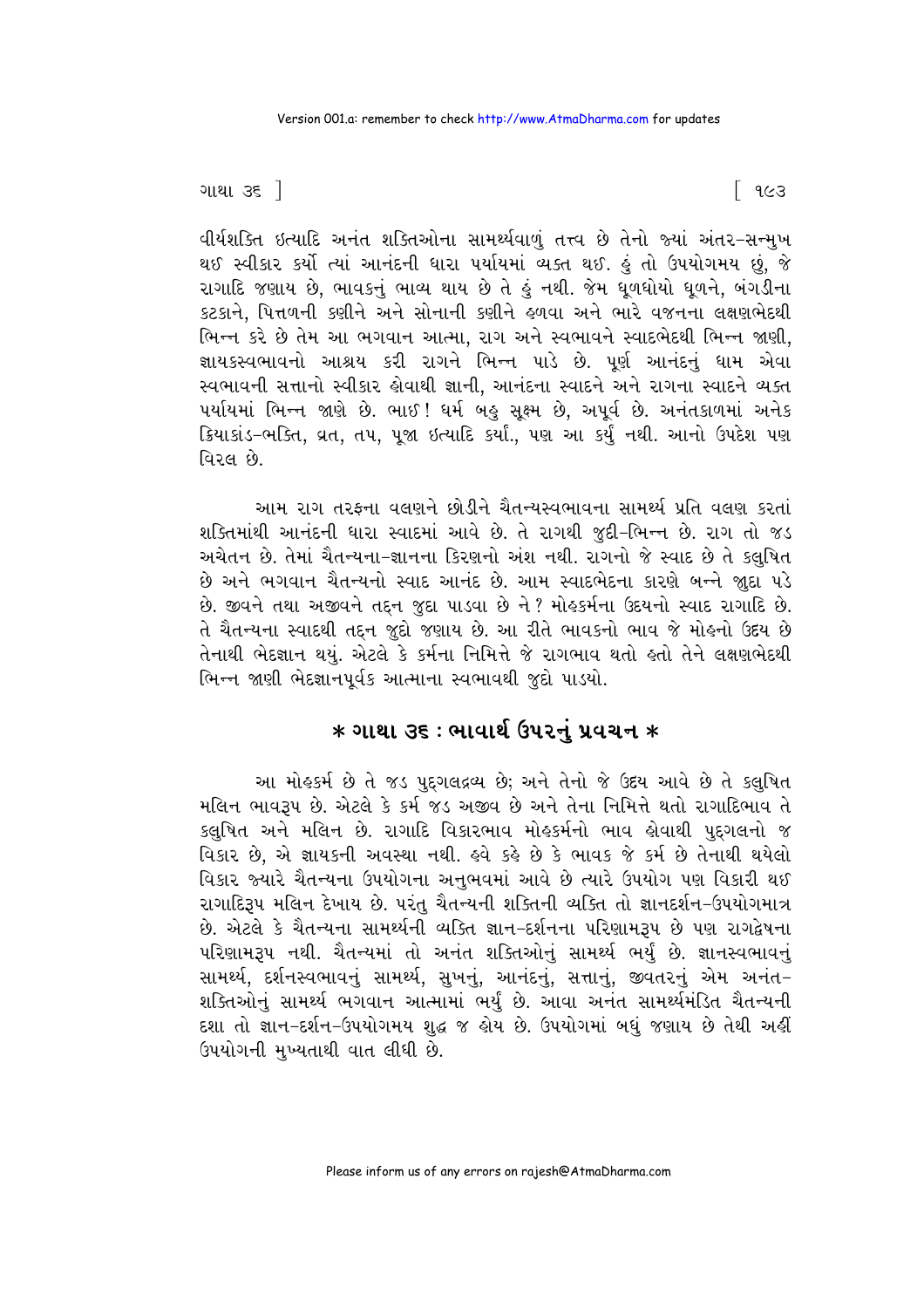વીર્યશક્તિ ઇત્યાદિ અનંત શક્તિઓના સામર્થ્યવાળું તત્ત્વ છે તેનો જ્યાં અંતર-સન્મુખ થઈ સ્વીકાર કર્યો ત્યાં આનંદની ધારા પર્યાયમાં વ્યક્ત થઈ. હું તો ઉપયોગમય છું, જે રાગાદિ જણાય છે, ભાવકનું ભાવ્ય થાય છે તે હું નથી. જેમ ધૂળધોયો ધૂળને, બંગડીના કટકાને, પિત્તળની કણીને અને સોનાની કણીને હળવા અને ભારે વજનના લક્ષણભેદથી ભિન્ન કરે છે તેમ આ ભગવાન આત્મા, રાગ અને સ્વભાવને સ્વાદભેદથી ભિન્ન જાણી, જ્ઞાયકસ્વભાવનો આશ્રય કરી રાગને ભિન્ન પાડે છે. પૂર્ણ આનંદનું ધામ એવા સ્વભાવની સત્તાનો સ્વીકાર હોવાથી જ્ઞાની, આનંદના સ્વાદને અને રાગના સ્વાદને વ્યક્ત પર્યાયમાં ભિન્ન જાણે છે. ભાઈ! ધર્મ બહુ સૂક્ષ્મ છે, અપૂર્વ છે. અનંતકાળમાં અનેક ક્રિયાકાંડ-ભક્તિ, વ્રત, તપ, પૂજા ઇત્યાદિ કર્યા., પણ આ કર્યું નથી. આનો ઉપદેશ પણ વિરલ છે.

આમ રાગ તરફના વલણને છોડીને ચૈતન્યસ્વભાવના સામર્થ્ય પ્રતિ વલણ કરતાં શક્તિમાંથી આનંદની ધારા સ્વાદમાં આવે છે. તે રાગથી જુદી-ભિન્ન છે. રાગ તો જડ અચેતન છે. તેમાં ચૈતન્યના-જ્ઞાનના કિરણનો અંશ નથી. રાગનો જે સ્વાદ છે તે કલુષિત છે અને ભગવાન ચૈતન્યનો સ્વાદ આનંદ છે. આમ સ્વાદભેદના કારણે બન્ને જુદા પડે છે. જીવને તથા અજીવને તદ્દન જુદા પાડવા છે ને? મોહકર્મના ઉદયનો સ્વાદ રાગાદિ છે. તે ચૈતન્યના સ્વાદથી તદ્દન જુદો જણાય છે. આ રીતે ભાવકનો ભાવ જે મોહનો ઉદય છે તેનાથી ભેદજ્ઞાન થયું. એટલે કે કર્મના નિમિત્તે જે રાગભાવ થતો હતો તેને લક્ષણભેદથી ભિન્ન જાણી ભેદજ્ઞાનપૂર્વક આત્માના સ્વભાવથી જુદો પાડ્યો.

## * ગાથા ૩૬ : ભાવાર્થ ઉપરનું પ્રવચન *

આ મોહકર્મ છે તે જડ પુદ્‌ગલદ્રવ્ય છે; અને તેનો જે ઉદય આવે છે તે કલુષિત મલિન ભાવરૂપ છે. એટલે કે કર્મ જડ અજીવ છે અને તેના નિમિત્તે થતો રાગાદિભાવ તે કલુષિત અને મલિન છે. રાગાદિ વિકારભાવ મોહકર્મનો ભાવ હોવાથી પુદ્‌ગલનો જ વિકાર છે, એ જ્ઞાયકની અવસ્થા નથી. હવે કહે છે કે ભાવક જે કર્મ છે તેનાથી થયેલો વિકાર જ્યારે ચૈતન્યના ઉપયોગના અનુભવમાં આવે છે ત્યારે ઉપયોગ પણ વિકારી થઈ રાગાદિરૂપ મલિન દેખાય છે. પરંતુ ચૈતન્યની શક્તિની વ્યક્તિ તો જ્ઞાનદર્શન-ઉપયોગમાત્ર છે. એટલે કે ચૈતન્યના સામર્થ્યની વ્યક્તિ જ્ઞાન-દર્શનના પરિણામરૂપ છે પણ રાગદ્વેષના પરિણામરૂપ નથી. ચૈતન્યમાં તો અનંત શક્તિઓનું સામર્થ્ય ભર્યું છે. જ્ઞાનસ્વભાવનું સામર્થ્ય, દર્શનસ્વભાવનું સામર્થ્ય, સુખનું, આનંદનું, સત્તાનું, જીવતરનું એમ અનંત-શક્તિઓનું સામર્થ્ય ભગવાન આત્મામાં ભર્યું છે. આવા અનંત સામર્થ્યમંડિત ચૈતન્યની દશા તો જ્ઞાન-દર્શન-ઉપયોગમય શુદ્ધ જ હોય છે. ઉપયોગમાં બધું જણાય છે તેથી અહીં ઉપયોગની મુખ્યતાથી વાત લીધી છે.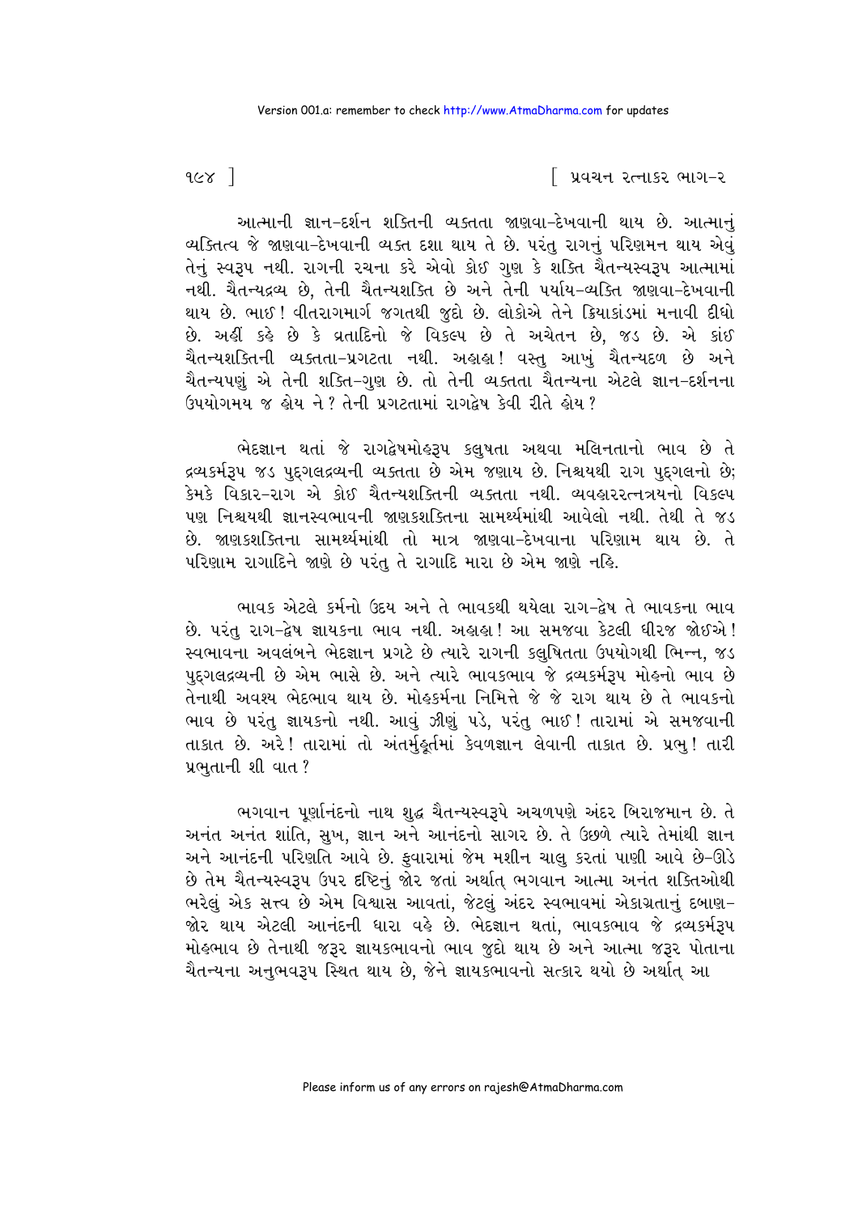આત્માની જ્ઞાન-દર્શન શક્તિની વ્યક્તતા જાણવા-દેખવાની થાય છે. આત્માનું વ્યક્તિત્વ જે જાણવા-દેખવાની વ્યક્ત દશા થાય તે છે. પરંતુ રાગનું પરિણમન થાય એવું તેનું સ્વરૂપ નથી. રાગની રચના કરે એવો કોઈ ગુણ કે શક્તિ ચૈતન્યસ્વરૂપ આત્મામાં નથી. ચૈતન્યદ્રવ્ય છે, તેની ચૈતન્યશક્તિ છે અને તેની પર્યાય-વ્યક્તિ જાણવા-દેખવાની થાય છે. ભાઈ! વીતરાગમાર્ગ જગતથી જુદો છે. લોકોએ તેને ક્રિયાકાંડમાં મનાવી દીધો છે. અહીં કહે છે કે વ્રતાદિનો જે વિકલ્પ છે તે અચેતન છે, જડ છે. એ કાંઈ ચૈતન્યશક્તિની વ્યક્તતા-પ્રગટતા નથી. અહાહા! વસ્તુ આખું ચૈતન્યદળ છે અને ચૈતન્યપણું એ તેની શક્તિ-ગુણ છે. તો તેની વ્યક્તતા ચૈતન્યના એટલે જ્ઞાન-દર્શનના ઉપયોગમય જ હોય ને? તેની પ્રગટતામાં રાગદ્વેષ કેવી રીતે હોય?

ભેદજ્ઞાન થતાં જે રાગદ્વેષમોહરૂપ કલુષતા અથવા મલિનતાનો ભાવ છે તે દ્રવ્યકર્મરૂપ જડ પુદ્ગલદ્રવ્યની વ્યક્તતા છે એમ જણાય છે. નિશ્ચયથી રાગ પુદ્ગલનો છે; કેમકે વિકાર-રાગ એ કોઈ ચૈતન્યશક્તિની વ્યક્તતા નથી. વ્યવહારરત્નત્રયનો વિકલ્પ પણ નિશ્ચયથી જ્ઞાનસ્વભાવની જાણકશક્તિના સામર્થ્યમાંથી આવેલો નથી. તેથી તે જડ છે. જાણકશક્તિના સામર્થ્યમાંથી તો માત્ર જાણવા-દેખવાના પરિણામ થાય છે. તે પરિણામ રાગાદિને જાણે છે પરંતુ તે રાગાદિ મારા છે એમ જાણે નહિ.

ભાવક એટલે કર્મનો ઉદય અને તે ભાવકથી થયેલા રાગ-દ્વેષ તે ભાવકના ભાવ છે. પરંતુ રાગ-દ્વેષ જ્ઞાયકના ભાવ નથી. અહાહા! આ સમજવા કેટલી ધીરજ જોઈએ! સ્વભાવના અવલંબને ભેદજ્ઞાન પ્રગટે છે ત્યારે રાગની કલુષિતતા ઉપયોગથી ભિન્ન, જડ પુદ્ગલદ્રવ્યની છે એમ ભાસે છે. અને ત્યારે ભાવકભાવ જે દ્રવ્યકર્મરૂપ મોહનો ભાવ છે તેનાથી અવશ્ય ભેદભાવ થાય છે. મોહકર્મના નિમિત્તે જે જે રાગ થાય છે તે ભાવકનો ભાવ છે પરંતુ જ્ઞાયકનો નથી. આવું ઝીણું પડે, પરંતુ ભાઈ! તારામાં એ સમજવાની તાકાત છે. અરે! તારામાં તો અંતર્મુહૂર્તમાં કેવળજ્ઞાન લેવાની તાકાત છે. પ્રભુ! તારી પ્રભુતાની શી વાત?

ભગવાન પૂર્ણાનંદનો નાથ શુદ્ધ ચૈતન્યસ્વરૂપે અચળપણે અંદર બિરાજમાન છે. તે અનંત અનંત શાંતિ, સુખ, જ્ઞાન અને આનંદનો સાગર છે. તે ઉછળે ત્યારે તેમાંથી જ્ઞાન અને આનંદની પરિણતિ આવે છે. ફુવારામાં જેમ મશીન ચાલુ કરતાં પાણી આવે છે-ઊડે છે તેમ ચૈતન્યસ્વરૂપ ઉપર દૃષ્ટિનું જોર જતાં અર્થાત્ ભગવાન આત્મા અનંત શક્તિઓથી ભરેલું એક સત્ત્વ છે એમ વિશ્વાસ આવતાં, જેટલું અંદર સ્વભાવમાં એકાગ્રતાનું દબાણ-જોર થાય એટલી આનંદની ધારા વહે છે. ભેદજ્ઞાન થતાં, ભાવકભાવ જે દ્રવ્યકર્મરૂપ મોહભાવ છે તેનાથી જરૂર જ્ઞાયકભાવનો ભાવ જુદો થાય છે અને આત્મા જરૂર પોતાના ચૈતન્યના અનુભવરૂપ સ્થિત થાય છે, જેને જ્ઞાયકભાવનો સત્કાર થયો છે અર્થાત્ આ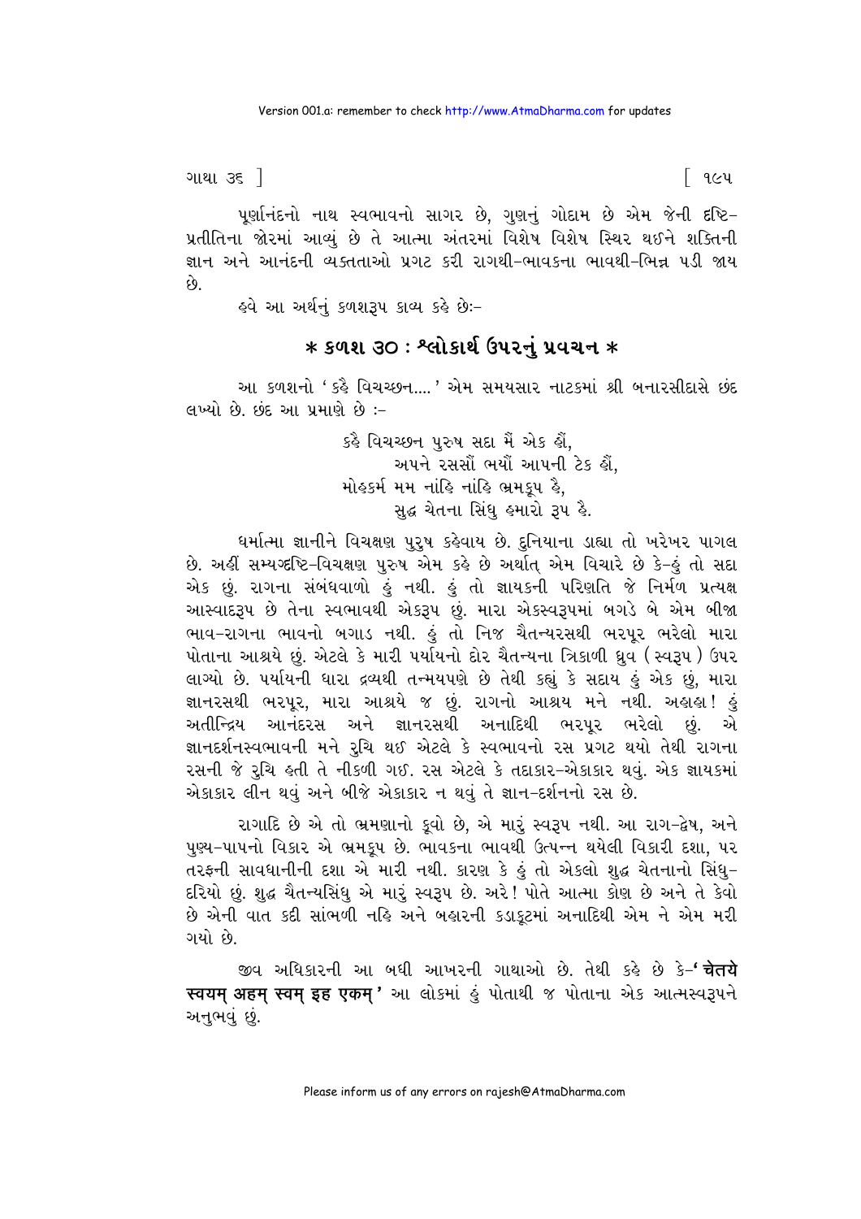પૂર્ણાનંદનો નાથ સ્વભાવનો સાગર છે, ગુણનું ગોદામ છે એમ જેની દૃષ્ટિ-પ્રતીતિના જોરમાં આવ્યું છે તે આત્મા અંતરમાં વિશેષ વિશેષ સ્થિર થઈને શક્તિની જ્ઞાન અને આનંદની વ્યક્તતાઓ પ્રગટ કરી રાગથી-ભાવકના ભાવથી-ભિન્ન પડી જાય છે.

હવે આ અર્થનું કળશરૂપ કાવ્ય કહે છેઃ-

## * કળશ ૩૦ : શ્લોકાર્થ ઉપરનું પ્રવચન *

આ કળશનો 'કહૈ વિચચ્છન....' એમ સમયસાર નાટકમાં શ્રી બનારસીદાસે છંદ લખ્યો છે. છંદ આ પ્રમાણે છે :-

> કહૈ વિચચ્છન પુરુષ સદા મૈં એક હૌં,
> અપને રસસૌં ભર્યૌ આપની ટેક હૌં,
> મોહકર્મ મમ નાંહિ નાંહિ ભ્રમકૂપ હૈ,
> સુદ્ધ ચેતના સિંધુ હમારો રૂપ હૈ.

ધર્માત્મા જ્ઞાનીને વિચક્ષણ પુરુષ કહેવાય છે. દુનિયાના ડાહ્યા તો ખરેખર પાગલ છે. અહીં સમ્યગ્દૃષ્ટિ-વિચક્ષણ પુરુષ એમ કહે છે અર્થાત્ એમ વિચારે છે કે-હું તો સદા એક છું. રાગના સંબંધવાળો હું નથી. હું તો જ્ઞાયકની પરિણતિ જે નિર્મળ પ્રત્યક્ષ આસ્વાદરૂપ છે તેના સ્વભાવથી એકરૂપ છું. મારા એકસ્વરૂપમાં બગડે બે એમ બીજા ભાવ-રાગના ભાવનો બગાડ નથી. હું તો નિજ ચૈતન્યરસથી ભરપૂર ભરેલો મારા પોતાના આશ્રયે છું. એટલે કે મારી પર્યાયનો દોર ચૈતન્યના ત્રિકાળી ધ્રુવ (સ્વરૂપ) ઉપર લાગ્યો છે. પર્યાયની ધારા દ્રવ્યથી તન્મયપણે છે તેથી કહ્યું કે સદાય હું એક છું, મારા જ્ઞાનરસથી ભરપૂર, મારા આશ્રયે જ છું. રાગનો આશ્રય મને નથી. અહાહા! હું અતીન્દ્રિય આનંદરસ અને જ્ઞાનરસથી અનાદિથી ભરપૂર ભરેલો છું. એ જ્ઞાનદર્શનસ્વભાવની મને રુચિ થઈ એટલે કે સ્વભાવનો રસ પ્રગટ થયો તેથી રાગના રસની જે રુચિ હતી તે નીકળી ગઈ. રસ એટલે કે તદાકાર-એકાકાર થવું. એક જ્ઞાયકમાં એકાકાર લીન થવું અને બીજે એકાકાર ન થવું તે જ્ઞાન-દર્શનનો રસ છે.

રાગાદિ છે એ તો ભ્રમણાનો કૂવો છે, એ મારું સ્વરૂપ નથી. આ રાગ-દ્વેષ, અને પુણ્ય-પાપનો વિકાર એ ભ્રમકૂપ છે. ભાવકના ભાવથી ઉત્પન્ન થયેલી વિકારી દશા, પર તરફની સાવધાનીની દશા એ મારી નથી. કારણ કે હું તો એકલો શુદ્ધ ચેતનાનો સિંધુ-દરિયો છું. શુદ્ધ ચૈતન્યસિંધુ એ મારું સ્વરૂપ છે. અરે! પોતે આત્મા કોણ છે અને તે કેવો છે એની વાત કદી સાંભળી નહિ અને બહારની કડાકૂટમાં અનાદિથી એમ ને એમ મરી ગયો છે.

જીવ અધિકારની આ બધી આખરની ગાથાઓ છે. તેથી કહે છે કે-**'चेतये स्वयम् अहम् स्वम् इह एकम्'** આ લોકમાં હું પોતાથી જ પોતાના એક આત્મસ્વરૂપને અનુભવું છું.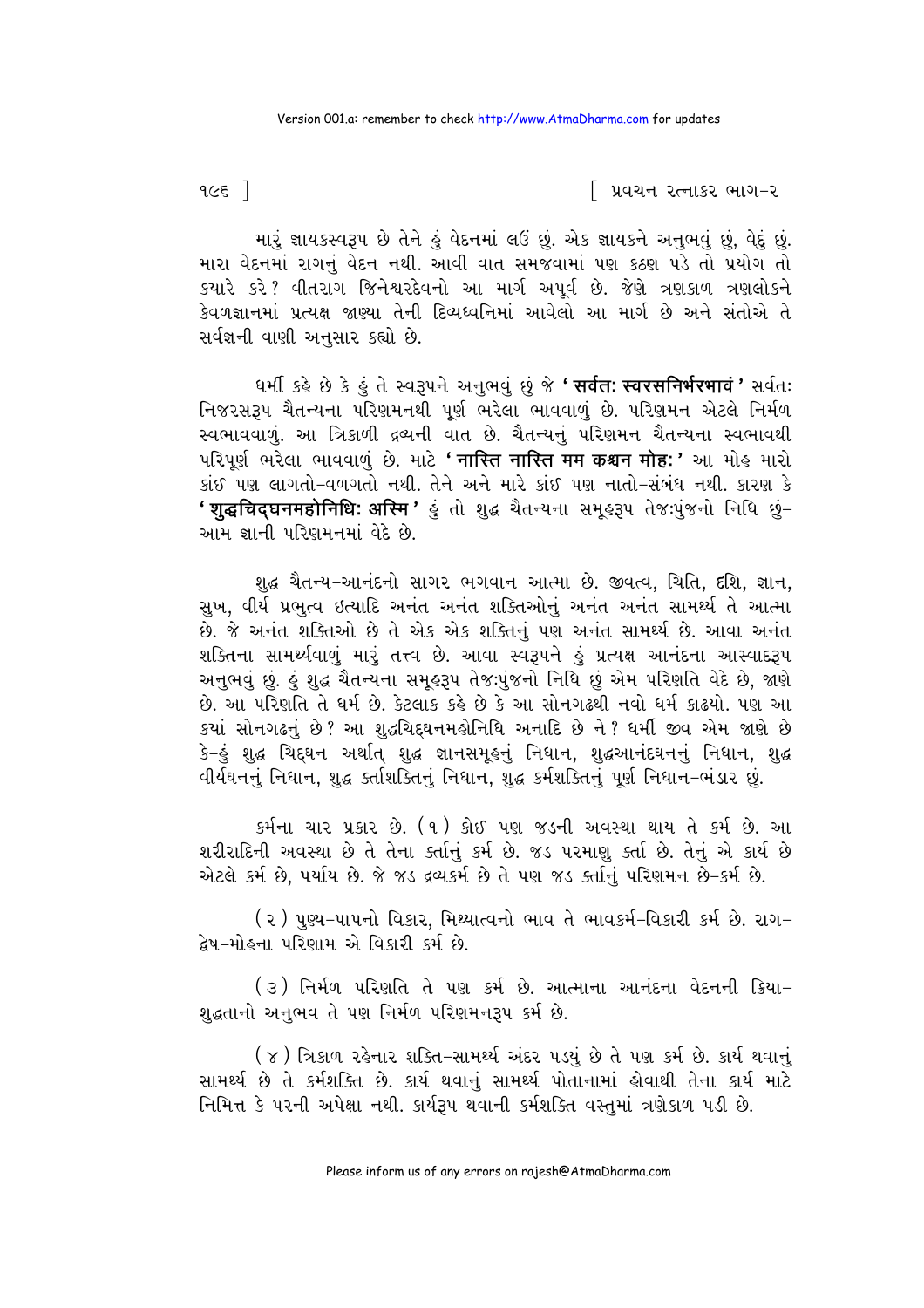મારું જ્ઞાયકસ્વરૂપ છે તેને હું વેદનમાં લઉં છું. એક જ્ઞાયકને અનુભવું છું, વેદું છું. મારા વેદનમાં રાગનું વેદન નથી. આવી વાત સમજવામાં પણ કઠણ પડે તો પ્રયોગ તો ક્યારે કરે? વીતરાગ જિનેશ્વરદેવનો આ માર્ગ અપૂર્વ છે. જેણે ત્રણકાળ ત્રણલોકને કેવળજ્ઞાનમાં પ્રત્યક્ષ જાણ્યા તેની દિવ્યધ્વનિમાં આવેલો આ માર્ગ છે અને સંતોએ તે સર્વજ્ઞની વાણી અનુસાર કહ્યો છે.

ધર્મી કહે છે કે હું તે સ્વરૂપને અનુભવું છું જે **'सर्वतः स्वरसनिर्भरभावं'** સર્વતઃ નિજરસરૂપ ચૈતન્યના પરિણમનથી પૂર્ણ ભરેલા ભાવવાળું છે. પરિણમન એટલે નિર્મળ સ્વભાવવાળું. આ ત્રિકાળી દ્રવ્યની વાત છે. ચૈતન્યનું પરિણમન ચૈતન્યના સ્વભાવથી પરિપૂર્ણ ભરેલા ભાવવાળું છે. માટે **'नास्ति नास्ति मम कश्चन मोहः'** આ મોહ મારો કાંઈ પણ લાગતો-વળગતો નથી. તેને અને મારે કાંઈ પણ નાતો-સંબંધ નથી. કારણ કે **'शुद्धचिद्घनमहोनिधिः अस्मि'** હું તો શુદ્ધ ચૈતન્યના સમૂહરૂપ તેજઃપુંજનો નિધિ છું-આમ જ્ઞાની પરિણમનમાં વેદે છે.

શુદ્ધ ચૈતન્ય-આનંદનો સાગર ભગવાન આત્મા છે. જીવત્વ, ચિતિ, દશિ, જ્ઞાન, સુખ, વીર્ય પ્રભુત્વ ઇત્યાદિ અનંત અનંત શક્તિઓનું અનંત અનંત સામર્થ્ય તે આત્મા છે. જે અનંત શક્તિઓ છે તે એક એક શક્તિનું પણ અનંત સામર્થ્ય છે. આવા અનંત શક્તિના સામર્થ્યવાળું મારું તત્ત્વ છે. આવા સ્વરૂપને હું પ્રત્યક્ષ આનંદના આસ્વાદરૂપ અનુભવું છું. હું શુદ્ધ ચૈતન્યના સમૂહરૂપ તેજઃપુંજનો નિધિ છું એમ પરિણતિ વેદે છે, જાણે છે. આ પરિણતિ તે ધર્મ છે. કેટલાક કહે છે કે આ સોનગઢથી નવો ધર્મ કાઢયો. પણ આ ક્યાં સોનગઢનું છે? આ શુદ્ધચિદ્ઘનમહોનિધિ અનાદિ છે ને? ધર્મી જીવ એમ જાણે છે કે-હું શુદ્ધ ચિદ્ઘન અર્થાત્ શુદ્ધ જ્ઞાનસમૂહનું નિધાન, શુદ્ધઆનંદઘનનું નિધાન, શુદ્ધ વીર્યઘનનું નિધાન, શુદ્ધ કર્તાશક્તિનું નિધાન, શુદ્ધ કર્મશક્તિનું પૂર્ણ નિધાન-ભંડાર છું.

કર્મના ચાર પ્રકાર છે. (૧) કોઈ પણ જડની અવસ્થા થાય તે કર્મ છે. આ શરીરાદિની અવસ્થા છે તે તેના કર્તાનું કર્મ છે. જડ પરમાણુ કર્તા છે. તેનું એ કાર્ય છે એટલે કર્મ છે, પર્યાય છે. જે જડ દ્રવ્યકર્મ છે તે પણ જડ કર્તાનું પરિણમન છે-કર્મ છે.

(૨) પુણ્ય-પાપનો વિકાર, મિથ્યાત્વનો ભાવ તે ભાવકર્મ-વિકારી કર્મ છે. રાગ-દ્વેષ-મોહના પરિણામ એ વિકારી કર્મ છે.

(૩) નિર્મળ પરિણતિ તે પણ કર્મ છે. આત્માના આનંદના વેદનની ક્રિયા-શુદ્ધતાનો અનુભવ તે પણ નિર્મળ પરિણમનરૂપ કર્મ છે.

(૪) ત્રિકાળ રહેનાર શક્તિ-સામર્થ્ય અંદર પડયું છે તે પણ કર્મ છે. કાર્ય થવાનું સામર્થ્ય છે તે કર્મશક્તિ છે. કાર્ય થવાનું સામર્થ્ય પોતાનામાં હોવાથી તેના કાર્ય માટે નિમિત્ત કે પરની અપેક્ષા નથી. કાર્યરૂપ થવાની કર્મશક્તિ વસ્તુમાં ત્રણેકાળ પડી છે.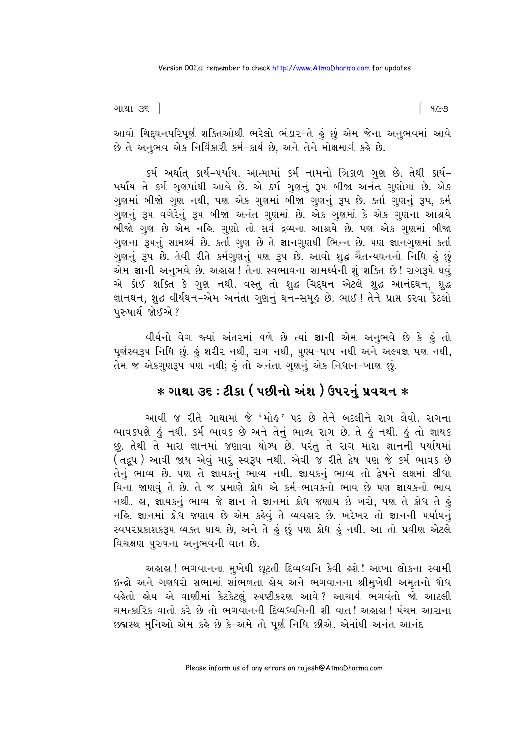આવો ચિદ્દ્ઘનપરિપૂર્ણ શક્તિઓથી ભરેલો ભંડાર-તે હું છું એમ જેના અનુભવમાં આવે છે તે અનુભવ એક નિર્વિકારી કર્મ-કાર્ય છે, અને તેને મોક્ષમાર્ગ કહે છે.

કર્મ અર્થાત્ કાર્ય-પર્યાય. આત્મામાં કર્મ નામનો ત્રિકાળ ગુણ છે. તેથી કાર્ય-પર્યાય તે કર્મ ગુણમાંથી આવે છે. એ કર્મ ગુણનું રૂપ બીજા અનંત ગુણોમાં છે. એક ગુણમાં બીજો ગુણ નથી, પણ એક ગુણમાં બીજા ગુણનું રૂપ છે. કર્તા ગુણનું રૂપ, કર્મ ગુણનું રૂપ વગેરેનું રૂપ બીજા અનંત ગુણમાં છે. એક ગુણમાં કે એક ગુણના આશ્રયે બીજો ગુણ છે એમ નહિ. ગુણો તો સર્વ દ્રવ્યના આશ્રયે છે. પણ એક ગુણમાં બીજા ગુણના રૂપનું સામર્થ્ય છે. કર્તા ગુણ છે તે જ્ઞાનગુણથી ભિન્ન છે. પણ જ્ઞાનગુણમાં કર્તા ગુણનું રૂપ છે. તેવી રીતે કર્મગુણનું પણ રૂપ છે. આવો શુદ્ધ ચૈતન્યઘનનો નિધિ હું છું એમ જ્ઞાની અનુભવે છે. અહાહા! તેના સ્વભાવના સામર્થ્યની શું શક્તિ છે! રાગરૂપે થવું એ કોઈ શક્તિ કે ગુણ નથી. વસ્તુ તો શુદ્ધ ચિદ્દ્ઘન એટલે શુદ્ધ આનંદઘન, શુદ્ધ જ્ઞાનઘન, શુદ્ધ વીર્યઘન-એમ અનંતા ગુણનું ઘન-સમૂહ છે. ભાઈ! તેને પ્રાપ્ત કરવા કેટલો પુરુષાર્થ જોઈએ?

વીર્યનો વેગ જ્યાં અંતરમાં વળે છે ત્યાં જ્ઞાની એમ અનુભવે છે કે હું તો પૂર્ણસ્વરૂપ નિધિ છું. હું શરીર નથી, રાગ નથી, પુણ્ય-પાપ નથી અને અલ્પજ્ઞ પણ નથી, તેમ જ એકગુણરૂપ પણ નથી; હું તો અનંતા ગુણનું એક નિધાન-ખાણ છું.

## * ગાથા ૩૬ : ટીકા (પછીનો અંશ) ઉપરનું પ્રવચન *

આવી જ રીતે ગાથામાં જે 'મોહ' પદ છે તેને બદલીને રાગ લેવો. રાગના ભાવકપણે હું નથી. કર્મ ભાવક છે અને તેનું ભાવ્ય રાગ છે. તે હું નથી. હું તો જ્ઞાયક છું. તેથી તે મારા જ્ઞાનમાં જણાવા યોગ્ય છે. પરંતુ તે રાગ મારા જ્ઞાનની પર્યાયમાં (તદ્રૂપ) આવી જાય એવું મારું સ્વરૂપ નથી. એવી જ રીતે દ્વેષ પણ જે કર્મ ભાવક છે તેનું ભાવ્ય છે. પણ તે જ્ઞાયકનું ભાવ્ય નથી. જ્ઞાયકનું ભાવ્ય તો દ્વેષને લક્ષમાં લીધા વિના જાણવું તે છે. તે જ પ્રમાણે ક્રોધ એ કર્મ-ભાવકનો ભાવ છે પણ જ્ઞાયકનો ભાવ નથી. હા, જ્ઞાયકનું ભાવ્ય જે જ્ઞાન તે જ્ઞાનમાં ક્રોધ જણાય છે ખરો, પણ તે ક્રોધ તે હું નહિ. જ્ઞાનમાં ક્રોધ જણાય છે એમ કહેવું તે વ્યવહાર છે. ખરેખર તો જ્ઞાનની પર્યાયનું સ્વપરપ્રકાશકરૂપ વ્યક્ત થાય છે, અને તે હું છું પણ ક્રોધ હું નથી. આ તો પ્રવીણ એટલે વિચક્ષણ પુરુષના અનુભવની વાત છે.

અહાહા! ભગવાનના મુખેથી છૂટતી દિવ્યધ્વનિ કેવી હશે! આખા લોકના સ્વામી ઇન્દ્રો અને ગણધરો સભામાં સાંભળતા હોય અને ભગવાનના શ્રીમુખેથી અમૃતનો ધોધ વહેતો હોય એ વાણીમાં કેટકેટલું સ્પષ્ટીકરણ આવે? આચાર્ય ભગવંતો જો આટલી ચમત્કારિક વાતો કરે છે તો ભગવાનની દિવ્યધ્વનિની શી વાત! અહાહા! પંચમ આરાના છદ્મસ્થ મુનિઓ એમ કહે છે કે-અમે તો પૂર્ણ નિધિ છીએ. એમાંથી અનંત આનંદ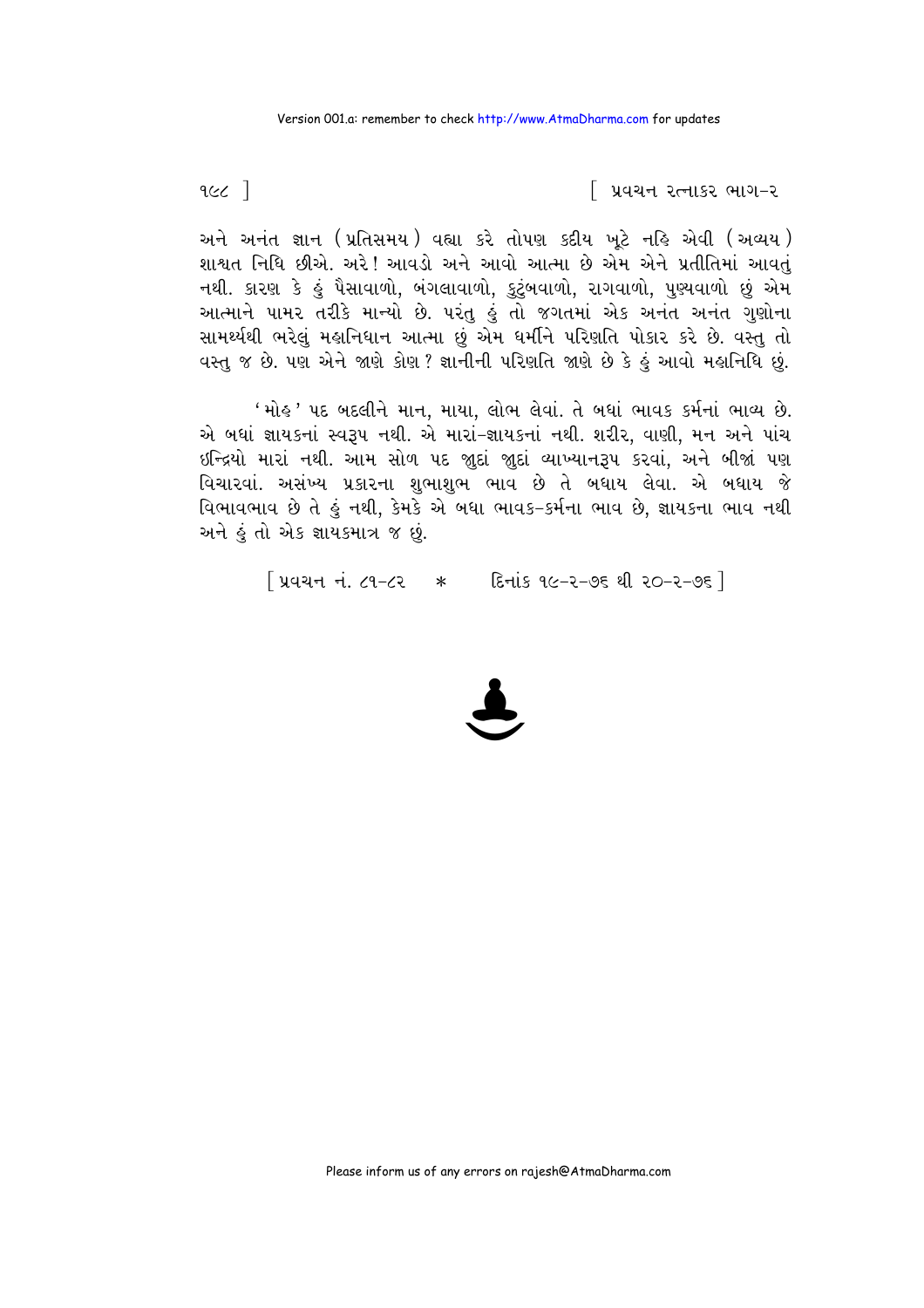અને અનંત જ્ઞાન (પ્રતિસમય) વહ્યા કરે તોપણ કદીય ખૂટે નહિ એવી (અવ્યય) શાશ્વત નિધિ છીએ. અરે! આવડો અને આવો આત્મા છે એમ એને પ્રતીતિમાં આવતું નથી. કારણ કે હું પૈસાવાળો, બંગલાવાળો, કુટુંબવાળો, રાગવાળો, પુણ્યવાળો છું એમ આત્માને પામર તરીકે માન્યો છે. પરંતુ હું તો જગતમાં એક અનંત અનંત ગુણોના સામર્થ્યથી ભરેલું મહાનિધાન આત્મા છું એમ ધર્મીને પરિણતિ પોકાર કરે છે. વસ્તુ તો વસ્તુ જ છે. પણ એને જાણે કોણ? જ્ઞાનીની પરિણતિ જાણે છે કે હું આવો મહાનિધિ છું.

'મોહ' પદ બદલીને માન, માયા, લોભ લેવાં. તે બધાં ભાવક કર્મનાં ભાવ્ય છે. એ બધાં જ્ઞાયકનાં સ્વરૂપ નથી. એ મારાં-જ્ઞાયકનાં નથી. શરીર, વાણી, મન અને પાંચ ઇન્દ્રિયો મારાં નથી. આમ સોળ પદ જુદાં જુદાં વ્યાખ્યાનરૂપ કરવાં, અને બીજાં પણ વિચારવાં. અસંખ્ય પ્રકારના શુભાશુભ ભાવ છે તે બધાય લેવા. એ બધાય જે વિભાવભાવ છે તે હું નથી, કેમકે એ બધા ભાવક-કર્મના ભાવ છે, જ્ઞાયકના ભાવ નથી અને હું તો એક જ્ઞાયકમાત્ર જ છું.

[ પ્રવચન નં. ૮૧-૮૨ * દિનાંક ૧૯-૨-૭૬ થી ૨૦-૨-૭૬ ]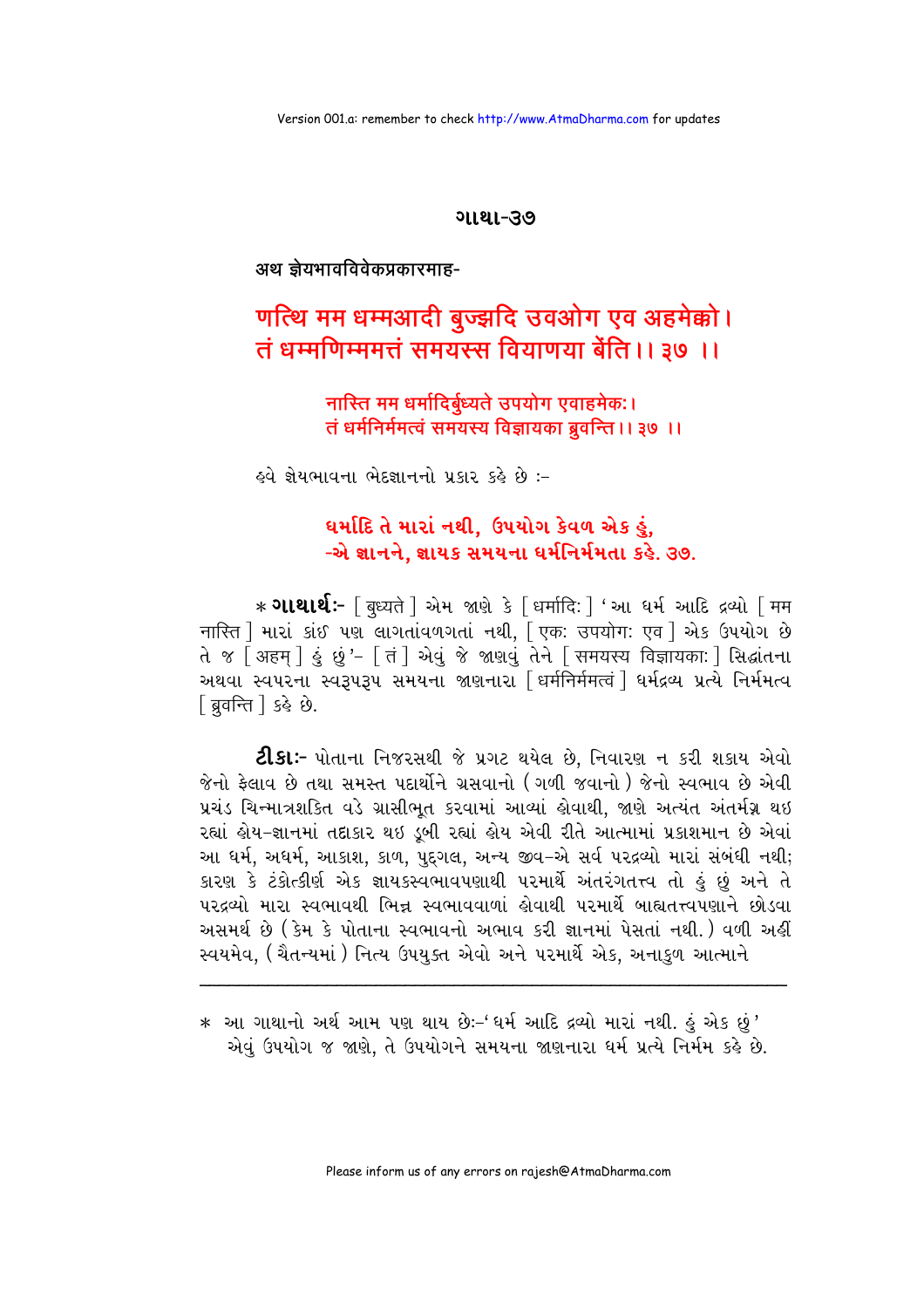## ગાથા-૩૭

**अथ ज्ञेयभावविवेकप्रकारमाह-**

### णत्थि मम धम्मआदी बुज्झदि उवओग एव अहमेक्को।
### तं धम्मणिम्ममत्तं समयस्स वियाणया बेंति।। ३७ ।।

नास्ति मम धर्मादिर्बुध्यते उपयोग एवाहमेकः।
तं धर्मनिर्ममत्वं समयस्य विज्ञायका ब्रुवन्ति।। ३७ ।।

હવે જ્ઞેયભાવના ભેદજ્ઞાનનો પ્રકાર કહે છે :-

**ધર્માદિ તે મારાં નથી, ઉપયોગ કેવળ એક હું,**
**-એ જ્ઞાનને, જ્ઞાયક સમયના ધર્મનિર્મમતા કહે. ૩૭.**

* **ગાથાર્થઃ-** [ बुध्यते ] એમ જાણે કે [ धर्मादिः ] 'આ ધર્મ આદિ દ્રવ્યો [ मम नास्ति ] મારાં કાંઈ પણ લાગતાંવળગતાં નથી, [ एकः उपयोगः एव ] એક ઉપયોગ છે તે જ [ अहम् ] હું છું'- [ तं ] એવું જે જાણવું તેને [ समयस्य विज्ञायकाः ] સિદ્ધાંતના અથવા સ્વપરના સ્વરૂપરૂપ સમયના જાણનારા [ धर्मनिर्ममत्वं ] ધર્મદ્રવ્ય પ્રત્યે નિર્મમત્વ [ ब्रुवन्ति ] કહે છે.

**ટીકાઃ-** પોતાના નિજરસથી જે પ્રગટ થયેલ છે, નિવારણ ન કરી શકાય એવો જેનો ફેલાવ છે તથા સમસ્ત પદાર્થોને ગ્રસવાનો (ગળી જવાનો) જેનો સ્વભાવ છે એવી પ્રચંડ ચિન્માત્રશક્તિ વડે ગ્રાસીભૂત કરવામાં આવ્યાં હોવાથી, જાણે અત્યંત અંતર્મગ્ન થઇ રહ્યાં હોય-જ્ઞાનમાં તદાકાર થઇ ડૂબી રહ્યાં હોય એવી રીતે આત્મામાં પ્રકાશમાન છે એવાં આ ધર્મ, અધર્મ, આકાશ, કાળ, પુદ્‌ગલ, અન્ય જીવ-એ સર્વ પરદ્રવ્યો મારાં સંબંધી નથી; કારણ કે ટંકોત્કીર્ણ એક જ્ઞાયકસ્વભાવપણાથી પરમાર્થે અંતરંગતત્ત્વ તો હું છું અને તે પરદ્રવ્યો મારા સ્વભાવથી ભિન્ન સ્વભાવવાળાં હોવાથી પરમાર્થે બાહ્યતત્ત્વપણાને છોડવા અસમર્થ છે (કેમ કે પોતાના સ્વભાવનો અભાવ કરી જ્ઞાનમાં પેસતાં નથી.) વળી અહીં સ્વયમેવ, (ચૈતન્યમાં) નિત્ય ઉપયુક્ત એવો અને પરમાર્થે એક, અનાકુળ આત્માને

---

* આ ગાથાનો અર્થ આમ પણ થાય છેઃ-'ધર્મ આદિ દ્રવ્યો મારાં નથી. હું એક છું' એવું ઉપયોગ જ જાણે, તે ઉપયોગને સમયના જાણનારા ધર્મ પ્રત્યે નિર્મમ કહે છે.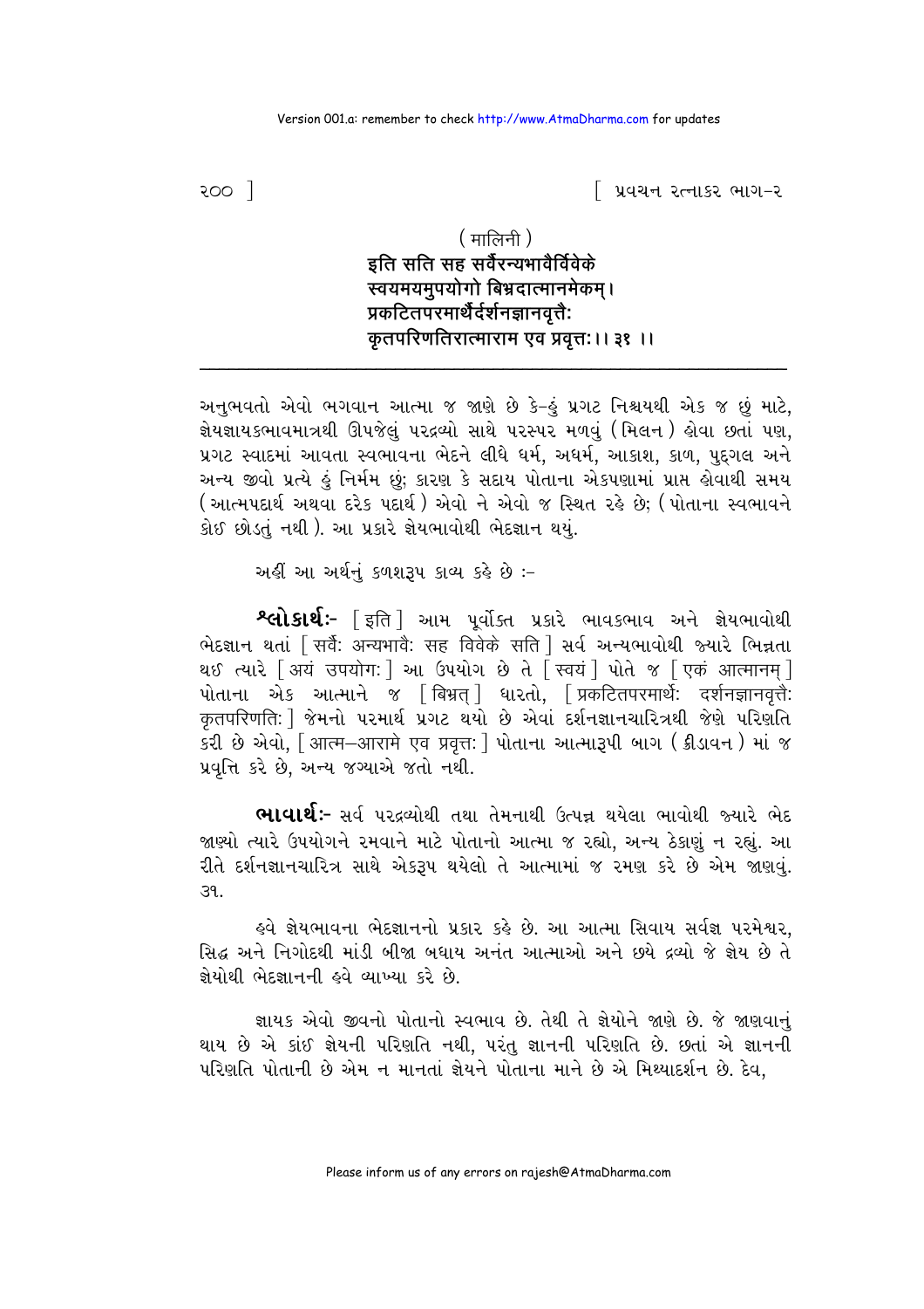( मालिनी )

**इति सति सह सर्वैरन्यभावैर्विवेके**
**स्वयमयमुपयोगो बिभ्रदात्मानमेकम्।**
**प्रकटितपरमार्थैर्दर्शनज्ञानवृत्तैः**
**कृतपरिणतिरात्माराम एव प्रवृत्तः।। ३१ ।।**

---

અનુભવતો એવો ભગવાન આત્મા જ જાણે છે કે-હું પ્રગટ નિશ્ચયથી એક જ છું માટે, જ્ઞેયજ્ઞાયકભાવમાત્રથી ઊપજેલું પરદ્રવ્યો સાથે પરસ્પર મળવું (મિલન) હોવા છતાં પણ, પ્રગટ સ્વાદમાં આવતા સ્વભાવના ભેદને લીધે ધર્મ, અધર્મ, આકાશ, કાળ, પુદ્ગલ અને અન્ય જીવો પ્રત્યે હું નિર્મમ છું; કારણ કે સદાય પોતાના એકપણામાં પ્રાપ્ત હોવાથી સમય (આત્મપદાર્થ અથવા દરેક પદાર્થ) એવો ને એવો જ સ્થિત રહે છે; (પોતાના સ્વભાવને કોઈ છોડતું નથી). આ પ્રકારે જ્ઞેયભાવોથી ભેદજ્ઞાન થયું.

અહીં આ અર્થનું કળશરૂપ કાવ્ય કહે છે :-

**શ્લોકાર્થઃ-** [इति] આમ પૂર્વોક્ત પ્રકારે ભાવકભાવ અને જ્ઞેયભાવોથી ભેદજ્ઞાન થતાં [सर्वैः अन्यभावैः सह विवेके सति] સર્વ અન્યભાવોથી જ્યારે ભિન્નતા થઈ ત્યારે [अयं उपयोगः] આ ઉપયોગ છે તે [स्वयं] પોતે જ [एकं आत्मानम्] પોતાના એક આત્માને જ [बिभ्रत्] ધારતો, [प्रकटितपरमार्थैः दर्शनज्ञानवृत्तैः कृतपरिणतिः] જેમનો પરમાર્થ પ્રગટ થયો છે એવાં દર્શનજ્ઞાનચારિત્રથી જેણે પરિણતિ કરી છે એવો, [आत्म–आरामे एव प्रवृत्तः] પોતાના આત્મારૂપી બાગ (ક્રીડાવન) માં જ પ્રવૃત્તિ કરે છે, અન્ય જગ્યાએ જતો નથી.

**ભાવાર્થઃ-** સર્વ પરદ્રવ્યોથી તથા તેમનાથી ઉત્પન્ન થયેલા ભાવોથી જ્યારે ભેદ જાણ્યો ત્યારે ઉપયોગને રમવાને માટે પોતાનો આત્મા જ રહ્યો, અન્ય ઠેકાણું ન રહ્યું. આ રીતે દર્શનજ્ઞાનચારિત્ર સાથે એકરૂપ થયેલો તે આત્મામાં જ રમણ કરે છે એમ જાણવું. ૩૧.

હવે જ્ઞેયભાવના ભેદજ્ઞાનનો પ્રકાર કહે છે. આ આત્મા સિવાય સર્વજ્ઞ પરમેશ્વર, સિદ્ધ અને નિગોદથી માંડી બીજા બધાય અનંત આત્માઓ અને છયે દ્રવ્યો જે જ્ઞેય છે તે જ્ઞેયોથી ભેદજ્ઞાનની હવે વ્યાખ્યા કરે છે.

જ્ઞાયક એવો જીવનો પોતાનો સ્વભાવ છે. તેથી તે જ્ઞેયોને જાણે છે. જે જાણવાનું થાય છે એ કાંઈ જ્ઞેયની પરિણતિ નથી, પરંતુ જ્ઞાનની પરિણતિ છે. છતાં એ જ્ઞાનની પરિણતિ પોતાની છે એમ ન માનતાં જ્ઞેયને પોતાના માને છે એ મિથ્યાદર્શન છે. દેવ,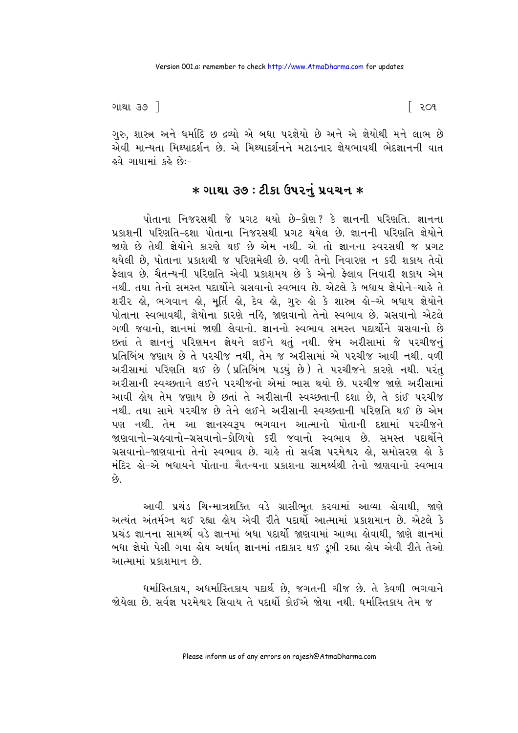ગુરુ, શાસ્ત્ર અને ધર્માદિ છ દ્રવ્યો એ બધા પરજ્ઞેયો છે અને એ જ્ઞેયોથી મને લાભ છે એવી માન્યતા મિથ્યાદર્શન છે. એ મિથ્યાદર્શનને મટાડનાર જ્ઞેયભાવથી ભેદજ્ઞાનની વાત હવે ગાથામાં કહે છેઃ-

## \* ગાથા ૩૭ : ટીકા ઉપરનું પ્રવચન \*

પોતાના નિજરસથી જે પ્રગટ થયો છે-કોણ? કે જ્ઞાનની પરિણતિ. જ્ઞાનના પ્રકાશની પરિણતિ-દશા પોતાના નિજરસથી પ્રગટ થયેલ છે. જ્ઞાનની પરિણતિ જ્ઞેયોને જાણે છે તેથી જ્ઞેયોને કારણે થઈ છે એમ નથી. એ તો જ્ઞાનના સ્વરસથી જ પ્રગટ થયેલી છે, પોતાના પ્રકાશથી જ પરિણમેલી છે. વળી તેનો નિવારણ ન કરી શકાય તેવો ફેલાવ છે. ચૈતન્યની પરિણતિ એવી પ્રકાશમય છે કે એનો ફેલાવ નિવારી શકાય એમ નથી. તથા તેનો સમસ્ત પદાર્થોને ગ્રસવાનો સ્વભાવ છે. એટલે કે બધાય જ્ઞેયોને-ચાહે તે શરીર હો, ભગવાન હો, મૂર્તિ હો, દેવ હો, ગુરુ હો કે શાસ્ત્ર હો-એ બધાય જ્ઞેયોને પોતાના સ્વભાવથી, જ્ઞેયોના કારણે નહિ, જાણવાનો તેનો સ્વભાવ છે. ગ્રસવાનો એટલે ગળી જવાનો, જ્ઞાનમાં જાણી લેવાનો. જ્ઞાનનો સ્વભાવ સમસ્ત પદાર્થોને ગ્રસવાનો છે છતાં તે જ્ઞાનનું પરિણમન જ્ઞેયને લઈને થતું નથી. જેમ અરીસામાં જે પરચીજનું પ્રતિબિંબ જણાય છે તે પરચીજ નથી, તેમ જ અરીસામાં એ પરચીજ આવી નથી. વળી અરીસામાં પરિણતિ થઈ છે (પ્રતિબિંબ પડ્યું છે) તે પરચીજને કારણે નથી. પરંતુ અરીસાની સ્વચ્છતાને લઈને પરચીજનો એમાં ભાસ થયો છે. પરચીજ જાણે અરીસામાં આવી હોય તેમ જણાય છે છતાં તે અરીસાની સ્વચ્છતાની દશા છે, તે કાંઈ પરચીજ નથી. તથા સામે પરચીજ છે તેને લઈને અરીસાની સ્વચ્છતાની પરિણતિ થઈ છે એમ પણ નથી. તેમ આ જ્ઞાનસ્વરૂપ ભગવાન આત્માનો પોતાની દશામાં પરચીજને જાણવાનો-ગ્રહવાનો-ગ્રસવાનો-કોળિયો કરી જવાનો સ્વભાવ છે. સમસ્ત પદાર્થોને ગ્રસવાનો-જાણવાનો તેનો સ્વભાવ છે. ચાહે તો સર્વજ્ઞ પરમેશ્વર હો, સમોસરણ હો કે મંદિર હો-એ બધાયને પોતાના ચૈતન્યના પ્રકાશના સામર્થ્યથી તેનો જાણવાનો સ્વભાવ છે.

આવી પ્રચંડ ચિન્માત્રશક્તિ વડે ગ્રાસીભૂત કરવામાં આવ્યા હોવાથી, જાણે અત્યંત અંતર્મગ્ન થઈ રહ્યા હોય એવી રીતે પદાર્થો આત્મામાં પ્રકાશમાન છે. એટલે કે પ્રચંડ જ્ઞાનના સામર્થ્ય વડે જ્ઞાનમાં બધા પદાર્થો જાણવામાં આવ્યા હોવાથી, જાણે જ્ઞાનમાં બધા જ્ઞેયો પેસી ગયા હોય અર્થાત્ જ્ઞાનમાં તદાકાર થઈ ડૂબી રહ્યા હોય એવી રીતે તેઓ આત્મામાં પ્રકાશમાન છે.

ધર્માસ્તિકાય, અધર્માસ્તિકાય પદાર્થ છે, જગતની ચીજ છે. તે કેવળી ભગવાને જોયેલા છે. સર્વજ્ઞ પરમેશ્વર સિવાય તે પદાર્થો કોઈએ જોયા નથી. ધર્માસ્તિકાય તેમ જ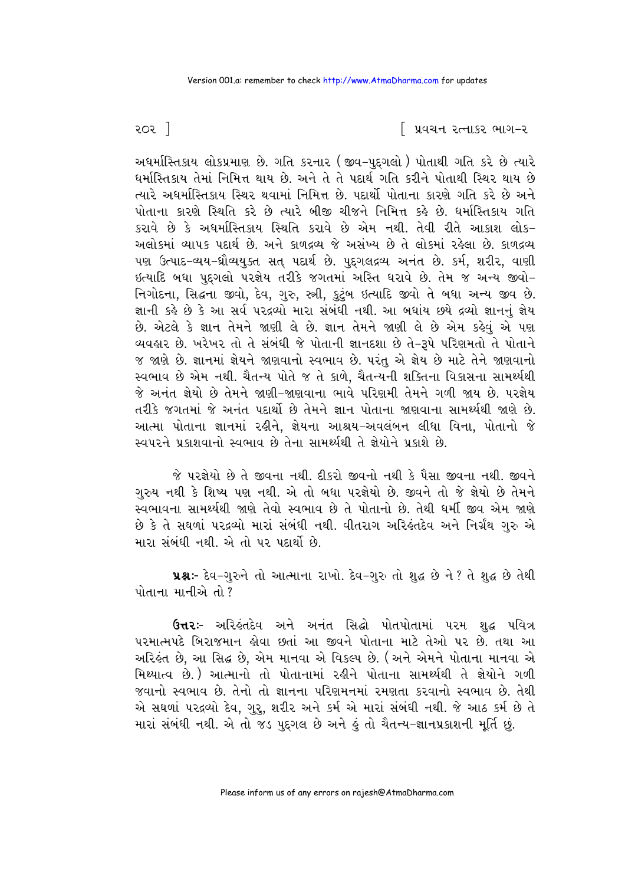અધર્માસ્તિકાય લોકપ્રમાણ છે. ગતિ કરનાર (જીવ-પુદ્‌ગલો) પોતાથી ગતિ કરે છે ત્યારે ધર્માસ્તિકાય તેમાં નિમિત્ત થાય છે. અને તે તે પદાર્થ ગતિ કરીને પોતાથી સ્થિર થાય છે ત્યારે અધર્માસ્તિકાય સ્થિર થવામાં નિમિત્ત છે. પદાર્થો પોતાના કારણે ગતિ કરે છે અને પોતાના કારણે સ્થિતિ કરે છે ત્યારે બીજી ચીજને નિમિત્ત કહે છે. ધર્માસ્તિકાય ગતિ કરાવે છે કે અધર્માસ્તિકાય સ્થિતિ કરાવે છે એમ નથી. તેવી રીતે આકાશ લોક-અલોકમાં વ્યાપક પદાર્થ છે. અને કાળદ્રવ્ય જે અસંખ્ય છે તે લોકમાં રહેલા છે. કાળદ્રવ્ય પણ ઉત્પાદ-વ્યય-ધ્રૌવ્યયુક્ત સત્ પદાર્થ છે. પુદ્‌ગલદ્રવ્ય અનંત છે. કર્મ, શરીર, વાણી ઇત્યાદિ બધા પુદ્‌ગલો પરજ્ઞેય તરીકે જગતમાં અસ્તિ ધરાવે છે. તેમ જ અન્ય જીવો-નિગોદના, સિદ્ધના જીવો, દેવ, ગુરુ, સ્ત્રી, કુટુંબ ઇત્યાદિ જીવો તે બધા અન્ય જીવ છે. જ્ઞાની કહે છે કે આ સર્વ પરદ્રવ્યો મારા સંબંધી નથી. આ બધાંય છયે દ્રવ્યો જ્ઞાનનું જ્ઞેય છે. એટલે કે જ્ઞાન તેમને જાણી લે છે. જ્ઞાન તેમને જાણી લે છે એમ કહેવું એ પણ વ્યવહાર છે. ખરેખર તો તે સંબંધી જે પોતાની જ્ઞાનદશા છે તે-રૂપે પરિણમતો તે પોતાને જ જાણે છે. જ્ઞાનમાં જ્ઞેયને જાણવાનો સ્વભાવ છે. પરંતુ એ જ્ઞેય છે માટે તેને જાણવાનો સ્વભાવ છે એમ નથી. ચૈતન્ય પોતે જ તે કાળે, ચૈતન્યની શક્તિના વિકાસના સામર્થ્યથી જે અનંત જ્ઞેયો છે તેમને જાણી-જાણવાના ભાવે પરિણમી તેમને ગળી જાય છે. પરજ્ઞેય તરીકે જગતમાં જે અનંત પદાર્થો છે તેમને જ્ઞાન પોતાના જાણવાના સામર્થ્યથી જાણે છે. આત્મા પોતાના જ્ઞાનમાં રહીને, જ્ઞેયના આશ્રય-અવલંબન લીધા વિના, પોતાનો જે સ્વપરને પ્રકાશવાનો સ્વભાવ છે તેના સામર્થ્યથી તે જ્ઞેયોને પ્રકાશે છે.

જે પરજ્ઞેયો છે તે જીવના નથી. દીકરો જીવનો નથી કે પૈસા જીવના નથી. જીવને ગુરુય નથી કે શિષ્ય પણ નથી. એ તો બધા પરજ્ઞેયો છે. જીવને તો જે જ્ઞેયો છે તેમને સ્વભાવના સામર્થ્યથી જાણે તેવો સ્વભાવ છે તે પોતાનો છે. તેથી ધર્મી જીવ એમ જાણે છે કે તે સઘળાં પરદ્રવ્યો મારાં સંબંધી નથી. વીતરાગ અરિહંતદેવ અને નિર્ગ્રંથ ગુરુ એ મારા સંબંધી નથી. એ તો પર પદાર્થો છે.

**પ્રશ્નઃ-** દેવ-ગુરુને તો આત્માના રાખો. દેવ-ગુરુ તો શુદ્ધ છે ને? તે શુદ્ધ છે તેથી પોતાના માનીએ તો?

**ઉત્તરઃ-** અરિહંતદેવ અને અનંત સિદ્ધો પોતપોતામાં પરમ શુદ્ધ પવિત્ર પરમાત્મપદે બિરાજમાન હોવા છતાં આ જીવને પોતાના માટે તેઓ પર છે. તથા આ અરિહંત છે, આ સિદ્ધ છે, એમ માનવા એ વિકલ્પ છે. (અને એમને પોતાના માનવા એ મિથ્યાત્વ છે.) આત્માનો તો પોતાનામાં રહીને પોતાના સામર્થ્યથી તે જ્ઞેયોને ગળી જવાનો સ્વભાવ છે. તેનો તો જ્ઞાનના પરિણમનમાં રમણતા કરવાનો સ્વભાવ છે. તેથી એ સઘળાં પરદ્રવ્યો દેવ, ગુરુ, શરીર અને કર્મ એ મારાં સંબંધી નથી. જે આઠ કર્મ છે તે મારાં સંબંધી નથી. એ તો જડ પુદ્‌ગલ છે અને હું તો ચૈતન્ય-જ્ઞાનપ્રકાશની મૂર્તિ છું.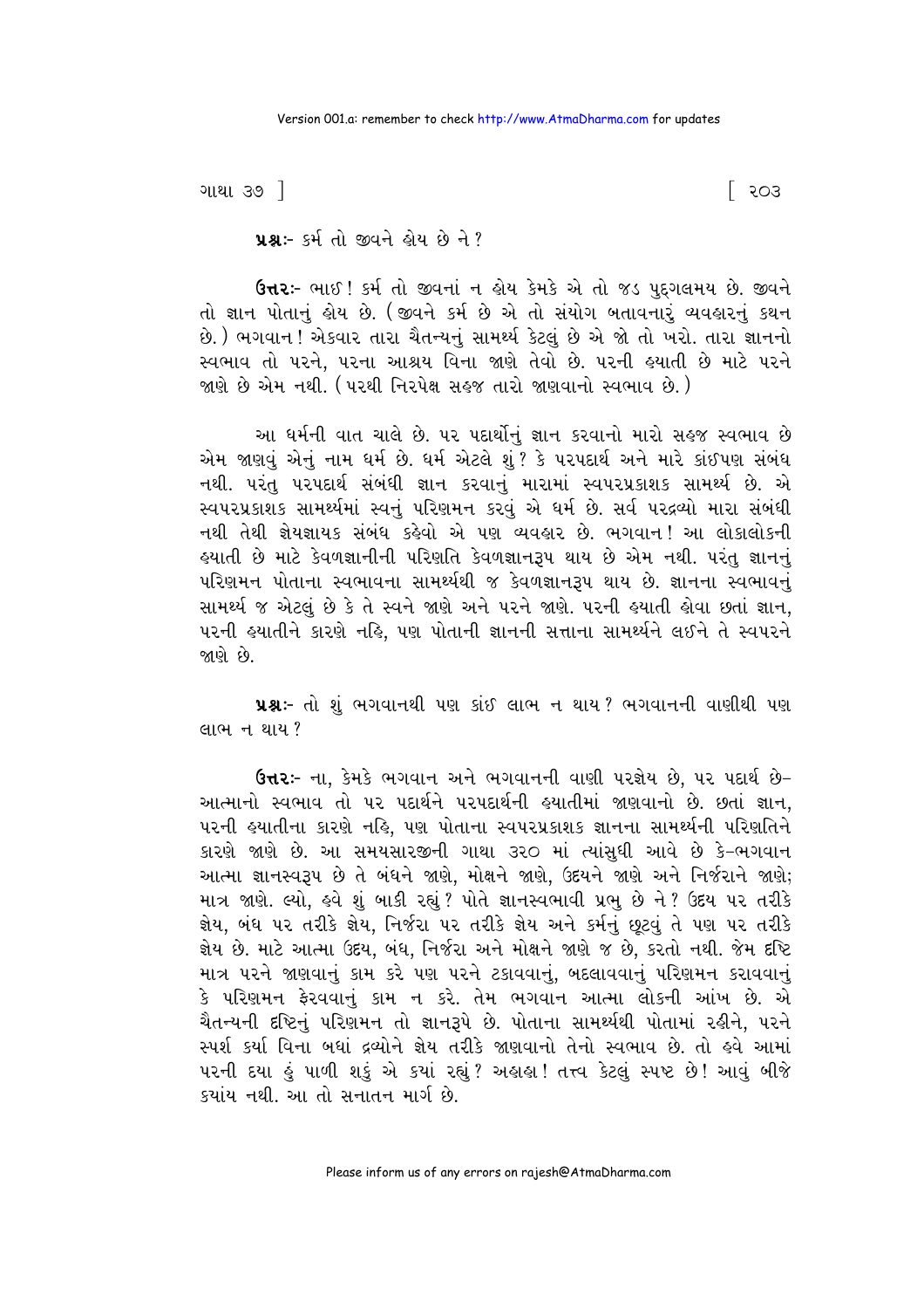**પ્રશ્નઃ-** કર્મ તો જીવને જ્ઞેય છે ને?

**ઉત્તરઃ-** ભાઈ! કર્મ તો જીવનાં ન જ્ઞેય કેમકે એ તો જડ પુદ્‌ગલમય છે. જીવને તો જ્ઞાન પોતાનું જ્ઞેય છે. (જીવને કર્મ છે એ તો સંયોગ બતાવનારું વ્યવહારનું કથન છે.) ભગવાન! એકવાર તારા ચૈતન્યનું સામર્થ્ય કેટલું છે એ જો તો ખરો. તારા જ્ઞાનનો સ્વભાવ તો પરને, પરના આશ્રય વિના જાણે તેવો છે. પરની હયાતી છે માટે પરને જાણે છે એમ નથી. (પરથી નિરપેક્ષ સહજ તારો જાણવાનો સ્વભાવ છે.)

આ ધર્મની વાત ચાલે છે. પર પદાર્થોનું જ્ઞાન કરવાનો મારો સહજ સ્વભાવ છે એમ જાણવું એનું નામ ધર્મ છે. ધર્મ એટલે શું? કે પરપદાર્થ અને મારે કાંઈપણ સંબંધ નથી. પરંતુ પરપદાર્થ સંબંધી જ્ઞાન કરવાનું મારામાં સ્વપરપ્રકાશક સામર્થ્ય છે. એ સ્વપરપ્રકાશક સામર્થ્યમાં સ્વનું પરિણમન કરવું એ ધર્મ છે. સર્વ પરદ્રવ્યો મારા સંબંધી નથી તેથી જ્ઞેયજ્ઞાયક સંબંધ કહેવો એ પણ વ્યવહાર છે. ભગવાન! આ લોકાલોકની હયાતી છે માટે કેવળજ્ઞાનીની પરિણતિ કેવળજ્ઞાનરૂપ થાય છે એમ નથી. પરંતુ જ્ઞાનનું પરિણમન પોતાના સ્વભાવના સામર્થ્યથી જ કેવળજ્ઞાનરૂપ થાય છે. જ્ઞાનના સ્વભાવનું સામર્થ્ય જ એટલું છે કે તે સ્વને જાણે અને પરને જાણે. પરની હયાતી હોવા છતાં જ્ઞાન, પરની હયાતીને કારણે નહિ, પણ પોતાની જ્ઞાનની સત્તાના સામર્થ્યને લઈને તે સ્વપરને જાણે છે.

**પ્રશ્નઃ-** તો શું ભગવાનથી પણ કાંઈ લાભ ન થાય? ભગવાનની વાણીથી પણ લાભ ન થાય?

**ઉત્તરઃ-** ના, કેમકે ભગવાન અને ભગવાનની વાણી પરજ્ઞેય છે, પર પદાર્થ છે– આત્માનો સ્વભાવ તો પર પદાર્થને પરપદાર્થની હયાતીમાં જાણવાનો છે. છતાં જ્ઞાન, પરની હયાતીના કારણે નહિ, પણ પોતાના સ્વપરપ્રકાશક જ્ઞાનના સામર્થ્યની પરિણતિને કારણે જાણે છે. આ સમયસારજીની ગાથા ૩૨૦ માં ત્યાંસુધી આવે છે કે–ભગવાન આત્મા જ્ઞાનસ્વરૂપ છે તે બંધને જાણે, મોક્ષને જાણે, ઉદયને જાણે અને નિર્જરાને જાણે; માત્ર જાણે. લ્યો, હવે શું બાકી રહ્યું? પોતે જ્ઞાનસ્વભાવી પ્રભુ છે ને? ઉદય પર તરીકે જ્ઞેય, બંધ પર તરીકે જ્ઞેય, નિર્જરા પર તરીકે જ્ઞેય અને કર્મનું છૂટવું તે પણ પર તરીકે જ્ઞેય છે. માટે આત્મા ઉદય, બંધ, નિર્જરા અને મોક્ષને જાણે જ છે, કરતો નથી. જેમ દૃષ્ટિ માત્ર પરને જાણવાનું કામ કરે પણ પરને ટકાવવાનું, બદલાવવાનું પરિણમન કરાવવાનું કે પરિણમન ફેરવવાનું કામ ન કરે. તેમ ભગવાન આત્મા લોકની આંખ છે. એ ચૈતન્યની દૃષ્ટિનું પરિણમન તો જ્ઞાનરૂપે છે. પોતાના સામર્થ્યથી પોતામાં રહીને, પરને સ્પર્શ કર્યા વિના બધાં દ્રવ્યોને જ્ઞેય તરીકે જાણવાનો તેનો સ્વભાવ છે. તો હવે આમાં પરની દયા હું પાળી શકું એ ક્યાં રહ્યું? અહાહા! તત્ત્વ કેટલું સ્પષ્ટ છે! આવું બીજે ક્યાંય નથી. આ તો સનાતન માર્ગ છે.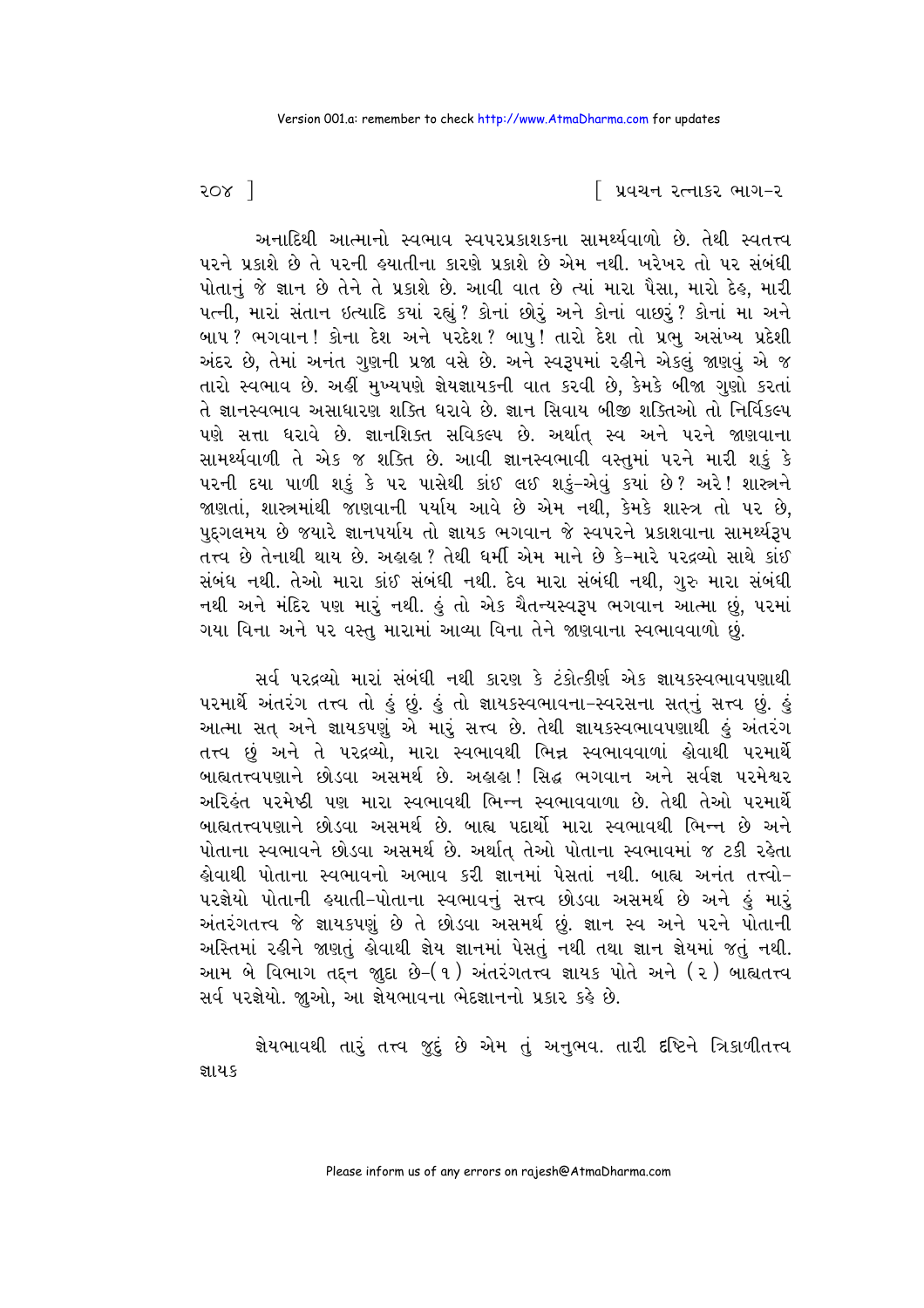અનાદિથી આત્માનો સ્વભાવ સ્વપરપ્રકાશકના સામર્થ્યવાળો છે. તેથી સ્વતત્ત્વ પરને પ્રકાશે છે તે પરની હયાતીના કારણે પ્રકાશે છે એમ નથી. ખરેખર તો પર સંબંધી પોતાનું જે જ્ઞાન છે તેને તે પ્રકાશે છે. આવી વાત છે ત્યાં મારા પૈસા, મારો દેહ, મારી પત્ની, મારાં સંતાન ઇત્યાદિ ક્યાં રહ્યું? કોનાં છોરું અને કોનાં વાછરું? કોનાં મા અને બાપ? ભગવાન! કોના દેશ અને પરદેશ? બાપુ! તારો દેશ તો પ્રભુ અસંખ્ય પ્રદેશી અંદર છે, તેમાં અનંત ગુણની પ્રજા વસે છે. અને સ્વરૂપમાં રહીને એકલું જાણવું એ જ તારો સ્વભાવ છે. અહીં મુખ્યપણે જ્ઞેયજ્ઞાયકની વાત કરવી છે, કેમકે બીજા ગુણો કરતાં તે જ્ઞાનસ્વભાવ અસાધારણ શક્તિ ધરાવે છે. જ્ઞાન સિવાય બીજી શક્તિઓ તો નિર્વિકલ્પ પણે સત્તા ધરાવે છે. જ્ઞાનશક્તિ સવિકલ્પ છે. અર્થાત્ સ્વ અને પરને જાણવાના સામર્થ્યવાળી તે એક જ શક્તિ છે. આવી જ્ઞાનસ્વભાવી વસ્તુમાં પરને મારી શકું કે પરની દયા પાળી શકું કે પર પાસેથી કાંઈ લઈ શકું-એવું ક્યાં છે? અરે! શાસ્ત્રને જાણતાં, શાસ્ત્રમાંથી જાણવાની પર્યાય આવે છે એમ નથી, કેમકે શાસ્ત્ર તો પર છે, પુદ્ગલમય છે જ્યારે જ્ઞાનપર્યાય તો જ્ઞાયક ભગવાન જે સ્વપરને પ્રકાશવાના સામર્થ્યરૂપ તત્ત્વ છે તેનાથી થાય છે. અહાહા? તેથી ધર્મી એમ માને છે કે-મારે પરદ્રવ્યો સાથે કાંઈ સંબંધ નથી. તેઓ મારા કાંઈ સંબંધી નથી. દેવ મારા સંબંધી નથી, ગુરુ મારા સંબંધી નથી અને મંદિર પણ મારું નથી. હું તો એક ચૈતન્યસ્વરૂપ ભગવાન આત્મા છું, પરમાં ગયા વિના અને પર વસ્તુ મારામાં આવ્યા વિના તેને જાણવાના સ્વભાવવાળો છું.

સર્વ પરદ્રવ્યો મારાં સંબંધી નથી કારણ કે ટંકોત્કીર્ણ એક જ્ઞાયકસ્વભાવપણાથી પરમાર્થે અંતરંગ તત્ત્વ તો હું છું. હું તો જ્ઞાયકસ્વભાવના-સ્વરસના સત્નું સત્ત્વ છું. હું આત્મા સત્ અને જ્ઞાયકપણું એ મારું સત્ત્વ છે. તેથી જ્ઞાયકસ્વભાવપણાથી હું અંતરંગ તત્ત્વ છું અને તે પરદ્રવ્યો, મારા સ્વભાવથી ભિન્ન સ્વભાવવાળાં હોવાથી પરમાર્થે બાહ્યતત્ત્વપણાને છોડવા અસમર્થ છે. અહાહા! સિદ્ધ ભગવાન અને સર્વજ્ઞ પરમેશ્વર અરિહંત પરમેષ્ઠી પણ મારા સ્વભાવથી ભિન્ન સ્વભાવવાળા છે. તેથી તેઓ પરમાર્થે બાહ્યતત્ત્વપણાને છોડવા અસમર્થ છે. બાહ્ય પદાર્થો મારા સ્વભાવથી ભિન્ન છે અને પોતાના સ્વભાવને છોડવા અસમર્થ છે. અર્થાત્ તેઓ પોતાના સ્વભાવમાં જ ટકી રહેતા હોવાથી પોતાના સ્વભાવનો અભાવ કરી જ્ઞાનમાં પેસતાં નથી. બાહ્ય અનંત તત્ત્વો-પરજ્ઞેયો પોતાની હયાતી-પોતાના સ્વભાવનું સત્ત્વ છોડવા અસમર્થ છે અને હું મારું અંતરંગતત્ત્વ જે જ્ઞાયકપણું છે તે છોડવા અસમર્થ છું. જ્ઞાન સ્વ અને પરને પોતાની અસ્તિમાં રહીને જાણતું હોવાથી જ્ઞેય જ્ઞાનમાં પેસતું નથી તથા જ્ઞાન જ્ઞેયમાં જતું નથી. આમ બે વિભાગ તદ્દન જાુદા છે-(૧) અંતરંગતત્ત્વ જ્ઞાયક પોતે અને (૨) બાહ્યતત્ત્વ સર્વ પરજ્ઞેયો. જુઓ, આ જ્ઞેયભાવના ભેદજ્ઞાનનો પ્રકાર કહે છે.

જ્ઞેયભાવથી તારું તત્ત્વ જુદું છે એમ તું અનુભવ. તારી દૃષ્ટિને ત્રિકાળીતત્ત્વ જ્ઞાયક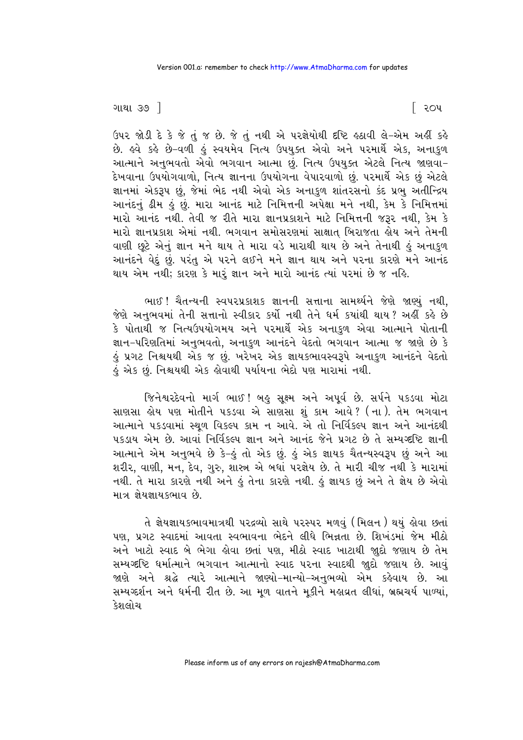ઉપર જોડી દે કે જે તું જ છે. જે તું નથી એ પરજ્ઞેયોથી દૃષ્ટિ હઠાવી લે-એમ અહીં કહે છે. હવે કહે છે-વળી હું સ્વયમેવ નિત્ય ઉપયુક્ત એવો અને પરમાર્થે એક, અનાકુળ આત્માને અનુભવતો એવો ભગવાન આત્મા છું. નિત્ય ઉપયુક્ત એટલે નિત્ય જાણવા-દેખવાના ઉપયોગવાળો, નિત્ય જ્ઞાનના ઉપયોગના વેપારવાળો છું. પરમાર્થે એક છું એટલે જ્ઞાનમાં એકરૂપ છું, જેમાં ભેદ નથી એવો એક અનાકુળ શાંતરસનો કંદ પ્રભુ અતીન્દ્રિય આનંદનું ઢીમ હું છું. મારા આનંદ માટે નિમિત્તની અપેક્ષા મને નથી, કેમ કે નિમિત્તમાં મારો આનંદ નથી. તેવી જ રીતે મારા જ્ઞાનપ્રકાશને માટે નિમિત્તની જરૂર નથી, કેમ કે મારો જ્ઞાનપ્રકાશ એમાં નથી. ભગવાન સમોસરણમાં સાક્ષાત્ બિરાજતા હોય અને તેમની વાણી છૂટે એનું જ્ઞાન મને થાય તે મારા વડે મારાથી થાય છે અને તેનાથી હું અનાકુળ આનંદને વેદું છું. પરંતુ એ પરને લઈને મને જ્ઞાન થાય અને પરના કારણે મને આનંદ થાય એમ નથી; કારણ કે મારું જ્ઞાન અને મારો આનંદ ત્યાં પરમાં છે જ નહિ.

ભાઈ! ચૈતન્યની સ્વપરપ્રકાશક જ્ઞાનની સત્તાના સામર્થ્યને જેણે જાણ્યું નથી, જેણે અનુભવમાં તેની સત્તાનો સ્વીકાર કર્યો નથી તેને ધર્મ ક્યાંથી થાય? અહીં કહે છે કે પોતાથી જ નિત્યઉપયોગમય અને પરમાર્થે એક અનાકુળ એવા આત્માને પોતાની જ્ઞાન-પરિણતિમાં અનુભવતો, અનાકુળ આનંદને વેદતો ભગવાન આત્મા જ જાણે છે કે હું પ્રગટ નિશ્ચયથી એક જ છું. ખરેખર એક જ્ઞાયકભાવસ્વરૂપે અનાકુળ આનંદને વેદતો હું એક છું. નિશ્ચયથી એક હોવાથી પર્યાયના ભેદો પણ મારામાં નથી.

જિનેશ્વરદેવનો માર્ગ ભાઈ! બહુ સૂક્ષ્મ અને અપૂર્વ છે. સર્પને પકડવા મોટા સાણસા હોય પણ મોતીને પકડવા એ સાણસા શું કામ આવે? (ના). તેમ ભગવાન આત્માને પકડવામાં સ્થૂળ વિકલ્પ કામ ન આવે. એ તો નિર્વિકલ્પ જ્ઞાન અને આનંદથી પકડાય એમ છે. આવાં નિર્વિકલ્પ જ્ઞાન અને આનંદ જેને પ્રગટ છે તે સમ્યગ્દૃષ્ટિ જ્ઞાની આત્માને એમ અનુભવે છે કે-હું તો એક છું. હું એક જ્ઞાયક ચૈતન્યસ્વરૂપ છું અને આ શરીર, વાણી, મન, દેવ, ગુરુ, શાસ્ત્ર એ બધાં પરજ્ઞેય છે. તે મારી ચીજ નથી કે મારામાં નથી. તે મારા કારણે નથી અને હું તેના કારણે નથી. હું જ્ઞાયક છું અને તે જ્ઞેય છે એવો માત્ર જ્ઞેયજ્ઞાયકભાવ છે.

તે જ્ઞેયજ્ઞાયકભાવમાત્રથી પરદ્રવ્યો સાથે પરસ્પર મળવું (મિલન) થયું હોવા છતાં પણ, પ્રગટ સ્વાદમાં આવતા સ્વભાવના ભેદને લીધે ભિન્નતા છે. શિખંડમાં જેમ મીઠો અને ખાટો સ્વાદ બે ભેગા હોવા છતાં પણ, મીઠો સ્વાદ ખાટાથી જુદો જણાય છે તેમ સમ્યગ્દૃષ્ટિ ધર્માત્માને ભગવાન આત્માનો સ્વાદ પરના સ્વાદથી જુદો જણાય છે. આવું જાણે અને શ્રદ્ધે ત્યારે આત્માને જાણ્યો-માન્યો-અનુભવ્યો એમ કહેવાય છે. આ સમ્યગ્દર્શન અને ધર્મની રીત છે. આ મૂળ વાતને મૂકીને મહાવ્રત લીધાં, બ્રહ્મચર્ય પાળ્યાં, કેશલોચ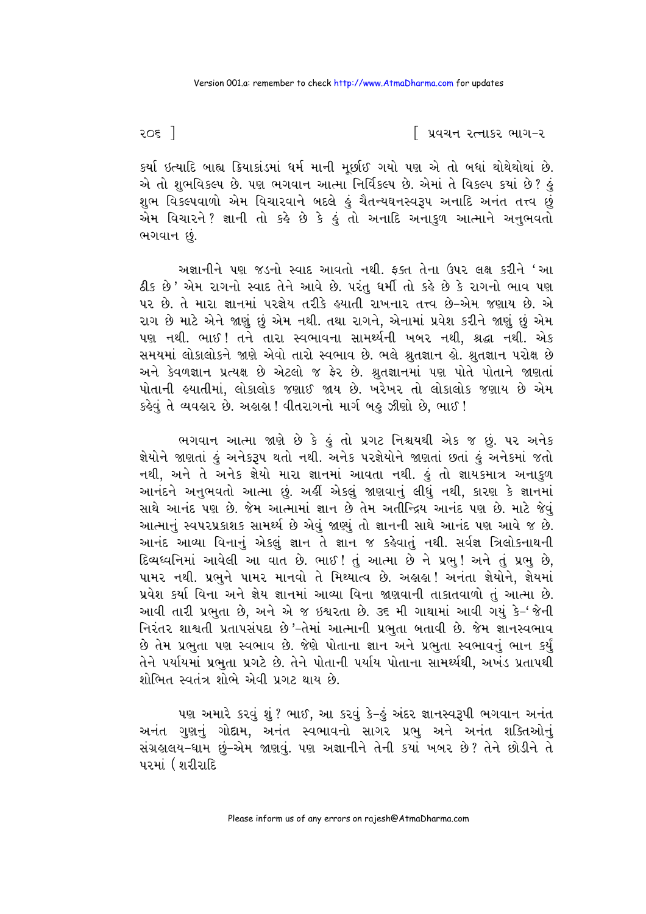કર્યા ઇત્યાદિ બાહ્ય ક્રિયાકાંડમાં ધર્મ માની મૂર્છાઈ ગયો પણ એ તો બધાં થોથેથોથાં છે. એ તો શુભવિકલ્પ છે. પણ ભગવાન આત્મા નિર્વિકલ્પ છે. એમાં તે વિકલ્પ કયાં છે? હું શુભ વિકલ્પવાળો એમ વિચારવાને બદલે હું ચૈતન્યઘનસ્વરૂપ અનાદિ અનંત તત્ત્વ છું એમ વિચારને? જ્ઞાની તો કહે છે કે હું તો અનાદિ અનાકુળ આત્માને અનુભવતો ભગવાન છું.

અજ્ઞાનીને પણ જડનો સ્વાદ આવતો નથી. ફક્ત તેના ઉપર લક્ષ કરીને 'આ ઠીક છે' એમ રાગનો સ્વાદ તેને આવે છે. પરંતુ ધર્મી તો કહે છે કે રાગનો ભાવ પણ પર છે. તે મારા જ્ઞાનમાં પરજ્ઞેય તરીકે હયાતી રાખનાર તત્ત્વ છે-એમ જણાય છે. એ રાગ છે માટે એને જાણું છું એમ નથી. તથા રાગને, એનામાં પ્રવેશ કરીને જાણું છું એમ પણ નથી. ભાઈ! તને તારા સ્વભાવના સામર્થ્યની ખબર નથી, શ્રદ્ધા નથી. એક સમયમાં લોકાલોકને જાણે એવો તારો સ્વભાવ છે. ભલે શ્રુતજ્ઞાન હો. શ્રુતજ્ઞાન પરોક્ષ છે અને કેવળજ્ઞાન પ્રત્યક્ષ છે એટલો જ ફેર છે. શ્રુતજ્ઞાનમાં પણ પોતે પોતાને જાણતાં પોતાની હયાતીમાં, લોકાલોક જણાઈ જાય છે. ખરેખર તો લોકાલોક જણાય છે એમ કહેવું તે વ્યવહાર છે. અહાહા! વીતરાગનો માર્ગ બહુ ઝીણો છે, ભાઈ!

ભગવાન આત્મા જાણે છે કે હું તો પ્રગટ નિશ્ચયથી એક જ છું. પર અનેક જ્ઞેયોને જાણતાં હું અનેકરૂપ થતો નથી. અનેક પરજ્ઞેયોને જાણતાં છતાં હું અનેકમાં જતો નથી, અને તે અનેક જ્ઞેયો મારા જ્ઞાનમાં આવતા નથી. હું તો જ્ઞાયકમાત્ર અનાકુળ આનંદને અનુભવતો આત્મા છું. અહીં એકલું જાણવાનું લીધું નથી, કારણ કે જ્ઞાનમાં સાથે આનંદ પણ છે. જેમ આત્મામાં જ્ઞાન છે તેમ અતીન્દ્રિય આનંદ પણ છે. માટે જેવું આત્માનું સ્વપરપ્રકાશક સામર્થ્ય છે એવું જાણ્યું તો જ્ઞાનની સાથે આનંદ પણ આવે જ છે. આનંદ આવ્યા વિનાનું એકલું જ્ઞાન તે જ્ઞાન જ કહેવાતું નથી. સર્વજ્ઞ ત્રિલોકનાથની દિવ્યધ્વનિમાં આવેલી આ વાત છે. ભાઈ! તું આત્મા છે ને પ્રભુ! અને તું પ્રભુ છે, પામર નથી. પ્રભુને પામર માનવો તે મિથ્યાત્વ છે. અહાહા! અનંતા જ્ઞેયોને, જ્ઞેયમાં પ્રવેશ કર્યા વિના અને જ્ઞેય જ્ઞાનમાં આવ્યા વિના જાણવાની તાકાતવાળો તું આત્મા છે. આવી તારી પ્રભુતા છે, અને એ જ ઇશ્વરતા છે. ૩૬ મી ગાથામાં આવી ગયું કે-' જેની નિરંતર શાશ્વતી પ્રતાપસંપદા છે'-તેમાં આત્માની પ્રભુતા બતાવી છે. જેમ જ્ઞાનસ્વભાવ છે તેમ પ્રભુતા પણ સ્વભાવ છે. જેણે પોતાના જ્ઞાન અને પ્રભુતા સ્વભાવનું ભાન કર્યું તેને પર્યાયમાં પ્રભુતા પ્રગટે છે. તેને પોતાની પર્યાય પોતાના સામર્થ્યથી, અખંડ પ્રતાપથી શોભિત સ્વતંત્ર શોભે એવી પ્રગટ થાય છે.

પણ અમારે કરવું શું? ભાઈ, આ કરવું કે-હું અંદર જ્ઞાનસ્વરૂપી ભગવાન અનંત અનંત ગુણનું ગોદામ, અનંત સ્વભાવનો સાગર પ્રભુ અને અનંત શક્તિઓનું સંગ્રહાલય-ધામ છું-એમ જાણવું. પણ અજ્ઞાનીને તેની કયાં ખબર છે? તેને છોડીને તે પરમાં (શરીરાદિ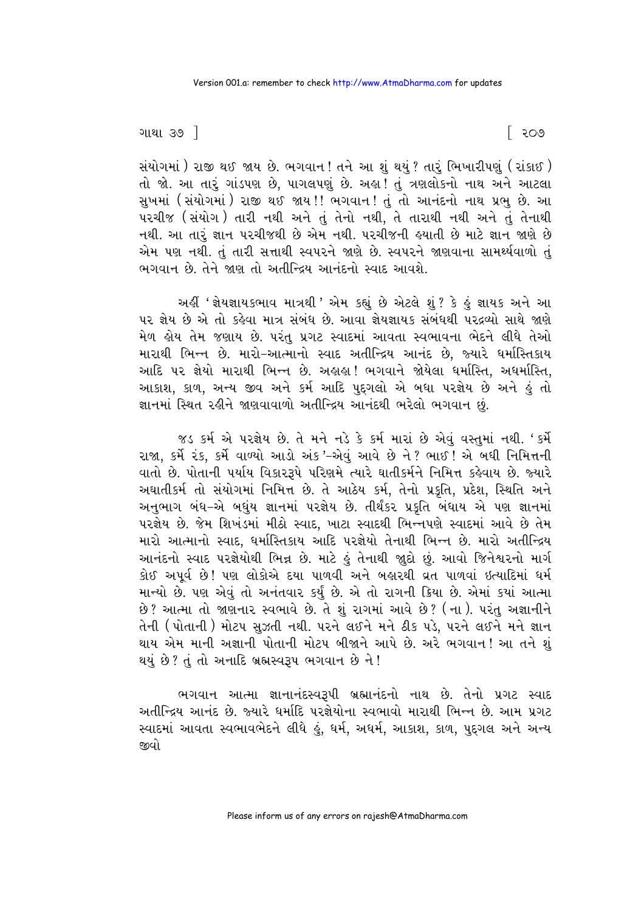સંયોગમાં ) રાજી થઈ જાય છે. ભગવાન! તને આ શું થયું? તારું ભિખારીપણું ( રાંકાઈ ) તો જો. આ તારું ગાંડપણ છે, પાગલપણું છે. અહા! તું ત્રણલોકનો નાથ અને આટલા સુખમાં ( સંયોગમાં ) રાજી થઈ જાય!! ભગવાન! તું તો આનંદનો નાથ પ્રભુ છે. આ પરચીજ ( સંયોગ ) તારી નથી અને તું તેનો નથી, તે તારાથી નથી અને તું તેનાથી નથી. આ તારું જ્ઞાન પરચીજથી છે એમ નથી. પરચીજની હયાતી છે માટે જ્ઞાન જાણે છે એમ પણ નથી. તું તારી સત્તાથી સ્વપરને જાણે છે. સ્વપરને જાણવાના સામર્થ્યવાળો તું ભગવાન છે. તેને જાણ તો અતીન્દ્રિય આનંદનો સ્વાદ આવશે.

અહીં 'જ્ઞેયજ્ઞાયકભાવ માત્રથી' એમ કહ્યું છે એટલે શું? કે હું જ્ઞાયક અને આ પર જ્ઞેય છે એ તો કહેવા માત્ર સંબંધ છે. આવા જ્ઞેયજ્ઞાયક સંબંધથી પરદ્રવ્યો સાથે જાણે મેળ હોય તેમ જણાય છે. પરંતુ પ્રગટ સ્વાદમાં આવતા સ્વભાવના ભેદને લીધે તેઓ મારાથી ભિન્ન છે. મારો-આત્માનો સ્વાદ અતીન્દ્રિય આનંદ છે, જ્યારે ધર્માસ્તિકાય આદિ પર જ્ઞેયો મારાથી ભિન્ન છે. અહાહા! ભગવાને જોયેલા ધર્માસ્તિ, અધર્માસ્તિ, આકાશ, કાળ, અન્ય જીવ અને કર્મ આદિ પુદ્‌ગલો એ બધા પરજ્ઞેય છે અને હું તો જ્ઞાનમાં સ્થિત રહીને જાણવાવાળો અતીન્દ્રિય આનંદથી ભરેલો ભગવાન છું.

જડ કર્મ એ પરજ્ઞેય છે. તે મને નડે કે કર્મ મારાં છે એવું વસ્તુમાં નથી. 'કર્મે રાજા, કર્મે રંક, કર્મે વાળ્યો આડો અંક'-એવું આવે છે ને? ભાઈ! એ બધી નિમિત્તની વાતો છે. પોતાની પર્યાય વિકારરૂપે પરિણમે ત્યારે ઘાતીકર્મને નિમિત્ત કહેવાય છે. જ્યારે અઘાતીકર્મ તો સંયોગમાં નિમિત્ત છે. તે આઠેય કર્મ, તેનો પ્રકૃતિ, પ્રદેશ, સ્થિતિ અને અનુભાગ બંધ-એ બધુંય જ્ઞાનમાં પરજ્ઞેય છે. તીર્થંકર પ્રકૃતિ બંધાય એ પણ જ્ઞાનમાં પરજ્ઞેય છે. જેમ શિખંડમાં મીઠો સ્વાદ, ખાટા સ્વાદથી ભિન્નપણે સ્વાદમાં આવે છે તેમ મારો આત્માનો સ્વાદ, ધર્માસ્તિકાય આદિ પરજ્ઞેયો તેનાથી ભિન્ન છે. મારો અતીન્દ્રિય આનંદનો સ્વાદ પરજ્ઞેયોથી ભિન્ન છે. માટે હું તેનાથી જુદો છું. આવો જિનેશ્વરનો માર્ગ કોઈ અપૂર્વ છે! પણ લોકોએ દયા પાળવી અને બહારથી વ્રત પાળવાં ઇત્યાદિમાં ધર્મ માન્યો છે. પણ એવું તો અનંતવાર કર્યું છે. એ તો રાગની ક્રિયા છે. એમાં ક્યાં આત્મા છે? આત્મા તો જાણનાર સ્વભાવે છે. તે શું રાગમાં આવે છે? ( ના ). પરંતુ અજ્ઞાનીને તેની ( પોતાની ) મોટપ સુઝતી નથી. પરને લઈને મને ઠીક પડે, પરને લઈને મને જ્ઞાન થાય એમ માની અજ્ઞાની પોતાની મોટપ બીજાને આપે છે. અરે ભગવાન! આ તને શું થયું છે? તું તો અનાદિ બ્રહ્મસ્વરૂપ ભગવાન છે ને!

ભગવાન આત્મા જ્ઞાનાનંદસ્વરૂપી બ્રહ્માનંદનો નાથ છે. તેનો પ્રગટ સ્વાદ અતીન્દ્રિય આનંદ છે. જ્યારે ધર્માદિ પરજ્ઞેયોના સ્વભાવો મારાથી ભિન્ન છે. આમ પ્રગટ સ્વાદમાં આવતા સ્વભાવભેદને લીધે હું, ધર્મ, અધર્મ, આકાશ, કાળ, પુદ્‌ગલ અને અન્ય જીવો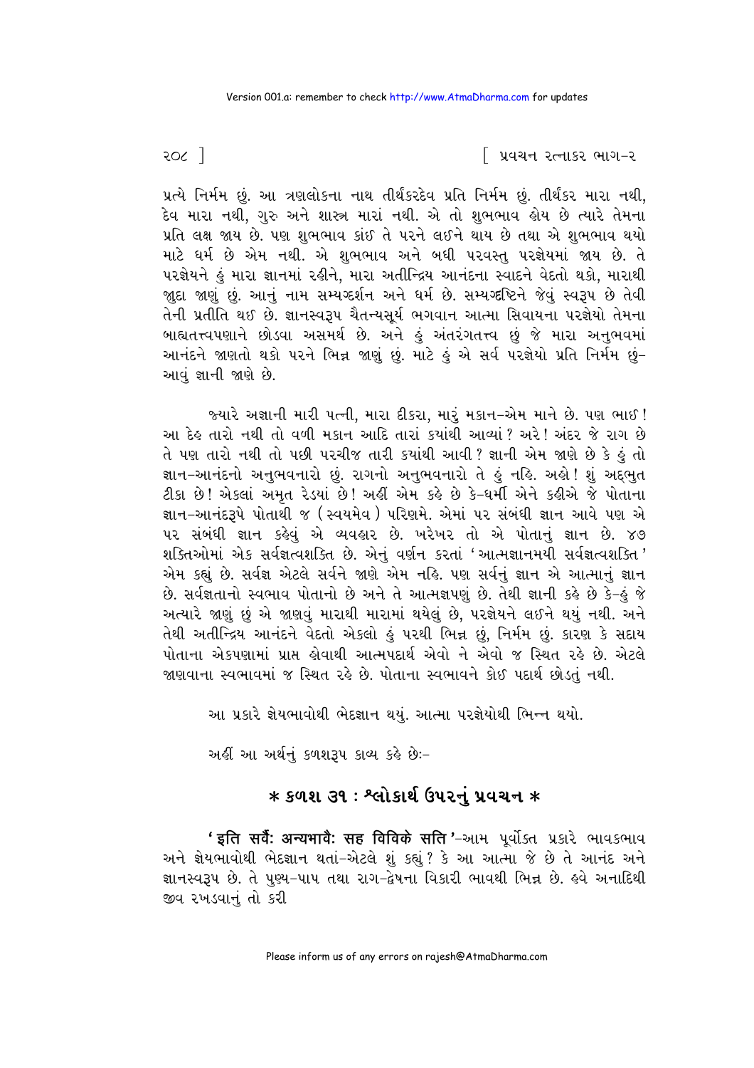પ્રત્યે નિર્મમ છું. આ ત્રણલોકના નાથ તીર્થંકરદેવ પ્રતિ નિર્મમ છું. તીર્થંકર મારા નથી, દેવ મારા નથી, ગુરુ અને શાસ્ત્ર મારાં નથી. એ તો શુભભાવ હોય છે ત્યારે તેમના પ્રતિ લક્ષ જાય છે. પણ શુભભાવ કાંઈ તે પરને લઈને થાય છે તથા એ શુભભાવ થયો માટે ધર્મ છે એમ નથી. એ શુભભાવ અને બધી પરવસ્તુ પરજ્ઞેયમાં જાય છે. તે પરજ્ઞેયને હું મારા જ્ઞાનમાં રહીને, મારા અતીન્દ્રિય આનંદના સ્વાદને વેદતો થકો, મારાથી જુદા જાણું છું. આનું નામ સમ્યગ્દર્શન અને ધર્મ છે. સમ્યગ્દષ્ટિને જેવું સ્વરૂપ છે તેવી તેની પ્રતીતિ થઈ છે. જ્ઞાનસ્વરૂપ ચૈતન્યસૂર્ય ભગવાન આત્મા સિવાયના પરજ્ઞેયો તેમના બાહ્યતત્ત્વપણાને છોડવા અસમર્થ છે. અને હું અંતરંગતત્ત્વ છું જે મારા અનુભવમાં આનંદને જાણતો થકો પરને ભિન્ન જાણું છું. માટે હું એ સર્વ પરજ્ઞેયો પ્રતિ નિર્મમ છું- આવું જ્ઞાની જાણે છે.

જ્યારે અજ્ઞાની મારી પત્ની, મારા દીકરા, મારું મકાન-એમ માને છે. પણ ભાઈ! આ દેહ તારો નથી તો વળી મકાન આદિ તારાં ક્યાંથી આવ્યાં? અરે! અંદર જે રાગ છે તે પણ તારો નથી તો પછી પરચીજ તારી ક્યાંથી આવી? જ્ઞાની એમ જાણે છે કે હું તો જ્ઞાન-આનંદનો અનુભવનારો છું. રાગનો અનુભવનારો તે હું નહિ. અહો! શું અદ્ભુત ટીકા છે! એકલાં અમૃત રેડયાં છે! અહીં એમ કહે છે કે-ધર્મી એને કહીએ જે પોતાના જ્ઞાન-આનંદરૂપે પોતાથી જ (સ્વયમેવ) પરિણમે. એમાં પર સંબંધી જ્ઞાન આવે પણ એ પર સંબંધી જ્ઞાન કહેવું એ વ્યવહાર છે. ખરેખર તો એ પોતાનું જ્ઞાન છે. ૪૭ શક્તિઓમાં એક સર્વજ્ઞત્વશક્તિ છે. એનું વર્ણન કરતાં 'આત્મજ્ઞાનમયી સર્વજ્ઞત્વશક્તિ' એમ કહ્યું છે. સર્વજ્ઞ એટલે સર્વને જાણે એમ નહિ. પણ સર્વનું જ્ઞાન એ આત્માનું જ્ઞાન છે. સર્વજ્ઞતાનો સ્વભાવ પોતાનો છે અને તે આત્મજ્ઞપણું છે. તેથી જ્ઞાની કહે છે કે-હું જે અત્યારે જાણું છું એ જાણવું મારાથી મારામાં થયેલું છે, પરજ્ઞેયને લઈને થયું નથી. અને તેથી અતીન્દ્રિય આનંદને વેદતો એકલો હું પરથી ભિન્ન છું, નિર્મમ છું. કારણ કે સદાય પોતાના એકપણામાં પ્રાપ્ત હોવાથી આત્મપદાર્થ એવો ને એવો જ સ્થિત રહે છે. એટલે જાણવાના સ્વભાવમાં જ સ્થિત રહે છે. પોતાના સ્વભાવને કોઈ પદાર્થ છોડતું નથી.

આ પ્રકારે જ્ઞેયભાવોથી ભેદજ્ઞાન થયું. આત્મા પરજ્ઞેયોથી ભિન્ન થયો.

અહીં આ અર્થનું કળશરૂપ કાવ્ય કહે છે:-

## \* કળશ ૩૧ : શ્લોકાર્થ ઉપરનું પ્રવચન \*

**'इति सर्वैः अन्यभावैः सह विविक्ते सति'**-આમ પૂર્વોક્ત પ્રકારે ભાવકભાવ અને જ્ઞેયભાવોથી ભેદજ્ઞાન થતાં-એટલે શું કહ્યું? કે આ આત્મા જે છે તે આનંદ અને જ્ઞાનસ્વરૂપ છે. તે પુણ્ય-પાપ તથા રાગ-દ્વેષના વિકારી ભાવથી ભિન્ન છે. હવે અનાદિથી જીવ રખડવાનું તો કરી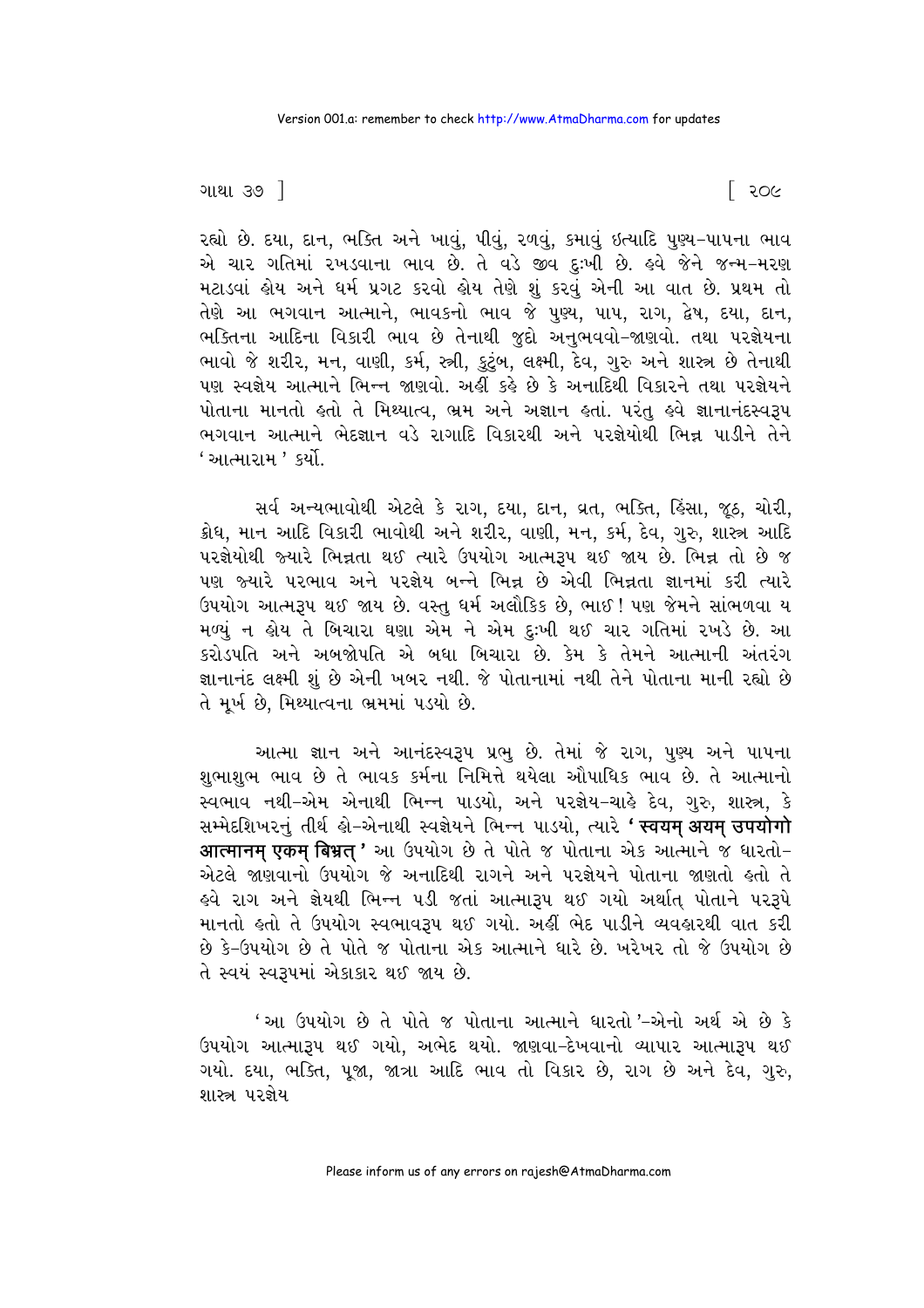રહ્યો છે. દયા, દાન, ભક્તિ અને ખાવું, પીવું, રળવું, કમાવું ઇત્યાદિ પુણ્ય-પાપના ભાવ એ ચાર ગતિમાં રખડવાના ભાવ છે. તે વડે જીવ દુઃખી છે. હવે જેને જન્મ-મરણ મટાડવાં હોય અને ધર્મ પ્રગટ કરવો હોય તેણે શું કરવું એની આ વાત છે. પ્રથમ તો તેણે આ ભગવાન આત્માને, ભાવકનો ભાવ જે પુણ્ય, પાપ, રાગ, દ્વેષ, દયા, દાન, ભક્તિના આદિના વિકારી ભાવ છે તેનાથી જુદો અનુભવવો-જાણવો. તથા પરજ્ઞેયના ભાવો જે શરીર, મન, વાણી, કર્મ, સ્ત્રી, કુટુંબ, લક્ષ્મી, દેવ, ગુરુ અને શાસ્ત્ર છે તેનાથી પણ સ્વજ્ઞેય આત્માને ભિન્ન જાણવો. અહીં કહે છે કે અનાદિથી વિકારને તથા પરજ્ઞેયને પોતાના માનતો હતો તે મિથ્યાત્વ, ભ્રમ અને અજ્ઞાન હતાં. પરંતુ હવે જ્ઞાનાનંદસ્વરૂપ ભગવાન આત્માને ભેદજ્ઞાન વડે રાગાદિ વિકારથી અને પરજ્ઞેયોથી ભિન્ન પાડીને તેને 'આત્મારામ' કર્યો.

સર્વ અન્યભાવોથી એટલે કે રાગ, દયા, દાન, વ્રત, ભક્તિ, હિંસા, જૂઠ, ચોરી, ક્રોધ, માન આદિ વિકારી ભાવોથી અને શરીર, વાણી, મન, કર્મ, દેવ, ગુરુ, શાસ્ત્ર આદિ પરજ્ઞેયોથી જ્યારે ભિન્નતા થઈ ત્યારે ઉપયોગ આત્મરૂપ થઈ જાય છે. ભિન્ન તો છે જ પણ જ્યારે પરભાવ અને પરજ્ઞેય બન્ને ભિન્ન છે એવી ભિન્નતા જ્ઞાનમાં કરી ત્યારે ઉપયોગ આત્મરૂપ થઈ જાય છે. વસ્તુ ધર્મ અલૌકિક છે, ભાઈ! પણ જેમને સાંભળવા ય મળ્યું ન હોય તે બિચારા ઘણા એમ ને એમ દુઃખી થઈ ચાર ગતિમાં રખડે છે. આ કરોડપતિ અને અબજોપતિ એ બધા બિચારા છે. કેમ કે તેમને આત્માની અંતરંગ જ્ઞાનાનંદ લક્ષ્મી શું છે એની ખબર નથી. જે પોતાનામાં નથી તેને પોતાના માની રહ્યો છે તે મૂર્ખ છે, મિથ્યાત્વના ભ્રમમાં પડયો છે.

આત્મા જ્ઞાન અને આનંદસ્વરૂપ પ્રભુ છે. તેમાં જે રાગ, પુણ્ય અને પાપના શુભાશુભ ભાવ છે તે ભાવક કર્મના નિમિત્તે થયેલા ઔપાધિક ભાવ છે. તે આત્માનો સ્વભાવ નથી-એમ એનાથી ભિન્ન પાડયો, અને પરજ્ઞેય-ચાહે દેવ, ગુરુ, શાસ્ત્ર, કે સમ્મેદશિખરનું તીર્થ હો-એનાથી સ્વજ્ઞેયને ભિન્ન પાડયો, ત્યારે **'स्वयम् अयम् उपयोगो आत्मानम् एकम् बिभ्रत्'** આ ઉપયોગ છે તે પોતે જ પોતાના એક આત્માને જ ધારતો-એટલે જાણવાનો ઉપયોગ જે અનાદિથી રાગને અને પરજ્ઞેયને પોતાના જાણતો હતો તે હવે રાગ અને જ્ઞેયથી ભિન્ન પડી જતાં આત્મારૂપ થઈ ગયો અર્થાત્ પોતાને પરરૂપે માનતો હતો તે ઉપયોગ સ્વભાવરૂપ થઈ ગયો. અહીં ભેદ પાડીને વ્યવહારથી વાત કરી છે કે-ઉપયોગ છે તે પોતે જ પોતાના એક આત્માને ધારે છે. ખરેખર તો જે ઉપયોગ છે તે સ્વયં સ્વરૂપમાં એકાકાર થઈ જાય છે.

'આ ઉપયોગ છે તે પોતે જ પોતાના આત્માને ધારતો'-એનો અર્થ એ છે કે ઉપયોગ આત્મારૂપ થઈ ગયો, અભેદ થયો. જાણવા-દેખવાનો વ્યાપાર આત્મારૂપ થઈ ગયો. દયા, ભક્તિ, પૂજા, જાત્રા આદિ ભાવ તો વિકાર છે, રાગ છે અને દેવ, ગુરુ, શાસ્ત્ર પરજ્ઞેય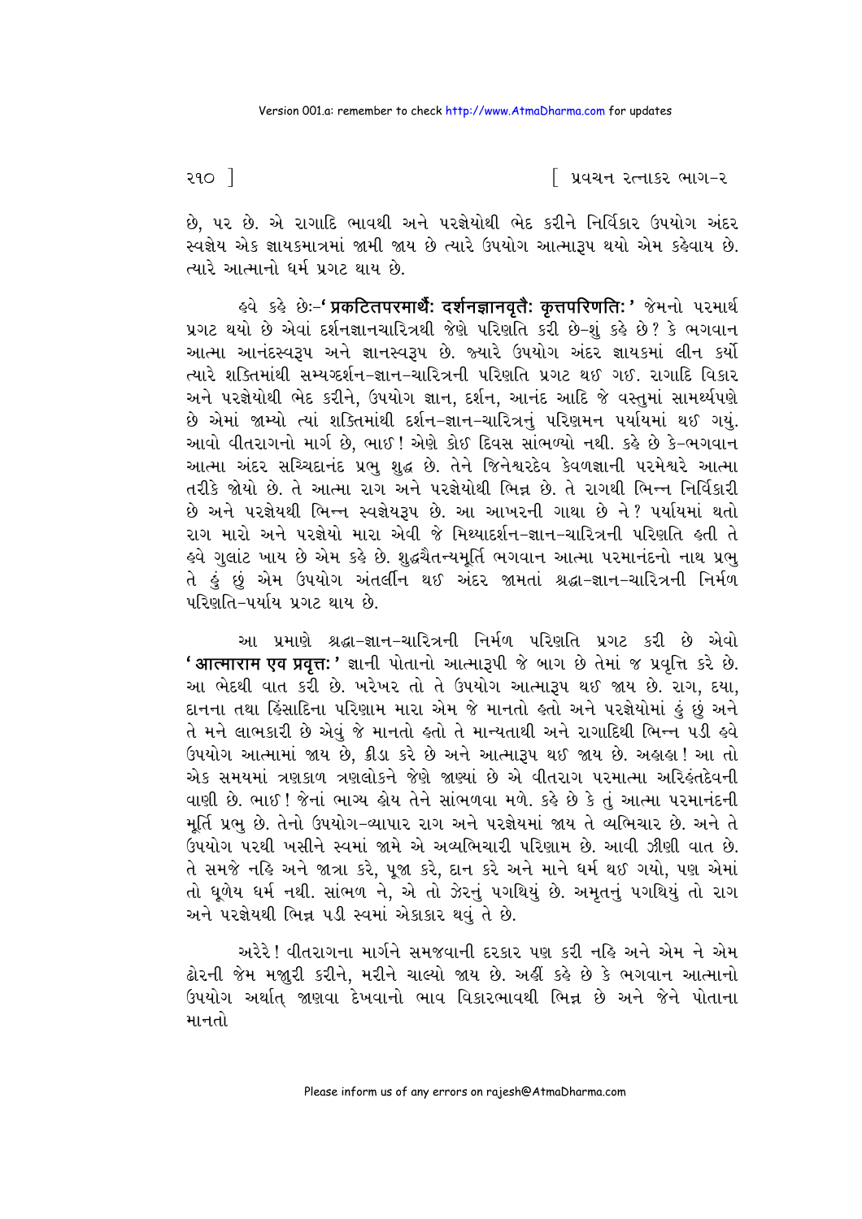છે, પર છે. એ રાગાદિ ભાવથી અને પરજ્ઞેયોથી ભેદ કરીને નિર્વિકાર ઉપયોગ અંદર સ્વજ્ઞેય એક જ્ઞાયકમાત્રમાં જામી જાય છે ત્યારે ઉપયોગ આત્મારૂપ થયો એમ કહેવાય છે. ત્યારે આત્માનો ધર્મ પ્રગટ થાય છે.

હવે કહે છેઃ-'**प्रकटितपरमार्थैः दर्शनज्ञानवृत्तैः कृतपरिणतिः**' જેમનો પરમાર્થ પ્રગટ થયો છે એવાં દર્શનજ્ઞાનચારિત્રથી જેણે પરિણતિ કરી છે-શું કહે છે? કે ભગવાન આત્મા આનંદસ્વરૂપ અને જ્ઞાનસ્વરૂપ છે. જ્યારે ઉપયોગ અંદર જ્ઞાયકમાં લીન કર્યો ત્યારે શક્તિમાંથી સમ્યગ્દર્શન-જ્ઞાન-ચારિત્રની પરિણતિ પ્રગટ થઈ ગઈ. રાગાદિ વિકાર અને પરજ્ઞેયોથી ભેદ કરીને, ઉપયોગ જ્ઞાન, દર્શન, આનંદ આદિ જે વસ્તુમાં સામર્થ્યપણે છે એમાં જામ્યો ત્યાં શક્તિમાંથી દર્શન-જ્ઞાન-ચારિત્રનું પરિણમન પર્યાયમાં થઈ ગયું. આવો વીતરાગનો માર્ગ છે, ભાઈ! એણે કોઈ દિવસ સાંભળ્યો નથી. કહે છે કે-ભગવાન આત્મા અંદર સચ્ચિદાનંદ પ્રભુ શુદ્ધ છે. તેને જિનેશ્વરદેવ કેવળજ્ઞાની પરમેશ્વરે આત્મા તરીકે જોયો છે. તે આત્મા રાગ અને પરજ્ઞેયોથી ભિન્ન છે. તે રાગથી ભિન્ન નિર્વિકારી છે અને પરજ્ઞેયથી ભિન્ન સ્વજ્ઞેયરૂપ છે. આ આખરની ગાથા છે ને? પર્યાયમાં થતો રાગ મારો અને પરજ્ઞેયો મારા એવી જે મિથ્યાદર્શન-જ્ઞાન-ચારિત્રની પરિણતિ હતી તે હવે ગુલાંટ ખાય છે એમ કહે છે. શુદ્ધચૈતન્યમૂર્તિ ભગવાન આત્મા પરમાનંદનો નાથ પ્રભુ તે હું છું એમ ઉપયોગ અંતર્લીન થઈ અંદર જામતાં શ્રદ્ધા-જ્ઞાન-ચારિત્રની નિર્મળ પરિણતિ-પર્યાય પ્રગટ થાય છે.

આ પ્રમાણે શ્રદ્ધા-જ્ઞાન-ચારિત્રની નિર્મળ પરિણતિ પ્રગટ કરી છે એવો '**आत्माराम एव प्रवृत्तः**' જ્ઞાની પોતાનો આત્મારૂપી જે બાગ છે તેમાં જ પ્રવૃત્તિ કરે છે. આ ભેદથી વાત કરી છે. ખરેખર તો તે ઉપયોગ આત્મારૂપ થઈ જાય છે. રાગ, દયા, દાનના તથા હિંસાદિના પરિણામ મારા એમ જે માનતો હતો અને પરજ્ઞેયોમાં હું છું અને તે મને લાભકારી છે એવું જે માનતો હતો તે માન્યતાથી અને રાગાદિથી ભિન્ન પડી હવે ઉપયોગ આત્મામાં જાય છે, ક્રીડા કરે છે અને આત્મારૂપ થઈ જાય છે. અહાહા! આ તો એક સમયમાં ત્રણકાળ ત્રણલોકને જેણે જાણ્યાં છે એ વીતરાગ પરમાત્મા અરિહંતદેવની વાણી છે. ભાઈ! જેનાં ભાગ્ય હોય તેને સાંભળવા મળે. કહે છે કે તું આત્મા પરમાનંદની મૂર્તિ પ્રભુ છે. તેનો ઉપયોગ-વ્યાપાર રાગ અને પરજ્ઞેયમાં જાય તે વ્યભિચાર છે. અને તે ઉપયોગ પરથી ખસીને સ્વમાં જામે એ અવ્યભિચારી પરિણામ છે. આવી ઝીણી વાત છે. તે સમજે નહિ અને જાત્રા કરે, પૂજા કરે, દાન કરે અને માને ધર્મ થઈ ગયો, પણ એમાં તો ધૂળેય ધર્મ નથી. સાંભળ ને, એ તો ઝેરનું પગથિયું છે. અમૃતનું પગથિયું તો રાગ અને પરજ્ઞેયથી ભિન્ન પડી સ્વમાં એકાકાર થવું તે છે.

અરેરે! વીતરાગના માર્ગને સમજવાની દરકાર પણ કરી નહિ અને એમ ને એમ ઢોરની જેમ મજૂરી કરીને, મરીને ચાલ્યો જાય છે. અહીં કહે છે કે ભગવાન આત્માનો ઉપયોગ અર્થાત્ જાણવા દેખવાનો ભાવ વિકારભાવથી ભિન્ન છે અને જેને પોતાના માનતો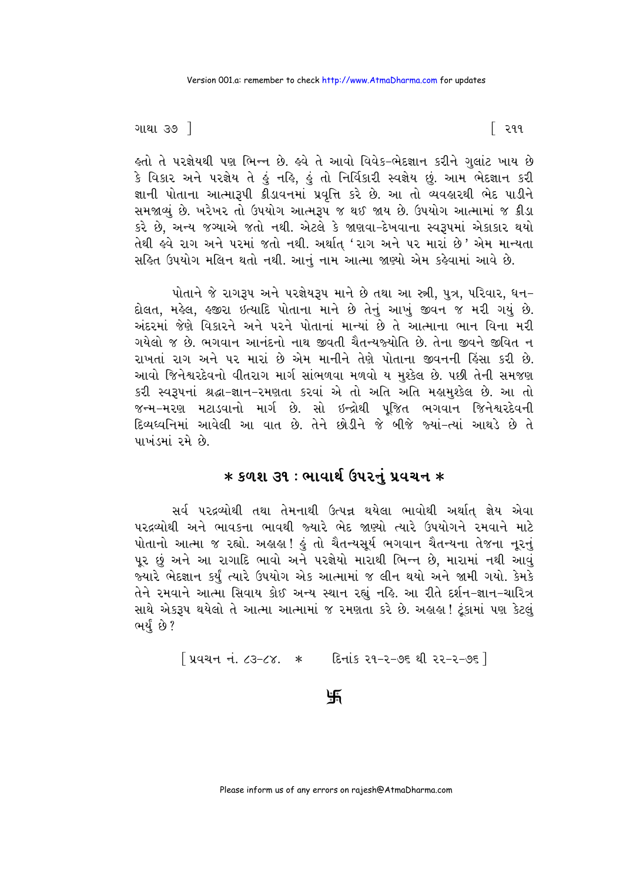હતો તે પરજ્ઞેયથી પણ ભિન્ન છે. હવે તે આવો વિવેક-ભેદજ્ઞાન કરીને ગુલાંટ ખાય છે કે વિકાર અને પરજ્ઞેય તે હું નહિ, હું તો નિર્વિકારી સ્વજ્ઞેય છું. આમ ભેદજ્ઞાન કરી જ્ઞાની પોતાના આત્મારૂપી ક્રીડાવનમાં પ્રવૃત્તિ કરે છે. આ તો વ્યવહારથી ભેદ પાડીને સમજાવ્યું છે. ખરેખર તો ઉપયોગ આત્મરૂપ જ થઈ જાય છે. ઉપયોગ આત્મામાં જ ક્રીડા કરે છે, અન્ય જગ્યાએ જતો નથી. એટલે કે જાણવા-દેખવાના સ્વરૂપમાં એકાકાર થયો તેથી હવે રાગ અને પરમાં જતો નથી. અર્થાત્ 'રાગ અને પર મારાં છે' એમ માન્યતા સહિત ઉપયોગ મલિન થતો નથી. આનું નામ આત્મા જાણ્યો એમ કહેવામાં આવે છે.

પોતાને જે રાગરૂપ અને પરજ્ઞેયરૂપ માને છે તથા આ સ્ત્રી, પુત્ર, પરિવાર, ધન-દોલત, મહેલ, હજીરા ઇત્યાદિ પોતાના માને છે તેનું આખું જીવન જ મરી ગયું છે. અંદરમાં જેણે વિકારને અને પરને પોતાનાં માન્યાં છે તે આત્માના ભાન વિના મરી ગયેલો જ છે. ભગવાન આનંદનો નાથ જીવતી ચૈતન્યજ્યોતિ છે. તેના જીવને જીવિત ન રાખતાં રાગ અને પર મારાં છે એમ માનીને તેણે પોતાના જીવનની હિંસા કરી છે. આવો જિનેશ્વરદેવનો વીતરાગ માર્ગ સાંભળવા મળવો ય મુશ્કેલ છે. પછી તેની સમજણ કરી સ્વરૂપનાં શ્રદ્ધા-જ્ઞાન-રમણતા કરવાં એ તો અતિ અતિ મહામુશ્કેલ છે. આ તો જન્મ-મરણ મટાડવાનો માર્ગ છે. સો ઇન્દ્રોથી પૂજિત ભગવાન જિનેશ્વરદેવની દિવ્યધ્વનિમાં આવેલી આ વાત છે. તેને છોડીને જે બીજે જ્યાં-ત્યાં આથડે છે તે પાખંડમાં રમે છે.

## * કળશ ૩૧ : ભાવાર્થ ઉપરનું પ્રવચન *

સર્વ પરદ્રવ્યોથી તથા તેમનાથી ઉત્પન્ન થયેલા ભાવોથી અર્થાત્ જ્ઞેય એવા પરદ્રવ્યોથી અને ભાવકના ભાવથી જ્યારે ભેદ જાણ્યો ત્યારે ઉપયોગને રમવાને માટે પોતાનો આત્મા જ રહ્યો. અહાહા! હું તો ચૈતન્યસૂર્ય ભગવાન ચૈતન્યના તેજના નૂરનું પૂર છું અને આ રાગાદિ ભાવો અને પરજ્ઞેયો મારાથી ભિન્ન છે, મારામાં નથી આવું જ્યારે ભેદજ્ઞાન કર્યું ત્યારે ઉપયોગ એક આત્મામાં જ લીન થયો અને જામી ગયો. કેમકે તેને રમવાને આત્મા સિવાય કોઈ અન્ય સ્થાન રહ્યું નહિ. આ રીતે દર્શન-જ્ઞાન-ચારિત્ર સાથે એકરૂપ થયેલો તે આત્મા આત્મામાં જ રમણતા કરે છે. અહાહા! ટૂંકામાં પણ કેટલું ભર્યું છે?

[ પ્રવચન નં. ૮૩-૮૪. * દિનાંક ૨૧-૨-૭૬ થી ૨૨-૨-૭૬ ]

卐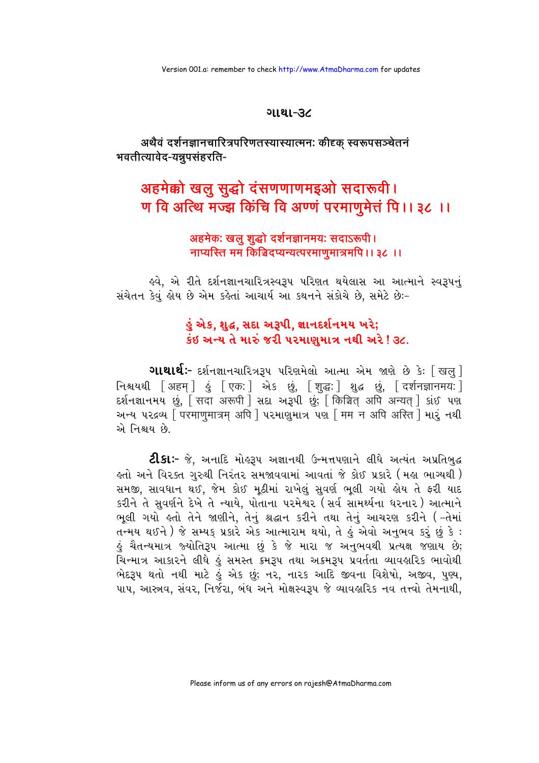## ગાથા-૩૮

अथैवं दर्शनज्ञानचारित्रपरिणतस्यास्यात्मनः कीदृक् स्वरूपसञ्चेतनं भवतीत्यावेद-यन्नुपसंहरति-

**अहमेक्को खलु सुद्धो दंसणणाणमइओ सदारूवी।**
**ण वि अत्थि मज्झ किंचि वि अण्णं परमाणुमेत्तं पि।। ३८ ।।**

**अहमेकः खलु शुद्धो दर्शनज्ञानमयः सदाऽरूपी।**
**नाप्यस्ति मम किञ्चिदप्यन्यत्परमाणुमात्रमपि।। ३८ ।।**

હવે, એ રીતે દર્શનજ્ઞાનચારિત્રસ્વરૂપ પરિણત થયેલાસ આ આત્માને સ્વરૂપનું સંચેતન કેવું હોય છે એમ કહેતાં આચાર્ય આ કથનને સંકોચે છે, સમેટે છેઃ-

**હું એક, શુદ્ધ, સદા અરૂપી, જ્ઞાનદર્શનમય ખરે;**
**કંઇ અન્ય તે મારું જરી પરમાણુમાત્ર નથી અરે! ૩૮.**

**ગાથાર્થઃ-** દર્શનજ્ઞાનચારિત્રરૂપ પરિણમેલો આત્મા એમ જાણે છે કેઃ [ खलु ] નિશ્ચયથી [ अहम् ] હું [ एकः ] એક છું, [ शुद्धः ] શુદ્ધ છું, [ दर्शनज्ञानमयः ] દર્શનજ્ઞાનમય છું, [ सदा अरूपी ] સદા અરૂપી છું; [ किञ्चित् अपि अन्यत् ] કાંઇ પણ અન્ય પરદ્રવ્ય [ परमाणुमात्रम् अपि ] પરમાણુમાત્ર પણ [ मम न अपि अस्ति ] મારું નથી એ નિશ્ચય છે.

**ટીકાઃ-** જે, અનાદિ મોહરૂપ અજ્ઞાનથી ઉન્મત્તપણાને લીધે અત્યંત અપ્રતિબુદ્ધ હતો અને વિરક્ત ગુરુથી નિરંતર સમજાવવામાં આવતાં જે કોઈ પ્રકારે ( મહા ભાગ્યથી ) સમજી, સાવધાન થઈ, જેમ કોઈ મૂઠીમાં રાખેલું સુવર્ણ ભૂલી ગયો હોય તે ફરી યાદ કરીને તે સુવર્ણને દેખે તે ન્યાયે, પોતાના પરમેશ્વર ( સર્વ સામર્થ્યના ધરનાર ) આત્માને ભૂલી ગયો હતો તેને જાણીને, તેનું શ્રદ્ધાન કરીને તથા તેનું આચરણ કરીને ( -તેમાં તન્મય થઈને ) જે સમ્યક્ પ્રકારે એક આત્મારામ થયો, તે હું એવો અનુભવ કરું છું કે : હું ચૈતન્યમાત્ર જ્યોતિરૂપ આત્મા છું કે જે મારા જ અનુભવથી પ્રત્યક્ષ જણાય છે; ચિન્માત્ર આકારને લીધે હું સમસ્ત ક્રમરૂપ તથા અક્રમરૂપ પ્રવર્તતા વ્યાવહારિક ભાવોથી ભેદરૂપ થતો નથી માટે હું એક છું; નર, નારક આદિ જીવના વિશેષો, અજીવ, પુણ્ય, પાપ, આસ્રવ, સંવર, નિર્જરા, બંધ અને મોક્ષસ્વરૂપ જે વ્યાવહારિક નવ તત્ત્વો તેમનાથી,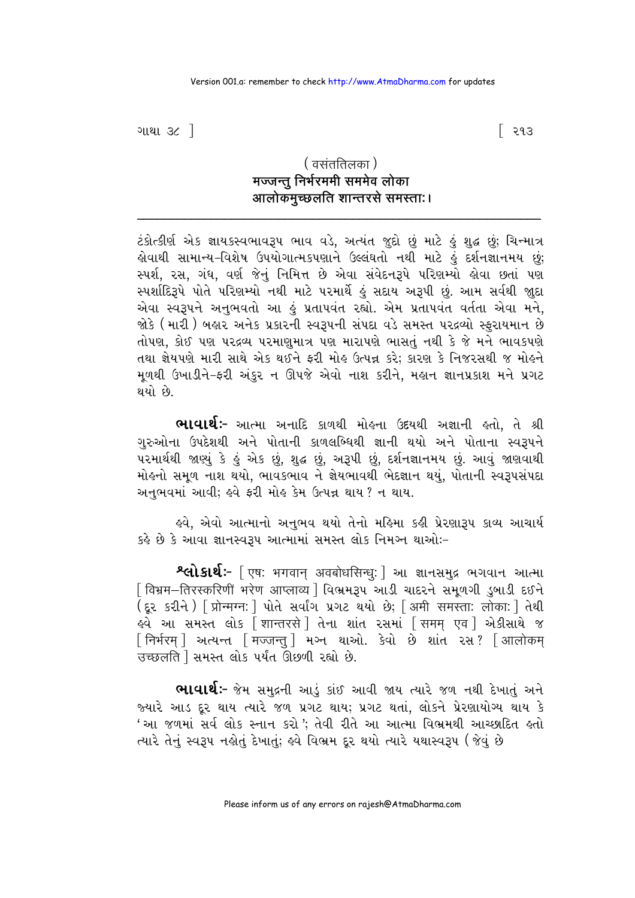( वसंततिलका )

**मज्जन्तु निर्भरममी सममेव लोका**
**आलोकमुच्छलति शान्तरसे समस्ताः।**

---

ટંકોત્કીર્ણ એક જ્ઞાયકસ્વભાવરૂપ ભાવ વડે, અત્યંત જુદો છું માટે હું શુદ્ધ છું; ચિન્માત્ર હોવાથી સામાન્ય-વિશેષ ઉપયોગાત્મકપણાને ઉલ્લંઘતો નથી માટે હું દર્શનજ્ઞાનમય છું; સ્પર્શ, રસ, ગંધ, વર્ણ જેનું નિમિત્ત છે એવા સંવેદનરૂપે પરિણમ્યો હોવા છતાં પણ સ્પર્શાદિરૂપે પોતે પરિણમ્યો નથી માટે પરમાર્થે હું સદાય અરૂપી છું. આમ સર્વથી જુદા એવા સ્વરૂપને અનુભવતો આ હું પ્રતાપવંત રહ્યો. એમ પ્રતાપવંત વર્તતા એવા મને, જોકે (મારી) બહાર અનેક પ્રકારની સ્વરૂપની સંપદા વડે સમસ્ત પરદ્રવ્યો સ્ફુરાયમાન છે તોપણ, કોઈ પણ પરદ્રવ્ય પરમાણુમાત્ર પણ મારાપણે ભાસતું નથી કે જે મને ભાવકપણે તથા જ્ઞેયપણે મારી સાથે એક થઈને ફરી મોહ ઉત્પન્ન કરે; કારણ કે નિજરસથી જ મોહને મૂળથી ઉખાડીને-ફરી અંકુર ન ઊપજે એવો નાશ કરીને, મહાન જ્ઞાનપ્રકાશ મને પ્રગટ થયો છે.

**ભાવાર્થઃ-** આત્મા અનાદિ કાળથી મોહના ઉદયથી અજ્ઞાની હતો, તે શ્રી ગુરુઓના ઉપદેશથી અને પોતાની કાળલબ્ધિથી જ્ઞાની થયો અને પોતાના સ્વરૂપને પરમાર્થથી જાણ્યું કે હું એક છું, શુદ્ધ છું, અરૂપી છું, દર્શનજ્ઞાનમય છું. આવું જાણવાથી મોહનો સમૂળ નાશ થયો, ભાવકભાવ ને જ્ઞેયભાવથી ભેદજ્ઞાન થયું, પોતાની સ્વરૂપસંપદા અનુભવમાં આવી; હવે ફરી મોહ કેમ ઉત્પન્ન થાય? ન થાય.

હવે, એવો આત્માનો અનુભવ થયો તેનો મહિમા કહી પ્રેરણારૂપ કાવ્ય આચાર્ય કહે છે કે આવા જ્ઞાનસ્વરૂપ આત્મામાં સમસ્ત લોક નિમગ્ન થાઓઃ-

**શ્લોકાર્થઃ-** [ एषः भगवान् अवबोधसिन्धुः ] આ જ્ઞાનસમુદ્ર ભગવાન આત્મા [ विभ्रम-तिरस्करिणीं भरेण आप्लाव्य ] વિભ્રમરૂપ આડી ચાદરને સમૂળગી ડુબાડી દઈને (દૂર કરીને) [ प्रोन्मग्नः ] પોતે સર્વાંગ પ્રગટ થયો છે; [ अमी समस्ताः लोकाः ] તેથી હવે આ સમસ્ત લોક [ शान्तरसे ] તેના શાંત રસમાં [ समम् एव ] એકીસાથે જ [ निर्भरम् ] અત્યન્ત [ मज्जन्तु ] મગ્ન થાઓ. કેવો છે શાંત રસ? [ आलोकम् उच्छलति ] સમસ્ત લોક પર્યંત ઊછળી રહ્યો છે.

**ભાવાર્થઃ-** જેમ સમુદ્રની આડું કાંઈ આવી જાય ત્યારે જળ નથી દેખાતું અને જ્યારે આડ દૂર થાય ત્યારે જળ પ્રગટ થાય; પ્રગટ થતાં, લોકને પ્રેરણાયોગ્ય થાય કે 'આ જળમાં સર્વ લોક સ્નાન કરો'; તેવી રીતે આ આત્મા વિભ્રમથી આચ્છાદિત હતો ત્યારે તેનું સ્વરૂપ નહોતું દેખાતું; હવે વિભ્રમ દૂર થયો ત્યારે યથાસ્વરૂપ (જેવું છે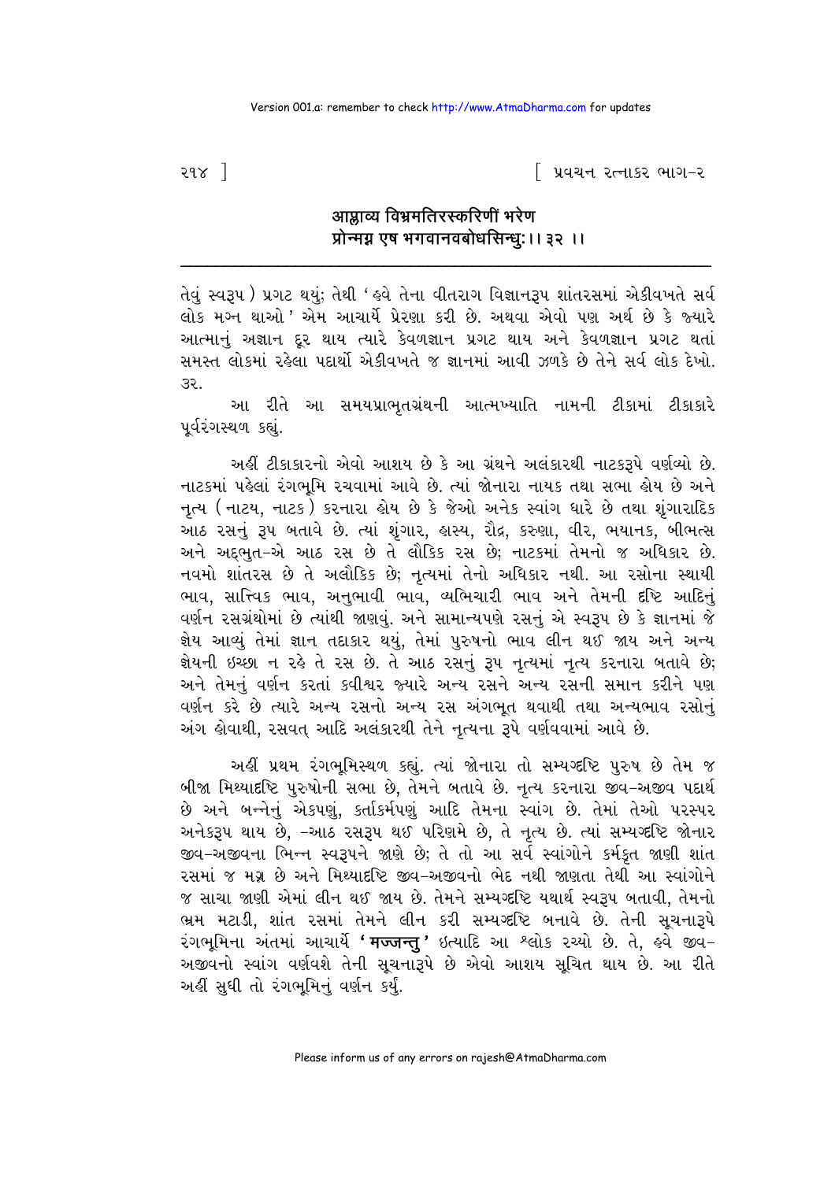**आप्लाव्य विभ्रमतिरस्करिणीं भरेण**
**प्रोन्मग्न एष भगवानवबोधसिन्धुः।। ३२ ।।**

---

તેવું સ્વરૂપ) પ્રગટ થયું; તેથી 'હવે તેના વીતરાગ વિજ્ઞાનરૂપ શાંતરસમાં એકીવખતે સર્વ લોક મગ્ન થાઓ' એમ આચાર્યે પ્રેરણા કરી છે. અથવા એવો પણ અર્થ છે કે જ્યારે આત્માનું અજ્ઞાન દૂર થાય ત્યારે કેવળજ્ઞાન પ્રગટ થાય અને કેવળજ્ઞાન પ્રગટ થતાં સમસ્ત લોકમાં રહેલા પદાર્થો એકીવખતે જ જ્ઞાનમાં આવી ઝળકે છે તેને સર્વ લોક દેખો. ૩૨.

આ રીતે આ સમયપ્રાભૃતગ્રંથની આત્મખ્યાતિ નામની ટીકામાં ટીકાકારે પૂર્વરંગસ્થળ કહ્યું.

અહીં ટીકાકારનો એવો આશય છે કે આ ગ્રંથને અલંકારથી નાટકરૂપે વર્ણવ્યો છે. નાટકમાં પહેલાં રંગભૂમિ રચવામાં આવે છે. ત્યાં જોનારા નાયક તથા સભા હોય છે અને નૃત્ય (નાટ્ય, નાટક) કરનારા હોય છે કે જેઓ અનેક સ્વાંગ ધારે છે તથા શૃંગારાદિક આઠ રસનું રૂપ બતાવે છે. ત્યાં શૃંગાર, હાસ્ય, રૌદ્ર, કરુણા, વીર, ભયાનક, બીભત્સ અને અદ્‌ભુત-એ આઠ રસ છે તે લૌકિક રસ છે; નાટકમાં તેમનો જ અધિકાર છે. નવમો શાંતરસ છે તે અલૌકિક છે; નૃત્યમાં તેનો અધિકાર નથી. આ રસોના સ્થાયી ભાવ, સાત્ત્વિક ભાવ, અનુભાવી ભાવ, વ્યભિચારી ભાવ અને તેમની દૃષ્ટિ આદિનું વર્ણન રસગ્રંથોમાં છે ત્યાંથી જાણવું. અને સામાન્યપણે રસનું એ સ્વરૂપ છે કે જ્ઞાનમાં જે જ્ઞેય આવ્યું તેમાં જ્ઞાન તદાકાર થયું, તેમાં પુરુષનો ભાવ લીન થઈ જાય અને અન્ય જ્ઞેયની ઇચ્છા ન રહે તે રસ છે. તે આઠ રસનું રૂપ નૃત્યમાં નૃત્ય કરનારા બતાવે છે; અને તેમનું વર્ણન કરતાં કવીશ્વર જ્યારે અન્ય રસને અન્ય રસની સમાન કરીને પણ વર્ણન કરે છે ત્યારે અન્ય રસનો અન્ય રસ અંગભૂત થવાથી તથા અન્યભાવ રસોનું અંગ હોવાથી, રસવત્ આદિ અલંકારથી તેને નૃત્યના રૂપે વર્ણવવામાં આવે છે.

અહીં પ્રથમ રંગભૂમિસ્થળ કહ્યું. ત્યાં જોનારા તો સમ્યગ્દૃષ્ટિ પુરુષ છે તેમ જ બીજા મિથ્યાદૃષ્ટિ પુરુષોની સભા છે, તેમને બતાવે છે. નૃત્ય કરનારા જીવ-અજીવ પદાર્થ છે અને બન્નેનું એકપણું, કર્તાકર્મપણું આદિ તેમના સ્વાંગ છે. તેમાં તેઓ પરસ્પર અનેકરૂપ થાય છે, -આઠ રસરૂપ થઈ પરિણમે છે, તે નૃત્ય છે. ત્યાં સમ્યગ્દૃષ્ટિ જોનાર જીવ-અજીવના ભિન્ન સ્વરૂપને જાણે છે; તે તો આ સર્વ સ્વાંગોને કર્મકૃત જાણી શાંત રસમાં જ મગ્ન છે અને મિથ્યાદૃષ્ટિ જીવ-અજીવનો ભેદ નથી જાણતા તેથી આ સ્વાંગોને જ સાચા જાણી એમાં લીન થઈ જાય છે. તેમને સમ્યગ્દૃષ્ટિ યથાર્થ સ્વરૂપ બતાવી, તેમનો ભ્રમ મટાડી, શાંત રસમાં તેમને લીન કરી સમ્યગ્દૃષ્ટિ બનાવે છે. તેની સૂચનારૂપે રંગભૂમિના અંતમાં આચાર્યે **'मज्जन्तु'** ઇત્યાદિ આ શ્લોક રચ્યો છે. તે, હવે જીવ-અજીવનો સ્વાંગ વર્ણવશે તેની સૂચનારૂપે છે એવો આશય સૂચિત થાય છે. આ રીતે અહીં સુધી તો રંગભૂમિનું વર્ણન કર્યું.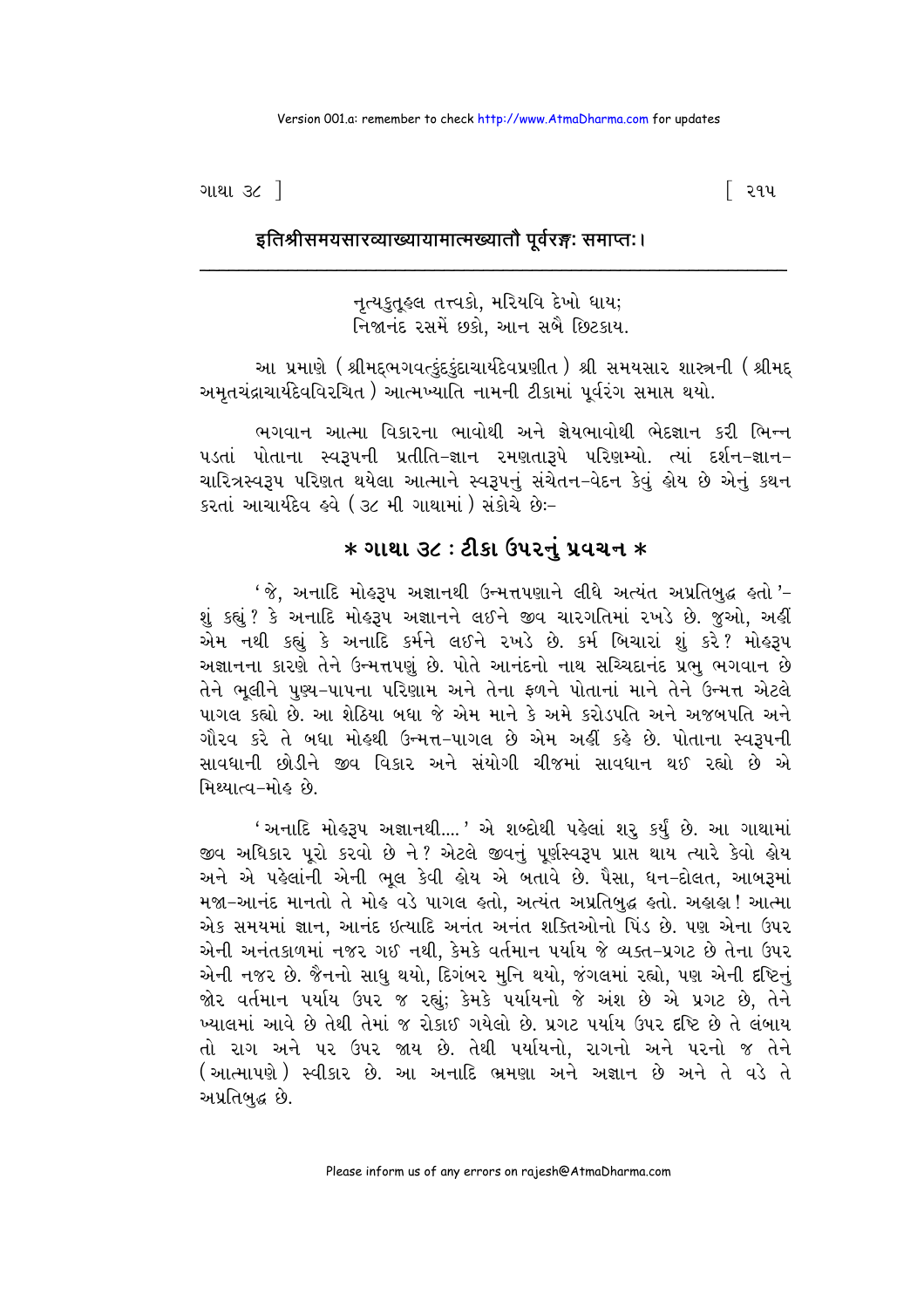**इतिश्रीसमयसारव्याख्यायामात्मख्यातौ पूर्वरङ्गः समाप्तः।**

---

નૃત્યકુતૂહલ તત્ત્વકો, મરિયવિ દેખો ધાય;
નિજાનંદ રસમેં છકો, આન સબૈ છિટકાય.

આ પ્રમાણે (શ્રીમદ્ભગવત્કુંદકુંદાચાર્યદેવપ્રણીત) શ્રી સમયસાર શાસ્ત્રની (શ્રીમદ્ અમૃતચંદ્રાચાર્યદેવવિરચિત) આત્મખ્યાતિ નામની ટીકામાં પૂર્વરંગ સમાપ્ત થયો.

ભગવાન આત્મા વિકારના ભાવોથી અને જ્ઞેયભાવોથી ભેદજ્ઞાન કરી ભિન્ન પડતાં પોતાના સ્વરૂપની પ્રતીતિ-જ્ઞાન રમણતારૂપે પરિણમ્યો. ત્યાં દર્શન-જ્ઞાન-ચારિત્રસ્વરૂપ પરિણત થયેલા આત્માને સ્વરૂપનું સંચેતન-વેદન કેવું હોય છે એનું કથન કરતાં આચાર્યદેવ હવે (૩૮ મી ગાથામાં) સંકોચે છેઃ-

## * ગાથા ૩૮ : ટીકા ઉપરનું પ્રવચન *

'જે, અનાદિ મોહરૂપ અજ્ઞાનથી ઉન્મત્તપણાને લીધે અત્યંત અપ્રતિબુદ્ધ હતો'- શું કહ્યું? કે અનાદિ મોહરૂપ અજ્ઞાનને લઈને જીવ ચારગતિમાં રખડે છે. જુઓ, અહીં એમ નથી કહ્યું કે અનાદિ કર્મને લઈને રખડે છે. કર્મ બિચારાં શું કરે? મોહરૂપ અજ્ઞાનના કારણે તેને ઉન્મત્તપણું છે. પોતે આનંદનો નાથ સચ્ચિદાનંદ પ્રભુ ભગવાન છે તેને ભૂલીને પુણ્ય-પાપના પરિણામ અને તેના ફળને પોતાનાં માને તેને ઉન્મત્ત એટલે પાગલ કહ્યો છે. આ શેઠિયા બધા જે એમ માને કે અમે કરોડપતિ અને અજબપતિ અને ગૌરવ કરે તે બધા મોહથી ઉન્મત્ત-પાગલ છે એમ અહીં કહે છે. પોતાના સ્વરૂપની સાવધાની છોડીને જીવ વિકાર અને સંયોગી ચીજમાં સાવધાન થઈ રહ્યો છે એ મિથ્યાત્વ-મોહ છે.

'અનાદિ મોહરૂપ અજ્ઞાનથી....' એ શબ્દોથી પહેલાં શરુ કર્યું છે. આ ગાથામાં જીવ અધિકાર પૂરો કરવો છે ને? એટલે જીવનું પૂર્ણસ્વરૂપ પ્રાપ્ત થાય ત્યારે કેવો હોય અને એ પહેલાંની એની ભૂલ કેવી હોય એ બતાવે છે. પૈસા, ધન-દોલત, આબરૂમાં મજા-આનંદ માનતો તે મોહ વડે પાગલ હતો, અત્યંત અપ્રતિબુદ્ધ હતો. અહાહા! આત્મા એક સમયમાં જ્ઞાન, આનંદ ઇત્યાદિ અનંત અનંત શક્તિઓનો પિંડ છે. પણ એના ઉપર એની અનંતકાળમાં નજર ગઈ નથી, કેમકે વર્તમાન પર્યાય જે વ્યક્ત-પ્રગટ છે તેના ઉપર એની નજર છે. જૈનનો સાધુ થયો, દિગંબર મુનિ થયો, જંગલમાં રહ્યો, પણ એની દૃષ્ટિનું જોર વર્તમાન પર્યાય ઉપર જ રહ્યું; કેમકે પર્યાયનો જે અંશ છે એ પ્રગટ છે, તેને ખ્યાલમાં આવે છે તેથી તેમાં જ રોકાઈ ગયેલો છે. પ્રગટ પર્યાય ઉપર દૃષ્ટિ છે તે લંબાય તો રાગ અને પર ઉપર જાય છે. તેથી પર્યાયનો, રાગનો અને પરનો જ તેને (આત્માપણે) સ્વીકાર છે. આ અનાદિ ભ્રમણા અને અજ્ઞાન છે અને તે વડે તે અપ્રતિબુદ્ધ છે.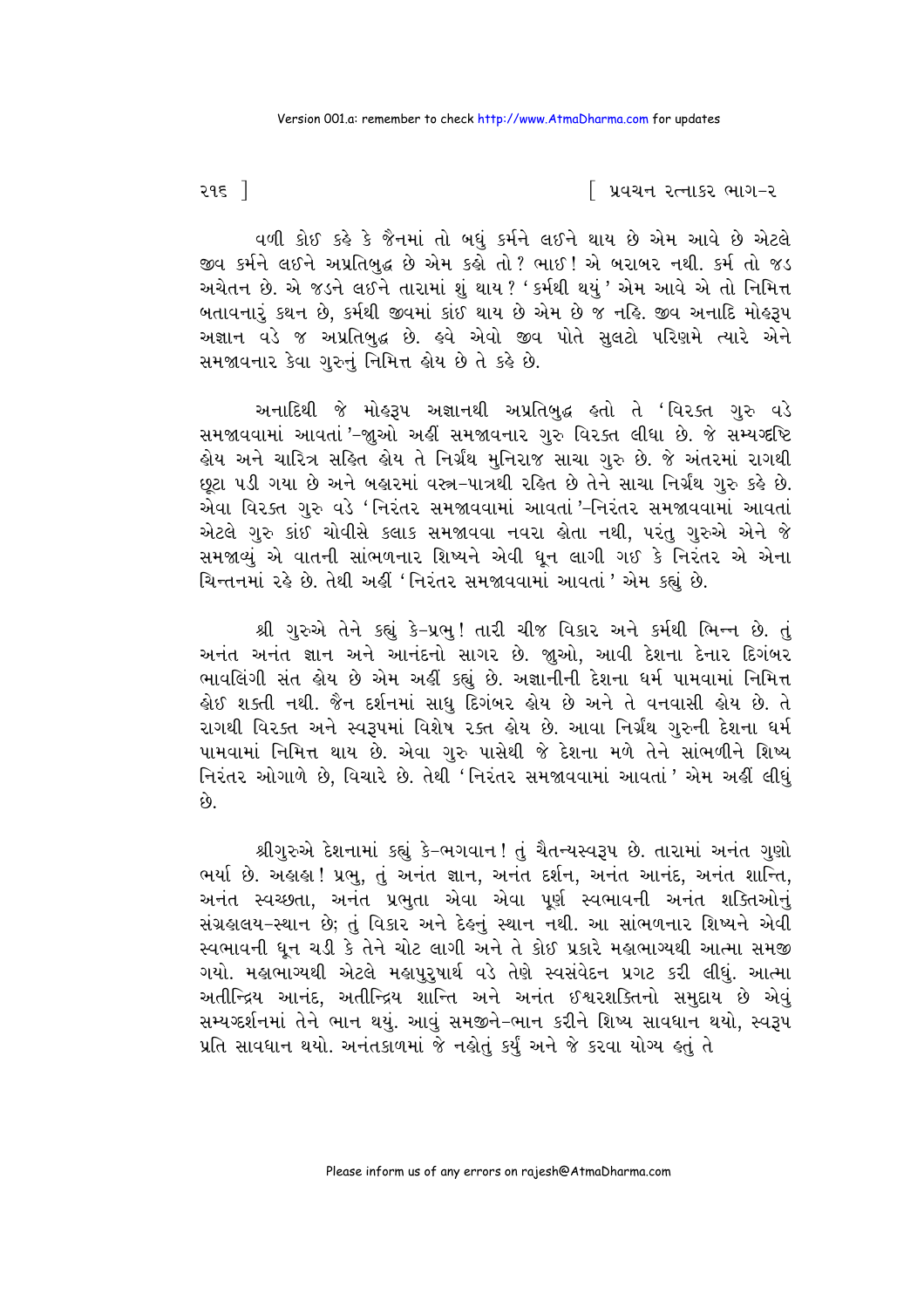વળી કોઈ કહે કે જૈનમાં તો બધું કર્મને લઈને થાય છે એમ આવે છે એટલે જીવ કર્મને લઈને અપ્રતિબુદ્ધ છે એમ કહો તો? ભાઈ! એ બરાબર નથી. કર્મ તો જડ અચેતન છે. એ જડને લઈને તારામાં શું થાય? 'કર્મથી થયું' એમ આવે એ તો નિમિત્ત બતાવનારું કથન છે, કર્મથી જીવમાં કાંઈ થાય છે એમ છે જ નહિ. જીવ અનાદિ મોહરૂપ અજ્ઞાન વડે જ અપ્રતિબુદ્ધ છે. હવે એવો જીવ પોતે સુલટો પરિણમે ત્યારે એને સમજાવનાર કેવા ગુરુનું નિમિત્ત હોય છે તે કહે છે.

અનાદિથી જે મોહરૂપ અજ્ઞાનથી અપ્રતિબુદ્ધ હતો તે 'વિરક્ત ગુરુ વડે સમજાવવામાં આવતાં'-જુઓ અહીં સમજાવનાર ગુરુ વિરક્ત લીધા છે. જે સમ્યગ્દૃષ્ટિ હોય અને ચારિત્ર સહિત હોય તે નિર્ગ્રંથ મુનિરાજ સાચા ગુરુ છે. જે અંતરમાં રાગથી છૂટા પડી ગયા છે અને બહારમાં વસ્ત્ર-પાત્રથી રહિત છે તેને સાચા નિર્ગ્રંથ ગુરુ કહે છે. એવા વિરક્ત ગુરુ વડે 'નિરંતર સમજાવવામાં આવતાં'-નિરંતર સમજાવવામાં આવતાં એટલે ગુરુ કાંઈ ચોવીસે કલાક સમજાવવા નવરા હોતા નથી, પરંતુ ગુરુએ એને જે સમજાવ્યું એ વાતની સાંભળનાર શિષ્યને એવી ધૂન લાગી ગઈ કે નિરંતર એ એના ચિન્તનમાં રહે છે. તેથી અહીં 'નિરંતર સમજાવવામાં આવતાં' એમ કહ્યું છે.

શ્રી ગુરુએ તેને કહ્યું કે-પ્રભુ! તારી ચીજ વિકાર અને કર્મથી ભિન્ન છે. તું અનંત અનંત જ્ઞાન અને આનંદનો સાગર છે. જુઓ, આવી દેશના દેનાર દિગંબર ભાવલિંગી સંત હોય છે એમ અહીં કહ્યું છે. અજ્ઞાનીની દેશના ધર્મ પામવામાં નિમિત્ત હોઈ શક્તી નથી. જૈન દર્શનમાં સાધુ દિગંબર હોય છે અને તે વનવાસી હોય છે. તે રાગથી વિરક્ત અને સ્વરૂપમાં વિશેષ રક્ત હોય છે. આવા નિર્ગ્રંથ ગુરુની દેશના ધર્મ પામવામાં નિમિત્ત થાય છે. એવા ગુરુ પાસેથી જે દેશના મળે તેને સાંભળીને શિષ્ય નિરંતર ઓગાળે છે, વિચારે છે. તેથી 'નિરંતર સમજાવવામાં આવતાં' એમ અહીં લીધું છે.

શ્રીગુરુએ દેશનામાં કહ્યું કે-ભગવાન! તું ચૈતન્યસ્વરૂપ છે. તારામાં અનંત ગુણો ભર્યા છે. અહાહા! પ્રભુ, તું અનંત જ્ઞાન, અનંત દર્શન, અનંત આનંદ, અનંત શાન્તિ, અનંત સ્વચ્છતા, અનંત પ્રભુતા એવા એવા પૂર્ણ સ્વભાવની અનંત શક્તિઓનું સંગ્રહાલય-સ્થાન છે; તું વિકાર અને દેહનું સ્થાન નથી. આ સાંભળનાર શિષ્યને એવી સ્વભાવની ધૂન ચડી કે તેને ચોટ લાગી અને તે કોઈ પ્રકારે મહાભાગ્યથી આત્મા સમજી ગયો. મહાભાગ્યથી એટલે મહાપુરુષાર્થ વડે તેણે સ્વસંવેદન પ્રગટ કરી લીધું. આત્મા અતીન્દ્રિય આનંદ, અતીન્દ્રિય શાન્તિ અને અનંત ઈશ્વરશક્તિનો સમુદાય છે એવું સમ્યગ્દર્શનમાં તેને ભાન થયું. આવું સમજીને-ભાન કરીને શિષ્ય સાવધાન થયો, સ્વરૂપ પ્રતિ સાવધાન થયો. અનંતકાળમાં જે નહોતું કર્યું અને જે કરવા યોગ્ય હતું તે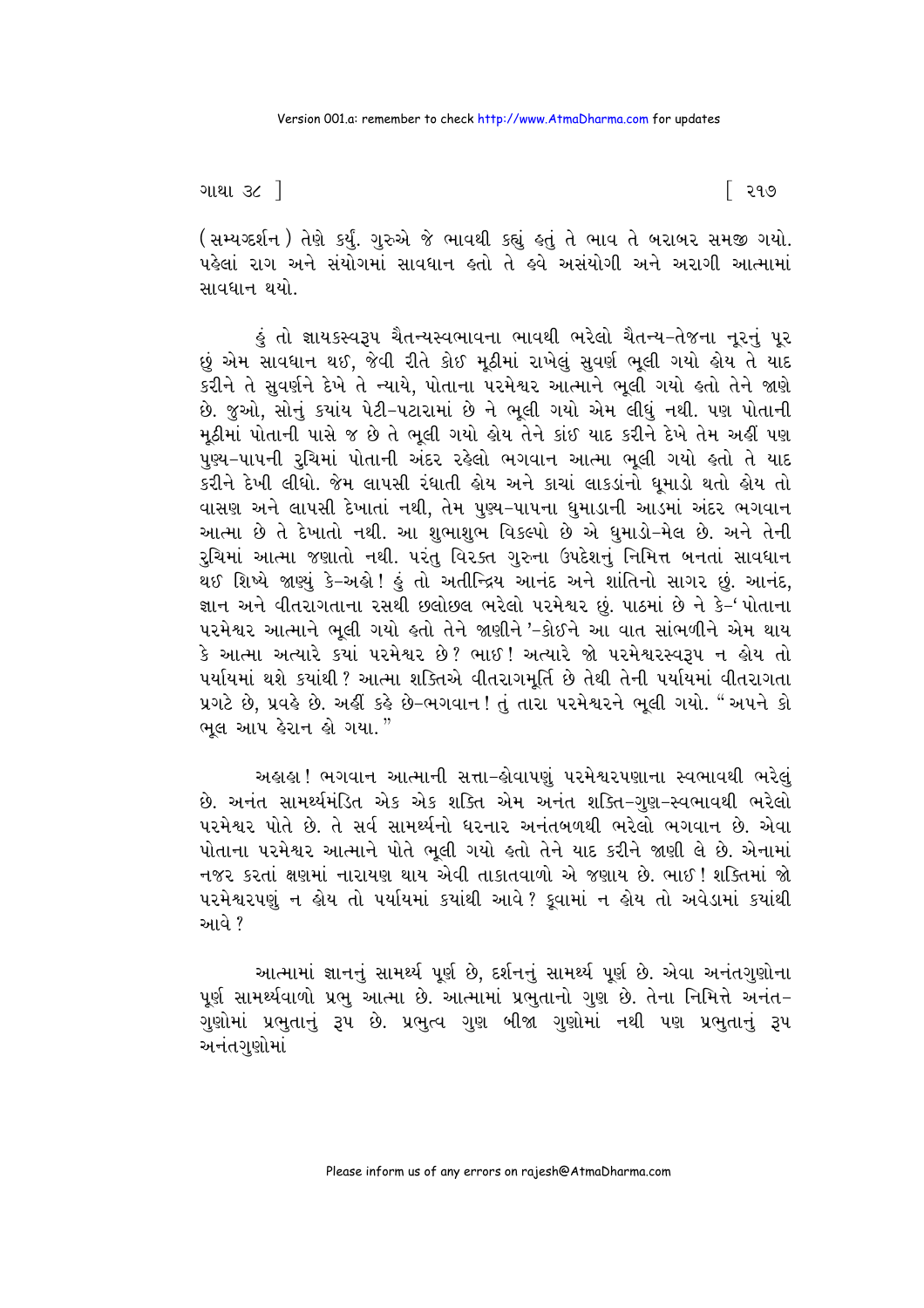(સમ્યગ્દર્શન) તેણે કર્યું. ગુરુએ જે ભાવથી કહ્યું હતું તે ભાવ તે બરાબર સમજી ગયો. પહેલાં રાગ અને સંયોગમાં સાવધાન હતો તે હવે અસંયોગી અને અરાગી આત્મામાં સાવધાન થયો.

હું તો જ્ઞાયકસ્વરૂપ ચૈતન્યસ્વભાવના ભાવથી ભરેલો ચૈતન્ય-તેજના નૂરનું પૂર છું એમ સાવધાન થઈ, જેવી રીતે કોઈ મૂઠીમાં રાખેલું સુવર્ણ ભૂલી ગયો હોય તે યાદ કરીને તે સુવર્ણને દેખે તે ન્યાયે, પોતાના પરમેશ્વર આત્માને ભૂલી ગયો હતો તેને જાણે છે. જુઓ, સોનું કયાંય પેટી-પટારામાં છે ને ભૂલી ગયો એમ લીધું નથી. પણ પોતાની મૂઠીમાં પોતાની પાસે જ છે તે ભૂલી ગયો હોય તેને કાંઈ યાદ કરીને દેખે તેમ અહીં પણ પુણ્ય-પાપની રુચિમાં પોતાની અંદર રહેલો ભગવાન આત્મા ભૂલી ગયો હતો તે યાદ કરીને દેખી લીધો. જેમ લાપસી રંધાતી હોય અને કાચાં લાકડાંનો ધૂમાડો થતો હોય તો વાસણ અને લાપસી દેખાતાં નથી, તેમ પુણ્ય-પાપના ધુમાડાની આડમાં અંદર ભગવાન આત્મા છે તે દેખાતો નથી. આ શુભાશુભ વિકલ્પો છે એ ધુમાડો-મેલ છે. અને તેની રુચિમાં આત્મા જણાતો નથી. પરંતુ વિરક્ત ગુરુના ઉપદેશનું નિમિત્ત બનતાં સાવધાન થઈ શિષ્યે જાણ્યું કે-અહો! હું તો અતીન્દ્રિય આનંદ અને શાંતિનો સાગર છું. આનંદ, જ્ઞાન અને વીતરાગતાના રસથી છલોછલ ભરેલો પરમેશ્વર છું. પાઠમાં છે ને કે-'પોતાના પરમેશ્વર આત્માને ભૂલી ગયો હતો તેને જાણીને'-કોઈને આ વાત સાંભળીને એમ થાય કે આત્મા અત્યારે કયાં પરમેશ્વર છે? ભાઈ! અત્યારે જો પરમેશ્વરસ્વરૂપ ન હોય તો પર્યાયમાં થશે કયાંથી? આત્મા શક્તિએ વીતરાગમૂર્તિ છે તેથી તેની પર્યાયમાં વીતરાગતા પ્રગટે છે, પ્રવહે છે. અહીં કહે છે-ભગવાન! તું તારા પરમેશ્વરને ભૂલી ગયો. "અપને કો ભૂલ આપ હેરાન હો ગયા."

અહાહા! ભગવાન આત્માની સત્તા-હોવાપણું પરમેશ્વરપણાના સ્વભાવથી ભરેલું છે. અનંત સામર્થ્યમંડિત એક એક શક્તિ એમ અનંત શક્તિ-ગુણ-સ્વભાવથી ભરેલો પરમેશ્વર પોતે છે. તે સર્વ સામર્થ્યનો ધરનાર અનંતબળથી ભરેલો ભગવાન છે. એવા પોતાના પરમેશ્વર આત્માને પોતે ભૂલી ગયો હતો તેને યાદ કરીને જાણી લે છે. એનામાં નજર કરતાં ક્ષણમાં નારાયણ થાય એવી તાકાતવાળો એ જણાય છે. ભાઈ! શક્તિમાં જો પરમેશ્વરપણું ન હોય તો પર્યાયમાં કયાંથી આવે? કૂવામાં ન હોય તો અવેડામાં કયાંથી આવે?

આત્મામાં જ્ઞાનનું સામર્થ્ય પૂર્ણ છે, દર્શનનું સામર્થ્ય પૂર્ણ છે. એવા અનંતગુણોના પૂર્ણ સામર્થ્યવાળો પ્રભુ આત્મા છે. આત્મામાં પ્રભુતાનો ગુણ છે. તેના નિમિત્તે અનંત-ગુણોમાં પ્રભુતાનું રૂપ છે. પ્રભુત્વ ગુણ બીજા ગુણોમાં નથી પણ પ્રભુતાનું રૂપ અનંતગુણોમાં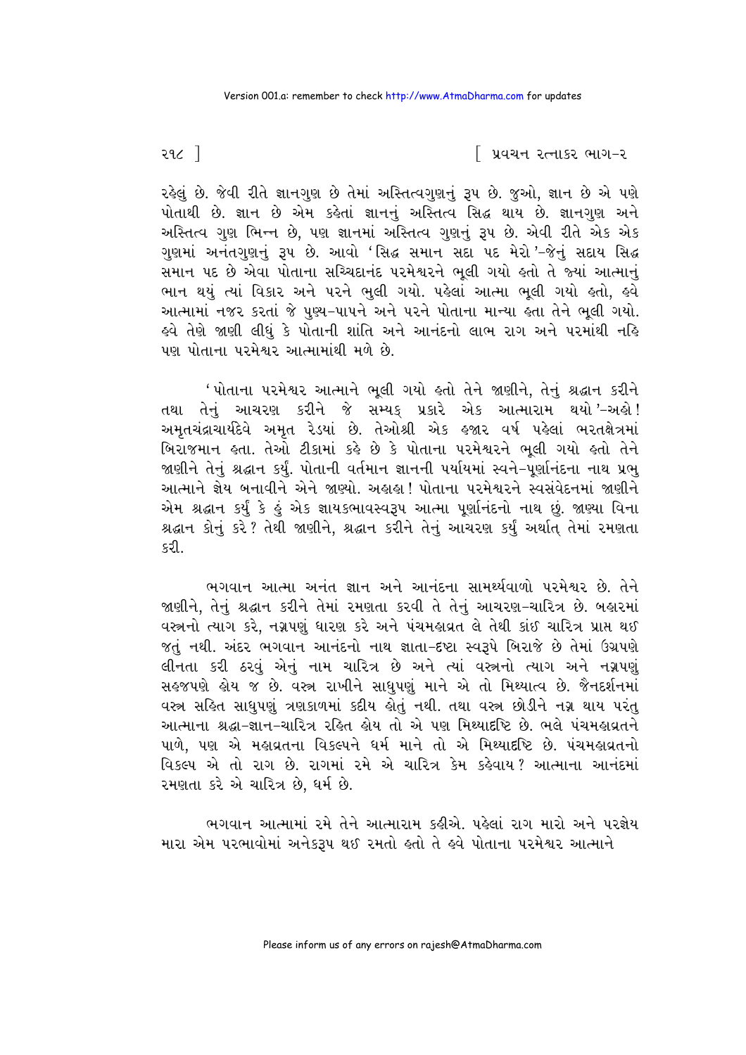રહેલું છે. જેવી રીતે જ્ઞાનગુણ છે તેમાં અસ્તિત્વગુણનું રૂપ છે. જુઓ, જ્ઞાન છે એ પણે પોતાથી છે. જ્ઞાન છે એમ કહેતાં જ્ઞાનનું અસ્તિત્વ સિદ્ધ થાય છે. જ્ઞાનગુણ અને અસ્તિત્વ ગુણ ભિન્ન છે, પણ જ્ઞાનમાં અસ્તિત્વ ગુણનું રૂપ છે. એવી રીતે એક એક ગુણમાં અનંતગુણનું રૂપ છે. આવો 'સિદ્ધ સમાન સદા પદ મેરો'-જેનું સદાય સિદ્ધ સમાન પદ છે એવા પોતાના સચ્ચિદાનંદ પરમેશ્વરને ભૂલી ગયો હતો તે જ્યાં આત્માનું ભાન થયું ત્યાં વિકાર અને પરને ભુલી ગયો. પહેલાં આત્મા ભૂલી ગયો હતો, હવે આત્મામાં નજર કરતાં જે પુણ્ય-પાપને અને પરને પોતાના માન્યા હતા તેને ભૂલી ગયો. હવે તેણે જાણી લીધું કે પોતાની શાંતિ અને આનંદનો લાભ રાગ અને પરમાંથી નહિ પણ પોતાના પરમેશ્વર આત્મામાંથી મળે છે.

'પોતાના પરમેશ્વર આત્માને ભૂલી ગયો હતો તેને જાણીને, તેનું શ્રદ્ધાન કરીને તથા તેનું આચરણ કરીને જે સમ્યક્ પ્રકારે એક આત્મારામ થયો'-અહો! અમૃતચંદ્રાચાર્યદેવે અમૃત રેડયાં છે. તેઓશ્રી એક હજાર વર્ષ પહેલાં ભરતક્ષેત્રમાં બિરાજમાન હતા. તેઓ ટીકામાં કહે છે કે પોતાના પરમેશ્વરને ભૂલી ગયો હતો તેને જાણીને તેનું શ્રદ્ધાન કર્યું. પોતાની વર્તમાન જ્ઞાનની પર્યાયમાં સ્વને-પૂર્ણાનંદના નાથ પ્રભુ આત્માને જ્ઞેય બનાવીને એને જાણ્યો. અહાહા! પોતાના પરમેશ્વરને સ્વસંવેદનમાં જાણીને એમ શ્રદ્ધાન કર્યું કે હું એક જ્ઞાયકભાવસ્વરૂપ આત્મા પૂર્ણાનંદનો નાથ છું. જાણ્યા વિના શ્રદ્ધાન કોનું કરે? તેથી જાણીને, શ્રદ્ધાન કરીને તેનું આચરણ કર્યું અર્થાત્ તેમાં રમણતા કરી.

ભગવાન આત્મા અનંત જ્ઞાન અને આનંદના સામર્થ્યવાળો પરમેશ્વર છે. તેને જાણીને, તેનું શ્રદ્ધાન કરીને તેમાં રમણતા કરવી તે તેનું આચરણ-ચારિત્ર છે. બહારમાં વસ્ત્રનો ત્યાગ કરે, નગ્નપણું ધારણ કરે અને પંચમહાવ્રત લે તેથી કાંઈ ચારિત્ર પ્રાપ્ત થઈ જતું નથી. અંદર ભગવાન આનંદનો નાથ જ્ઞાતા-દૃષ્ટા સ્વરૂપે બિરાજે છે તેમાં ઉગ્રપણે લીનતા કરી ઠરવું એનું નામ ચારિત્ર છે અને ત્યાં વસ્ત્રનો ત્યાગ અને નગ્નપણું સહજપણે હોય જ છે. વસ્ત્ર રાખીને સાધુપણું માને એ તો મિથ્યાત્વ છે. જૈનદર્શનમાં વસ્ત્ર સહિત સાધુપણું ત્રણકાળમાં કદીય હોતું નથી. તથા વસ્ત્ર છોડીને નગ્ન થાય પરંતુ આત્માના શ્રદ્ધા-જ્ઞાન-ચારિત્ર રહિત હોય તો એ પણ મિથ્યાદૃષ્ટિ છે. ભલે પંચમહાવ્રતને પાળે, પણ એ મહાવ્રતના વિકલ્પને ધર્મ માને તો એ મિથ્યાદૃષ્ટિ છે. પંચમહાવ્રતનો વિકલ્પ એ તો રાગ છે. રાગમાં રમે એ ચારિત્ર કેમ કહેવાય? આત્માના આનંદમાં રમણતા કરે એ ચારિત્ર છે, ધર્મ છે.

ભગવાન આત્મામાં રમે તેને આત્મારામ કહીએ. પહેલાં રાગ મારો અને પરજ્ઞેય મારા એમ પરભાવોમાં અનેકરૂપ થઈ રમતો હતો તે હવે પોતાના પરમેશ્વર આત્માને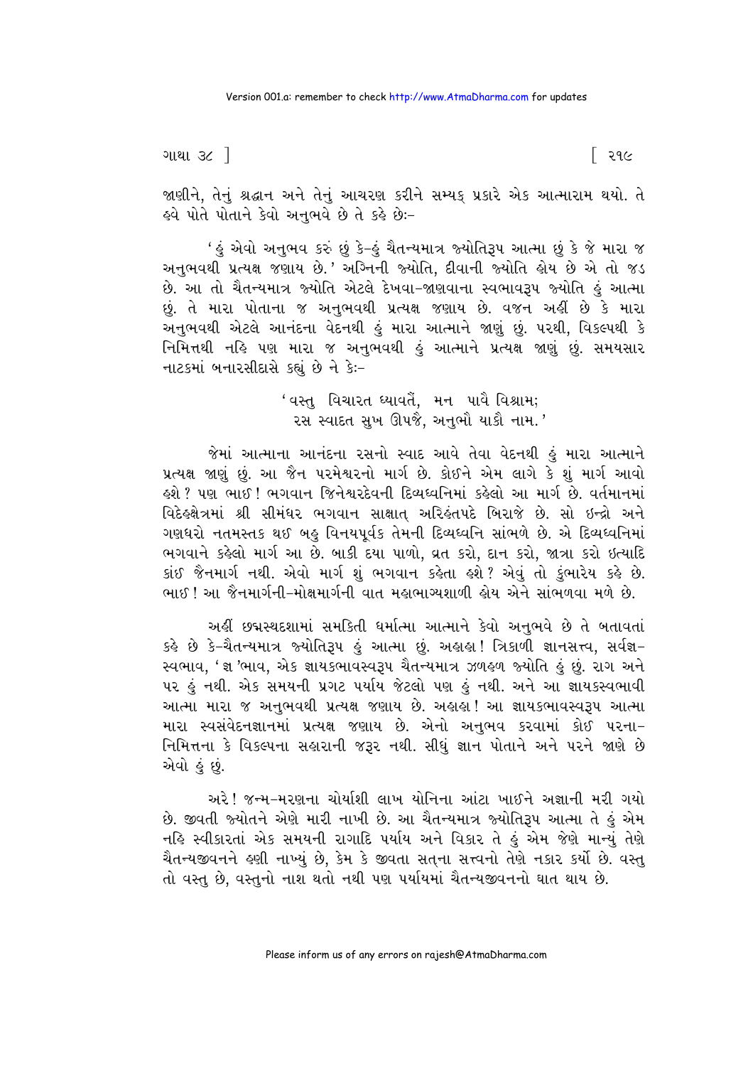જાણીને, તેનું શ્રદ્ધાન અને તેનું આચરણ કરીને સમ્યક્ પ્રકારે એક આત્મારામ થયો. તે હવે પોતે પોતાને કેવો અનુભવે છે તે કહે છેઃ–

'હું એવો અનુભવ કરું છું કે–હું ચૈતન્યમાત્ર જ્યોતિરૂપ આત્મા છું કે જે મારા જ અનુભવથી પ્રત્યક્ષ જણાય છે.' અગ્નિની જ્યોતિ, દીવાની જ્યોતિ હોય છે એ તો જડ છે. આ તો ચૈતન્યમાત્ર જ્યોતિ એટલે દેખવા-જાણવાના સ્વભાવરૂપ જ્યોતિ હું આત્મા છું. તે મારા પોતાના જ અનુભવથી પ્રત્યક્ષ જણાય છે. વજન અહીં છે કે મારા અનુભવથી એટલે આનંદના વેદનથી હું મારા આત્માને જાણું છું. પરથી, વિકલ્પથી કે નિમિત્તથી નહિ પણ મારા જ અનુભવથી હું આત્માને પ્રત્યક્ષ જાણું છું. સમયસાર નાટકમાં બનારસીદાસે કહ્યું છે ને કેઃ–

> 'વસ્તુ વિચારત ધ્યાવતૈં, મન પાવૈ વિશ્રામ;
> રસ સ્વાદત સુખ ઊપજૈ, અનુભૌ યાકૌ નામ.'

જેમાં આત્માના આનંદના રસનો સ્વાદ આવે તેવા વેદનથી હું મારા આત્માને પ્રત્યક્ષ જાણું છું. આ જૈન પરમેશ્વરનો માર્ગ છે. કોઈને એમ લાગે કે શું માર્ગ આવો હશે? પણ ભાઈ! ભગવાન જિનેશ્વરદેવની દિવ્યધ્વનિમાં કહેલો આ માર્ગ છે. વર્તમાનમાં વિદેહક્ષેત્રમાં શ્રી સીમંધર ભગવાન સાક્ષાત્ અરિહંતપદે બિરાજે છે. સો ઇન્દ્રો અને ગણધરો નતમસ્તક થઈ બહુ વિનયપૂર્વક તેમની દિવ્યધ્વનિ સાંભળે છે. એ દિવ્યધ્વનિમાં ભગવાને કહેલો માર્ગ આ છે. બાકી દયા પાળો, વ્રત કરો, દાન કરો, જાત્રા કરો ઇત્યાદિ કાંઈ જૈનમાર્ગ નથી. એવો માર્ગ શું ભગવાન કહેતા હશે? એવું તો કુંભારેય કહે છે. ભાઈ! આ જૈનમાર્ગની–મોક્ષમાર્ગની વાત મહાભાગ્યશાળી હોય એને સાંભળવા મળે છે.

અહીં છદ્મસ્થદશામાં સમકિતી ધર્માત્મા આત્માને કેવો અનુભવે છે તે બતાવતાં કહે છે કે–ચૈતન્યમાત્ર જ્યોતિરૂપ હું આત્મા છું. અહાહા! ત્રિકાળી જ્ઞાનસત્ત્વ, સર્વજ્ઞ-સ્વભાવ, 'જ્ઞ'ભાવ, એક જ્ઞાયકભાવસ્વરૂપ ચૈતન્યમાત્ર ઝળહળ જ્યોતિ હું છું. રાગ અને પર હું નથી. એક સમયની પ્રગટ પર્યાય જેટલો પણ હું નથી. અને આ જ્ઞાયકસ્વભાવી આત્મા મારા જ અનુભવથી પ્રત્યક્ષ જણાય છે. અહાહા! આ જ્ઞાયકભાવસ્વરૂપ આત્મા મારા સ્વસંવેદનજ્ઞાનમાં પ્રત્યક્ષ જણાય છે. એનો અનુભવ કરવામાં કોઈ પરના–નિમિત્તના કે વિકલ્પના સહારાની જરૂર નથી. સીધું જ્ઞાન પોતાને અને પરને જાણે છે એવો હું છું.

અરે! જન્મ-મરણના ચોર્યાશી લાખ યોનિના આંટા ખાઈને અજ્ઞાની મરી ગયો છે. જીવતી જ્યોતને એણે મારી નાખી છે. આ ચૈતન્યમાત્ર જ્યોતિરૂપ આત્મા તે હું એમ નહિ સ્વીકારતાં એક સમયની રાગાદિ પર્યાય અને વિકાર તે હું એમ જેણે માન્યું તેણે ચૈતન્યજીવનને હણી નાખ્યું છે, કેમ કે જીવતા સત્‌ના સત્ત્વનો તેણે નકાર કર્યો છે. વસ્તુ તો વસ્તુ છે, વસ્તુનો નાશ થતો નથી પણ પર્યાયમાં ચૈતન્યજીવનનો ઘાત થાય છે.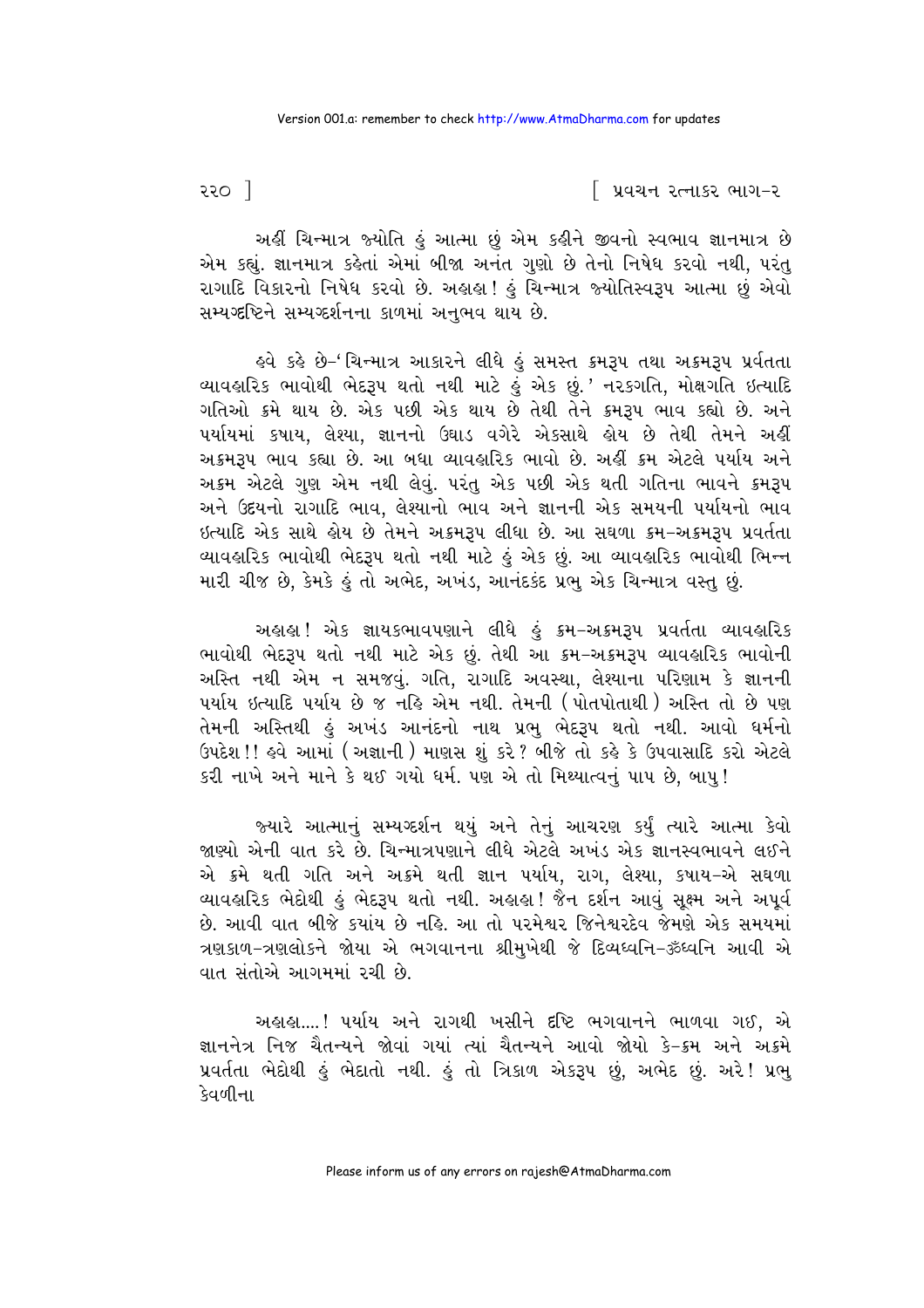અહીં ચિન્માત્ર જ્યોતિ હું આત્મા છું એમ કહીને જીવનો સ્વભાવ જ્ઞાનમાત્ર છે એમ કહ્યું. જ્ઞાનમાત્ર કહેતાં એમાં બીજા અનંત ગુણો છે તેનો નિષેધ કરવો નથી, પરંતુ રાગાદિ વિકારનો નિષેધ કરવો છે. અહાહા! હું ચિન્માત્ર જ્યોતિસ્વરૂપ આત્મા છું એવો સમ્યગ્દૃષ્ટિને સમ્યગ્દર્શનના કાળમાં અનુભવ થાય છે.

હવે કહે છે-'ચિન્માત્ર આકારને લીધે હું સમસ્ત ક્રમરૂપ તથા અક્રમરૂપ પ્રર્વતતા વ્યાવહારિક ભાવોથી ભેદરૂપ થતો નથી માટે હું એક છું.' નરકગતિ, મોક્ષગતિ ઇત્યાદિ ગતિઓ ક્રમે થાય છે. એક પછી એક થાય છે તેથી તેને ક્રમરૂપ ભાવ કહ્યો છે. અને પર્યાયમાં કષાય, લેશ્યા, જ્ઞાનનો ઉઘાડ વગેરે એકસાથે હોય છે તેથી તેમને અહીં અક્રમરૂપ ભાવ કહ્યા છે. આ બધા વ્યાવહારિક ભાવો છે. અહીં ક્રમ એટલે પર્યાય અને અક્રમ એટલે ગુણ એમ નથી લેવું. પરંતુ એક પછી એક થતી ગતિના ભાવને ક્રમરૂપ અને ઉદયનો રાગાદિ ભાવ, લેશ્યાનો ભાવ અને જ્ઞાનની એક સમયની પર્યાયનો ભાવ ઇત્યાદિ એક સાથે હોય છે તેમને અક્રમરૂપ લીધા છે. આ સઘળા ક્રમ-અક્રમરૂપ પ્રવર્તતા વ્યાવહારિક ભાવોથી ભેદરૂપ થતો નથી માટે હું એક છું. આ વ્યાવહારિક ભાવોથી ભિન્ન મારી ચીજ છે, કેમકે હું તો અભેદ, અખંડ, આનંદકંદ પ્રભુ એક ચિન્માત્ર વસ્તુ છું.

અહાહા! એક જ્ઞાયકભાવપણાને લીધે હું ક્રમ-અક્રમરૂપ પ્રવર્તતા વ્યાવહારિક ભાવોથી ભેદરૂપ થતો નથી માટે એક છું. તેથી આ ક્રમ-અક્રમરૂપ વ્યાવહારિક ભાવોની અસ્તિ નથી એમ ન સમજવું. ગતિ, રાગાદિ અવસ્થા, લેશ્યાના પરિણામ કે જ્ઞાનની પર્યાય ઇત્યાદિ પર્યાય છે જ નહિ એમ નથી. તેમની (પોતપોતાથી) અસ્તિ તો છે પણ તેમની અસ્તિથી હું અખંડ આનંદનો નાથ પ્રભુ ભેદરૂપ થતો નથી. આવો ધર્મનો ઉપદેશ!! હવે આમાં (અજ્ઞાની) માણસ શું કરે? બીજે તો કહે કે ઉપવાસાદિ કરો એટલે કરી નાખે અને માને કે થઈ ગયો ધર્મ. પણ એ તો મિથ્યાત્વનું પાપ છે, બાપુ!

જ્યારે આત્માનું સમ્યગ્દર્શન થયું અને તેનું આચરણ કર્યું ત્યારે આત્મા કેવો જાણ્યો એની વાત કરે છે. ચિન્માત્રપણાને લીધે એટલે અખંડ એક જ્ઞાનસ્વભાવને લઈને એ ક્રમે થતી ગતિ અને અક્રમે થતી જ્ઞાન પર્યાય, રાગ, લેશ્યા, કષાય-એ સઘળા વ્યાવહારિક ભેદોથી હું ભેદરૂપ થતો નથી. અહાહા! જૈન દર્શન આવું સૂક્ષ્મ અને અપૂર્વ છે. આવી વાત બીજે કયાંય છે નહિ. આ તો પરમેશ્વર જિનેશ્વરદેવ જેમણે એક સમયમાં ત્રણકાળ-ત્રણલોકને જોયા એ ભગવાનના શ્રીમુખેથી જે દિવ્યધ્વનિ-ૐધ્વનિ આવી એ વાત સંતોએ આગમમાં રચી છે.

અહાહા....! પર્યાય અને રાગથી ખસીને દૃષ્ટિ ભગવાનને ભાળવા ગઈ, એ જ્ઞાનનેત્ર નિજ ચૈતન્યને જોવાં ગયાં ત્યાં ચૈતન્યને આવો જોયો કે-ક્રમ અને અક્રમે પ્રવર્તતા ભેદોથી હું ભેદાતો નથી. હું તો ત્રિકાળ એકરૂપ છું, અભેદ છું. અરે! પ્રભુ કેવળીના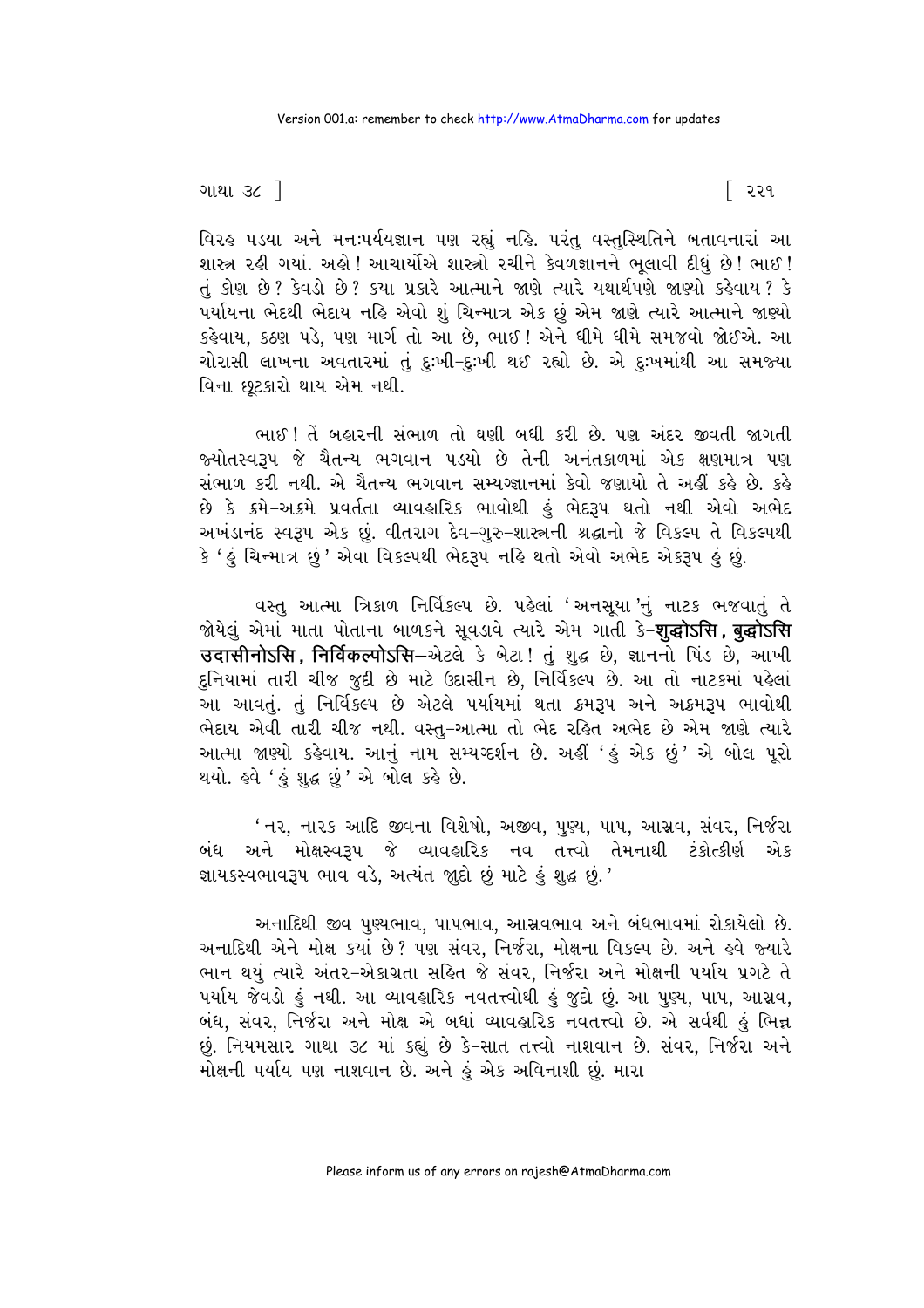વિરહ પડયા અને મનઃપર્યયજ્ઞાન પણ રહ્યું નહિ. પરંતુ વસ્તુસ્થિતિને બતાવનારાં આ શાસ્ત્ર રહી ગયાં. અહો! આચાર્યોએ શાસ્ત્રો રચીને કેવળજ્ઞાનને ભૂલાવી દીધું છે! ભાઈ! તું કોણ છે? કેવડો છે? કયા પ્રકારે આત્માને જાણે ત્યારે યથાર્થપણે જાણ્યો કહેવાય? કે પર્યાયના ભેદથી ભેદાય નહિ એવો શું ચિન્માત્ર એક છું એમ જાણે ત્યારે આત્માને જાણ્યો કહેવાય, કઠણ પડે, પણ માર્ગ તો આ છે, ભાઈ! એને ધીમે ધીમે સમજવો જોઈએ. આ ચોરાસી લાખના અવતારમાં તું દુઃખી-દુઃખી થઈ રહ્યો છે. એ દુઃખમાંથી આ સમજ્યા વિના છૂટકારો થાય એમ નથી.

ભાઈ! તેં બહારની સંભાળ તો ઘણી બધી કરી છે. પણ અંદર જીવતી જાગતી જ્યોતસ્વરૂપ જે ચૈતન્ય ભગવાન પડયો છે તેની અનંતકાળમાં એક ક્ષણમાત્ર પણ સંભાળ કરી નથી. એ ચૈતન્ય ભગવાન સમ્યગ્જ્ઞાનમાં કેવો જણાયો તે અહીં કહે છે. કહે છે કે ક્રમે-અક્રમે પ્રવર્તતા વ્યાવહારિક ભાવોથી હું ભેદરૂપ થતો નથી એવો અભેદ અખંડાનંદ સ્વરૂપ એક છું. વીતરાગ દેવ-ગુરુ-શાસ્ત્રની શ્રદ્ધાનો જે વિકલ્પ તે વિકલ્પથી કે 'હું ચિન્માત્ર છું' એવા વિકલ્પથી ભેદરૂપ નહિ થતો એવો અભેદ એકરૂપ હું છું.

વસ્તુ આત્મા ત્રિકાળ નિર્વિકલ્પ છે. પહેલાં 'અનસૂયા'નું નાટક ભજવાતું તે જોયેલું એમાં માતા પોતાના બાળકને સૂવડાવે ત્યારે એમ ગાતી કે-**शुद्धोऽसि, बुद्धोऽसि उदासीनोऽसि, निर्विकल्पोऽसि**-એટલે કે બેટા! તું શુદ્ધ છે, જ્ઞાનનો પિંડ છે, આખી દુનિયામાં તારી ચીજ જુદી છે માટે ઉદાસીન છે, નિર્વિકલ્પ છે. આ તો નાટકમાં પહેલાં આ આવતું. તું નિર્વિકલ્પ છે એટલે પર્યાયમાં થતા ક્રમરૂપ અને અક્રમરૂપ ભાવોથી ભેદાય એવી તારી ચીજ નથી. વસ્તુ-આત્મા તો ભેદ રહિત અભેદ છે એમ જાણે ત્યારે આત્મા જાણ્યો કહેવાય. આનું નામ સમ્યગ્દર્શન છે. અહીં 'હું એક છું' એ બોલ પૂરો થયો. હવે 'હું શુદ્ધ છું' એ બોલ કહે છે.

'નર, નારક આદિ જીવના વિશેષો, અજીવ, પુણ્ય, પાપ, આસ્રવ, સંવર, નિર્જરા બંધ અને મોક્ષસ્વરૂપ જે વ્યાવહારિક નવ તત્ત્વો તેમનાથી ટંકોત્કીર્ણ એક જ્ઞાયકસ્વભાવરૂપ ભાવ વડે, અત્યંત જુદો છું માટે હું શુદ્ધ છું.'

અનાદિથી જીવ પુણ્યભાવ, પાપભાવ, આસ્રવભાવ અને બંધભાવમાં રોકાયેલો છે. અનાદિથી એને મોક્ષ કયાં છે? પણ સંવર, નિર્જરા, મોક્ષના વિકલ્પ છે. અને હવે જ્યારે ભાન થયું ત્યારે અંતર-એકાગ્રતા સહિત જે સંવર, નિર્જરા અને મોક્ષની પર્યાય પ્રગટે તે પર્યાય જેવડો હું નથી. આ વ્યાવહારિક નવતત્ત્વોથી હું જુદો છું. આ પુણ્ય, પાપ, આસ્રવ, બંધ, સંવર, નિર્જરા અને મોક્ષ એ બધાં વ્યાવહારિક નવતત્ત્વો છે. એ સર્વથી હું ભિન્ન છું. નિયમસાર ગાથા ૩૮ માં કહ્યું છે કે-સાત તત્ત્વો નાશવાન છે. સંવર, નિર્જરા અને મોક્ષની પર્યાય પણ નાશવાન છે. અને હું એક અવિનાશી છું. મારા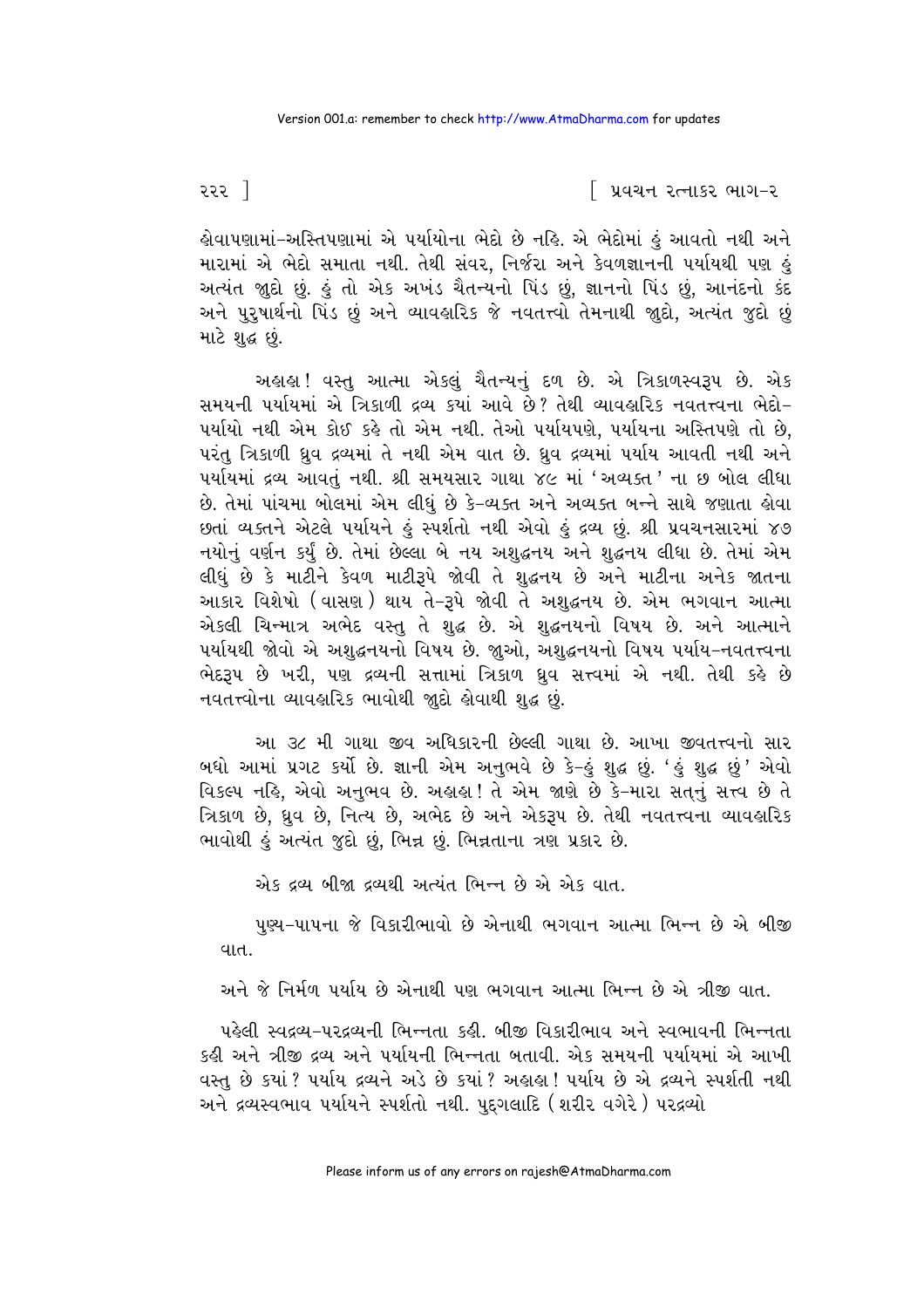હોવાપણામાં-અસ્તિપણામાં એ પર્યાયોના ભેદો છે નહિ. એ ભેદોમાં હું આવતો નથી અને મારામાં એ ભેદો સમાતા નથી. તેથી સંવર, નિર્જરા અને કેવળજ્ઞાનની પર્યાયથી પણ હું અત્યંત જુદો છું. હું તો એક અખંડ ચૈતન્યનો પિંડ છું, જ્ઞાનનો પિંડ છું, આનંદનો કંદ અને પુરુષાર્થનો પિંડ છું અને વ્યાવહારિક જે નવતત્ત્વો તેમનાથી જુદો, અત્યંત જુદો છું માટે શુદ્ધ છું.

અહાહા! વસ્તુ આત્મા એકલું ચૈતન્યનું દળ છે. એ ત્રિકાળસ્વરૂપ છે. એક સમયની પર્યાયમાં એ ત્રિકાળી દ્રવ્ય ક્યાં આવે છે? તેથી વ્યાવહારિક નવતત્ત્વના ભેદો-પર્યાયો નથી એમ કોઈ કહે તો એમ નથી. તેઓ પર્યાયપણે, પર્યાયના અસ્તિપણે તો છે, પરંતુ ત્રિકાળી ધ્રુવ દ્રવ્યમાં તે નથી એમ વાત છે. ધ્રુવ દ્રવ્યમાં પર્યાય આવતી નથી અને પર્યાયમાં દ્રવ્ય આવતું નથી. શ્રી સમયસાર ગાથા ૪૯ માં 'અવ્યક્ત' ના છ બોલ લીધા છે. તેમાં પાંચમા બોલમાં એમ લીધું છે કે-વ્યક્ત અને અવ્યક્ત બન્ને સાથે જણાતા હોવા છતાં વ્યક્તને એટલે પર્યાયને હું સ્પર્શતો નથી એવો હું દ્રવ્ય છું. શ્રી પ્રવચનસારમાં ૪૭ નયોનું વર્ણન કર્યું છે. તેમાં છેલ્લા બે નય અશુદ્ધનય અને શુદ્ધનય લીધા છે. તેમાં એમ લીધું છે કે માટીને કેવળ માટીરૂપે જોવી તે શુદ્ધનય છે અને માટીના અનેક જાતના આકાર વિશેષો (વાસણ) થાય તે-રૂપે જોવી તે અશુદ્ધનય છે. એમ ભગવાન આત્મા એકલી ચિન્માત્ર અભેદ વસ્તુ તે શુદ્ધ છે. એ શુદ્ધનયનો વિષય છે. અને આત્માને પર્યાયથી જોવો એ અશુદ્ધનયનો વિષય છે. જુઓ, અશુદ્ધનયનો વિષય પર્યાય-નવતત્ત્વના ભેદરૂપ છે ખરી, પણ દ્રવ્યની સત્તામાં ત્રિકાળ ધ્રુવ સત્ત્વમાં એ નથી. તેથી કહે છે નવતત્ત્વોના વ્યાવહારિક ભાવોથી જુદો હોવાથી શુદ્ધ છું.

આ ૩૮ મી ગાથા જીવ અધિકારની છેલ્લી ગાથા છે. આખા જીવતત્ત્વનો સાર બધો આમાં પ્રગટ કર્યો છે. જ્ઞાની એમ અનુભવે છે કે-હું શુદ્ધ છું. 'હું શુદ્ધ છું' એવો વિકલ્પ નહિ, એવો અનુભવ છે. અહાહા! તે એમ જાણે છે કે-મારા સત્નું સત્ત્વ છે તે ત્રિકાળ છે, ધ્રુવ છે, નિત્ય છે, અભેદ છે અને એકરૂપ છે. તેથી નવતત્ત્વના વ્યાવહારિક ભાવોથી હું અત્યંત જુદો છું, ભિન્ન છું. ભિન્નતાના ત્રણ પ્રકાર છે.

એક દ્રવ્ય બીજા દ્રવ્યથી અત્યંત ભિન્ન છે એ એક વાત.

પુણ્ય-પાપના જે વિકારીભાવો છે એનાથી ભગવાન આત્મા ભિન્ન છે એ બીજી વાત.

અને જે નિર્મળ પર્યાય છે એનાથી પણ ભગવાન આત્મા ભિન્ન છે એ ત્રીજી વાત.

પહેલી સ્વદ્રવ્ય-પરદ્રવ્યની ભિન્નતા કહી. બીજી વિકારીભાવ અને સ્વભાવની ભિન્નતા કહી અને ત્રીજી દ્રવ્ય અને પર્યાયની ભિન્નતા બતાવી. એક સમયની પર્યાયમાં એ આખી વસ્તુ છે ક્યાં? પર્યાય દ્રવ્યને અડે છે ક્યાં? અહાહા! પર્યાય છે એ દ્રવ્યને સ્પર્શતી નથી અને દ્રવ્યસ્વભાવ પર્યાયને સ્પર્શતો નથી. પુદ્ગલાદિ (શરીર વગેરે) પરદ્રવ્યો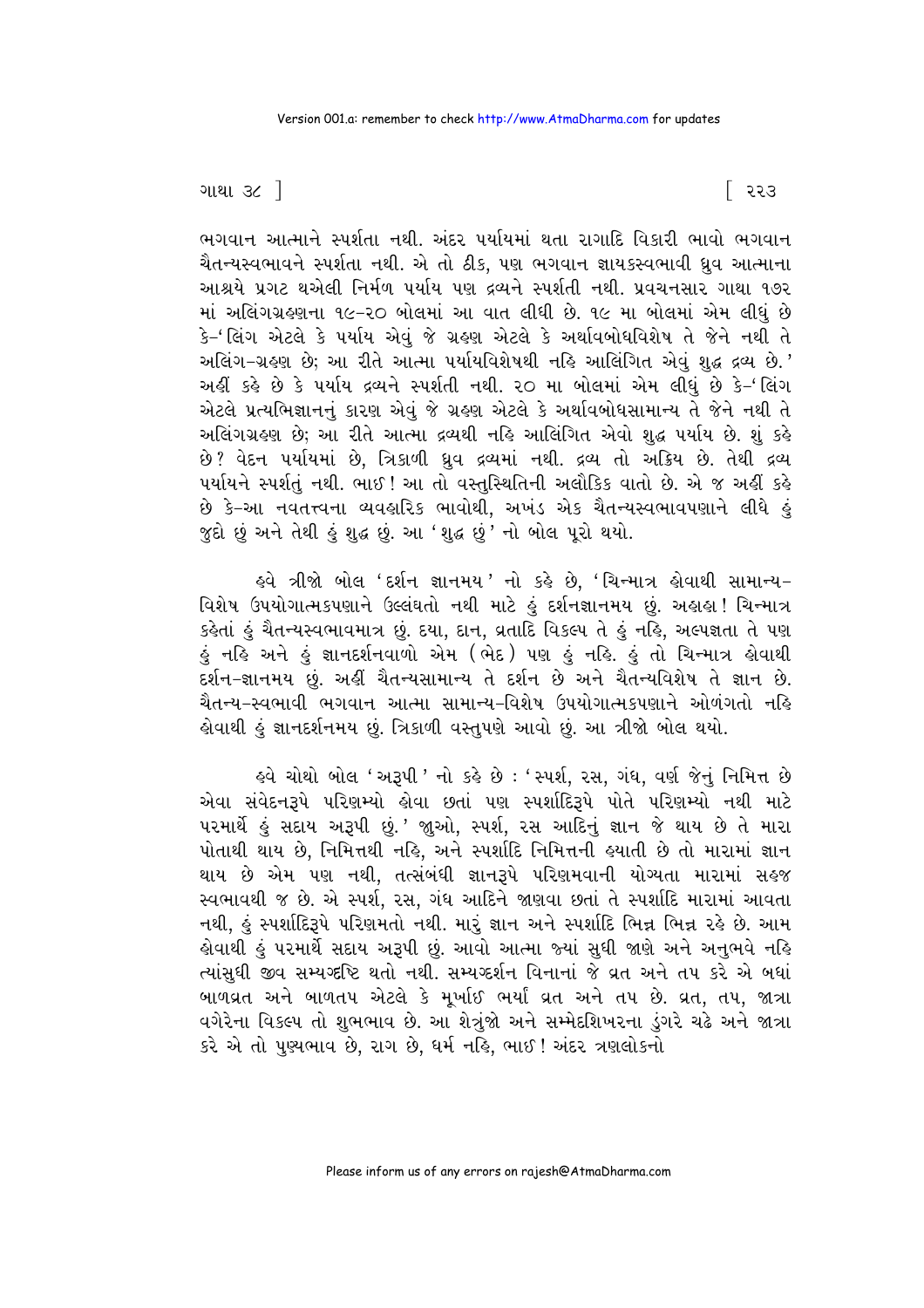ભગવાન આત્માને સ્પર્શતા નથી. અંદર પર્યાયમાં થતા રાગાદિ વિકારી ભાવો ભગવાન ચૈતન્યસ્વભાવને સ્પર્શતા નથી. એ તો ઠીક, પણ ભગવાન જ્ઞાયકસ્વભાવી ધ્રુવ આત્માના આશ્રયે પ્રગટ થએલી નિર્મળ પર્યાય પણ દ્રવ્યને સ્પર્શતી નથી. પ્રવચનસાર ગાથા ૧૭૨ માં અલિંગગ્રહણના ૧૯-૨૦ બોલમાં આ વાત લીધી છે. ૧૯ મા બોલમાં એમ લીધું છે કે-'લિંગ એટલે કે પર્યાય એવું જે ગ્રહણ એટલે કે અર્થાવબોધવિશેષ તે જેને નથી તે અલિંગ-ગ્રહણ છે; આ રીતે આત્મા પર્યાયવિશેષથી નહિ આલિંગિત એવું શુદ્ધ દ્રવ્ય છે.' અહીં કહે છે કે પર્યાય દ્રવ્યને સ્પર્શતી નથી. ૨૦ મા બોલમાં એમ લીધું છે કે-'લિંગ એટલે પ્રત્યભિજ્ઞાનનું કારણ એવું જે ગ્રહણ એટલે કે અર્થાવબોધસામાન્ય તે જેને નથી તે અલિંગગ્રહણ છે; આ રીતે આત્મા દ્રવ્યથી નહિ આલિંગિત એવો શુદ્ધ પર્યાય છે. શું કહે છે? વેદન પર્યાયમાં છે, ત્રિકાળી ધ્રુવ દ્રવ્યમાં નથી. દ્રવ્ય તો અક્રિય છે. તેથી દ્રવ્ય પર્યાયને સ્પર્શતું નથી. ભાઈ! આ તો વસ્તુસ્થિતિની અલૌકિક વાતો છે. એ જ અહીં કહે છે કે-આ નવતત્ત્વના વ્યવહારિક ભાવોથી, અખંડ એક ચૈતન્યસ્વભાવપણાને લીધે હું જુદો છું અને તેથી હું શુદ્ધ છું. આ 'શુદ્ધ છું' નો બોલ પૂરો થયો.

હવે ત્રીજો બોલ 'દર્શન જ્ઞાનમય' નો કહે છે, 'ચિન્માત્ર હોવાથી સામાન્ય-વિશેષ ઉપયોગાત્મકપણાને ઉલ્લંઘતો નથી માટે હું દર્શનજ્ઞાનમય છું. અહાહા! ચિન્માત્ર કહેતાં હું ચૈતન્યસ્વભાવમાત્ર છું. દયા, દાન, વ્રતાદિ વિકલ્પ તે હું નહિ, અલ્પજ્ઞતા તે પણ હું નહિ અને હું જ્ઞાનદર્શનવાળો એમ (ભેદ) પણ હું નહિ. હું તો ચિન્માત્ર હોવાથી દર્શન-જ્ઞાનમય છું. અહીં ચૈતન્યસામાન્ય તે દર્શન છે અને ચૈતન્યવિશેષ તે જ્ઞાન છે. ચૈતન્ય-સ્વભાવી ભગવાન આત્મા સામાન્ય-વિશેષ ઉપયોગાત્મકપણાને ઓળંગતો નહિ હોવાથી હું જ્ઞાનદર્શનમય છું. ત્રિકાળી વસ્તુપણે આવો છું. આ ત્રીજો બોલ થયો.

હવે ચોથો બોલ 'અરૂપી' નો કહે છે : 'સ્પર્શ, રસ, ગંધ, વર્ણ જેનું નિમિત્ત છે એવા સંવેદનરૂપે પરિણમ્યો હોવા છતાં પણ સ્પર્શાદિરૂપે પોતે પરિણમ્યો નથી માટે પરમાર્થે હું સદાય અરૂપી છું.' જુઓ, સ્પર્શ, રસ આદિનું જ્ઞાન જે થાય છે તે મારા પોતાથી થાય છે, નિમિત્તથી નહિ, અને સ્પર્શાદિ નિમિત્તની હયાતી છે તો મારામાં જ્ઞાન થાય છે એમ પણ નથી, તત્સંબંધી જ્ઞાનરૂપે પરિણમવાની યોગ્યતા મારામાં સહજ સ્વભાવથી જ છે. એ સ્પર્શ, રસ, ગંધ આદિને જાણવા છતાં તે સ્પર્શાદિ મારામાં આવતા નથી, હું સ્પર્શાદિરૂપે પરિણમતો નથી. મારું જ્ઞાન અને સ્પર્શાદિ ભિન્ન ભિન્ન રહે છે. આમ હોવાથી હું પરમાર્થે સદાય અરૂપી છું. આવો આત્મા જ્યાં સુધી જાણે અને અનુભવે નહિ ત્યાંસુધી જીવ સમ્યગ્દ્રષ્ટિ થતો નથી. સમ્યગ્દર્શન વિનાનાં જે વ્રત અને તપ કરે એ બધાં બાળવ્રત અને બાળતપ એટલે કે મૂર્ખાઈ ભર્યાં વ્રત અને તપ છે. વ્રત, તપ, જાત્રા વગેરેના વિકલ્પ તો શુભભાવ છે. આ શેત્રુંજો અને સમ્મેદશિખરના ડુંગરે ચઢે અને જાત્રા કરે એ તો પુણ્યભાવ છે, રાગ છે, ધર્મ નહિ, ભાઈ! અંદર ત્રણલોકનો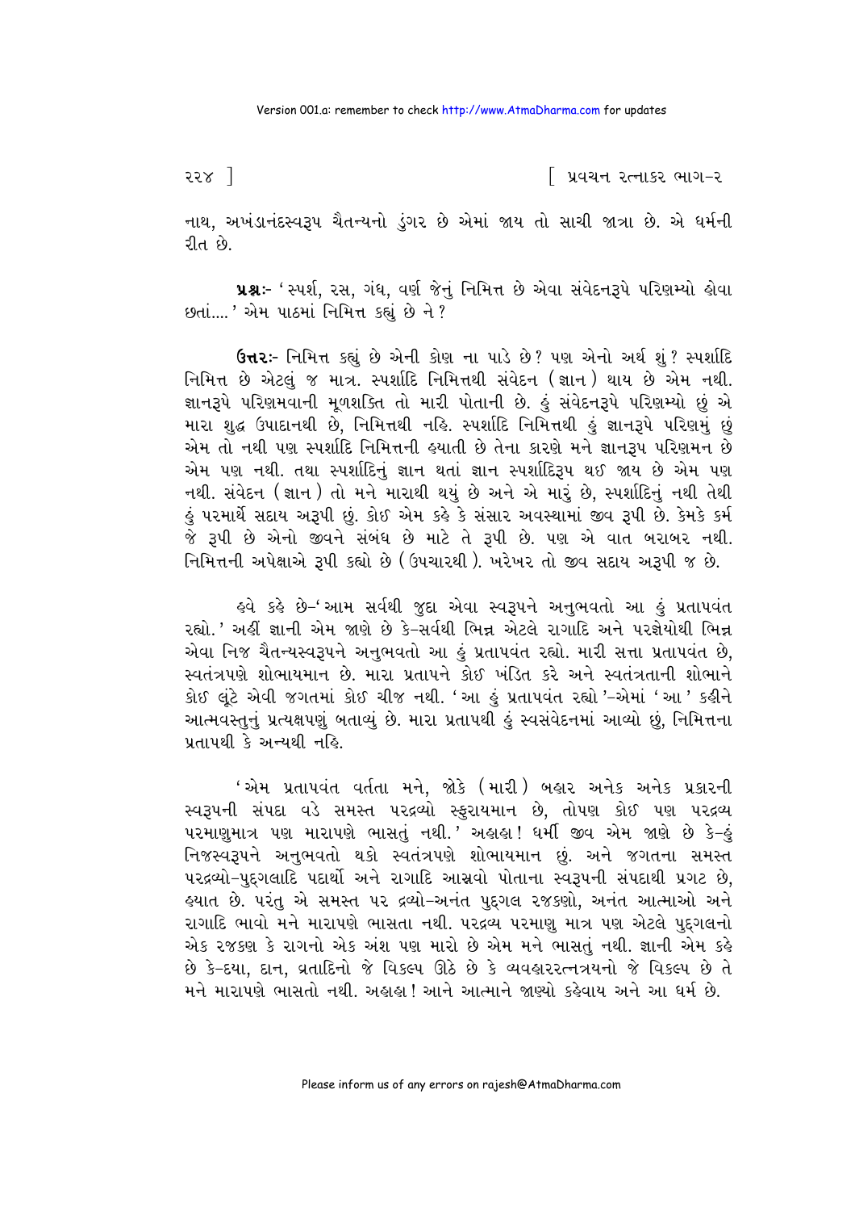નાથ, અખંડાનંદસ્વરૂપ ચૈતન્યનો ડુંગર છે એમાં જાય તો સાચી જાત્રા છે. એ ધર્મની રીત છે.

**પ્રશ્નઃ-** 'સ્પર્શ, રસ, ગંધ, વર્ણ જેનું નિમિત્ત છે એવા સંવેદનરૂપે પરિણમ્યો હોવા છતાં....' એમ પાઠમાં નિમિત્ત કહ્યું છે ને?

**ઉત્તરઃ-** નિમિત્ત કહ્યું છે એની કોણ ના પાડે છે? પણ એનો અર્થ શું? સ્પર્શાદિ નિમિત્ત છે એટલું જ માત્ર. સ્પર્શાદિ નિમિત્તથી સંવેદન (જ્ઞાન) થાય છે એમ નથી. જ્ઞાનરૂપે પરિણમવાની મૂળશક્તિ તો મારી પોતાની છે. હું સંવેદનરૂપે પરિણમ્યો છું એ મારા શુદ્ધ ઉપાદાનથી છે, નિમિત્તથી નહિ. સ્પર્શાદિ નિમિત્તથી હું જ્ઞાનરૂપે પરિણમું છું એમ તો નથી પણ સ્પર્શાદિ નિમિત્તની હયાતી છે તેના કારણે મને જ્ઞાનરૂપ પરિણમન છે એમ પણ નથી. તથા સ્પર્શાદિનું જ્ઞાન થતાં જ્ઞાન સ્પર્શાદિરૂપ થઈ જાય છે એમ પણ નથી. સંવેદન (જ્ઞાન) તો મને મારાથી થયું છે અને એ મારું છે, સ્પર્શાદિનું નથી તેથી હું પરમાર્થે સદાય અરૂપી છું. કોઈ એમ કહે કે સંસાર અવસ્થામાં જીવ રૂપી છે. કેમકે કર્મ જે રૂપી છે એનો જીવને સંબંધ છે માટે તે રૂપી છે. પણ એ વાત બરાબર નથી. નિમિત્તની અપેક્ષાએ રૂપી કહ્યો છે (ઉપચારથી). ખરેખર તો જીવ સદાય અરૂપી જ છે.

હવે કહે છે-'આમ સર્વથી જુદા એવા સ્વરૂપને અનુભવતો આ હું પ્રતાપવંત રહ્યો.' અહીં જ્ઞાની એમ જાણે છે કે-સર્વથી ભિન્ન એટલે રાગાદિ અને પરજ્ઞેયોથી ભિન્ન એવા નિજ ચૈતન્યસ્વરૂપને અનુભવતો આ હું પ્રતાપવંત રહ્યો. મારી સત્તા પ્રતાપવંત છે, સ્વતંત્રપણે શોભાયમાન છે. મારા પ્રતાપને કોઈ ખંડિત કરે અને સ્વતંત્રતાની શોભાને કોઈ લૂંટે એવી જગતમાં કોઈ ચીજ નથી. 'આ હું પ્રતાપવંત રહ્યો'-એમાં 'આ' કહીને આત્મવસ્તુનું પ્રત્યક્ષપણું બતાવ્યું છે. મારા પ્રતાપથી હું સ્વસંવેદનમાં આવ્યો છું, નિમિત્તના પ્રતાપથી કે અન્યથી નહિ.

'એમ પ્રતાપવંત વર્તતા મને, જોકે (મારી) બહાર અનેક અનેક પ્રકારની સ્વરૂપની સંપદા વડે સમસ્ત પરદ્રવ્યો સ્ફુરાયમાન છે, તોપણ કોઈ પણ પરદ્રવ્ય પરમાણુમાત્ર પણ મારાપણે ભાસતું નથી.' અહાહા! ધર્મી જીવ એમ જાણે છે કે-હું નિજસ્વરૂપને અનુભવતો થકો સ્વતંત્રપણે શોભાયમાન છું. અને જગતના સમસ્ત પરદ્રવ્યો-પુદ્ગલાદિ પદાર્થો અને રાગાદિ આસ્રવો પોતાના સ્વરૂપની સંપદાથી પ્રગટ છે, હયાત છે. પરંતુ એ સમસ્ત પર દ્રવ્યો-અનંત પુદ્ગલ રજકણો, અનંત આત્માઓ અને રાગાદિ ભાવો મને મારાપણે ભાસતા નથી. પરદ્રવ્ય પરમાણુ માત્ર પણ એટલે પુદ્ગલનો એક રજકણ કે રાગનો એક અંશ પણ મારો છે એમ મને ભાસતું નથી. જ્ઞાની એમ કહે છે કે-દયા, દાન, વ્રતાદિનો જે વિકલ્પ ઊઠે છે કે વ્યવહારરત્નત્રયનો જે વિકલ્પ છે તે મને મારાપણે ભાસતો નથી. અહાહા! આને આત્માને જાણ્યો કહેવાય અને આ ધર્મ છે.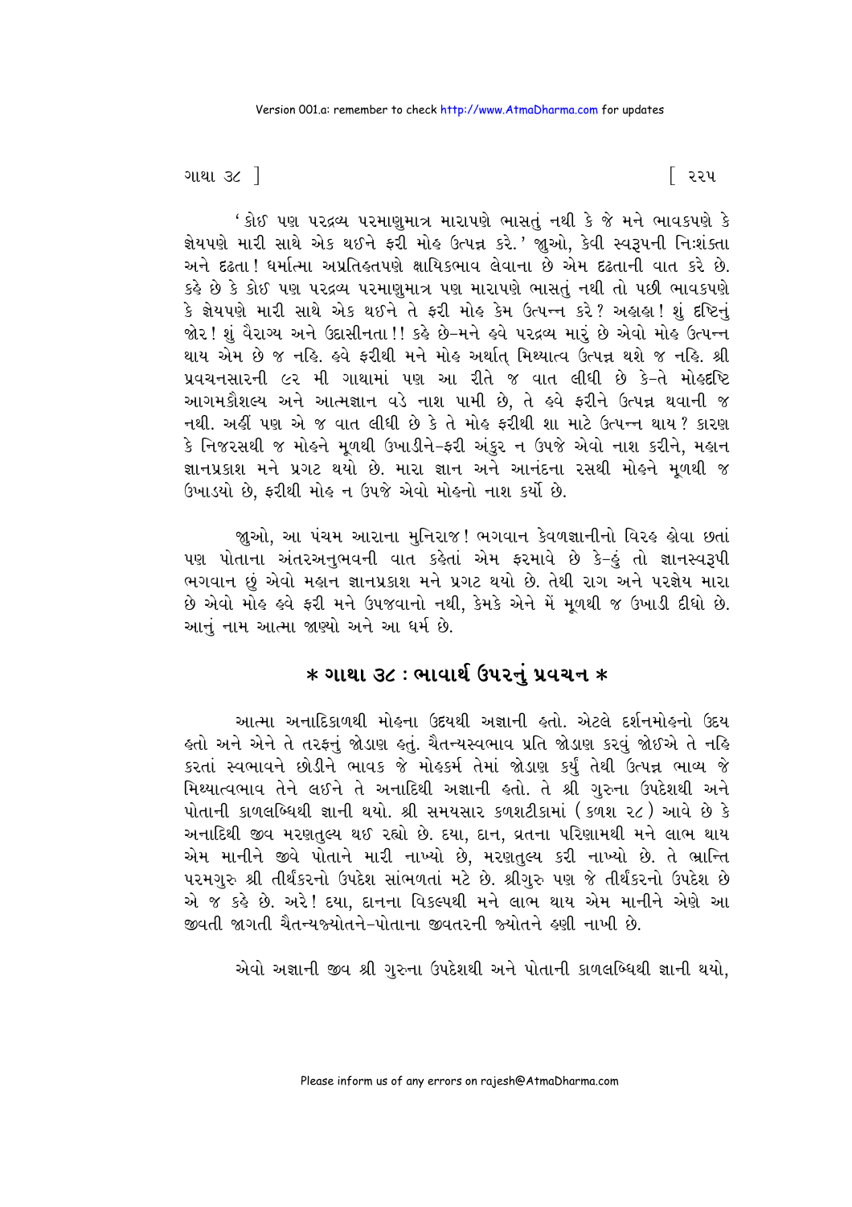'કોઈ પણ પરદ્રવ્ય પરમાણુમાત્ર મારાપણે ભાસતું નથી કે જે મને ભાવકપણે કે જ્ઞેયપણે મારી સાથે એક થઈને ફરી મોહ ઉત્પન્ન કરે.' જુઓ, કેવી સ્વરૂપની નિઃશંક્તા અને દૃઢતા! ધર્માત્મા અપ્રતિહતપણે ક્ષાયિકભાવ લેવાના છે એમ દૃઢતાની વાત કરે છે. કહે છે કે કોઈ પણ પરદ્રવ્ય પરમાણુમાત્ર પણ મારાપણે ભાસતું નથી તો પછી ભાવકપણે કે જ્ઞેયપણે મારી સાથે એક થઈને તે ફરી મોહ કેમ ઉત્પન્ન કરે? અહાહા! શું દૃષ્ટિનું જોર! શું વૈરાગ્ય અને ઉદાસીનતા!! કહે છે-મને હવે પરદ્રવ્ય મારું છે એવો મોહ ઉત્પન્ન થાય એમ છે જ નહિ. હવે ફરીથી મને મોહ અર્થાત્ મિથ્યાત્વ ઉત્પન્ન થશે જ નહિ. શ્રી પ્રવચનસારની ૯૨ મી ગાથામાં પણ આ રીતે જ વાત લીધી છે કે-તે મોહદૃષ્ટિ આગમકૌશલ્ય અને આત્મજ્ઞાન વડે નાશ પામી છે, તે હવે ફરીને ઉત્પન્ન થવાની જ નથી. અહીં પણ એ જ વાત લીધી છે કે તે મોહ ફરીથી શા માટે ઉત્પન્ન થાય? કારણ કે નિજરસથી જ મોહને મૂળથી ઉખાડીને-ફરી અંકુર ન ઉપજે એવો નાશ કરીને, મહાન જ્ઞાનપ્રકાશ મને પ્રગટ થયો છે. મારા જ્ઞાન અને આનંદના રસથી મોહને મૂળથી જ ઉખાડયો છે, ફરીથી મોહ ન ઉપજે એવો મોહનો નાશ કર્યો છે.

જાુઓ, આ પંચમ આરાના મુનિરાજ! ભગવાન કેવળજ્ઞાનીનો વિરહ હોવા છતાં પણ પોતાના અંતરઅનુભવની વાત કહેતાં એમ ફરમાવે છે કે-હું તો જ્ઞાનસ્વરૂપી ભગવાન છું એવો મહાન જ્ઞાનપ્રકાશ મને પ્રગટ થયો છે. તેથી રાગ અને પરજ્ઞેય મારા છે એવો મોહ હવે ફરી મને ઉપજવાનો નથી, કેમકે એને મેં મૂળથી જ ઉખાડી દીધો છે. આનું નામ આત્મા જાણ્યો અને આ ધર્મ છે.

## * ગાથા ૩૮ : ભાવાર્થ ઉપરનું પ્રવચન *

આત્મા અનાદિકાળથી મોહના ઉદયથી અજ્ઞાની હતો. એટલે દર્શનમોહનો ઉદય હતો અને એને તે તરફનું જોડાણ હતું. ચૈતન્યસ્વભાવ પ્રતિ જોડાણ કરવું જોઈએ તે નહિ કરતાં સ્વભાવને છોડીને ભાવક જે મોહકર્મ તેમાં જોડાણ કર્યું તેથી ઉત્પન્ન ભાવ્ય જે મિથ્યાત્વભાવ તેને લઈને તે અનાદિથી અજ્ઞાની હતો. તે શ્રી ગુરુના ઉપદેશથી અને પોતાની કાળલબ્ધિથી જ્ઞાની થયો. શ્રી સમયસાર કળશટીકામાં (કળશ ૨૮) આવે છે કે અનાદિથી જીવ મરણતુલ્ય થઈ રહ્યો છે. દયા, દાન, વ્રતના પરિણામથી મને લાભ થાય એમ માનીને જીવે પોતાને મારી નાખ્યો છે, મરણતુલ્ય કરી નાખ્યો છે. તે ભ્રાન્તિ પરમગુરુ શ્રી તીર્થંકરનો ઉપદેશ સાંભળતાં મટે છે. શ્રીગુરુ પણ જે તીર્થંકરનો ઉપદેશ છે એ જ કહે છે. અરે! દયા, દાનના વિકલ્પથી મને લાભ થાય એમ માનીને એણે આ જીવતી જાગતી ચૈતન્યજ્યોતને-પોતાના જીવતરની જ્યોતને હણી નાખી છે.

એવો અજ્ઞાની જીવ શ્રી ગુરુના ઉપદેશથી અને પોતાની કાળલબ્ધિથી જ્ઞાની થયો,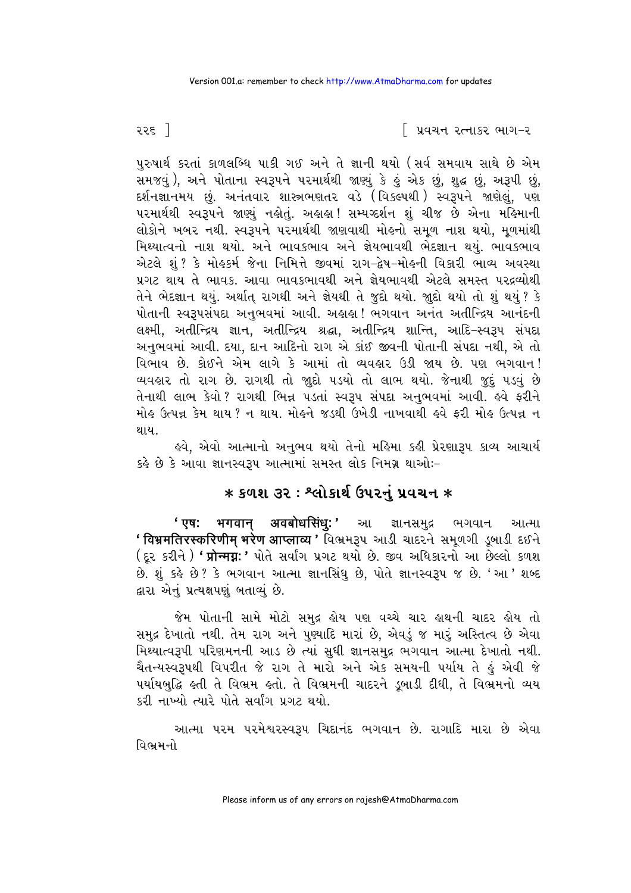પુરુષાર્થ કરતાં કાળલબ્ધિ પાકી ગઈ અને તે જ્ઞાની થયો (સર્વ સમવાય સાથે છે એમ સમજવું), અને પોતાના સ્વરૂપને પરમાર્થથી જાણ્યું કે હું એક છું, શુદ્ધ છું, અરૂપી છું, દર્શનજ્ઞાનમય છું. અનંતવાર શાસ્ત્રભણતર વડે (વિકલ્પથી) સ્વરૂપને જાણેલું, પણ પરમાર્થથી સ્વરૂપને જાણ્યું નહોતું. અહાહા! સમ્યગ્દર્શન શું ચીજ છે એના મહિમાની લોકોને ખબર નથી. સ્વરૂપને પરમાર્થથી જાણવાથી મોહનો સમૂળ નાશ થયો, મૂળમાંથી મિથ્યાત્વનો નાશ થયો. અને ભાવકભાવ અને જ્ઞેયભાવથી ભેદજ્ઞાન થયું. ભાવકભાવ એટલે શું? કે મોહકર્મ જેના નિમિત્તે જીવમાં રાગ-દ્વેષ-મોહની વિકારી ભાવ્ય અવસ્થા પ્રગટ થાય તે ભાવક. આવા ભાવકભાવથી અને જ્ઞેયભાવથી એટલે સમસ્ત પરદ્રવ્યોથી તેને ભેદજ્ઞાન થયું. અર્થાત્ રાગથી અને જ્ઞેયથી તે જુદો થયો. જુદો થયો તો શું થયું? કે પોતાની સ્વરૂપસંપદા અનુભવમાં આવી. અહાહા! ભગવાન અનંત અતીન્દ્રિય આનંદની લક્ષ્મી, અતીન્દ્રિય જ્ઞાન, અતીન્દ્રિય શ્રદ્ધા, અતીન્દ્રિય શાન્તિ, આદિ-સ્વરૂપ સંપદા અનુભવમાં આવી. દયા, દાન આદિનો રાગ એ કાંઈ જીવની પોતાની સંપદા નથી, એ તો વિભાવ છે. કોઈને એમ લાગે કે આમાં તો વ્યવહાર ઉડી જાય છે. પણ ભગવાન! વ્યવહાર તો રાગ છે. રાગથી તો જુદો પડયો તો લાભ થયો. જેનાથી જુદું પડવું છે તેનાથી લાભ કેવો? રાગથી ભિન્ન પડતાં સ્વરૂપ સંપદા અનુભવમાં આવી. હવે ફરીને મોહ ઉત્પન્ન કેમ થાય? ન થાય. મોહને જડથી ઉખેડી નાખવાથી હવે ફરી મોહ ઉત્પન્ન ન થાય.

હવે, એવો આત્માનો અનુભવ થયો તેનો મહિમા કહી પ્રેરણારૂપ કાવ્ય આચાર્ય કહે છે કે આવા જ્ઞાનસ્વરૂપ આત્મામાં સમસ્ત લોક નિમગ્ન થાઓઃ-

## * કળશ ૩૨ : શ્લોકાર્થ ઉપરનું પ્રવચન *

**'एषः भगवान् अवबोधसिंधुः'** આ જ્ઞાનસમુદ્ર ભગવાન આત્મા **'विभ्रमतिरस्करिणीम् भरेण आप्लाव्य'** વિભ્રમરૂપ આડી ચાદરને સમૂળગી ડૂબાડી દઈને (દૂર કરીને) **'प्रोन्मग्नः'** પોતે સર્વાંગ પ્રગટ થયો છે. જીવ અધિકારનો આ છેલ્લો કળશ છે. શું કહે છે? કે ભગવાન આત્મા જ્ઞાનસિંધુ છે, પોતે જ્ઞાનસ્વરૂપ જ છે. 'આ' શબ્દ દ્વારા એનું પ્રત્યક્ષપણું બતાવ્યું છે.

જેમ પોતાની સામે મોટો સમુદ્ર હોય પણ વચ્ચે ચાર હાથની ચાદર હોય તો સમુદ્ર દેખાતો નથી. તેમ રાગ અને પુણ્યાદિ મારાં છે, એવડું જ મારું અસ્તિત્વ છે એવા મિથ્યાત્વરૂપી પરિણમનની આડ છે ત્યાં સુધી જ્ઞાનસમુદ્ર ભગવાન આત્મા દેખાતો નથી. ચૈતન્યસ્વરૂપથી વિપરીત જે રાગ તે મારો અને એક સમયની પર્યાય તે હું એવી જે પર્યાયબુદ્ધિ હતી તે વિભ્રમ હતો. તે વિભ્રમની ચાદરને ડૂબાડી દીધી, તે વિભ્રમનો વ્યય કરી નાખ્યો ત્યારે પોતે સર્વાંગ પ્રગટ થયો.

આત્મા પરમ પરમેશ્વરસ્વરૂપ ચિદાનંદ ભગવાન છે. રાગાદિ મારા છે એવા વિભ્રમનો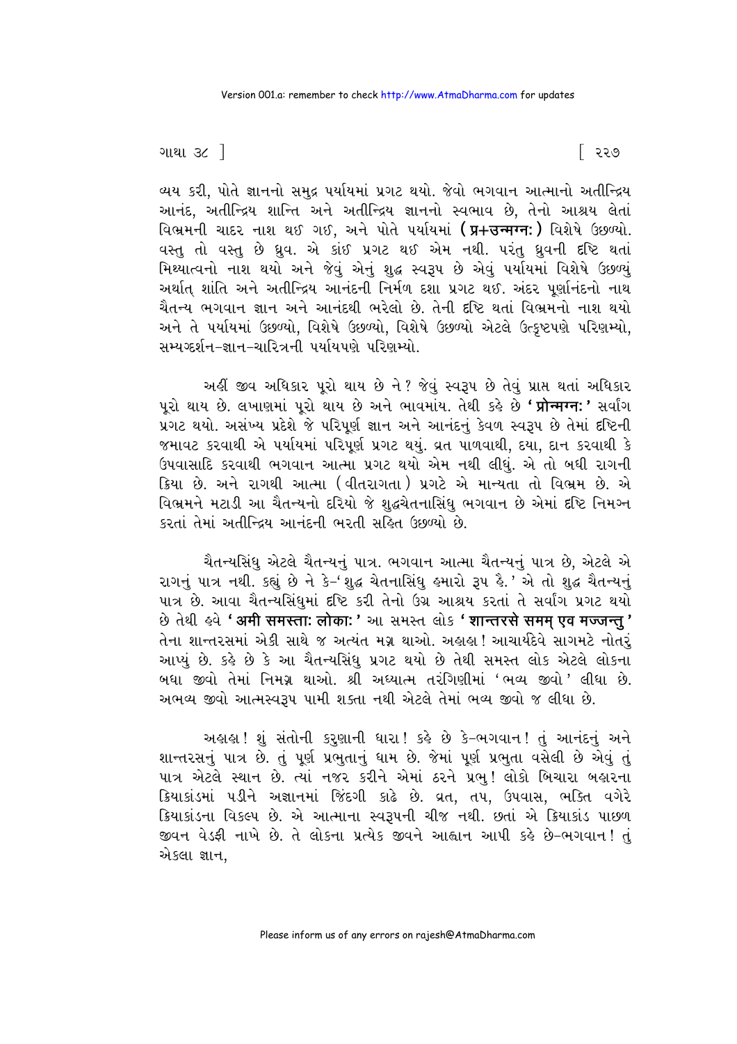વ્યય કરી, પોતે જ્ઞાનનો સમુદ્ર પર્યાયમાં પ્રગટ થયો. જેવો ભગવાન આત્માનો અતીન્દ્રિય આનંદ, અતીન્દ્રિય શાન્તિ અને અતીન્દ્રિય જ્ઞાનનો સ્વભાવ છે, તેનો આશ્રય લેતાં વિભ્રમની ચાદર નાશ થઈ ગઈ, અને પોતે પર્યાયમાં (**प्र+उन्मग्न:**) વિશેષે ઉછળ્યો. વસ્તુ તો વસ્તુ છે ધ્રુવ. એ કાંઈ પ્રગટ થઈ એમ નથી. પરંતુ ધ્રુવની દૃષ્ટિ થતાં મિથ્યાત્વનો નાશ થયો અને જેવું એનું શુદ્ધ સ્વરૂપ છે એવું પર્યાયમાં વિશેષે ઉછળ્યું અર્થાત્ શાંતિ અને અતીન્દ્રિય આનંદની નિર્મળ દશા પ્રગટ થઈ. અંદર પૂર્ણાનંદનો નાથ ચૈતન્ય ભગવાન જ્ઞાન અને આનંદથી ભરેલો છે. તેની દૃષ્ટિ થતાં વિભ્રમનો નાશ થયો અને તે પર્યાયમાં ઉછળ્યો, વિશેષે ઉછળ્યો, વિશેષે ઉછળ્યો એટલે ઉત્કૃષ્ટપણે પરિણમ્યો, સમ્યગ્દર્શન-જ્ઞાન-ચારિત્રની પર્યાયપણે પરિણમ્યો.

અહીં જીવ અધિકાર પૂરો થાય છે ને? જેવું સ્વરૂપ છે તેવું પ્રાપ્ત થતાં અધિકાર પૂરો થાય છે. લખાણમાં પૂરો થાય છે અને ભાવમાંય. તેથી કહે છે '**प्रोन्मग्न:**' સર્વાંગ પ્રગટ થયો. અસંખ્ય પ્રદેશે જે પરિપૂર્ણ જ્ઞાન અને આનંદનું કેવળ સ્વરૂપ છે તેમાં દૃષ્ટિની જમાવટ કરવાથી એ પર્યાયમાં પરિપૂર્ણ પ્રગટ થયું. વ્રત પાળવાથી, દયા, દાન કરવાથી કે ઉપવાસાદિ કરવાથી ભગવાન આત્મા પ્રગટ થયો એમ નથી લીધું. એ તો બધી રાગની ક્રિયા છે. અને રાગથી આત્મા (વીતરાગતા) પ્રગટે એ માન્યતા તો વિભ્રમ છે. એ વિભ્રમને મટાડી આ ચૈતન્યનો દરિયો જે શુદ્ધચેતનાસિંધુ ભગવાન છે એમાં દૃષ્ટિ નિમગ્ન કરતાં તેમાં અતીન્દ્રિય આનંદની ભરતી સહિત ઉછળ્યો છે.

ચૈતન્યસિંધુ એટલે ચૈતન્યનું પાત્ર. ભગવાન આત્મા ચૈતન્યનું પાત્ર છે, એટલે એ રાગનું પાત્ર નથી. કહ્યું છે ને કે-' શુદ્ધ ચેતનાસિંધુ હમારો રૂપ હૈ.' એ તો શુદ્ધ ચૈતન્યનું પાત્ર છે. આવા ચૈતન્યસિંધુમાં દૃષ્ટિ કરી તેનો ઉગ્ર આશ્રય કરતાં તે સર્વાંગ પ્રગટ થયો છે તેથી હવે '**अमी समस्ता: लोका:**' આ સમસ્ત લોક '**शान्तरसे समम् एव मज्जन्तु**' તેના શાન્તરસમાં એકી સાથે જ અત્યંત મગ્ન થાઓ. અહાહા! આચાર્યદેવે સાગમટે નોતરું આપ્યું છે. કહે છે કે આ ચૈતન્યસિંધુ પ્રગટ થયો છે તેથી સમસ્ત લોક એટલે લોકના બધા જીવો તેમાં નિમગ્ન થાઓ. શ્રી અધ્યાત્મ તરંગિણીમાં 'ભવ્ય જીવો' લીધા છે. અભવ્ય જીવો આત્મસ્વરૂપ પામી શક્તા નથી એટલે તેમાં ભવ્ય જીવો જ લીધા છે.

અહાહા! શું સંતોની કરુણાની ધારા! કહે છે કે-ભગવાન! તું આનંદનું અને શાન્તરસનું પાત્ર છે. તું પૂર્ણ પ્રભુતાનું ધામ છે. જેમાં પૂર્ણ પ્રભુતા વસેલી છે એવું તું પાત્ર એટલે સ્થાન છે. ત્યાં નજર કરીને એમાં ઠરને પ્રભુ! લોકો બિચારા બહારના ક્રિયાકાંડમાં પડીને અજ્ઞાનમાં જિંદગી કાઢે છે. વ્રત, તપ, ઉપવાસ, ભક્તિ વગેરે ક્રિયાકાંડના વિકલ્પ છે. એ આત્માના સ્વરૂપની ચીજ નથી. છતાં એ ક્રિયાકાંડ પાછળ જીવન વેડફી નાખે છે. તે લોકના પ્રત્યેક જીવને આહ્વાન આપી કહે છે-ભગવાન! તું એકલા જ્ઞાન,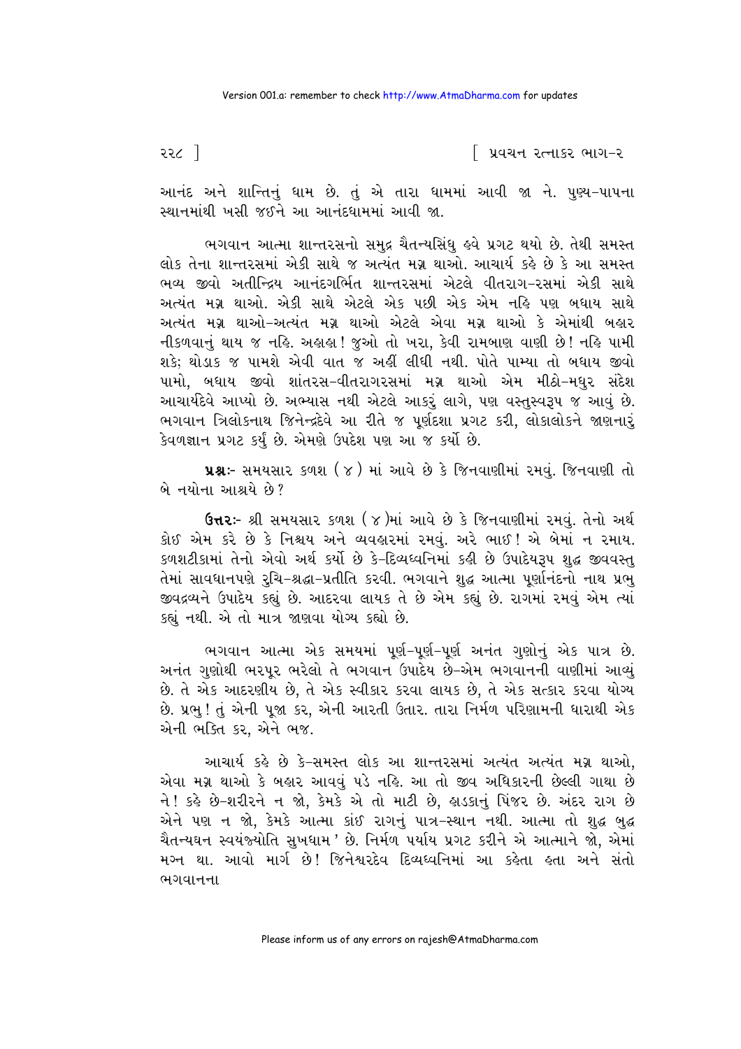આનંદ અને શાન્તિનું ધામ છે. તું એ તારા ધામમાં આવી જા ને. પુણ્ય-પાપના સ્થાનમાંથી ખસી જઈને આ આનંદધામમાં આવી જા.

ભગવાન આત્મા શાન્તરસનો સમુદ્ર ચૈતન્યસિંધુ હવે પ્રગટ થયો છે. તેથી સમસ્ત લોક તેના શાન્તરસમાં એકી સાથે જ અત્યંત મગ્ન થાઓ. આચાર્ય કહે છે કે આ સમસ્ત ભવ્ય જીવો અતીન્દ્રિય આનંદગર્ભિત શાન્તરસમાં એટલે વીતરાગ-રસમાં એકી સાથે અત્યંત મગ્ન થાઓ. એકી સાથે એટલે એક પછી એક એમ નહિ પણ બધાય સાથે અત્યંત મગ્ન થાઓ-અત્યંત મગ્ન થાઓ એટલે એવા મગ્ન થાઓ કે એમાંથી બહાર નીકળવાનું થાય જ નહિ. અહાહા! જુઓ તો ખરા, કેવી રામબાણ વાણી છે! નહિ પામી શકે; થોડાક જ પામશે એવી વાત જ અહીં લીધી નથી. પોતે પામ્યા તો બધાય જીવો પામો, બધાય જીવો શાંતરસ-વીતરાગરસમાં મગ્ન થાઓ એમ મીઠો-મધુર સંદેશ આચાર્યદેવે આપ્યો છે. અભ્યાસ નથી એટલે આકરું લાગે, પણ વસ્તુસ્વરૂપ જ આવું છે. ભગવાન ત્રિલોકનાથ જિનેન્દ્રદેવે આ રીતે જ પૂર્ણદશા પ્રગટ કરી, લોકાલોકને જાણનારું કેવળજ્ઞાન પ્રગટ કર્યું છે. એમણે ઉપદેશ પણ આ જ કર્યો છે.

**પ્રશ્નઃ-** સમયસાર કળશ (૪) માં આવે છે કે જિનવાણીમાં રમવું. જિનવાણી તો બે નયોના આશ્રયે છે?

**ઉત્તરઃ-** શ્રી સમયસાર કળશ (૪)માં આવે છે કે જિનવાણીમાં રમવું. તેનો અર્થ કોઈ એમ કરે છે કે નિશ્ચય અને વ્યવહારમાં રમવું. અરે ભાઈ! એ બેમાં ન રમાય. કળશટીકામાં તેનો એવો અર્થ કર્યો છે કે-દિવ્યધ્વનિમાં કહી છે ઉપાદેયરૂપ શુદ્ધ જીવવસ્તુ તેમાં સાવધાનપણે રુચિ-શ્રદ્ધા-પ્રતીતિ કરવી. ભગવાને શુદ્ધ આત્મા પૂર્ણાનંદનો નાથ પ્રભુ જીવદ્રવ્યને ઉપાદેય કહ્યું છે. આદરવા લાયક તે છે એમ કહ્યું છે. રાગમાં રમવું એમ ત્યાં કહ્યું નથી. એ તો માત્ર જાણવા યોગ્ય કહ્યો છે.

ભગવાન આત્મા એક સમયમાં પૂર્ણ-પૂર્ણ-પૂર્ણ અનંત ગુણોનું એક પાત્ર છે. અનંત ગુણોથી ભરપૂર ભરેલો તે ભગવાન ઉપાદેય છે-એમ ભગવાનની વાણીમાં આવ્યું છે. તે એક આદરણીય છે, તે એક સ્વીકાર કરવા લાયક છે, તે એક સત્કાર કરવા યોગ્ય છે. પ્રભુ! તું એની પૂજા કર, એની આરતી ઉતાર. તારા નિર્મળ પરિણામની ધારાથી એક એની ભક્તિ કર, એને ભજ.

આચાર્ય કહે છે કે-સમસ્ત લોક આ શાન્તરસમાં અત્યંત અત્યંત મગ્ન થાઓ, એવા મગ્ન થાઓ કે બહાર આવવું પડે નહિ. આ તો જીવ અધિકારની છેલ્લી ગાથા છે ને! કહે છે-શરીરને ન જો, કેમકે એ તો માટી છે, હાડકાનું પિંજર છે. અંદર રાગ છે એને પણ ન જો, કેમકે આત્મા કાંઈ રાગનું પાત્ર-સ્થાન નથી. આત્મા તો શુદ્ધ બુદ્ધ ચૈતન્યઘન સ્વયંજ્યોતિ સુખધામ' છે. નિર્મળ પર્યાય પ્રગટ કરીને એ આત્માને જો, એમાં મગ્ન થા. આવો માર્ગ છે! જિનેશ્વરદેવ દિવ્યધ્વનિમાં આ કહેતા હતા અને સંતો ભગવાનના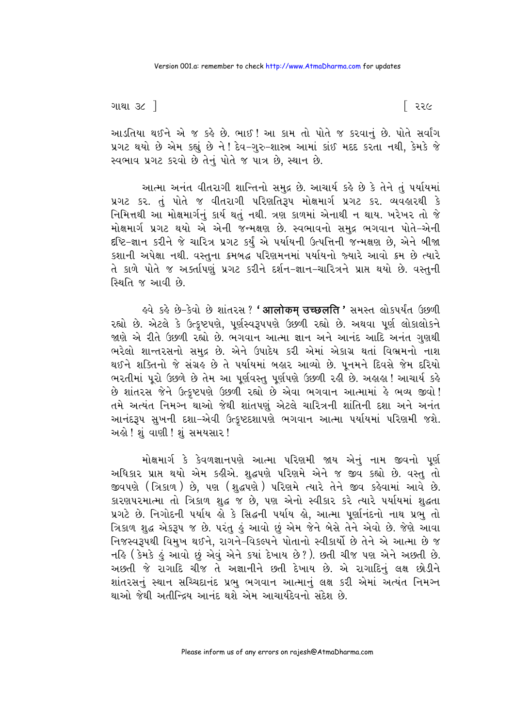આડતિયા થઈને એ જ કહે છે. ભાઈ! આ કામ તો પોતે જ કરવાનું છે. પોતે સર્વાંગ પ્રગટ થયો છે એમ કહ્યું છે ને! દેવ-ગુરુ-શાસ્ત્ર આમાં કાંઈ મદદ કરતા નથી, કેમકે જે સ્વભાવ પ્રગટ કરવો છે તેનું પોતે જ પાત્ર છે, સ્થાન છે.

આત્મા અનંત વીતરાગી શાન્તિનો સમુદ્ર છે. આચાર્ય કહે છે કે તેને તું પર્યાયમાં પ્રગટ કર. તું પોતે જ વીતરાગી પરિણતિરૂપ મોક્ષમાર્ગ પ્રગટ કર. વ્યવહારથી કે નિમિત્તથી આ મોક્ષમાર્ગનું કાર્ય થતું નથી. ત્રણ કાળમાં એનાથી ન થાય. ખરેખર તો જે મોક્ષમાર્ગ પ્રગટ થયો એ એની જન્મક્ષણ છે. સ્વભાવનો સમુદ્ર ભગવાન પોતે-એની દૃષ્ટિ-જ્ઞાન કરીને જે ચારિત્ર પ્રગટ કર્યું એ પર્યાયની ઉત્પત્તિની જન્મક્ષણ છે, એને બીજા કશાની અપેક્ષા નથી. વસ્તુના ક્રમબદ્ધ પરિણમનમાં પર્યાયનો જ્યારે આવો ક્રમ છે ત્યારે તે કાળે પોતે જ અકર્તાપણું પ્રગટ કરીને દર્શન-જ્ઞાન-ચારિત્રને પ્રાપ્ત થયો છે. વસ્તુની સ્થિતિ જ આવી છે.

હવે કહે છે-કેવો છે શાંતરસ? '**आलोकम् उच्छलति**' સમસ્ત લોકપર્યંત ઉછળી રહ્યો છે. એટલે કે ઉત્કૃષ્ટપણે, પૂર્ણસ્વરૂપપણે ઉછળી રહ્યો છે. અથવા પૂર્ણ લોકાલોકને જાણે એ રીતે ઉછળી રહ્યો છે. ભગવાન આત્મા જ્ઞાન અને આનંદ આદિ અનંત ગુણથી ભરેલો શાન્તરસનો સમુદ્ર છે. એને ઉપાદેય કરી એમાં એકાગ્ર થતાં વિભ્રમનો નાશ થઈને શક્તિનો જે સંગ્રહ છે તે પર્યાયમાં બહાર આવ્યો છે. પૂનમને દિવસે જેમ દરિયો ભરતીમાં પૂરો ઉછળે છે તેમ આ પૂર્ણવસ્તુ પૂર્ણપણે ઉછળી રહી છે. અહાહા! આચાર્ય કહે છે શાંતરસ જેને ઉત્કૃષ્ટપણે ઉછળી રહ્યો છે એવા ભગવાન આત્મામાં હે ભવ્ય જીવો! તમે અત્યંત નિમગ્ન થાઓ જેથી શાંતપણું એટલે ચારિત્રની શાંતિની દશા અને અનંત આનંદરૂપ સુખની દશા-એવી ઉત્કૃષ્ટદશાપણે ભગવાન આત્મા પર્યાયમાં પરિણમી જશે. અહો! શું વાણી! શું સમયસાર!

મોક્ષમાર્ગ કે કેવળજ્ઞાનપણે આત્મા પરિણમી જાય એનું નામ જીવનો પૂર્ણ અધિકાર પ્રાપ્ત થયો એમ કહીએ. શુદ્ધપણે પરિણમે એને જ જીવ કહ્યો છે. વસ્તુ તો જીવપણે (ત્રિકાળ) છે, પણ (શુદ્ધપણે) પરિણમે ત્યારે તેને જીવ કહેવામાં આવે છે. કારણપરમાત્મા તો ત્રિકાળ શુદ્ધ જ છે, પણ એનો સ્વીકાર કરે ત્યારે પર્યાયમાં શુદ્ધતા પ્રગટે છે. નિગોદની પર્યાય હો કે સિદ્ધની પર્યાય હો, આત્મા પૂર્ણાનંદનો નાથ પ્રભુ તો ત્રિકાળ શુદ્ધ એકરૂપ જ છે. પરંતુ હું આવો છું એમ જેને બેસે તેને એવો છે. જેણે આવા નિજસ્વરૂપથી વિમુખ થઈને, રાગને-વિકલ્પને પોતાનો સ્વીકાર્યો છે તેને એ આત્મા છે જ નહિ (કેમકે હું આવો છું એવું એને ક્યાં દેખાય છે?). છતી ચીજ પણ એને અછતી છે. અછતી જે રાગાદિ ચીજ તે અજ્ઞાનીને છતી દેખાય છે. એ રાગાદિનું લક્ષ છોડીને શાંતરસનું સ્થાન સચ્ચિદાનંદ પ્રભુ ભગવાન આત્માનું લક્ષ કરી એમાં અત્યંત નિમગ્ન થાઓ જેથી અતીન્દ્રિય આનંદ થશે એમ આચાર્યદેવનો સંદેશ છે.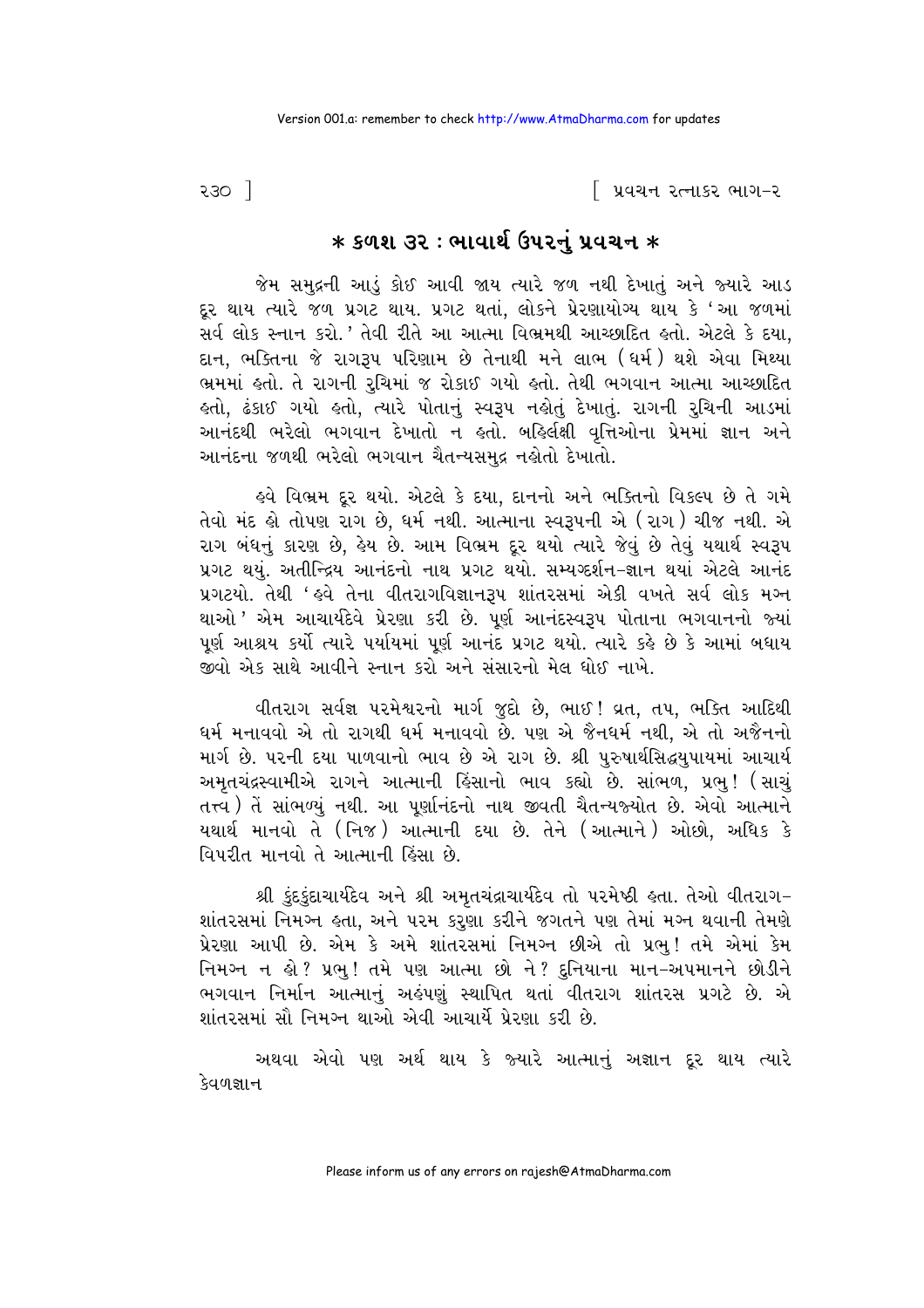## * કળશ ૩૨ : ભાવાર્થ ઉપરનું પ્રવચન *

જેમ સમુદ્રની આડું કોઈ આવી જાય ત્યારે જળ નથી દેખાતું અને જ્યારે આડ દૂર થાય ત્યારે જળ પ્રગટ થાય. પ્રગટ થતાં, લોકને પ્રેરણાયોગ્ય થાય કે 'આ જળમાં સર્વ લોક સ્નાન કરો.' તેવી રીતે આ આત્મા વિભ્રમથી આચ્છાદિત હતો. એટલે કે દયા, દાન, ભક્તિના જે રાગરૂપ પરિણામ છે તેનાથી મને લાભ (ધર્મ) થશે એવા મિથ્યા ભ્રમમાં હતો. તે રાગની રુચિમાં જ રોકાઈ ગયો હતો. તેથી ભગવાન આત્મા આચ્છાદિત હતો, ઢંકાઈ ગયો હતો, ત્યારે પોતાનું સ્વરૂપ નહોતું દેખાતું. રાગની રુચિની આડમાં આનંદથી ભરેલો ભગવાન દેખાતો ન હતો. બહિર્લક્ષી વૃત્તિઓના પ્રેમમાં જ્ઞાન અને આનંદના જળથી ભરેલો ભગવાન ચૈતન્યસમુદ્ર નહોતો દેખાતો.

હવે વિભ્રમ દૂર થયો. એટલે કે દયા, દાનનો અને ભક્તિનો વિકલ્પ છે તે ગમે તેવો મંદ હો તોપણ રાગ છે, ધર્મ નથી. આત્માના સ્વરૂપની એ (રાગ) ચીજ નથી. એ રાગ બંધનું કારણ છે, હેય છે. આમ વિભ્રમ દૂર થયો ત્યારે જેવું છે તેવું યથાર્થ સ્વરૂપ પ્રગટ થયું. અતીન્દ્રિય આનંદનો નાથ પ્રગટ થયો. સમ્યગ્દર્શન-જ્ઞાન થયાં એટલે આનંદ પ્રગટયો. તેથી 'હવે તેના વીતરાગવિજ્ઞાનરૂપ શાંતરસમાં એકી વખતે સર્વ લોક મગ્ન થાઓ' એમ આચાર્યદેવે પ્રેરણા કરી છે. પૂર્ણ આનંદસ્વરૂપ પોતાના ભગવાનનો જ્યાં પૂર્ણ આશ્રય કર્યો ત્યારે પર્યાયમાં પૂર્ણ આનંદ પ્રગટ થયો. ત્યારે કહે છે કે આમાં બધાય જીવો એક સાથે આવીને સ્નાન કરો અને સંસારનો મેલ ધોઈ નાખે.

વીતરાગ સર્વજ્ઞ પરમેશ્વરનો માર્ગ જુદો છે, ભાઈ! વ્રત, તપ, ભક્તિ આદિથી ધર્મ મનાવવો એ તો રાગથી ધર્મ મનાવવો છે. પણ એ જૈનધર્મ નથી, એ તો અજૈનનો માર્ગ છે. પરની દયા પાળવાનો ભાવ છે એ રાગ છે. શ્રી પુરુષાર્થસિદ્ધ્યુપાયમાં આચાર્ય અમૃતચંદ્રસ્વામીએ રાગને આત્માની હિંસાનો ભાવ કહ્યો છે. સાંભળ, પ્રભુ! (સાચું તત્ત્વ) તેં સાંભળ્યું નથી. આ પૂર્ણાનંદનો નાથ જીવતી ચૈતન્યજ્યોત છે. એવો આત્માને યથાર્થ માનવો તે (નિજ) આત્માની દયા છે. તેને (આત્માને) ઓછો, અધિક કે વિપરીત માનવો તે આત્માની હિંસા છે.

શ્રી કુંદકુંદાચાર્યદેવ અને શ્રી અમૃતચંદ્રાચાર્યદેવ તો પરમેષ્ઠી હતા. તેઓ વીતરાગ-શાંતરસમાં નિમગ્ન હતા, અને પરમ કરુણા કરીને જગતને પણ તેમાં મગ્ન થવાની તેમણે પ્રેરણા આપી છે. એમ કે અમે શાંતરસમાં નિમગ્ન છીએ તો પ્રભુ! તમે એમાં કેમ નિમગ્ન ન હો? પ્રભુ! તમે પણ આત્મા છો ને? દુનિયાના માન-અપમાનને છોડીને ભગવાન નિર્માન આત્માનું અહંપણું સ્થાપિત થતાં વીતરાગ શાંતરસ પ્રગટે છે. એ શાંતરસમાં સૌ નિમગ્ન થાઓ એવી આચાર્યે પ્રેરણા કરી છે.

અથવા એવો પણ અર્થ થાય કે જ્યારે આત્માનું અજ્ઞાન દૂર થાય ત્યારે કેવળજ્ઞાન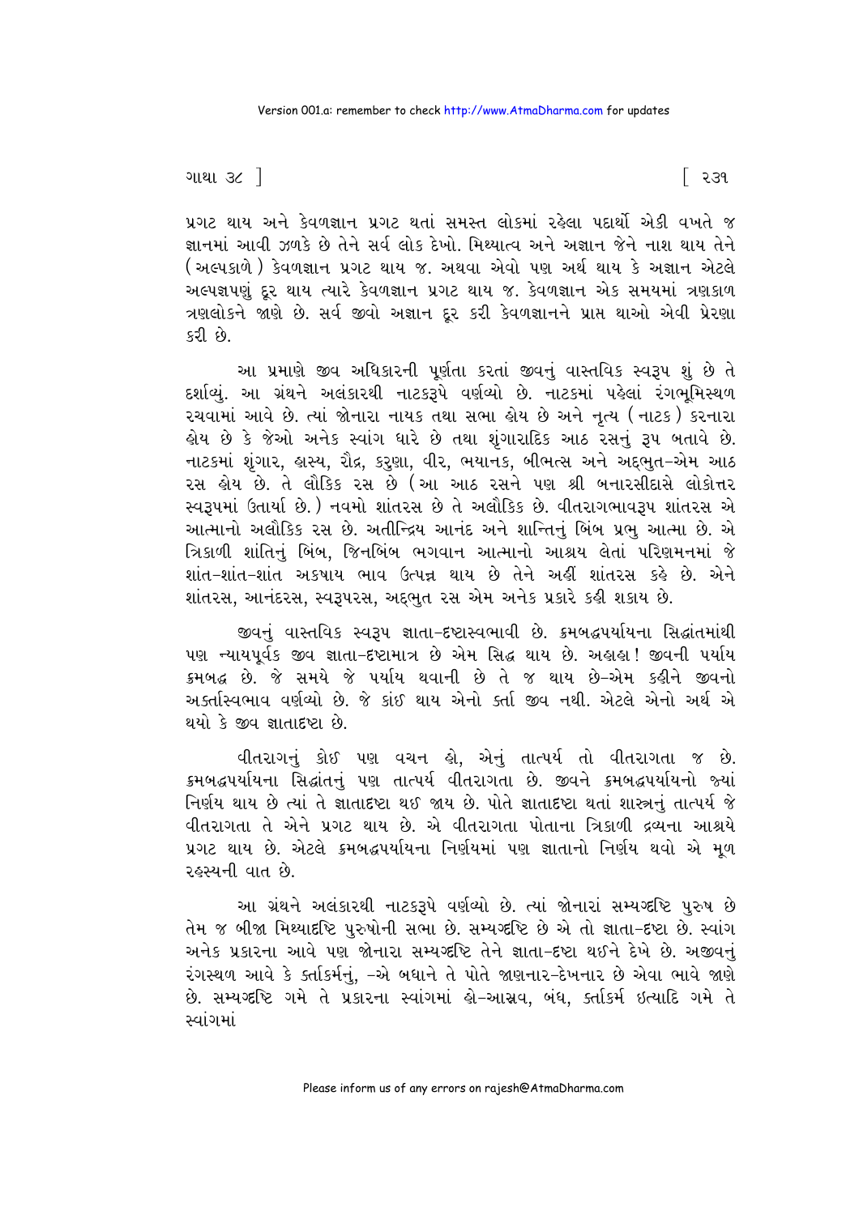પ્રગટ થાય અને કેવળજ્ઞાન પ્રગટ થતાં સમસ્ત લોકમાં રહેલા પદાર્થો એકી વખતે જ જ્ઞાનમાં આવી ઝળકે છે તેને સર્વ લોક દેખો. મિથ્યાત્વ અને અજ્ઞાન જેને નાશ થાય તેને (અલ્પકાળે) કેવળજ્ઞાન પ્રગટ થાય જ. અથવા એવો પણ અર્થ થાય કે અજ્ઞાન એટલે અલ્પજ્ઞપણું દૂર થાય ત્યારે કેવળજ્ઞાન પ્રગટ થાય જ. કેવળજ્ઞાન એક સમયમાં ત્રણકાળ ત્રણલોકને જાણે છે. સર્વ જીવો અજ્ઞાન દૂર કરી કેવળજ્ઞાનને પ્રાપ્ત થાઓ એવી પ્રેરણા કરી છે.

આ પ્રમાણે જીવ અધિકારની પૂર્ણતા કરતાં જીવનું વાસ્તવિક સ્વરૂપ શું છે તે દર્શાવ્યું. આ ગ્રંથને અલંકારથી નાટકરૂપે વર્ણવ્યો છે. નાટકમાં પહેલાં રંગભૂમિસ્થળ રચવામાં આવે છે. ત્યાં જોનારા નાયક તથા સભા હોય છે અને નૃત્ય (નાટક) કરનારા હોય છે કે જેઓ અનેક સ્વાંગ ધારે છે તથા શૃંગારાદિક આઠ રસનું રૂપ બતાવે છે. નાટકમાં શૃંગાર, હાસ્ય, રૌદ્ર, કરુણા, વીર, ભયાનક, બીભત્સ અને અદ્દભુત-એમ આઠ રસ હોય છે. તે લૌકિક રસ છે (આ આઠ રસને પણ શ્રી બનારસીદાસે લોકોત્તર સ્વરૂપમાં ઉતાર્યા છે.) નવમો શાંતરસ છે તે અલૌકિક છે. વીતરાગભાવરૂપ શાંતરસ એ આત્માનો અલૌકિક રસ છે. અતીન્દ્રિય આનંદ અને શાન્તિનું બિંબ પ્રભુ આત્મા છે. એ ત્રિકાળી શાંતિનું બિંબ, જિનબિંબ ભગવાન આત્માનો આશ્રય લેતાં પરિણમનમાં જે શાંત-શાંત-શાંત અકષાય ભાવ ઉત્પન્ન થાય છે તેને અહીં શાંતરસ કહે છે. એને શાંતરસ, આનંદરસ, સ્વરૂપરસ, અદ્દભુત રસ એમ અનેક પ્રકારે કહી શકાય છે.

જીવનું વાસ્તવિક સ્વરૂપ જ્ઞાતા-દૃષ્ટાસ્વભાવી છે. ક્રમબદ્ધપર્યાયના સિદ્ધાંતમાંથી પણ ન્યાયપૂર્વક જીવ જ્ઞાતા-દૃષ્ટામાત્ર છે એમ સિદ્ધ થાય છે. અહાહા! જીવની પર્યાય ક્રમબદ્ધ છે. જે સમયે જે પર્યાય થવાની છે તે જ થાય છે-એમ કહીને જીવનો અકર્તાસ્વભાવ વર્ણવ્યો છે. જે કાંઈ થાય એનો કર્તા જીવ નથી. એટલે એનો અર્થ એ થયો કે જીવ જ્ઞાતાદૃષ્ટા છે.

વીતરાગનું કોઈ પણ વચન હો, એનું તાત્પર્ય તો વીતરાગતા જ છે. ક્રમબદ્ધપર્યાયના સિદ્ધાંતનું પણ તાત્પર્ય વીતરાગતા છે. જીવને ક્રમબદ્ધપર્યાયનો જ્યાં નિર્ણય થાય છે ત્યાં તે જ્ઞાતાદૃષ્ટા થઈ જાય છે. પોતે જ્ઞાતાદૃષ્ટા થતાં શાસ્ત્રનું તાત્પર્ય જે વીતરાગતા તે એને પ્રગટ થાય છે. એ વીતરાગતા પોતાના ત્રિકાળી દ્રવ્યના આશ્રયે પ્રગટ થાય છે. એટલે ક્રમબદ્ધપર્યાયના નિર્ણયમાં પણ જ્ઞાતાનો નિર્ણય થવો એ મૂળ રહસ્યની વાત છે.

આ ગ્રંથને અલંકારથી નાટકરૂપે વર્ણવ્યો છે. ત્યાં જોનારાં સમ્યગ્દૃષ્ટિ પુરુષ છે તેમ જ બીજા મિથ્યાદૃષ્ટિ પુરુષોની સભા છે. સમ્યગ્દૃષ્ટિ છે એ તો જ્ઞાતા-દૃષ્ટા છે. સ્વાંગ અનેક પ્રકારના આવે પણ જોનારા સમ્યગ્દૃષ્ટિ તેને જ્ઞાતા-દૃષ્ટા થઈને દેખે છે. અજીવનું રંગસ્થળ આવે કે કર્તાકર્મનું, -એ બધાને તે પોતે જાણનાર-દેખનાર છે એવા ભાવે જાણે છે. સમ્યગ્દૃષ્ટિ ગમે તે પ્રકારના સ્વાંગમાં હો-આસ્રવ, બંધ, કર્તાકર્મ ઇત્યાદિ ગમે તે સ્વાંગમાં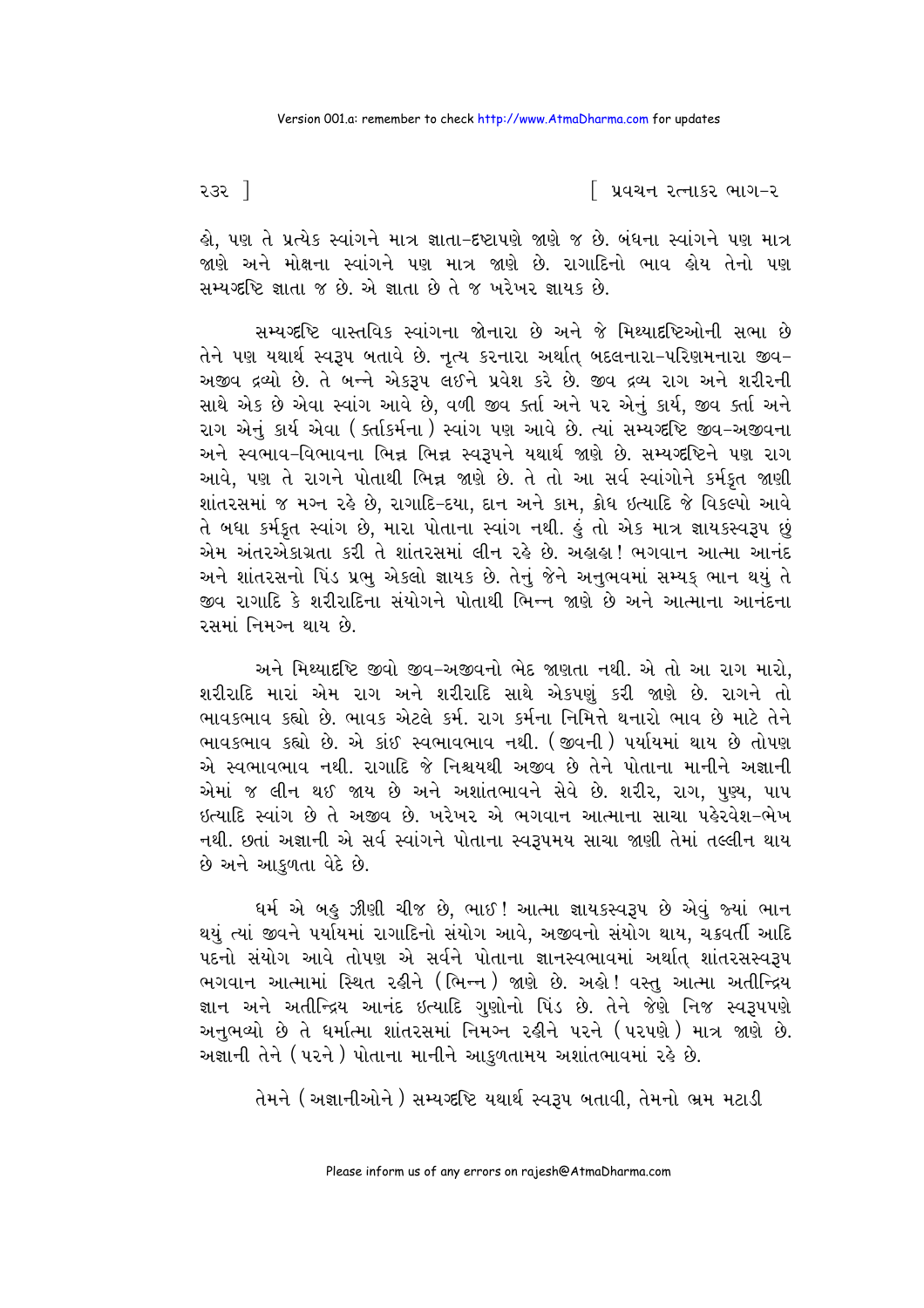હો, પણ તે પ્રત્યેક સ્વાંગને માત્ર જ્ઞાતા-દ્રષ્ટાપણે જાણે જ છે. બંધના સ્વાંગને પણ માત્ર જાણે અને મોક્ષના સ્વાંગને પણ માત્ર જાણે છે. રાગાદિનો ભાવ હોય તેનો પણ સમ્યગ્દષ્ટિ જ્ઞાતા જ છે. એ જ્ઞાતા છે તે જ ખરેખર જ્ઞાયક છે.

સમ્યગ્દષ્ટિ વાસ્તવિક સ્વાંગના જોનારા છે અને જે મિથ્યાદષ્ટિઓની સભા છે તેને પણ યથાર્થ સ્વરૂપ બતાવે છે. નૃત્ય કરનારા અર્થાત્ બદલનારા-પરિણમનારા જીવ-અજીવ દ્રવ્યો છે. તે બન્ને એકરૂપ લઈને પ્રવેશ કરે છે. જીવ દ્રવ્ય રાગ અને શરીરની સાથે એક છે એવા સ્વાંગ આવે છે, વળી જીવ કર્તા અને પર એનું કાર્ય, જીવ કર્તા અને રાગ એનું કાર્ય એવા (કર્તાકર્મના) સ્વાંગ પણ આવે છે. ત્યાં સમ્યગ્દષ્ટિ જીવ-અજીવના અને સ્વભાવ-વિભાવના ભિન્ન ભિન્ન સ્વરૂપને યથાર્થ જાણે છે. સમ્યગ્દષ્ટિને પણ રાગ આવે, પણ તે રાગને પોતાથી ભિન્ન જાણે છે. તે તો આ સર્વ સ્વાંગોને કર્મકૃત જાણી શાંતરસમાં જ મગ્ન રહે છે, રાગાદિ-દયા, દાન અને કામ, ક્રોધ ઇત્યાદિ જે વિકલ્પો આવે તે બધા કર્મકૃત સ્વાંગ છે, મારા પોતાના સ્વાંગ નથી. હું તો એક માત્ર જ્ઞાયકસ્વરૂપ છું એમ અંતરએકાગ્રતા કરી તે શાંતરસમાં લીન રહે છે. અહાહા! ભગવાન આત્મા આનંદ અને શાંતરસનો પિંડ પ્રભુ એકલો જ્ઞાયક છે. તેનું જેને અનુભવમાં સમ્યક્ ભાન થયું તે જીવ રાગાદિ કે શરીરાદિના સંયોગને પોતાથી ભિન્ન જાણે છે અને આત્માના આનંદના રસમાં નિમગ્ન થાય છે.

અને મિથ્યાદષ્ટિ જીવો જીવ-અજીવનો ભેદ જાણતા નથી. એ તો આ રાગ મારો, શરીરાદિ મારાં એમ રાગ અને શરીરાદિ સાથે એકપણું કરી જાણે છે. રાગને તો ભાવકભાવ કહ્યો છે. ભાવક એટલે કર્મ. રાગ કર્મના નિમિત્તે થનારો ભાવ છે માટે તેને ભાવકભાવ કહ્યો છે. એ કાંઈ સ્વભાવભાવ નથી. (જીવની) પર્યાયમાં થાય છે તોપણ એ સ્વભાવભાવ નથી. રાગાદિ જે નિશ્ચયથી અજીવ છે તેને પોતાના માનીને અજ્ઞાની એમાં જ લીન થઈ જાય છે અને અશાંતભાવને સેવે છે. શરીર, રાગ, પુણ્ય, પાપ ઇત્યાદિ સ્વાંગ છે તે અજીવ છે. ખરેખર એ ભગવાન આત્માના સાચા પહેરવેશ-ભેખ નથી. છતાં અજ્ઞાની એ સર્વ સ્વાંગને પોતાના સ્વરૂપમય સાચા જાણી તેમાં તલ્લીન થાય છે અને આકુળતા વેદે છે.

ધર્મ એ બહુ ઝીણી ચીજ છે, ભાઈ! આત્મા જ્ઞાયકસ્વરૂપ છે એવું જ્યાં ભાન થયું ત્યાં જીવને પર્યાયમાં રાગાદિનો સંયોગ આવે, અજીવનો સંયોગ થાય, ચક્રવર્તી આદિ પદનો સંયોગ આવે તોપણ એ સર્વને પોતાના જ્ઞાનસ્વભાવમાં અર્થાત્ શાંતરસસ્વરૂપ ભગવાન આત્મામાં સ્થિત રહીને (ભિન્ન) જાણે છે. અહો! વસ્તુ આત્મા અતીન્દ્રિય જ્ઞાન અને અતીન્દ્રિય આનંદ ઇત્યાદિ ગુણોનો પિંડ છે. તેને જેણે નિજ સ્વરૂપપણે અનુભવ્યો છે તે ધર્માત્મા શાંતરસમાં નિમગ્ન રહીને પરને (પરપણે) માત્ર જાણે છે. અજ્ઞાની તેને (પરને) પોતાના માનીને આકુળતામય અશાંતભાવમાં રહે છે.

તેમને (અજ્ઞાનીઓને) સમ્યગ્દષ્ટિ યથાર્થ સ્વરૂપ બતાવી, તેમનો ભ્રમ મટાડી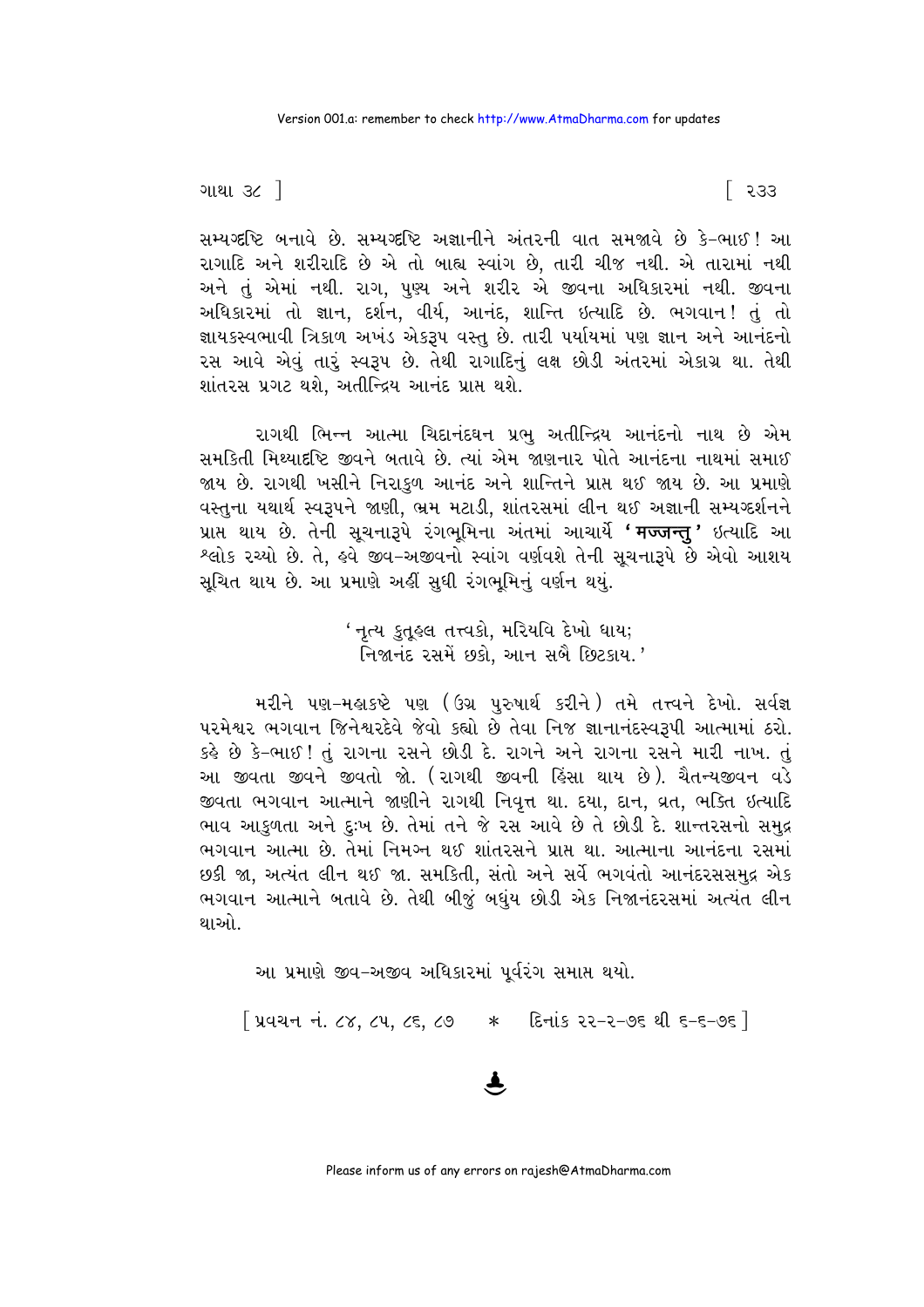સમ્યગ્દૃષ્ટિ બનાવે છે. સમ્યગ્દૃષ્ટિ અજ્ઞાનીને અંતરની વાત સમજાવે છે કે-ભાઈ! આ રાગાદિ અને શરીરાદિ છે એ તો બાહ્ય સ્વાંગ છે, તારી ચીજ નથી. એ તારામાં નથી અને તું એમાં નથી. રાગ, પુણ્ય અને શરીર એ જીવના અધિકારમાં નથી. જીવના અધિકારમાં તો જ્ઞાન, દર્શન, વીર્ય, આનંદ, શાન્તિ ઇત્યાદિ છે. ભગવાન! તું તો જ્ઞાયકસ્વભાવી ત્રિકાળ અખંડ એકરૂપ વસ્તુ છે. તારી પર્યાયમાં પણ જ્ઞાન અને આનંદનો રસ આવે એવું તારું સ્વરૂપ છે. તેથી રાગાદિનું લક્ષ છોડી અંતરમાં એકાગ્ર થા. તેથી શાંતરસ પ્રગટ થશે, અતીન્દ્રિય આનંદ પ્રાપ્ત થશે.

રાગથી ભિન્ન આત્મા ચિદાનંદઘન પ્રભુ અતીન્દ્રિય આનંદનો નાથ છે એમ સમકિતી મિથ્યાદૃષ્ટિ જીવને બતાવે છે. ત્યાં એમ જાણનાર પોતે આનંદના નાથમાં સમાઈ જાય છે. રાગથી ખસીને નિરાકુળ આનંદ અને શાન્તિને પ્રાપ્ત થઈ જાય છે. આ પ્રમાણે વસ્તુના યથાર્થ સ્વરૂપને જાણી, ભ્રમ મટાડી, શાંતરસમાં લીન થઈ અજ્ઞાની સમ્યગ્દર્શનને પ્રાપ્ત થાય છે. તેની સૂચનારૂપે રંગભૂમિના અંતમાં આચાર્યે **'मज्जन्तु'** ઇત્યાદિ આ શ્લોક રચ્યો છે. તે, હવે જીવ-અજીવનો સ્વાંગ વર્ણવશે તેની સૂચનારૂપે છે એવો આશય સૂચિત થાય છે. આ પ્રમાણે અહીં સુધી રંગભૂમિનું વર્ણન થયું.

> 'નૃત્ય કુતૂહલ તત્ત્વકો, મરિયવિ દેખો ધાય;
> નિજાનંદ રસમેં છકો, આન સબૈ છિટકાય.'

મરીને પણ-મહાકષ્ટે પણ (ઉગ્ર પુરુષાર્થ કરીને) તમે તત્ત્વને દેખો. સર્વજ્ઞ પરમેશ્વર ભગવાન જિનેશ્વરદેવે જેવો કહ્યો છે તેવા નિજ જ્ઞાનાનંદસ્વરૂપી આત્મામાં ઠરો. કહે છે કે-ભાઈ! તું રાગના રસને છોડી દે. રાગને અને રાગના રસને મારી નાખ. તું આ જીવતા જીવને જીવતો જો. (રાગથી જીવની હિંસા થાય છે). ચૈતન્યજીવન વડે જીવતા ભગવાન આત્માને જાણીને રાગથી નિવૃત્ત થા. દયા, દાન, વ્રત, ભક્તિ ઇત્યાદિ ભાવ આકુળતા અને દુઃખ છે. તેમાં તને જે રસ આવે છે તે છોડી દે. શાન્તરસનો સમુદ્ર ભગવાન આત્મા છે. તેમાં નિમગ્ન થઈ શાંતરસને પ્રાપ્ત થા. આત્માના આનંદના રસમાં છકી જા, અત્યંત લીન થઈ જા. સમકિતી, સંતો અને સર્વે ભગવંતો આનંદરસસમુદ્ર એક ભગવાન આત્માને બતાવે છે. તેથી બીજું બધુંય છોડી એક નિજાનંદરસમાં અત્યંત લીન થાઓ.

આ પ્રમાણે જીવ-અજીવ અધિકારમાં પૂર્વરંગ સમાપ્ત થયો.

[પ્રવચન નં. ૮૪, ૮૫, ૮૬, ૮૭ * દિનાંક ૨૨-૨-૭૬ થી ૬-૬-૭૬]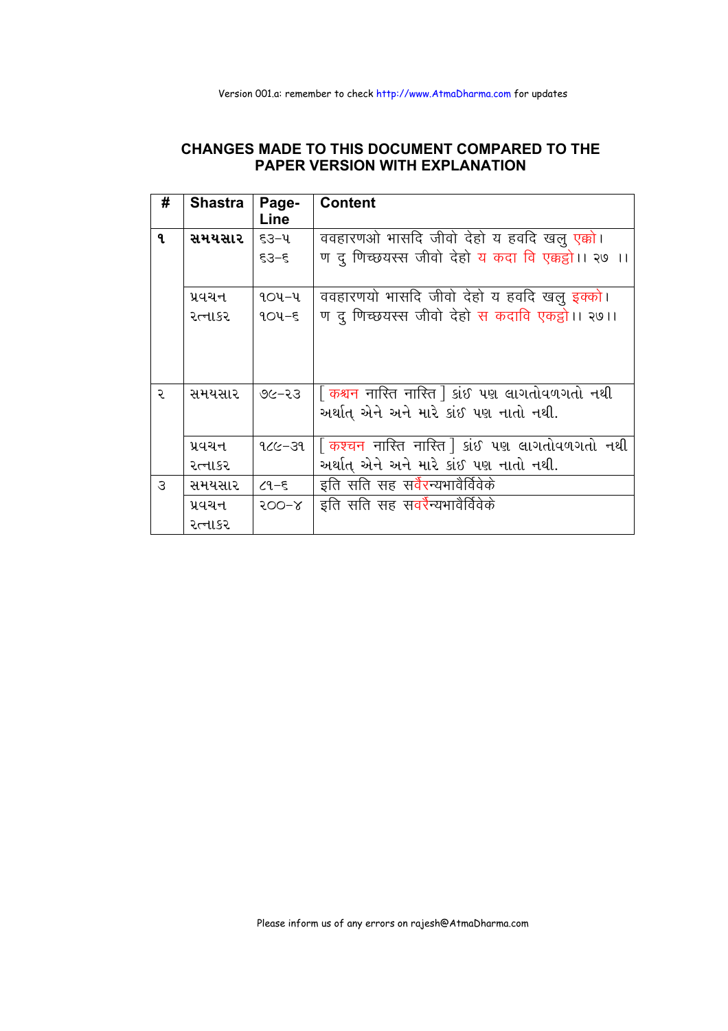Version 001.a: remember to check http://www.AtmaDharma.com for updates

## CHANGES MADE TO THIS DOCUMENT COMPARED TO THE PAPER VERSION WITH EXPLANATION

| # | Shastra | Page-Line | Content |
|---|---|---|---|
| ૧ | **સમયસાર** | ૬૩–૫<br>૬૩–૬ | ववहारणओ भासदि जीवो देहो य हवदि खलु एक्को।<br>ण दु णिच्छयस्स जीवो देहो य कदा वि एक्कट्ठो।। २७ ।। |
| | પ્રવચન રત્નાકર | ૧૦૫–૫<br>૧૦૫–૬ | ववहारणयो भासदि जीवो देहो य हवदि खलु इक्को।<br>ण दु णिच्छयस्स जीवो देहो स कदावि एकट्ठो।। २७।। |
| ૨ | સમયસાર | ૭૯–૨૩ | [ कश्चन नास्ति नास्ति ] કાંઈ પણ લાગતોવળગતો નથી અર્થાત્ એને અને મારે કાંઈ પણ નાતો નથી. |
| | પ્રવચન રત્નાકર | ૧૮૯–૩૧ | [ कश्चन नास्ति नास्ति ] કાંઈ પણ લાગતોવળગતો નથી અર્થાત્ એને અને મારે કાંઈ પણ નાતો નથી. |
| ૩ | સમયસાર | ૮૧–૬ | इति सति सह सर्वैरन्यभावैर्विवेके |
| | પ્રવચન રત્નાકર | ૨૦૦–૪ | इति सति सह सवरैन्यभावैर्विवेके |

Please inform us of any errors on rajesh@AtmaDharma.com